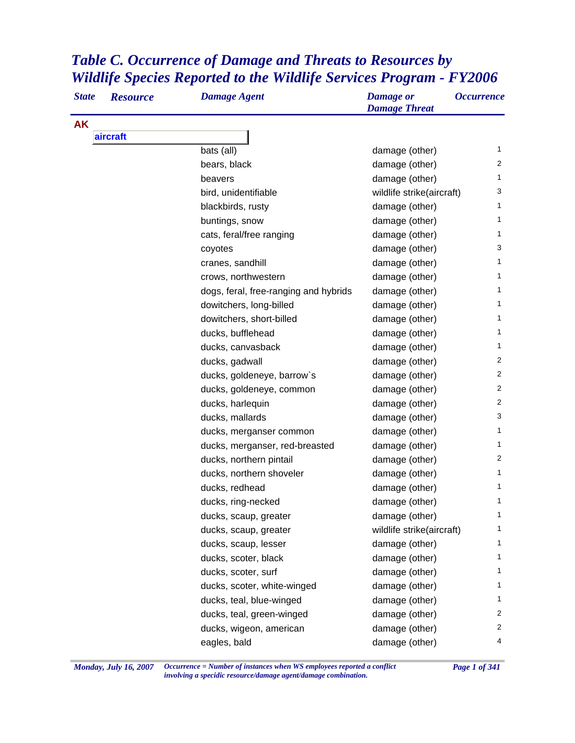# *Table C. Occurrence of Damage and Threats to Resources by Wildlife Species Reported to the Wildlife Services Program - FY2006*

| State | Resource | Damage Agent | Damage or Damage Threat | Occurrence |
|---|---|---|---|---|
| **AK** | | | | |
| | **aircraft** | | | |
| | | bats (all) | damage (other) | 1 |
| | | bears, black | damage (other) | 2 |
| | | beavers | damage (other) | 1 |
| | | bird, unidentifiable | wildlife strike(aircraft) | 3 |
| | | blackbirds, rusty | damage (other) | 1 |
| | | buntings, snow | damage (other) | 1 |
| | | cats, feral/free ranging | damage (other) | 1 |
| | | coyotes | damage (other) | 3 |
| | | cranes, sandhill | damage (other) | 1 |
| | | crows, northwestern | damage (other) | 1 |
| | | dogs, feral, free-ranging and hybrids | damage (other) | 1 |
| | | dowitchers, long-billed | damage (other) | 1 |
| | | dowitchers, short-billed | damage (other) | 1 |
| | | ducks, bufflehead | damage (other) | 1 |
| | | ducks, canvasback | damage (other) | 1 |
| | | ducks, gadwall | damage (other) | 2 |
| | | ducks, goldeneye, barrow`s | damage (other) | 2 |
| | | ducks, goldeneye, common | damage (other) | 2 |
| | | ducks, harlequin | damage (other) | 2 |
| | | ducks, mallards | damage (other) | 3 |
| | | ducks, merganser common | damage (other) | 1 |
| | | ducks, merganser, red-breasted | damage (other) | 1 |
| | | ducks, northern pintail | damage (other) | 2 |
| | | ducks, northern shoveler | damage (other) | 1 |
| | | ducks, redhead | damage (other) | 1 |
| | | ducks, ring-necked | damage (other) | 1 |
| | | ducks, scaup, greater | damage (other) | 1 |
| | | ducks, scaup, greater | wildlife strike(aircraft) | 1 |
| | | ducks, scaup, lesser | damage (other) | 1 |
| | | ducks, scoter, black | damage (other) | 1 |
| | | ducks, scoter, surf | damage (other) | 1 |
| | | ducks, scoter, white-winged | damage (other) | 1 |
| | | ducks, teal, blue-winged | damage (other) | 1 |
| | | ducks, teal, green-winged | damage (other) | 2 |
| | | ducks, wigeon, american | damage (other) | 2 |
| | | eagles, bald | damage (other) | 4 |

*Occurrence = Number of instances when WS employees reported a conflict involving a specidic resource/damage agent/damage combination.*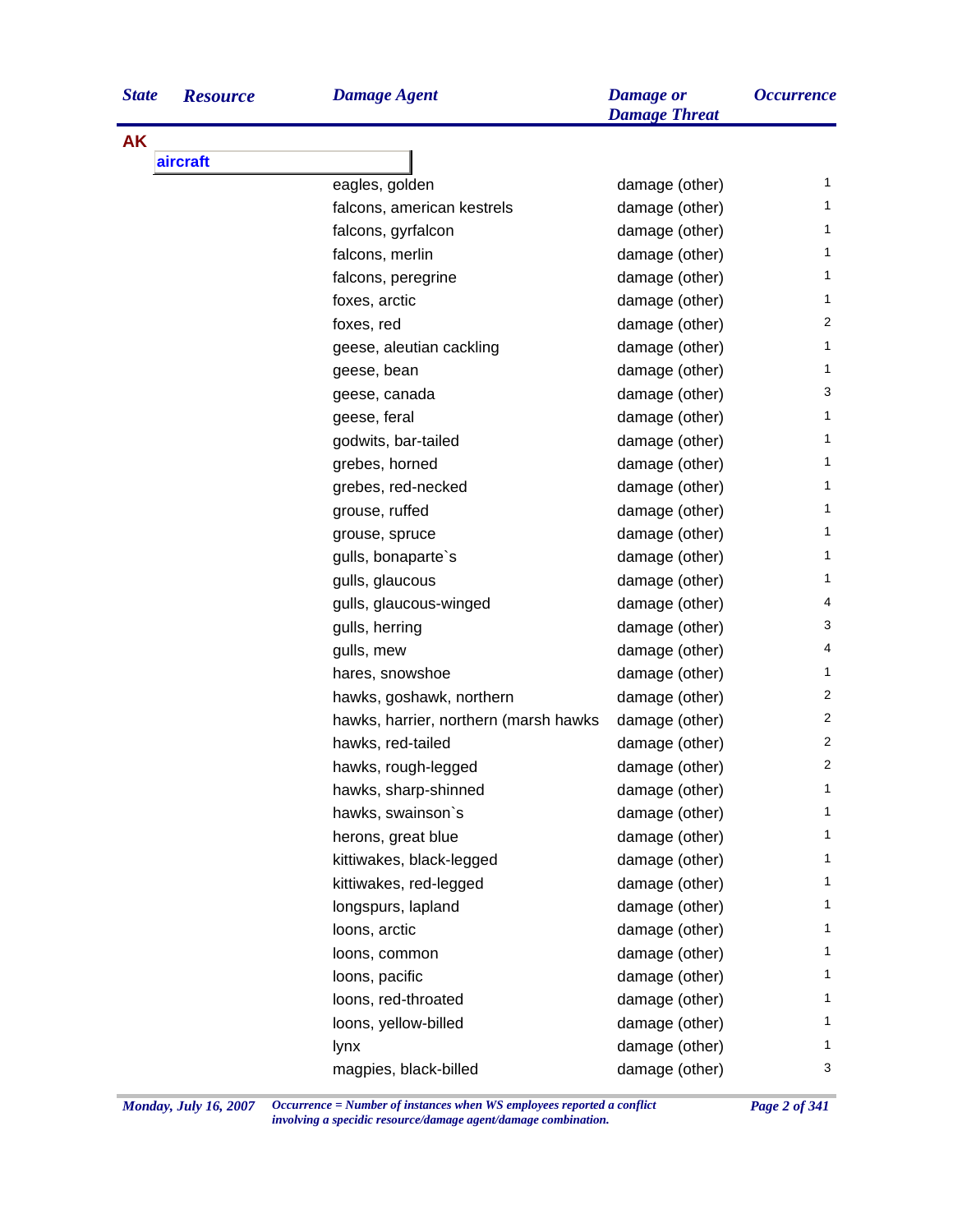| State | Resource | Damage Agent | Damage or Damage Threat | Occurrence |
|---|---|---|---|---|
| AK | | | | |
| | aircraft | | | |
| | | eagles, golden | damage (other) | 1 |
| | | falcons, american kestrels | damage (other) | 1 |
| | | falcons, gyrfalcon | damage (other) | 1 |
| | | falcons, merlin | damage (other) | 1 |
| | | falcons, peregrine | damage (other) | 1 |
| | | foxes, arctic | damage (other) | 1 |
| | | foxes, red | damage (other) | 2 |
| | | geese, aleutian cackling | damage (other) | 1 |
| | | geese, bean | damage (other) | 1 |
| | | geese, canada | damage (other) | 3 |
| | | geese, feral | damage (other) | 1 |
| | | godwits, bar-tailed | damage (other) | 1 |
| | | grebes, horned | damage (other) | 1 |
| | | grebes, red-necked | damage (other) | 1 |
| | | grouse, ruffed | damage (other) | 1 |
| | | grouse, spruce | damage (other) | 1 |
| | | gulls, bonaparte`s | damage (other) | 1 |
| | | gulls, glaucous | damage (other) | 1 |
| | | gulls, glaucous-winged | damage (other) | 4 |
| | | gulls, herring | damage (other) | 3 |
| | | gulls, mew | damage (other) | 4 |
| | | hares, snowshoe | damage (other) | 1 |
| | | hawks, goshawk, northern | damage (other) | 2 |
| | | hawks, harrier, northern (marsh hawks | damage (other) | 2 |
| | | hawks, red-tailed | damage (other) | 2 |
| | | hawks, rough-legged | damage (other) | 2 |
| | | hawks, sharp-shinned | damage (other) | 1 |
| | | hawks, swainson`s | damage (other) | 1 |
| | | herons, great blue | damage (other) | 1 |
| | | kittiwakes, black-legged | damage (other) | 1 |
| | | kittiwakes, red-legged | damage (other) | 1 |
| | | longspurs, lapland | damage (other) | 1 |
| | | loons, arctic | damage (other) | 1 |
| | | loons, common | damage (other) | 1 |
| | | loons, pacific | damage (other) | 1 |
| | | loons, red-throated | damage (other) | 1 |
| | | loons, yellow-billed | damage (other) | 1 |
| | | lynx | damage (other) | 1 |
| | | magpies, black-billed | damage (other) | 3 |

*Occurrence = Number of instances when WS employees reported a conflict involving a specidic resource/damage agent/damage combination.*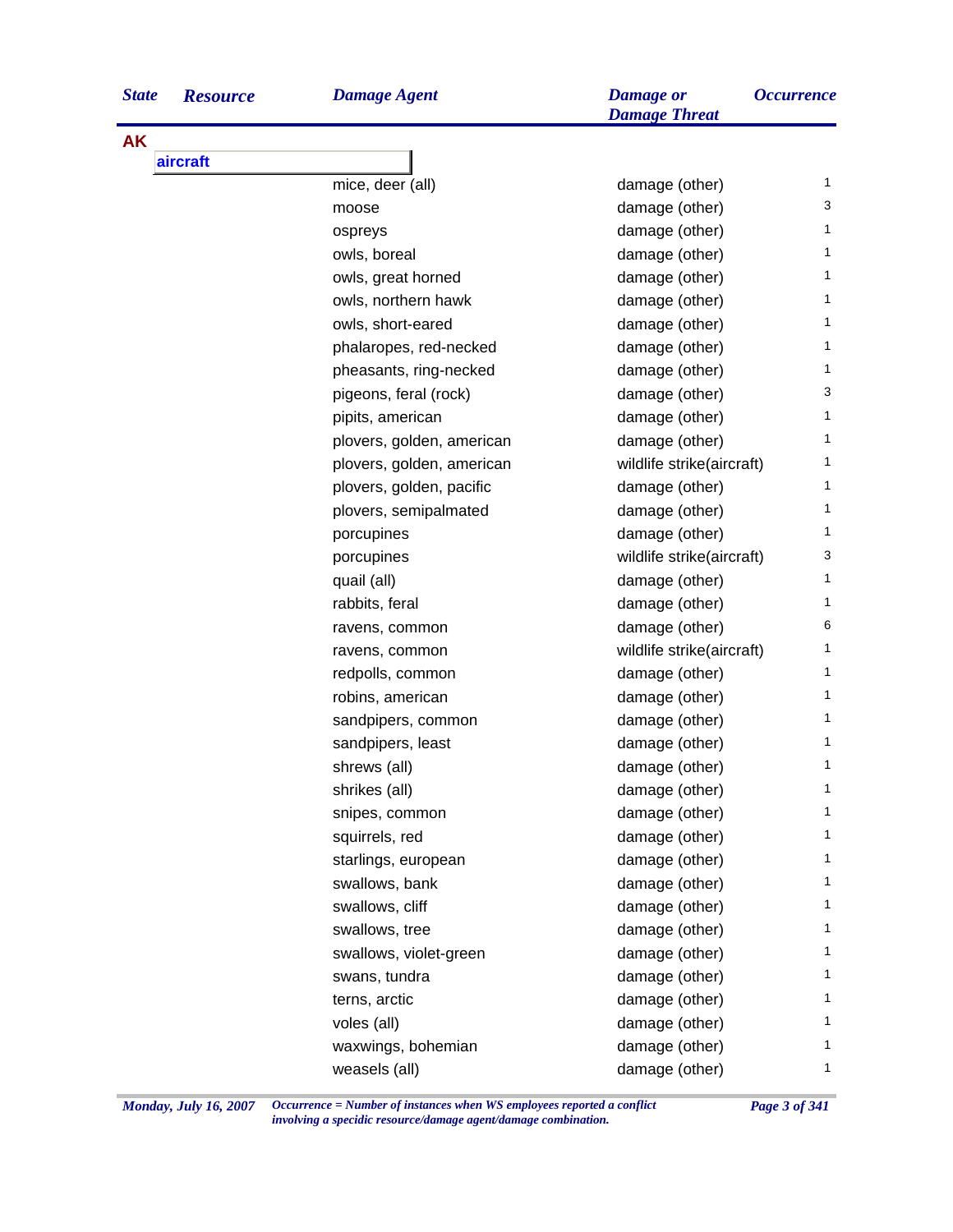| State | Resource | Damage Agent | Damage or Damage Threat | Occurrence |
|---|---|---|---|---|
| **AK** | | | | |
| | **aircraft** | | | |
| | | mice, deer (all) | damage (other) | 1 |
| | | moose | damage (other) | 3 |
| | | ospreys | damage (other) | 1 |
| | | owls, boreal | damage (other) | 1 |
| | | owls, great horned | damage (other) | 1 |
| | | owls, northern hawk | damage (other) | 1 |
| | | owls, short-eared | damage (other) | 1 |
| | | phalaropes, red-necked | damage (other) | 1 |
| | | pheasants, ring-necked | damage (other) | 1 |
| | | pigeons, feral (rock) | damage (other) | 3 |
| | | pipits, american | damage (other) | 1 |
| | | plovers, golden, american | damage (other) | 1 |
| | | plovers, golden, american | wildlife strike(aircraft) | 1 |
| | | plovers, golden, pacific | damage (other) | 1 |
| | | plovers, semipalmated | damage (other) | 1 |
| | | porcupines | damage (other) | 1 |
| | | porcupines | wildlife strike(aircraft) | 3 |
| | | quail (all) | damage (other) | 1 |
| | | rabbits, feral | damage (other) | 1 |
| | | ravens, common | damage (other) | 6 |
| | | ravens, common | wildlife strike(aircraft) | 1 |
| | | redpolls, common | damage (other) | 1 |
| | | robins, american | damage (other) | 1 |
| | | sandpipers, common | damage (other) | 1 |
| | | sandpipers, least | damage (other) | 1 |
| | | shrews (all) | damage (other) | 1 |
| | | shrikes (all) | damage (other) | 1 |
| | | snipes, common | damage (other) | 1 |
| | | squirrels, red | damage (other) | 1 |
| | | starlings, european | damage (other) | 1 |
| | | swallows, bank | damage (other) | 1 |
| | | swallows, cliff | damage (other) | 1 |
| | | swallows, tree | damage (other) | 1 |
| | | swallows, violet-green | damage (other) | 1 |
| | | swans, tundra | damage (other) | 1 |
| | | terns, arctic | damage (other) | 1 |
| | | voles (all) | damage (other) | 1 |
| | | waxwings, bohemian | damage (other) | 1 |
| | | weasels (all) | damage (other) | 1 |

*Occurrence = Number of instances when WS employees reported a conflict involving a specidic resource/damage agent/damage combination.*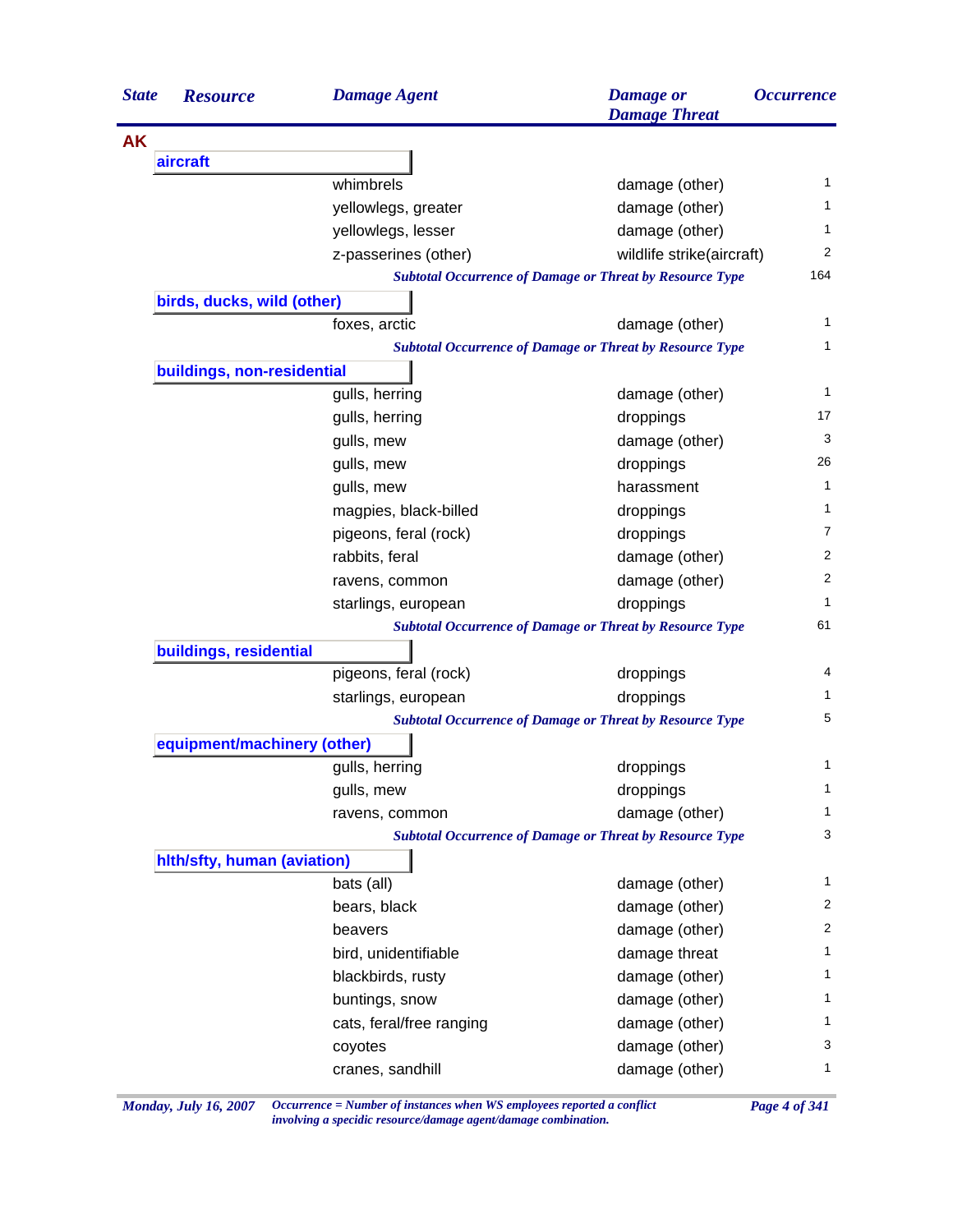| State | Resource | Damage Agent | Damage or Damage Threat | Occurrence |
|---|---|---|---|---|
| **AK** | | | | |
| | **aircraft** | | | |
| | | whimbrels | damage (other) | 1 |
| | | yellowlegs, greater | damage (other) | 1 |
| | | yellowlegs, lesser | damage (other) | 1 |
| | | z-passerines (other) | wildlife strike(aircraft) | 2 |
| | | *Subtotal Occurrence of Damage or Threat by Resource Type* | | 164 |
| | **birds, ducks, wild (other)** | | | |
| | | foxes, arctic | damage (other) | 1 |
| | | *Subtotal Occurrence of Damage or Threat by Resource Type* | | 1 |
| | **buildings, non-residential** | | | |
| | | gulls, herring | damage (other) | 1 |
| | | gulls, herring | droppings | 17 |
| | | gulls, mew | damage (other) | 3 |
| | | gulls, mew | droppings | 26 |
| | | gulls, mew | harassment | 1 |
| | | magpies, black-billed | droppings | 1 |
| | | pigeons, feral (rock) | droppings | 7 |
| | | rabbits, feral | damage (other) | 2 |
| | | ravens, common | damage (other) | 2 |
| | | starlings, european | droppings | 1 |
| | | *Subtotal Occurrence of Damage or Threat by Resource Type* | | 61 |
| | **buildings, residential** | | | |
| | | pigeons, feral (rock) | droppings | 4 |
| | | starlings, european | droppings | 1 |
| | | *Subtotal Occurrence of Damage or Threat by Resource Type* | | 5 |
| | **equipment/machinery (other)** | | | |
| | | gulls, herring | droppings | 1 |
| | | gulls, mew | droppings | 1 |
| | | ravens, common | damage (other) | 1 |
| | | *Subtotal Occurrence of Damage or Threat by Resource Type* | | 3 |
| | **hlth/sfty, human (aviation)** | | | |
| | | bats (all) | damage (other) | 1 |
| | | bears, black | damage (other) | 2 |
| | | beavers | damage (other) | 2 |
| | | bird, unidentifiable | damage threat | 1 |
| | | blackbirds, rusty | damage (other) | 1 |
| | | buntings, snow | damage (other) | 1 |
| | | cats, feral/free ranging | damage (other) | 1 |
| | | coyotes | damage (other) | 3 |
| | | cranes, sandhill | damage (other) | 1 |

*Monday, July 16, 2007* — *Occurrence = Number of instances when WS employees reported a conflict involving a specidic resource/damage agent/damage combination.*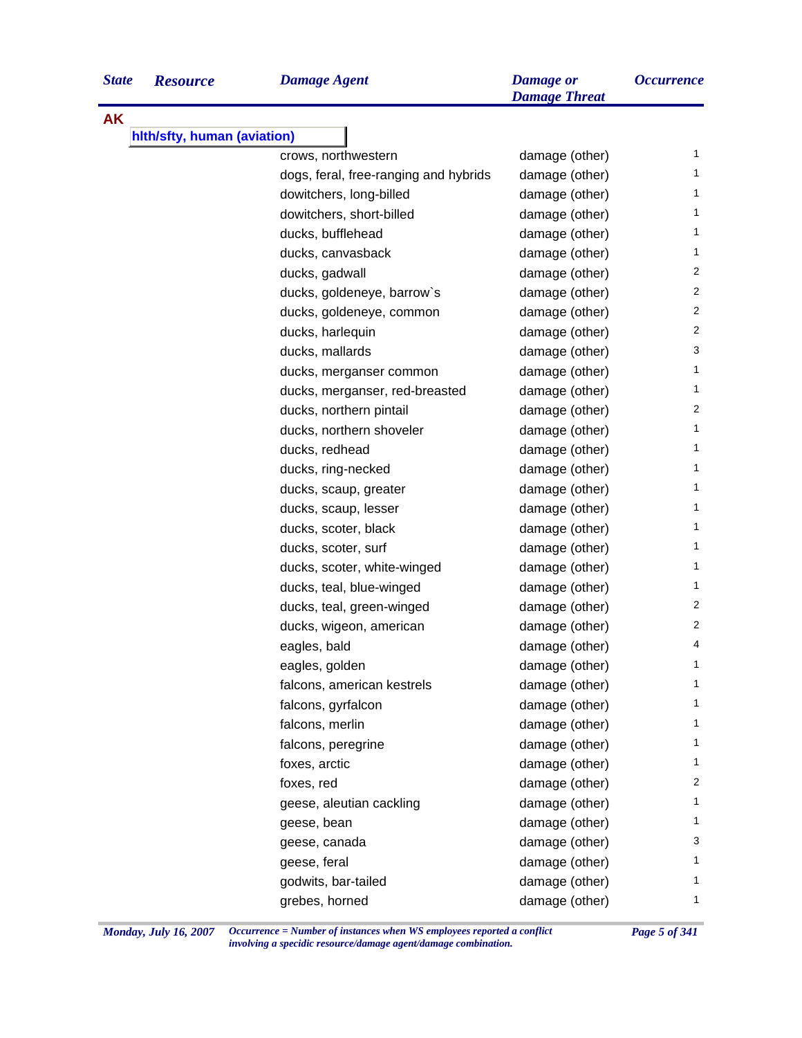| State | Resource | Damage Agent | Damage or Damage Threat | Occurrence |
|---|---|---|---|---|
| **AK** | | | | |
| | **hlth/sfty, human (aviation)** | | | |
| | | crows, northwestern | damage (other) | 1 |
| | | dogs, feral, free-ranging and hybrids | damage (other) | 1 |
| | | dowitchers, long-billed | damage (other) | 1 |
| | | dowitchers, short-billed | damage (other) | 1 |
| | | ducks, bufflehead | damage (other) | 1 |
| | | ducks, canvasback | damage (other) | 1 |
| | | ducks, gadwall | damage (other) | 2 |
| | | ducks, goldeneye, barrow`s | damage (other) | 2 |
| | | ducks, goldeneye, common | damage (other) | 2 |
| | | ducks, harlequin | damage (other) | 2 |
| | | ducks, mallards | damage (other) | 3 |
| | | ducks, merganser common | damage (other) | 1 |
| | | ducks, merganser, red-breasted | damage (other) | 1 |
| | | ducks, northern pintail | damage (other) | 2 |
| | | ducks, northern shoveler | damage (other) | 1 |
| | | ducks, redhead | damage (other) | 1 |
| | | ducks, ring-necked | damage (other) | 1 |
| | | ducks, scaup, greater | damage (other) | 1 |
| | | ducks, scaup, lesser | damage (other) | 1 |
| | | ducks, scoter, black | damage (other) | 1 |
| | | ducks, scoter, surf | damage (other) | 1 |
| | | ducks, scoter, white-winged | damage (other) | 1 |
| | | ducks, teal, blue-winged | damage (other) | 1 |
| | | ducks, teal, green-winged | damage (other) | 2 |
| | | ducks, wigeon, american | damage (other) | 2 |
| | | eagles, bald | damage (other) | 4 |
| | | eagles, golden | damage (other) | 1 |
| | | falcons, american kestrels | damage (other) | 1 |
| | | falcons, gyrfalcon | damage (other) | 1 |
| | | falcons, merlin | damage (other) | 1 |
| | | falcons, peregrine | damage (other) | 1 |
| | | foxes, arctic | damage (other) | 1 |
| | | foxes, red | damage (other) | 2 |
| | | geese, aleutian cackling | damage (other) | 1 |
| | | geese, bean | damage (other) | 1 |
| | | geese, canada | damage (other) | 3 |
| | | geese, feral | damage (other) | 1 |
| | | godwits, bar-tailed | damage (other) | 1 |
| | | grebes, horned | damage (other) | 1 |

*Occurrence = Number of instances when WS employees reported a conflict involving a specidic resource/damage agent/damage combination.*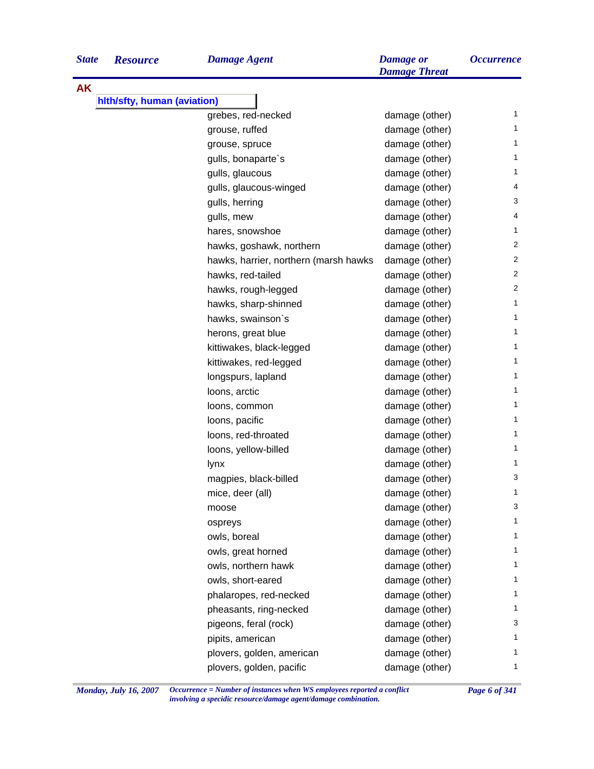| State | Resource | Damage Agent | Damage or Damage Threat | Occurrence |
|---|---|---|---|---|
| **AK** | | | | |
| | **hlth/sfty, human (aviation)** | | | |
| | | grebes, red-necked | damage (other) | 1 |
| | | grouse, ruffed | damage (other) | 1 |
| | | grouse, spruce | damage (other) | 1 |
| | | gulls, bonaparte`s | damage (other) | 1 |
| | | gulls, glaucous | damage (other) | 1 |
| | | gulls, glaucous-winged | damage (other) | 4 |
| | | gulls, herring | damage (other) | 3 |
| | | gulls, mew | damage (other) | 4 |
| | | hares, snowshoe | damage (other) | 1 |
| | | hawks, goshawk, northern | damage (other) | 2 |
| | | hawks, harrier, northern (marsh hawks | damage (other) | 2 |
| | | hawks, red-tailed | damage (other) | 2 |
| | | hawks, rough-legged | damage (other) | 2 |
| | | hawks, sharp-shinned | damage (other) | 1 |
| | | hawks, swainson`s | damage (other) | 1 |
| | | herons, great blue | damage (other) | 1 |
| | | kittiwakes, black-legged | damage (other) | 1 |
| | | kittiwakes, red-legged | damage (other) | 1 |
| | | longspurs, lapland | damage (other) | 1 |
| | | loons, arctic | damage (other) | 1 |
| | | loons, common | damage (other) | 1 |
| | | loons, pacific | damage (other) | 1 |
| | | loons, red-throated | damage (other) | 1 |
| | | loons, yellow-billed | damage (other) | 1 |
| | | lynx | damage (other) | 1 |
| | | magpies, black-billed | damage (other) | 3 |
| | | mice, deer (all) | damage (other) | 1 |
| | | moose | damage (other) | 3 |
| | | ospreys | damage (other) | 1 |
| | | owls, boreal | damage (other) | 1 |
| | | owls, great horned | damage (other) | 1 |
| | | owls, northern hawk | damage (other) | 1 |
| | | owls, short-eared | damage (other) | 1 |
| | | phalaropes, red-necked | damage (other) | 1 |
| | | pheasants, ring-necked | damage (other) | 1 |
| | | pigeons, feral (rock) | damage (other) | 3 |
| | | pipits, american | damage (other) | 1 |
| | | plovers, golden, american | damage (other) | 1 |
| | | plovers, golden, pacific | damage (other) | 1 |

*Monday, July 16, 2007*

*Occurrence = Number of instances when WS employees reported a conflict involving a specidic resource/damage agent/damage combination.*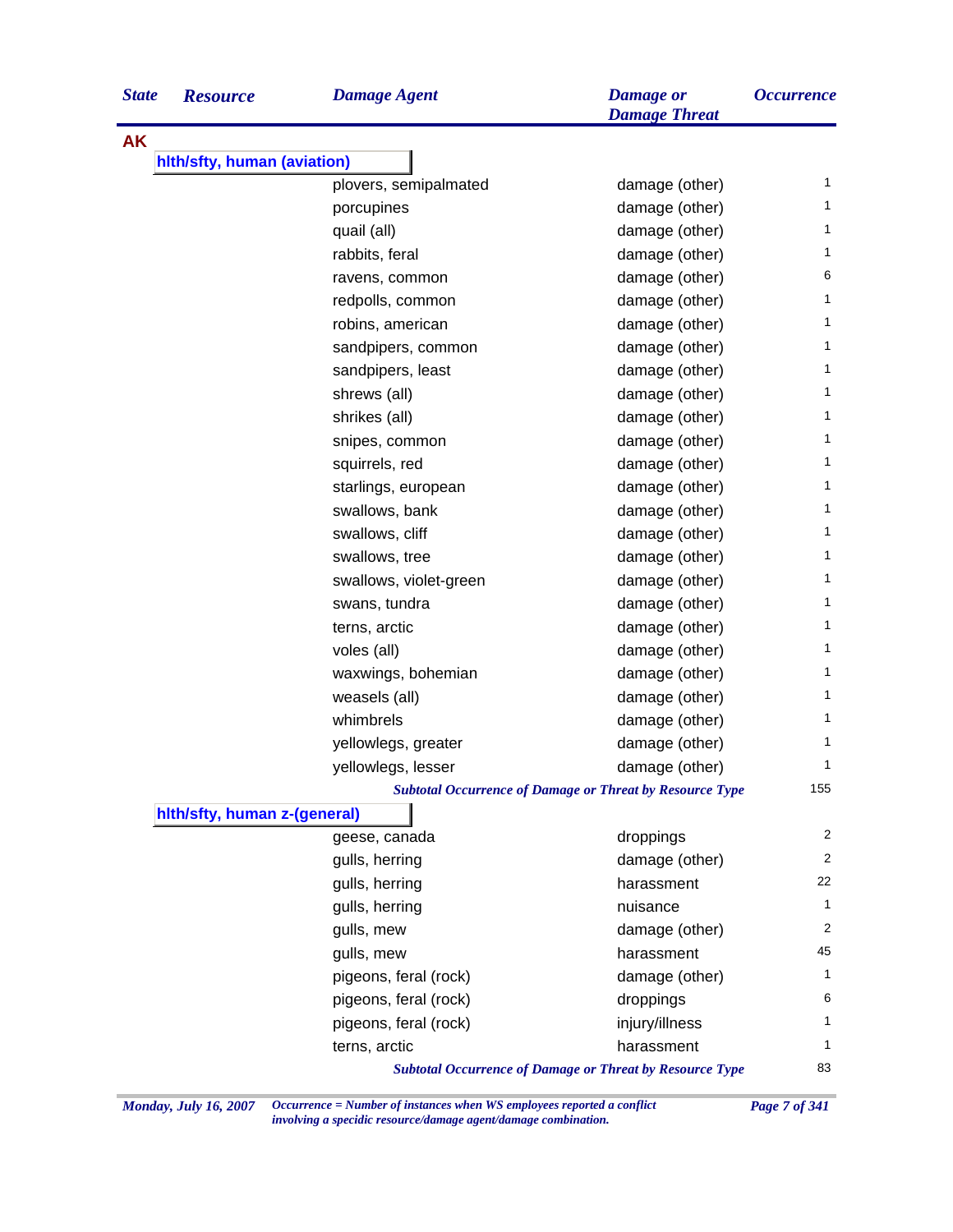| State | Resource | Damage Agent | Damage or Damage Threat | Occurrence |
|---|---|---|---|---|
| **AK** | | | | |
| | **hlth/sfty, human (aviation)** | | | |
| | | plovers, semipalmated | damage (other) | 1 |
| | | porcupines | damage (other) | 1 |
| | | quail (all) | damage (other) | 1 |
| | | rabbits, feral | damage (other) | 1 |
| | | ravens, common | damage (other) | 6 |
| | | redpolls, common | damage (other) | 1 |
| | | robins, american | damage (other) | 1 |
| | | sandpipers, common | damage (other) | 1 |
| | | sandpipers, least | damage (other) | 1 |
| | | shrews (all) | damage (other) | 1 |
| | | shrikes (all) | damage (other) | 1 |
| | | snipes, common | damage (other) | 1 |
| | | squirrels, red | damage (other) | 1 |
| | | starlings, european | damage (other) | 1 |
| | | swallows, bank | damage (other) | 1 |
| | | swallows, cliff | damage (other) | 1 |
| | | swallows, tree | damage (other) | 1 |
| | | swallows, violet-green | damage (other) | 1 |
| | | swans, tundra | damage (other) | 1 |
| | | terns, arctic | damage (other) | 1 |
| | | voles (all) | damage (other) | 1 |
| | | waxwings, bohemian | damage (other) | 1 |
| | | weasels (all) | damage (other) | 1 |
| | | whimbrels | damage (other) | 1 |
| | | yellowlegs, greater | damage (other) | 1 |
| | | yellowlegs, lesser | damage (other) | 1 |
| | | *Subtotal Occurrence of Damage or Threat by Resource Type* | | 155 |
| | **hlth/sfty, human z-(general)** | | | |
| | | geese, canada | droppings | 2 |
| | | gulls, herring | damage (other) | 2 |
| | | gulls, herring | harassment | 22 |
| | | gulls, herring | nuisance | 1 |
| | | gulls, mew | damage (other) | 2 |
| | | gulls, mew | harassment | 45 |
| | | pigeons, feral (rock) | damage (other) | 1 |
| | | pigeons, feral (rock) | droppings | 6 |
| | | pigeons, feral (rock) | injury/illness | 1 |
| | | terns, arctic | harassment | 1 |
| | | *Subtotal Occurrence of Damage or Threat by Resource Type* | | 83 |

*Monday, July 16, 2007* — *Occurrence = Number of instances when WS employees reported a conflict involving a specidic resource/damage agent/damage combination.*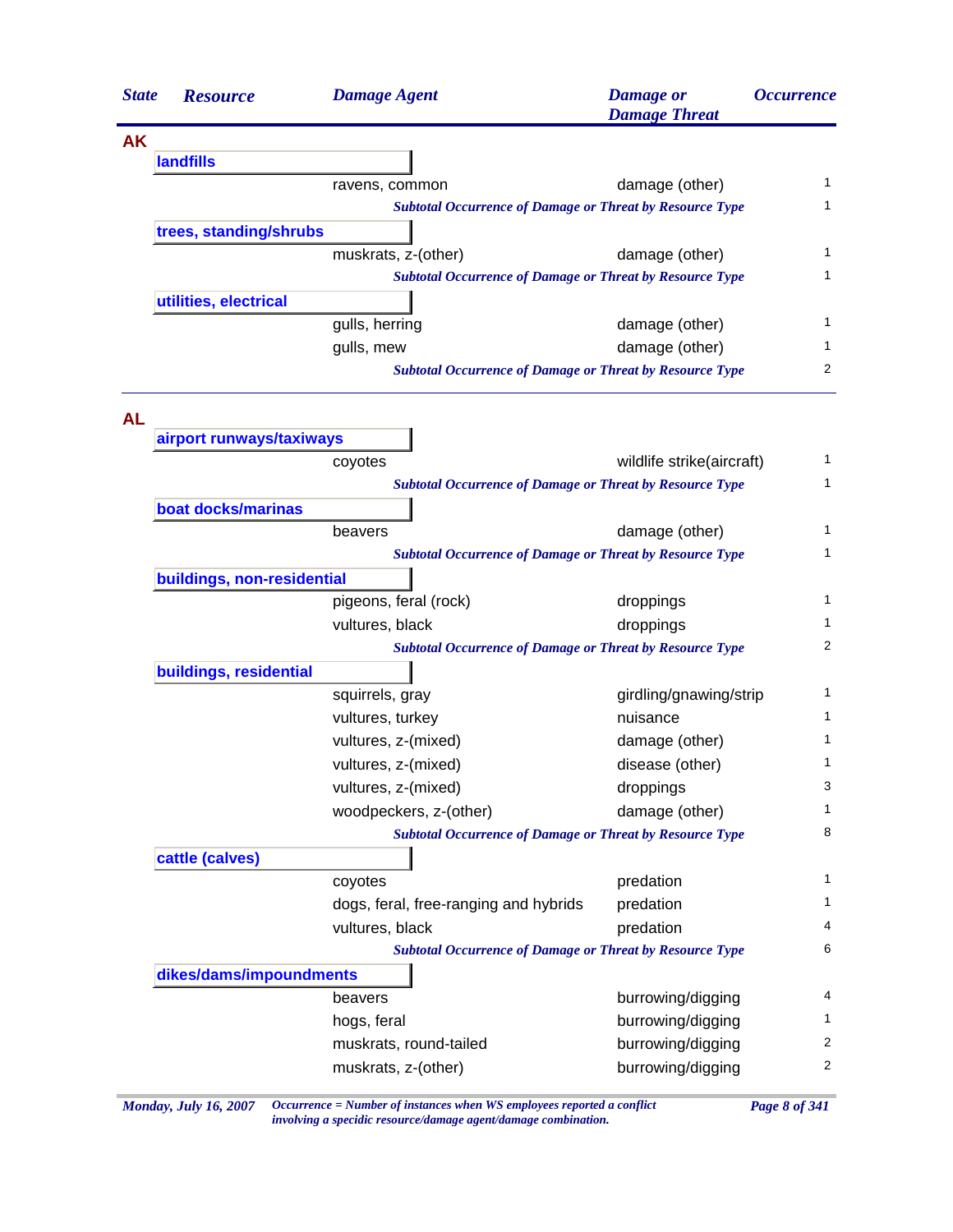| State | Resource | Damage Agent | Damage or Damage Threat | Occurrence |
|---|---|---|---|---|
| **AK** | | | | |
| | **landfills** | | | |
| | | ravens, common | damage (other) | 1 |
| | | *Subtotal Occurrence of Damage or Threat by Resource Type* | | 1 |
| | **trees, standing/shrubs** | | | |
| | | muskrats, z-(other) | damage (other) | 1 |
| | | *Subtotal Occurrence of Damage or Threat by Resource Type* | | 1 |
| | **utilities, electrical** | | | |
| | | gulls, herring | damage (other) | 1 |
| | | gulls, mew | damage (other) | 1 |
| | | *Subtotal Occurrence of Damage or Threat by Resource Type* | | 2 |
| **AL** | | | | |
| | **airport runways/taxiways** | | | |
| | | coyotes | wildlife strike(aircraft) | 1 |
| | | *Subtotal Occurrence of Damage or Threat by Resource Type* | | 1 |
| | **boat docks/marinas** | | | |
| | | beavers | damage (other) | 1 |
| | | *Subtotal Occurrence of Damage or Threat by Resource Type* | | 1 |
| | **buildings, non-residential** | | | |
| | | pigeons, feral (rock) | droppings | 1 |
| | | vultures, black | droppings | 1 |
| | | *Subtotal Occurrence of Damage or Threat by Resource Type* | | 2 |
| | **buildings, residential** | | | |
| | | squirrels, gray | girdling/gnawing/strip | 1 |
| | | vultures, turkey | nuisance | 1 |
| | | vultures, z-(mixed) | damage (other) | 1 |
| | | vultures, z-(mixed) | disease (other) | 1 |
| | | vultures, z-(mixed) | droppings | 3 |
| | | woodpeckers, z-(other) | damage (other) | 1 |
| | | *Subtotal Occurrence of Damage or Threat by Resource Type* | | 8 |
| | **cattle (calves)** | | | |
| | | coyotes | predation | 1 |
| | | dogs, feral, free-ranging and hybrids | predation | 1 |
| | | vultures, black | predation | 4 |
| | | *Subtotal Occurrence of Damage or Threat by Resource Type* | | 6 |
| | **dikes/dams/impoundments** | | | |
| | | beavers | burrowing/digging | 4 |
| | | hogs, feral | burrowing/digging | 1 |
| | | muskrats, round-tailed | burrowing/digging | 2 |
| | | muskrats, z-(other) | burrowing/digging | 2 |

*Monday, July 16, 2007*

*Occurrence = Number of instances when WS employees reported a conflict involving a specidic resource/damage agent/damage combination.*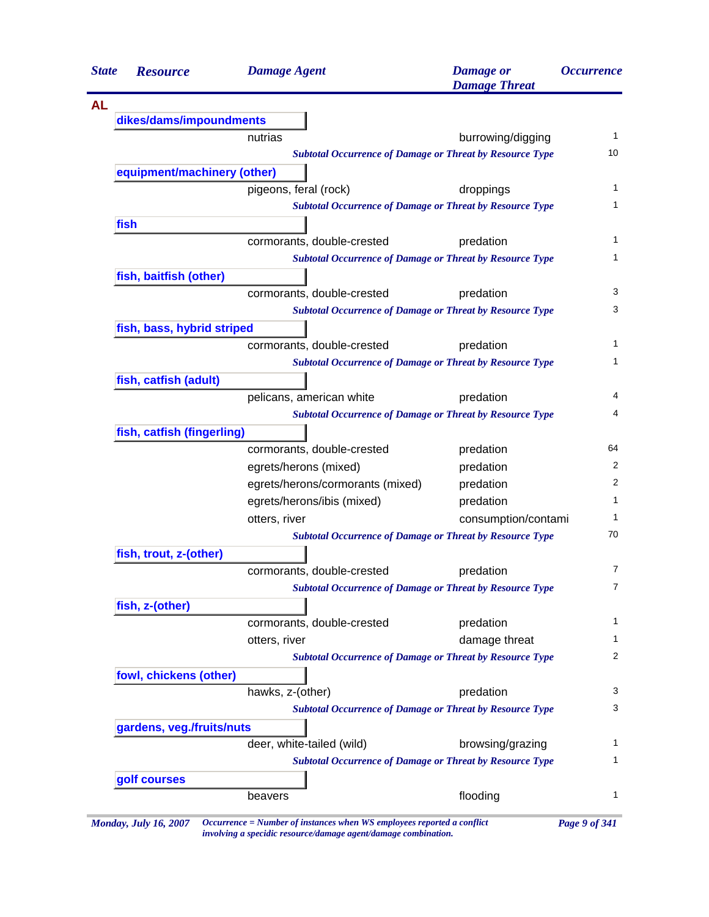| State | Resource | Damage Agent | Damage or Damage Threat | Occurrence |
|---|---|---|---|---|
| **AL** | | | | |
| | **dikes/dams/impoundments** | | | |
| | | nutrias | burrowing/digging | 1 |
| | | *Subtotal Occurrence of Damage or Threat by Resource Type* | | 10 |
| | **equipment/machinery (other)** | | | |
| | | pigeons, feral (rock) | droppings | 1 |
| | | *Subtotal Occurrence of Damage or Threat by Resource Type* | | 1 |
| | **fish** | | | |
| | | cormorants, double-crested | predation | 1 |
| | | *Subtotal Occurrence of Damage or Threat by Resource Type* | | 1 |
| | **fish, baitfish (other)** | | | |
| | | cormorants, double-crested | predation | 3 |
| | | *Subtotal Occurrence of Damage or Threat by Resource Type* | | 3 |
| | **fish, bass, hybrid striped** | | | |
| | | cormorants, double-crested | predation | 1 |
| | | *Subtotal Occurrence of Damage or Threat by Resource Type* | | 1 |
| | **fish, catfish (adult)** | | | |
| | | pelicans, american white | predation | 4 |
| | | *Subtotal Occurrence of Damage or Threat by Resource Type* | | 4 |
| | **fish, catfish (fingerling)** | | | |
| | | cormorants, double-crested | predation | 64 |
| | | egrets/herons (mixed) | predation | 2 |
| | | egrets/herons/cormorants (mixed) | predation | 2 |
| | | egrets/herons/ibis (mixed) | predation | 1 |
| | | otters, river | consumption/contami | 1 |
| | | *Subtotal Occurrence of Damage or Threat by Resource Type* | | 70 |
| | **fish, trout, z-(other)** | | | |
| | | cormorants, double-crested | predation | 7 |
| | | *Subtotal Occurrence of Damage or Threat by Resource Type* | | 7 |
| | **fish, z-(other)** | | | |
| | | cormorants, double-crested | predation | 1 |
| | | otters, river | damage threat | 1 |
| | | *Subtotal Occurrence of Damage or Threat by Resource Type* | | 2 |
| | **fowl, chickens (other)** | | | |
| | | hawks, z-(other) | predation | 3 |
| | | *Subtotal Occurrence of Damage or Threat by Resource Type* | | 3 |
| | **gardens, veg./fruits/nuts** | | | |
| | | deer, white-tailed (wild) | browsing/grazing | 1 |
| | | *Subtotal Occurrence of Damage or Threat by Resource Type* | | 1 |
| | **golf courses** | | | |
| | | beavers | flooding | 1 |

*Monday, July 16, 2007* — *Occurrence = Number of instances when WS employees reported a conflict involving a specidic resource/damage agent/damage combination.*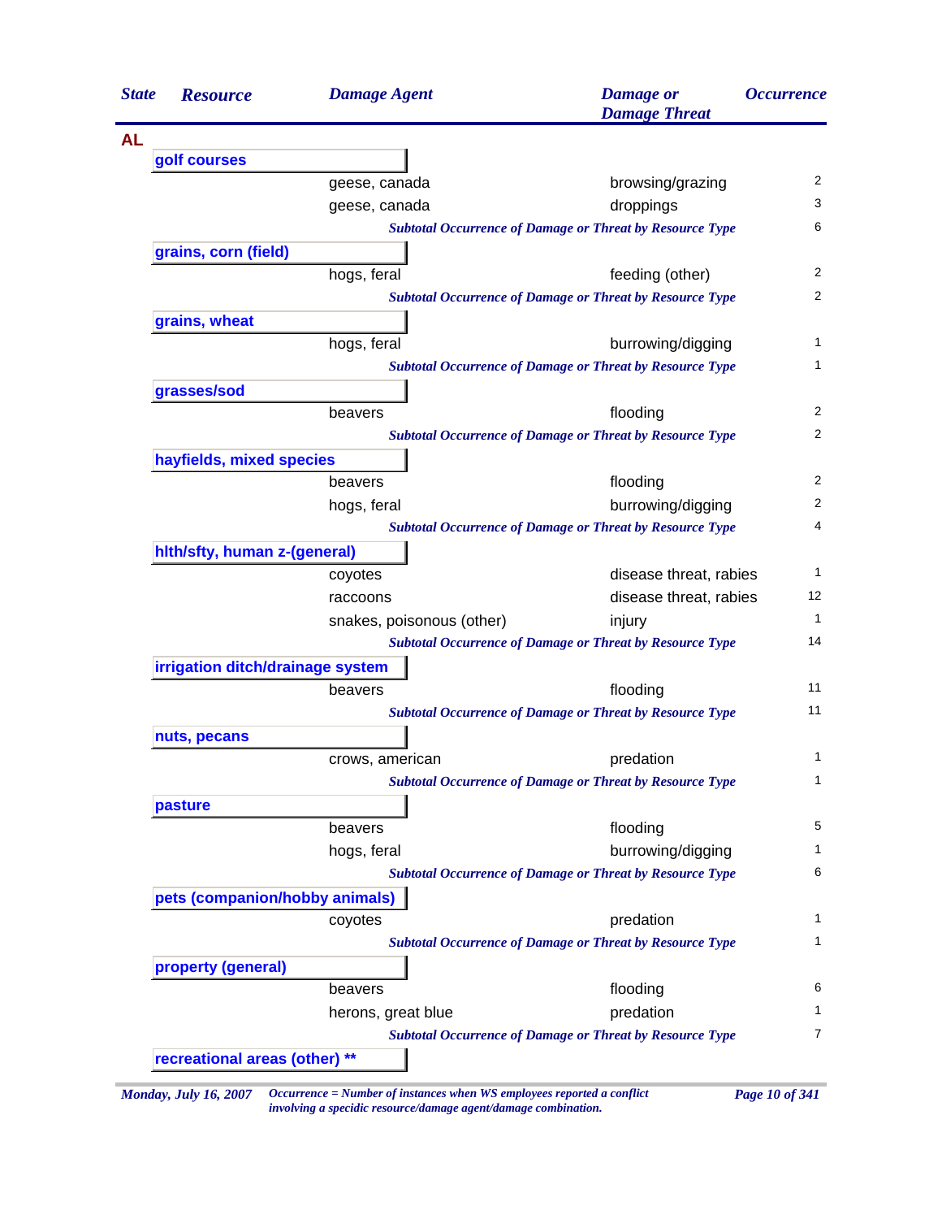| State | Resource | Damage Agent | Damage or Damage Threat | Occurrence |
|---|---|---|---|---|
| **AL** | | | | |
| | **golf courses** | | | |
| | | geese, canada | browsing/grazing | 2 |
| | | geese, canada | droppings | 3 |
| | | *Subtotal Occurrence of Damage or Threat by Resource Type* | | 6 |
| | **grains, corn (field)** | | | |
| | | hogs, feral | feeding (other) | 2 |
| | | *Subtotal Occurrence of Damage or Threat by Resource Type* | | 2 |
| | **grains, wheat** | | | |
| | | hogs, feral | burrowing/digging | 1 |
| | | *Subtotal Occurrence of Damage or Threat by Resource Type* | | 1 |
| | **grasses/sod** | | | |
| | | beavers | flooding | 2 |
| | | *Subtotal Occurrence of Damage or Threat by Resource Type* | | 2 |
| | **hayfields, mixed species** | | | |
| | | beavers | flooding | 2 |
| | | hogs, feral | burrowing/digging | 2 |
| | | *Subtotal Occurrence of Damage or Threat by Resource Type* | | 4 |
| | **hlth/sfty, human z-(general)** | | | |
| | | coyotes | disease threat, rabies | 1 |
| | | raccoons | disease threat, rabies | 12 |
| | | snakes, poisonous (other) | injury | 1 |
| | | *Subtotal Occurrence of Damage or Threat by Resource Type* | | 14 |
| | **irrigation ditch/drainage system** | | | |
| | | beavers | flooding | 11 |
| | | *Subtotal Occurrence of Damage or Threat by Resource Type* | | 11 |
| | **nuts, pecans** | | | |
| | | crows, american | predation | 1 |
| | | *Subtotal Occurrence of Damage or Threat by Resource Type* | | 1 |
| | **pasture** | | | |
| | | beavers | flooding | 5 |
| | | hogs, feral | burrowing/digging | 1 |
| | | *Subtotal Occurrence of Damage or Threat by Resource Type* | | 6 |
| | **pets (companion/hobby animals)** | | | |
| | | coyotes | predation | 1 |
| | | *Subtotal Occurrence of Damage or Threat by Resource Type* | | 1 |
| | **property (general)** | | | |
| | | beavers | flooding | 6 |
| | | herons, great blue | predation | 1 |
| | | *Subtotal Occurrence of Damage or Threat by Resource Type* | | 7 |
| | **recreational areas (other) ** ** | | | |

*Occurrence = Number of instances when WS employees reported a conflict involving a specidic resource/damage agent/damage combination.*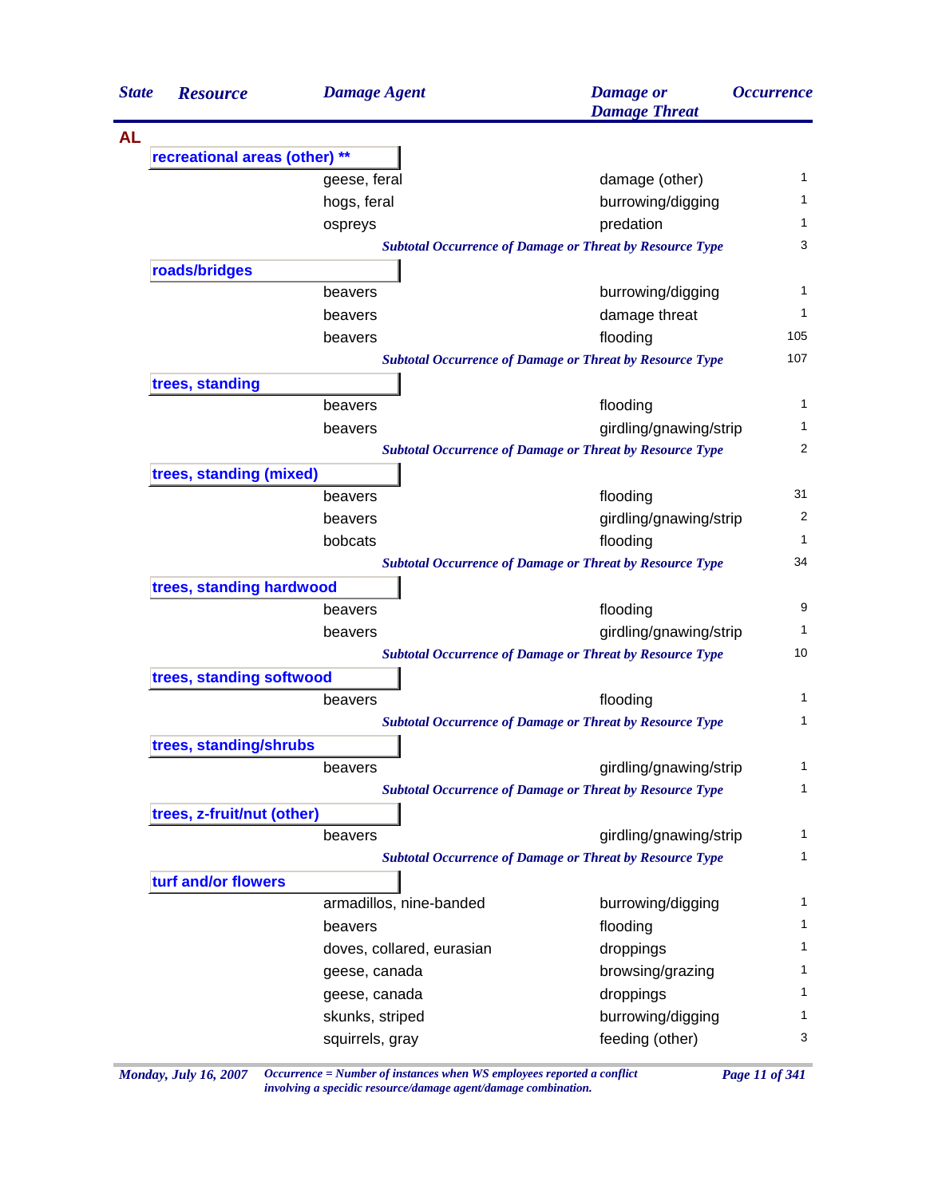| State | Resource | Damage Agent | Damage or Damage Threat | Occurrence |
|---|---|---|---|---|
| **AL** | | | | |
| | **recreational areas (other) ** ** | | | |
| | | geese, feral | damage (other) | 1 |
| | | hogs, feral | burrowing/digging | 1 |
| | | ospreys | predation | 1 |
| | | *Subtotal Occurrence of Damage or Threat by Resource Type* | | 3 |
| | **roads/bridges** | | | |
| | | beavers | burrowing/digging | 1 |
| | | beavers | damage threat | 1 |
| | | beavers | flooding | 105 |
| | | *Subtotal Occurrence of Damage or Threat by Resource Type* | | 107 |
| | **trees, standing** | | | |
| | | beavers | flooding | 1 |
| | | beavers | girdling/gnawing/strip | 1 |
| | | *Subtotal Occurrence of Damage or Threat by Resource Type* | | 2 |
| | **trees, standing (mixed)** | | | |
| | | beavers | flooding | 31 |
| | | beavers | girdling/gnawing/strip | 2 |
| | | bobcats | flooding | 1 |
| | | *Subtotal Occurrence of Damage or Threat by Resource Type* | | 34 |
| | **trees, standing hardwood** | | | |
| | | beavers | flooding | 9 |
| | | beavers | girdling/gnawing/strip | 1 |
| | | *Subtotal Occurrence of Damage or Threat by Resource Type* | | 10 |
| | **trees, standing softwood** | | | |
| | | beavers | flooding | 1 |
| | | *Subtotal Occurrence of Damage or Threat by Resource Type* | | 1 |
| | **trees, standing/shrubs** | | | |
| | | beavers | girdling/gnawing/strip | 1 |
| | | *Subtotal Occurrence of Damage or Threat by Resource Type* | | 1 |
| | **trees, z-fruit/nut (other)** | | | |
| | | beavers | girdling/gnawing/strip | 1 |
| | | *Subtotal Occurrence of Damage or Threat by Resource Type* | | 1 |
| | **turf and/or flowers** | | | |
| | | armadillos, nine-banded | burrowing/digging | 1 |
| | | beavers | flooding | 1 |
| | | doves, collared, eurasian | droppings | 1 |
| | | geese, canada | browsing/grazing | 1 |
| | | geese, canada | droppings | 1 |
| | | skunks, striped | burrowing/digging | 1 |
| | | squirrels, gray | feeding (other) | 3 |

*Occurrence = Number of instances when WS employees reported a conflict involving a specidic resource/damage agent/damage combination.*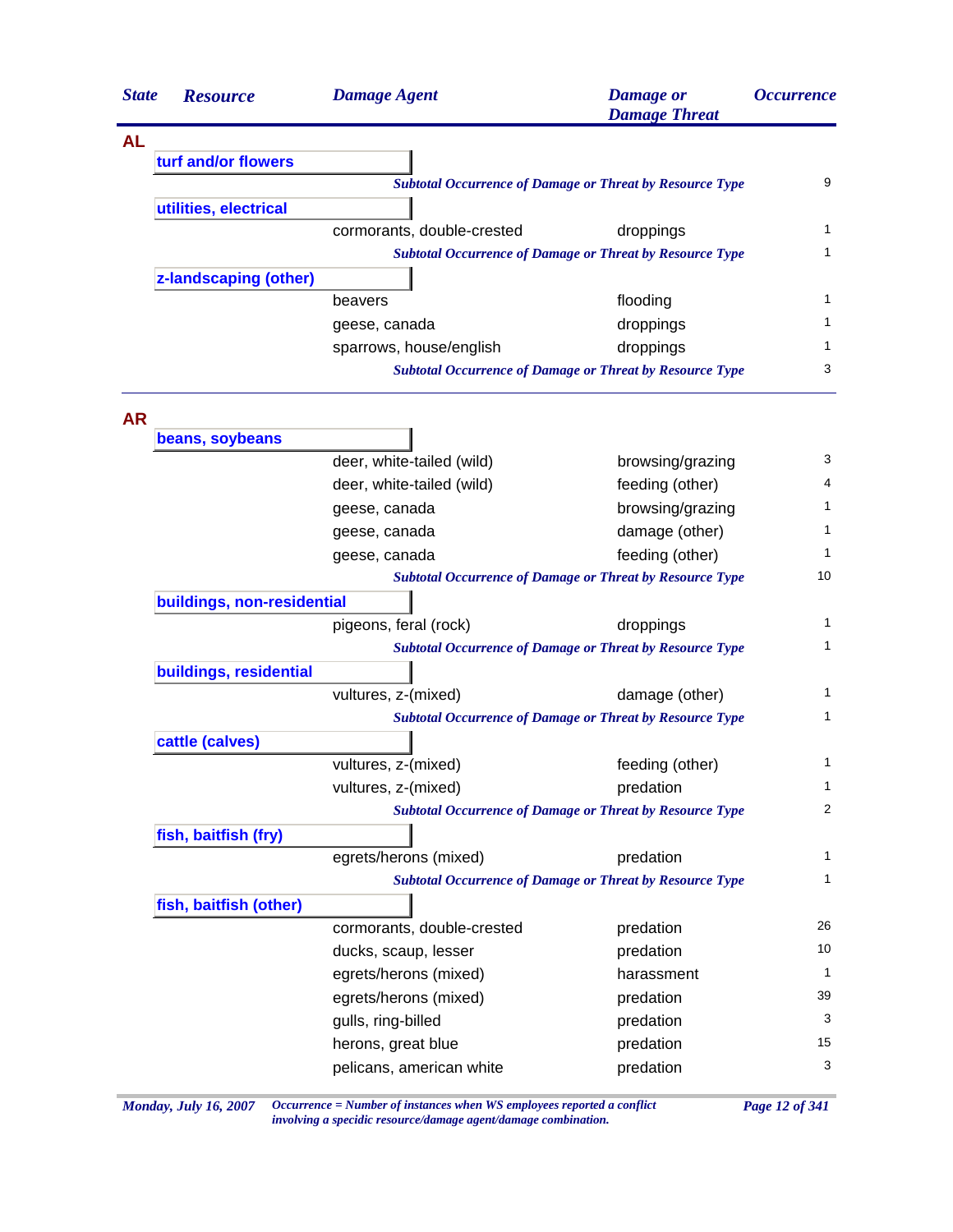| State | Resource | Damage Agent | Damage or Damage Threat | Occurrence |
|---|---|---|---|---|
| **AL** | | | | |
| | **turf and/or flowers** | | | |
| | | *Subtotal Occurrence of Damage or Threat by Resource Type* | | 9 |
| | **utilities, electrical** | | | |
| | | cormorants, double-crested | droppings | 1 |
| | | *Subtotal Occurrence of Damage or Threat by Resource Type* | | 1 |
| | **z-landscaping (other)** | | | |
| | | beavers | flooding | 1 |
| | | geese, canada | droppings | 1 |
| | | sparrows, house/english | droppings | 1 |
| | | *Subtotal Occurrence of Damage or Threat by Resource Type* | | 3 |
| **AR** | | | | |
| | **beans, soybeans** | | | |
| | | deer, white-tailed (wild) | browsing/grazing | 3 |
| | | deer, white-tailed (wild) | feeding (other) | 4 |
| | | geese, canada | browsing/grazing | 1 |
| | | geese, canada | damage (other) | 1 |
| | | geese, canada | feeding (other) | 1 |
| | | *Subtotal Occurrence of Damage or Threat by Resource Type* | | 10 |
| | **buildings, non-residential** | | | |
| | | pigeons, feral (rock) | droppings | 1 |
| | | *Subtotal Occurrence of Damage or Threat by Resource Type* | | 1 |
| | **buildings, residential** | | | |
| | | vultures, z-(mixed) | damage (other) | 1 |
| | | *Subtotal Occurrence of Damage or Threat by Resource Type* | | 1 |
| | **cattle (calves)** | | | |
| | | vultures, z-(mixed) | feeding (other) | 1 |
| | | vultures, z-(mixed) | predation | 1 |
| | | *Subtotal Occurrence of Damage or Threat by Resource Type* | | 2 |
| | **fish, baitfish (fry)** | | | |
| | | egrets/herons (mixed) | predation | 1 |
| | | *Subtotal Occurrence of Damage or Threat by Resource Type* | | 1 |
| | **fish, baitfish (other)** | | | |
| | | cormorants, double-crested | predation | 26 |
| | | ducks, scaup, lesser | predation | 10 |
| | | egrets/herons (mixed) | harassment | 1 |
| | | egrets/herons (mixed) | predation | 39 |
| | | gulls, ring-billed | predation | 3 |
| | | herons, great blue | predation | 15 |
| | | pelicans, american white | predation | 3 |

*Occurrence = Number of instances when WS employees reported a conflict involving a specidic resource/damage agent/damage combination.*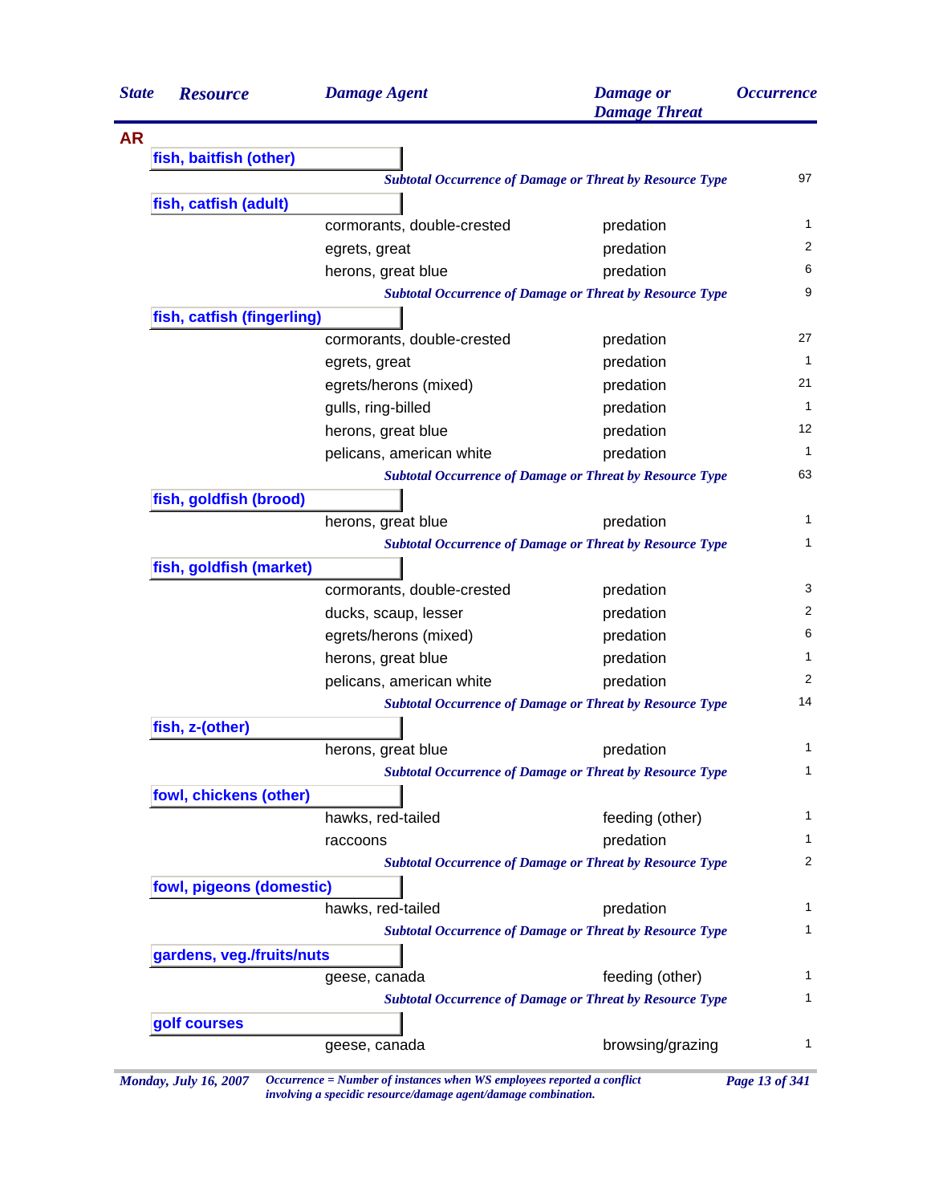| State | Resource | Damage Agent | Damage or Damage Threat | Occurrence |
|---|---|---|---|---|
| **AR** | | | | |
| | **fish, baitfish (other)** | | | |
| | | *Subtotal Occurrence of Damage or Threat by Resource Type* | | 97 |
| | **fish, catfish (adult)** | | | |
| | | cormorants, double-crested | predation | 1 |
| | | egrets, great | predation | 2 |
| | | herons, great blue | predation | 6 |
| | | *Subtotal Occurrence of Damage or Threat by Resource Type* | | 9 |
| | **fish, catfish (fingerling)** | | | |
| | | cormorants, double-crested | predation | 27 |
| | | egrets, great | predation | 1 |
| | | egrets/herons (mixed) | predation | 21 |
| | | gulls, ring-billed | predation | 1 |
| | | herons, great blue | predation | 12 |
| | | pelicans, american white | predation | 1 |
| | | *Subtotal Occurrence of Damage or Threat by Resource Type* | | 63 |
| | **fish, goldfish (brood)** | | | |
| | | herons, great blue | predation | 1 |
| | | *Subtotal Occurrence of Damage or Threat by Resource Type* | | 1 |
| | **fish, goldfish (market)** | | | |
| | | cormorants, double-crested | predation | 3 |
| | | ducks, scaup, lesser | predation | 2 |
| | | egrets/herons (mixed) | predation | 6 |
| | | herons, great blue | predation | 1 |
| | | pelicans, american white | predation | 2 |
| | | *Subtotal Occurrence of Damage or Threat by Resource Type* | | 14 |
| | **fish, z-(other)** | | | |
| | | herons, great blue | predation | 1 |
| | | *Subtotal Occurrence of Damage or Threat by Resource Type* | | 1 |
| | **fowl, chickens (other)** | | | |
| | | hawks, red-tailed | feeding (other) | 1 |
| | | raccoons | predation | 1 |
| | | *Subtotal Occurrence of Damage or Threat by Resource Type* | | 2 |
| | **fowl, pigeons (domestic)** | | | |
| | | hawks, red-tailed | predation | 1 |
| | | *Subtotal Occurrence of Damage or Threat by Resource Type* | | 1 |
| | **gardens, veg./fruits/nuts** | | | |
| | | geese, canada | feeding (other) | 1 |
| | | *Subtotal Occurrence of Damage or Threat by Resource Type* | | 1 |
| | **golf courses** | | | |
| | | geese, canada | browsing/grazing | 1 |

*Occurrence = Number of instances when WS employees reported a conflict involving a specidic resource/damage agent/damage combination.*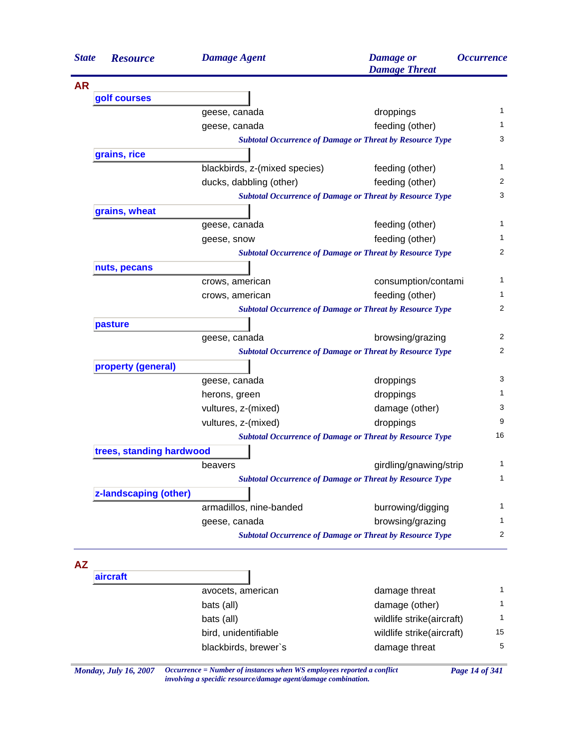| State | Resource | Damage Agent | Damage or Damage Threat | Occurrence |
|---|---|---|---|---|
| **AR** | | | | |
| | **golf courses** | | | |
| | | geese, canada | droppings | 1 |
| | | geese, canada | feeding (other) | 1 |
| | | *Subtotal Occurrence of Damage or Threat by Resource Type* | | 3 |
| | **grains, rice** | | | |
| | | blackbirds, z-(mixed species) | feeding (other) | 1 |
| | | ducks, dabbling (other) | feeding (other) | 2 |
| | | *Subtotal Occurrence of Damage or Threat by Resource Type* | | 3 |
| | **grains, wheat** | | | |
| | | geese, canada | feeding (other) | 1 |
| | | geese, snow | feeding (other) | 1 |
| | | *Subtotal Occurrence of Damage or Threat by Resource Type* | | 2 |
| | **nuts, pecans** | | | |
| | | crows, american | consumption/contami | 1 |
| | | crows, american | feeding (other) | 1 |
| | | *Subtotal Occurrence of Damage or Threat by Resource Type* | | 2 |
| | **pasture** | | | |
| | | geese, canada | browsing/grazing | 2 |
| | | *Subtotal Occurrence of Damage or Threat by Resource Type* | | 2 |
| | **property (general)** | | | |
| | | geese, canada | droppings | 3 |
| | | herons, green | droppings | 1 |
| | | vultures, z-(mixed) | damage (other) | 3 |
| | | vultures, z-(mixed) | droppings | 9 |
| | | *Subtotal Occurrence of Damage or Threat by Resource Type* | | 16 |
| | **trees, standing hardwood** | | | |
| | | beavers | girdling/gnawing/strip | 1 |
| | | *Subtotal Occurrence of Damage or Threat by Resource Type* | | 1 |
| | **z-landscaping (other)** | | | |
| | | armadillos, nine-banded | burrowing/digging | 1 |
| | | geese, canada | browsing/grazing | 1 |
| | | *Subtotal Occurrence of Damage or Threat by Resource Type* | | 2 |
| **AZ** | | | | |
| | **aircraft** | | | |
| | | avocets, american | damage threat | 1 |
| | | bats (all) | damage (other) | 1 |
| | | bats (all) | wildlife strike(aircraft) | 1 |
| | | bird, unidentifiable | wildlife strike(aircraft) | 15 |
| | | blackbirds, brewer`s | damage threat | 5 |

*Occurrence = Number of instances when WS employees reported a conflict involving a specidic resource/damage agent/damage combination.*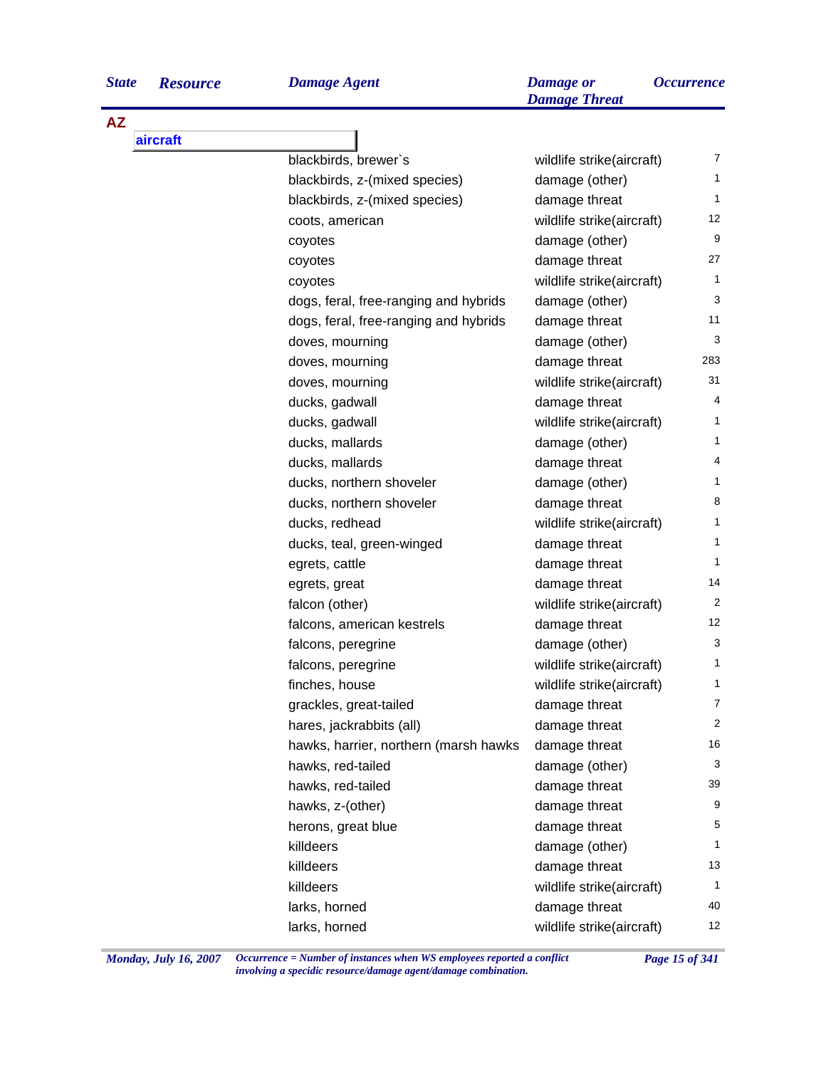| State | Resource | Damage Agent | Damage or Damage Threat | Occurrence |
|---|---|---|---|---|
| **AZ** | | | | |
| | **aircraft** | | | |
| | | blackbirds, brewer`s | wildlife strike(aircraft) | 7 |
| | | blackbirds, z-(mixed species) | damage (other) | 1 |
| | | blackbirds, z-(mixed species) | damage threat | 1 |
| | | coots, american | wildlife strike(aircraft) | 12 |
| | | coyotes | damage (other) | 9 |
| | | coyotes | damage threat | 27 |
| | | coyotes | wildlife strike(aircraft) | 1 |
| | | dogs, feral, free-ranging and hybrids | damage (other) | 3 |
| | | dogs, feral, free-ranging and hybrids | damage threat | 11 |
| | | doves, mourning | damage (other) | 3 |
| | | doves, mourning | damage threat | 283 |
| | | doves, mourning | wildlife strike(aircraft) | 31 |
| | | ducks, gadwall | damage threat | 4 |
| | | ducks, gadwall | wildlife strike(aircraft) | 1 |
| | | ducks, mallards | damage (other) | 1 |
| | | ducks, mallards | damage threat | 4 |
| | | ducks, northern shoveler | damage (other) | 1 |
| | | ducks, northern shoveler | damage threat | 8 |
| | | ducks, redhead | wildlife strike(aircraft) | 1 |
| | | ducks, teal, green-winged | damage threat | 1 |
| | | egrets, cattle | damage threat | 1 |
| | | egrets, great | damage threat | 14 |
| | | falcon (other) | wildlife strike(aircraft) | 2 |
| | | falcons, american kestrels | damage threat | 12 |
| | | falcons, peregrine | damage (other) | 3 |
| | | falcons, peregrine | wildlife strike(aircraft) | 1 |
| | | finches, house | wildlife strike(aircraft) | 1 |
| | | grackles, great-tailed | damage threat | 7 |
| | | hares, jackrabbits (all) | damage threat | 2 |
| | | hawks, harrier, northern (marsh hawks | damage threat | 16 |
| | | hawks, red-tailed | damage (other) | 3 |
| | | hawks, red-tailed | damage threat | 39 |
| | | hawks, z-(other) | damage threat | 9 |
| | | herons, great blue | damage threat | 5 |
| | | killdeers | damage (other) | 1 |
| | | killdeers | damage threat | 13 |
| | | killdeers | wildlife strike(aircraft) | 1 |
| | | larks, horned | damage threat | 40 |
| | | larks, horned | wildlife strike(aircraft) | 12 |

*Occurrence = Number of instances when WS employees reported a conflict involving a specidic resource/damage agent/damage combination.*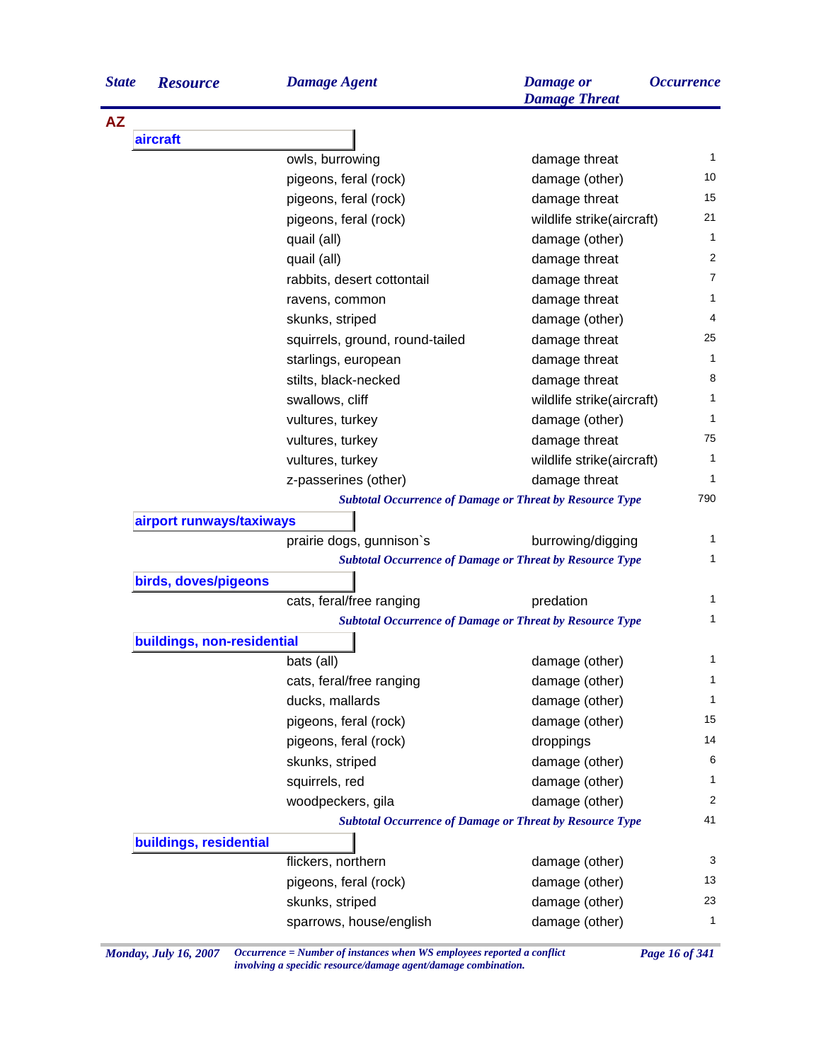| State | Resource | Damage Agent | Damage or Damage Threat | Occurrence |
|---|---|---|---|---|
| **AZ** | | | | |
| | **aircraft** | | | |
| | | owls, burrowing | damage threat | 1 |
| | | pigeons, feral (rock) | damage (other) | 10 |
| | | pigeons, feral (rock) | damage threat | 15 |
| | | pigeons, feral (rock) | wildlife strike(aircraft) | 21 |
| | | quail (all) | damage (other) | 1 |
| | | quail (all) | damage threat | 2 |
| | | rabbits, desert cottontail | damage threat | 7 |
| | | ravens, common | damage threat | 1 |
| | | skunks, striped | damage (other) | 4 |
| | | squirrels, ground, round-tailed | damage threat | 25 |
| | | starlings, european | damage threat | 1 |
| | | stilts, black-necked | damage threat | 8 |
| | | swallows, cliff | wildlife strike(aircraft) | 1 |
| | | vultures, turkey | damage (other) | 1 |
| | | vultures, turkey | damage threat | 75 |
| | | vultures, turkey | wildlife strike(aircraft) | 1 |
| | | z-passerines (other) | damage threat | 1 |
| | | *Subtotal Occurrence of Damage or Threat by Resource Type* | | 790 |
| | **airport runways/taxiways** | | | |
| | | prairie dogs, gunnison`s | burrowing/digging | 1 |
| | | *Subtotal Occurrence of Damage or Threat by Resource Type* | | 1 |
| | **birds, doves/pigeons** | | | |
| | | cats, feral/free ranging | predation | 1 |
| | | *Subtotal Occurrence of Damage or Threat by Resource Type* | | 1 |
| | **buildings, non-residential** | | | |
| | | bats (all) | damage (other) | 1 |
| | | cats, feral/free ranging | damage (other) | 1 |
| | | ducks, mallards | damage (other) | 1 |
| | | pigeons, feral (rock) | damage (other) | 15 |
| | | pigeons, feral (rock) | droppings | 14 |
| | | skunks, striped | damage (other) | 6 |
| | | squirrels, red | damage (other) | 1 |
| | | woodpeckers, gila | damage (other) | 2 |
| | | *Subtotal Occurrence of Damage or Threat by Resource Type* | | 41 |
| | **buildings, residential** | | | |
| | | flickers, northern | damage (other) | 3 |
| | | pigeons, feral (rock) | damage (other) | 13 |
| | | skunks, striped | damage (other) | 23 |
| | | sparrows, house/english | damage (other) | 1 |

*Monday, July 16, 2007*

*Occurrence = Number of instances when WS employees reported a conflict involving a specidic resource/damage agent/damage combination.*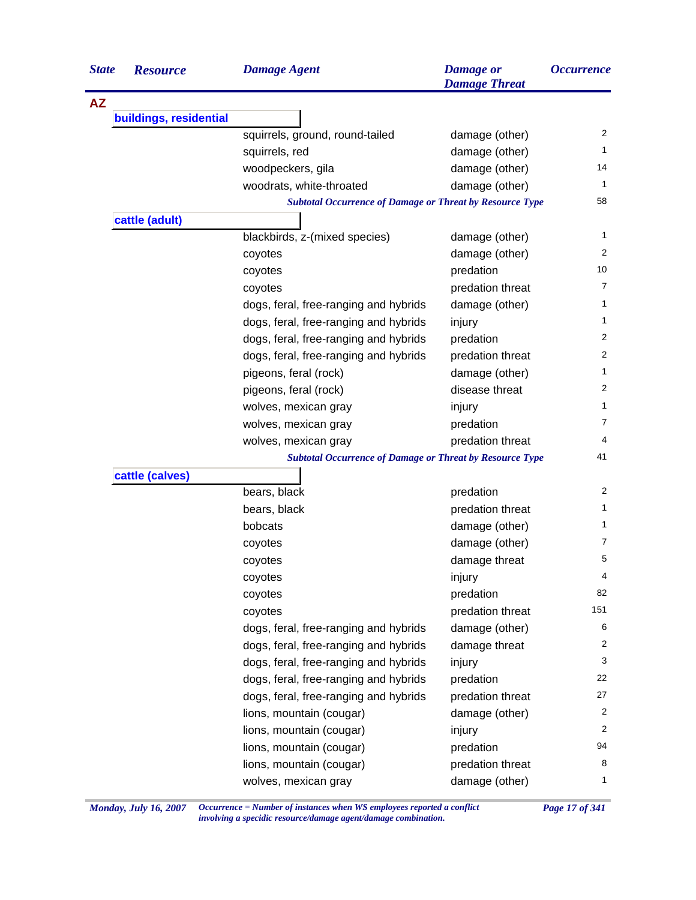| State | Resource | Damage Agent | Damage or Damage Threat | Occurrence |
|---|---|---|---|---|
| **AZ** | | | | |
| | **buildings, residential** | | | |
| | | squirrels, ground, round-tailed | damage (other) | 2 |
| | | squirrels, red | damage (other) | 1 |
| | | woodpeckers, gila | damage (other) | 14 |
| | | woodrats, white-throated | damage (other) | 1 |
| | | *Subtotal Occurrence of Damage or Threat by Resource Type* | | 58 |
| | **cattle (adult)** | | | |
| | | blackbirds, z-(mixed species) | damage (other) | 1 |
| | | coyotes | damage (other) | 2 |
| | | coyotes | predation | 10 |
| | | coyotes | predation threat | 7 |
| | | dogs, feral, free-ranging and hybrids | damage (other) | 1 |
| | | dogs, feral, free-ranging and hybrids | injury | 1 |
| | | dogs, feral, free-ranging and hybrids | predation | 2 |
| | | dogs, feral, free-ranging and hybrids | predation threat | 2 |
| | | pigeons, feral (rock) | damage (other) | 1 |
| | | pigeons, feral (rock) | disease threat | 2 |
| | | wolves, mexican gray | injury | 1 |
| | | wolves, mexican gray | predation | 7 |
| | | wolves, mexican gray | predation threat | 4 |
| | | *Subtotal Occurrence of Damage or Threat by Resource Type* | | 41 |
| | **cattle (calves)** | | | |
| | | bears, black | predation | 2 |
| | | bears, black | predation threat | 1 |
| | | bobcats | damage (other) | 1 |
| | | coyotes | damage (other) | 7 |
| | | coyotes | damage threat | 5 |
| | | coyotes | injury | 4 |
| | | coyotes | predation | 82 |
| | | coyotes | predation threat | 151 |
| | | dogs, feral, free-ranging and hybrids | damage (other) | 6 |
| | | dogs, feral, free-ranging and hybrids | damage threat | 2 |
| | | dogs, feral, free-ranging and hybrids | injury | 3 |
| | | dogs, feral, free-ranging and hybrids | predation | 22 |
| | | dogs, feral, free-ranging and hybrids | predation threat | 27 |
| | | lions, mountain (cougar) | damage (other) | 2 |
| | | lions, mountain (cougar) | injury | 2 |
| | | lions, mountain (cougar) | predation | 94 |
| | | lions, mountain (cougar) | predation threat | 8 |
| | | wolves, mexican gray | damage (other) | 1 |

*Monday, July 16, 2007*

*Occurrence = Number of instances when WS employees reported a conflict involving a specidic resource/damage agent/damage combination.*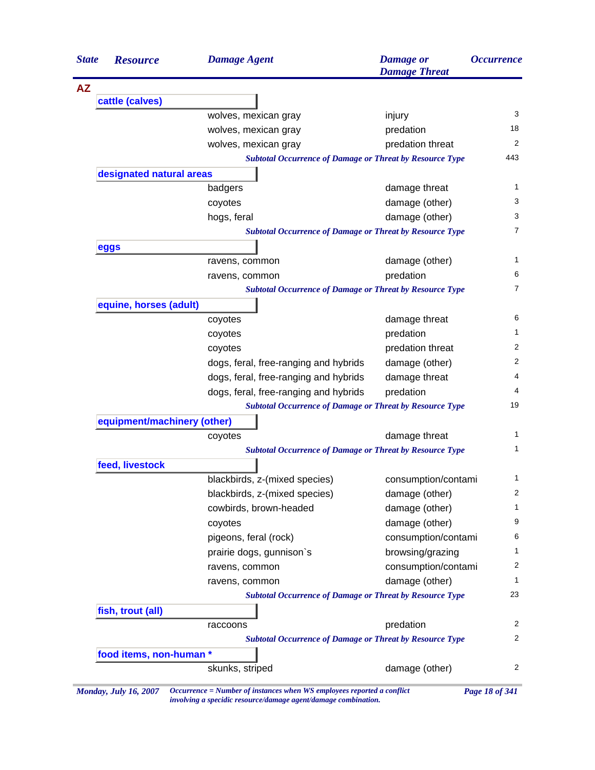| State | Resource | Damage Agent | Damage or Damage Threat | Occurrence |
|---|---|---|---|---|
| **AZ** | | | | |
| | **cattle (calves)** | | | |
| | | wolves, mexican gray | injury | 3 |
| | | wolves, mexican gray | predation | 18 |
| | | wolves, mexican gray | predation threat | 2 |
| | | *Subtotal Occurrence of Damage or Threat by Resource Type* | | 443 |
| | **designated natural areas** | | | |
| | | badgers | damage threat | 1 |
| | | coyotes | damage (other) | 3 |
| | | hogs, feral | damage (other) | 3 |
| | | *Subtotal Occurrence of Damage or Threat by Resource Type* | | 7 |
| | **eggs** | | | |
| | | ravens, common | damage (other) | 1 |
| | | ravens, common | predation | 6 |
| | | *Subtotal Occurrence of Damage or Threat by Resource Type* | | 7 |
| | **equine, horses (adult)** | | | |
| | | coyotes | damage threat | 6 |
| | | coyotes | predation | 1 |
| | | coyotes | predation threat | 2 |
| | | dogs, feral, free-ranging and hybrids | damage (other) | 2 |
| | | dogs, feral, free-ranging and hybrids | damage threat | 4 |
| | | dogs, feral, free-ranging and hybrids | predation | 4 |
| | | *Subtotal Occurrence of Damage or Threat by Resource Type* | | 19 |
| | **equipment/machinery (other)** | | | |
| | | coyotes | damage threat | 1 |
| | | *Subtotal Occurrence of Damage or Threat by Resource Type* | | 1 |
| | **feed, livestock** | | | |
| | | blackbirds, z-(mixed species) | consumption/contami | 1 |
| | | blackbirds, z-(mixed species) | damage (other) | 2 |
| | | cowbirds, brown-headed | damage (other) | 1 |
| | | coyotes | damage (other) | 9 |
| | | pigeons, feral (rock) | consumption/contami | 6 |
| | | prairie dogs, gunnison`s | browsing/grazing | 1 |
| | | ravens, common | consumption/contami | 2 |
| | | ravens, common | damage (other) | 1 |
| | | *Subtotal Occurrence of Damage or Threat by Resource Type* | | 23 |
| | **fish, trout (all)** | | | |
| | | raccoons | predation | 2 |
| | | *Subtotal Occurrence of Damage or Threat by Resource Type* | | 2 |
| | **food items, non-human *** | | | |
| | | skunks, striped | damage (other) | 2 |

*Monday, July 16, 2007* — *Occurrence = Number of instances when WS employees reported a conflict involving a specidic resource/damage agent/damage combination.*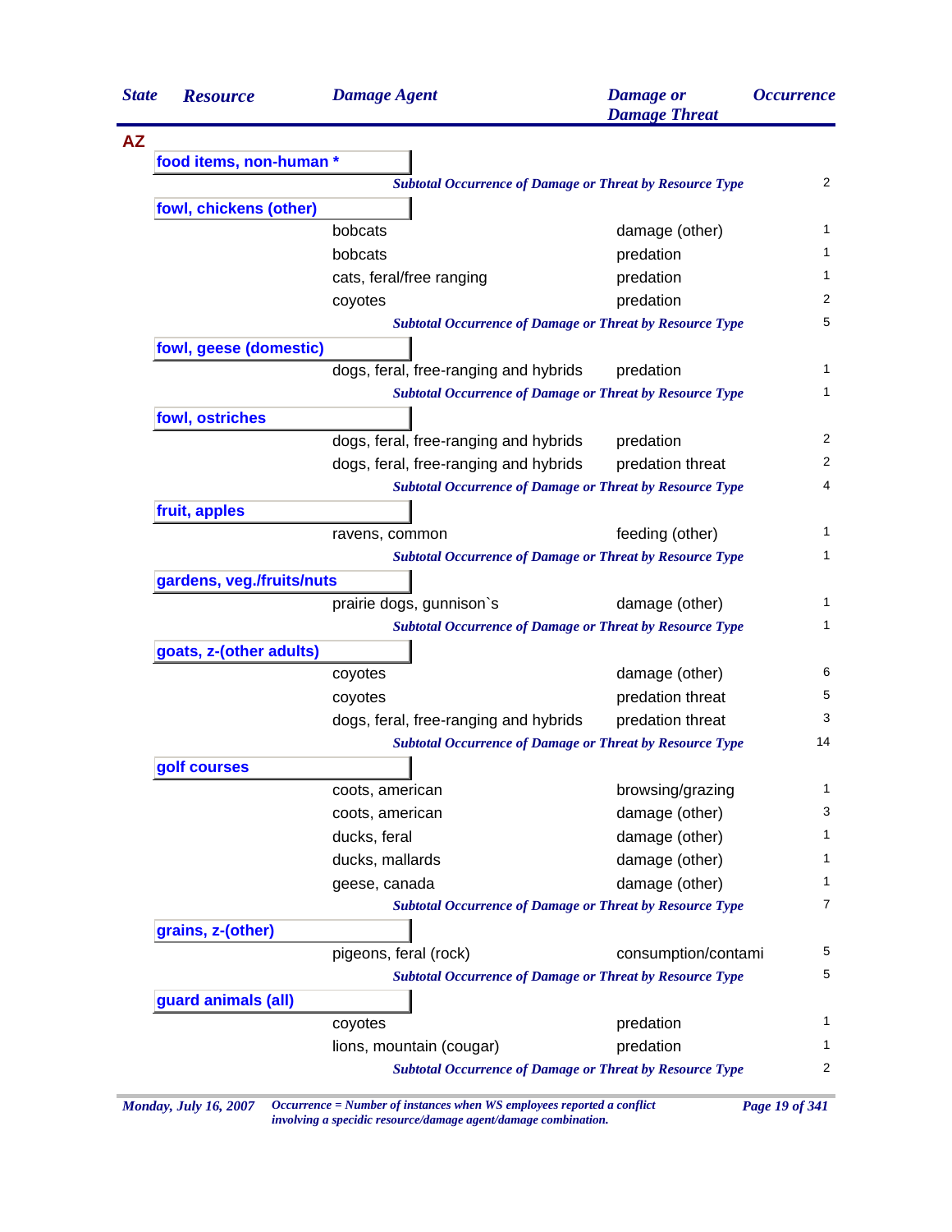| State | Resource | Damage Agent | Damage or Damage Threat | Occurrence |
|---|---|---|---|---|
| **AZ** | | | | |
| | **food items, non-human *** | | | |
| | | *Subtotal Occurrence of Damage or Threat by Resource Type* | | 2 |
| | **fowl, chickens (other)** | | | |
| | | bobcats | damage (other) | 1 |
| | | bobcats | predation | 1 |
| | | cats, feral/free ranging | predation | 1 |
| | | coyotes | predation | 2 |
| | | *Subtotal Occurrence of Damage or Threat by Resource Type* | | 5 |
| | **fowl, geese (domestic)** | | | |
| | | dogs, feral, free-ranging and hybrids | predation | 1 |
| | | *Subtotal Occurrence of Damage or Threat by Resource Type* | | 1 |
| | **fowl, ostriches** | | | |
| | | dogs, feral, free-ranging and hybrids | predation | 2 |
| | | dogs, feral, free-ranging and hybrids | predation threat | 2 |
| | | *Subtotal Occurrence of Damage or Threat by Resource Type* | | 4 |
| | **fruit, apples** | | | |
| | | ravens, common | feeding (other) | 1 |
| | | *Subtotal Occurrence of Damage or Threat by Resource Type* | | 1 |
| | **gardens, veg./fruits/nuts** | | | |
| | | prairie dogs, gunnison`s | damage (other) | 1 |
| | | *Subtotal Occurrence of Damage or Threat by Resource Type* | | 1 |
| | **goats, z-(other adults)** | | | |
| | | coyotes | damage (other) | 6 |
| | | coyotes | predation threat | 5 |
| | | dogs, feral, free-ranging and hybrids | predation threat | 3 |
| | | *Subtotal Occurrence of Damage or Threat by Resource Type* | | 14 |
| | **golf courses** | | | |
| | | coots, american | browsing/grazing | 1 |
| | | coots, american | damage (other) | 3 |
| | | ducks, feral | damage (other) | 1 |
| | | ducks, mallards | damage (other) | 1 |
| | | geese, canada | damage (other) | 1 |
| | | *Subtotal Occurrence of Damage or Threat by Resource Type* | | 7 |
| | **grains, z-(other)** | | | |
| | | pigeons, feral (rock) | consumption/contami | 5 |
| | | *Subtotal Occurrence of Damage or Threat by Resource Type* | | 5 |
| | **guard animals (all)** | | | |
| | | coyotes | predation | 1 |
| | | lions, mountain (cougar) | predation | 1 |
| | | *Subtotal Occurrence of Damage or Threat by Resource Type* | | 2 |

*Occurrence = Number of instances when WS employees reported a conflict involving a specidic resource/damage agent/damage combination.*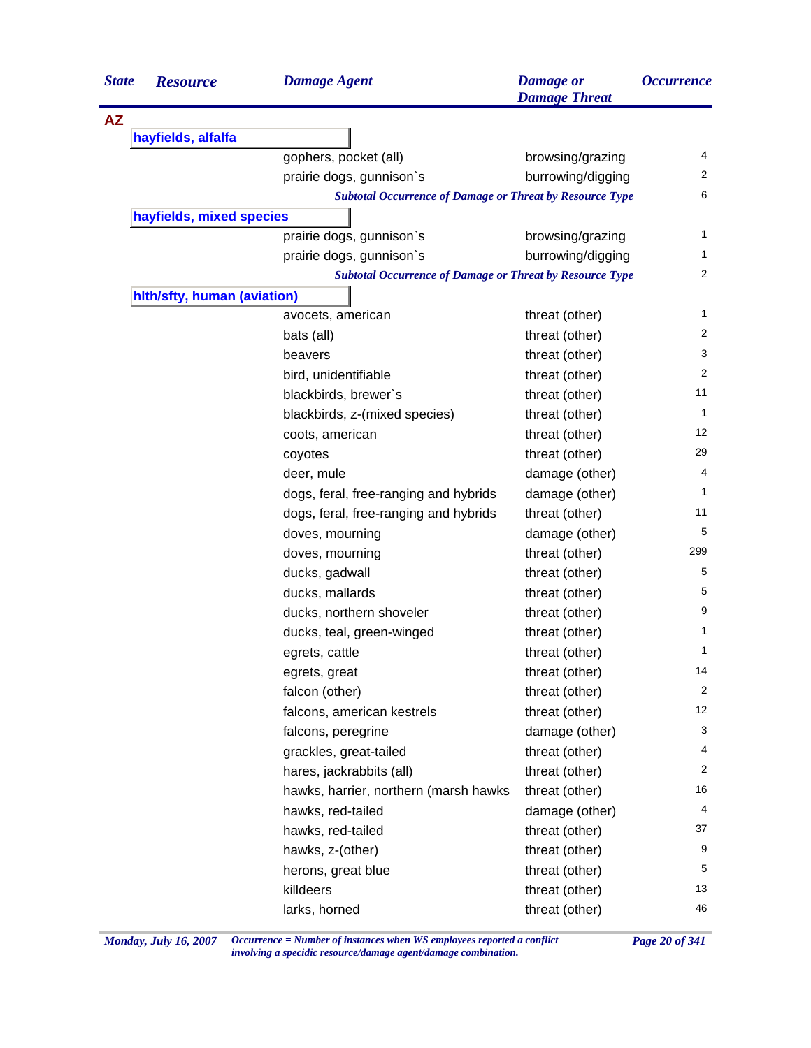| State | Resource | Damage Agent | Damage or Damage Threat | Occurrence |
|---|---|---|---|---|
| **AZ** | | | | |
| | **hayfields, alfalfa** | | | |
| | | gophers, pocket (all) | browsing/grazing | 4 |
| | | prairie dogs, gunnison`s | burrowing/digging | 2 |
| | | *Subtotal Occurrence of Damage or Threat by Resource Type* | | 6 |
| | **hayfields, mixed species** | | | |
| | | prairie dogs, gunnison`s | browsing/grazing | 1 |
| | | prairie dogs, gunnison`s | burrowing/digging | 1 |
| | | *Subtotal Occurrence of Damage or Threat by Resource Type* | | 2 |
| | **hlth/sfty, human (aviation)** | | | |
| | | avocets, american | threat (other) | 1 |
| | | bats (all) | threat (other) | 2 |
| | | beavers | threat (other) | 3 |
| | | bird, unidentifiable | threat (other) | 2 |
| | | blackbirds, brewer`s | threat (other) | 11 |
| | | blackbirds, z-(mixed species) | threat (other) | 1 |
| | | coots, american | threat (other) | 12 |
| | | coyotes | threat (other) | 29 |
| | | deer, mule | damage (other) | 4 |
| | | dogs, feral, free-ranging and hybrids | damage (other) | 1 |
| | | dogs, feral, free-ranging and hybrids | threat (other) | 11 |
| | | doves, mourning | damage (other) | 5 |
| | | doves, mourning | threat (other) | 299 |
| | | ducks, gadwall | threat (other) | 5 |
| | | ducks, mallards | threat (other) | 5 |
| | | ducks, northern shoveler | threat (other) | 9 |
| | | ducks, teal, green-winged | threat (other) | 1 |
| | | egrets, cattle | threat (other) | 1 |
| | | egrets, great | threat (other) | 14 |
| | | falcon (other) | threat (other) | 2 |
| | | falcons, american kestrels | threat (other) | 12 |
| | | falcons, peregrine | damage (other) | 3 |
| | | grackles, great-tailed | threat (other) | 4 |
| | | hares, jackrabbits (all) | threat (other) | 2 |
| | | hawks, harrier, northern (marsh hawks | threat (other) | 16 |
| | | hawks, red-tailed | damage (other) | 4 |
| | | hawks, red-tailed | threat (other) | 37 |
| | | hawks, z-(other) | threat (other) | 9 |
| | | herons, great blue | threat (other) | 5 |
| | | killdeers | threat (other) | 13 |
| | | larks, horned | threat (other) | 46 |

*Occurrence = Number of instances when WS employees reported a conflict involving a specidic resource/damage agent/damage combination.*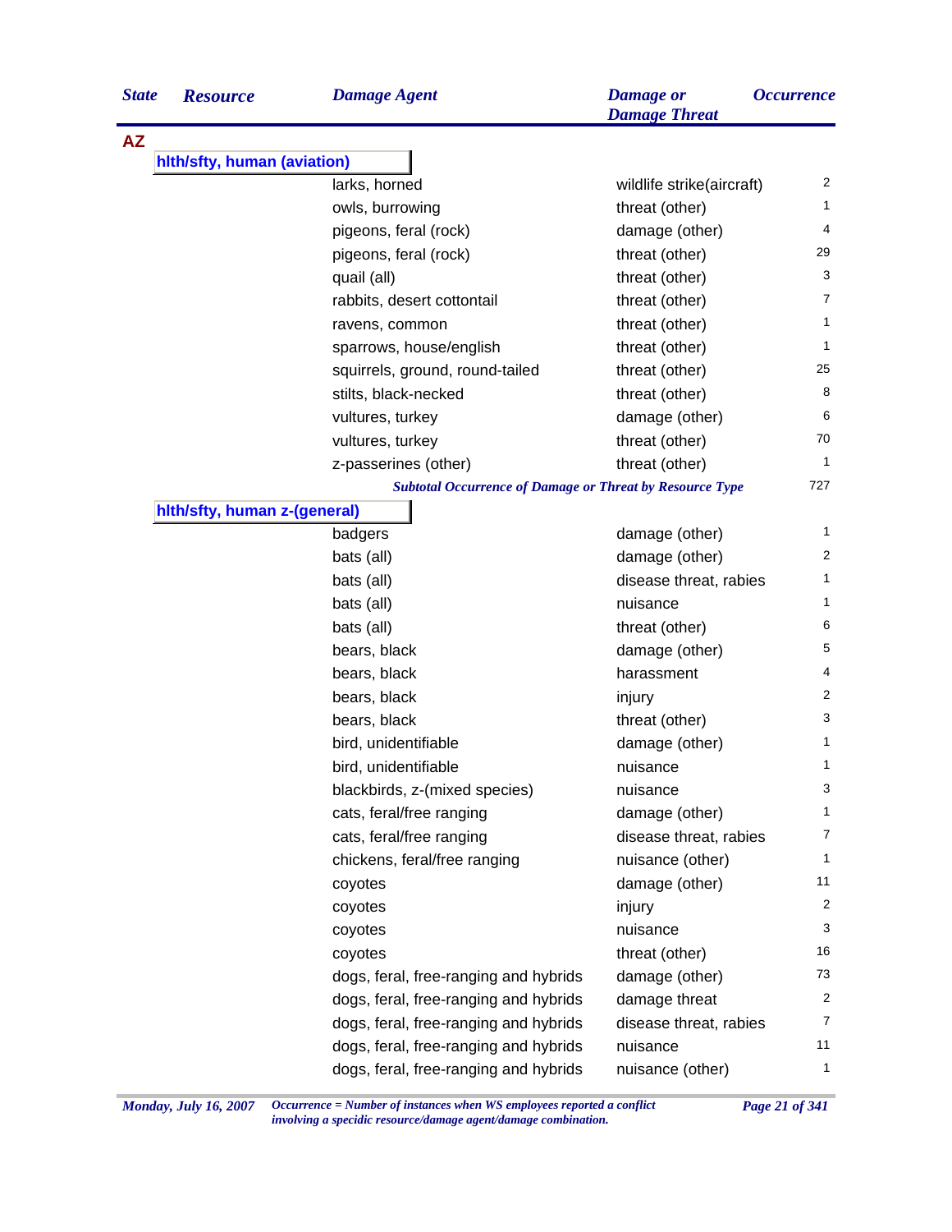| State | Resource | Damage Agent | Damage or Damage Threat | Occurrence |
|---|---|---|---|---|
| **AZ** | | | | |
| | **hlth/sfty, human (aviation)** | | | |
| | | larks, horned | wildlife strike(aircraft) | 2 |
| | | owls, burrowing | threat (other) | 1 |
| | | pigeons, feral (rock) | damage (other) | 4 |
| | | pigeons, feral (rock) | threat (other) | 29 |
| | | quail (all) | threat (other) | 3 |
| | | rabbits, desert cottontail | threat (other) | 7 |
| | | ravens, common | threat (other) | 1 |
| | | sparrows, house/english | threat (other) | 1 |
| | | squirrels, ground, round-tailed | threat (other) | 25 |
| | | stilts, black-necked | threat (other) | 8 |
| | | vultures, turkey | damage (other) | 6 |
| | | vultures, turkey | threat (other) | 70 |
| | | z-passerines (other) | threat (other) | 1 |
| | | *Subtotal Occurrence of Damage or Threat by Resource Type* | | 727 |
| | **hlth/sfty, human z-(general)** | | | |
| | | badgers | damage (other) | 1 |
| | | bats (all) | damage (other) | 2 |
| | | bats (all) | disease threat, rabies | 1 |
| | | bats (all) | nuisance | 1 |
| | | bats (all) | threat (other) | 6 |
| | | bears, black | damage (other) | 5 |
| | | bears, black | harassment | 4 |
| | | bears, black | injury | 2 |
| | | bears, black | threat (other) | 3 |
| | | bird, unidentifiable | damage (other) | 1 |
| | | bird, unidentifiable | nuisance | 1 |
| | | blackbirds, z-(mixed species) | nuisance | 3 |
| | | cats, feral/free ranging | damage (other) | 1 |
| | | cats, feral/free ranging | disease threat, rabies | 7 |
| | | chickens, feral/free ranging | nuisance (other) | 1 |
| | | coyotes | damage (other) | 11 |
| | | coyotes | injury | 2 |
| | | coyotes | nuisance | 3 |
| | | coyotes | threat (other) | 16 |
| | | dogs, feral, free-ranging and hybrids | damage (other) | 73 |
| | | dogs, feral, free-ranging and hybrids | damage threat | 2 |
| | | dogs, feral, free-ranging and hybrids | disease threat, rabies | 7 |
| | | dogs, feral, free-ranging and hybrids | nuisance | 11 |
| | | dogs, feral, free-ranging and hybrids | nuisance (other) | 1 |

*Occurrence = Number of instances when WS employees reported a conflict involving a specidic resource/damage agent/damage combination.*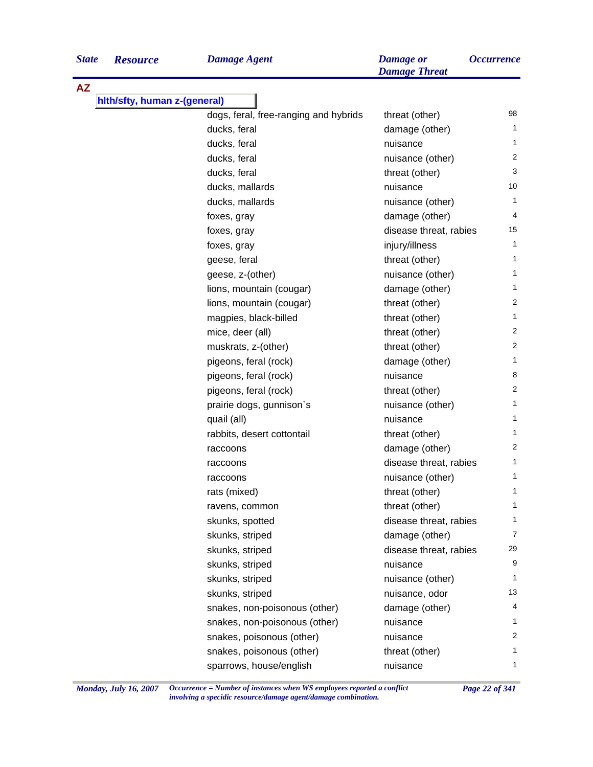| State | Resource | Damage Agent | Damage or Damage Threat | Occurrence |
|---|---|---|---|---|
| **AZ** | | | | |
| | **hlth/sfty, human z-(general)** | | | |
| | | dogs, feral, free-ranging and hybrids | threat (other) | 98 |
| | | ducks, feral | damage (other) | 1 |
| | | ducks, feral | nuisance | 1 |
| | | ducks, feral | nuisance (other) | 2 |
| | | ducks, feral | threat (other) | 3 |
| | | ducks, mallards | nuisance | 10 |
| | | ducks, mallards | nuisance (other) | 1 |
| | | foxes, gray | damage (other) | 4 |
| | | foxes, gray | disease threat, rabies | 15 |
| | | foxes, gray | injury/illness | 1 |
| | | geese, feral | threat (other) | 1 |
| | | geese, z-(other) | nuisance (other) | 1 |
| | | lions, mountain (cougar) | damage (other) | 1 |
| | | lions, mountain (cougar) | threat (other) | 2 |
| | | magpies, black-billed | threat (other) | 1 |
| | | mice, deer (all) | threat (other) | 2 |
| | | muskrats, z-(other) | threat (other) | 2 |
| | | pigeons, feral (rock) | damage (other) | 1 |
| | | pigeons, feral (rock) | nuisance | 8 |
| | | pigeons, feral (rock) | threat (other) | 2 |
| | | prairie dogs, gunnison`s | nuisance (other) | 1 |
| | | quail (all) | nuisance | 1 |
| | | rabbits, desert cottontail | threat (other) | 1 |
| | | raccoons | damage (other) | 2 |
| | | raccoons | disease threat, rabies | 1 |
| | | raccoons | nuisance (other) | 1 |
| | | rats (mixed) | threat (other) | 1 |
| | | ravens, common | threat (other) | 1 |
| | | skunks, spotted | disease threat, rabies | 1 |
| | | skunks, striped | damage (other) | 7 |
| | | skunks, striped | disease threat, rabies | 29 |
| | | skunks, striped | nuisance | 9 |
| | | skunks, striped | nuisance (other) | 1 |
| | | skunks, striped | nuisance, odor | 13 |
| | | snakes, non-poisonous (other) | damage (other) | 4 |
| | | snakes, non-poisonous (other) | nuisance | 1 |
| | | snakes, poisonous (other) | nuisance | 2 |
| | | snakes, poisonous (other) | threat (other) | 1 |
| | | sparrows, house/english | nuisance | 1 |

*Monday, July 16, 2007*

*Occurrence = Number of instances when WS employees reported a conflict involving a specidic resource/damage agent/damage combination.*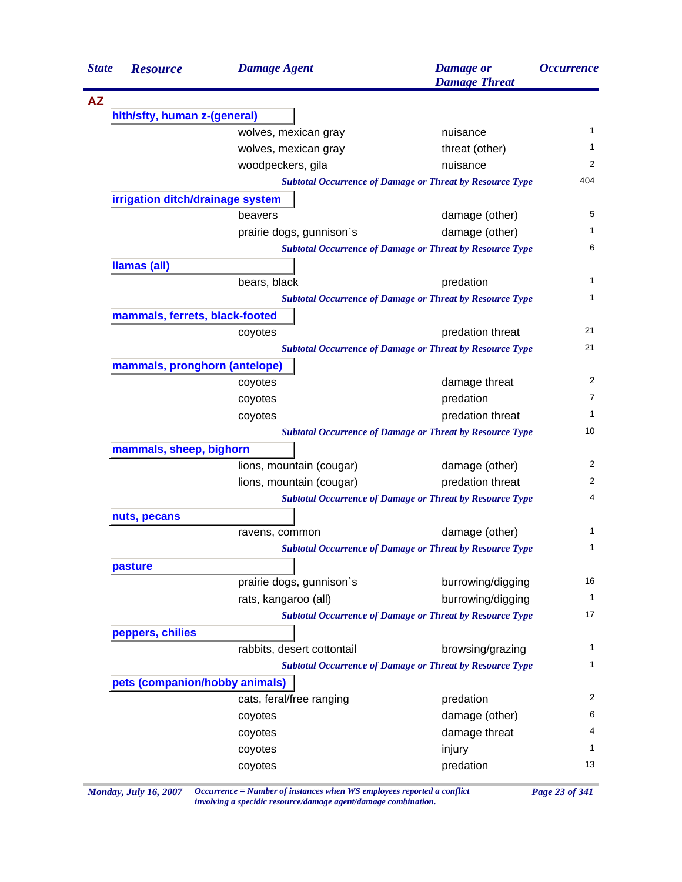| State | Resource | Damage Agent | Damage or Damage Threat | Occurrence |
|---|---|---|---|---|
| AZ | | | | |
| | **hlth/sfty, human z-(general)** | | | |
| | | wolves, mexican gray | nuisance | 1 |
| | | wolves, mexican gray | threat (other) | 1 |
| | | woodpeckers, gila | nuisance | 2 |
| | | *Subtotal Occurrence of Damage or Threat by Resource Type* | | 404 |
| | **irrigation ditch/drainage system** | | | |
| | | beavers | damage (other) | 5 |
| | | prairie dogs, gunnison`s | damage (other) | 1 |
| | | *Subtotal Occurrence of Damage or Threat by Resource Type* | | 6 |
| | **llamas (all)** | | | |
| | | bears, black | predation | 1 |
| | | *Subtotal Occurrence of Damage or Threat by Resource Type* | | 1 |
| | **mammals, ferrets, black-footed** | | | |
| | | coyotes | predation threat | 21 |
| | | *Subtotal Occurrence of Damage or Threat by Resource Type* | | 21 |
| | **mammals, pronghorn (antelope)** | | | |
| | | coyotes | damage threat | 2 |
| | | coyotes | predation | 7 |
| | | coyotes | predation threat | 1 |
| | | *Subtotal Occurrence of Damage or Threat by Resource Type* | | 10 |
| | **mammals, sheep, bighorn** | | | |
| | | lions, mountain (cougar) | damage (other) | 2 |
| | | lions, mountain (cougar) | predation threat | 2 |
| | | *Subtotal Occurrence of Damage or Threat by Resource Type* | | 4 |
| | **nuts, pecans** | | | |
| | | ravens, common | damage (other) | 1 |
| | | *Subtotal Occurrence of Damage or Threat by Resource Type* | | 1 |
| | **pasture** | | | |
| | | prairie dogs, gunnison`s | burrowing/digging | 16 |
| | | rats, kangaroo (all) | burrowing/digging | 1 |
| | | *Subtotal Occurrence of Damage or Threat by Resource Type* | | 17 |
| | **peppers, chilies** | | | |
| | | rabbits, desert cottontail | browsing/grazing | 1 |
| | | *Subtotal Occurrence of Damage or Threat by Resource Type* | | 1 |
| | **pets (companion/hobby animals)** | | | |
| | | cats, feral/free ranging | predation | 2 |
| | | coyotes | damage (other) | 6 |
| | | coyotes | damage threat | 4 |
| | | coyotes | injury | 1 |
| | | coyotes | predation | 13 |

*Monday, July 16, 2007* — *Occurrence = Number of instances when WS employees reported a conflict involving a specidic resource/damage agent/damage combination.*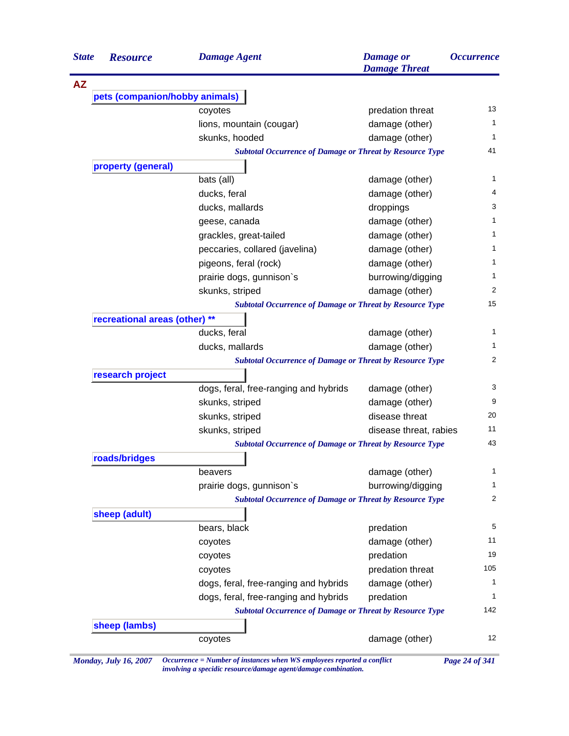| State | Resource | Damage Agent | Damage or Damage Threat | Occurrence |
|---|---|---|---|---|
| **AZ** | | | | |
| | **pets (companion/hobby animals)** | | | |
| | | coyotes | predation threat | 13 |
| | | lions, mountain (cougar) | damage (other) | 1 |
| | | skunks, hooded | damage (other) | 1 |
| | | *Subtotal Occurrence of Damage or Threat by Resource Type* | | 41 |
| | **property (general)** | | | |
| | | bats (all) | damage (other) | 1 |
| | | ducks, feral | damage (other) | 4 |
| | | ducks, mallards | droppings | 3 |
| | | geese, canada | damage (other) | 1 |
| | | grackles, great-tailed | damage (other) | 1 |
| | | peccaries, collared (javelina) | damage (other) | 1 |
| | | pigeons, feral (rock) | damage (other) | 1 |
| | | prairie dogs, gunnison`s | burrowing/digging | 1 |
| | | skunks, striped | damage (other) | 2 |
| | | *Subtotal Occurrence of Damage or Threat by Resource Type* | | 15 |
| | **recreational areas (other) ** ** | | | |
| | | ducks, feral | damage (other) | 1 |
| | | ducks, mallards | damage (other) | 1 |
| | | *Subtotal Occurrence of Damage or Threat by Resource Type* | | 2 |
| | **research project** | | | |
| | | dogs, feral, free-ranging and hybrids | damage (other) | 3 |
| | | skunks, striped | damage (other) | 9 |
| | | skunks, striped | disease threat | 20 |
| | | skunks, striped | disease threat, rabies | 11 |
| | | *Subtotal Occurrence of Damage or Threat by Resource Type* | | 43 |
| | **roads/bridges** | | | |
| | | beavers | damage (other) | 1 |
| | | prairie dogs, gunnison`s | burrowing/digging | 1 |
| | | *Subtotal Occurrence of Damage or Threat by Resource Type* | | 2 |
| | **sheep (adult)** | | | |
| | | bears, black | predation | 5 |
| | | coyotes | damage (other) | 11 |
| | | coyotes | predation | 19 |
| | | coyotes | predation threat | 105 |
| | | dogs, feral, free-ranging and hybrids | damage (other) | 1 |
| | | dogs, feral, free-ranging and hybrids | predation | 1 |
| | | *Subtotal Occurrence of Damage or Threat by Resource Type* | | 142 |
| | **sheep (lambs)** | | | |
| | | coyotes | damage (other) | 12 |

*Occurrence = Number of instances when WS employees reported a conflict involving a specidic resource/damage agent/damage combination.*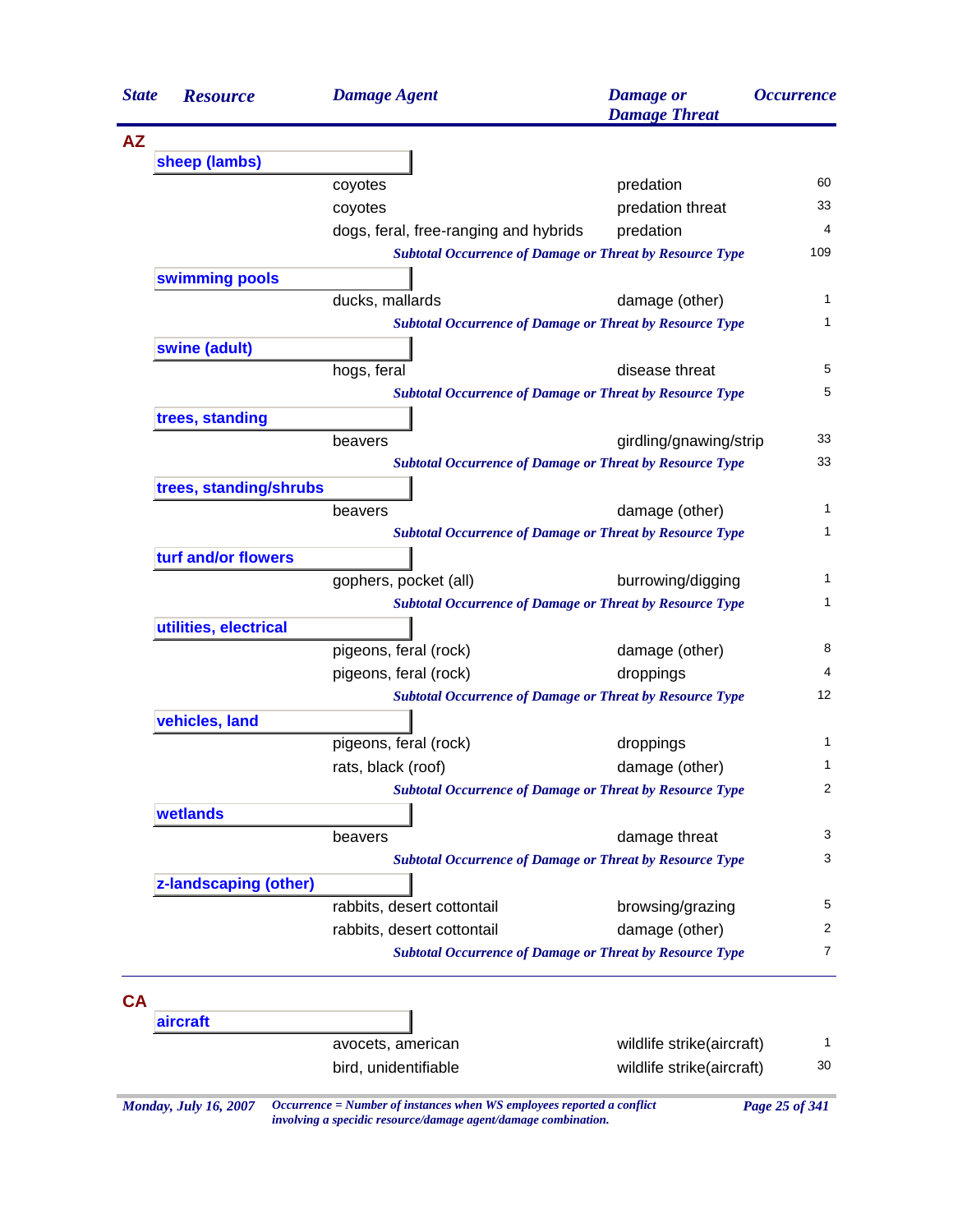| State | Resource | Damage Agent | Damage or Damage Threat | Occurrence |
|---|---|---|---|---|
| **AZ** | | | | |
| | **sheep (lambs)** | | | |
| | | coyotes | predation | 60 |
| | | coyotes | predation threat | 33 |
| | | dogs, feral, free-ranging and hybrids | predation | 4 |
| | | *Subtotal Occurrence of Damage or Threat by Resource Type* | | 109 |
| | **swimming pools** | | | |
| | | ducks, mallards | damage (other) | 1 |
| | | *Subtotal Occurrence of Damage or Threat by Resource Type* | | 1 |
| | **swine (adult)** | | | |
| | | hogs, feral | disease threat | 5 |
| | | *Subtotal Occurrence of Damage or Threat by Resource Type* | | 5 |
| | **trees, standing** | | | |
| | | beavers | girdling/gnawing/strip | 33 |
| | | *Subtotal Occurrence of Damage or Threat by Resource Type* | | 33 |
| | **trees, standing/shrubs** | | | |
| | | beavers | damage (other) | 1 |
| | | *Subtotal Occurrence of Damage or Threat by Resource Type* | | 1 |
| | **turf and/or flowers** | | | |
| | | gophers, pocket (all) | burrowing/digging | 1 |
| | | *Subtotal Occurrence of Damage or Threat by Resource Type* | | 1 |
| | **utilities, electrical** | | | |
| | | pigeons, feral (rock) | damage (other) | 8 |
| | | pigeons, feral (rock) | droppings | 4 |
| | | *Subtotal Occurrence of Damage or Threat by Resource Type* | | 12 |
| | **vehicles, land** | | | |
| | | pigeons, feral (rock) | droppings | 1 |
| | | rats, black (roof) | damage (other) | 1 |
| | | *Subtotal Occurrence of Damage or Threat by Resource Type* | | 2 |
| | **wetlands** | | | |
| | | beavers | damage threat | 3 |
| | | *Subtotal Occurrence of Damage or Threat by Resource Type* | | 3 |
| | **z-landscaping (other)** | | | |
| | | rabbits, desert cottontail | browsing/grazing | 5 |
| | | rabbits, desert cottontail | damage (other) | 2 |
| | | *Subtotal Occurrence of Damage or Threat by Resource Type* | | 7 |
| **CA** | | | | |
| | **aircraft** | | | |
| | | avocets, american | wildlife strike(aircraft) | 1 |
| | | bird, unidentifiable | wildlife strike(aircraft) | 30 |

*Occurrence = Number of instances when WS employees reported a conflict involving a specidic resource/damage agent/damage combination.*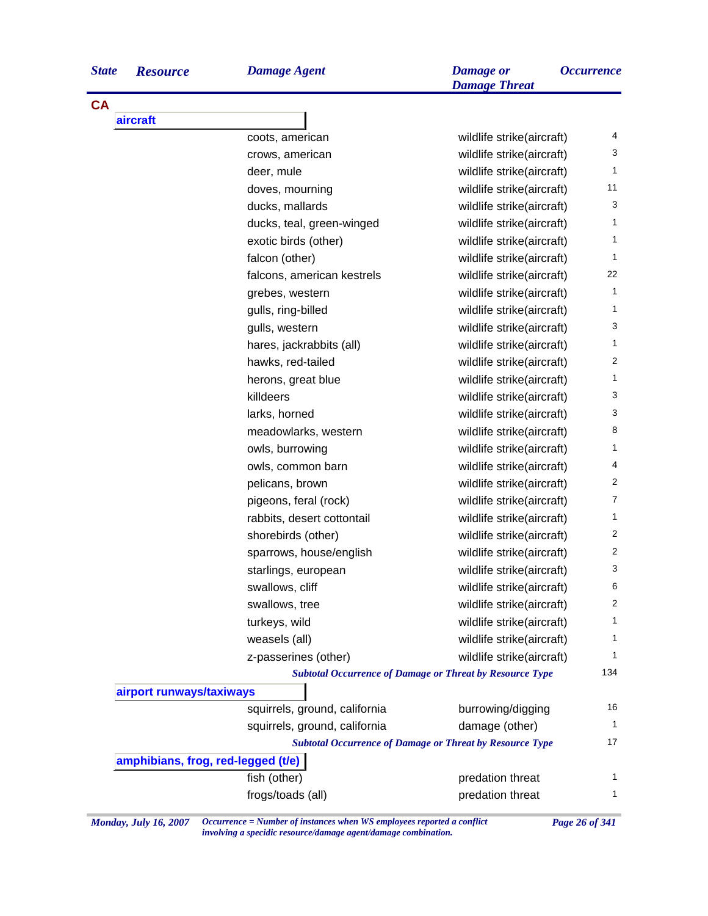| State | Resource | Damage Agent | Damage or Damage Threat | Occurrence |
|---|---|---|---|---|
| **CA** | | | | |
| | **aircraft** | | | |
| | | coots, american | wildlife strike(aircraft) | 4 |
| | | crows, american | wildlife strike(aircraft) | 3 |
| | | deer, mule | wildlife strike(aircraft) | 1 |
| | | doves, mourning | wildlife strike(aircraft) | 11 |
| | | ducks, mallards | wildlife strike(aircraft) | 3 |
| | | ducks, teal, green-winged | wildlife strike(aircraft) | 1 |
| | | exotic birds (other) | wildlife strike(aircraft) | 1 |
| | | falcon (other) | wildlife strike(aircraft) | 1 |
| | | falcons, american kestrels | wildlife strike(aircraft) | 22 |
| | | grebes, western | wildlife strike(aircraft) | 1 |
| | | gulls, ring-billed | wildlife strike(aircraft) | 1 |
| | | gulls, western | wildlife strike(aircraft) | 3 |
| | | hares, jackrabbits (all) | wildlife strike(aircraft) | 1 |
| | | hawks, red-tailed | wildlife strike(aircraft) | 2 |
| | | herons, great blue | wildlife strike(aircraft) | 1 |
| | | killdeers | wildlife strike(aircraft) | 3 |
| | | larks, horned | wildlife strike(aircraft) | 3 |
| | | meadowlarks, western | wildlife strike(aircraft) | 8 |
| | | owls, burrowing | wildlife strike(aircraft) | 1 |
| | | owls, common barn | wildlife strike(aircraft) | 4 |
| | | pelicans, brown | wildlife strike(aircraft) | 2 |
| | | pigeons, feral (rock) | wildlife strike(aircraft) | 7 |
| | | rabbits, desert cottontail | wildlife strike(aircraft) | 1 |
| | | shorebirds (other) | wildlife strike(aircraft) | 2 |
| | | sparrows, house/english | wildlife strike(aircraft) | 2 |
| | | starlings, european | wildlife strike(aircraft) | 3 |
| | | swallows, cliff | wildlife strike(aircraft) | 6 |
| | | swallows, tree | wildlife strike(aircraft) | 2 |
| | | turkeys, wild | wildlife strike(aircraft) | 1 |
| | | weasels (all) | wildlife strike(aircraft) | 1 |
| | | z-passerines (other) | wildlife strike(aircraft) | 1 |
| | | *Subtotal Occurrence of Damage or Threat by Resource Type* | | 134 |
| | **airport runways/taxiways** | | | |
| | | squirrels, ground, california | burrowing/digging | 16 |
| | | squirrels, ground, california | damage (other) | 1 |
| | | *Subtotal Occurrence of Damage or Threat by Resource Type* | | 17 |
| | **amphibians, frog, red-legged (t/e)** | | | |
| | | fish (other) | predation threat | 1 |
| | | frogs/toads (all) | predation threat | 1 |

*Monday, July 16, 2007* — *Occurrence = Number of instances when WS employees reported a conflict involving a specidic resource/damage agent/damage combination.*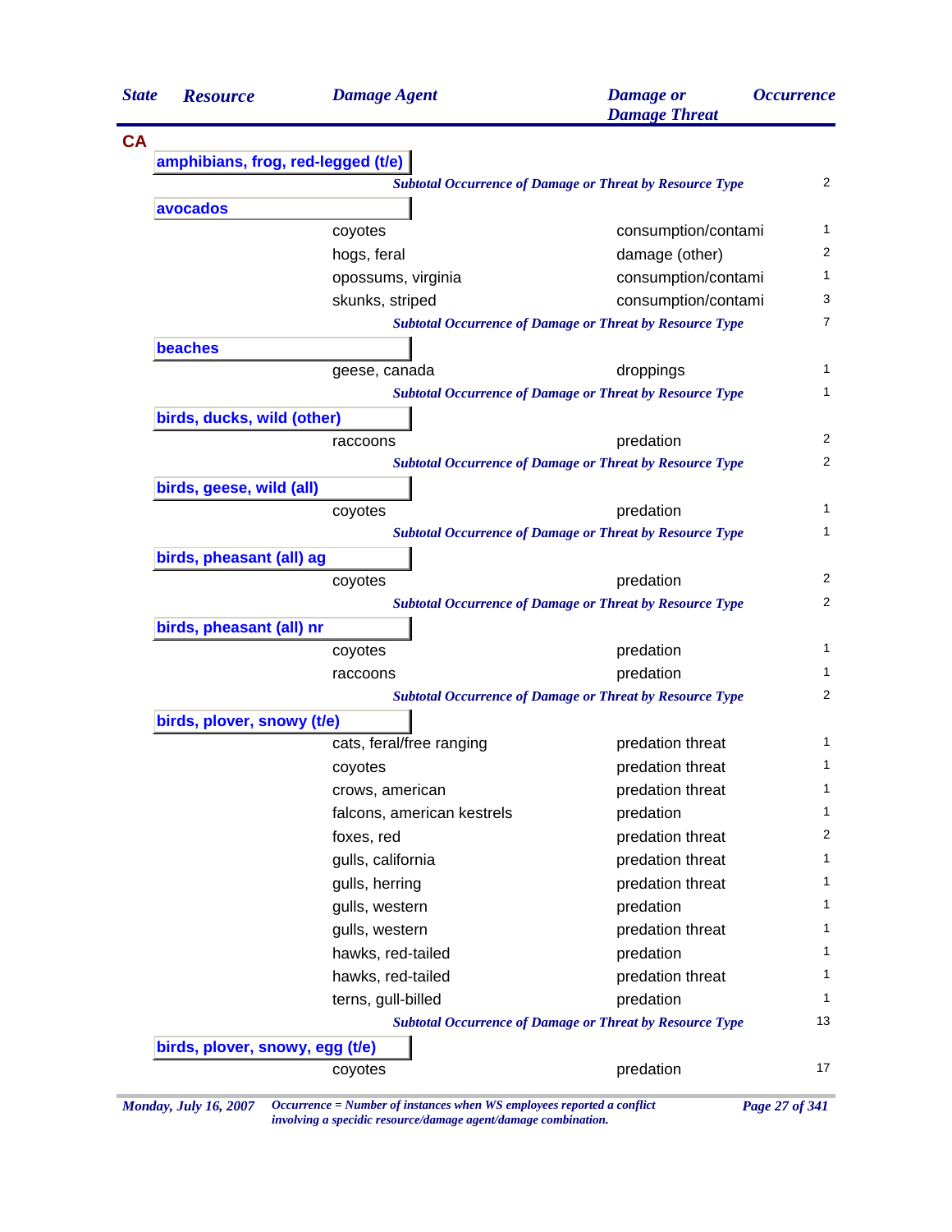| State | Resource | Damage Agent | Damage or Damage Threat | Occurrence |
|---|---|---|---|---|
| **CA** | | | | |
| | **amphibians, frog, red-legged (t/e)** | | | |
| | | *Subtotal Occurrence of Damage or Threat by Resource Type* | | 2 |
| | **avocados** | | | |
| | | coyotes | consumption/contami | 1 |
| | | hogs, feral | damage (other) | 2 |
| | | opossums, virginia | consumption/contami | 1 |
| | | skunks, striped | consumption/contami | 3 |
| | | *Subtotal Occurrence of Damage or Threat by Resource Type* | | 7 |
| | **beaches** | | | |
| | | geese, canada | droppings | 1 |
| | | *Subtotal Occurrence of Damage or Threat by Resource Type* | | 1 |
| | **birds, ducks, wild (other)** | | | |
| | | raccoons | predation | 2 |
| | | *Subtotal Occurrence of Damage or Threat by Resource Type* | | 2 |
| | **birds, geese, wild (all)** | | | |
| | | coyotes | predation | 1 |
| | | *Subtotal Occurrence of Damage or Threat by Resource Type* | | 1 |
| | **birds, pheasant (all) ag** | | | |
| | | coyotes | predation | 2 |
| | | *Subtotal Occurrence of Damage or Threat by Resource Type* | | 2 |
| | **birds, pheasant (all) nr** | | | |
| | | coyotes | predation | 1 |
| | | raccoons | predation | 1 |
| | | *Subtotal Occurrence of Damage or Threat by Resource Type* | | 2 |
| | **birds, plover, snowy (t/e)** | | | |
| | | cats, feral/free ranging | predation threat | 1 |
| | | coyotes | predation threat | 1 |
| | | crows, american | predation threat | 1 |
| | | falcons, american kestrels | predation | 1 |
| | | foxes, red | predation threat | 2 |
| | | gulls, california | predation threat | 1 |
| | | gulls, herring | predation threat | 1 |
| | | gulls, western | predation | 1 |
| | | gulls, western | predation threat | 1 |
| | | hawks, red-tailed | predation | 1 |
| | | hawks, red-tailed | predation threat | 1 |
| | | terns, gull-billed | predation | 1 |
| | | *Subtotal Occurrence of Damage or Threat by Resource Type* | | 13 |
| | **birds, plover, snowy, egg (t/e)** | | | |
| | | coyotes | predation | 17 |

*Monday, July 16, 2007*

*Occurrence = Number of instances when WS employees reported a conflict involving a specidic resource/damage agent/damage combination.*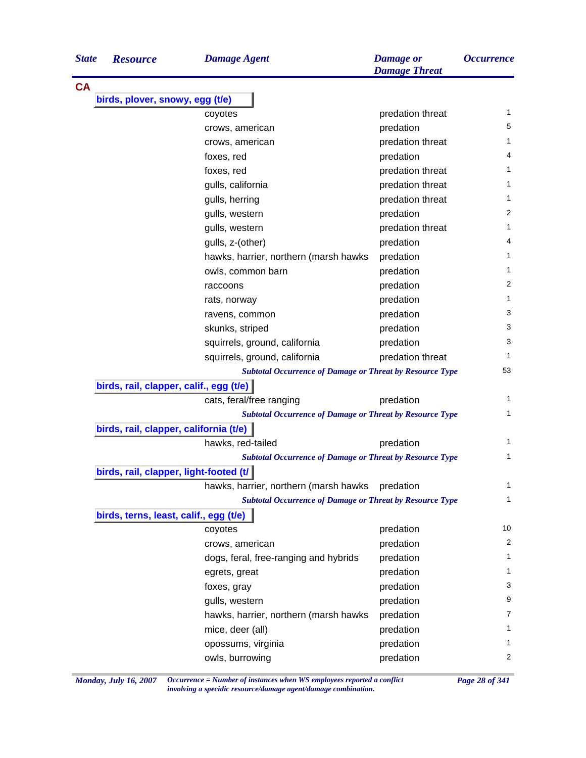| State | Resource | Damage Agent | Damage or Damage Threat | Occurrence |
|---|---|---|---|---|
| **CA** | | | | |
| | **birds, plover, snowy, egg (t/e)** | | | |
| | | coyotes | predation threat | 1 |
| | | crows, american | predation | 5 |
| | | crows, american | predation threat | 1 |
| | | foxes, red | predation | 4 |
| | | foxes, red | predation threat | 1 |
| | | gulls, california | predation threat | 1 |
| | | gulls, herring | predation threat | 1 |
| | | gulls, western | predation | 2 |
| | | gulls, western | predation threat | 1 |
| | | gulls, z-(other) | predation | 4 |
| | | hawks, harrier, northern (marsh hawks | predation | 1 |
| | | owls, common barn | predation | 1 |
| | | raccoons | predation | 2 |
| | | rats, norway | predation | 1 |
| | | ravens, common | predation | 3 |
| | | skunks, striped | predation | 3 |
| | | squirrels, ground, california | predation | 3 |
| | | squirrels, ground, california | predation threat | 1 |
| | | ***Subtotal Occurrence of Damage or Threat by Resource Type*** | | 53 |
| | **birds, rail, clapper, calif., egg (t/e)** | | | |
| | | cats, feral/free ranging | predation | 1 |
| | | ***Subtotal Occurrence of Damage or Threat by Resource Type*** | | 1 |
| | **birds, rail, clapper, california (t/e)** | | | |
| | | hawks, red-tailed | predation | 1 |
| | | ***Subtotal Occurrence of Damage or Threat by Resource Type*** | | 1 |
| | **birds, rail, clapper, light-footed (t/** | | | |
| | | hawks, harrier, northern (marsh hawks | predation | 1 |
| | | ***Subtotal Occurrence of Damage or Threat by Resource Type*** | | 1 |
| | **birds, terns, least, calif., egg (t/e)** | | | |
| | | coyotes | predation | 10 |
| | | crows, american | predation | 2 |
| | | dogs, feral, free-ranging and hybrids | predation | 1 |
| | | egrets, great | predation | 1 |
| | | foxes, gray | predation | 3 |
| | | gulls, western | predation | 9 |
| | | hawks, harrier, northern (marsh hawks | predation | 7 |
| | | mice, deer (all) | predation | 1 |
| | | opossums, virginia | predation | 1 |
| | | owls, burrowing | predation | 2 |

*Monday, July 16, 2007* — *Occurrence = Number of instances when WS employees reported a conflict involving a specidic resource/damage agent/damage combination.*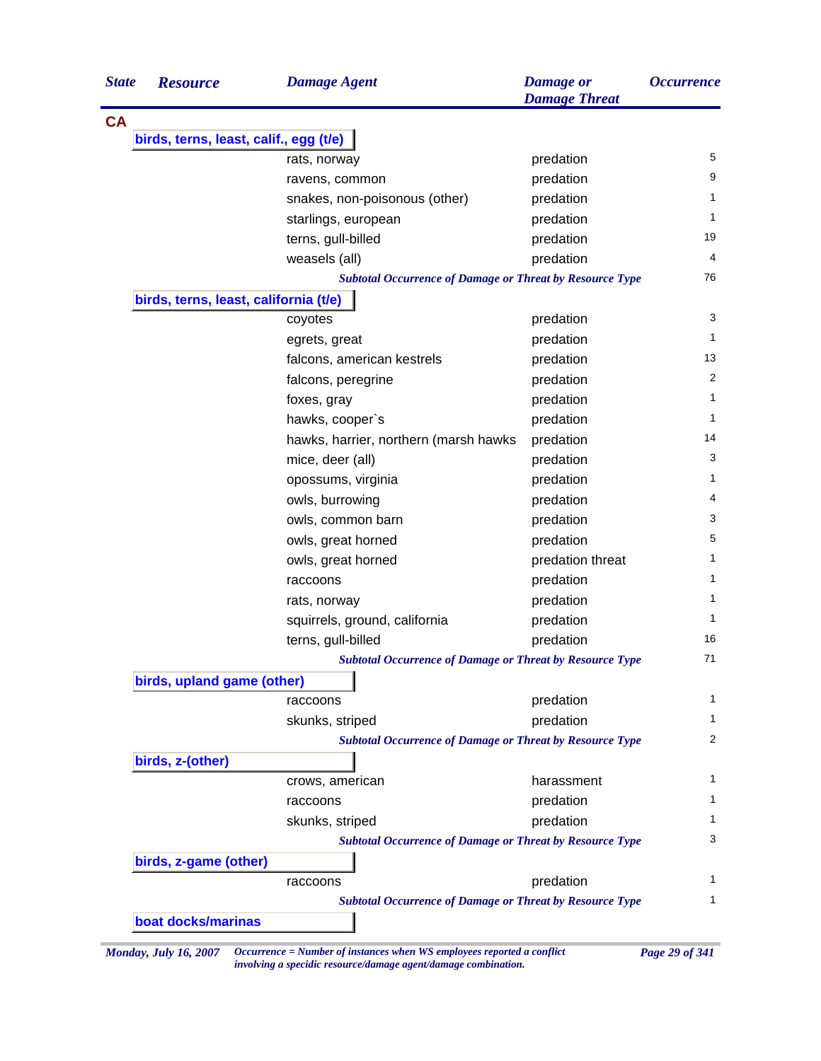| State | Resource | Damage Agent | Damage or Damage Threat | Occurrence |
|---|---|---|---|---|
| **CA** | | | | |
| | **birds, terns, least, calif., egg (t/e)** | | | |
| | | rats, norway | predation | 5 |
| | | ravens, common | predation | 9 |
| | | snakes, non-poisonous (other) | predation | 1 |
| | | starlings, european | predation | 1 |
| | | terns, gull-billed | predation | 19 |
| | | weasels (all) | predation | 4 |
| | | *Subtotal Occurrence of Damage or Threat by Resource Type* | | 76 |
| | **birds, terns, least, california (t/e)** | | | |
| | | coyotes | predation | 3 |
| | | egrets, great | predation | 1 |
| | | falcons, american kestrels | predation | 13 |
| | | falcons, peregrine | predation | 2 |
| | | foxes, gray | predation | 1 |
| | | hawks, cooper`s | predation | 1 |
| | | hawks, harrier, northern (marsh hawks | predation | 14 |
| | | mice, deer (all) | predation | 3 |
| | | opossums, virginia | predation | 1 |
| | | owls, burrowing | predation | 4 |
| | | owls, common barn | predation | 3 |
| | | owls, great horned | predation | 5 |
| | | owls, great horned | predation threat | 1 |
| | | raccoons | predation | 1 |
| | | rats, norway | predation | 1 |
| | | squirrels, ground, california | predation | 1 |
| | | terns, gull-billed | predation | 16 |
| | | *Subtotal Occurrence of Damage or Threat by Resource Type* | | 71 |
| | **birds, upland game (other)** | | | |
| | | raccoons | predation | 1 |
| | | skunks, striped | predation | 1 |
| | | *Subtotal Occurrence of Damage or Threat by Resource Type* | | 2 |
| | **birds, z-(other)** | | | |
| | | crows, american | harassment | 1 |
| | | raccoons | predation | 1 |
| | | skunks, striped | predation | 1 |
| | | *Subtotal Occurrence of Damage or Threat by Resource Type* | | 3 |
| | **birds, z-game (other)** | | | |
| | | raccoons | predation | 1 |
| | | *Subtotal Occurrence of Damage or Threat by Resource Type* | | 1 |
| | **boat docks/marinas** | | | |

*Monday, July 16, 2007* — *Occurrence = Number of instances when WS employees reported a conflict involving a specidic resource/damage agent/damage combination.*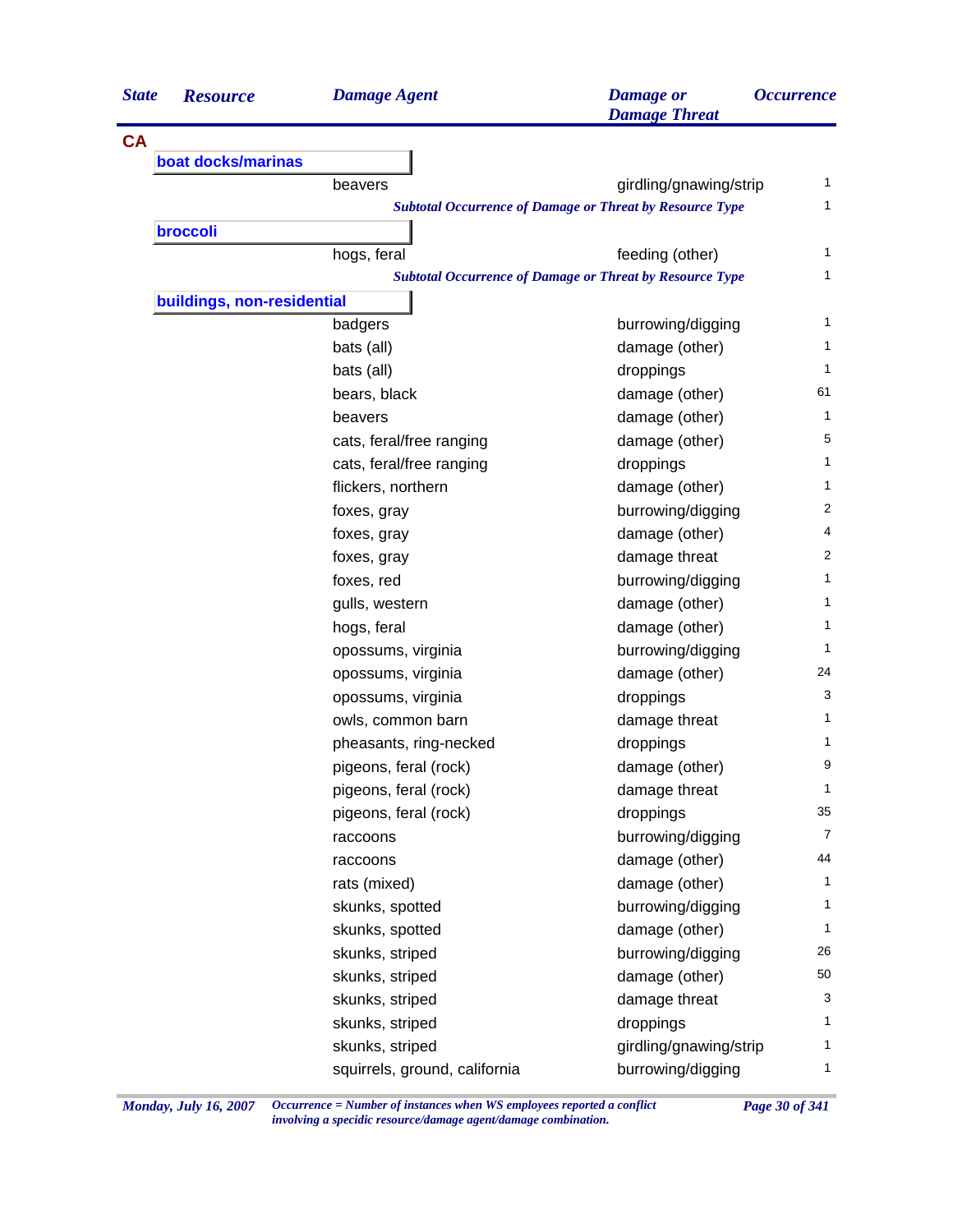| State | Resource | Damage Agent | Damage or Damage Threat | Occurrence |
|---|---|---|---|---|
| **CA** | | | | |
| | **boat docks/marinas** | | | |
| | | beavers | girdling/gnawing/strip | 1 |
| | | *Subtotal Occurrence of Damage or Threat by Resource Type* | | 1 |
| | **broccoli** | | | |
| | | hogs, feral | feeding (other) | 1 |
| | | *Subtotal Occurrence of Damage or Threat by Resource Type* | | 1 |
| | **buildings, non-residential** | | | |
| | | badgers | burrowing/digging | 1 |
| | | bats (all) | damage (other) | 1 |
| | | bats (all) | droppings | 1 |
| | | bears, black | damage (other) | 61 |
| | | beavers | damage (other) | 1 |
| | | cats, feral/free ranging | damage (other) | 5 |
| | | cats, feral/free ranging | droppings | 1 |
| | | flickers, northern | damage (other) | 1 |
| | | foxes, gray | burrowing/digging | 2 |
| | | foxes, gray | damage (other) | 4 |
| | | foxes, gray | damage threat | 2 |
| | | foxes, red | burrowing/digging | 1 |
| | | gulls, western | damage (other) | 1 |
| | | hogs, feral | damage (other) | 1 |
| | | opossums, virginia | burrowing/digging | 1 |
| | | opossums, virginia | damage (other) | 24 |
| | | opossums, virginia | droppings | 3 |
| | | owls, common barn | damage threat | 1 |
| | | pheasants, ring-necked | droppings | 1 |
| | | pigeons, feral (rock) | damage (other) | 9 |
| | | pigeons, feral (rock) | damage threat | 1 |
| | | pigeons, feral (rock) | droppings | 35 |
| | | raccoons | burrowing/digging | 7 |
| | | raccoons | damage (other) | 44 |
| | | rats (mixed) | damage (other) | 1 |
| | | skunks, spotted | burrowing/digging | 1 |
| | | skunks, spotted | damage (other) | 1 |
| | | skunks, striped | burrowing/digging | 26 |
| | | skunks, striped | damage (other) | 50 |
| | | skunks, striped | damage threat | 3 |
| | | skunks, striped | droppings | 1 |
| | | skunks, striped | girdling/gnawing/strip | 1 |
| | | squirrels, ground, california | burrowing/digging | 1 |

*Monday, July 16, 2007*

*Occurrence = Number of instances when WS employees reported a conflict involving a specidic resource/damage agent/damage combination.*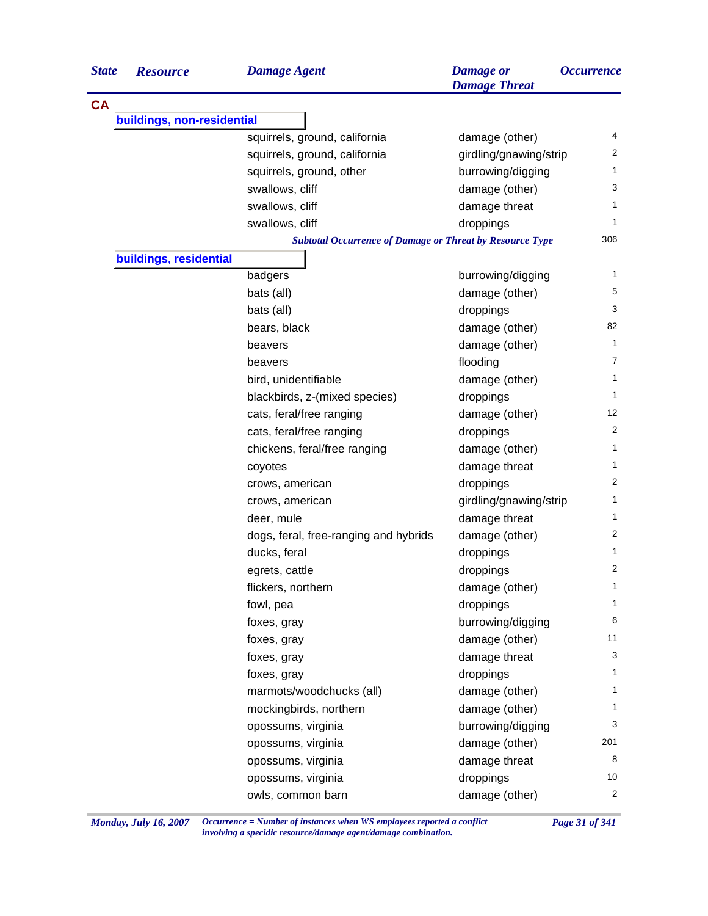| State | Resource | Damage Agent | Damage or Damage Threat | Occurrence |
|---|---|---|---|---|
| **CA** | | | | |
| | **buildings, non-residential** | | | |
| | | squirrels, ground, california | damage (other) | 4 |
| | | squirrels, ground, california | girdling/gnawing/strip | 2 |
| | | squirrels, ground, other | burrowing/digging | 1 |
| | | swallows, cliff | damage (other) | 3 |
| | | swallows, cliff | damage threat | 1 |
| | | swallows, cliff | droppings | 1 |
| | | *Subtotal Occurrence of Damage or Threat by Resource Type* | | 306 |
| | **buildings, residential** | | | |
| | | badgers | burrowing/digging | 1 |
| | | bats (all) | damage (other) | 5 |
| | | bats (all) | droppings | 3 |
| | | bears, black | damage (other) | 82 |
| | | beavers | damage (other) | 1 |
| | | beavers | flooding | 7 |
| | | bird, unidentifiable | damage (other) | 1 |
| | | blackbirds, z-(mixed species) | droppings | 1 |
| | | cats, feral/free ranging | damage (other) | 12 |
| | | cats, feral/free ranging | droppings | 2 |
| | | chickens, feral/free ranging | damage (other) | 1 |
| | | coyotes | damage threat | 1 |
| | | crows, american | droppings | 2 |
| | | crows, american | girdling/gnawing/strip | 1 |
| | | deer, mule | damage threat | 1 |
| | | dogs, feral, free-ranging and hybrids | damage (other) | 2 |
| | | ducks, feral | droppings | 1 |
| | | egrets, cattle | droppings | 2 |
| | | flickers, northern | damage (other) | 1 |
| | | fowl, pea | droppings | 1 |
| | | foxes, gray | burrowing/digging | 6 |
| | | foxes, gray | damage (other) | 11 |
| | | foxes, gray | damage threat | 3 |
| | | foxes, gray | droppings | 1 |
| | | marmots/woodchucks (all) | damage (other) | 1 |
| | | mockingbirds, northern | damage (other) | 1 |
| | | opossums, virginia | burrowing/digging | 3 |
| | | opossums, virginia | damage (other) | 201 |
| | | opossums, virginia | damage threat | 8 |
| | | opossums, virginia | droppings | 10 |
| | | owls, common barn | damage (other) | 2 |

*Occurrence = Number of instances when WS employees reported a conflict involving a specidic resource/damage agent/damage combination.*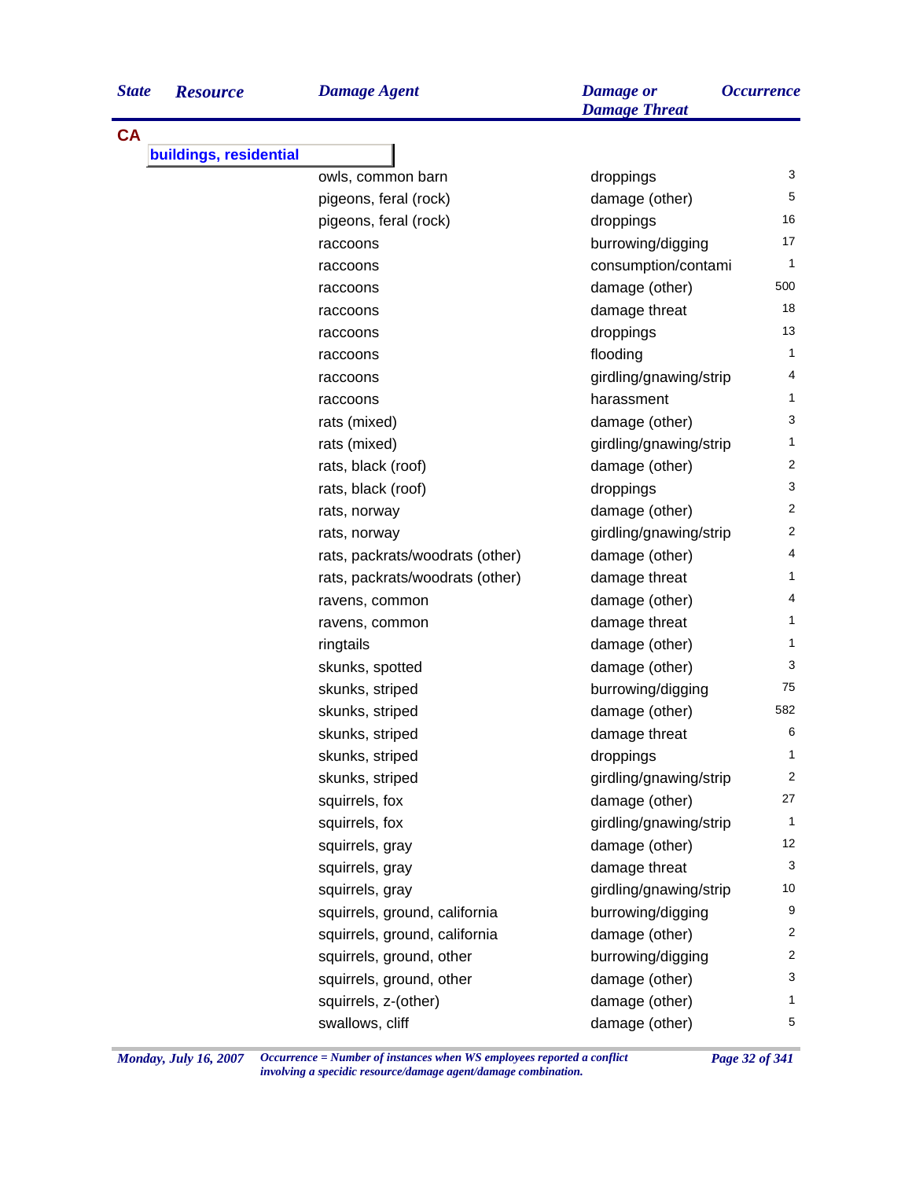| State | Resource | Damage Agent | Damage or Damage Threat | Occurrence |
|---|---|---|---|---|
| **CA** | | | | |
| | **buildings, residential** | | | |
| | | owls, common barn | droppings | 3 |
| | | pigeons, feral (rock) | damage (other) | 5 |
| | | pigeons, feral (rock) | droppings | 16 |
| | | raccoons | burrowing/digging | 17 |
| | | raccoons | consumption/contami | 1 |
| | | raccoons | damage (other) | 500 |
| | | raccoons | damage threat | 18 |
| | | raccoons | droppings | 13 |
| | | raccoons | flooding | 1 |
| | | raccoons | girdling/gnawing/strip | 4 |
| | | raccoons | harassment | 1 |
| | | rats (mixed) | damage (other) | 3 |
| | | rats (mixed) | girdling/gnawing/strip | 1 |
| | | rats, black (roof) | damage (other) | 2 |
| | | rats, black (roof) | droppings | 3 |
| | | rats, norway | damage (other) | 2 |
| | | rats, norway | girdling/gnawing/strip | 2 |
| | | rats, packrats/woodrats (other) | damage (other) | 4 |
| | | rats, packrats/woodrats (other) | damage threat | 1 |
| | | ravens, common | damage (other) | 4 |
| | | ravens, common | damage threat | 1 |
| | | ringtails | damage (other) | 1 |
| | | skunks, spotted | damage (other) | 3 |
| | | skunks, striped | burrowing/digging | 75 |
| | | skunks, striped | damage (other) | 582 |
| | | skunks, striped | damage threat | 6 |
| | | skunks, striped | droppings | 1 |
| | | skunks, striped | girdling/gnawing/strip | 2 |
| | | squirrels, fox | damage (other) | 27 |
| | | squirrels, fox | girdling/gnawing/strip | 1 |
| | | squirrels, gray | damage (other) | 12 |
| | | squirrels, gray | damage threat | 3 |
| | | squirrels, gray | girdling/gnawing/strip | 10 |
| | | squirrels, ground, california | burrowing/digging | 9 |
| | | squirrels, ground, california | damage (other) | 2 |
| | | squirrels, ground, other | burrowing/digging | 2 |
| | | squirrels, ground, other | damage (other) | 3 |
| | | squirrels, z-(other) | damage (other) | 1 |
| | | swallows, cliff | damage (other) | 5 |

*Occurrence = Number of instances when WS employees reported a conflict involving a specidic resource/damage agent/damage combination.*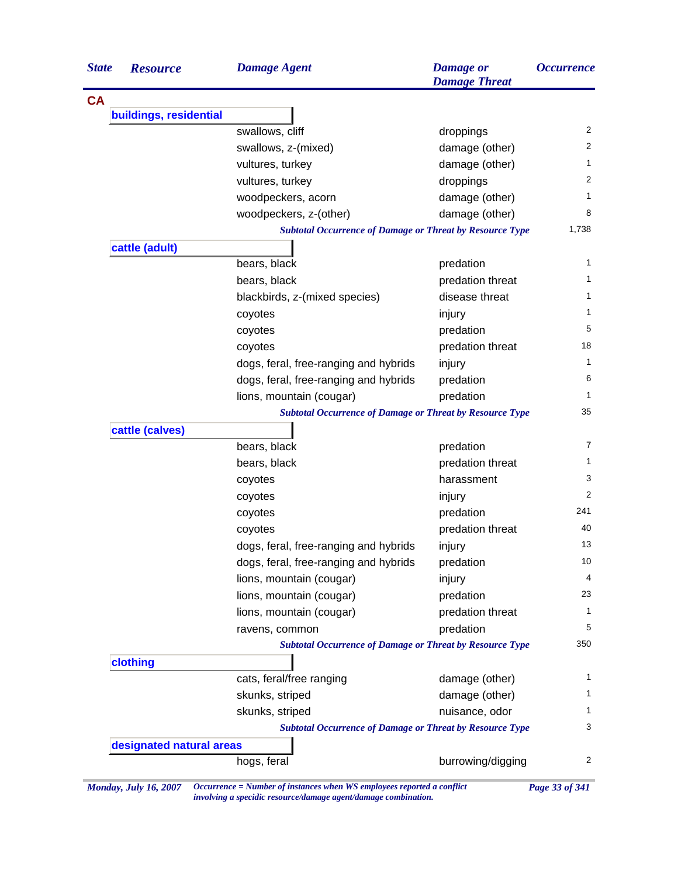| State | Resource | Damage Agent | Damage or Damage Threat | Occurrence |
|---|---|---|---|---|
| CA | | | | |
| | **buildings, residential** | | | |
| | | swallows, cliff | droppings | 2 |
| | | swallows, z-(mixed) | damage (other) | 2 |
| | | vultures, turkey | damage (other) | 1 |
| | | vultures, turkey | droppings | 2 |
| | | woodpeckers, acorn | damage (other) | 1 |
| | | woodpeckers, z-(other) | damage (other) | 8 |
| | | *Subtotal Occurrence of Damage or Threat by Resource Type* | | 1,738 |
| | **cattle (adult)** | | | |
| | | bears, black | predation | 1 |
| | | bears, black | predation threat | 1 |
| | | blackbirds, z-(mixed species) | disease threat | 1 |
| | | coyotes | injury | 1 |
| | | coyotes | predation | 5 |
| | | coyotes | predation threat | 18 |
| | | dogs, feral, free-ranging and hybrids | injury | 1 |
| | | dogs, feral, free-ranging and hybrids | predation | 6 |
| | | lions, mountain (cougar) | predation | 1 |
| | | *Subtotal Occurrence of Damage or Threat by Resource Type* | | 35 |
| | **cattle (calves)** | | | |
| | | bears, black | predation | 7 |
| | | bears, black | predation threat | 1 |
| | | coyotes | harassment | 3 |
| | | coyotes | injury | 2 |
| | | coyotes | predation | 241 |
| | | coyotes | predation threat | 40 |
| | | dogs, feral, free-ranging and hybrids | injury | 13 |
| | | dogs, feral, free-ranging and hybrids | predation | 10 |
| | | lions, mountain (cougar) | injury | 4 |
| | | lions, mountain (cougar) | predation | 23 |
| | | lions, mountain (cougar) | predation threat | 1 |
| | | ravens, common | predation | 5 |
| | | *Subtotal Occurrence of Damage or Threat by Resource Type* | | 350 |
| | **clothing** | | | |
| | | cats, feral/free ranging | damage (other) | 1 |
| | | skunks, striped | damage (other) | 1 |
| | | skunks, striped | nuisance, odor | 1 |
| | | *Subtotal Occurrence of Damage or Threat by Resource Type* | | 3 |
| | **designated natural areas** | | | |
| | | hogs, feral | burrowing/digging | 2 |

*Monday, July 16, 2007*

*Occurrence = Number of instances when WS employees reported a conflict involving a specidic resource/damage agent/damage combination.*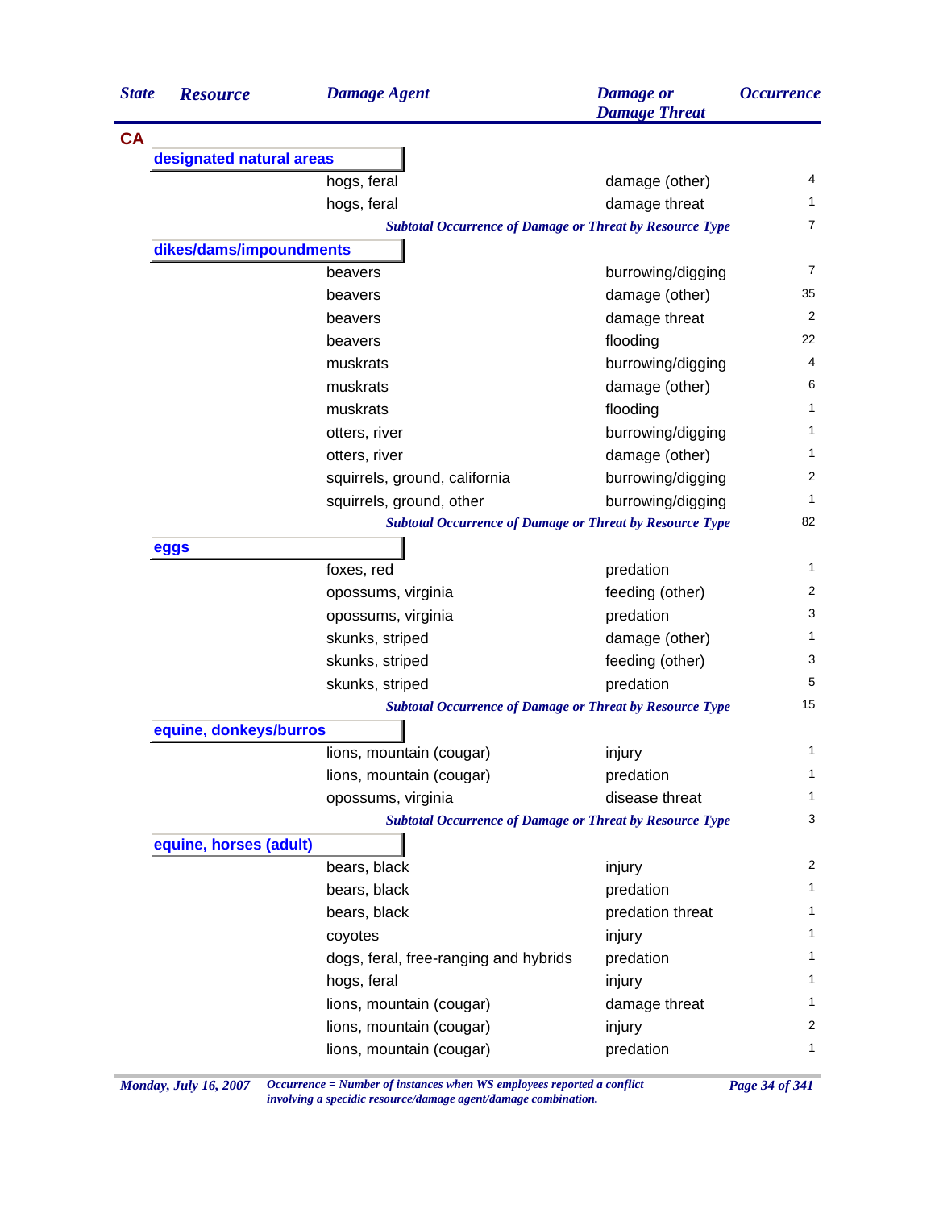| State | Resource | Damage Agent | Damage or Damage Threat | Occurrence |
|---|---|---|---|---|
| **CA** | | | | |
| | **designated natural areas** | | | |
| | | hogs, feral | damage (other) | 4 |
| | | hogs, feral | damage threat | 1 |
| | | | ***Subtotal Occurrence of Damage or Threat by Resource Type*** | 7 |
| | **dikes/dams/impoundments** | | | |
| | | beavers | burrowing/digging | 7 |
| | | beavers | damage (other) | 35 |
| | | beavers | damage threat | 2 |
| | | beavers | flooding | 22 |
| | | muskrats | burrowing/digging | 4 |
| | | muskrats | damage (other) | 6 |
| | | muskrats | flooding | 1 |
| | | otters, river | burrowing/digging | 1 |
| | | otters, river | damage (other) | 1 |
| | | squirrels, ground, california | burrowing/digging | 2 |
| | | squirrels, ground, other | burrowing/digging | 1 |
| | | | ***Subtotal Occurrence of Damage or Threat by Resource Type*** | 82 |
| | **eggs** | | | |
| | | foxes, red | predation | 1 |
| | | opossums, virginia | feeding (other) | 2 |
| | | opossums, virginia | predation | 3 |
| | | skunks, striped | damage (other) | 1 |
| | | skunks, striped | feeding (other) | 3 |
| | | skunks, striped | predation | 5 |
| | | | ***Subtotal Occurrence of Damage or Threat by Resource Type*** | 15 |
| | **equine, donkeys/burros** | | | |
| | | lions, mountain (cougar) | injury | 1 |
| | | lions, mountain (cougar) | predation | 1 |
| | | opossums, virginia | disease threat | 1 |
| | | | ***Subtotal Occurrence of Damage or Threat by Resource Type*** | 3 |
| | **equine, horses (adult)** | | | |
| | | bears, black | injury | 2 |
| | | bears, black | predation | 1 |
| | | bears, black | predation threat | 1 |
| | | coyotes | injury | 1 |
| | | dogs, feral, free-ranging and hybrids | predation | 1 |
| | | hogs, feral | injury | 1 |
| | | lions, mountain (cougar) | damage threat | 1 |
| | | lions, mountain (cougar) | injury | 2 |
| | | lions, mountain (cougar) | predation | 1 |

*Occurrence = Number of instances when WS employees reported a conflict involving a specidic resource/damage agent/damage combination.*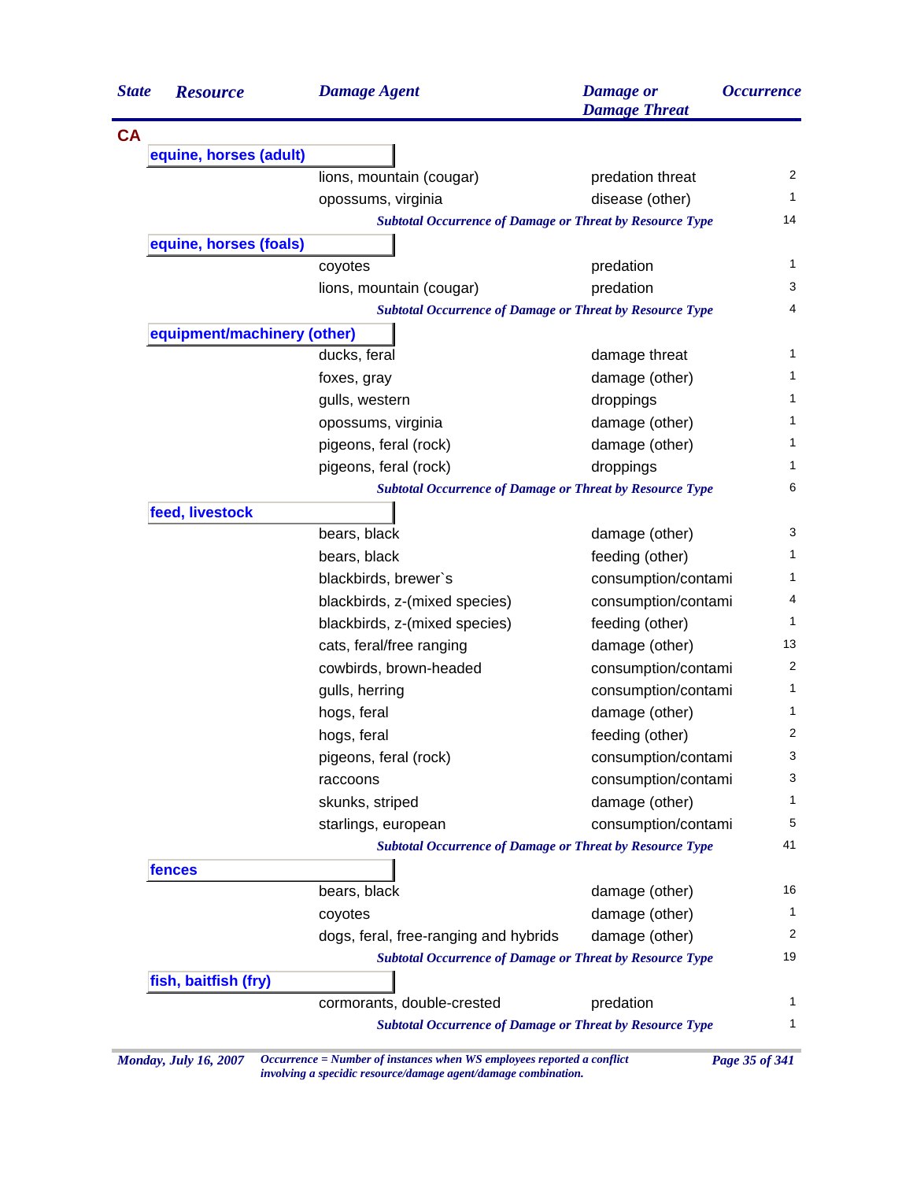| State | Resource | Damage Agent | Damage or Damage Threat | Occurrence |
|---|---|---|---|---|
| **CA** | | | | |
| | **equine, horses (adult)** | | | |
| | | lions, mountain (cougar) | predation threat | 2 |
| | | opossums, virginia | disease (other) | 1 |
| | | *Subtotal Occurrence of Damage or Threat by Resource Type* | | 14 |
| | **equine, horses (foals)** | | | |
| | | coyotes | predation | 1 |
| | | lions, mountain (cougar) | predation | 3 |
| | | *Subtotal Occurrence of Damage or Threat by Resource Type* | | 4 |
| | **equipment/machinery (other)** | | | |
| | | ducks, feral | damage threat | 1 |
| | | foxes, gray | damage (other) | 1 |
| | | gulls, western | droppings | 1 |
| | | opossums, virginia | damage (other) | 1 |
| | | pigeons, feral (rock) | damage (other) | 1 |
| | | pigeons, feral (rock) | droppings | 1 |
| | | *Subtotal Occurrence of Damage or Threat by Resource Type* | | 6 |
| | **feed, livestock** | | | |
| | | bears, black | damage (other) | 3 |
| | | bears, black | feeding (other) | 1 |
| | | blackbirds, brewer`s | consumption/contami | 1 |
| | | blackbirds, z-(mixed species) | consumption/contami | 4 |
| | | blackbirds, z-(mixed species) | feeding (other) | 1 |
| | | cats, feral/free ranging | damage (other) | 13 |
| | | cowbirds, brown-headed | consumption/contami | 2 |
| | | gulls, herring | consumption/contami | 1 |
| | | hogs, feral | damage (other) | 1 |
| | | hogs, feral | feeding (other) | 2 |
| | | pigeons, feral (rock) | consumption/contami | 3 |
| | | raccoons | consumption/contami | 3 |
| | | skunks, striped | damage (other) | 1 |
| | | starlings, european | consumption/contami | 5 |
| | | *Subtotal Occurrence of Damage or Threat by Resource Type* | | 41 |
| | **fences** | | | |
| | | bears, black | damage (other) | 16 |
| | | coyotes | damage (other) | 1 |
| | | dogs, feral, free-ranging and hybrids | damage (other) | 2 |
| | | *Subtotal Occurrence of Damage or Threat by Resource Type* | | 19 |
| | **fish, baitfish (fry)** | | | |
| | | cormorants, double-crested | predation | 1 |
| | | *Subtotal Occurrence of Damage or Threat by Resource Type* | | 1 |

*Occurrence = Number of instances when WS employees reported a conflict involving a specidic resource/damage agent/damage combination.*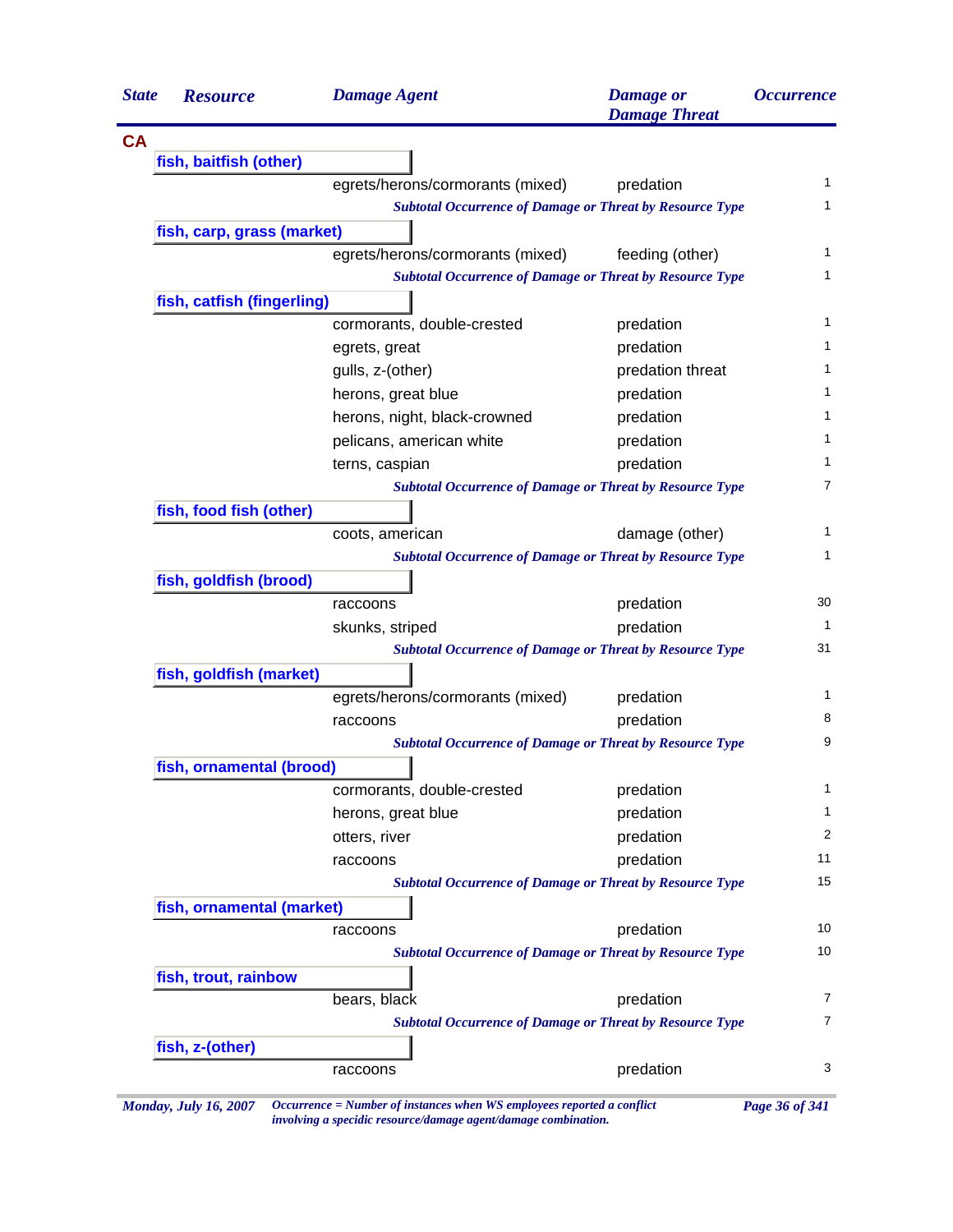| State | Resource | Damage Agent | Damage or Damage Threat | Occurrence |
|---|---|---|---|---|
| **CA** | | | | |
| | **fish, baitfish (other)** | | | |
| | | egrets/herons/cormorants (mixed) | predation | 1 |
| | | *Subtotal Occurrence of Damage or Threat by Resource Type* | | 1 |
| | **fish, carp, grass (market)** | | | |
| | | egrets/herons/cormorants (mixed) | feeding (other) | 1 |
| | | *Subtotal Occurrence of Damage or Threat by Resource Type* | | 1 |
| | **fish, catfish (fingerling)** | | | |
| | | cormorants, double-crested | predation | 1 |
| | | egrets, great | predation | 1 |
| | | gulls, z-(other) | predation threat | 1 |
| | | herons, great blue | predation | 1 |
| | | herons, night, black-crowned | predation | 1 |
| | | pelicans, american white | predation | 1 |
| | | terns, caspian | predation | 1 |
| | | *Subtotal Occurrence of Damage or Threat by Resource Type* | | 7 |
| | **fish, food fish (other)** | | | |
| | | coots, american | damage (other) | 1 |
| | | *Subtotal Occurrence of Damage or Threat by Resource Type* | | 1 |
| | **fish, goldfish (brood)** | | | |
| | | raccoons | predation | 30 |
| | | skunks, striped | predation | 1 |
| | | *Subtotal Occurrence of Damage or Threat by Resource Type* | | 31 |
| | **fish, goldfish (market)** | | | |
| | | egrets/herons/cormorants (mixed) | predation | 1 |
| | | raccoons | predation | 8 |
| | | *Subtotal Occurrence of Damage or Threat by Resource Type* | | 9 |
| | **fish, ornamental (brood)** | | | |
| | | cormorants, double-crested | predation | 1 |
| | | herons, great blue | predation | 1 |
| | | otters, river | predation | 2 |
| | | raccoons | predation | 11 |
| | | *Subtotal Occurrence of Damage or Threat by Resource Type* | | 15 |
| | **fish, ornamental (market)** | | | |
| | | raccoons | predation | 10 |
| | | *Subtotal Occurrence of Damage or Threat by Resource Type* | | 10 |
| | **fish, trout, rainbow** | | | |
| | | bears, black | predation | 7 |
| | | *Subtotal Occurrence of Damage or Threat by Resource Type* | | 7 |
| | **fish, z-(other)** | | | |
| | | raccoons | predation | 3 |

*Occurrence = Number of instances when WS employees reported a conflict involving a specidic resource/damage agent/damage combination.*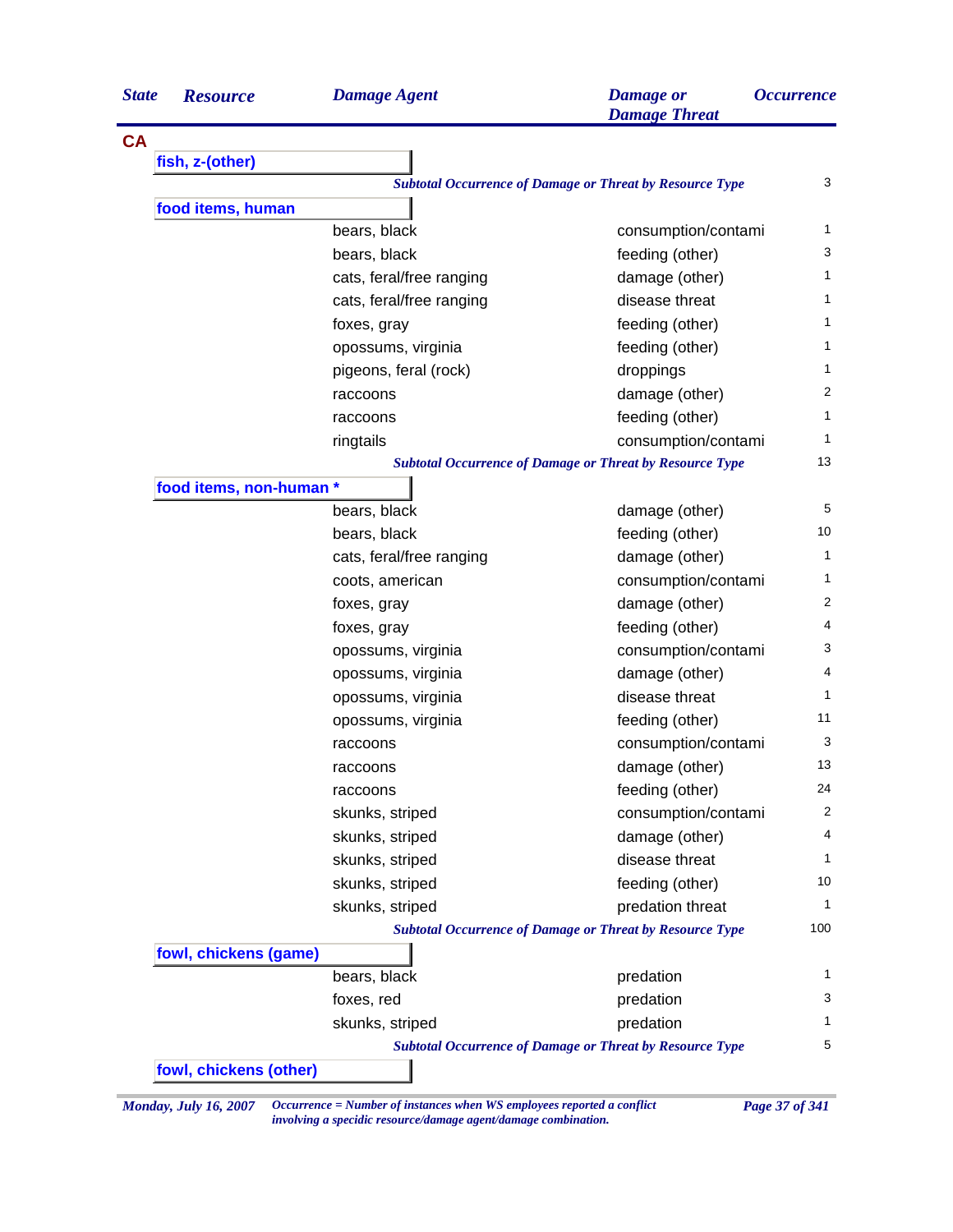| State | Resource | Damage Agent | Damage or Damage Threat | Occurrence |
|---|---|---|---|---|
| CA | | | | |
| | **fish, z-(other)** | | | |
| | | *Subtotal Occurrence of Damage or Threat by Resource Type* | | 3 |
| | **food items, human** | | | |
| | | bears, black | consumption/contami | 1 |
| | | bears, black | feeding (other) | 3 |
| | | cats, feral/free ranging | damage (other) | 1 |
| | | cats, feral/free ranging | disease threat | 1 |
| | | foxes, gray | feeding (other) | 1 |
| | | opossums, virginia | feeding (other) | 1 |
| | | pigeons, feral (rock) | droppings | 1 |
| | | raccoons | damage (other) | 2 |
| | | raccoons | feeding (other) | 1 |
| | | ringtails | consumption/contami | 1 |
| | | *Subtotal Occurrence of Damage or Threat by Resource Type* | | 13 |
| | **food items, non-human *** | | | |
| | | bears, black | damage (other) | 5 |
| | | bears, black | feeding (other) | 10 |
| | | cats, feral/free ranging | damage (other) | 1 |
| | | coots, american | consumption/contami | 1 |
| | | foxes, gray | damage (other) | 2 |
| | | foxes, gray | feeding (other) | 4 |
| | | opossums, virginia | consumption/contami | 3 |
| | | opossums, virginia | damage (other) | 4 |
| | | opossums, virginia | disease threat | 1 |
| | | opossums, virginia | feeding (other) | 11 |
| | | raccoons | consumption/contami | 3 |
| | | raccoons | damage (other) | 13 |
| | | raccoons | feeding (other) | 24 |
| | | skunks, striped | consumption/contami | 2 |
| | | skunks, striped | damage (other) | 4 |
| | | skunks, striped | disease threat | 1 |
| | | skunks, striped | feeding (other) | 10 |
| | | skunks, striped | predation threat | 1 |
| | | *Subtotal Occurrence of Damage or Threat by Resource Type* | | 100 |
| | **fowl, chickens (game)** | | | |
| | | bears, black | predation | 1 |
| | | foxes, red | predation | 3 |
| | | skunks, striped | predation | 1 |
| | | *Subtotal Occurrence of Damage or Threat by Resource Type* | | 5 |
| | **fowl, chickens (other)** | | | |

*Monday, July 16, 2007* — *Occurrence = Number of instances when WS employees reported a conflict involving a specidic resource/damage agent/damage combination.*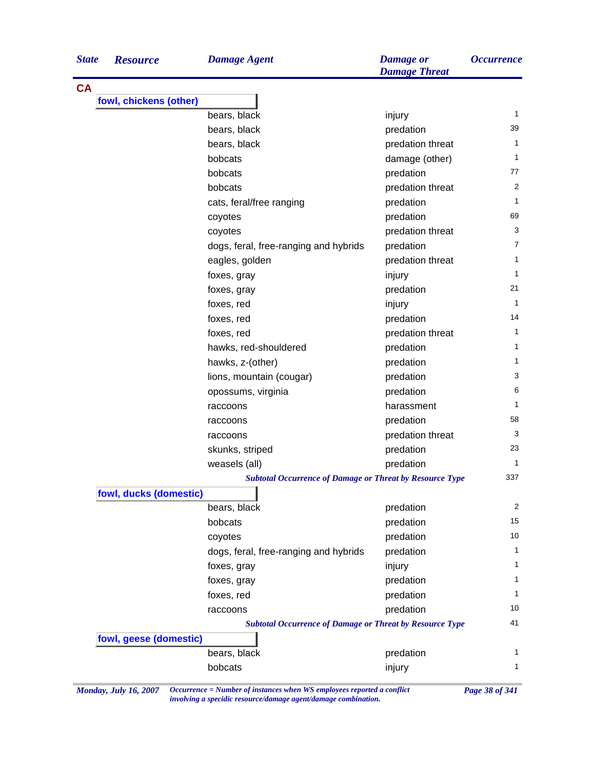| State | Resource | Damage Agent | Damage or Damage Threat | Occurrence |
|---|---|---|---|---|
| **CA** | | | | |
| | **fowl, chickens (other)** | | | |
| | | bears, black | injury | 1 |
| | | bears, black | predation | 39 |
| | | bears, black | predation threat | 1 |
| | | bobcats | damage (other) | 1 |
| | | bobcats | predation | 77 |
| | | bobcats | predation threat | 2 |
| | | cats, feral/free ranging | predation | 1 |
| | | coyotes | predation | 69 |
| | | coyotes | predation threat | 3 |
| | | dogs, feral, free-ranging and hybrids | predation | 7 |
| | | eagles, golden | predation threat | 1 |
| | | foxes, gray | injury | 1 |
| | | foxes, gray | predation | 21 |
| | | foxes, red | injury | 1 |
| | | foxes, red | predation | 14 |
| | | foxes, red | predation threat | 1 |
| | | hawks, red-shouldered | predation | 1 |
| | | hawks, z-(other) | predation | 1 |
| | | lions, mountain (cougar) | predation | 3 |
| | | opossums, virginia | predation | 6 |
| | | raccoons | harassment | 1 |
| | | raccoons | predation | 58 |
| | | raccoons | predation threat | 3 |
| | | skunks, striped | predation | 23 |
| | | weasels (all) | predation | 1 |
| | | *Subtotal Occurrence of Damage or Threat by Resource Type* | | 337 |
| | **fowl, ducks (domestic)** | | | |
| | | bears, black | predation | 2 |
| | | bobcats | predation | 15 |
| | | coyotes | predation | 10 |
| | | dogs, feral, free-ranging and hybrids | predation | 1 |
| | | foxes, gray | injury | 1 |
| | | foxes, gray | predation | 1 |
| | | foxes, red | predation | 1 |
| | | raccoons | predation | 10 |
| | | *Subtotal Occurrence of Damage or Threat by Resource Type* | | 41 |
| | **fowl, geese (domestic)** | | | |
| | | bears, black | predation | 1 |
| | | bobcats | injury | 1 |

*Monday, July 16, 2007* — *Occurrence = Number of instances when WS employees reported a conflict involving a specidic resource/damage agent/damage combination.*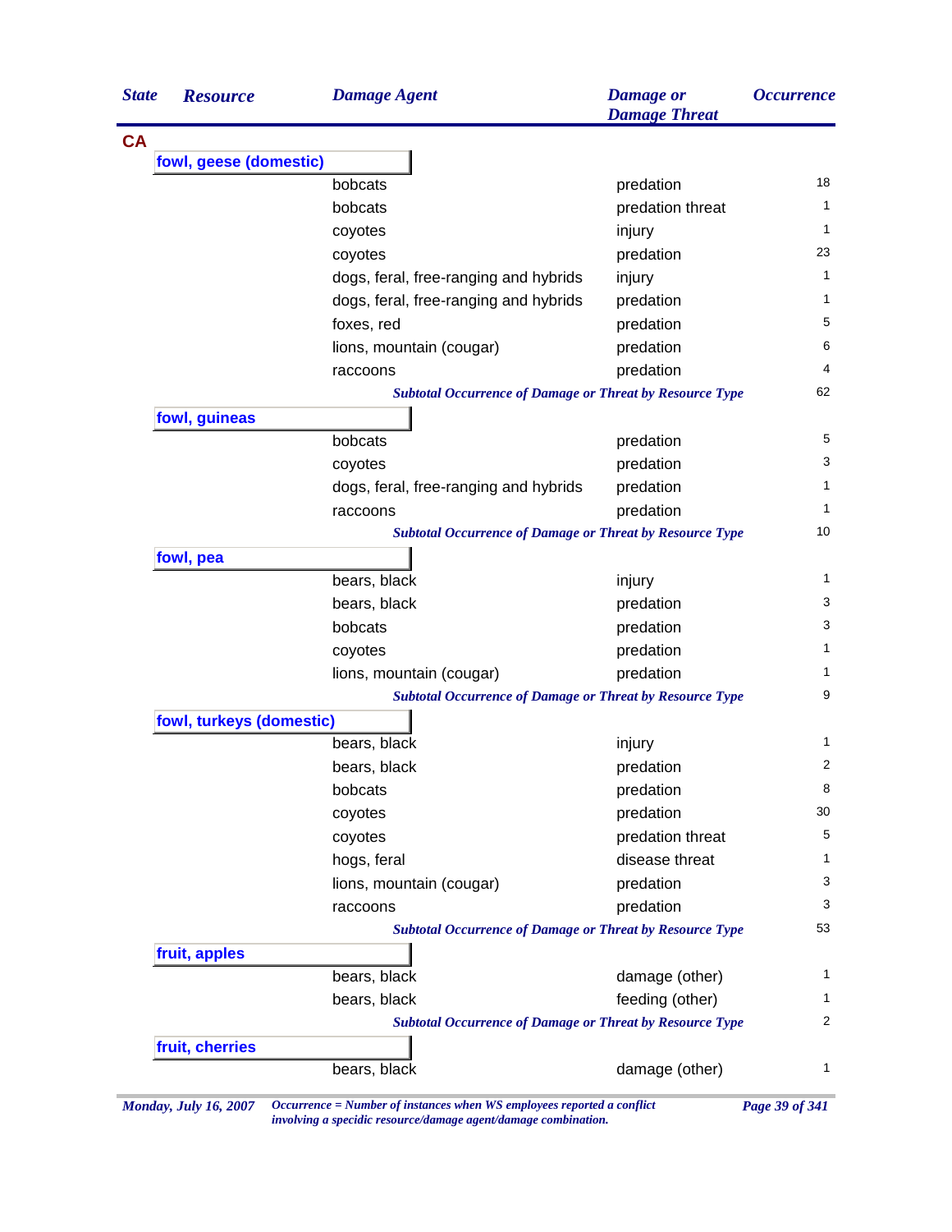| State | Resource | Damage Agent | Damage or Damage Threat | Occurrence |
|---|---|---|---|---|
| **CA** | | | | |
| | **fowl, geese (domestic)** | | | |
| | | bobcats | predation | 18 |
| | | bobcats | predation threat | 1 |
| | | coyotes | injury | 1 |
| | | coyotes | predation | 23 |
| | | dogs, feral, free-ranging and hybrids | injury | 1 |
| | | dogs, feral, free-ranging and hybrids | predation | 1 |
| | | foxes, red | predation | 5 |
| | | lions, mountain (cougar) | predation | 6 |
| | | raccoons | predation | 4 |
| | | *Subtotal Occurrence of Damage or Threat by Resource Type* | | 62 |
| | **fowl, guineas** | | | |
| | | bobcats | predation | 5 |
| | | coyotes | predation | 3 |
| | | dogs, feral, free-ranging and hybrids | predation | 1 |
| | | raccoons | predation | 1 |
| | | *Subtotal Occurrence of Damage or Threat by Resource Type* | | 10 |
| | **fowl, pea** | | | |
| | | bears, black | injury | 1 |
| | | bears, black | predation | 3 |
| | | bobcats | predation | 3 |
| | | coyotes | predation | 1 |
| | | lions, mountain (cougar) | predation | 1 |
| | | *Subtotal Occurrence of Damage or Threat by Resource Type* | | 9 |
| | **fowl, turkeys (domestic)** | | | |
| | | bears, black | injury | 1 |
| | | bears, black | predation | 2 |
| | | bobcats | predation | 8 |
| | | coyotes | predation | 30 |
| | | coyotes | predation threat | 5 |
| | | hogs, feral | disease threat | 1 |
| | | lions, mountain (cougar) | predation | 3 |
| | | raccoons | predation | 3 |
| | | *Subtotal Occurrence of Damage or Threat by Resource Type* | | 53 |
| | **fruit, apples** | | | |
| | | bears, black | damage (other) | 1 |
| | | bears, black | feeding (other) | 1 |
| | | *Subtotal Occurrence of Damage or Threat by Resource Type* | | 2 |
| | **fruit, cherries** | | | |
| | | bears, black | damage (other) | 1 |

*Monday, July 16, 2007* — *Occurrence = Number of instances when WS employees reported a conflict involving a specidic resource/damage agent/damage combination.*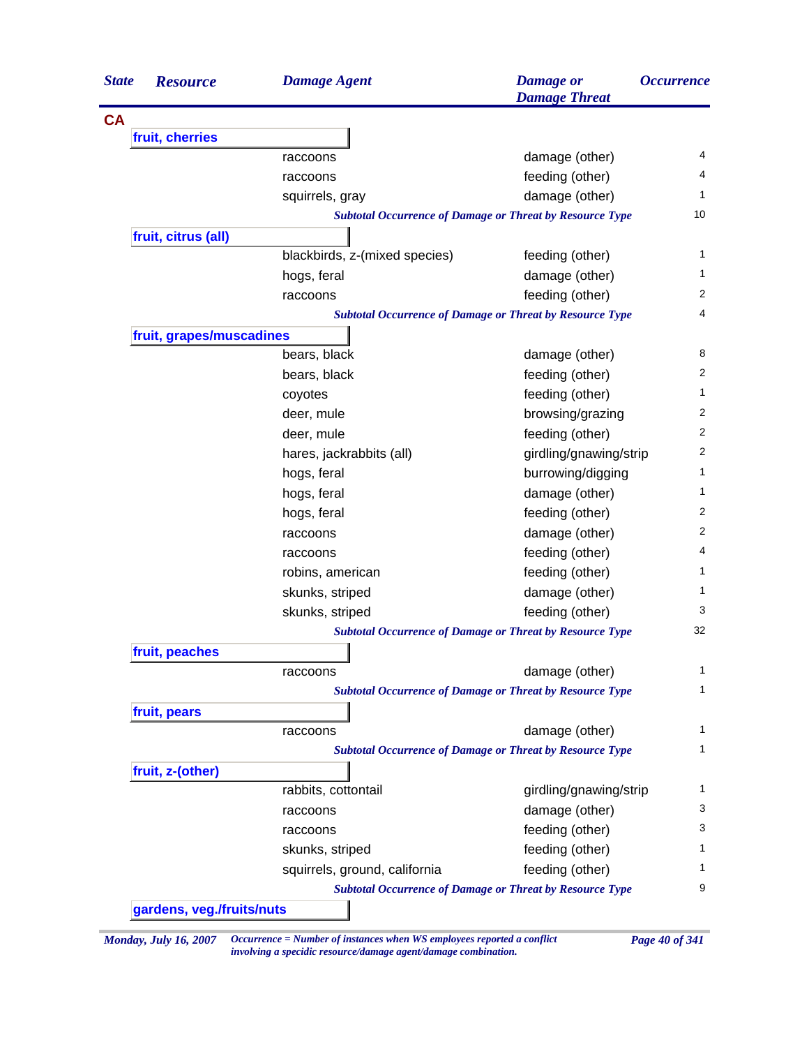| State | Resource | Damage Agent | Damage or Damage Threat | Occurrence |
|---|---|---|---|---|
| **CA** | | | | |
| | **fruit, cherries** | | | |
| | | raccoons | damage (other) | 4 |
| | | raccoons | feeding (other) | 4 |
| | | squirrels, gray | damage (other) | 1 |
| | | *Subtotal Occurrence of Damage or Threat by Resource Type* | | 10 |
| | **fruit, citrus (all)** | | | |
| | | blackbirds, z-(mixed species) | feeding (other) | 1 |
| | | hogs, feral | damage (other) | 1 |
| | | raccoons | feeding (other) | 2 |
| | | *Subtotal Occurrence of Damage or Threat by Resource Type* | | 4 |
| | **fruit, grapes/muscadines** | | | |
| | | bears, black | damage (other) | 8 |
| | | bears, black | feeding (other) | 2 |
| | | coyotes | feeding (other) | 1 |
| | | deer, mule | browsing/grazing | 2 |
| | | deer, mule | feeding (other) | 2 |
| | | hares, jackrabbits (all) | girdling/gnawing/strip | 2 |
| | | hogs, feral | burrowing/digging | 1 |
| | | hogs, feral | damage (other) | 1 |
| | | hogs, feral | feeding (other) | 2 |
| | | raccoons | damage (other) | 2 |
| | | raccoons | feeding (other) | 4 |
| | | robins, american | feeding (other) | 1 |
| | | skunks, striped | damage (other) | 1 |
| | | skunks, striped | feeding (other) | 3 |
| | | *Subtotal Occurrence of Damage or Threat by Resource Type* | | 32 |
| | **fruit, peaches** | | | |
| | | raccoons | damage (other) | 1 |
| | | *Subtotal Occurrence of Damage or Threat by Resource Type* | | 1 |
| | **fruit, pears** | | | |
| | | raccoons | damage (other) | 1 |
| | | *Subtotal Occurrence of Damage or Threat by Resource Type* | | 1 |
| | **fruit, z-(other)** | | | |
| | | rabbits, cottontail | girdling/gnawing/strip | 1 |
| | | raccoons | damage (other) | 3 |
| | | raccoons | feeding (other) | 3 |
| | | skunks, striped | feeding (other) | 1 |
| | | squirrels, ground, california | feeding (other) | 1 |
| | | *Subtotal Occurrence of Damage or Threat by Resource Type* | | 9 |
| | **gardens, veg./fruits/nuts** | | | |

*Monday, July 16, 2007* *Occurrence = Number of instances when WS employees reported a conflict involving a specidic resource/damage agent/damage combination.*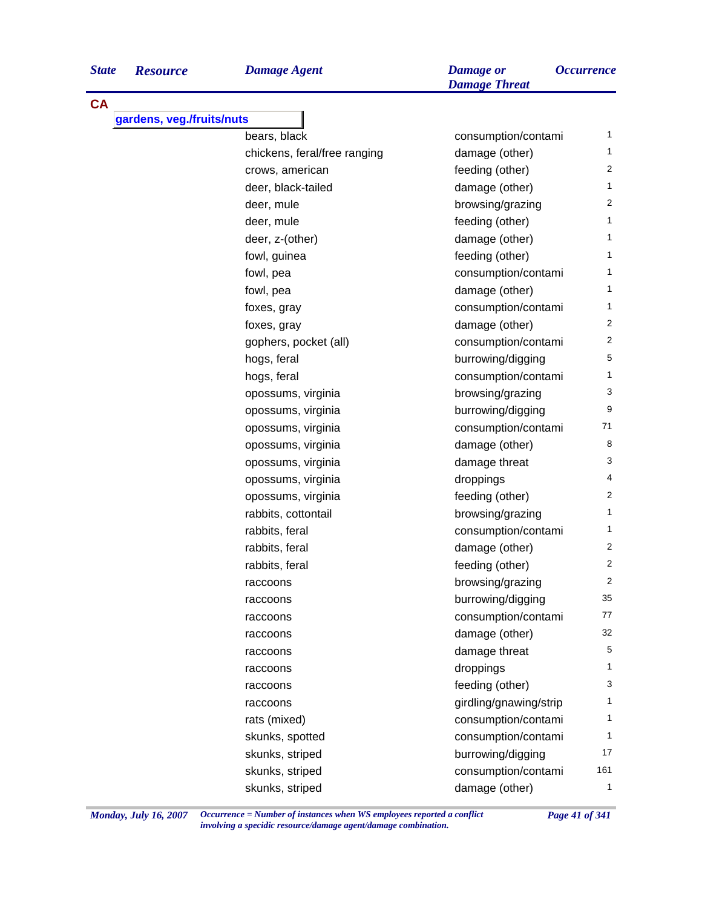| State | Resource | Damage Agent | Damage or Damage Threat | Occurrence |
|---|---|---|---|---|
| CA | | | | |
| | gardens, veg./fruits/nuts | | | |
| | | bears, black | consumption/contami | 1 |
| | | chickens, feral/free ranging | damage (other) | 1 |
| | | crows, american | feeding (other) | 2 |
| | | deer, black-tailed | damage (other) | 1 |
| | | deer, mule | browsing/grazing | 2 |
| | | deer, mule | feeding (other) | 1 |
| | | deer, z-(other) | damage (other) | 1 |
| | | fowl, guinea | feeding (other) | 1 |
| | | fowl, pea | consumption/contami | 1 |
| | | fowl, pea | damage (other) | 1 |
| | | foxes, gray | consumption/contami | 1 |
| | | foxes, gray | damage (other) | 2 |
| | | gophers, pocket (all) | consumption/contami | 2 |
| | | hogs, feral | burrowing/digging | 5 |
| | | hogs, feral | consumption/contami | 1 |
| | | opossums, virginia | browsing/grazing | 3 |
| | | opossums, virginia | burrowing/digging | 9 |
| | | opossums, virginia | consumption/contami | 71 |
| | | opossums, virginia | damage (other) | 8 |
| | | opossums, virginia | damage threat | 3 |
| | | opossums, virginia | droppings | 4 |
| | | opossums, virginia | feeding (other) | 2 |
| | | rabbits, cottontail | browsing/grazing | 1 |
| | | rabbits, feral | consumption/contami | 1 |
| | | rabbits, feral | damage (other) | 2 |
| | | rabbits, feral | feeding (other) | 2 |
| | | raccoons | browsing/grazing | 2 |
| | | raccoons | burrowing/digging | 35 |
| | | raccoons | consumption/contami | 77 |
| | | raccoons | damage (other) | 32 |
| | | raccoons | damage threat | 5 |
| | | raccoons | droppings | 1 |
| | | raccoons | feeding (other) | 3 |
| | | raccoons | girdling/gnawing/strip | 1 |
| | | rats (mixed) | consumption/contami | 1 |
| | | skunks, spotted | consumption/contami | 1 |
| | | skunks, striped | burrowing/digging | 17 |
| | | skunks, striped | consumption/contami | 161 |
| | | skunks, striped | damage (other) | 1 |

*Monday, July 16, 2007* *Occurrence = Number of instances when WS employees reported a conflict involving a specidic resource/damage agent/damage combination.*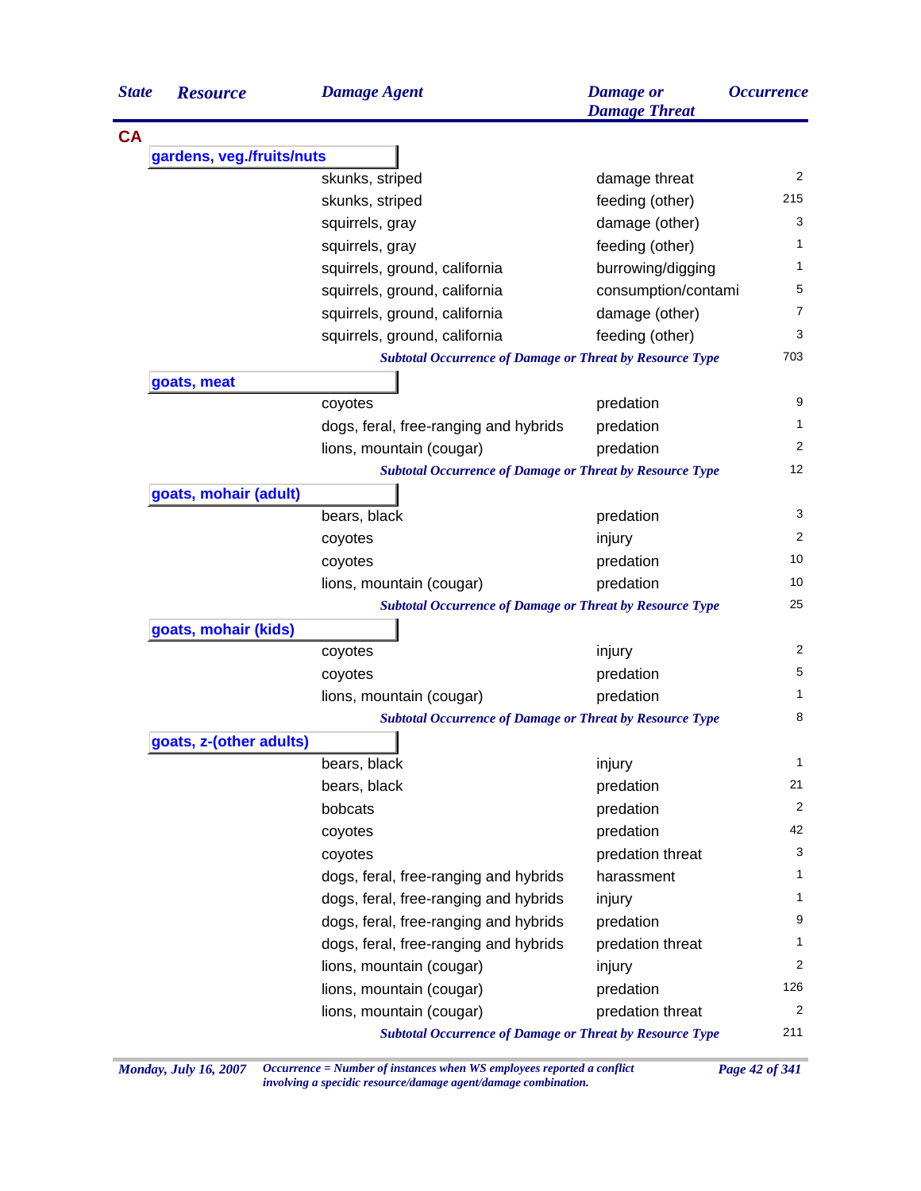| State | Resource | Damage Agent | Damage or Damage Threat | Occurrence |
|---|---|---|---|---|
| **CA** | | | | |
| | **gardens, veg./fruits/nuts** | | | |
| | | skunks, striped | damage threat | 2 |
| | | skunks, striped | feeding (other) | 215 |
| | | squirrels, gray | damage (other) | 3 |
| | | squirrels, gray | feeding (other) | 1 |
| | | squirrels, ground, california | burrowing/digging | 1 |
| | | squirrels, ground, california | consumption/contami | 5 |
| | | squirrels, ground, california | damage (other) | 7 |
| | | squirrels, ground, california | feeding (other) | 3 |
| | | *Subtotal Occurrence of Damage or Threat by Resource Type* | | 703 |
| | **goats, meat** | | | |
| | | coyotes | predation | 9 |
| | | dogs, feral, free-ranging and hybrids | predation | 1 |
| | | lions, mountain (cougar) | predation | 2 |
| | | *Subtotal Occurrence of Damage or Threat by Resource Type* | | 12 |
| | **goats, mohair (adult)** | | | |
| | | bears, black | predation | 3 |
| | | coyotes | injury | 2 |
| | | coyotes | predation | 10 |
| | | lions, mountain (cougar) | predation | 10 |
| | | *Subtotal Occurrence of Damage or Threat by Resource Type* | | 25 |
| | **goats, mohair (kids)** | | | |
| | | coyotes | injury | 2 |
| | | coyotes | predation | 5 |
| | | lions, mountain (cougar) | predation | 1 |
| | | *Subtotal Occurrence of Damage or Threat by Resource Type* | | 8 |
| | **goats, z-(other adults)** | | | |
| | | bears, black | injury | 1 |
| | | bears, black | predation | 21 |
| | | bobcats | predation | 2 |
| | | coyotes | predation | 42 |
| | | coyotes | predation threat | 3 |
| | | dogs, feral, free-ranging and hybrids | harassment | 1 |
| | | dogs, feral, free-ranging and hybrids | injury | 1 |
| | | dogs, feral, free-ranging and hybrids | predation | 9 |
| | | dogs, feral, free-ranging and hybrids | predation threat | 1 |
| | | lions, mountain (cougar) | injury | 2 |
| | | lions, mountain (cougar) | predation | 126 |
| | | lions, mountain (cougar) | predation threat | 2 |
| | | *Subtotal Occurrence of Damage or Threat by Resource Type* | | 211 |

*Occurrence = Number of instances when WS employees reported a conflict involving a specidic resource/damage agent/damage combination.*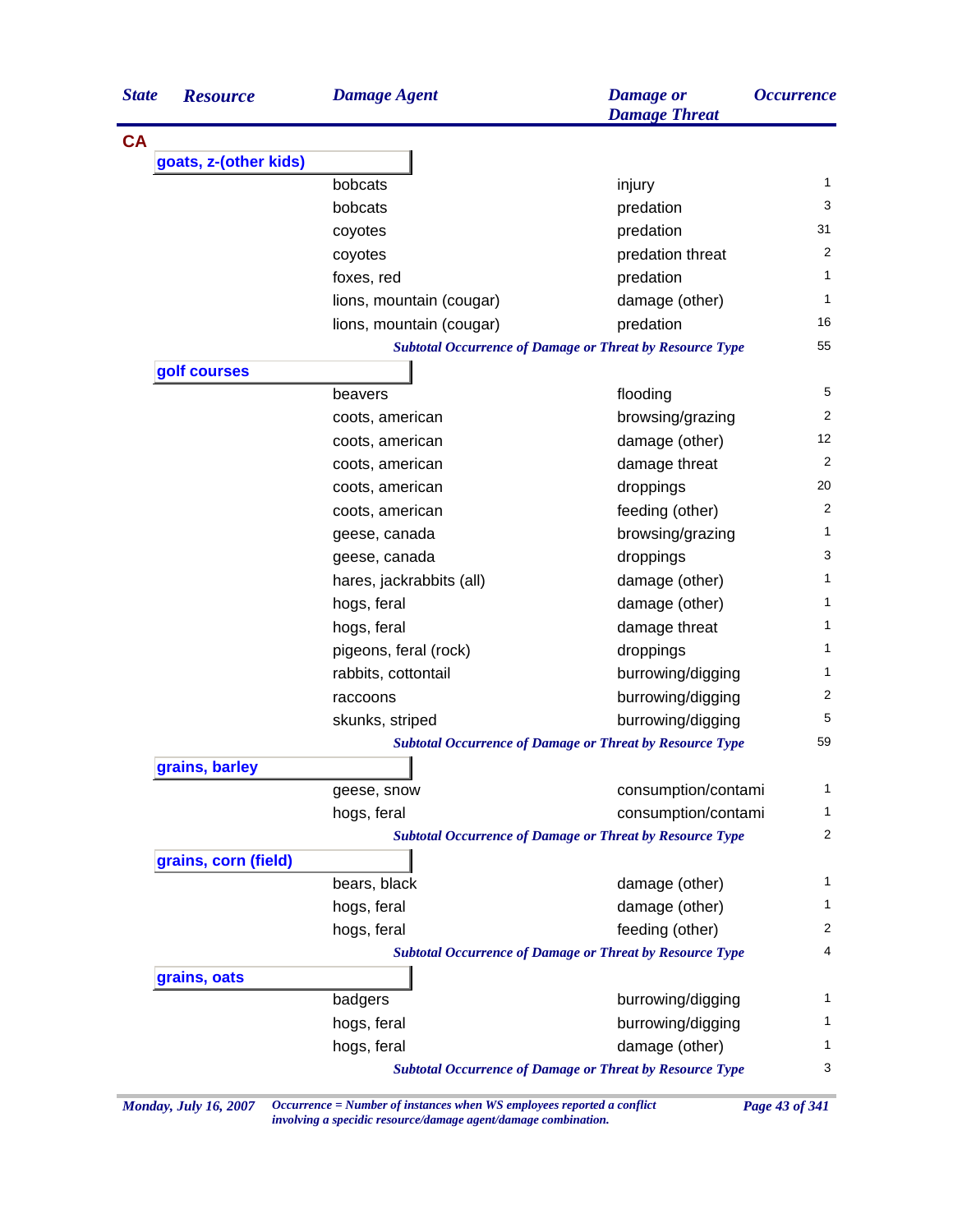| State | Resource | Damage Agent | Damage or Damage Threat | Occurrence |
|---|---|---|---|---|
| **CA** | | | | |
| | **goats, z-(other kids)** | | | |
| | | bobcats | injury | 1 |
| | | bobcats | predation | 3 |
| | | coyotes | predation | 31 |
| | | coyotes | predation threat | 2 |
| | | foxes, red | predation | 1 |
| | | lions, mountain (cougar) | damage (other) | 1 |
| | | lions, mountain (cougar) | predation | 16 |
| | | | ***Subtotal Occurrence of Damage or Threat by Resource Type*** | 55 |
| | **golf courses** | | | |
| | | beavers | flooding | 5 |
| | | coots, american | browsing/grazing | 2 |
| | | coots, american | damage (other) | 12 |
| | | coots, american | damage threat | 2 |
| | | coots, american | droppings | 20 |
| | | coots, american | feeding (other) | 2 |
| | | geese, canada | browsing/grazing | 1 |
| | | geese, canada | droppings | 3 |
| | | hares, jackrabbits (all) | damage (other) | 1 |
| | | hogs, feral | damage (other) | 1 |
| | | hogs, feral | damage threat | 1 |
| | | pigeons, feral (rock) | droppings | 1 |
| | | rabbits, cottontail | burrowing/digging | 1 |
| | | raccoons | burrowing/digging | 2 |
| | | skunks, striped | burrowing/digging | 5 |
| | | | ***Subtotal Occurrence of Damage or Threat by Resource Type*** | 59 |
| | **grains, barley** | | | |
| | | geese, snow | consumption/contami | 1 |
| | | hogs, feral | consumption/contami | 1 |
| | | | ***Subtotal Occurrence of Damage or Threat by Resource Type*** | 2 |
| | **grains, corn (field)** | | | |
| | | bears, black | damage (other) | 1 |
| | | hogs, feral | damage (other) | 1 |
| | | hogs, feral | feeding (other) | 2 |
| | | | ***Subtotal Occurrence of Damage or Threat by Resource Type*** | 4 |
| | **grains, oats** | | | |
| | | badgers | burrowing/digging | 1 |
| | | hogs, feral | burrowing/digging | 1 |
| | | hogs, feral | damage (other) | 1 |
| | | | ***Subtotal Occurrence of Damage or Threat by Resource Type*** | 3 |

*Occurrence = Number of instances when WS employees reported a conflict involving a specidic resource/damage agent/damage combination.*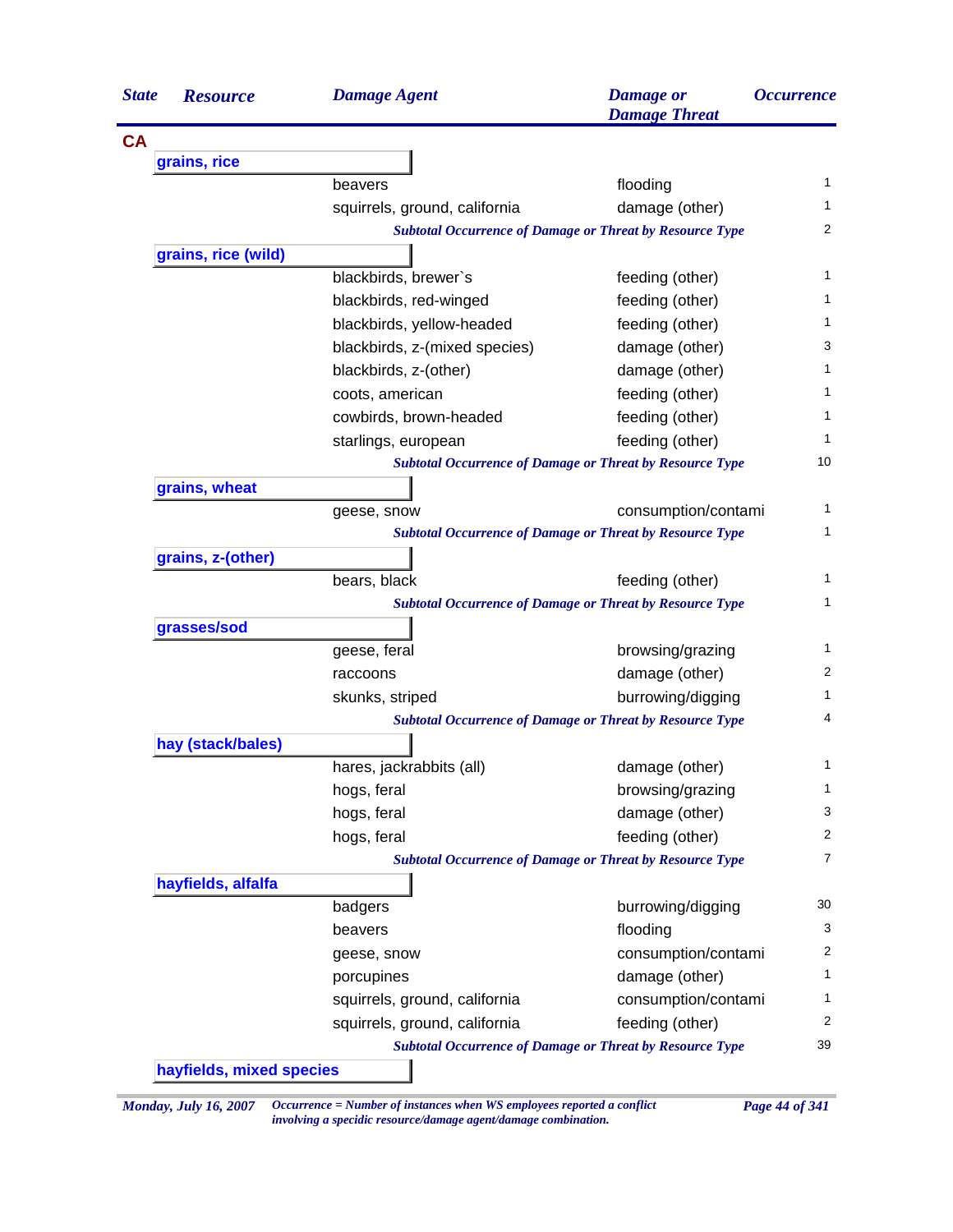| State | Resource | Damage Agent | Damage or Damage Threat | Occurrence |
|---|---|---|---|---|
| **CA** | | | | |
| | **grains, rice** | | | |
| | | beavers | flooding | 1 |
| | | squirrels, ground, california | damage (other) | 1 |
| | | *Subtotal Occurrence of Damage or Threat by Resource Type* | | 2 |
| | **grains, rice (wild)** | | | |
| | | blackbirds, brewer`s | feeding (other) | 1 |
| | | blackbirds, red-winged | feeding (other) | 1 |
| | | blackbirds, yellow-headed | feeding (other) | 1 |
| | | blackbirds, z-(mixed species) | damage (other) | 3 |
| | | blackbirds, z-(other) | damage (other) | 1 |
| | | coots, american | feeding (other) | 1 |
| | | cowbirds, brown-headed | feeding (other) | 1 |
| | | starlings, european | feeding (other) | 1 |
| | | *Subtotal Occurrence of Damage or Threat by Resource Type* | | 10 |
| | **grains, wheat** | | | |
| | | geese, snow | consumption/contami | 1 |
| | | *Subtotal Occurrence of Damage or Threat by Resource Type* | | 1 |
| | **grains, z-(other)** | | | |
| | | bears, black | feeding (other) | 1 |
| | | *Subtotal Occurrence of Damage or Threat by Resource Type* | | 1 |
| | **grasses/sod** | | | |
| | | geese, feral | browsing/grazing | 1 |
| | | raccoons | damage (other) | 2 |
| | | skunks, striped | burrowing/digging | 1 |
| | | *Subtotal Occurrence of Damage or Threat by Resource Type* | | 4 |
| | **hay (stack/bales)** | | | |
| | | hares, jackrabbits (all) | damage (other) | 1 |
| | | hogs, feral | browsing/grazing | 1 |
| | | hogs, feral | damage (other) | 3 |
| | | hogs, feral | feeding (other) | 2 |
| | | *Subtotal Occurrence of Damage or Threat by Resource Type* | | 7 |
| | **hayfields, alfalfa** | | | |
| | | badgers | burrowing/digging | 30 |
| | | beavers | flooding | 3 |
| | | geese, snow | consumption/contami | 2 |
| | | porcupines | damage (other) | 1 |
| | | squirrels, ground, california | consumption/contami | 1 |
| | | squirrels, ground, california | feeding (other) | 2 |
| | | *Subtotal Occurrence of Damage or Threat by Resource Type* | | 39 |
| | **hayfields, mixed species** | | | |

*Occurrence = Number of instances when WS employees reported a conflict involving a specidic resource/damage agent/damage combination.*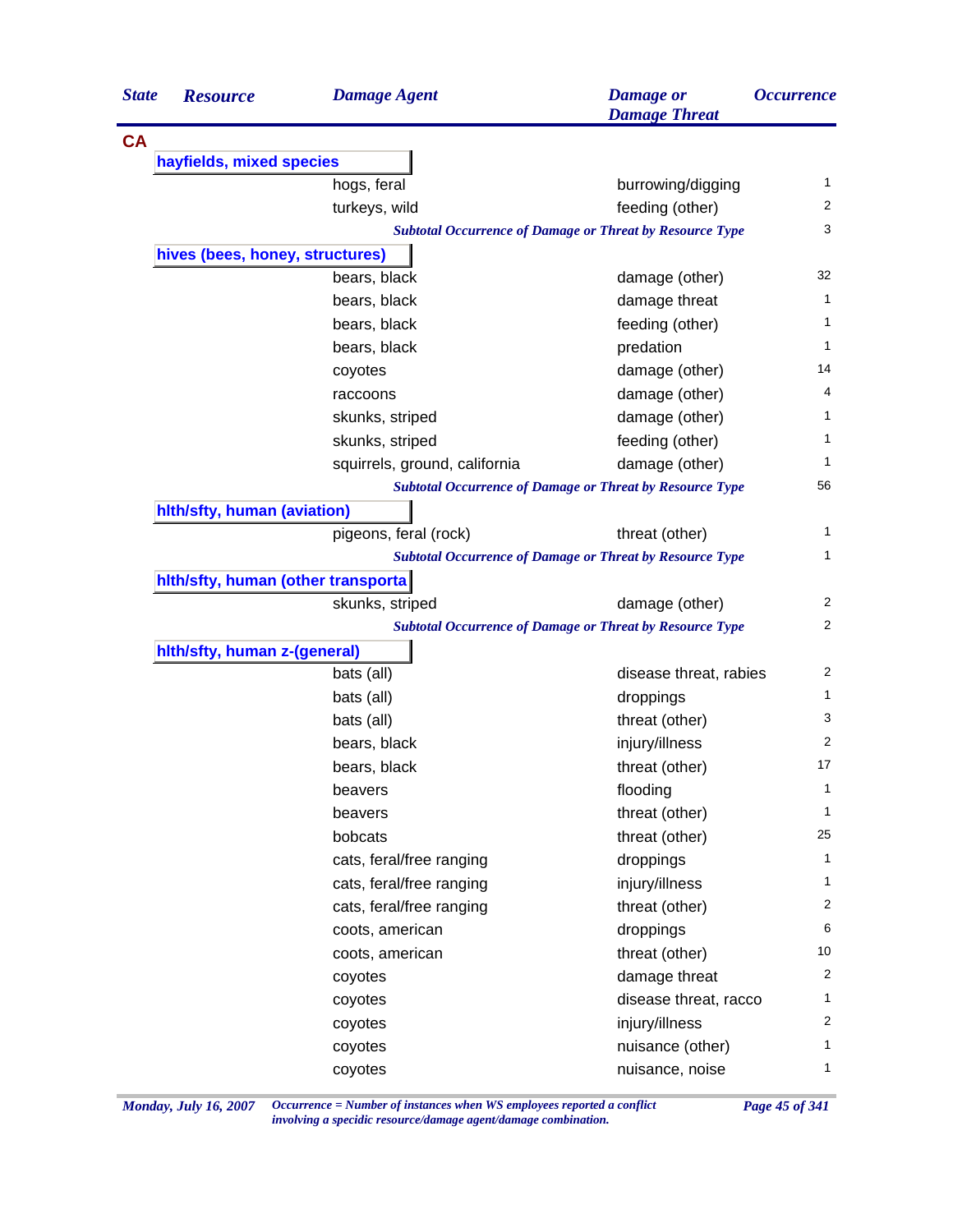| State | Resource | Damage Agent | Damage or Damage Threat | Occurrence |
|---|---|---|---|---|
| **CA** | | | | |
| | **hayfields, mixed species** | | | |
| | | hogs, feral | burrowing/digging | 1 |
| | | turkeys, wild | feeding (other) | 2 |
| | | *Subtotal Occurrence of Damage or Threat by Resource Type* | | 3 |
| | **hives (bees, honey, structures)** | | | |
| | | bears, black | damage (other) | 32 |
| | | bears, black | damage threat | 1 |
| | | bears, black | feeding (other) | 1 |
| | | bears, black | predation | 1 |
| | | coyotes | damage (other) | 14 |
| | | raccoons | damage (other) | 4 |
| | | skunks, striped | damage (other) | 1 |
| | | skunks, striped | feeding (other) | 1 |
| | | squirrels, ground, california | damage (other) | 1 |
| | | *Subtotal Occurrence of Damage or Threat by Resource Type* | | 56 |
| | **hlth/sfty, human (aviation)** | | | |
| | | pigeons, feral (rock) | threat (other) | 1 |
| | | *Subtotal Occurrence of Damage or Threat by Resource Type* | | 1 |
| | **hlth/sfty, human (other transporta** | | | |
| | | skunks, striped | damage (other) | 2 |
| | | *Subtotal Occurrence of Damage or Threat by Resource Type* | | 2 |
| | **hlth/sfty, human z-(general)** | | | |
| | | bats (all) | disease threat, rabies | 2 |
| | | bats (all) | droppings | 1 |
| | | bats (all) | threat (other) | 3 |
| | | bears, black | injury/illness | 2 |
| | | bears, black | threat (other) | 17 |
| | | beavers | flooding | 1 |
| | | beavers | threat (other) | 1 |
| | | bobcats | threat (other) | 25 |
| | | cats, feral/free ranging | droppings | 1 |
| | | cats, feral/free ranging | injury/illness | 1 |
| | | cats, feral/free ranging | threat (other) | 2 |
| | | coots, american | droppings | 6 |
| | | coots, american | threat (other) | 10 |
| | | coyotes | damage threat | 2 |
| | | coyotes | disease threat, racco | 1 |
| | | coyotes | injury/illness | 2 |
| | | coyotes | nuisance (other) | 1 |
| | | coyotes | nuisance, noise | 1 |

*Monday, July 16, 2007* — *Occurrence = Number of instances when WS employees reported a conflict involving a specidic resource/damage agent/damage combination.*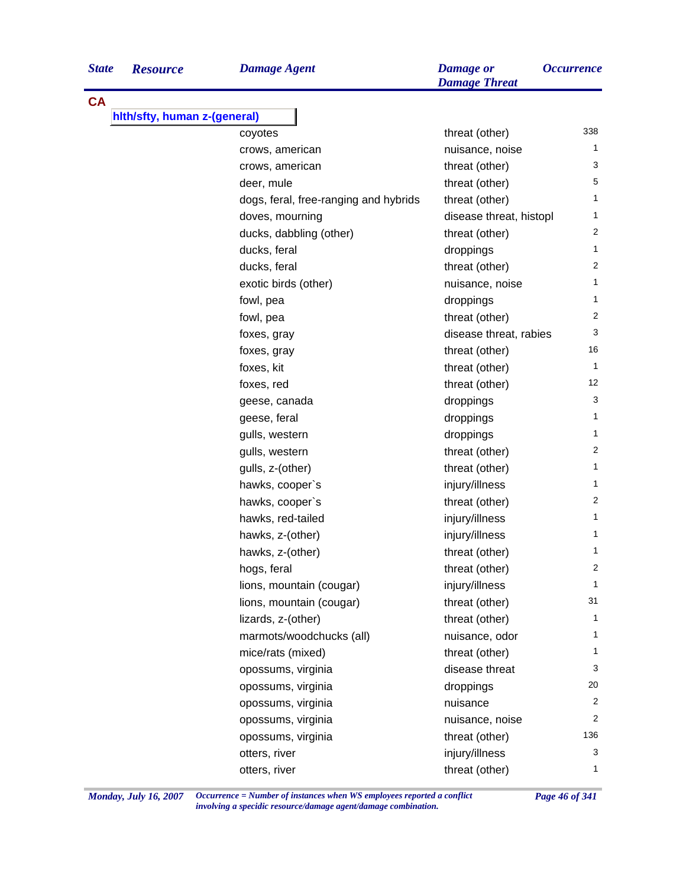| State | Resource | Damage Agent | Damage or Damage Threat | Occurrence |
|---|---|---|---|---|
| **CA** | | | | |
| | **hlth/sfty, human z-(general)** | | | |
| | | coyotes | threat (other) | 338 |
| | | crows, american | nuisance, noise | 1 |
| | | crows, american | threat (other) | 3 |
| | | deer, mule | threat (other) | 5 |
| | | dogs, feral, free-ranging and hybrids | threat (other) | 1 |
| | | doves, mourning | disease threat, histopl | 1 |
| | | ducks, dabbling (other) | threat (other) | 2 |
| | | ducks, feral | droppings | 1 |
| | | ducks, feral | threat (other) | 2 |
| | | exotic birds (other) | nuisance, noise | 1 |
| | | fowl, pea | droppings | 1 |
| | | fowl, pea | threat (other) | 2 |
| | | foxes, gray | disease threat, rabies | 3 |
| | | foxes, gray | threat (other) | 16 |
| | | foxes, kit | threat (other) | 1 |
| | | foxes, red | threat (other) | 12 |
| | | geese, canada | droppings | 3 |
| | | geese, feral | droppings | 1 |
| | | gulls, western | droppings | 1 |
| | | gulls, western | threat (other) | 2 |
| | | gulls, z-(other) | threat (other) | 1 |
| | | hawks, cooper`s | injury/illness | 1 |
| | | hawks, cooper`s | threat (other) | 2 |
| | | hawks, red-tailed | injury/illness | 1 |
| | | hawks, z-(other) | injury/illness | 1 |
| | | hawks, z-(other) | threat (other) | 1 |
| | | hogs, feral | threat (other) | 2 |
| | | lions, mountain (cougar) | injury/illness | 1 |
| | | lions, mountain (cougar) | threat (other) | 31 |
| | | lizards, z-(other) | threat (other) | 1 |
| | | marmots/woodchucks (all) | nuisance, odor | 1 |
| | | mice/rats (mixed) | threat (other) | 1 |
| | | opossums, virginia | disease threat | 3 |
| | | opossums, virginia | droppings | 20 |
| | | opossums, virginia | nuisance | 2 |
| | | opossums, virginia | nuisance, noise | 2 |
| | | opossums, virginia | threat (other) | 136 |
| | | otters, river | injury/illness | 3 |
| | | otters, river | threat (other) | 1 |

*Occurrence = Number of instances when WS employees reported a conflict involving a specidic resource/damage agent/damage combination.*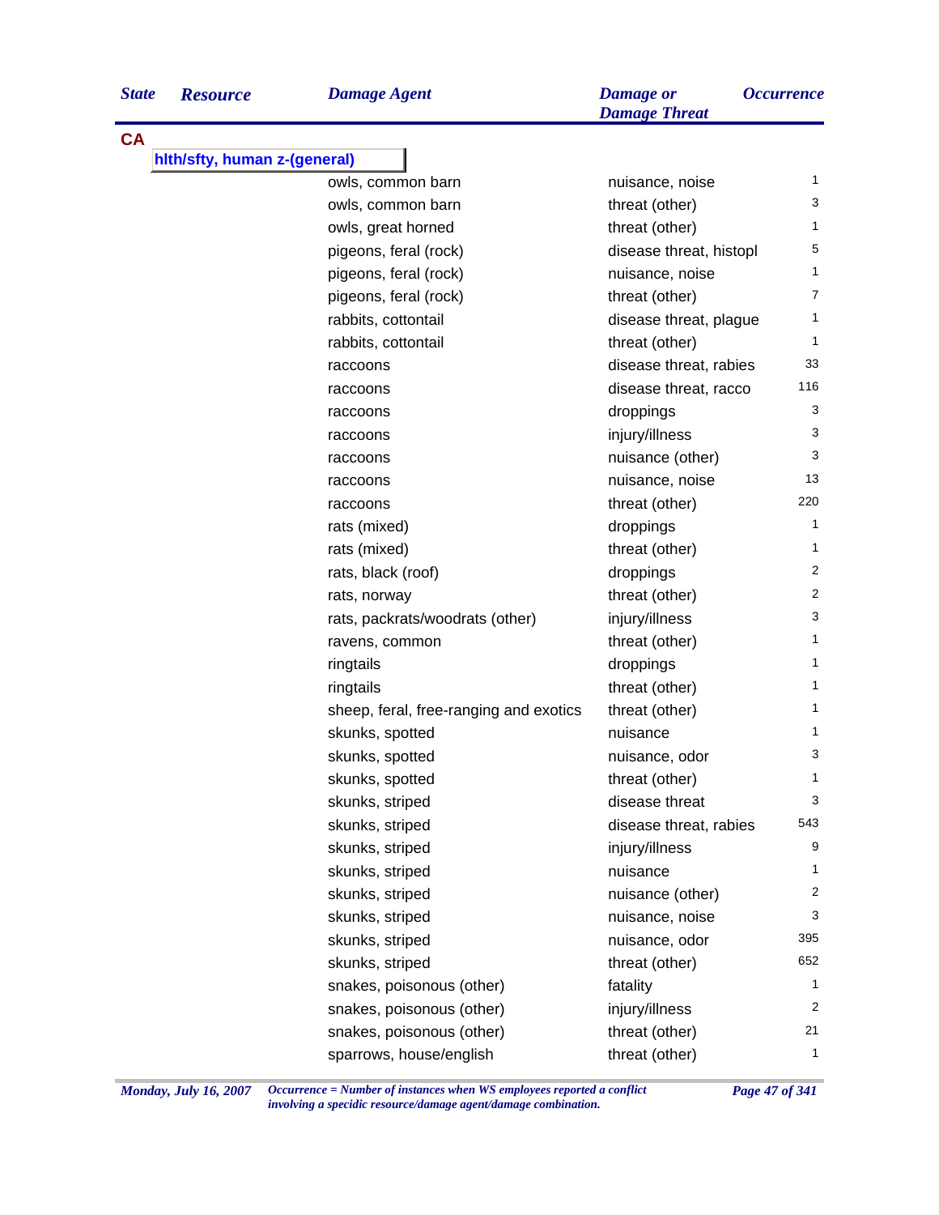| State | Resource | Damage Agent | Damage or Damage Threat | Occurrence |
|---|---|---|---|---|
| **CA** | | | | |
| | **hlth/sfty, human z-(general)** | | | |
| | | owls, common barn | nuisance, noise | 1 |
| | | owls, common barn | threat (other) | 3 |
| | | owls, great horned | threat (other) | 1 |
| | | pigeons, feral (rock) | disease threat, histopl | 5 |
| | | pigeons, feral (rock) | nuisance, noise | 1 |
| | | pigeons, feral (rock) | threat (other) | 7 |
| | | rabbits, cottontail | disease threat, plague | 1 |
| | | rabbits, cottontail | threat (other) | 1 |
| | | raccoons | disease threat, rabies | 33 |
| | | raccoons | disease threat, racco | 116 |
| | | raccoons | droppings | 3 |
| | | raccoons | injury/illness | 3 |
| | | raccoons | nuisance (other) | 3 |
| | | raccoons | nuisance, noise | 13 |
| | | raccoons | threat (other) | 220 |
| | | rats (mixed) | droppings | 1 |
| | | rats (mixed) | threat (other) | 1 |
| | | rats, black (roof) | droppings | 2 |
| | | rats, norway | threat (other) | 2 |
| | | rats, packrats/woodrats (other) | injury/illness | 3 |
| | | ravens, common | threat (other) | 1 |
| | | ringtails | droppings | 1 |
| | | ringtails | threat (other) | 1 |
| | | sheep, feral, free-ranging and exotics | threat (other) | 1 |
| | | skunks, spotted | nuisance | 1 |
| | | skunks, spotted | nuisance, odor | 3 |
| | | skunks, spotted | threat (other) | 1 |
| | | skunks, striped | disease threat | 3 |
| | | skunks, striped | disease threat, rabies | 543 |
| | | skunks, striped | injury/illness | 9 |
| | | skunks, striped | nuisance | 1 |
| | | skunks, striped | nuisance (other) | 2 |
| | | skunks, striped | nuisance, noise | 3 |
| | | skunks, striped | nuisance, odor | 395 |
| | | skunks, striped | threat (other) | 652 |
| | | snakes, poisonous (other) | fatality | 1 |
| | | snakes, poisonous (other) | injury/illness | 2 |
| | | snakes, poisonous (other) | threat (other) | 21 |
| | | sparrows, house/english | threat (other) | 1 |

*Occurrence = Number of instances when WS employees reported a conflict involving a specidic resource/damage agent/damage combination.*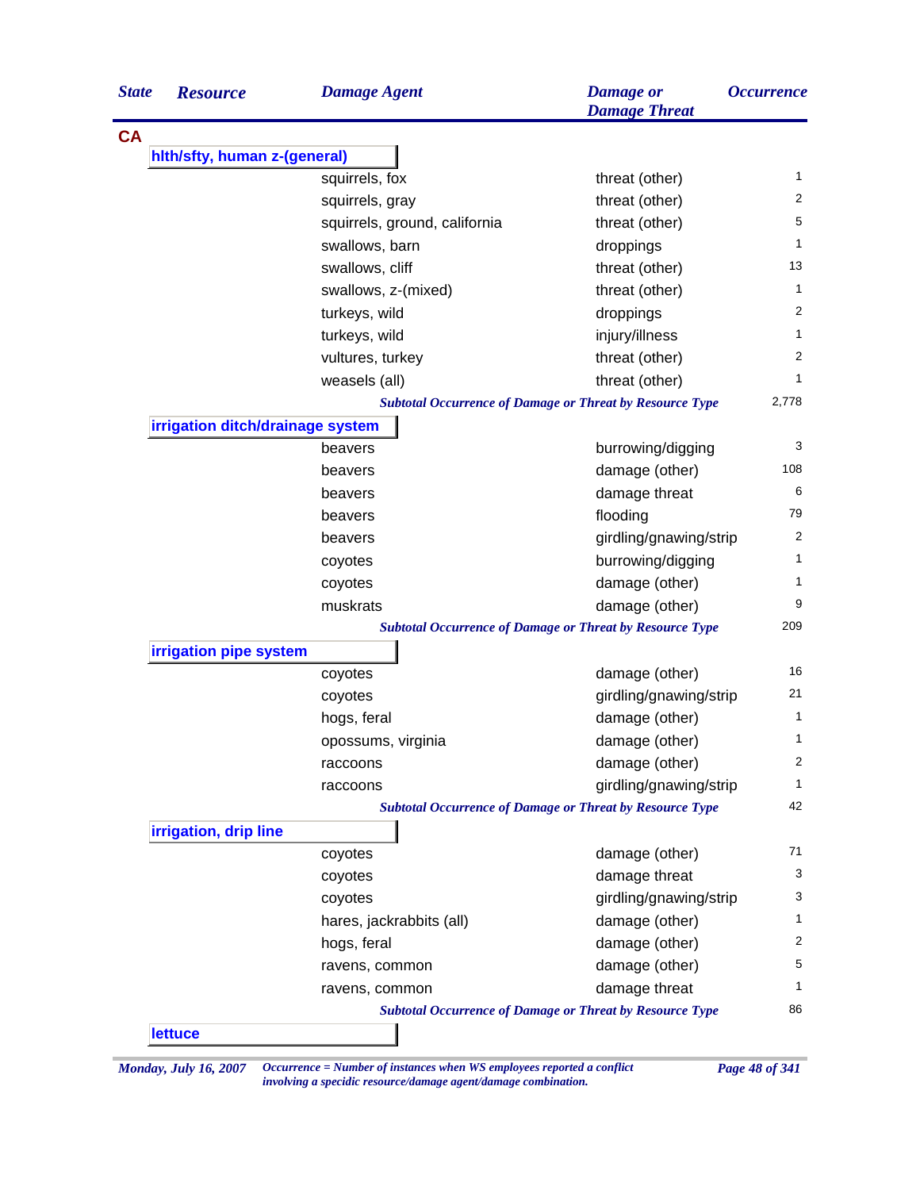| State | Resource | Damage Agent | Damage or Damage Threat | Occurrence |
|---|---|---|---|---|
| **CA** | | | | |
| | **hlth/sfty, human z-(general)** | | | |
| | | squirrels, fox | threat (other) | 1 |
| | | squirrels, gray | threat (other) | 2 |
| | | squirrels, ground, california | threat (other) | 5 |
| | | swallows, barn | droppings | 1 |
| | | swallows, cliff | threat (other) | 13 |
| | | swallows, z-(mixed) | threat (other) | 1 |
| | | turkeys, wild | droppings | 2 |
| | | turkeys, wild | injury/illness | 1 |
| | | vultures, turkey | threat (other) | 2 |
| | | weasels (all) | threat (other) | 1 |
| | | *Subtotal Occurrence of Damage or Threat by Resource Type* | | 2,778 |
| | **irrigation ditch/drainage system** | | | |
| | | beavers | burrowing/digging | 3 |
| | | beavers | damage (other) | 108 |
| | | beavers | damage threat | 6 |
| | | beavers | flooding | 79 |
| | | beavers | girdling/gnawing/strip | 2 |
| | | coyotes | burrowing/digging | 1 |
| | | coyotes | damage (other) | 1 |
| | | muskrats | damage (other) | 9 |
| | | *Subtotal Occurrence of Damage or Threat by Resource Type* | | 209 |
| | **irrigation pipe system** | | | |
| | | coyotes | damage (other) | 16 |
| | | coyotes | girdling/gnawing/strip | 21 |
| | | hogs, feral | damage (other) | 1 |
| | | opossums, virginia | damage (other) | 1 |
| | | raccoons | damage (other) | 2 |
| | | raccoons | girdling/gnawing/strip | 1 |
| | | *Subtotal Occurrence of Damage or Threat by Resource Type* | | 42 |
| | **irrigation, drip line** | | | |
| | | coyotes | damage (other) | 71 |
| | | coyotes | damage threat | 3 |
| | | coyotes | girdling/gnawing/strip | 3 |
| | | hares, jackrabbits (all) | damage (other) | 1 |
| | | hogs, feral | damage (other) | 2 |
| | | ravens, common | damage (other) | 5 |
| | | ravens, common | damage threat | 1 |
| | | *Subtotal Occurrence of Damage or Threat by Resource Type* | | 86 |
| | **lettuce** | | | |

*Occurrence = Number of instances when WS employees reported a conflict involving a specidic resource/damage agent/damage combination.*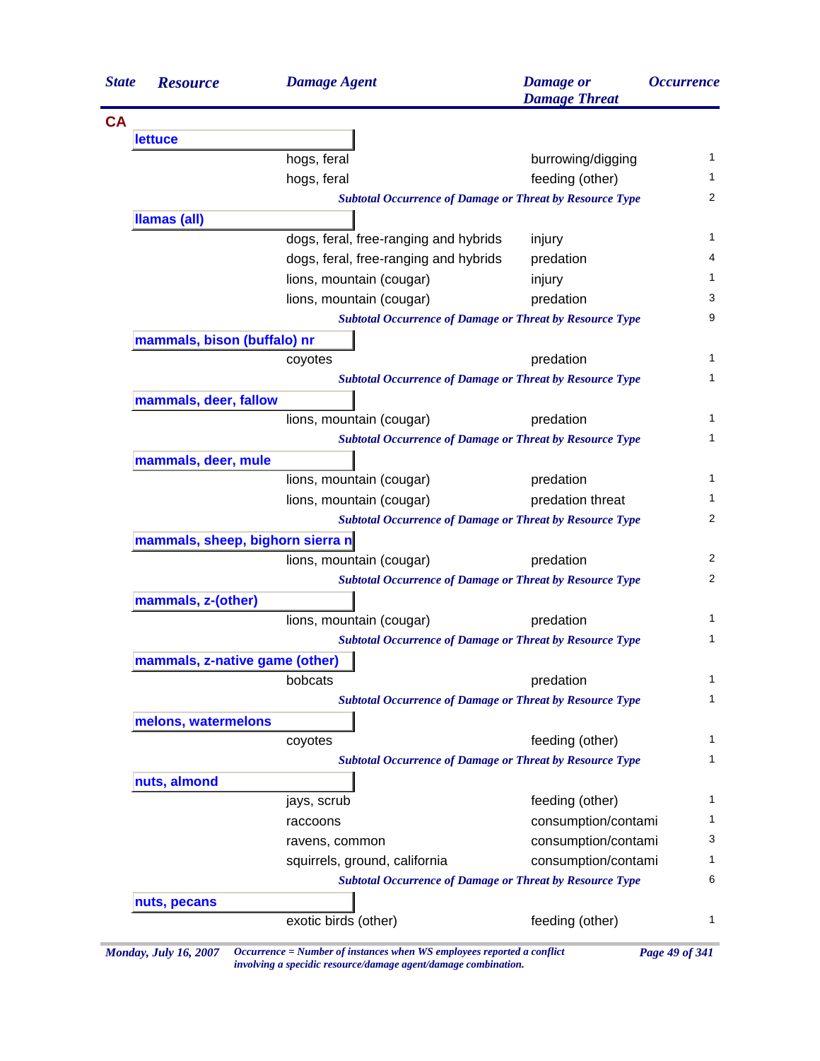| State | Resource | Damage Agent | Damage or Damage Threat | Occurrence |
|---|---|---|---|---|
| **CA** | | | | |
| | **lettuce** | | | |
| | | hogs, feral | burrowing/digging | 1 |
| | | hogs, feral | feeding (other) | 1 |
| | | *Subtotal Occurrence of Damage or Threat by Resource Type* | | 2 |
| | **llamas (all)** | | | |
| | | dogs, feral, free-ranging and hybrids | injury | 1 |
| | | dogs, feral, free-ranging and hybrids | predation | 4 |
| | | lions, mountain (cougar) | injury | 1 |
| | | lions, mountain (cougar) | predation | 3 |
| | | *Subtotal Occurrence of Damage or Threat by Resource Type* | | 9 |
| | **mammals, bison (buffalo) nr** | | | |
| | | coyotes | predation | 1 |
| | | *Subtotal Occurrence of Damage or Threat by Resource Type* | | 1 |
| | **mammals, deer, fallow** | | | |
| | | lions, mountain (cougar) | predation | 1 |
| | | *Subtotal Occurrence of Damage or Threat by Resource Type* | | 1 |
| | **mammals, deer, mule** | | | |
| | | lions, mountain (cougar) | predation | 1 |
| | | lions, mountain (cougar) | predation threat | 1 |
| | | *Subtotal Occurrence of Damage or Threat by Resource Type* | | 2 |
| | **mammals, sheep, bighorn sierra n** | | | |
| | | lions, mountain (cougar) | predation | 2 |
| | | *Subtotal Occurrence of Damage or Threat by Resource Type* | | 2 |
| | **mammals, z-(other)** | | | |
| | | lions, mountain (cougar) | predation | 1 |
| | | *Subtotal Occurrence of Damage or Threat by Resource Type* | | 1 |
| | **mammals, z-native game (other)** | | | |
| | | bobcats | predation | 1 |
| | | *Subtotal Occurrence of Damage or Threat by Resource Type* | | 1 |
| | **melons, watermelons** | | | |
| | | coyotes | feeding (other) | 1 |
| | | *Subtotal Occurrence of Damage or Threat by Resource Type* | | 1 |
| | **nuts, almond** | | | |
| | | jays, scrub | feeding (other) | 1 |
| | | raccoons | consumption/contami | 1 |
| | | ravens, common | consumption/contami | 3 |
| | | squirrels, ground, california | consumption/contami | 1 |
| | | *Subtotal Occurrence of Damage or Threat by Resource Type* | | 6 |
| | **nuts, pecans** | | | |
| | | exotic birds (other) | feeding (other) | 1 |

*Occurrence = Number of instances when WS employees reported a conflict involving a specidic resource/damage agent/damage combination.*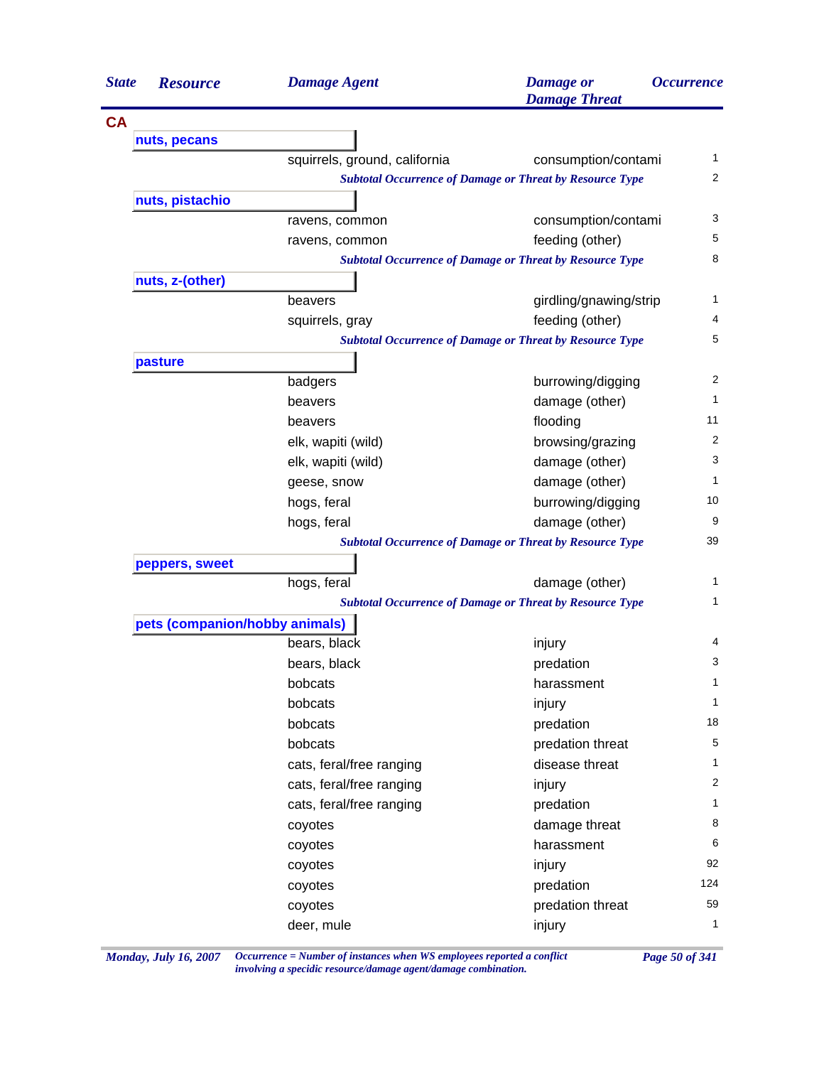| State | Resource | Damage Agent | Damage or Damage Threat | Occurrence |
|---|---|---|---|---|
| **CA** | | | | |
| | **nuts, pecans** | | | |
| | | squirrels, ground, california | consumption/contami | 1 |
| | | *Subtotal Occurrence of Damage or Threat by Resource Type* | | 2 |
| | **nuts, pistachio** | | | |
| | | ravens, common | consumption/contami | 3 |
| | | ravens, common | feeding (other) | 5 |
| | | *Subtotal Occurrence of Damage or Threat by Resource Type* | | 8 |
| | **nuts, z-(other)** | | | |
| | | beavers | girdling/gnawing/strip | 1 |
| | | squirrels, gray | feeding (other) | 4 |
| | | *Subtotal Occurrence of Damage or Threat by Resource Type* | | 5 |
| | **pasture** | | | |
| | | badgers | burrowing/digging | 2 |
| | | beavers | damage (other) | 1 |
| | | beavers | flooding | 11 |
| | | elk, wapiti (wild) | browsing/grazing | 2 |
| | | elk, wapiti (wild) | damage (other) | 3 |
| | | geese, snow | damage (other) | 1 |
| | | hogs, feral | burrowing/digging | 10 |
| | | hogs, feral | damage (other) | 9 |
| | | *Subtotal Occurrence of Damage or Threat by Resource Type* | | 39 |
| | **peppers, sweet** | | | |
| | | hogs, feral | damage (other) | 1 |
| | | *Subtotal Occurrence of Damage or Threat by Resource Type* | | 1 |
| | **pets (companion/hobby animals)** | | | |
| | | bears, black | injury | 4 |
| | | bears, black | predation | 3 |
| | | bobcats | harassment | 1 |
| | | bobcats | injury | 1 |
| | | bobcats | predation | 18 |
| | | bobcats | predation threat | 5 |
| | | cats, feral/free ranging | disease threat | 1 |
| | | cats, feral/free ranging | injury | 2 |
| | | cats, feral/free ranging | predation | 1 |
| | | coyotes | damage threat | 8 |
| | | coyotes | harassment | 6 |
| | | coyotes | injury | 92 |
| | | coyotes | predation | 124 |
| | | coyotes | predation threat | 59 |
| | | deer, mule | injury | 1 |

*Occurrence = Number of instances when WS employees reported a conflict involving a specidic resource/damage agent/damage combination.*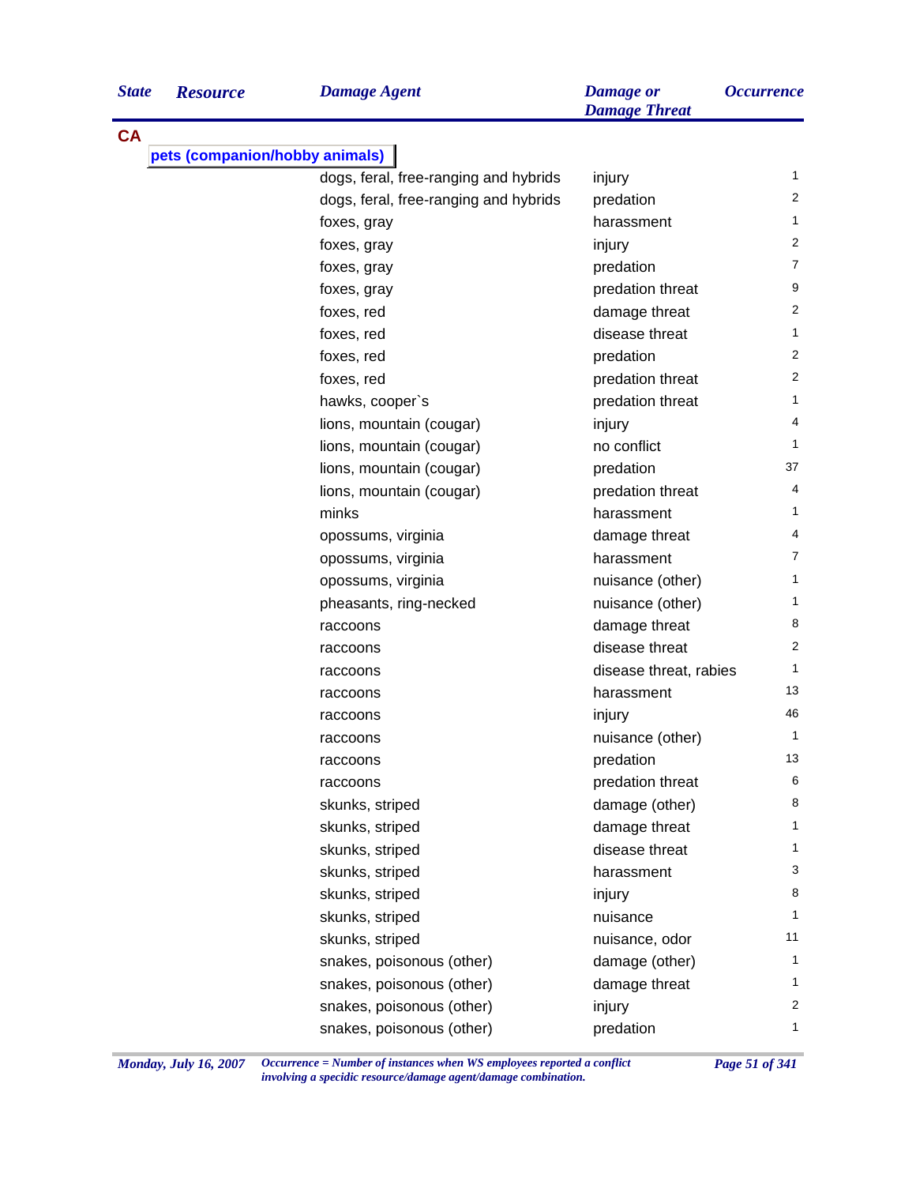| State | Resource | Damage Agent | Damage or Damage Threat | Occurrence |
|---|---|---|---|---|
| **CA** | | | | |
| | **pets (companion/hobby animals)** | | | |
| | | dogs, feral, free-ranging and hybrids | injury | 1 |
| | | dogs, feral, free-ranging and hybrids | predation | 2 |
| | | foxes, gray | harassment | 1 |
| | | foxes, gray | injury | 2 |
| | | foxes, gray | predation | 7 |
| | | foxes, gray | predation threat | 9 |
| | | foxes, red | damage threat | 2 |
| | | foxes, red | disease threat | 1 |
| | | foxes, red | predation | 2 |
| | | foxes, red | predation threat | 2 |
| | | hawks, cooper`s | predation threat | 1 |
| | | lions, mountain (cougar) | injury | 4 |
| | | lions, mountain (cougar) | no conflict | 1 |
| | | lions, mountain (cougar) | predation | 37 |
| | | lions, mountain (cougar) | predation threat | 4 |
| | | minks | harassment | 1 |
| | | opossums, virginia | damage threat | 4 |
| | | opossums, virginia | harassment | 7 |
| | | opossums, virginia | nuisance (other) | 1 |
| | | pheasants, ring-necked | nuisance (other) | 1 |
| | | raccoons | damage threat | 8 |
| | | raccoons | disease threat | 2 |
| | | raccoons | disease threat, rabies | 1 |
| | | raccoons | harassment | 13 |
| | | raccoons | injury | 46 |
| | | raccoons | nuisance (other) | 1 |
| | | raccoons | predation | 13 |
| | | raccoons | predation threat | 6 |
| | | skunks, striped | damage (other) | 8 |
| | | skunks, striped | damage threat | 1 |
| | | skunks, striped | disease threat | 1 |
| | | skunks, striped | harassment | 3 |
| | | skunks, striped | injury | 8 |
| | | skunks, striped | nuisance | 1 |
| | | skunks, striped | nuisance, odor | 11 |
| | | snakes, poisonous (other) | damage (other) | 1 |
| | | snakes, poisonous (other) | damage threat | 1 |
| | | snakes, poisonous (other) | injury | 2 |
| | | snakes, poisonous (other) | predation | 1 |

*Occurrence = Number of instances when WS employees reported a conflict involving a specidic resource/damage agent/damage combination.*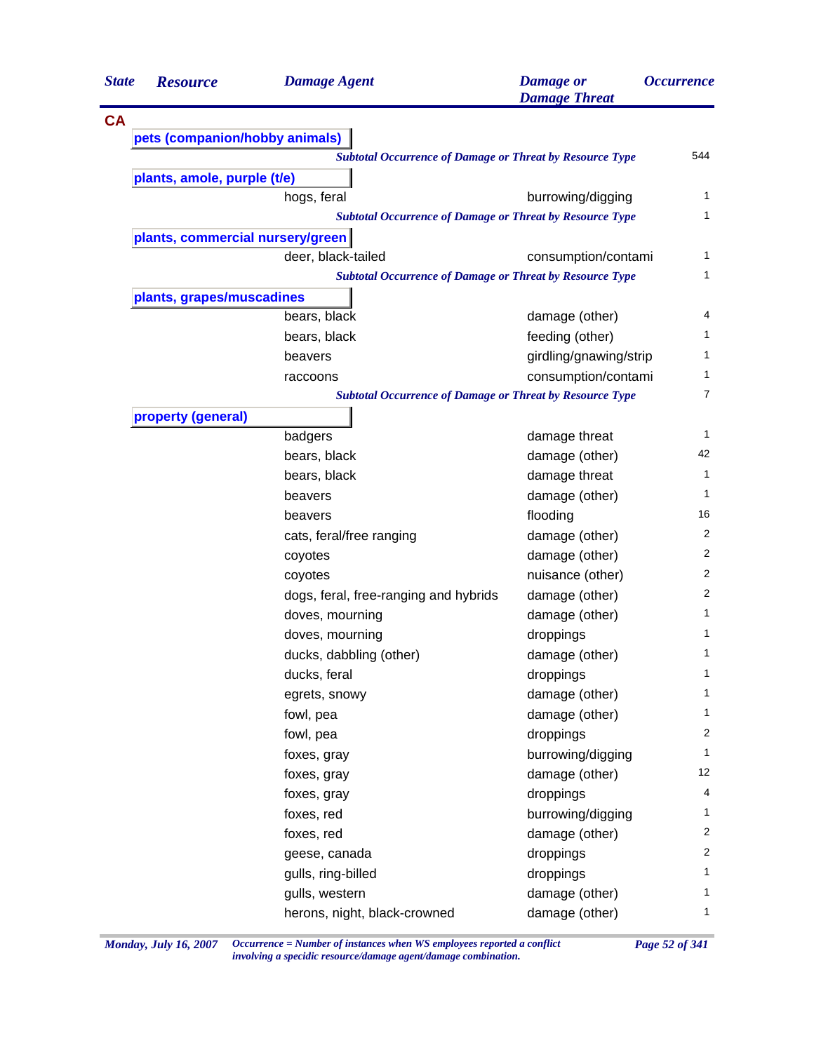| State | Resource | Damage Agent | Damage or Damage Threat | Occurrence |
|---|---|---|---|---|
| **CA** | | | | |
| | **pets (companion/hobby animals)** | | | |
| | | *Subtotal Occurrence of Damage or Threat by Resource Type* | | 544 |
| | **plants, amole, purple (t/e)** | | | |
| | | hogs, feral | burrowing/digging | 1 |
| | | *Subtotal Occurrence of Damage or Threat by Resource Type* | | 1 |
| | **plants, commercial nursery/green** | | | |
| | | deer, black-tailed | consumption/contami | 1 |
| | | *Subtotal Occurrence of Damage or Threat by Resource Type* | | 1 |
| | **plants, grapes/muscadines** | | | |
| | | bears, black | damage (other) | 4 |
| | | bears, black | feeding (other) | 1 |
| | | beavers | girdling/gnawing/strip | 1 |
| | | raccoons | consumption/contami | 1 |
| | | *Subtotal Occurrence of Damage or Threat by Resource Type* | | 7 |
| | **property (general)** | | | |
| | | badgers | damage threat | 1 |
| | | bears, black | damage (other) | 42 |
| | | bears, black | damage threat | 1 |
| | | beavers | damage (other) | 1 |
| | | beavers | flooding | 16 |
| | | cats, feral/free ranging | damage (other) | 2 |
| | | coyotes | damage (other) | 2 |
| | | coyotes | nuisance (other) | 2 |
| | | dogs, feral, free-ranging and hybrids | damage (other) | 2 |
| | | doves, mourning | damage (other) | 1 |
| | | doves, mourning | droppings | 1 |
| | | ducks, dabbling (other) | damage (other) | 1 |
| | | ducks, feral | droppings | 1 |
| | | egrets, snowy | damage (other) | 1 |
| | | fowl, pea | damage (other) | 1 |
| | | fowl, pea | droppings | 2 |
| | | foxes, gray | burrowing/digging | 1 |
| | | foxes, gray | damage (other) | 12 |
| | | foxes, gray | droppings | 4 |
| | | foxes, red | burrowing/digging | 1 |
| | | foxes, red | damage (other) | 2 |
| | | geese, canada | droppings | 2 |
| | | gulls, ring-billed | droppings | 1 |
| | | gulls, western | damage (other) | 1 |
| | | herons, night, black-crowned | damage (other) | 1 |

*Monday, July 16, 2007*

*Occurrence = Number of instances when WS employees reported a conflict involving a specidic resource/damage agent/damage combination.*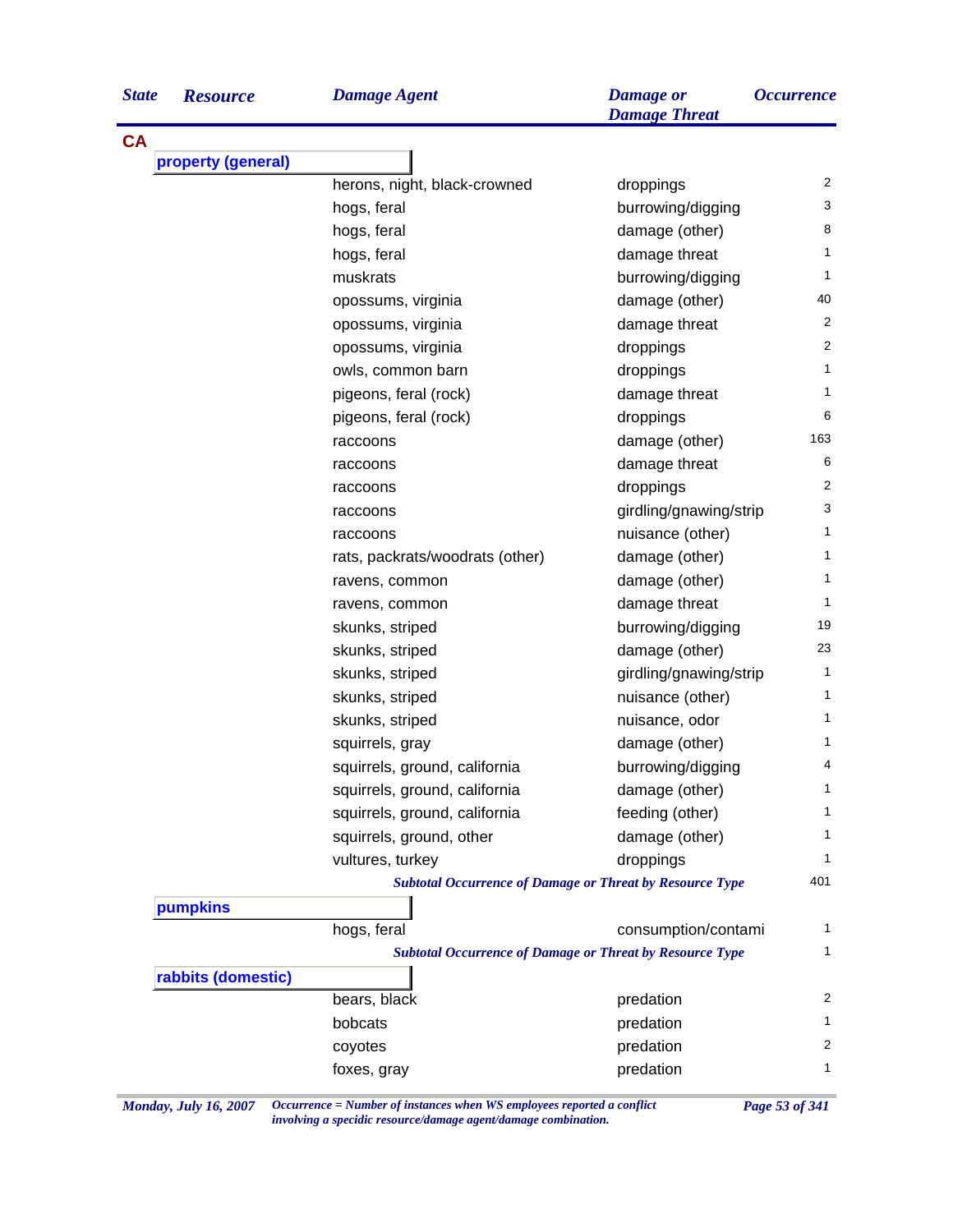| State | Resource | Damage Agent | Damage or Damage Threat | Occurrence |
|---|---|---|---|---|
| **CA** | | | | |
| | **property (general)** | | | |
| | | herons, night, black-crowned | droppings | 2 |
| | | hogs, feral | burrowing/digging | 3 |
| | | hogs, feral | damage (other) | 8 |
| | | hogs, feral | damage threat | 1 |
| | | muskrats | burrowing/digging | 1 |
| | | opossums, virginia | damage (other) | 40 |
| | | opossums, virginia | damage threat | 2 |
| | | opossums, virginia | droppings | 2 |
| | | owls, common barn | droppings | 1 |
| | | pigeons, feral (rock) | damage threat | 1 |
| | | pigeons, feral (rock) | droppings | 6 |
| | | raccoons | damage (other) | 163 |
| | | raccoons | damage threat | 6 |
| | | raccoons | droppings | 2 |
| | | raccoons | girdling/gnawing/strip | 3 |
| | | raccoons | nuisance (other) | 1 |
| | | rats, packrats/woodrats (other) | damage (other) | 1 |
| | | ravens, common | damage (other) | 1 |
| | | ravens, common | damage threat | 1 |
| | | skunks, striped | burrowing/digging | 19 |
| | | skunks, striped | damage (other) | 23 |
| | | skunks, striped | girdling/gnawing/strip | 1 |
| | | skunks, striped | nuisance (other) | 1 |
| | | skunks, striped | nuisance, odor | 1 |
| | | squirrels, gray | damage (other) | 1 |
| | | squirrels, ground, california | burrowing/digging | 4 |
| | | squirrels, ground, california | damage (other) | 1 |
| | | squirrels, ground, california | feeding (other) | 1 |
| | | squirrels, ground, other | damage (other) | 1 |
| | | vultures, turkey | droppings | 1 |
| | | *Subtotal Occurrence of Damage or Threat by Resource Type* | | 401 |
| | **pumpkins** | | | |
| | | hogs, feral | consumption/contami | 1 |
| | | *Subtotal Occurrence of Damage or Threat by Resource Type* | | 1 |
| | **rabbits (domestic)** | | | |
| | | bears, black | predation | 2 |
| | | bobcats | predation | 1 |
| | | coyotes | predation | 2 |
| | | foxes, gray | predation | 1 |

*Occurrence = Number of instances when WS employees reported a conflict involving a specidic resource/damage agent/damage combination.*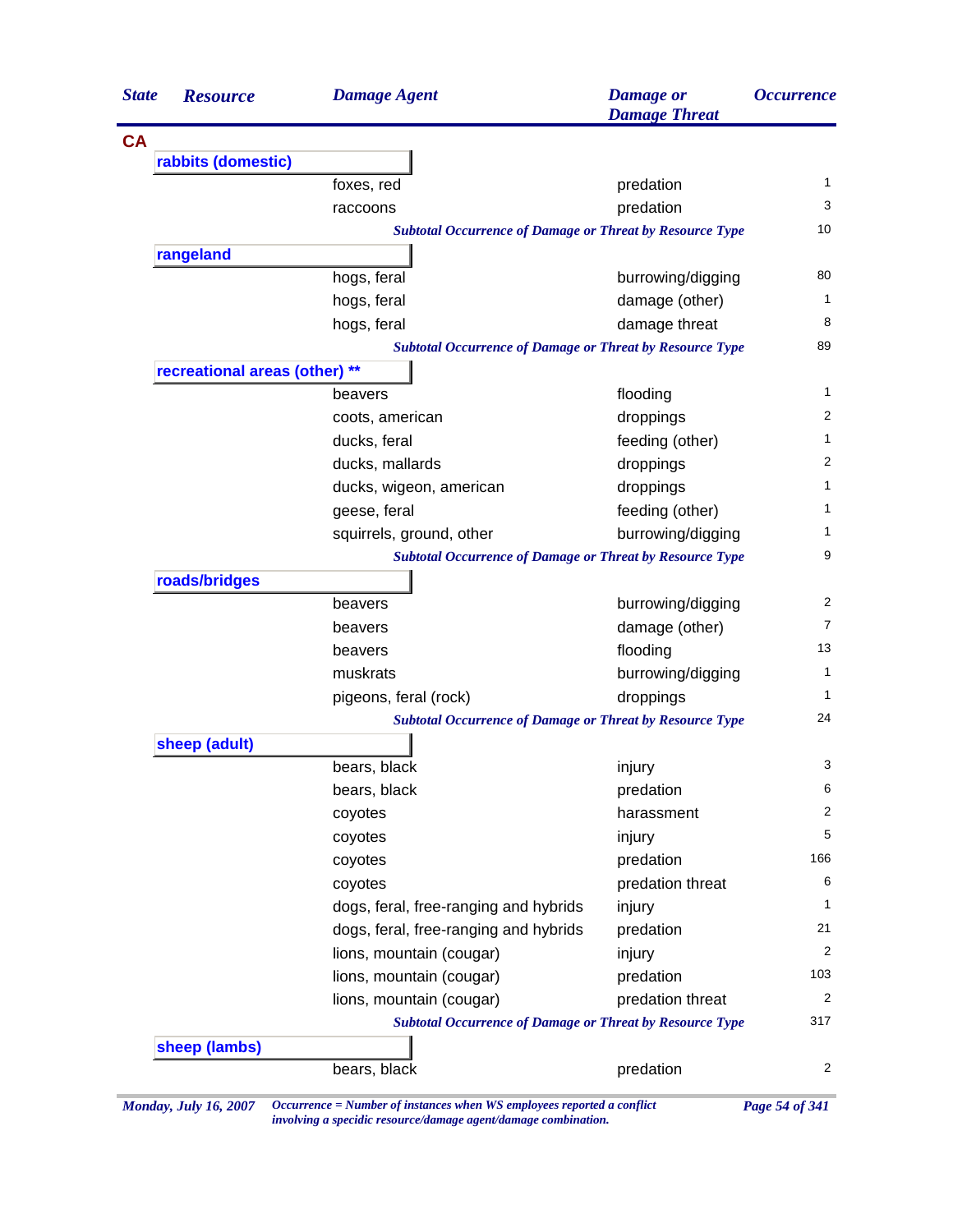| State | Resource | Damage Agent | Damage or Damage Threat | Occurrence |
|---|---|---|---|---|
| **CA** | | | | |
| | **rabbits (domestic)** | | | |
| | | foxes, red | predation | 1 |
| | | raccoons | predation | 3 |
| | | *Subtotal Occurrence of Damage or Threat by Resource Type* | | 10 |
| | **rangeland** | | | |
| | | hogs, feral | burrowing/digging | 80 |
| | | hogs, feral | damage (other) | 1 |
| | | hogs, feral | damage threat | 8 |
| | | *Subtotal Occurrence of Damage or Threat by Resource Type* | | 89 |
| | **recreational areas (other) **** | | | |
| | | beavers | flooding | 1 |
| | | coots, american | droppings | 2 |
| | | ducks, feral | feeding (other) | 1 |
| | | ducks, mallards | droppings | 2 |
| | | ducks, wigeon, american | droppings | 1 |
| | | geese, feral | feeding (other) | 1 |
| | | squirrels, ground, other | burrowing/digging | 1 |
| | | *Subtotal Occurrence of Damage or Threat by Resource Type* | | 9 |
| | **roads/bridges** | | | |
| | | beavers | burrowing/digging | 2 |
| | | beavers | damage (other) | 7 |
| | | beavers | flooding | 13 |
| | | muskrats | burrowing/digging | 1 |
| | | pigeons, feral (rock) | droppings | 1 |
| | | *Subtotal Occurrence of Damage or Threat by Resource Type* | | 24 |
| | **sheep (adult)** | | | |
| | | bears, black | injury | 3 |
| | | bears, black | predation | 6 |
| | | coyotes | harassment | 2 |
| | | coyotes | injury | 5 |
| | | coyotes | predation | 166 |
| | | coyotes | predation threat | 6 |
| | | dogs, feral, free-ranging and hybrids | injury | 1 |
| | | dogs, feral, free-ranging and hybrids | predation | 21 |
| | | lions, mountain (cougar) | injury | 2 |
| | | lions, mountain (cougar) | predation | 103 |
| | | lions, mountain (cougar) | predation threat | 2 |
| | | *Subtotal Occurrence of Damage or Threat by Resource Type* | | 317 |
| | **sheep (lambs)** | | | |
| | | bears, black | predation | 2 |

*Monday, July 16, 2007* — *Occurrence = Number of instances when WS employees reported a conflict involving a specidic resource/damage agent/damage combination.*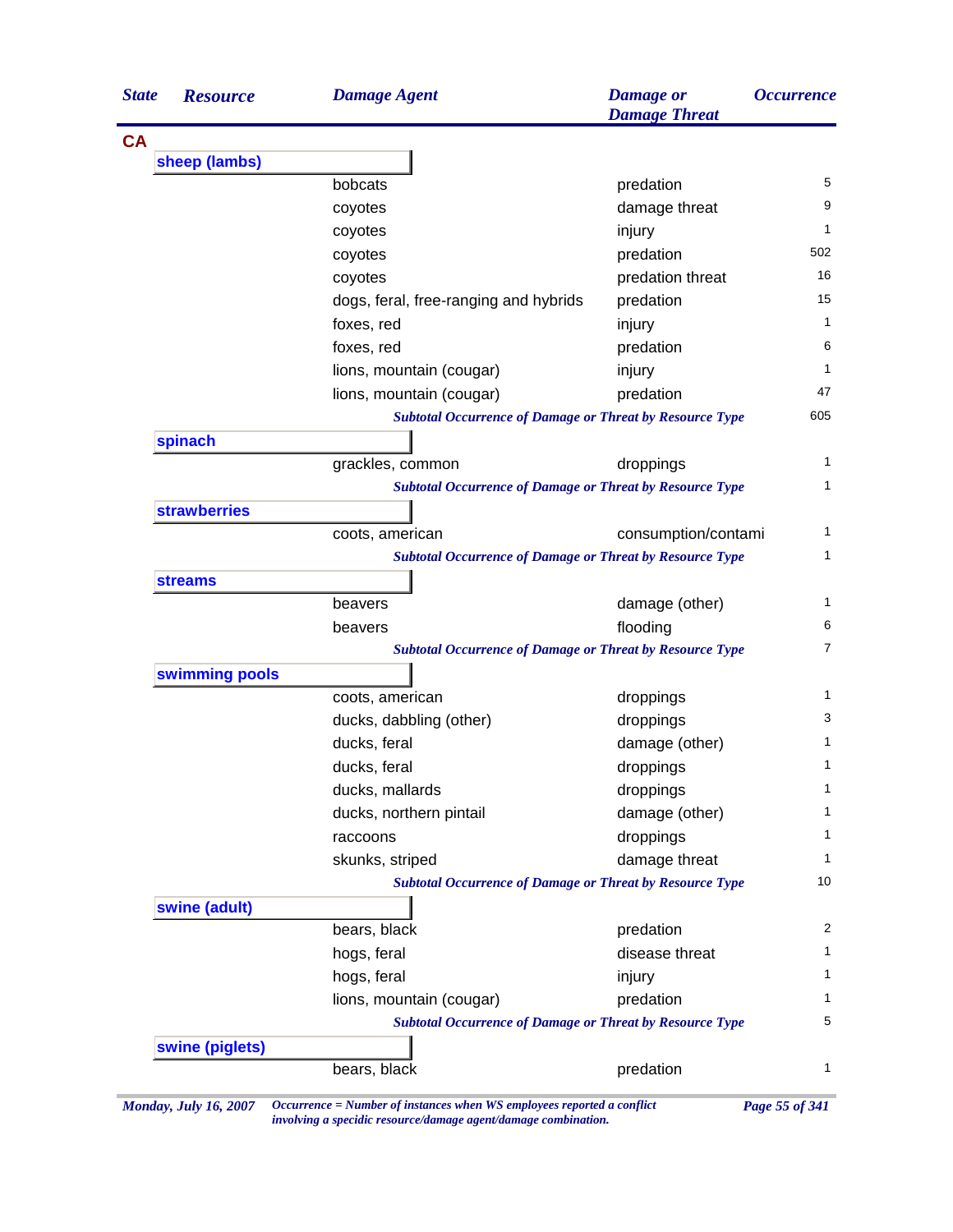| State | Resource | Damage Agent | Damage or Damage Threat | Occurrence |
|---|---|---|---|---|
| **CA** | | | | |
| | **sheep (lambs)** | | | |
| | | bobcats | predation | 5 |
| | | coyotes | damage threat | 9 |
| | | coyotes | injury | 1 |
| | | coyotes | predation | 502 |
| | | coyotes | predation threat | 16 |
| | | dogs, feral, free-ranging and hybrids | predation | 15 |
| | | foxes, red | injury | 1 |
| | | foxes, red | predation | 6 |
| | | lions, mountain (cougar) | injury | 1 |
| | | lions, mountain (cougar) | predation | 47 |
| | | *Subtotal Occurrence of Damage or Threat by Resource Type* | | 605 |
| | **spinach** | | | |
| | | grackles, common | droppings | 1 |
| | | *Subtotal Occurrence of Damage or Threat by Resource Type* | | 1 |
| | **strawberries** | | | |
| | | coots, american | consumption/contami | 1 |
| | | *Subtotal Occurrence of Damage or Threat by Resource Type* | | 1 |
| | **streams** | | | |
| | | beavers | damage (other) | 1 |
| | | beavers | flooding | 6 |
| | | *Subtotal Occurrence of Damage or Threat by Resource Type* | | 7 |
| | **swimming pools** | | | |
| | | coots, american | droppings | 1 |
| | | ducks, dabbling (other) | droppings | 3 |
| | | ducks, feral | damage (other) | 1 |
| | | ducks, feral | droppings | 1 |
| | | ducks, mallards | droppings | 1 |
| | | ducks, northern pintail | damage (other) | 1 |
| | | raccoons | droppings | 1 |
| | | skunks, striped | damage threat | 1 |
| | | *Subtotal Occurrence of Damage or Threat by Resource Type* | | 10 |
| | **swine (adult)** | | | |
| | | bears, black | predation | 2 |
| | | hogs, feral | disease threat | 1 |
| | | hogs, feral | injury | 1 |
| | | lions, mountain (cougar) | predation | 1 |
| | | *Subtotal Occurrence of Damage or Threat by Resource Type* | | 5 |
| | **swine (piglets)** | | | |
| | | bears, black | predation | 1 |

*Occurrence = Number of instances when WS employees reported a conflict involving a specidic resource/damage agent/damage combination.*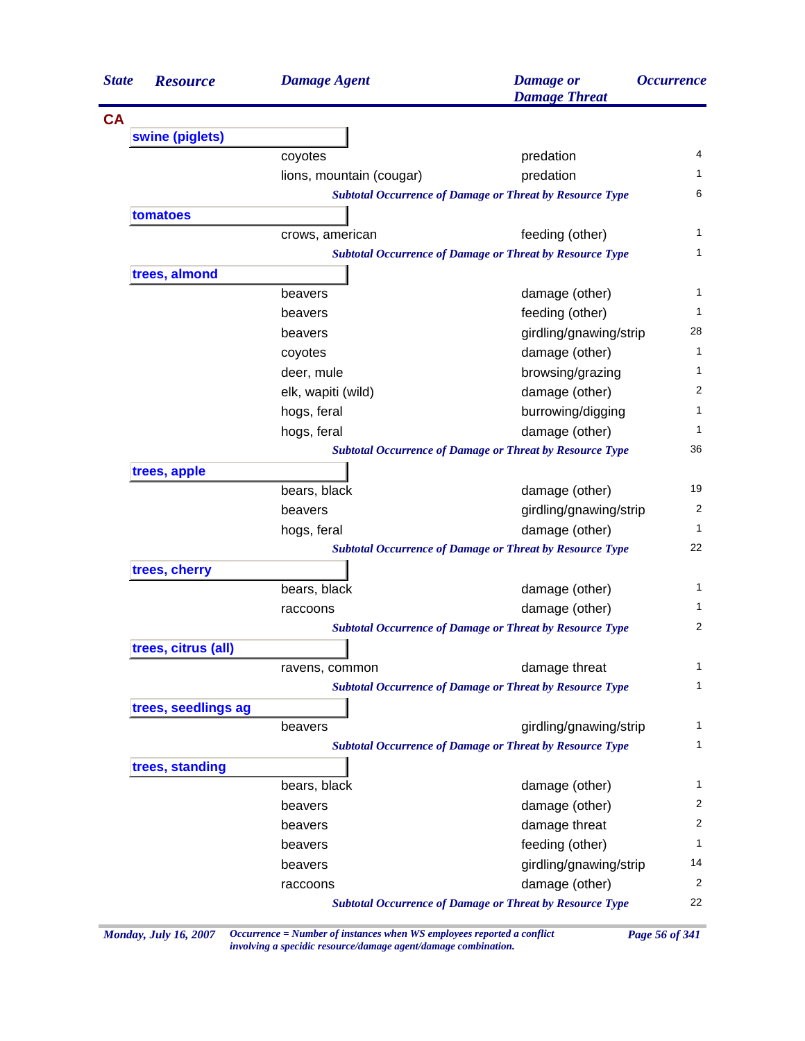| State | Resource | Damage Agent | Damage or Damage Threat | Occurrence |
|---|---|---|---|---|
| **CA** | | | | |
| | **swine (piglets)** | | | |
| | | coyotes | predation | 4 |
| | | lions, mountain (cougar) | predation | 1 |
| | | *Subtotal Occurrence of Damage or Threat by Resource Type* | | 6 |
| | **tomatoes** | | | |
| | | crows, american | feeding (other) | 1 |
| | | *Subtotal Occurrence of Damage or Threat by Resource Type* | | 1 |
| | **trees, almond** | | | |
| | | beavers | damage (other) | 1 |
| | | beavers | feeding (other) | 1 |
| | | beavers | girdling/gnawing/strip | 28 |
| | | coyotes | damage (other) | 1 |
| | | deer, mule | browsing/grazing | 1 |
| | | elk, wapiti (wild) | damage (other) | 2 |
| | | hogs, feral | burrowing/digging | 1 |
| | | hogs, feral | damage (other) | 1 |
| | | *Subtotal Occurrence of Damage or Threat by Resource Type* | | 36 |
| | **trees, apple** | | | |
| | | bears, black | damage (other) | 19 |
| | | beavers | girdling/gnawing/strip | 2 |
| | | hogs, feral | damage (other) | 1 |
| | | *Subtotal Occurrence of Damage or Threat by Resource Type* | | 22 |
| | **trees, cherry** | | | |
| | | bears, black | damage (other) | 1 |
| | | raccoons | damage (other) | 1 |
| | | *Subtotal Occurrence of Damage or Threat by Resource Type* | | 2 |
| | **trees, citrus (all)** | | | |
| | | ravens, common | damage threat | 1 |
| | | *Subtotal Occurrence of Damage or Threat by Resource Type* | | 1 |
| | **trees, seedlings ag** | | | |
| | | beavers | girdling/gnawing/strip | 1 |
| | | *Subtotal Occurrence of Damage or Threat by Resource Type* | | 1 |
| | **trees, standing** | | | |
| | | bears, black | damage (other) | 1 |
| | | beavers | damage (other) | 2 |
| | | beavers | damage threat | 2 |
| | | beavers | feeding (other) | 1 |
| | | beavers | girdling/gnawing/strip | 14 |
| | | raccoons | damage (other) | 2 |
| | | *Subtotal Occurrence of Damage or Threat by Resource Type* | | 22 |

*Occurrence = Number of instances when WS employees reported a conflict involving a specidic resource/damage agent/damage combination.*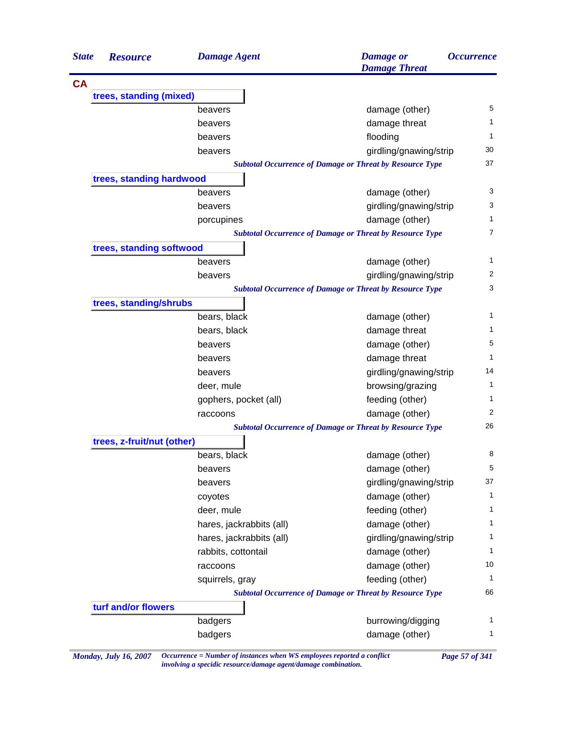| State | Resource | Damage Agent | Damage or Damage Threat | Occurrence |
|---|---|---|---|---|
| **CA** | | | | |
| | **trees, standing (mixed)** | | | |
| | | beavers | damage (other) | 5 |
| | | beavers | damage threat | 1 |
| | | beavers | flooding | 1 |
| | | beavers | girdling/gnawing/strip | 30 |
| | | *Subtotal Occurrence of Damage or Threat by Resource Type* | | 37 |
| | **trees, standing hardwood** | | | |
| | | beavers | damage (other) | 3 |
| | | beavers | girdling/gnawing/strip | 3 |
| | | porcupines | damage (other) | 1 |
| | | *Subtotal Occurrence of Damage or Threat by Resource Type* | | 7 |
| | **trees, standing softwood** | | | |
| | | beavers | damage (other) | 1 |
| | | beavers | girdling/gnawing/strip | 2 |
| | | *Subtotal Occurrence of Damage or Threat by Resource Type* | | 3 |
| | **trees, standing/shrubs** | | | |
| | | bears, black | damage (other) | 1 |
| | | bears, black | damage threat | 1 |
| | | beavers | damage (other) | 5 |
| | | beavers | damage threat | 1 |
| | | beavers | girdling/gnawing/strip | 14 |
| | | deer, mule | browsing/grazing | 1 |
| | | gophers, pocket (all) | feeding (other) | 1 |
| | | raccoons | damage (other) | 2 |
| | | *Subtotal Occurrence of Damage or Threat by Resource Type* | | 26 |
| | **trees, z-fruit/nut (other)** | | | |
| | | bears, black | damage (other) | 8 |
| | | beavers | damage (other) | 5 |
| | | beavers | girdling/gnawing/strip | 37 |
| | | coyotes | damage (other) | 1 |
| | | deer, mule | feeding (other) | 1 |
| | | hares, jackrabbits (all) | damage (other) | 1 |
| | | hares, jackrabbits (all) | girdling/gnawing/strip | 1 |
| | | rabbits, cottontail | damage (other) | 1 |
| | | raccoons | damage (other) | 10 |
| | | squirrels, gray | feeding (other) | 1 |
| | | *Subtotal Occurrence of Damage or Threat by Resource Type* | | 66 |
| | **turf and/or flowers** | | | |
| | | badgers | burrowing/digging | 1 |
| | | badgers | damage (other) | 1 |

*Monday, July 16, 2007*

*Occurrence = Number of instances when WS employees reported a conflict involving a specidic resource/damage agent/damage combination.*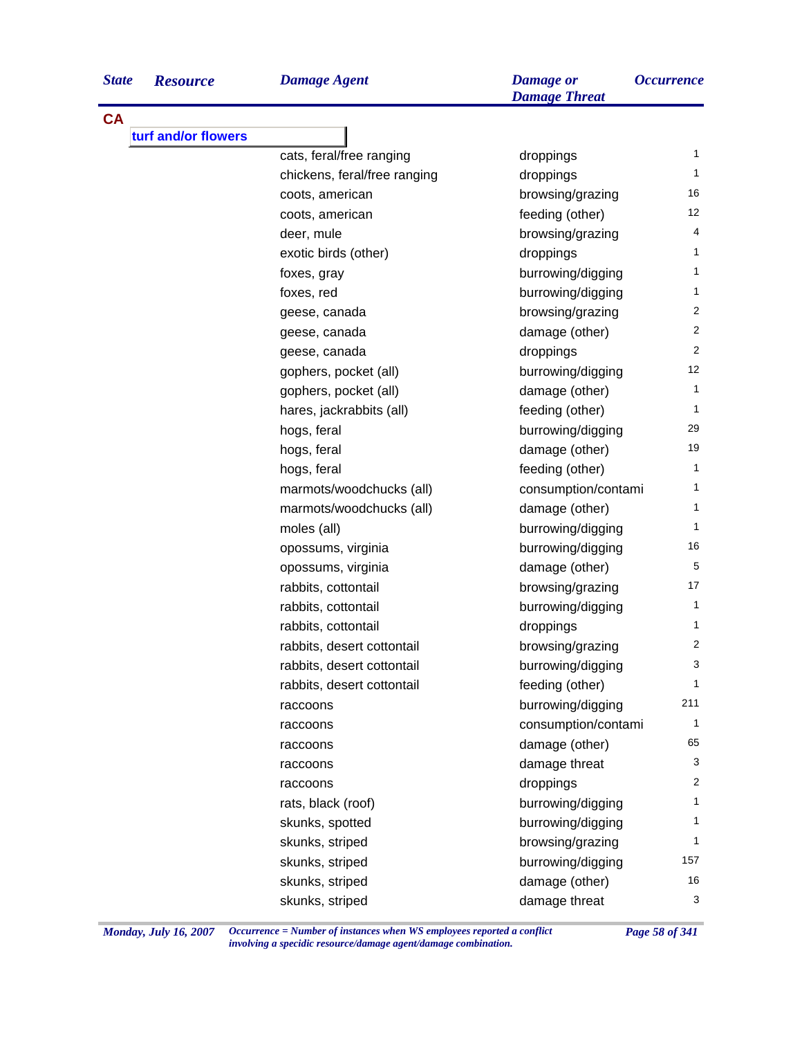| State | Resource | Damage Agent | Damage or Damage Threat | Occurrence |
|---|---|---|---|---|
| **CA** | | | | |
| | **turf and/or flowers** | | | |
| | | cats, feral/free ranging | droppings | 1 |
| | | chickens, feral/free ranging | droppings | 1 |
| | | coots, american | browsing/grazing | 16 |
| | | coots, american | feeding (other) | 12 |
| | | deer, mule | browsing/grazing | 4 |
| | | exotic birds (other) | droppings | 1 |
| | | foxes, gray | burrowing/digging | 1 |
| | | foxes, red | burrowing/digging | 1 |
| | | geese, canada | browsing/grazing | 2 |
| | | geese, canada | damage (other) | 2 |
| | | geese, canada | droppings | 2 |
| | | gophers, pocket (all) | burrowing/digging | 12 |
| | | gophers, pocket (all) | damage (other) | 1 |
| | | hares, jackrabbits (all) | feeding (other) | 1 |
| | | hogs, feral | burrowing/digging | 29 |
| | | hogs, feral | damage (other) | 19 |
| | | hogs, feral | feeding (other) | 1 |
| | | marmots/woodchucks (all) | consumption/contami | 1 |
| | | marmots/woodchucks (all) | damage (other) | 1 |
| | | moles (all) | burrowing/digging | 1 |
| | | opossums, virginia | burrowing/digging | 16 |
| | | opossums, virginia | damage (other) | 5 |
| | | rabbits, cottontail | browsing/grazing | 17 |
| | | rabbits, cottontail | burrowing/digging | 1 |
| | | rabbits, cottontail | droppings | 1 |
| | | rabbits, desert cottontail | browsing/grazing | 2 |
| | | rabbits, desert cottontail | burrowing/digging | 3 |
| | | rabbits, desert cottontail | feeding (other) | 1 |
| | | raccoons | burrowing/digging | 211 |
| | | raccoons | consumption/contami | 1 |
| | | raccoons | damage (other) | 65 |
| | | raccoons | damage threat | 3 |
| | | raccoons | droppings | 2 |
| | | rats, black (roof) | burrowing/digging | 1 |
| | | skunks, spotted | burrowing/digging | 1 |
| | | skunks, striped | browsing/grazing | 1 |
| | | skunks, striped | burrowing/digging | 157 |
| | | skunks, striped | damage (other) | 16 |
| | | skunks, striped | damage threat | 3 |

*Occurrence = Number of instances when WS employees reported a conflict involving a specidic resource/damage agent/damage combination.*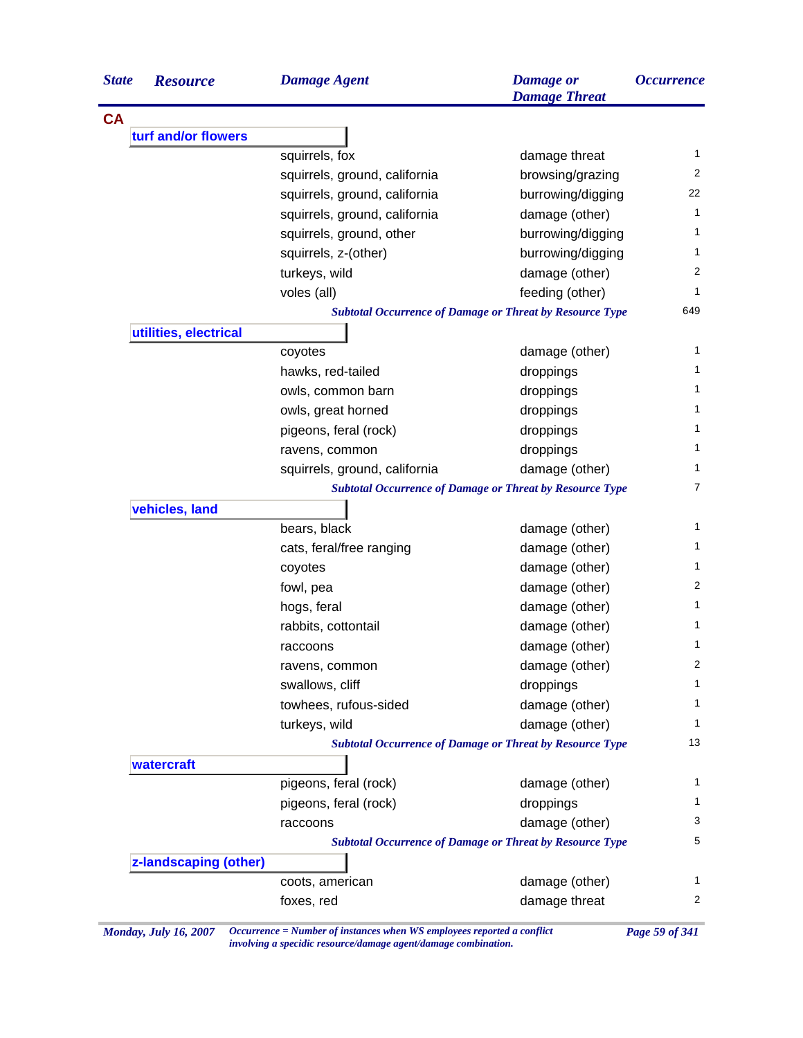| State | Resource | Damage Agent | Damage or Damage Threat | Occurrence |
|---|---|---|---|---|
| CA | | | | |
| | turf and/or flowers | | | |
| | | squirrels, fox | damage threat | 1 |
| | | squirrels, ground, california | browsing/grazing | 2 |
| | | squirrels, ground, california | burrowing/digging | 22 |
| | | squirrels, ground, california | damage (other) | 1 |
| | | squirrels, ground, other | burrowing/digging | 1 |
| | | squirrels, z-(other) | burrowing/digging | 1 |
| | | turkeys, wild | damage (other) | 2 |
| | | voles (all) | feeding (other) | 1 |
| | | *Subtotal Occurrence of Damage or Threat by Resource Type* | | 649 |
| | utilities, electrical | | | |
| | | coyotes | damage (other) | 1 |
| | | hawks, red-tailed | droppings | 1 |
| | | owls, common barn | droppings | 1 |
| | | owls, great horned | droppings | 1 |
| | | pigeons, feral (rock) | droppings | 1 |
| | | ravens, common | droppings | 1 |
| | | squirrels, ground, california | damage (other) | 1 |
| | | *Subtotal Occurrence of Damage or Threat by Resource Type* | | 7 |
| | vehicles, land | | | |
| | | bears, black | damage (other) | 1 |
| | | cats, feral/free ranging | damage (other) | 1 |
| | | coyotes | damage (other) | 1 |
| | | fowl, pea | damage (other) | 2 |
| | | hogs, feral | damage (other) | 1 |
| | | rabbits, cottontail | damage (other) | 1 |
| | | raccoons | damage (other) | 1 |
| | | ravens, common | damage (other) | 2 |
| | | swallows, cliff | droppings | 1 |
| | | towhees, rufous-sided | damage (other) | 1 |
| | | turkeys, wild | damage (other) | 1 |
| | | *Subtotal Occurrence of Damage or Threat by Resource Type* | | 13 |
| | watercraft | | | |
| | | pigeons, feral (rock) | damage (other) | 1 |
| | | pigeons, feral (rock) | droppings | 1 |
| | | raccoons | damage (other) | 3 |
| | | *Subtotal Occurrence of Damage or Threat by Resource Type* | | 5 |
| | z-landscaping (other) | | | |
| | | coots, american | damage (other) | 1 |
| | | foxes, red | damage threat | 2 |

*Occurrence = Number of instances when WS employees reported a conflict involving a specidic resource/damage agent/damage combination.*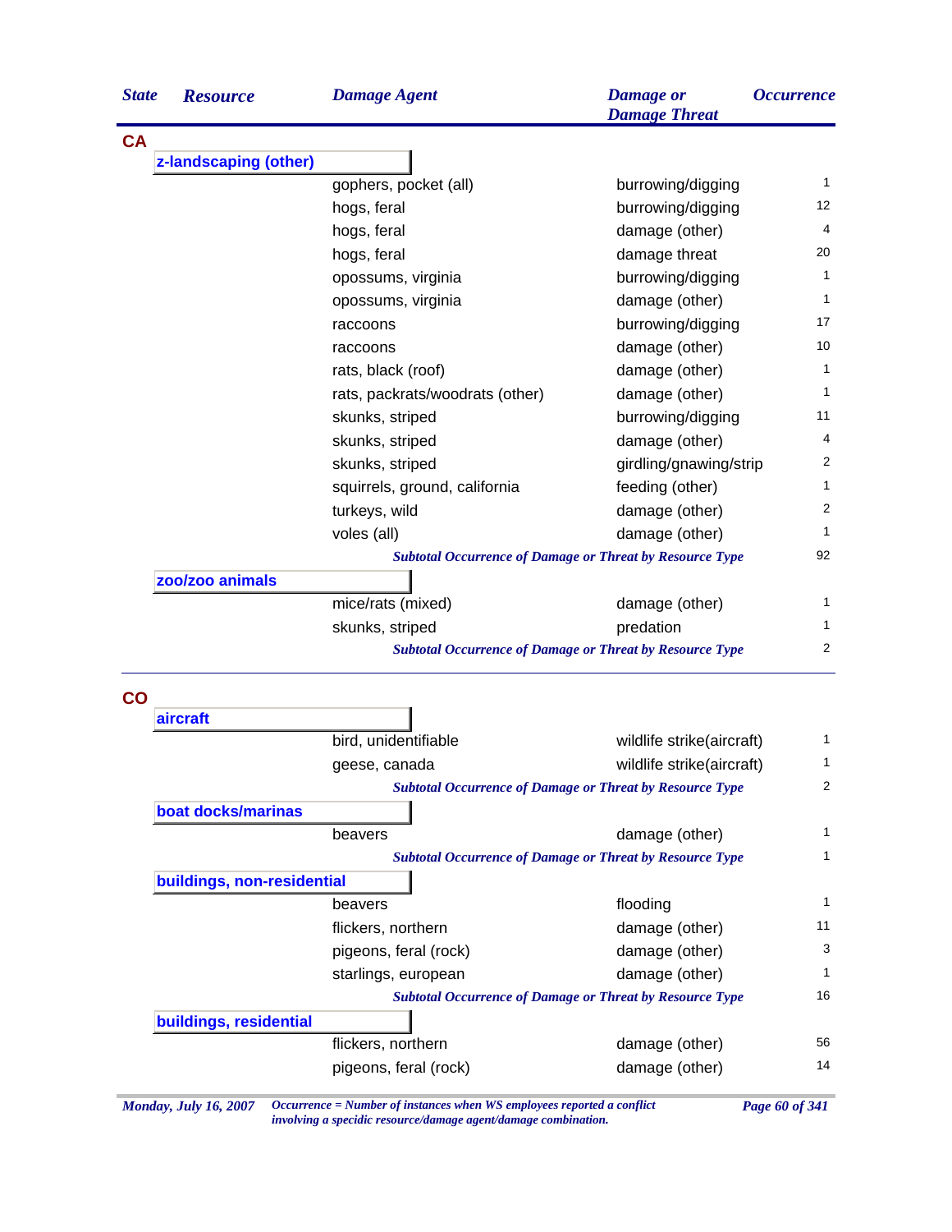| State | Resource | Damage Agent | Damage or Damage Threat | Occurrence |
|---|---|---|---|---|
| **CA** | | | | |
| | **z-landscaping (other)** | | | |
| | | gophers, pocket (all) | burrowing/digging | 1 |
| | | hogs, feral | burrowing/digging | 12 |
| | | hogs, feral | damage (other) | 4 |
| | | hogs, feral | damage threat | 20 |
| | | opossums, virginia | burrowing/digging | 1 |
| | | opossums, virginia | damage (other) | 1 |
| | | raccoons | burrowing/digging | 17 |
| | | raccoons | damage (other) | 10 |
| | | rats, black (roof) | damage (other) | 1 |
| | | rats, packrats/woodrats (other) | damage (other) | 1 |
| | | skunks, striped | burrowing/digging | 11 |
| | | skunks, striped | damage (other) | 4 |
| | | skunks, striped | girdling/gnawing/strip | 2 |
| | | squirrels, ground, california | feeding (other) | 1 |
| | | turkeys, wild | damage (other) | 2 |
| | | voles (all) | damage (other) | 1 |
| | | *Subtotal Occurrence of Damage or Threat by Resource Type* | | 92 |
| | **zoo/zoo animals** | | | |
| | | mice/rats (mixed) | damage (other) | 1 |
| | | skunks, striped | predation | 1 |
| | | *Subtotal Occurrence of Damage or Threat by Resource Type* | | 2 |
| **CO** | | | | |
| | **aircraft** | | | |
| | | bird, unidentifiable | wildlife strike(aircraft) | 1 |
| | | geese, canada | wildlife strike(aircraft) | 1 |
| | | *Subtotal Occurrence of Damage or Threat by Resource Type* | | 2 |
| | **boat docks/marinas** | | | |
| | | beavers | damage (other) | 1 |
| | | *Subtotal Occurrence of Damage or Threat by Resource Type* | | 1 |
| | **buildings, non-residential** | | | |
| | | beavers | flooding | 1 |
| | | flickers, northern | damage (other) | 11 |
| | | pigeons, feral (rock) | damage (other) | 3 |
| | | starlings, european | damage (other) | 1 |
| | | *Subtotal Occurrence of Damage or Threat by Resource Type* | | 16 |
| | **buildings, residential** | | | |
| | | flickers, northern | damage (other) | 56 |
| | | pigeons, feral (rock) | damage (other) | 14 |

*Monday, July 16, 2007* — *Occurrence = Number of instances when WS employees reported a conflict involving a specidic resource/damage agent/damage combination.*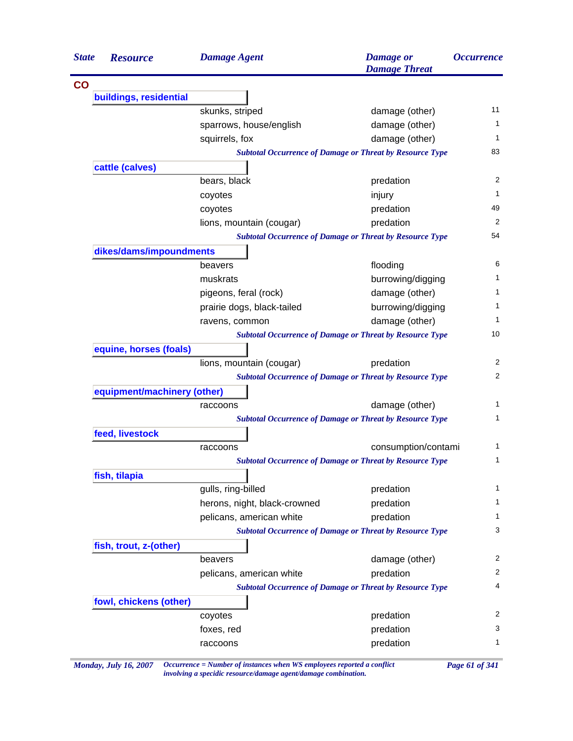| State | Resource | Damage Agent | Damage or Damage Threat | Occurrence |
|---|---|---|---|---|
| CO | | | | |
| | buildings, residential | | | |
| | | skunks, striped | damage (other) | 11 |
| | | sparrows, house/english | damage (other) | 1 |
| | | squirrels, fox | damage (other) | 1 |
| | | *Subtotal Occurrence of Damage or Threat by Resource Type* | | 83 |
| | cattle (calves) | | | |
| | | bears, black | predation | 2 |
| | | coyotes | injury | 1 |
| | | coyotes | predation | 49 |
| | | lions, mountain (cougar) | predation | 2 |
| | | *Subtotal Occurrence of Damage or Threat by Resource Type* | | 54 |
| | dikes/dams/impoundments | | | |
| | | beavers | flooding | 6 |
| | | muskrats | burrowing/digging | 1 |
| | | pigeons, feral (rock) | damage (other) | 1 |
| | | prairie dogs, black-tailed | burrowing/digging | 1 |
| | | ravens, common | damage (other) | 1 |
| | | *Subtotal Occurrence of Damage or Threat by Resource Type* | | 10 |
| | equine, horses (foals) | | | |
| | | lions, mountain (cougar) | predation | 2 |
| | | *Subtotal Occurrence of Damage or Threat by Resource Type* | | 2 |
| | equipment/machinery (other) | | | |
| | | raccoons | damage (other) | 1 |
| | | *Subtotal Occurrence of Damage or Threat by Resource Type* | | 1 |
| | feed, livestock | | | |
| | | raccoons | consumption/contami | 1 |
| | | *Subtotal Occurrence of Damage or Threat by Resource Type* | | 1 |
| | fish, tilapia | | | |
| | | gulls, ring-billed | predation | 1 |
| | | herons, night, black-crowned | predation | 1 |
| | | pelicans, american white | predation | 1 |
| | | *Subtotal Occurrence of Damage or Threat by Resource Type* | | 3 |
| | fish, trout, z-(other) | | | |
| | | beavers | damage (other) | 2 |
| | | pelicans, american white | predation | 2 |
| | | *Subtotal Occurrence of Damage or Threat by Resource Type* | | 4 |
| | fowl, chickens (other) | | | |
| | | coyotes | predation | 2 |
| | | foxes, red | predation | 3 |
| | | raccoons | predation | 1 |

*Monday, July 16, 2007*

*Occurrence = Number of instances when WS employees reported a conflict involving a specidic resource/damage agent/damage combination.*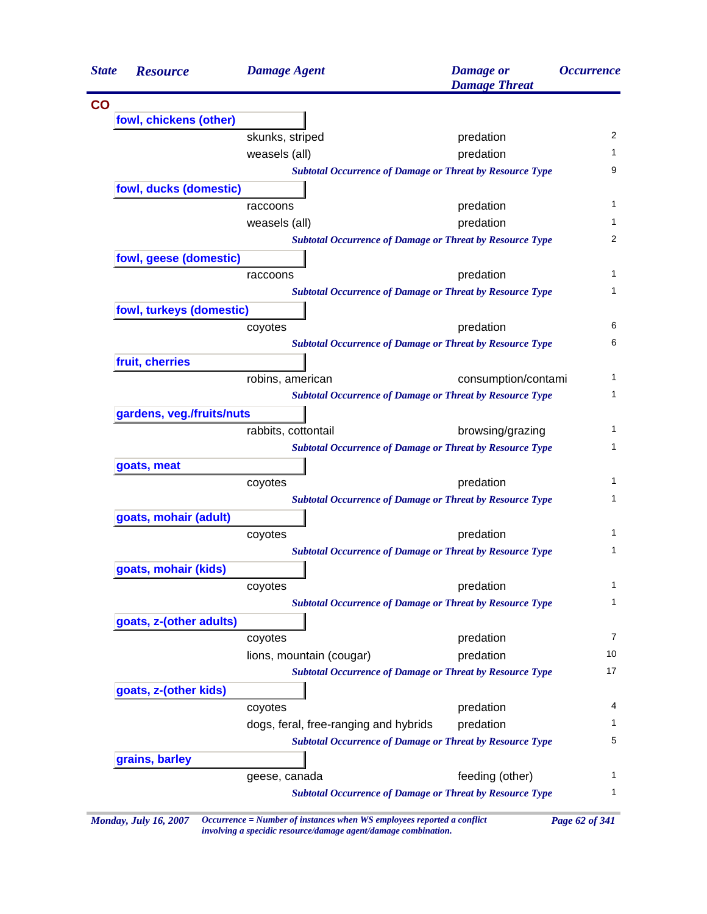| State | Resource | Damage Agent | Damage or Damage Threat | Occurrence |
|---|---|---|---|---|
| **CO** | | | | |
| | **fowl, chickens (other)** | | | |
| | | skunks, striped | predation | 2 |
| | | weasels (all) | predation | 1 |
| | | *Subtotal Occurrence of Damage or Threat by Resource Type* | | 9 |
| | **fowl, ducks (domestic)** | | | |
| | | raccoons | predation | 1 |
| | | weasels (all) | predation | 1 |
| | | *Subtotal Occurrence of Damage or Threat by Resource Type* | | 2 |
| | **fowl, geese (domestic)** | | | |
| | | raccoons | predation | 1 |
| | | *Subtotal Occurrence of Damage or Threat by Resource Type* | | 1 |
| | **fowl, turkeys (domestic)** | | | |
| | | coyotes | predation | 6 |
| | | *Subtotal Occurrence of Damage or Threat by Resource Type* | | 6 |
| | **fruit, cherries** | | | |
| | | robins, american | consumption/contami | 1 |
| | | *Subtotal Occurrence of Damage or Threat by Resource Type* | | 1 |
| | **gardens, veg./fruits/nuts** | | | |
| | | rabbits, cottontail | browsing/grazing | 1 |
| | | *Subtotal Occurrence of Damage or Threat by Resource Type* | | 1 |
| | **goats, meat** | | | |
| | | coyotes | predation | 1 |
| | | *Subtotal Occurrence of Damage or Threat by Resource Type* | | 1 |
| | **goats, mohair (adult)** | | | |
| | | coyotes | predation | 1 |
| | | *Subtotal Occurrence of Damage or Threat by Resource Type* | | 1 |
| | **goats, mohair (kids)** | | | |
| | | coyotes | predation | 1 |
| | | *Subtotal Occurrence of Damage or Threat by Resource Type* | | 1 |
| | **goats, z-(other adults)** | | | |
| | | coyotes | predation | 7 |
| | | lions, mountain (cougar) | predation | 10 |
| | | *Subtotal Occurrence of Damage or Threat by Resource Type* | | 17 |
| | **goats, z-(other kids)** | | | |
| | | coyotes | predation | 4 |
| | | dogs, feral, free-ranging and hybrids | predation | 1 |
| | | *Subtotal Occurrence of Damage or Threat by Resource Type* | | 5 |
| | **grains, barley** | | | |
| | | geese, canada | feeding (other) | 1 |
| | | *Subtotal Occurrence of Damage or Threat by Resource Type* | | 1 |

*Monday, July 16, 2007* — *Occurrence = Number of instances when WS employees reported a conflict involving a specidic resource/damage agent/damage combination.*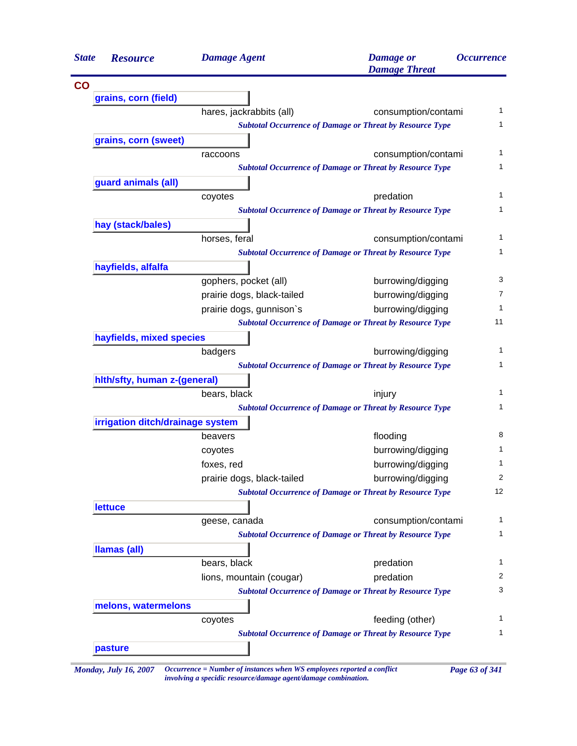| State | Resource | Damage Agent | Damage or Damage Threat | Occurrence |
|---|---|---|---|---|
| **CO** | | | | |
| | **grains, corn (field)** | | | |
| | | hares, jackrabbits (all) | consumption/contami | 1 |
| | | *Subtotal Occurrence of Damage or Threat by Resource Type* | | 1 |
| | **grains, corn (sweet)** | | | |
| | | raccoons | consumption/contami | 1 |
| | | *Subtotal Occurrence of Damage or Threat by Resource Type* | | 1 |
| | **guard animals (all)** | | | |
| | | coyotes | predation | 1 |
| | | *Subtotal Occurrence of Damage or Threat by Resource Type* | | 1 |
| | **hay (stack/bales)** | | | |
| | | horses, feral | consumption/contami | 1 |
| | | *Subtotal Occurrence of Damage or Threat by Resource Type* | | 1 |
| | **hayfields, alfalfa** | | | |
| | | gophers, pocket (all) | burrowing/digging | 3 |
| | | prairie dogs, black-tailed | burrowing/digging | 7 |
| | | prairie dogs, gunnison`s | burrowing/digging | 1 |
| | | *Subtotal Occurrence of Damage or Threat by Resource Type* | | 11 |
| | **hayfields, mixed species** | | | |
| | | badgers | burrowing/digging | 1 |
| | | *Subtotal Occurrence of Damage or Threat by Resource Type* | | 1 |
| | **hlth/sfty, human z-(general)** | | | |
| | | bears, black | injury | 1 |
| | | *Subtotal Occurrence of Damage or Threat by Resource Type* | | 1 |
| | **irrigation ditch/drainage system** | | | |
| | | beavers | flooding | 8 |
| | | coyotes | burrowing/digging | 1 |
| | | foxes, red | burrowing/digging | 1 |
| | | prairie dogs, black-tailed | burrowing/digging | 2 |
| | | *Subtotal Occurrence of Damage or Threat by Resource Type* | | 12 |
| | **lettuce** | | | |
| | | geese, canada | consumption/contami | 1 |
| | | *Subtotal Occurrence of Damage or Threat by Resource Type* | | 1 |
| | **llamas (all)** | | | |
| | | bears, black | predation | 1 |
| | | lions, mountain (cougar) | predation | 2 |
| | | *Subtotal Occurrence of Damage or Threat by Resource Type* | | 3 |
| | **melons, watermelons** | | | |
| | | coyotes | feeding (other) | 1 |
| | | *Subtotal Occurrence of Damage or Threat by Resource Type* | | 1 |
| | **pasture** | | | |

*Occurrence = Number of instances when WS employees reported a conflict involving a specidic resource/damage agent/damage combination.*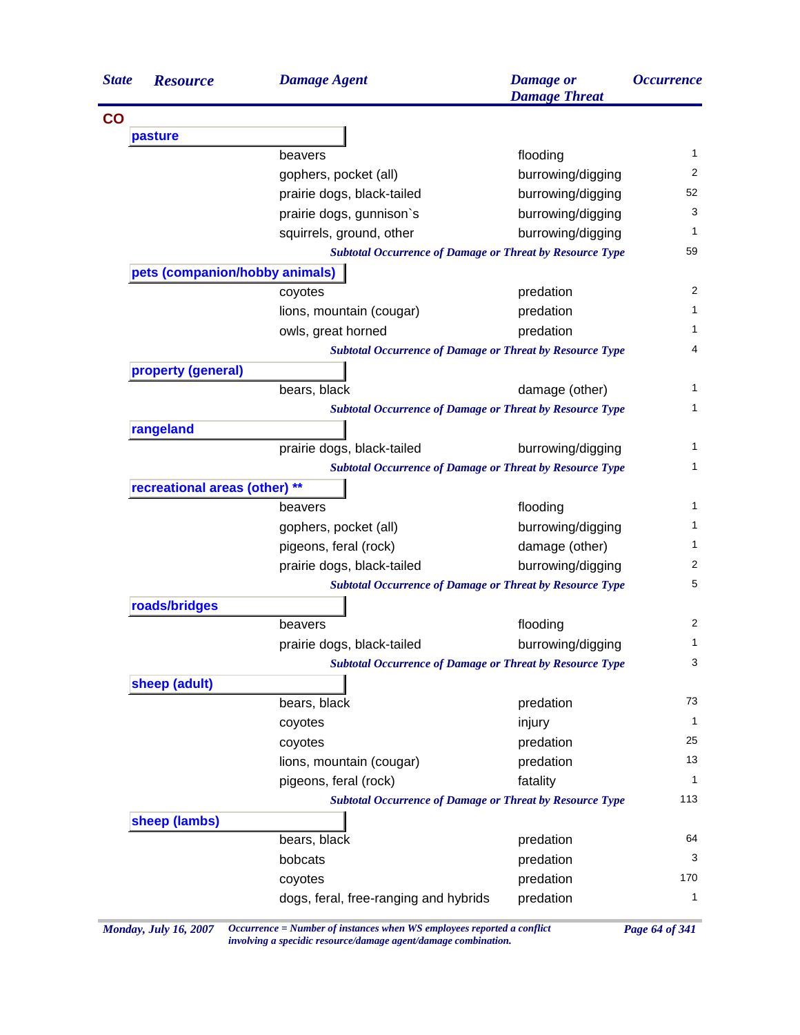| State | Resource | Damage Agent | Damage or Damage Threat | Occurrence |
|---|---|---|---|---|
| **CO** | | | | |
| | **pasture** | | | |
| | | beavers | flooding | 1 |
| | | gophers, pocket (all) | burrowing/digging | 2 |
| | | prairie dogs, black-tailed | burrowing/digging | 52 |
| | | prairie dogs, gunnison`s | burrowing/digging | 3 |
| | | squirrels, ground, other | burrowing/digging | 1 |
| | | *Subtotal Occurrence of Damage or Threat by Resource Type* | | 59 |
| | **pets (companion/hobby animals)** | | | |
| | | coyotes | predation | 2 |
| | | lions, mountain (cougar) | predation | 1 |
| | | owls, great horned | predation | 1 |
| | | *Subtotal Occurrence of Damage or Threat by Resource Type* | | 4 |
| | **property (general)** | | | |
| | | bears, black | damage (other) | 1 |
| | | *Subtotal Occurrence of Damage or Threat by Resource Type* | | 1 |
| | **rangeland** | | | |
| | | prairie dogs, black-tailed | burrowing/digging | 1 |
| | | *Subtotal Occurrence of Damage or Threat by Resource Type* | | 1 |
| | **recreational areas (other) ** ** | | | |
| | | beavers | flooding | 1 |
| | | gophers, pocket (all) | burrowing/digging | 1 |
| | | pigeons, feral (rock) | damage (other) | 1 |
| | | prairie dogs, black-tailed | burrowing/digging | 2 |
| | | *Subtotal Occurrence of Damage or Threat by Resource Type* | | 5 |
| | **roads/bridges** | | | |
| | | beavers | flooding | 2 |
| | | prairie dogs, black-tailed | burrowing/digging | 1 |
| | | *Subtotal Occurrence of Damage or Threat by Resource Type* | | 3 |
| | **sheep (adult)** | | | |
| | | bears, black | predation | 73 |
| | | coyotes | injury | 1 |
| | | coyotes | predation | 25 |
| | | lions, mountain (cougar) | predation | 13 |
| | | pigeons, feral (rock) | fatality | 1 |
| | | *Subtotal Occurrence of Damage or Threat by Resource Type* | | 113 |
| | **sheep (lambs)** | | | |
| | | bears, black | predation | 64 |
| | | bobcats | predation | 3 |
| | | coyotes | predation | 170 |
| | | dogs, feral, free-ranging and hybrids | predation | 1 |

*Occurrence = Number of instances when WS employees reported a conflict involving a specidic resource/damage agent/damage combination.*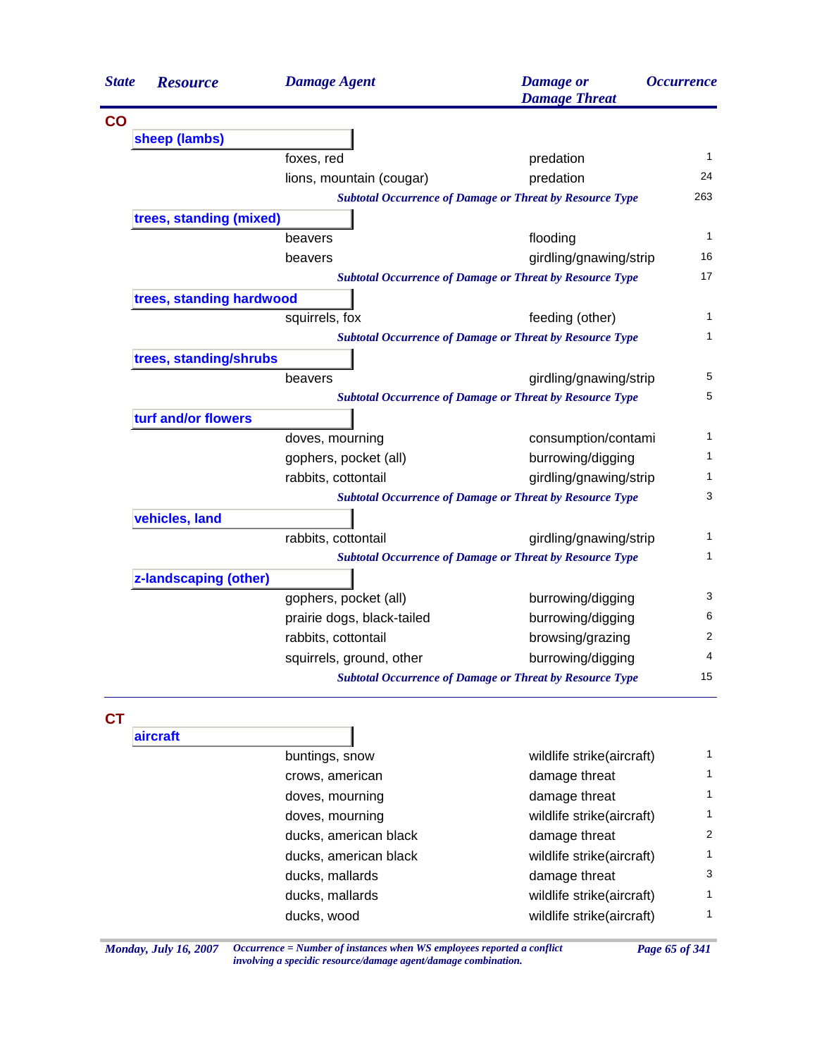| State | Resource | Damage Agent | Damage or Damage Threat | Occurrence |
|---|---|---|---|---|
| **CO** | | | | |
| | **sheep (lambs)** | | | |
| | | foxes, red | predation | 1 |
| | | lions, mountain (cougar) | predation | 24 |
| | | *Subtotal Occurrence of Damage or Threat by Resource Type* | | 263 |
| | **trees, standing (mixed)** | | | |
| | | beavers | flooding | 1 |
| | | beavers | girdling/gnawing/strip | 16 |
| | | *Subtotal Occurrence of Damage or Threat by Resource Type* | | 17 |
| | **trees, standing hardwood** | | | |
| | | squirrels, fox | feeding (other) | 1 |
| | | *Subtotal Occurrence of Damage or Threat by Resource Type* | | 1 |
| | **trees, standing/shrubs** | | | |
| | | beavers | girdling/gnawing/strip | 5 |
| | | *Subtotal Occurrence of Damage or Threat by Resource Type* | | 5 |
| | **turf and/or flowers** | | | |
| | | doves, mourning | consumption/contami | 1 |
| | | gophers, pocket (all) | burrowing/digging | 1 |
| | | rabbits, cottontail | girdling/gnawing/strip | 1 |
| | | *Subtotal Occurrence of Damage or Threat by Resource Type* | | 3 |
| | **vehicles, land** | | | |
| | | rabbits, cottontail | girdling/gnawing/strip | 1 |
| | | *Subtotal Occurrence of Damage or Threat by Resource Type* | | 1 |
| | **z-landscaping (other)** | | | |
| | | gophers, pocket (all) | burrowing/digging | 3 |
| | | prairie dogs, black-tailed | burrowing/digging | 6 |
| | | rabbits, cottontail | browsing/grazing | 2 |
| | | squirrels, ground, other | burrowing/digging | 4 |
| | | *Subtotal Occurrence of Damage or Threat by Resource Type* | | 15 |
| **CT** | | | | |
| | **aircraft** | | | |
| | | buntings, snow | wildlife strike(aircraft) | 1 |
| | | crows, american | damage threat | 1 |
| | | doves, mourning | damage threat | 1 |
| | | doves, mourning | wildlife strike(aircraft) | 1 |
| | | ducks, american black | damage threat | 2 |
| | | ducks, american black | wildlife strike(aircraft) | 1 |
| | | ducks, mallards | damage threat | 3 |
| | | ducks, mallards | wildlife strike(aircraft) | 1 |
| | | ducks, wood | wildlife strike(aircraft) | 1 |

*Occurrence = Number of instances when WS employees reported a conflict involving a specidic resource/damage agent/damage combination.*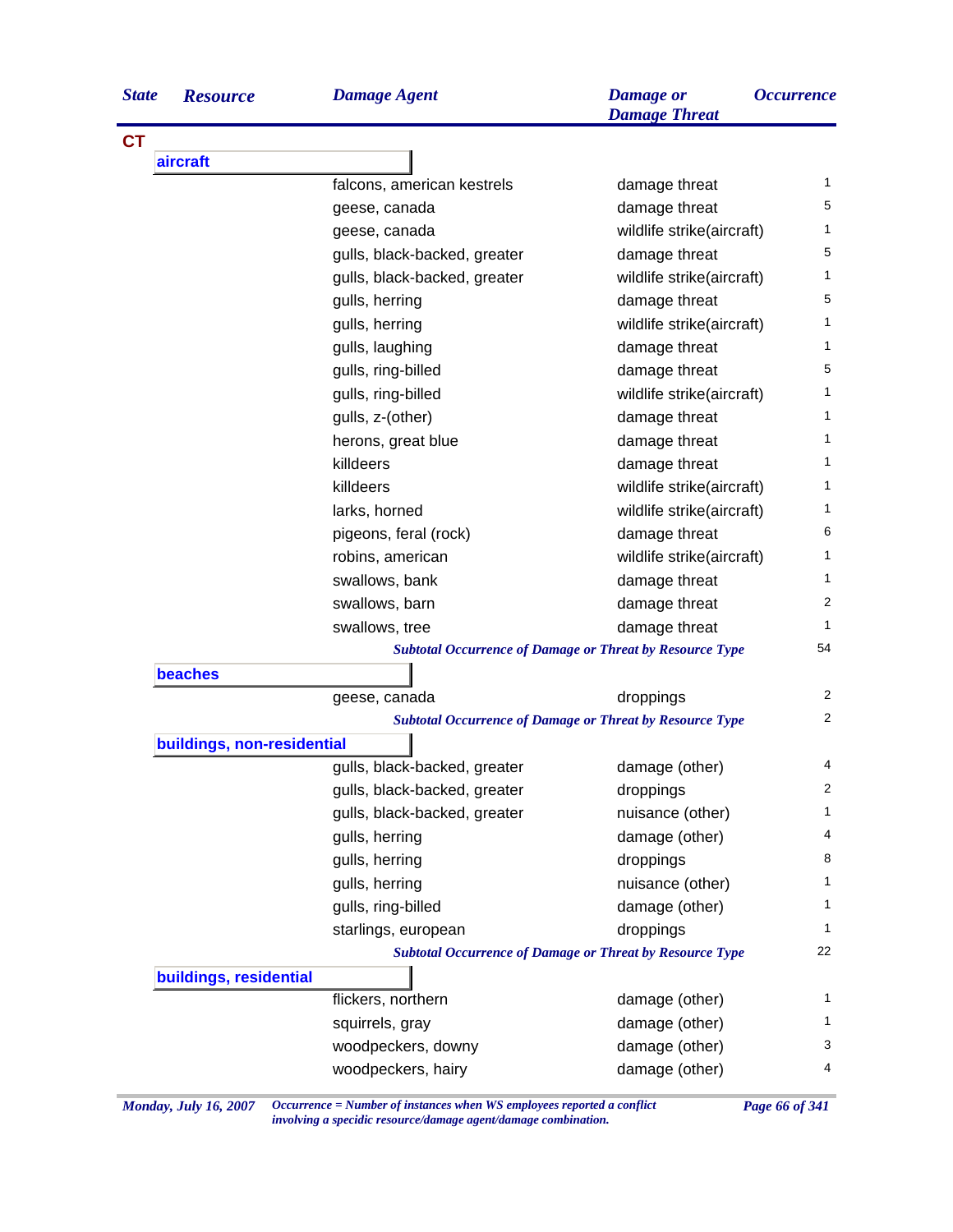| State | Resource | Damage Agent | Damage or Damage Threat | Occurrence |
|---|---|---|---|---|
| **CT** | | | | |
| | **aircraft** | | | |
| | | falcons, american kestrels | damage threat | 1 |
| | | geese, canada | damage threat | 5 |
| | | geese, canada | wildlife strike(aircraft) | 1 |
| | | gulls, black-backed, greater | damage threat | 5 |
| | | gulls, black-backed, greater | wildlife strike(aircraft) | 1 |
| | | gulls, herring | damage threat | 5 |
| | | gulls, herring | wildlife strike(aircraft) | 1 |
| | | gulls, laughing | damage threat | 1 |
| | | gulls, ring-billed | damage threat | 5 |
| | | gulls, ring-billed | wildlife strike(aircraft) | 1 |
| | | gulls, z-(other) | damage threat | 1 |
| | | herons, great blue | damage threat | 1 |
| | | killdeers | damage threat | 1 |
| | | killdeers | wildlife strike(aircraft) | 1 |
| | | larks, horned | wildlife strike(aircraft) | 1 |
| | | pigeons, feral (rock) | damage threat | 6 |
| | | robins, american | wildlife strike(aircraft) | 1 |
| | | swallows, bank | damage threat | 1 |
| | | swallows, barn | damage threat | 2 |
| | | swallows, tree | damage threat | 1 |
| | | *Subtotal Occurrence of Damage or Threat by Resource Type* | | 54 |
| | **beaches** | | | |
| | | geese, canada | droppings | 2 |
| | | *Subtotal Occurrence of Damage or Threat by Resource Type* | | 2 |
| | **buildings, non-residential** | | | |
| | | gulls, black-backed, greater | damage (other) | 4 |
| | | gulls, black-backed, greater | droppings | 2 |
| | | gulls, black-backed, greater | nuisance (other) | 1 |
| | | gulls, herring | damage (other) | 4 |
| | | gulls, herring | droppings | 8 |
| | | gulls, herring | nuisance (other) | 1 |
| | | gulls, ring-billed | damage (other) | 1 |
| | | starlings, european | droppings | 1 |
| | | *Subtotal Occurrence of Damage or Threat by Resource Type* | | 22 |
| | **buildings, residential** | | | |
| | | flickers, northern | damage (other) | 1 |
| | | squirrels, gray | damage (other) | 1 |
| | | woodpeckers, downy | damage (other) | 3 |
| | | woodpeckers, hairy | damage (other) | 4 |

*Occurrence = Number of instances when WS employees reported a conflict involving a specidic resource/damage agent/damage combination.*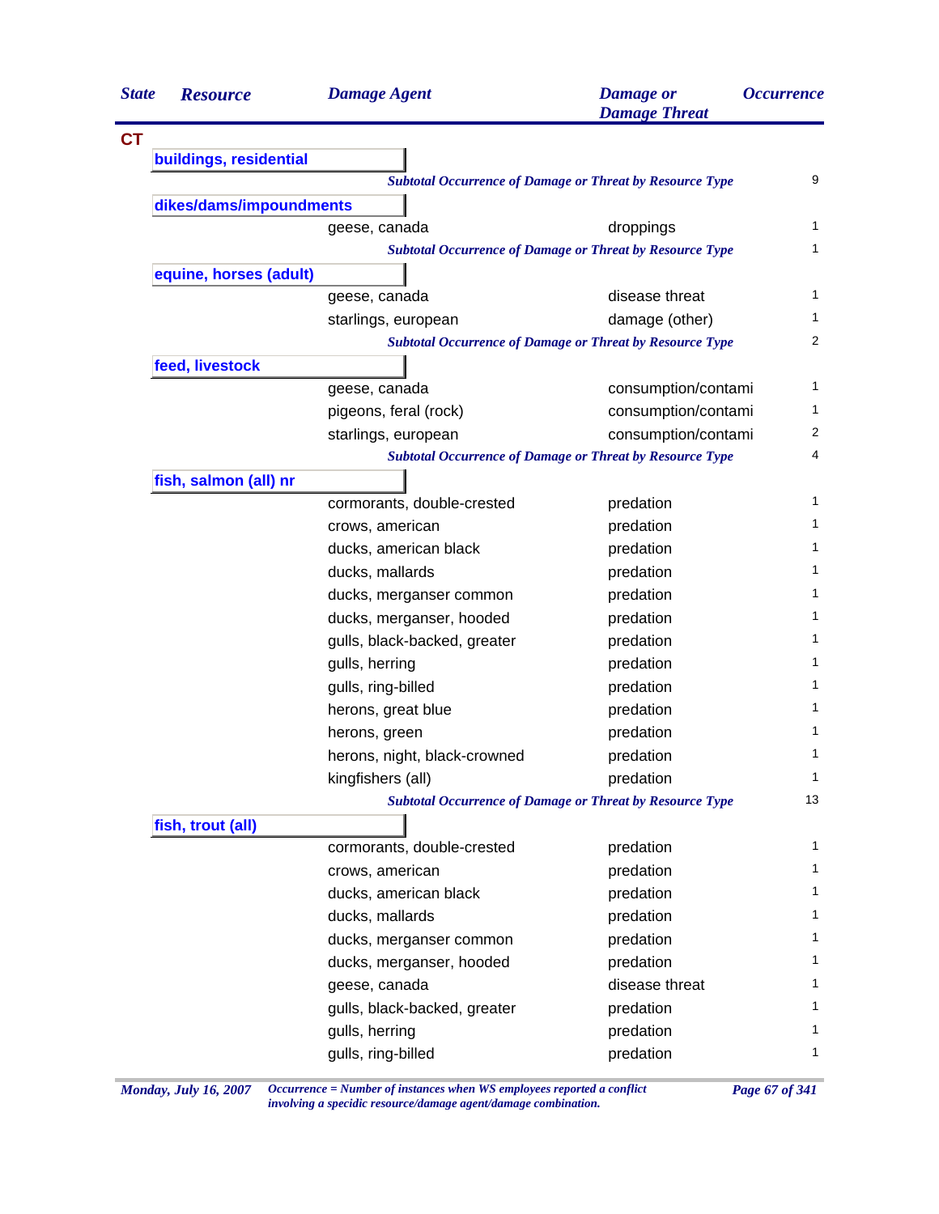| State | Resource | Damage Agent | Damage or Damage Threat | Occurrence |
|---|---|---|---|---|
| **CT** | | | | |
| | **buildings, residential** | | | |
| | | *Subtotal Occurrence of Damage or Threat by Resource Type* | | 9 |
| | **dikes/dams/impoundments** | | | |
| | | geese, canada | droppings | 1 |
| | | *Subtotal Occurrence of Damage or Threat by Resource Type* | | 1 |
| | **equine, horses (adult)** | | | |
| | | geese, canada | disease threat | 1 |
| | | starlings, european | damage (other) | 1 |
| | | *Subtotal Occurrence of Damage or Threat by Resource Type* | | 2 |
| | **feed, livestock** | | | |
| | | geese, canada | consumption/contami | 1 |
| | | pigeons, feral (rock) | consumption/contami | 1 |
| | | starlings, european | consumption/contami | 2 |
| | | *Subtotal Occurrence of Damage or Threat by Resource Type* | | 4 |
| | **fish, salmon (all) nr** | | | |
| | | cormorants, double-crested | predation | 1 |
| | | crows, american | predation | 1 |
| | | ducks, american black | predation | 1 |
| | | ducks, mallards | predation | 1 |
| | | ducks, merganser common | predation | 1 |
| | | ducks, merganser, hooded | predation | 1 |
| | | gulls, black-backed, greater | predation | 1 |
| | | gulls, herring | predation | 1 |
| | | gulls, ring-billed | predation | 1 |
| | | herons, great blue | predation | 1 |
| | | herons, green | predation | 1 |
| | | herons, night, black-crowned | predation | 1 |
| | | kingfishers (all) | predation | 1 |
| | | *Subtotal Occurrence of Damage or Threat by Resource Type* | | 13 |
| | **fish, trout (all)** | | | |
| | | cormorants, double-crested | predation | 1 |
| | | crows, american | predation | 1 |
| | | ducks, american black | predation | 1 |
| | | ducks, mallards | predation | 1 |
| | | ducks, merganser common | predation | 1 |
| | | ducks, merganser, hooded | predation | 1 |
| | | geese, canada | disease threat | 1 |
| | | gulls, black-backed, greater | predation | 1 |
| | | gulls, herring | predation | 1 |
| | | gulls, ring-billed | predation | 1 |

*Occurrence = Number of instances when WS employees reported a conflict involving a specidic resource/damage agent/damage combination.*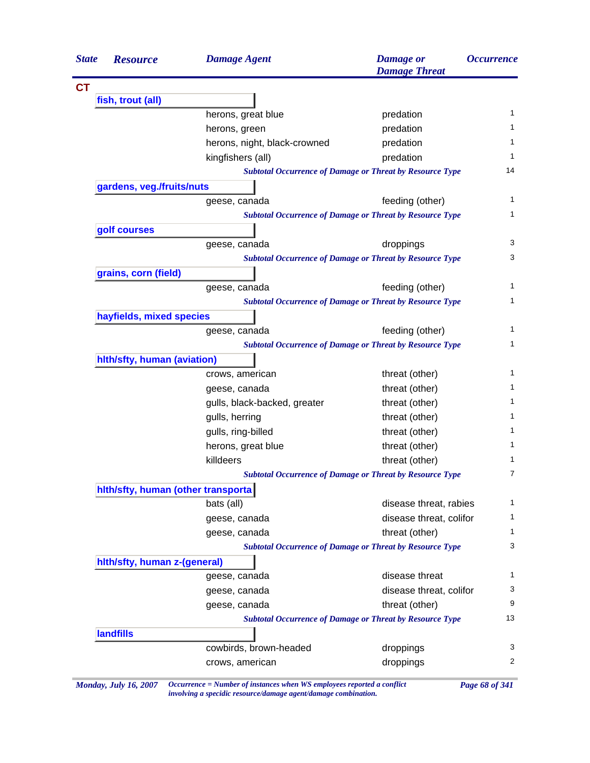| State | Resource | Damage Agent | Damage or Damage Threat | Occurrence |
|---|---|---|---|---|
| **CT** | | | | |
| | **fish, trout (all)** | | | |
| | | herons, great blue | predation | 1 |
| | | herons, green | predation | 1 |
| | | herons, night, black-crowned | predation | 1 |
| | | kingfishers (all) | predation | 1 |
| | | *Subtotal Occurrence of Damage or Threat by Resource Type* | | 14 |
| | **gardens, veg./fruits/nuts** | | | |
| | | geese, canada | feeding (other) | 1 |
| | | *Subtotal Occurrence of Damage or Threat by Resource Type* | | 1 |
| | **golf courses** | | | |
| | | geese, canada | droppings | 3 |
| | | *Subtotal Occurrence of Damage or Threat by Resource Type* | | 3 |
| | **grains, corn (field)** | | | |
| | | geese, canada | feeding (other) | 1 |
| | | *Subtotal Occurrence of Damage or Threat by Resource Type* | | 1 |
| | **hayfields, mixed species** | | | |
| | | geese, canada | feeding (other) | 1 |
| | | *Subtotal Occurrence of Damage or Threat by Resource Type* | | 1 |
| | **hlth/sfty, human (aviation)** | | | |
| | | crows, american | threat (other) | 1 |
| | | geese, canada | threat (other) | 1 |
| | | gulls, black-backed, greater | threat (other) | 1 |
| | | gulls, herring | threat (other) | 1 |
| | | gulls, ring-billed | threat (other) | 1 |
| | | herons, great blue | threat (other) | 1 |
| | | killdeers | threat (other) | 1 |
| | | *Subtotal Occurrence of Damage or Threat by Resource Type* | | 7 |
| | **hlth/sfty, human (other transporta** | | | |
| | | bats (all) | disease threat, rabies | 1 |
| | | geese, canada | disease threat, colifor | 1 |
| | | geese, canada | threat (other) | 1 |
| | | *Subtotal Occurrence of Damage or Threat by Resource Type* | | 3 |
| | **hlth/sfty, human z-(general)** | | | |
| | | geese, canada | disease threat | 1 |
| | | geese, canada | disease threat, colifor | 3 |
| | | geese, canada | threat (other) | 9 |
| | | *Subtotal Occurrence of Damage or Threat by Resource Type* | | 13 |
| | **landfills** | | | |
| | | cowbirds, brown-headed | droppings | 3 |
| | | crows, american | droppings | 2 |

*Occurrence = Number of instances when WS employees reported a conflict involving a specidic resource/damage agent/damage combination.*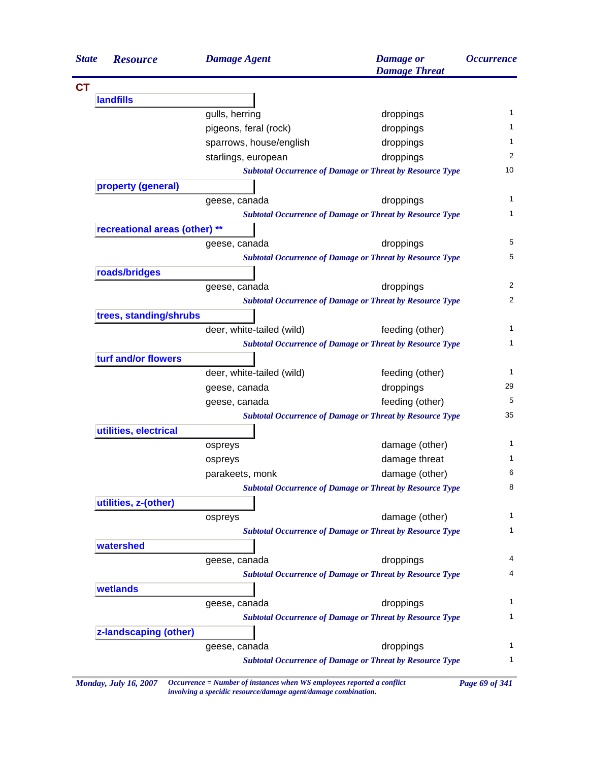| State | Resource | Damage Agent | Damage or Damage Threat | Occurrence |
|---|---|---|---|---|
| **CT** | | | | |
| | **landfills** | | | |
| | | gulls, herring | droppings | 1 |
| | | pigeons, feral (rock) | droppings | 1 |
| | | sparrows, house/english | droppings | 1 |
| | | starlings, european | droppings | 2 |
| | | *Subtotal Occurrence of Damage or Threat by Resource Type* | | 10 |
| | **property (general)** | | | |
| | | geese, canada | droppings | 1 |
| | | *Subtotal Occurrence of Damage or Threat by Resource Type* | | 1 |
| | **recreational areas (other) \*\*** | | | |
| | | geese, canada | droppings | 5 |
| | | *Subtotal Occurrence of Damage or Threat by Resource Type* | | 5 |
| | **roads/bridges** | | | |
| | | geese, canada | droppings | 2 |
| | | *Subtotal Occurrence of Damage or Threat by Resource Type* | | 2 |
| | **trees, standing/shrubs** | | | |
| | | deer, white-tailed (wild) | feeding (other) | 1 |
| | | *Subtotal Occurrence of Damage or Threat by Resource Type* | | 1 |
| | **turf and/or flowers** | | | |
| | | deer, white-tailed (wild) | feeding (other) | 1 |
| | | geese, canada | droppings | 29 |
| | | geese, canada | feeding (other) | 5 |
| | | *Subtotal Occurrence of Damage or Threat by Resource Type* | | 35 |
| | **utilities, electrical** | | | |
| | | ospreys | damage (other) | 1 |
| | | ospreys | damage threat | 1 |
| | | parakeets, monk | damage (other) | 6 |
| | | *Subtotal Occurrence of Damage or Threat by Resource Type* | | 8 |
| | **utilities, z-(other)** | | | |
| | | ospreys | damage (other) | 1 |
| | | *Subtotal Occurrence of Damage or Threat by Resource Type* | | 1 |
| | **watershed** | | | |
| | | geese, canada | droppings | 4 |
| | | *Subtotal Occurrence of Damage or Threat by Resource Type* | | 4 |
| | **wetlands** | | | |
| | | geese, canada | droppings | 1 |
| | | *Subtotal Occurrence of Damage or Threat by Resource Type* | | 1 |
| | **z-landscaping (other)** | | | |
| | | geese, canada | droppings | 1 |
| | | *Subtotal Occurrence of Damage or Threat by Resource Type* | | 1 |

*Monday, July 16, 2007* — *Occurrence = Number of instances when WS employees reported a conflict involving a specidic resource/damage agent/damage combination.*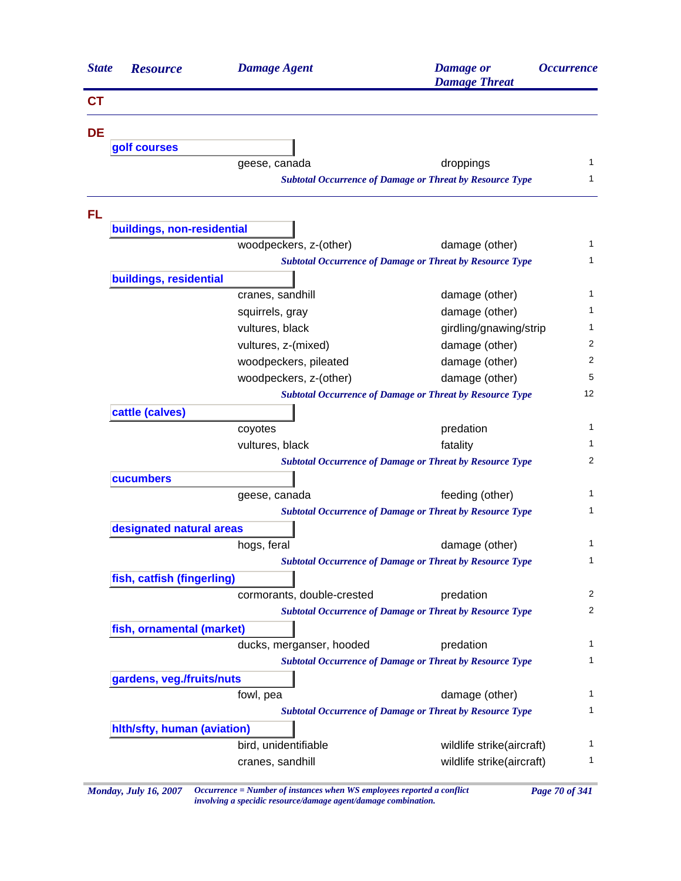| State | Resource | Damage Agent | Damage or Damage Threat | Occurrence |
|---|---|---|---|---|
| **CT** | | | | |
| **DE** | | | | |
| | **golf courses** | | | |
| | | geese, canada | droppings | 1 |
| | | *Subtotal Occurrence of Damage or Threat by Resource Type* | | 1 |
| **FL** | | | | |
| | **buildings, non-residential** | | | |
| | | woodpeckers, z-(other) | damage (other) | 1 |
| | | *Subtotal Occurrence of Damage or Threat by Resource Type* | | 1 |
| | **buildings, residential** | | | |
| | | cranes, sandhill | damage (other) | 1 |
| | | squirrels, gray | damage (other) | 1 |
| | | vultures, black | girdling/gnawing/strip | 1 |
| | | vultures, z-(mixed) | damage (other) | 2 |
| | | woodpeckers, pileated | damage (other) | 2 |
| | | woodpeckers, z-(other) | damage (other) | 5 |
| | | *Subtotal Occurrence of Damage or Threat by Resource Type* | | 12 |
| | **cattle (calves)** | | | |
| | | coyotes | predation | 1 |
| | | vultures, black | fatality | 1 |
| | | *Subtotal Occurrence of Damage or Threat by Resource Type* | | 2 |
| | **cucumbers** | | | |
| | | geese, canada | feeding (other) | 1 |
| | | *Subtotal Occurrence of Damage or Threat by Resource Type* | | 1 |
| | **designated natural areas** | | | |
| | | hogs, feral | damage (other) | 1 |
| | | *Subtotal Occurrence of Damage or Threat by Resource Type* | | 1 |
| | **fish, catfish (fingerling)** | | | |
| | | cormorants, double-crested | predation | 2 |
| | | *Subtotal Occurrence of Damage or Threat by Resource Type* | | 2 |
| | **fish, ornamental (market)** | | | |
| | | ducks, merganser, hooded | predation | 1 |
| | | *Subtotal Occurrence of Damage or Threat by Resource Type* | | 1 |
| | **gardens, veg./fruits/nuts** | | | |
| | | fowl, pea | damage (other) | 1 |
| | | *Subtotal Occurrence of Damage or Threat by Resource Type* | | 1 |
| | **hlth/sfty, human (aviation)** | | | |
| | | bird, unidentifiable | wildlife strike(aircraft) | 1 |
| | | cranes, sandhill | wildlife strike(aircraft) | 1 |

*Monday, July 16, 2007*

*Occurrence = Number of instances when WS employees reported a conflict involving a specidic resource/damage agent/damage combination.*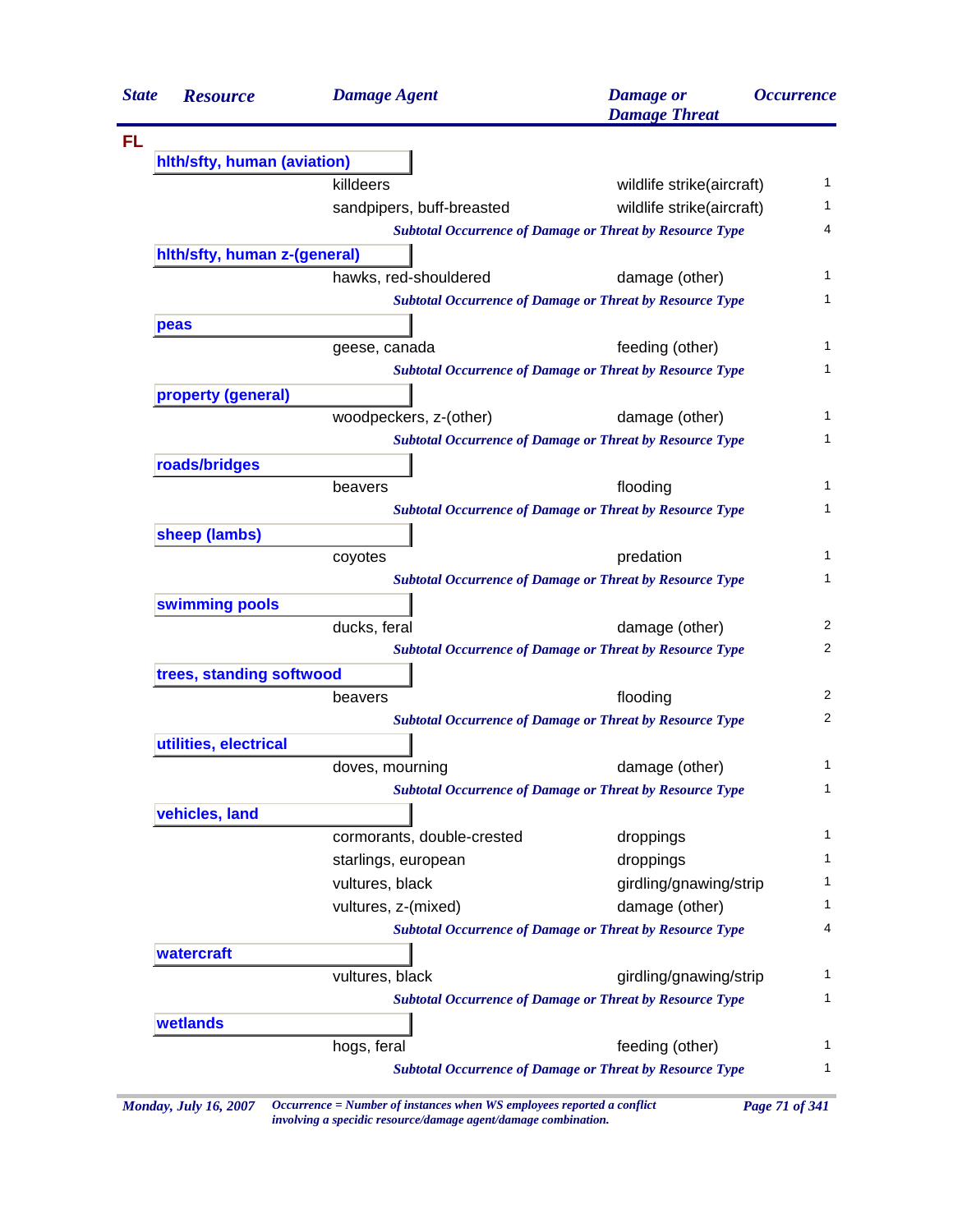| State | Resource | Damage Agent | Damage or Damage Threat | Occurrence |
|---|---|---|---|---|
| **FL** | | | | |
| | **hlth/sfty, human (aviation)** | | | |
| | | killdeers | wildlife strike(aircraft) | 1 |
| | | sandpipers, buff-breasted | wildlife strike(aircraft) | 1 |
| | | ***Subtotal Occurrence of Damage or Threat by Resource Type*** | | 4 |
| | **hlth/sfty, human z-(general)** | | | |
| | | hawks, red-shouldered | damage (other) | 1 |
| | | ***Subtotal Occurrence of Damage or Threat by Resource Type*** | | 1 |
| | **peas** | | | |
| | | geese, canada | feeding (other) | 1 |
| | | ***Subtotal Occurrence of Damage or Threat by Resource Type*** | | 1 |
| | **property (general)** | | | |
| | | woodpeckers, z-(other) | damage (other) | 1 |
| | | ***Subtotal Occurrence of Damage or Threat by Resource Type*** | | 1 |
| | **roads/bridges** | | | |
| | | beavers | flooding | 1 |
| | | ***Subtotal Occurrence of Damage or Threat by Resource Type*** | | 1 |
| | **sheep (lambs)** | | | |
| | | coyotes | predation | 1 |
| | | ***Subtotal Occurrence of Damage or Threat by Resource Type*** | | 1 |
| | **swimming pools** | | | |
| | | ducks, feral | damage (other) | 2 |
| | | ***Subtotal Occurrence of Damage or Threat by Resource Type*** | | 2 |
| | **trees, standing softwood** | | | |
| | | beavers | flooding | 2 |
| | | ***Subtotal Occurrence of Damage or Threat by Resource Type*** | | 2 |
| | **utilities, electrical** | | | |
| | | doves, mourning | damage (other) | 1 |
| | | ***Subtotal Occurrence of Damage or Threat by Resource Type*** | | 1 |
| | **vehicles, land** | | | |
| | | cormorants, double-crested | droppings | 1 |
| | | starlings, european | droppings | 1 |
| | | vultures, black | girdling/gnawing/strip | 1 |
| | | vultures, z-(mixed) | damage (other) | 1 |
| | | ***Subtotal Occurrence of Damage or Threat by Resource Type*** | | 4 |
| | **watercraft** | | | |
| | | vultures, black | girdling/gnawing/strip | 1 |
| | | ***Subtotal Occurrence of Damage or Threat by Resource Type*** | | 1 |
| | **wetlands** | | | |
| | | hogs, feral | feeding (other) | 1 |
| | | ***Subtotal Occurrence of Damage or Threat by Resource Type*** | | 1 |

*Monday, July 16, 2007*

*Occurrence = Number of instances when WS employees reported a conflict involving a specidic resource/damage agent/damage combination.*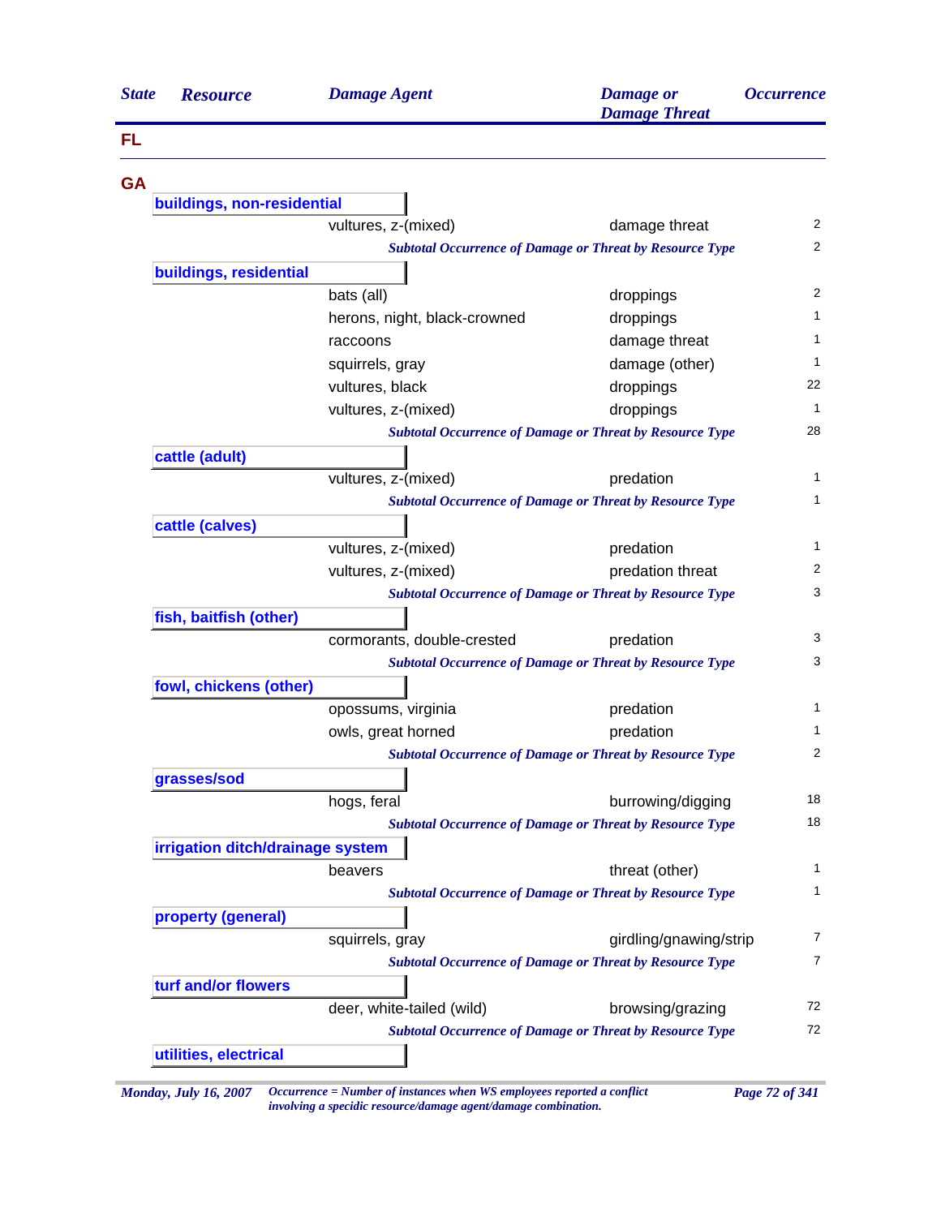| State | Resource | Damage Agent | Damage or Damage Threat | Occurrence |
|---|---|---|---|---|
| **FL** | | | | |
| **GA** | | | | |
| | **buildings, non-residential** | | | |
| | | vultures, z-(mixed) | damage threat | 2 |
| | | *Subtotal Occurrence of Damage or Threat by Resource Type* | | 2 |
| | **buildings, residential** | | | |
| | | bats (all) | droppings | 2 |
| | | herons, night, black-crowned | droppings | 1 |
| | | raccoons | damage threat | 1 |
| | | squirrels, gray | damage (other) | 1 |
| | | vultures, black | droppings | 22 |
| | | vultures, z-(mixed) | droppings | 1 |
| | | *Subtotal Occurrence of Damage or Threat by Resource Type* | | 28 |
| | **cattle (adult)** | | | |
| | | vultures, z-(mixed) | predation | 1 |
| | | *Subtotal Occurrence of Damage or Threat by Resource Type* | | 1 |
| | **cattle (calves)** | | | |
| | | vultures, z-(mixed) | predation | 1 |
| | | vultures, z-(mixed) | predation threat | 2 |
| | | *Subtotal Occurrence of Damage or Threat by Resource Type* | | 3 |
| | **fish, baitfish (other)** | | | |
| | | cormorants, double-crested | predation | 3 |
| | | *Subtotal Occurrence of Damage or Threat by Resource Type* | | 3 |
| | **fowl, chickens (other)** | | | |
| | | opossums, virginia | predation | 1 |
| | | owls, great horned | predation | 1 |
| | | *Subtotal Occurrence of Damage or Threat by Resource Type* | | 2 |
| | **grasses/sod** | | | |
| | | hogs, feral | burrowing/digging | 18 |
| | | *Subtotal Occurrence of Damage or Threat by Resource Type* | | 18 |
| | **irrigation ditch/drainage system** | | | |
| | | beavers | threat (other) | 1 |
| | | *Subtotal Occurrence of Damage or Threat by Resource Type* | | 1 |
| | **property (general)** | | | |
| | | squirrels, gray | girdling/gnawing/strip | 7 |
| | | *Subtotal Occurrence of Damage or Threat by Resource Type* | | 7 |
| | **turf and/or flowers** | | | |
| | | deer, white-tailed (wild) | browsing/grazing | 72 |
| | | *Subtotal Occurrence of Damage or Threat by Resource Type* | | 72 |
| | **utilities, electrical** | | | |

*Occurrence = Number of instances when WS employees reported a conflict involving a specidic resource/damage agent/damage combination.*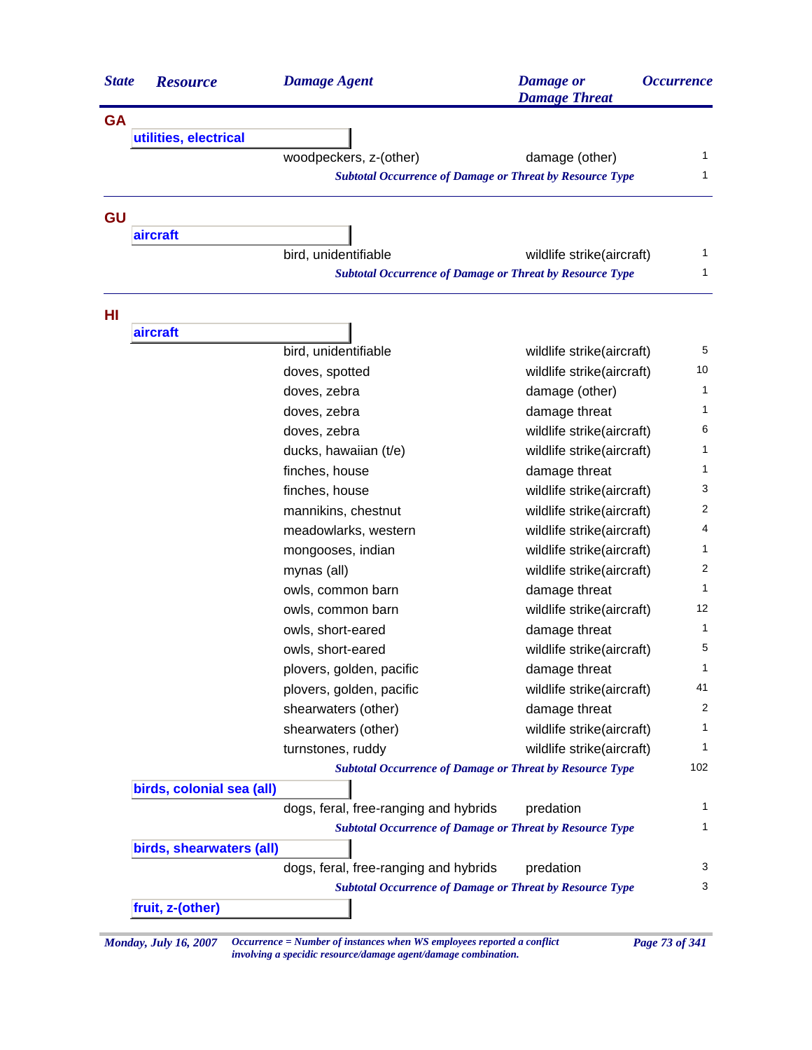| State | Resource | Damage Agent | Damage or Damage Threat | Occurrence |
|---|---|---|---|---|
| **GA** | | | | |
| | **utilities, electrical** | | | |
| | | woodpeckers, z-(other) | damage (other) | 1 |
| | | *Subtotal Occurrence of Damage or Threat by Resource Type* | | 1 |
| **GU** | | | | |
| | **aircraft** | | | |
| | | bird, unidentifiable | wildlife strike(aircraft) | 1 |
| | | *Subtotal Occurrence of Damage or Threat by Resource Type* | | 1 |
| **HI** | | | | |
| | **aircraft** | | | |
| | | bird, unidentifiable | wildlife strike(aircraft) | 5 |
| | | doves, spotted | wildlife strike(aircraft) | 10 |
| | | doves, zebra | damage (other) | 1 |
| | | doves, zebra | damage threat | 1 |
| | | doves, zebra | wildlife strike(aircraft) | 6 |
| | | ducks, hawaiian (t/e) | wildlife strike(aircraft) | 1 |
| | | finches, house | damage threat | 1 |
| | | finches, house | wildlife strike(aircraft) | 3 |
| | | mannikins, chestnut | wildlife strike(aircraft) | 2 |
| | | meadowlarks, western | wildlife strike(aircraft) | 4 |
| | | mongooses, indian | wildlife strike(aircraft) | 1 |
| | | mynas (all) | wildlife strike(aircraft) | 2 |
| | | owls, common barn | damage threat | 1 |
| | | owls, common barn | wildlife strike(aircraft) | 12 |
| | | owls, short-eared | damage threat | 1 |
| | | owls, short-eared | wildlife strike(aircraft) | 5 |
| | | plovers, golden, pacific | damage threat | 1 |
| | | plovers, golden, pacific | wildlife strike(aircraft) | 41 |
| | | shearwaters (other) | damage threat | 2 |
| | | shearwaters (other) | wildlife strike(aircraft) | 1 |
| | | turnstones, ruddy | wildlife strike(aircraft) | 1 |
| | | *Subtotal Occurrence of Damage or Threat by Resource Type* | | 102 |
| | **birds, colonial sea (all)** | | | |
| | | dogs, feral, free-ranging and hybrids | predation | 1 |
| | | *Subtotal Occurrence of Damage or Threat by Resource Type* | | 1 |
| | **birds, shearwaters (all)** | | | |
| | | dogs, feral, free-ranging and hybrids | predation | 3 |
| | | *Subtotal Occurrence of Damage or Threat by Resource Type* | | 3 |
| | **fruit, z-(other)** | | | |

*Monday, July 16, 2007* — *Occurrence = Number of instances when WS employees reported a conflict involving a specidic resource/damage agent/damage combination.*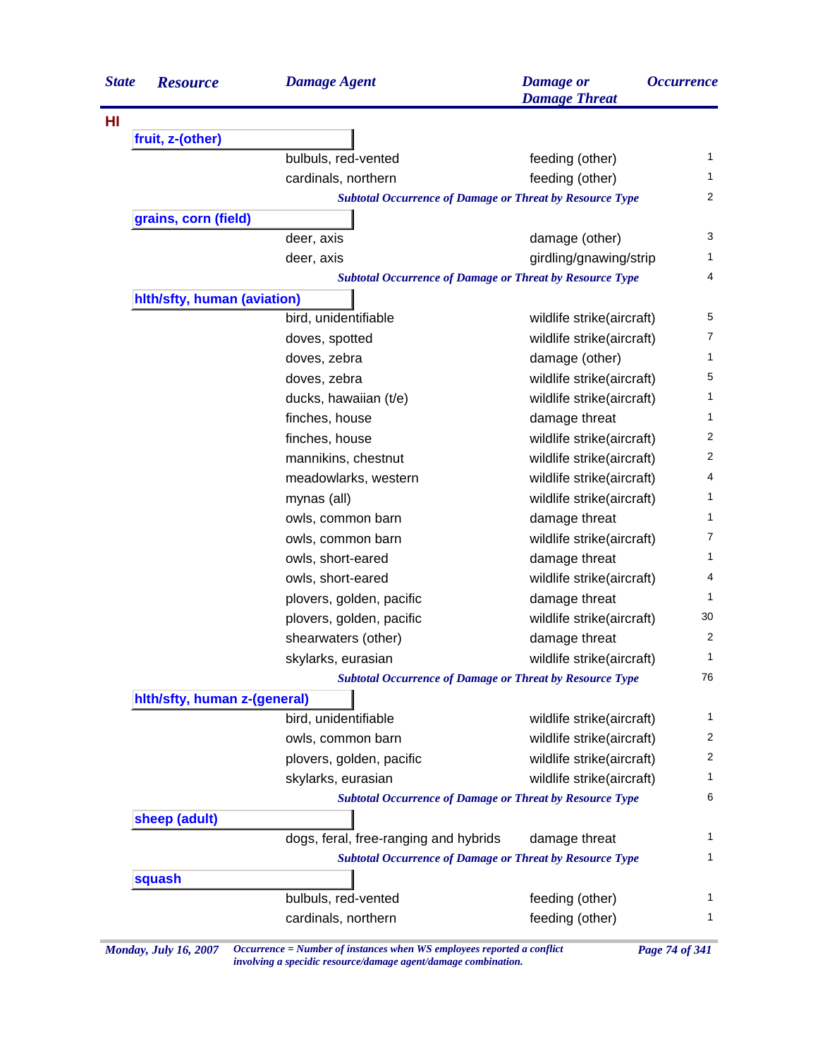| State | Resource | Damage Agent | Damage or Damage Threat | Occurrence |
|---|---|---|---|---|
| **HI** | | | | |
| | **fruit, z-(other)** | | | |
| | | bulbuls, red-vented | feeding (other) | 1 |
| | | cardinals, northern | feeding (other) | 1 |
| | | *Subtotal Occurrence of Damage or Threat by Resource Type* | | 2 |
| | **grains, corn (field)** | | | |
| | | deer, axis | damage (other) | 3 |
| | | deer, axis | girdling/gnawing/strip | 1 |
| | | *Subtotal Occurrence of Damage or Threat by Resource Type* | | 4 |
| | **hlth/sfty, human (aviation)** | | | |
| | | bird, unidentifiable | wildlife strike(aircraft) | 5 |
| | | doves, spotted | wildlife strike(aircraft) | 7 |
| | | doves, zebra | damage (other) | 1 |
| | | doves, zebra | wildlife strike(aircraft) | 5 |
| | | ducks, hawaiian (t/e) | wildlife strike(aircraft) | 1 |
| | | finches, house | damage threat | 1 |
| | | finches, house | wildlife strike(aircraft) | 2 |
| | | mannikins, chestnut | wildlife strike(aircraft) | 2 |
| | | meadowlarks, western | wildlife strike(aircraft) | 4 |
| | | mynas (all) | wildlife strike(aircraft) | 1 |
| | | owls, common barn | damage threat | 1 |
| | | owls, common barn | wildlife strike(aircraft) | 7 |
| | | owls, short-eared | damage threat | 1 |
| | | owls, short-eared | wildlife strike(aircraft) | 4 |
| | | plovers, golden, pacific | damage threat | 1 |
| | | plovers, golden, pacific | wildlife strike(aircraft) | 30 |
| | | shearwaters (other) | damage threat | 2 |
| | | skylarks, eurasian | wildlife strike(aircraft) | 1 |
| | | *Subtotal Occurrence of Damage or Threat by Resource Type* | | 76 |
| | **hlth/sfty, human z-(general)** | | | |
| | | bird, unidentifiable | wildlife strike(aircraft) | 1 |
| | | owls, common barn | wildlife strike(aircraft) | 2 |
| | | plovers, golden, pacific | wildlife strike(aircraft) | 2 |
| | | skylarks, eurasian | wildlife strike(aircraft) | 1 |
| | | *Subtotal Occurrence of Damage or Threat by Resource Type* | | 6 |
| | **sheep (adult)** | | | |
| | | dogs, feral, free-ranging and hybrids | damage threat | 1 |
| | | *Subtotal Occurrence of Damage or Threat by Resource Type* | | 1 |
| | **squash** | | | |
| | | bulbuls, red-vented | feeding (other) | 1 |
| | | cardinals, northern | feeding (other) | 1 |

*Occurrence = Number of instances when WS employees reported a conflict involving a specidic resource/damage agent/damage combination.*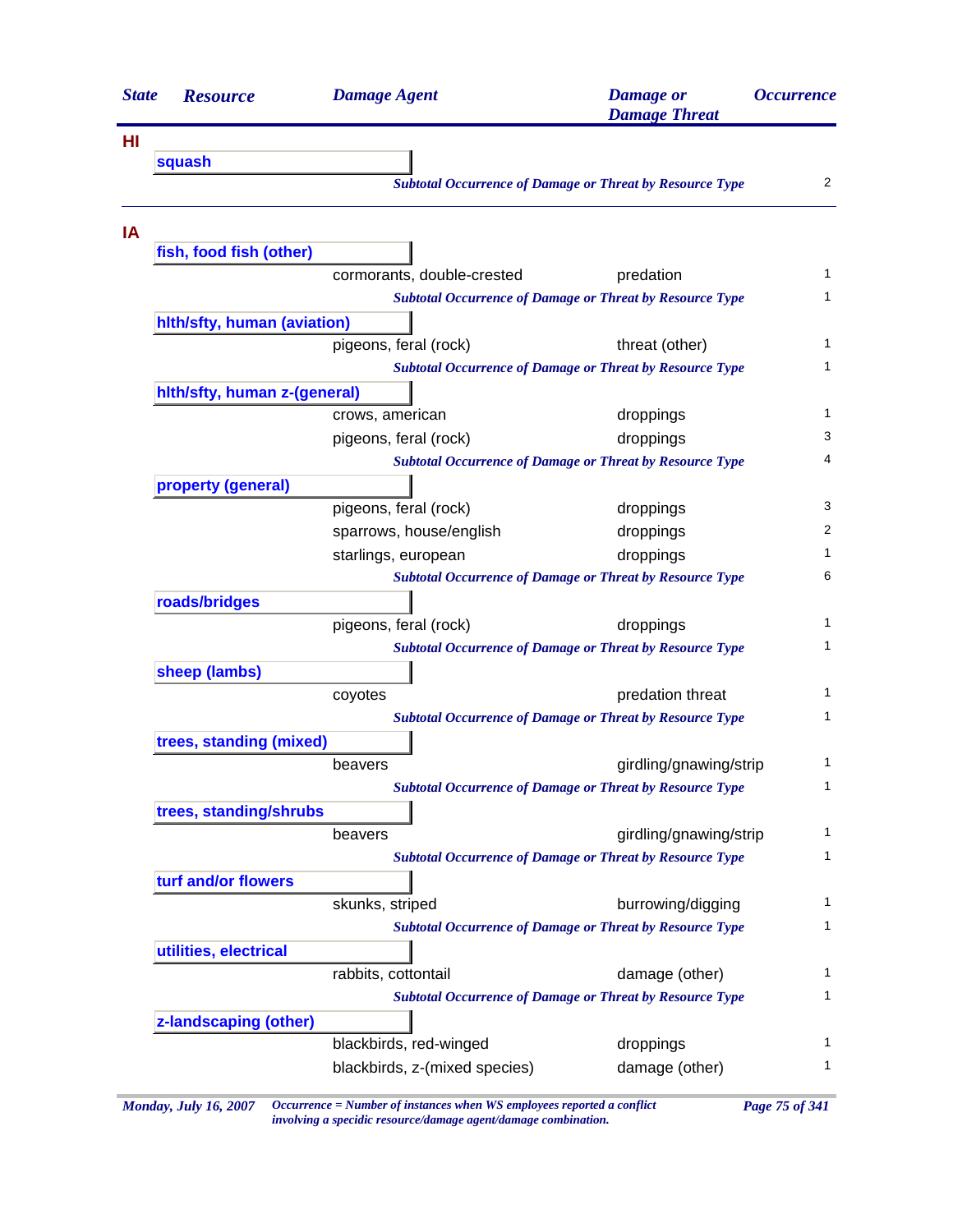| State | Resource | Damage Agent | Damage or Damage Threat | Occurrence |
|---|---|---|---|---|
| **HI** | | | | |
| | **squash** | | | |
| | | *Subtotal Occurrence of Damage or Threat by Resource Type* | | 2 |
| **IA** | | | | |
| | **fish, food fish (other)** | | | |
| | | cormorants, double-crested | predation | 1 |
| | | *Subtotal Occurrence of Damage or Threat by Resource Type* | | 1 |
| | **hlth/sfty, human (aviation)** | | | |
| | | pigeons, feral (rock) | threat (other) | 1 |
| | | *Subtotal Occurrence of Damage or Threat by Resource Type* | | 1 |
| | **hlth/sfty, human z-(general)** | | | |
| | | crows, american | droppings | 1 |
| | | pigeons, feral (rock) | droppings | 3 |
| | | *Subtotal Occurrence of Damage or Threat by Resource Type* | | 4 |
| | **property (general)** | | | |
| | | pigeons, feral (rock) | droppings | 3 |
| | | sparrows, house/english | droppings | 2 |
| | | starlings, european | droppings | 1 |
| | | *Subtotal Occurrence of Damage or Threat by Resource Type* | | 6 |
| | **roads/bridges** | | | |
| | | pigeons, feral (rock) | droppings | 1 |
| | | *Subtotal Occurrence of Damage or Threat by Resource Type* | | 1 |
| | **sheep (lambs)** | | | |
| | | coyotes | predation threat | 1 |
| | | *Subtotal Occurrence of Damage or Threat by Resource Type* | | 1 |
| | **trees, standing (mixed)** | | | |
| | | beavers | girdling/gnawing/strip | 1 |
| | | *Subtotal Occurrence of Damage or Threat by Resource Type* | | 1 |
| | **trees, standing/shrubs** | | | |
| | | beavers | girdling/gnawing/strip | 1 |
| | | *Subtotal Occurrence of Damage or Threat by Resource Type* | | 1 |
| | **turf and/or flowers** | | | |
| | | skunks, striped | burrowing/digging | 1 |
| | | *Subtotal Occurrence of Damage or Threat by Resource Type* | | 1 |
| | **utilities, electrical** | | | |
| | | rabbits, cottontail | damage (other) | 1 |
| | | *Subtotal Occurrence of Damage or Threat by Resource Type* | | 1 |
| | **z-landscaping (other)** | | | |
| | | blackbirds, red-winged | droppings | 1 |
| | | blackbirds, z-(mixed species) | damage (other) | 1 |

*Monday, July 16, 2007* — *Occurrence = Number of instances when WS employees reported a conflict involving a specidic resource/damage agent/damage combination.*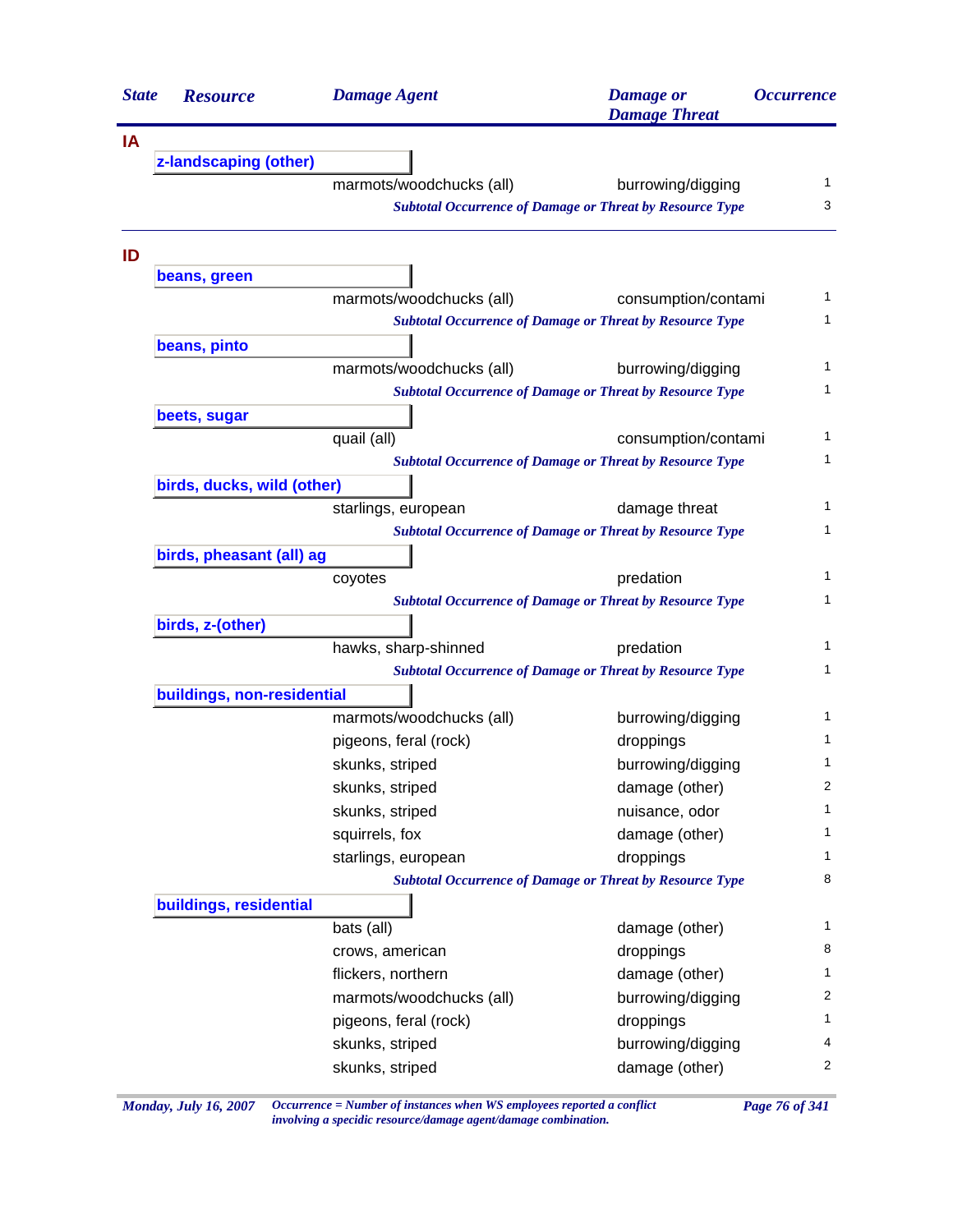| State | Resource | Damage Agent | Damage or Damage Threat | Occurrence |
|---|---|---|---|---|
| **IA** | | | | |
| | **z-landscaping (other)** | | | |
| | | marmots/woodchucks (all) | burrowing/digging | 1 |
| | | *Subtotal Occurrence of Damage or Threat by Resource Type* | | 3 |
| **ID** | | | | |
| | **beans, green** | | | |
| | | marmots/woodchucks (all) | consumption/contami | 1 |
| | | *Subtotal Occurrence of Damage or Threat by Resource Type* | | 1 |
| | **beans, pinto** | | | |
| | | marmots/woodchucks (all) | burrowing/digging | 1 |
| | | *Subtotal Occurrence of Damage or Threat by Resource Type* | | 1 |
| | **beets, sugar** | | | |
| | | quail (all) | consumption/contami | 1 |
| | | *Subtotal Occurrence of Damage or Threat by Resource Type* | | 1 |
| | **birds, ducks, wild (other)** | | | |
| | | starlings, european | damage threat | 1 |
| | | *Subtotal Occurrence of Damage or Threat by Resource Type* | | 1 |
| | **birds, pheasant (all) ag** | | | |
| | | coyotes | predation | 1 |
| | | *Subtotal Occurrence of Damage or Threat by Resource Type* | | 1 |
| | **birds, z-(other)** | | | |
| | | hawks, sharp-shinned | predation | 1 |
| | | *Subtotal Occurrence of Damage or Threat by Resource Type* | | 1 |
| | **buildings, non-residential** | | | |
| | | marmots/woodchucks (all) | burrowing/digging | 1 |
| | | pigeons, feral (rock) | droppings | 1 |
| | | skunks, striped | burrowing/digging | 1 |
| | | skunks, striped | damage (other) | 2 |
| | | skunks, striped | nuisance, odor | 1 |
| | | squirrels, fox | damage (other) | 1 |
| | | starlings, european | droppings | 1 |
| | | *Subtotal Occurrence of Damage or Threat by Resource Type* | | 8 |
| | **buildings, residential** | | | |
| | | bats (all) | damage (other) | 1 |
| | | crows, american | droppings | 8 |
| | | flickers, northern | damage (other) | 1 |
| | | marmots/woodchucks (all) | burrowing/digging | 2 |
| | | pigeons, feral (rock) | droppings | 1 |
| | | skunks, striped | burrowing/digging | 4 |
| | | skunks, striped | damage (other) | 2 |

*Occurrence = Number of instances when WS employees reported a conflict involving a specidic resource/damage agent/damage combination.*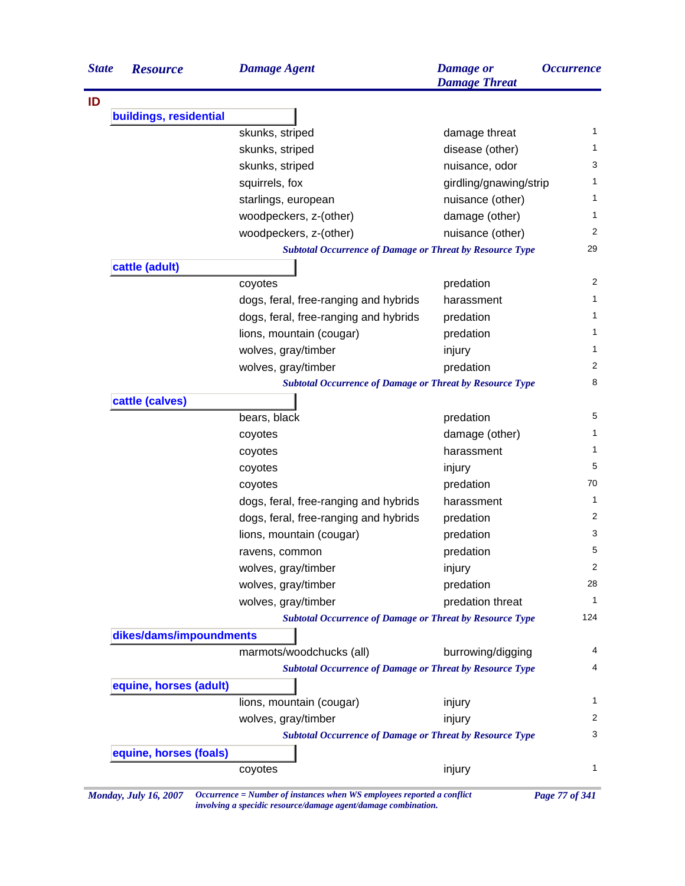| State | Resource | Damage Agent | Damage or Damage Threat | Occurrence |
|---|---|---|---|---|
| **ID** | | | | |
| | **buildings, residential** | | | |
| | | skunks, striped | damage threat | 1 |
| | | skunks, striped | disease (other) | 1 |
| | | skunks, striped | nuisance, odor | 3 |
| | | squirrels, fox | girdling/gnawing/strip | 1 |
| | | starlings, european | nuisance (other) | 1 |
| | | woodpeckers, z-(other) | damage (other) | 1 |
| | | woodpeckers, z-(other) | nuisance (other) | 2 |
| | | *Subtotal Occurrence of Damage or Threat by Resource Type* | | 29 |
| | **cattle (adult)** | | | |
| | | coyotes | predation | 2 |
| | | dogs, feral, free-ranging and hybrids | harassment | 1 |
| | | dogs, feral, free-ranging and hybrids | predation | 1 |
| | | lions, mountain (cougar) | predation | 1 |
| | | wolves, gray/timber | injury | 1 |
| | | wolves, gray/timber | predation | 2 |
| | | *Subtotal Occurrence of Damage or Threat by Resource Type* | | 8 |
| | **cattle (calves)** | | | |
| | | bears, black | predation | 5 |
| | | coyotes | damage (other) | 1 |
| | | coyotes | harassment | 1 |
| | | coyotes | injury | 5 |
| | | coyotes | predation | 70 |
| | | dogs, feral, free-ranging and hybrids | harassment | 1 |
| | | dogs, feral, free-ranging and hybrids | predation | 2 |
| | | lions, mountain (cougar) | predation | 3 |
| | | ravens, common | predation | 5 |
| | | wolves, gray/timber | injury | 2 |
| | | wolves, gray/timber | predation | 28 |
| | | wolves, gray/timber | predation threat | 1 |
| | | *Subtotal Occurrence of Damage or Threat by Resource Type* | | 124 |
| | **dikes/dams/impoundments** | | | |
| | | marmots/woodchucks (all) | burrowing/digging | 4 |
| | | *Subtotal Occurrence of Damage or Threat by Resource Type* | | 4 |
| | **equine, horses (adult)** | | | |
| | | lions, mountain (cougar) | injury | 1 |
| | | wolves, gray/timber | injury | 2 |
| | | *Subtotal Occurrence of Damage or Threat by Resource Type* | | 3 |
| | **equine, horses (foals)** | | | |
| | | coyotes | injury | 1 |

*Occurrence = Number of instances when WS employees reported a conflict involving a specidic resource/damage agent/damage combination.*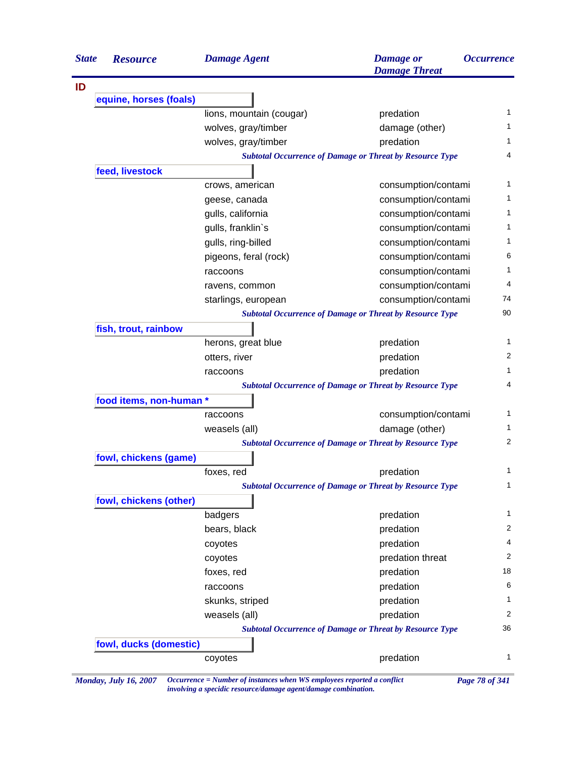| State | Resource | Damage Agent | Damage or Damage Threat | Occurrence |
|---|---|---|---|---|
| ID | | | | |
| | equine, horses (foals) | | | |
| | | lions, mountain (cougar) | predation | 1 |
| | | wolves, gray/timber | damage (other) | 1 |
| | | wolves, gray/timber | predation | 1 |
| | | *Subtotal Occurrence of Damage or Threat by Resource Type* | | 4 |
| | feed, livestock | | | |
| | | crows, american | consumption/contami | 1 |
| | | geese, canada | consumption/contami | 1 |
| | | gulls, california | consumption/contami | 1 |
| | | gulls, franklin`s | consumption/contami | 1 |
| | | gulls, ring-billed | consumption/contami | 1 |
| | | pigeons, feral (rock) | consumption/contami | 6 |
| | | raccoons | consumption/contami | 1 |
| | | ravens, common | consumption/contami | 4 |
| | | starlings, european | consumption/contami | 74 |
| | | *Subtotal Occurrence of Damage or Threat by Resource Type* | | 90 |
| | fish, trout, rainbow | | | |
| | | herons, great blue | predation | 1 |
| | | otters, river | predation | 2 |
| | | raccoons | predation | 1 |
| | | *Subtotal Occurrence of Damage or Threat by Resource Type* | | 4 |
| | food items, non-human * | | | |
| | | raccoons | consumption/contami | 1 |
| | | weasels (all) | damage (other) | 1 |
| | | *Subtotal Occurrence of Damage or Threat by Resource Type* | | 2 |
| | fowl, chickens (game) | | | |
| | | foxes, red | predation | 1 |
| | | *Subtotal Occurrence of Damage or Threat by Resource Type* | | 1 |
| | fowl, chickens (other) | | | |
| | | badgers | predation | 1 |
| | | bears, black | predation | 2 |
| | | coyotes | predation | 4 |
| | | coyotes | predation threat | 2 |
| | | foxes, red | predation | 18 |
| | | raccoons | predation | 6 |
| | | skunks, striped | predation | 1 |
| | | weasels (all) | predation | 2 |
| | | *Subtotal Occurrence of Damage or Threat by Resource Type* | | 36 |
| | fowl, ducks (domestic) | | | |
| | | coyotes | predation | 1 |

*Monday, July 16, 2007* *Occurrence = Number of instances when WS employees reported a conflict involving a specidic resource/damage agent/damage combination.*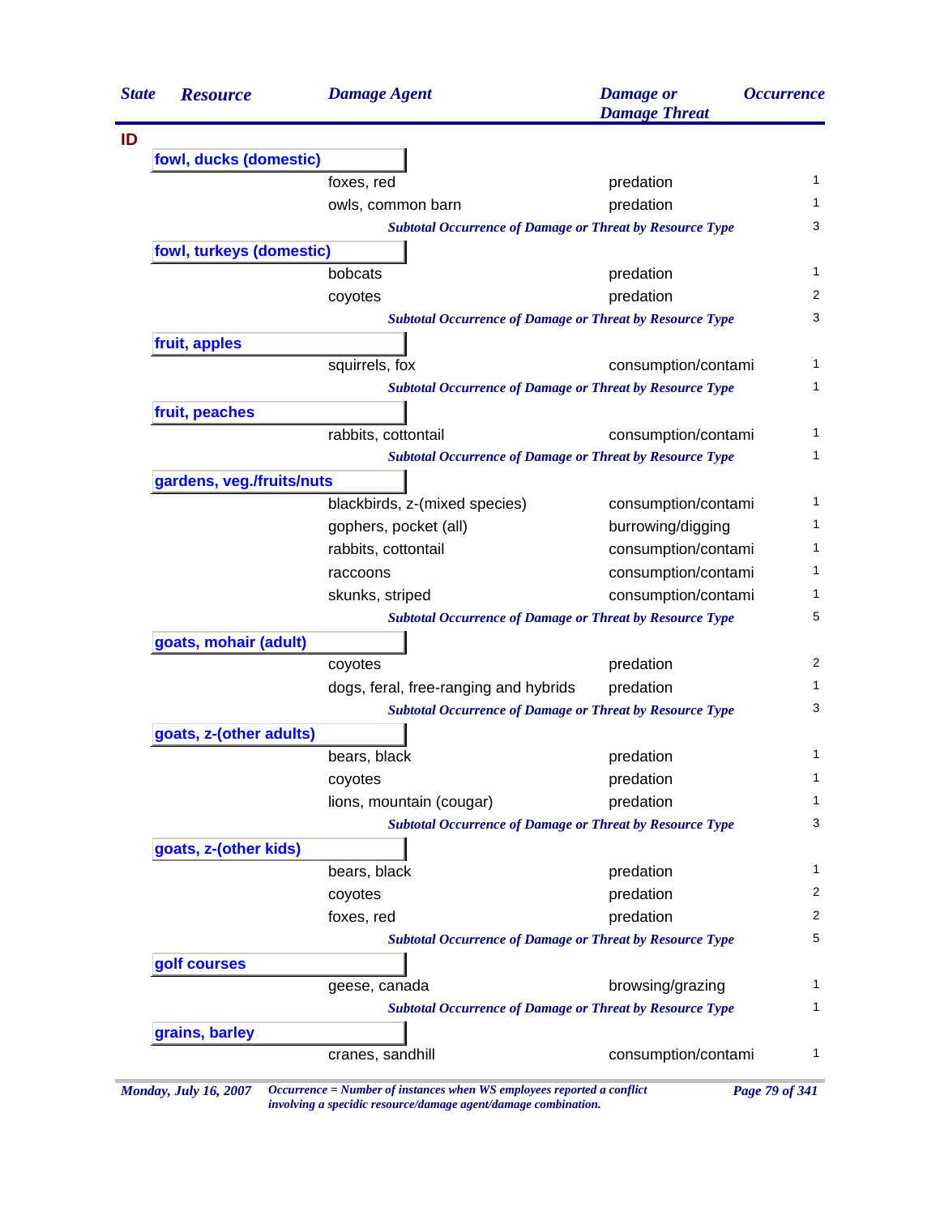| State | Resource | Damage Agent | Damage or Damage Threat | Occurrence |
|---|---|---|---|---|
| **ID** | | | | |
| | **fowl, ducks (domestic)** | | | |
| | | foxes, red | predation | 1 |
| | | owls, common barn | predation | 1 |
| | | *Subtotal Occurrence of Damage or Threat by Resource Type* | | 3 |
| | **fowl, turkeys (domestic)** | | | |
| | | bobcats | predation | 1 |
| | | coyotes | predation | 2 |
| | | *Subtotal Occurrence of Damage or Threat by Resource Type* | | 3 |
| | **fruit, apples** | | | |
| | | squirrels, fox | consumption/contami | 1 |
| | | *Subtotal Occurrence of Damage or Threat by Resource Type* | | 1 |
| | **fruit, peaches** | | | |
| | | rabbits, cottontail | consumption/contami | 1 |
| | | *Subtotal Occurrence of Damage or Threat by Resource Type* | | 1 |
| | **gardens, veg./fruits/nuts** | | | |
| | | blackbirds, z-(mixed species) | consumption/contami | 1 |
| | | gophers, pocket (all) | burrowing/digging | 1 |
| | | rabbits, cottontail | consumption/contami | 1 |
| | | raccoons | consumption/contami | 1 |
| | | skunks, striped | consumption/contami | 1 |
| | | *Subtotal Occurrence of Damage or Threat by Resource Type* | | 5 |
| | **goats, mohair (adult)** | | | |
| | | coyotes | predation | 2 |
| | | dogs, feral, free-ranging and hybrids | predation | 1 |
| | | *Subtotal Occurrence of Damage or Threat by Resource Type* | | 3 |
| | **goats, z-(other adults)** | | | |
| | | bears, black | predation | 1 |
| | | coyotes | predation | 1 |
| | | lions, mountain (cougar) | predation | 1 |
| | | *Subtotal Occurrence of Damage or Threat by Resource Type* | | 3 |
| | **goats, z-(other kids)** | | | |
| | | bears, black | predation | 1 |
| | | coyotes | predation | 2 |
| | | foxes, red | predation | 2 |
| | | *Subtotal Occurrence of Damage or Threat by Resource Type* | | 5 |
| | **golf courses** | | | |
| | | geese, canada | browsing/grazing | 1 |
| | | *Subtotal Occurrence of Damage or Threat by Resource Type* | | 1 |
| | **grains, barley** | | | |
| | | cranes, sandhill | consumption/contami | 1 |

*Monday, July 16, 2007*

*Occurrence = Number of instances when WS employees reported a conflict involving a specidic resource/damage agent/damage combination.*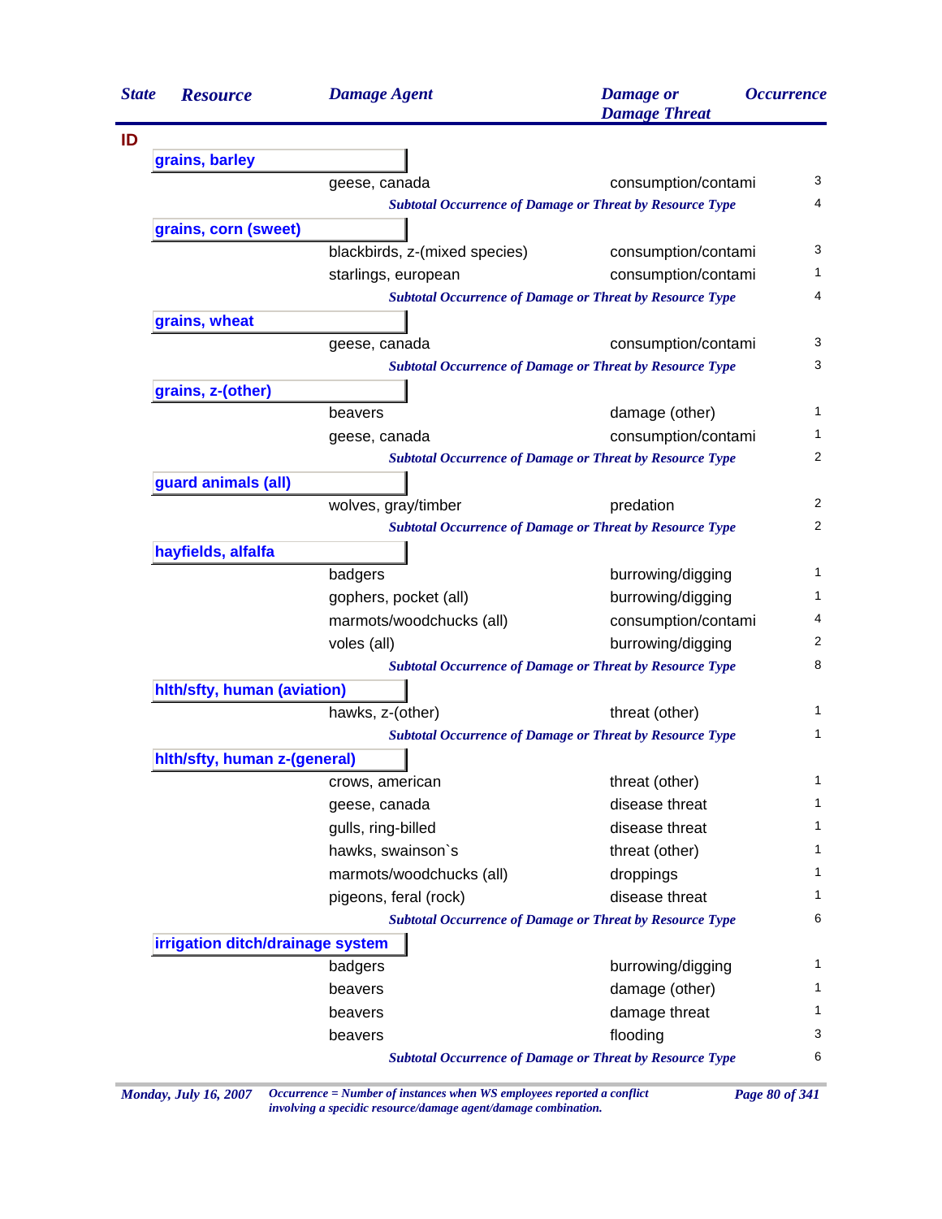| State | Resource | Damage Agent | Damage or Damage Threat | Occurrence |
|---|---|---|---|---|
| **ID** | | | | |
| | **grains, barley** | | | |
| | | geese, canada | consumption/contami | 3 |
| | | *Subtotal Occurrence of Damage or Threat by Resource Type* | | 4 |
| | **grains, corn (sweet)** | | | |
| | | blackbirds, z-(mixed species) | consumption/contami | 3 |
| | | starlings, european | consumption/contami | 1 |
| | | *Subtotal Occurrence of Damage or Threat by Resource Type* | | 4 |
| | **grains, wheat** | | | |
| | | geese, canada | consumption/contami | 3 |
| | | *Subtotal Occurrence of Damage or Threat by Resource Type* | | 3 |
| | **grains, z-(other)** | | | |
| | | beavers | damage (other) | 1 |
| | | geese, canada | consumption/contami | 1 |
| | | *Subtotal Occurrence of Damage or Threat by Resource Type* | | 2 |
| | **guard animals (all)** | | | |
| | | wolves, gray/timber | predation | 2 |
| | | *Subtotal Occurrence of Damage or Threat by Resource Type* | | 2 |
| | **hayfields, alfalfa** | | | |
| | | badgers | burrowing/digging | 1 |
| | | gophers, pocket (all) | burrowing/digging | 1 |
| | | marmots/woodchucks (all) | consumption/contami | 4 |
| | | voles (all) | burrowing/digging | 2 |
| | | *Subtotal Occurrence of Damage or Threat by Resource Type* | | 8 |
| | **hlth/sfty, human (aviation)** | | | |
| | | hawks, z-(other) | threat (other) | 1 |
| | | *Subtotal Occurrence of Damage or Threat by Resource Type* | | 1 |
| | **hlth/sfty, human z-(general)** | | | |
| | | crows, american | threat (other) | 1 |
| | | geese, canada | disease threat | 1 |
| | | gulls, ring-billed | disease threat | 1 |
| | | hawks, swainson`s | threat (other) | 1 |
| | | marmots/woodchucks (all) | droppings | 1 |
| | | pigeons, feral (rock) | disease threat | 1 |
| | | *Subtotal Occurrence of Damage or Threat by Resource Type* | | 6 |
| | **irrigation ditch/drainage system** | | | |
| | | badgers | burrowing/digging | 1 |
| | | beavers | damage (other) | 1 |
| | | beavers | damage threat | 1 |
| | | beavers | flooding | 3 |
| | | *Subtotal Occurrence of Damage or Threat by Resource Type* | | 6 |

*Occurrence = Number of instances when WS employees reported a conflict involving a specidic resource/damage agent/damage combination.*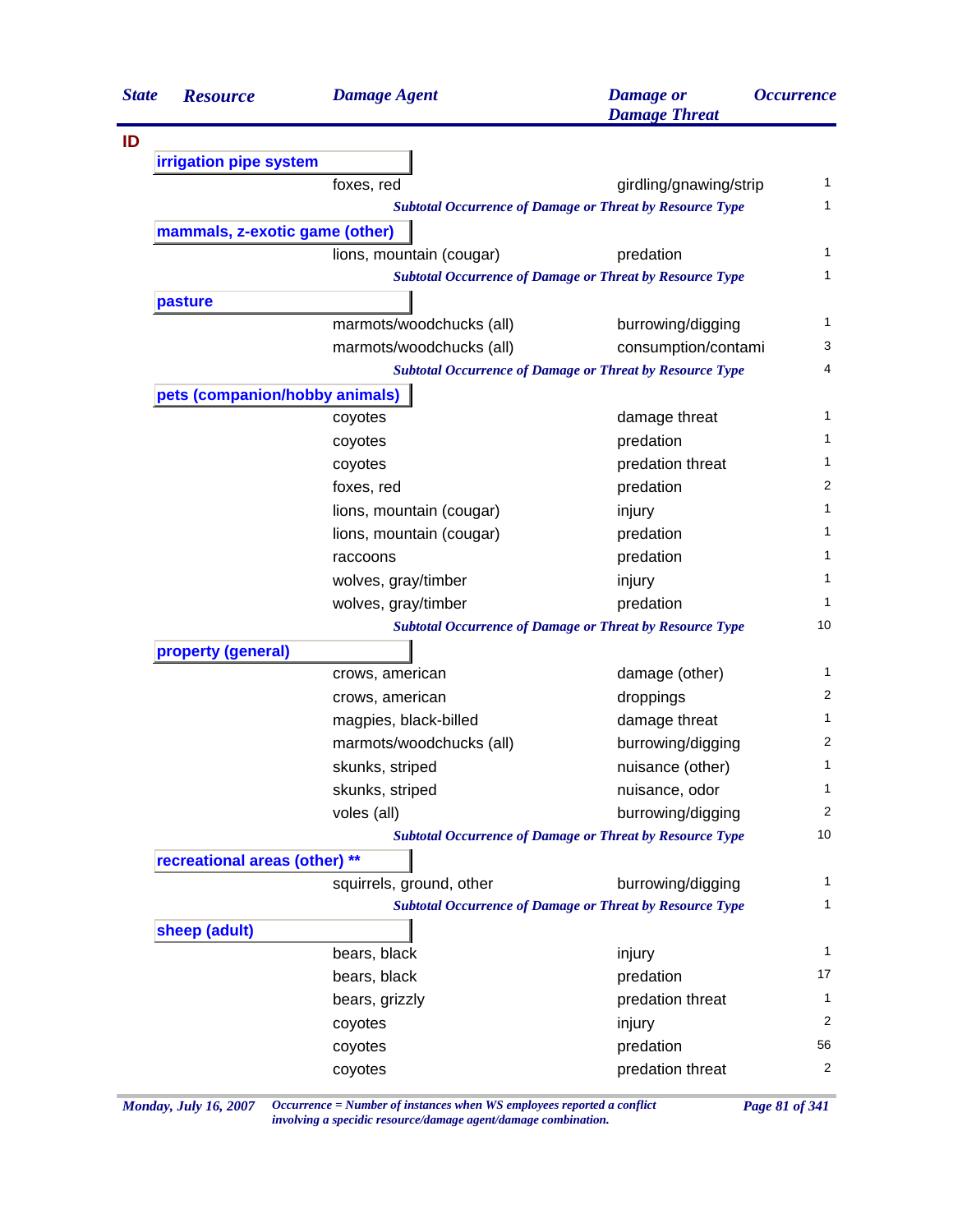| State | Resource | Damage Agent | Damage or Damage Threat | Occurrence |
|---|---|---|---|---|
| **ID** | | | | |
| | **irrigation pipe system** | | | |
| | | foxes, red | girdling/gnawing/strip | 1 |
| | | *Subtotal Occurrence of Damage or Threat by Resource Type* | | 1 |
| | **mammals, z-exotic game (other)** | | | |
| | | lions, mountain (cougar) | predation | 1 |
| | | *Subtotal Occurrence of Damage or Threat by Resource Type* | | 1 |
| | **pasture** | | | |
| | | marmots/woodchucks (all) | burrowing/digging | 1 |
| | | marmots/woodchucks (all) | consumption/contami | 3 |
| | | *Subtotal Occurrence of Damage or Threat by Resource Type* | | 4 |
| | **pets (companion/hobby animals)** | | | |
| | | coyotes | damage threat | 1 |
| | | coyotes | predation | 1 |
| | | coyotes | predation threat | 1 |
| | | foxes, red | predation | 2 |
| | | lions, mountain (cougar) | injury | 1 |
| | | lions, mountain (cougar) | predation | 1 |
| | | raccoons | predation | 1 |
| | | wolves, gray/timber | injury | 1 |
| | | wolves, gray/timber | predation | 1 |
| | | *Subtotal Occurrence of Damage or Threat by Resource Type* | | 10 |
| | **property (general)** | | | |
| | | crows, american | damage (other) | 1 |
| | | crows, american | droppings | 2 |
| | | magpies, black-billed | damage threat | 1 |
| | | marmots/woodchucks (all) | burrowing/digging | 2 |
| | | skunks, striped | nuisance (other) | 1 |
| | | skunks, striped | nuisance, odor | 1 |
| | | voles (all) | burrowing/digging | 2 |
| | | *Subtotal Occurrence of Damage or Threat by Resource Type* | | 10 |
| | **recreational areas (other) ** ** | | | |
| | | squirrels, ground, other | burrowing/digging | 1 |
| | | *Subtotal Occurrence of Damage or Threat by Resource Type* | | 1 |
| | **sheep (adult)** | | | |
| | | bears, black | injury | 1 |
| | | bears, black | predation | 17 |
| | | bears, grizzly | predation threat | 1 |
| | | coyotes | injury | 2 |
| | | coyotes | predation | 56 |
| | | coyotes | predation threat | 2 |

*Occurrence = Number of instances when WS employees reported a conflict involving a specidic resource/damage agent/damage combination.*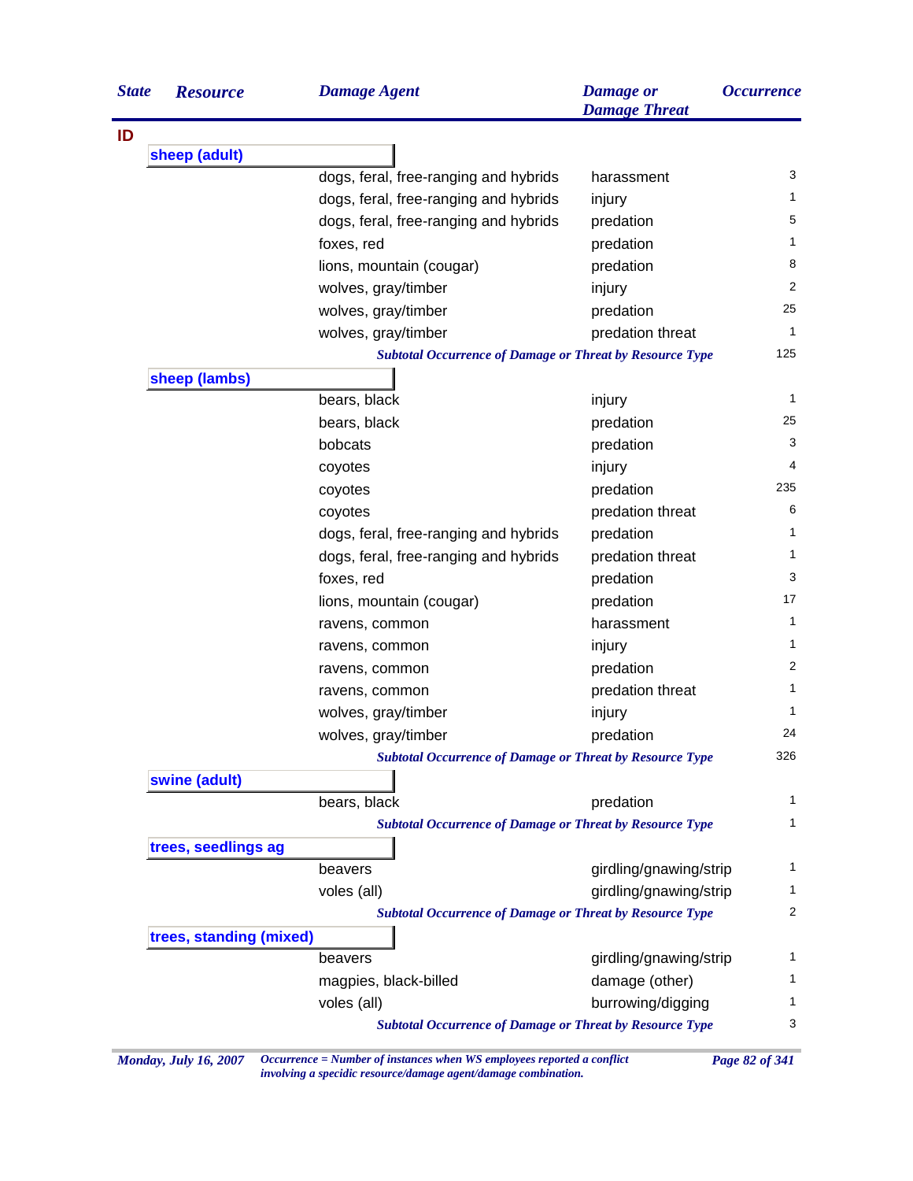| State | Resource | Damage Agent | Damage or Damage Threat | Occurrence |
|---|---|---|---|---|
| ID | | | | |
| | sheep (adult) | | | |
| | | dogs, feral, free-ranging and hybrids | harassment | 3 |
| | | dogs, feral, free-ranging and hybrids | injury | 1 |
| | | dogs, feral, free-ranging and hybrids | predation | 5 |
| | | foxes, red | predation | 1 |
| | | lions, mountain (cougar) | predation | 8 |
| | | wolves, gray/timber | injury | 2 |
| | | wolves, gray/timber | predation | 25 |
| | | wolves, gray/timber | predation threat | 1 |
| | | *Subtotal Occurrence of Damage or Threat by Resource Type* | | 125 |
| | sheep (lambs) | | | |
| | | bears, black | injury | 1 |
| | | bears, black | predation | 25 |
| | | bobcats | predation | 3 |
| | | coyotes | injury | 4 |
| | | coyotes | predation | 235 |
| | | coyotes | predation threat | 6 |
| | | dogs, feral, free-ranging and hybrids | predation | 1 |
| | | dogs, feral, free-ranging and hybrids | predation threat | 1 |
| | | foxes, red | predation | 3 |
| | | lions, mountain (cougar) | predation | 17 |
| | | ravens, common | harassment | 1 |
| | | ravens, common | injury | 1 |
| | | ravens, common | predation | 2 |
| | | ravens, common | predation threat | 1 |
| | | wolves, gray/timber | injury | 1 |
| | | wolves, gray/timber | predation | 24 |
| | | *Subtotal Occurrence of Damage or Threat by Resource Type* | | 326 |
| | swine (adult) | | | |
| | | bears, black | predation | 1 |
| | | *Subtotal Occurrence of Damage or Threat by Resource Type* | | 1 |
| | trees, seedlings ag | | | |
| | | beavers | girdling/gnawing/strip | 1 |
| | | voles (all) | girdling/gnawing/strip | 1 |
| | | *Subtotal Occurrence of Damage or Threat by Resource Type* | | 2 |
| | trees, standing (mixed) | | | |
| | | beavers | girdling/gnawing/strip | 1 |
| | | magpies, black-billed | damage (other) | 1 |
| | | voles (all) | burrowing/digging | 1 |
| | | *Subtotal Occurrence of Damage or Threat by Resource Type* | | 3 |

*Occurrence = Number of instances when WS employees reported a conflict involving a specidic resource/damage agent/damage combination.*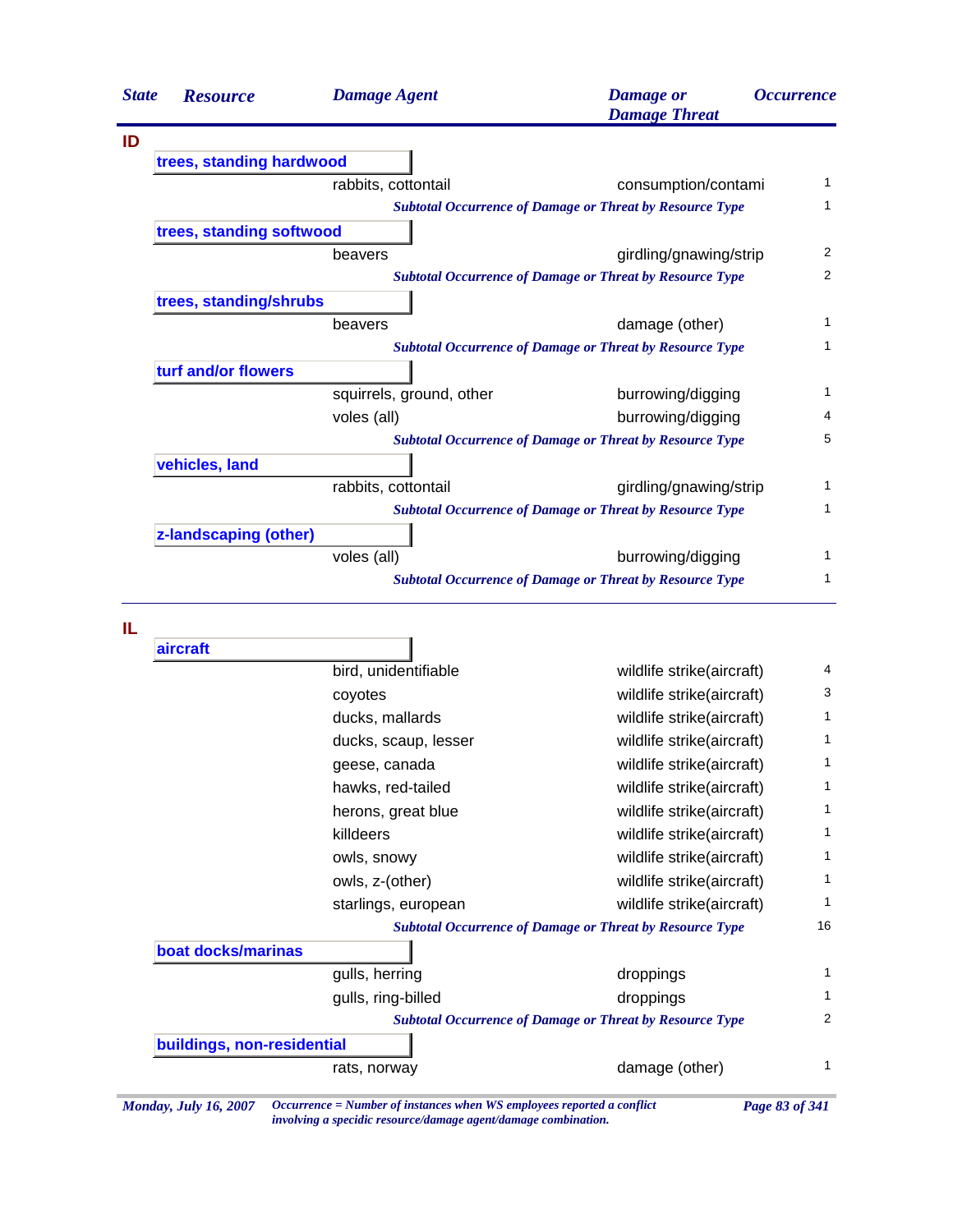| State | Resource | Damage Agent | Damage or Damage Threat | Occurrence |
|---|---|---|---|---|
| **ID** | | | | |
| | **trees, standing hardwood** | | | |
| | | rabbits, cottontail | consumption/contami | 1 |
| | | *Subtotal Occurrence of Damage or Threat by Resource Type* | | 1 |
| | **trees, standing softwood** | | | |
| | | beavers | girdling/gnawing/strip | 2 |
| | | *Subtotal Occurrence of Damage or Threat by Resource Type* | | 2 |
| | **trees, standing/shrubs** | | | |
| | | beavers | damage (other) | 1 |
| | | *Subtotal Occurrence of Damage or Threat by Resource Type* | | 1 |
| | **turf and/or flowers** | | | |
| | | squirrels, ground, other | burrowing/digging | 1 |
| | | voles (all) | burrowing/digging | 4 |
| | | *Subtotal Occurrence of Damage or Threat by Resource Type* | | 5 |
| | **vehicles, land** | | | |
| | | rabbits, cottontail | girdling/gnawing/strip | 1 |
| | | *Subtotal Occurrence of Damage or Threat by Resource Type* | | 1 |
| | **z-landscaping (other)** | | | |
| | | voles (all) | burrowing/digging | 1 |
| | | *Subtotal Occurrence of Damage or Threat by Resource Type* | | 1 |
| **IL** | | | | |
| | **aircraft** | | | |
| | | bird, unidentifiable | wildlife strike(aircraft) | 4 |
| | | coyotes | wildlife strike(aircraft) | 3 |
| | | ducks, mallards | wildlife strike(aircraft) | 1 |
| | | ducks, scaup, lesser | wildlife strike(aircraft) | 1 |
| | | geese, canada | wildlife strike(aircraft) | 1 |
| | | hawks, red-tailed | wildlife strike(aircraft) | 1 |
| | | herons, great blue | wildlife strike(aircraft) | 1 |
| | | killdeers | wildlife strike(aircraft) | 1 |
| | | owls, snowy | wildlife strike(aircraft) | 1 |
| | | owls, z-(other) | wildlife strike(aircraft) | 1 |
| | | starlings, european | wildlife strike(aircraft) | 1 |
| | | *Subtotal Occurrence of Damage or Threat by Resource Type* | | 16 |
| | **boat docks/marinas** | | | |
| | | gulls, herring | droppings | 1 |
| | | gulls, ring-billed | droppings | 1 |
| | | *Subtotal Occurrence of Damage or Threat by Resource Type* | | 2 |
| | **buildings, non-residential** | | | |
| | | rats, norway | damage (other) | 1 |

*Monday, July 16, 2007* — *Occurrence = Number of instances when WS employees reported a conflict involving a specidic resource/damage agent/damage combination.*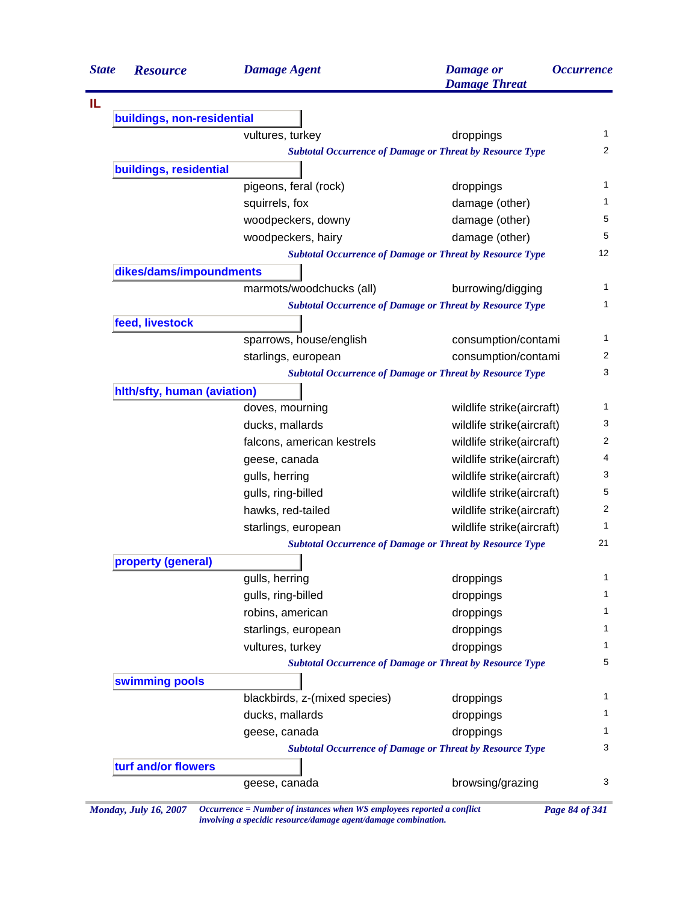| State | Resource | Damage Agent | Damage or Damage Threat | Occurrence |
|---|---|---|---|---|
| **IL** | | | | |
| | **buildings, non-residential** | | | |
| | | vultures, turkey | droppings | 1 |
| | | ***Subtotal Occurrence of Damage or Threat by Resource Type*** | | 2 |
| | **buildings, residential** | | | |
| | | pigeons, feral (rock) | droppings | 1 |
| | | squirrels, fox | damage (other) | 1 |
| | | woodpeckers, downy | damage (other) | 5 |
| | | woodpeckers, hairy | damage (other) | 5 |
| | | ***Subtotal Occurrence of Damage or Threat by Resource Type*** | | 12 |
| | **dikes/dams/impoundments** | | | |
| | | marmots/woodchucks (all) | burrowing/digging | 1 |
| | | ***Subtotal Occurrence of Damage or Threat by Resource Type*** | | 1 |
| | **feed, livestock** | | | |
| | | sparrows, house/english | consumption/contami | 1 |
| | | starlings, european | consumption/contami | 2 |
| | | ***Subtotal Occurrence of Damage or Threat by Resource Type*** | | 3 |
| | **hlth/sfty, human (aviation)** | | | |
| | | doves, mourning | wildlife strike(aircraft) | 1 |
| | | ducks, mallards | wildlife strike(aircraft) | 3 |
| | | falcons, american kestrels | wildlife strike(aircraft) | 2 |
| | | geese, canada | wildlife strike(aircraft) | 4 |
| | | gulls, herring | wildlife strike(aircraft) | 3 |
| | | gulls, ring-billed | wildlife strike(aircraft) | 5 |
| | | hawks, red-tailed | wildlife strike(aircraft) | 2 |
| | | starlings, european | wildlife strike(aircraft) | 1 |
| | | ***Subtotal Occurrence of Damage or Threat by Resource Type*** | | 21 |
| | **property (general)** | | | |
| | | gulls, herring | droppings | 1 |
| | | gulls, ring-billed | droppings | 1 |
| | | robins, american | droppings | 1 |
| | | starlings, european | droppings | 1 |
| | | vultures, turkey | droppings | 1 |
| | | ***Subtotal Occurrence of Damage or Threat by Resource Type*** | | 5 |
| | **swimming pools** | | | |
| | | blackbirds, z-(mixed species) | droppings | 1 |
| | | ducks, mallards | droppings | 1 |
| | | geese, canada | droppings | 1 |
| | | ***Subtotal Occurrence of Damage or Threat by Resource Type*** | | 3 |
| | **turf and/or flowers** | | | |
| | | geese, canada | browsing/grazing | 3 |

*Occurrence = Number of instances when WS employees reported a conflict involving a specidic resource/damage agent/damage combination.*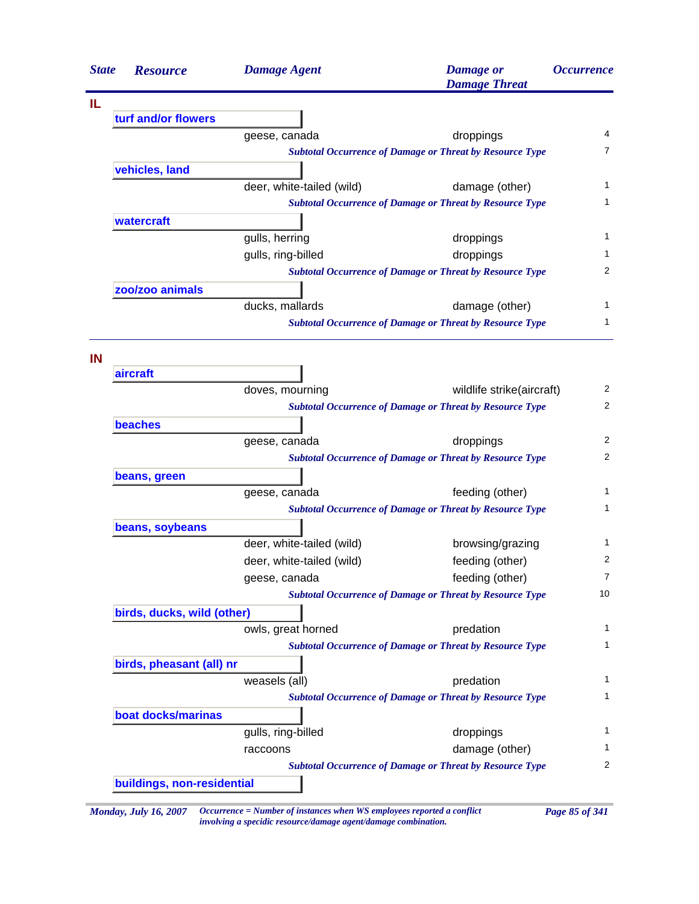| State | Resource | Damage Agent | Damage or Damage Threat | Occurrence |
|---|---|---|---|---|
| **IL** | | | | |
| | **turf and/or flowers** | | | |
| | | geese, canada | droppings | 4 |
| | | *Subtotal Occurrence of Damage or Threat by Resource Type* | | 7 |
| | **vehicles, land** | | | |
| | | deer, white-tailed (wild) | damage (other) | 1 |
| | | *Subtotal Occurrence of Damage or Threat by Resource Type* | | 1 |
| | **watercraft** | | | |
| | | gulls, herring | droppings | 1 |
| | | gulls, ring-billed | droppings | 1 |
| | | *Subtotal Occurrence of Damage or Threat by Resource Type* | | 2 |
| | **zoo/zoo animals** | | | |
| | | ducks, mallards | damage (other) | 1 |
| | | *Subtotal Occurrence of Damage or Threat by Resource Type* | | 1 |
| **IN** | | | | |
| | **aircraft** | | | |
| | | doves, mourning | wildlife strike(aircraft) | 2 |
| | | *Subtotal Occurrence of Damage or Threat by Resource Type* | | 2 |
| | **beaches** | | | |
| | | geese, canada | droppings | 2 |
| | | *Subtotal Occurrence of Damage or Threat by Resource Type* | | 2 |
| | **beans, green** | | | |
| | | geese, canada | feeding (other) | 1 |
| | | *Subtotal Occurrence of Damage or Threat by Resource Type* | | 1 |
| | **beans, soybeans** | | | |
| | | deer, white-tailed (wild) | browsing/grazing | 1 |
| | | deer, white-tailed (wild) | feeding (other) | 2 |
| | | geese, canada | feeding (other) | 7 |
| | | *Subtotal Occurrence of Damage or Threat by Resource Type* | | 10 |
| | **birds, ducks, wild (other)** | | | |
| | | owls, great horned | predation | 1 |
| | | *Subtotal Occurrence of Damage or Threat by Resource Type* | | 1 |
| | **birds, pheasant (all) nr** | | | |
| | | weasels (all) | predation | 1 |
| | | *Subtotal Occurrence of Damage or Threat by Resource Type* | | 1 |
| | **boat docks/marinas** | | | |
| | | gulls, ring-billed | droppings | 1 |
| | | raccoons | damage (other) | 1 |
| | | *Subtotal Occurrence of Damage or Threat by Resource Type* | | 2 |
| | **buildings, non-residential** | | | |

*Occurrence = Number of instances when WS employees reported a conflict involving a specidic resource/damage agent/damage combination.*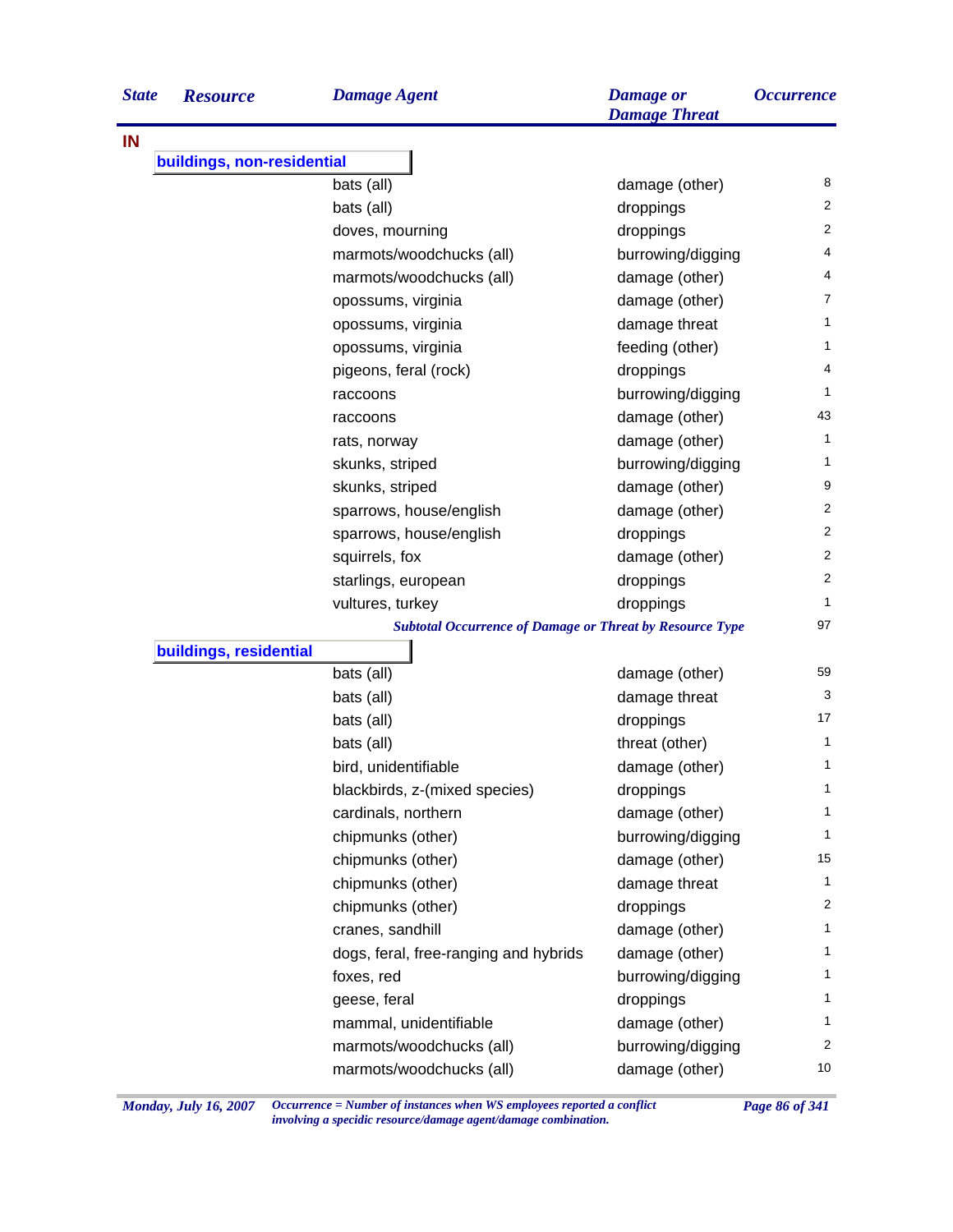| State | Resource | Damage Agent | Damage or Damage Threat | Occurrence |
|---|---|---|---|---|
| IN | | | | |
| | buildings, non-residential | | | |
| | | bats (all) | damage (other) | 8 |
| | | bats (all) | droppings | 2 |
| | | doves, mourning | droppings | 2 |
| | | marmots/woodchucks (all) | burrowing/digging | 4 |
| | | marmots/woodchucks (all) | damage (other) | 4 |
| | | opossums, virginia | damage (other) | 7 |
| | | opossums, virginia | damage threat | 1 |
| | | opossums, virginia | feeding (other) | 1 |
| | | pigeons, feral (rock) | droppings | 4 |
| | | raccoons | burrowing/digging | 1 |
| | | raccoons | damage (other) | 43 |
| | | rats, norway | damage (other) | 1 |
| | | skunks, striped | burrowing/digging | 1 |
| | | skunks, striped | damage (other) | 9 |
| | | sparrows, house/english | damage (other) | 2 |
| | | sparrows, house/english | droppings | 2 |
| | | squirrels, fox | damage (other) | 2 |
| | | starlings, european | droppings | 2 |
| | | vultures, turkey | droppings | 1 |
| | | *Subtotal Occurrence of Damage or Threat by Resource Type* | | 97 |
| | buildings, residential | | | |
| | | bats (all) | damage (other) | 59 |
| | | bats (all) | damage threat | 3 |
| | | bats (all) | droppings | 17 |
| | | bats (all) | threat (other) | 1 |
| | | bird, unidentifiable | damage (other) | 1 |
| | | blackbirds, z-(mixed species) | droppings | 1 |
| | | cardinals, northern | damage (other) | 1 |
| | | chipmunks (other) | burrowing/digging | 1 |
| | | chipmunks (other) | damage (other) | 15 |
| | | chipmunks (other) | damage threat | 1 |
| | | chipmunks (other) | droppings | 2 |
| | | cranes, sandhill | damage (other) | 1 |
| | | dogs, feral, free-ranging and hybrids | damage (other) | 1 |
| | | foxes, red | burrowing/digging | 1 |
| | | geese, feral | droppings | 1 |
| | | mammal, unidentifiable | damage (other) | 1 |
| | | marmots/woodchucks (all) | burrowing/digging | 2 |
| | | marmots/woodchucks (all) | damage (other) | 10 |

*Monday, July 16, 2007* — *Occurrence = Number of instances when WS employees reported a conflict involving a specidic resource/damage agent/damage combination.*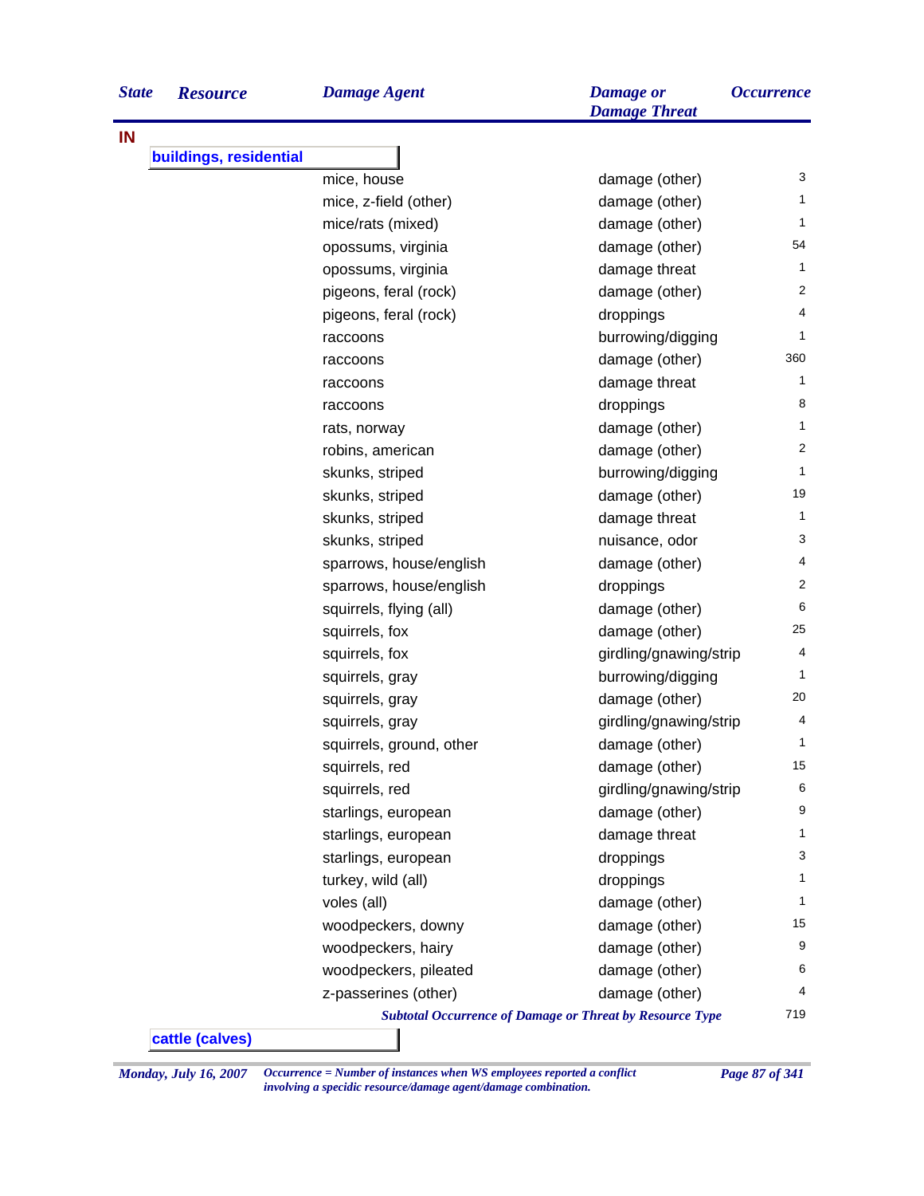| State | Resource | Damage Agent | Damage or Damage Threat | Occurrence |
|---|---|---|---|---|
| IN | | | | |
| | buildings, residential | | | |
| | | mice, house | damage (other) | 3 |
| | | mice, z-field (other) | damage (other) | 1 |
| | | mice/rats (mixed) | damage (other) | 1 |
| | | opossums, virginia | damage (other) | 54 |
| | | opossums, virginia | damage threat | 1 |
| | | pigeons, feral (rock) | damage (other) | 2 |
| | | pigeons, feral (rock) | droppings | 4 |
| | | raccoons | burrowing/digging | 1 |
| | | raccoons | damage (other) | 360 |
| | | raccoons | damage threat | 1 |
| | | raccoons | droppings | 8 |
| | | rats, norway | damage (other) | 1 |
| | | robins, american | damage (other) | 2 |
| | | skunks, striped | burrowing/digging | 1 |
| | | skunks, striped | damage (other) | 19 |
| | | skunks, striped | damage threat | 1 |
| | | skunks, striped | nuisance, odor | 3 |
| | | sparrows, house/english | damage (other) | 4 |
| | | sparrows, house/english | droppings | 2 |
| | | squirrels, flying (all) | damage (other) | 6 |
| | | squirrels, fox | damage (other) | 25 |
| | | squirrels, fox | girdling/gnawing/strip | 4 |
| | | squirrels, gray | burrowing/digging | 1 |
| | | squirrels, gray | damage (other) | 20 |
| | | squirrels, gray | girdling/gnawing/strip | 4 |
| | | squirrels, ground, other | damage (other) | 1 |
| | | squirrels, red | damage (other) | 15 |
| | | squirrels, red | girdling/gnawing/strip | 6 |
| | | starlings, european | damage (other) | 9 |
| | | starlings, european | damage threat | 1 |
| | | starlings, european | droppings | 3 |
| | | turkey, wild (all) | droppings | 1 |
| | | voles (all) | damage (other) | 1 |
| | | woodpeckers, downy | damage (other) | 15 |
| | | woodpeckers, hairy | damage (other) | 9 |
| | | woodpeckers, pileated | damage (other) | 6 |
| | | z-passerines (other) | damage (other) | 4 |
| | | *Subtotal Occurrence of Damage or Threat by Resource Type* | | 719 |
| | cattle (calves) | | | |

*Occurrence = Number of instances when WS employees reported a conflict involving a specidic resource/damage agent/damage combination.*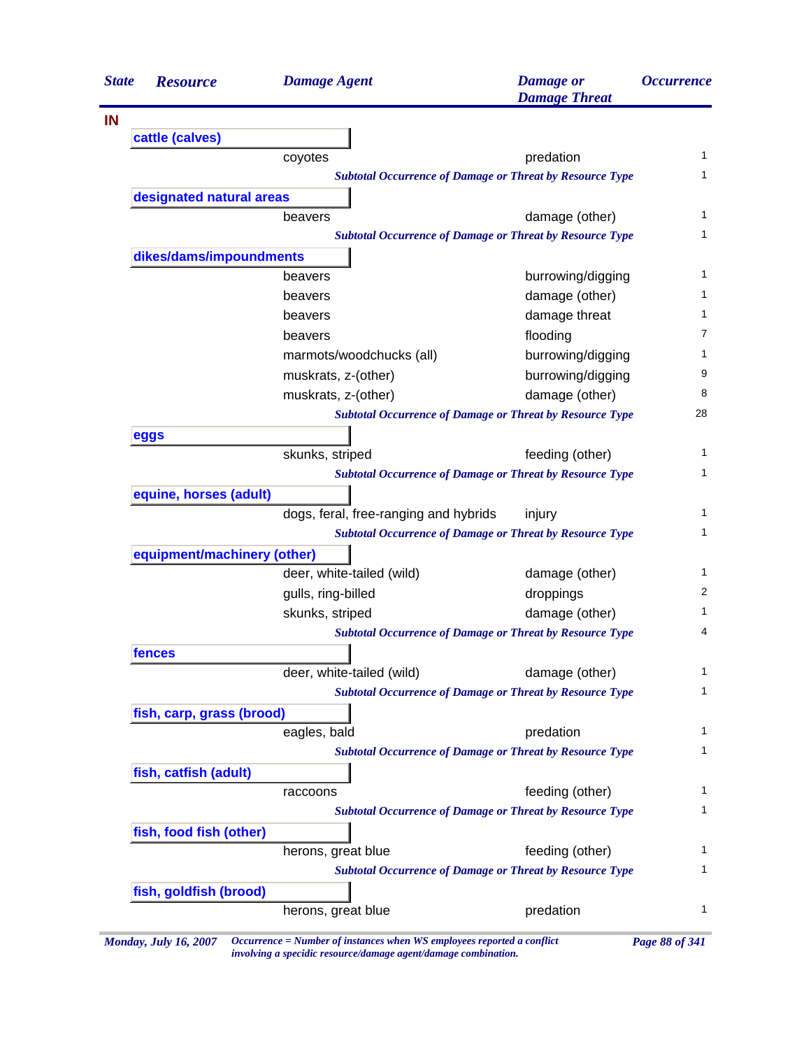| State | Resource | Damage Agent | Damage or Damage Threat | Occurrence |
|---|---|---|---|---|
| **IN** | | | | |
| | **cattle (calves)** | | | |
| | | coyotes | predation | 1 |
| | | *Subtotal Occurrence of Damage or Threat by Resource Type* | | 1 |
| | **designated natural areas** | | | |
| | | beavers | damage (other) | 1 |
| | | *Subtotal Occurrence of Damage or Threat by Resource Type* | | 1 |
| | **dikes/dams/impoundments** | | | |
| | | beavers | burrowing/digging | 1 |
| | | beavers | damage (other) | 1 |
| | | beavers | damage threat | 1 |
| | | beavers | flooding | 7 |
| | | marmots/woodchucks (all) | burrowing/digging | 1 |
| | | muskrats, z-(other) | burrowing/digging | 9 |
| | | muskrats, z-(other) | damage (other) | 8 |
| | | *Subtotal Occurrence of Damage or Threat by Resource Type* | | 28 |
| | **eggs** | | | |
| | | skunks, striped | feeding (other) | 1 |
| | | *Subtotal Occurrence of Damage or Threat by Resource Type* | | 1 |
| | **equine, horses (adult)** | | | |
| | | dogs, feral, free-ranging and hybrids | injury | 1 |
| | | *Subtotal Occurrence of Damage or Threat by Resource Type* | | 1 |
| | **equipment/machinery (other)** | | | |
| | | deer, white-tailed (wild) | damage (other) | 1 |
| | | gulls, ring-billed | droppings | 2 |
| | | skunks, striped | damage (other) | 1 |
| | | *Subtotal Occurrence of Damage or Threat by Resource Type* | | 4 |
| | **fences** | | | |
| | | deer, white-tailed (wild) | damage (other) | 1 |
| | | *Subtotal Occurrence of Damage or Threat by Resource Type* | | 1 |
| | **fish, carp, grass (brood)** | | | |
| | | eagles, bald | predation | 1 |
| | | *Subtotal Occurrence of Damage or Threat by Resource Type* | | 1 |
| | **fish, catfish (adult)** | | | |
| | | raccoons | feeding (other) | 1 |
| | | *Subtotal Occurrence of Damage or Threat by Resource Type* | | 1 |
| | **fish, food fish (other)** | | | |
| | | herons, great blue | feeding (other) | 1 |
| | | *Subtotal Occurrence of Damage or Threat by Resource Type* | | 1 |
| | **fish, goldfish (brood)** | | | |
| | | herons, great blue | predation | 1 |

*Occurrence = Number of instances when WS employees reported a conflict involving a specidic resource/damage agent/damage combination.*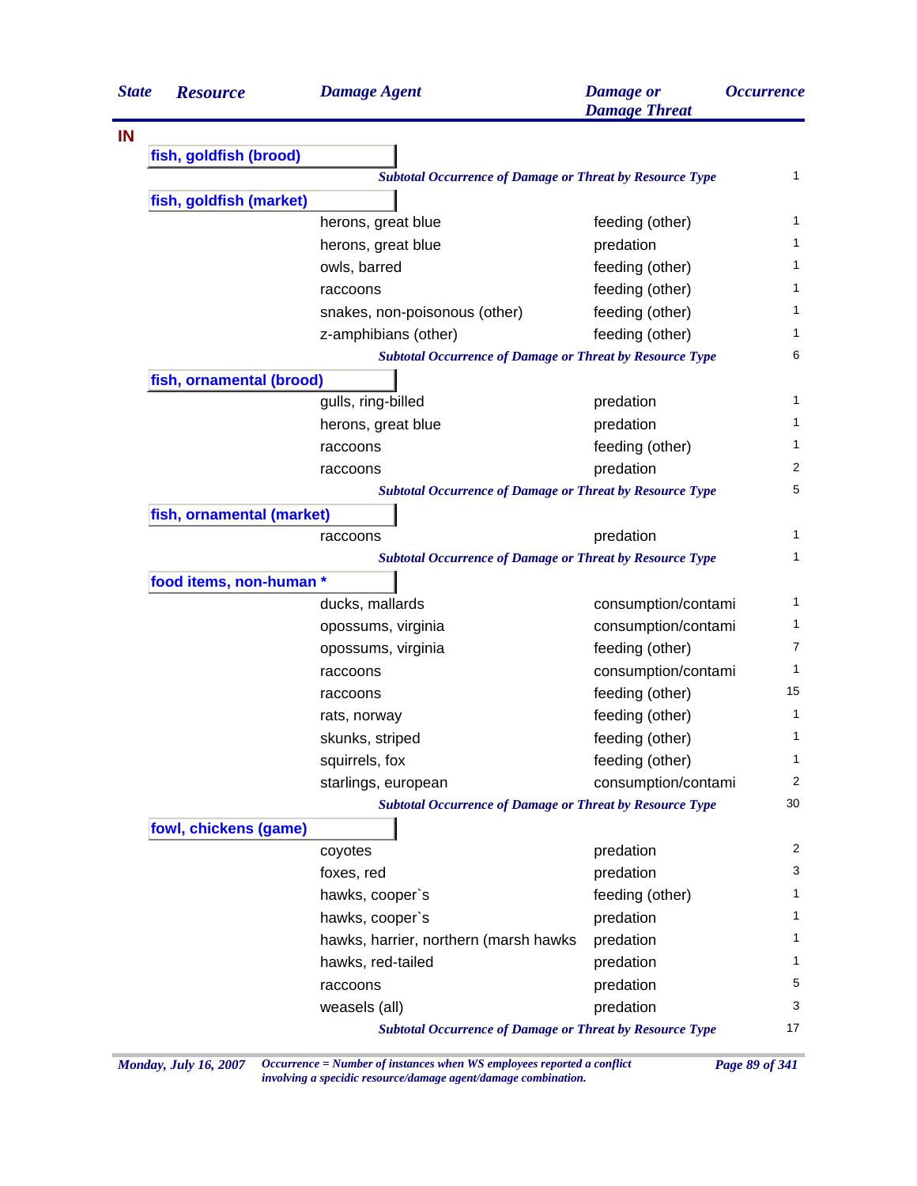| State | Resource | Damage Agent | Damage or Damage Threat | Occurrence |
|---|---|---|---|---|
| **IN** | | | | |
| | **fish, goldfish (brood)** | | | |
| | | ***Subtotal Occurrence of Damage or Threat by Resource Type*** | | 1 |
| | **fish, goldfish (market)** | | | |
| | | herons, great blue | feeding (other) | 1 |
| | | herons, great blue | predation | 1 |
| | | owls, barred | feeding (other) | 1 |
| | | raccoons | feeding (other) | 1 |
| | | snakes, non-poisonous (other) | feeding (other) | 1 |
| | | z-amphibians (other) | feeding (other) | 1 |
| | | ***Subtotal Occurrence of Damage or Threat by Resource Type*** | | 6 |
| | **fish, ornamental (brood)** | | | |
| | | gulls, ring-billed | predation | 1 |
| | | herons, great blue | predation | 1 |
| | | raccoons | feeding (other) | 1 |
| | | raccoons | predation | 2 |
| | | ***Subtotal Occurrence of Damage or Threat by Resource Type*** | | 5 |
| | **fish, ornamental (market)** | | | |
| | | raccoons | predation | 1 |
| | | ***Subtotal Occurrence of Damage or Threat by Resource Type*** | | 1 |
| | **food items, non-human *** | | | |
| | | ducks, mallards | consumption/contami | 1 |
| | | opossums, virginia | consumption/contami | 1 |
| | | opossums, virginia | feeding (other) | 7 |
| | | raccoons | consumption/contami | 1 |
| | | raccoons | feeding (other) | 15 |
| | | rats, norway | feeding (other) | 1 |
| | | skunks, striped | feeding (other) | 1 |
| | | squirrels, fox | feeding (other) | 1 |
| | | starlings, european | consumption/contami | 2 |
| | | ***Subtotal Occurrence of Damage or Threat by Resource Type*** | | 30 |
| | **fowl, chickens (game)** | | | |
| | | coyotes | predation | 2 |
| | | foxes, red | predation | 3 |
| | | hawks, cooper`s | feeding (other) | 1 |
| | | hawks, cooper`s | predation | 1 |
| | | hawks, harrier, northern (marsh hawks | predation | 1 |
| | | hawks, red-tailed | predation | 1 |
| | | raccoons | predation | 5 |
| | | weasels (all) | predation | 3 |
| | | ***Subtotal Occurrence of Damage or Threat by Resource Type*** | | 17 |

*Occurrence = Number of instances when WS employees reported a conflict involving a specidic resource/damage agent/damage combination.*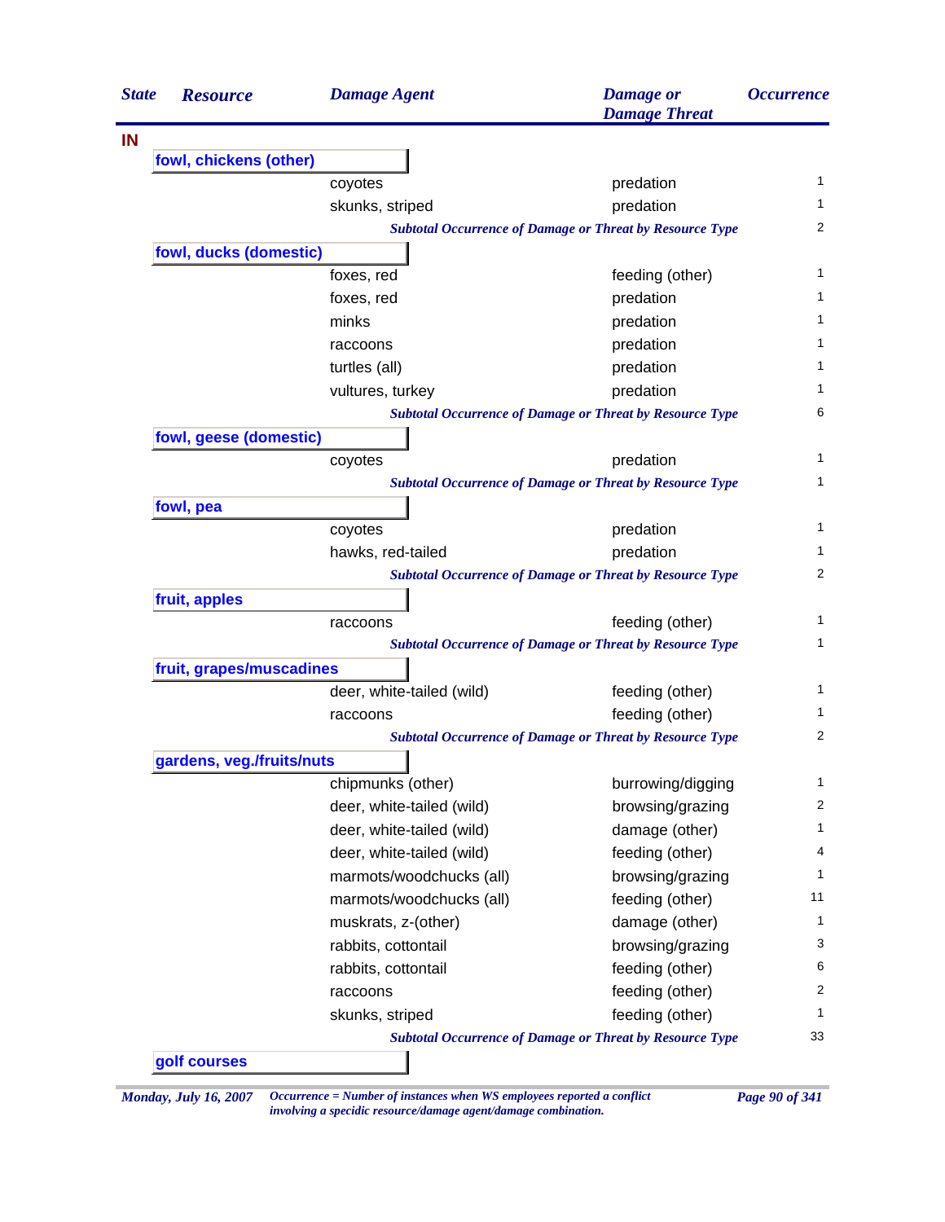| State | Resource | Damage Agent | Damage or Damage Threat | Occurrence |
|---|---|---|---|---|
| IN | | | | |
| | **fowl, chickens (other)** | | | |
| | | coyotes | predation | 1 |
| | | skunks, striped | predation | 1 |
| | | ***Subtotal Occurrence of Damage or Threat by Resource Type*** | | 2 |
| | **fowl, ducks (domestic)** | | | |
| | | foxes, red | feeding (other) | 1 |
| | | foxes, red | predation | 1 |
| | | minks | predation | 1 |
| | | raccoons | predation | 1 |
| | | turtles (all) | predation | 1 |
| | | vultures, turkey | predation | 1 |
| | | ***Subtotal Occurrence of Damage or Threat by Resource Type*** | | 6 |
| | **fowl, geese (domestic)** | | | |
| | | coyotes | predation | 1 |
| | | ***Subtotal Occurrence of Damage or Threat by Resource Type*** | | 1 |
| | **fowl, pea** | | | |
| | | coyotes | predation | 1 |
| | | hawks, red-tailed | predation | 1 |
| | | ***Subtotal Occurrence of Damage or Threat by Resource Type*** | | 2 |
| | **fruit, apples** | | | |
| | | raccoons | feeding (other) | 1 |
| | | ***Subtotal Occurrence of Damage or Threat by Resource Type*** | | 1 |
| | **fruit, grapes/muscadines** | | | |
| | | deer, white-tailed (wild) | feeding (other) | 1 |
| | | raccoons | feeding (other) | 1 |
| | | ***Subtotal Occurrence of Damage or Threat by Resource Type*** | | 2 |
| | **gardens, veg./fruits/nuts** | | | |
| | | chipmunks (other) | burrowing/digging | 1 |
| | | deer, white-tailed (wild) | browsing/grazing | 2 |
| | | deer, white-tailed (wild) | damage (other) | 1 |
| | | deer, white-tailed (wild) | feeding (other) | 4 |
| | | marmots/woodchucks (all) | browsing/grazing | 1 |
| | | marmots/woodchucks (all) | feeding (other) | 11 |
| | | muskrats, z-(other) | damage (other) | 1 |
| | | rabbits, cottontail | browsing/grazing | 3 |
| | | rabbits, cottontail | feeding (other) | 6 |
| | | raccoons | feeding (other) | 2 |
| | | skunks, striped | feeding (other) | 1 |
| | | ***Subtotal Occurrence of Damage or Threat by Resource Type*** | | 33 |
| | **golf courses** | | | |

*Monday, July 16, 2007* — *Occurrence = Number of instances when WS employees reported a conflict involving a specidic resource/damage agent/damage combination.*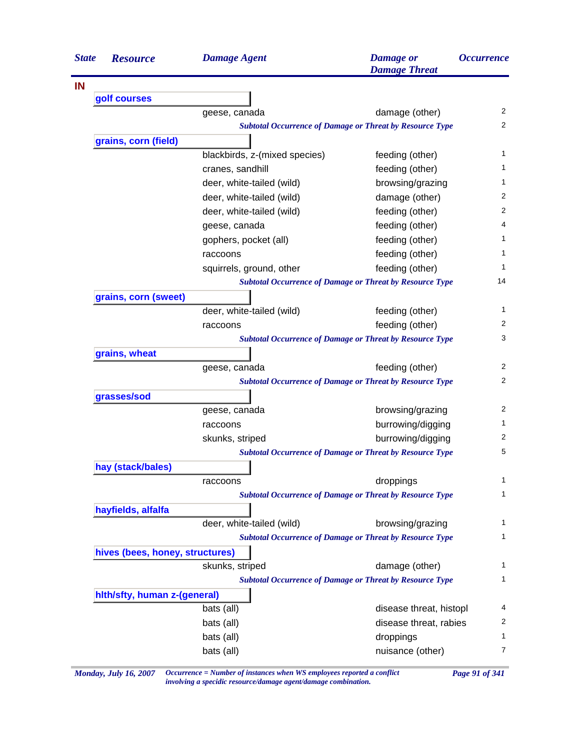| State | Resource | Damage Agent | Damage or Damage Threat | Occurrence |
|---|---|---|---|---|
| **IN** | | | | |
| | **golf courses** | | | |
| | | geese, canada | damage (other) | 2 |
| | | *Subtotal Occurrence of Damage or Threat by Resource Type* | | 2 |
| | **grains, corn (field)** | | | |
| | | blackbirds, z-(mixed species) | feeding (other) | 1 |
| | | cranes, sandhill | feeding (other) | 1 |
| | | deer, white-tailed (wild) | browsing/grazing | 1 |
| | | deer, white-tailed (wild) | damage (other) | 2 |
| | | deer, white-tailed (wild) | feeding (other) | 2 |
| | | geese, canada | feeding (other) | 4 |
| | | gophers, pocket (all) | feeding (other) | 1 |
| | | raccoons | feeding (other) | 1 |
| | | squirrels, ground, other | feeding (other) | 1 |
| | | *Subtotal Occurrence of Damage or Threat by Resource Type* | | 14 |
| | **grains, corn (sweet)** | | | |
| | | deer, white-tailed (wild) | feeding (other) | 1 |
| | | raccoons | feeding (other) | 2 |
| | | *Subtotal Occurrence of Damage or Threat by Resource Type* | | 3 |
| | **grains, wheat** | | | |
| | | geese, canada | feeding (other) | 2 |
| | | *Subtotal Occurrence of Damage or Threat by Resource Type* | | 2 |
| | **grasses/sod** | | | |
| | | geese, canada | browsing/grazing | 2 |
| | | raccoons | burrowing/digging | 1 |
| | | skunks, striped | burrowing/digging | 2 |
| | | *Subtotal Occurrence of Damage or Threat by Resource Type* | | 5 |
| | **hay (stack/bales)** | | | |
| | | raccoons | droppings | 1 |
| | | *Subtotal Occurrence of Damage or Threat by Resource Type* | | 1 |
| | **hayfields, alfalfa** | | | |
| | | deer, white-tailed (wild) | browsing/grazing | 1 |
| | | *Subtotal Occurrence of Damage or Threat by Resource Type* | | 1 |
| | **hives (bees, honey, structures)** | | | |
| | | skunks, striped | damage (other) | 1 |
| | | *Subtotal Occurrence of Damage or Threat by Resource Type* | | 1 |
| | **hlth/sfty, human z-(general)** | | | |
| | | bats (all) | disease threat, histopl | 4 |
| | | bats (all) | disease threat, rabies | 2 |
| | | bats (all) | droppings | 1 |
| | | bats (all) | nuisance (other) | 7 |

*Occurrence = Number of instances when WS employees reported a conflict involving a specidic resource/damage agent/damage combination.*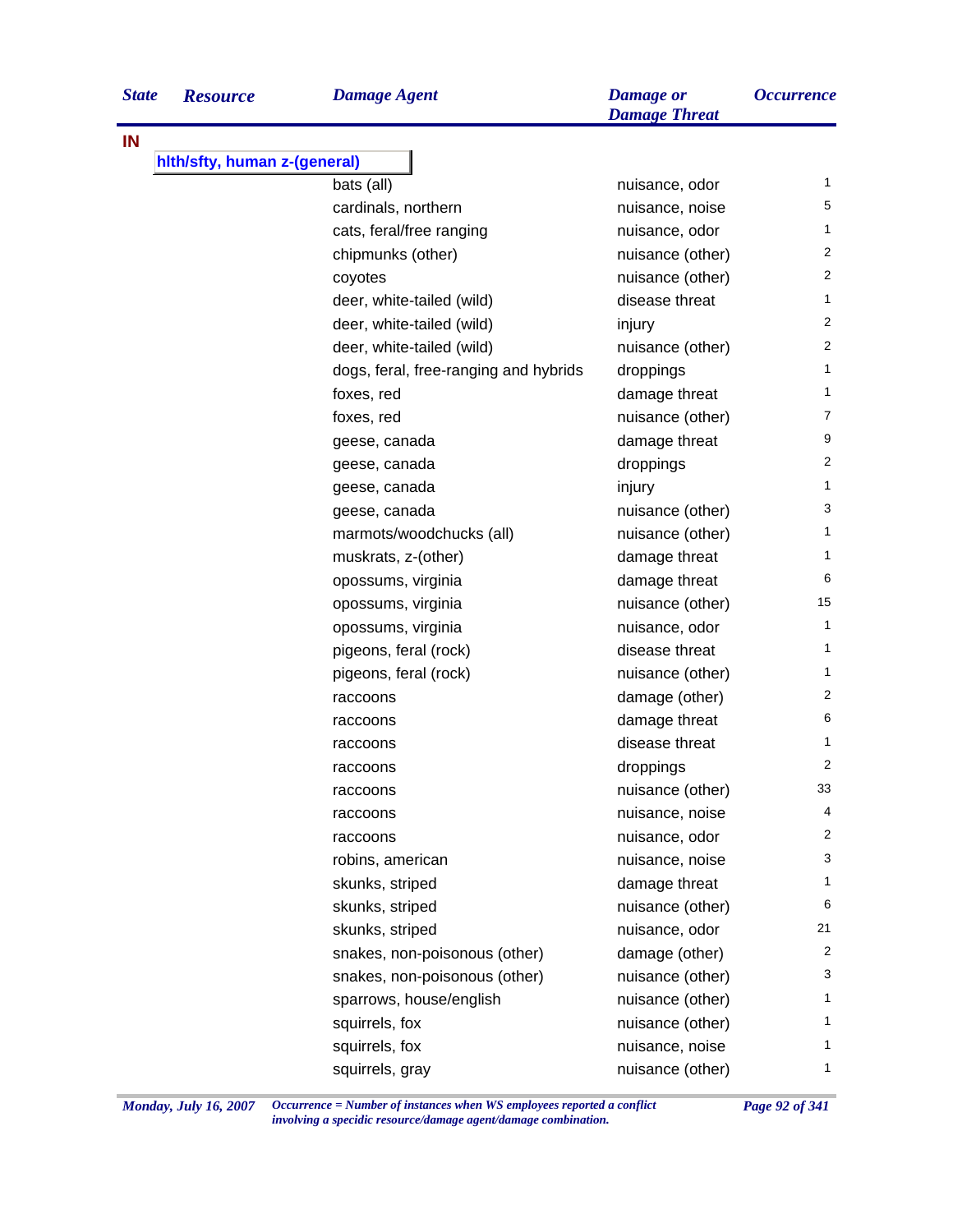| State | Resource | Damage Agent | Damage or Damage Threat | Occurrence |
|---|---|---|---|---|
| IN | | | | |
| | hlth/sfty, human z-(general) | | | |
| | | bats (all) | nuisance, odor | 1 |
| | | cardinals, northern | nuisance, noise | 5 |
| | | cats, feral/free ranging | nuisance, odor | 1 |
| | | chipmunks (other) | nuisance (other) | 2 |
| | | coyotes | nuisance (other) | 2 |
| | | deer, white-tailed (wild) | disease threat | 1 |
| | | deer, white-tailed (wild) | injury | 2 |
| | | deer, white-tailed (wild) | nuisance (other) | 2 |
| | | dogs, feral, free-ranging and hybrids | droppings | 1 |
| | | foxes, red | damage threat | 1 |
| | | foxes, red | nuisance (other) | 7 |
| | | geese, canada | damage threat | 9 |
| | | geese, canada | droppings | 2 |
| | | geese, canada | injury | 1 |
| | | geese, canada | nuisance (other) | 3 |
| | | marmots/woodchucks (all) | nuisance (other) | 1 |
| | | muskrats, z-(other) | damage threat | 1 |
| | | opossums, virginia | damage threat | 6 |
| | | opossums, virginia | nuisance (other) | 15 |
| | | opossums, virginia | nuisance, odor | 1 |
| | | pigeons, feral (rock) | disease threat | 1 |
| | | pigeons, feral (rock) | nuisance (other) | 1 |
| | | raccoons | damage (other) | 2 |
| | | raccoons | damage threat | 6 |
| | | raccoons | disease threat | 1 |
| | | raccoons | droppings | 2 |
| | | raccoons | nuisance (other) | 33 |
| | | raccoons | nuisance, noise | 4 |
| | | raccoons | nuisance, odor | 2 |
| | | robins, american | nuisance, noise | 3 |
| | | skunks, striped | damage threat | 1 |
| | | skunks, striped | nuisance (other) | 6 |
| | | skunks, striped | nuisance, odor | 21 |
| | | snakes, non-poisonous (other) | damage (other) | 2 |
| | | snakes, non-poisonous (other) | nuisance (other) | 3 |
| | | sparrows, house/english | nuisance (other) | 1 |
| | | squirrels, fox | nuisance (other) | 1 |
| | | squirrels, fox | nuisance, noise | 1 |
| | | squirrels, gray | nuisance (other) | 1 |

*Occurrence = Number of instances when WS employees reported a conflict involving a specidic resource/damage agent/damage combination.*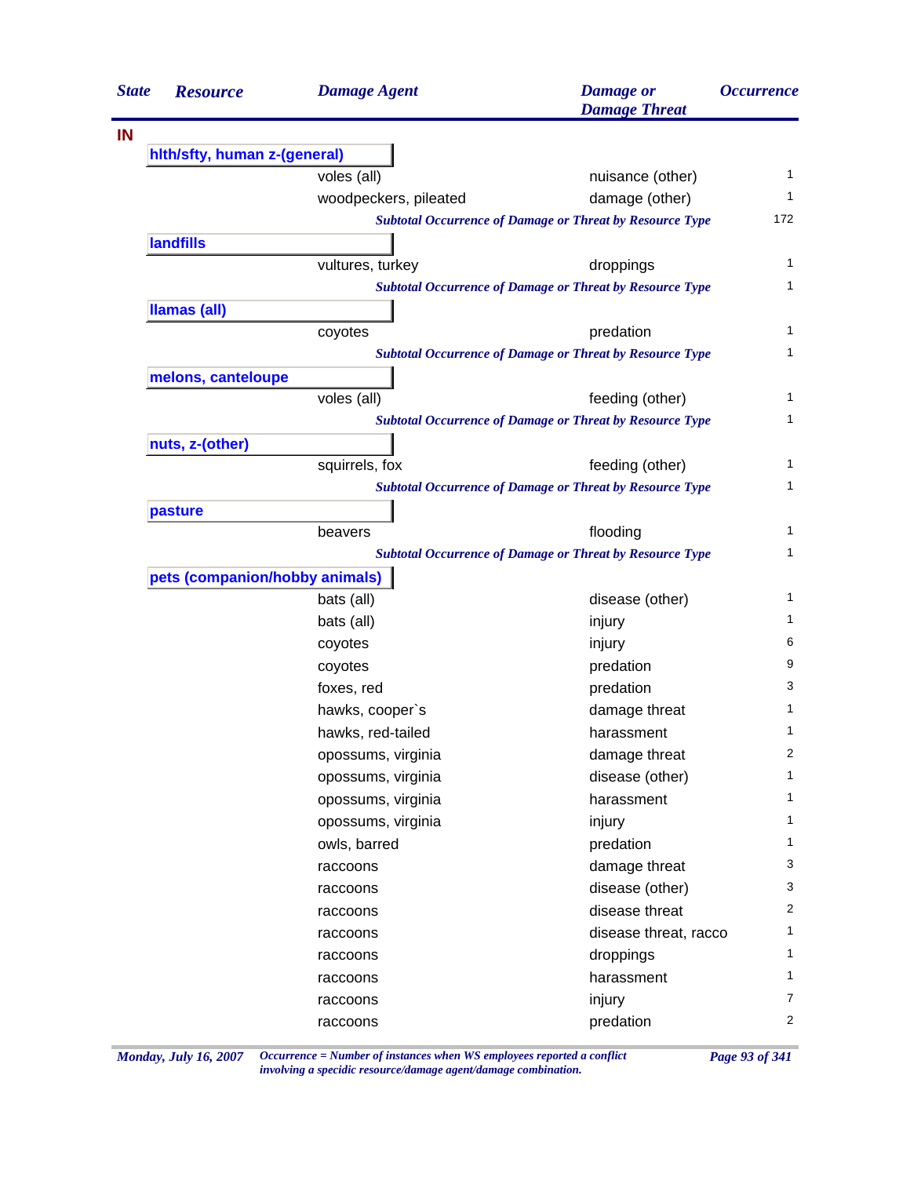| State | Resource | Damage Agent | Damage or Damage Threat | Occurrence |
|---|---|---|---|---|
| **IN** | | | | |
| | **hlth/sfty, human z-(general)** | | | |
| | | voles (all) | nuisance (other) | 1 |
| | | woodpeckers, pileated | damage (other) | 1 |
| | | *Subtotal Occurrence of Damage or Threat by Resource Type* | | 172 |
| | **landfills** | | | |
| | | vultures, turkey | droppings | 1 |
| | | *Subtotal Occurrence of Damage or Threat by Resource Type* | | 1 |
| | **llamas (all)** | | | |
| | | coyotes | predation | 1 |
| | | *Subtotal Occurrence of Damage or Threat by Resource Type* | | 1 |
| | **melons, canteloupe** | | | |
| | | voles (all) | feeding (other) | 1 |
| | | *Subtotal Occurrence of Damage or Threat by Resource Type* | | 1 |
| | **nuts, z-(other)** | | | |
| | | squirrels, fox | feeding (other) | 1 |
| | | *Subtotal Occurrence of Damage or Threat by Resource Type* | | 1 |
| | **pasture** | | | |
| | | beavers | flooding | 1 |
| | | *Subtotal Occurrence of Damage or Threat by Resource Type* | | 1 |
| | **pets (companion/hobby animals)** | | | |
| | | bats (all) | disease (other) | 1 |
| | | bats (all) | injury | 1 |
| | | coyotes | injury | 6 |
| | | coyotes | predation | 9 |
| | | foxes, red | predation | 3 |
| | | hawks, cooper`s | damage threat | 1 |
| | | hawks, red-tailed | harassment | 1 |
| | | opossums, virginia | damage threat | 2 |
| | | opossums, virginia | disease (other) | 1 |
| | | opossums, virginia | harassment | 1 |
| | | opossums, virginia | injury | 1 |
| | | owls, barred | predation | 1 |
| | | raccoons | damage threat | 3 |
| | | raccoons | disease (other) | 3 |
| | | raccoons | disease threat | 2 |
| | | raccoons | disease threat, racco | 1 |
| | | raccoons | droppings | 1 |
| | | raccoons | harassment | 1 |
| | | raccoons | injury | 7 |
| | | raccoons | predation | 2 |

*Occurrence = Number of instances when WS employees reported a conflict involving a specidic resource/damage agent/damage combination.*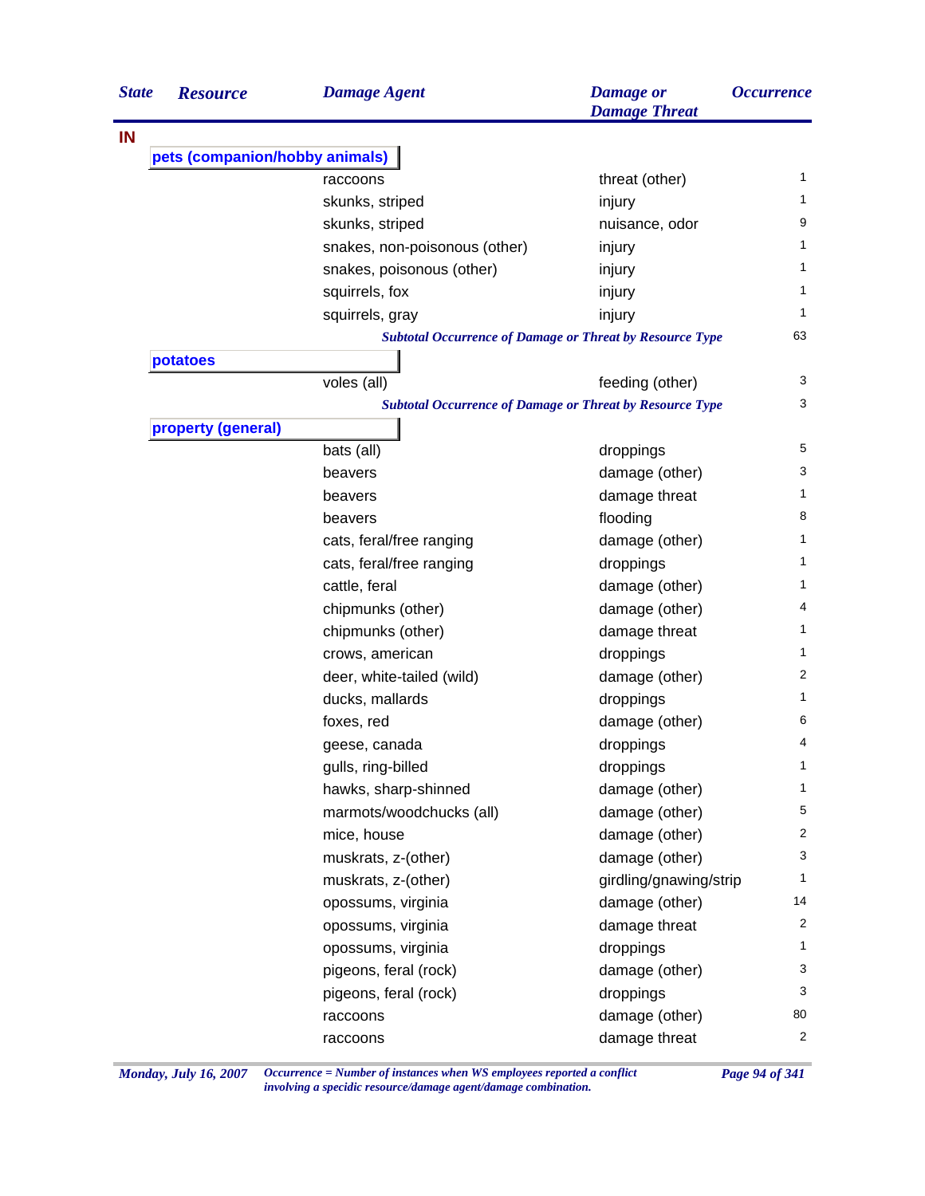| State | Resource | Damage Agent | Damage or Damage Threat | Occurrence |
|---|---|---|---|---|
| IN | | | | |
| | pets (companion/hobby animals) | | | |
| | | raccoons | threat (other) | 1 |
| | | skunks, striped | injury | 1 |
| | | skunks, striped | nuisance, odor | 9 |
| | | snakes, non-poisonous (other) | injury | 1 |
| | | snakes, poisonous (other) | injury | 1 |
| | | squirrels, fox | injury | 1 |
| | | squirrels, gray | injury | 1 |
| | | *Subtotal Occurrence of Damage or Threat by Resource Type* | | 63 |
| | potatoes | | | |
| | | voles (all) | feeding (other) | 3 |
| | | *Subtotal Occurrence of Damage or Threat by Resource Type* | | 3 |
| | property (general) | | | |
| | | bats (all) | droppings | 5 |
| | | beavers | damage (other) | 3 |
| | | beavers | damage threat | 1 |
| | | beavers | flooding | 8 |
| | | cats, feral/free ranging | damage (other) | 1 |
| | | cats, feral/free ranging | droppings | 1 |
| | | cattle, feral | damage (other) | 1 |
| | | chipmunks (other) | damage (other) | 4 |
| | | chipmunks (other) | damage threat | 1 |
| | | crows, american | droppings | 1 |
| | | deer, white-tailed (wild) | damage (other) | 2 |
| | | ducks, mallards | droppings | 1 |
| | | foxes, red | damage (other) | 6 |
| | | geese, canada | droppings | 4 |
| | | gulls, ring-billed | droppings | 1 |
| | | hawks, sharp-shinned | damage (other) | 1 |
| | | marmots/woodchucks (all) | damage (other) | 5 |
| | | mice, house | damage (other) | 2 |
| | | muskrats, z-(other) | damage (other) | 3 |
| | | muskrats, z-(other) | girdling/gnawing/strip | 1 |
| | | opossums, virginia | damage (other) | 14 |
| | | opossums, virginia | damage threat | 2 |
| | | opossums, virginia | droppings | 1 |
| | | pigeons, feral (rock) | damage (other) | 3 |
| | | pigeons, feral (rock) | droppings | 3 |
| | | raccoons | damage (other) | 80 |
| | | raccoons | damage threat | 2 |

*Occurrence = Number of instances when WS employees reported a conflict involving a specidic resource/damage agent/damage combination.*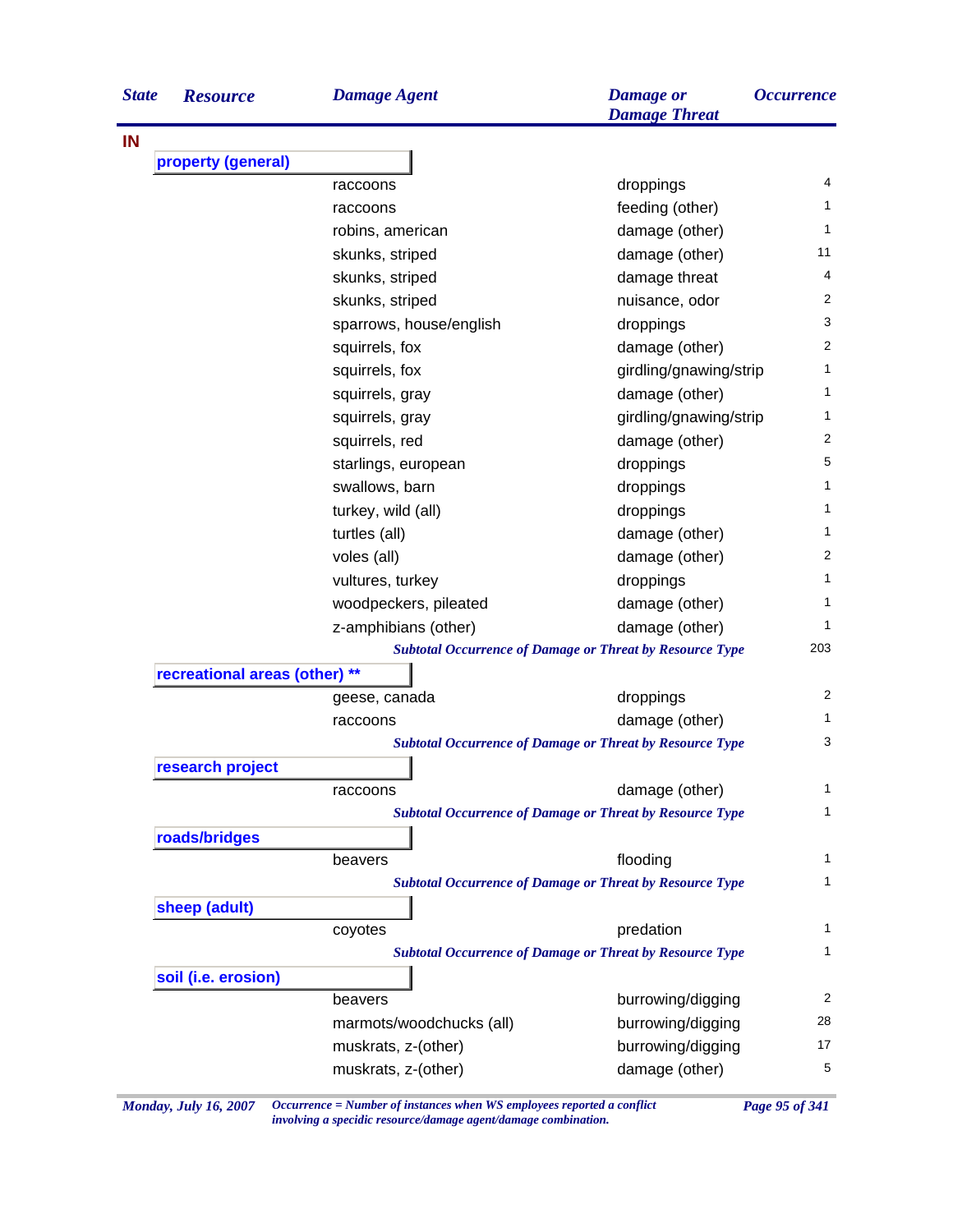| State | Resource | Damage Agent | Damage or Damage Threat | Occurrence |
|---|---|---|---|---|
| IN | | | | |
| | property (general) | | | |
| | | raccoons | droppings | 4 |
| | | raccoons | feeding (other) | 1 |
| | | robins, american | damage (other) | 1 |
| | | skunks, striped | damage (other) | 11 |
| | | skunks, striped | damage threat | 4 |
| | | skunks, striped | nuisance, odor | 2 |
| | | sparrows, house/english | droppings | 3 |
| | | squirrels, fox | damage (other) | 2 |
| | | squirrels, fox | girdling/gnawing/strip | 1 |
| | | squirrels, gray | damage (other) | 1 |
| | | squirrels, gray | girdling/gnawing/strip | 1 |
| | | squirrels, red | damage (other) | 2 |
| | | starlings, european | droppings | 5 |
| | | swallows, barn | droppings | 1 |
| | | turkey, wild (all) | droppings | 1 |
| | | turtles (all) | damage (other) | 1 |
| | | voles (all) | damage (other) | 2 |
| | | vultures, turkey | droppings | 1 |
| | | woodpeckers, pileated | damage (other) | 1 |
| | | z-amphibians (other) | damage (other) | 1 |
| | | *Subtotal Occurrence of Damage or Threat by Resource Type* | | 203 |
| | recreational areas (other) ** | | | |
| | | geese, canada | droppings | 2 |
| | | raccoons | damage (other) | 1 |
| | | *Subtotal Occurrence of Damage or Threat by Resource Type* | | 3 |
| | research project | | | |
| | | raccoons | damage (other) | 1 |
| | | *Subtotal Occurrence of Damage or Threat by Resource Type* | | 1 |
| | roads/bridges | | | |
| | | beavers | flooding | 1 |
| | | *Subtotal Occurrence of Damage or Threat by Resource Type* | | 1 |
| | sheep (adult) | | | |
| | | coyotes | predation | 1 |
| | | *Subtotal Occurrence of Damage or Threat by Resource Type* | | 1 |
| | soil (i.e. erosion) | | | |
| | | beavers | burrowing/digging | 2 |
| | | marmots/woodchucks (all) | burrowing/digging | 28 |
| | | muskrats, z-(other) | burrowing/digging | 17 |
| | | muskrats, z-(other) | damage (other) | 5 |

*Occurrence = Number of instances when WS employees reported a conflict involving a specidic resource/damage agent/damage combination.*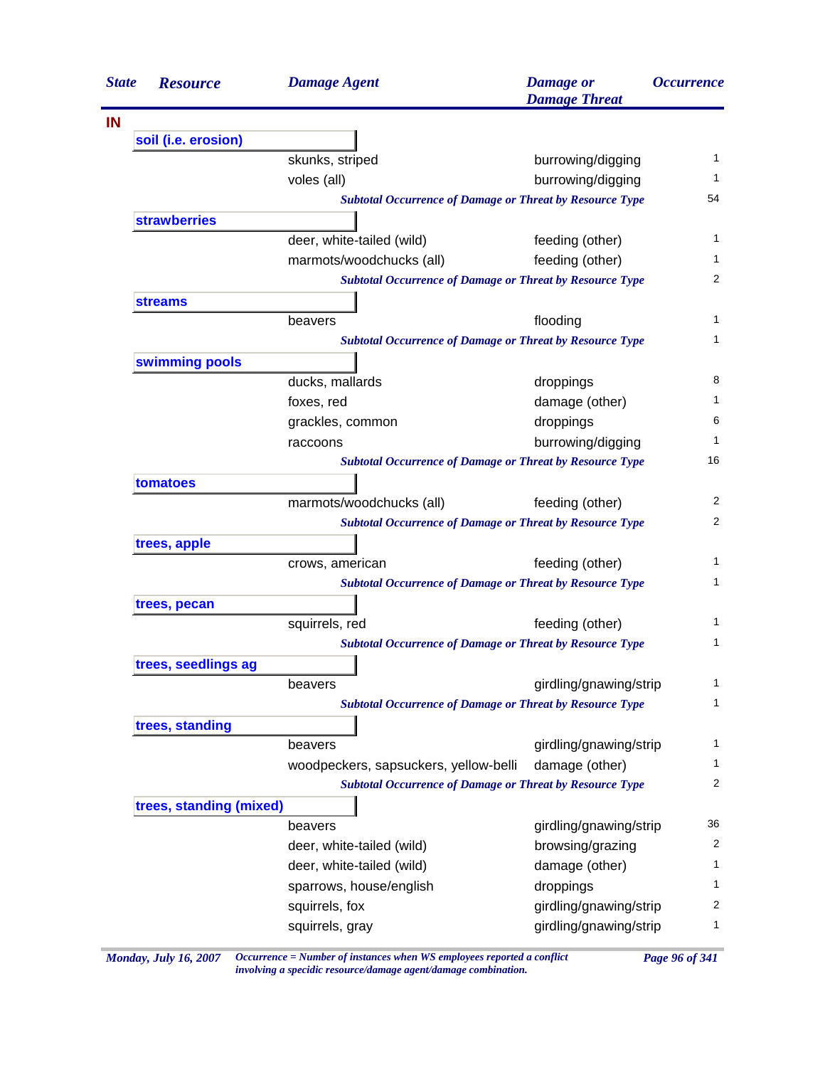| State | Resource | Damage Agent | Damage or Damage Threat | Occurrence |
|---|---|---|---|---|
| IN | | | | |
| | soil (i.e. erosion) | | | |
| | | skunks, striped | burrowing/digging | 1 |
| | | voles (all) | burrowing/digging | 1 |
| | | *Subtotal Occurrence of Damage or Threat by Resource Type* | | 54 |
| | strawberries | | | |
| | | deer, white-tailed (wild) | feeding (other) | 1 |
| | | marmots/woodchucks (all) | feeding (other) | 1 |
| | | *Subtotal Occurrence of Damage or Threat by Resource Type* | | 2 |
| | streams | | | |
| | | beavers | flooding | 1 |
| | | *Subtotal Occurrence of Damage or Threat by Resource Type* | | 1 |
| | swimming pools | | | |
| | | ducks, mallards | droppings | 8 |
| | | foxes, red | damage (other) | 1 |
| | | grackles, common | droppings | 6 |
| | | raccoons | burrowing/digging | 1 |
| | | *Subtotal Occurrence of Damage or Threat by Resource Type* | | 16 |
| | tomatoes | | | |
| | | marmots/woodchucks (all) | feeding (other) | 2 |
| | | *Subtotal Occurrence of Damage or Threat by Resource Type* | | 2 |
| | trees, apple | | | |
| | | crows, american | feeding (other) | 1 |
| | | *Subtotal Occurrence of Damage or Threat by Resource Type* | | 1 |
| | trees, pecan | | | |
| | | squirrels, red | feeding (other) | 1 |
| | | *Subtotal Occurrence of Damage or Threat by Resource Type* | | 1 |
| | trees, seedlings ag | | | |
| | | beavers | girdling/gnawing/strip | 1 |
| | | *Subtotal Occurrence of Damage or Threat by Resource Type* | | 1 |
| | trees, standing | | | |
| | | beavers | girdling/gnawing/strip | 1 |
| | | woodpeckers, sapsuckers, yellow-belli | damage (other) | 1 |
| | | *Subtotal Occurrence of Damage or Threat by Resource Type* | | 2 |
| | trees, standing (mixed) | | | |
| | | beavers | girdling/gnawing/strip | 36 |
| | | deer, white-tailed (wild) | browsing/grazing | 2 |
| | | deer, white-tailed (wild) | damage (other) | 1 |
| | | sparrows, house/english | droppings | 1 |
| | | squirrels, fox | girdling/gnawing/strip | 2 |
| | | squirrels, gray | girdling/gnawing/strip | 1 |

*Monday, July 16, 2007*

*Occurrence = Number of instances when WS employees reported a conflict involving a specidic resource/damage agent/damage combination.*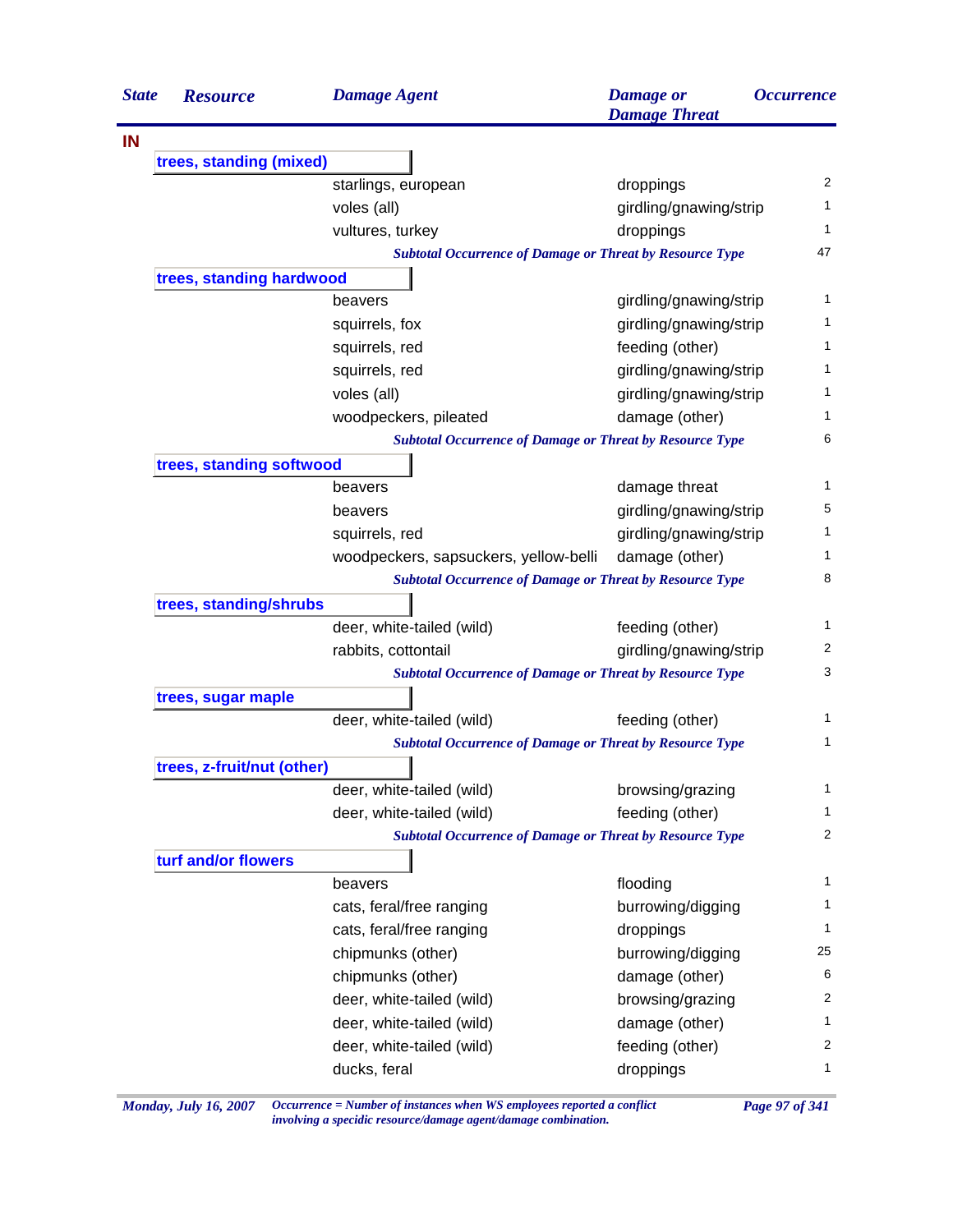| State | Resource | Damage Agent | Damage or Damage Threat | Occurrence |
|---|---|---|---|---|
| **IN** | | | | |
| | **trees, standing (mixed)** | | | |
| | | starlings, european | droppings | 2 |
| | | voles (all) | girdling/gnawing/strip | 1 |
| | | vultures, turkey | droppings | 1 |
| | | *Subtotal Occurrence of Damage or Threat by Resource Type* | | 47 |
| | **trees, standing hardwood** | | | |
| | | beavers | girdling/gnawing/strip | 1 |
| | | squirrels, fox | girdling/gnawing/strip | 1 |
| | | squirrels, red | feeding (other) | 1 |
| | | squirrels, red | girdling/gnawing/strip | 1 |
| | | voles (all) | girdling/gnawing/strip | 1 |
| | | woodpeckers, pileated | damage (other) | 1 |
| | | *Subtotal Occurrence of Damage or Threat by Resource Type* | | 6 |
| | **trees, standing softwood** | | | |
| | | beavers | damage threat | 1 |
| | | beavers | girdling/gnawing/strip | 5 |
| | | squirrels, red | girdling/gnawing/strip | 1 |
| | | woodpeckers, sapsuckers, yellow-belli | damage (other) | 1 |
| | | *Subtotal Occurrence of Damage or Threat by Resource Type* | | 8 |
| | **trees, standing/shrubs** | | | |
| | | deer, white-tailed (wild) | feeding (other) | 1 |
| | | rabbits, cottontail | girdling/gnawing/strip | 2 |
| | | *Subtotal Occurrence of Damage or Threat by Resource Type* | | 3 |
| | **trees, sugar maple** | | | |
| | | deer, white-tailed (wild) | feeding (other) | 1 |
| | | *Subtotal Occurrence of Damage or Threat by Resource Type* | | 1 |
| | **trees, z-fruit/nut (other)** | | | |
| | | deer, white-tailed (wild) | browsing/grazing | 1 |
| | | deer, white-tailed (wild) | feeding (other) | 1 |
| | | *Subtotal Occurrence of Damage or Threat by Resource Type* | | 2 |
| | **turf and/or flowers** | | | |
| | | beavers | flooding | 1 |
| | | cats, feral/free ranging | burrowing/digging | 1 |
| | | cats, feral/free ranging | droppings | 1 |
| | | chipmunks (other) | burrowing/digging | 25 |
| | | chipmunks (other) | damage (other) | 6 |
| | | deer, white-tailed (wild) | browsing/grazing | 2 |
| | | deer, white-tailed (wild) | damage (other) | 1 |
| | | deer, white-tailed (wild) | feeding (other) | 2 |
| | | ducks, feral | droppings | 1 |

*Occurrence = Number of instances when WS employees reported a conflict involving a specidic resource/damage agent/damage combination.*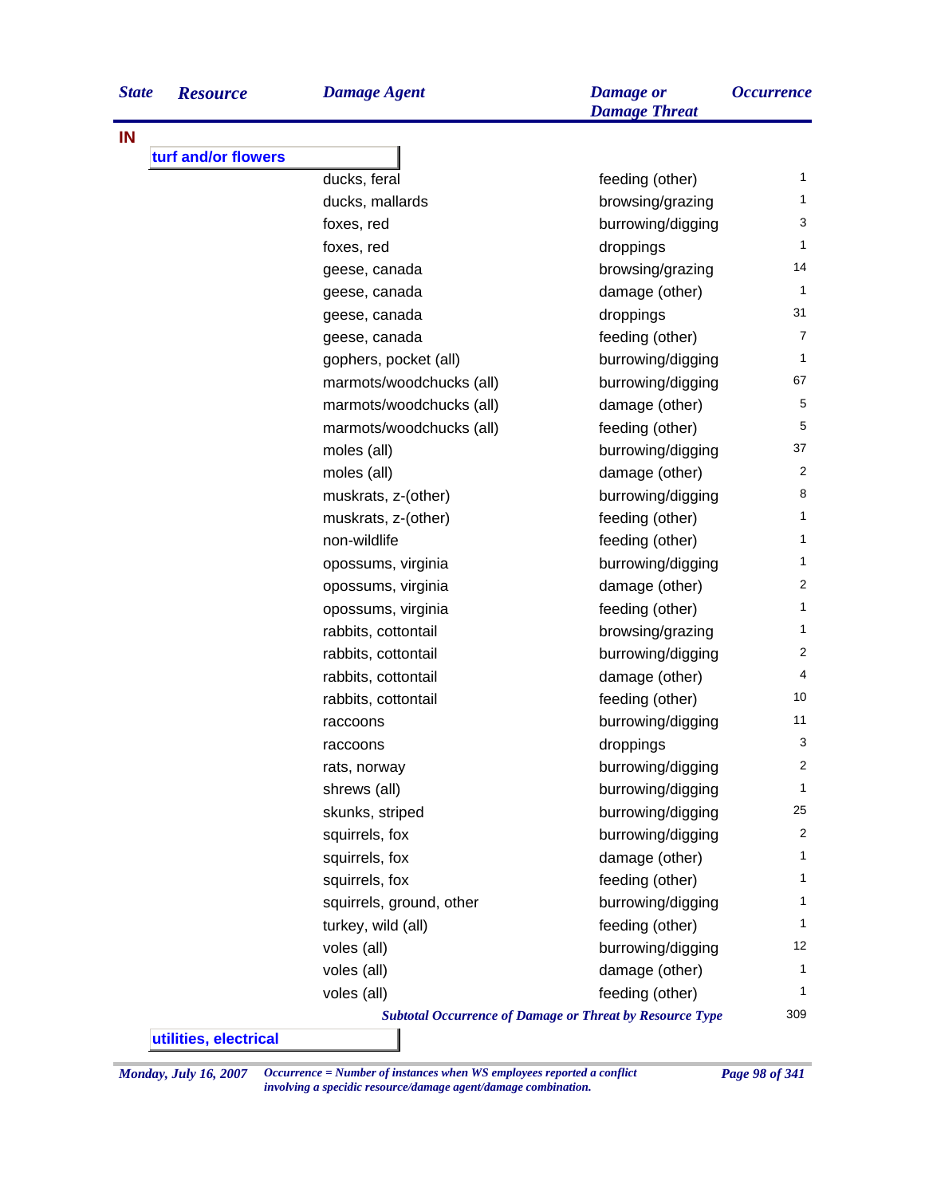| State | Resource | Damage Agent | Damage or Damage Threat | Occurrence |
|---|---|---|---|---|
| IN | | | | |
| | turf and/or flowers | | | |
| | | ducks, feral | feeding (other) | 1 |
| | | ducks, mallards | browsing/grazing | 1 |
| | | foxes, red | burrowing/digging | 3 |
| | | foxes, red | droppings | 1 |
| | | geese, canada | browsing/grazing | 14 |
| | | geese, canada | damage (other) | 1 |
| | | geese, canada | droppings | 31 |
| | | geese, canada | feeding (other) | 7 |
| | | gophers, pocket (all) | burrowing/digging | 1 |
| | | marmots/woodchucks (all) | burrowing/digging | 67 |
| | | marmots/woodchucks (all) | damage (other) | 5 |
| | | marmots/woodchucks (all) | feeding (other) | 5 |
| | | moles (all) | burrowing/digging | 37 |
| | | moles (all) | damage (other) | 2 |
| | | muskrats, z-(other) | burrowing/digging | 8 |
| | | muskrats, z-(other) | feeding (other) | 1 |
| | | non-wildlife | feeding (other) | 1 |
| | | opossums, virginia | burrowing/digging | 1 |
| | | opossums, virginia | damage (other) | 2 |
| | | opossums, virginia | feeding (other) | 1 |
| | | rabbits, cottontail | browsing/grazing | 1 |
| | | rabbits, cottontail | burrowing/digging | 2 |
| | | rabbits, cottontail | damage (other) | 4 |
| | | rabbits, cottontail | feeding (other) | 10 |
| | | raccoons | burrowing/digging | 11 |
| | | raccoons | droppings | 3 |
| | | rats, norway | burrowing/digging | 2 |
| | | shrews (all) | burrowing/digging | 1 |
| | | skunks, striped | burrowing/digging | 25 |
| | | squirrels, fox | burrowing/digging | 2 |
| | | squirrels, fox | damage (other) | 1 |
| | | squirrels, fox | feeding (other) | 1 |
| | | squirrels, ground, other | burrowing/digging | 1 |
| | | turkey, wild (all) | feeding (other) | 1 |
| | | voles (all) | burrowing/digging | 12 |
| | | voles (all) | damage (other) | 1 |
| | | voles (all) | feeding (other) | 1 |
| | | *Subtotal Occurrence of Damage or Threat by Resource Type* | | 309 |
| | utilities, electrical | | | |

*Occurrence = Number of instances when WS employees reported a conflict involving a specidic resource/damage agent/damage combination.*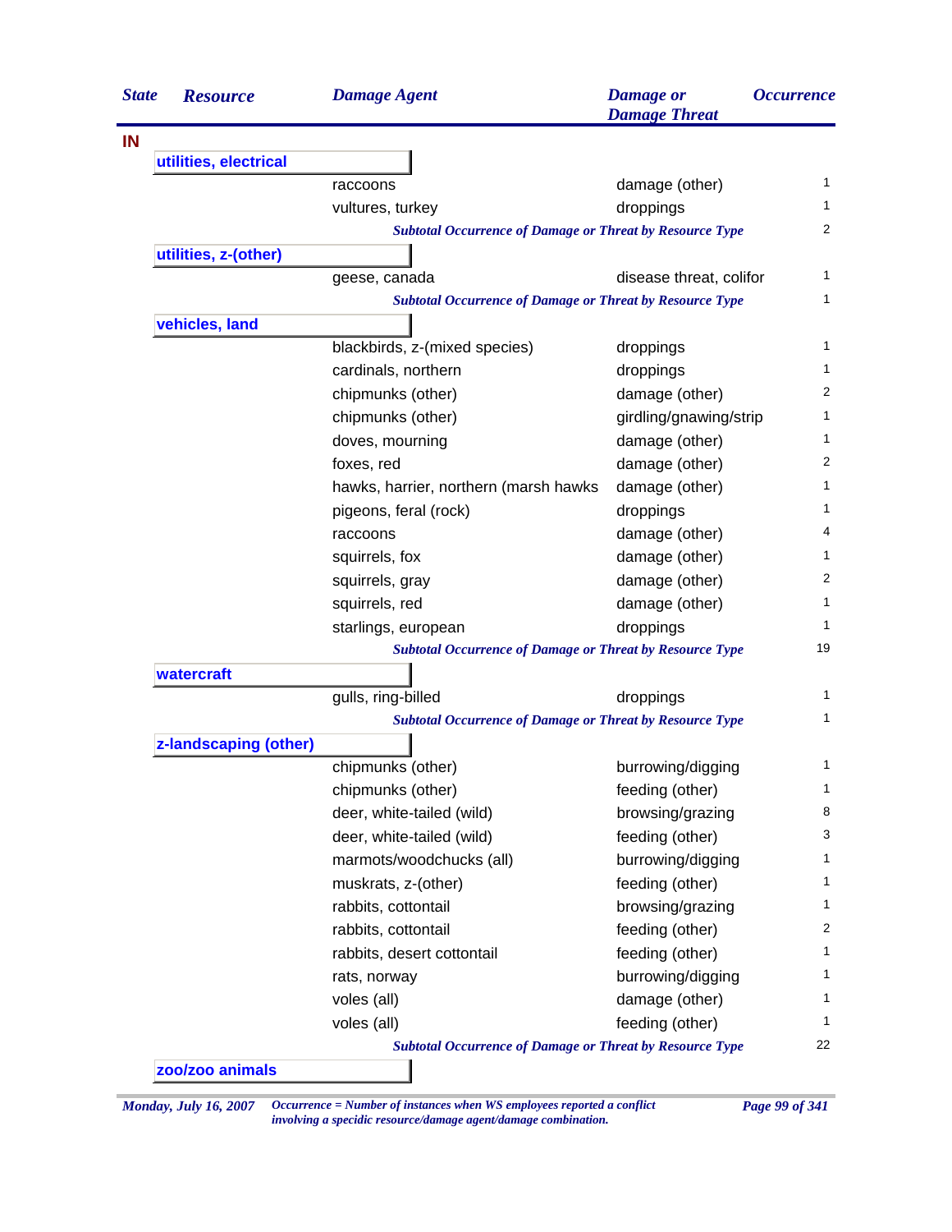| State | Resource | Damage Agent | Damage or Damage Threat | Occurrence |
|---|---|---|---|---|
| **IN** | | | | |
| | **utilities, electrical** | | | |
| | | raccoons | damage (other) | 1 |
| | | vultures, turkey | droppings | 1 |
| | | *Subtotal Occurrence of Damage or Threat by Resource Type* | | 2 |
| | **utilities, z-(other)** | | | |
| | | geese, canada | disease threat, colifor | 1 |
| | | *Subtotal Occurrence of Damage or Threat by Resource Type* | | 1 |
| | **vehicles, land** | | | |
| | | blackbirds, z-(mixed species) | droppings | 1 |
| | | cardinals, northern | droppings | 1 |
| | | chipmunks (other) | damage (other) | 2 |
| | | chipmunks (other) | girdling/gnawing/strip | 1 |
| | | doves, mourning | damage (other) | 1 |
| | | foxes, red | damage (other) | 2 |
| | | hawks, harrier, northern (marsh hawks | damage (other) | 1 |
| | | pigeons, feral (rock) | droppings | 1 |
| | | raccoons | damage (other) | 4 |
| | | squirrels, fox | damage (other) | 1 |
| | | squirrels, gray | damage (other) | 2 |
| | | squirrels, red | damage (other) | 1 |
| | | starlings, european | droppings | 1 |
| | | *Subtotal Occurrence of Damage or Threat by Resource Type* | | 19 |
| | **watercraft** | | | |
| | | gulls, ring-billed | droppings | 1 |
| | | *Subtotal Occurrence of Damage or Threat by Resource Type* | | 1 |
| | **z-landscaping (other)** | | | |
| | | chipmunks (other) | burrowing/digging | 1 |
| | | chipmunks (other) | feeding (other) | 1 |
| | | deer, white-tailed (wild) | browsing/grazing | 8 |
| | | deer, white-tailed (wild) | feeding (other) | 3 |
| | | marmots/woodchucks (all) | burrowing/digging | 1 |
| | | muskrats, z-(other) | feeding (other) | 1 |
| | | rabbits, cottontail | browsing/grazing | 1 |
| | | rabbits, cottontail | feeding (other) | 2 |
| | | rabbits, desert cottontail | feeding (other) | 1 |
| | | rats, norway | burrowing/digging | 1 |
| | | voles (all) | damage (other) | 1 |
| | | voles (all) | feeding (other) | 1 |
| | | *Subtotal Occurrence of Damage or Threat by Resource Type* | | 22 |
| | **zoo/zoo animals** | | | |

*Occurrence = Number of instances when WS employees reported a conflict involving a specidic resource/damage agent/damage combination.*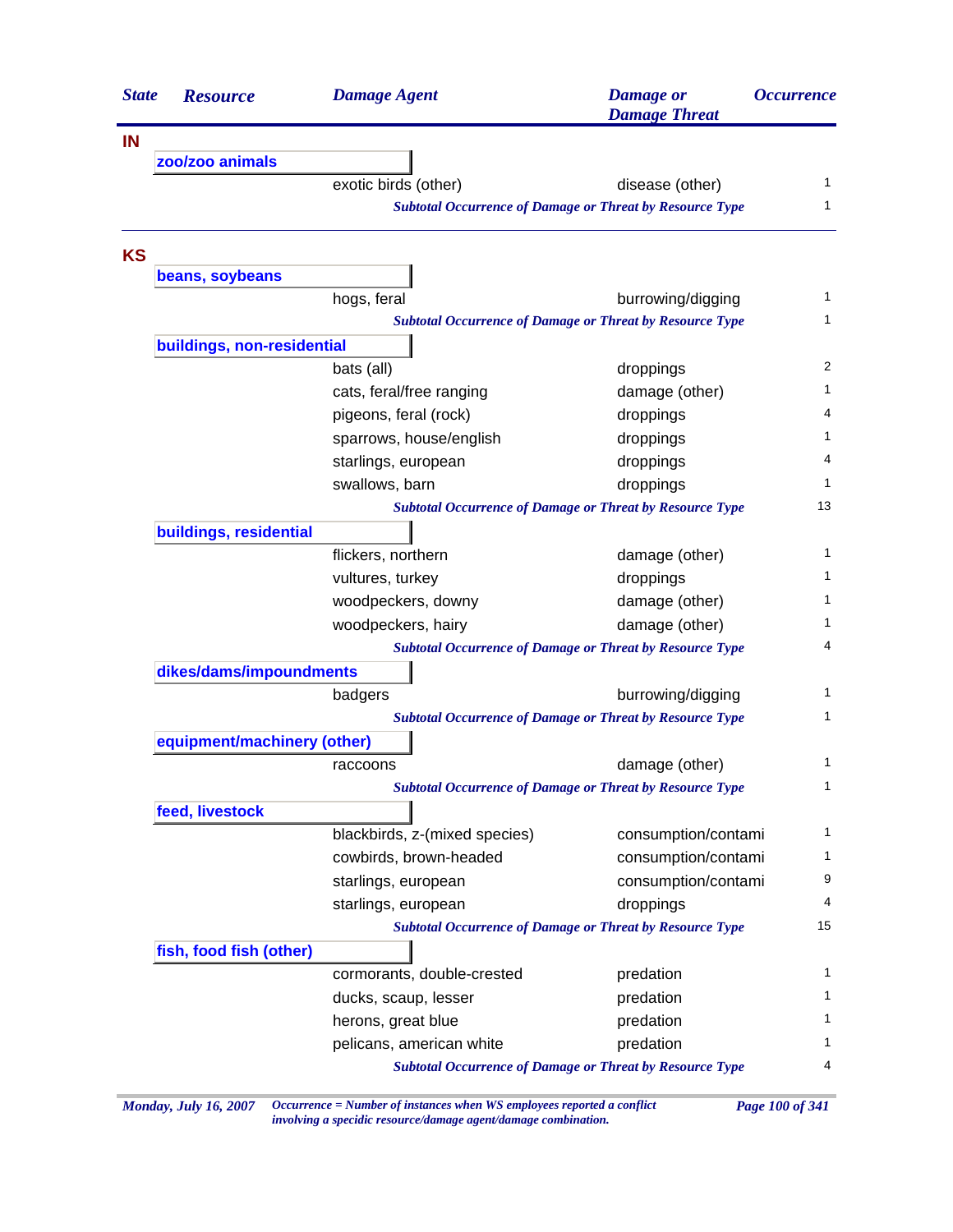| State | Resource | Damage Agent | Damage or Damage Threat | Occurrence |
|---|---|---|---|---|
| **IN** | | | | |
| | **zoo/zoo animals** | | | |
| | | exotic birds (other) | disease (other) | 1 |
| | | *Subtotal Occurrence of Damage or Threat by Resource Type* | | 1 |
| **KS** | | | | |
| | **beans, soybeans** | | | |
| | | hogs, feral | burrowing/digging | 1 |
| | | *Subtotal Occurrence of Damage or Threat by Resource Type* | | 1 |
| | **buildings, non-residential** | | | |
| | | bats (all) | droppings | 2 |
| | | cats, feral/free ranging | damage (other) | 1 |
| | | pigeons, feral (rock) | droppings | 4 |
| | | sparrows, house/english | droppings | 1 |
| | | starlings, european | droppings | 4 |
| | | swallows, barn | droppings | 1 |
| | | *Subtotal Occurrence of Damage or Threat by Resource Type* | | 13 |
| | **buildings, residential** | | | |
| | | flickers, northern | damage (other) | 1 |
| | | vultures, turkey | droppings | 1 |
| | | woodpeckers, downy | damage (other) | 1 |
| | | woodpeckers, hairy | damage (other) | 1 |
| | | *Subtotal Occurrence of Damage or Threat by Resource Type* | | 4 |
| | **dikes/dams/impoundments** | | | |
| | | badgers | burrowing/digging | 1 |
| | | *Subtotal Occurrence of Damage or Threat by Resource Type* | | 1 |
| | **equipment/machinery (other)** | | | |
| | | raccoons | damage (other) | 1 |
| | | *Subtotal Occurrence of Damage or Threat by Resource Type* | | 1 |
| | **feed, livestock** | | | |
| | | blackbirds, z-(mixed species) | consumption/contami | 1 |
| | | cowbirds, brown-headed | consumption/contami | 1 |
| | | starlings, european | consumption/contami | 9 |
| | | starlings, european | droppings | 4 |
| | | *Subtotal Occurrence of Damage or Threat by Resource Type* | | 15 |
| | **fish, food fish (other)** | | | |
| | | cormorants, double-crested | predation | 1 |
| | | ducks, scaup, lesser | predation | 1 |
| | | herons, great blue | predation | 1 |
| | | pelicans, american white | predation | 1 |
| | | *Subtotal Occurrence of Damage or Threat by Resource Type* | | 4 |

*Occurrence = Number of instances when WS employees reported a conflict involving a specidic resource/damage agent/damage combination.*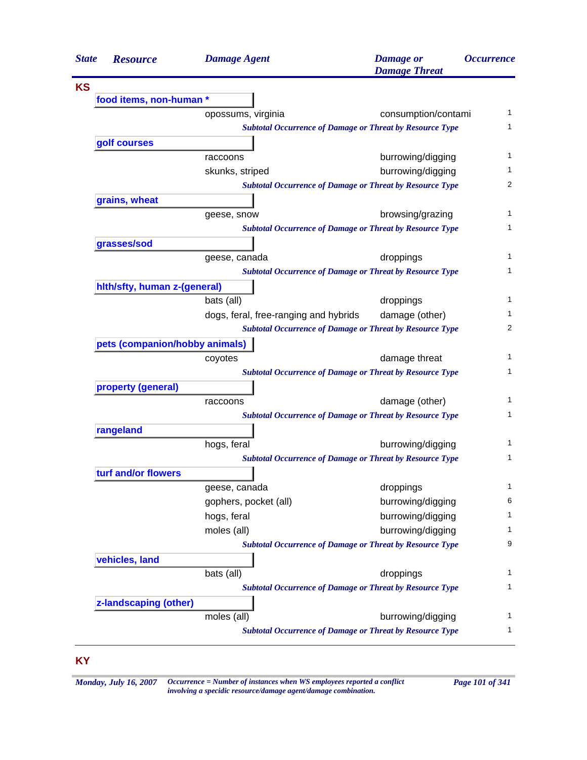| State | Resource | Damage Agent | Damage or Damage Threat | Occurrence |
|---|---|---|---|---|
| **KS** | | | | |
| | **food items, non-human *** | | | |
| | | opossums, virginia | consumption/contami | 1 |
| | | *Subtotal Occurrence of Damage or Threat by Resource Type* | | 1 |
| | **golf courses** | | | |
| | | raccoons | burrowing/digging | 1 |
| | | skunks, striped | burrowing/digging | 1 |
| | | *Subtotal Occurrence of Damage or Threat by Resource Type* | | 2 |
| | **grains, wheat** | | | |
| | | geese, snow | browsing/grazing | 1 |
| | | *Subtotal Occurrence of Damage or Threat by Resource Type* | | 1 |
| | **grasses/sod** | | | |
| | | geese, canada | droppings | 1 |
| | | *Subtotal Occurrence of Damage or Threat by Resource Type* | | 1 |
| | **hlth/sfty, human z-(general)** | | | |
| | | bats (all) | droppings | 1 |
| | | dogs, feral, free-ranging and hybrids | damage (other) | 1 |
| | | *Subtotal Occurrence of Damage or Threat by Resource Type* | | 2 |
| | **pets (companion/hobby animals)** | | | |
| | | coyotes | damage threat | 1 |
| | | *Subtotal Occurrence of Damage or Threat by Resource Type* | | 1 |
| | **property (general)** | | | |
| | | raccoons | damage (other) | 1 |
| | | *Subtotal Occurrence of Damage or Threat by Resource Type* | | 1 |
| | **rangeland** | | | |
| | | hogs, feral | burrowing/digging | 1 |
| | | *Subtotal Occurrence of Damage or Threat by Resource Type* | | 1 |
| | **turf and/or flowers** | | | |
| | | geese, canada | droppings | 1 |
| | | gophers, pocket (all) | burrowing/digging | 6 |
| | | hogs, feral | burrowing/digging | 1 |
| | | moles (all) | burrowing/digging | 1 |
| | | *Subtotal Occurrence of Damage or Threat by Resource Type* | | 9 |
| | **vehicles, land** | | | |
| | | bats (all) | droppings | 1 |
| | | *Subtotal Occurrence of Damage or Threat by Resource Type* | | 1 |
| | **z-landscaping (other)** | | | |
| | | moles (all) | burrowing/digging | 1 |
| | | *Subtotal Occurrence of Damage or Threat by Resource Type* | | 1 |
| **KY** | | | | |

*Occurrence = Number of instances when WS employees reported a conflict involving a specidic resource/damage agent/damage combination.*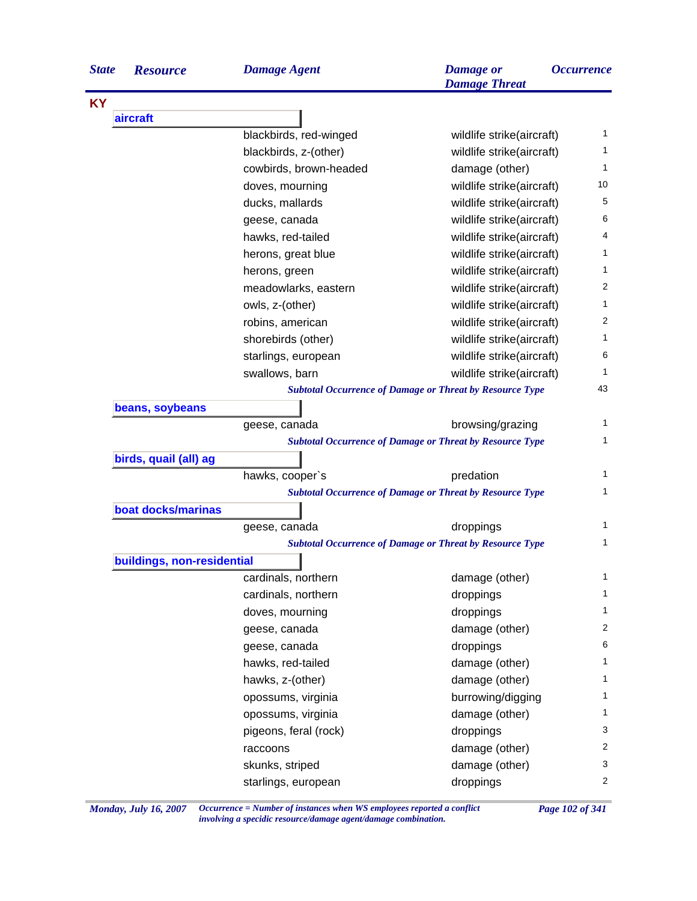| State | Resource | Damage Agent | Damage or Damage Threat | Occurrence |
|---|---|---|---|---|
| **KY** | | | | |
| | **aircraft** | | | |
| | | blackbirds, red-winged | wildlife strike(aircraft) | 1 |
| | | blackbirds, z-(other) | wildlife strike(aircraft) | 1 |
| | | cowbirds, brown-headed | damage (other) | 1 |
| | | doves, mourning | wildlife strike(aircraft) | 10 |
| | | ducks, mallards | wildlife strike(aircraft) | 5 |
| | | geese, canada | wildlife strike(aircraft) | 6 |
| | | hawks, red-tailed | wildlife strike(aircraft) | 4 |
| | | herons, great blue | wildlife strike(aircraft) | 1 |
| | | herons, green | wildlife strike(aircraft) | 1 |
| | | meadowlarks, eastern | wildlife strike(aircraft) | 2 |
| | | owls, z-(other) | wildlife strike(aircraft) | 1 |
| | | robins, american | wildlife strike(aircraft) | 2 |
| | | shorebirds (other) | wildlife strike(aircraft) | 1 |
| | | starlings, european | wildlife strike(aircraft) | 6 |
| | | swallows, barn | wildlife strike(aircraft) | 1 |
| | | *Subtotal Occurrence of Damage or Threat by Resource Type* | | 43 |
| | **beans, soybeans** | | | |
| | | geese, canada | browsing/grazing | 1 |
| | | *Subtotal Occurrence of Damage or Threat by Resource Type* | | 1 |
| | **birds, quail (all) ag** | | | |
| | | hawks, cooper`s | predation | 1 |
| | | *Subtotal Occurrence of Damage or Threat by Resource Type* | | 1 |
| | **boat docks/marinas** | | | |
| | | geese, canada | droppings | 1 |
| | | *Subtotal Occurrence of Damage or Threat by Resource Type* | | 1 |
| | **buildings, non-residential** | | | |
| | | cardinals, northern | damage (other) | 1 |
| | | cardinals, northern | droppings | 1 |
| | | doves, mourning | droppings | 1 |
| | | geese, canada | damage (other) | 2 |
| | | geese, canada | droppings | 6 |
| | | hawks, red-tailed | damage (other) | 1 |
| | | hawks, z-(other) | damage (other) | 1 |
| | | opossums, virginia | burrowing/digging | 1 |
| | | opossums, virginia | damage (other) | 1 |
| | | pigeons, feral (rock) | droppings | 3 |
| | | raccoons | damage (other) | 2 |
| | | skunks, striped | damage (other) | 3 |
| | | starlings, european | droppings | 2 |

*Monday, July 16, 2007* — *Occurrence = Number of instances when WS employees reported a conflict involving a specidic resource/damage agent/damage combination.*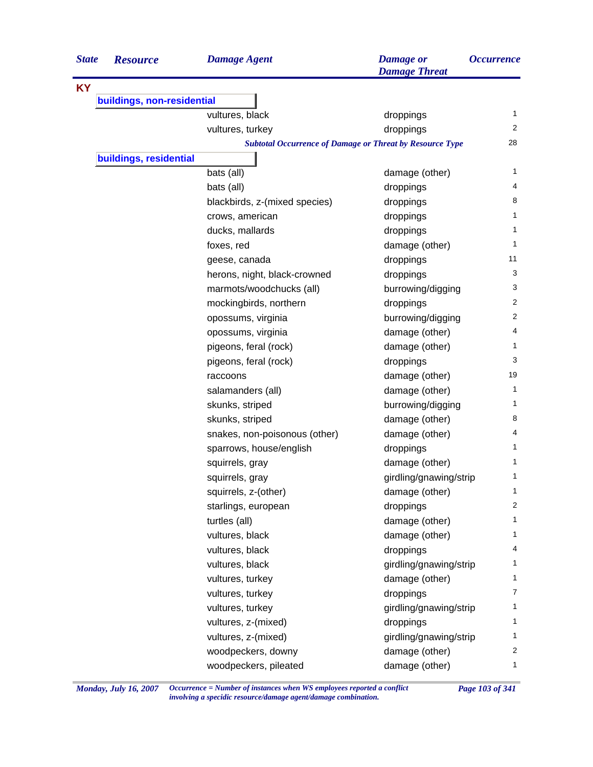| State | Resource | Damage Agent | Damage or Damage Threat | Occurrence |
|---|---|---|---|---|
| **KY** | | | | |
| | **buildings, non-residential** | | | |
| | | vultures, black | droppings | 1 |
| | | vultures, turkey | droppings | 2 |
| | | *Subtotal Occurrence of Damage or Threat by Resource Type* | | 28 |
| | **buildings, residential** | | | |
| | | bats (all) | damage (other) | 1 |
| | | bats (all) | droppings | 4 |
| | | blackbirds, z-(mixed species) | droppings | 8 |
| | | crows, american | droppings | 1 |
| | | ducks, mallards | droppings | 1 |
| | | foxes, red | damage (other) | 1 |
| | | geese, canada | droppings | 11 |
| | | herons, night, black-crowned | droppings | 3 |
| | | marmots/woodchucks (all) | burrowing/digging | 3 |
| | | mockingbirds, northern | droppings | 2 |
| | | opossums, virginia | burrowing/digging | 2 |
| | | opossums, virginia | damage (other) | 4 |
| | | pigeons, feral (rock) | damage (other) | 1 |
| | | pigeons, feral (rock) | droppings | 3 |
| | | raccoons | damage (other) | 19 |
| | | salamanders (all) | damage (other) | 1 |
| | | skunks, striped | burrowing/digging | 1 |
| | | skunks, striped | damage (other) | 8 |
| | | snakes, non-poisonous (other) | damage (other) | 4 |
| | | sparrows, house/english | droppings | 1 |
| | | squirrels, gray | damage (other) | 1 |
| | | squirrels, gray | girdling/gnawing/strip | 1 |
| | | squirrels, z-(other) | damage (other) | 1 |
| | | starlings, european | droppings | 2 |
| | | turtles (all) | damage (other) | 1 |
| | | vultures, black | damage (other) | 1 |
| | | vultures, black | droppings | 4 |
| | | vultures, black | girdling/gnawing/strip | 1 |
| | | vultures, turkey | damage (other) | 1 |
| | | vultures, turkey | droppings | 7 |
| | | vultures, turkey | girdling/gnawing/strip | 1 |
| | | vultures, z-(mixed) | droppings | 1 |
| | | vultures, z-(mixed) | girdling/gnawing/strip | 1 |
| | | woodpeckers, downy | damage (other) | 2 |
| | | woodpeckers, pileated | damage (other) | 1 |

*Occurrence = Number of instances when WS employees reported a conflict involving a specidic resource/damage agent/damage combination.*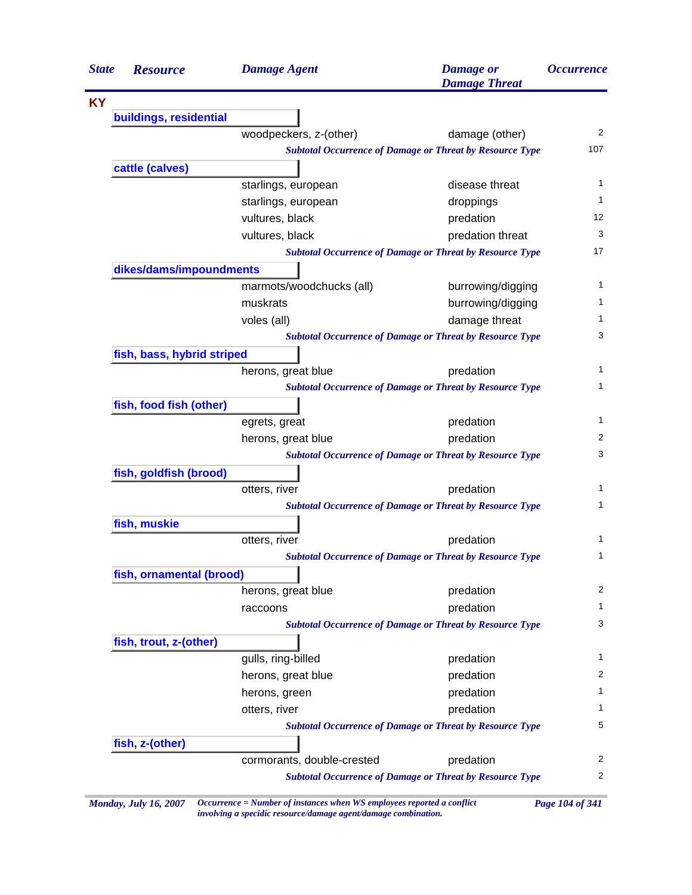| State | Resource | Damage Agent | Damage or Damage Threat | Occurrence |
|---|---|---|---|---|
| **KY** | | | | |
| | **buildings, residential** | | | |
| | | woodpeckers, z-(other) | damage (other) | 2 |
| | | *Subtotal Occurrence of Damage or Threat by Resource Type* | | 107 |
| | **cattle (calves)** | | | |
| | | starlings, european | disease threat | 1 |
| | | starlings, european | droppings | 1 |
| | | vultures, black | predation | 12 |
| | | vultures, black | predation threat | 3 |
| | | *Subtotal Occurrence of Damage or Threat by Resource Type* | | 17 |
| | **dikes/dams/impoundments** | | | |
| | | marmots/woodchucks (all) | burrowing/digging | 1 |
| | | muskrats | burrowing/digging | 1 |
| | | voles (all) | damage threat | 1 |
| | | *Subtotal Occurrence of Damage or Threat by Resource Type* | | 3 |
| | **fish, bass, hybrid striped** | | | |
| | | herons, great blue | predation | 1 |
| | | *Subtotal Occurrence of Damage or Threat by Resource Type* | | 1 |
| | **fish, food fish (other)** | | | |
| | | egrets, great | predation | 1 |
| | | herons, great blue | predation | 2 |
| | | *Subtotal Occurrence of Damage or Threat by Resource Type* | | 3 |
| | **fish, goldfish (brood)** | | | |
| | | otters, river | predation | 1 |
| | | *Subtotal Occurrence of Damage or Threat by Resource Type* | | 1 |
| | **fish, muskie** | | | |
| | | otters, river | predation | 1 |
| | | *Subtotal Occurrence of Damage or Threat by Resource Type* | | 1 |
| | **fish, ornamental (brood)** | | | |
| | | herons, great blue | predation | 2 |
| | | raccoons | predation | 1 |
| | | *Subtotal Occurrence of Damage or Threat by Resource Type* | | 3 |
| | **fish, trout, z-(other)** | | | |
| | | gulls, ring-billed | predation | 1 |
| | | herons, great blue | predation | 2 |
| | | herons, green | predation | 1 |
| | | otters, river | predation | 1 |
| | | *Subtotal Occurrence of Damage or Threat by Resource Type* | | 5 |
| | **fish, z-(other)** | | | |
| | | cormorants, double-crested | predation | 2 |
| | | *Subtotal Occurrence of Damage or Threat by Resource Type* | | 2 |

*Monday, July 16, 2007* — *Occurrence = Number of instances when WS employees reported a conflict involving a specidic resource/damage agent/damage combination.*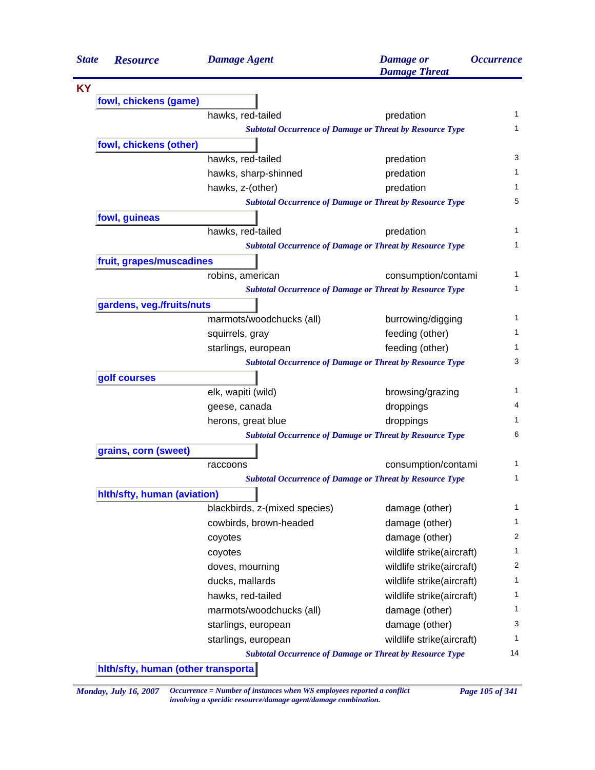| State | Resource | Damage Agent | Damage or Damage Threat | Occurrence |
|---|---|---|---|---|
| **KY** | | | | |
| | **fowl, chickens (game)** | | | |
| | | hawks, red-tailed | predation | 1 |
| | | *Subtotal Occurrence of Damage or Threat by Resource Type* | | 1 |
| | **fowl, chickens (other)** | | | |
| | | hawks, red-tailed | predation | 3 |
| | | hawks, sharp-shinned | predation | 1 |
| | | hawks, z-(other) | predation | 1 |
| | | *Subtotal Occurrence of Damage or Threat by Resource Type* | | 5 |
| | **fowl, guineas** | | | |
| | | hawks, red-tailed | predation | 1 |
| | | *Subtotal Occurrence of Damage or Threat by Resource Type* | | 1 |
| | **fruit, grapes/muscadines** | | | |
| | | robins, american | consumption/contami | 1 |
| | | *Subtotal Occurrence of Damage or Threat by Resource Type* | | 1 |
| | **gardens, veg./fruits/nuts** | | | |
| | | marmots/woodchucks (all) | burrowing/digging | 1 |
| | | squirrels, gray | feeding (other) | 1 |
| | | starlings, european | feeding (other) | 1 |
| | | *Subtotal Occurrence of Damage or Threat by Resource Type* | | 3 |
| | **golf courses** | | | |
| | | elk, wapiti (wild) | browsing/grazing | 1 |
| | | geese, canada | droppings | 4 |
| | | herons, great blue | droppings | 1 |
| | | *Subtotal Occurrence of Damage or Threat by Resource Type* | | 6 |
| | **grains, corn (sweet)** | | | |
| | | raccoons | consumption/contami | 1 |
| | | *Subtotal Occurrence of Damage or Threat by Resource Type* | | 1 |
| | **hlth/sfty, human (aviation)** | | | |
| | | blackbirds, z-(mixed species) | damage (other) | 1 |
| | | cowbirds, brown-headed | damage (other) | 1 |
| | | coyotes | damage (other) | 2 |
| | | coyotes | wildlife strike(aircraft) | 1 |
| | | doves, mourning | wildlife strike(aircraft) | 2 |
| | | ducks, mallards | wildlife strike(aircraft) | 1 |
| | | hawks, red-tailed | wildlife strike(aircraft) | 1 |
| | | marmots/woodchucks (all) | damage (other) | 1 |
| | | starlings, european | damage (other) | 3 |
| | | starlings, european | wildlife strike(aircraft) | 1 |
| | | *Subtotal Occurrence of Damage or Threat by Resource Type* | | 14 |
| | **hlth/sfty, human (other transporta** | | | |

*Monday, July 16, 2007* — *Occurrence = Number of instances when WS employees reported a conflict involving a specidic resource/damage agent/damage combination.*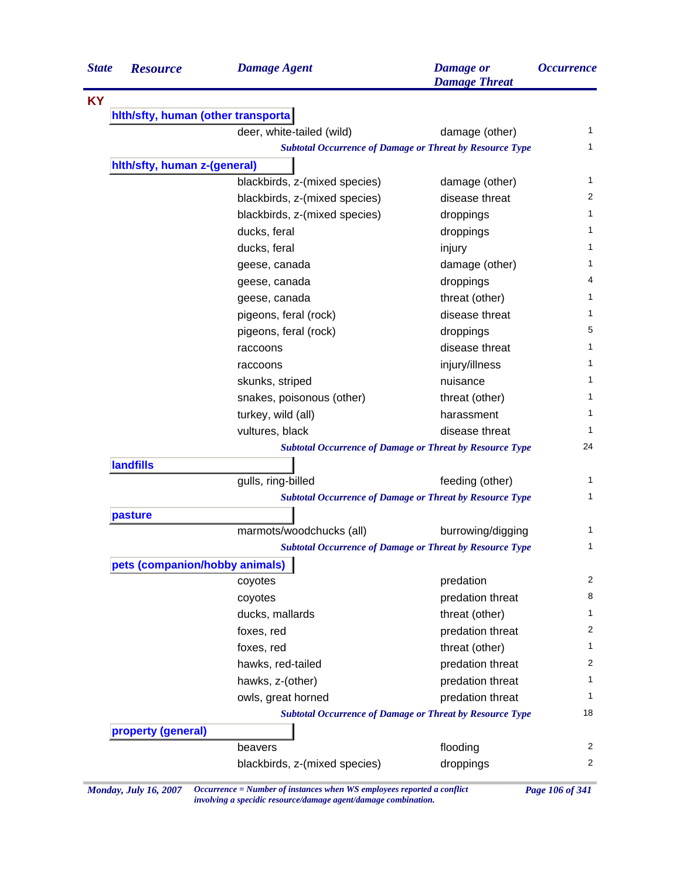| State | Resource | Damage Agent | Damage or Damage Threat | Occurrence |
|---|---|---|---|---|
| **KY** | | | | |
| | **hlth/sfty, human (other transporta** | | | |
| | | deer, white-tailed (wild) | damage (other) | 1 |
| | | *Subtotal Occurrence of Damage or Threat by Resource Type* | | 1 |
| | **hlth/sfty, human z-(general)** | | | |
| | | blackbirds, z-(mixed species) | damage (other) | 1 |
| | | blackbirds, z-(mixed species) | disease threat | 2 |
| | | blackbirds, z-(mixed species) | droppings | 1 |
| | | ducks, feral | droppings | 1 |
| | | ducks, feral | injury | 1 |
| | | geese, canada | damage (other) | 1 |
| | | geese, canada | droppings | 4 |
| | | geese, canada | threat (other) | 1 |
| | | pigeons, feral (rock) | disease threat | 1 |
| | | pigeons, feral (rock) | droppings | 5 |
| | | raccoons | disease threat | 1 |
| | | raccoons | injury/illness | 1 |
| | | skunks, striped | nuisance | 1 |
| | | snakes, poisonous (other) | threat (other) | 1 |
| | | turkey, wild (all) | harassment | 1 |
| | | vultures, black | disease threat | 1 |
| | | *Subtotal Occurrence of Damage or Threat by Resource Type* | | 24 |
| | **landfills** | | | |
| | | gulls, ring-billed | feeding (other) | 1 |
| | | *Subtotal Occurrence of Damage or Threat by Resource Type* | | 1 |
| | **pasture** | | | |
| | | marmots/woodchucks (all) | burrowing/digging | 1 |
| | | *Subtotal Occurrence of Damage or Threat by Resource Type* | | 1 |
| | **pets (companion/hobby animals)** | | | |
| | | coyotes | predation | 2 |
| | | coyotes | predation threat | 8 |
| | | ducks, mallards | threat (other) | 1 |
| | | foxes, red | predation threat | 2 |
| | | foxes, red | threat (other) | 1 |
| | | hawks, red-tailed | predation threat | 2 |
| | | hawks, z-(other) | predation threat | 1 |
| | | owls, great horned | predation threat | 1 |
| | | *Subtotal Occurrence of Damage or Threat by Resource Type* | | 18 |
| | **property (general)** | | | |
| | | beavers | flooding | 2 |
| | | blackbirds, z-(mixed species) | droppings | 2 |

*Occurrence = Number of instances when WS employees reported a conflict involving a specidic resource/damage agent/damage combination.*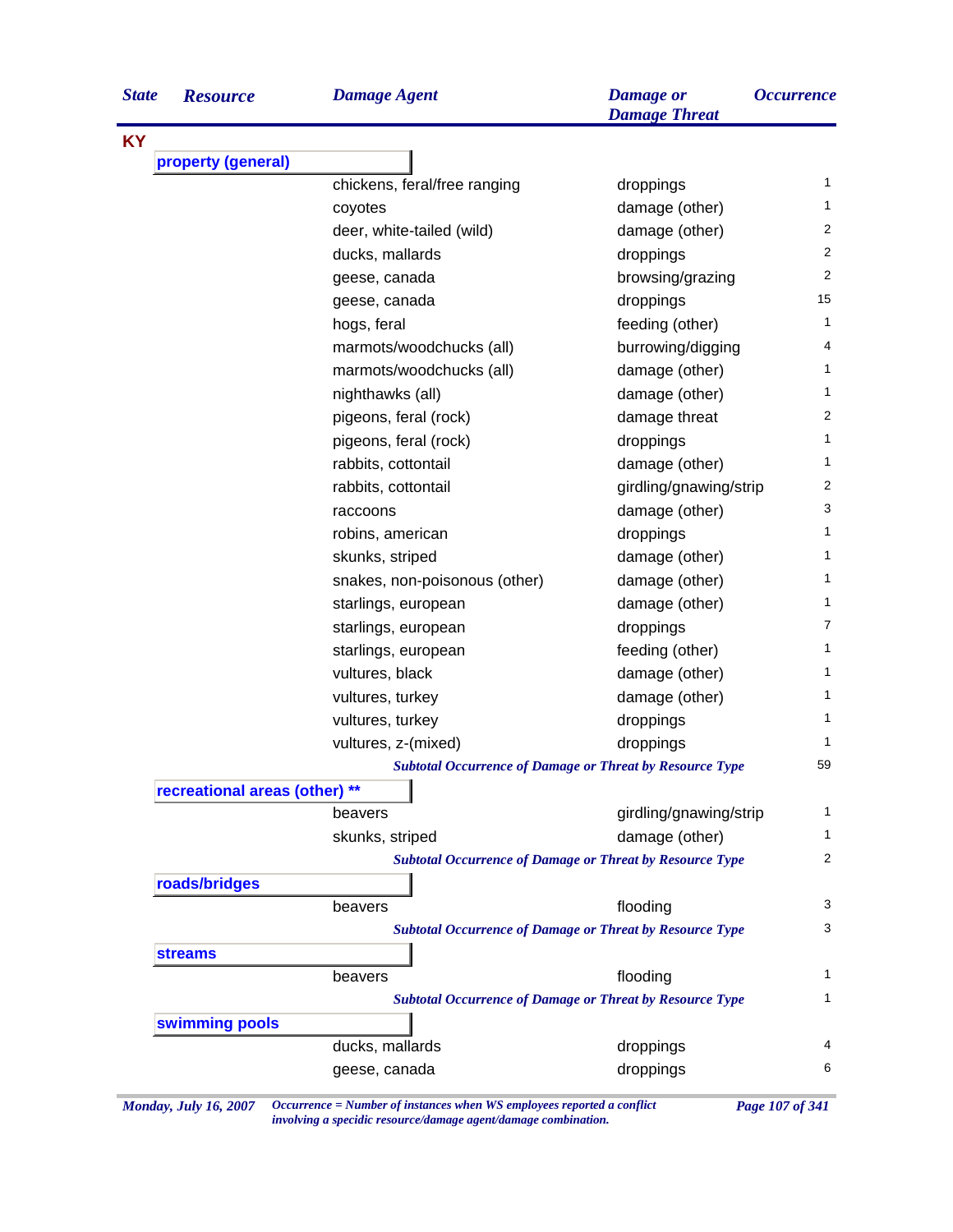| State | Resource | Damage Agent | Damage or Damage Threat | Occurrence |
|---|---|---|---|---|
| KY | | | | |
| | **property (general)** | | | |
| | | chickens, feral/free ranging | droppings | 1 |
| | | coyotes | damage (other) | 1 |
| | | deer, white-tailed (wild) | damage (other) | 2 |
| | | ducks, mallards | droppings | 2 |
| | | geese, canada | browsing/grazing | 2 |
| | | geese, canada | droppings | 15 |
| | | hogs, feral | feeding (other) | 1 |
| | | marmots/woodchucks (all) | burrowing/digging | 4 |
| | | marmots/woodchucks (all) | damage (other) | 1 |
| | | nighthawks (all) | damage (other) | 1 |
| | | pigeons, feral (rock) | damage threat | 2 |
| | | pigeons, feral (rock) | droppings | 1 |
| | | rabbits, cottontail | damage (other) | 1 |
| | | rabbits, cottontail | girdling/gnawing/strip | 2 |
| | | raccoons | damage (other) | 3 |
| | | robins, american | droppings | 1 |
| | | skunks, striped | damage (other) | 1 |
| | | snakes, non-poisonous (other) | damage (other) | 1 |
| | | starlings, european | damage (other) | 1 |
| | | starlings, european | droppings | 7 |
| | | starlings, european | feeding (other) | 1 |
| | | vultures, black | damage (other) | 1 |
| | | vultures, turkey | damage (other) | 1 |
| | | vultures, turkey | droppings | 1 |
| | | vultures, z-(mixed) | droppings | 1 |
| | | *Subtotal Occurrence of Damage or Threat by Resource Type* | | 59 |
| | **recreational areas (other) ** ** | | | |
| | | beavers | girdling/gnawing/strip | 1 |
| | | skunks, striped | damage (other) | 1 |
| | | *Subtotal Occurrence of Damage or Threat by Resource Type* | | 2 |
| | **roads/bridges** | | | |
| | | beavers | flooding | 3 |
| | | *Subtotal Occurrence of Damage or Threat by Resource Type* | | 3 |
| | **streams** | | | |
| | | beavers | flooding | 1 |
| | | *Subtotal Occurrence of Damage or Threat by Resource Type* | | 1 |
| | **swimming pools** | | | |
| | | ducks, mallards | droppings | 4 |
| | | geese, canada | droppings | 6 |

*Occurrence = Number of instances when WS employees reported a conflict involving a specidic resource/damage agent/damage combination.*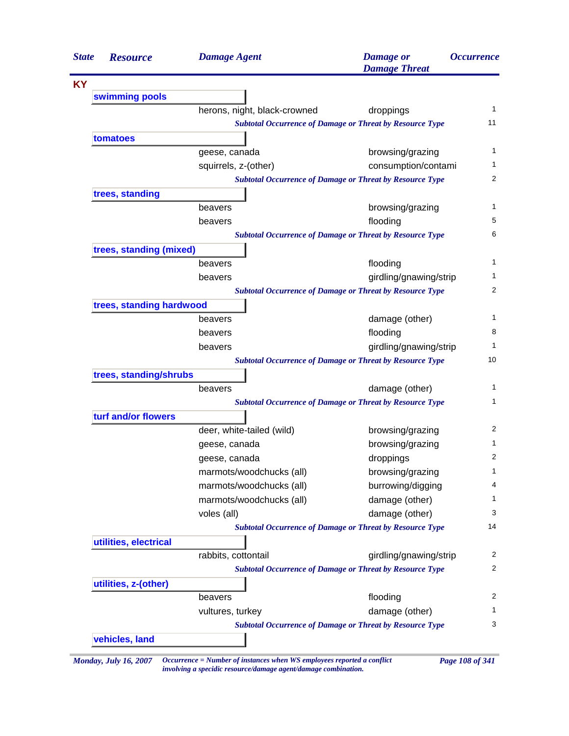| State | Resource | Damage Agent | Damage or Damage Threat | Occurrence |
|---|---|---|---|---|
| KY | | | | |
| | **swimming pools** | | | |
| | | herons, night, black-crowned | droppings | 1 |
| | | *Subtotal Occurrence of Damage or Threat by Resource Type* | | 11 |
| | **tomatoes** | | | |
| | | geese, canada | browsing/grazing | 1 |
| | | squirrels, z-(other) | consumption/contami | 1 |
| | | *Subtotal Occurrence of Damage or Threat by Resource Type* | | 2 |
| | **trees, standing** | | | |
| | | beavers | browsing/grazing | 1 |
| | | beavers | flooding | 5 |
| | | *Subtotal Occurrence of Damage or Threat by Resource Type* | | 6 |
| | **trees, standing (mixed)** | | | |
| | | beavers | flooding | 1 |
| | | beavers | girdling/gnawing/strip | 1 |
| | | *Subtotal Occurrence of Damage or Threat by Resource Type* | | 2 |
| | **trees, standing hardwood** | | | |
| | | beavers | damage (other) | 1 |
| | | beavers | flooding | 8 |
| | | beavers | girdling/gnawing/strip | 1 |
| | | *Subtotal Occurrence of Damage or Threat by Resource Type* | | 10 |
| | **trees, standing/shrubs** | | | |
| | | beavers | damage (other) | 1 |
| | | *Subtotal Occurrence of Damage or Threat by Resource Type* | | 1 |
| | **turf and/or flowers** | | | |
| | | deer, white-tailed (wild) | browsing/grazing | 2 |
| | | geese, canada | browsing/grazing | 1 |
| | | geese, canada | droppings | 2 |
| | | marmots/woodchucks (all) | browsing/grazing | 1 |
| | | marmots/woodchucks (all) | burrowing/digging | 4 |
| | | marmots/woodchucks (all) | damage (other) | 1 |
| | | voles (all) | damage (other) | 3 |
| | | *Subtotal Occurrence of Damage or Threat by Resource Type* | | 14 |
| | **utilities, electrical** | | | |
| | | rabbits, cottontail | girdling/gnawing/strip | 2 |
| | | *Subtotal Occurrence of Damage or Threat by Resource Type* | | 2 |
| | **utilities, z-(other)** | | | |
| | | beavers | flooding | 2 |
| | | vultures, turkey | damage (other) | 1 |
| | | *Subtotal Occurrence of Damage or Threat by Resource Type* | | 3 |
| | **vehicles, land** | | | |

*Monday, July 16, 2007*

*Occurrence = Number of instances when WS employees reported a conflict involving a specidic resource/damage agent/damage combination.*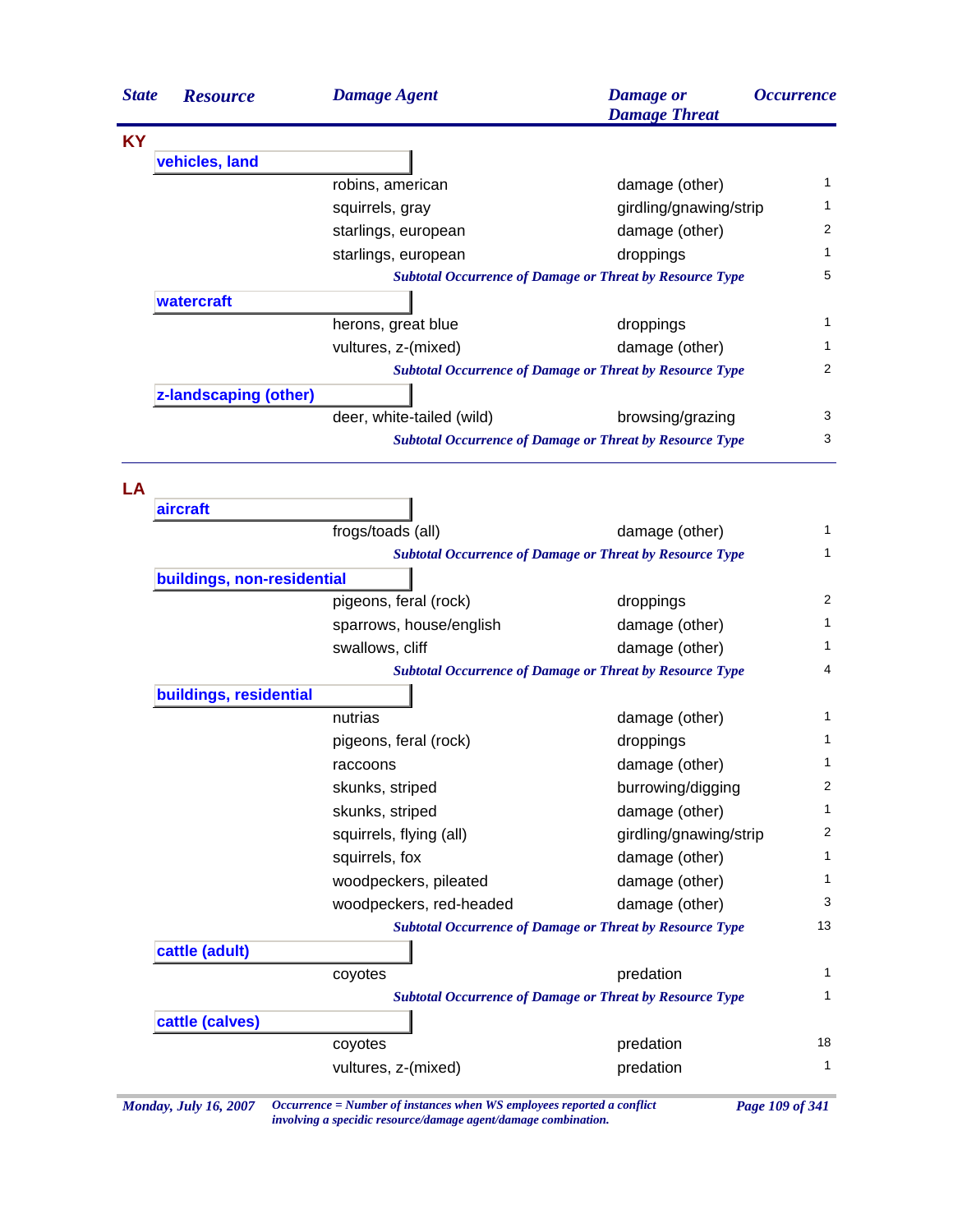| State | Resource | Damage Agent | Damage or Damage Threat | Occurrence |
|---|---|---|---|---|
| **KY** | | | | |
| | **vehicles, land** | | | |
| | | robins, american | damage (other) | 1 |
| | | squirrels, gray | girdling/gnawing/strip | 1 |
| | | starlings, european | damage (other) | 2 |
| | | starlings, european | droppings | 1 |
| | | *Subtotal Occurrence of Damage or Threat by Resource Type* | | 5 |
| | **watercraft** | | | |
| | | herons, great blue | droppings | 1 |
| | | vultures, z-(mixed) | damage (other) | 1 |
| | | *Subtotal Occurrence of Damage or Threat by Resource Type* | | 2 |
| | **z-landscaping (other)** | | | |
| | | deer, white-tailed (wild) | browsing/grazing | 3 |
| | | *Subtotal Occurrence of Damage or Threat by Resource Type* | | 3 |
| **LA** | | | | |
| | **aircraft** | | | |
| | | frogs/toads (all) | damage (other) | 1 |
| | | *Subtotal Occurrence of Damage or Threat by Resource Type* | | 1 |
| | **buildings, non-residential** | | | |
| | | pigeons, feral (rock) | droppings | 2 |
| | | sparrows, house/english | damage (other) | 1 |
| | | swallows, cliff | damage (other) | 1 |
| | | *Subtotal Occurrence of Damage or Threat by Resource Type* | | 4 |
| | **buildings, residential** | | | |
| | | nutrias | damage (other) | 1 |
| | | pigeons, feral (rock) | droppings | 1 |
| | | raccoons | damage (other) | 1 |
| | | skunks, striped | burrowing/digging | 2 |
| | | skunks, striped | damage (other) | 1 |
| | | squirrels, flying (all) | girdling/gnawing/strip | 2 |
| | | squirrels, fox | damage (other) | 1 |
| | | woodpeckers, pileated | damage (other) | 1 |
| | | woodpeckers, red-headed | damage (other) | 3 |
| | | *Subtotal Occurrence of Damage or Threat by Resource Type* | | 13 |
| | **cattle (adult)** | | | |
| | | coyotes | predation | 1 |
| | | *Subtotal Occurrence of Damage or Threat by Resource Type* | | 1 |
| | **cattle (calves)** | | | |
| | | coyotes | predation | 18 |
| | | vultures, z-(mixed) | predation | 1 |

*Occurrence = Number of instances when WS employees reported a conflict involving a specidic resource/damage agent/damage combination.*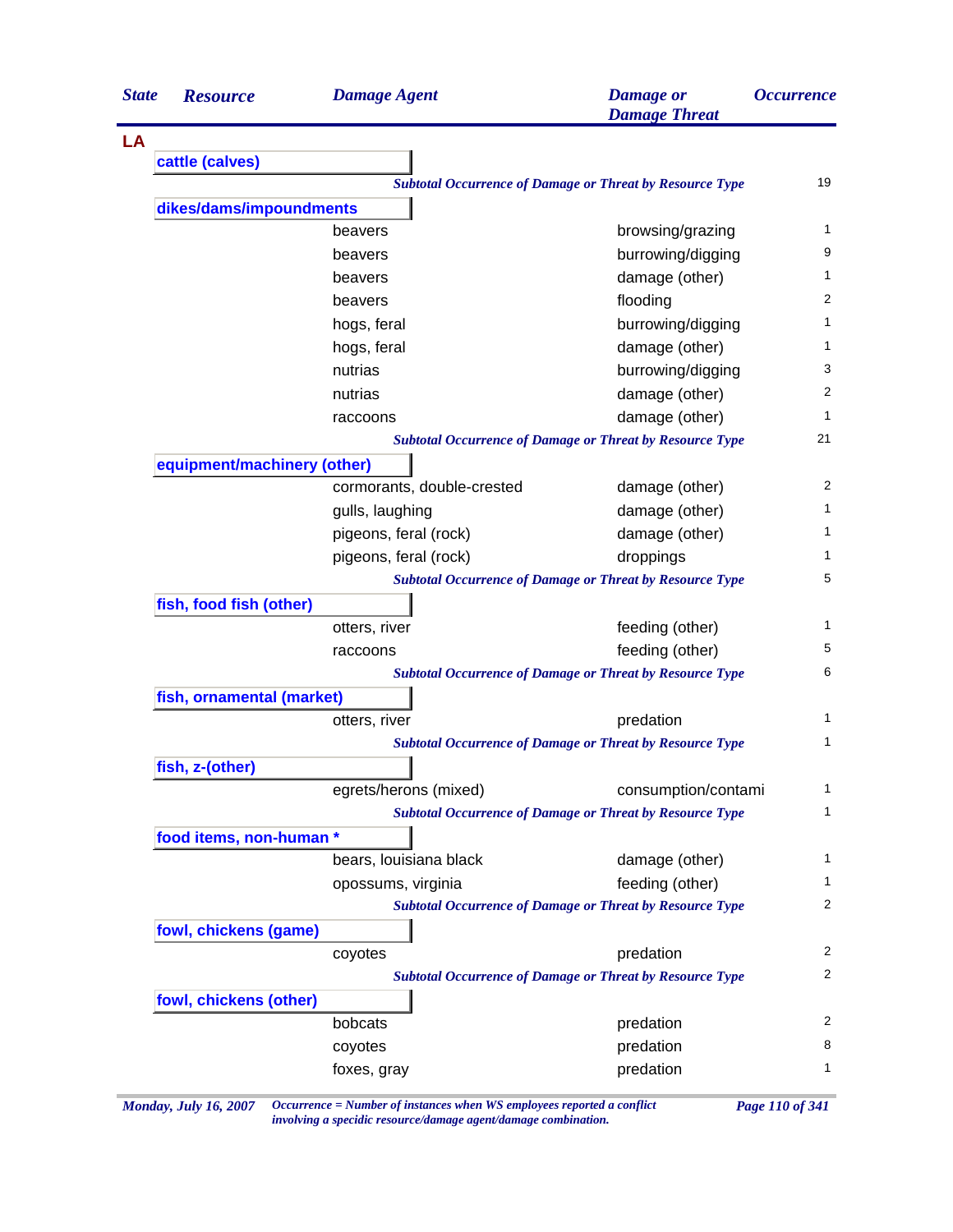| State | Resource | Damage Agent | Damage or Damage Threat | Occurrence |
|---|---|---|---|---|
| **LA** | | | | |
| | **cattle (calves)** | | | |
| | | *Subtotal Occurrence of Damage or Threat by Resource Type* | | 19 |
| | **dikes/dams/impoundments** | | | |
| | | beavers | browsing/grazing | 1 |
| | | beavers | burrowing/digging | 9 |
| | | beavers | damage (other) | 1 |
| | | beavers | flooding | 2 |
| | | hogs, feral | burrowing/digging | 1 |
| | | hogs, feral | damage (other) | 1 |
| | | nutrias | burrowing/digging | 3 |
| | | nutrias | damage (other) | 2 |
| | | raccoons | damage (other) | 1 |
| | | *Subtotal Occurrence of Damage or Threat by Resource Type* | | 21 |
| | **equipment/machinery (other)** | | | |
| | | cormorants, double-crested | damage (other) | 2 |
| | | gulls, laughing | damage (other) | 1 |
| | | pigeons, feral (rock) | damage (other) | 1 |
| | | pigeons, feral (rock) | droppings | 1 |
| | | *Subtotal Occurrence of Damage or Threat by Resource Type* | | 5 |
| | **fish, food fish (other)** | | | |
| | | otters, river | feeding (other) | 1 |
| | | raccoons | feeding (other) | 5 |
| | | *Subtotal Occurrence of Damage or Threat by Resource Type* | | 6 |
| | **fish, ornamental (market)** | | | |
| | | otters, river | predation | 1 |
| | | *Subtotal Occurrence of Damage or Threat by Resource Type* | | 1 |
| | **fish, z-(other)** | | | |
| | | egrets/herons (mixed) | consumption/contami | 1 |
| | | *Subtotal Occurrence of Damage or Threat by Resource Type* | | 1 |
| | **food items, non-human *** | | | |
| | | bears, louisiana black | damage (other) | 1 |
| | | opossums, virginia | feeding (other) | 1 |
| | | *Subtotal Occurrence of Damage or Threat by Resource Type* | | 2 |
| | **fowl, chickens (game)** | | | |
| | | coyotes | predation | 2 |
| | | *Subtotal Occurrence of Damage or Threat by Resource Type* | | 2 |
| | **fowl, chickens (other)** | | | |
| | | bobcats | predation | 2 |
| | | coyotes | predation | 8 |
| | | foxes, gray | predation | 1 |

*Occurrence = Number of instances when WS employees reported a conflict involving a specidic resource/damage agent/damage combination.*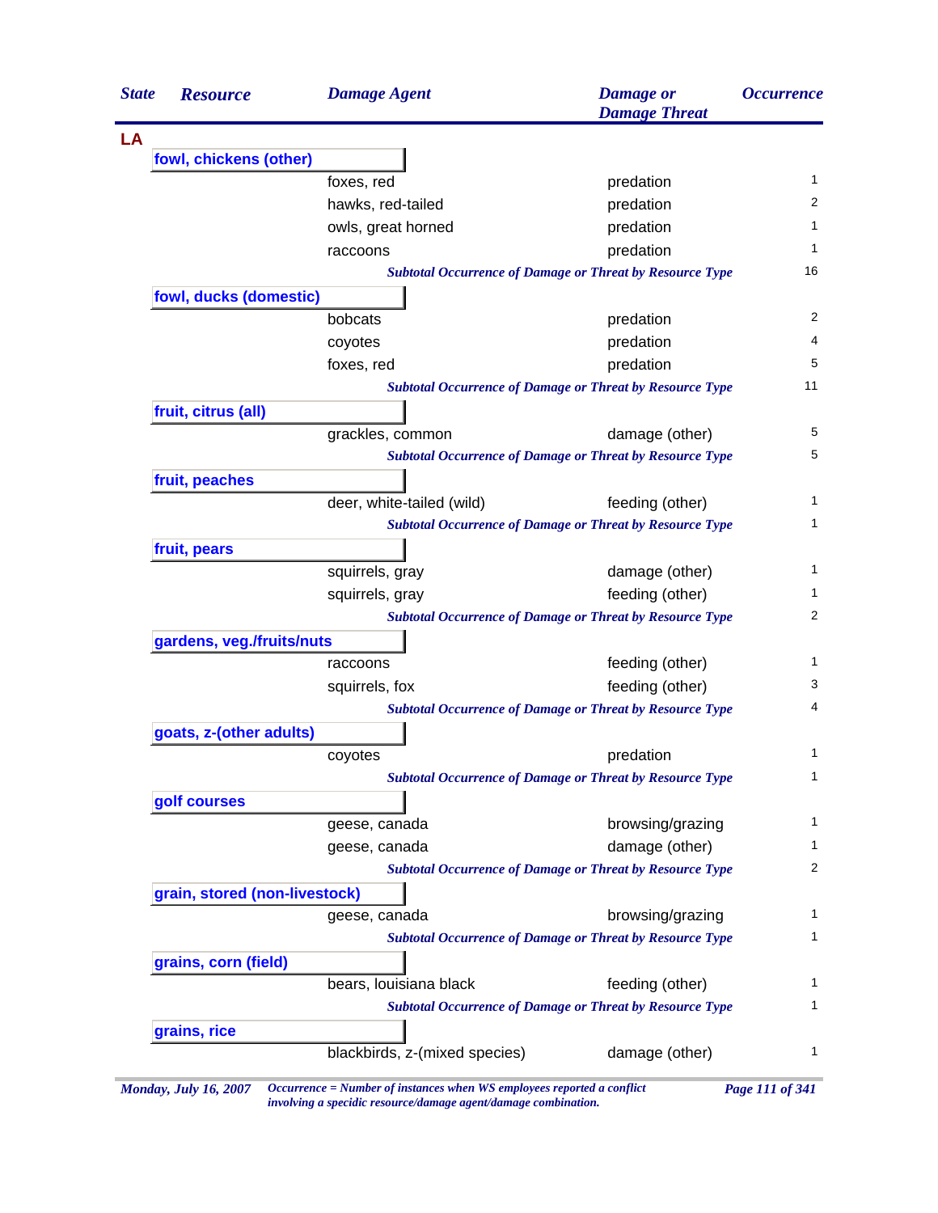| State | Resource | Damage Agent | Damage or Damage Threat | Occurrence |
|---|---|---|---|---|
| **LA** | | | | |
| | **fowl, chickens (other)** | | | |
| | | foxes, red | predation | 1 |
| | | hawks, red-tailed | predation | 2 |
| | | owls, great horned | predation | 1 |
| | | raccoons | predation | 1 |
| | | ***Subtotal Occurrence of Damage or Threat by Resource Type*** | | 16 |
| | **fowl, ducks (domestic)** | | | |
| | | bobcats | predation | 2 |
| | | coyotes | predation | 4 |
| | | foxes, red | predation | 5 |
| | | ***Subtotal Occurrence of Damage or Threat by Resource Type*** | | 11 |
| | **fruit, citrus (all)** | | | |
| | | grackles, common | damage (other) | 5 |
| | | ***Subtotal Occurrence of Damage or Threat by Resource Type*** | | 5 |
| | **fruit, peaches** | | | |
| | | deer, white-tailed (wild) | feeding (other) | 1 |
| | | ***Subtotal Occurrence of Damage or Threat by Resource Type*** | | 1 |
| | **fruit, pears** | | | |
| | | squirrels, gray | damage (other) | 1 |
| | | squirrels, gray | feeding (other) | 1 |
| | | ***Subtotal Occurrence of Damage or Threat by Resource Type*** | | 2 |
| | **gardens, veg./fruits/nuts** | | | |
| | | raccoons | feeding (other) | 1 |
| | | squirrels, fox | feeding (other) | 3 |
| | | ***Subtotal Occurrence of Damage or Threat by Resource Type*** | | 4 |
| | **goats, z-(other adults)** | | | |
| | | coyotes | predation | 1 |
| | | ***Subtotal Occurrence of Damage or Threat by Resource Type*** | | 1 |
| | **golf courses** | | | |
| | | geese, canada | browsing/grazing | 1 |
| | | geese, canada | damage (other) | 1 |
| | | ***Subtotal Occurrence of Damage or Threat by Resource Type*** | | 2 |
| | **grain, stored (non-livestock)** | | | |
| | | geese, canada | browsing/grazing | 1 |
| | | ***Subtotal Occurrence of Damage or Threat by Resource Type*** | | 1 |
| | **grains, corn (field)** | | | |
| | | bears, louisiana black | feeding (other) | 1 |
| | | ***Subtotal Occurrence of Damage or Threat by Resource Type*** | | 1 |
| | **grains, rice** | | | |
| | | blackbirds, z-(mixed species) | damage (other) | 1 |

*Occurrence = Number of instances when WS employees reported a conflict involving a specidic resource/damage agent/damage combination.*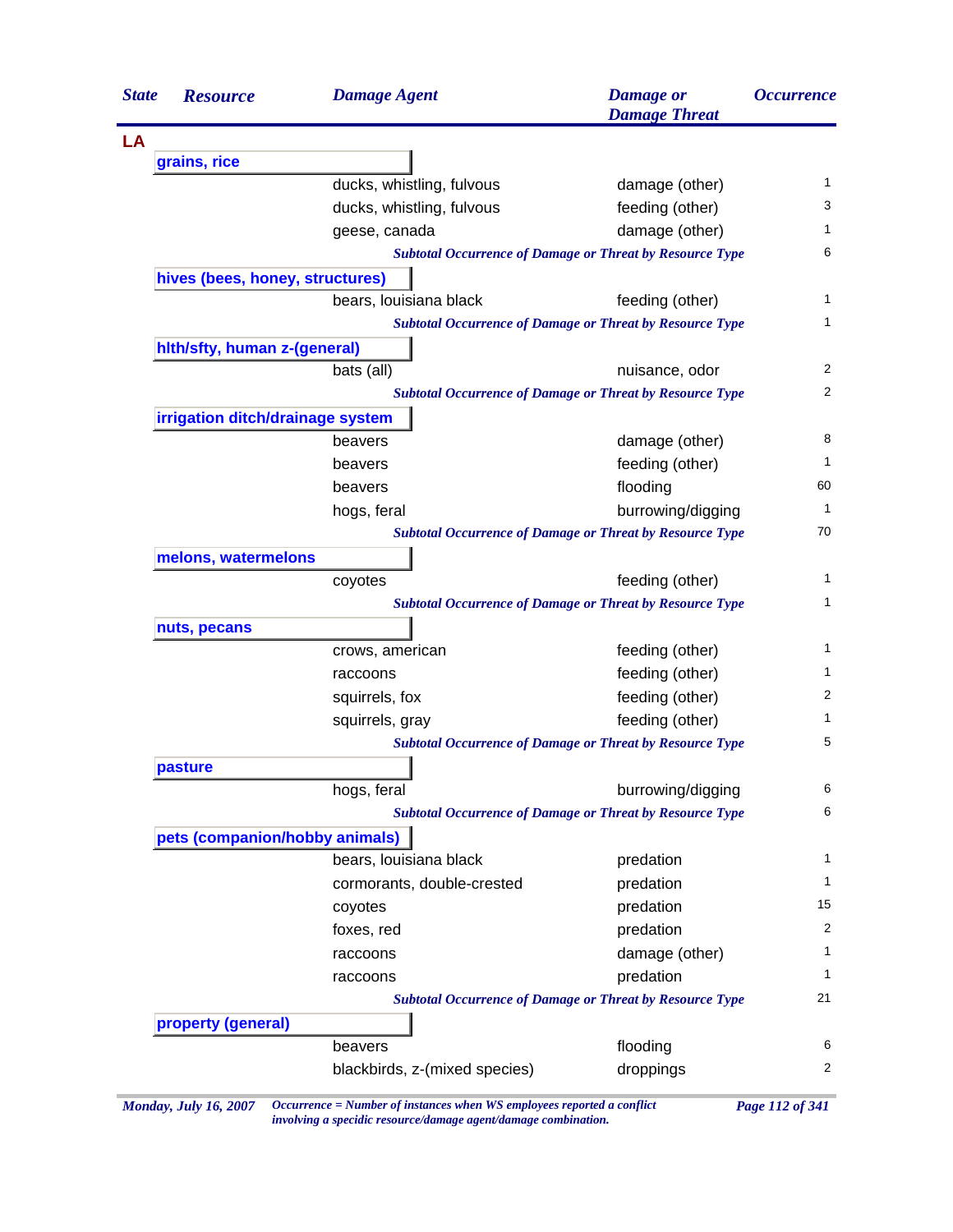| State | Resource | Damage Agent | Damage or Damage Threat | Occurrence |
|---|---|---|---|---|
| **LA** | | | | |
| | **grains, rice** | | | |
| | | ducks, whistling, fulvous | damage (other) | 1 |
| | | ducks, whistling, fulvous | feeding (other) | 3 |
| | | geese, canada | damage (other) | 1 |
| | | *Subtotal Occurrence of Damage or Threat by Resource Type* | | 6 |
| | **hives (bees, honey, structures)** | | | |
| | | bears, louisiana black | feeding (other) | 1 |
| | | *Subtotal Occurrence of Damage or Threat by Resource Type* | | 1 |
| | **hlth/sfty, human z-(general)** | | | |
| | | bats (all) | nuisance, odor | 2 |
| | | *Subtotal Occurrence of Damage or Threat by Resource Type* | | 2 |
| | **irrigation ditch/drainage system** | | | |
| | | beavers | damage (other) | 8 |
| | | beavers | feeding (other) | 1 |
| | | beavers | flooding | 60 |
| | | hogs, feral | burrowing/digging | 1 |
| | | *Subtotal Occurrence of Damage or Threat by Resource Type* | | 70 |
| | **melons, watermelons** | | | |
| | | coyotes | feeding (other) | 1 |
| | | *Subtotal Occurrence of Damage or Threat by Resource Type* | | 1 |
| | **nuts, pecans** | | | |
| | | crows, american | feeding (other) | 1 |
| | | raccoons | feeding (other) | 1 |
| | | squirrels, fox | feeding (other) | 2 |
| | | squirrels, gray | feeding (other) | 1 |
| | | *Subtotal Occurrence of Damage or Threat by Resource Type* | | 5 |
| | **pasture** | | | |
| | | hogs, feral | burrowing/digging | 6 |
| | | *Subtotal Occurrence of Damage or Threat by Resource Type* | | 6 |
| | **pets (companion/hobby animals)** | | | |
| | | bears, louisiana black | predation | 1 |
| | | cormorants, double-crested | predation | 1 |
| | | coyotes | predation | 15 |
| | | foxes, red | predation | 2 |
| | | raccoons | damage (other) | 1 |
| | | raccoons | predation | 1 |
| | | *Subtotal Occurrence of Damage or Threat by Resource Type* | | 21 |
| | **property (general)** | | | |
| | | beavers | flooding | 6 |
| | | blackbirds, z-(mixed species) | droppings | 2 |

*Monday, July 16, 2007* — *Occurrence = Number of instances when WS employees reported a conflict involving a specidic resource/damage agent/damage combination.*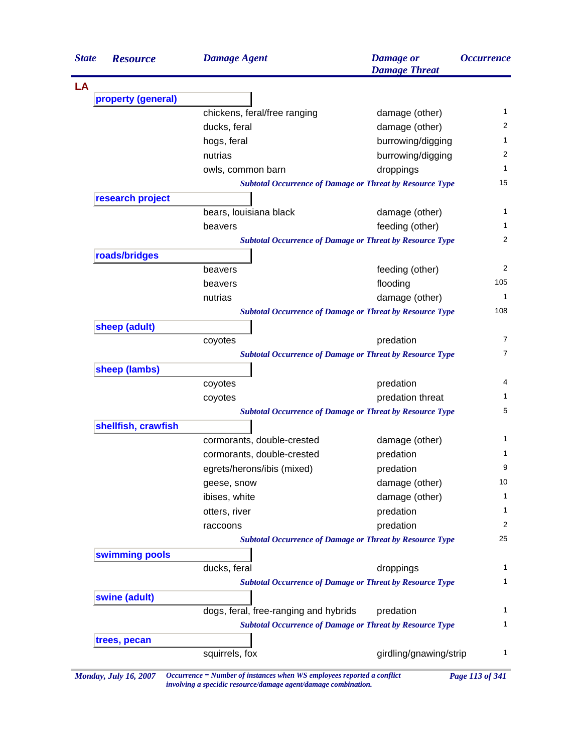| State | Resource | Damage Agent | Damage or Damage Threat | Occurrence |
|---|---|---|---|---|
| **LA** | | | | |
| | **property (general)** | | | |
| | | chickens, feral/free ranging | damage (other) | 1 |
| | | ducks, feral | damage (other) | 2 |
| | | hogs, feral | burrowing/digging | 1 |
| | | nutrias | burrowing/digging | 2 |
| | | owls, common barn | droppings | 1 |
| | | *Subtotal Occurrence of Damage or Threat by Resource Type* | | 15 |
| | **research project** | | | |
| | | bears, louisiana black | damage (other) | 1 |
| | | beavers | feeding (other) | 1 |
| | | *Subtotal Occurrence of Damage or Threat by Resource Type* | | 2 |
| | **roads/bridges** | | | |
| | | beavers | feeding (other) | 2 |
| | | beavers | flooding | 105 |
| | | nutrias | damage (other) | 1 |
| | | *Subtotal Occurrence of Damage or Threat by Resource Type* | | 108 |
| | **sheep (adult)** | | | |
| | | coyotes | predation | 7 |
| | | *Subtotal Occurrence of Damage or Threat by Resource Type* | | 7 |
| | **sheep (lambs)** | | | |
| | | coyotes | predation | 4 |
| | | coyotes | predation threat | 1 |
| | | *Subtotal Occurrence of Damage or Threat by Resource Type* | | 5 |
| | **shellfish, crawfish** | | | |
| | | cormorants, double-crested | damage (other) | 1 |
| | | cormorants, double-crested | predation | 1 |
| | | egrets/herons/ibis (mixed) | predation | 9 |
| | | geese, snow | damage (other) | 10 |
| | | ibises, white | damage (other) | 1 |
| | | otters, river | predation | 1 |
| | | raccoons | predation | 2 |
| | | *Subtotal Occurrence of Damage or Threat by Resource Type* | | 25 |
| | **swimming pools** | | | |
| | | ducks, feral | droppings | 1 |
| | | *Subtotal Occurrence of Damage or Threat by Resource Type* | | 1 |
| | **swine (adult)** | | | |
| | | dogs, feral, free-ranging and hybrids | predation | 1 |
| | | *Subtotal Occurrence of Damage or Threat by Resource Type* | | 1 |
| | **trees, pecan** | | | |
| | | squirrels, fox | girdling/gnawing/strip | 1 |

*Occurrence = Number of instances when WS employees reported a conflict involving a specidic resource/damage agent/damage combination.*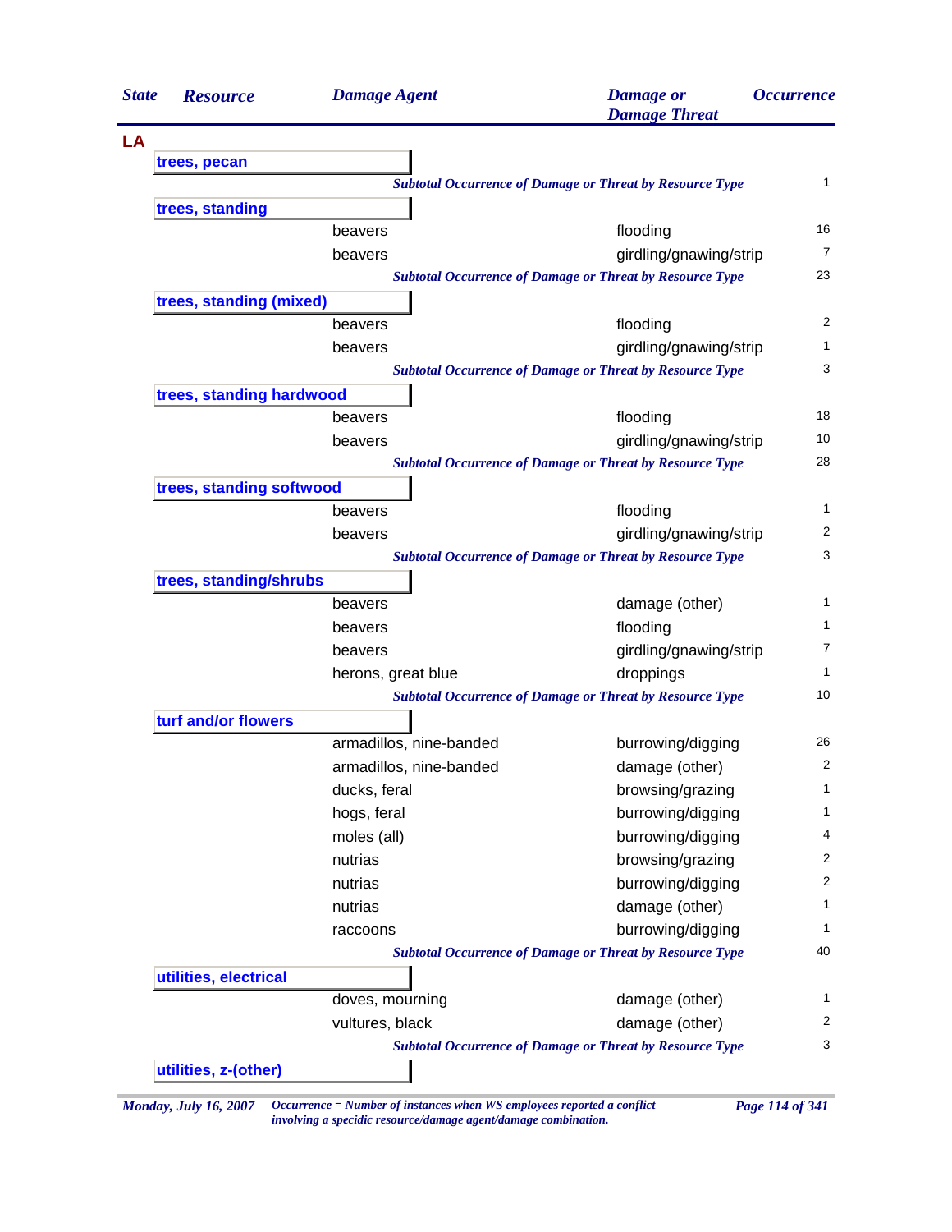| State | Resource | Damage Agent | Damage or Damage Threat | Occurrence |
|---|---|---|---|---|
| **LA** | | | | |
| | **trees, pecan** | | | |
| | | *Subtotal Occurrence of Damage or Threat by Resource Type* | | 1 |
| | **trees, standing** | | | |
| | | beavers | flooding | 16 |
| | | beavers | girdling/gnawing/strip | 7 |
| | | *Subtotal Occurrence of Damage or Threat by Resource Type* | | 23 |
| | **trees, standing (mixed)** | | | |
| | | beavers | flooding | 2 |
| | | beavers | girdling/gnawing/strip | 1 |
| | | *Subtotal Occurrence of Damage or Threat by Resource Type* | | 3 |
| | **trees, standing hardwood** | | | |
| | | beavers | flooding | 18 |
| | | beavers | girdling/gnawing/strip | 10 |
| | | *Subtotal Occurrence of Damage or Threat by Resource Type* | | 28 |
| | **trees, standing softwood** | | | |
| | | beavers | flooding | 1 |
| | | beavers | girdling/gnawing/strip | 2 |
| | | *Subtotal Occurrence of Damage or Threat by Resource Type* | | 3 |
| | **trees, standing/shrubs** | | | |
| | | beavers | damage (other) | 1 |
| | | beavers | flooding | 1 |
| | | beavers | girdling/gnawing/strip | 7 |
| | | herons, great blue | droppings | 1 |
| | | *Subtotal Occurrence of Damage or Threat by Resource Type* | | 10 |
| | **turf and/or flowers** | | | |
| | | armadillos, nine-banded | burrowing/digging | 26 |
| | | armadillos, nine-banded | damage (other) | 2 |
| | | ducks, feral | browsing/grazing | 1 |
| | | hogs, feral | burrowing/digging | 1 |
| | | moles (all) | burrowing/digging | 4 |
| | | nutrias | browsing/grazing | 2 |
| | | nutrias | burrowing/digging | 2 |
| | | nutrias | damage (other) | 1 |
| | | raccoons | burrowing/digging | 1 |
| | | *Subtotal Occurrence of Damage or Threat by Resource Type* | | 40 |
| | **utilities, electrical** | | | |
| | | doves, mourning | damage (other) | 1 |
| | | vultures, black | damage (other) | 2 |
| | | *Subtotal Occurrence of Damage or Threat by Resource Type* | | 3 |
| | **utilities, z-(other)** | | | |

*Monday, July 16, 2007* — *Occurrence = Number of instances when WS employees reported a conflict involving a specidic resource/damage agent/damage combination.*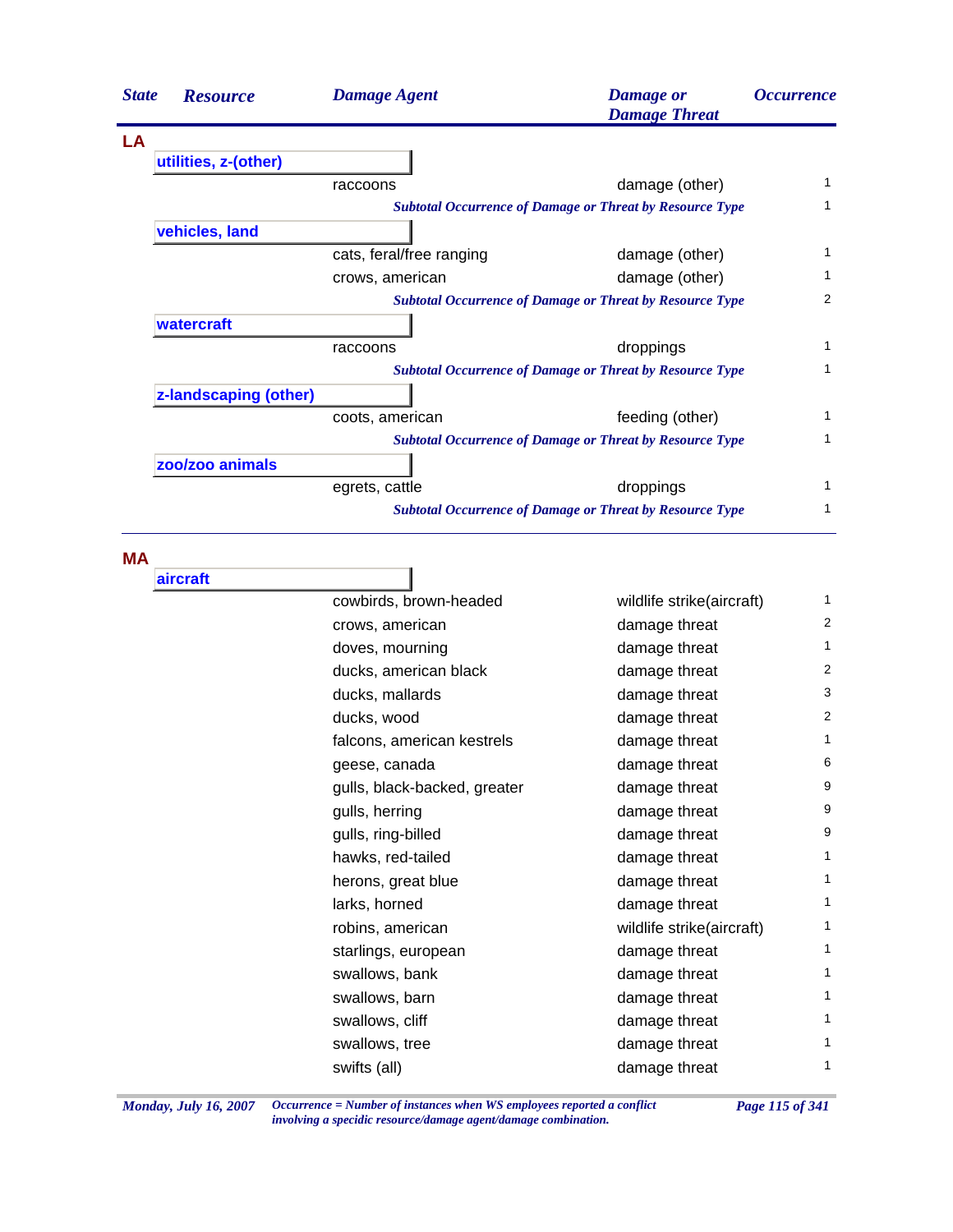| State | Resource | Damage Agent | Damage or Damage Threat | Occurrence |
|---|---|---|---|---|
| **LA** | | | | |
| | **utilities, z-(other)** | | | |
| | | raccoons | damage (other) | 1 |
| | | *Subtotal Occurrence of Damage or Threat by Resource Type* | | 1 |
| | **vehicles, land** | | | |
| | | cats, feral/free ranging | damage (other) | 1 |
| | | crows, american | damage (other) | 1 |
| | | *Subtotal Occurrence of Damage or Threat by Resource Type* | | 2 |
| | **watercraft** | | | |
| | | raccoons | droppings | 1 |
| | | *Subtotal Occurrence of Damage or Threat by Resource Type* | | 1 |
| | **z-landscaping (other)** | | | |
| | | coots, american | feeding (other) | 1 |
| | | *Subtotal Occurrence of Damage or Threat by Resource Type* | | 1 |
| | **zoo/zoo animals** | | | |
| | | egrets, cattle | droppings | 1 |
| | | *Subtotal Occurrence of Damage or Threat by Resource Type* | | 1 |
| **MA** | | | | |
| | **aircraft** | | | |
| | | cowbirds, brown-headed | wildlife strike(aircraft) | 1 |
| | | crows, american | damage threat | 2 |
| | | doves, mourning | damage threat | 1 |
| | | ducks, american black | damage threat | 2 |
| | | ducks, mallards | damage threat | 3 |
| | | ducks, wood | damage threat | 2 |
| | | falcons, american kestrels | damage threat | 1 |
| | | geese, canada | damage threat | 6 |
| | | gulls, black-backed, greater | damage threat | 9 |
| | | gulls, herring | damage threat | 9 |
| | | gulls, ring-billed | damage threat | 9 |
| | | hawks, red-tailed | damage threat | 1 |
| | | herons, great blue | damage threat | 1 |
| | | larks, horned | damage threat | 1 |
| | | robins, american | wildlife strike(aircraft) | 1 |
| | | starlings, european | damage threat | 1 |
| | | swallows, bank | damage threat | 1 |
| | | swallows, barn | damage threat | 1 |
| | | swallows, cliff | damage threat | 1 |
| | | swallows, tree | damage threat | 1 |
| | | swifts (all) | damage threat | 1 |

*Occurrence = Number of instances when WS employees reported a conflict involving a specidic resource/damage agent/damage combination.*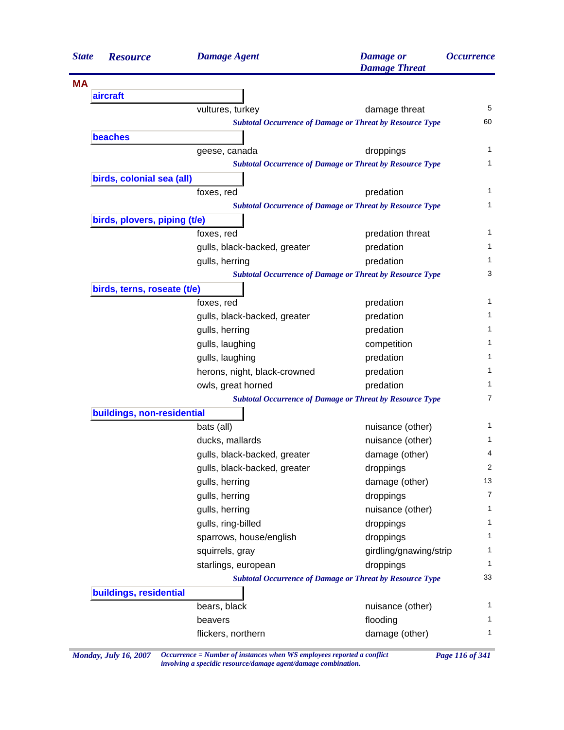| State | Resource | Damage Agent | Damage or Damage Threat | Occurrence |
|---|---|---|---|---|
| **MA** | | | | |
| | **aircraft** | | | |
| | | vultures, turkey | damage threat | 5 |
| | | *Subtotal Occurrence of Damage or Threat by Resource Type* | | 60 |
| | **beaches** | | | |
| | | geese, canada | droppings | 1 |
| | | *Subtotal Occurrence of Damage or Threat by Resource Type* | | 1 |
| | **birds, colonial sea (all)** | | | |
| | | foxes, red | predation | 1 |
| | | *Subtotal Occurrence of Damage or Threat by Resource Type* | | 1 |
| | **birds, plovers, piping (t/e)** | | | |
| | | foxes, red | predation threat | 1 |
| | | gulls, black-backed, greater | predation | 1 |
| | | gulls, herring | predation | 1 |
| | | *Subtotal Occurrence of Damage or Threat by Resource Type* | | 3 |
| | **birds, terns, roseate (t/e)** | | | |
| | | foxes, red | predation | 1 |
| | | gulls, black-backed, greater | predation | 1 |
| | | gulls, herring | predation | 1 |
| | | gulls, laughing | competition | 1 |
| | | gulls, laughing | predation | 1 |
| | | herons, night, black-crowned | predation | 1 |
| | | owls, great horned | predation | 1 |
| | | *Subtotal Occurrence of Damage or Threat by Resource Type* | | 7 |
| | **buildings, non-residential** | | | |
| | | bats (all) | nuisance (other) | 1 |
| | | ducks, mallards | nuisance (other) | 1 |
| | | gulls, black-backed, greater | damage (other) | 4 |
| | | gulls, black-backed, greater | droppings | 2 |
| | | gulls, herring | damage (other) | 13 |
| | | gulls, herring | droppings | 7 |
| | | gulls, herring | nuisance (other) | 1 |
| | | gulls, ring-billed | droppings | 1 |
| | | sparrows, house/english | droppings | 1 |
| | | squirrels, gray | girdling/gnawing/strip | 1 |
| | | starlings, european | droppings | 1 |
| | | *Subtotal Occurrence of Damage or Threat by Resource Type* | | 33 |
| | **buildings, residential** | | | |
| | | bears, black | nuisance (other) | 1 |
| | | beavers | flooding | 1 |
| | | flickers, northern | damage (other) | 1 |

*Occurrence = Number of instances when WS employees reported a conflict involving a specidic resource/damage agent/damage combination.*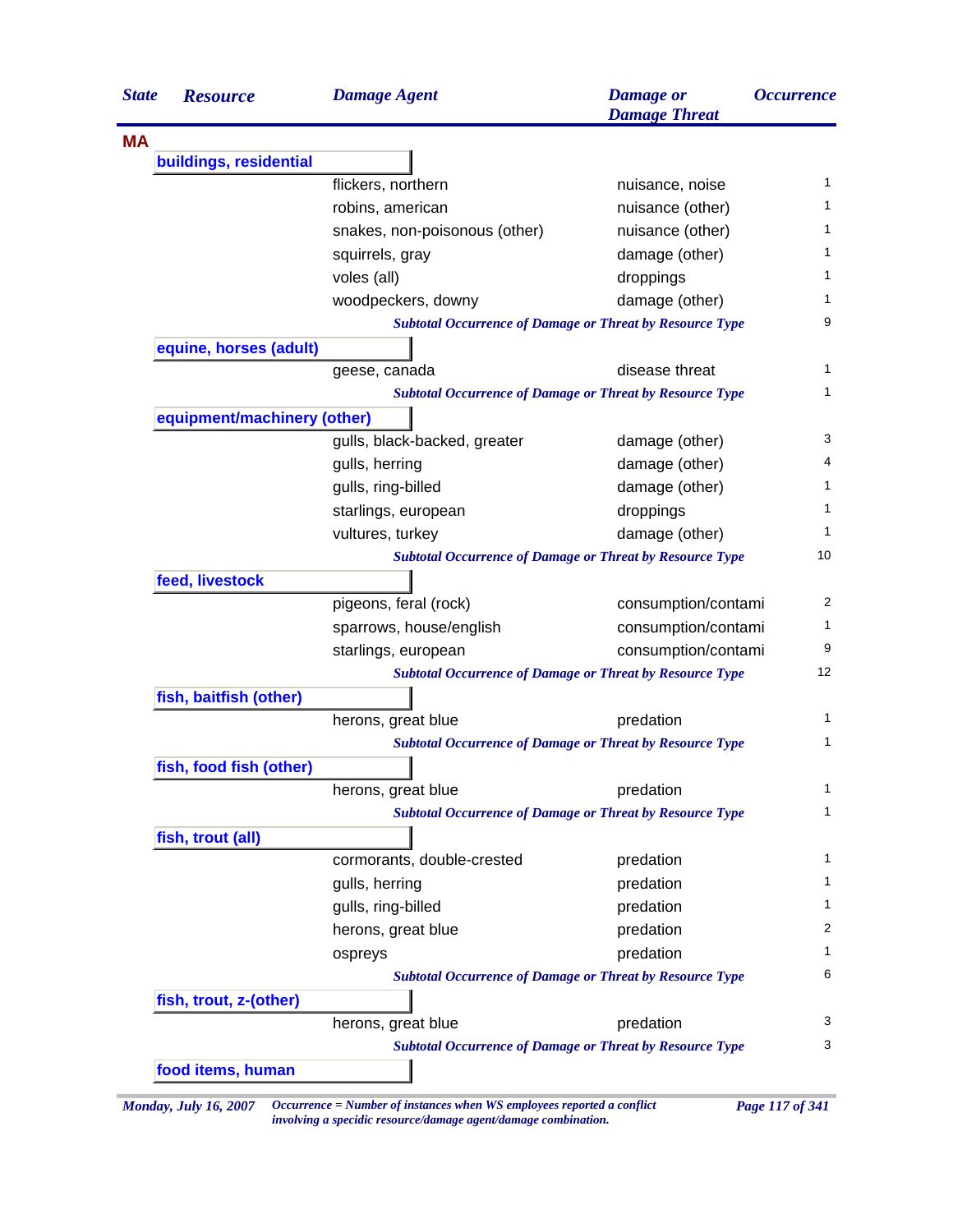| State | Resource | Damage Agent | Damage or Damage Threat | Occurrence |
|---|---|---|---|---|
| **MA** | | | | |
| | **buildings, residential** | | | |
| | | flickers, northern | nuisance, noise | 1 |
| | | robins, american | nuisance (other) | 1 |
| | | snakes, non-poisonous (other) | nuisance (other) | 1 |
| | | squirrels, gray | damage (other) | 1 |
| | | voles (all) | droppings | 1 |
| | | woodpeckers, downy | damage (other) | 1 |
| | | *Subtotal Occurrence of Damage or Threat by Resource Type* | | 9 |
| | **equine, horses (adult)** | | | |
| | | geese, canada | disease threat | 1 |
| | | *Subtotal Occurrence of Damage or Threat by Resource Type* | | 1 |
| | **equipment/machinery (other)** | | | |
| | | gulls, black-backed, greater | damage (other) | 3 |
| | | gulls, herring | damage (other) | 4 |
| | | gulls, ring-billed | damage (other) | 1 |
| | | starlings, european | droppings | 1 |
| | | vultures, turkey | damage (other) | 1 |
| | | *Subtotal Occurrence of Damage or Threat by Resource Type* | | 10 |
| | **feed, livestock** | | | |
| | | pigeons, feral (rock) | consumption/contami | 2 |
| | | sparrows, house/english | consumption/contami | 1 |
| | | starlings, european | consumption/contami | 9 |
| | | *Subtotal Occurrence of Damage or Threat by Resource Type* | | 12 |
| | **fish, baitfish (other)** | | | |
| | | herons, great blue | predation | 1 |
| | | *Subtotal Occurrence of Damage or Threat by Resource Type* | | 1 |
| | **fish, food fish (other)** | | | |
| | | herons, great blue | predation | 1 |
| | | *Subtotal Occurrence of Damage or Threat by Resource Type* | | 1 |
| | **fish, trout (all)** | | | |
| | | cormorants, double-crested | predation | 1 |
| | | gulls, herring | predation | 1 |
| | | gulls, ring-billed | predation | 1 |
| | | herons, great blue | predation | 2 |
| | | ospreys | predation | 1 |
| | | *Subtotal Occurrence of Damage or Threat by Resource Type* | | 6 |
| | **fish, trout, z-(other)** | | | |
| | | herons, great blue | predation | 3 |
| | | *Subtotal Occurrence of Damage or Threat by Resource Type* | | 3 |
| | **food items, human** | | | |

*Occurrence = Number of instances when WS employees reported a conflict involving a specidic resource/damage agent/damage combination.*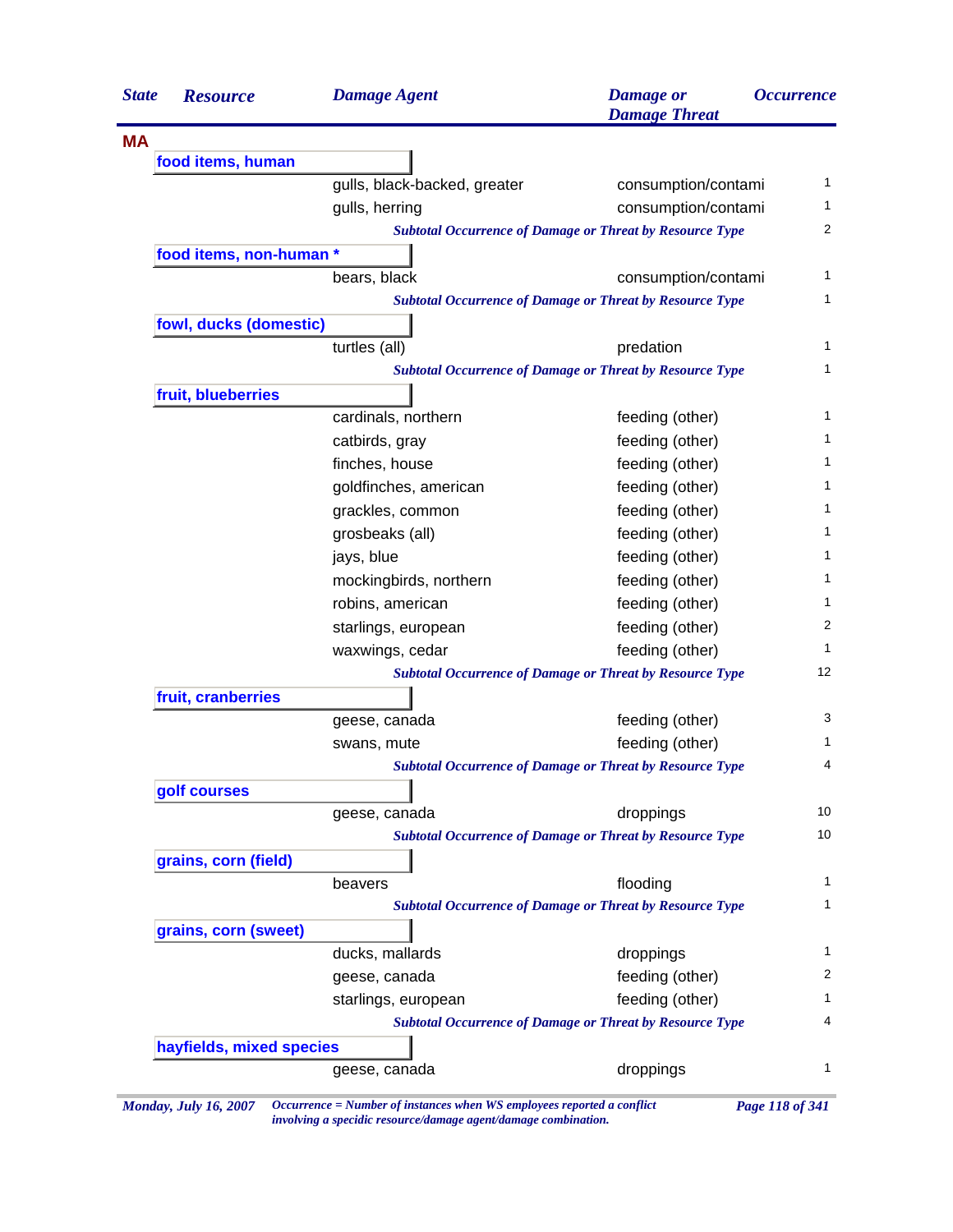| State | Resource | Damage Agent | Damage or Damage Threat | Occurrence |
|---|---|---|---|---|
| **MA** | | | | |
| | **food items, human** | | | |
| | | gulls, black-backed, greater | consumption/contami | 1 |
| | | gulls, herring | consumption/contami | 1 |
| | | *Subtotal Occurrence of Damage or Threat by Resource Type* | | 2 |
| | **food items, non-human *** | | | |
| | | bears, black | consumption/contami | 1 |
| | | *Subtotal Occurrence of Damage or Threat by Resource Type* | | 1 |
| | **fowl, ducks (domestic)** | | | |
| | | turtles (all) | predation | 1 |
| | | *Subtotal Occurrence of Damage or Threat by Resource Type* | | 1 |
| | **fruit, blueberries** | | | |
| | | cardinals, northern | feeding (other) | 1 |
| | | catbirds, gray | feeding (other) | 1 |
| | | finches, house | feeding (other) | 1 |
| | | goldfinches, american | feeding (other) | 1 |
| | | grackles, common | feeding (other) | 1 |
| | | grosbeaks (all) | feeding (other) | 1 |
| | | jays, blue | feeding (other) | 1 |
| | | mockingbirds, northern | feeding (other) | 1 |
| | | robins, american | feeding (other) | 1 |
| | | starlings, european | feeding (other) | 2 |
| | | waxwings, cedar | feeding (other) | 1 |
| | | *Subtotal Occurrence of Damage or Threat by Resource Type* | | 12 |
| | **fruit, cranberries** | | | |
| | | geese, canada | feeding (other) | 3 |
| | | swans, mute | feeding (other) | 1 |
| | | *Subtotal Occurrence of Damage or Threat by Resource Type* | | 4 |
| | **golf courses** | | | |
| | | geese, canada | droppings | 10 |
| | | *Subtotal Occurrence of Damage or Threat by Resource Type* | | 10 |
| | **grains, corn (field)** | | | |
| | | beavers | flooding | 1 |
| | | *Subtotal Occurrence of Damage or Threat by Resource Type* | | 1 |
| | **grains, corn (sweet)** | | | |
| | | ducks, mallards | droppings | 1 |
| | | geese, canada | feeding (other) | 2 |
| | | starlings, european | feeding (other) | 1 |
| | | *Subtotal Occurrence of Damage or Threat by Resource Type* | | 4 |
| | **hayfields, mixed species** | | | |
| | | geese, canada | droppings | 1 |

*Monday, July 16, 2007*

*Occurrence = Number of instances when WS employees reported a conflict involving a specidic resource/damage agent/damage combination.*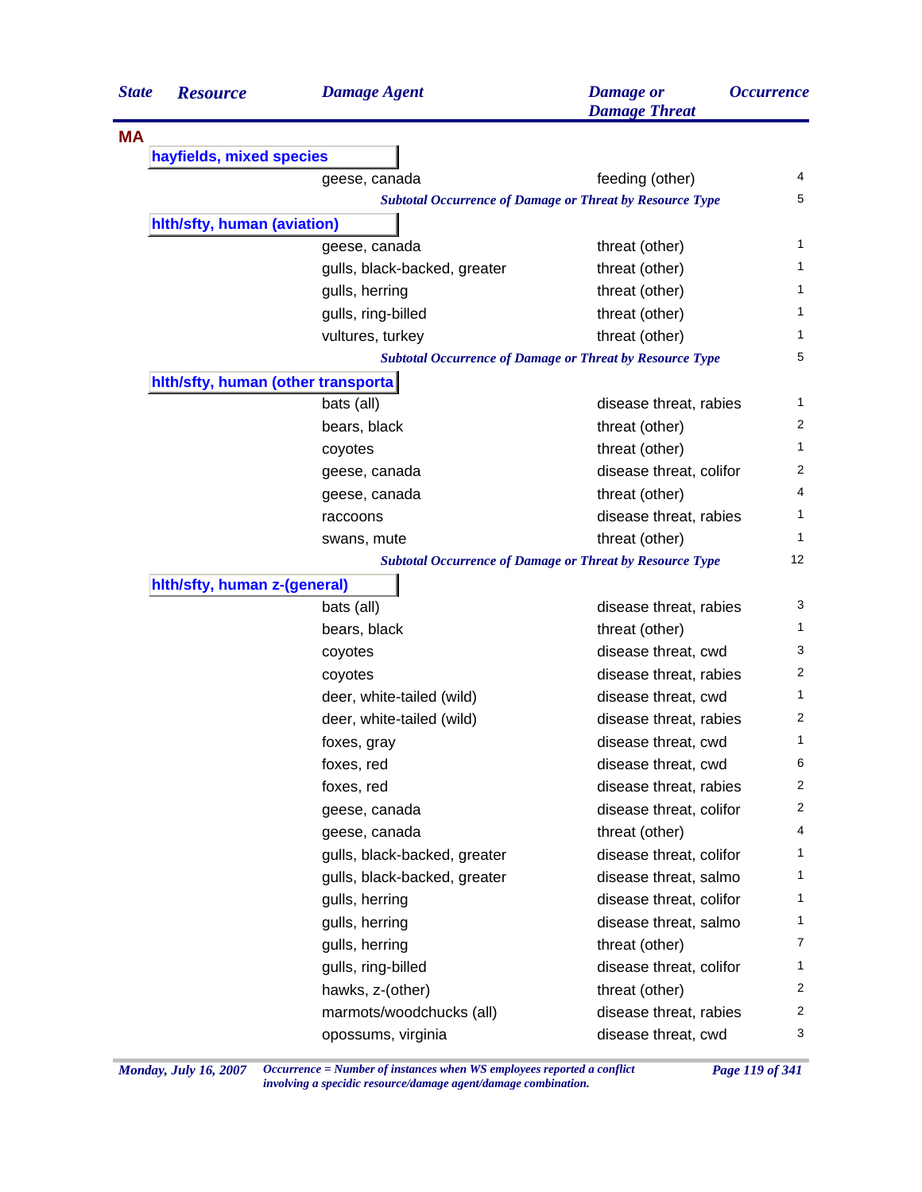| State | Resource | Damage Agent | Damage or Damage Threat | Occurrence |
|---|---|---|---|---|
| **MA** | | | | |
| | **hayfields, mixed species** | | | |
| | | geese, canada | feeding (other) | 4 |
| | | *Subtotal Occurrence of Damage or Threat by Resource Type* | | 5 |
| | **hlth/sfty, human (aviation)** | | | |
| | | geese, canada | threat (other) | 1 |
| | | gulls, black-backed, greater | threat (other) | 1 |
| | | gulls, herring | threat (other) | 1 |
| | | gulls, ring-billed | threat (other) | 1 |
| | | vultures, turkey | threat (other) | 1 |
| | | *Subtotal Occurrence of Damage or Threat by Resource Type* | | 5 |
| | **hlth/sfty, human (other transporta** | | | |
| | | bats (all) | disease threat, rabies | 1 |
| | | bears, black | threat (other) | 2 |
| | | coyotes | threat (other) | 1 |
| | | geese, canada | disease threat, colifor | 2 |
| | | geese, canada | threat (other) | 4 |
| | | raccoons | disease threat, rabies | 1 |
| | | swans, mute | threat (other) | 1 |
| | | *Subtotal Occurrence of Damage or Threat by Resource Type* | | 12 |
| | **hlth/sfty, human z-(general)** | | | |
| | | bats (all) | disease threat, rabies | 3 |
| | | bears, black | threat (other) | 1 |
| | | coyotes | disease threat, cwd | 3 |
| | | coyotes | disease threat, rabies | 2 |
| | | deer, white-tailed (wild) | disease threat, cwd | 1 |
| | | deer, white-tailed (wild) | disease threat, rabies | 2 |
| | | foxes, gray | disease threat, cwd | 1 |
| | | foxes, red | disease threat, cwd | 6 |
| | | foxes, red | disease threat, rabies | 2 |
| | | geese, canada | disease threat, colifor | 2 |
| | | geese, canada | threat (other) | 4 |
| | | gulls, black-backed, greater | disease threat, colifor | 1 |
| | | gulls, black-backed, greater | disease threat, salmo | 1 |
| | | gulls, herring | disease threat, colifor | 1 |
| | | gulls, herring | disease threat, salmo | 1 |
| | | gulls, herring | threat (other) | 7 |
| | | gulls, ring-billed | disease threat, colifor | 1 |
| | | hawks, z-(other) | threat (other) | 2 |
| | | marmots/woodchucks (all) | disease threat, rabies | 2 |
| | | opossums, virginia | disease threat, cwd | 3 |

*Monday, July 16, 2007*

*Occurrence = Number of instances when WS employees reported a conflict involving a specidic resource/damage agent/damage combination.*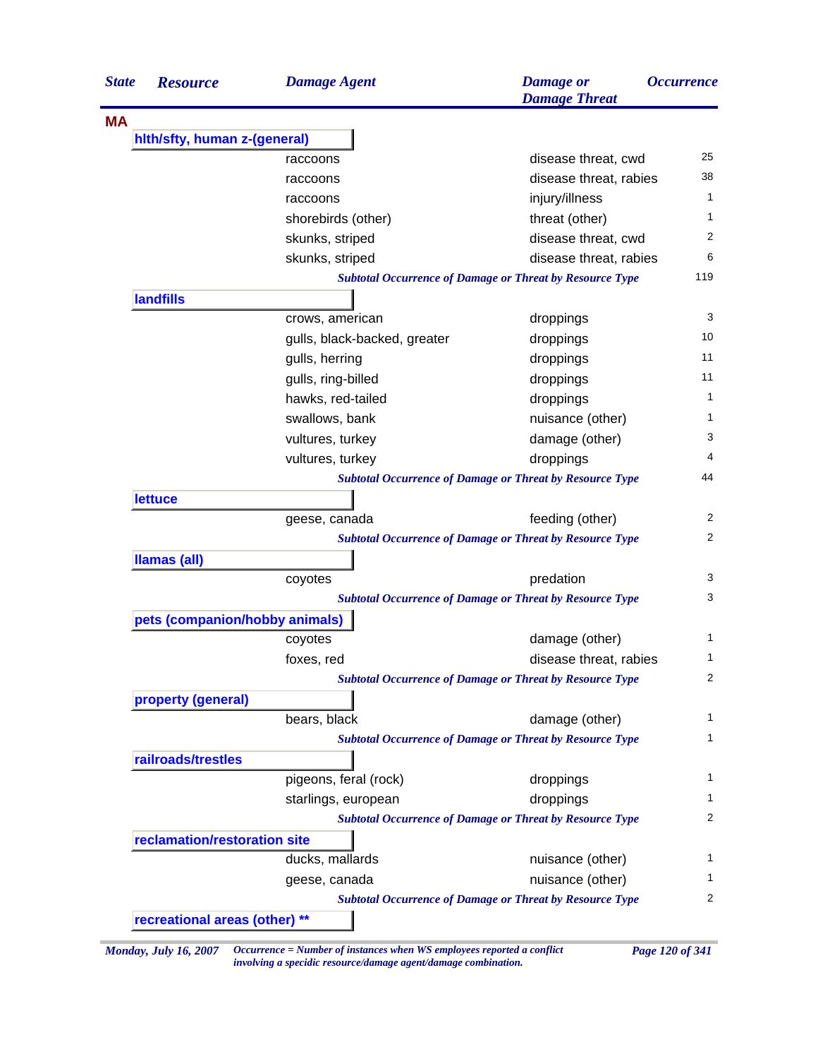| State | Resource | Damage Agent | Damage or Damage Threat | Occurrence |
|---|---|---|---|---|
| **MA** | | | | |
| | **hlth/sfty, human z-(general)** | | | |
| | | raccoons | disease threat, cwd | 25 |
| | | raccoons | disease threat, rabies | 38 |
| | | raccoons | injury/illness | 1 |
| | | shorebirds (other) | threat (other) | 1 |
| | | skunks, striped | disease threat, cwd | 2 |
| | | skunks, striped | disease threat, rabies | 6 |
| | | *Subtotal Occurrence of Damage or Threat by Resource Type* | | 119 |
| | **landfills** | | | |
| | | crows, american | droppings | 3 |
| | | gulls, black-backed, greater | droppings | 10 |
| | | gulls, herring | droppings | 11 |
| | | gulls, ring-billed | droppings | 11 |
| | | hawks, red-tailed | droppings | 1 |
| | | swallows, bank | nuisance (other) | 1 |
| | | vultures, turkey | damage (other) | 3 |
| | | vultures, turkey | droppings | 4 |
| | | *Subtotal Occurrence of Damage or Threat by Resource Type* | | 44 |
| | **lettuce** | | | |
| | | geese, canada | feeding (other) | 2 |
| | | *Subtotal Occurrence of Damage or Threat by Resource Type* | | 2 |
| | **llamas (all)** | | | |
| | | coyotes | predation | 3 |
| | | *Subtotal Occurrence of Damage or Threat by Resource Type* | | 3 |
| | **pets (companion/hobby animals)** | | | |
| | | coyotes | damage (other) | 1 |
| | | foxes, red | disease threat, rabies | 1 |
| | | *Subtotal Occurrence of Damage or Threat by Resource Type* | | 2 |
| | **property (general)** | | | |
| | | bears, black | damage (other) | 1 |
| | | *Subtotal Occurrence of Damage or Threat by Resource Type* | | 1 |
| | **railroads/trestles** | | | |
| | | pigeons, feral (rock) | droppings | 1 |
| | | starlings, european | droppings | 1 |
| | | *Subtotal Occurrence of Damage or Threat by Resource Type* | | 2 |
| | **reclamation/restoration site** | | | |
| | | ducks, mallards | nuisance (other) | 1 |
| | | geese, canada | nuisance (other) | 1 |
| | | *Subtotal Occurrence of Damage or Threat by Resource Type* | | 2 |
| | **recreational areas (other) **** | | | |

*Monday, July 16, 2007* — *Occurrence = Number of instances when WS employees reported a conflict involving a specidic resource/damage agent/damage combination.*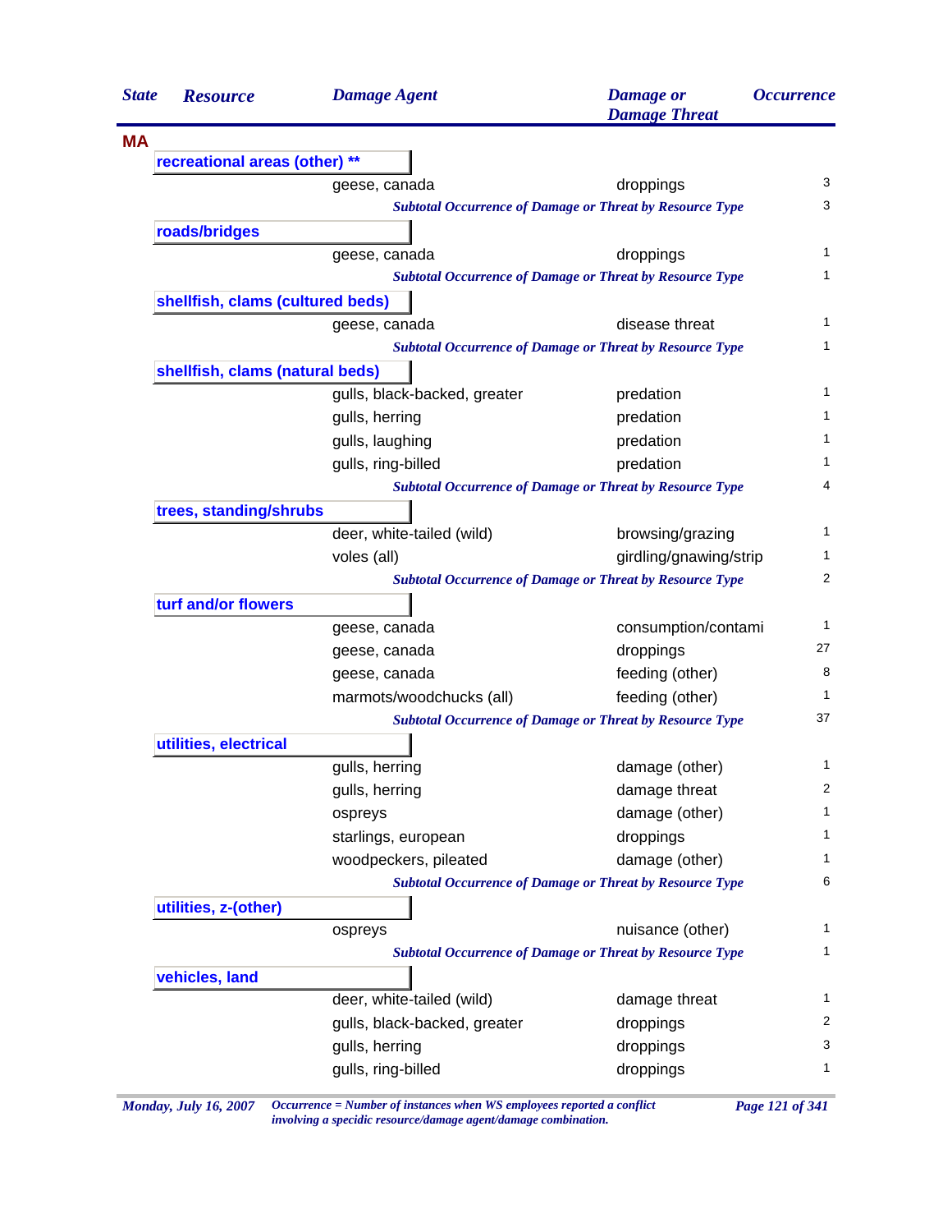| State | Resource | Damage Agent | Damage or Damage Threat | Occurrence |
|---|---|---|---|---|
| **MA** | | | | |
| | **recreational areas (other) **** | | | |
| | | geese, canada | droppings | 3 |
| | | *Subtotal Occurrence of Damage or Threat by Resource Type* | | 3 |
| | **roads/bridges** | | | |
| | | geese, canada | droppings | 1 |
| | | *Subtotal Occurrence of Damage or Threat by Resource Type* | | 1 |
| | **shellfish, clams (cultured beds)** | | | |
| | | geese, canada | disease threat | 1 |
| | | *Subtotal Occurrence of Damage or Threat by Resource Type* | | 1 |
| | **shellfish, clams (natural beds)** | | | |
| | | gulls, black-backed, greater | predation | 1 |
| | | gulls, herring | predation | 1 |
| | | gulls, laughing | predation | 1 |
| | | gulls, ring-billed | predation | 1 |
| | | *Subtotal Occurrence of Damage or Threat by Resource Type* | | 4 |
| | **trees, standing/shrubs** | | | |
| | | deer, white-tailed (wild) | browsing/grazing | 1 |
| | | voles (all) | girdling/gnawing/strip | 1 |
| | | *Subtotal Occurrence of Damage or Threat by Resource Type* | | 2 |
| | **turf and/or flowers** | | | |
| | | geese, canada | consumption/contami | 1 |
| | | geese, canada | droppings | 27 |
| | | geese, canada | feeding (other) | 8 |
| | | marmots/woodchucks (all) | feeding (other) | 1 |
| | | *Subtotal Occurrence of Damage or Threat by Resource Type* | | 37 |
| | **utilities, electrical** | | | |
| | | gulls, herring | damage (other) | 1 |
| | | gulls, herring | damage threat | 2 |
| | | ospreys | damage (other) | 1 |
| | | starlings, european | droppings | 1 |
| | | woodpeckers, pileated | damage (other) | 1 |
| | | *Subtotal Occurrence of Damage or Threat by Resource Type* | | 6 |
| | **utilities, z-(other)** | | | |
| | | ospreys | nuisance (other) | 1 |
| | | *Subtotal Occurrence of Damage or Threat by Resource Type* | | 1 |
| | **vehicles, land** | | | |
| | | deer, white-tailed (wild) | damage threat | 1 |
| | | gulls, black-backed, greater | droppings | 2 |
| | | gulls, herring | droppings | 3 |
| | | gulls, ring-billed | droppings | 1 |

*Occurrence = Number of instances when WS employees reported a conflict involving a specidic resource/damage agent/damage combination.*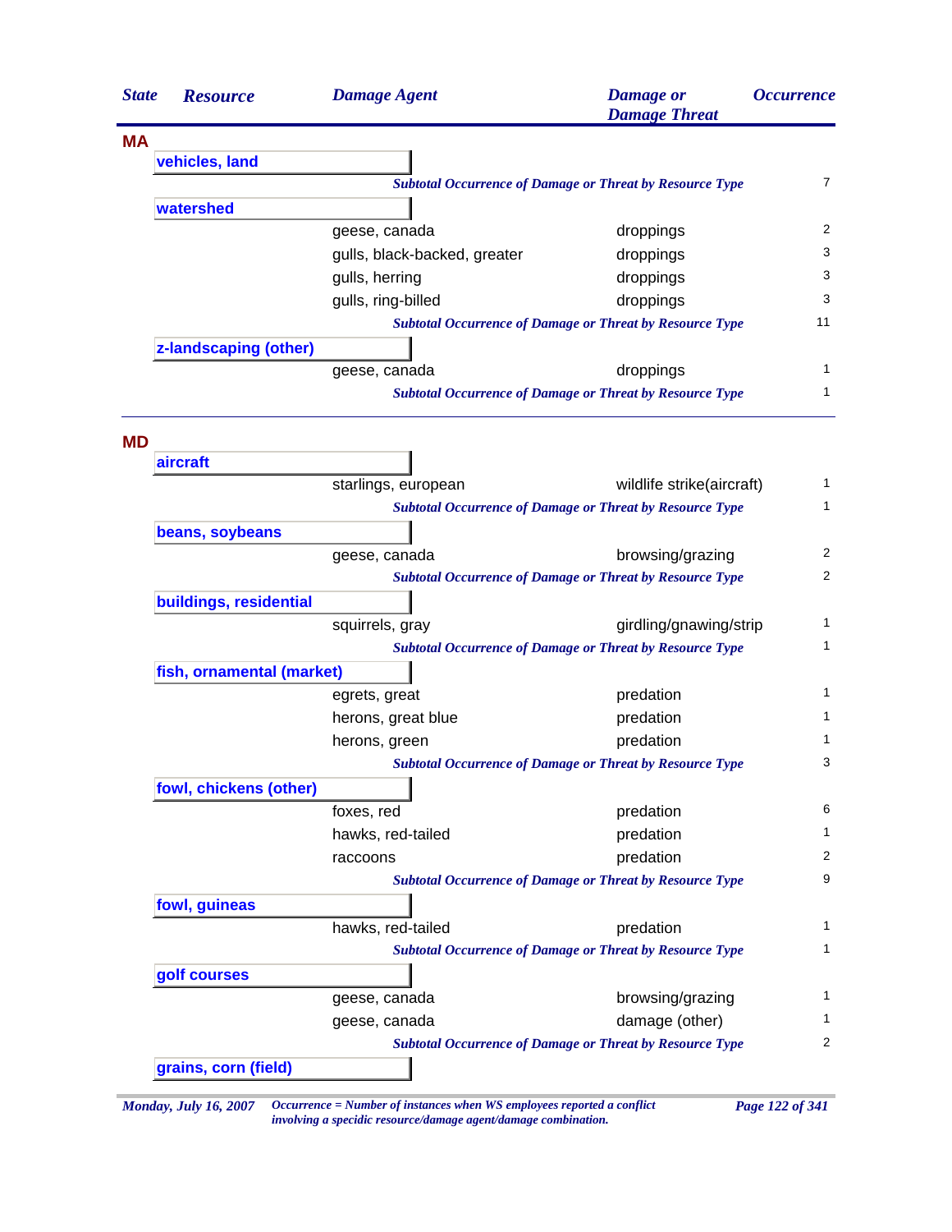| State | Resource | Damage Agent | Damage or Damage Threat | Occurrence |
|---|---|---|---|---|
| **MA** | | | | |
| | **vehicles, land** | | | |
| | | *Subtotal Occurrence of Damage or Threat by Resource Type* | | 7 |
| | **watershed** | | | |
| | | geese, canada | droppings | 2 |
| | | gulls, black-backed, greater | droppings | 3 |
| | | gulls, herring | droppings | 3 |
| | | gulls, ring-billed | droppings | 3 |
| | | *Subtotal Occurrence of Damage or Threat by Resource Type* | | 11 |
| | **z-landscaping (other)** | | | |
| | | geese, canada | droppings | 1 |
| | | *Subtotal Occurrence of Damage or Threat by Resource Type* | | 1 |
| **MD** | | | | |
| | **aircraft** | | | |
| | | starlings, european | wildlife strike(aircraft) | 1 |
| | | *Subtotal Occurrence of Damage or Threat by Resource Type* | | 1 |
| | **beans, soybeans** | | | |
| | | geese, canada | browsing/grazing | 2 |
| | | *Subtotal Occurrence of Damage or Threat by Resource Type* | | 2 |
| | **buildings, residential** | | | |
| | | squirrels, gray | girdling/gnawing/strip | 1 |
| | | *Subtotal Occurrence of Damage or Threat by Resource Type* | | 1 |
| | **fish, ornamental (market)** | | | |
| | | egrets, great | predation | 1 |
| | | herons, great blue | predation | 1 |
| | | herons, green | predation | 1 |
| | | *Subtotal Occurrence of Damage or Threat by Resource Type* | | 3 |
| | **fowl, chickens (other)** | | | |
| | | foxes, red | predation | 6 |
| | | hawks, red-tailed | predation | 1 |
| | | raccoons | predation | 2 |
| | | *Subtotal Occurrence of Damage or Threat by Resource Type* | | 9 |
| | **fowl, guineas** | | | |
| | | hawks, red-tailed | predation | 1 |
| | | *Subtotal Occurrence of Damage or Threat by Resource Type* | | 1 |
| | **golf courses** | | | |
| | | geese, canada | browsing/grazing | 1 |
| | | geese, canada | damage (other) | 1 |
| | | *Subtotal Occurrence of Damage or Threat by Resource Type* | | 2 |
| | **grains, corn (field)** | | | |

*Monday, July 16, 2007* — *Occurrence = Number of instances when WS employees reported a conflict involving a specidic resource/damage agent/damage combination.*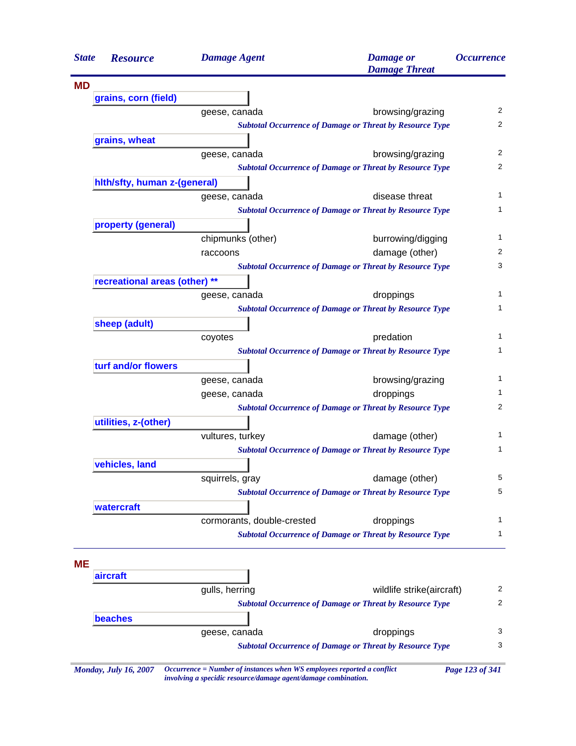| State | Resource | Damage Agent | Damage or Damage Threat | Occurrence |
|---|---|---|---|---|
| **MD** | | | | |
| | **grains, corn (field)** | | | |
| | | geese, canada | browsing/grazing | 2 |
| | | *Subtotal Occurrence of Damage or Threat by Resource Type* | | 2 |
| | **grains, wheat** | | | |
| | | geese, canada | browsing/grazing | 2 |
| | | *Subtotal Occurrence of Damage or Threat by Resource Type* | | 2 |
| | **hlth/sfty, human z-(general)** | | | |
| | | geese, canada | disease threat | 1 |
| | | *Subtotal Occurrence of Damage or Threat by Resource Type* | | 1 |
| | **property (general)** | | | |
| | | chipmunks (other) | burrowing/digging | 1 |
| | | raccoons | damage (other) | 2 |
| | | *Subtotal Occurrence of Damage or Threat by Resource Type* | | 3 |
| | **recreational areas (other) ** ** | | | |
| | | geese, canada | droppings | 1 |
| | | *Subtotal Occurrence of Damage or Threat by Resource Type* | | 1 |
| | **sheep (adult)** | | | |
| | | coyotes | predation | 1 |
| | | *Subtotal Occurrence of Damage or Threat by Resource Type* | | 1 |
| | **turf and/or flowers** | | | |
| | | geese, canada | browsing/grazing | 1 |
| | | geese, canada | droppings | 1 |
| | | *Subtotal Occurrence of Damage or Threat by Resource Type* | | 2 |
| | **utilities, z-(other)** | | | |
| | | vultures, turkey | damage (other) | 1 |
| | | *Subtotal Occurrence of Damage or Threat by Resource Type* | | 1 |
| | **vehicles, land** | | | |
| | | squirrels, gray | damage (other) | 5 |
| | | *Subtotal Occurrence of Damage or Threat by Resource Type* | | 5 |
| | **watercraft** | | | |
| | | cormorants, double-crested | droppings | 1 |
| | | *Subtotal Occurrence of Damage or Threat by Resource Type* | | 1 |
| **ME** | | | | |
| | **aircraft** | | | |
| | | gulls, herring | wildlife strike(aircraft) | 2 |
| | | *Subtotal Occurrence of Damage or Threat by Resource Type* | | 2 |
| | **beaches** | | | |
| | | geese, canada | droppings | 3 |
| | | *Subtotal Occurrence of Damage or Threat by Resource Type* | | 3 |

*Occurrence = Number of instances when WS employees reported a conflict involving a specidic resource/damage agent/damage combination.*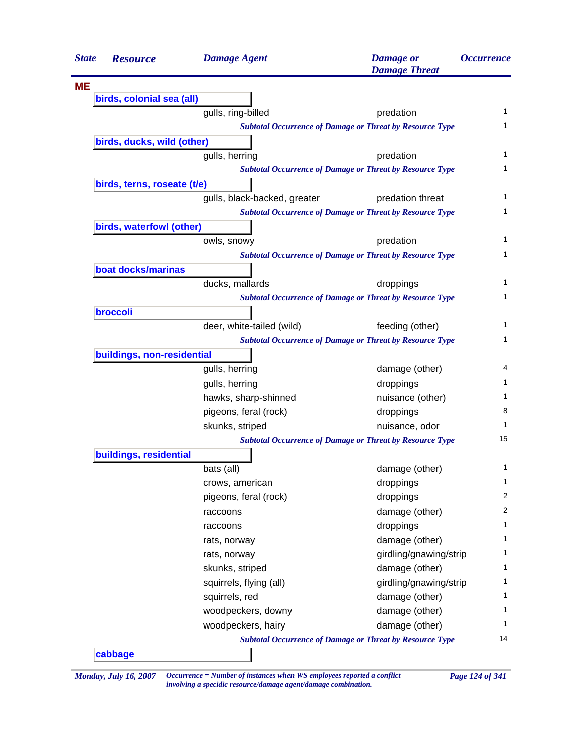| State | Resource | Damage Agent | Damage or Damage Threat | Occurrence |
|---|---|---|---|---|
| **ME** | | | | |
| | **birds, colonial sea (all)** | | | |
| | | gulls, ring-billed | predation | 1 |
| | | *Subtotal Occurrence of Damage or Threat by Resource Type* | | 1 |
| | **birds, ducks, wild (other)** | | | |
| | | gulls, herring | predation | 1 |
| | | *Subtotal Occurrence of Damage or Threat by Resource Type* | | 1 |
| | **birds, terns, roseate (t/e)** | | | |
| | | gulls, black-backed, greater | predation threat | 1 |
| | | *Subtotal Occurrence of Damage or Threat by Resource Type* | | 1 |
| | **birds, waterfowl (other)** | | | |
| | | owls, snowy | predation | 1 |
| | | *Subtotal Occurrence of Damage or Threat by Resource Type* | | 1 |
| | **boat docks/marinas** | | | |
| | | ducks, mallards | droppings | 1 |
| | | *Subtotal Occurrence of Damage or Threat by Resource Type* | | 1 |
| | **broccoli** | | | |
| | | deer, white-tailed (wild) | feeding (other) | 1 |
| | | *Subtotal Occurrence of Damage or Threat by Resource Type* | | 1 |
| | **buildings, non-residential** | | | |
| | | gulls, herring | damage (other) | 4 |
| | | gulls, herring | droppings | 1 |
| | | hawks, sharp-shinned | nuisance (other) | 1 |
| | | pigeons, feral (rock) | droppings | 8 |
| | | skunks, striped | nuisance, odor | 1 |
| | | *Subtotal Occurrence of Damage or Threat by Resource Type* | | 15 |
| | **buildings, residential** | | | |
| | | bats (all) | damage (other) | 1 |
| | | crows, american | droppings | 1 |
| | | pigeons, feral (rock) | droppings | 2 |
| | | raccoons | damage (other) | 2 |
| | | raccoons | droppings | 1 |
| | | rats, norway | damage (other) | 1 |
| | | rats, norway | girdling/gnawing/strip | 1 |
| | | skunks, striped | damage (other) | 1 |
| | | squirrels, flying (all) | girdling/gnawing/strip | 1 |
| | | squirrels, red | damage (other) | 1 |
| | | woodpeckers, downy | damage (other) | 1 |
| | | woodpeckers, hairy | damage (other) | 1 |
| | | *Subtotal Occurrence of Damage or Threat by Resource Type* | | 14 |
| | **cabbage** | | | |

*Occurrence = Number of instances when WS employees reported a conflict involving a specidic resource/damage agent/damage combination.*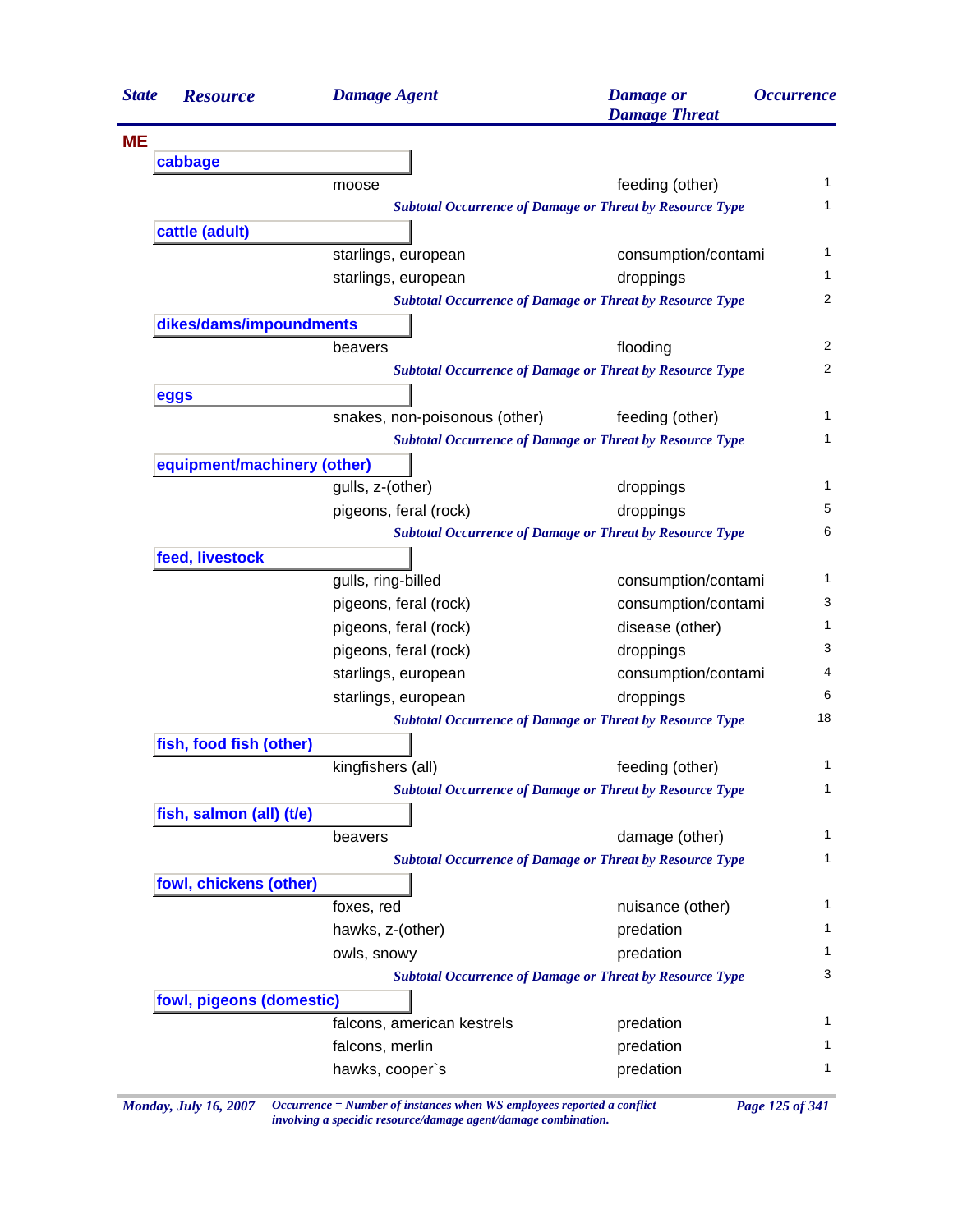| State | Resource | Damage Agent | Damage or Damage Threat | Occurrence |
|---|---|---|---|---|
| **ME** | | | | |
| | **cabbage** | | | |
| | | moose | feeding (other) | 1 |
| | | *Subtotal Occurrence of Damage or Threat by Resource Type* | | 1 |
| | **cattle (adult)** | | | |
| | | starlings, european | consumption/contami | 1 |
| | | starlings, european | droppings | 1 |
| | | *Subtotal Occurrence of Damage or Threat by Resource Type* | | 2 |
| | **dikes/dams/impoundments** | | | |
| | | beavers | flooding | 2 |
| | | *Subtotal Occurrence of Damage or Threat by Resource Type* | | 2 |
| | **eggs** | | | |
| | | snakes, non-poisonous (other) | feeding (other) | 1 |
| | | *Subtotal Occurrence of Damage or Threat by Resource Type* | | 1 |
| | **equipment/machinery (other)** | | | |
| | | gulls, z-(other) | droppings | 1 |
| | | pigeons, feral (rock) | droppings | 5 |
| | | *Subtotal Occurrence of Damage or Threat by Resource Type* | | 6 |
| | **feed, livestock** | | | |
| | | gulls, ring-billed | consumption/contami | 1 |
| | | pigeons, feral (rock) | consumption/contami | 3 |
| | | pigeons, feral (rock) | disease (other) | 1 |
| | | pigeons, feral (rock) | droppings | 3 |
| | | starlings, european | consumption/contami | 4 |
| | | starlings, european | droppings | 6 |
| | | *Subtotal Occurrence of Damage or Threat by Resource Type* | | 18 |
| | **fish, food fish (other)** | | | |
| | | kingfishers (all) | feeding (other) | 1 |
| | | *Subtotal Occurrence of Damage or Threat by Resource Type* | | 1 |
| | **fish, salmon (all) (t/e)** | | | |
| | | beavers | damage (other) | 1 |
| | | *Subtotal Occurrence of Damage or Threat by Resource Type* | | 1 |
| | **fowl, chickens (other)** | | | |
| | | foxes, red | nuisance (other) | 1 |
| | | hawks, z-(other) | predation | 1 |
| | | owls, snowy | predation | 1 |
| | | *Subtotal Occurrence of Damage or Threat by Resource Type* | | 3 |
| | **fowl, pigeons (domestic)** | | | |
| | | falcons, american kestrels | predation | 1 |
| | | falcons, merlin | predation | 1 |
| | | hawks, cooper`s | predation | 1 |

*Occurrence = Number of instances when WS employees reported a conflict involving a specidic resource/damage agent/damage combination.*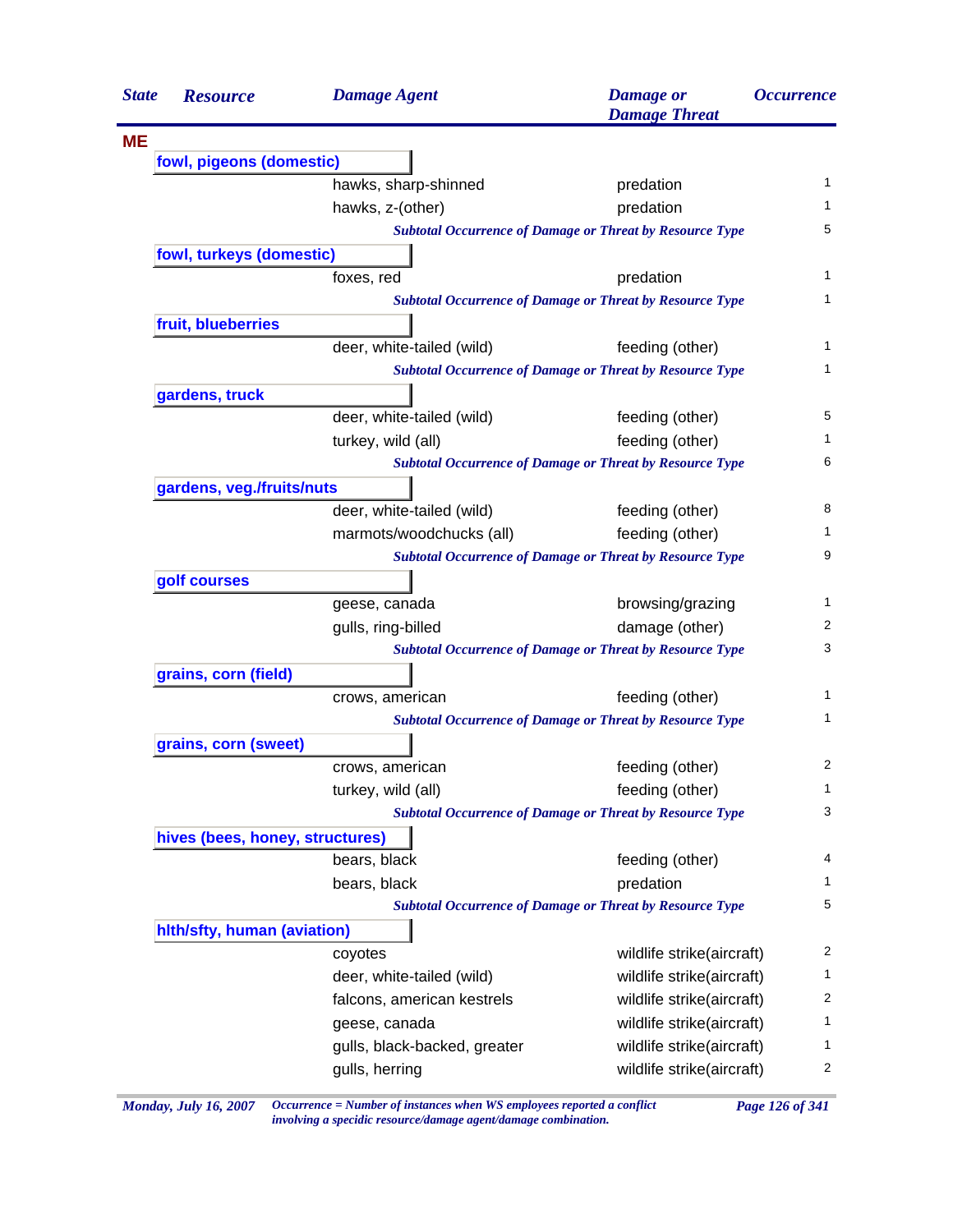| State | Resource | Damage Agent | Damage or Damage Threat | Occurrence |
|---|---|---|---|---|
| **ME** | | | | |
| | **fowl, pigeons (domestic)** | | | |
| | | hawks, sharp-shinned | predation | 1 |
| | | hawks, z-(other) | predation | 1 |
| | | *Subtotal Occurrence of Damage or Threat by Resource Type* | | 5 |
| | **fowl, turkeys (domestic)** | | | |
| | | foxes, red | predation | 1 |
| | | *Subtotal Occurrence of Damage or Threat by Resource Type* | | 1 |
| | **fruit, blueberries** | | | |
| | | deer, white-tailed (wild) | feeding (other) | 1 |
| | | *Subtotal Occurrence of Damage or Threat by Resource Type* | | 1 |
| | **gardens, truck** | | | |
| | | deer, white-tailed (wild) | feeding (other) | 5 |
| | | turkey, wild (all) | feeding (other) | 1 |
| | | *Subtotal Occurrence of Damage or Threat by Resource Type* | | 6 |
| | **gardens, veg./fruits/nuts** | | | |
| | | deer, white-tailed (wild) | feeding (other) | 8 |
| | | marmots/woodchucks (all) | feeding (other) | 1 |
| | | *Subtotal Occurrence of Damage or Threat by Resource Type* | | 9 |
| | **golf courses** | | | |
| | | geese, canada | browsing/grazing | 1 |
| | | gulls, ring-billed | damage (other) | 2 |
| | | *Subtotal Occurrence of Damage or Threat by Resource Type* | | 3 |
| | **grains, corn (field)** | | | |
| | | crows, american | feeding (other) | 1 |
| | | *Subtotal Occurrence of Damage or Threat by Resource Type* | | 1 |
| | **grains, corn (sweet)** | | | |
| | | crows, american | feeding (other) | 2 |
| | | turkey, wild (all) | feeding (other) | 1 |
| | | *Subtotal Occurrence of Damage or Threat by Resource Type* | | 3 |
| | **hives (bees, honey, structures)** | | | |
| | | bears, black | feeding (other) | 4 |
| | | bears, black | predation | 1 |
| | | *Subtotal Occurrence of Damage or Threat by Resource Type* | | 5 |
| | **hlth/sfty, human (aviation)** | | | |
| | | coyotes | wildlife strike(aircraft) | 2 |
| | | deer, white-tailed (wild) | wildlife strike(aircraft) | 1 |
| | | falcons, american kestrels | wildlife strike(aircraft) | 2 |
| | | geese, canada | wildlife strike(aircraft) | 1 |
| | | gulls, black-backed, greater | wildlife strike(aircraft) | 1 |
| | | gulls, herring | wildlife strike(aircraft) | 2 |

*Occurrence = Number of instances when WS employees reported a conflict involving a specidic resource/damage agent/damage combination.*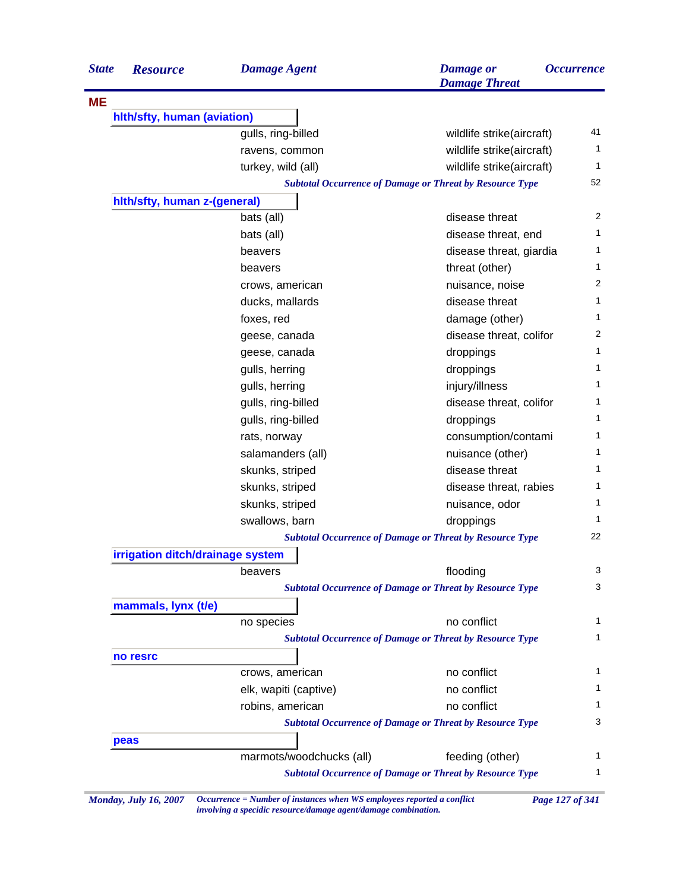| State | Resource | Damage Agent | Damage or Damage Threat | Occurrence |
|---|---|---|---|---|
| **ME** | | | | |
| | **hlth/sfty, human (aviation)** | | | |
| | | gulls, ring-billed | wildlife strike(aircraft) | 41 |
| | | ravens, common | wildlife strike(aircraft) | 1 |
| | | turkey, wild (all) | wildlife strike(aircraft) | 1 |
| | | *Subtotal Occurrence of Damage or Threat by Resource Type* | | 52 |
| | **hlth/sfty, human z-(general)** | | | |
| | | bats (all) | disease threat | 2 |
| | | bats (all) | disease threat, end | 1 |
| | | beavers | disease threat, giardia | 1 |
| | | beavers | threat (other) | 1 |
| | | crows, american | nuisance, noise | 2 |
| | | ducks, mallards | disease threat | 1 |
| | | foxes, red | damage (other) | 1 |
| | | geese, canada | disease threat, colifor | 2 |
| | | geese, canada | droppings | 1 |
| | | gulls, herring | droppings | 1 |
| | | gulls, herring | injury/illness | 1 |
| | | gulls, ring-billed | disease threat, colifor | 1 |
| | | gulls, ring-billed | droppings | 1 |
| | | rats, norway | consumption/contami | 1 |
| | | salamanders (all) | nuisance (other) | 1 |
| | | skunks, striped | disease threat | 1 |
| | | skunks, striped | disease threat, rabies | 1 |
| | | skunks, striped | nuisance, odor | 1 |
| | | swallows, barn | droppings | 1 |
| | | *Subtotal Occurrence of Damage or Threat by Resource Type* | | 22 |
| | **irrigation ditch/drainage system** | | | |
| | | beavers | flooding | 3 |
| | | *Subtotal Occurrence of Damage or Threat by Resource Type* | | 3 |
| | **mammals, lynx (t/e)** | | | |
| | | no species | no conflict | 1 |
| | | *Subtotal Occurrence of Damage or Threat by Resource Type* | | 1 |
| | **no resrc** | | | |
| | | crows, american | no conflict | 1 |
| | | elk, wapiti (captive) | no conflict | 1 |
| | | robins, american | no conflict | 1 |
| | | *Subtotal Occurrence of Damage or Threat by Resource Type* | | 3 |
| | **peas** | | | |
| | | marmots/woodchucks (all) | feeding (other) | 1 |
| | | *Subtotal Occurrence of Damage or Threat by Resource Type* | | 1 |

*Occurrence = Number of instances when WS employees reported a conflict involving a specidic resource/damage agent/damage combination.*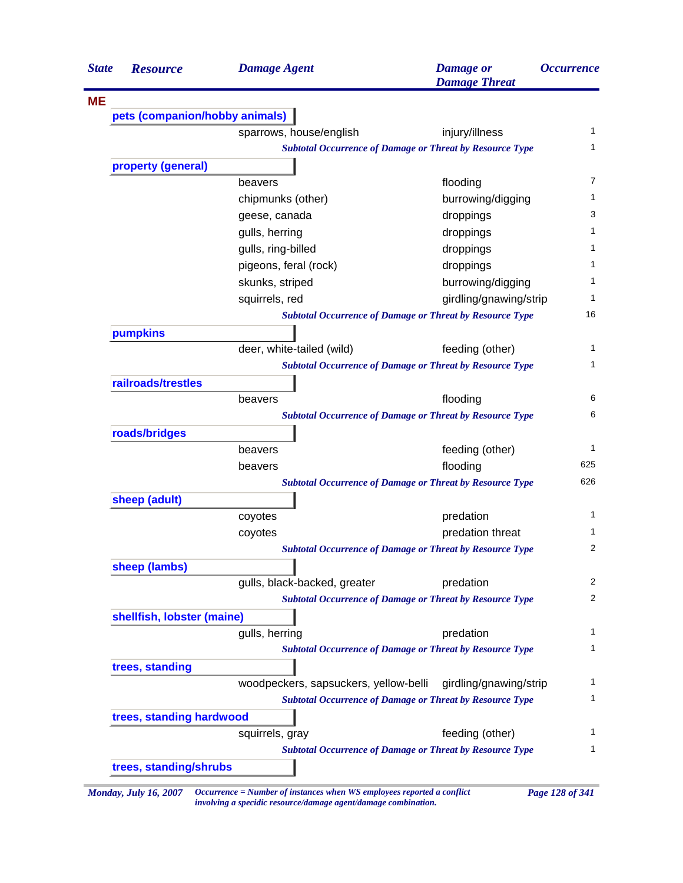| State | Resource | Damage Agent | Damage or Damage Threat | Occurrence |
|---|---|---|---|---|
| **ME** | | | | |
| | **pets (companion/hobby animals)** | | | |
| | | sparrows, house/english | injury/illness | 1 |
| | | *Subtotal Occurrence of Damage or Threat by Resource Type* | | 1 |
| | **property (general)** | | | |
| | | beavers | flooding | 7 |
| | | chipmunks (other) | burrowing/digging | 1 |
| | | geese, canada | droppings | 3 |
| | | gulls, herring | droppings | 1 |
| | | gulls, ring-billed | droppings | 1 |
| | | pigeons, feral (rock) | droppings | 1 |
| | | skunks, striped | burrowing/digging | 1 |
| | | squirrels, red | girdling/gnawing/strip | 1 |
| | | *Subtotal Occurrence of Damage or Threat by Resource Type* | | 16 |
| | **pumpkins** | | | |
| | | deer, white-tailed (wild) | feeding (other) | 1 |
| | | *Subtotal Occurrence of Damage or Threat by Resource Type* | | 1 |
| | **railroads/trestles** | | | |
| | | beavers | flooding | 6 |
| | | *Subtotal Occurrence of Damage or Threat by Resource Type* | | 6 |
| | **roads/bridges** | | | |
| | | beavers | feeding (other) | 1 |
| | | beavers | flooding | 625 |
| | | *Subtotal Occurrence of Damage or Threat by Resource Type* | | 626 |
| | **sheep (adult)** | | | |
| | | coyotes | predation | 1 |
| | | coyotes | predation threat | 1 |
| | | *Subtotal Occurrence of Damage or Threat by Resource Type* | | 2 |
| | **sheep (lambs)** | | | |
| | | gulls, black-backed, greater | predation | 2 |
| | | *Subtotal Occurrence of Damage or Threat by Resource Type* | | 2 |
| | **shellfish, lobster (maine)** | | | |
| | | gulls, herring | predation | 1 |
| | | *Subtotal Occurrence of Damage or Threat by Resource Type* | | 1 |
| | **trees, standing** | | | |
| | | woodpeckers, sapsuckers, yellow-belli | girdling/gnawing/strip | 1 |
| | | *Subtotal Occurrence of Damage or Threat by Resource Type* | | 1 |
| | **trees, standing hardwood** | | | |
| | | squirrels, gray | feeding (other) | 1 |
| | | *Subtotal Occurrence of Damage or Threat by Resource Type* | | 1 |
| | **trees, standing/shrubs** | | | |

*Occurrence = Number of instances when WS employees reported a conflict involving a specidic resource/damage agent/damage combination.*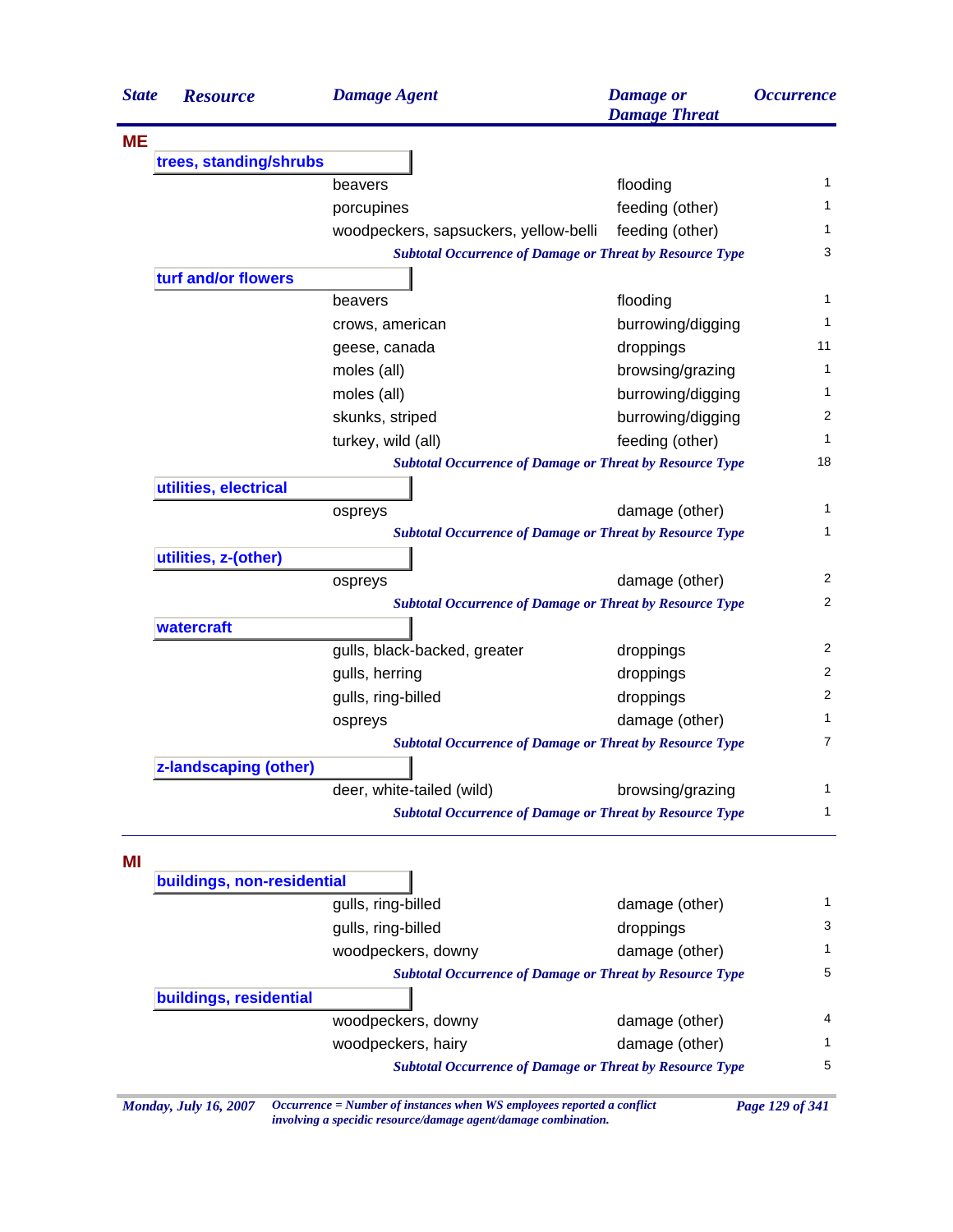| State | Resource | Damage Agent | Damage or Damage Threat | Occurrence |
|---|---|---|---|---|
| **ME** | | | | |
| | **trees, standing/shrubs** | | | |
| | | beavers | flooding | 1 |
| | | porcupines | feeding (other) | 1 |
| | | woodpeckers, sapsuckers, yellow-belli | feeding (other) | 1 |
| | | *Subtotal Occurrence of Damage or Threat by Resource Type* | | 3 |
| | **turf and/or flowers** | | | |
| | | beavers | flooding | 1 |
| | | crows, american | burrowing/digging | 1 |
| | | geese, canada | droppings | 11 |
| | | moles (all) | browsing/grazing | 1 |
| | | moles (all) | burrowing/digging | 1 |
| | | skunks, striped | burrowing/digging | 2 |
| | | turkey, wild (all) | feeding (other) | 1 |
| | | *Subtotal Occurrence of Damage or Threat by Resource Type* | | 18 |
| | **utilities, electrical** | | | |
| | | ospreys | damage (other) | 1 |
| | | *Subtotal Occurrence of Damage or Threat by Resource Type* | | 1 |
| | **utilities, z-(other)** | | | |
| | | ospreys | damage (other) | 2 |
| | | *Subtotal Occurrence of Damage or Threat by Resource Type* | | 2 |
| | **watercraft** | | | |
| | | gulls, black-backed, greater | droppings | 2 |
| | | gulls, herring | droppings | 2 |
| | | gulls, ring-billed | droppings | 2 |
| | | ospreys | damage (other) | 1 |
| | | *Subtotal Occurrence of Damage or Threat by Resource Type* | | 7 |
| | **z-landscaping (other)** | | | |
| | | deer, white-tailed (wild) | browsing/grazing | 1 |
| | | *Subtotal Occurrence of Damage or Threat by Resource Type* | | 1 |
| **MI** | | | | |
| | **buildings, non-residential** | | | |
| | | gulls, ring-billed | damage (other) | 1 |
| | | gulls, ring-billed | droppings | 3 |
| | | woodpeckers, downy | damage (other) | 1 |
| | | *Subtotal Occurrence of Damage or Threat by Resource Type* | | 5 |
| | **buildings, residential** | | | |
| | | woodpeckers, downy | damage (other) | 4 |
| | | woodpeckers, hairy | damage (other) | 1 |
| | | *Subtotal Occurrence of Damage or Threat by Resource Type* | | 5 |

*Occurrence = Number of instances when WS employees reported a conflict involving a specidic resource/damage agent/damage combination.*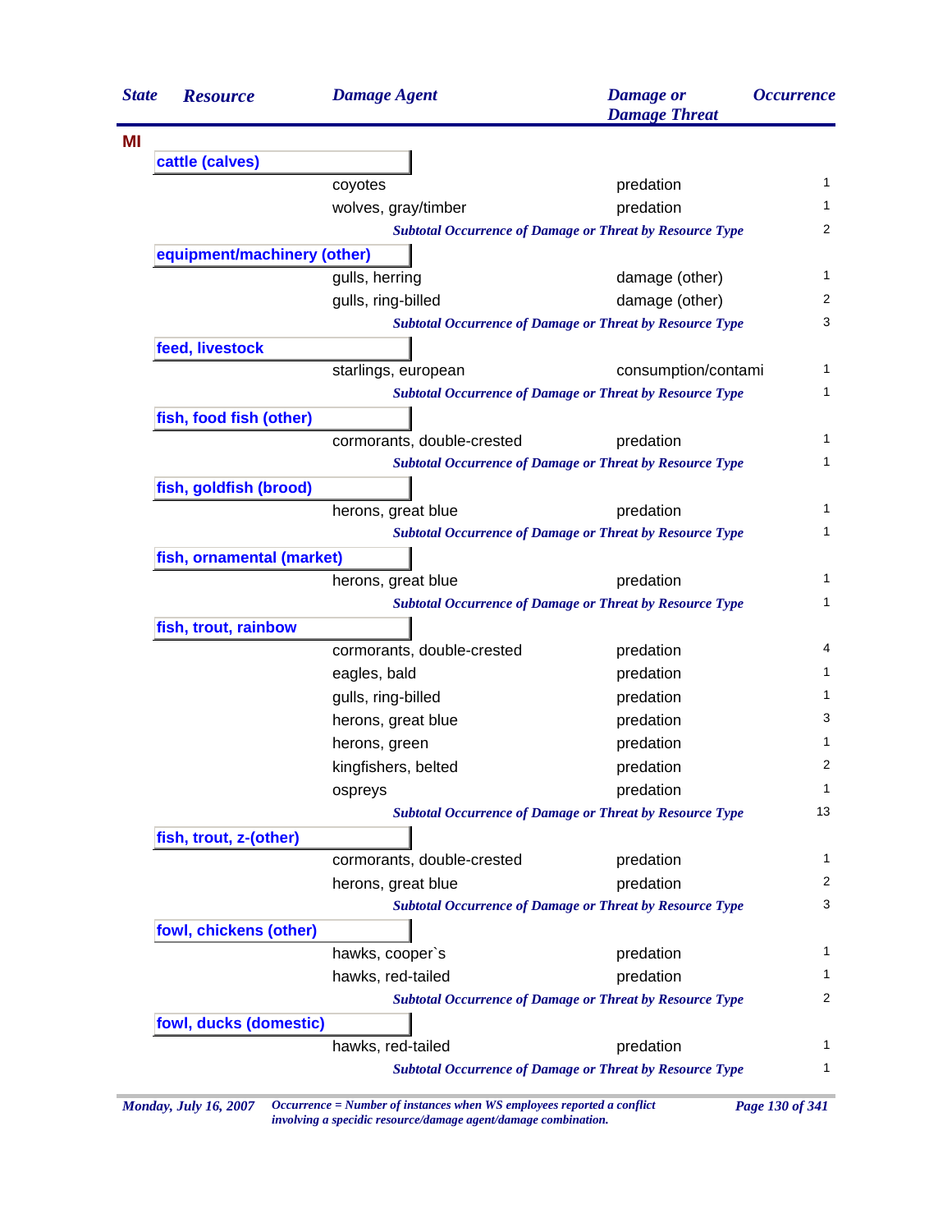| State | Resource | Damage Agent | Damage or Damage Threat | Occurrence |
|---|---|---|---|---|
| **MI** | | | | |
| | **cattle (calves)** | | | |
| | | coyotes | predation | 1 |
| | | wolves, gray/timber | predation | 1 |
| | | *Subtotal Occurrence of Damage or Threat by Resource Type* | | 2 |
| | **equipment/machinery (other)** | | | |
| | | gulls, herring | damage (other) | 1 |
| | | gulls, ring-billed | damage (other) | 2 |
| | | *Subtotal Occurrence of Damage or Threat by Resource Type* | | 3 |
| | **feed, livestock** | | | |
| | | starlings, european | consumption/contami | 1 |
| | | *Subtotal Occurrence of Damage or Threat by Resource Type* | | 1 |
| | **fish, food fish (other)** | | | |
| | | cormorants, double-crested | predation | 1 |
| | | *Subtotal Occurrence of Damage or Threat by Resource Type* | | 1 |
| | **fish, goldfish (brood)** | | | |
| | | herons, great blue | predation | 1 |
| | | *Subtotal Occurrence of Damage or Threat by Resource Type* | | 1 |
| | **fish, ornamental (market)** | | | |
| | | herons, great blue | predation | 1 |
| | | *Subtotal Occurrence of Damage or Threat by Resource Type* | | 1 |
| | **fish, trout, rainbow** | | | |
| | | cormorants, double-crested | predation | 4 |
| | | eagles, bald | predation | 1 |
| | | gulls, ring-billed | predation | 1 |
| | | herons, great blue | predation | 3 |
| | | herons, green | predation | 1 |
| | | kingfishers, belted | predation | 2 |
| | | ospreys | predation | 1 |
| | | *Subtotal Occurrence of Damage or Threat by Resource Type* | | 13 |
| | **fish, trout, z-(other)** | | | |
| | | cormorants, double-crested | predation | 1 |
| | | herons, great blue | predation | 2 |
| | | *Subtotal Occurrence of Damage or Threat by Resource Type* | | 3 |
| | **fowl, chickens (other)** | | | |
| | | hawks, cooper`s | predation | 1 |
| | | hawks, red-tailed | predation | 1 |
| | | *Subtotal Occurrence of Damage or Threat by Resource Type* | | 2 |
| | **fowl, ducks (domestic)** | | | |
| | | hawks, red-tailed | predation | 1 |
| | | *Subtotal Occurrence of Damage or Threat by Resource Type* | | 1 |

*Occurrence = Number of instances when WS employees reported a conflict involving a specidic resource/damage agent/damage combination.*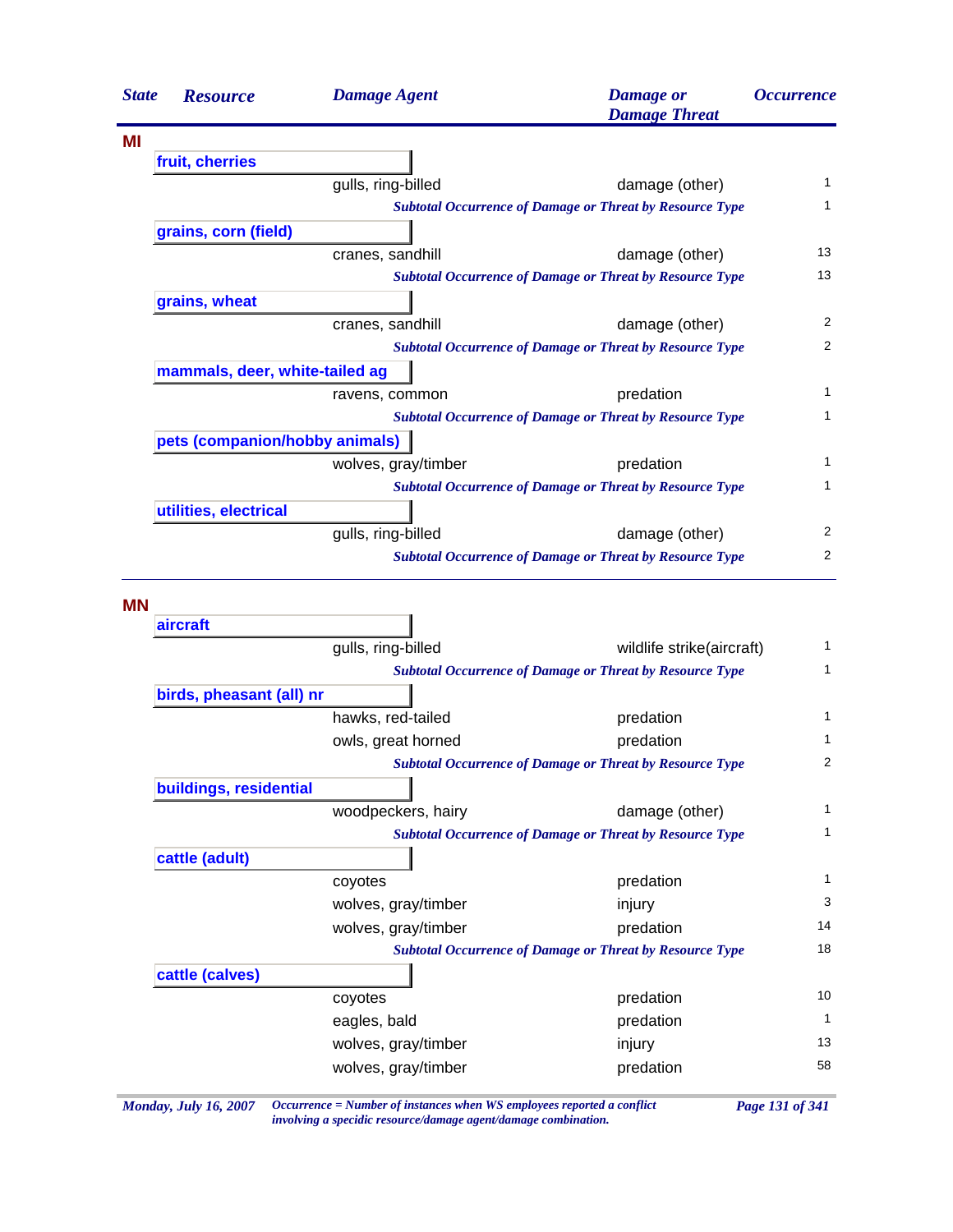| State | Resource | Damage Agent | Damage or Damage Threat | Occurrence |
|---|---|---|---|---|
| **MI** | | | | |
| | **fruit, cherries** | | | |
| | | gulls, ring-billed | damage (other) | 1 |
| | | *Subtotal Occurrence of Damage or Threat by Resource Type* | | 1 |
| | **grains, corn (field)** | | | |
| | | cranes, sandhill | damage (other) | 13 |
| | | *Subtotal Occurrence of Damage or Threat by Resource Type* | | 13 |
| | **grains, wheat** | | | |
| | | cranes, sandhill | damage (other) | 2 |
| | | *Subtotal Occurrence of Damage or Threat by Resource Type* | | 2 |
| | **mammals, deer, white-tailed ag** | | | |
| | | ravens, common | predation | 1 |
| | | *Subtotal Occurrence of Damage or Threat by Resource Type* | | 1 |
| | **pets (companion/hobby animals)** | | | |
| | | wolves, gray/timber | predation | 1 |
| | | *Subtotal Occurrence of Damage or Threat by Resource Type* | | 1 |
| | **utilities, electrical** | | | |
| | | gulls, ring-billed | damage (other) | 2 |
| | | *Subtotal Occurrence of Damage or Threat by Resource Type* | | 2 |
| **MN** | | | | |
| | **aircraft** | | | |
| | | gulls, ring-billed | wildlife strike(aircraft) | 1 |
| | | *Subtotal Occurrence of Damage or Threat by Resource Type* | | 1 |
| | **birds, pheasant (all) nr** | | | |
| | | hawks, red-tailed | predation | 1 |
| | | owls, great horned | predation | 1 |
| | | *Subtotal Occurrence of Damage or Threat by Resource Type* | | 2 |
| | **buildings, residential** | | | |
| | | woodpeckers, hairy | damage (other) | 1 |
| | | *Subtotal Occurrence of Damage or Threat by Resource Type* | | 1 |
| | **cattle (adult)** | | | |
| | | coyotes | predation | 1 |
| | | wolves, gray/timber | injury | 3 |
| | | wolves, gray/timber | predation | 14 |
| | | *Subtotal Occurrence of Damage or Threat by Resource Type* | | 18 |
| | **cattle (calves)** | | | |
| | | coyotes | predation | 10 |
| | | eagles, bald | predation | 1 |
| | | wolves, gray/timber | injury | 13 |
| | | wolves, gray/timber | predation | 58 |

*Monday, July 16, 2007*

*Occurrence = Number of instances when WS employees reported a conflict involving a specidic resource/damage agent/damage combination.*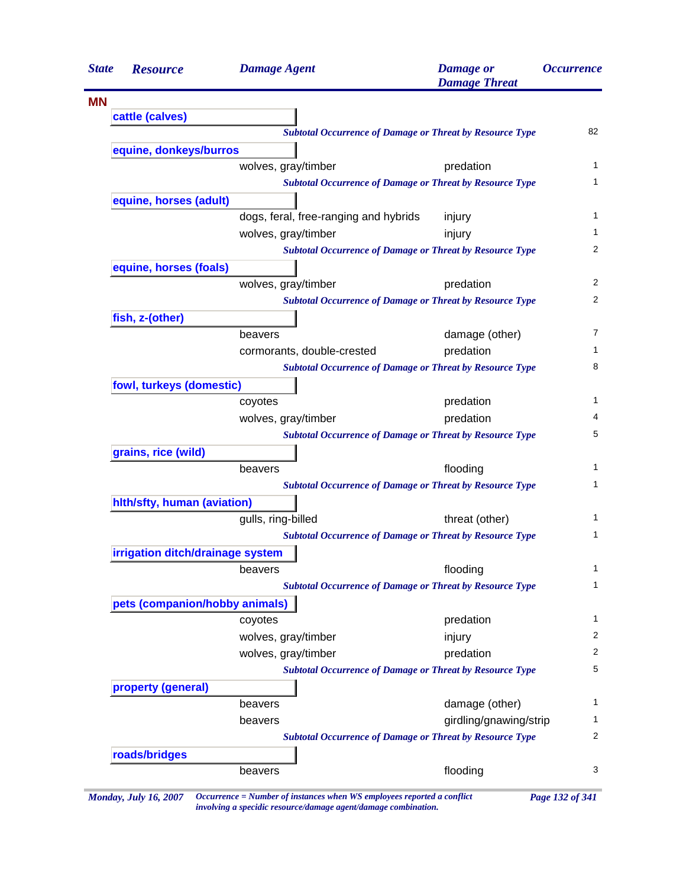| State | Resource | Damage Agent | Damage or Damage Threat | Occurrence |
|---|---|---|---|---|
| **MN** | | | | |
| | **cattle (calves)** | | | |
| | | *Subtotal Occurrence of Damage or Threat by Resource Type* | | 82 |
| | **equine, donkeys/burros** | | | |
| | | wolves, gray/timber | predation | 1 |
| | | *Subtotal Occurrence of Damage or Threat by Resource Type* | | 1 |
| | **equine, horses (adult)** | | | |
| | | dogs, feral, free-ranging and hybrids | injury | 1 |
| | | wolves, gray/timber | injury | 1 |
| | | *Subtotal Occurrence of Damage or Threat by Resource Type* | | 2 |
| | **equine, horses (foals)** | | | |
| | | wolves, gray/timber | predation | 2 |
| | | *Subtotal Occurrence of Damage or Threat by Resource Type* | | 2 |
| | **fish, z-(other)** | | | |
| | | beavers | damage (other) | 7 |
| | | cormorants, double-crested | predation | 1 |
| | | *Subtotal Occurrence of Damage or Threat by Resource Type* | | 8 |
| | **fowl, turkeys (domestic)** | | | |
| | | coyotes | predation | 1 |
| | | wolves, gray/timber | predation | 4 |
| | | *Subtotal Occurrence of Damage or Threat by Resource Type* | | 5 |
| | **grains, rice (wild)** | | | |
| | | beavers | flooding | 1 |
| | | *Subtotal Occurrence of Damage or Threat by Resource Type* | | 1 |
| | **hlth/sfty, human (aviation)** | | | |
| | | gulls, ring-billed | threat (other) | 1 |
| | | *Subtotal Occurrence of Damage or Threat by Resource Type* | | 1 |
| | **irrigation ditch/drainage system** | | | |
| | | beavers | flooding | 1 |
| | | *Subtotal Occurrence of Damage or Threat by Resource Type* | | 1 |
| | **pets (companion/hobby animals)** | | | |
| | | coyotes | predation | 1 |
| | | wolves, gray/timber | injury | 2 |
| | | wolves, gray/timber | predation | 2 |
| | | *Subtotal Occurrence of Damage or Threat by Resource Type* | | 5 |
| | **property (general)** | | | |
| | | beavers | damage (other) | 1 |
| | | beavers | girdling/gnawing/strip | 1 |
| | | *Subtotal Occurrence of Damage or Threat by Resource Type* | | 2 |
| | **roads/bridges** | | | |
| | | beavers | flooding | 3 |

*Monday, July 16, 2007* — *Occurrence = Number of instances when WS employees reported a conflict involving a specidic resource/damage agent/damage combination.*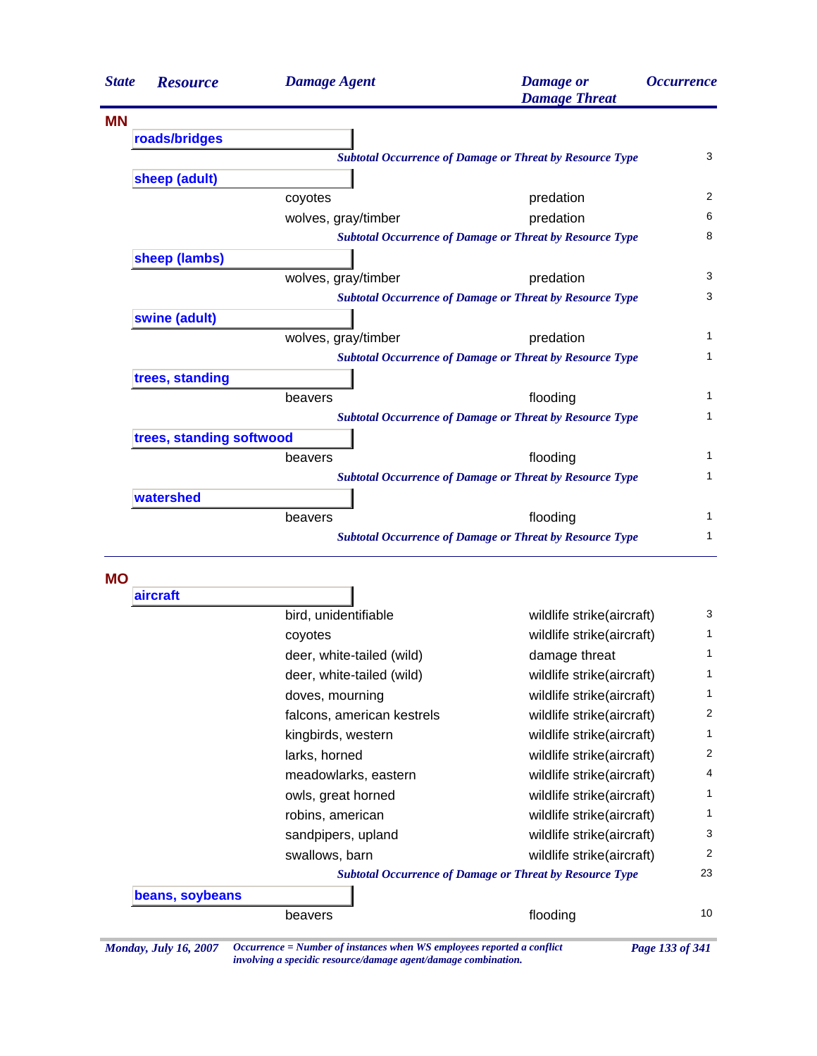| State | Resource | Damage Agent | Damage or Damage Threat | Occurrence |
|---|---|---|---|---|
| **MN** | | | | |
| | **roads/bridges** | | | |
| | | *Subtotal Occurrence of Damage or Threat by Resource Type* | | 3 |
| | **sheep (adult)** | | | |
| | | coyotes | predation | 2 |
| | | wolves, gray/timber | predation | 6 |
| | | *Subtotal Occurrence of Damage or Threat by Resource Type* | | 8 |
| | **sheep (lambs)** | | | |
| | | wolves, gray/timber | predation | 3 |
| | | *Subtotal Occurrence of Damage or Threat by Resource Type* | | 3 |
| | **swine (adult)** | | | |
| | | wolves, gray/timber | predation | 1 |
| | | *Subtotal Occurrence of Damage or Threat by Resource Type* | | 1 |
| | **trees, standing** | | | |
| | | beavers | flooding | 1 |
| | | *Subtotal Occurrence of Damage or Threat by Resource Type* | | 1 |
| | **trees, standing softwood** | | | |
| | | beavers | flooding | 1 |
| | | *Subtotal Occurrence of Damage or Threat by Resource Type* | | 1 |
| | **watershed** | | | |
| | | beavers | flooding | 1 |
| | | *Subtotal Occurrence of Damage or Threat by Resource Type* | | 1 |
| **MO** | | | | |
| | **aircraft** | | | |
| | | bird, unidentifiable | wildlife strike(aircraft) | 3 |
| | | coyotes | wildlife strike(aircraft) | 1 |
| | | deer, white-tailed (wild) | damage threat | 1 |
| | | deer, white-tailed (wild) | wildlife strike(aircraft) | 1 |
| | | doves, mourning | wildlife strike(aircraft) | 1 |
| | | falcons, american kestrels | wildlife strike(aircraft) | 2 |
| | | kingbirds, western | wildlife strike(aircraft) | 1 |
| | | larks, horned | wildlife strike(aircraft) | 2 |
| | | meadowlarks, eastern | wildlife strike(aircraft) | 4 |
| | | owls, great horned | wildlife strike(aircraft) | 1 |
| | | robins, american | wildlife strike(aircraft) | 1 |
| | | sandpipers, upland | wildlife strike(aircraft) | 3 |
| | | swallows, barn | wildlife strike(aircraft) | 2 |
| | | *Subtotal Occurrence of Damage or Threat by Resource Type* | | 23 |
| | **beans, soybeans** | | | |
| | | beavers | flooding | 10 |

*Monday, July 16, 2007* — *Occurrence = Number of instances when WS employees reported a conflict involving a specidic resource/damage agent/damage combination.*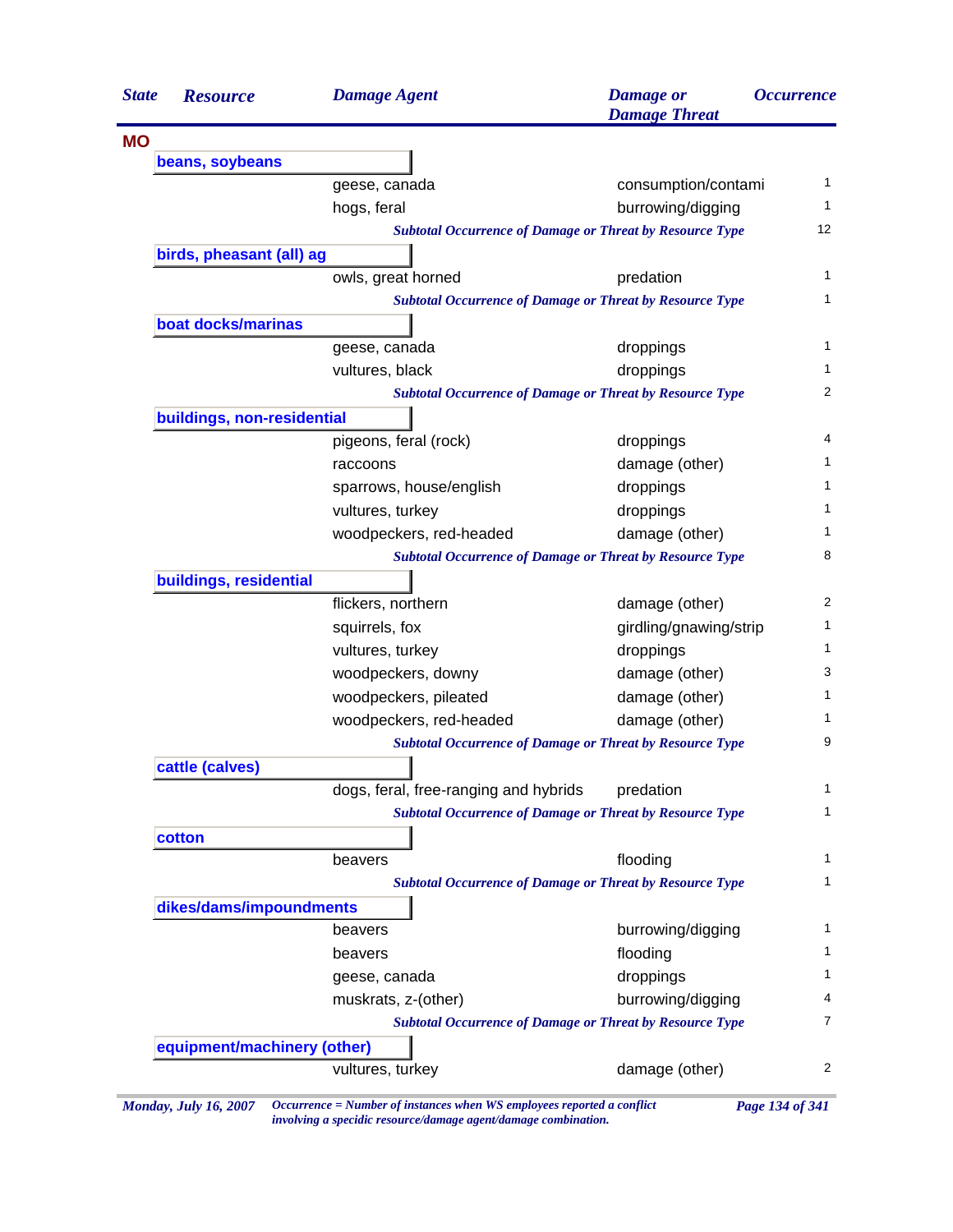| State | Resource | Damage Agent | Damage or Damage Threat | Occurrence |
|---|---|---|---|---|
| **MO** | | | | |
| | **beans, soybeans** | | | |
| | | geese, canada | consumption/contami | 1 |
| | | hogs, feral | burrowing/digging | 1 |
| | | *Subtotal Occurrence of Damage or Threat by Resource Type* | | 12 |
| | **birds, pheasant (all) ag** | | | |
| | | owls, great horned | predation | 1 |
| | | *Subtotal Occurrence of Damage or Threat by Resource Type* | | 1 |
| | **boat docks/marinas** | | | |
| | | geese, canada | droppings | 1 |
| | | vultures, black | droppings | 1 |
| | | *Subtotal Occurrence of Damage or Threat by Resource Type* | | 2 |
| | **buildings, non-residential** | | | |
| | | pigeons, feral (rock) | droppings | 4 |
| | | raccoons | damage (other) | 1 |
| | | sparrows, house/english | droppings | 1 |
| | | vultures, turkey | droppings | 1 |
| | | woodpeckers, red-headed | damage (other) | 1 |
| | | *Subtotal Occurrence of Damage or Threat by Resource Type* | | 8 |
| | **buildings, residential** | | | |
| | | flickers, northern | damage (other) | 2 |
| | | squirrels, fox | girdling/gnawing/strip | 1 |
| | | vultures, turkey | droppings | 1 |
| | | woodpeckers, downy | damage (other) | 3 |
| | | woodpeckers, pileated | damage (other) | 1 |
| | | woodpeckers, red-headed | damage (other) | 1 |
| | | *Subtotal Occurrence of Damage or Threat by Resource Type* | | 9 |
| | **cattle (calves)** | | | |
| | | dogs, feral, free-ranging and hybrids | predation | 1 |
| | | *Subtotal Occurrence of Damage or Threat by Resource Type* | | 1 |
| | **cotton** | | | |
| | | beavers | flooding | 1 |
| | | *Subtotal Occurrence of Damage or Threat by Resource Type* | | 1 |
| | **dikes/dams/impoundments** | | | |
| | | beavers | burrowing/digging | 1 |
| | | beavers | flooding | 1 |
| | | geese, canada | droppings | 1 |
| | | muskrats, z-(other) | burrowing/digging | 4 |
| | | *Subtotal Occurrence of Damage or Threat by Resource Type* | | 7 |
| | **equipment/machinery (other)** | | | |
| | | vultures, turkey | damage (other) | 2 |

*Occurrence = Number of instances when WS employees reported a conflict involving a specidic resource/damage agent/damage combination.*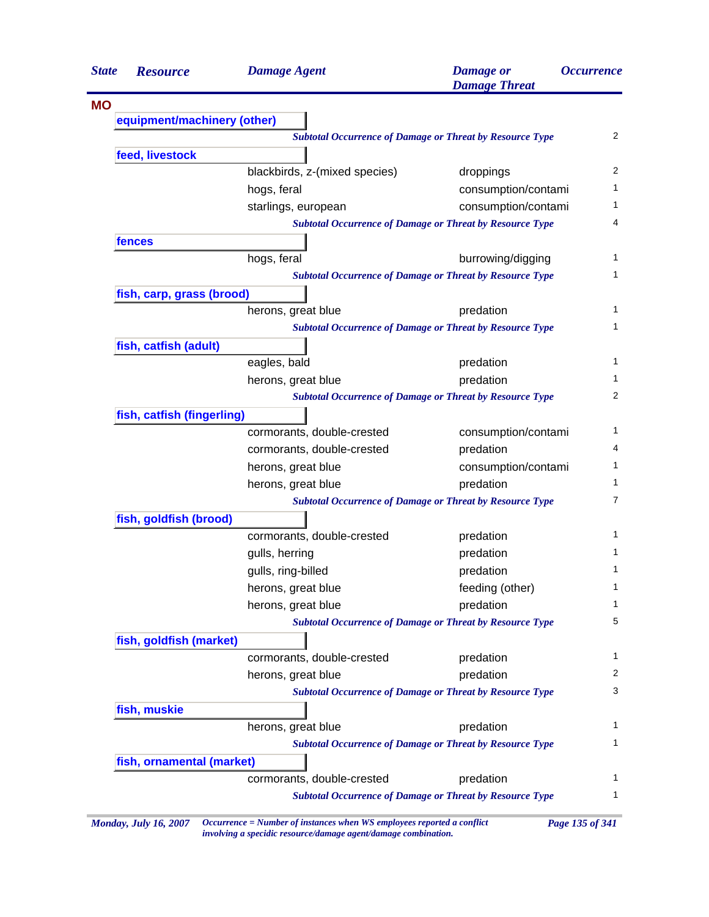| State | Resource | Damage Agent | Damage or Damage Threat | Occurrence |
|---|---|---|---|---|
| **MO** | | | | |
| | **equipment/machinery (other)** | | | |
| | | *Subtotal Occurrence of Damage or Threat by Resource Type* | | 2 |
| | **feed, livestock** | | | |
| | | blackbirds, z-(mixed species) | droppings | 2 |
| | | hogs, feral | consumption/contami | 1 |
| | | starlings, european | consumption/contami | 1 |
| | | *Subtotal Occurrence of Damage or Threat by Resource Type* | | 4 |
| | **fences** | | | |
| | | hogs, feral | burrowing/digging | 1 |
| | | *Subtotal Occurrence of Damage or Threat by Resource Type* | | 1 |
| | **fish, carp, grass (brood)** | | | |
| | | herons, great blue | predation | 1 |
| | | *Subtotal Occurrence of Damage or Threat by Resource Type* | | 1 |
| | **fish, catfish (adult)** | | | |
| | | eagles, bald | predation | 1 |
| | | herons, great blue | predation | 1 |
| | | *Subtotal Occurrence of Damage or Threat by Resource Type* | | 2 |
| | **fish, catfish (fingerling)** | | | |
| | | cormorants, double-crested | consumption/contami | 1 |
| | | cormorants, double-crested | predation | 4 |
| | | herons, great blue | consumption/contami | 1 |
| | | herons, great blue | predation | 1 |
| | | *Subtotal Occurrence of Damage or Threat by Resource Type* | | 7 |
| | **fish, goldfish (brood)** | | | |
| | | cormorants, double-crested | predation | 1 |
| | | gulls, herring | predation | 1 |
| | | gulls, ring-billed | predation | 1 |
| | | herons, great blue | feeding (other) | 1 |
| | | herons, great blue | predation | 1 |
| | | *Subtotal Occurrence of Damage or Threat by Resource Type* | | 5 |
| | **fish, goldfish (market)** | | | |
| | | cormorants, double-crested | predation | 1 |
| | | herons, great blue | predation | 2 |
| | | *Subtotal Occurrence of Damage or Threat by Resource Type* | | 3 |
| | **fish, muskie** | | | |
| | | herons, great blue | predation | 1 |
| | | *Subtotal Occurrence of Damage or Threat by Resource Type* | | 1 |
| | **fish, ornamental (market)** | | | |
| | | cormorants, double-crested | predation | 1 |
| | | *Subtotal Occurrence of Damage or Threat by Resource Type* | | 1 |

*Monday, July 16, 2007* *Occurrence = Number of instances when WS employees reported a conflict involving a specidic resource/damage agent/damage combination.*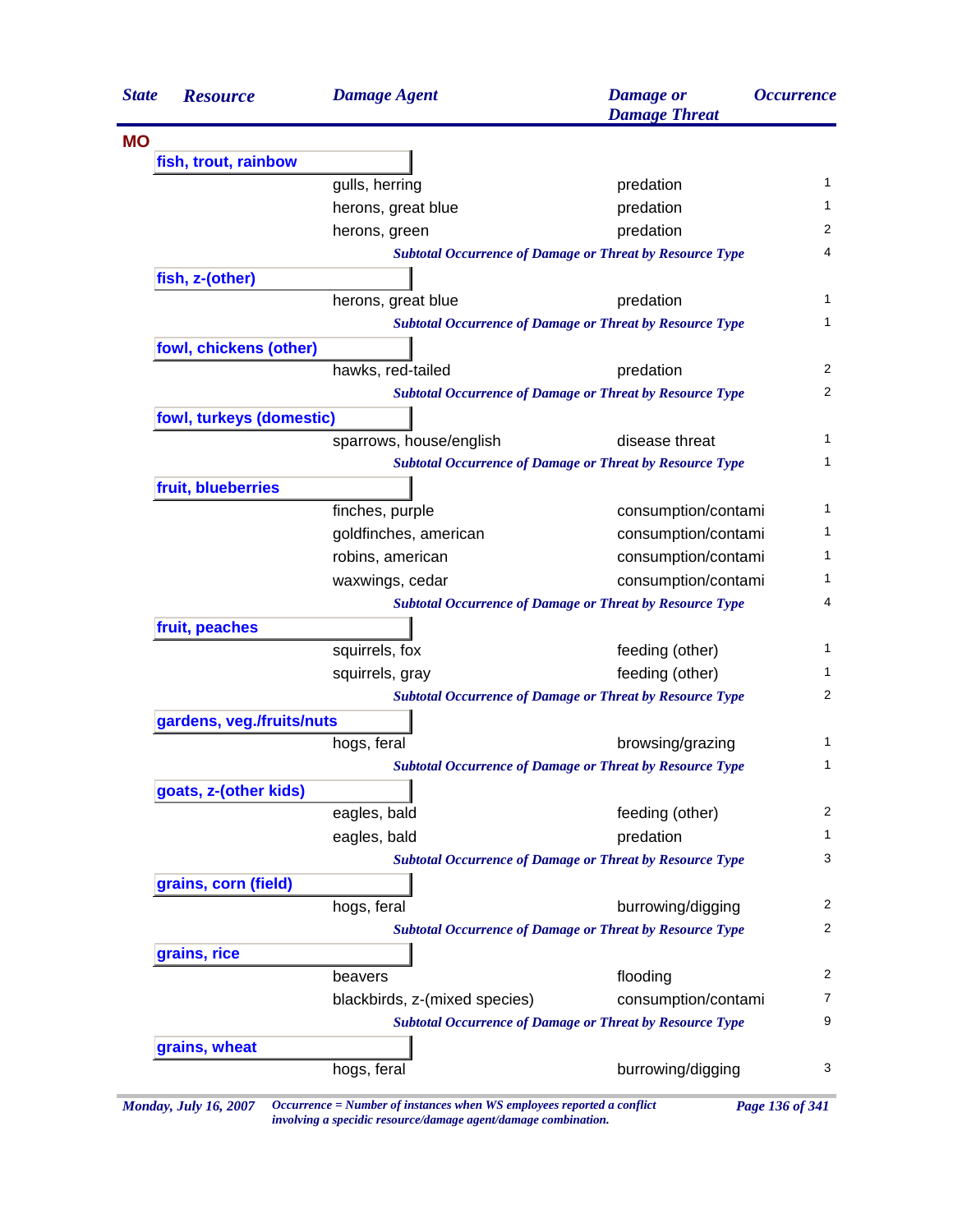| State | Resource | Damage Agent | Damage or Damage Threat | Occurrence |
|---|---|---|---|---|
| **MO** | | | | |
| | **fish, trout, rainbow** | | | |
| | | gulls, herring | predation | 1 |
| | | herons, great blue | predation | 1 |
| | | herons, green | predation | 2 |
| | | *Subtotal Occurrence of Damage or Threat by Resource Type* | | 4 |
| | **fish, z-(other)** | | | |
| | | herons, great blue | predation | 1 |
| | | *Subtotal Occurrence of Damage or Threat by Resource Type* | | 1 |
| | **fowl, chickens (other)** | | | |
| | | hawks, red-tailed | predation | 2 |
| | | *Subtotal Occurrence of Damage or Threat by Resource Type* | | 2 |
| | **fowl, turkeys (domestic)** | | | |
| | | sparrows, house/english | disease threat | 1 |
| | | *Subtotal Occurrence of Damage or Threat by Resource Type* | | 1 |
| | **fruit, blueberries** | | | |
| | | finches, purple | consumption/contami | 1 |
| | | goldfinches, american | consumption/contami | 1 |
| | | robins, american | consumption/contami | 1 |
| | | waxwings, cedar | consumption/contami | 1 |
| | | *Subtotal Occurrence of Damage or Threat by Resource Type* | | 4 |
| | **fruit, peaches** | | | |
| | | squirrels, fox | feeding (other) | 1 |
| | | squirrels, gray | feeding (other) | 1 |
| | | *Subtotal Occurrence of Damage or Threat by Resource Type* | | 2 |
| | **gardens, veg./fruits/nuts** | | | |
| | | hogs, feral | browsing/grazing | 1 |
| | | *Subtotal Occurrence of Damage or Threat by Resource Type* | | 1 |
| | **goats, z-(other kids)** | | | |
| | | eagles, bald | feeding (other) | 2 |
| | | eagles, bald | predation | 1 |
| | | *Subtotal Occurrence of Damage or Threat by Resource Type* | | 3 |
| | **grains, corn (field)** | | | |
| | | hogs, feral | burrowing/digging | 2 |
| | | *Subtotal Occurrence of Damage or Threat by Resource Type* | | 2 |
| | **grains, rice** | | | |
| | | beavers | flooding | 2 |
| | | blackbirds, z-(mixed species) | consumption/contami | 7 |
| | | *Subtotal Occurrence of Damage or Threat by Resource Type* | | 9 |
| | **grains, wheat** | | | |
| | | hogs, feral | burrowing/digging | 3 |

*Occurrence = Number of instances when WS employees reported a conflict involving a specidic resource/damage agent/damage combination.*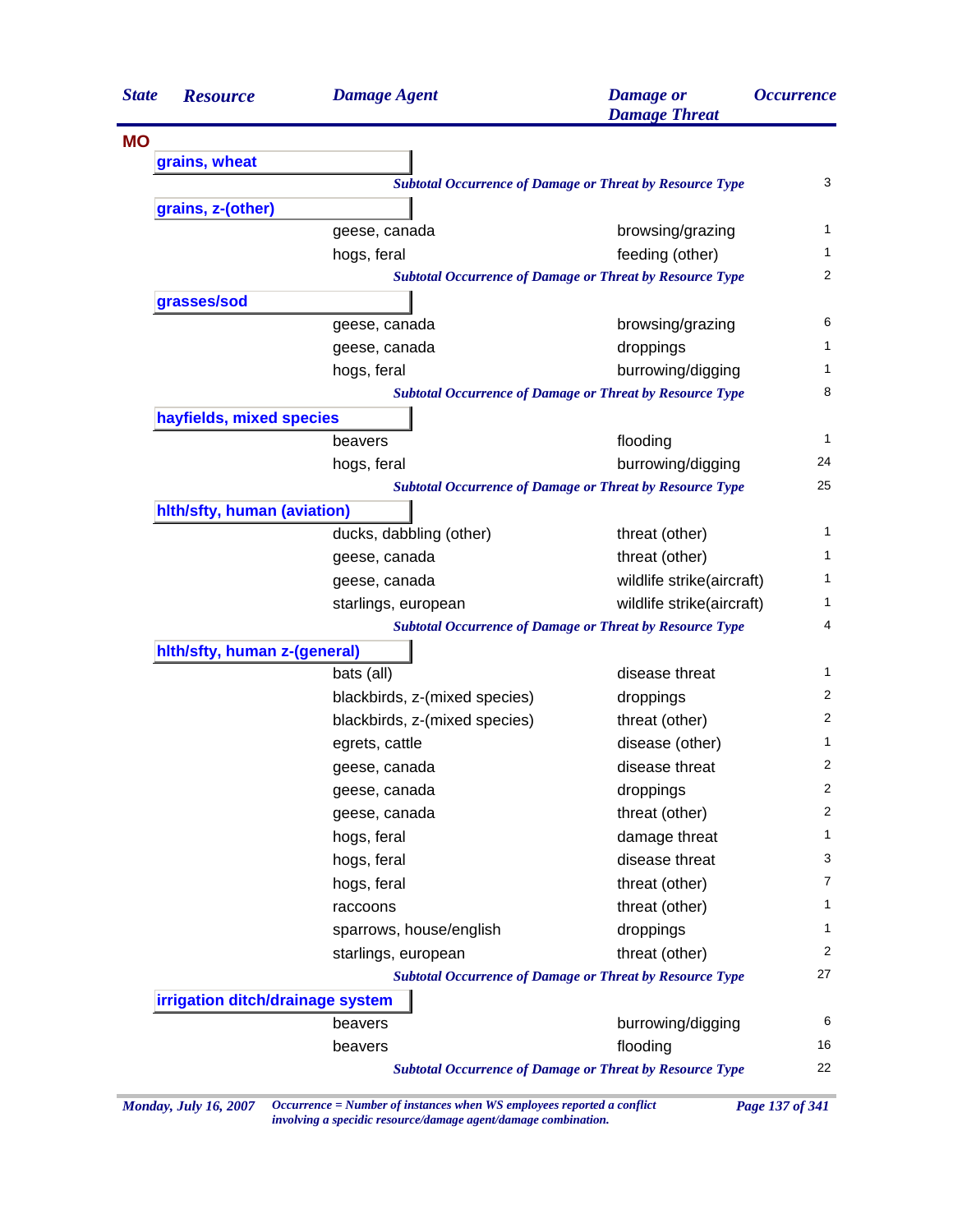| State | Resource | Damage Agent | Damage or Damage Threat | Occurrence |
|---|---|---|---|---|
| **MO** | | | | |
| | **grains, wheat** | | | |
| | | *Subtotal Occurrence of Damage or Threat by Resource Type* | | 3 |
| | **grains, z-(other)** | | | |
| | | geese, canada | browsing/grazing | 1 |
| | | hogs, feral | feeding (other) | 1 |
| | | *Subtotal Occurrence of Damage or Threat by Resource Type* | | 2 |
| | **grasses/sod** | | | |
| | | geese, canada | browsing/grazing | 6 |
| | | geese, canada | droppings | 1 |
| | | hogs, feral | burrowing/digging | 1 |
| | | *Subtotal Occurrence of Damage or Threat by Resource Type* | | 8 |
| | **hayfields, mixed species** | | | |
| | | beavers | flooding | 1 |
| | | hogs, feral | burrowing/digging | 24 |
| | | *Subtotal Occurrence of Damage or Threat by Resource Type* | | 25 |
| | **hlth/sfty, human (aviation)** | | | |
| | | ducks, dabbling (other) | threat (other) | 1 |
| | | geese, canada | threat (other) | 1 |
| | | geese, canada | wildlife strike(aircraft) | 1 |
| | | starlings, european | wildlife strike(aircraft) | 1 |
| | | *Subtotal Occurrence of Damage or Threat by Resource Type* | | 4 |
| | **hlth/sfty, human z-(general)** | | | |
| | | bats (all) | disease threat | 1 |
| | | blackbirds, z-(mixed species) | droppings | 2 |
| | | blackbirds, z-(mixed species) | threat (other) | 2 |
| | | egrets, cattle | disease (other) | 1 |
| | | geese, canada | disease threat | 2 |
| | | geese, canada | droppings | 2 |
| | | geese, canada | threat (other) | 2 |
| | | hogs, feral | damage threat | 1 |
| | | hogs, feral | disease threat | 3 |
| | | hogs, feral | threat (other) | 7 |
| | | raccoons | threat (other) | 1 |
| | | sparrows, house/english | droppings | 1 |
| | | starlings, european | threat (other) | 2 |
| | | *Subtotal Occurrence of Damage or Threat by Resource Type* | | 27 |
| | **irrigation ditch/drainage system** | | | |
| | | beavers | burrowing/digging | 6 |
| | | beavers | flooding | 16 |
| | | *Subtotal Occurrence of Damage or Threat by Resource Type* | | 22 |

*Occurrence = Number of instances when WS employees reported a conflict involving a specidic resource/damage agent/damage combination.*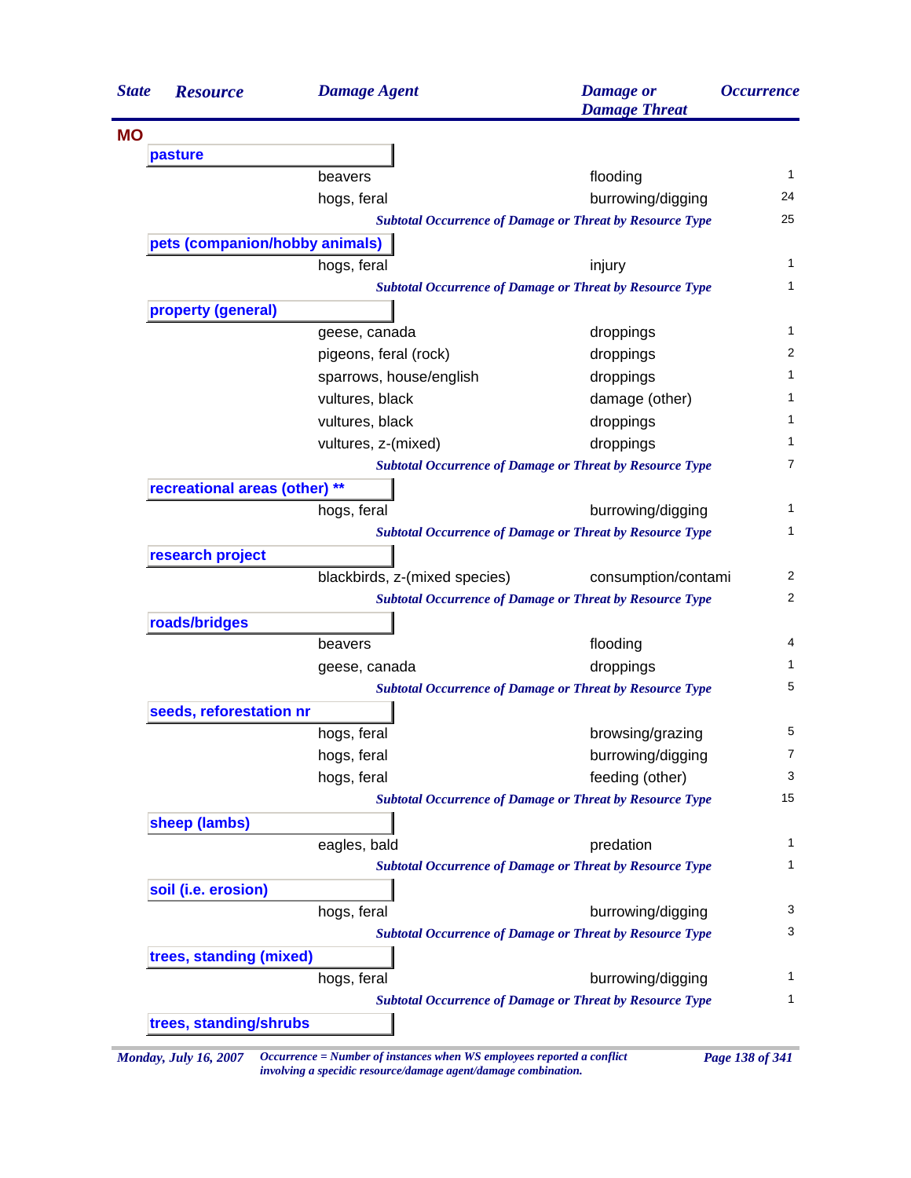| State | Resource | Damage Agent | Damage or Damage Threat | Occurrence |
|---|---|---|---|---|
| **MO** | | | | |
| | **pasture** | | | |
| | | beavers | flooding | 1 |
| | | hogs, feral | burrowing/digging | 24 |
| | | *Subtotal Occurrence of Damage or Threat by Resource Type* | | 25 |
| | **pets (companion/hobby animals)** | | | |
| | | hogs, feral | injury | 1 |
| | | *Subtotal Occurrence of Damage or Threat by Resource Type* | | 1 |
| | **property (general)** | | | |
| | | geese, canada | droppings | 1 |
| | | pigeons, feral (rock) | droppings | 2 |
| | | sparrows, house/english | droppings | 1 |
| | | vultures, black | damage (other) | 1 |
| | | vultures, black | droppings | 1 |
| | | vultures, z-(mixed) | droppings | 1 |
| | | *Subtotal Occurrence of Damage or Threat by Resource Type* | | 7 |
| | **recreational areas (other) ** ** | | | |
| | | hogs, feral | burrowing/digging | 1 |
| | | *Subtotal Occurrence of Damage or Threat by Resource Type* | | 1 |
| | **research project** | | | |
| | | blackbirds, z-(mixed species) | consumption/contami | 2 |
| | | *Subtotal Occurrence of Damage or Threat by Resource Type* | | 2 |
| | **roads/bridges** | | | |
| | | beavers | flooding | 4 |
| | | geese, canada | droppings | 1 |
| | | *Subtotal Occurrence of Damage or Threat by Resource Type* | | 5 |
| | **seeds, reforestation nr** | | | |
| | | hogs, feral | browsing/grazing | 5 |
| | | hogs, feral | burrowing/digging | 7 |
| | | hogs, feral | feeding (other) | 3 |
| | | *Subtotal Occurrence of Damage or Threat by Resource Type* | | 15 |
| | **sheep (lambs)** | | | |
| | | eagles, bald | predation | 1 |
| | | *Subtotal Occurrence of Damage or Threat by Resource Type* | | 1 |
| | **soil (i.e. erosion)** | | | |
| | | hogs, feral | burrowing/digging | 3 |
| | | *Subtotal Occurrence of Damage or Threat by Resource Type* | | 3 |
| | **trees, standing (mixed)** | | | |
| | | hogs, feral | burrowing/digging | 1 |
| | | *Subtotal Occurrence of Damage or Threat by Resource Type* | | 1 |
| | **trees, standing/shrubs** | | | |

*Monday, July 16, 2007* — *Occurrence = Number of instances when WS employees reported a conflict involving a specidic resource/damage agent/damage combination.*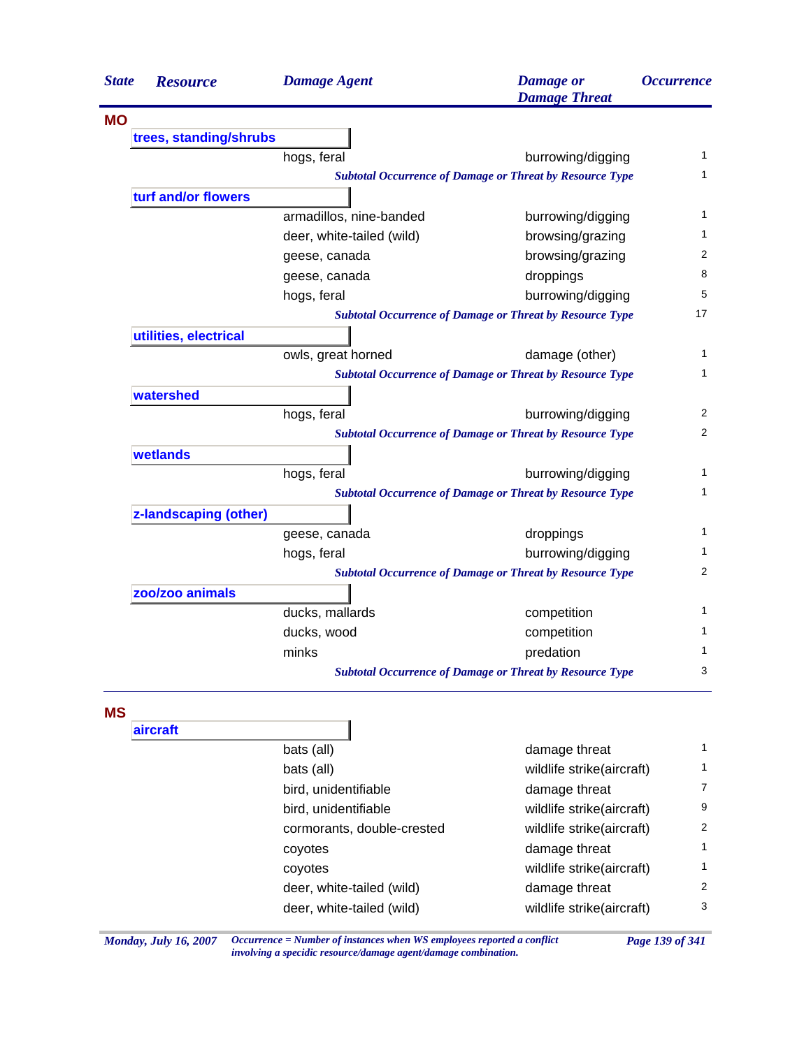| State | Resource | Damage Agent | Damage or Damage Threat | Occurrence |
|---|---|---|---|---|
| **MO** | | | | |
| | **trees, standing/shrubs** | | | |
| | | hogs, feral | burrowing/digging | 1 |
| | | *Subtotal Occurrence of Damage or Threat by Resource Type* | | 1 |
| | **turf and/or flowers** | | | |
| | | armadillos, nine-banded | burrowing/digging | 1 |
| | | deer, white-tailed (wild) | browsing/grazing | 1 |
| | | geese, canada | browsing/grazing | 2 |
| | | geese, canada | droppings | 8 |
| | | hogs, feral | burrowing/digging | 5 |
| | | *Subtotal Occurrence of Damage or Threat by Resource Type* | | 17 |
| | **utilities, electrical** | | | |
| | | owls, great horned | damage (other) | 1 |
| | | *Subtotal Occurrence of Damage or Threat by Resource Type* | | 1 |
| | **watershed** | | | |
| | | hogs, feral | burrowing/digging | 2 |
| | | *Subtotal Occurrence of Damage or Threat by Resource Type* | | 2 |
| | **wetlands** | | | |
| | | hogs, feral | burrowing/digging | 1 |
| | | *Subtotal Occurrence of Damage or Threat by Resource Type* | | 1 |
| | **z-landscaping (other)** | | | |
| | | geese, canada | droppings | 1 |
| | | hogs, feral | burrowing/digging | 1 |
| | | *Subtotal Occurrence of Damage or Threat by Resource Type* | | 2 |
| | **zoo/zoo animals** | | | |
| | | ducks, mallards | competition | 1 |
| | | ducks, wood | competition | 1 |
| | | minks | predation | 1 |
| | | *Subtotal Occurrence of Damage or Threat by Resource Type* | | 3 |
| **MS** | | | | |
| | **aircraft** | | | |
| | | bats (all) | damage threat | 1 |
| | | bats (all) | wildlife strike(aircraft) | 1 |
| | | bird, unidentifiable | damage threat | 7 |
| | | bird, unidentifiable | wildlife strike(aircraft) | 9 |
| | | cormorants, double-crested | wildlife strike(aircraft) | 2 |
| | | coyotes | damage threat | 1 |
| | | coyotes | wildlife strike(aircraft) | 1 |
| | | deer, white-tailed (wild) | damage threat | 2 |
| | | deer, white-tailed (wild) | wildlife strike(aircraft) | 3 |

*Occurrence = Number of instances when WS employees reported a conflict involving a specidic resource/damage agent/damage combination.*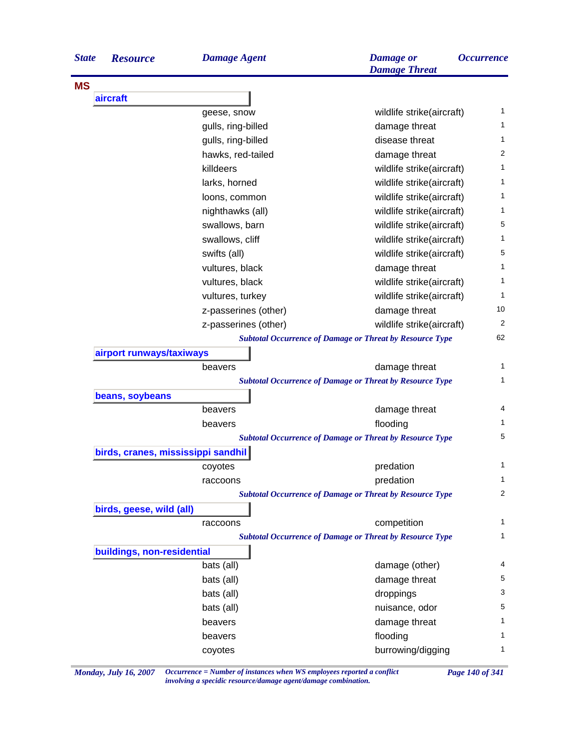| State | Resource | Damage Agent | Damage or Damage Threat | Occurrence |
|---|---|---|---|---|
| **MS** | | | | |
| | **aircraft** | | | |
| | | geese, snow | wildlife strike(aircraft) | 1 |
| | | gulls, ring-billed | damage threat | 1 |
| | | gulls, ring-billed | disease threat | 1 |
| | | hawks, red-tailed | damage threat | 2 |
| | | killdeers | wildlife strike(aircraft) | 1 |
| | | larks, horned | wildlife strike(aircraft) | 1 |
| | | loons, common | wildlife strike(aircraft) | 1 |
| | | nighthawks (all) | wildlife strike(aircraft) | 1 |
| | | swallows, barn | wildlife strike(aircraft) | 5 |
| | | swallows, cliff | wildlife strike(aircraft) | 1 |
| | | swifts (all) | wildlife strike(aircraft) | 5 |
| | | vultures, black | damage threat | 1 |
| | | vultures, black | wildlife strike(aircraft) | 1 |
| | | vultures, turkey | wildlife strike(aircraft) | 1 |
| | | z-passerines (other) | damage threat | 10 |
| | | z-passerines (other) | wildlife strike(aircraft) | 2 |
| | | *Subtotal Occurrence of Damage or Threat by Resource Type* | | 62 |
| | **airport runways/taxiways** | | | |
| | | beavers | damage threat | 1 |
| | | *Subtotal Occurrence of Damage or Threat by Resource Type* | | 1 |
| | **beans, soybeans** | | | |
| | | beavers | damage threat | 4 |
| | | beavers | flooding | 1 |
| | | *Subtotal Occurrence of Damage or Threat by Resource Type* | | 5 |
| | **birds, cranes, mississippi sandhil** | | | |
| | | coyotes | predation | 1 |
| | | raccoons | predation | 1 |
| | | *Subtotal Occurrence of Damage or Threat by Resource Type* | | 2 |
| | **birds, geese, wild (all)** | | | |
| | | raccoons | competition | 1 |
| | | *Subtotal Occurrence of Damage or Threat by Resource Type* | | 1 |
| | **buildings, non-residential** | | | |
| | | bats (all) | damage (other) | 4 |
| | | bats (all) | damage threat | 5 |
| | | bats (all) | droppings | 3 |
| | | bats (all) | nuisance, odor | 5 |
| | | beavers | damage threat | 1 |
| | | beavers | flooding | 1 |
| | | coyotes | burrowing/digging | 1 |

*Occurrence = Number of instances when WS employees reported a conflict involving a specidic resource/damage agent/damage combination.*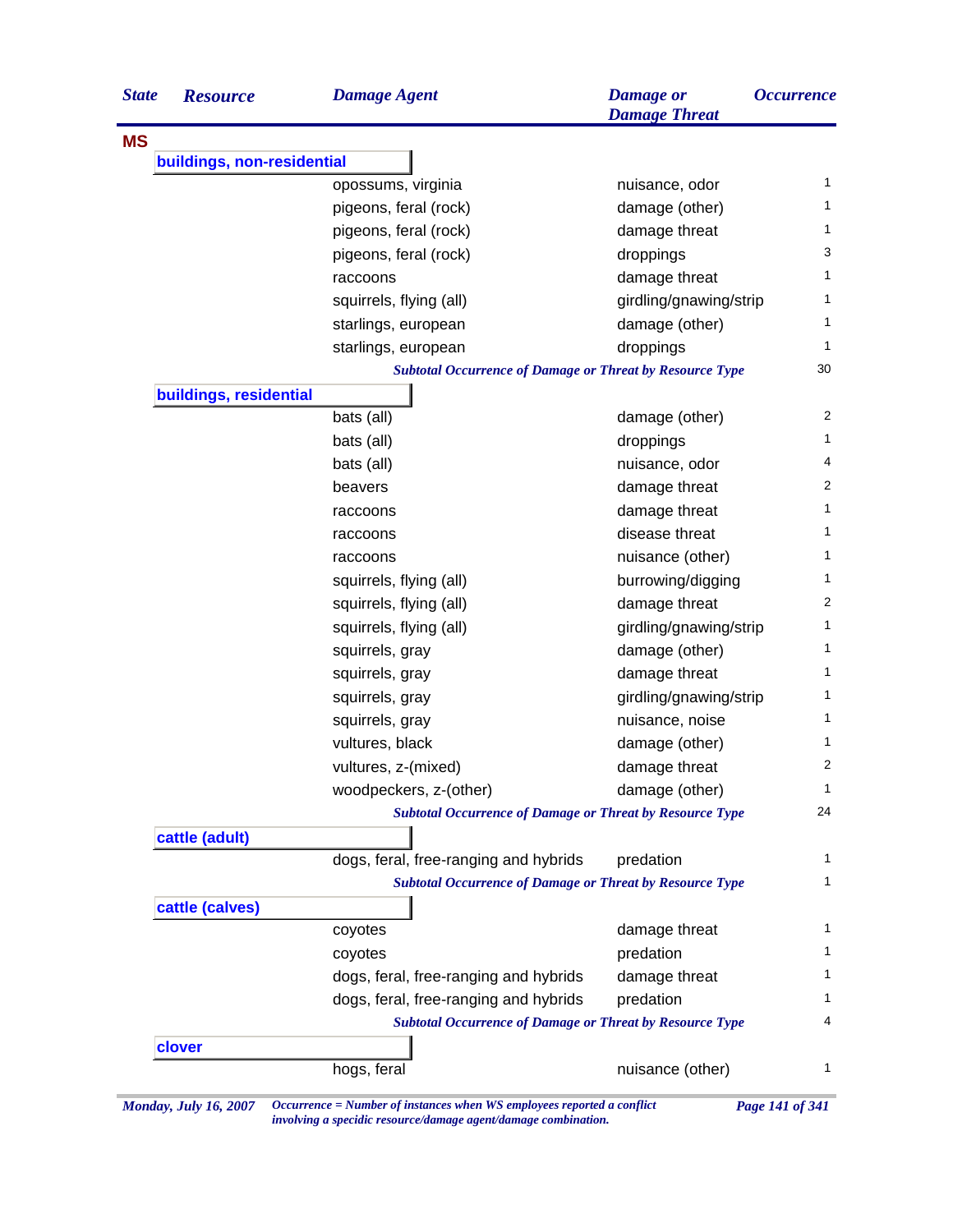| State | Resource | Damage Agent | Damage or Damage Threat | Occurrence |
|---|---|---|---|---|
| **MS** | | | | |
| | **buildings, non-residential** | | | |
| | | opossums, virginia | nuisance, odor | 1 |
| | | pigeons, feral (rock) | damage (other) | 1 |
| | | pigeons, feral (rock) | damage threat | 1 |
| | | pigeons, feral (rock) | droppings | 3 |
| | | raccoons | damage threat | 1 |
| | | squirrels, flying (all) | girdling/gnawing/strip | 1 |
| | | starlings, european | damage (other) | 1 |
| | | starlings, european | droppings | 1 |
| | | *Subtotal Occurrence of Damage or Threat by Resource Type* | | 30 |
| | **buildings, residential** | | | |
| | | bats (all) | damage (other) | 2 |
| | | bats (all) | droppings | 1 |
| | | bats (all) | nuisance, odor | 4 |
| | | beavers | damage threat | 2 |
| | | raccoons | damage threat | 1 |
| | | raccoons | disease threat | 1 |
| | | raccoons | nuisance (other) | 1 |
| | | squirrels, flying (all) | burrowing/digging | 1 |
| | | squirrels, flying (all) | damage threat | 2 |
| | | squirrels, flying (all) | girdling/gnawing/strip | 1 |
| | | squirrels, gray | damage (other) | 1 |
| | | squirrels, gray | damage threat | 1 |
| | | squirrels, gray | girdling/gnawing/strip | 1 |
| | | squirrels, gray | nuisance, noise | 1 |
| | | vultures, black | damage (other) | 1 |
| | | vultures, z-(mixed) | damage threat | 2 |
| | | woodpeckers, z-(other) | damage (other) | 1 |
| | | *Subtotal Occurrence of Damage or Threat by Resource Type* | | 24 |
| | **cattle (adult)** | | | |
| | | dogs, feral, free-ranging and hybrids | predation | 1 |
| | | *Subtotal Occurrence of Damage or Threat by Resource Type* | | 1 |
| | **cattle (calves)** | | | |
| | | coyotes | damage threat | 1 |
| | | coyotes | predation | 1 |
| | | dogs, feral, free-ranging and hybrids | damage threat | 1 |
| | | dogs, feral, free-ranging and hybrids | predation | 1 |
| | | *Subtotal Occurrence of Damage or Threat by Resource Type* | | 4 |
| | **clover** | | | |
| | | hogs, feral | nuisance (other) | 1 |

*Occurrence = Number of instances when WS employees reported a conflict involving a specidic resource/damage agent/damage combination.*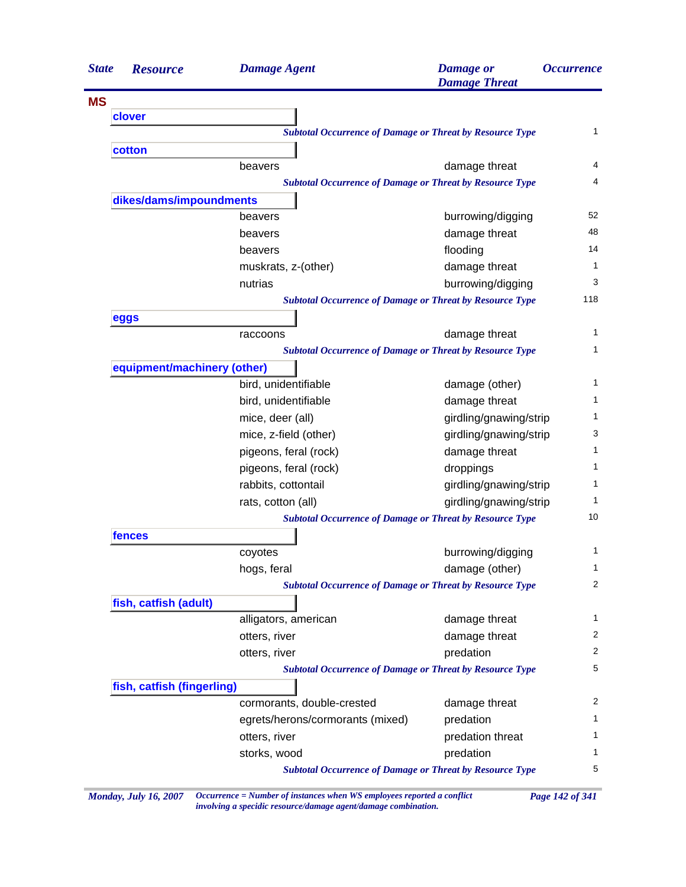| State | Resource | Damage Agent | Damage or Damage Threat | Occurrence |
|---|---|---|---|---|
| **MS** | | | | |
| | **clover** | | | |
| | | *Subtotal Occurrence of Damage or Threat by Resource Type* | | 1 |
| | **cotton** | | | |
| | | beavers | damage threat | 4 |
| | | *Subtotal Occurrence of Damage or Threat by Resource Type* | | 4 |
| | **dikes/dams/impoundments** | | | |
| | | beavers | burrowing/digging | 52 |
| | | beavers | damage threat | 48 |
| | | beavers | flooding | 14 |
| | | muskrats, z-(other) | damage threat | 1 |
| | | nutrias | burrowing/digging | 3 |
| | | *Subtotal Occurrence of Damage or Threat by Resource Type* | | 118 |
| | **eggs** | | | |
| | | raccoons | damage threat | 1 |
| | | *Subtotal Occurrence of Damage or Threat by Resource Type* | | 1 |
| | **equipment/machinery (other)** | | | |
| | | bird, unidentifiable | damage (other) | 1 |
| | | bird, unidentifiable | damage threat | 1 |
| | | mice, deer (all) | girdling/gnawing/strip | 1 |
| | | mice, z-field (other) | girdling/gnawing/strip | 3 |
| | | pigeons, feral (rock) | damage threat | 1 |
| | | pigeons, feral (rock) | droppings | 1 |
| | | rabbits, cottontail | girdling/gnawing/strip | 1 |
| | | rats, cotton (all) | girdling/gnawing/strip | 1 |
| | | *Subtotal Occurrence of Damage or Threat by Resource Type* | | 10 |
| | **fences** | | | |
| | | coyotes | burrowing/digging | 1 |
| | | hogs, feral | damage (other) | 1 |
| | | *Subtotal Occurrence of Damage or Threat by Resource Type* | | 2 |
| | **fish, catfish (adult)** | | | |
| | | alligators, american | damage threat | 1 |
| | | otters, river | damage threat | 2 |
| | | otters, river | predation | 2 |
| | | *Subtotal Occurrence of Damage or Threat by Resource Type* | | 5 |
| | **fish, catfish (fingerling)** | | | |
| | | cormorants, double-crested | damage threat | 2 |
| | | egrets/herons/cormorants (mixed) | predation | 1 |
| | | otters, river | predation threat | 1 |
| | | storks, wood | predation | 1 |
| | | *Subtotal Occurrence of Damage or Threat by Resource Type* | | 5 |

*Monday, July 16, 2007*

*Occurrence = Number of instances when WS employees reported a conflict involving a specidic resource/damage agent/damage combination.*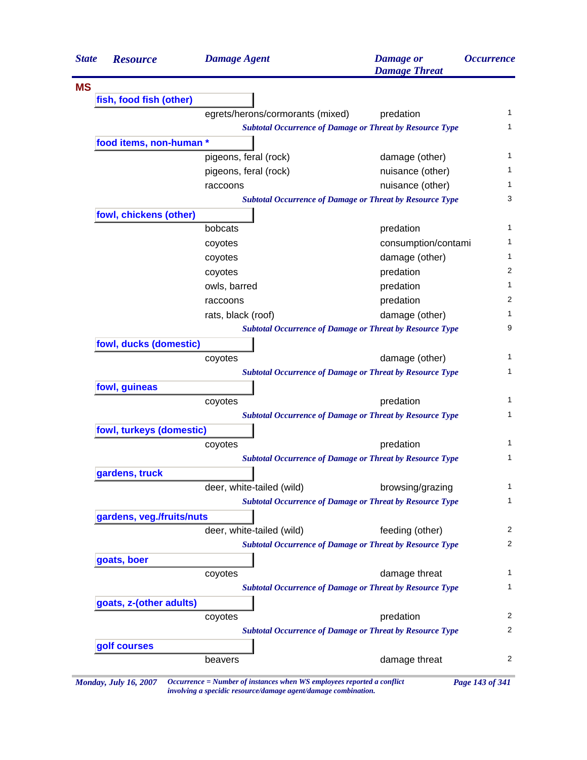| State | Resource | Damage Agent | Damage or Damage Threat | Occurrence |
|---|---|---|---|---|
| **MS** | | | | |
| | **fish, food fish (other)** | | | |
| | | egrets/herons/cormorants (mixed) | predation | 1 |
| | | *Subtotal Occurrence of Damage or Threat by Resource Type* | | 1 |
| | **food items, non-human *** | | | |
| | | pigeons, feral (rock) | damage (other) | 1 |
| | | pigeons, feral (rock) | nuisance (other) | 1 |
| | | raccoons | nuisance (other) | 1 |
| | | *Subtotal Occurrence of Damage or Threat by Resource Type* | | 3 |
| | **fowl, chickens (other)** | | | |
| | | bobcats | predation | 1 |
| | | coyotes | consumption/contami | 1 |
| | | coyotes | damage (other) | 1 |
| | | coyotes | predation | 2 |
| | | owls, barred | predation | 1 |
| | | raccoons | predation | 2 |
| | | rats, black (roof) | damage (other) | 1 |
| | | *Subtotal Occurrence of Damage or Threat by Resource Type* | | 9 |
| | **fowl, ducks (domestic)** | | | |
| | | coyotes | damage (other) | 1 |
| | | *Subtotal Occurrence of Damage or Threat by Resource Type* | | 1 |
| | **fowl, guineas** | | | |
| | | coyotes | predation | 1 |
| | | *Subtotal Occurrence of Damage or Threat by Resource Type* | | 1 |
| | **fowl, turkeys (domestic)** | | | |
| | | coyotes | predation | 1 |
| | | *Subtotal Occurrence of Damage or Threat by Resource Type* | | 1 |
| | **gardens, truck** | | | |
| | | deer, white-tailed (wild) | browsing/grazing | 1 |
| | | *Subtotal Occurrence of Damage or Threat by Resource Type* | | 1 |
| | **gardens, veg./fruits/nuts** | | | |
| | | deer, white-tailed (wild) | feeding (other) | 2 |
| | | *Subtotal Occurrence of Damage or Threat by Resource Type* | | 2 |
| | **goats, boer** | | | |
| | | coyotes | damage threat | 1 |
| | | *Subtotal Occurrence of Damage or Threat by Resource Type* | | 1 |
| | **goats, z-(other adults)** | | | |
| | | coyotes | predation | 2 |
| | | *Subtotal Occurrence of Damage or Threat by Resource Type* | | 2 |
| | **golf courses** | | | |
| | | beavers | damage threat | 2 |

*Occurrence = Number of instances when WS employees reported a conflict involving a specidic resource/damage agent/damage combination.*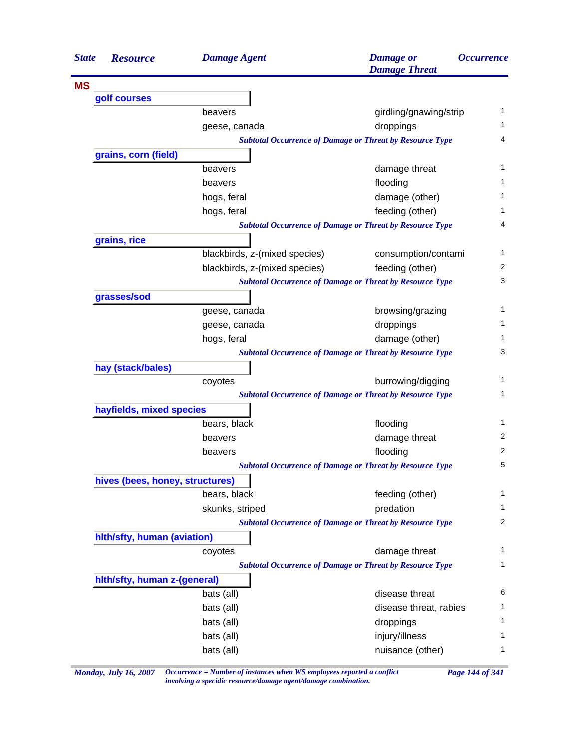| State | Resource | Damage Agent | Damage or Damage Threat | Occurrence |
|---|---|---|---|---|
| **MS** | | | | |
| | **golf courses** | | | |
| | | beavers | girdling/gnawing/strip | 1 |
| | | geese, canada | droppings | 1 |
| | | *Subtotal Occurrence of Damage or Threat by Resource Type* | | 4 |
| | **grains, corn (field)** | | | |
| | | beavers | damage threat | 1 |
| | | beavers | flooding | 1 |
| | | hogs, feral | damage (other) | 1 |
| | | hogs, feral | feeding (other) | 1 |
| | | *Subtotal Occurrence of Damage or Threat by Resource Type* | | 4 |
| | **grains, rice** | | | |
| | | blackbirds, z-(mixed species) | consumption/contami | 1 |
| | | blackbirds, z-(mixed species) | feeding (other) | 2 |
| | | *Subtotal Occurrence of Damage or Threat by Resource Type* | | 3 |
| | **grasses/sod** | | | |
| | | geese, canada | browsing/grazing | 1 |
| | | geese, canada | droppings | 1 |
| | | hogs, feral | damage (other) | 1 |
| | | *Subtotal Occurrence of Damage or Threat by Resource Type* | | 3 |
| | **hay (stack/bales)** | | | |
| | | coyotes | burrowing/digging | 1 |
| | | *Subtotal Occurrence of Damage or Threat by Resource Type* | | 1 |
| | **hayfields, mixed species** | | | |
| | | bears, black | flooding | 1 |
| | | beavers | damage threat | 2 |
| | | beavers | flooding | 2 |
| | | *Subtotal Occurrence of Damage or Threat by Resource Type* | | 5 |
| | **hives (bees, honey, structures)** | | | |
| | | bears, black | feeding (other) | 1 |
| | | skunks, striped | predation | 1 |
| | | *Subtotal Occurrence of Damage or Threat by Resource Type* | | 2 |
| | **hlth/sfty, human (aviation)** | | | |
| | | coyotes | damage threat | 1 |
| | | *Subtotal Occurrence of Damage or Threat by Resource Type* | | 1 |
| | **hlth/sfty, human z-(general)** | | | |
| | | bats (all) | disease threat | 6 |
| | | bats (all) | disease threat, rabies | 1 |
| | | bats (all) | droppings | 1 |
| | | bats (all) | injury/illness | 1 |
| | | bats (all) | nuisance (other) | 1 |

*Monday, July 16, 2007* — *Occurrence = Number of instances when WS employees reported a conflict involving a specidic resource/damage agent/damage combination.*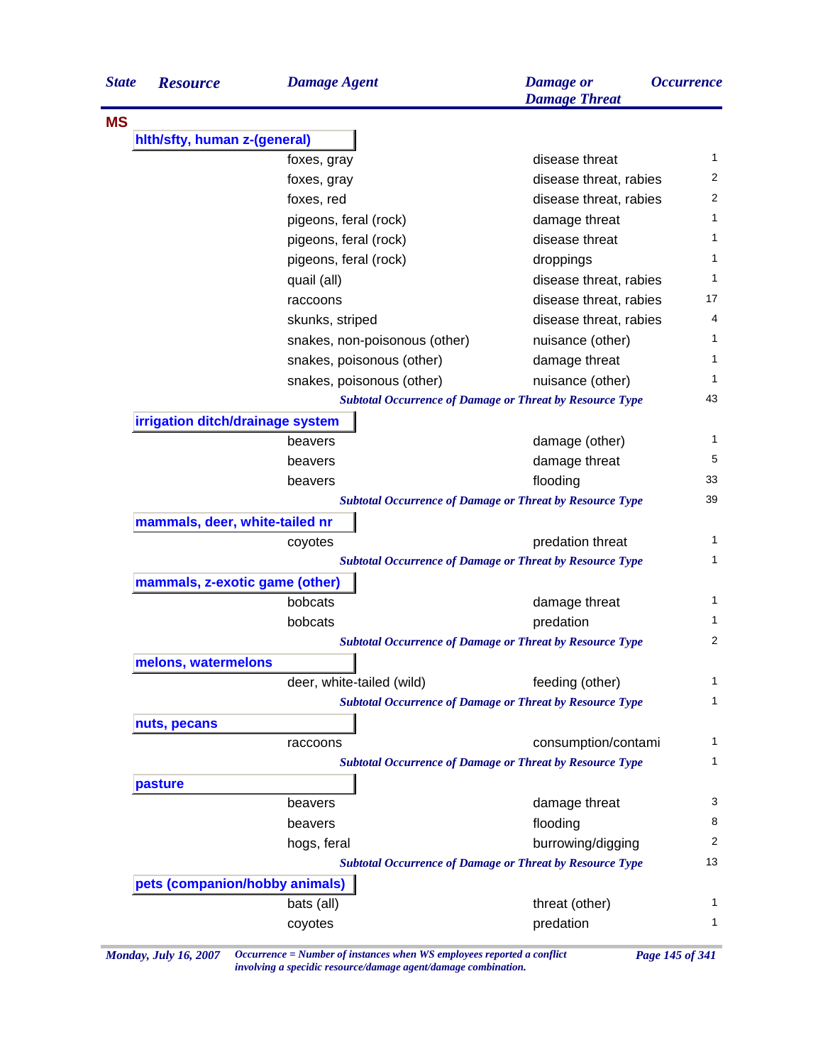| State | Resource | Damage Agent | Damage or Damage Threat | Occurrence |
|---|---|---|---|---|
| **MS** | | | | |
| | **hlth/sfty, human z-(general)** | | | |
| | | foxes, gray | disease threat | 1 |
| | | foxes, gray | disease threat, rabies | 2 |
| | | foxes, red | disease threat, rabies | 2 |
| | | pigeons, feral (rock) | damage threat | 1 |
| | | pigeons, feral (rock) | disease threat | 1 |
| | | pigeons, feral (rock) | droppings | 1 |
| | | quail (all) | disease threat, rabies | 1 |
| | | raccoons | disease threat, rabies | 17 |
| | | skunks, striped | disease threat, rabies | 4 |
| | | snakes, non-poisonous (other) | nuisance (other) | 1 |
| | | snakes, poisonous (other) | damage threat | 1 |
| | | snakes, poisonous (other) | nuisance (other) | 1 |
| | | *Subtotal Occurrence of Damage or Threat by Resource Type* | | 43 |
| | **irrigation ditch/drainage system** | | | |
| | | beavers | damage (other) | 1 |
| | | beavers | damage threat | 5 |
| | | beavers | flooding | 33 |
| | | *Subtotal Occurrence of Damage or Threat by Resource Type* | | 39 |
| | **mammals, deer, white-tailed nr** | | | |
| | | coyotes | predation threat | 1 |
| | | *Subtotal Occurrence of Damage or Threat by Resource Type* | | 1 |
| | **mammals, z-exotic game (other)** | | | |
| | | bobcats | damage threat | 1 |
| | | bobcats | predation | 1 |
| | | *Subtotal Occurrence of Damage or Threat by Resource Type* | | 2 |
| | **melons, watermelons** | | | |
| | | deer, white-tailed (wild) | feeding (other) | 1 |
| | | *Subtotal Occurrence of Damage or Threat by Resource Type* | | 1 |
| | **nuts, pecans** | | | |
| | | raccoons | consumption/contami | 1 |
| | | *Subtotal Occurrence of Damage or Threat by Resource Type* | | 1 |
| | **pasture** | | | |
| | | beavers | damage threat | 3 |
| | | beavers | flooding | 8 |
| | | hogs, feral | burrowing/digging | 2 |
| | | *Subtotal Occurrence of Damage or Threat by Resource Type* | | 13 |
| | **pets (companion/hobby animals)** | | | |
| | | bats (all) | threat (other) | 1 |
| | | coyotes | predation | 1 |

*Occurrence = Number of instances when WS employees reported a conflict involving a specidic resource/damage agent/damage combination.*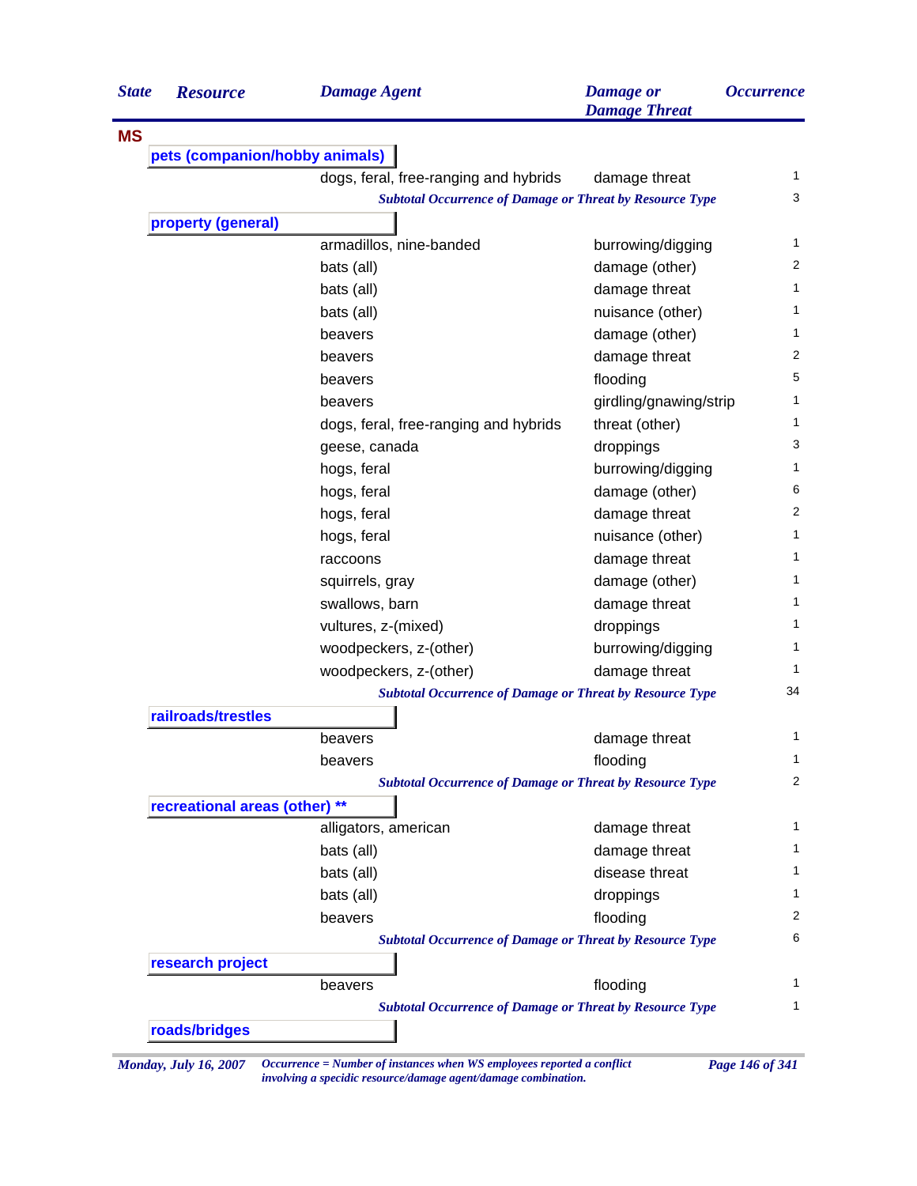| State | Resource | Damage Agent | Damage or Damage Threat | Occurrence |
|---|---|---|---|---|
| MS | | | | |
| | pets (companion/hobby animals) | | | |
| | | dogs, feral, free-ranging and hybrids | damage threat | 1 |
| | | *Subtotal Occurrence of Damage or Threat by Resource Type* | | 3 |
| | property (general) | | | |
| | | armadillos, nine-banded | burrowing/digging | 1 |
| | | bats (all) | damage (other) | 2 |
| | | bats (all) | damage threat | 1 |
| | | bats (all) | nuisance (other) | 1 |
| | | beavers | damage (other) | 1 |
| | | beavers | damage threat | 2 |
| | | beavers | flooding | 5 |
| | | beavers | girdling/gnawing/strip | 1 |
| | | dogs, feral, free-ranging and hybrids | threat (other) | 1 |
| | | geese, canada | droppings | 3 |
| | | hogs, feral | burrowing/digging | 1 |
| | | hogs, feral | damage (other) | 6 |
| | | hogs, feral | damage threat | 2 |
| | | hogs, feral | nuisance (other) | 1 |
| | | raccoons | damage threat | 1 |
| | | squirrels, gray | damage (other) | 1 |
| | | swallows, barn | damage threat | 1 |
| | | vultures, z-(mixed) | droppings | 1 |
| | | woodpeckers, z-(other) | burrowing/digging | 1 |
| | | woodpeckers, z-(other) | damage threat | 1 |
| | | *Subtotal Occurrence of Damage or Threat by Resource Type* | | 34 |
| | railroads/trestles | | | |
| | | beavers | damage threat | 1 |
| | | beavers | flooding | 1 |
| | | *Subtotal Occurrence of Damage or Threat by Resource Type* | | 2 |
| | recreational areas (other) ** | | | |
| | | alligators, american | damage threat | 1 |
| | | bats (all) | damage threat | 1 |
| | | bats (all) | disease threat | 1 |
| | | bats (all) | droppings | 1 |
| | | beavers | flooding | 2 |
| | | *Subtotal Occurrence of Damage or Threat by Resource Type* | | 6 |
| | research project | | | |
| | | beavers | flooding | 1 |
| | | *Subtotal Occurrence of Damage or Threat by Resource Type* | | 1 |
| | roads/bridges | | | |

*Monday, July 16, 2007*

*Occurrence = Number of instances when WS employees reported a conflict involving a specidic resource/damage agent/damage combination.*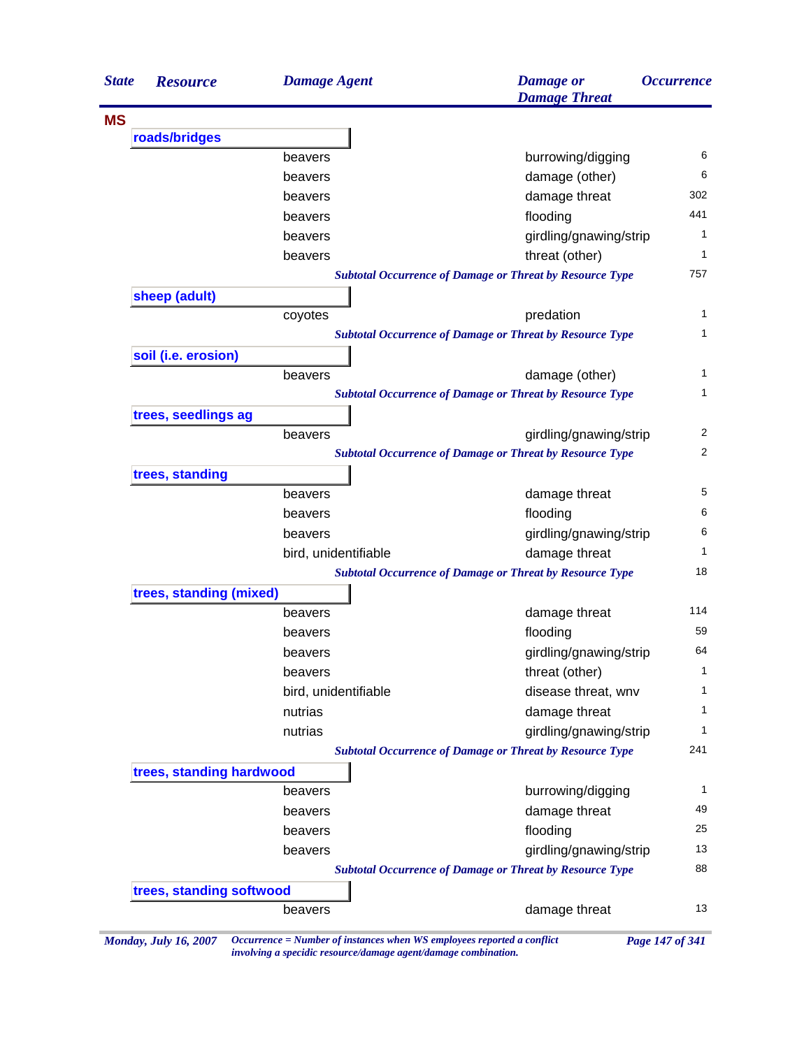| State | Resource | Damage Agent | Damage or Damage Threat | Occurrence |
|---|---|---|---|---|
| **MS** | | | | |
| | **roads/bridges** | | | |
| | | beavers | burrowing/digging | 6 |
| | | beavers | damage (other) | 6 |
| | | beavers | damage threat | 302 |
| | | beavers | flooding | 441 |
| | | beavers | girdling/gnawing/strip | 1 |
| | | beavers | threat (other) | 1 |
| | | *Subtotal Occurrence of Damage or Threat by Resource Type* | | 757 |
| | **sheep (adult)** | | | |
| | | coyotes | predation | 1 |
| | | *Subtotal Occurrence of Damage or Threat by Resource Type* | | 1 |
| | **soil (i.e. erosion)** | | | |
| | | beavers | damage (other) | 1 |
| | | *Subtotal Occurrence of Damage or Threat by Resource Type* | | 1 |
| | **trees, seedlings ag** | | | |
| | | beavers | girdling/gnawing/strip | 2 |
| | | *Subtotal Occurrence of Damage or Threat by Resource Type* | | 2 |
| | **trees, standing** | | | |
| | | beavers | damage threat | 5 |
| | | beavers | flooding | 6 |
| | | beavers | girdling/gnawing/strip | 6 |
| | | bird, unidentifiable | damage threat | 1 |
| | | *Subtotal Occurrence of Damage or Threat by Resource Type* | | 18 |
| | **trees, standing (mixed)** | | | |
| | | beavers | damage threat | 114 |
| | | beavers | flooding | 59 |
| | | beavers | girdling/gnawing/strip | 64 |
| | | beavers | threat (other) | 1 |
| | | bird, unidentifiable | disease threat, wnv | 1 |
| | | nutrias | damage threat | 1 |
| | | nutrias | girdling/gnawing/strip | 1 |
| | | *Subtotal Occurrence of Damage or Threat by Resource Type* | | 241 |
| | **trees, standing hardwood** | | | |
| | | beavers | burrowing/digging | 1 |
| | | beavers | damage threat | 49 |
| | | beavers | flooding | 25 |
| | | beavers | girdling/gnawing/strip | 13 |
| | | *Subtotal Occurrence of Damage or Threat by Resource Type* | | 88 |
| | **trees, standing softwood** | | | |
| | | beavers | damage threat | 13 |

*Monday, July 16, 2007*

*Occurrence = Number of instances when WS employees reported a conflict involving a specidic resource/damage agent/damage combination.*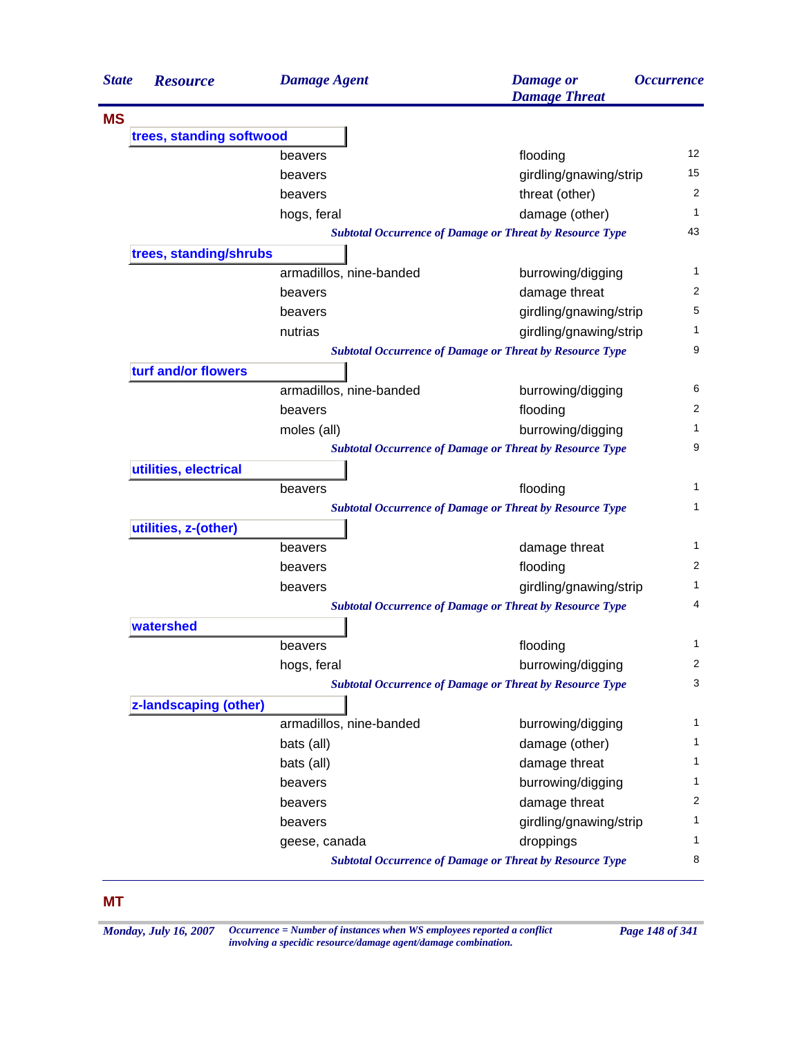| State | Resource | Damage Agent | Damage or Damage Threat | Occurrence |
|---|---|---|---|---|
| **MS** | | | | |
| | **trees, standing softwood** | | | |
| | | beavers | flooding | 12 |
| | | beavers | girdling/gnawing/strip | 15 |
| | | beavers | threat (other) | 2 |
| | | hogs, feral | damage (other) | 1 |
| | | *Subtotal Occurrence of Damage or Threat by Resource Type* | | 43 |
| | **trees, standing/shrubs** | | | |
| | | armadillos, nine-banded | burrowing/digging | 1 |
| | | beavers | damage threat | 2 |
| | | beavers | girdling/gnawing/strip | 5 |
| | | nutrias | girdling/gnawing/strip | 1 |
| | | *Subtotal Occurrence of Damage or Threat by Resource Type* | | 9 |
| | **turf and/or flowers** | | | |
| | | armadillos, nine-banded | burrowing/digging | 6 |
| | | beavers | flooding | 2 |
| | | moles (all) | burrowing/digging | 1 |
| | | *Subtotal Occurrence of Damage or Threat by Resource Type* | | 9 |
| | **utilities, electrical** | | | |
| | | beavers | flooding | 1 |
| | | *Subtotal Occurrence of Damage or Threat by Resource Type* | | 1 |
| | **utilities, z-(other)** | | | |
| | | beavers | damage threat | 1 |
| | | beavers | flooding | 2 |
| | | beavers | girdling/gnawing/strip | 1 |
| | | *Subtotal Occurrence of Damage or Threat by Resource Type* | | 4 |
| | **watershed** | | | |
| | | beavers | flooding | 1 |
| | | hogs, feral | burrowing/digging | 2 |
| | | *Subtotal Occurrence of Damage or Threat by Resource Type* | | 3 |
| | **z-landscaping (other)** | | | |
| | | armadillos, nine-banded | burrowing/digging | 1 |
| | | bats (all) | damage (other) | 1 |
| | | bats (all) | damage threat | 1 |
| | | beavers | burrowing/digging | 1 |
| | | beavers | damage threat | 2 |
| | | beavers | girdling/gnawing/strip | 1 |
| | | geese, canada | droppings | 1 |
| | | *Subtotal Occurrence of Damage or Threat by Resource Type* | | 8 |

**MT**

*Monday, July 16, 2007* — *Occurrence = Number of instances when WS employees reported a conflict involving a specidic resource/damage agent/damage combination.*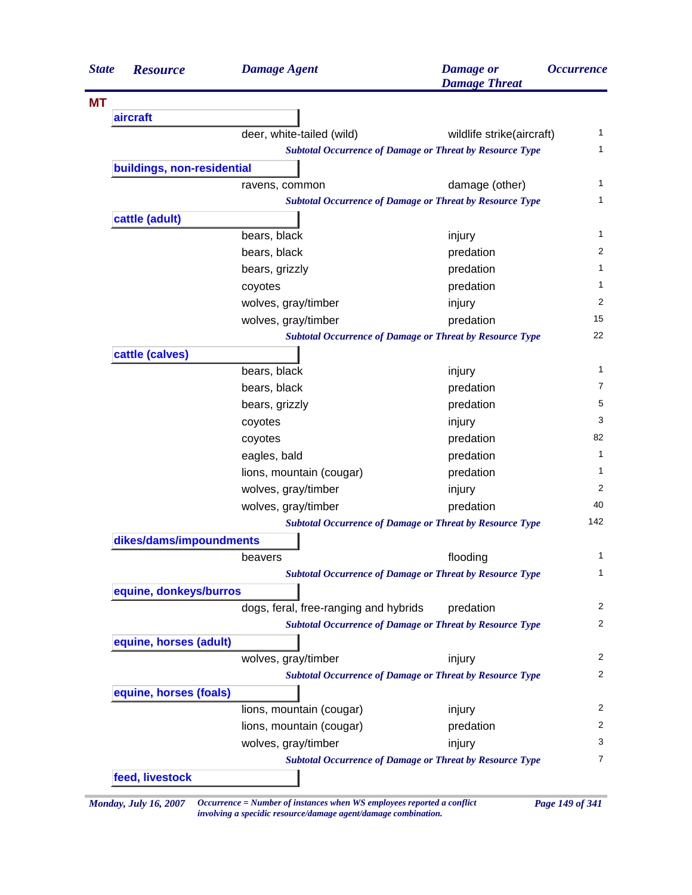| State | Resource | Damage Agent | Damage or Damage Threat | Occurrence |
|---|---|---|---|---|
| **MT** | | | | |
| | **aircraft** | | | |
| | | deer, white-tailed (wild) | wildlife strike(aircraft) | 1 |
| | | ***Subtotal Occurrence of Damage or Threat by Resource Type*** | | 1 |
| | **buildings, non-residential** | | | |
| | | ravens, common | damage (other) | 1 |
| | | ***Subtotal Occurrence of Damage or Threat by Resource Type*** | | 1 |
| | **cattle (adult)** | | | |
| | | bears, black | injury | 1 |
| | | bears, black | predation | 2 |
| | | bears, grizzly | predation | 1 |
| | | coyotes | predation | 1 |
| | | wolves, gray/timber | injury | 2 |
| | | wolves, gray/timber | predation | 15 |
| | | ***Subtotal Occurrence of Damage or Threat by Resource Type*** | | 22 |
| | **cattle (calves)** | | | |
| | | bears, black | injury | 1 |
| | | bears, black | predation | 7 |
| | | bears, grizzly | predation | 5 |
| | | coyotes | injury | 3 |
| | | coyotes | predation | 82 |
| | | eagles, bald | predation | 1 |
| | | lions, mountain (cougar) | predation | 1 |
| | | wolves, gray/timber | injury | 2 |
| | | wolves, gray/timber | predation | 40 |
| | | ***Subtotal Occurrence of Damage or Threat by Resource Type*** | | 142 |
| | **dikes/dams/impoundments** | | | |
| | | beavers | flooding | 1 |
| | | ***Subtotal Occurrence of Damage or Threat by Resource Type*** | | 1 |
| | **equine, donkeys/burros** | | | |
| | | dogs, feral, free-ranging and hybrids | predation | 2 |
| | | ***Subtotal Occurrence of Damage or Threat by Resource Type*** | | 2 |
| | **equine, horses (adult)** | | | |
| | | wolves, gray/timber | injury | 2 |
| | | ***Subtotal Occurrence of Damage or Threat by Resource Type*** | | 2 |
| | **equine, horses (foals)** | | | |
| | | lions, mountain (cougar) | injury | 2 |
| | | lions, mountain (cougar) | predation | 2 |
| | | wolves, gray/timber | injury | 3 |
| | | ***Subtotal Occurrence of Damage or Threat by Resource Type*** | | 7 |
| | **feed, livestock** | | | |

*Occurrence = Number of instances when WS employees reported a conflict involving a specidic resource/damage agent/damage combination.*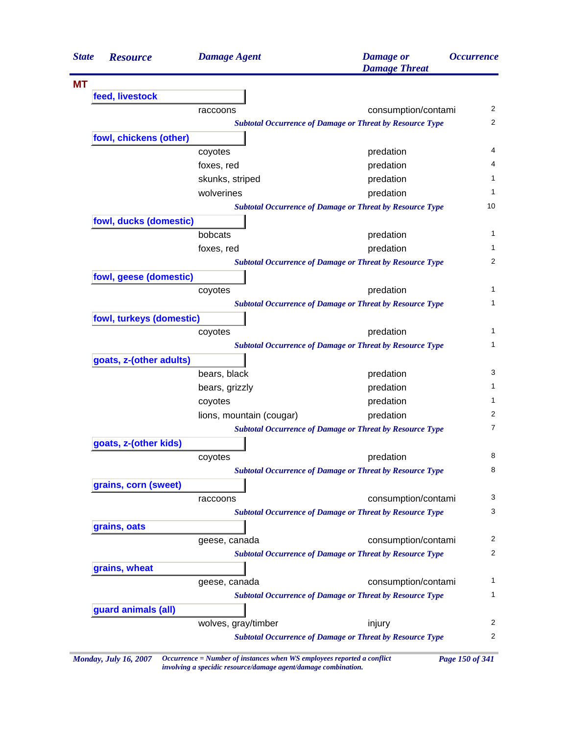| State | Resource | Damage Agent | Damage or Damage Threat | Occurrence |
|---|---|---|---|---|
| MT | | | | |
| | feed, livestock | | | |
| | | raccoons | consumption/contami | 2 |
| | | *Subtotal Occurrence of Damage or Threat by Resource Type* | | 2 |
| | fowl, chickens (other) | | | |
| | | coyotes | predation | 4 |
| | | foxes, red | predation | 4 |
| | | skunks, striped | predation | 1 |
| | | wolverines | predation | 1 |
| | | *Subtotal Occurrence of Damage or Threat by Resource Type* | | 10 |
| | fowl, ducks (domestic) | | | |
| | | bobcats | predation | 1 |
| | | foxes, red | predation | 1 |
| | | *Subtotal Occurrence of Damage or Threat by Resource Type* | | 2 |
| | fowl, geese (domestic) | | | |
| | | coyotes | predation | 1 |
| | | *Subtotal Occurrence of Damage or Threat by Resource Type* | | 1 |
| | fowl, turkeys (domestic) | | | |
| | | coyotes | predation | 1 |
| | | *Subtotal Occurrence of Damage or Threat by Resource Type* | | 1 |
| | goats, z-(other adults) | | | |
| | | bears, black | predation | 3 |
| | | bears, grizzly | predation | 1 |
| | | coyotes | predation | 1 |
| | | lions, mountain (cougar) | predation | 2 |
| | | *Subtotal Occurrence of Damage or Threat by Resource Type* | | 7 |
| | goats, z-(other kids) | | | |
| | | coyotes | predation | 8 |
| | | *Subtotal Occurrence of Damage or Threat by Resource Type* | | 8 |
| | grains, corn (sweet) | | | |
| | | raccoons | consumption/contami | 3 |
| | | *Subtotal Occurrence of Damage or Threat by Resource Type* | | 3 |
| | grains, oats | | | |
| | | geese, canada | consumption/contami | 2 |
| | | *Subtotal Occurrence of Damage or Threat by Resource Type* | | 2 |
| | grains, wheat | | | |
| | | geese, canada | consumption/contami | 1 |
| | | *Subtotal Occurrence of Damage or Threat by Resource Type* | | 1 |
| | guard animals (all) | | | |
| | | wolves, gray/timber | injury | 2 |
| | | *Subtotal Occurrence of Damage or Threat by Resource Type* | | 2 |

*Monday, July 16, 2007* — *Occurrence = Number of instances when WS employees reported a conflict involving a specidic resource/damage agent/damage combination.*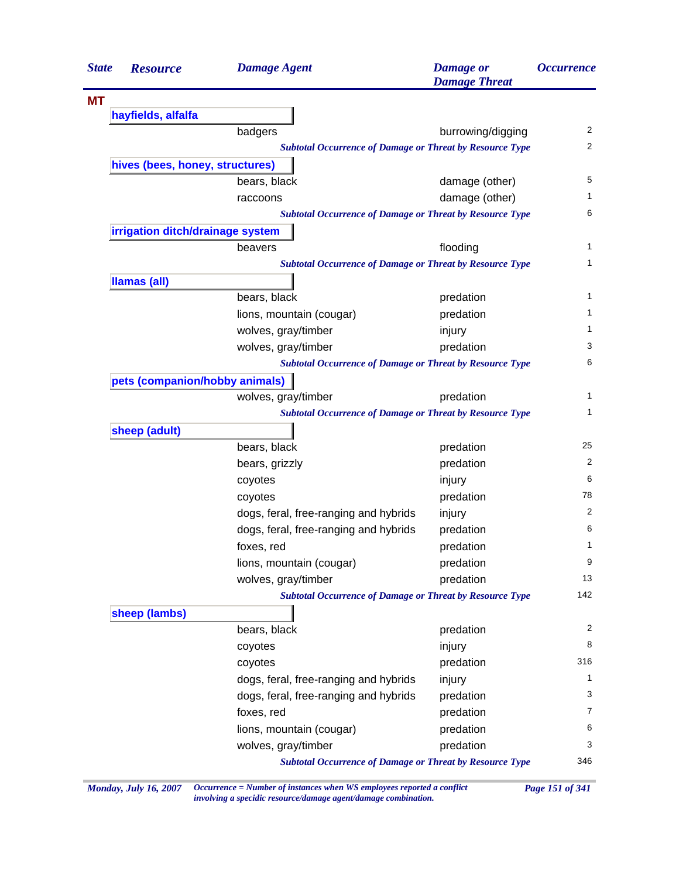| State | Resource | Damage Agent | Damage or Damage Threat | Occurrence |
|---|---|---|---|---|
| **MT** | | | | |
| | **hayfields, alfalfa** | | | |
| | | badgers | burrowing/digging | 2 |
| | | *Subtotal Occurrence of Damage or Threat by Resource Type* | | 2 |
| | **hives (bees, honey, structures)** | | | |
| | | bears, black | damage (other) | 5 |
| | | raccoons | damage (other) | 1 |
| | | *Subtotal Occurrence of Damage or Threat by Resource Type* | | 6 |
| | **irrigation ditch/drainage system** | | | |
| | | beavers | flooding | 1 |
| | | *Subtotal Occurrence of Damage or Threat by Resource Type* | | 1 |
| | **llamas (all)** | | | |
| | | bears, black | predation | 1 |
| | | lions, mountain (cougar) | predation | 1 |
| | | wolves, gray/timber | injury | 1 |
| | | wolves, gray/timber | predation | 3 |
| | | *Subtotal Occurrence of Damage or Threat by Resource Type* | | 6 |
| | **pets (companion/hobby animals)** | | | |
| | | wolves, gray/timber | predation | 1 |
| | | *Subtotal Occurrence of Damage or Threat by Resource Type* | | 1 |
| | **sheep (adult)** | | | |
| | | bears, black | predation | 25 |
| | | bears, grizzly | predation | 2 |
| | | coyotes | injury | 6 |
| | | coyotes | predation | 78 |
| | | dogs, feral, free-ranging and hybrids | injury | 2 |
| | | dogs, feral, free-ranging and hybrids | predation | 6 |
| | | foxes, red | predation | 1 |
| | | lions, mountain (cougar) | predation | 9 |
| | | wolves, gray/timber | predation | 13 |
| | | *Subtotal Occurrence of Damage or Threat by Resource Type* | | 142 |
| | **sheep (lambs)** | | | |
| | | bears, black | predation | 2 |
| | | coyotes | injury | 8 |
| | | coyotes | predation | 316 |
| | | dogs, feral, free-ranging and hybrids | injury | 1 |
| | | dogs, feral, free-ranging and hybrids | predation | 3 |
| | | foxes, red | predation | 7 |
| | | lions, mountain (cougar) | predation | 6 |
| | | wolves, gray/timber | predation | 3 |
| | | *Subtotal Occurrence of Damage or Threat by Resource Type* | | 346 |

*Occurrence = Number of instances when WS employees reported a conflict involving a specidic resource/damage agent/damage combination.*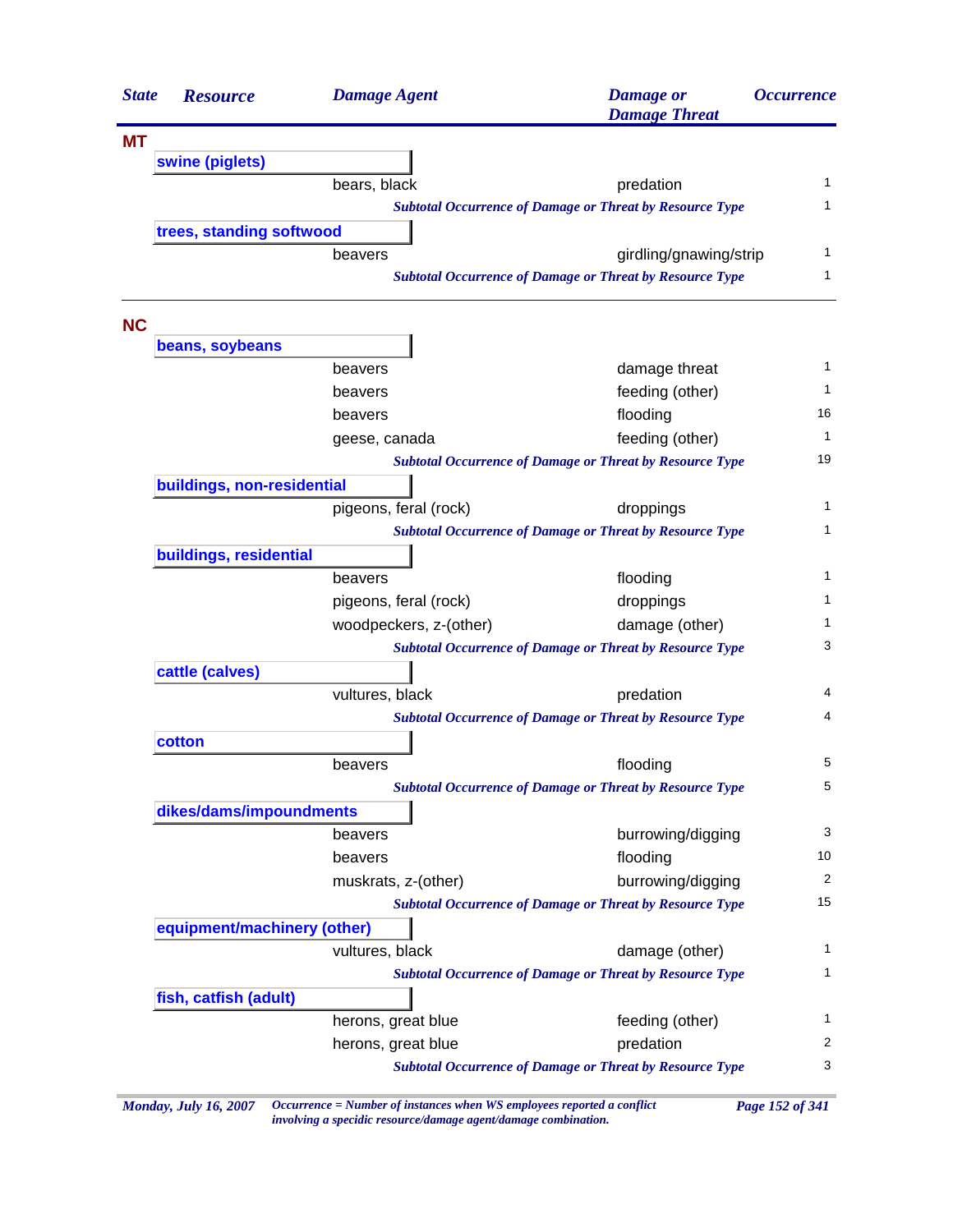| State | Resource | Damage Agent | Damage or Damage Threat | Occurrence |
|---|---|---|---|---|
| **MT** | | | | |
| | **swine (piglets)** | | | |
| | | bears, black | predation | 1 |
| | | *Subtotal Occurrence of Damage or Threat by Resource Type* | | 1 |
| | **trees, standing softwood** | | | |
| | | beavers | girdling/gnawing/strip | 1 |
| | | *Subtotal Occurrence of Damage or Threat by Resource Type* | | 1 |
| **NC** | | | | |
| | **beans, soybeans** | | | |
| | | beavers | damage threat | 1 |
| | | beavers | feeding (other) | 1 |
| | | beavers | flooding | 16 |
| | | geese, canada | feeding (other) | 1 |
| | | *Subtotal Occurrence of Damage or Threat by Resource Type* | | 19 |
| | **buildings, non-residential** | | | |
| | | pigeons, feral (rock) | droppings | 1 |
| | | *Subtotal Occurrence of Damage or Threat by Resource Type* | | 1 |
| | **buildings, residential** | | | |
| | | beavers | flooding | 1 |
| | | pigeons, feral (rock) | droppings | 1 |
| | | woodpeckers, z-(other) | damage (other) | 1 |
| | | *Subtotal Occurrence of Damage or Threat by Resource Type* | | 3 |
| | **cattle (calves)** | | | |
| | | vultures, black | predation | 4 |
| | | *Subtotal Occurrence of Damage or Threat by Resource Type* | | 4 |
| | **cotton** | | | |
| | | beavers | flooding | 5 |
| | | *Subtotal Occurrence of Damage or Threat by Resource Type* | | 5 |
| | **dikes/dams/impoundments** | | | |
| | | beavers | burrowing/digging | 3 |
| | | beavers | flooding | 10 |
| | | muskrats, z-(other) | burrowing/digging | 2 |
| | | *Subtotal Occurrence of Damage or Threat by Resource Type* | | 15 |
| | **equipment/machinery (other)** | | | |
| | | vultures, black | damage (other) | 1 |
| | | *Subtotal Occurrence of Damage or Threat by Resource Type* | | 1 |
| | **fish, catfish (adult)** | | | |
| | | herons, great blue | feeding (other) | 1 |
| | | herons, great blue | predation | 2 |
| | | *Subtotal Occurrence of Damage or Threat by Resource Type* | | 3 |

*Occurrence = Number of instances when WS employees reported a conflict involving a specidic resource/damage agent/damage combination.*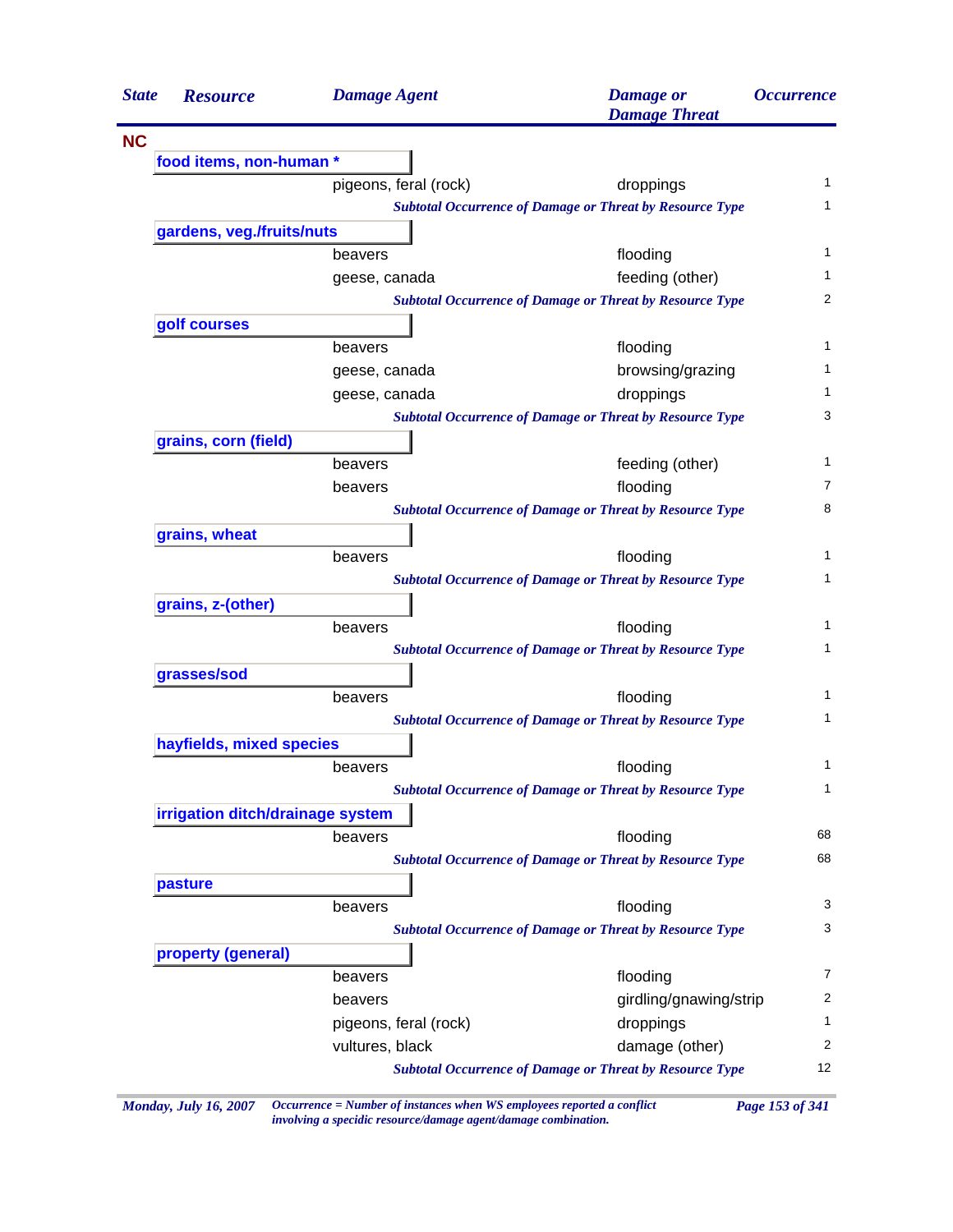| State | Resource | Damage Agent | Damage or Damage Threat | Occurrence |
|---|---|---|---|---|
| **NC** | | | | |
| | **food items, non-human *** | | | |
| | | pigeons, feral (rock) | droppings | 1 |
| | | *Subtotal Occurrence of Damage or Threat by Resource Type* | | 1 |
| | **gardens, veg./fruits/nuts** | | | |
| | | beavers | flooding | 1 |
| | | geese, canada | feeding (other) | 1 |
| | | *Subtotal Occurrence of Damage or Threat by Resource Type* | | 2 |
| | **golf courses** | | | |
| | | beavers | flooding | 1 |
| | | geese, canada | browsing/grazing | 1 |
| | | geese, canada | droppings | 1 |
| | | *Subtotal Occurrence of Damage or Threat by Resource Type* | | 3 |
| | **grains, corn (field)** | | | |
| | | beavers | feeding (other) | 1 |
| | | beavers | flooding | 7 |
| | | *Subtotal Occurrence of Damage or Threat by Resource Type* | | 8 |
| | **grains, wheat** | | | |
| | | beavers | flooding | 1 |
| | | *Subtotal Occurrence of Damage or Threat by Resource Type* | | 1 |
| | **grains, z-(other)** | | | |
| | | beavers | flooding | 1 |
| | | *Subtotal Occurrence of Damage or Threat by Resource Type* | | 1 |
| | **grasses/sod** | | | |
| | | beavers | flooding | 1 |
| | | *Subtotal Occurrence of Damage or Threat by Resource Type* | | 1 |
| | **hayfields, mixed species** | | | |
| | | beavers | flooding | 1 |
| | | *Subtotal Occurrence of Damage or Threat by Resource Type* | | 1 |
| | **irrigation ditch/drainage system** | | | |
| | | beavers | flooding | 68 |
| | | *Subtotal Occurrence of Damage or Threat by Resource Type* | | 68 |
| | **pasture** | | | |
| | | beavers | flooding | 3 |
| | | *Subtotal Occurrence of Damage or Threat by Resource Type* | | 3 |
| | **property (general)** | | | |
| | | beavers | flooding | 7 |
| | | beavers | girdling/gnawing/strip | 2 |
| | | pigeons, feral (rock) | droppings | 1 |
| | | vultures, black | damage (other) | 2 |
| | | *Subtotal Occurrence of Damage or Threat by Resource Type* | | 12 |

*Monday, July 16, 2007* *Occurrence = Number of instances when WS employees reported a conflict involving a specidic resource/damage agent/damage combination.*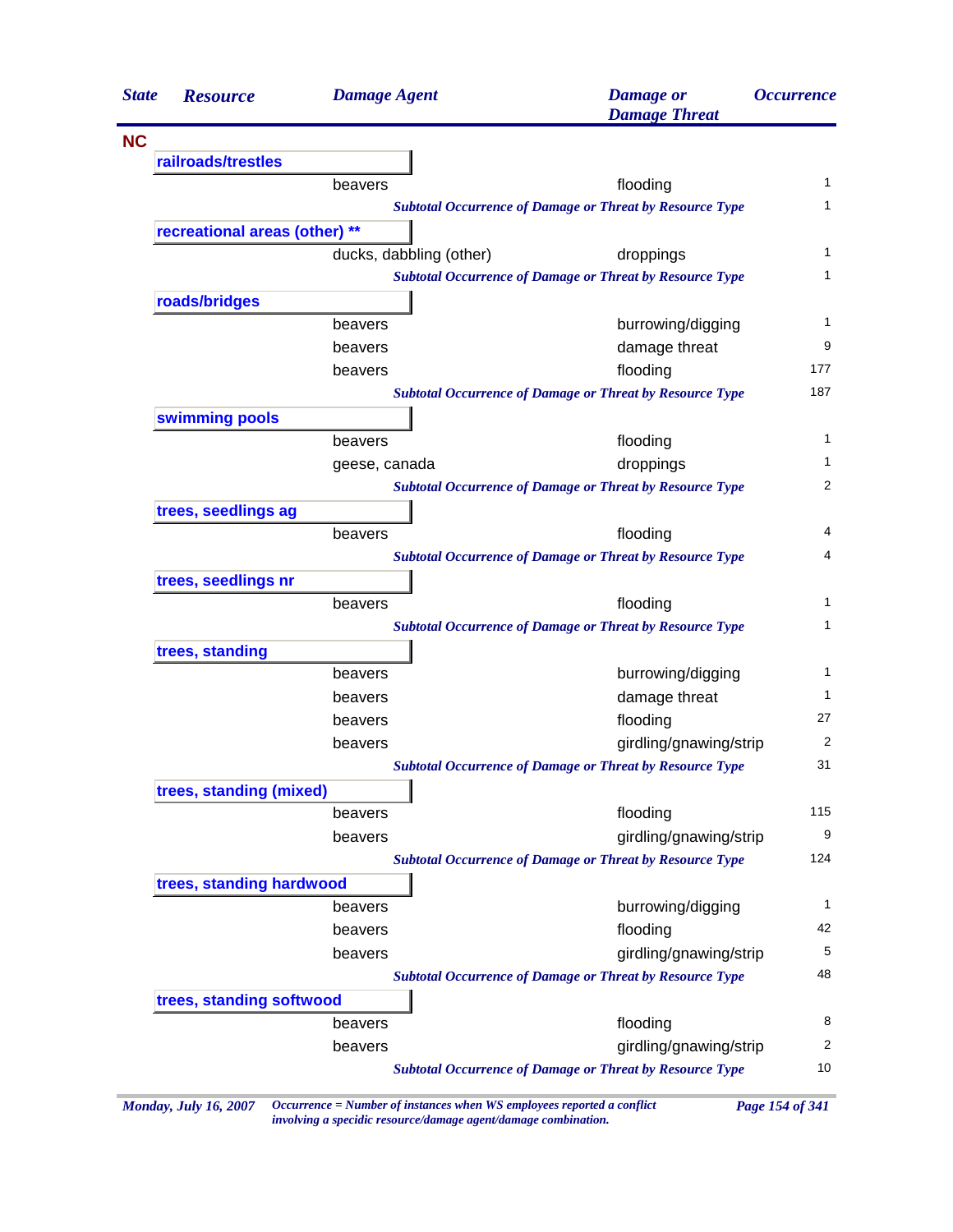| State | Resource | Damage Agent | Damage or Damage Threat | Occurrence |
|---|---|---|---|---|
| **NC** | | | | |
| | **railroads/trestles** | | | |
| | | beavers | flooding | 1 |
| | | *Subtotal Occurrence of Damage or Threat by Resource Type* | | 1 |
| | **recreational areas (other) ** | | | |
| | | ducks, dabbling (other) | droppings | 1 |
| | | *Subtotal Occurrence of Damage or Threat by Resource Type* | | 1 |
| | **roads/bridges** | | | |
| | | beavers | burrowing/digging | 1 |
| | | beavers | damage threat | 9 |
| | | beavers | flooding | 177 |
| | | *Subtotal Occurrence of Damage or Threat by Resource Type* | | 187 |
| | **swimming pools** | | | |
| | | beavers | flooding | 1 |
| | | geese, canada | droppings | 1 |
| | | *Subtotal Occurrence of Damage or Threat by Resource Type* | | 2 |
| | **trees, seedlings ag** | | | |
| | | beavers | flooding | 4 |
| | | *Subtotal Occurrence of Damage or Threat by Resource Type* | | 4 |
| | **trees, seedlings nr** | | | |
| | | beavers | flooding | 1 |
| | | *Subtotal Occurrence of Damage or Threat by Resource Type* | | 1 |
| | **trees, standing** | | | |
| | | beavers | burrowing/digging | 1 |
| | | beavers | damage threat | 1 |
| | | beavers | flooding | 27 |
| | | beavers | girdling/gnawing/strip | 2 |
| | | *Subtotal Occurrence of Damage or Threat by Resource Type* | | 31 |
| | **trees, standing (mixed)** | | | |
| | | beavers | flooding | 115 |
| | | beavers | girdling/gnawing/strip | 9 |
| | | *Subtotal Occurrence of Damage or Threat by Resource Type* | | 124 |
| | **trees, standing hardwood** | | | |
| | | beavers | burrowing/digging | 1 |
| | | beavers | flooding | 42 |
| | | beavers | girdling/gnawing/strip | 5 |
| | | *Subtotal Occurrence of Damage or Threat by Resource Type* | | 48 |
| | **trees, standing softwood** | | | |
| | | beavers | flooding | 8 |
| | | beavers | girdling/gnawing/strip | 2 |
| | | *Subtotal Occurrence of Damage or Threat by Resource Type* | | 10 |

*Occurrence = Number of instances when WS employees reported a conflict involving a specidic resource/damage agent/damage combination.*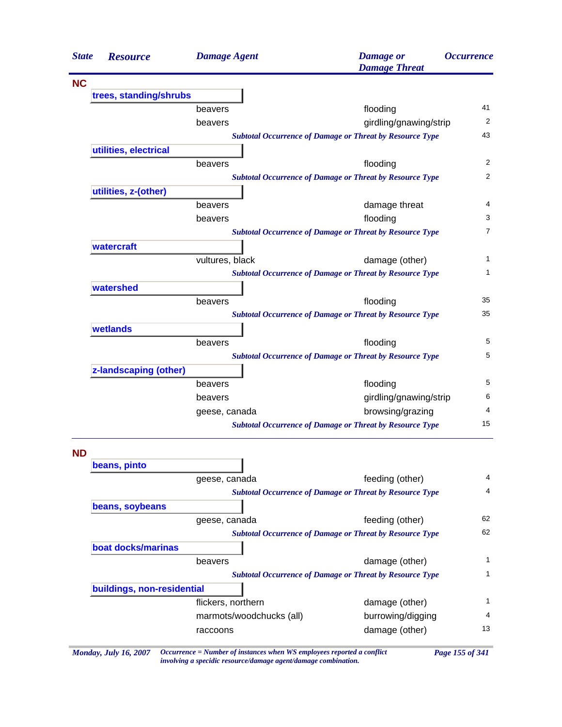| State | Resource | Damage Agent | Damage or Damage Threat | Occurrence |
|---|---|---|---|---|
| **NC** | | | | |
| | **trees, standing/shrubs** | | | |
| | | beavers | flooding | 41 |
| | | beavers | girdling/gnawing/strip | 2 |
| | | *Subtotal Occurrence of Damage or Threat by Resource Type* | | 43 |
| | **utilities, electrical** | | | |
| | | beavers | flooding | 2 |
| | | *Subtotal Occurrence of Damage or Threat by Resource Type* | | 2 |
| | **utilities, z-(other)** | | | |
| | | beavers | damage threat | 4 |
| | | beavers | flooding | 3 |
| | | *Subtotal Occurrence of Damage or Threat by Resource Type* | | 7 |
| | **watercraft** | | | |
| | | vultures, black | damage (other) | 1 |
| | | *Subtotal Occurrence of Damage or Threat by Resource Type* | | 1 |
| | **watershed** | | | |
| | | beavers | flooding | 35 |
| | | *Subtotal Occurrence of Damage or Threat by Resource Type* | | 35 |
| | **wetlands** | | | |
| | | beavers | flooding | 5 |
| | | *Subtotal Occurrence of Damage or Threat by Resource Type* | | 5 |
| | **z-landscaping (other)** | | | |
| | | beavers | flooding | 5 |
| | | beavers | girdling/gnawing/strip | 6 |
| | | geese, canada | browsing/grazing | 4 |
| | | *Subtotal Occurrence of Damage or Threat by Resource Type* | | 15 |
| **ND** | | | | |
| | **beans, pinto** | | | |
| | | geese, canada | feeding (other) | 4 |
| | | *Subtotal Occurrence of Damage or Threat by Resource Type* | | 4 |
| | **beans, soybeans** | | | |
| | | geese, canada | feeding (other) | 62 |
| | | *Subtotal Occurrence of Damage or Threat by Resource Type* | | 62 |
| | **boat docks/marinas** | | | |
| | | beavers | damage (other) | 1 |
| | | *Subtotal Occurrence of Damage or Threat by Resource Type* | | 1 |
| | **buildings, non-residential** | | | |
| | | flickers, northern | damage (other) | 1 |
| | | marmots/woodchucks (all) | burrowing/digging | 4 |
| | | raccoons | damage (other) | 13 |

*Monday, July 16, 2007* — *Occurrence = Number of instances when WS employees reported a conflict involving a specidic resource/damage agent/damage combination.*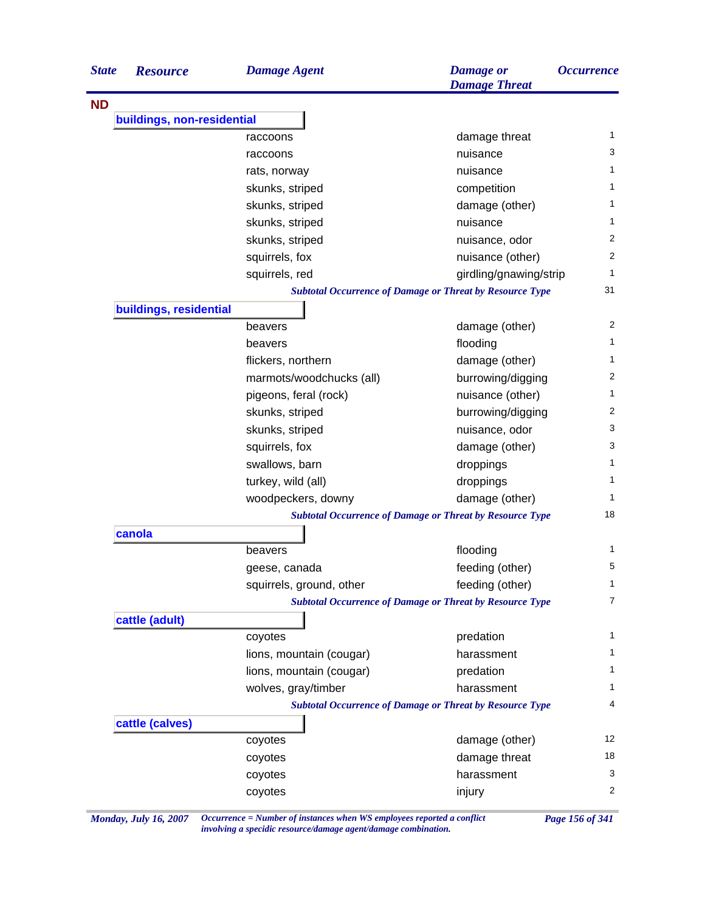| State | Resource | Damage Agent | Damage or Damage Threat | Occurrence |
|---|---|---|---|---|
| **ND** | | | | |
| | **buildings, non-residential** | | | |
| | | raccoons | damage threat | 1 |
| | | raccoons | nuisance | 3 |
| | | rats, norway | nuisance | 1 |
| | | skunks, striped | competition | 1 |
| | | skunks, striped | damage (other) | 1 |
| | | skunks, striped | nuisance | 1 |
| | | skunks, striped | nuisance, odor | 2 |
| | | squirrels, fox | nuisance (other) | 2 |
| | | squirrels, red | girdling/gnawing/strip | 1 |
| | | *Subtotal Occurrence of Damage or Threat by Resource Type* | | 31 |
| | **buildings, residential** | | | |
| | | beavers | damage (other) | 2 |
| | | beavers | flooding | 1 |
| | | flickers, northern | damage (other) | 1 |
| | | marmots/woodchucks (all) | burrowing/digging | 2 |
| | | pigeons, feral (rock) | nuisance (other) | 1 |
| | | skunks, striped | burrowing/digging | 2 |
| | | skunks, striped | nuisance, odor | 3 |
| | | squirrels, fox | damage (other) | 3 |
| | | swallows, barn | droppings | 1 |
| | | turkey, wild (all) | droppings | 1 |
| | | woodpeckers, downy | damage (other) | 1 |
| | | *Subtotal Occurrence of Damage or Threat by Resource Type* | | 18 |
| | **canola** | | | |
| | | beavers | flooding | 1 |
| | | geese, canada | feeding (other) | 5 |
| | | squirrels, ground, other | feeding (other) | 1 |
| | | *Subtotal Occurrence of Damage or Threat by Resource Type* | | 7 |
| | **cattle (adult)** | | | |
| | | coyotes | predation | 1 |
| | | lions, mountain (cougar) | harassment | 1 |
| | | lions, mountain (cougar) | predation | 1 |
| | | wolves, gray/timber | harassment | 1 |
| | | *Subtotal Occurrence of Damage or Threat by Resource Type* | | 4 |
| | **cattle (calves)** | | | |
| | | coyotes | damage (other) | 12 |
| | | coyotes | damage threat | 18 |
| | | coyotes | harassment | 3 |
| | | coyotes | injury | 2 |

*Occurrence = Number of instances when WS employees reported a conflict involving a specidic resource/damage agent/damage combination.*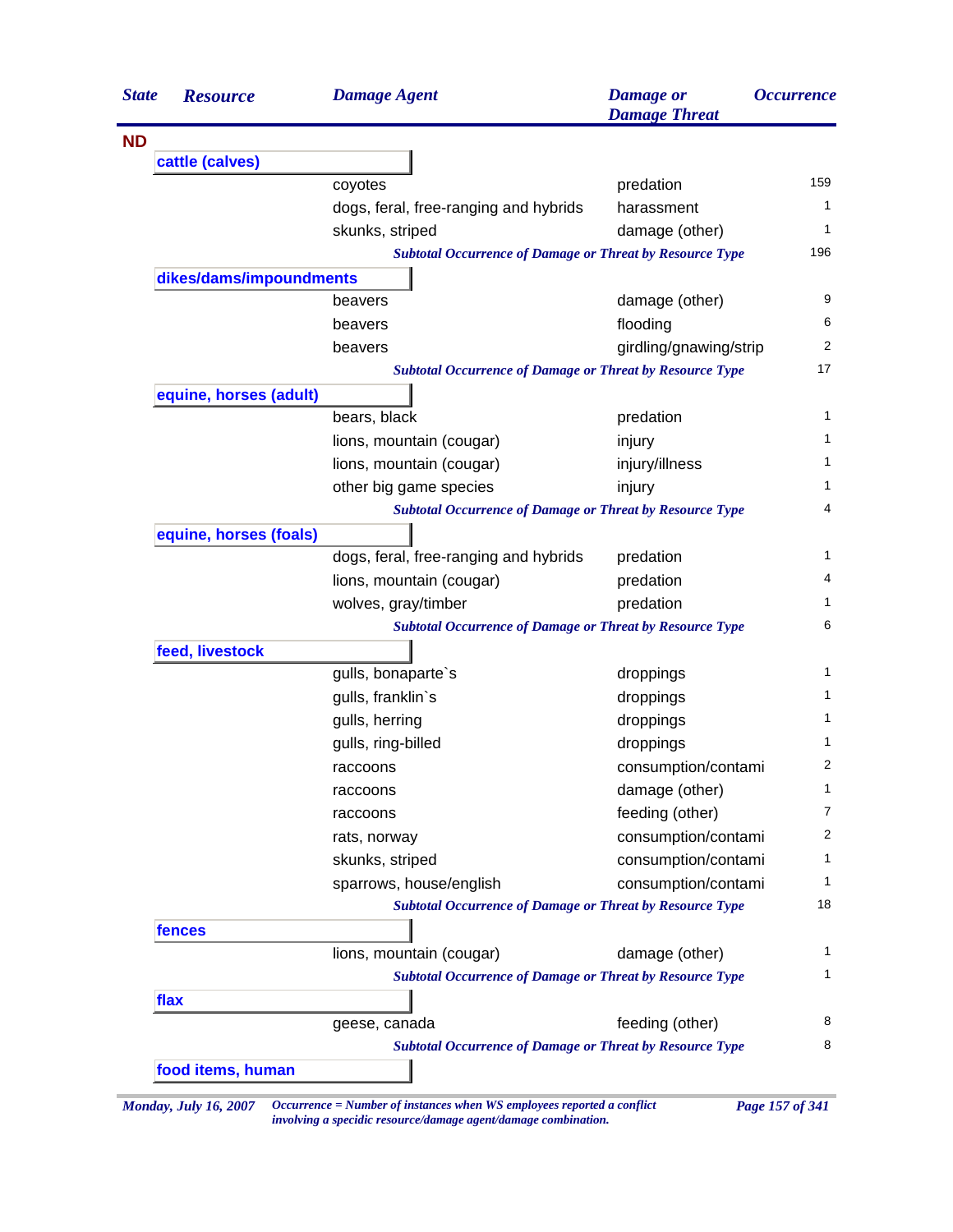| State | Resource | Damage Agent | Damage or Damage Threat | Occurrence |
|---|---|---|---|---|
| **ND** | | | | |
| | **cattle (calves)** | | | |
| | | coyotes | predation | 159 |
| | | dogs, feral, free-ranging and hybrids | harassment | 1 |
| | | skunks, striped | damage (other) | 1 |
| | | *Subtotal Occurrence of Damage or Threat by Resource Type* | | 196 |
| | **dikes/dams/impoundments** | | | |
| | | beavers | damage (other) | 9 |
| | | beavers | flooding | 6 |
| | | beavers | girdling/gnawing/strip | 2 |
| | | *Subtotal Occurrence of Damage or Threat by Resource Type* | | 17 |
| | **equine, horses (adult)** | | | |
| | | bears, black | predation | 1 |
| | | lions, mountain (cougar) | injury | 1 |
| | | lions, mountain (cougar) | injury/illness | 1 |
| | | other big game species | injury | 1 |
| | | *Subtotal Occurrence of Damage or Threat by Resource Type* | | 4 |
| | **equine, horses (foals)** | | | |
| | | dogs, feral, free-ranging and hybrids | predation | 1 |
| | | lions, mountain (cougar) | predation | 4 |
| | | wolves, gray/timber | predation | 1 |
| | | *Subtotal Occurrence of Damage or Threat by Resource Type* | | 6 |
| | **feed, livestock** | | | |
| | | gulls, bonaparte`s | droppings | 1 |
| | | gulls, franklin`s | droppings | 1 |
| | | gulls, herring | droppings | 1 |
| | | gulls, ring-billed | droppings | 1 |
| | | raccoons | consumption/contami | 2 |
| | | raccoons | damage (other) | 1 |
| | | raccoons | feeding (other) | 7 |
| | | rats, norway | consumption/contami | 2 |
| | | skunks, striped | consumption/contami | 1 |
| | | sparrows, house/english | consumption/contami | 1 |
| | | *Subtotal Occurrence of Damage or Threat by Resource Type* | | 18 |
| | **fences** | | | |
| | | lions, mountain (cougar) | damage (other) | 1 |
| | | *Subtotal Occurrence of Damage or Threat by Resource Type* | | 1 |
| | **flax** | | | |
| | | geese, canada | feeding (other) | 8 |
| | | *Subtotal Occurrence of Damage or Threat by Resource Type* | | 8 |
| | **food items, human** | | | |

*Monday, July 16, 2007* — *Occurrence = Number of instances when WS employees reported a conflict involving a specidic resource/damage agent/damage combination.*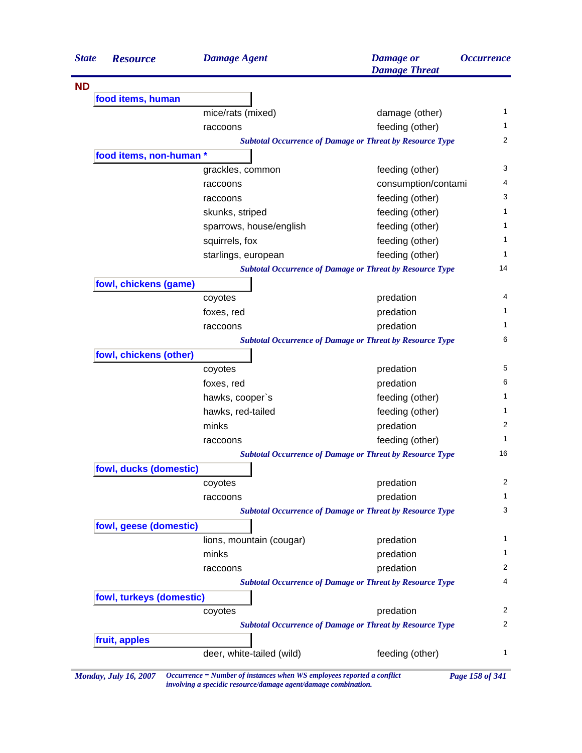| State | Resource | Damage Agent | Damage or Damage Threat | Occurrence |
|---|---|---|---|---|
| **ND** | | | | |
| | **food items, human** | | | |
| | | mice/rats (mixed) | damage (other) | 1 |
| | | raccoons | feeding (other) | 1 |
| | | *Subtotal Occurrence of Damage or Threat by Resource Type* | | 2 |
| | **food items, non-human *** | | | |
| | | grackles, common | feeding (other) | 3 |
| | | raccoons | consumption/contami | 4 |
| | | raccoons | feeding (other) | 3 |
| | | skunks, striped | feeding (other) | 1 |
| | | sparrows, house/english | feeding (other) | 1 |
| | | squirrels, fox | feeding (other) | 1 |
| | | starlings, european | feeding (other) | 1 |
| | | *Subtotal Occurrence of Damage or Threat by Resource Type* | | 14 |
| | **fowl, chickens (game)** | | | |
| | | coyotes | predation | 4 |
| | | foxes, red | predation | 1 |
| | | raccoons | predation | 1 |
| | | *Subtotal Occurrence of Damage or Threat by Resource Type* | | 6 |
| | **fowl, chickens (other)** | | | |
| | | coyotes | predation | 5 |
| | | foxes, red | predation | 6 |
| | | hawks, cooper`s | feeding (other) | 1 |
| | | hawks, red-tailed | feeding (other) | 1 |
| | | minks | predation | 2 |
| | | raccoons | feeding (other) | 1 |
| | | *Subtotal Occurrence of Damage or Threat by Resource Type* | | 16 |
| | **fowl, ducks (domestic)** | | | |
| | | coyotes | predation | 2 |
| | | raccoons | predation | 1 |
| | | *Subtotal Occurrence of Damage or Threat by Resource Type* | | 3 |
| | **fowl, geese (domestic)** | | | |
| | | lions, mountain (cougar) | predation | 1 |
| | | minks | predation | 1 |
| | | raccoons | predation | 2 |
| | | *Subtotal Occurrence of Damage or Threat by Resource Type* | | 4 |
| | **fowl, turkeys (domestic)** | | | |
| | | coyotes | predation | 2 |
| | | *Subtotal Occurrence of Damage or Threat by Resource Type* | | 2 |
| | **fruit, apples** | | | |
| | | deer, white-tailed (wild) | feeding (other) | 1 |

*Monday, July 16, 2007* — *Occurrence = Number of instances when WS employees reported a conflict involving a specidic resource/damage agent/damage combination.*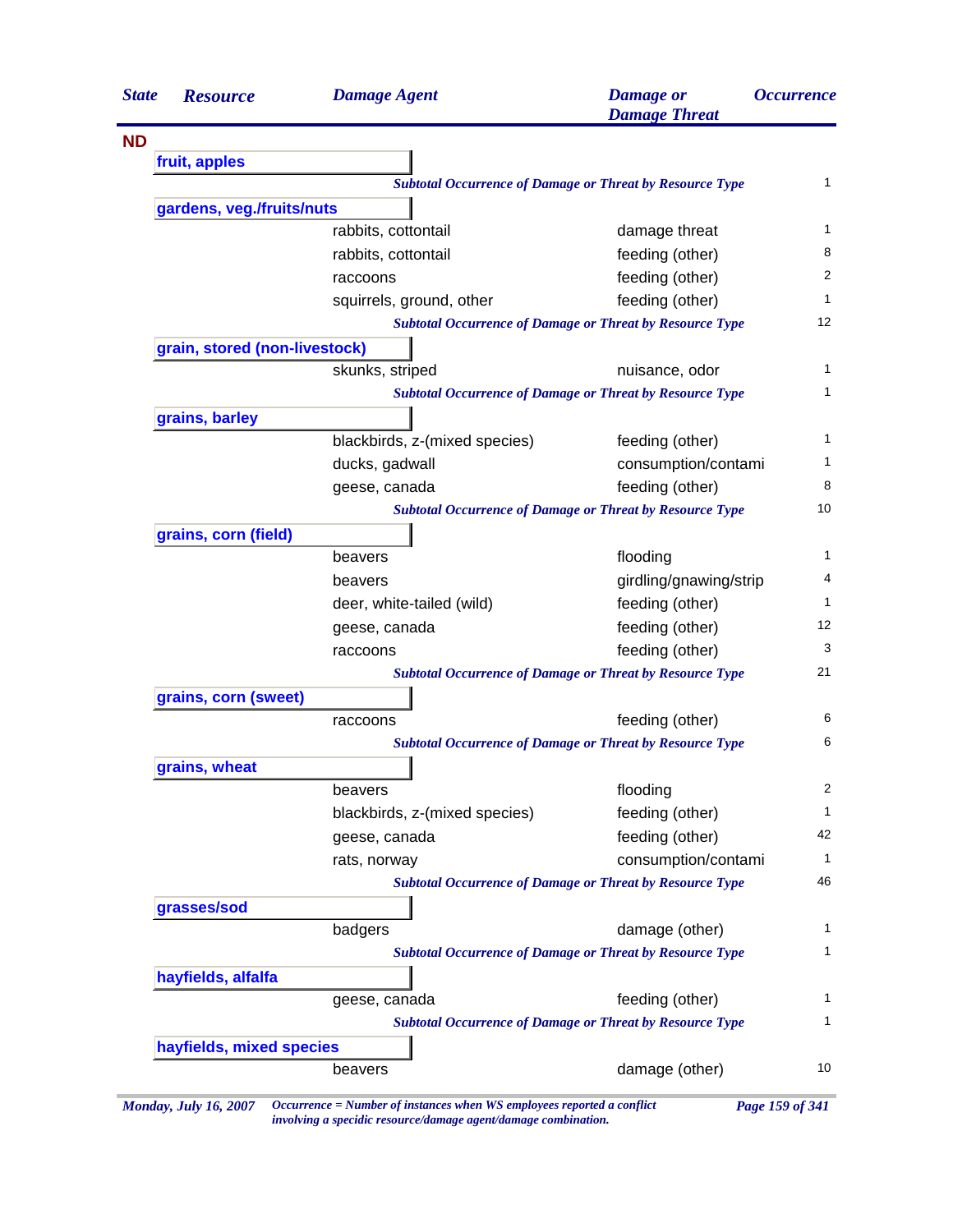| State | Resource | Damage Agent | Damage or Damage Threat | Occurrence |
|---|---|---|---|---|
| **ND** | | | | |
| | **fruit, apples** | | | |
| | | *Subtotal Occurrence of Damage or Threat by Resource Type* | | 1 |
| | **gardens, veg./fruits/nuts** | | | |
| | | rabbits, cottontail | damage threat | 1 |
| | | rabbits, cottontail | feeding (other) | 8 |
| | | raccoons | feeding (other) | 2 |
| | | squirrels, ground, other | feeding (other) | 1 |
| | | *Subtotal Occurrence of Damage or Threat by Resource Type* | | 12 |
| | **grain, stored (non-livestock)** | | | |
| | | skunks, striped | nuisance, odor | 1 |
| | | *Subtotal Occurrence of Damage or Threat by Resource Type* | | 1 |
| | **grains, barley** | | | |
| | | blackbirds, z-(mixed species) | feeding (other) | 1 |
| | | ducks, gadwall | consumption/contami | 1 |
| | | geese, canada | feeding (other) | 8 |
| | | *Subtotal Occurrence of Damage or Threat by Resource Type* | | 10 |
| | **grains, corn (field)** | | | |
| | | beavers | flooding | 1 |
| | | beavers | girdling/gnawing/strip | 4 |
| | | deer, white-tailed (wild) | feeding (other) | 1 |
| | | geese, canada | feeding (other) | 12 |
| | | raccoons | feeding (other) | 3 |
| | | *Subtotal Occurrence of Damage or Threat by Resource Type* | | 21 |
| | **grains, corn (sweet)** | | | |
| | | raccoons | feeding (other) | 6 |
| | | *Subtotal Occurrence of Damage or Threat by Resource Type* | | 6 |
| | **grains, wheat** | | | |
| | | beavers | flooding | 2 |
| | | blackbirds, z-(mixed species) | feeding (other) | 1 |
| | | geese, canada | feeding (other) | 42 |
| | | rats, norway | consumption/contami | 1 |
| | | *Subtotal Occurrence of Damage or Threat by Resource Type* | | 46 |
| | **grasses/sod** | | | |
| | | badgers | damage (other) | 1 |
| | | *Subtotal Occurrence of Damage or Threat by Resource Type* | | 1 |
| | **hayfields, alfalfa** | | | |
| | | geese, canada | feeding (other) | 1 |
| | | *Subtotal Occurrence of Damage or Threat by Resource Type* | | 1 |
| | **hayfields, mixed species** | | | |
| | | beavers | damage (other) | 10 |

*Occurrence = Number of instances when WS employees reported a conflict involving a specidic resource/damage agent/damage combination.*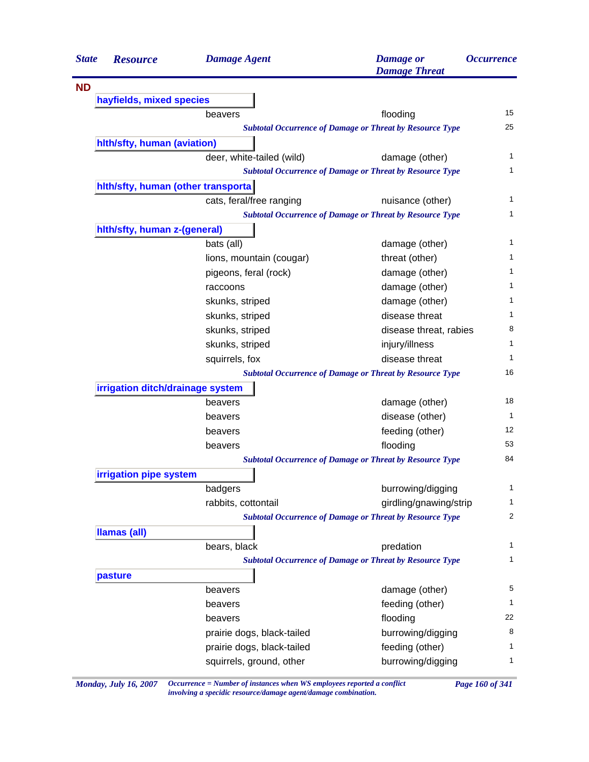| State | Resource | Damage Agent | Damage or Damage Threat | Occurrence |
|---|---|---|---|---|
| **ND** | | | | |
| | **hayfields, mixed species** | | | |
| | | beavers | flooding | 15 |
| | | *Subtotal Occurrence of Damage or Threat by Resource Type* | | 25 |
| | **hlth/sfty, human (aviation)** | | | |
| | | deer, white-tailed (wild) | damage (other) | 1 |
| | | *Subtotal Occurrence of Damage or Threat by Resource Type* | | 1 |
| | **hlth/sfty, human (other transporta** | | | |
| | | cats, feral/free ranging | nuisance (other) | 1 |
| | | *Subtotal Occurrence of Damage or Threat by Resource Type* | | 1 |
| | **hlth/sfty, human z-(general)** | | | |
| | | bats (all) | damage (other) | 1 |
| | | lions, mountain (cougar) | threat (other) | 1 |
| | | pigeons, feral (rock) | damage (other) | 1 |
| | | raccoons | damage (other) | 1 |
| | | skunks, striped | damage (other) | 1 |
| | | skunks, striped | disease threat | 1 |
| | | skunks, striped | disease threat, rabies | 8 |
| | | skunks, striped | injury/illness | 1 |
| | | squirrels, fox | disease threat | 1 |
| | | *Subtotal Occurrence of Damage or Threat by Resource Type* | | 16 |
| | **irrigation ditch/drainage system** | | | |
| | | beavers | damage (other) | 18 |
| | | beavers | disease (other) | 1 |
| | | beavers | feeding (other) | 12 |
| | | beavers | flooding | 53 |
| | | *Subtotal Occurrence of Damage or Threat by Resource Type* | | 84 |
| | **irrigation pipe system** | | | |
| | | badgers | burrowing/digging | 1 |
| | | rabbits, cottontail | girdling/gnawing/strip | 1 |
| | | *Subtotal Occurrence of Damage or Threat by Resource Type* | | 2 |
| | **llamas (all)** | | | |
| | | bears, black | predation | 1 |
| | | *Subtotal Occurrence of Damage or Threat by Resource Type* | | 1 |
| | **pasture** | | | |
| | | beavers | damage (other) | 5 |
| | | beavers | feeding (other) | 1 |
| | | beavers | flooding | 22 |
| | | prairie dogs, black-tailed | burrowing/digging | 8 |
| | | prairie dogs, black-tailed | feeding (other) | 1 |
| | | squirrels, ground, other | burrowing/digging | 1 |

*Occurrence = Number of instances when WS employees reported a conflict involving a specidic resource/damage agent/damage combination.*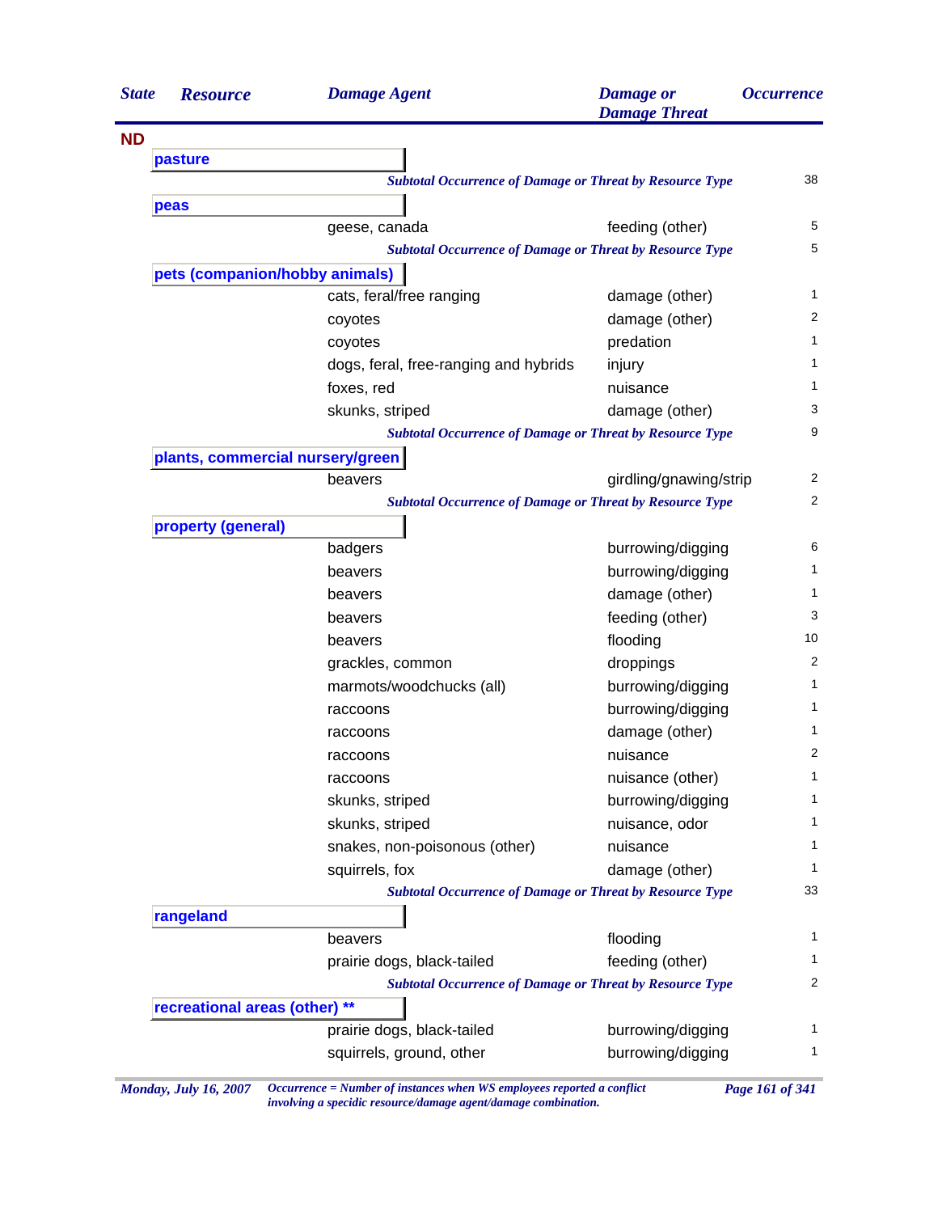| State | Resource | Damage Agent | Damage or Damage Threat | Occurrence |
|---|---|---|---|---|
| **ND** | | | | |
| | **pasture** | | | |
| | | *Subtotal Occurrence of Damage or Threat by Resource Type* | | 38 |
| | **peas** | | | |
| | | geese, canada | feeding (other) | 5 |
| | | *Subtotal Occurrence of Damage or Threat by Resource Type* | | 5 |
| | **pets (companion/hobby animals)** | | | |
| | | cats, feral/free ranging | damage (other) | 1 |
| | | coyotes | damage (other) | 2 |
| | | coyotes | predation | 1 |
| | | dogs, feral, free-ranging and hybrids | injury | 1 |
| | | foxes, red | nuisance | 1 |
| | | skunks, striped | damage (other) | 3 |
| | | *Subtotal Occurrence of Damage or Threat by Resource Type* | | 9 |
| | **plants, commercial nursery/green** | | | |
| | | beavers | girdling/gnawing/strip | 2 |
| | | *Subtotal Occurrence of Damage or Threat by Resource Type* | | 2 |
| | **property (general)** | | | |
| | | badgers | burrowing/digging | 6 |
| | | beavers | burrowing/digging | 1 |
| | | beavers | damage (other) | 1 |
| | | beavers | feeding (other) | 3 |
| | | beavers | flooding | 10 |
| | | grackles, common | droppings | 2 |
| | | marmots/woodchucks (all) | burrowing/digging | 1 |
| | | raccoons | burrowing/digging | 1 |
| | | raccoons | damage (other) | 1 |
| | | raccoons | nuisance | 2 |
| | | raccoons | nuisance (other) | 1 |
| | | skunks, striped | burrowing/digging | 1 |
| | | skunks, striped | nuisance, odor | 1 |
| | | snakes, non-poisonous (other) | nuisance | 1 |
| | | squirrels, fox | damage (other) | 1 |
| | | *Subtotal Occurrence of Damage or Threat by Resource Type* | | 33 |
| | **rangeland** | | | |
| | | beavers | flooding | 1 |
| | | prairie dogs, black-tailed | feeding (other) | 1 |
| | | *Subtotal Occurrence of Damage or Threat by Resource Type* | | 2 |
| | **recreational areas (other) \*\*** | | | |
| | | prairie dogs, black-tailed | burrowing/digging | 1 |
| | | squirrels, ground, other | burrowing/digging | 1 |

*Occurrence = Number of instances when WS employees reported a conflict involving a specidic resource/damage agent/damage combination.*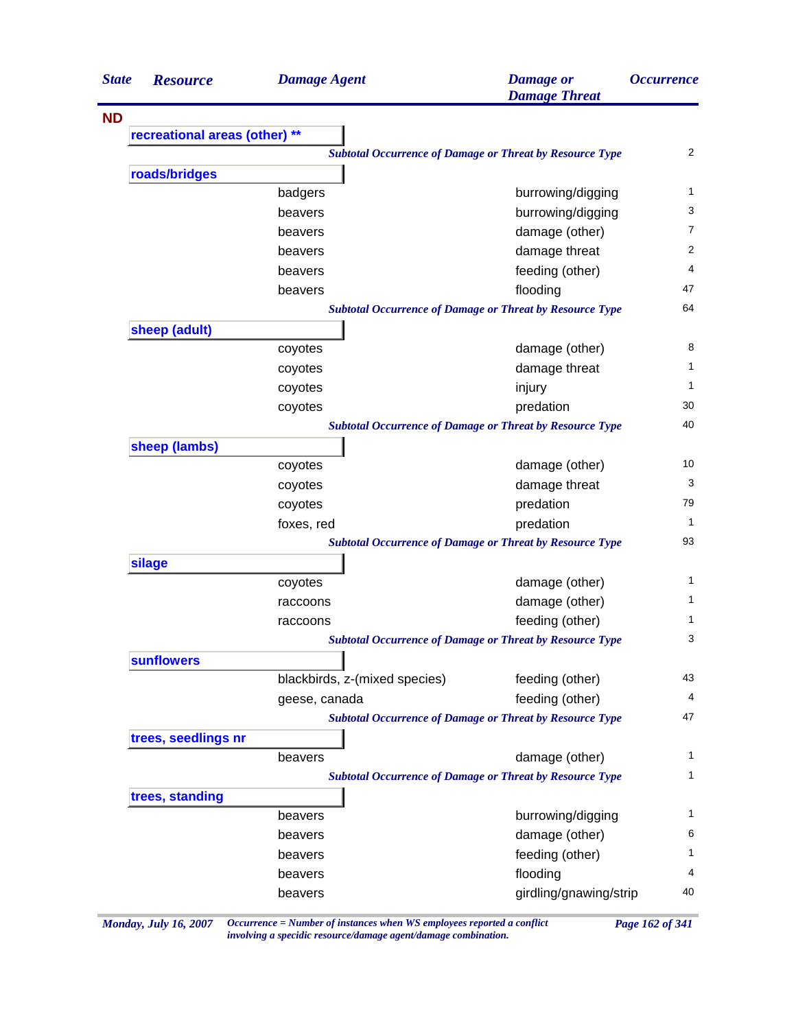| State | Resource | Damage Agent | Damage or Damage Threat | Occurrence |
|---|---|---|---|---|
| **ND** | | | | |
| | **recreational areas (other) ** | | | |
| | | *Subtotal Occurrence of Damage or Threat by Resource Type* | | 2 |
| | **roads/bridges** | | | |
| | | badgers | burrowing/digging | 1 |
| | | beavers | burrowing/digging | 3 |
| | | beavers | damage (other) | 7 |
| | | beavers | damage threat | 2 |
| | | beavers | feeding (other) | 4 |
| | | beavers | flooding | 47 |
| | | *Subtotal Occurrence of Damage or Threat by Resource Type* | | 64 |
| | **sheep (adult)** | | | |
| | | coyotes | damage (other) | 8 |
| | | coyotes | damage threat | 1 |
| | | coyotes | injury | 1 |
| | | coyotes | predation | 30 |
| | | *Subtotal Occurrence of Damage or Threat by Resource Type* | | 40 |
| | **sheep (lambs)** | | | |
| | | coyotes | damage (other) | 10 |
| | | coyotes | damage threat | 3 |
| | | coyotes | predation | 79 |
| | | foxes, red | predation | 1 |
| | | *Subtotal Occurrence of Damage or Threat by Resource Type* | | 93 |
| | **silage** | | | |
| | | coyotes | damage (other) | 1 |
| | | raccoons | damage (other) | 1 |
| | | raccoons | feeding (other) | 1 |
| | | *Subtotal Occurrence of Damage or Threat by Resource Type* | | 3 |
| | **sunflowers** | | | |
| | | blackbirds, z-(mixed species) | feeding (other) | 43 |
| | | geese, canada | feeding (other) | 4 |
| | | *Subtotal Occurrence of Damage or Threat by Resource Type* | | 47 |
| | **trees, seedlings nr** | | | |
| | | beavers | damage (other) | 1 |
| | | *Subtotal Occurrence of Damage or Threat by Resource Type* | | 1 |
| | **trees, standing** | | | |
| | | beavers | burrowing/digging | 1 |
| | | beavers | damage (other) | 6 |
| | | beavers | feeding (other) | 1 |
| | | beavers | flooding | 4 |
| | | beavers | girdling/gnawing/strip | 40 |

*Occurrence = Number of instances when WS employees reported a conflict involving a specidic resource/damage agent/damage combination.*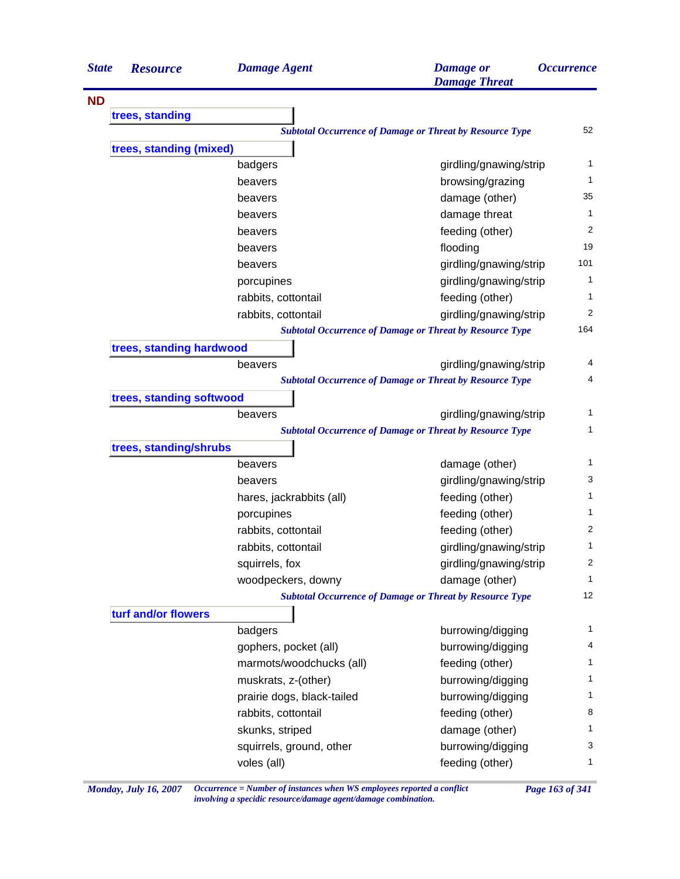| State | Resource | Damage Agent | Damage or Damage Threat | Occurrence |
|---|---|---|---|---|
| **ND** | | | | |
| | **trees, standing** | | | |
| | | | *Subtotal Occurrence of Damage or Threat by Resource Type* | 52 |
| | **trees, standing (mixed)** | | | |
| | | badgers | girdling/gnawing/strip | 1 |
| | | beavers | browsing/grazing | 1 |
| | | beavers | damage (other) | 35 |
| | | beavers | damage threat | 1 |
| | | beavers | feeding (other) | 2 |
| | | beavers | flooding | 19 |
| | | beavers | girdling/gnawing/strip | 101 |
| | | porcupines | girdling/gnawing/strip | 1 |
| | | rabbits, cottontail | feeding (other) | 1 |
| | | rabbits, cottontail | girdling/gnawing/strip | 2 |
| | | | *Subtotal Occurrence of Damage or Threat by Resource Type* | 164 |
| | **trees, standing hardwood** | | | |
| | | beavers | girdling/gnawing/strip | 4 |
| | | | *Subtotal Occurrence of Damage or Threat by Resource Type* | 4 |
| | **trees, standing softwood** | | | |
| | | beavers | girdling/gnawing/strip | 1 |
| | | | *Subtotal Occurrence of Damage or Threat by Resource Type* | 1 |
| | **trees, standing/shrubs** | | | |
| | | beavers | damage (other) | 1 |
| | | beavers | girdling/gnawing/strip | 3 |
| | | hares, jackrabbits (all) | feeding (other) | 1 |
| | | porcupines | feeding (other) | 1 |
| | | rabbits, cottontail | feeding (other) | 2 |
| | | rabbits, cottontail | girdling/gnawing/strip | 1 |
| | | squirrels, fox | girdling/gnawing/strip | 2 |
| | | woodpeckers, downy | damage (other) | 1 |
| | | | *Subtotal Occurrence of Damage or Threat by Resource Type* | 12 |
| | **turf and/or flowers** | | | |
| | | badgers | burrowing/digging | 1 |
| | | gophers, pocket (all) | burrowing/digging | 4 |
| | | marmots/woodchucks (all) | feeding (other) | 1 |
| | | muskrats, z-(other) | burrowing/digging | 1 |
| | | prairie dogs, black-tailed | burrowing/digging | 1 |
| | | rabbits, cottontail | feeding (other) | 8 |
| | | skunks, striped | damage (other) | 1 |
| | | squirrels, ground, other | burrowing/digging | 3 |
| | | voles (all) | feeding (other) | 1 |

*Occurrence = Number of instances when WS employees reported a conflict involving a specidic resource/damage agent/damage combination.*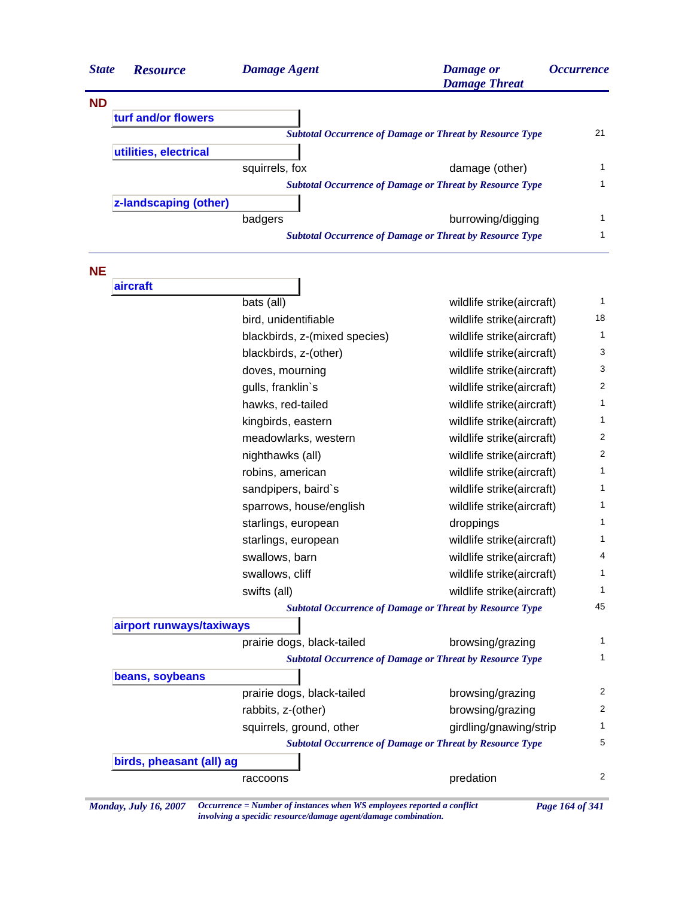| State | Resource | Damage Agent | Damage or Damage Threat | Occurrence |
|---|---|---|---|---|
| **ND** | | | | |
| | **turf and/or flowers** | | | |
| | | *Subtotal Occurrence of Damage or Threat by Resource Type* | | 21 |
| | **utilities, electrical** | | | |
| | | squirrels, fox | damage (other) | 1 |
| | | *Subtotal Occurrence of Damage or Threat by Resource Type* | | 1 |
| | **z-landscaping (other)** | | | |
| | | badgers | burrowing/digging | 1 |
| | | *Subtotal Occurrence of Damage or Threat by Resource Type* | | 1 |
| **NE** | | | | |
| | **aircraft** | | | |
| | | bats (all) | wildlife strike(aircraft) | 1 |
| | | bird, unidentifiable | wildlife strike(aircraft) | 18 |
| | | blackbirds, z-(mixed species) | wildlife strike(aircraft) | 1 |
| | | blackbirds, z-(other) | wildlife strike(aircraft) | 3 |
| | | doves, mourning | wildlife strike(aircraft) | 3 |
| | | gulls, franklin`s | wildlife strike(aircraft) | 2 |
| | | hawks, red-tailed | wildlife strike(aircraft) | 1 |
| | | kingbirds, eastern | wildlife strike(aircraft) | 1 |
| | | meadowlarks, western | wildlife strike(aircraft) | 2 |
| | | nighthawks (all) | wildlife strike(aircraft) | 2 |
| | | robins, american | wildlife strike(aircraft) | 1 |
| | | sandpipers, baird`s | wildlife strike(aircraft) | 1 |
| | | sparrows, house/english | wildlife strike(aircraft) | 1 |
| | | starlings, european | droppings | 1 |
| | | starlings, european | wildlife strike(aircraft) | 1 |
| | | swallows, barn | wildlife strike(aircraft) | 4 |
| | | swallows, cliff | wildlife strike(aircraft) | 1 |
| | | swifts (all) | wildlife strike(aircraft) | 1 |
| | | *Subtotal Occurrence of Damage or Threat by Resource Type* | | 45 |
| | **airport runways/taxiways** | | | |
| | | prairie dogs, black-tailed | browsing/grazing | 1 |
| | | *Subtotal Occurrence of Damage or Threat by Resource Type* | | 1 |
| | **beans, soybeans** | | | |
| | | prairie dogs, black-tailed | browsing/grazing | 2 |
| | | rabbits, z-(other) | browsing/grazing | 2 |
| | | squirrels, ground, other | girdling/gnawing/strip | 1 |
| | | *Subtotal Occurrence of Damage or Threat by Resource Type* | | 5 |
| | **birds, pheasant (all) ag** | | | |
| | | raccoons | predation | 2 |

*Occurrence = Number of instances when WS employees reported a conflict involving a specidic resource/damage agent/damage combination.*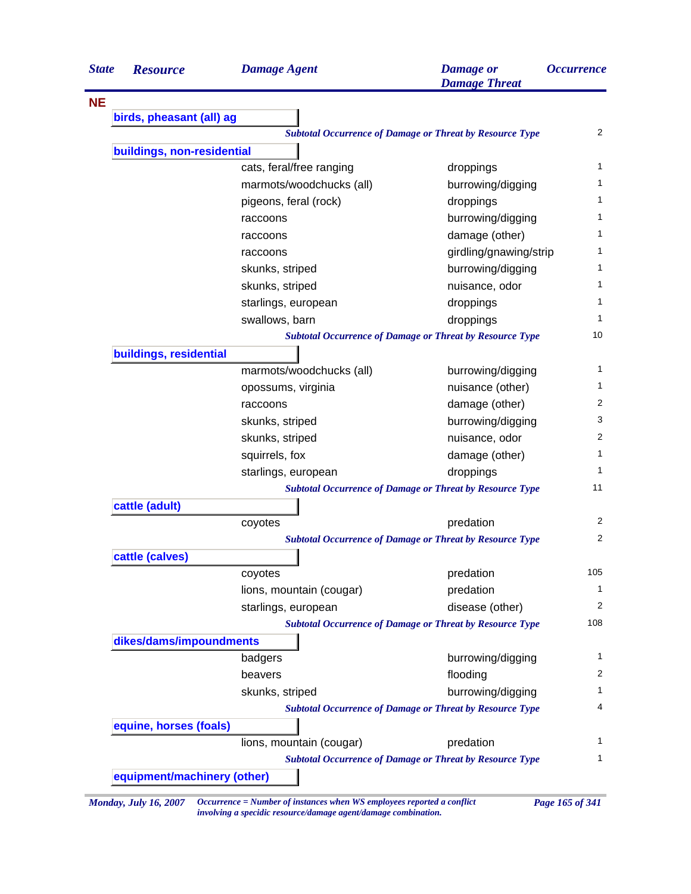| State | Resource | Damage Agent | Damage or Damage Threat | Occurrence |
|---|---|---|---|---|
| **NE** | | | | |
| | **birds, pheasant (all) ag** | | | |
| | | *Subtotal Occurrence of Damage or Threat by Resource Type* | | 2 |
| | **buildings, non-residential** | | | |
| | | cats, feral/free ranging | droppings | 1 |
| | | marmots/woodchucks (all) | burrowing/digging | 1 |
| | | pigeons, feral (rock) | droppings | 1 |
| | | raccoons | burrowing/digging | 1 |
| | | raccoons | damage (other) | 1 |
| | | raccoons | girdling/gnawing/strip | 1 |
| | | skunks, striped | burrowing/digging | 1 |
| | | skunks, striped | nuisance, odor | 1 |
| | | starlings, european | droppings | 1 |
| | | swallows, barn | droppings | 1 |
| | | *Subtotal Occurrence of Damage or Threat by Resource Type* | | 10 |
| | **buildings, residential** | | | |
| | | marmots/woodchucks (all) | burrowing/digging | 1 |
| | | opossums, virginia | nuisance (other) | 1 |
| | | raccoons | damage (other) | 2 |
| | | skunks, striped | burrowing/digging | 3 |
| | | skunks, striped | nuisance, odor | 2 |
| | | squirrels, fox | damage (other) | 1 |
| | | starlings, european | droppings | 1 |
| | | *Subtotal Occurrence of Damage or Threat by Resource Type* | | 11 |
| | **cattle (adult)** | | | |
| | | coyotes | predation | 2 |
| | | *Subtotal Occurrence of Damage or Threat by Resource Type* | | 2 |
| | **cattle (calves)** | | | |
| | | coyotes | predation | 105 |
| | | lions, mountain (cougar) | predation | 1 |
| | | starlings, european | disease (other) | 2 |
| | | *Subtotal Occurrence of Damage or Threat by Resource Type* | | 108 |
| | **dikes/dams/impoundments** | | | |
| | | badgers | burrowing/digging | 1 |
| | | beavers | flooding | 2 |
| | | skunks, striped | burrowing/digging | 1 |
| | | *Subtotal Occurrence of Damage or Threat by Resource Type* | | 4 |
| | **equine, horses (foals)** | | | |
| | | lions, mountain (cougar) | predation | 1 |
| | | *Subtotal Occurrence of Damage or Threat by Resource Type* | | 1 |
| | **equipment/machinery (other)** | | | |

*Monday, July 16, 2007* — *Occurrence = Number of instances when WS employees reported a conflict involving a specidic resource/damage agent/damage combination.*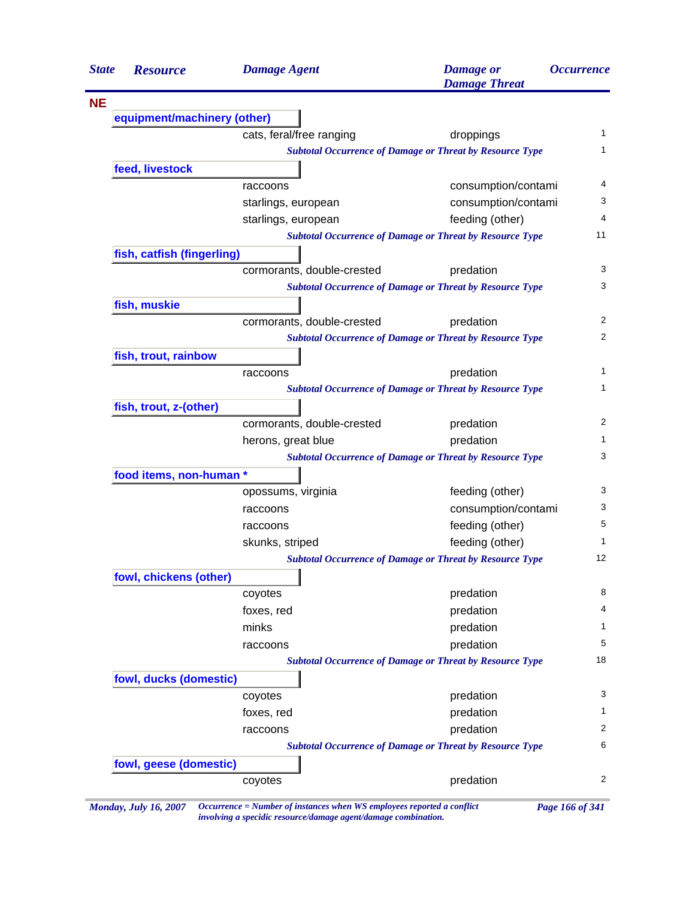| State | Resource | Damage Agent | Damage or Damage Threat | Occurrence |
|---|---|---|---|---|
| **NE** | | | | |
| | **equipment/machinery (other)** | | | |
| | | cats, feral/free ranging | droppings | 1 |
| | | *Subtotal Occurrence of Damage or Threat by Resource Type* | | 1 |
| | **feed, livestock** | | | |
| | | raccoons | consumption/contami | 4 |
| | | starlings, european | consumption/contami | 3 |
| | | starlings, european | feeding (other) | 4 |
| | | *Subtotal Occurrence of Damage or Threat by Resource Type* | | 11 |
| | **fish, catfish (fingerling)** | | | |
| | | cormorants, double-crested | predation | 3 |
| | | *Subtotal Occurrence of Damage or Threat by Resource Type* | | 3 |
| | **fish, muskie** | | | |
| | | cormorants, double-crested | predation | 2 |
| | | *Subtotal Occurrence of Damage or Threat by Resource Type* | | 2 |
| | **fish, trout, rainbow** | | | |
| | | raccoons | predation | 1 |
| | | *Subtotal Occurrence of Damage or Threat by Resource Type* | | 1 |
| | **fish, trout, z-(other)** | | | |
| | | cormorants, double-crested | predation | 2 |
| | | herons, great blue | predation | 1 |
| | | *Subtotal Occurrence of Damage or Threat by Resource Type* | | 3 |
| | **food items, non-human *** | | | |
| | | opossums, virginia | feeding (other) | 3 |
| | | raccoons | consumption/contami | 3 |
| | | raccoons | feeding (other) | 5 |
| | | skunks, striped | feeding (other) | 1 |
| | | *Subtotal Occurrence of Damage or Threat by Resource Type* | | 12 |
| | **fowl, chickens (other)** | | | |
| | | coyotes | predation | 8 |
| | | foxes, red | predation | 4 |
| | | minks | predation | 1 |
| | | raccoons | predation | 5 |
| | | *Subtotal Occurrence of Damage or Threat by Resource Type* | | 18 |
| | **fowl, ducks (domestic)** | | | |
| | | coyotes | predation | 3 |
| | | foxes, red | predation | 1 |
| | | raccoons | predation | 2 |
| | | *Subtotal Occurrence of Damage or Threat by Resource Type* | | 6 |
| | **fowl, geese (domestic)** | | | |
| | | coyotes | predation | 2 |

*Occurrence = Number of instances when WS employees reported a conflict involving a specidic resource/damage agent/damage combination.*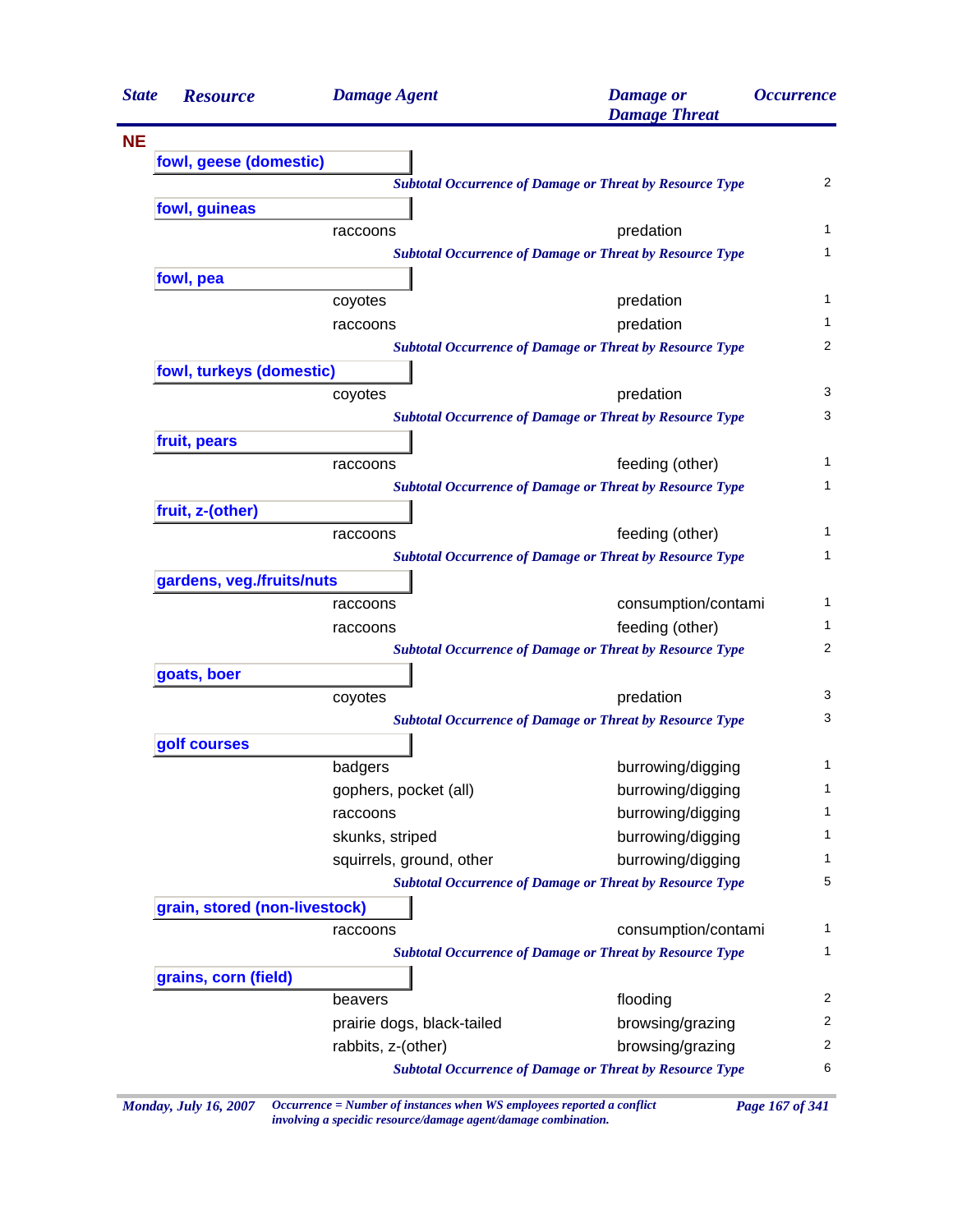| State | Resource | Damage Agent | Damage or Damage Threat | Occurrence |
|---|---|---|---|---|
| **NE** | | | | |
| | **fowl, geese (domestic)** | | | |
| | | *Subtotal Occurrence of Damage or Threat by Resource Type* | | 2 |
| | **fowl, guineas** | | | |
| | | raccoons | predation | 1 |
| | | *Subtotal Occurrence of Damage or Threat by Resource Type* | | 1 |
| | **fowl, pea** | | | |
| | | coyotes | predation | 1 |
| | | raccoons | predation | 1 |
| | | *Subtotal Occurrence of Damage or Threat by Resource Type* | | 2 |
| | **fowl, turkeys (domestic)** | | | |
| | | coyotes | predation | 3 |
| | | *Subtotal Occurrence of Damage or Threat by Resource Type* | | 3 |
| | **fruit, pears** | | | |
| | | raccoons | feeding (other) | 1 |
| | | *Subtotal Occurrence of Damage or Threat by Resource Type* | | 1 |
| | **fruit, z-(other)** | | | |
| | | raccoons | feeding (other) | 1 |
| | | *Subtotal Occurrence of Damage or Threat by Resource Type* | | 1 |
| | **gardens, veg./fruits/nuts** | | | |
| | | raccoons | consumption/contami | 1 |
| | | raccoons | feeding (other) | 1 |
| | | *Subtotal Occurrence of Damage or Threat by Resource Type* | | 2 |
| | **goats, boer** | | | |
| | | coyotes | predation | 3 |
| | | *Subtotal Occurrence of Damage or Threat by Resource Type* | | 3 |
| | **golf courses** | | | |
| | | badgers | burrowing/digging | 1 |
| | | gophers, pocket (all) | burrowing/digging | 1 |
| | | raccoons | burrowing/digging | 1 |
| | | skunks, striped | burrowing/digging | 1 |
| | | squirrels, ground, other | burrowing/digging | 1 |
| | | *Subtotal Occurrence of Damage or Threat by Resource Type* | | 5 |
| | **grain, stored (non-livestock)** | | | |
| | | raccoons | consumption/contami | 1 |
| | | *Subtotal Occurrence of Damage or Threat by Resource Type* | | 1 |
| | **grains, corn (field)** | | | |
| | | beavers | flooding | 2 |
| | | prairie dogs, black-tailed | browsing/grazing | 2 |
| | | rabbits, z-(other) | browsing/grazing | 2 |
| | | *Subtotal Occurrence of Damage or Threat by Resource Type* | | 6 |

*Occurrence = Number of instances when WS employees reported a conflict involving a specidic resource/damage agent/damage combination.*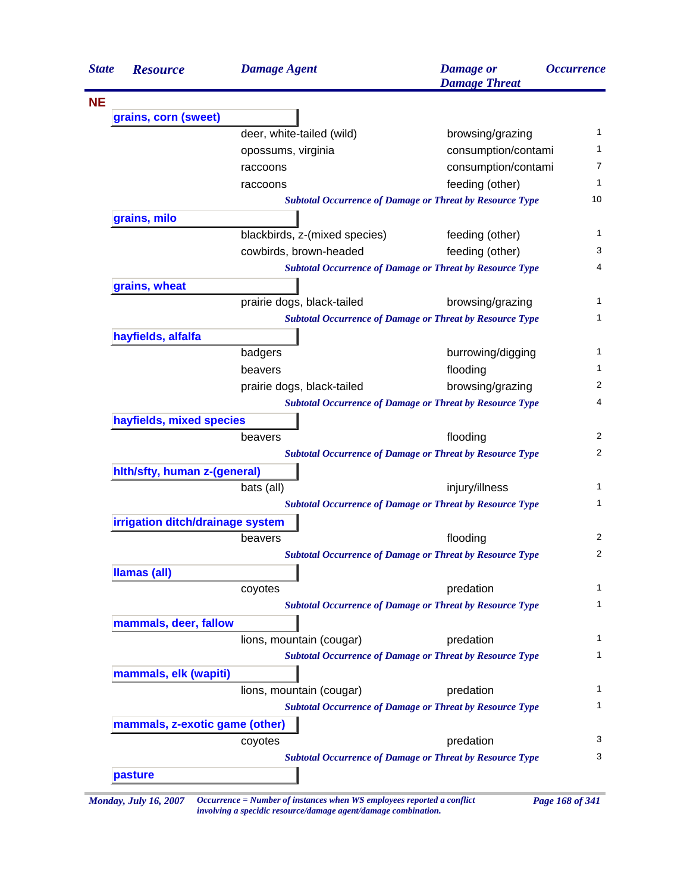| State | Resource | Damage Agent | Damage or Damage Threat | Occurrence |
|---|---|---|---|---|
| **NE** | | | | |
| | **grains, corn (sweet)** | | | |
| | | deer, white-tailed (wild) | browsing/grazing | 1 |
| | | opossums, virginia | consumption/contami | 1 |
| | | raccoons | consumption/contami | 7 |
| | | raccoons | feeding (other) | 1 |
| | | *Subtotal Occurrence of Damage or Threat by Resource Type* | | 10 |
| | **grains, milo** | | | |
| | | blackbirds, z-(mixed species) | feeding (other) | 1 |
| | | cowbirds, brown-headed | feeding (other) | 3 |
| | | *Subtotal Occurrence of Damage or Threat by Resource Type* | | 4 |
| | **grains, wheat** | | | |
| | | prairie dogs, black-tailed | browsing/grazing | 1 |
| | | *Subtotal Occurrence of Damage or Threat by Resource Type* | | 1 |
| | **hayfields, alfalfa** | | | |
| | | badgers | burrowing/digging | 1 |
| | | beavers | flooding | 1 |
| | | prairie dogs, black-tailed | browsing/grazing | 2 |
| | | *Subtotal Occurrence of Damage or Threat by Resource Type* | | 4 |
| | **hayfields, mixed species** | | | |
| | | beavers | flooding | 2 |
| | | *Subtotal Occurrence of Damage or Threat by Resource Type* | | 2 |
| | **hlth/sfty, human z-(general)** | | | |
| | | bats (all) | injury/illness | 1 |
| | | *Subtotal Occurrence of Damage or Threat by Resource Type* | | 1 |
| | **irrigation ditch/drainage system** | | | |
| | | beavers | flooding | 2 |
| | | *Subtotal Occurrence of Damage or Threat by Resource Type* | | 2 |
| | **llamas (all)** | | | |
| | | coyotes | predation | 1 |
| | | *Subtotal Occurrence of Damage or Threat by Resource Type* | | 1 |
| | **mammals, deer, fallow** | | | |
| | | lions, mountain (cougar) | predation | 1 |
| | | *Subtotal Occurrence of Damage or Threat by Resource Type* | | 1 |
| | **mammals, elk (wapiti)** | | | |
| | | lions, mountain (cougar) | predation | 1 |
| | | *Subtotal Occurrence of Damage or Threat by Resource Type* | | 1 |
| | **mammals, z-exotic game (other)** | | | |
| | | coyotes | predation | 3 |
| | | *Subtotal Occurrence of Damage or Threat by Resource Type* | | 3 |
| | **pasture** | | | |

*Monday, July 16, 2007*

*Occurrence = Number of instances when WS employees reported a conflict involving a specidic resource/damage agent/damage combination.*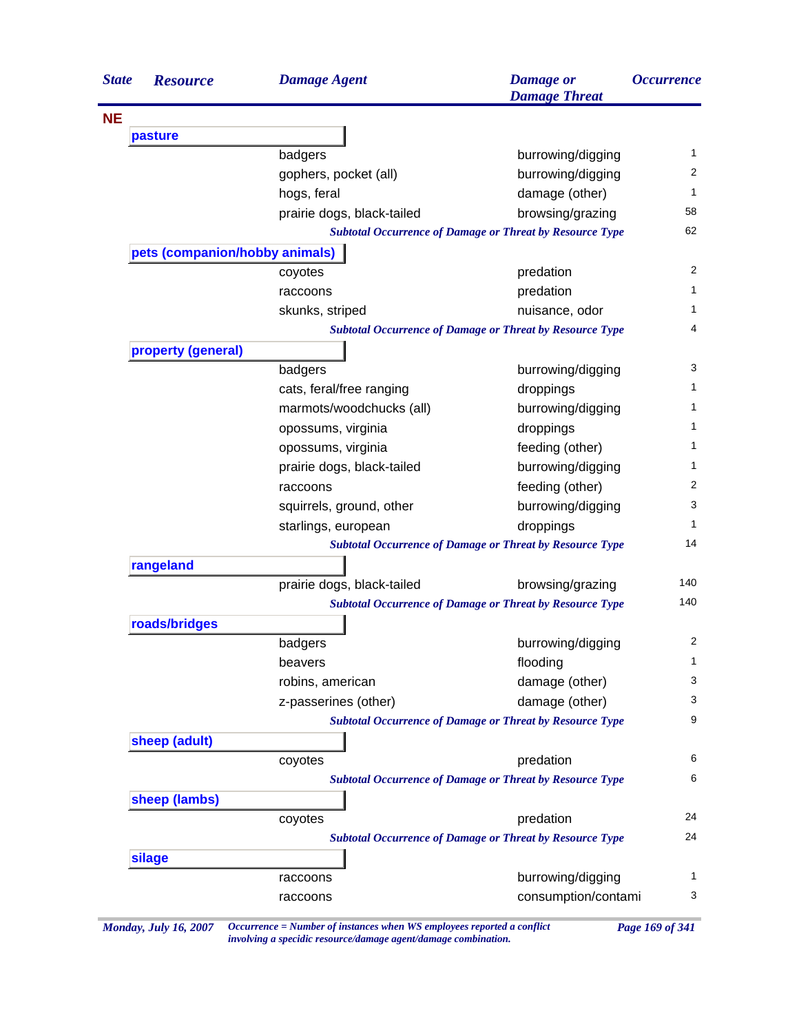| State | Resource | Damage Agent | Damage or Damage Threat | Occurrence |
|---|---|---|---|---|
| **NE** | | | | |
| | **pasture** | | | |
| | | badgers | burrowing/digging | 1 |
| | | gophers, pocket (all) | burrowing/digging | 2 |
| | | hogs, feral | damage (other) | 1 |
| | | prairie dogs, black-tailed | browsing/grazing | 58 |
| | | *Subtotal Occurrence of Damage or Threat by Resource Type* | | 62 |
| | **pets (companion/hobby animals)** | | | |
| | | coyotes | predation | 2 |
| | | raccoons | predation | 1 |
| | | skunks, striped | nuisance, odor | 1 |
| | | *Subtotal Occurrence of Damage or Threat by Resource Type* | | 4 |
| | **property (general)** | | | |
| | | badgers | burrowing/digging | 3 |
| | | cats, feral/free ranging | droppings | 1 |
| | | marmots/woodchucks (all) | burrowing/digging | 1 |
| | | opossums, virginia | droppings | 1 |
| | | opossums, virginia | feeding (other) | 1 |
| | | prairie dogs, black-tailed | burrowing/digging | 1 |
| | | raccoons | feeding (other) | 2 |
| | | squirrels, ground, other | burrowing/digging | 3 |
| | | starlings, european | droppings | 1 |
| | | *Subtotal Occurrence of Damage or Threat by Resource Type* | | 14 |
| | **rangeland** | | | |
| | | prairie dogs, black-tailed | browsing/grazing | 140 |
| | | *Subtotal Occurrence of Damage or Threat by Resource Type* | | 140 |
| | **roads/bridges** | | | |
| | | badgers | burrowing/digging | 2 |
| | | beavers | flooding | 1 |
| | | robins, american | damage (other) | 3 |
| | | z-passerines (other) | damage (other) | 3 |
| | | *Subtotal Occurrence of Damage or Threat by Resource Type* | | 9 |
| | **sheep (adult)** | | | |
| | | coyotes | predation | 6 |
| | | *Subtotal Occurrence of Damage or Threat by Resource Type* | | 6 |
| | **sheep (lambs)** | | | |
| | | coyotes | predation | 24 |
| | | *Subtotal Occurrence of Damage or Threat by Resource Type* | | 24 |
| | **silage** | | | |
| | | raccoons | burrowing/digging | 1 |
| | | raccoons | consumption/contami | 3 |

*Occurrence = Number of instances when WS employees reported a conflict involving a specidic resource/damage agent/damage combination.*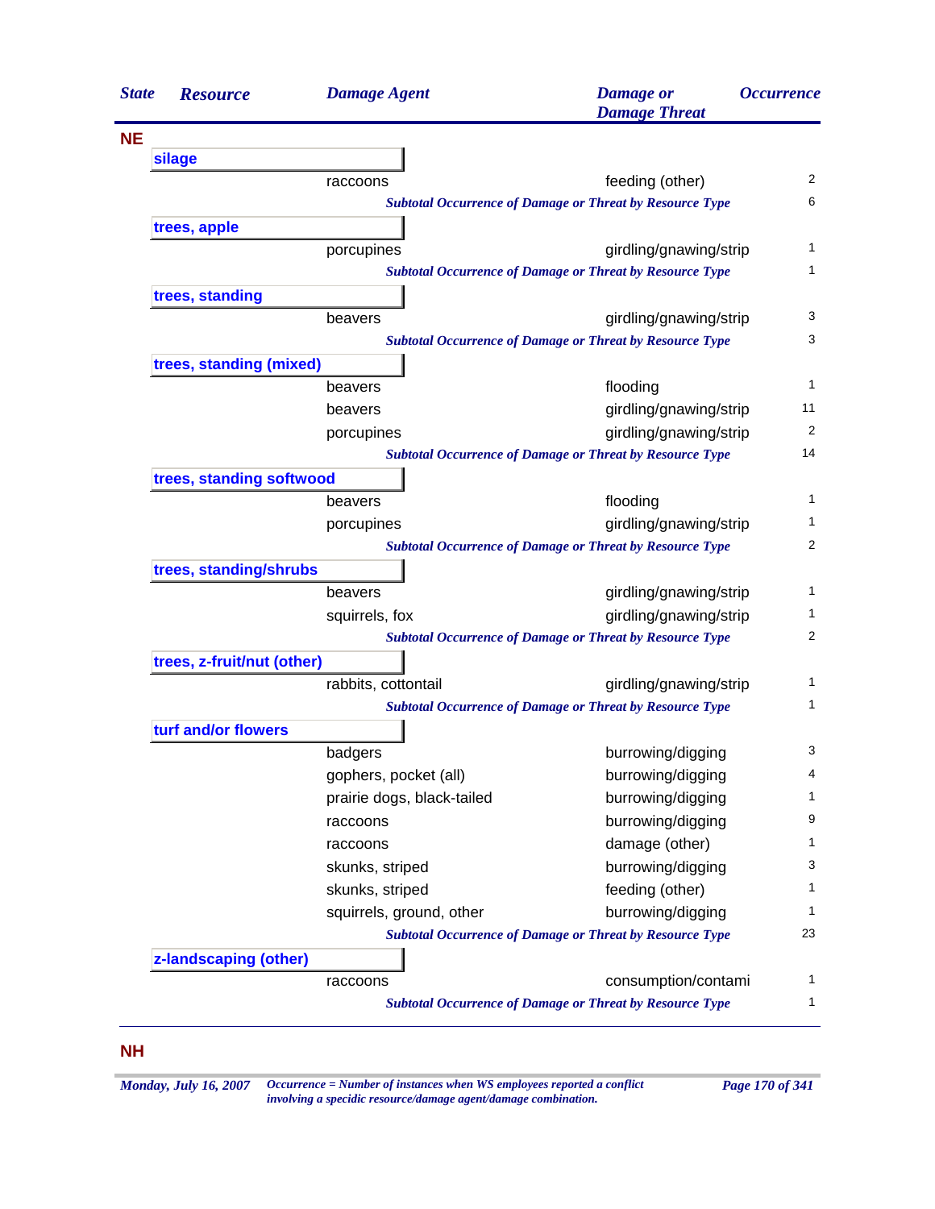| State | Resource | Damage Agent | Damage or Damage Threat | Occurrence |
|---|---|---|---|---|
| **NE** | | | | |
| | **silage** | | | |
| | | raccoons | feeding (other) | 2 |
| | | *Subtotal Occurrence of Damage or Threat by Resource Type* | | 6 |
| | **trees, apple** | | | |
| | | porcupines | girdling/gnawing/strip | 1 |
| | | *Subtotal Occurrence of Damage or Threat by Resource Type* | | 1 |
| | **trees, standing** | | | |
| | | beavers | girdling/gnawing/strip | 3 |
| | | *Subtotal Occurrence of Damage or Threat by Resource Type* | | 3 |
| | **trees, standing (mixed)** | | | |
| | | beavers | flooding | 1 |
| | | beavers | girdling/gnawing/strip | 11 |
| | | porcupines | girdling/gnawing/strip | 2 |
| | | *Subtotal Occurrence of Damage or Threat by Resource Type* | | 14 |
| | **trees, standing softwood** | | | |
| | | beavers | flooding | 1 |
| | | porcupines | girdling/gnawing/strip | 1 |
| | | *Subtotal Occurrence of Damage or Threat by Resource Type* | | 2 |
| | **trees, standing/shrubs** | | | |
| | | beavers | girdling/gnawing/strip | 1 |
| | | squirrels, fox | girdling/gnawing/strip | 1 |
| | | *Subtotal Occurrence of Damage or Threat by Resource Type* | | 2 |
| | **trees, z-fruit/nut (other)** | | | |
| | | rabbits, cottontail | girdling/gnawing/strip | 1 |
| | | *Subtotal Occurrence of Damage or Threat by Resource Type* | | 1 |
| | **turf and/or flowers** | | | |
| | | badgers | burrowing/digging | 3 |
| | | gophers, pocket (all) | burrowing/digging | 4 |
| | | prairie dogs, black-tailed | burrowing/digging | 1 |
| | | raccoons | burrowing/digging | 9 |
| | | raccoons | damage (other) | 1 |
| | | skunks, striped | burrowing/digging | 3 |
| | | skunks, striped | feeding (other) | 1 |
| | | squirrels, ground, other | burrowing/digging | 1 |
| | | *Subtotal Occurrence of Damage or Threat by Resource Type* | | 23 |
| | **z-landscaping (other)** | | | |
| | | raccoons | consumption/contami | 1 |
| | | *Subtotal Occurrence of Damage or Threat by Resource Type* | | 1 |
| **NH** | | | | |

*Monday, July 16, 2007*

*Occurrence = Number of instances when WS employees reported a conflict involving a specidic resource/damage agent/damage combination.*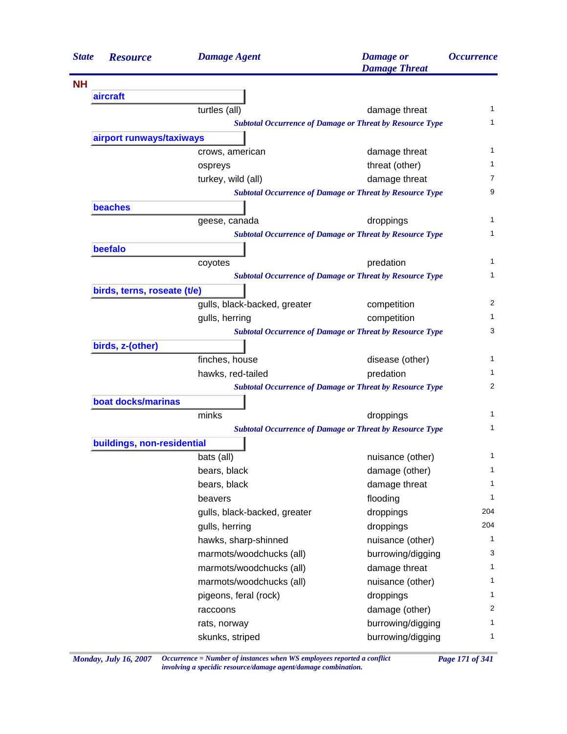| State | Resource | Damage Agent | Damage or Damage Threat | Occurrence |
|---|---|---|---|---|
| **NH** | | | | |
| | **aircraft** | | | |
| | | turtles (all) | damage threat | 1 |
| | | *Subtotal Occurrence of Damage or Threat by Resource Type* | | 1 |
| | **airport runways/taxiways** | | | |
| | | crows, american | damage threat | 1 |
| | | ospreys | threat (other) | 1 |
| | | turkey, wild (all) | damage threat | 7 |
| | | *Subtotal Occurrence of Damage or Threat by Resource Type* | | 9 |
| | **beaches** | | | |
| | | geese, canada | droppings | 1 |
| | | *Subtotal Occurrence of Damage or Threat by Resource Type* | | 1 |
| | **beefalo** | | | |
| | | coyotes | predation | 1 |
| | | *Subtotal Occurrence of Damage or Threat by Resource Type* | | 1 |
| | **birds, terns, roseate (t/e)** | | | |
| | | gulls, black-backed, greater | competition | 2 |
| | | gulls, herring | competition | 1 |
| | | *Subtotal Occurrence of Damage or Threat by Resource Type* | | 3 |
| | **birds, z-(other)** | | | |
| | | finches, house | disease (other) | 1 |
| | | hawks, red-tailed | predation | 1 |
| | | *Subtotal Occurrence of Damage or Threat by Resource Type* | | 2 |
| | **boat docks/marinas** | | | |
| | | minks | droppings | 1 |
| | | *Subtotal Occurrence of Damage or Threat by Resource Type* | | 1 |
| | **buildings, non-residential** | | | |
| | | bats (all) | nuisance (other) | 1 |
| | | bears, black | damage (other) | 1 |
| | | bears, black | damage threat | 1 |
| | | beavers | flooding | 1 |
| | | gulls, black-backed, greater | droppings | 204 |
| | | gulls, herring | droppings | 204 |
| | | hawks, sharp-shinned | nuisance (other) | 1 |
| | | marmots/woodchucks (all) | burrowing/digging | 3 |
| | | marmots/woodchucks (all) | damage threat | 1 |
| | | marmots/woodchucks (all) | nuisance (other) | 1 |
| | | pigeons, feral (rock) | droppings | 1 |
| | | raccoons | damage (other) | 2 |
| | | rats, norway | burrowing/digging | 1 |
| | | skunks, striped | burrowing/digging | 1 |

*Occurrence = Number of instances when WS employees reported a conflict involving a specidic resource/damage agent/damage combination.*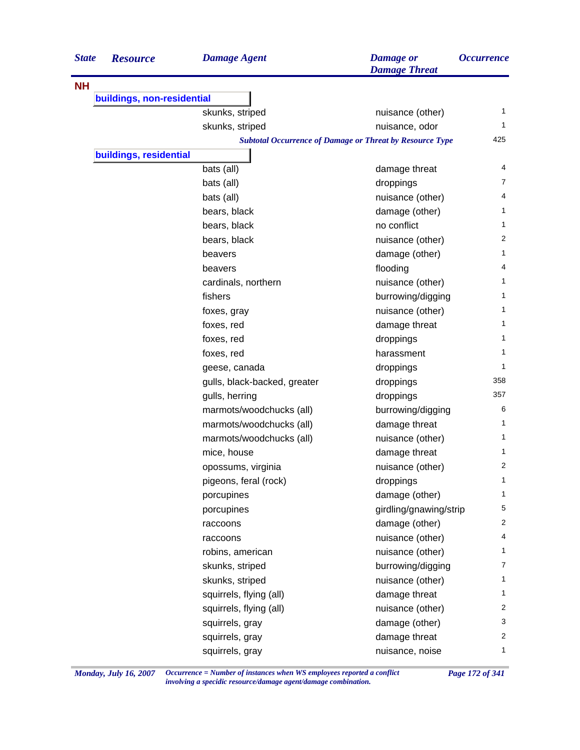| State | Resource | Damage Agent | Damage or Damage Threat | Occurrence |
|---|---|---|---|---|
| **NH** | | | | |
| | **buildings, non-residential** | | | |
| | | skunks, striped | nuisance (other) | 1 |
| | | skunks, striped | nuisance, odor | 1 |
| | | *Subtotal Occurrence of Damage or Threat by Resource Type* | | 425 |
| | **buildings, residential** | | | |
| | | bats (all) | damage threat | 4 |
| | | bats (all) | droppings | 7 |
| | | bats (all) | nuisance (other) | 4 |
| | | bears, black | damage (other) | 1 |
| | | bears, black | no conflict | 1 |
| | | bears, black | nuisance (other) | 2 |
| | | beavers | damage (other) | 1 |
| | | beavers | flooding | 4 |
| | | cardinals, northern | nuisance (other) | 1 |
| | | fishers | burrowing/digging | 1 |
| | | foxes, gray | nuisance (other) | 1 |
| | | foxes, red | damage threat | 1 |
| | | foxes, red | droppings | 1 |
| | | foxes, red | harassment | 1 |
| | | geese, canada | droppings | 1 |
| | | gulls, black-backed, greater | droppings | 358 |
| | | gulls, herring | droppings | 357 |
| | | marmots/woodchucks (all) | burrowing/digging | 6 |
| | | marmots/woodchucks (all) | damage threat | 1 |
| | | marmots/woodchucks (all) | nuisance (other) | 1 |
| | | mice, house | damage threat | 1 |
| | | opossums, virginia | nuisance (other) | 2 |
| | | pigeons, feral (rock) | droppings | 1 |
| | | porcupines | damage (other) | 1 |
| | | porcupines | girdling/gnawing/strip | 5 |
| | | raccoons | damage (other) | 2 |
| | | raccoons | nuisance (other) | 4 |
| | | robins, american | nuisance (other) | 1 |
| | | skunks, striped | burrowing/digging | 7 |
| | | skunks, striped | nuisance (other) | 1 |
| | | squirrels, flying (all) | damage threat | 1 |
| | | squirrels, flying (all) | nuisance (other) | 2 |
| | | squirrels, gray | damage (other) | 3 |
| | | squirrels, gray | damage threat | 2 |
| | | squirrels, gray | nuisance, noise | 1 |

*Occurrence = Number of instances when WS employees reported a conflict involving a specidic resource/damage agent/damage combination.*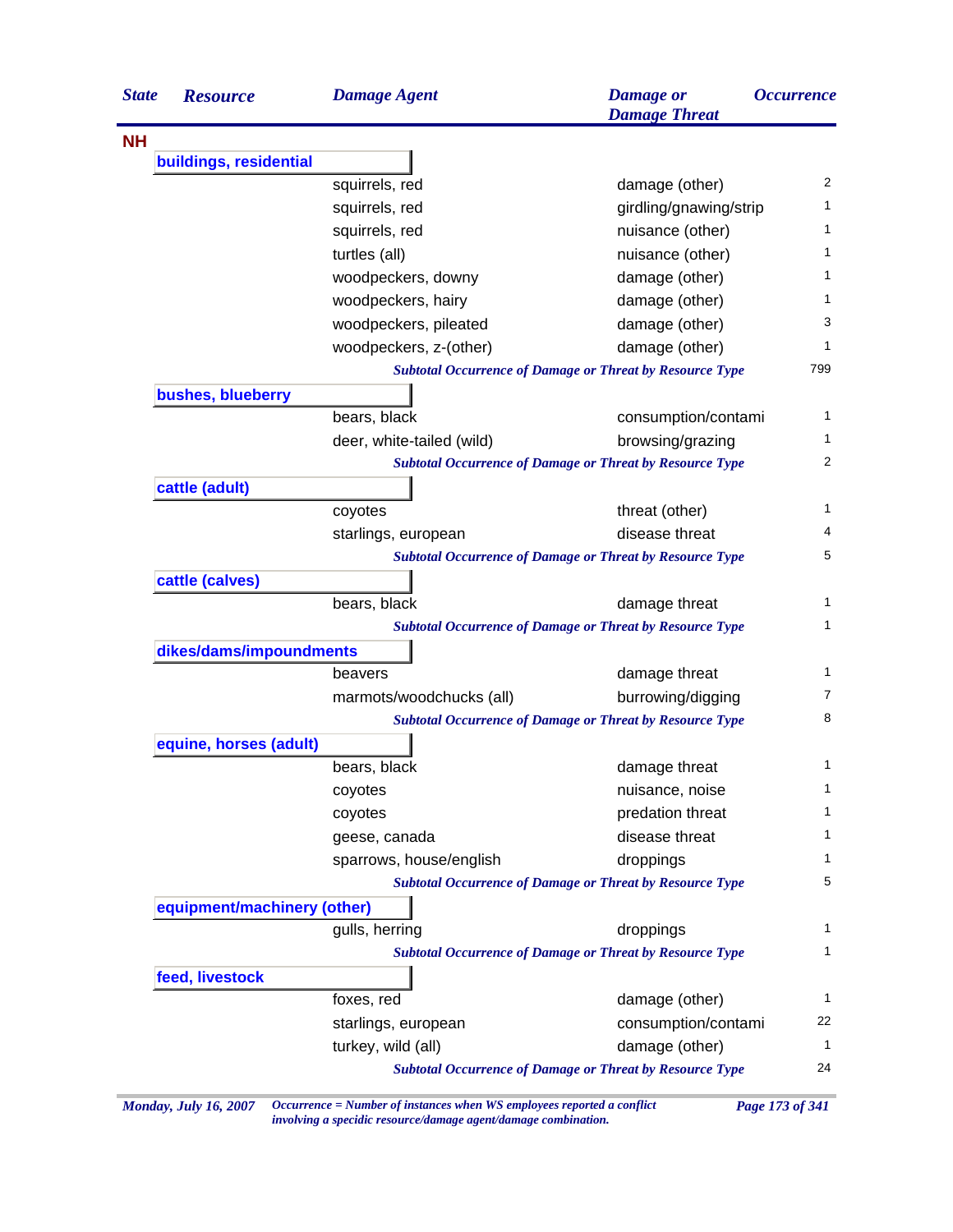| State | Resource | Damage Agent | Damage or Damage Threat | Occurrence |
|---|---|---|---|---|
| **NH** | | | | |
| | **buildings, residential** | | | |
| | | squirrels, red | damage (other) | 2 |
| | | squirrels, red | girdling/gnawing/strip | 1 |
| | | squirrels, red | nuisance (other) | 1 |
| | | turtles (all) | nuisance (other) | 1 |
| | | woodpeckers, downy | damage (other) | 1 |
| | | woodpeckers, hairy | damage (other) | 1 |
| | | woodpeckers, pileated | damage (other) | 3 |
| | | woodpeckers, z-(other) | damage (other) | 1 |
| | | *Subtotal Occurrence of Damage or Threat by Resource Type* | | 799 |
| | **bushes, blueberry** | | | |
| | | bears, black | consumption/contami | 1 |
| | | deer, white-tailed (wild) | browsing/grazing | 1 |
| | | *Subtotal Occurrence of Damage or Threat by Resource Type* | | 2 |
| | **cattle (adult)** | | | |
| | | coyotes | threat (other) | 1 |
| | | starlings, european | disease threat | 4 |
| | | *Subtotal Occurrence of Damage or Threat by Resource Type* | | 5 |
| | **cattle (calves)** | | | |
| | | bears, black | damage threat | 1 |
| | | *Subtotal Occurrence of Damage or Threat by Resource Type* | | 1 |
| | **dikes/dams/impoundments** | | | |
| | | beavers | damage threat | 1 |
| | | marmots/woodchucks (all) | burrowing/digging | 7 |
| | | *Subtotal Occurrence of Damage or Threat by Resource Type* | | 8 |
| | **equine, horses (adult)** | | | |
| | | bears, black | damage threat | 1 |
| | | coyotes | nuisance, noise | 1 |
| | | coyotes | predation threat | 1 |
| | | geese, canada | disease threat | 1 |
| | | sparrows, house/english | droppings | 1 |
| | | *Subtotal Occurrence of Damage or Threat by Resource Type* | | 5 |
| | **equipment/machinery (other)** | | | |
| | | gulls, herring | droppings | 1 |
| | | *Subtotal Occurrence of Damage or Threat by Resource Type* | | 1 |
| | **feed, livestock** | | | |
| | | foxes, red | damage (other) | 1 |
| | | starlings, european | consumption/contami | 22 |
| | | turkey, wild (all) | damage (other) | 1 |
| | | *Subtotal Occurrence of Damage or Threat by Resource Type* | | 24 |

*Occurrence = Number of instances when WS employees reported a conflict involving a specidic resource/damage agent/damage combination.*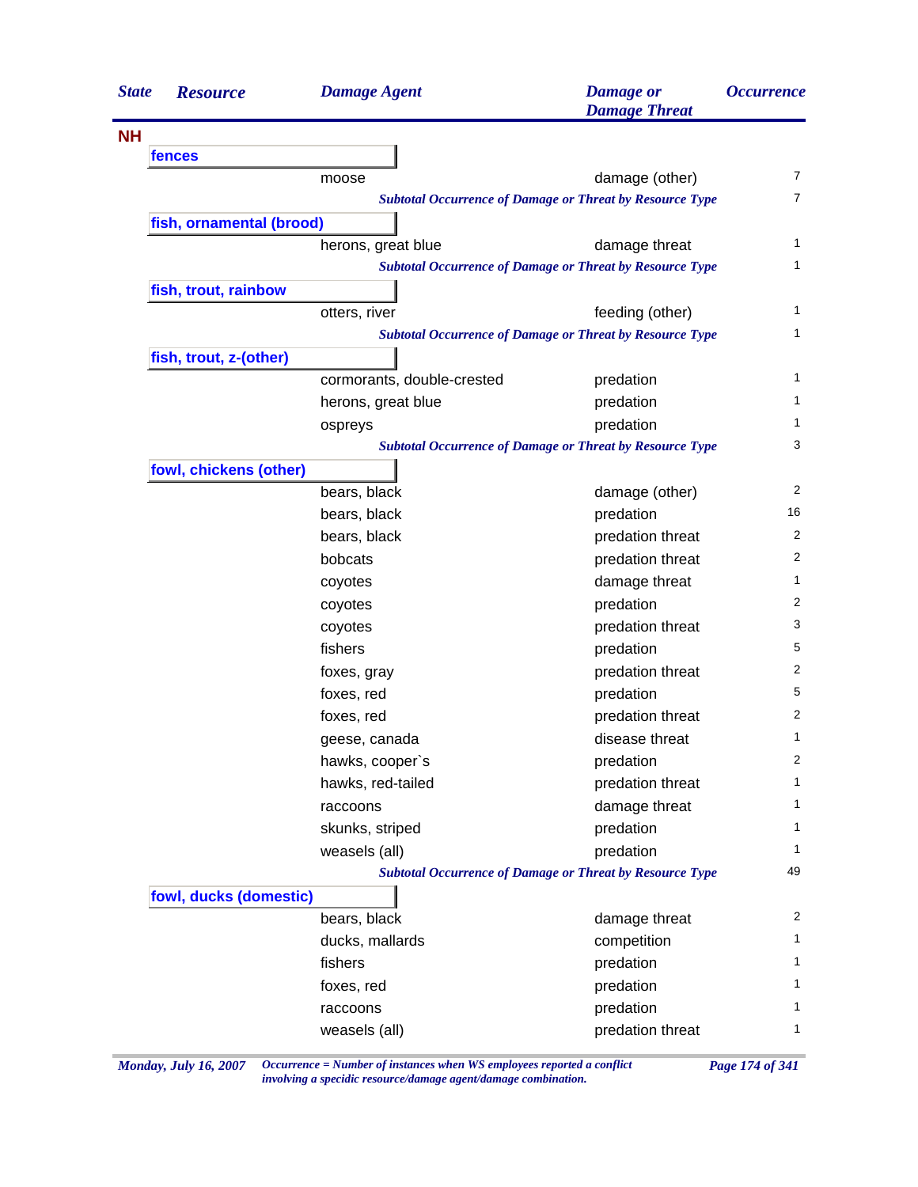| State | Resource | Damage Agent | Damage or Damage Threat | Occurrence |
|---|---|---|---|---|
| **NH** | | | | |
| | **fences** | | | |
| | | moose | damage (other) | 7 |
| | | *Subtotal Occurrence of Damage or Threat by Resource Type* | | 7 |
| | **fish, ornamental (brood)** | | | |
| | | herons, great blue | damage threat | 1 |
| | | *Subtotal Occurrence of Damage or Threat by Resource Type* | | 1 |
| | **fish, trout, rainbow** | | | |
| | | otters, river | feeding (other) | 1 |
| | | *Subtotal Occurrence of Damage or Threat by Resource Type* | | 1 |
| | **fish, trout, z-(other)** | | | |
| | | cormorants, double-crested | predation | 1 |
| | | herons, great blue | predation | 1 |
| | | ospreys | predation | 1 |
| | | *Subtotal Occurrence of Damage or Threat by Resource Type* | | 3 |
| | **fowl, chickens (other)** | | | |
| | | bears, black | damage (other) | 2 |
| | | bears, black | predation | 16 |
| | | bears, black | predation threat | 2 |
| | | bobcats | predation threat | 2 |
| | | coyotes | damage threat | 1 |
| | | coyotes | predation | 2 |
| | | coyotes | predation threat | 3 |
| | | fishers | predation | 5 |
| | | foxes, gray | predation threat | 2 |
| | | foxes, red | predation | 5 |
| | | foxes, red | predation threat | 2 |
| | | geese, canada | disease threat | 1 |
| | | hawks, cooper`s | predation | 2 |
| | | hawks, red-tailed | predation threat | 1 |
| | | raccoons | damage threat | 1 |
| | | skunks, striped | predation | 1 |
| | | weasels (all) | predation | 1 |
| | | *Subtotal Occurrence of Damage or Threat by Resource Type* | | 49 |
| | **fowl, ducks (domestic)** | | | |
| | | bears, black | damage threat | 2 |
| | | ducks, mallards | competition | 1 |
| | | fishers | predation | 1 |
| | | foxes, red | predation | 1 |
| | | raccoons | predation | 1 |
| | | weasels (all) | predation threat | 1 |

*Occurrence = Number of instances when WS employees reported a conflict involving a specidic resource/damage agent/damage combination.*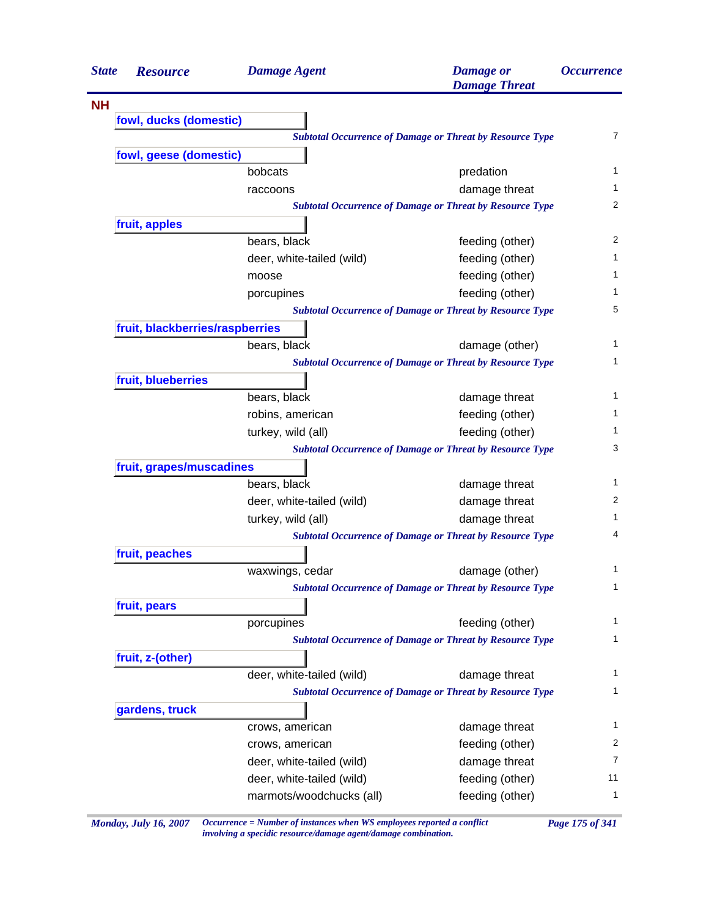| State | Resource | Damage Agent | Damage or Damage Threat | Occurrence |
|---|---|---|---|---|
| **NH** | | | | |
| | **fowl, ducks (domestic)** | | | |
| | | ***Subtotal Occurrence of Damage or Threat by Resource Type*** | | 7 |
| | **fowl, geese (domestic)** | | | |
| | | bobcats | predation | 1 |
| | | raccoons | damage threat | 1 |
| | | ***Subtotal Occurrence of Damage or Threat by Resource Type*** | | 2 |
| | **fruit, apples** | | | |
| | | bears, black | feeding (other) | 2 |
| | | deer, white-tailed (wild) | feeding (other) | 1 |
| | | moose | feeding (other) | 1 |
| | | porcupines | feeding (other) | 1 |
| | | ***Subtotal Occurrence of Damage or Threat by Resource Type*** | | 5 |
| | **fruit, blackberries/raspberries** | | | |
| | | bears, black | damage (other) | 1 |
| | | ***Subtotal Occurrence of Damage or Threat by Resource Type*** | | 1 |
| | **fruit, blueberries** | | | |
| | | bears, black | damage threat | 1 |
| | | robins, american | feeding (other) | 1 |
| | | turkey, wild (all) | feeding (other) | 1 |
| | | ***Subtotal Occurrence of Damage or Threat by Resource Type*** | | 3 |
| | **fruit, grapes/muscadines** | | | |
| | | bears, black | damage threat | 1 |
| | | deer, white-tailed (wild) | damage threat | 2 |
| | | turkey, wild (all) | damage threat | 1 |
| | | ***Subtotal Occurrence of Damage or Threat by Resource Type*** | | 4 |
| | **fruit, peaches** | | | |
| | | waxwings, cedar | damage (other) | 1 |
| | | ***Subtotal Occurrence of Damage or Threat by Resource Type*** | | 1 |
| | **fruit, pears** | | | |
| | | porcupines | feeding (other) | 1 |
| | | ***Subtotal Occurrence of Damage or Threat by Resource Type*** | | 1 |
| | **fruit, z-(other)** | | | |
| | | deer, white-tailed (wild) | damage threat | 1 |
| | | ***Subtotal Occurrence of Damage or Threat by Resource Type*** | | 1 |
| | **gardens, truck** | | | |
| | | crows, american | damage threat | 1 |
| | | crows, american | feeding (other) | 2 |
| | | deer, white-tailed (wild) | damage threat | 7 |
| | | deer, white-tailed (wild) | feeding (other) | 11 |
| | | marmots/woodchucks (all) | feeding (other) | 1 |

*Occurrence = Number of instances when WS employees reported a conflict involving a specidic resource/damage agent/damage combination.*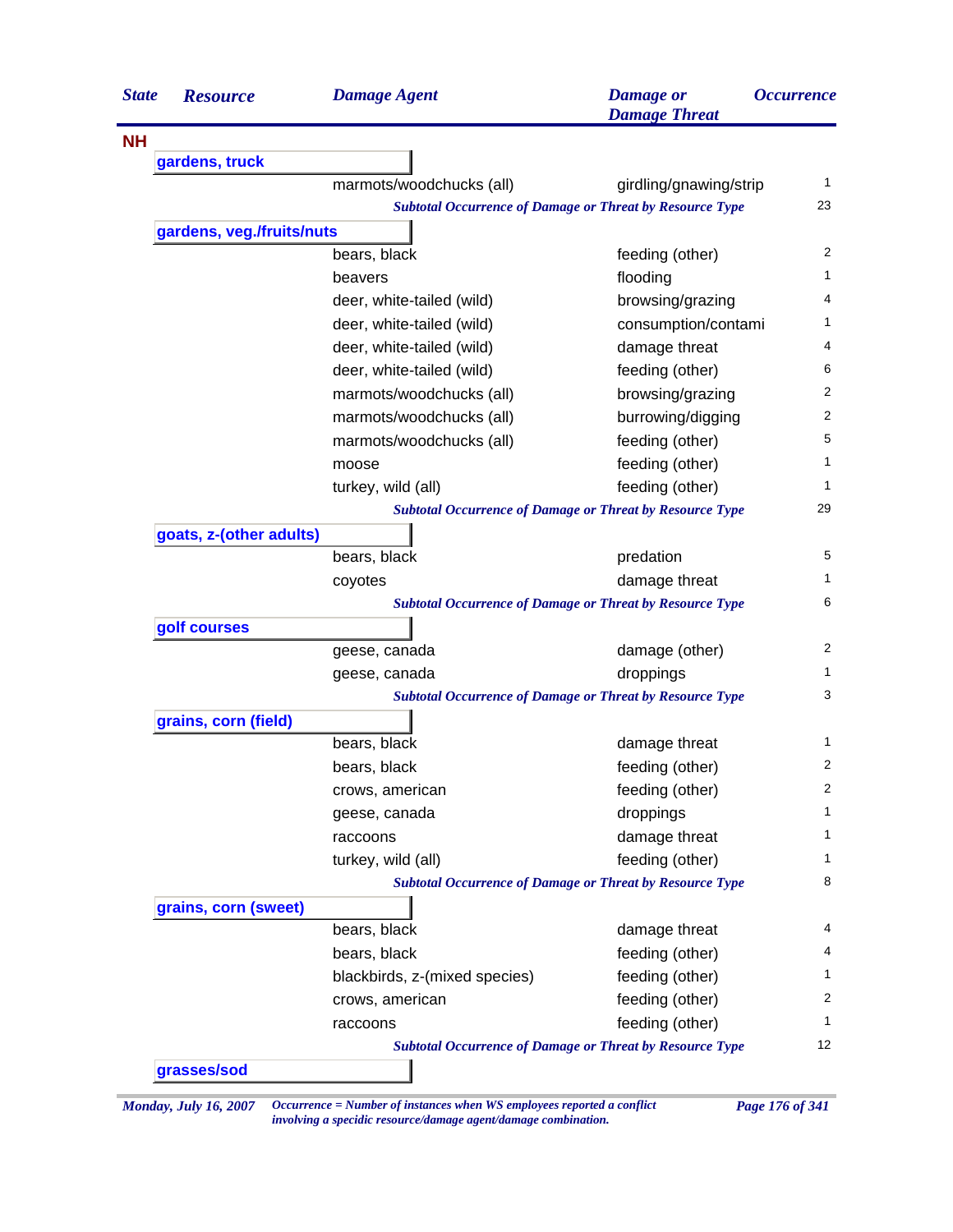| State | Resource | Damage Agent | Damage or Damage Threat | Occurrence |
|---|---|---|---|---|
| **NH** | | | | |
| | **gardens, truck** | | | |
| | | marmots/woodchucks (all) | girdling/gnawing/strip | 1 |
| | | *Subtotal Occurrence of Damage or Threat by Resource Type* | | 23 |
| | **gardens, veg./fruits/nuts** | | | |
| | | bears, black | feeding (other) | 2 |
| | | beavers | flooding | 1 |
| | | deer, white-tailed (wild) | browsing/grazing | 4 |
| | | deer, white-tailed (wild) | consumption/contami | 1 |
| | | deer, white-tailed (wild) | damage threat | 4 |
| | | deer, white-tailed (wild) | feeding (other) | 6 |
| | | marmots/woodchucks (all) | browsing/grazing | 2 |
| | | marmots/woodchucks (all) | burrowing/digging | 2 |
| | | marmots/woodchucks (all) | feeding (other) | 5 |
| | | moose | feeding (other) | 1 |
| | | turkey, wild (all) | feeding (other) | 1 |
| | | *Subtotal Occurrence of Damage or Threat by Resource Type* | | 29 |
| | **goats, z-(other adults)** | | | |
| | | bears, black | predation | 5 |
| | | coyotes | damage threat | 1 |
| | | *Subtotal Occurrence of Damage or Threat by Resource Type* | | 6 |
| | **golf courses** | | | |
| | | geese, canada | damage (other) | 2 |
| | | geese, canada | droppings | 1 |
| | | *Subtotal Occurrence of Damage or Threat by Resource Type* | | 3 |
| | **grains, corn (field)** | | | |
| | | bears, black | damage threat | 1 |
| | | bears, black | feeding (other) | 2 |
| | | crows, american | feeding (other) | 2 |
| | | geese, canada | droppings | 1 |
| | | raccoons | damage threat | 1 |
| | | turkey, wild (all) | feeding (other) | 1 |
| | | *Subtotal Occurrence of Damage or Threat by Resource Type* | | 8 |
| | **grains, corn (sweet)** | | | |
| | | bears, black | damage threat | 4 |
| | | bears, black | feeding (other) | 4 |
| | | blackbirds, z-(mixed species) | feeding (other) | 1 |
| | | crows, american | feeding (other) | 2 |
| | | raccoons | feeding (other) | 1 |
| | | *Subtotal Occurrence of Damage or Threat by Resource Type* | | 12 |
| | **grasses/sod** | | | |

*Monday, July 16, 2007* — *Occurrence = Number of instances when WS employees reported a conflict involving a specidic resource/damage agent/damage combination.*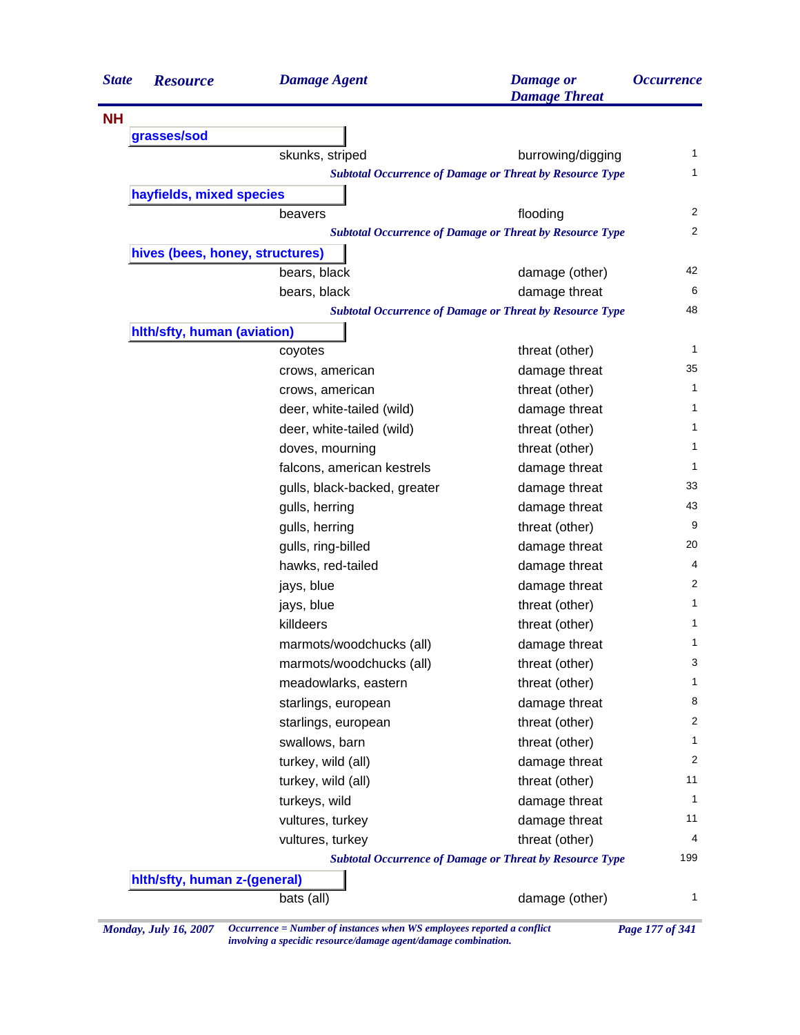| State | Resource | Damage Agent | Damage or Damage Threat | Occurrence |
|---|---|---|---|---|
| **NH** | | | | |
| | **grasses/sod** | | | |
| | | skunks, striped | burrowing/digging | 1 |
| | | *Subtotal Occurrence of Damage or Threat by Resource Type* | | 1 |
| | **hayfields, mixed species** | | | |
| | | beavers | flooding | 2 |
| | | *Subtotal Occurrence of Damage or Threat by Resource Type* | | 2 |
| | **hives (bees, honey, structures)** | | | |
| | | bears, black | damage (other) | 42 |
| | | bears, black | damage threat | 6 |
| | | *Subtotal Occurrence of Damage or Threat by Resource Type* | | 48 |
| | **hlth/sfty, human (aviation)** | | | |
| | | coyotes | threat (other) | 1 |
| | | crows, american | damage threat | 35 |
| | | crows, american | threat (other) | 1 |
| | | deer, white-tailed (wild) | damage threat | 1 |
| | | deer, white-tailed (wild) | threat (other) | 1 |
| | | doves, mourning | threat (other) | 1 |
| | | falcons, american kestrels | damage threat | 1 |
| | | gulls, black-backed, greater | damage threat | 33 |
| | | gulls, herring | damage threat | 43 |
| | | gulls, herring | threat (other) | 9 |
| | | gulls, ring-billed | damage threat | 20 |
| | | hawks, red-tailed | damage threat | 4 |
| | | jays, blue | damage threat | 2 |
| | | jays, blue | threat (other) | 1 |
| | | killdeers | threat (other) | 1 |
| | | marmots/woodchucks (all) | damage threat | 1 |
| | | marmots/woodchucks (all) | threat (other) | 3 |
| | | meadowlarks, eastern | threat (other) | 1 |
| | | starlings, european | damage threat | 8 |
| | | starlings, european | threat (other) | 2 |
| | | swallows, barn | threat (other) | 1 |
| | | turkey, wild (all) | damage threat | 2 |
| | | turkey, wild (all) | threat (other) | 11 |
| | | turkeys, wild | damage threat | 1 |
| | | vultures, turkey | damage threat | 11 |
| | | vultures, turkey | threat (other) | 4 |
| | | *Subtotal Occurrence of Damage or Threat by Resource Type* | | 199 |
| | **hlth/sfty, human z-(general)** | | | |
| | | bats (all) | damage (other) | 1 |

*Monday, July 16, 2007* — *Occurrence = Number of instances when WS employees reported a conflict involving a specidic resource/damage agent/damage combination.*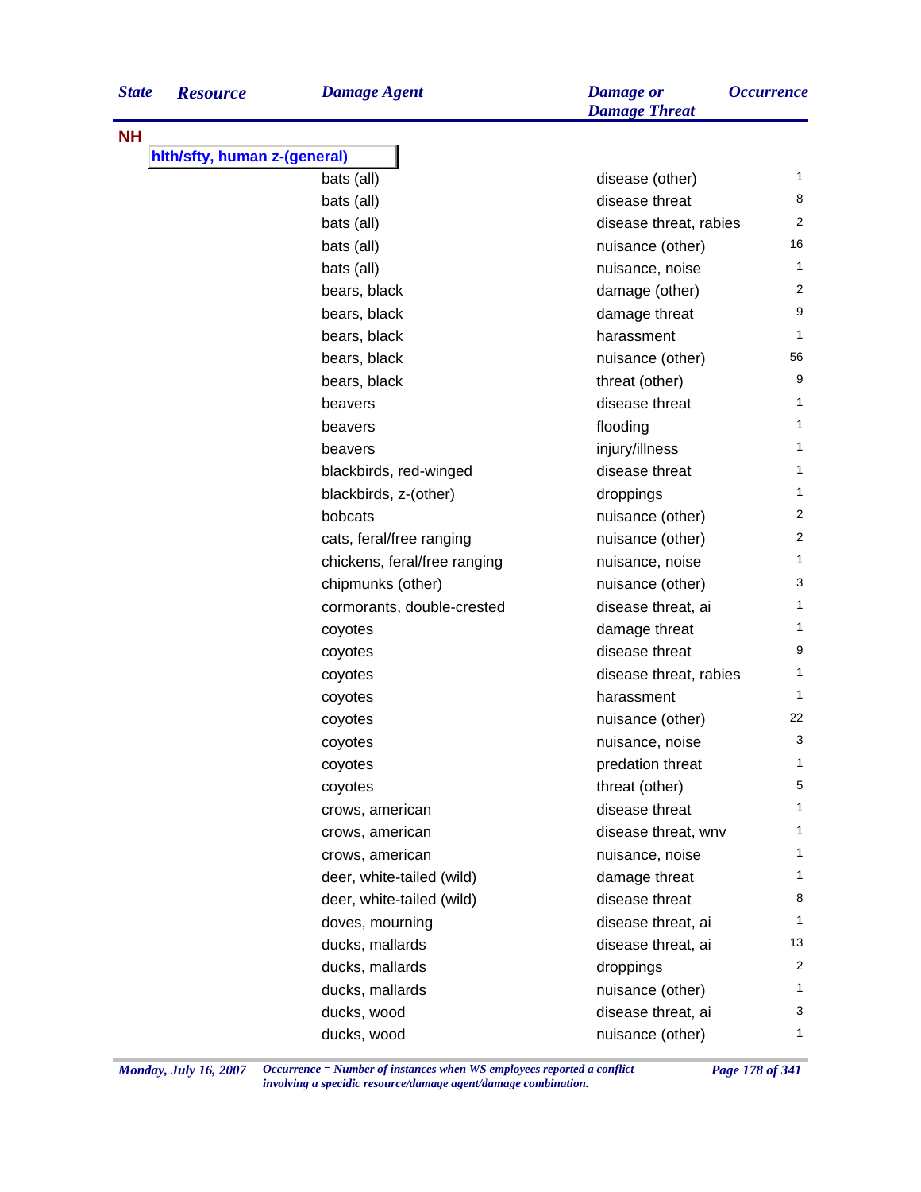| State | Resource | Damage Agent | Damage or Damage Threat | Occurrence |
|---|---|---|---|---|
| **NH** | | | | |
| | **hlth/sfty, human z-(general)** | | | |
| | | bats (all) | disease (other) | 1 |
| | | bats (all) | disease threat | 8 |
| | | bats (all) | disease threat, rabies | 2 |
| | | bats (all) | nuisance (other) | 16 |
| | | bats (all) | nuisance, noise | 1 |
| | | bears, black | damage (other) | 2 |
| | | bears, black | damage threat | 9 |
| | | bears, black | harassment | 1 |
| | | bears, black | nuisance (other) | 56 |
| | | bears, black | threat (other) | 9 |
| | | beavers | disease threat | 1 |
| | | beavers | flooding | 1 |
| | | beavers | injury/illness | 1 |
| | | blackbirds, red-winged | disease threat | 1 |
| | | blackbirds, z-(other) | droppings | 1 |
| | | bobcats | nuisance (other) | 2 |
| | | cats, feral/free ranging | nuisance (other) | 2 |
| | | chickens, feral/free ranging | nuisance, noise | 1 |
| | | chipmunks (other) | nuisance (other) | 3 |
| | | cormorants, double-crested | disease threat, ai | 1 |
| | | coyotes | damage threat | 1 |
| | | coyotes | disease threat | 9 |
| | | coyotes | disease threat, rabies | 1 |
| | | coyotes | harassment | 1 |
| | | coyotes | nuisance (other) | 22 |
| | | coyotes | nuisance, noise | 3 |
| | | coyotes | predation threat | 1 |
| | | coyotes | threat (other) | 5 |
| | | crows, american | disease threat | 1 |
| | | crows, american | disease threat, wnv | 1 |
| | | crows, american | nuisance, noise | 1 |
| | | deer, white-tailed (wild) | damage threat | 1 |
| | | deer, white-tailed (wild) | disease threat | 8 |
| | | doves, mourning | disease threat, ai | 1 |
| | | ducks, mallards | disease threat, ai | 13 |
| | | ducks, mallards | droppings | 2 |
| | | ducks, mallards | nuisance (other) | 1 |
| | | ducks, wood | disease threat, ai | 3 |
| | | ducks, wood | nuisance (other) | 1 |

*Monday, July 16, 2007*

*Occurrence = Number of instances when WS employees reported a conflict involving a specidic resource/damage agent/damage combination.*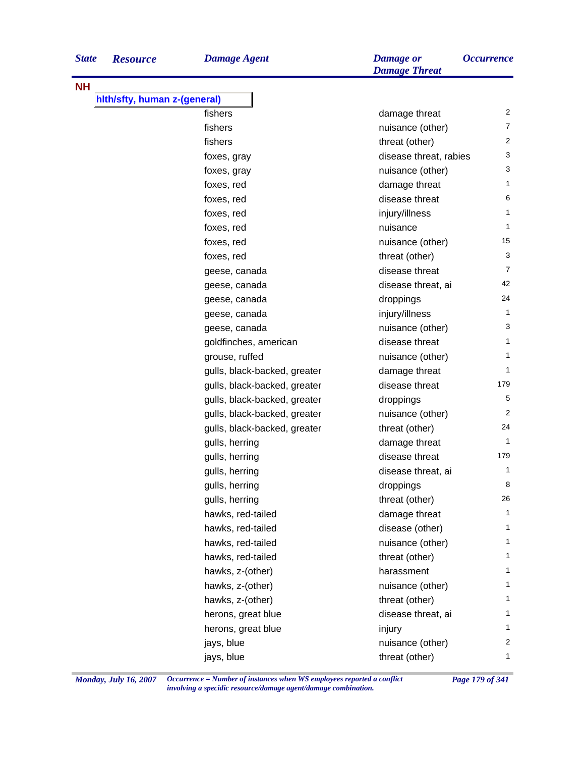| State | Resource | Damage Agent | Damage or Damage Threat | Occurrence |
|---|---|---|---|---|
| **NH** | | | | |
| | **hlth/sfty, human z-(general)** | | | |
| | | fishers | damage threat | 2 |
| | | fishers | nuisance (other) | 7 |
| | | fishers | threat (other) | 2 |
| | | foxes, gray | disease threat, rabies | 3 |
| | | foxes, gray | nuisance (other) | 3 |
| | | foxes, red | damage threat | 1 |
| | | foxes, red | disease threat | 6 |
| | | foxes, red | injury/illness | 1 |
| | | foxes, red | nuisance | 1 |
| | | foxes, red | nuisance (other) | 15 |
| | | foxes, red | threat (other) | 3 |
| | | geese, canada | disease threat | 7 |
| | | geese, canada | disease threat, ai | 42 |
| | | geese, canada | droppings | 24 |
| | | geese, canada | injury/illness | 1 |
| | | geese, canada | nuisance (other) | 3 |
| | | goldfinches, american | disease threat | 1 |
| | | grouse, ruffed | nuisance (other) | 1 |
| | | gulls, black-backed, greater | damage threat | 1 |
| | | gulls, black-backed, greater | disease threat | 179 |
| | | gulls, black-backed, greater | droppings | 5 |
| | | gulls, black-backed, greater | nuisance (other) | 2 |
| | | gulls, black-backed, greater | threat (other) | 24 |
| | | gulls, herring | damage threat | 1 |
| | | gulls, herring | disease threat | 179 |
| | | gulls, herring | disease threat, ai | 1 |
| | | gulls, herring | droppings | 8 |
| | | gulls, herring | threat (other) | 26 |
| | | hawks, red-tailed | damage threat | 1 |
| | | hawks, red-tailed | disease (other) | 1 |
| | | hawks, red-tailed | nuisance (other) | 1 |
| | | hawks, red-tailed | threat (other) | 1 |
| | | hawks, z-(other) | harassment | 1 |
| | | hawks, z-(other) | nuisance (other) | 1 |
| | | hawks, z-(other) | threat (other) | 1 |
| | | herons, great blue | disease threat, ai | 1 |
| | | herons, great blue | injury | 1 |
| | | jays, blue | nuisance (other) | 2 |
| | | jays, blue | threat (other) | 1 |

*Occurrence = Number of instances when WS employees reported a conflict involving a specidic resource/damage agent/damage combination.*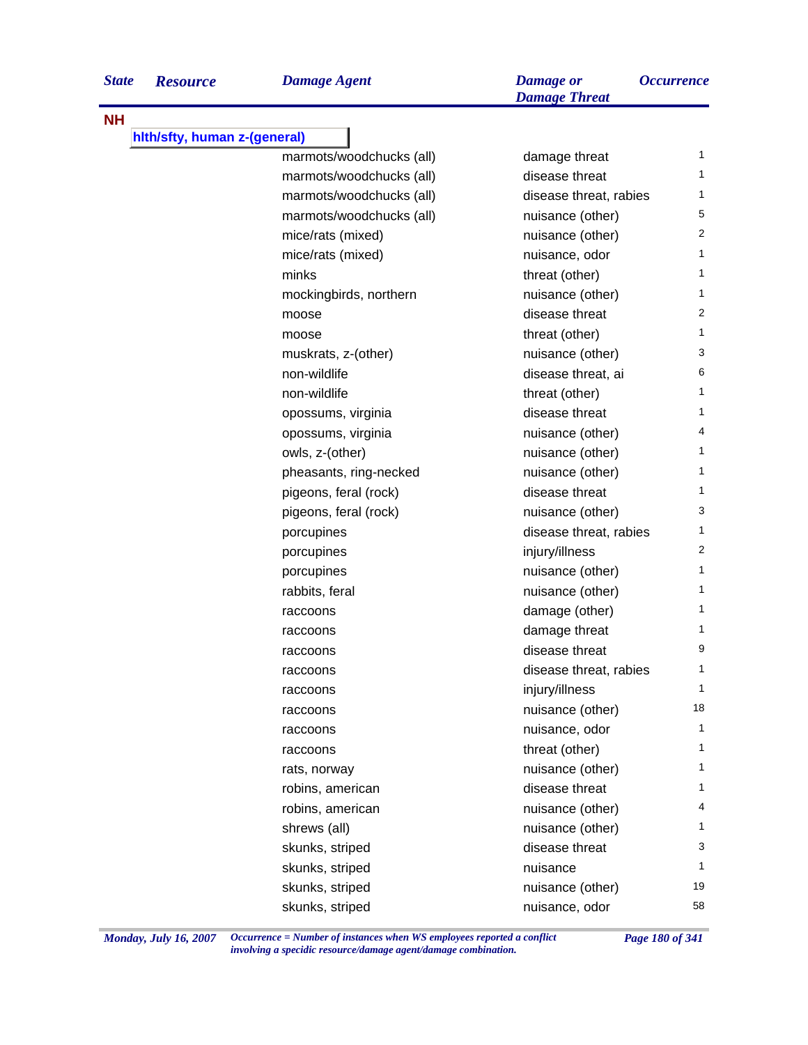| State | Resource | Damage Agent | Damage or Damage Threat | Occurrence |
|---|---|---|---|---|
| **NH** | | | | |
| | **hlth/sfty, human z-(general)** | | | |
| | | marmots/woodchucks (all) | damage threat | 1 |
| | | marmots/woodchucks (all) | disease threat | 1 |
| | | marmots/woodchucks (all) | disease threat, rabies | 1 |
| | | marmots/woodchucks (all) | nuisance (other) | 5 |
| | | mice/rats (mixed) | nuisance (other) | 2 |
| | | mice/rats (mixed) | nuisance, odor | 1 |
| | | minks | threat (other) | 1 |
| | | mockingbirds, northern | nuisance (other) | 1 |
| | | moose | disease threat | 2 |
| | | moose | threat (other) | 1 |
| | | muskrats, z-(other) | nuisance (other) | 3 |
| | | non-wildlife | disease threat, ai | 6 |
| | | non-wildlife | threat (other) | 1 |
| | | opossums, virginia | disease threat | 1 |
| | | opossums, virginia | nuisance (other) | 4 |
| | | owls, z-(other) | nuisance (other) | 1 |
| | | pheasants, ring-necked | nuisance (other) | 1 |
| | | pigeons, feral (rock) | disease threat | 1 |
| | | pigeons, feral (rock) | nuisance (other) | 3 |
| | | porcupines | disease threat, rabies | 1 |
| | | porcupines | injury/illness | 2 |
| | | porcupines | nuisance (other) | 1 |
| | | rabbits, feral | nuisance (other) | 1 |
| | | raccoons | damage (other) | 1 |
| | | raccoons | damage threat | 1 |
| | | raccoons | disease threat | 9 |
| | | raccoons | disease threat, rabies | 1 |
| | | raccoons | injury/illness | 1 |
| | | raccoons | nuisance (other) | 18 |
| | | raccoons | nuisance, odor | 1 |
| | | raccoons | threat (other) | 1 |
| | | rats, norway | nuisance (other) | 1 |
| | | robins, american | disease threat | 1 |
| | | robins, american | nuisance (other) | 4 |
| | | shrews (all) | nuisance (other) | 1 |
| | | skunks, striped | disease threat | 3 |
| | | skunks, striped | nuisance | 1 |
| | | skunks, striped | nuisance (other) | 19 |
| | | skunks, striped | nuisance, odor | 58 |

*Occurrence = Number of instances when WS employees reported a conflict involving a specidic resource/damage agent/damage combination.*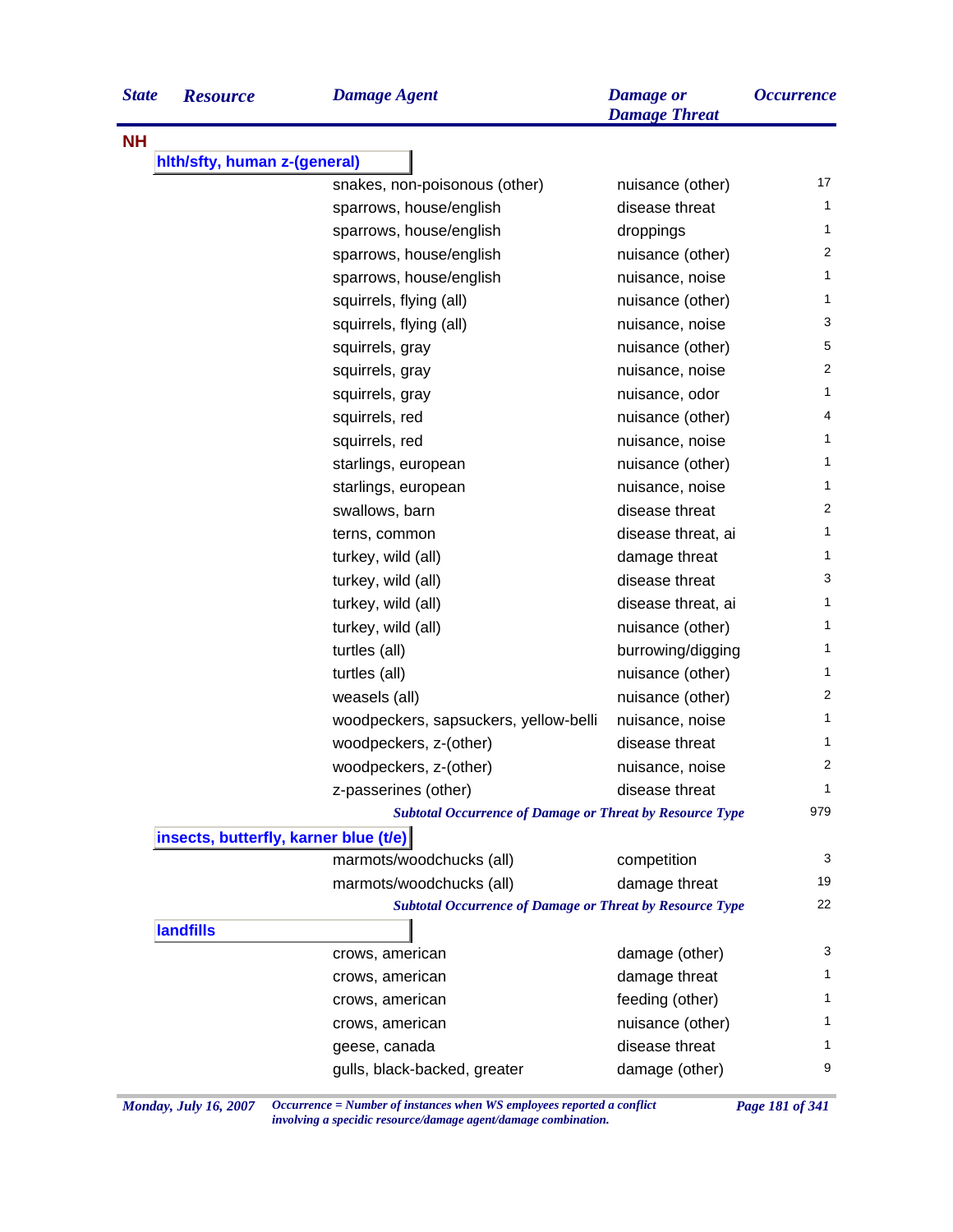| State | Resource | Damage Agent | Damage or Damage Threat | Occurrence |
|---|---|---|---|---|
| **NH** | | | | |
| | **hlth/sfty, human z-(general)** | | | |
| | | snakes, non-poisonous (other) | nuisance (other) | 17 |
| | | sparrows, house/english | disease threat | 1 |
| | | sparrows, house/english | droppings | 1 |
| | | sparrows, house/english | nuisance (other) | 2 |
| | | sparrows, house/english | nuisance, noise | 1 |
| | | squirrels, flying (all) | nuisance (other) | 1 |
| | | squirrels, flying (all) | nuisance, noise | 3 |
| | | squirrels, gray | nuisance (other) | 5 |
| | | squirrels, gray | nuisance, noise | 2 |
| | | squirrels, gray | nuisance, odor | 1 |
| | | squirrels, red | nuisance (other) | 4 |
| | | squirrels, red | nuisance, noise | 1 |
| | | starlings, european | nuisance (other) | 1 |
| | | starlings, european | nuisance, noise | 1 |
| | | swallows, barn | disease threat | 2 |
| | | terns, common | disease threat, ai | 1 |
| | | turkey, wild (all) | damage threat | 1 |
| | | turkey, wild (all) | disease threat | 3 |
| | | turkey, wild (all) | disease threat, ai | 1 |
| | | turkey, wild (all) | nuisance (other) | 1 |
| | | turtles (all) | burrowing/digging | 1 |
| | | turtles (all) | nuisance (other) | 1 |
| | | weasels (all) | nuisance (other) | 2 |
| | | woodpeckers, sapsuckers, yellow-belli | nuisance, noise | 1 |
| | | woodpeckers, z-(other) | disease threat | 1 |
| | | woodpeckers, z-(other) | nuisance, noise | 2 |
| | | z-passerines (other) | disease threat | 1 |
| | | *Subtotal Occurrence of Damage or Threat by Resource Type* | | 979 |
| | **insects, butterfly, karner blue (t/e)** | | | |
| | | marmots/woodchucks (all) | competition | 3 |
| | | marmots/woodchucks (all) | damage threat | 19 |
| | | *Subtotal Occurrence of Damage or Threat by Resource Type* | | 22 |
| | **landfills** | | | |
| | | crows, american | damage (other) | 3 |
| | | crows, american | damage threat | 1 |
| | | crows, american | feeding (other) | 1 |
| | | crows, american | nuisance (other) | 1 |
| | | geese, canada | disease threat | 1 |
| | | gulls, black-backed, greater | damage (other) | 9 |

*Occurrence = Number of instances when WS employees reported a conflict involving a specidic resource/damage agent/damage combination.*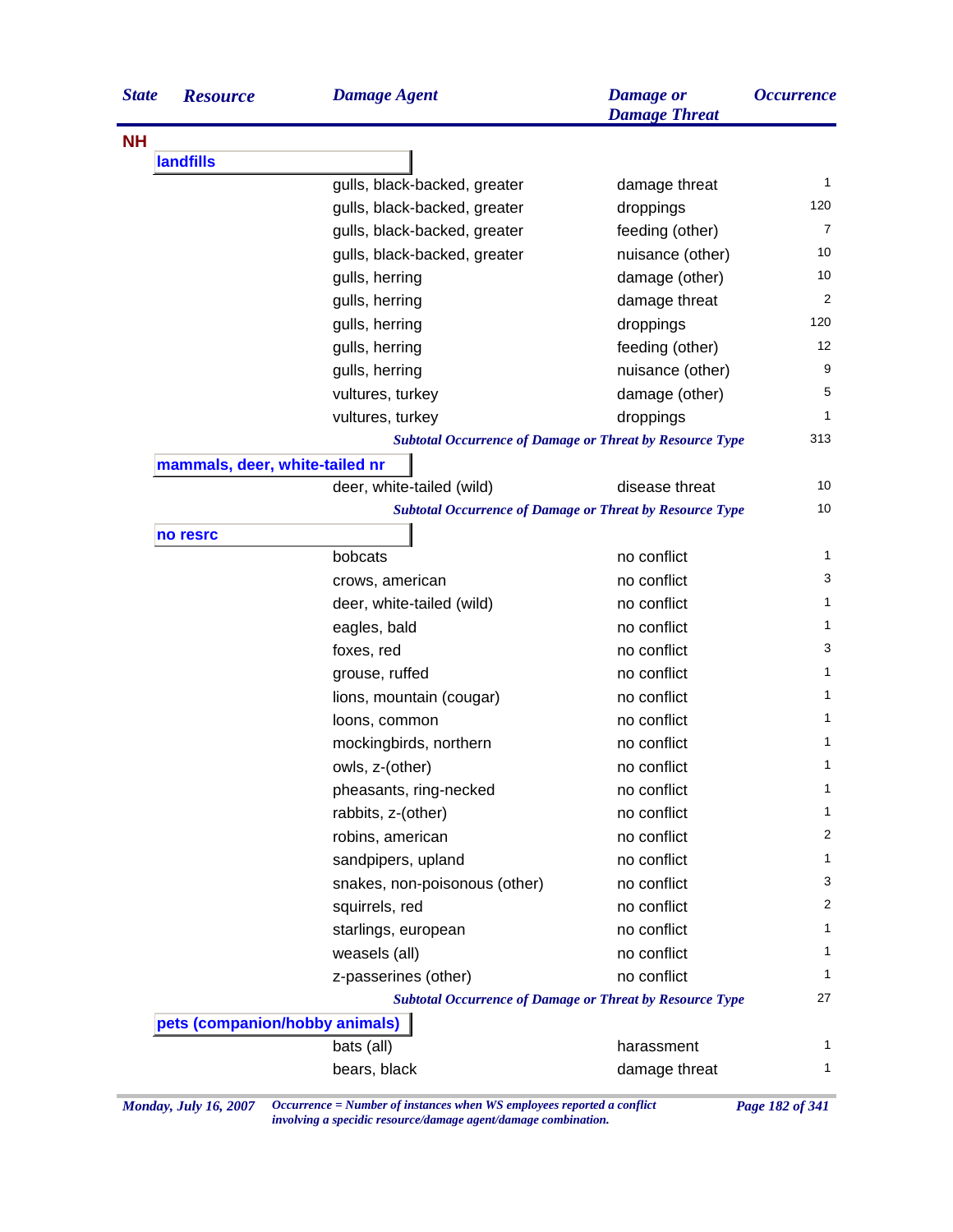| State | Resource | Damage Agent | Damage or Damage Threat | Occurrence |
|---|---|---|---|---|
| **NH** | | | | |
| | **landfills** | | | |
| | | gulls, black-backed, greater | damage threat | 1 |
| | | gulls, black-backed, greater | droppings | 120 |
| | | gulls, black-backed, greater | feeding (other) | 7 |
| | | gulls, black-backed, greater | nuisance (other) | 10 |
| | | gulls, herring | damage (other) | 10 |
| | | gulls, herring | damage threat | 2 |
| | | gulls, herring | droppings | 120 |
| | | gulls, herring | feeding (other) | 12 |
| | | gulls, herring | nuisance (other) | 9 |
| | | vultures, turkey | damage (other) | 5 |
| | | vultures, turkey | droppings | 1 |
| | | *Subtotal Occurrence of Damage or Threat by Resource Type* | | 313 |
| | **mammals, deer, white-tailed nr** | | | |
| | | deer, white-tailed (wild) | disease threat | 10 |
| | | *Subtotal Occurrence of Damage or Threat by Resource Type* | | 10 |
| | **no resrc** | | | |
| | | bobcats | no conflict | 1 |
| | | crows, american | no conflict | 3 |
| | | deer, white-tailed (wild) | no conflict | 1 |
| | | eagles, bald | no conflict | 1 |
| | | foxes, red | no conflict | 3 |
| | | grouse, ruffed | no conflict | 1 |
| | | lions, mountain (cougar) | no conflict | 1 |
| | | loons, common | no conflict | 1 |
| | | mockingbirds, northern | no conflict | 1 |
| | | owls, z-(other) | no conflict | 1 |
| | | pheasants, ring-necked | no conflict | 1 |
| | | rabbits, z-(other) | no conflict | 1 |
| | | robins, american | no conflict | 2 |
| | | sandpipers, upland | no conflict | 1 |
| | | snakes, non-poisonous (other) | no conflict | 3 |
| | | squirrels, red | no conflict | 2 |
| | | starlings, european | no conflict | 1 |
| | | weasels (all) | no conflict | 1 |
| | | z-passerines (other) | no conflict | 1 |
| | | *Subtotal Occurrence of Damage or Threat by Resource Type* | | 27 |
| | **pets (companion/hobby animals)** | | | |
| | | bats (all) | harassment | 1 |
| | | bears, black | damage threat | 1 |

*Occurrence = Number of instances when WS employees reported a conflict involving a specidic resource/damage agent/damage combination.*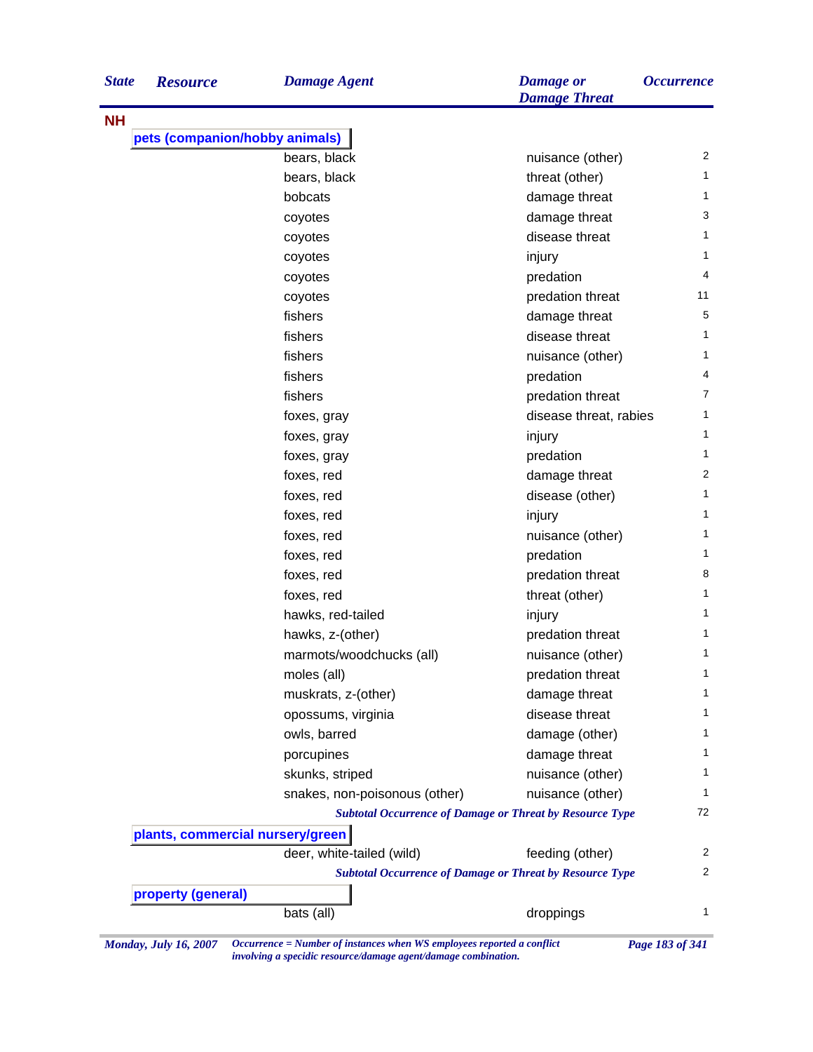| State | Resource | Damage Agent | Damage or Damage Threat | Occurrence |
|---|---|---|---|---|
| NH | | | | |
| | pets (companion/hobby animals) | | | |
| | | bears, black | nuisance (other) | 2 |
| | | bears, black | threat (other) | 1 |
| | | bobcats | damage threat | 1 |
| | | coyotes | damage threat | 3 |
| | | coyotes | disease threat | 1 |
| | | coyotes | injury | 1 |
| | | coyotes | predation | 4 |
| | | coyotes | predation threat | 11 |
| | | fishers | damage threat | 5 |
| | | fishers | disease threat | 1 |
| | | fishers | nuisance (other) | 1 |
| | | fishers | predation | 4 |
| | | fishers | predation threat | 7 |
| | | foxes, gray | disease threat, rabies | 1 |
| | | foxes, gray | injury | 1 |
| | | foxes, gray | predation | 1 |
| | | foxes, red | damage threat | 2 |
| | | foxes, red | disease (other) | 1 |
| | | foxes, red | injury | 1 |
| | | foxes, red | nuisance (other) | 1 |
| | | foxes, red | predation | 1 |
| | | foxes, red | predation threat | 8 |
| | | foxes, red | threat (other) | 1 |
| | | hawks, red-tailed | injury | 1 |
| | | hawks, z-(other) | predation threat | 1 |
| | | marmots/woodchucks (all) | nuisance (other) | 1 |
| | | moles (all) | predation threat | 1 |
| | | muskrats, z-(other) | damage threat | 1 |
| | | opossums, virginia | disease threat | 1 |
| | | owls, barred | damage (other) | 1 |
| | | porcupines | damage threat | 1 |
| | | skunks, striped | nuisance (other) | 1 |
| | | snakes, non-poisonous (other) | nuisance (other) | 1 |
| | | *Subtotal Occurrence of Damage or Threat by Resource Type* | | 72 |
| | plants, commercial nursery/green | | | |
| | | deer, white-tailed (wild) | feeding (other) | 2 |
| | | *Subtotal Occurrence of Damage or Threat by Resource Type* | | 2 |
| | property (general) | | | |
| | | bats (all) | droppings | 1 |

*Occurrence = Number of instances when WS employees reported a conflict involving a specidic resource/damage agent/damage combination.*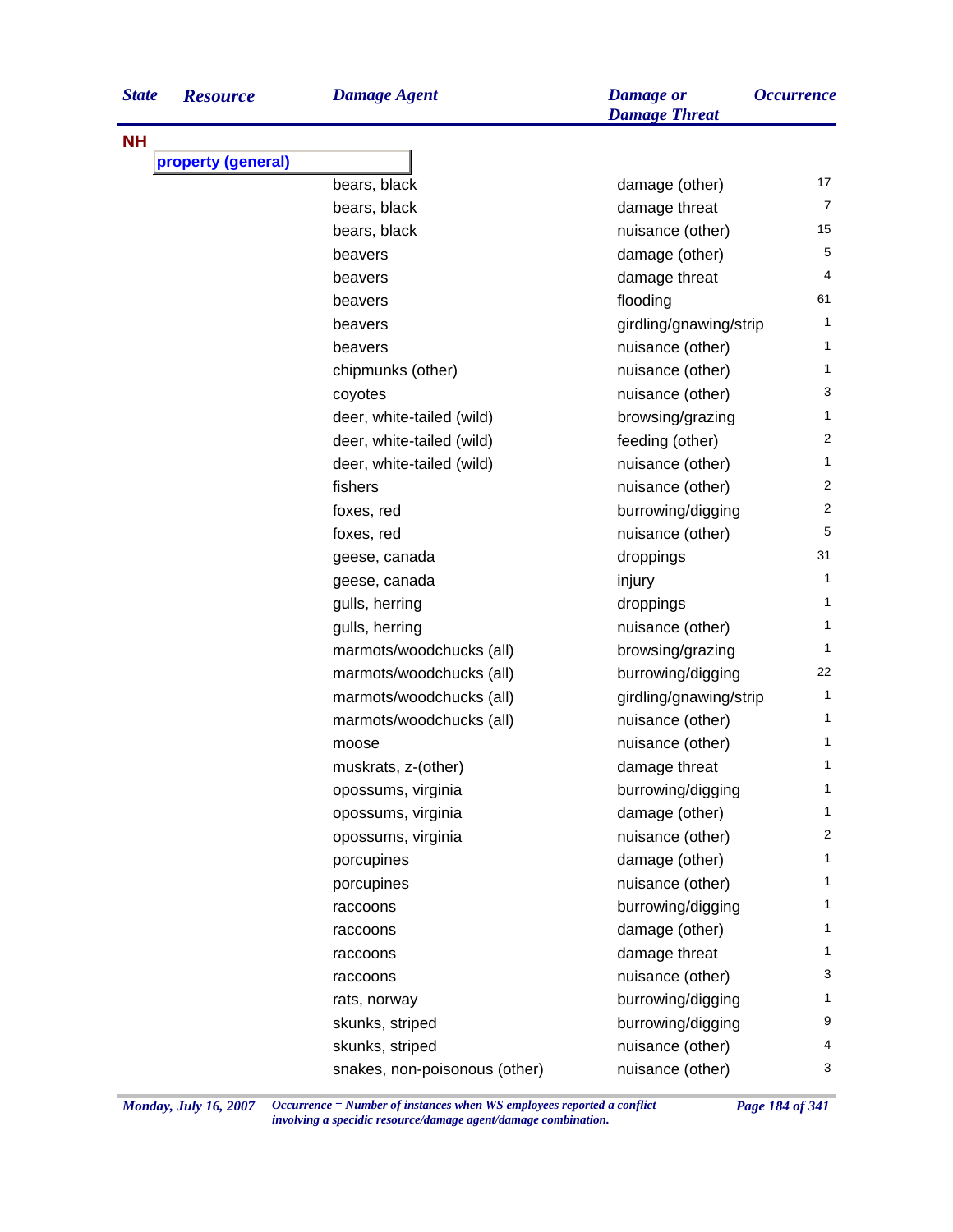| State | Resource | Damage Agent | Damage or Damage Threat | Occurrence |
|---|---|---|---|---|
| **NH** | | | | |
| | **property (general)** | | | |
| | | bears, black | damage (other) | 17 |
| | | bears, black | damage threat | 7 |
| | | bears, black | nuisance (other) | 15 |
| | | beavers | damage (other) | 5 |
| | | beavers | damage threat | 4 |
| | | beavers | flooding | 61 |
| | | beavers | girdling/gnawing/strip | 1 |
| | | beavers | nuisance (other) | 1 |
| | | chipmunks (other) | nuisance (other) | 1 |
| | | coyotes | nuisance (other) | 3 |
| | | deer, white-tailed (wild) | browsing/grazing | 1 |
| | | deer, white-tailed (wild) | feeding (other) | 2 |
| | | deer, white-tailed (wild) | nuisance (other) | 1 |
| | | fishers | nuisance (other) | 2 |
| | | foxes, red | burrowing/digging | 2 |
| | | foxes, red | nuisance (other) | 5 |
| | | geese, canada | droppings | 31 |
| | | geese, canada | injury | 1 |
| | | gulls, herring | droppings | 1 |
| | | gulls, herring | nuisance (other) | 1 |
| | | marmots/woodchucks (all) | browsing/grazing | 1 |
| | | marmots/woodchucks (all) | burrowing/digging | 22 |
| | | marmots/woodchucks (all) | girdling/gnawing/strip | 1 |
| | | marmots/woodchucks (all) | nuisance (other) | 1 |
| | | moose | nuisance (other) | 1 |
| | | muskrats, z-(other) | damage threat | 1 |
| | | opossums, virginia | burrowing/digging | 1 |
| | | opossums, virginia | damage (other) | 1 |
| | | opossums, virginia | nuisance (other) | 2 |
| | | porcupines | damage (other) | 1 |
| | | porcupines | nuisance (other) | 1 |
| | | raccoons | burrowing/digging | 1 |
| | | raccoons | damage (other) | 1 |
| | | raccoons | damage threat | 1 |
| | | raccoons | nuisance (other) | 3 |
| | | rats, norway | burrowing/digging | 1 |
| | | skunks, striped | burrowing/digging | 9 |
| | | skunks, striped | nuisance (other) | 4 |
| | | snakes, non-poisonous (other) | nuisance (other) | 3 |

*Monday, July 16, 2007*

*Occurrence = Number of instances when WS employees reported a conflict involving a specidic resource/damage agent/damage combination.*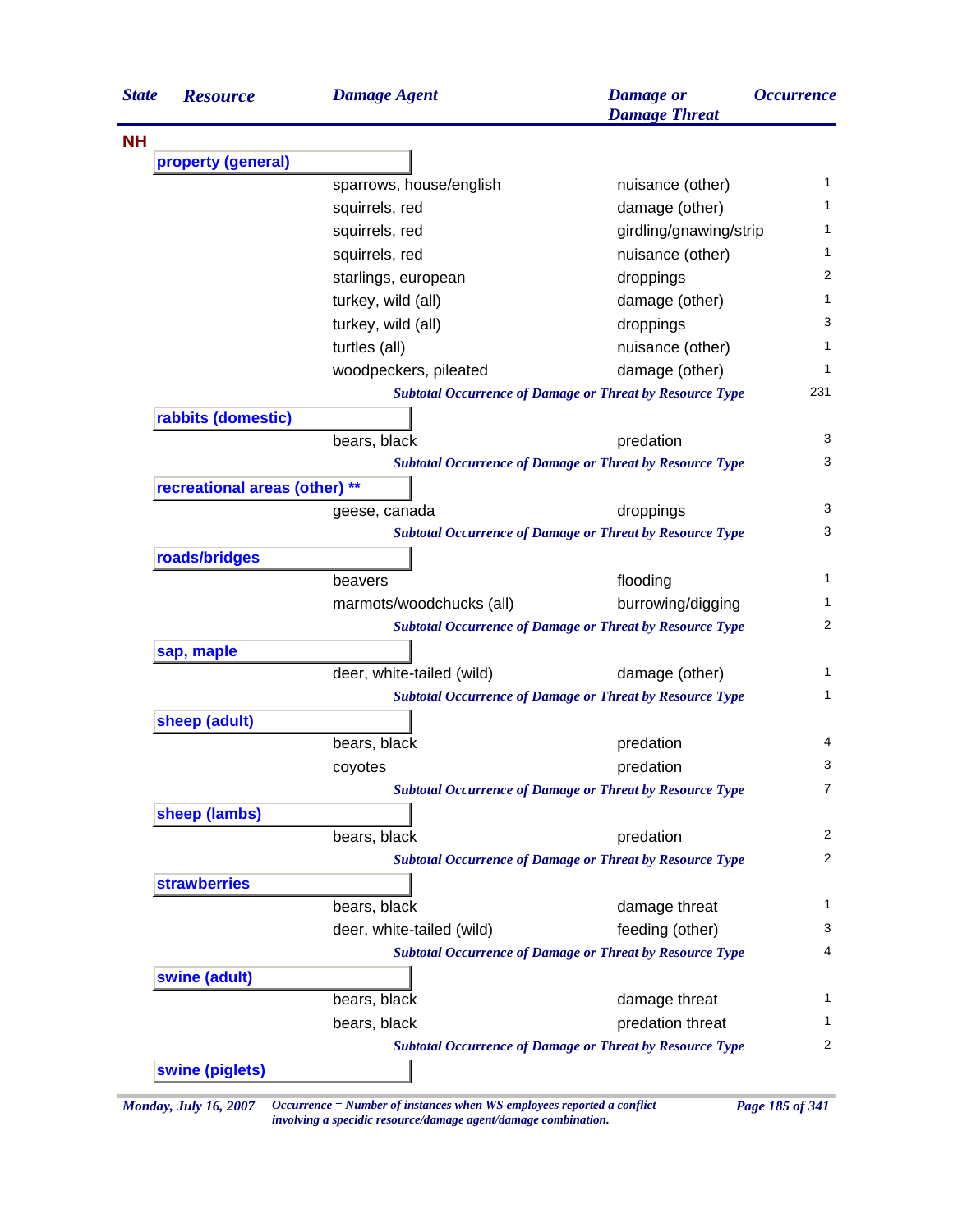| State | Resource | Damage Agent | Damage or Damage Threat | Occurrence |
|---|---|---|---|---|
| **NH** | | | | |
| | **property (general)** | | | |
| | | sparrows, house/english | nuisance (other) | 1 |
| | | squirrels, red | damage (other) | 1 |
| | | squirrels, red | girdling/gnawing/strip | 1 |
| | | squirrels, red | nuisance (other) | 1 |
| | | starlings, european | droppings | 2 |
| | | turkey, wild (all) | damage (other) | 1 |
| | | turkey, wild (all) | droppings | 3 |
| | | turtles (all) | nuisance (other) | 1 |
| | | woodpeckers, pileated | damage (other) | 1 |
| | | *Subtotal Occurrence of Damage or Threat by Resource Type* | | 231 |
| | **rabbits (domestic)** | | | |
| | | bears, black | predation | 3 |
| | | *Subtotal Occurrence of Damage or Threat by Resource Type* | | 3 |
| | **recreational areas (other) ** | | | |
| | | geese, canada | droppings | 3 |
| | | *Subtotal Occurrence of Damage or Threat by Resource Type* | | 3 |
| | **roads/bridges** | | | |
| | | beavers | flooding | 1 |
| | | marmots/woodchucks (all) | burrowing/digging | 1 |
| | | *Subtotal Occurrence of Damage or Threat by Resource Type* | | 2 |
| | **sap, maple** | | | |
| | | deer, white-tailed (wild) | damage (other) | 1 |
| | | *Subtotal Occurrence of Damage or Threat by Resource Type* | | 1 |
| | **sheep (adult)** | | | |
| | | bears, black | predation | 4 |
| | | coyotes | predation | 3 |
| | | *Subtotal Occurrence of Damage or Threat by Resource Type* | | 7 |
| | **sheep (lambs)** | | | |
| | | bears, black | predation | 2 |
| | | *Subtotal Occurrence of Damage or Threat by Resource Type* | | 2 |
| | **strawberries** | | | |
| | | bears, black | damage threat | 1 |
| | | deer, white-tailed (wild) | feeding (other) | 3 |
| | | *Subtotal Occurrence of Damage or Threat by Resource Type* | | 4 |
| | **swine (adult)** | | | |
| | | bears, black | damage threat | 1 |
| | | bears, black | predation threat | 1 |
| | | *Subtotal Occurrence of Damage or Threat by Resource Type* | | 2 |
| | **swine (piglets)** | | | |

*Occurrence = Number of instances when WS employees reported a conflict involving a specidic resource/damage agent/damage combination.*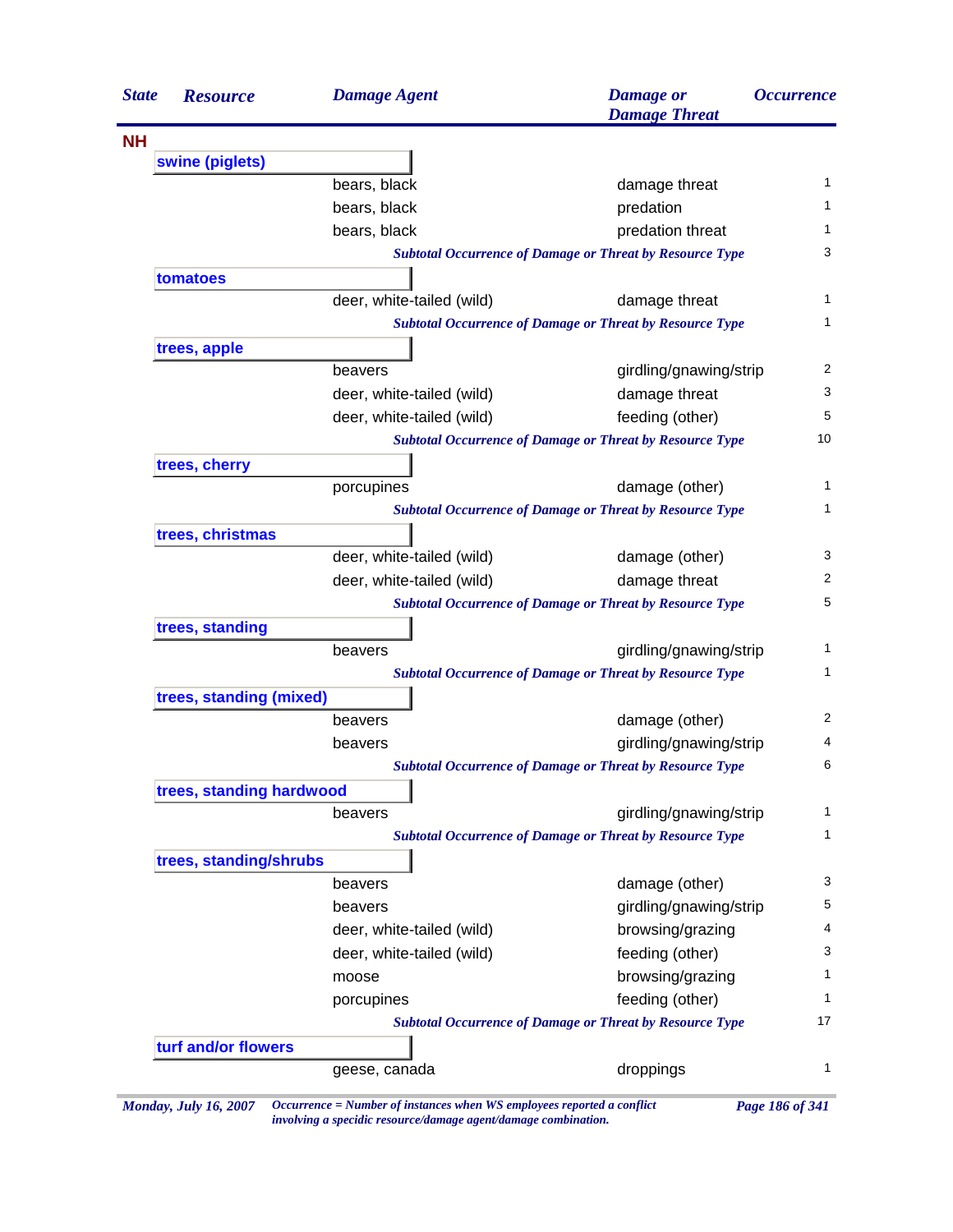| State | Resource | Damage Agent | Damage or Damage Threat | Occurrence |
|---|---|---|---|---|
| **NH** | | | | |
| | **swine (piglets)** | | | |
| | | bears, black | damage threat | 1 |
| | | bears, black | predation | 1 |
| | | bears, black | predation threat | 1 |
| | | *Subtotal Occurrence of Damage or Threat by Resource Type* | | 3 |
| | **tomatoes** | | | |
| | | deer, white-tailed (wild) | damage threat | 1 |
| | | *Subtotal Occurrence of Damage or Threat by Resource Type* | | 1 |
| | **trees, apple** | | | |
| | | beavers | girdling/gnawing/strip | 2 |
| | | deer, white-tailed (wild) | damage threat | 3 |
| | | deer, white-tailed (wild) | feeding (other) | 5 |
| | | *Subtotal Occurrence of Damage or Threat by Resource Type* | | 10 |
| | **trees, cherry** | | | |
| | | porcupines | damage (other) | 1 |
| | | *Subtotal Occurrence of Damage or Threat by Resource Type* | | 1 |
| | **trees, christmas** | | | |
| | | deer, white-tailed (wild) | damage (other) | 3 |
| | | deer, white-tailed (wild) | damage threat | 2 |
| | | *Subtotal Occurrence of Damage or Threat by Resource Type* | | 5 |
| | **trees, standing** | | | |
| | | beavers | girdling/gnawing/strip | 1 |
| | | *Subtotal Occurrence of Damage or Threat by Resource Type* | | 1 |
| | **trees, standing (mixed)** | | | |
| | | beavers | damage (other) | 2 |
| | | beavers | girdling/gnawing/strip | 4 |
| | | *Subtotal Occurrence of Damage or Threat by Resource Type* | | 6 |
| | **trees, standing hardwood** | | | |
| | | beavers | girdling/gnawing/strip | 1 |
| | | *Subtotal Occurrence of Damage or Threat by Resource Type* | | 1 |
| | **trees, standing/shrubs** | | | |
| | | beavers | damage (other) | 3 |
| | | beavers | girdling/gnawing/strip | 5 |
| | | deer, white-tailed (wild) | browsing/grazing | 4 |
| | | deer, white-tailed (wild) | feeding (other) | 3 |
| | | moose | browsing/grazing | 1 |
| | | porcupines | feeding (other) | 1 |
| | | *Subtotal Occurrence of Damage or Threat by Resource Type* | | 17 |
| | **turf and/or flowers** | | | |
| | | geese, canada | droppings | 1 |

*Monday, July 16, 2007*

*Occurrence = Number of instances when WS employees reported a conflict involving a specidic resource/damage agent/damage combination.*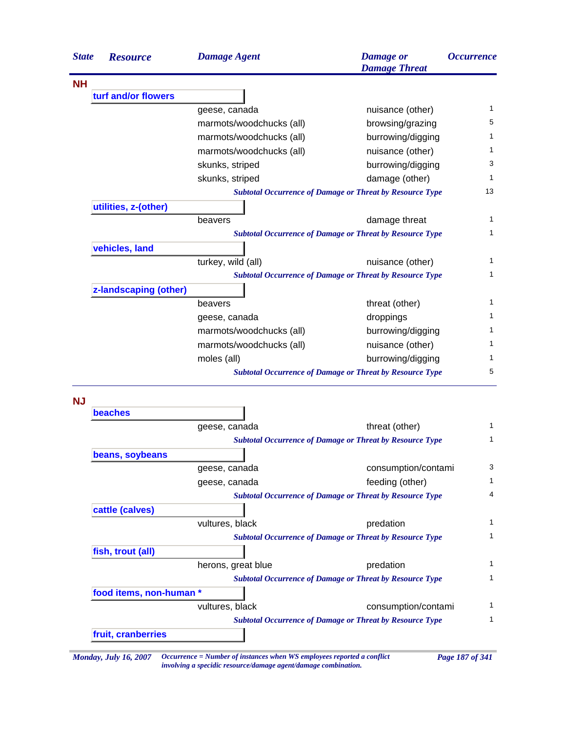| State | Resource | Damage Agent | Damage or Damage Threat | Occurrence |
|---|---|---|---|---|
| **NH** | | | | |
| | **turf and/or flowers** | | | |
| | | geese, canada | nuisance (other) | 1 |
| | | marmots/woodchucks (all) | browsing/grazing | 5 |
| | | marmots/woodchucks (all) | burrowing/digging | 1 |
| | | marmots/woodchucks (all) | nuisance (other) | 1 |
| | | skunks, striped | burrowing/digging | 3 |
| | | skunks, striped | damage (other) | 1 |
| | | | *Subtotal Occurrence of Damage or Threat by Resource Type* | 13 |
| | **utilities, z-(other)** | | | |
| | | beavers | damage threat | 1 |
| | | | *Subtotal Occurrence of Damage or Threat by Resource Type* | 1 |
| | **vehicles, land** | | | |
| | | turkey, wild (all) | nuisance (other) | 1 |
| | | | *Subtotal Occurrence of Damage or Threat by Resource Type* | 1 |
| | **z-landscaping (other)** | | | |
| | | beavers | threat (other) | 1 |
| | | geese, canada | droppings | 1 |
| | | marmots/woodchucks (all) | burrowing/digging | 1 |
| | | marmots/woodchucks (all) | nuisance (other) | 1 |
| | | moles (all) | burrowing/digging | 1 |
| | | | *Subtotal Occurrence of Damage or Threat by Resource Type* | 5 |
| **NJ** | | | | |
| | **beaches** | | | |
| | | geese, canada | threat (other) | 1 |
| | | | *Subtotal Occurrence of Damage or Threat by Resource Type* | 1 |
| | **beans, soybeans** | | | |
| | | geese, canada | consumption/contami | 3 |
| | | geese, canada | feeding (other) | 1 |
| | | | *Subtotal Occurrence of Damage or Threat by Resource Type* | 4 |
| | **cattle (calves)** | | | |
| | | vultures, black | predation | 1 |
| | | | *Subtotal Occurrence of Damage or Threat by Resource Type* | 1 |
| | **fish, trout (all)** | | | |
| | | herons, great blue | predation | 1 |
| | | | *Subtotal Occurrence of Damage or Threat by Resource Type* | 1 |
| | **food items, non-human *** | | | |
| | | vultures, black | consumption/contami | 1 |
| | | | *Subtotal Occurrence of Damage or Threat by Resource Type* | 1 |
| | **fruit, cranberries** | | | |

*Occurrence = Number of instances when WS employees reported a conflict involving a specidic resource/damage agent/damage combination.*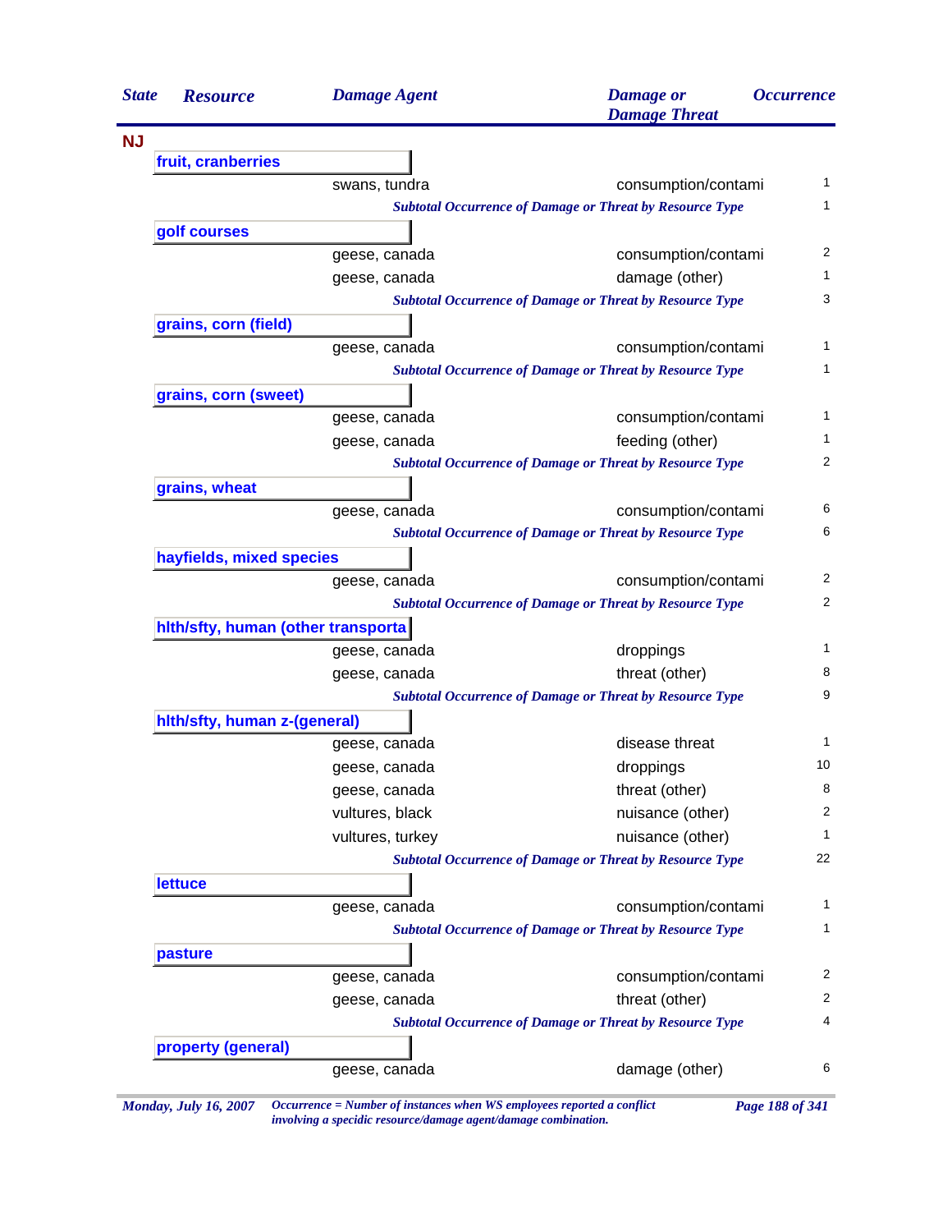| State | Resource | Damage Agent | Damage or Damage Threat | Occurrence |
|---|---|---|---|---|
| **NJ** | | | | |
| | **fruit, cranberries** | | | |
| | | swans, tundra | consumption/contami | 1 |
| | | ***Subtotal Occurrence of Damage or Threat by Resource Type*** | | 1 |
| | **golf courses** | | | |
| | | geese, canada | consumption/contami | 2 |
| | | geese, canada | damage (other) | 1 |
| | | ***Subtotal Occurrence of Damage or Threat by Resource Type*** | | 3 |
| | **grains, corn (field)** | | | |
| | | geese, canada | consumption/contami | 1 |
| | | ***Subtotal Occurrence of Damage or Threat by Resource Type*** | | 1 |
| | **grains, corn (sweet)** | | | |
| | | geese, canada | consumption/contami | 1 |
| | | geese, canada | feeding (other) | 1 |
| | | ***Subtotal Occurrence of Damage or Threat by Resource Type*** | | 2 |
| | **grains, wheat** | | | |
| | | geese, canada | consumption/contami | 6 |
| | | ***Subtotal Occurrence of Damage or Threat by Resource Type*** | | 6 |
| | **hayfields, mixed species** | | | |
| | | geese, canada | consumption/contami | 2 |
| | | ***Subtotal Occurrence of Damage or Threat by Resource Type*** | | 2 |
| | **hlth/sfty, human (other transporta** | | | |
| | | geese, canada | droppings | 1 |
| | | geese, canada | threat (other) | 8 |
| | | ***Subtotal Occurrence of Damage or Threat by Resource Type*** | | 9 |
| | **hlth/sfty, human z-(general)** | | | |
| | | geese, canada | disease threat | 1 |
| | | geese, canada | droppings | 10 |
| | | geese, canada | threat (other) | 8 |
| | | vultures, black | nuisance (other) | 2 |
| | | vultures, turkey | nuisance (other) | 1 |
| | | ***Subtotal Occurrence of Damage or Threat by Resource Type*** | | 22 |
| | **lettuce** | | | |
| | | geese, canada | consumption/contami | 1 |
| | | ***Subtotal Occurrence of Damage or Threat by Resource Type*** | | 1 |
| | **pasture** | | | |
| | | geese, canada | consumption/contami | 2 |
| | | geese, canada | threat (other) | 2 |
| | | ***Subtotal Occurrence of Damage or Threat by Resource Type*** | | 4 |
| | **property (general)** | | | |
| | | geese, canada | damage (other) | 6 |

*Monday, July 16, 2007* — *Occurrence = Number of instances when WS employees reported a conflict involving a specidic resource/damage agent/damage combination.*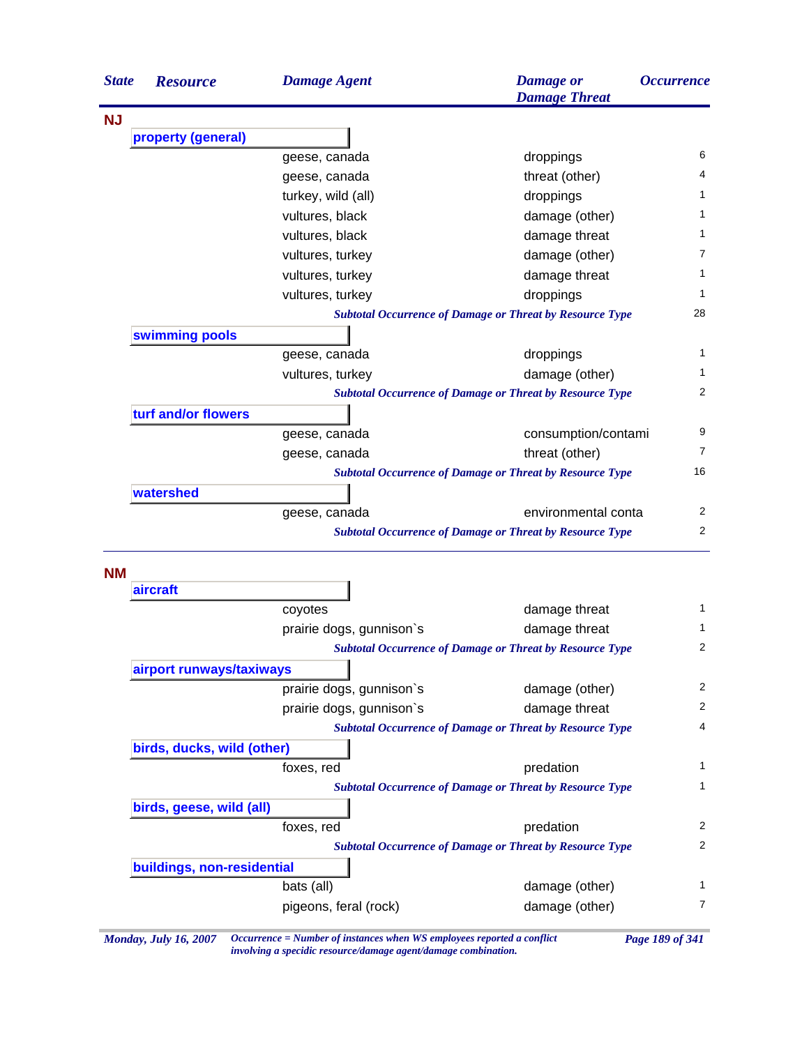| State | Resource | Damage Agent | Damage or Damage Threat | Occurrence |
|---|---|---|---|---|
| **NJ** | | | | |
| | **property (general)** | | | |
| | | geese, canada | droppings | 6 |
| | | geese, canada | threat (other) | 4 |
| | | turkey, wild (all) | droppings | 1 |
| | | vultures, black | damage (other) | 1 |
| | | vultures, black | damage threat | 1 |
| | | vultures, turkey | damage (other) | 7 |
| | | vultures, turkey | damage threat | 1 |
| | | vultures, turkey | droppings | 1 |
| | | *Subtotal Occurrence of Damage or Threat by Resource Type* | | 28 |
| | **swimming pools** | | | |
| | | geese, canada | droppings | 1 |
| | | vultures, turkey | damage (other) | 1 |
| | | *Subtotal Occurrence of Damage or Threat by Resource Type* | | 2 |
| | **turf and/or flowers** | | | |
| | | geese, canada | consumption/contami | 9 |
| | | geese, canada | threat (other) | 7 |
| | | *Subtotal Occurrence of Damage or Threat by Resource Type* | | 16 |
| | **watershed** | | | |
| | | geese, canada | environmental conta | 2 |
| | | *Subtotal Occurrence of Damage or Threat by Resource Type* | | 2 |
| **NM** | | | | |
| | **aircraft** | | | |
| | | coyotes | damage threat | 1 |
| | | prairie dogs, gunnison`s | damage threat | 1 |
| | | *Subtotal Occurrence of Damage or Threat by Resource Type* | | 2 |
| | **airport runways/taxiways** | | | |
| | | prairie dogs, gunnison`s | damage (other) | 2 |
| | | prairie dogs, gunnison`s | damage threat | 2 |
| | | *Subtotal Occurrence of Damage or Threat by Resource Type* | | 4 |
| | **birds, ducks, wild (other)** | | | |
| | | foxes, red | predation | 1 |
| | | *Subtotal Occurrence of Damage or Threat by Resource Type* | | 1 |
| | **birds, geese, wild (all)** | | | |
| | | foxes, red | predation | 2 |
| | | *Subtotal Occurrence of Damage or Threat by Resource Type* | | 2 |
| | **buildings, non-residential** | | | |
| | | bats (all) | damage (other) | 1 |
| | | pigeons, feral (rock) | damage (other) | 7 |

*Occurrence = Number of instances when WS employees reported a conflict involving a specidic resource/damage agent/damage combination.*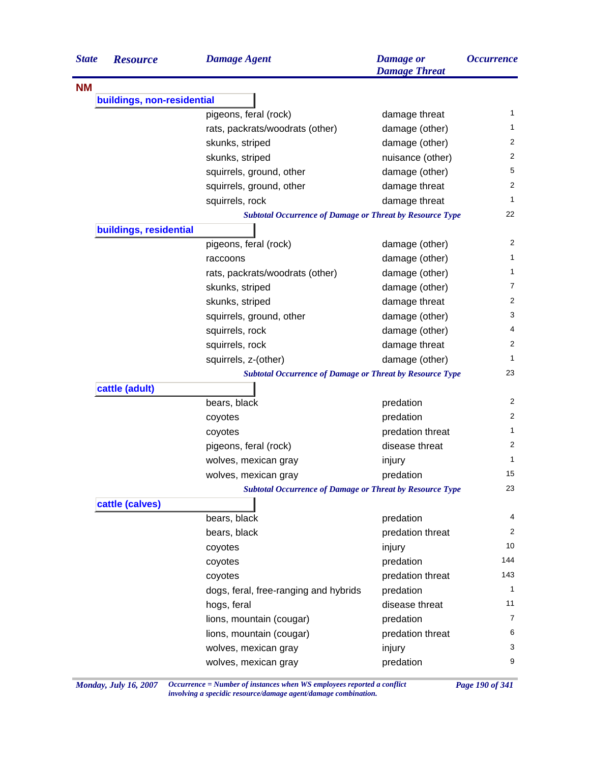| State | Resource | Damage Agent | Damage or Damage Threat | Occurrence |
|---|---|---|---|---|
| **NM** | | | | |
| | **buildings, non-residential** | | | |
| | | pigeons, feral (rock) | damage threat | 1 |
| | | rats, packrats/woodrats (other) | damage (other) | 1 |
| | | skunks, striped | damage (other) | 2 |
| | | skunks, striped | nuisance (other) | 2 |
| | | squirrels, ground, other | damage (other) | 5 |
| | | squirrels, ground, other | damage threat | 2 |
| | | squirrels, rock | damage threat | 1 |
| | | *Subtotal Occurrence of Damage or Threat by Resource Type* | | 22 |
| | **buildings, residential** | | | |
| | | pigeons, feral (rock) | damage (other) | 2 |
| | | raccoons | damage (other) | 1 |
| | | rats, packrats/woodrats (other) | damage (other) | 1 |
| | | skunks, striped | damage (other) | 7 |
| | | skunks, striped | damage threat | 2 |
| | | squirrels, ground, other | damage (other) | 3 |
| | | squirrels, rock | damage (other) | 4 |
| | | squirrels, rock | damage threat | 2 |
| | | squirrels, z-(other) | damage (other) | 1 |
| | | *Subtotal Occurrence of Damage or Threat by Resource Type* | | 23 |
| | **cattle (adult)** | | | |
| | | bears, black | predation | 2 |
| | | coyotes | predation | 2 |
| | | coyotes | predation threat | 1 |
| | | pigeons, feral (rock) | disease threat | 2 |
| | | wolves, mexican gray | injury | 1 |
| | | wolves, mexican gray | predation | 15 |
| | | *Subtotal Occurrence of Damage or Threat by Resource Type* | | 23 |
| | **cattle (calves)** | | | |
| | | bears, black | predation | 4 |
| | | bears, black | predation threat | 2 |
| | | coyotes | injury | 10 |
| | | coyotes | predation | 144 |
| | | coyotes | predation threat | 143 |
| | | dogs, feral, free-ranging and hybrids | predation | 1 |
| | | hogs, feral | disease threat | 11 |
| | | lions, mountain (cougar) | predation | 7 |
| | | lions, mountain (cougar) | predation threat | 6 |
| | | wolves, mexican gray | injury | 3 |
| | | wolves, mexican gray | predation | 9 |

*Occurrence = Number of instances when WS employees reported a conflict involving a specidic resource/damage agent/damage combination.*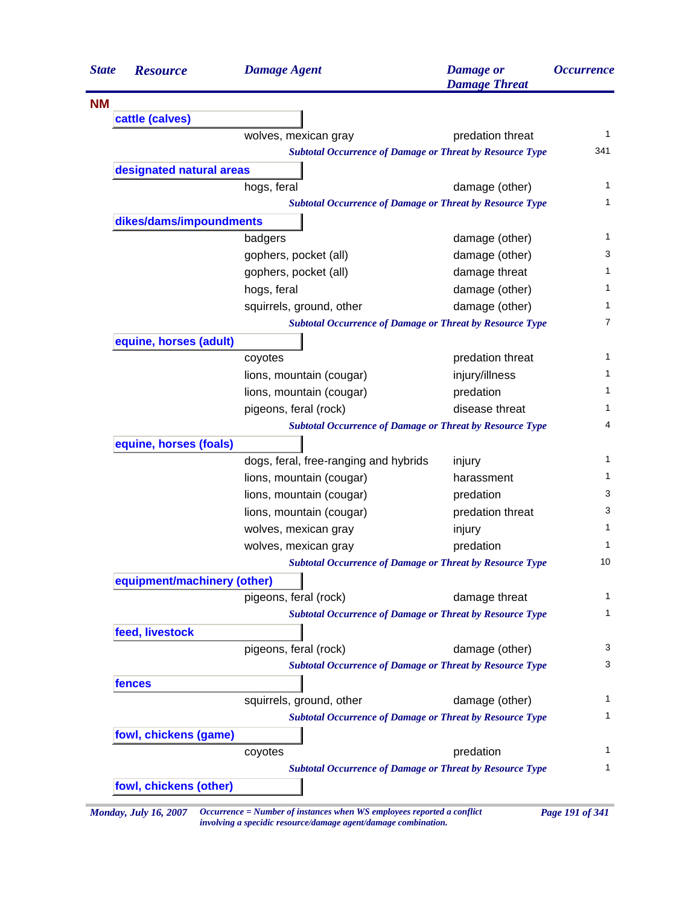| State | Resource | Damage Agent | Damage or Damage Threat | Occurrence |
|---|---|---|---|---|
| **NM** | | | | |
| | **cattle (calves)** | | | |
| | | wolves, mexican gray | predation threat | 1 |
| | | ***Subtotal Occurrence of Damage or Threat by Resource Type*** | | 341 |
| | **designated natural areas** | | | |
| | | hogs, feral | damage (other) | 1 |
| | | ***Subtotal Occurrence of Damage or Threat by Resource Type*** | | 1 |
| | **dikes/dams/impoundments** | | | |
| | | badgers | damage (other) | 1 |
| | | gophers, pocket (all) | damage (other) | 3 |
| | | gophers, pocket (all) | damage threat | 1 |
| | | hogs, feral | damage (other) | 1 |
| | | squirrels, ground, other | damage (other) | 1 |
| | | ***Subtotal Occurrence of Damage or Threat by Resource Type*** | | 7 |
| | **equine, horses (adult)** | | | |
| | | coyotes | predation threat | 1 |
| | | lions, mountain (cougar) | injury/illness | 1 |
| | | lions, mountain (cougar) | predation | 1 |
| | | pigeons, feral (rock) | disease threat | 1 |
| | | ***Subtotal Occurrence of Damage or Threat by Resource Type*** | | 4 |
| | **equine, horses (foals)** | | | |
| | | dogs, feral, free-ranging and hybrids | injury | 1 |
| | | lions, mountain (cougar) | harassment | 1 |
| | | lions, mountain (cougar) | predation | 3 |
| | | lions, mountain (cougar) | predation threat | 3 |
| | | wolves, mexican gray | injury | 1 |
| | | wolves, mexican gray | predation | 1 |
| | | ***Subtotal Occurrence of Damage or Threat by Resource Type*** | | 10 |
| | **equipment/machinery (other)** | | | |
| | | pigeons, feral (rock) | damage threat | 1 |
| | | ***Subtotal Occurrence of Damage or Threat by Resource Type*** | | 1 |
| | **feed, livestock** | | | |
| | | pigeons, feral (rock) | damage (other) | 3 |
| | | ***Subtotal Occurrence of Damage or Threat by Resource Type*** | | 3 |
| | **fences** | | | |
| | | squirrels, ground, other | damage (other) | 1 |
| | | ***Subtotal Occurrence of Damage or Threat by Resource Type*** | | 1 |
| | **fowl, chickens (game)** | | | |
| | | coyotes | predation | 1 |
| | | ***Subtotal Occurrence of Damage or Threat by Resource Type*** | | 1 |
| | **fowl, chickens (other)** | | | |

*Monday, July 16, 2007*

*Occurrence = Number of instances when WS employees reported a conflict involving a specidic resource/damage agent/damage combination.*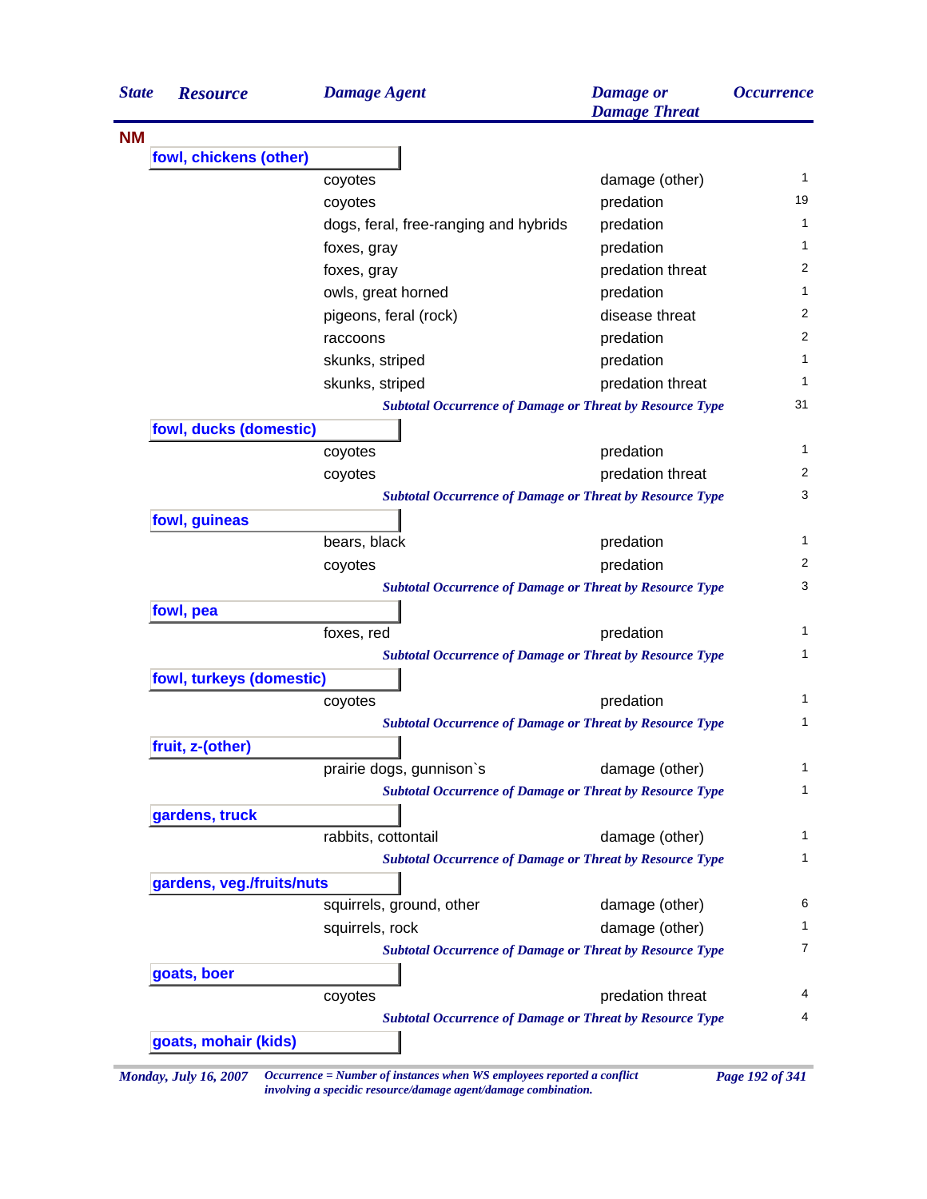| State | Resource | Damage Agent | Damage or Damage Threat | Occurrence |
|---|---|---|---|---|
| **NM** | | | | |
| | **fowl, chickens (other)** | | | |
| | | coyotes | damage (other) | 1 |
| | | coyotes | predation | 19 |
| | | dogs, feral, free-ranging and hybrids | predation | 1 |
| | | foxes, gray | predation | 1 |
| | | foxes, gray | predation threat | 2 |
| | | owls, great horned | predation | 1 |
| | | pigeons, feral (rock) | disease threat | 2 |
| | | raccoons | predation | 2 |
| | | skunks, striped | predation | 1 |
| | | skunks, striped | predation threat | 1 |
| | | *Subtotal Occurrence of Damage or Threat by Resource Type* | | 31 |
| | **fowl, ducks (domestic)** | | | |
| | | coyotes | predation | 1 |
| | | coyotes | predation threat | 2 |
| | | *Subtotal Occurrence of Damage or Threat by Resource Type* | | 3 |
| | **fowl, guineas** | | | |
| | | bears, black | predation | 1 |
| | | coyotes | predation | 2 |
| | | *Subtotal Occurrence of Damage or Threat by Resource Type* | | 3 |
| | **fowl, pea** | | | |
| | | foxes, red | predation | 1 |
| | | *Subtotal Occurrence of Damage or Threat by Resource Type* | | 1 |
| | **fowl, turkeys (domestic)** | | | |
| | | coyotes | predation | 1 |
| | | *Subtotal Occurrence of Damage or Threat by Resource Type* | | 1 |
| | **fruit, z-(other)** | | | |
| | | prairie dogs, gunnison`s | damage (other) | 1 |
| | | *Subtotal Occurrence of Damage or Threat by Resource Type* | | 1 |
| | **gardens, truck** | | | |
| | | rabbits, cottontail | damage (other) | 1 |
| | | *Subtotal Occurrence of Damage or Threat by Resource Type* | | 1 |
| | **gardens, veg./fruits/nuts** | | | |
| | | squirrels, ground, other | damage (other) | 6 |
| | | squirrels, rock | damage (other) | 1 |
| | | *Subtotal Occurrence of Damage or Threat by Resource Type* | | 7 |
| | **goats, boer** | | | |
| | | coyotes | predation threat | 4 |
| | | *Subtotal Occurrence of Damage or Threat by Resource Type* | | 4 |
| | **goats, mohair (kids)** | | | |

*Occurrence = Number of instances when WS employees reported a conflict involving a specidic resource/damage agent/damage combination.*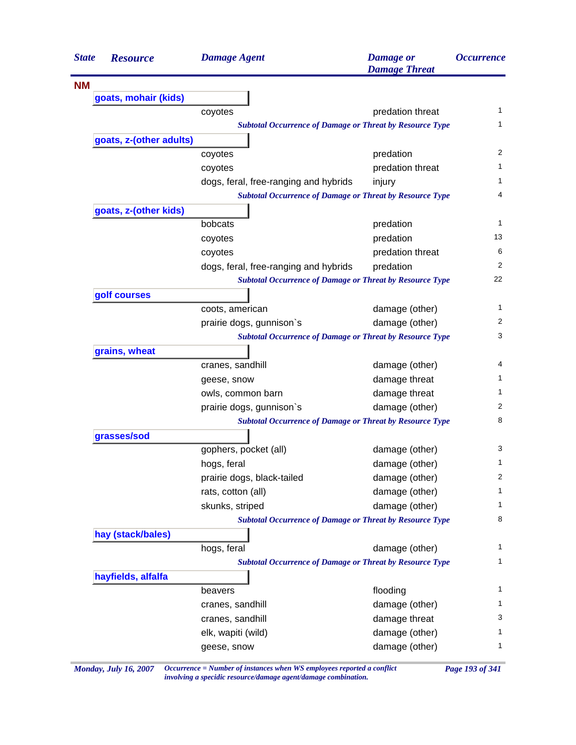| State | Resource | Damage Agent | Damage or Damage Threat | Occurrence |
|---|---|---|---|---|
| **NM** | | | | |
| | **goats, mohair (kids)** | | | |
| | | coyotes | predation threat | 1 |
| | | *Subtotal Occurrence of Damage or Threat by Resource Type* | | 1 |
| | **goats, z-(other adults)** | | | |
| | | coyotes | predation | 2 |
| | | coyotes | predation threat | 1 |
| | | dogs, feral, free-ranging and hybrids | injury | 1 |
| | | *Subtotal Occurrence of Damage or Threat by Resource Type* | | 4 |
| | **goats, z-(other kids)** | | | |
| | | bobcats | predation | 1 |
| | | coyotes | predation | 13 |
| | | coyotes | predation threat | 6 |
| | | dogs, feral, free-ranging and hybrids | predation | 2 |
| | | *Subtotal Occurrence of Damage or Threat by Resource Type* | | 22 |
| | **golf courses** | | | |
| | | coots, american | damage (other) | 1 |
| | | prairie dogs, gunnison`s | damage (other) | 2 |
| | | *Subtotal Occurrence of Damage or Threat by Resource Type* | | 3 |
| | **grains, wheat** | | | |
| | | cranes, sandhill | damage (other) | 4 |
| | | geese, snow | damage threat | 1 |
| | | owls, common barn | damage threat | 1 |
| | | prairie dogs, gunnison`s | damage (other) | 2 |
| | | *Subtotal Occurrence of Damage or Threat by Resource Type* | | 8 |
| | **grasses/sod** | | | |
| | | gophers, pocket (all) | damage (other) | 3 |
| | | hogs, feral | damage (other) | 1 |
| | | prairie dogs, black-tailed | damage (other) | 2 |
| | | rats, cotton (all) | damage (other) | 1 |
| | | skunks, striped | damage (other) | 1 |
| | | *Subtotal Occurrence of Damage or Threat by Resource Type* | | 8 |
| | **hay (stack/bales)** | | | |
| | | hogs, feral | damage (other) | 1 |
| | | *Subtotal Occurrence of Damage or Threat by Resource Type* | | 1 |
| | **hayfields, alfalfa** | | | |
| | | beavers | flooding | 1 |
| | | cranes, sandhill | damage (other) | 1 |
| | | cranes, sandhill | damage threat | 3 |
| | | elk, wapiti (wild) | damage (other) | 1 |
| | | geese, snow | damage (other) | 1 |

*Monday, July 16, 2007*

*Occurrence = Number of instances when WS employees reported a conflict involving a specidic resource/damage agent/damage combination.*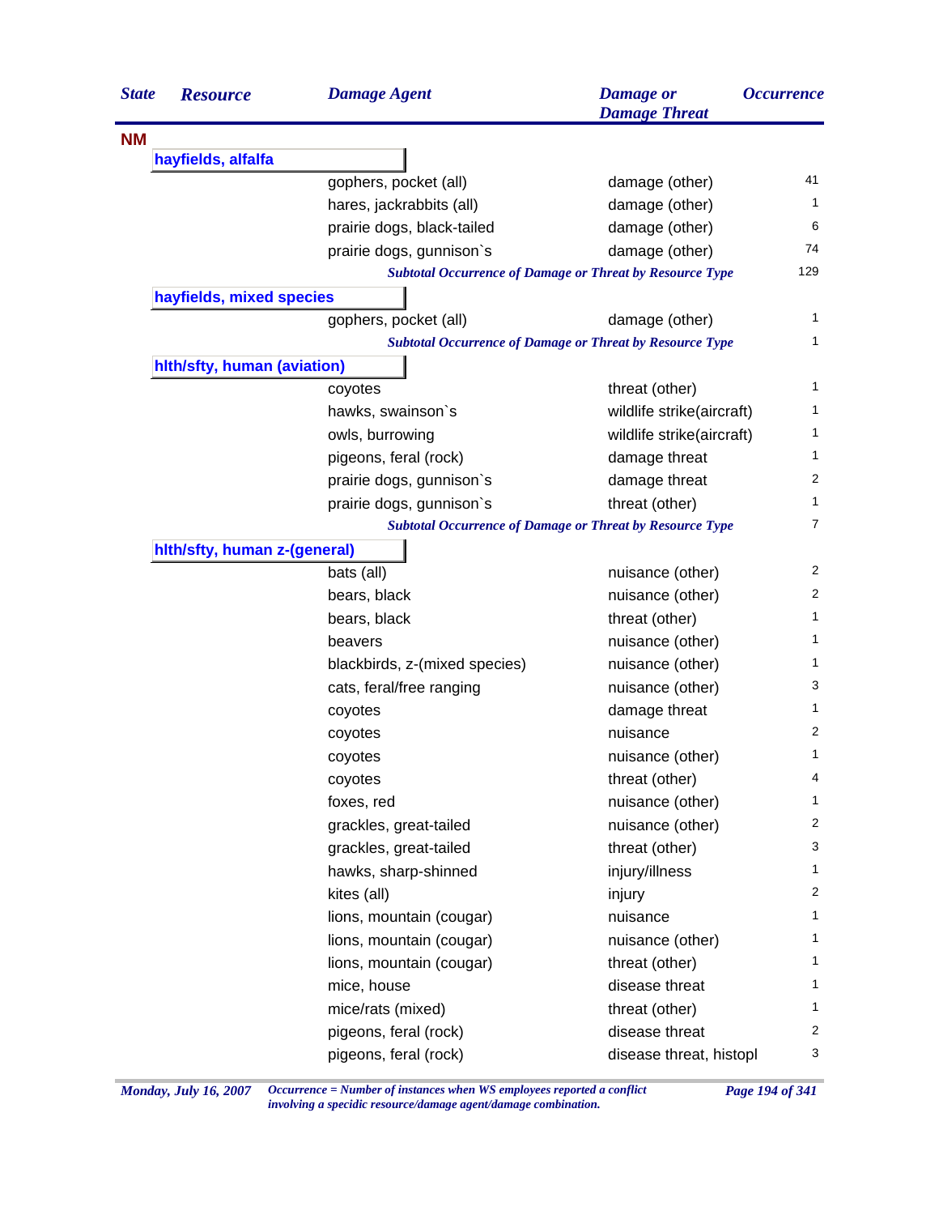| State | Resource | Damage Agent | Damage or Damage Threat | Occurrence |
|---|---|---|---|---|
| **NM** | | | | |
| | **hayfields, alfalfa** | | | |
| | | gophers, pocket (all) | damage (other) | 41 |
| | | hares, jackrabbits (all) | damage (other) | 1 |
| | | prairie dogs, black-tailed | damage (other) | 6 |
| | | prairie dogs, gunnison`s | damage (other) | 74 |
| | | *Subtotal Occurrence of Damage or Threat by Resource Type* | | 129 |
| | **hayfields, mixed species** | | | |
| | | gophers, pocket (all) | damage (other) | 1 |
| | | *Subtotal Occurrence of Damage or Threat by Resource Type* | | 1 |
| | **hlth/sfty, human (aviation)** | | | |
| | | coyotes | threat (other) | 1 |
| | | hawks, swainson`s | wildlife strike(aircraft) | 1 |
| | | owls, burrowing | wildlife strike(aircraft) | 1 |
| | | pigeons, feral (rock) | damage threat | 1 |
| | | prairie dogs, gunnison`s | damage threat | 2 |
| | | prairie dogs, gunnison`s | threat (other) | 1 |
| | | *Subtotal Occurrence of Damage or Threat by Resource Type* | | 7 |
| | **hlth/sfty, human z-(general)** | | | |
| | | bats (all) | nuisance (other) | 2 |
| | | bears, black | nuisance (other) | 2 |
| | | bears, black | threat (other) | 1 |
| | | beavers | nuisance (other) | 1 |
| | | blackbirds, z-(mixed species) | nuisance (other) | 1 |
| | | cats, feral/free ranging | nuisance (other) | 3 |
| | | coyotes | damage threat | 1 |
| | | coyotes | nuisance | 2 |
| | | coyotes | nuisance (other) | 1 |
| | | coyotes | threat (other) | 4 |
| | | foxes, red | nuisance (other) | 1 |
| | | grackles, great-tailed | nuisance (other) | 2 |
| | | grackles, great-tailed | threat (other) | 3 |
| | | hawks, sharp-shinned | injury/illness | 1 |
| | | kites (all) | injury | 2 |
| | | lions, mountain (cougar) | nuisance | 1 |
| | | lions, mountain (cougar) | nuisance (other) | 1 |
| | | lions, mountain (cougar) | threat (other) | 1 |
| | | mice, house | disease threat | 1 |
| | | mice/rats (mixed) | threat (other) | 1 |
| | | pigeons, feral (rock) | disease threat | 2 |
| | | pigeons, feral (rock) | disease threat, histopl | 3 |

*Occurrence = Number of instances when WS employees reported a conflict involving a specidic resource/damage agent/damage combination.*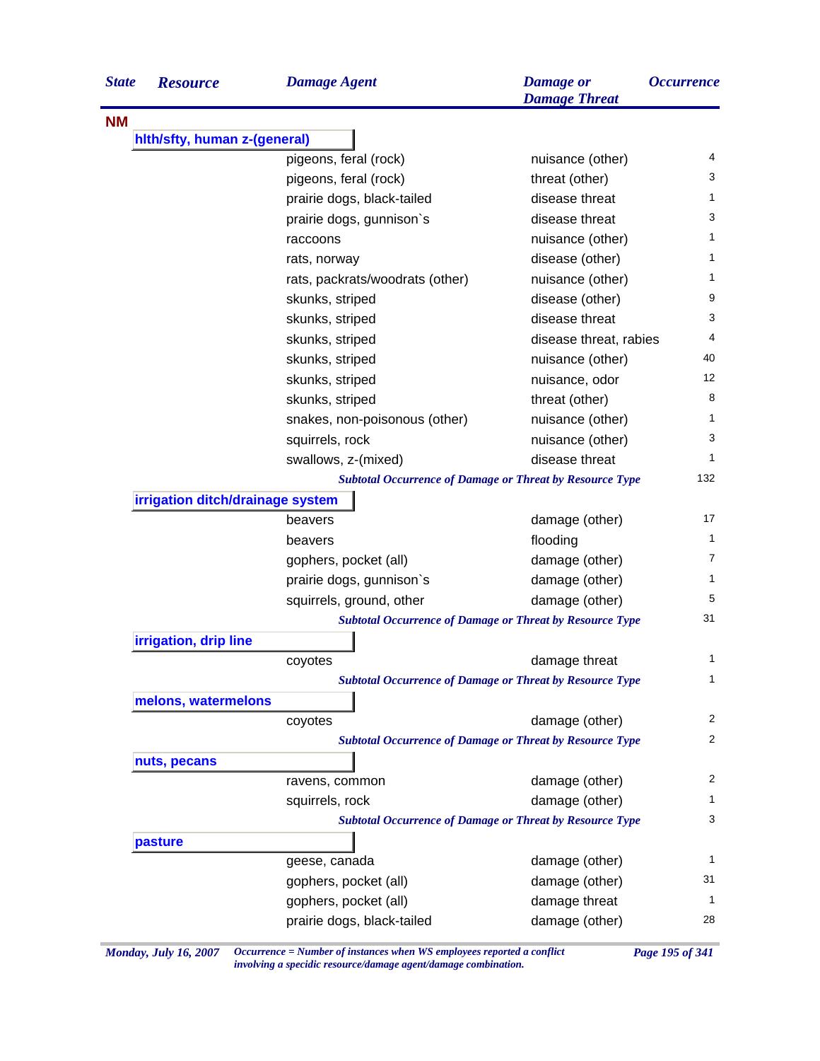| State | Resource | Damage Agent | Damage or Damage Threat | Occurrence |
|---|---|---|---|---|
| **NM** | | | | |
| | **hlth/sfty, human z-(general)** | | | |
| | | pigeons, feral (rock) | nuisance (other) | 4 |
| | | pigeons, feral (rock) | threat (other) | 3 |
| | | prairie dogs, black-tailed | disease threat | 1 |
| | | prairie dogs, gunnison`s | disease threat | 3 |
| | | raccoons | nuisance (other) | 1 |
| | | rats, norway | disease (other) | 1 |
| | | rats, packrats/woodrats (other) | nuisance (other) | 1 |
| | | skunks, striped | disease (other) | 9 |
| | | skunks, striped | disease threat | 3 |
| | | skunks, striped | disease threat, rabies | 4 |
| | | skunks, striped | nuisance (other) | 40 |
| | | skunks, striped | nuisance, odor | 12 |
| | | skunks, striped | threat (other) | 8 |
| | | snakes, non-poisonous (other) | nuisance (other) | 1 |
| | | squirrels, rock | nuisance (other) | 3 |
| | | swallows, z-(mixed) | disease threat | 1 |
| | | *Subtotal Occurrence of Damage or Threat by Resource Type* | | 132 |
| | **irrigation ditch/drainage system** | | | |
| | | beavers | damage (other) | 17 |
| | | beavers | flooding | 1 |
| | | gophers, pocket (all) | damage (other) | 7 |
| | | prairie dogs, gunnison`s | damage (other) | 1 |
| | | squirrels, ground, other | damage (other) | 5 |
| | | *Subtotal Occurrence of Damage or Threat by Resource Type* | | 31 |
| | **irrigation, drip line** | | | |
| | | coyotes | damage threat | 1 |
| | | *Subtotal Occurrence of Damage or Threat by Resource Type* | | 1 |
| | **melons, watermelons** | | | |
| | | coyotes | damage (other) | 2 |
| | | *Subtotal Occurrence of Damage or Threat by Resource Type* | | 2 |
| | **nuts, pecans** | | | |
| | | ravens, common | damage (other) | 2 |
| | | squirrels, rock | damage (other) | 1 |
| | | *Subtotal Occurrence of Damage or Threat by Resource Type* | | 3 |
| | **pasture** | | | |
| | | geese, canada | damage (other) | 1 |
| | | gophers, pocket (all) | damage (other) | 31 |
| | | gophers, pocket (all) | damage threat | 1 |
| | | prairie dogs, black-tailed | damage (other) | 28 |

*Occurrence = Number of instances when WS employees reported a conflict involving a specidic resource/damage agent/damage combination.*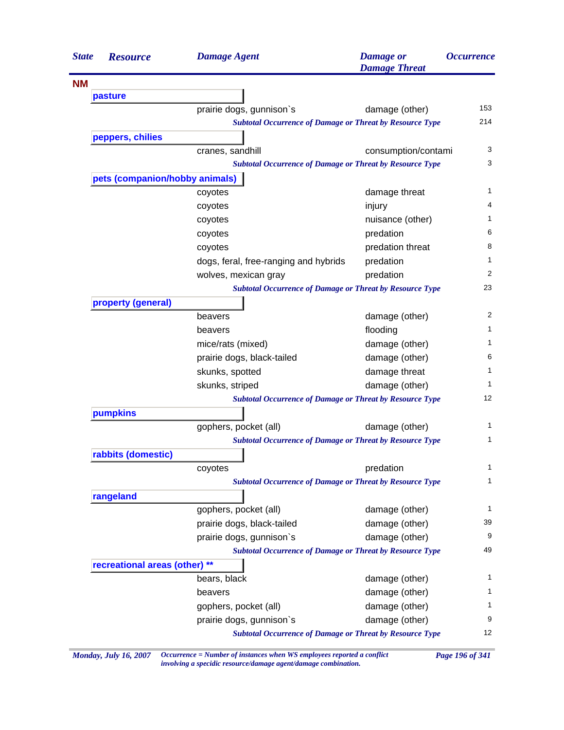| State | Resource | Damage Agent | Damage or Damage Threat | Occurrence |
|---|---|---|---|---|
| NM | | | | |
| | **pasture** | | | |
| | | prairie dogs, gunnison`s | damage (other) | 153 |
| | | *Subtotal Occurrence of Damage or Threat by Resource Type* | | 214 |
| | **peppers, chilies** | | | |
| | | cranes, sandhill | consumption/contami | 3 |
| | | *Subtotal Occurrence of Damage or Threat by Resource Type* | | 3 |
| | **pets (companion/hobby animals)** | | | |
| | | coyotes | damage threat | 1 |
| | | coyotes | injury | 4 |
| | | coyotes | nuisance (other) | 1 |
| | | coyotes | predation | 6 |
| | | coyotes | predation threat | 8 |
| | | dogs, feral, free-ranging and hybrids | predation | 1 |
| | | wolves, mexican gray | predation | 2 |
| | | *Subtotal Occurrence of Damage or Threat by Resource Type* | | 23 |
| | **property (general)** | | | |
| | | beavers | damage (other) | 2 |
| | | beavers | flooding | 1 |
| | | mice/rats (mixed) | damage (other) | 1 |
| | | prairie dogs, black-tailed | damage (other) | 6 |
| | | skunks, spotted | damage threat | 1 |
| | | skunks, striped | damage (other) | 1 |
| | | *Subtotal Occurrence of Damage or Threat by Resource Type* | | 12 |
| | **pumpkins** | | | |
| | | gophers, pocket (all) | damage (other) | 1 |
| | | *Subtotal Occurrence of Damage or Threat by Resource Type* | | 1 |
| | **rabbits (domestic)** | | | |
| | | coyotes | predation | 1 |
| | | *Subtotal Occurrence of Damage or Threat by Resource Type* | | 1 |
| | **rangeland** | | | |
| | | gophers, pocket (all) | damage (other) | 1 |
| | | prairie dogs, black-tailed | damage (other) | 39 |
| | | prairie dogs, gunnison`s | damage (other) | 9 |
| | | *Subtotal Occurrence of Damage or Threat by Resource Type* | | 49 |
| | **recreational areas (other) **** | | | |
| | | bears, black | damage (other) | 1 |
| | | beavers | damage (other) | 1 |
| | | gophers, pocket (all) | damage (other) | 1 |
| | | prairie dogs, gunnison`s | damage (other) | 9 |
| | | *Subtotal Occurrence of Damage or Threat by Resource Type* | | 12 |

*Monday, July 16, 2007* — *Occurrence = Number of instances when WS employees reported a conflict involving a specidic resource/damage agent/damage combination.*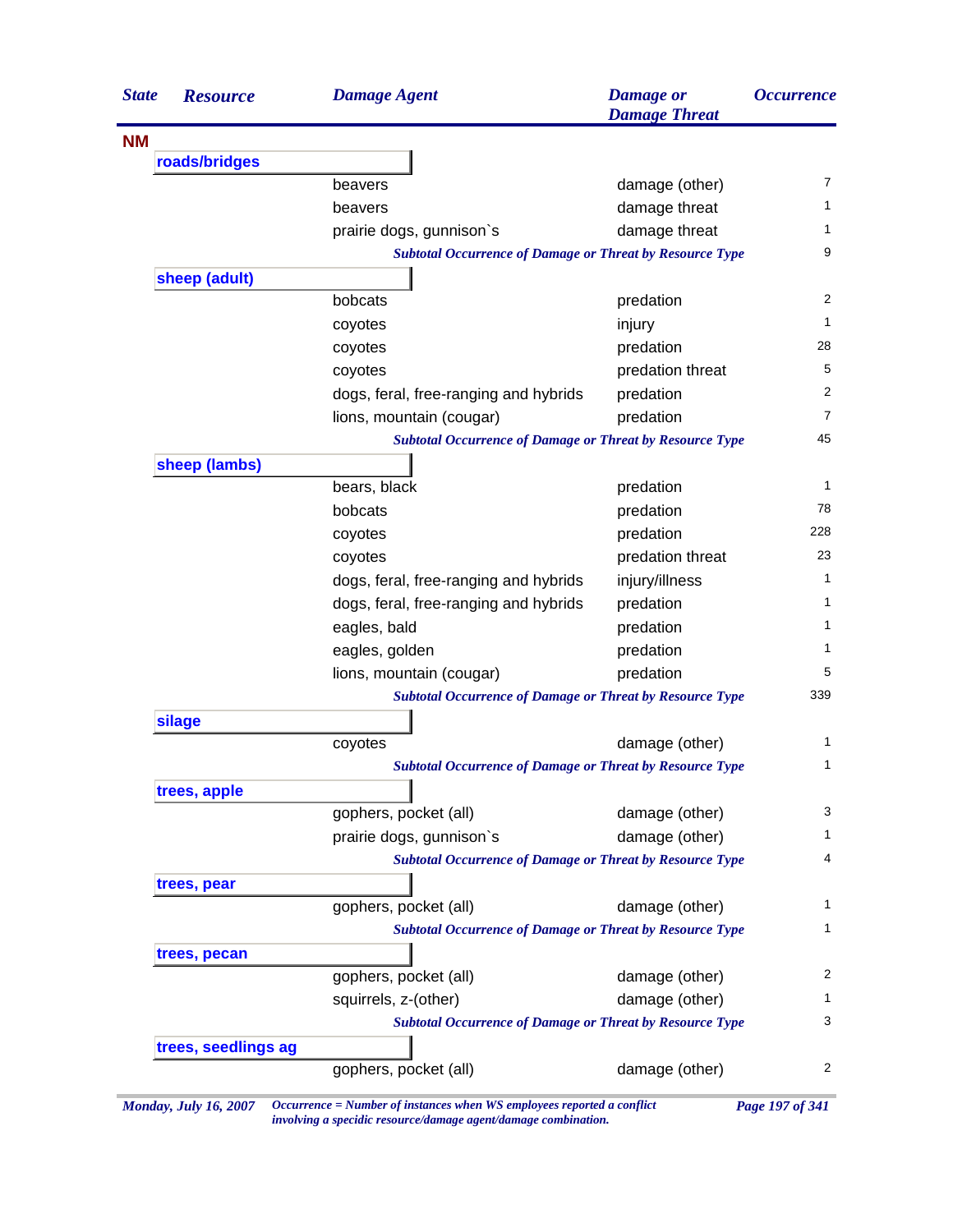| State | Resource | Damage Agent | Damage or Damage Threat | Occurrence |
|---|---|---|---|---|
| **NM** | | | | |
| | **roads/bridges** | | | |
| | | beavers | damage (other) | 7 |
| | | beavers | damage threat | 1 |
| | | prairie dogs, gunnison`s | damage threat | 1 |
| | | *Subtotal Occurrence of Damage or Threat by Resource Type* | | 9 |
| | **sheep (adult)** | | | |
| | | bobcats | predation | 2 |
| | | coyotes | injury | 1 |
| | | coyotes | predation | 28 |
| | | coyotes | predation threat | 5 |
| | | dogs, feral, free-ranging and hybrids | predation | 2 |
| | | lions, mountain (cougar) | predation | 7 |
| | | *Subtotal Occurrence of Damage or Threat by Resource Type* | | 45 |
| | **sheep (lambs)** | | | |
| | | bears, black | predation | 1 |
| | | bobcats | predation | 78 |
| | | coyotes | predation | 228 |
| | | coyotes | predation threat | 23 |
| | | dogs, feral, free-ranging and hybrids | injury/illness | 1 |
| | | dogs, feral, free-ranging and hybrids | predation | 1 |
| | | eagles, bald | predation | 1 |
| | | eagles, golden | predation | 1 |
| | | lions, mountain (cougar) | predation | 5 |
| | | *Subtotal Occurrence of Damage or Threat by Resource Type* | | 339 |
| | **silage** | | | |
| | | coyotes | damage (other) | 1 |
| | | *Subtotal Occurrence of Damage or Threat by Resource Type* | | 1 |
| | **trees, apple** | | | |
| | | gophers, pocket (all) | damage (other) | 3 |
| | | prairie dogs, gunnison`s | damage (other) | 1 |
| | | *Subtotal Occurrence of Damage or Threat by Resource Type* | | 4 |
| | **trees, pear** | | | |
| | | gophers, pocket (all) | damage (other) | 1 |
| | | *Subtotal Occurrence of Damage or Threat by Resource Type* | | 1 |
| | **trees, pecan** | | | |
| | | gophers, pocket (all) | damage (other) | 2 |
| | | squirrels, z-(other) | damage (other) | 1 |
| | | *Subtotal Occurrence of Damage or Threat by Resource Type* | | 3 |
| | **trees, seedlings ag** | | | |
| | | gophers, pocket (all) | damage (other) | 2 |

*Monday, July 16, 2007*

*Occurrence = Number of instances when WS employees reported a conflict involving a specidic resource/damage agent/damage combination.*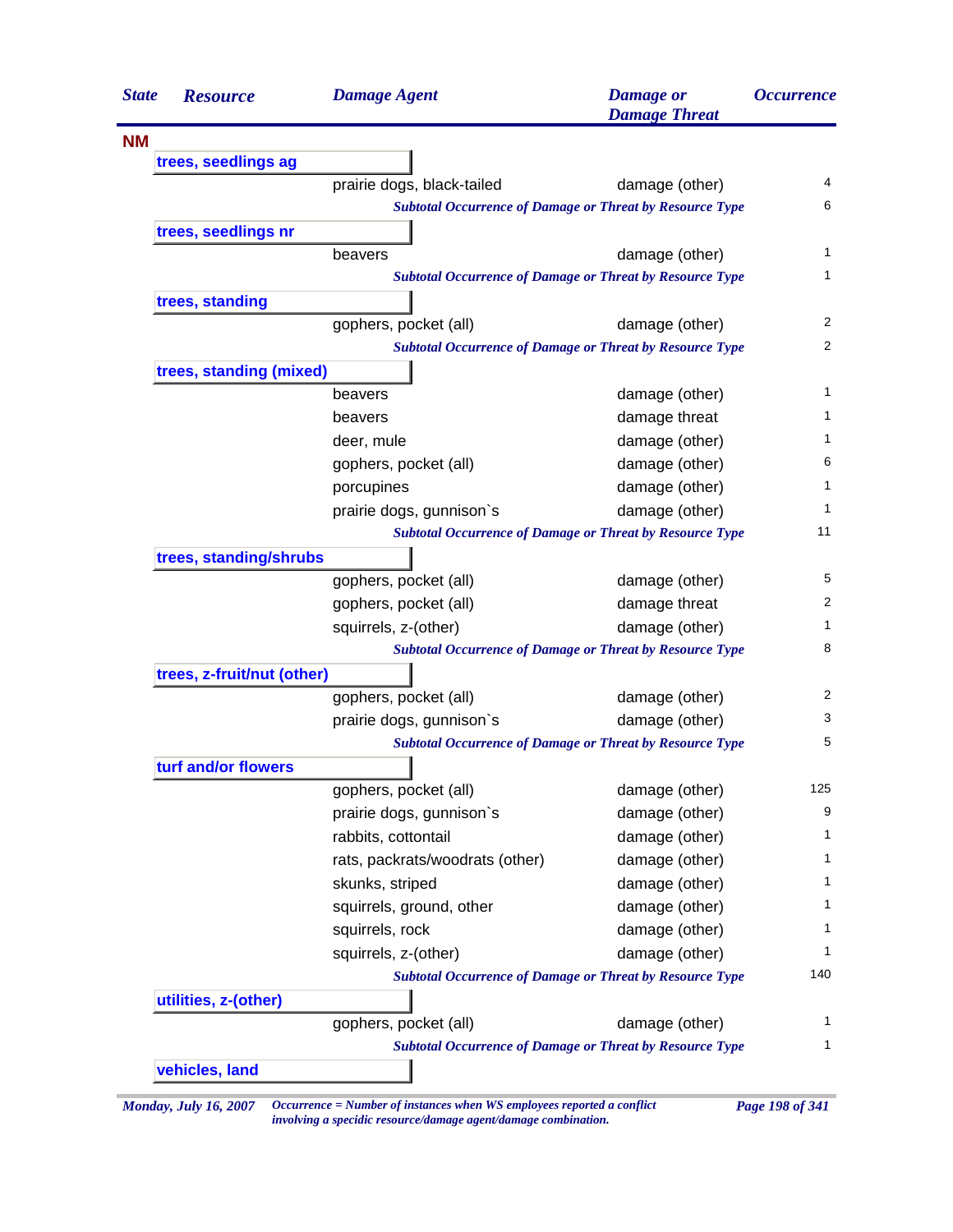| State | Resource | Damage Agent | Damage or Damage Threat | Occurrence |
|---|---|---|---|---|
| **NM** | | | | |
| | **trees, seedlings ag** | | | |
| | | prairie dogs, black-tailed | damage (other) | 4 |
| | | *Subtotal Occurrence of Damage or Threat by Resource Type* | | 6 |
| | **trees, seedlings nr** | | | |
| | | beavers | damage (other) | 1 |
| | | *Subtotal Occurrence of Damage or Threat by Resource Type* | | 1 |
| | **trees, standing** | | | |
| | | gophers, pocket (all) | damage (other) | 2 |
| | | *Subtotal Occurrence of Damage or Threat by Resource Type* | | 2 |
| | **trees, standing (mixed)** | | | |
| | | beavers | damage (other) | 1 |
| | | beavers | damage threat | 1 |
| | | deer, mule | damage (other) | 1 |
| | | gophers, pocket (all) | damage (other) | 6 |
| | | porcupines | damage (other) | 1 |
| | | prairie dogs, gunnison`s | damage (other) | 1 |
| | | *Subtotal Occurrence of Damage or Threat by Resource Type* | | 11 |
| | **trees, standing/shrubs** | | | |
| | | gophers, pocket (all) | damage (other) | 5 |
| | | gophers, pocket (all) | damage threat | 2 |
| | | squirrels, z-(other) | damage (other) | 1 |
| | | *Subtotal Occurrence of Damage or Threat by Resource Type* | | 8 |
| | **trees, z-fruit/nut (other)** | | | |
| | | gophers, pocket (all) | damage (other) | 2 |
| | | prairie dogs, gunnison`s | damage (other) | 3 |
| | | *Subtotal Occurrence of Damage or Threat by Resource Type* | | 5 |
| | **turf and/or flowers** | | | |
| | | gophers, pocket (all) | damage (other) | 125 |
| | | prairie dogs, gunnison`s | damage (other) | 9 |
| | | rabbits, cottontail | damage (other) | 1 |
| | | rats, packrats/woodrats (other) | damage (other) | 1 |
| | | skunks, striped | damage (other) | 1 |
| | | squirrels, ground, other | damage (other) | 1 |
| | | squirrels, rock | damage (other) | 1 |
| | | squirrels, z-(other) | damage (other) | 1 |
| | | *Subtotal Occurrence of Damage or Threat by Resource Type* | | 140 |
| | **utilities, z-(other)** | | | |
| | | gophers, pocket (all) | damage (other) | 1 |
| | | *Subtotal Occurrence of Damage or Threat by Resource Type* | | 1 |
| | **vehicles, land** | | | |

*Monday, July 16, 2007* — *Occurrence = Number of instances when WS employees reported a conflict involving a specidic resource/damage agent/damage combination.*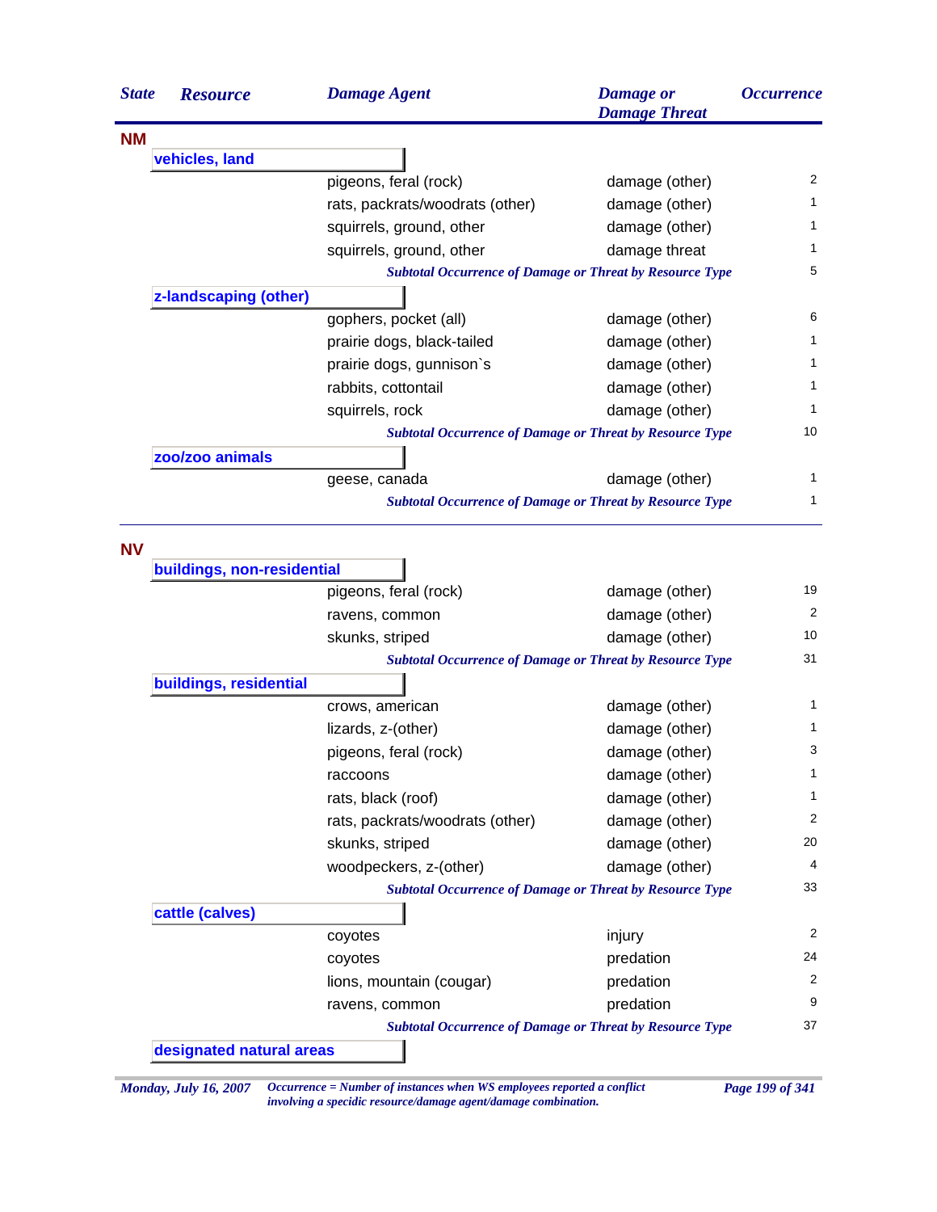| State | Resource | Damage Agent | Damage or Damage Threat | Occurrence |
|---|---|---|---|---|
| **NM** | | | | |
| | **vehicles, land** | | | |
| | | pigeons, feral (rock) | damage (other) | 2 |
| | | rats, packrats/woodrats (other) | damage (other) | 1 |
| | | squirrels, ground, other | damage (other) | 1 |
| | | squirrels, ground, other | damage threat | 1 |
| | | *Subtotal Occurrence of Damage or Threat by Resource Type* | | 5 |
| | **z-landscaping (other)** | | | |
| | | gophers, pocket (all) | damage (other) | 6 |
| | | prairie dogs, black-tailed | damage (other) | 1 |
| | | prairie dogs, gunnison`s | damage (other) | 1 |
| | | rabbits, cottontail | damage (other) | 1 |
| | | squirrels, rock | damage (other) | 1 |
| | | *Subtotal Occurrence of Damage or Threat by Resource Type* | | 10 |
| | **zoo/zoo animals** | | | |
| | | geese, canada | damage (other) | 1 |
| | | *Subtotal Occurrence of Damage or Threat by Resource Type* | | 1 |
| **NV** | | | | |
| | **buildings, non-residential** | | | |
| | | pigeons, feral (rock) | damage (other) | 19 |
| | | ravens, common | damage (other) | 2 |
| | | skunks, striped | damage (other) | 10 |
| | | *Subtotal Occurrence of Damage or Threat by Resource Type* | | 31 |
| | **buildings, residential** | | | |
| | | crows, american | damage (other) | 1 |
| | | lizards, z-(other) | damage (other) | 1 |
| | | pigeons, feral (rock) | damage (other) | 3 |
| | | raccoons | damage (other) | 1 |
| | | rats, black (roof) | damage (other) | 1 |
| | | rats, packrats/woodrats (other) | damage (other) | 2 |
| | | skunks, striped | damage (other) | 20 |
| | | woodpeckers, z-(other) | damage (other) | 4 |
| | | *Subtotal Occurrence of Damage or Threat by Resource Type* | | 33 |
| | **cattle (calves)** | | | |
| | | coyotes | injury | 2 |
| | | coyotes | predation | 24 |
| | | lions, mountain (cougar) | predation | 2 |
| | | ravens, common | predation | 9 |
| | | *Subtotal Occurrence of Damage or Threat by Resource Type* | | 37 |
| | **designated natural areas** | | | |

*Occurrence = Number of instances when WS employees reported a conflict involving a specidic resource/damage agent/damage combination.*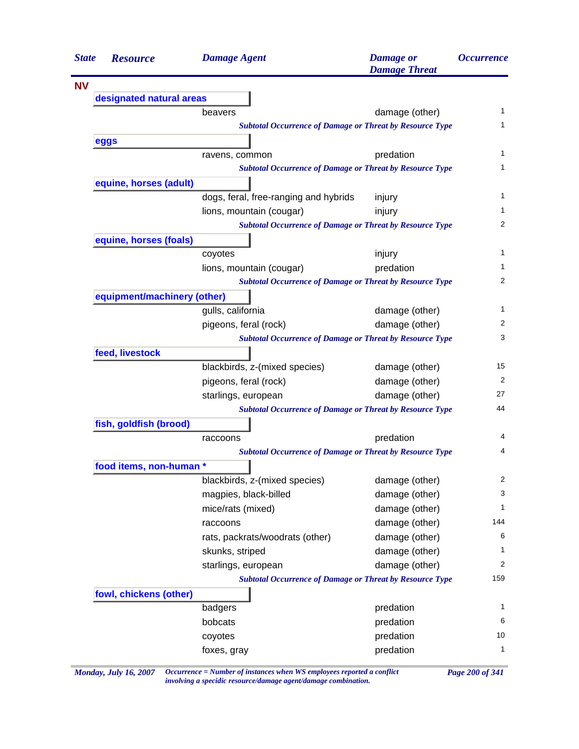| State | Resource | Damage Agent | Damage or Damage Threat | Occurrence |
|---|---|---|---|---|
| **NV** | | | | |
| | **designated natural areas** | | | |
| | | beavers | damage (other) | 1 |
| | | *Subtotal Occurrence of Damage or Threat by Resource Type* | | 1 |
| | **eggs** | | | |
| | | ravens, common | predation | 1 |
| | | *Subtotal Occurrence of Damage or Threat by Resource Type* | | 1 |
| | **equine, horses (adult)** | | | |
| | | dogs, feral, free-ranging and hybrids | injury | 1 |
| | | lions, mountain (cougar) | injury | 1 |
| | | *Subtotal Occurrence of Damage or Threat by Resource Type* | | 2 |
| | **equine, horses (foals)** | | | |
| | | coyotes | injury | 1 |
| | | lions, mountain (cougar) | predation | 1 |
| | | *Subtotal Occurrence of Damage or Threat by Resource Type* | | 2 |
| | **equipment/machinery (other)** | | | |
| | | gulls, california | damage (other) | 1 |
| | | pigeons, feral (rock) | damage (other) | 2 |
| | | *Subtotal Occurrence of Damage or Threat by Resource Type* | | 3 |
| | **feed, livestock** | | | |
| | | blackbirds, z-(mixed species) | damage (other) | 15 |
| | | pigeons, feral (rock) | damage (other) | 2 |
| | | starlings, european | damage (other) | 27 |
| | | *Subtotal Occurrence of Damage or Threat by Resource Type* | | 44 |
| | **fish, goldfish (brood)** | | | |
| | | raccoons | predation | 4 |
| | | *Subtotal Occurrence of Damage or Threat by Resource Type* | | 4 |
| | **food items, non-human *** | | | |
| | | blackbirds, z-(mixed species) | damage (other) | 2 |
| | | magpies, black-billed | damage (other) | 3 |
| | | mice/rats (mixed) | damage (other) | 1 |
| | | raccoons | damage (other) | 144 |
| | | rats, packrats/woodrats (other) | damage (other) | 6 |
| | | skunks, striped | damage (other) | 1 |
| | | starlings, european | damage (other) | 2 |
| | | *Subtotal Occurrence of Damage or Threat by Resource Type* | | 159 |
| | **fowl, chickens (other)** | | | |
| | | badgers | predation | 1 |
| | | bobcats | predation | 6 |
| | | coyotes | predation | 10 |
| | | foxes, gray | predation | 1 |

*Occurrence = Number of instances when WS employees reported a conflict involving a specidic resource/damage agent/damage combination.*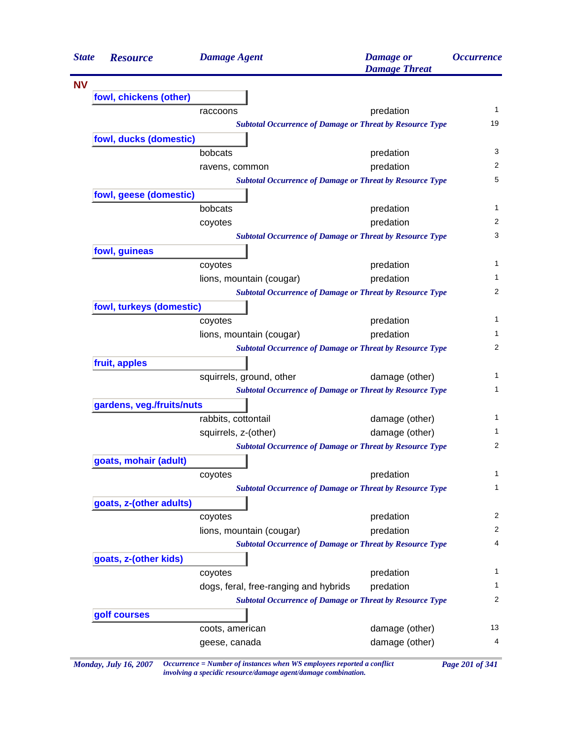| State | Resource | Damage Agent | Damage or Damage Threat | Occurrence |
|---|---|---|---|---|
| **NV** | | | | |
| | **fowl, chickens (other)** | | | |
| | | raccoons | predation | 1 |
| | | *Subtotal Occurrence of Damage or Threat by Resource Type* | | 19 |
| | **fowl, ducks (domestic)** | | | |
| | | bobcats | predation | 3 |
| | | ravens, common | predation | 2 |
| | | *Subtotal Occurrence of Damage or Threat by Resource Type* | | 5 |
| | **fowl, geese (domestic)** | | | |
| | | bobcats | predation | 1 |
| | | coyotes | predation | 2 |
| | | *Subtotal Occurrence of Damage or Threat by Resource Type* | | 3 |
| | **fowl, guineas** | | | |
| | | coyotes | predation | 1 |
| | | lions, mountain (cougar) | predation | 1 |
| | | *Subtotal Occurrence of Damage or Threat by Resource Type* | | 2 |
| | **fowl, turkeys (domestic)** | | | |
| | | coyotes | predation | 1 |
| | | lions, mountain (cougar) | predation | 1 |
| | | *Subtotal Occurrence of Damage or Threat by Resource Type* | | 2 |
| | **fruit, apples** | | | |
| | | squirrels, ground, other | damage (other) | 1 |
| | | *Subtotal Occurrence of Damage or Threat by Resource Type* | | 1 |
| | **gardens, veg./fruits/nuts** | | | |
| | | rabbits, cottontail | damage (other) | 1 |
| | | squirrels, z-(other) | damage (other) | 1 |
| | | *Subtotal Occurrence of Damage or Threat by Resource Type* | | 2 |
| | **goats, mohair (adult)** | | | |
| | | coyotes | predation | 1 |
| | | *Subtotal Occurrence of Damage or Threat by Resource Type* | | 1 |
| | **goats, z-(other adults)** | | | |
| | | coyotes | predation | 2 |
| | | lions, mountain (cougar) | predation | 2 |
| | | *Subtotal Occurrence of Damage or Threat by Resource Type* | | 4 |
| | **goats, z-(other kids)** | | | |
| | | coyotes | predation | 1 |
| | | dogs, feral, free-ranging and hybrids | predation | 1 |
| | | *Subtotal Occurrence of Damage or Threat by Resource Type* | | 2 |
| | **golf courses** | | | |
| | | coots, american | damage (other) | 13 |
| | | geese, canada | damage (other) | 4 |

*Occurrence = Number of instances when WS employees reported a conflict involving a specidic resource/damage agent/damage combination.*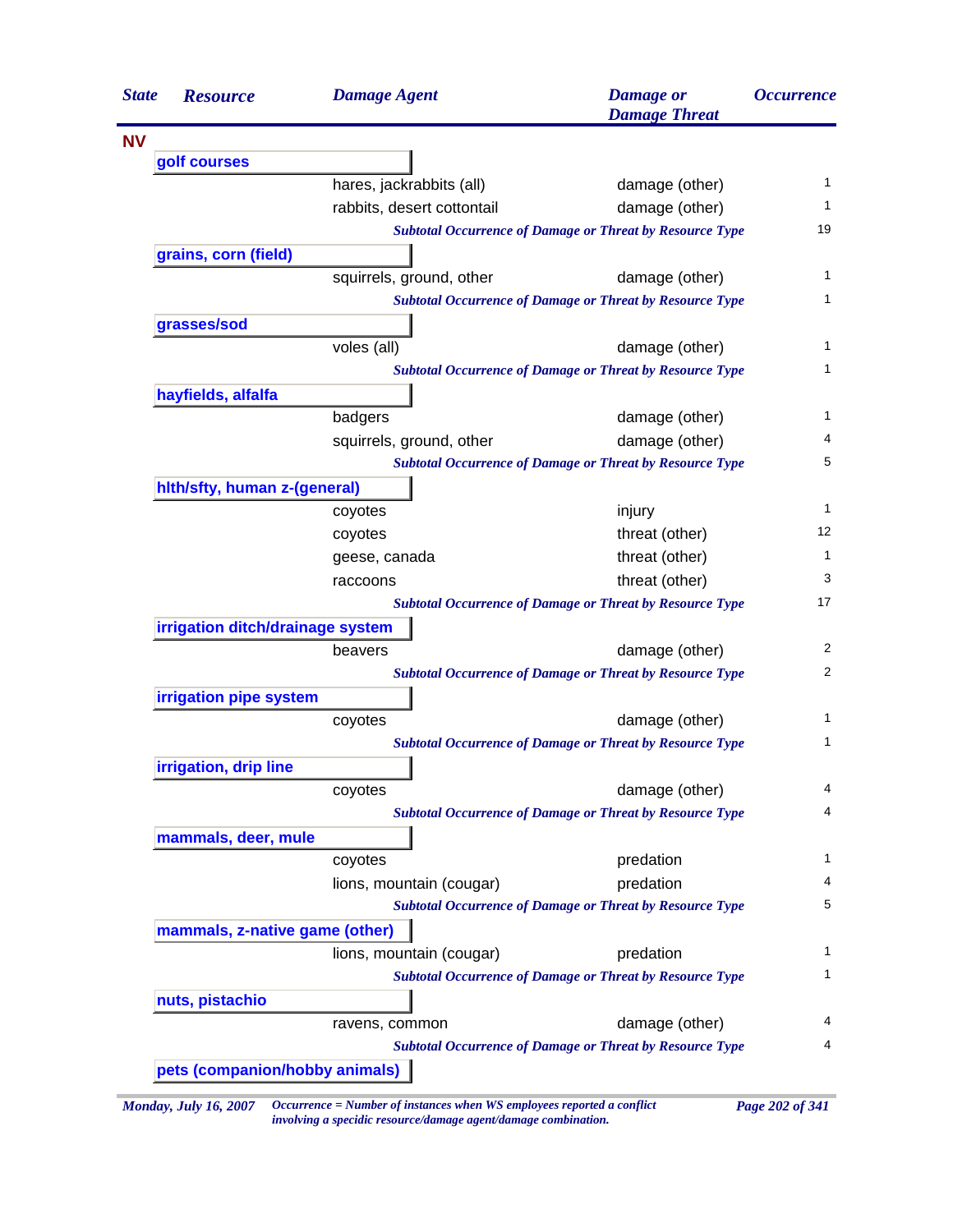| State | Resource | Damage Agent | Damage or Damage Threat | Occurrence |
|---|---|---|---|---|
| **NV** | | | | |
| | **golf courses** | | | |
| | | hares, jackrabbits (all) | damage (other) | 1 |
| | | rabbits, desert cottontail | damage (other) | 1 |
| | | *Subtotal Occurrence of Damage or Threat by Resource Type* | | 19 |
| | **grains, corn (field)** | | | |
| | | squirrels, ground, other | damage (other) | 1 |
| | | *Subtotal Occurrence of Damage or Threat by Resource Type* | | 1 |
| | **grasses/sod** | | | |
| | | voles (all) | damage (other) | 1 |
| | | *Subtotal Occurrence of Damage or Threat by Resource Type* | | 1 |
| | **hayfields, alfalfa** | | | |
| | | badgers | damage (other) | 1 |
| | | squirrels, ground, other | damage (other) | 4 |
| | | *Subtotal Occurrence of Damage or Threat by Resource Type* | | 5 |
| | **hlth/sfty, human z-(general)** | | | |
| | | coyotes | injury | 1 |
| | | coyotes | threat (other) | 12 |
| | | geese, canada | threat (other) | 1 |
| | | raccoons | threat (other) | 3 |
| | | *Subtotal Occurrence of Damage or Threat by Resource Type* | | 17 |
| | **irrigation ditch/drainage system** | | | |
| | | beavers | damage (other) | 2 |
| | | *Subtotal Occurrence of Damage or Threat by Resource Type* | | 2 |
| | **irrigation pipe system** | | | |
| | | coyotes | damage (other) | 1 |
| | | *Subtotal Occurrence of Damage or Threat by Resource Type* | | 1 |
| | **irrigation, drip line** | | | |
| | | coyotes | damage (other) | 4 |
| | | *Subtotal Occurrence of Damage or Threat by Resource Type* | | 4 |
| | **mammals, deer, mule** | | | |
| | | coyotes | predation | 1 |
| | | lions, mountain (cougar) | predation | 4 |
| | | *Subtotal Occurrence of Damage or Threat by Resource Type* | | 5 |
| | **mammals, z-native game (other)** | | | |
| | | lions, mountain (cougar) | predation | 1 |
| | | *Subtotal Occurrence of Damage or Threat by Resource Type* | | 1 |
| | **nuts, pistachio** | | | |
| | | ravens, common | damage (other) | 4 |
| | | *Subtotal Occurrence of Damage or Threat by Resource Type* | | 4 |
| | **pets (companion/hobby animals)** | | | |

*Monday, July 16, 2007* — *Occurrence = Number of instances when WS employees reported a conflict involving a specidic resource/damage agent/damage combination.*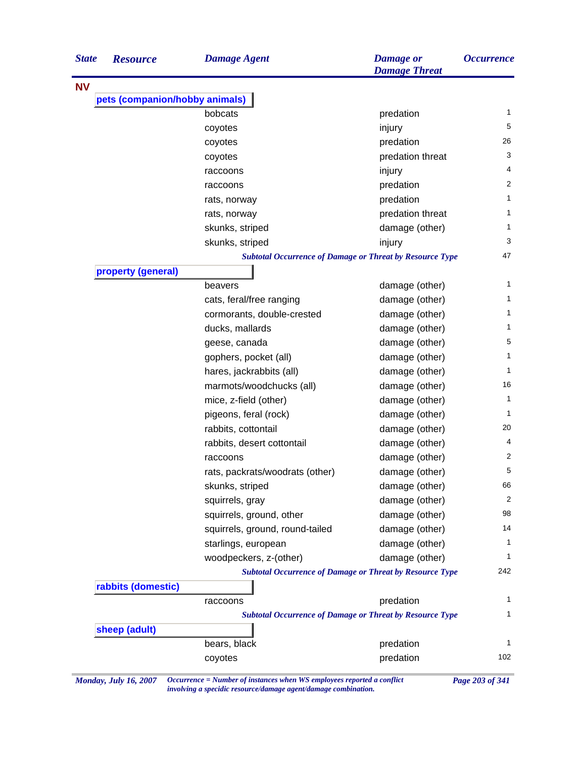| State | Resource | Damage Agent | Damage or Damage Threat | Occurrence |
|---|---|---|---|---|
| **NV** | | | | |
| | **pets (companion/hobby animals)** | | | |
| | | bobcats | predation | 1 |
| | | coyotes | injury | 5 |
| | | coyotes | predation | 26 |
| | | coyotes | predation threat | 3 |
| | | raccoons | injury | 4 |
| | | raccoons | predation | 2 |
| | | rats, norway | predation | 1 |
| | | rats, norway | predation threat | 1 |
| | | skunks, striped | damage (other) | 1 |
| | | skunks, striped | injury | 3 |
| | | *Subtotal Occurrence of Damage or Threat by Resource Type* | | 47 |
| | **property (general)** | | | |
| | | beavers | damage (other) | 1 |
| | | cats, feral/free ranging | damage (other) | 1 |
| | | cormorants, double-crested | damage (other) | 1 |
| | | ducks, mallards | damage (other) | 1 |
| | | geese, canada | damage (other) | 5 |
| | | gophers, pocket (all) | damage (other) | 1 |
| | | hares, jackrabbits (all) | damage (other) | 1 |
| | | marmots/woodchucks (all) | damage (other) | 16 |
| | | mice, z-field (other) | damage (other) | 1 |
| | | pigeons, feral (rock) | damage (other) | 1 |
| | | rabbits, cottontail | damage (other) | 20 |
| | | rabbits, desert cottontail | damage (other) | 4 |
| | | raccoons | damage (other) | 2 |
| | | rats, packrats/woodrats (other) | damage (other) | 5 |
| | | skunks, striped | damage (other) | 66 |
| | | squirrels, gray | damage (other) | 2 |
| | | squirrels, ground, other | damage (other) | 98 |
| | | squirrels, ground, round-tailed | damage (other) | 14 |
| | | starlings, european | damage (other) | 1 |
| | | woodpeckers, z-(other) | damage (other) | 1 |
| | | *Subtotal Occurrence of Damage or Threat by Resource Type* | | 242 |
| | **rabbits (domestic)** | | | |
| | | raccoons | predation | 1 |
| | | *Subtotal Occurrence of Damage or Threat by Resource Type* | | 1 |
| | **sheep (adult)** | | | |
| | | bears, black | predation | 1 |
| | | coyotes | predation | 102 |

*Occurrence = Number of instances when WS employees reported a conflict involving a specidic resource/damage agent/damage combination.*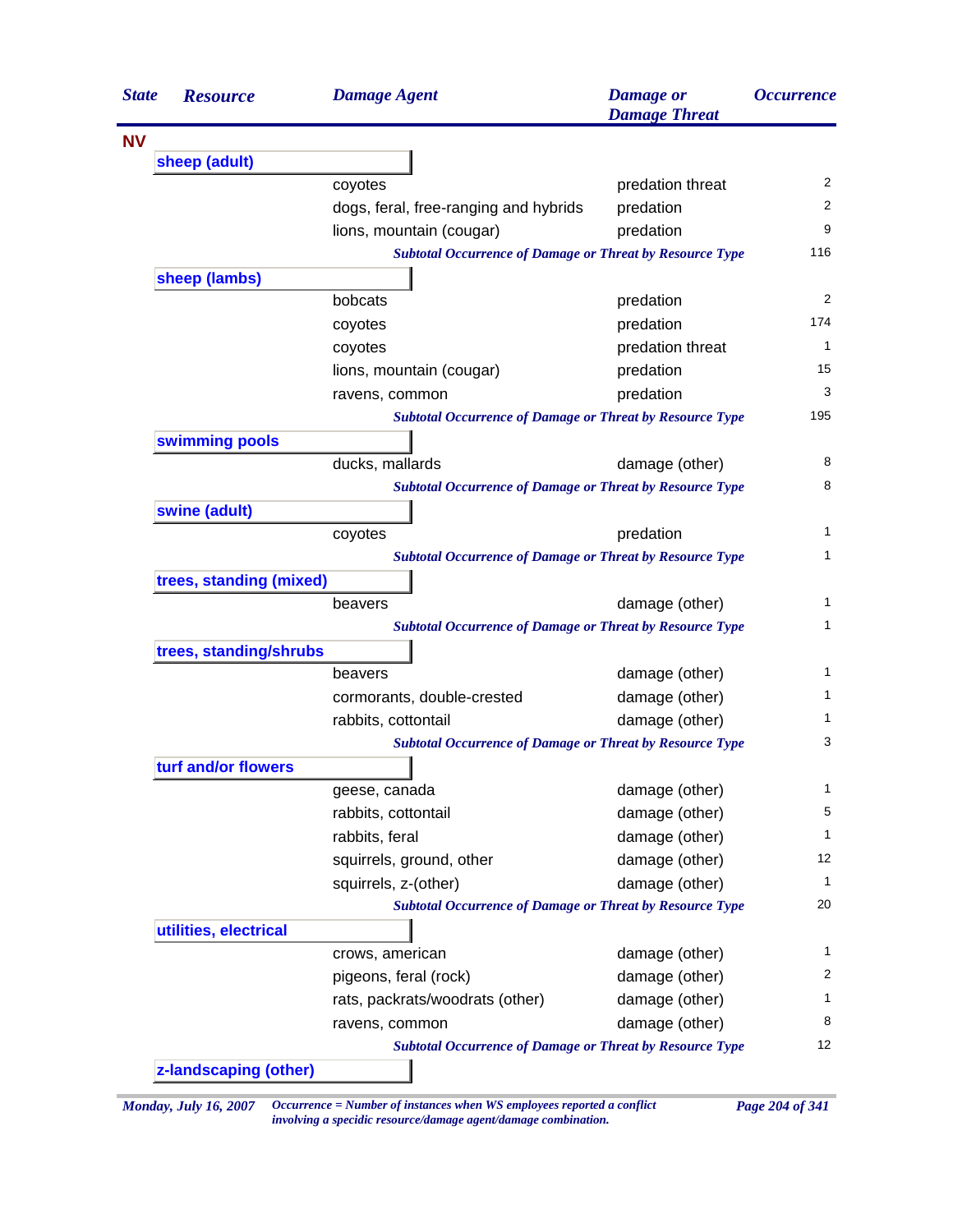| State | Resource | Damage Agent | Damage or Damage Threat | Occurrence |
|---|---|---|---|---|
| **NV** | | | | |
| | **sheep (adult)** | | | |
| | | coyotes | predation threat | 2 |
| | | dogs, feral, free-ranging and hybrids | predation | 2 |
| | | lions, mountain (cougar) | predation | 9 |
| | | *Subtotal Occurrence of Damage or Threat by Resource Type* | | 116 |
| | **sheep (lambs)** | | | |
| | | bobcats | predation | 2 |
| | | coyotes | predation | 174 |
| | | coyotes | predation threat | 1 |
| | | lions, mountain (cougar) | predation | 15 |
| | | ravens, common | predation | 3 |
| | | *Subtotal Occurrence of Damage or Threat by Resource Type* | | 195 |
| | **swimming pools** | | | |
| | | ducks, mallards | damage (other) | 8 |
| | | *Subtotal Occurrence of Damage or Threat by Resource Type* | | 8 |
| | **swine (adult)** | | | |
| | | coyotes | predation | 1 |
| | | *Subtotal Occurrence of Damage or Threat by Resource Type* | | 1 |
| | **trees, standing (mixed)** | | | |
| | | beavers | damage (other) | 1 |
| | | *Subtotal Occurrence of Damage or Threat by Resource Type* | | 1 |
| | **trees, standing/shrubs** | | | |
| | | beavers | damage (other) | 1 |
| | | cormorants, double-crested | damage (other) | 1 |
| | | rabbits, cottontail | damage (other) | 1 |
| | | *Subtotal Occurrence of Damage or Threat by Resource Type* | | 3 |
| | **turf and/or flowers** | | | |
| | | geese, canada | damage (other) | 1 |
| | | rabbits, cottontail | damage (other) | 5 |
| | | rabbits, feral | damage (other) | 1 |
| | | squirrels, ground, other | damage (other) | 12 |
| | | squirrels, z-(other) | damage (other) | 1 |
| | | *Subtotal Occurrence of Damage or Threat by Resource Type* | | 20 |
| | **utilities, electrical** | | | |
| | | crows, american | damage (other) | 1 |
| | | pigeons, feral (rock) | damage (other) | 2 |
| | | rats, packrats/woodrats (other) | damage (other) | 1 |
| | | ravens, common | damage (other) | 8 |
| | | *Subtotal Occurrence of Damage or Threat by Resource Type* | | 12 |
| | **z-landscaping (other)** | | | |

*Occurrence = Number of instances when WS employees reported a conflict involving a specidic resource/damage agent/damage combination.*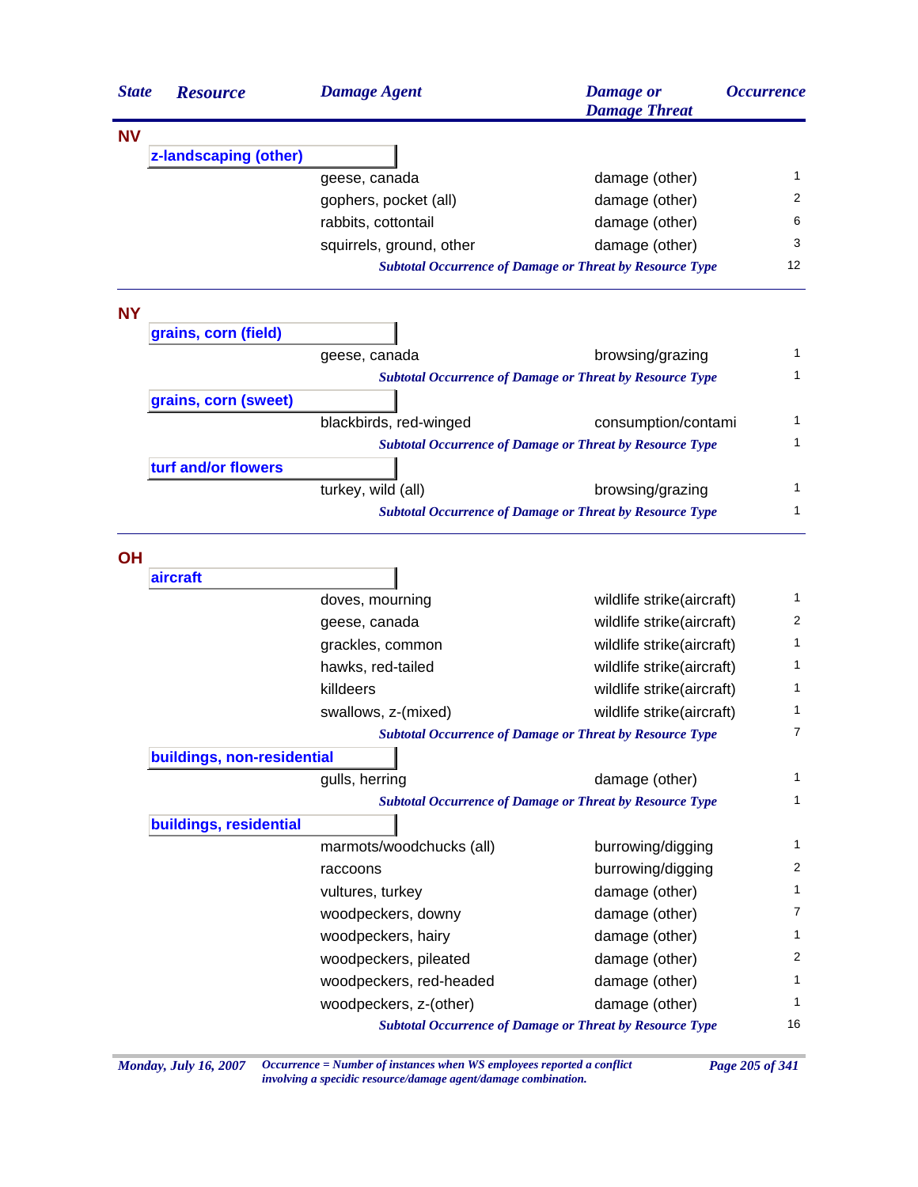| State | Resource | Damage Agent | Damage or Damage Threat | Occurrence |
|---|---|---|---|---|
| **NV** | | | | |
| | **z-landscaping (other)** | | | |
| | | geese, canada | damage (other) | 1 |
| | | gophers, pocket (all) | damage (other) | 2 |
| | | rabbits, cottontail | damage (other) | 6 |
| | | squirrels, ground, other | damage (other) | 3 |
| | | *Subtotal Occurrence of Damage or Threat by Resource Type* | | 12 |
| **NY** | | | | |
| | **grains, corn (field)** | | | |
| | | geese, canada | browsing/grazing | 1 |
| | | *Subtotal Occurrence of Damage or Threat by Resource Type* | | 1 |
| | **grains, corn (sweet)** | | | |
| | | blackbirds, red-winged | consumption/contami | 1 |
| | | *Subtotal Occurrence of Damage or Threat by Resource Type* | | 1 |
| | **turf and/or flowers** | | | |
| | | turkey, wild (all) | browsing/grazing | 1 |
| | | *Subtotal Occurrence of Damage or Threat by Resource Type* | | 1 |
| **OH** | | | | |
| | **aircraft** | | | |
| | | doves, mourning | wildlife strike(aircraft) | 1 |
| | | geese, canada | wildlife strike(aircraft) | 2 |
| | | grackles, common | wildlife strike(aircraft) | 1 |
| | | hawks, red-tailed | wildlife strike(aircraft) | 1 |
| | | killdeers | wildlife strike(aircraft) | 1 |
| | | swallows, z-(mixed) | wildlife strike(aircraft) | 1 |
| | | *Subtotal Occurrence of Damage or Threat by Resource Type* | | 7 |
| | **buildings, non-residential** | | | |
| | | gulls, herring | damage (other) | 1 |
| | | *Subtotal Occurrence of Damage or Threat by Resource Type* | | 1 |
| | **buildings, residential** | | | |
| | | marmots/woodchucks (all) | burrowing/digging | 1 |
| | | raccoons | burrowing/digging | 2 |
| | | vultures, turkey | damage (other) | 1 |
| | | woodpeckers, downy | damage (other) | 7 |
| | | woodpeckers, hairy | damage (other) | 1 |
| | | woodpeckers, pileated | damage (other) | 2 |
| | | woodpeckers, red-headed | damage (other) | 1 |
| | | woodpeckers, z-(other) | damage (other) | 1 |
| | | *Subtotal Occurrence of Damage or Threat by Resource Type* | | 16 |

*Occurrence = Number of instances when WS employees reported a conflict involving a specidic resource/damage agent/damage combination.*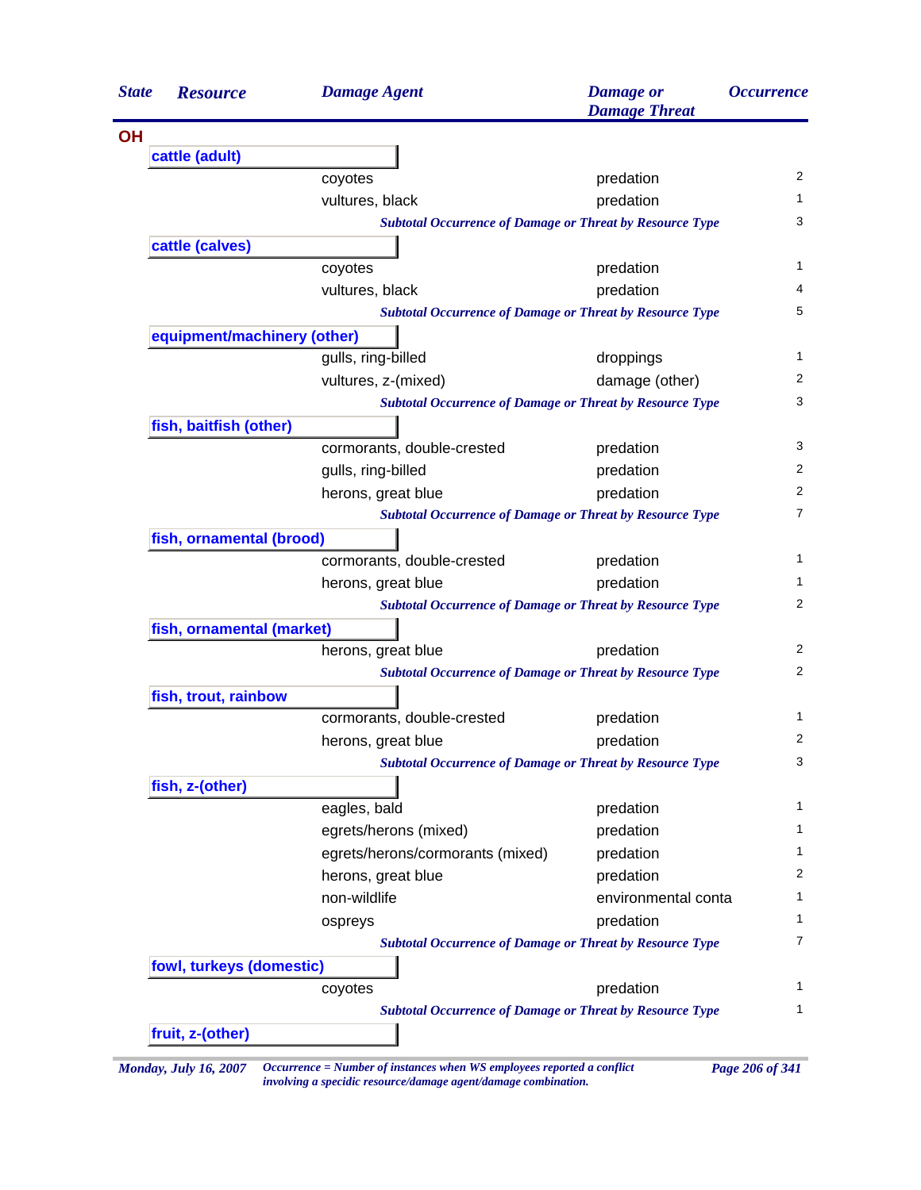| State | Resource | Damage Agent | Damage or Damage Threat | Occurrence |
|---|---|---|---|---|
| **OH** | | | | |
| | **cattle (adult)** | | | |
| | | coyotes | predation | 2 |
| | | vultures, black | predation | 1 |
| | | *Subtotal Occurrence of Damage or Threat by Resource Type* | | 3 |
| | **cattle (calves)** | | | |
| | | coyotes | predation | 1 |
| | | vultures, black | predation | 4 |
| | | *Subtotal Occurrence of Damage or Threat by Resource Type* | | 5 |
| | **equipment/machinery (other)** | | | |
| | | gulls, ring-billed | droppings | 1 |
| | | vultures, z-(mixed) | damage (other) | 2 |
| | | *Subtotal Occurrence of Damage or Threat by Resource Type* | | 3 |
| | **fish, baitfish (other)** | | | |
| | | cormorants, double-crested | predation | 3 |
| | | gulls, ring-billed | predation | 2 |
| | | herons, great blue | predation | 2 |
| | | *Subtotal Occurrence of Damage or Threat by Resource Type* | | 7 |
| | **fish, ornamental (brood)** | | | |
| | | cormorants, double-crested | predation | 1 |
| | | herons, great blue | predation | 1 |
| | | *Subtotal Occurrence of Damage or Threat by Resource Type* | | 2 |
| | **fish, ornamental (market)** | | | |
| | | herons, great blue | predation | 2 |
| | | *Subtotal Occurrence of Damage or Threat by Resource Type* | | 2 |
| | **fish, trout, rainbow** | | | |
| | | cormorants, double-crested | predation | 1 |
| | | herons, great blue | predation | 2 |
| | | *Subtotal Occurrence of Damage or Threat by Resource Type* | | 3 |
| | **fish, z-(other)** | | | |
| | | eagles, bald | predation | 1 |
| | | egrets/herons (mixed) | predation | 1 |
| | | egrets/herons/cormorants (mixed) | predation | 1 |
| | | herons, great blue | predation | 2 |
| | | non-wildlife | environmental conta | 1 |
| | | ospreys | predation | 1 |
| | | *Subtotal Occurrence of Damage or Threat by Resource Type* | | 7 |
| | **fowl, turkeys (domestic)** | | | |
| | | coyotes | predation | 1 |
| | | *Subtotal Occurrence of Damage or Threat by Resource Type* | | 1 |
| | **fruit, z-(other)** | | | |

*Occurrence = Number of instances when WS employees reported a conflict involving a specidic resource/damage agent/damage combination.*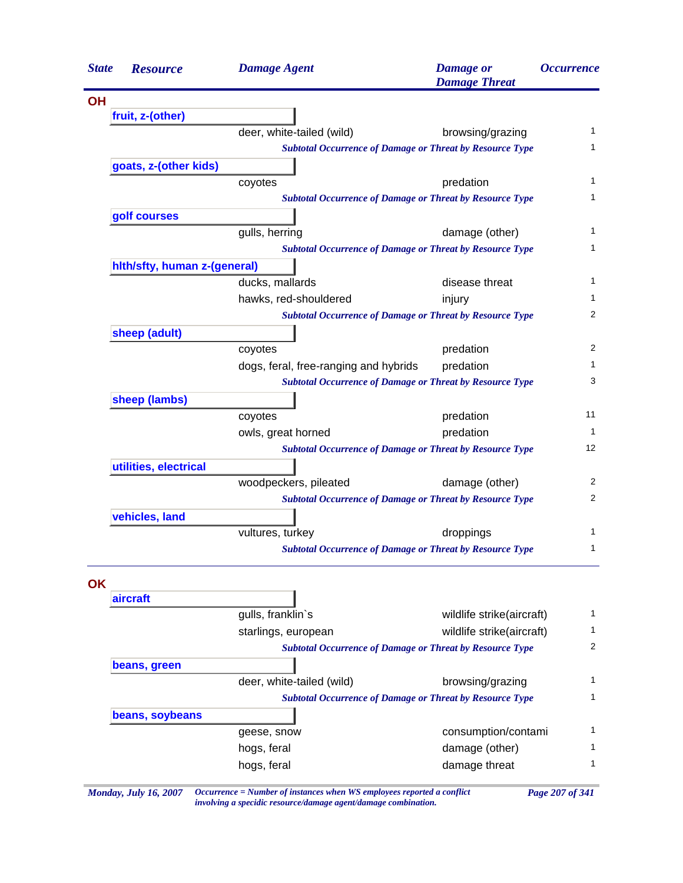| State | Resource | Damage Agent | Damage or Damage Threat | Occurrence |
|---|---|---|---|---|
| **OH** | | | | |
| | **fruit, z-(other)** | | | |
| | | deer, white-tailed (wild) | browsing/grazing | 1 |
| | | *Subtotal Occurrence of Damage or Threat by Resource Type* | | 1 |
| | **goats, z-(other kids)** | | | |
| | | coyotes | predation | 1 |
| | | *Subtotal Occurrence of Damage or Threat by Resource Type* | | 1 |
| | **golf courses** | | | |
| | | gulls, herring | damage (other) | 1 |
| | | *Subtotal Occurrence of Damage or Threat by Resource Type* | | 1 |
| | **hlth/sfty, human z-(general)** | | | |
| | | ducks, mallards | disease threat | 1 |
| | | hawks, red-shouldered | injury | 1 |
| | | *Subtotal Occurrence of Damage or Threat by Resource Type* | | 2 |
| | **sheep (adult)** | | | |
| | | coyotes | predation | 2 |
| | | dogs, feral, free-ranging and hybrids | predation | 1 |
| | | *Subtotal Occurrence of Damage or Threat by Resource Type* | | 3 |
| | **sheep (lambs)** | | | |
| | | coyotes | predation | 11 |
| | | owls, great horned | predation | 1 |
| | | *Subtotal Occurrence of Damage or Threat by Resource Type* | | 12 |
| | **utilities, electrical** | | | |
| | | woodpeckers, pileated | damage (other) | 2 |
| | | *Subtotal Occurrence of Damage or Threat by Resource Type* | | 2 |
| | **vehicles, land** | | | |
| | | vultures, turkey | droppings | 1 |
| | | *Subtotal Occurrence of Damage or Threat by Resource Type* | | 1 |
| **OK** | | | | |
| | **aircraft** | | | |
| | | gulls, franklin`s | wildlife strike(aircraft) | 1 |
| | | starlings, european | wildlife strike(aircraft) | 1 |
| | | *Subtotal Occurrence of Damage or Threat by Resource Type* | | 2 |
| | **beans, green** | | | |
| | | deer, white-tailed (wild) | browsing/grazing | 1 |
| | | *Subtotal Occurrence of Damage or Threat by Resource Type* | | 1 |
| | **beans, soybeans** | | | |
| | | geese, snow | consumption/contami | 1 |
| | | hogs, feral | damage (other) | 1 |
| | | hogs, feral | damage threat | 1 |

*Occurrence = Number of instances when WS employees reported a conflict involving a specidic resource/damage agent/damage combination.*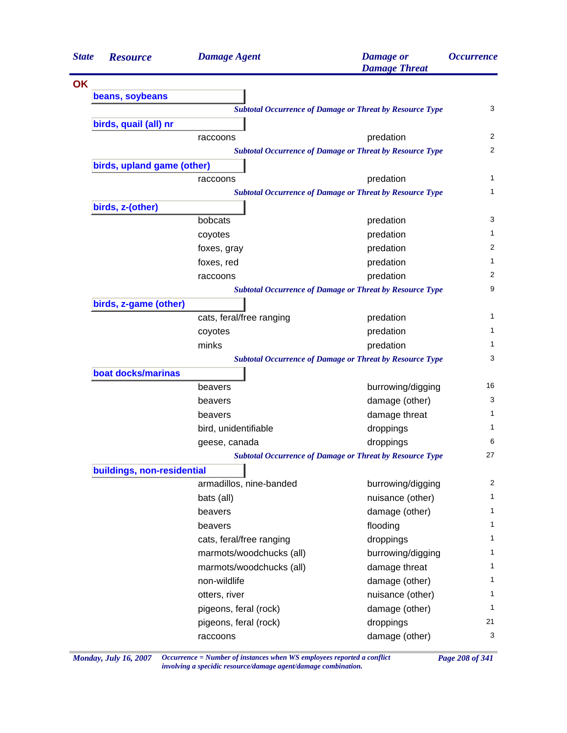| State | Resource | Damage Agent | Damage or Damage Threat | Occurrence |
|---|---|---|---|---|
| **OK** | | | | |
| | **beans, soybeans** | | | |
| | | *Subtotal Occurrence of Damage or Threat by Resource Type* | | 3 |
| | **birds, quail (all) nr** | | | |
| | | raccoons | predation | 2 |
| | | *Subtotal Occurrence of Damage or Threat by Resource Type* | | 2 |
| | **birds, upland game (other)** | | | |
| | | raccoons | predation | 1 |
| | | *Subtotal Occurrence of Damage or Threat by Resource Type* | | 1 |
| | **birds, z-(other)** | | | |
| | | bobcats | predation | 3 |
| | | coyotes | predation | 1 |
| | | foxes, gray | predation | 2 |
| | | foxes, red | predation | 1 |
| | | raccoons | predation | 2 |
| | | *Subtotal Occurrence of Damage or Threat by Resource Type* | | 9 |
| | **birds, z-game (other)** | | | |
| | | cats, feral/free ranging | predation | 1 |
| | | coyotes | predation | 1 |
| | | minks | predation | 1 |
| | | *Subtotal Occurrence of Damage or Threat by Resource Type* | | 3 |
| | **boat docks/marinas** | | | |
| | | beavers | burrowing/digging | 16 |
| | | beavers | damage (other) | 3 |
| | | beavers | damage threat | 1 |
| | | bird, unidentifiable | droppings | 1 |
| | | geese, canada | droppings | 6 |
| | | *Subtotal Occurrence of Damage or Threat by Resource Type* | | 27 |
| | **buildings, non-residential** | | | |
| | | armadillos, nine-banded | burrowing/digging | 2 |
| | | bats (all) | nuisance (other) | 1 |
| | | beavers | damage (other) | 1 |
| | | beavers | flooding | 1 |
| | | cats, feral/free ranging | droppings | 1 |
| | | marmots/woodchucks (all) | burrowing/digging | 1 |
| | | marmots/woodchucks (all) | damage threat | 1 |
| | | non-wildlife | damage (other) | 1 |
| | | otters, river | nuisance (other) | 1 |
| | | pigeons, feral (rock) | damage (other) | 1 |
| | | pigeons, feral (rock) | droppings | 21 |
| | | raccoons | damage (other) | 3 |

*Occurrence = Number of instances when WS employees reported a conflict involving a specidic resource/damage agent/damage combination.*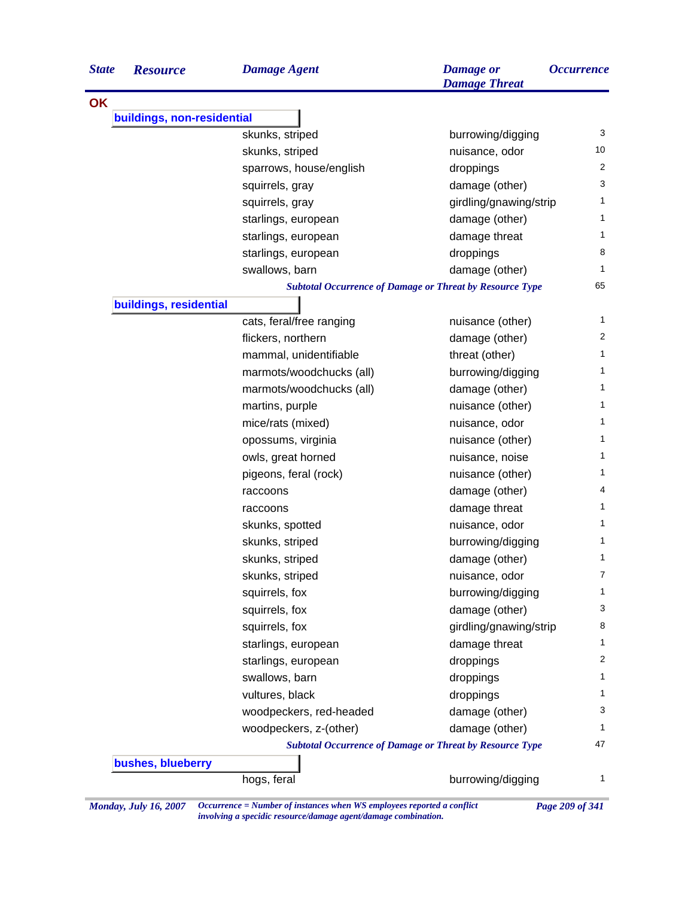| State | Resource | Damage Agent | Damage or Damage Threat | Occurrence |
|---|---|---|---|---|
| **OK** | | | | |
| | **buildings, non-residential** | | | |
| | | skunks, striped | burrowing/digging | 3 |
| | | skunks, striped | nuisance, odor | 10 |
| | | sparrows, house/english | droppings | 2 |
| | | squirrels, gray | damage (other) | 3 |
| | | squirrels, gray | girdling/gnawing/strip | 1 |
| | | starlings, european | damage (other) | 1 |
| | | starlings, european | damage threat | 1 |
| | | starlings, european | droppings | 8 |
| | | swallows, barn | damage (other) | 1 |
| | | *Subtotal Occurrence of Damage or Threat by Resource Type* | | 65 |
| | **buildings, residential** | | | |
| | | cats, feral/free ranging | nuisance (other) | 1 |
| | | flickers, northern | damage (other) | 2 |
| | | mammal, unidentifiable | threat (other) | 1 |
| | | marmots/woodchucks (all) | burrowing/digging | 1 |
| | | marmots/woodchucks (all) | damage (other) | 1 |
| | | martins, purple | nuisance (other) | 1 |
| | | mice/rats (mixed) | nuisance, odor | 1 |
| | | opossums, virginia | nuisance (other) | 1 |
| | | owls, great horned | nuisance, noise | 1 |
| | | pigeons, feral (rock) | nuisance (other) | 1 |
| | | raccoons | damage (other) | 4 |
| | | raccoons | damage threat | 1 |
| | | skunks, spotted | nuisance, odor | 1 |
| | | skunks, striped | burrowing/digging | 1 |
| | | skunks, striped | damage (other) | 1 |
| | | skunks, striped | nuisance, odor | 7 |
| | | squirrels, fox | burrowing/digging | 1 |
| | | squirrels, fox | damage (other) | 3 |
| | | squirrels, fox | girdling/gnawing/strip | 8 |
| | | starlings, european | damage threat | 1 |
| | | starlings, european | droppings | 2 |
| | | swallows, barn | droppings | 1 |
| | | vultures, black | droppings | 1 |
| | | woodpeckers, red-headed | damage (other) | 3 |
| | | woodpeckers, z-(other) | damage (other) | 1 |
| | | *Subtotal Occurrence of Damage or Threat by Resource Type* | | 47 |
| | **bushes, blueberry** | | | |
| | | hogs, feral | burrowing/digging | 1 |

*Occurrence = Number of instances when WS employees reported a conflict involving a specidic resource/damage agent/damage combination.*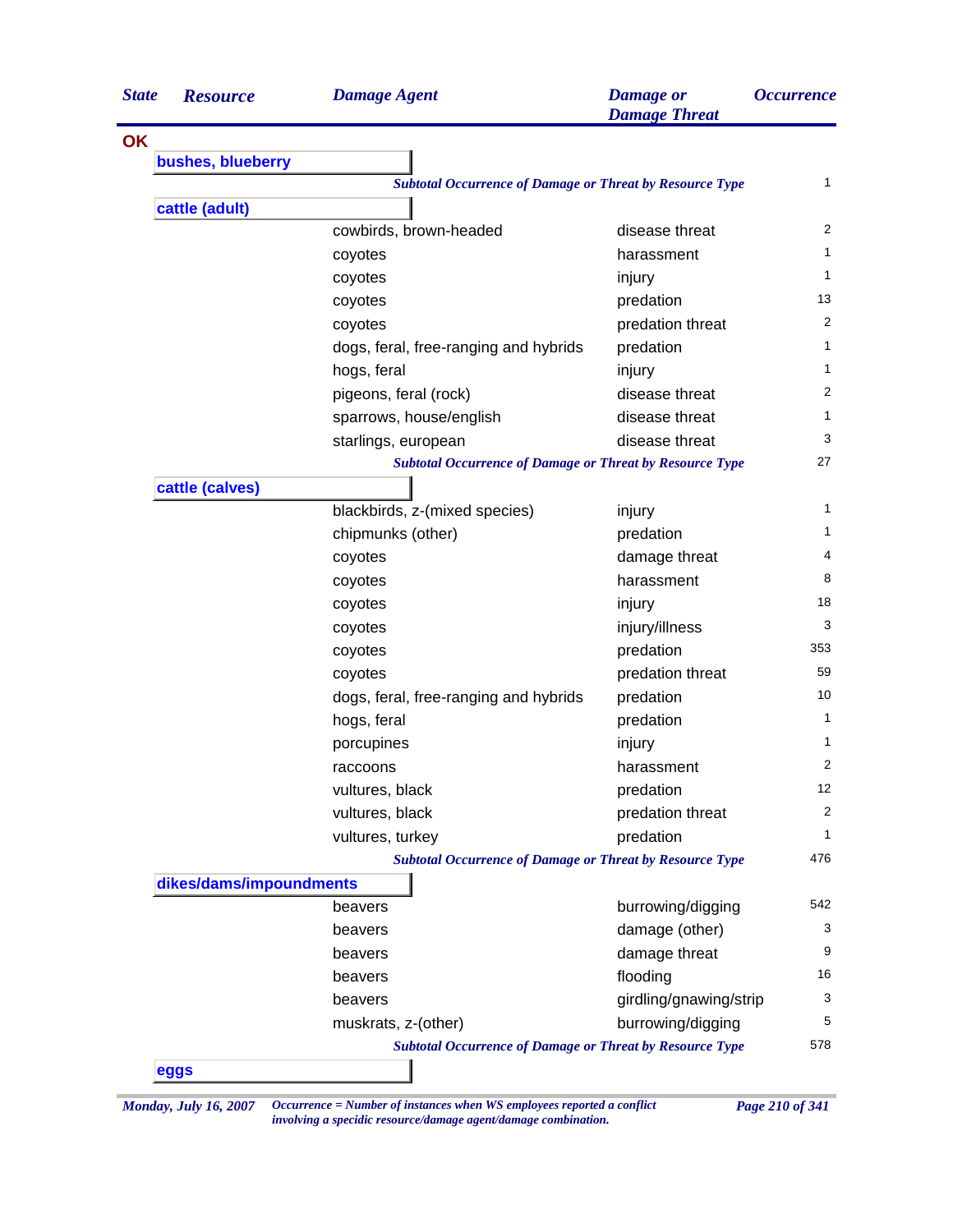| State | Resource | Damage Agent | Damage or Damage Threat | Occurrence |
|---|---|---|---|---|
| **OK** | | | | |
| | **bushes, blueberry** | | | |
| | | *Subtotal Occurrence of Damage or Threat by Resource Type* | | 1 |
| | **cattle (adult)** | | | |
| | | cowbirds, brown-headed | disease threat | 2 |
| | | coyotes | harassment | 1 |
| | | coyotes | injury | 1 |
| | | coyotes | predation | 13 |
| | | coyotes | predation threat | 2 |
| | | dogs, feral, free-ranging and hybrids | predation | 1 |
| | | hogs, feral | injury | 1 |
| | | pigeons, feral (rock) | disease threat | 2 |
| | | sparrows, house/english | disease threat | 1 |
| | | starlings, european | disease threat | 3 |
| | | *Subtotal Occurrence of Damage or Threat by Resource Type* | | 27 |
| | **cattle (calves)** | | | |
| | | blackbirds, z-(mixed species) | injury | 1 |
| | | chipmunks (other) | predation | 1 |
| | | coyotes | damage threat | 4 |
| | | coyotes | harassment | 8 |
| | | coyotes | injury | 18 |
| | | coyotes | injury/illness | 3 |
| | | coyotes | predation | 353 |
| | | coyotes | predation threat | 59 |
| | | dogs, feral, free-ranging and hybrids | predation | 10 |
| | | hogs, feral | predation | 1 |
| | | porcupines | injury | 1 |
| | | raccoons | harassment | 2 |
| | | vultures, black | predation | 12 |
| | | vultures, black | predation threat | 2 |
| | | vultures, turkey | predation | 1 |
| | | *Subtotal Occurrence of Damage or Threat by Resource Type* | | 476 |
| | **dikes/dams/impoundments** | | | |
| | | beavers | burrowing/digging | 542 |
| | | beavers | damage (other) | 3 |
| | | beavers | damage threat | 9 |
| | | beavers | flooding | 16 |
| | | beavers | girdling/gnawing/strip | 3 |
| | | muskrats, z-(other) | burrowing/digging | 5 |
| | | *Subtotal Occurrence of Damage or Threat by Resource Type* | | 578 |
| | **eggs** | | | |

*Occurrence = Number of instances when WS employees reported a conflict involving a specidic resource/damage agent/damage combination.*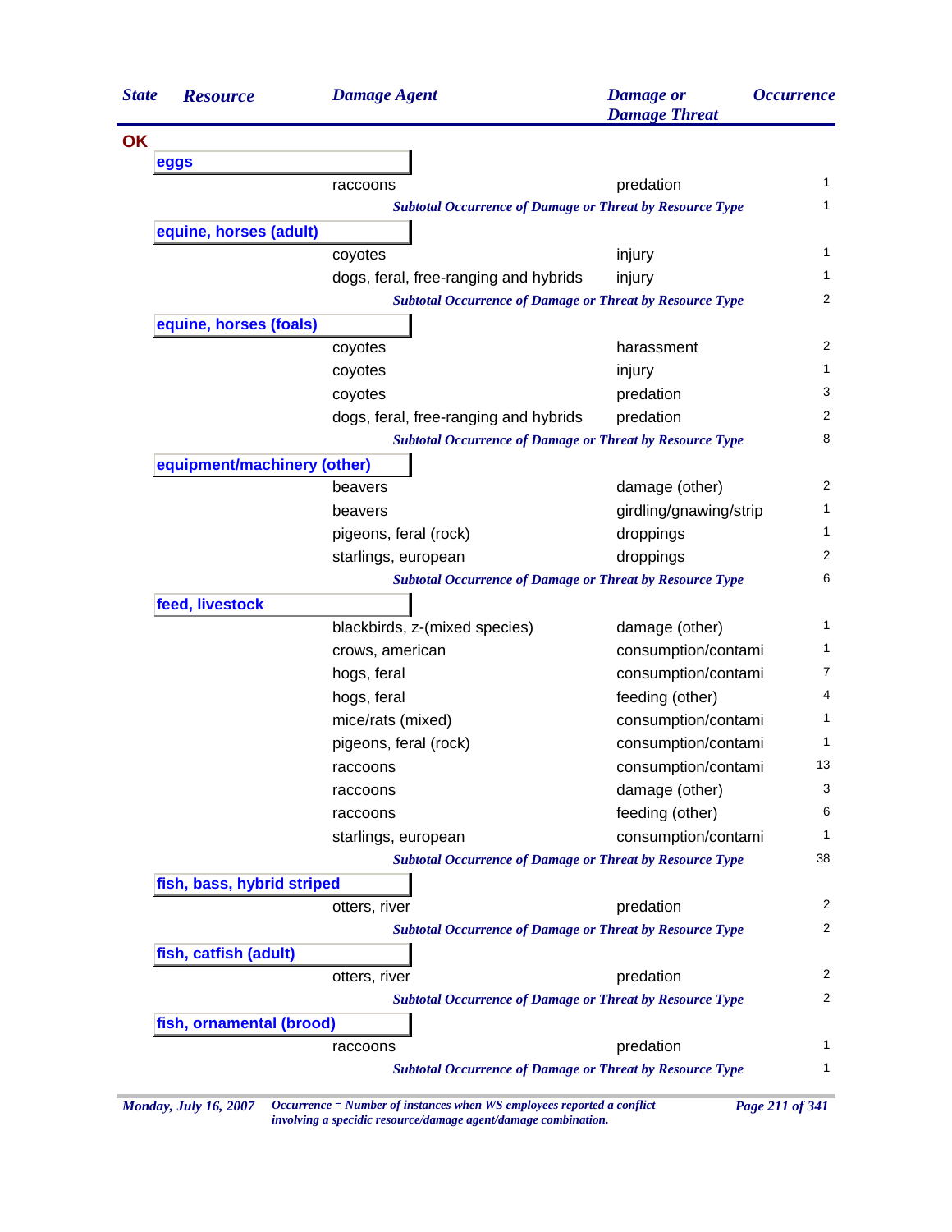| State | Resource | Damage Agent | Damage or Damage Threat | Occurrence |
|---|---|---|---|---|
| **OK** | | | | |
| | **eggs** | | | |
| | | raccoons | predation | 1 |
| | | *Subtotal Occurrence of Damage or Threat by Resource Type* | | 1 |
| | **equine, horses (adult)** | | | |
| | | coyotes | injury | 1 |
| | | dogs, feral, free-ranging and hybrids | injury | 1 |
| | | *Subtotal Occurrence of Damage or Threat by Resource Type* | | 2 |
| | **equine, horses (foals)** | | | |
| | | coyotes | harassment | 2 |
| | | coyotes | injury | 1 |
| | | coyotes | predation | 3 |
| | | dogs, feral, free-ranging and hybrids | predation | 2 |
| | | *Subtotal Occurrence of Damage or Threat by Resource Type* | | 8 |
| | **equipment/machinery (other)** | | | |
| | | beavers | damage (other) | 2 |
| | | beavers | girdling/gnawing/strip | 1 |
| | | pigeons, feral (rock) | droppings | 1 |
| | | starlings, european | droppings | 2 |
| | | *Subtotal Occurrence of Damage or Threat by Resource Type* | | 6 |
| | **feed, livestock** | | | |
| | | blackbirds, z-(mixed species) | damage (other) | 1 |
| | | crows, american | consumption/contami | 1 |
| | | hogs, feral | consumption/contami | 7 |
| | | hogs, feral | feeding (other) | 4 |
| | | mice/rats (mixed) | consumption/contami | 1 |
| | | pigeons, feral (rock) | consumption/contami | 1 |
| | | raccoons | consumption/contami | 13 |
| | | raccoons | damage (other) | 3 |
| | | raccoons | feeding (other) | 6 |
| | | starlings, european | consumption/contami | 1 |
| | | *Subtotal Occurrence of Damage or Threat by Resource Type* | | 38 |
| | **fish, bass, hybrid striped** | | | |
| | | otters, river | predation | 2 |
| | | *Subtotal Occurrence of Damage or Threat by Resource Type* | | 2 |
| | **fish, catfish (adult)** | | | |
| | | otters, river | predation | 2 |
| | | *Subtotal Occurrence of Damage or Threat by Resource Type* | | 2 |
| | **fish, ornamental (brood)** | | | |
| | | raccoons | predation | 1 |
| | | *Subtotal Occurrence of Damage or Threat by Resource Type* | | 1 |

*Monday, July 16, 2007* — *Occurrence = Number of instances when WS employees reported a conflict involving a specidic resource/damage agent/damage combination.*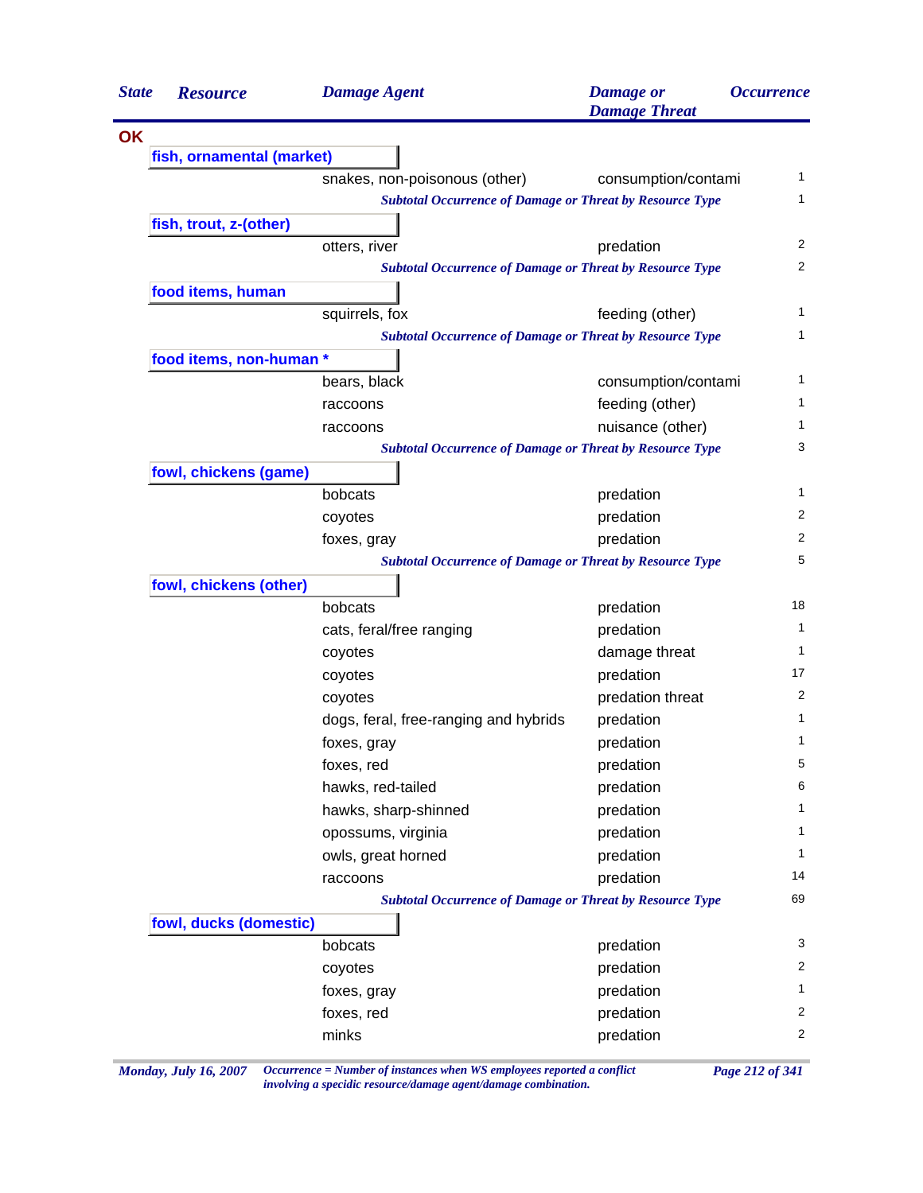| State | Resource | Damage Agent | Damage or Damage Threat | Occurrence |
|---|---|---|---|---|
| **OK** | | | | |
| | **fish, ornamental (market)** | | | |
| | | snakes, non-poisonous (other) | consumption/contami | 1 |
| | | *Subtotal Occurrence of Damage or Threat by Resource Type* | | 1 |
| | **fish, trout, z-(other)** | | | |
| | | otters, river | predation | 2 |
| | | *Subtotal Occurrence of Damage or Threat by Resource Type* | | 2 |
| | **food items, human** | | | |
| | | squirrels, fox | feeding (other) | 1 |
| | | *Subtotal Occurrence of Damage or Threat by Resource Type* | | 1 |
| | **food items, non-human *** | | | |
| | | bears, black | consumption/contami | 1 |
| | | raccoons | feeding (other) | 1 |
| | | raccoons | nuisance (other) | 1 |
| | | *Subtotal Occurrence of Damage or Threat by Resource Type* | | 3 |
| | **fowl, chickens (game)** | | | |
| | | bobcats | predation | 1 |
| | | coyotes | predation | 2 |
| | | foxes, gray | predation | 2 |
| | | *Subtotal Occurrence of Damage or Threat by Resource Type* | | 5 |
| | **fowl, chickens (other)** | | | |
| | | bobcats | predation | 18 |
| | | cats, feral/free ranging | predation | 1 |
| | | coyotes | damage threat | 1 |
| | | coyotes | predation | 17 |
| | | coyotes | predation threat | 2 |
| | | dogs, feral, free-ranging and hybrids | predation | 1 |
| | | foxes, gray | predation | 1 |
| | | foxes, red | predation | 5 |
| | | hawks, red-tailed | predation | 6 |
| | | hawks, sharp-shinned | predation | 1 |
| | | opossums, virginia | predation | 1 |
| | | owls, great horned | predation | 1 |
| | | raccoons | predation | 14 |
| | | *Subtotal Occurrence of Damage or Threat by Resource Type* | | 69 |
| | **fowl, ducks (domestic)** | | | |
| | | bobcats | predation | 3 |
| | | coyotes | predation | 2 |
| | | foxes, gray | predation | 1 |
| | | foxes, red | predation | 2 |
| | | minks | predation | 2 |

*Occurrence = Number of instances when WS employees reported a conflict involving a specidic resource/damage agent/damage combination.*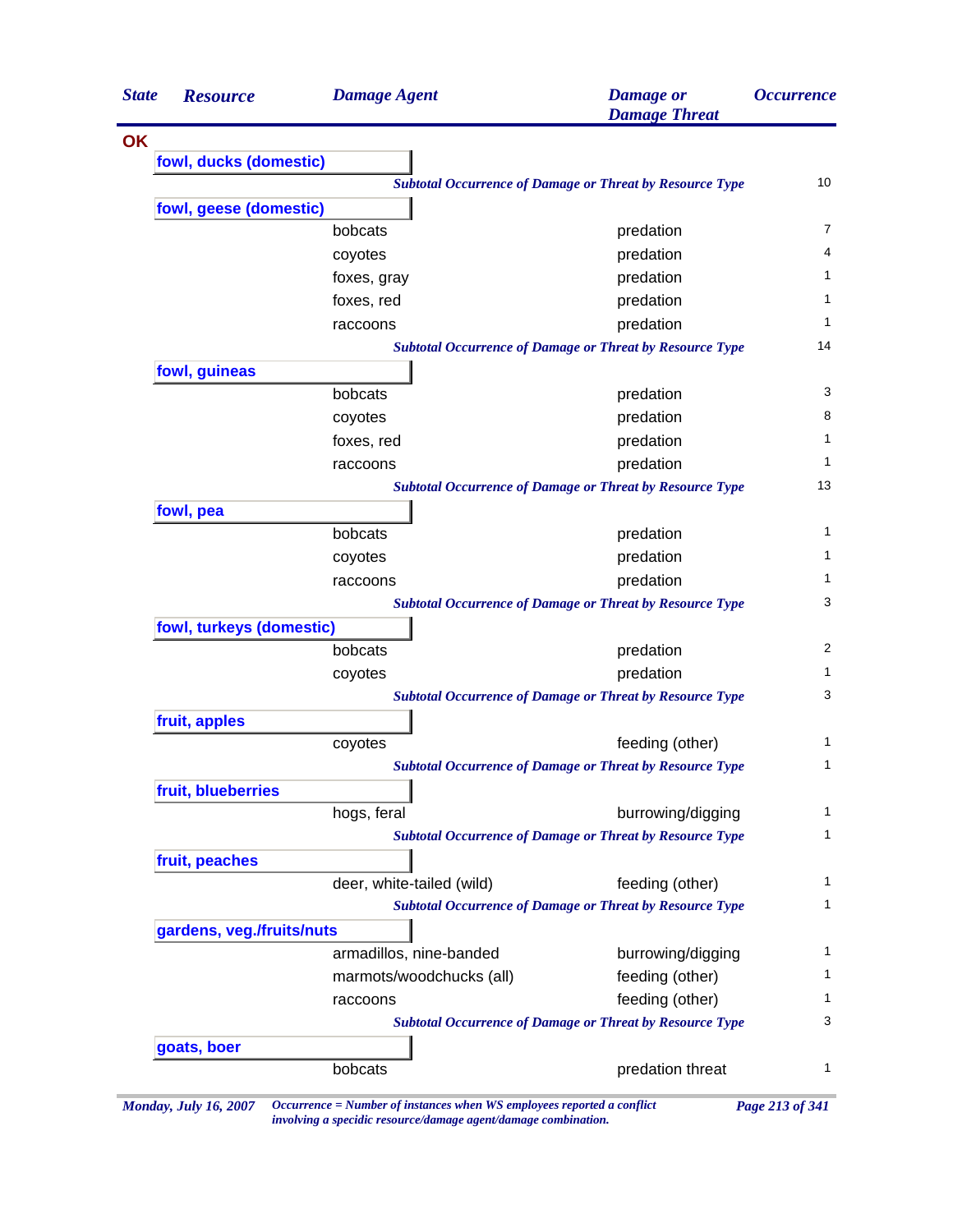| State | Resource | Damage Agent | Damage or Damage Threat | Occurrence |
|---|---|---|---|---|
| **OK** | | | | |
| | **fowl, ducks (domestic)** | | | |
| | | | *Subtotal Occurrence of Damage or Threat by Resource Type* | 10 |
| | **fowl, geese (domestic)** | | | |
| | | bobcats | predation | 7 |
| | | coyotes | predation | 4 |
| | | foxes, gray | predation | 1 |
| | | foxes, red | predation | 1 |
| | | raccoons | predation | 1 |
| | | | *Subtotal Occurrence of Damage or Threat by Resource Type* | 14 |
| | **fowl, guineas** | | | |
| | | bobcats | predation | 3 |
| | | coyotes | predation | 8 |
| | | foxes, red | predation | 1 |
| | | raccoons | predation | 1 |
| | | | *Subtotal Occurrence of Damage or Threat by Resource Type* | 13 |
| | **fowl, pea** | | | |
| | | bobcats | predation | 1 |
| | | coyotes | predation | 1 |
| | | raccoons | predation | 1 |
| | | | *Subtotal Occurrence of Damage or Threat by Resource Type* | 3 |
| | **fowl, turkeys (domestic)** | | | |
| | | bobcats | predation | 2 |
| | | coyotes | predation | 1 |
| | | | *Subtotal Occurrence of Damage or Threat by Resource Type* | 3 |
| | **fruit, apples** | | | |
| | | coyotes | feeding (other) | 1 |
| | | | *Subtotal Occurrence of Damage or Threat by Resource Type* | 1 |
| | **fruit, blueberries** | | | |
| | | hogs, feral | burrowing/digging | 1 |
| | | | *Subtotal Occurrence of Damage or Threat by Resource Type* | 1 |
| | **fruit, peaches** | | | |
| | | deer, white-tailed (wild) | feeding (other) | 1 |
| | | | *Subtotal Occurrence of Damage or Threat by Resource Type* | 1 |
| | **gardens, veg./fruits/nuts** | | | |
| | | armadillos, nine-banded | burrowing/digging | 1 |
| | | marmots/woodchucks (all) | feeding (other) | 1 |
| | | raccoons | feeding (other) | 1 |
| | | | *Subtotal Occurrence of Damage or Threat by Resource Type* | 3 |
| | **goats, boer** | | | |
| | | bobcats | predation threat | 1 |

*Occurrence = Number of instances when WS employees reported a conflict involving a specidic resource/damage agent/damage combination.*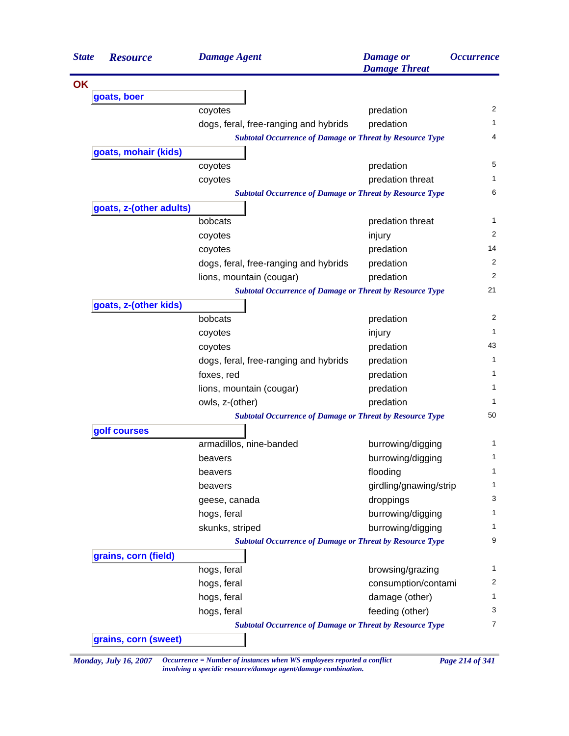| State | Resource | Damage Agent | Damage or Damage Threat | Occurrence |
|---|---|---|---|---|
| **OK** | | | | |
| | **goats, boer** | | | |
| | | coyotes | predation | 2 |
| | | dogs, feral, free-ranging and hybrids | predation | 1 |
| | | *Subtotal Occurrence of Damage or Threat by Resource Type* | | 4 |
| | **goats, mohair (kids)** | | | |
| | | coyotes | predation | 5 |
| | | coyotes | predation threat | 1 |
| | | *Subtotal Occurrence of Damage or Threat by Resource Type* | | 6 |
| | **goats, z-(other adults)** | | | |
| | | bobcats | predation threat | 1 |
| | | coyotes | injury | 2 |
| | | coyotes | predation | 14 |
| | | dogs, feral, free-ranging and hybrids | predation | 2 |
| | | lions, mountain (cougar) | predation | 2 |
| | | *Subtotal Occurrence of Damage or Threat by Resource Type* | | 21 |
| | **goats, z-(other kids)** | | | |
| | | bobcats | predation | 2 |
| | | coyotes | injury | 1 |
| | | coyotes | predation | 43 |
| | | dogs, feral, free-ranging and hybrids | predation | 1 |
| | | foxes, red | predation | 1 |
| | | lions, mountain (cougar) | predation | 1 |
| | | owls, z-(other) | predation | 1 |
| | | *Subtotal Occurrence of Damage or Threat by Resource Type* | | 50 |
| | **golf courses** | | | |
| | | armadillos, nine-banded | burrowing/digging | 1 |
| | | beavers | burrowing/digging | 1 |
| | | beavers | flooding | 1 |
| | | beavers | girdling/gnawing/strip | 1 |
| | | geese, canada | droppings | 3 |
| | | hogs, feral | burrowing/digging | 1 |
| | | skunks, striped | burrowing/digging | 1 |
| | | *Subtotal Occurrence of Damage or Threat by Resource Type* | | 9 |
| | **grains, corn (field)** | | | |
| | | hogs, feral | browsing/grazing | 1 |
| | | hogs, feral | consumption/contami | 2 |
| | | hogs, feral | damage (other) | 1 |
| | | hogs, feral | feeding (other) | 3 |
| | | *Subtotal Occurrence of Damage or Threat by Resource Type* | | 7 |
| | **grains, corn (sweet)** | | | |

*Monday, July 16, 2007*

*Occurrence = Number of instances when WS employees reported a conflict involving a specidic resource/damage agent/damage combination.*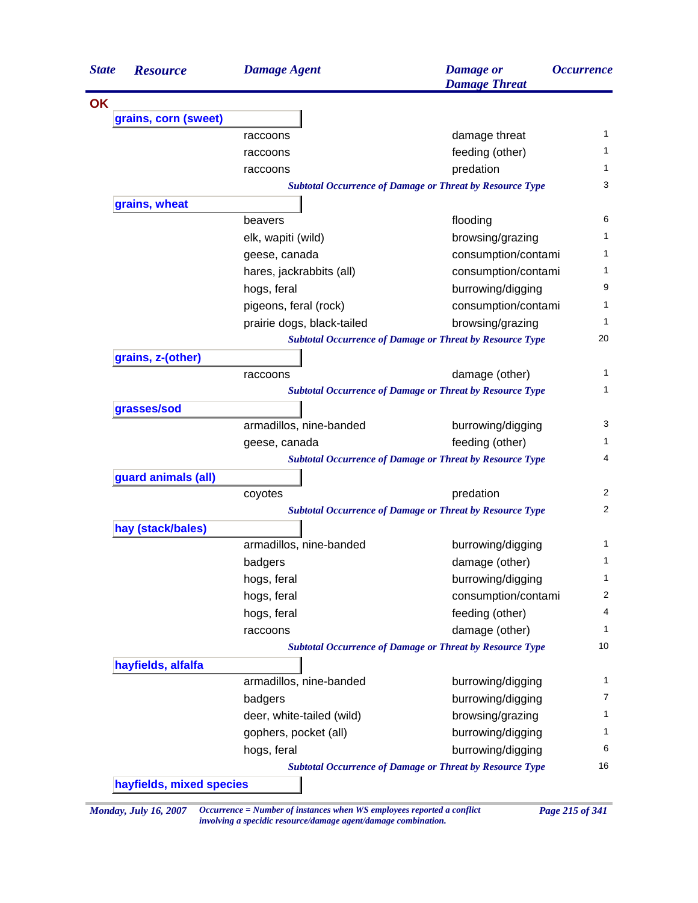| State | Resource | Damage Agent | Damage or Damage Threat | Occurrence |
|---|---|---|---|---|
| **OK** | | | | |
| | **grains, corn (sweet)** | | | |
| | | raccoons | damage threat | 1 |
| | | raccoons | feeding (other) | 1 |
| | | raccoons | predation | 1 |
| | | *Subtotal Occurrence of Damage or Threat by Resource Type* | | 3 |
| | **grains, wheat** | | | |
| | | beavers | flooding | 6 |
| | | elk, wapiti (wild) | browsing/grazing | 1 |
| | | geese, canada | consumption/contami | 1 |
| | | hares, jackrabbits (all) | consumption/contami | 1 |
| | | hogs, feral | burrowing/digging | 9 |
| | | pigeons, feral (rock) | consumption/contami | 1 |
| | | prairie dogs, black-tailed | browsing/grazing | 1 |
| | | *Subtotal Occurrence of Damage or Threat by Resource Type* | | 20 |
| | **grains, z-(other)** | | | |
| | | raccoons | damage (other) | 1 |
| | | *Subtotal Occurrence of Damage or Threat by Resource Type* | | 1 |
| | **grasses/sod** | | | |
| | | armadillos, nine-banded | burrowing/digging | 3 |
| | | geese, canada | feeding (other) | 1 |
| | | *Subtotal Occurrence of Damage or Threat by Resource Type* | | 4 |
| | **guard animals (all)** | | | |
| | | coyotes | predation | 2 |
| | | *Subtotal Occurrence of Damage or Threat by Resource Type* | | 2 |
| | **hay (stack/bales)** | | | |
| | | armadillos, nine-banded | burrowing/digging | 1 |
| | | badgers | damage (other) | 1 |
| | | hogs, feral | burrowing/digging | 1 |
| | | hogs, feral | consumption/contami | 2 |
| | | hogs, feral | feeding (other) | 4 |
| | | raccoons | damage (other) | 1 |
| | | *Subtotal Occurrence of Damage or Threat by Resource Type* | | 10 |
| | **hayfields, alfalfa** | | | |
| | | armadillos, nine-banded | burrowing/digging | 1 |
| | | badgers | burrowing/digging | 7 |
| | | deer, white-tailed (wild) | browsing/grazing | 1 |
| | | gophers, pocket (all) | burrowing/digging | 1 |
| | | hogs, feral | burrowing/digging | 6 |
| | | *Subtotal Occurrence of Damage or Threat by Resource Type* | | 16 |
| | **hayfields, mixed species** | | | |

*Monday, July 16, 2007* — *Occurrence = Number of instances when WS employees reported a conflict involving a specidic resource/damage agent/damage combination.*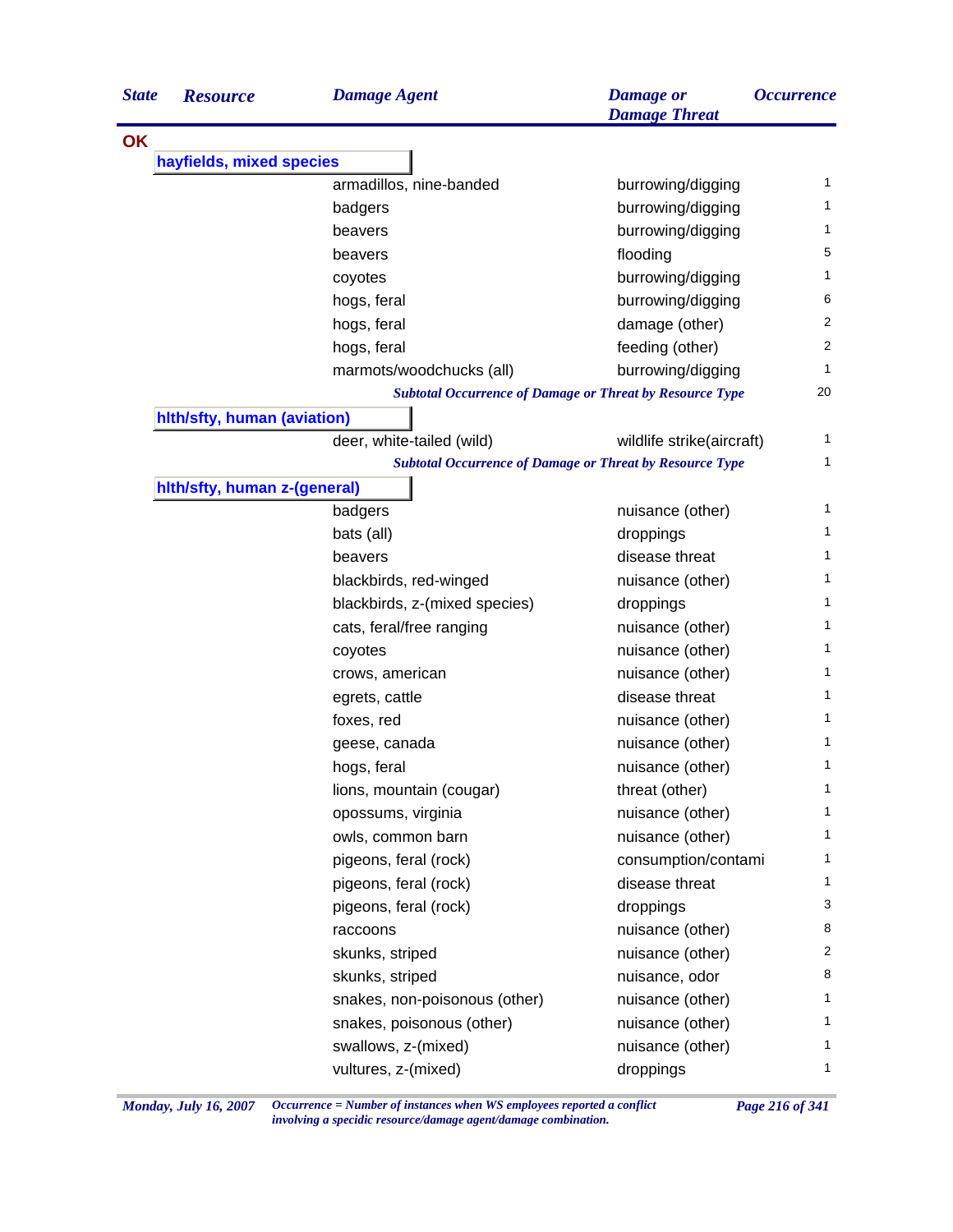| State | Resource | Damage Agent | Damage or Damage Threat | Occurrence |
|---|---|---|---|---|
| **OK** | | | | |
| | **hayfields, mixed species** | | | |
| | | armadillos, nine-banded | burrowing/digging | 1 |
| | | badgers | burrowing/digging | 1 |
| | | beavers | burrowing/digging | 1 |
| | | beavers | flooding | 5 |
| | | coyotes | burrowing/digging | 1 |
| | | hogs, feral | burrowing/digging | 6 |
| | | hogs, feral | damage (other) | 2 |
| | | hogs, feral | feeding (other) | 2 |
| | | marmots/woodchucks (all) | burrowing/digging | 1 |
| | | *Subtotal Occurrence of Damage or Threat by Resource Type* | | 20 |
| | **hlth/sfty, human (aviation)** | | | |
| | | deer, white-tailed (wild) | wildlife strike(aircraft) | 1 |
| | | *Subtotal Occurrence of Damage or Threat by Resource Type* | | 1 |
| | **hlth/sfty, human z-(general)** | | | |
| | | badgers | nuisance (other) | 1 |
| | | bats (all) | droppings | 1 |
| | | beavers | disease threat | 1 |
| | | blackbirds, red-winged | nuisance (other) | 1 |
| | | blackbirds, z-(mixed species) | droppings | 1 |
| | | cats, feral/free ranging | nuisance (other) | 1 |
| | | coyotes | nuisance (other) | 1 |
| | | crows, american | nuisance (other) | 1 |
| | | egrets, cattle | disease threat | 1 |
| | | foxes, red | nuisance (other) | 1 |
| | | geese, canada | nuisance (other) | 1 |
| | | hogs, feral | nuisance (other) | 1 |
| | | lions, mountain (cougar) | threat (other) | 1 |
| | | opossums, virginia | nuisance (other) | 1 |
| | | owls, common barn | nuisance (other) | 1 |
| | | pigeons, feral (rock) | consumption/contami | 1 |
| | | pigeons, feral (rock) | disease threat | 1 |
| | | pigeons, feral (rock) | droppings | 3 |
| | | raccoons | nuisance (other) | 8 |
| | | skunks, striped | nuisance (other) | 2 |
| | | skunks, striped | nuisance, odor | 8 |
| | | snakes, non-poisonous (other) | nuisance (other) | 1 |
| | | snakes, poisonous (other) | nuisance (other) | 1 |
| | | swallows, z-(mixed) | nuisance (other) | 1 |
| | | vultures, z-(mixed) | droppings | 1 |

*Occurrence = Number of instances when WS employees reported a conflict involving a specidic resource/damage agent/damage combination.*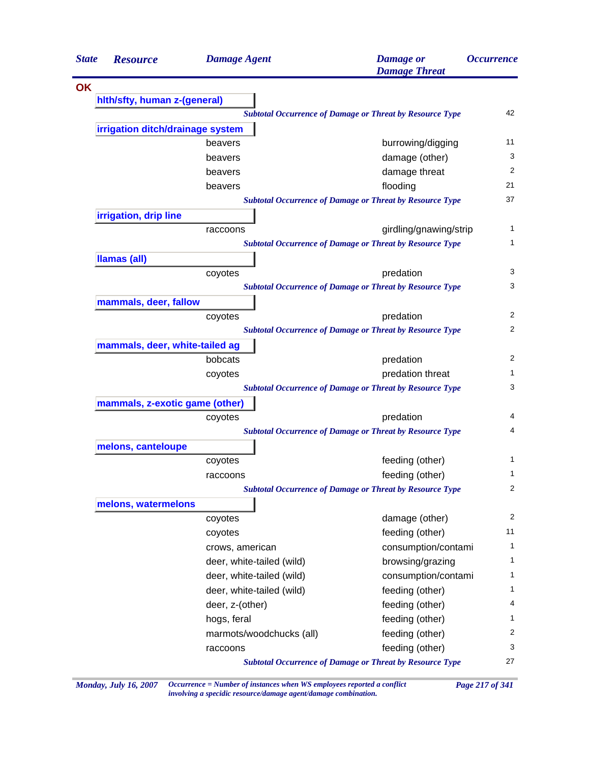| State | Resource | Damage Agent | Damage or Damage Threat | Occurrence |
|---|---|---|---|---|
| **OK** | | | | |
| | **hlth/sfty, human z-(general)** | | | |
| | | *Subtotal Occurrence of Damage or Threat by Resource Type* | | 42 |
| | **irrigation ditch/drainage system** | | | |
| | | beavers | burrowing/digging | 11 |
| | | beavers | damage (other) | 3 |
| | | beavers | damage threat | 2 |
| | | beavers | flooding | 21 |
| | | *Subtotal Occurrence of Damage or Threat by Resource Type* | | 37 |
| | **irrigation, drip line** | | | |
| | | raccoons | girdling/gnawing/strip | 1 |
| | | *Subtotal Occurrence of Damage or Threat by Resource Type* | | 1 |
| | **llamas (all)** | | | |
| | | coyotes | predation | 3 |
| | | *Subtotal Occurrence of Damage or Threat by Resource Type* | | 3 |
| | **mammals, deer, fallow** | | | |
| | | coyotes | predation | 2 |
| | | *Subtotal Occurrence of Damage or Threat by Resource Type* | | 2 |
| | **mammals, deer, white-tailed ag** | | | |
| | | bobcats | predation | 2 |
| | | coyotes | predation threat | 1 |
| | | *Subtotal Occurrence of Damage or Threat by Resource Type* | | 3 |
| | **mammals, z-exotic game (other)** | | | |
| | | coyotes | predation | 4 |
| | | *Subtotal Occurrence of Damage or Threat by Resource Type* | | 4 |
| | **melons, canteloupe** | | | |
| | | coyotes | feeding (other) | 1 |
| | | raccoons | feeding (other) | 1 |
| | | *Subtotal Occurrence of Damage or Threat by Resource Type* | | 2 |
| | **melons, watermelons** | | | |
| | | coyotes | damage (other) | 2 |
| | | coyotes | feeding (other) | 11 |
| | | crows, american | consumption/contami | 1 |
| | | deer, white-tailed (wild) | browsing/grazing | 1 |
| | | deer, white-tailed (wild) | consumption/contami | 1 |
| | | deer, white-tailed (wild) | feeding (other) | 1 |
| | | deer, z-(other) | feeding (other) | 4 |
| | | hogs, feral | feeding (other) | 1 |
| | | marmots/woodchucks (all) | feeding (other) | 2 |
| | | raccoons | feeding (other) | 3 |
| | | *Subtotal Occurrence of Damage or Threat by Resource Type* | | 27 |

*Occurrence = Number of instances when WS employees reported a conflict involving a specidic resource/damage agent/damage combination.*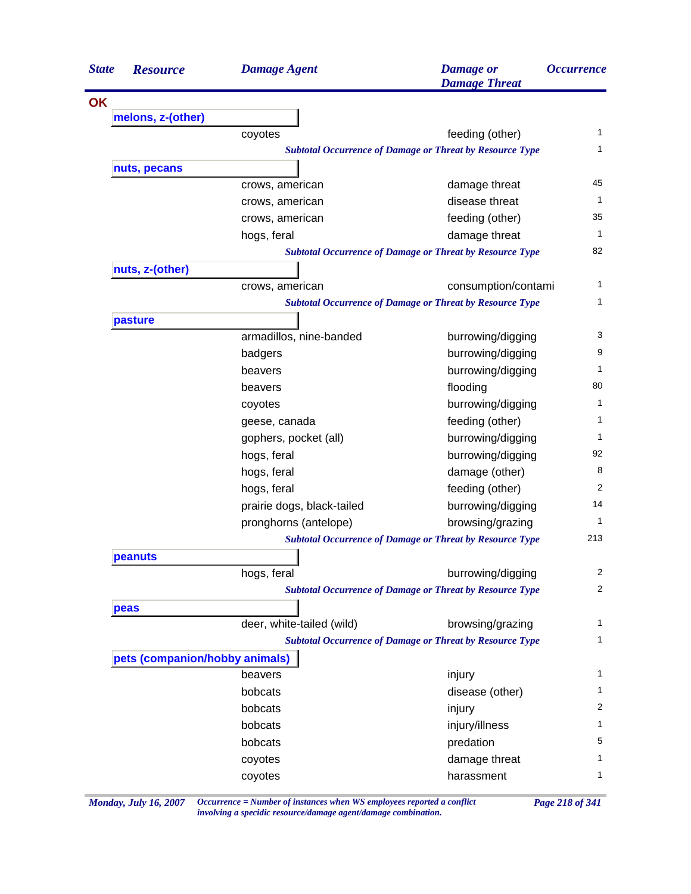| State | Resource | Damage Agent | Damage or Damage Threat | Occurrence |
|---|---|---|---|---|
| **OK** | | | | |
| | **melons, z-(other)** | | | |
| | | coyotes | feeding (other) | 1 |
| | | *Subtotal Occurrence of Damage or Threat by Resource Type* | | 1 |
| | **nuts, pecans** | | | |
| | | crows, american | damage threat | 45 |
| | | crows, american | disease threat | 1 |
| | | crows, american | feeding (other) | 35 |
| | | hogs, feral | damage threat | 1 |
| | | *Subtotal Occurrence of Damage or Threat by Resource Type* | | 82 |
| | **nuts, z-(other)** | | | |
| | | crows, american | consumption/contami | 1 |
| | | *Subtotal Occurrence of Damage or Threat by Resource Type* | | 1 |
| | **pasture** | | | |
| | | armadillos, nine-banded | burrowing/digging | 3 |
| | | badgers | burrowing/digging | 9 |
| | | beavers | burrowing/digging | 1 |
| | | beavers | flooding | 80 |
| | | coyotes | burrowing/digging | 1 |
| | | geese, canada | feeding (other) | 1 |
| | | gophers, pocket (all) | burrowing/digging | 1 |
| | | hogs, feral | burrowing/digging | 92 |
| | | hogs, feral | damage (other) | 8 |
| | | hogs, feral | feeding (other) | 2 |
| | | prairie dogs, black-tailed | burrowing/digging | 14 |
| | | pronghorns (antelope) | browsing/grazing | 1 |
| | | *Subtotal Occurrence of Damage or Threat by Resource Type* | | 213 |
| | **peanuts** | | | |
| | | hogs, feral | burrowing/digging | 2 |
| | | *Subtotal Occurrence of Damage or Threat by Resource Type* | | 2 |
| | **peas** | | | |
| | | deer, white-tailed (wild) | browsing/grazing | 1 |
| | | *Subtotal Occurrence of Damage or Threat by Resource Type* | | 1 |
| | **pets (companion/hobby animals)** | | | |
| | | beavers | injury | 1 |
| | | bobcats | disease (other) | 1 |
| | | bobcats | injury | 2 |
| | | bobcats | injury/illness | 1 |
| | | bobcats | predation | 5 |
| | | coyotes | damage threat | 1 |
| | | coyotes | harassment | 1 |

*Occurrence = Number of instances when WS employees reported a conflict involving a specidic resource/damage agent/damage combination.*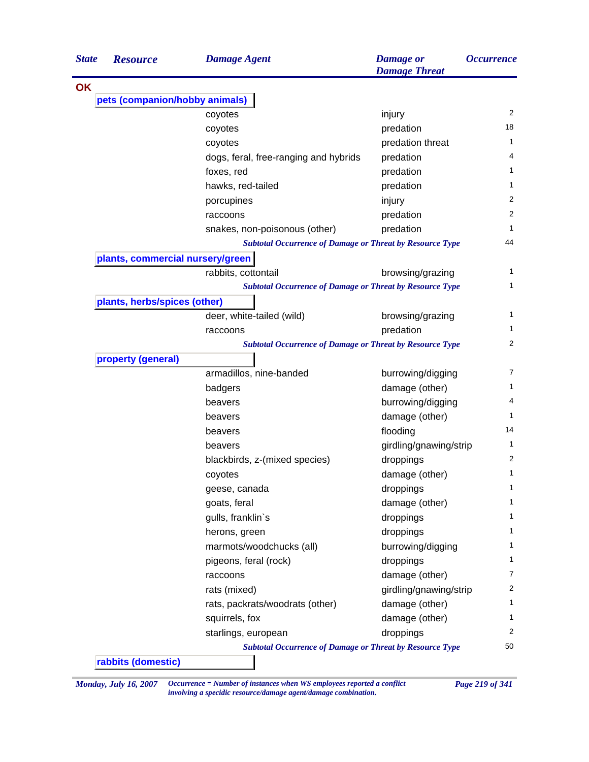| State | Resource | Damage Agent | Damage or Damage Threat | Occurrence |
|---|---|---|---|---|
| **OK** | | | | |
| | **pets (companion/hobby animals)** | | | |
| | | coyotes | injury | 2 |
| | | coyotes | predation | 18 |
| | | coyotes | predation threat | 1 |
| | | dogs, feral, free-ranging and hybrids | predation | 4 |
| | | foxes, red | predation | 1 |
| | | hawks, red-tailed | predation | 1 |
| | | porcupines | injury | 2 |
| | | raccoons | predation | 2 |
| | | snakes, non-poisonous (other) | predation | 1 |
| | | *Subtotal Occurrence of Damage or Threat by Resource Type* | | 44 |
| | **plants, commercial nursery/green** | | | |
| | | rabbits, cottontail | browsing/grazing | 1 |
| | | *Subtotal Occurrence of Damage or Threat by Resource Type* | | 1 |
| | **plants, herbs/spices (other)** | | | |
| | | deer, white-tailed (wild) | browsing/grazing | 1 |
| | | raccoons | predation | 1 |
| | | *Subtotal Occurrence of Damage or Threat by Resource Type* | | 2 |
| | **property (general)** | | | |
| | | armadillos, nine-banded | burrowing/digging | 7 |
| | | badgers | damage (other) | 1 |
| | | beavers | burrowing/digging | 4 |
| | | beavers | damage (other) | 1 |
| | | beavers | flooding | 14 |
| | | beavers | girdling/gnawing/strip | 1 |
| | | blackbirds, z-(mixed species) | droppings | 2 |
| | | coyotes | damage (other) | 1 |
| | | geese, canada | droppings | 1 |
| | | goats, feral | damage (other) | 1 |
| | | gulls, franklin`s | droppings | 1 |
| | | herons, green | droppings | 1 |
| | | marmots/woodchucks (all) | burrowing/digging | 1 |
| | | pigeons, feral (rock) | droppings | 1 |
| | | raccoons | damage (other) | 7 |
| | | rats (mixed) | girdling/gnawing/strip | 2 |
| | | rats, packrats/woodrats (other) | damage (other) | 1 |
| | | squirrels, fox | damage (other) | 1 |
| | | starlings, european | droppings | 2 |
| | | *Subtotal Occurrence of Damage or Threat by Resource Type* | | 50 |
| | **rabbits (domestic)** | | | |

*Occurrence = Number of instances when WS employees reported a conflict involving a specidic resource/damage agent/damage combination.*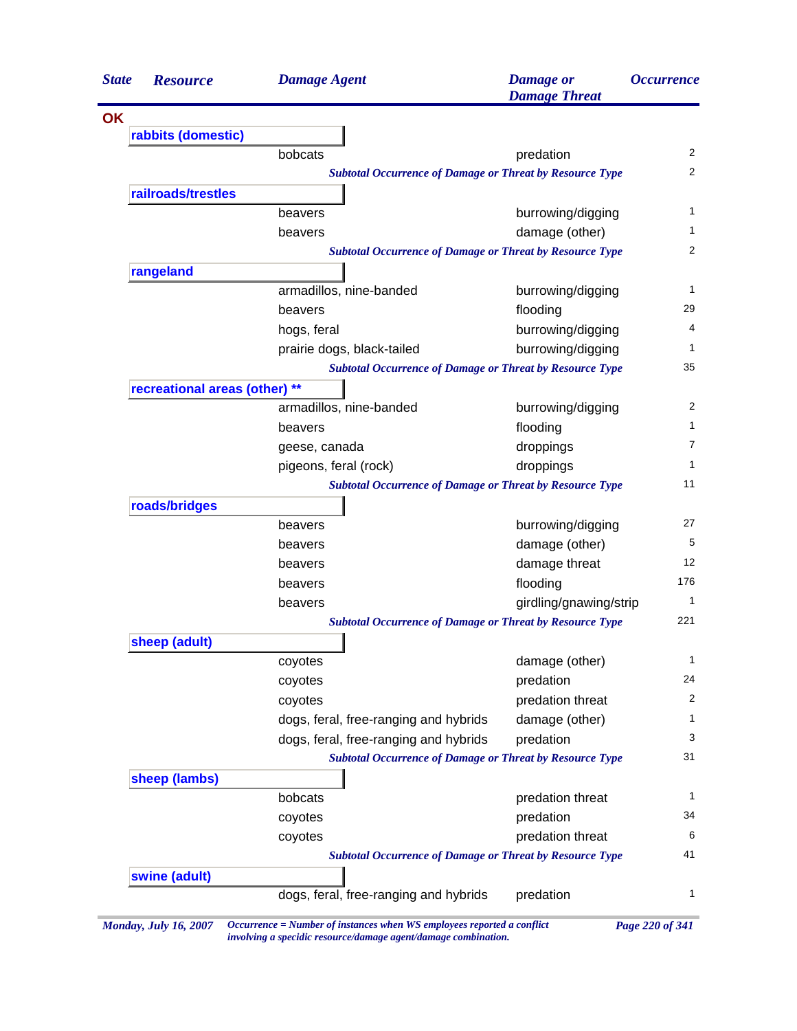| State | Resource | Damage Agent | Damage or Damage Threat | Occurrence |
|---|---|---|---|---|
| **OK** | | | | |
| | **rabbits (domestic)** | | | |
| | | bobcats | predation | 2 |
| | | *Subtotal Occurrence of Damage or Threat by Resource Type* | | 2 |
| | **railroads/trestles** | | | |
| | | beavers | burrowing/digging | 1 |
| | | beavers | damage (other) | 1 |
| | | *Subtotal Occurrence of Damage or Threat by Resource Type* | | 2 |
| | **rangeland** | | | |
| | | armadillos, nine-banded | burrowing/digging | 1 |
| | | beavers | flooding | 29 |
| | | hogs, feral | burrowing/digging | 4 |
| | | prairie dogs, black-tailed | burrowing/digging | 1 |
| | | *Subtotal Occurrence of Damage or Threat by Resource Type* | | 35 |
| | **recreational areas (other) \*\*** | | | |
| | | armadillos, nine-banded | burrowing/digging | 2 |
| | | beavers | flooding | 1 |
| | | geese, canada | droppings | 7 |
| | | pigeons, feral (rock) | droppings | 1 |
| | | *Subtotal Occurrence of Damage or Threat by Resource Type* | | 11 |
| | **roads/bridges** | | | |
| | | beavers | burrowing/digging | 27 |
| | | beavers | damage (other) | 5 |
| | | beavers | damage threat | 12 |
| | | beavers | flooding | 176 |
| | | beavers | girdling/gnawing/strip | 1 |
| | | *Subtotal Occurrence of Damage or Threat by Resource Type* | | 221 |
| | **sheep (adult)** | | | |
| | | coyotes | damage (other) | 1 |
| | | coyotes | predation | 24 |
| | | coyotes | predation threat | 2 |
| | | dogs, feral, free-ranging and hybrids | damage (other) | 1 |
| | | dogs, feral, free-ranging and hybrids | predation | 3 |
| | | *Subtotal Occurrence of Damage or Threat by Resource Type* | | 31 |
| | **sheep (lambs)** | | | |
| | | bobcats | predation threat | 1 |
| | | coyotes | predation | 34 |
| | | coyotes | predation threat | 6 |
| | | *Subtotal Occurrence of Damage or Threat by Resource Type* | | 41 |
| | **swine (adult)** | | | |
| | | dogs, feral, free-ranging and hybrids | predation | 1 |

*Occurrence = Number of instances when WS employees reported a conflict involving a specidic resource/damage agent/damage combination.*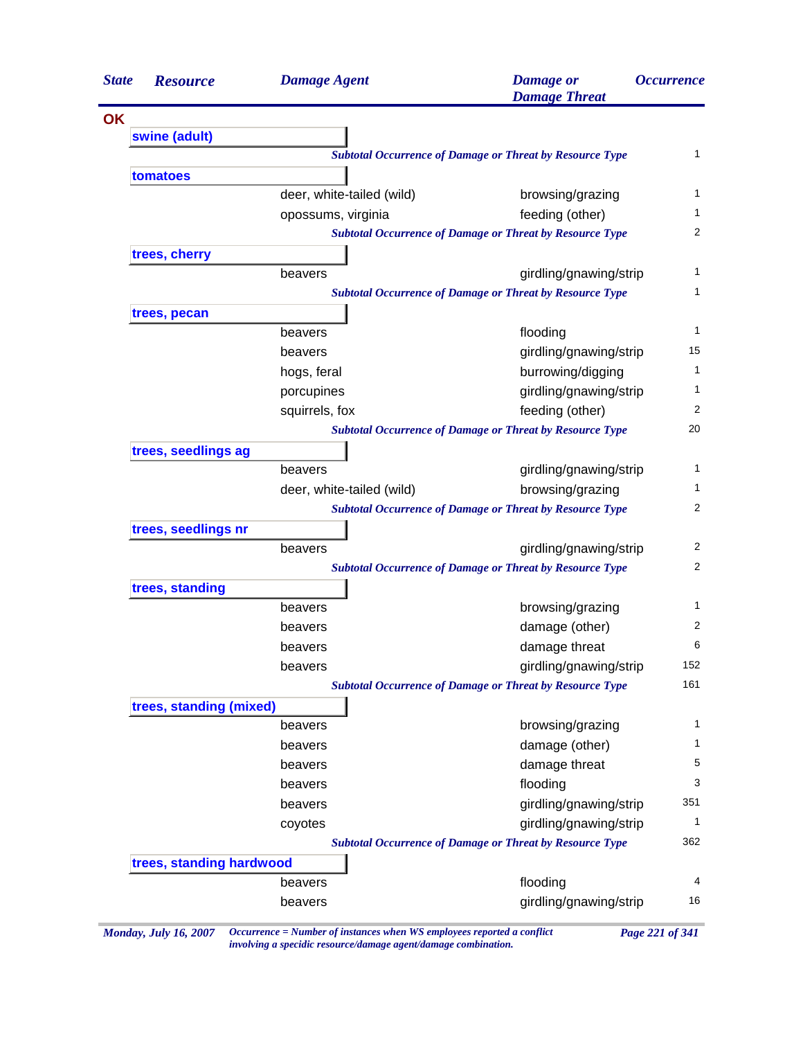| State | Resource | Damage Agent | Damage or Damage Threat | Occurrence |
|---|---|---|---|---|
| OK | | | | |
| | **swine (adult)** | | | |
| | | *Subtotal Occurrence of Damage or Threat by Resource Type* | | 1 |
| | **tomatoes** | | | |
| | | deer, white-tailed (wild) | browsing/grazing | 1 |
| | | opossums, virginia | feeding (other) | 1 |
| | | *Subtotal Occurrence of Damage or Threat by Resource Type* | | 2 |
| | **trees, cherry** | | | |
| | | beavers | girdling/gnawing/strip | 1 |
| | | *Subtotal Occurrence of Damage or Threat by Resource Type* | | 1 |
| | **trees, pecan** | | | |
| | | beavers | flooding | 1 |
| | | beavers | girdling/gnawing/strip | 15 |
| | | hogs, feral | burrowing/digging | 1 |
| | | porcupines | girdling/gnawing/strip | 1 |
| | | squirrels, fox | feeding (other) | 2 |
| | | *Subtotal Occurrence of Damage or Threat by Resource Type* | | 20 |
| | **trees, seedlings ag** | | | |
| | | beavers | girdling/gnawing/strip | 1 |
| | | deer, white-tailed (wild) | browsing/grazing | 1 |
| | | *Subtotal Occurrence of Damage or Threat by Resource Type* | | 2 |
| | **trees, seedlings nr** | | | |
| | | beavers | girdling/gnawing/strip | 2 |
| | | *Subtotal Occurrence of Damage or Threat by Resource Type* | | 2 |
| | **trees, standing** | | | |
| | | beavers | browsing/grazing | 1 |
| | | beavers | damage (other) | 2 |
| | | beavers | damage threat | 6 |
| | | beavers | girdling/gnawing/strip | 152 |
| | | *Subtotal Occurrence of Damage or Threat by Resource Type* | | 161 |
| | **trees, standing (mixed)** | | | |
| | | beavers | browsing/grazing | 1 |
| | | beavers | damage (other) | 1 |
| | | beavers | damage threat | 5 |
| | | beavers | flooding | 3 |
| | | beavers | girdling/gnawing/strip | 351 |
| | | coyotes | girdling/gnawing/strip | 1 |
| | | *Subtotal Occurrence of Damage or Threat by Resource Type* | | 362 |
| | **trees, standing hardwood** | | | |
| | | beavers | flooding | 4 |
| | | beavers | girdling/gnawing/strip | 16 |

*Occurrence = Number of instances when WS employees reported a conflict involving a specidic resource/damage agent/damage combination.*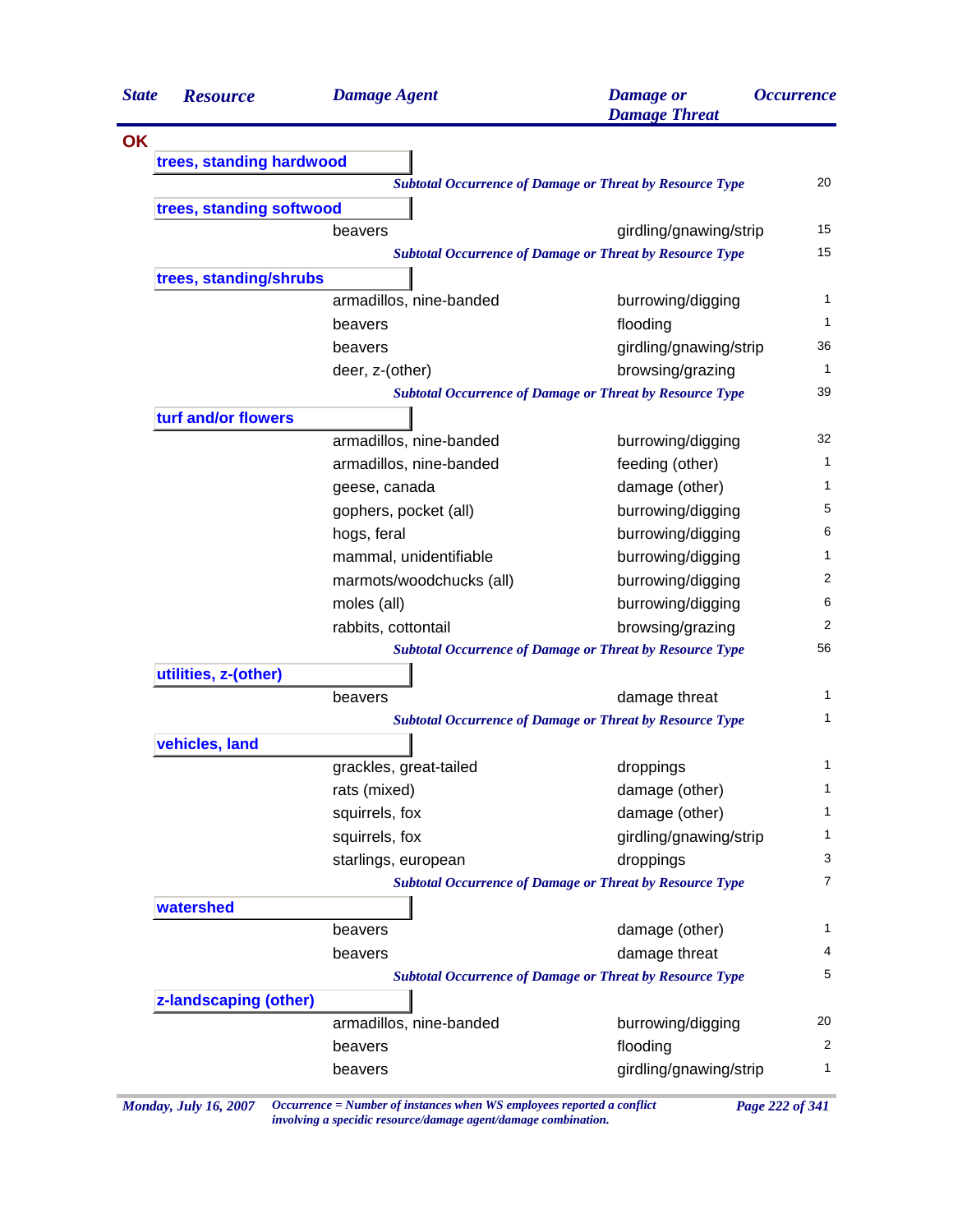| State | Resource | Damage Agent | Damage or Damage Threat | Occurrence |
|---|---|---|---|---|
| **OK** | | | | |
| | **trees, standing hardwood** | | | |
| | | *Subtotal Occurrence of Damage or Threat by Resource Type* | | 20 |
| | **trees, standing softwood** | | | |
| | | beavers | girdling/gnawing/strip | 15 |
| | | *Subtotal Occurrence of Damage or Threat by Resource Type* | | 15 |
| | **trees, standing/shrubs** | | | |
| | | armadillos, nine-banded | burrowing/digging | 1 |
| | | beavers | flooding | 1 |
| | | beavers | girdling/gnawing/strip | 36 |
| | | deer, z-(other) | browsing/grazing | 1 |
| | | *Subtotal Occurrence of Damage or Threat by Resource Type* | | 39 |
| | **turf and/or flowers** | | | |
| | | armadillos, nine-banded | burrowing/digging | 32 |
| | | armadillos, nine-banded | feeding (other) | 1 |
| | | geese, canada | damage (other) | 1 |
| | | gophers, pocket (all) | burrowing/digging | 5 |
| | | hogs, feral | burrowing/digging | 6 |
| | | mammal, unidentifiable | burrowing/digging | 1 |
| | | marmots/woodchucks (all) | burrowing/digging | 2 |
| | | moles (all) | burrowing/digging | 6 |
| | | rabbits, cottontail | browsing/grazing | 2 |
| | | *Subtotal Occurrence of Damage or Threat by Resource Type* | | 56 |
| | **utilities, z-(other)** | | | |
| | | beavers | damage threat | 1 |
| | | *Subtotal Occurrence of Damage or Threat by Resource Type* | | 1 |
| | **vehicles, land** | | | |
| | | grackles, great-tailed | droppings | 1 |
| | | rats (mixed) | damage (other) | 1 |
| | | squirrels, fox | damage (other) | 1 |
| | | squirrels, fox | girdling/gnawing/strip | 1 |
| | | starlings, european | droppings | 3 |
| | | *Subtotal Occurrence of Damage or Threat by Resource Type* | | 7 |
| | **watershed** | | | |
| | | beavers | damage (other) | 1 |
| | | beavers | damage threat | 4 |
| | | *Subtotal Occurrence of Damage or Threat by Resource Type* | | 5 |
| | **z-landscaping (other)** | | | |
| | | armadillos, nine-banded | burrowing/digging | 20 |
| | | beavers | flooding | 2 |
| | | beavers | girdling/gnawing/strip | 1 |

*Occurrence = Number of instances when WS employees reported a conflict involving a specidic resource/damage agent/damage combination.*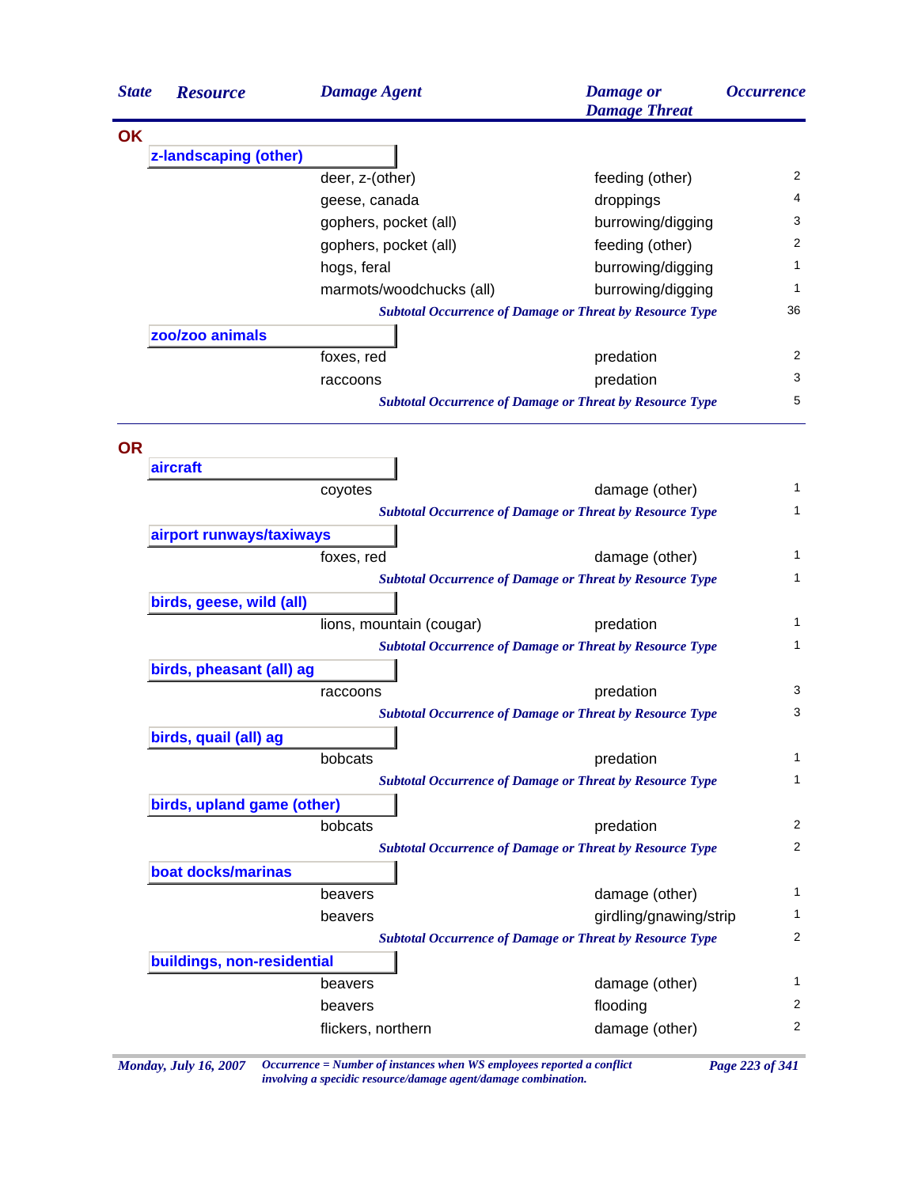| State | Resource | Damage Agent | Damage or Damage Threat | Occurrence |
|---|---|---|---|---|
| **OK** | | | | |
| | **z-landscaping (other)** | | | |
| | | deer, z-(other) | feeding (other) | 2 |
| | | geese, canada | droppings | 4 |
| | | gophers, pocket (all) | burrowing/digging | 3 |
| | | gophers, pocket (all) | feeding (other) | 2 |
| | | hogs, feral | burrowing/digging | 1 |
| | | marmots/woodchucks (all) | burrowing/digging | 1 |
| | | *Subtotal Occurrence of Damage or Threat by Resource Type* | | 36 |
| | **zoo/zoo animals** | | | |
| | | foxes, red | predation | 2 |
| | | raccoons | predation | 3 |
| | | *Subtotal Occurrence of Damage or Threat by Resource Type* | | 5 |
| **OR** | | | | |
| | **aircraft** | | | |
| | | coyotes | damage (other) | 1 |
| | | *Subtotal Occurrence of Damage or Threat by Resource Type* | | 1 |
| | **airport runways/taxiways** | | | |
| | | foxes, red | damage (other) | 1 |
| | | *Subtotal Occurrence of Damage or Threat by Resource Type* | | 1 |
| | **birds, geese, wild (all)** | | | |
| | | lions, mountain (cougar) | predation | 1 |
| | | *Subtotal Occurrence of Damage or Threat by Resource Type* | | 1 |
| | **birds, pheasant (all) ag** | | | |
| | | raccoons | predation | 3 |
| | | *Subtotal Occurrence of Damage or Threat by Resource Type* | | 3 |
| | **birds, quail (all) ag** | | | |
| | | bobcats | predation | 1 |
| | | *Subtotal Occurrence of Damage or Threat by Resource Type* | | 1 |
| | **birds, upland game (other)** | | | |
| | | bobcats | predation | 2 |
| | | *Subtotal Occurrence of Damage or Threat by Resource Type* | | 2 |
| | **boat docks/marinas** | | | |
| | | beavers | damage (other) | 1 |
| | | beavers | girdling/gnawing/strip | 1 |
| | | *Subtotal Occurrence of Damage or Threat by Resource Type* | | 2 |
| | **buildings, non-residential** | | | |
| | | beavers | damage (other) | 1 |
| | | beavers | flooding | 2 |
| | | flickers, northern | damage (other) | 2 |

*Occurrence = Number of instances when WS employees reported a conflict involving a specidic resource/damage agent/damage combination.*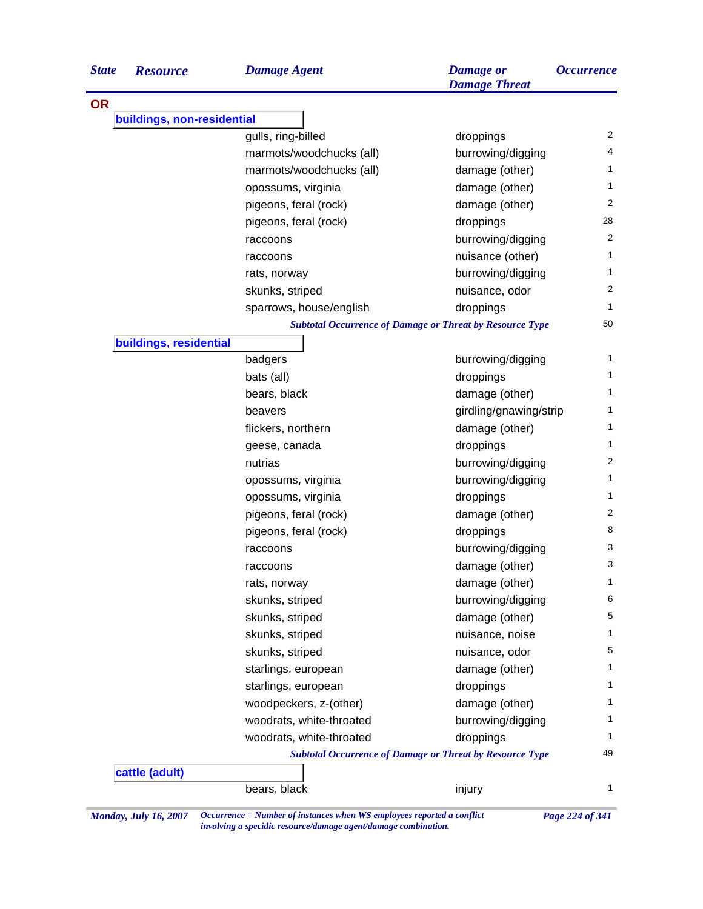| State | Resource | Damage Agent | Damage or Damage Threat | Occurrence |
|---|---|---|---|---|
| **OR** | | | | |
| | **buildings, non-residential** | | | |
| | | gulls, ring-billed | droppings | 2 |
| | | marmots/woodchucks (all) | burrowing/digging | 4 |
| | | marmots/woodchucks (all) | damage (other) | 1 |
| | | opossums, virginia | damage (other) | 1 |
| | | pigeons, feral (rock) | damage (other) | 2 |
| | | pigeons, feral (rock) | droppings | 28 |
| | | raccoons | burrowing/digging | 2 |
| | | raccoons | nuisance (other) | 1 |
| | | rats, norway | burrowing/digging | 1 |
| | | skunks, striped | nuisance, odor | 2 |
| | | sparrows, house/english | droppings | 1 |
| | | *Subtotal Occurrence of Damage or Threat by Resource Type* | | 50 |
| | **buildings, residential** | | | |
| | | badgers | burrowing/digging | 1 |
| | | bats (all) | droppings | 1 |
| | | bears, black | damage (other) | 1 |
| | | beavers | girdling/gnawing/strip | 1 |
| | | flickers, northern | damage (other) | 1 |
| | | geese, canada | droppings | 1 |
| | | nutrias | burrowing/digging | 2 |
| | | opossums, virginia | burrowing/digging | 1 |
| | | opossums, virginia | droppings | 1 |
| | | pigeons, feral (rock) | damage (other) | 2 |
| | | pigeons, feral (rock) | droppings | 8 |
| | | raccoons | burrowing/digging | 3 |
| | | raccoons | damage (other) | 3 |
| | | rats, norway | damage (other) | 1 |
| | | skunks, striped | burrowing/digging | 6 |
| | | skunks, striped | damage (other) | 5 |
| | | skunks, striped | nuisance, noise | 1 |
| | | skunks, striped | nuisance, odor | 5 |
| | | starlings, european | damage (other) | 1 |
| | | starlings, european | droppings | 1 |
| | | woodpeckers, z-(other) | damage (other) | 1 |
| | | woodrats, white-throated | burrowing/digging | 1 |
| | | woodrats, white-throated | droppings | 1 |
| | | *Subtotal Occurrence of Damage or Threat by Resource Type* | | 49 |
| | **cattle (adult)** | | | |
| | | bears, black | injury | 1 |

*Monday, July 16, 2007* — *Occurrence = Number of instances when WS employees reported a conflict involving a specidic resource/damage agent/damage combination.*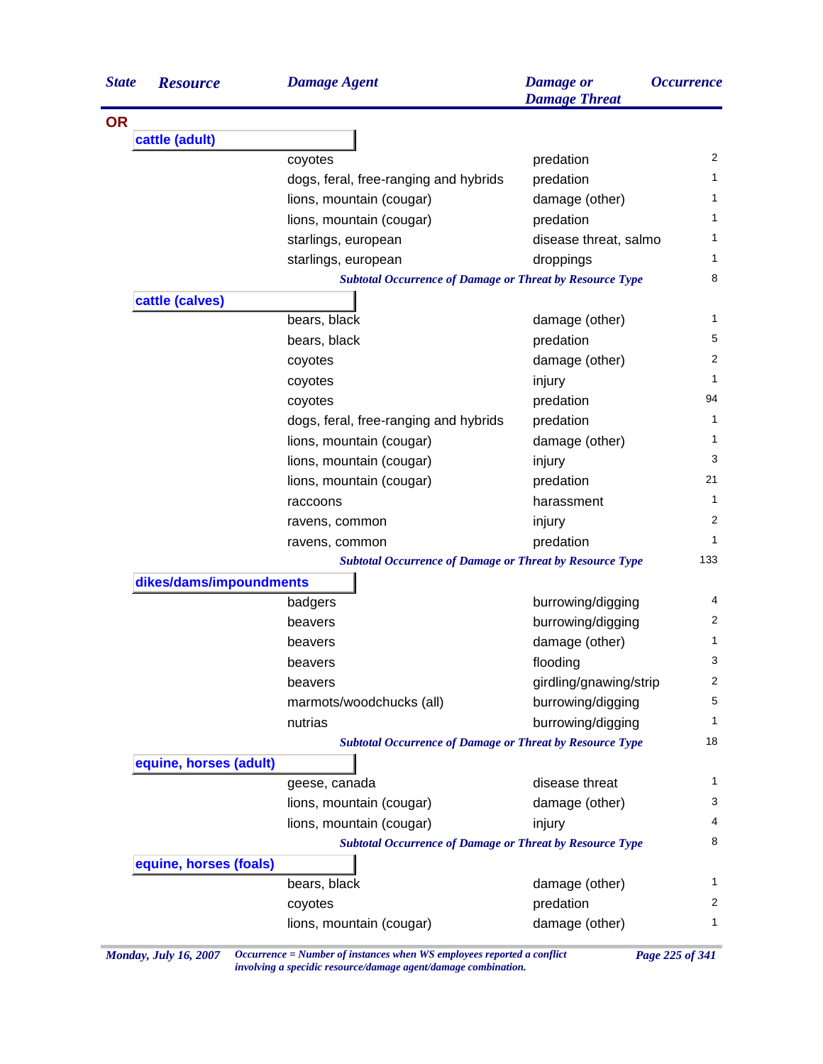| State | Resource | Damage Agent | Damage or Damage Threat | Occurrence |
|---|---|---|---|---|
| **OR** | | | | |
| | **cattle (adult)** | | | |
| | | coyotes | predation | 2 |
| | | dogs, feral, free-ranging and hybrids | predation | 1 |
| | | lions, mountain (cougar) | damage (other) | 1 |
| | | lions, mountain (cougar) | predation | 1 |
| | | starlings, european | disease threat, salmo | 1 |
| | | starlings, european | droppings | 1 |
| | | *Subtotal Occurrence of Damage or Threat by Resource Type* | | 8 |
| | **cattle (calves)** | | | |
| | | bears, black | damage (other) | 1 |
| | | bears, black | predation | 5 |
| | | coyotes | damage (other) | 2 |
| | | coyotes | injury | 1 |
| | | coyotes | predation | 94 |
| | | dogs, feral, free-ranging and hybrids | predation | 1 |
| | | lions, mountain (cougar) | damage (other) | 1 |
| | | lions, mountain (cougar) | injury | 3 |
| | | lions, mountain (cougar) | predation | 21 |
| | | raccoons | harassment | 1 |
| | | ravens, common | injury | 2 |
| | | ravens, common | predation | 1 |
| | | *Subtotal Occurrence of Damage or Threat by Resource Type* | | 133 |
| | **dikes/dams/impoundments** | | | |
| | | badgers | burrowing/digging | 4 |
| | | beavers | burrowing/digging | 2 |
| | | beavers | damage (other) | 1 |
| | | beavers | flooding | 3 |
| | | beavers | girdling/gnawing/strip | 2 |
| | | marmots/woodchucks (all) | burrowing/digging | 5 |
| | | nutrias | burrowing/digging | 1 |
| | | *Subtotal Occurrence of Damage or Threat by Resource Type* | | 18 |
| | **equine, horses (adult)** | | | |
| | | geese, canada | disease threat | 1 |
| | | lions, mountain (cougar) | damage (other) | 3 |
| | | lions, mountain (cougar) | injury | 4 |
| | | *Subtotal Occurrence of Damage or Threat by Resource Type* | | 8 |
| | **equine, horses (foals)** | | | |
| | | bears, black | damage (other) | 1 |
| | | coyotes | predation | 2 |
| | | lions, mountain (cougar) | damage (other) | 1 |

*Occurrence = Number of instances when WS employees reported a conflict involving a specidic resource/damage agent/damage combination.*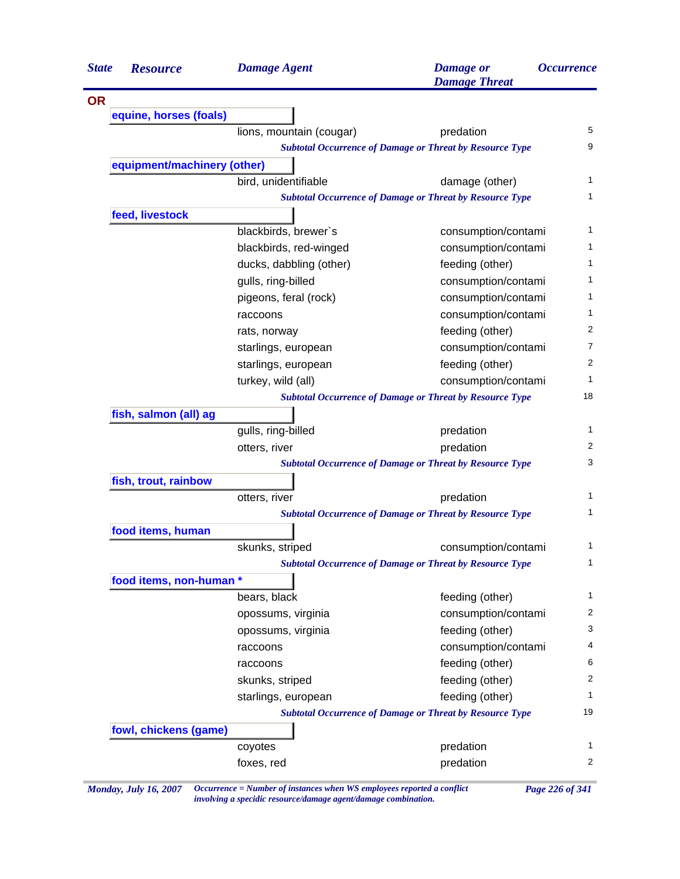| State | Resource | Damage Agent | Damage or Damage Threat | Occurrence |
|---|---|---|---|---|
| **OR** | | | | |
| | **equine, horses (foals)** | | | |
| | | lions, mountain (cougar) | predation | 5 |
| | | *Subtotal Occurrence of Damage or Threat by Resource Type* | | 9 |
| | **equipment/machinery (other)** | | | |
| | | bird, unidentifiable | damage (other) | 1 |
| | | *Subtotal Occurrence of Damage or Threat by Resource Type* | | 1 |
| | **feed, livestock** | | | |
| | | blackbirds, brewer`s | consumption/contami | 1 |
| | | blackbirds, red-winged | consumption/contami | 1 |
| | | ducks, dabbling (other) | feeding (other) | 1 |
| | | gulls, ring-billed | consumption/contami | 1 |
| | | pigeons, feral (rock) | consumption/contami | 1 |
| | | raccoons | consumption/contami | 1 |
| | | rats, norway | feeding (other) | 2 |
| | | starlings, european | consumption/contami | 7 |
| | | starlings, european | feeding (other) | 2 |
| | | turkey, wild (all) | consumption/contami | 1 |
| | | *Subtotal Occurrence of Damage or Threat by Resource Type* | | 18 |
| | **fish, salmon (all) ag** | | | |
| | | gulls, ring-billed | predation | 1 |
| | | otters, river | predation | 2 |
| | | *Subtotal Occurrence of Damage or Threat by Resource Type* | | 3 |
| | **fish, trout, rainbow** | | | |
| | | otters, river | predation | 1 |
| | | *Subtotal Occurrence of Damage or Threat by Resource Type* | | 1 |
| | **food items, human** | | | |
| | | skunks, striped | consumption/contami | 1 |
| | | *Subtotal Occurrence of Damage or Threat by Resource Type* | | 1 |
| | **food items, non-human *** | | | |
| | | bears, black | feeding (other) | 1 |
| | | opossums, virginia | consumption/contami | 2 |
| | | opossums, virginia | feeding (other) | 3 |
| | | raccoons | consumption/contami | 4 |
| | | raccoons | feeding (other) | 6 |
| | | skunks, striped | feeding (other) | 2 |
| | | starlings, european | feeding (other) | 1 |
| | | *Subtotal Occurrence of Damage or Threat by Resource Type* | | 19 |
| | **fowl, chickens (game)** | | | |
| | | coyotes | predation | 1 |
| | | foxes, red | predation | 2 |

*Occurrence = Number of instances when WS employees reported a conflict involving a specidic resource/damage agent/damage combination.*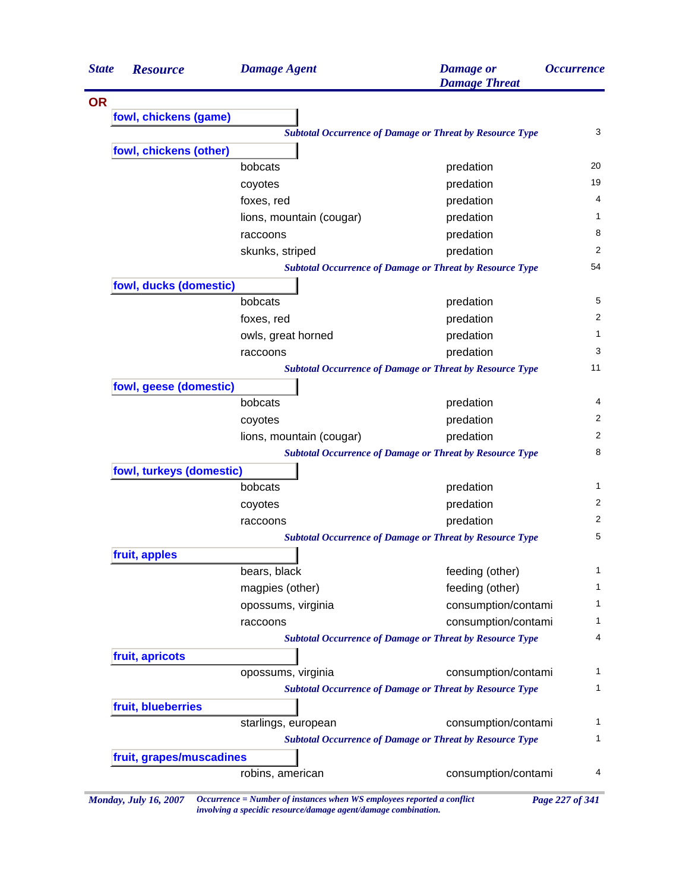| State | Resource | Damage Agent | Damage or Damage Threat | Occurrence |
|---|---|---|---|---|
| **OR** | | | | |
| | **fowl, chickens (game)** | | | |
| | | ***Subtotal Occurrence of Damage or Threat by Resource Type*** | | 3 |
| | **fowl, chickens (other)** | | | |
| | | bobcats | predation | 20 |
| | | coyotes | predation | 19 |
| | | foxes, red | predation | 4 |
| | | lions, mountain (cougar) | predation | 1 |
| | | raccoons | predation | 8 |
| | | skunks, striped | predation | 2 |
| | | ***Subtotal Occurrence of Damage or Threat by Resource Type*** | | 54 |
| | **fowl, ducks (domestic)** | | | |
| | | bobcats | predation | 5 |
| | | foxes, red | predation | 2 |
| | | owls, great horned | predation | 1 |
| | | raccoons | predation | 3 |
| | | ***Subtotal Occurrence of Damage or Threat by Resource Type*** | | 11 |
| | **fowl, geese (domestic)** | | | |
| | | bobcats | predation | 4 |
| | | coyotes | predation | 2 |
| | | lions, mountain (cougar) | predation | 2 |
| | | ***Subtotal Occurrence of Damage or Threat by Resource Type*** | | 8 |
| | **fowl, turkeys (domestic)** | | | |
| | | bobcats | predation | 1 |
| | | coyotes | predation | 2 |
| | | raccoons | predation | 2 |
| | | ***Subtotal Occurrence of Damage or Threat by Resource Type*** | | 5 |
| | **fruit, apples** | | | |
| | | bears, black | feeding (other) | 1 |
| | | magpies (other) | feeding (other) | 1 |
| | | opossums, virginia | consumption/contami | 1 |
| | | raccoons | consumption/contami | 1 |
| | | ***Subtotal Occurrence of Damage or Threat by Resource Type*** | | 4 |
| | **fruit, apricots** | | | |
| | | opossums, virginia | consumption/contami | 1 |
| | | ***Subtotal Occurrence of Damage or Threat by Resource Type*** | | 1 |
| | **fruit, blueberries** | | | |
| | | starlings, european | consumption/contami | 1 |
| | | ***Subtotal Occurrence of Damage or Threat by Resource Type*** | | 1 |
| | **fruit, grapes/muscadines** | | | |
| | | robins, american | consumption/contami | 4 |

*Monday, July 16, 2007* — *Occurrence = Number of instances when WS employees reported a conflict involving a specidic resource/damage agent/damage combination.*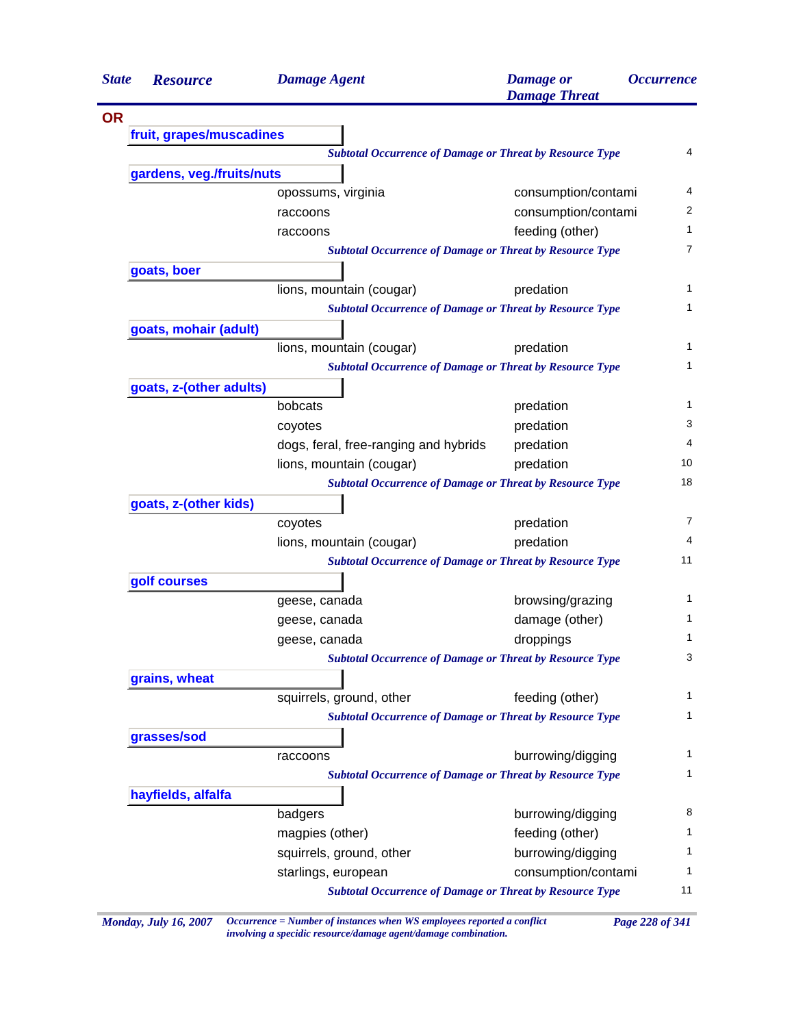| State | Resource | Damage Agent | Damage or Damage Threat | Occurrence |
|---|---|---|---|---|
| **OR** | | | | |
| | **fruit, grapes/muscadines** | | | |
| | | *Subtotal Occurrence of Damage or Threat by Resource Type* | | 4 |
| | **gardens, veg./fruits/nuts** | | | |
| | | opossums, virginia | consumption/contami | 4 |
| | | raccoons | consumption/contami | 2 |
| | | raccoons | feeding (other) | 1 |
| | | *Subtotal Occurrence of Damage or Threat by Resource Type* | | 7 |
| | **goats, boer** | | | |
| | | lions, mountain (cougar) | predation | 1 |
| | | *Subtotal Occurrence of Damage or Threat by Resource Type* | | 1 |
| | **goats, mohair (adult)** | | | |
| | | lions, mountain (cougar) | predation | 1 |
| | | *Subtotal Occurrence of Damage or Threat by Resource Type* | | 1 |
| | **goats, z-(other adults)** | | | |
| | | bobcats | predation | 1 |
| | | coyotes | predation | 3 |
| | | dogs, feral, free-ranging and hybrids | predation | 4 |
| | | lions, mountain (cougar) | predation | 10 |
| | | *Subtotal Occurrence of Damage or Threat by Resource Type* | | 18 |
| | **goats, z-(other kids)** | | | |
| | | coyotes | predation | 7 |
| | | lions, mountain (cougar) | predation | 4 |
| | | *Subtotal Occurrence of Damage or Threat by Resource Type* | | 11 |
| | **golf courses** | | | |
| | | geese, canada | browsing/grazing | 1 |
| | | geese, canada | damage (other) | 1 |
| | | geese, canada | droppings | 1 |
| | | *Subtotal Occurrence of Damage or Threat by Resource Type* | | 3 |
| | **grains, wheat** | | | |
| | | squirrels, ground, other | feeding (other) | 1 |
| | | *Subtotal Occurrence of Damage or Threat by Resource Type* | | 1 |
| | **grasses/sod** | | | |
| | | raccoons | burrowing/digging | 1 |
| | | *Subtotal Occurrence of Damage or Threat by Resource Type* | | 1 |
| | **hayfields, alfalfa** | | | |
| | | badgers | burrowing/digging | 8 |
| | | magpies (other) | feeding (other) | 1 |
| | | squirrels, ground, other | burrowing/digging | 1 |
| | | starlings, european | consumption/contami | 1 |
| | | *Subtotal Occurrence of Damage or Threat by Resource Type* | | 11 |

*Occurrence = Number of instances when WS employees reported a conflict involving a specidic resource/damage agent/damage combination.*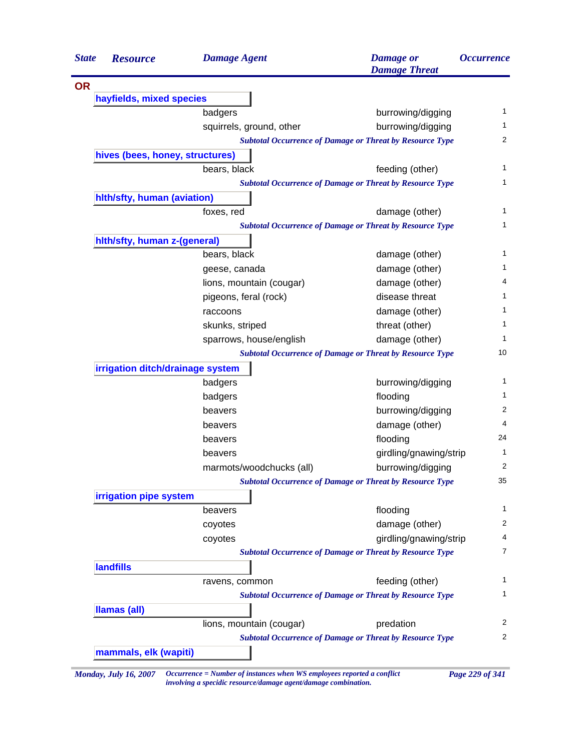| State | Resource | Damage Agent | Damage or Damage Threat | Occurrence |
|---|---|---|---|---|
| **OR** | | | | |
| | **hayfields, mixed species** | | | |
| | | badgers | burrowing/digging | 1 |
| | | squirrels, ground, other | burrowing/digging | 1 |
| | | *Subtotal Occurrence of Damage or Threat by Resource Type* | | 2 |
| | **hives (bees, honey, structures)** | | | |
| | | bears, black | feeding (other) | 1 |
| | | *Subtotal Occurrence of Damage or Threat by Resource Type* | | 1 |
| | **hlth/sfty, human (aviation)** | | | |
| | | foxes, red | damage (other) | 1 |
| | | *Subtotal Occurrence of Damage or Threat by Resource Type* | | 1 |
| | **hlth/sfty, human z-(general)** | | | |
| | | bears, black | damage (other) | 1 |
| | | geese, canada | damage (other) | 1 |
| | | lions, mountain (cougar) | damage (other) | 4 |
| | | pigeons, feral (rock) | disease threat | 1 |
| | | raccoons | damage (other) | 1 |
| | | skunks, striped | threat (other) | 1 |
| | | sparrows, house/english | damage (other) | 1 |
| | | *Subtotal Occurrence of Damage or Threat by Resource Type* | | 10 |
| | **irrigation ditch/drainage system** | | | |
| | | badgers | burrowing/digging | 1 |
| | | badgers | flooding | 1 |
| | | beavers | burrowing/digging | 2 |
| | | beavers | damage (other) | 4 |
| | | beavers | flooding | 24 |
| | | beavers | girdling/gnawing/strip | 1 |
| | | marmots/woodchucks (all) | burrowing/digging | 2 |
| | | *Subtotal Occurrence of Damage or Threat by Resource Type* | | 35 |
| | **irrigation pipe system** | | | |
| | | beavers | flooding | 1 |
| | | coyotes | damage (other) | 2 |
| | | coyotes | girdling/gnawing/strip | 4 |
| | | *Subtotal Occurrence of Damage or Threat by Resource Type* | | 7 |
| | **landfills** | | | |
| | | ravens, common | feeding (other) | 1 |
| | | *Subtotal Occurrence of Damage or Threat by Resource Type* | | 1 |
| | **llamas (all)** | | | |
| | | lions, mountain (cougar) | predation | 2 |
| | | *Subtotal Occurrence of Damage or Threat by Resource Type* | | 2 |
| | **mammals, elk (wapiti)** | | | |

*Monday, July 16, 2007* — *Occurrence = Number of instances when WS employees reported a conflict involving a specidic resource/damage agent/damage combination.*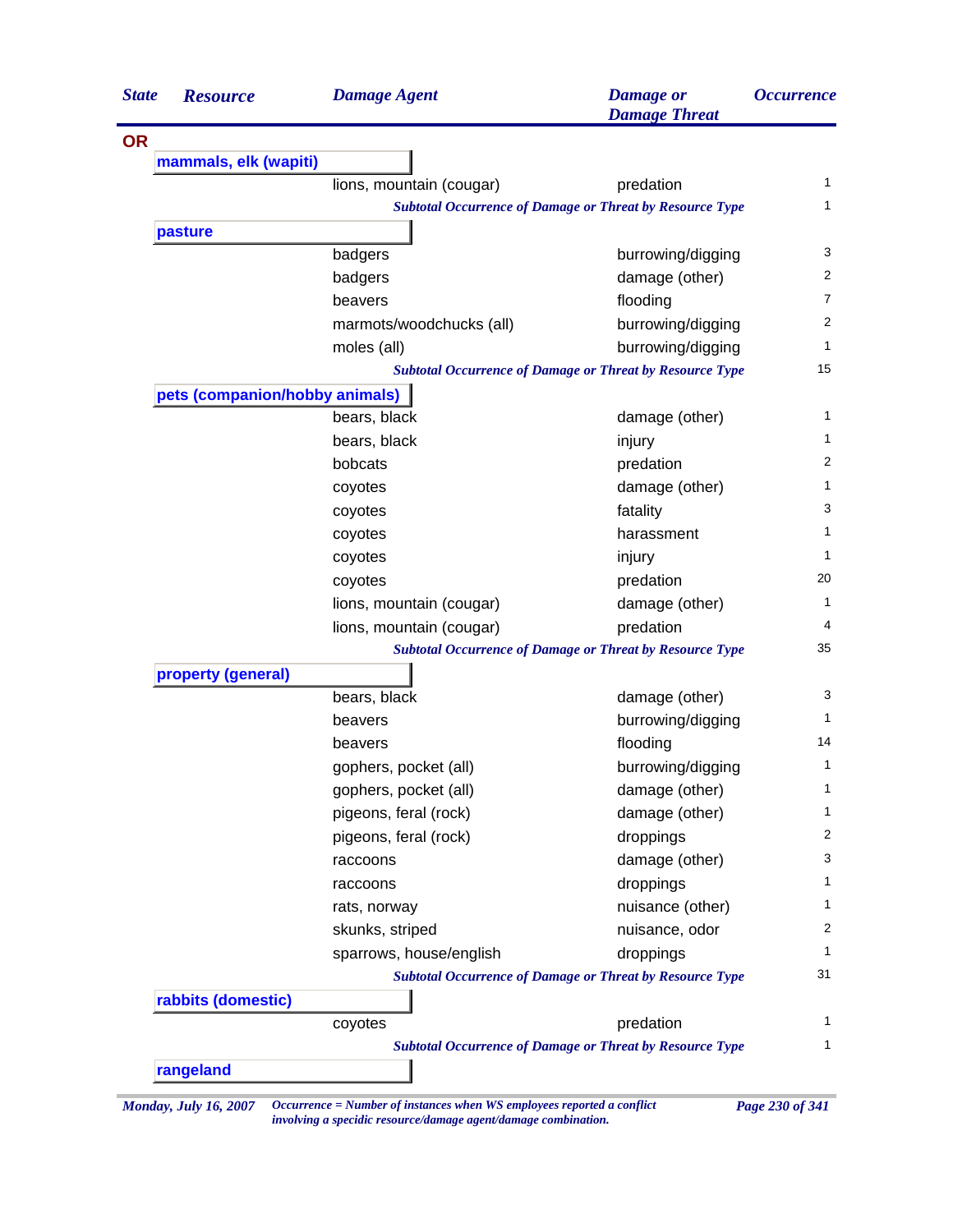| State | Resource | Damage Agent | Damage or Damage Threat | Occurrence |
|---|---|---|---|---|
| **OR** | | | | |
| | **mammals, elk (wapiti)** | | | |
| | | lions, mountain (cougar) | predation | 1 |
| | | *Subtotal Occurrence of Damage or Threat by Resource Type* | | 1 |
| | **pasture** | | | |
| | | badgers | burrowing/digging | 3 |
| | | badgers | damage (other) | 2 |
| | | beavers | flooding | 7 |
| | | marmots/woodchucks (all) | burrowing/digging | 2 |
| | | moles (all) | burrowing/digging | 1 |
| | | *Subtotal Occurrence of Damage or Threat by Resource Type* | | 15 |
| | **pets (companion/hobby animals)** | | | |
| | | bears, black | damage (other) | 1 |
| | | bears, black | injury | 1 |
| | | bobcats | predation | 2 |
| | | coyotes | damage (other) | 1 |
| | | coyotes | fatality | 3 |
| | | coyotes | harassment | 1 |
| | | coyotes | injury | 1 |
| | | coyotes | predation | 20 |
| | | lions, mountain (cougar) | damage (other) | 1 |
| | | lions, mountain (cougar) | predation | 4 |
| | | *Subtotal Occurrence of Damage or Threat by Resource Type* | | 35 |
| | **property (general)** | | | |
| | | bears, black | damage (other) | 3 |
| | | beavers | burrowing/digging | 1 |
| | | beavers | flooding | 14 |
| | | gophers, pocket (all) | burrowing/digging | 1 |
| | | gophers, pocket (all) | damage (other) | 1 |
| | | pigeons, feral (rock) | damage (other) | 1 |
| | | pigeons, feral (rock) | droppings | 2 |
| | | raccoons | damage (other) | 3 |
| | | raccoons | droppings | 1 |
| | | rats, norway | nuisance (other) | 1 |
| | | skunks, striped | nuisance, odor | 2 |
| | | sparrows, house/english | droppings | 1 |
| | | *Subtotal Occurrence of Damage or Threat by Resource Type* | | 31 |
| | **rabbits (domestic)** | | | |
| | | coyotes | predation | 1 |
| | | *Subtotal Occurrence of Damage or Threat by Resource Type* | | 1 |
| | **rangeland** | | | |

*Monday, July 16, 2007*

*Occurrence = Number of instances when WS employees reported a conflict involving a specidic resource/damage agent/damage combination.*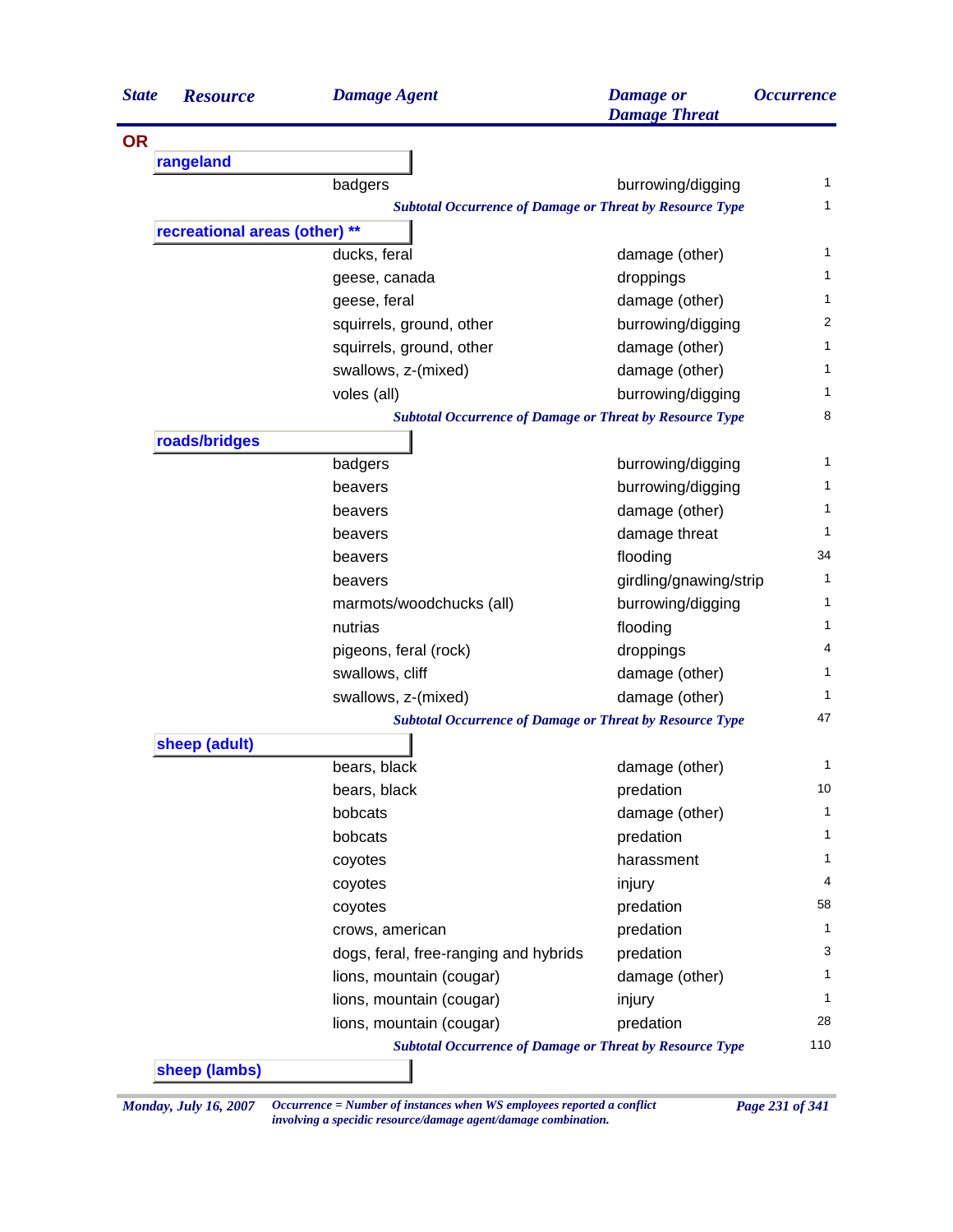| State | Resource | Damage Agent | Damage or Damage Threat | Occurrence |
|---|---|---|---|---|
| **OR** | | | | |
| | **rangeland** | | | |
| | | badgers | burrowing/digging | 1 |
| | | *Subtotal Occurrence of Damage or Threat by Resource Type* | | 1 |
| | **recreational areas (other) ** ** | | | |
| | | ducks, feral | damage (other) | 1 |
| | | geese, canada | droppings | 1 |
| | | geese, feral | damage (other) | 1 |
| | | squirrels, ground, other | burrowing/digging | 2 |
| | | squirrels, ground, other | damage (other) | 1 |
| | | swallows, z-(mixed) | damage (other) | 1 |
| | | voles (all) | burrowing/digging | 1 |
| | | *Subtotal Occurrence of Damage or Threat by Resource Type* | | 8 |
| | **roads/bridges** | | | |
| | | badgers | burrowing/digging | 1 |
| | | beavers | burrowing/digging | 1 |
| | | beavers | damage (other) | 1 |
| | | beavers | damage threat | 1 |
| | | beavers | flooding | 34 |
| | | beavers | girdling/gnawing/strip | 1 |
| | | marmots/woodchucks (all) | burrowing/digging | 1 |
| | | nutrias | flooding | 1 |
| | | pigeons, feral (rock) | droppings | 4 |
| | | swallows, cliff | damage (other) | 1 |
| | | swallows, z-(mixed) | damage (other) | 1 |
| | | *Subtotal Occurrence of Damage or Threat by Resource Type* | | 47 |
| | **sheep (adult)** | | | |
| | | bears, black | damage (other) | 1 |
| | | bears, black | predation | 10 |
| | | bobcats | damage (other) | 1 |
| | | bobcats | predation | 1 |
| | | coyotes | harassment | 1 |
| | | coyotes | injury | 4 |
| | | coyotes | predation | 58 |
| | | crows, american | predation | 1 |
| | | dogs, feral, free-ranging and hybrids | predation | 3 |
| | | lions, mountain (cougar) | damage (other) | 1 |
| | | lions, mountain (cougar) | injury | 1 |
| | | lions, mountain (cougar) | predation | 28 |
| | | *Subtotal Occurrence of Damage or Threat by Resource Type* | | 110 |
| | **sheep (lambs)** | | | |

*Monday, July 16, 2007* — *Occurrence = Number of instances when WS employees reported a conflict involving a specidic resource/damage agent/damage combination.*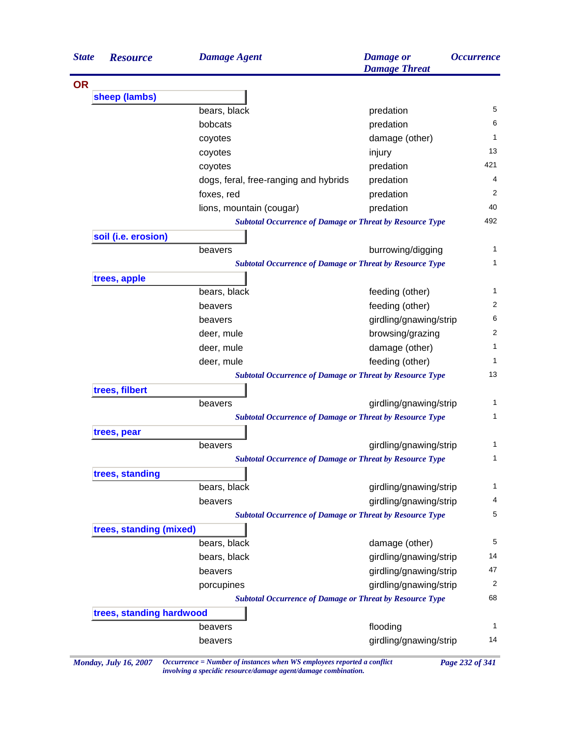| State | Resource | Damage Agent | Damage or Damage Threat | Occurrence |
|---|---|---|---|---|
| **OR** | | | | |
| | **sheep (lambs)** | | | |
| | | bears, black | predation | 5 |
| | | bobcats | predation | 6 |
| | | coyotes | damage (other) | 1 |
| | | coyotes | injury | 13 |
| | | coyotes | predation | 421 |
| | | dogs, feral, free-ranging and hybrids | predation | 4 |
| | | foxes, red | predation | 2 |
| | | lions, mountain (cougar) | predation | 40 |
| | | *Subtotal Occurrence of Damage or Threat by Resource Type* | | 492 |
| | **soil (i.e. erosion)** | | | |
| | | beavers | burrowing/digging | 1 |
| | | *Subtotal Occurrence of Damage or Threat by Resource Type* | | 1 |
| | **trees, apple** | | | |
| | | bears, black | feeding (other) | 1 |
| | | beavers | feeding (other) | 2 |
| | | beavers | girdling/gnawing/strip | 6 |
| | | deer, mule | browsing/grazing | 2 |
| | | deer, mule | damage (other) | 1 |
| | | deer, mule | feeding (other) | 1 |
| | | *Subtotal Occurrence of Damage or Threat by Resource Type* | | 13 |
| | **trees, filbert** | | | |
| | | beavers | girdling/gnawing/strip | 1 |
| | | *Subtotal Occurrence of Damage or Threat by Resource Type* | | 1 |
| | **trees, pear** | | | |
| | | beavers | girdling/gnawing/strip | 1 |
| | | *Subtotal Occurrence of Damage or Threat by Resource Type* | | 1 |
| | **trees, standing** | | | |
| | | bears, black | girdling/gnawing/strip | 1 |
| | | beavers | girdling/gnawing/strip | 4 |
| | | *Subtotal Occurrence of Damage or Threat by Resource Type* | | 5 |
| | **trees, standing (mixed)** | | | |
| | | bears, black | damage (other) | 5 |
| | | bears, black | girdling/gnawing/strip | 14 |
| | | beavers | girdling/gnawing/strip | 47 |
| | | porcupines | girdling/gnawing/strip | 2 |
| | | *Subtotal Occurrence of Damage or Threat by Resource Type* | | 68 |
| | **trees, standing hardwood** | | | |
| | | beavers | flooding | 1 |
| | | beavers | girdling/gnawing/strip | 14 |

*Occurrence = Number of instances when WS employees reported a conflict involving a specidic resource/damage agent/damage combination.*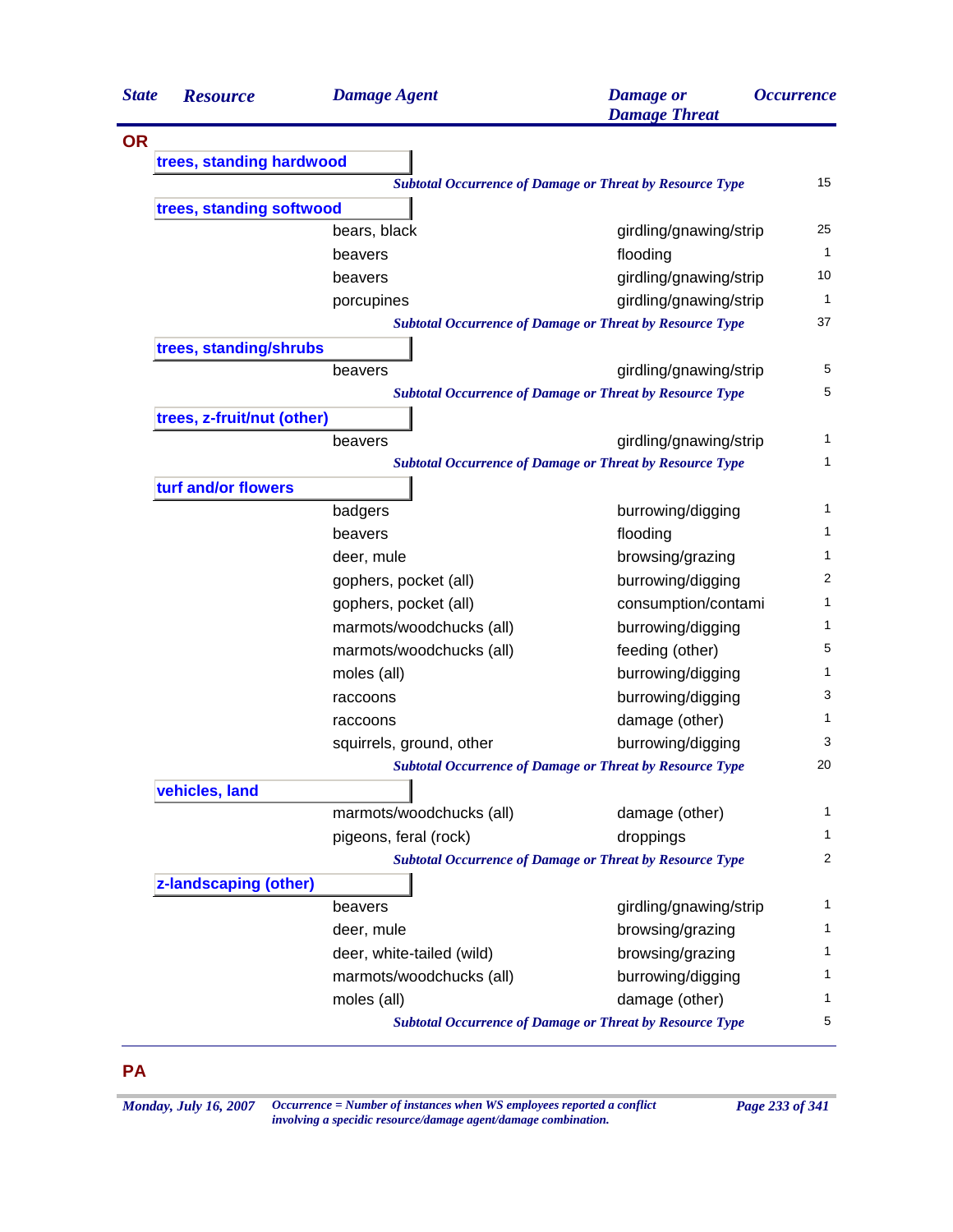| State | Resource | Damage Agent | Damage or Damage Threat | Occurrence |
|---|---|---|---|---|
| **OR** | | | | |
| | **trees, standing hardwood** | | | |
| | | *Subtotal Occurrence of Damage or Threat by Resource Type* | | 15 |
| | **trees, standing softwood** | | | |
| | | bears, black | girdling/gnawing/strip | 25 |
| | | beavers | flooding | 1 |
| | | beavers | girdling/gnawing/strip | 10 |
| | | porcupines | girdling/gnawing/strip | 1 |
| | | *Subtotal Occurrence of Damage or Threat by Resource Type* | | 37 |
| | **trees, standing/shrubs** | | | |
| | | beavers | girdling/gnawing/strip | 5 |
| | | *Subtotal Occurrence of Damage or Threat by Resource Type* | | 5 |
| | **trees, z-fruit/nut (other)** | | | |
| | | beavers | girdling/gnawing/strip | 1 |
| | | *Subtotal Occurrence of Damage or Threat by Resource Type* | | 1 |
| | **turf and/or flowers** | | | |
| | | badgers | burrowing/digging | 1 |
| | | beavers | flooding | 1 |
| | | deer, mule | browsing/grazing | 1 |
| | | gophers, pocket (all) | burrowing/digging | 2 |
| | | gophers, pocket (all) | consumption/contami | 1 |
| | | marmots/woodchucks (all) | burrowing/digging | 1 |
| | | marmots/woodchucks (all) | feeding (other) | 5 |
| | | moles (all) | burrowing/digging | 1 |
| | | raccoons | burrowing/digging | 3 |
| | | raccoons | damage (other) | 1 |
| | | squirrels, ground, other | burrowing/digging | 3 |
| | | *Subtotal Occurrence of Damage or Threat by Resource Type* | | 20 |
| | **vehicles, land** | | | |
| | | marmots/woodchucks (all) | damage (other) | 1 |
| | | pigeons, feral (rock) | droppings | 1 |
| | | *Subtotal Occurrence of Damage or Threat by Resource Type* | | 2 |
| | **z-landscaping (other)** | | | |
| | | beavers | girdling/gnawing/strip | 1 |
| | | deer, mule | browsing/grazing | 1 |
| | | deer, white-tailed (wild) | browsing/grazing | 1 |
| | | marmots/woodchucks (all) | burrowing/digging | 1 |
| | | moles (all) | damage (other) | 1 |
| | | *Subtotal Occurrence of Damage or Threat by Resource Type* | | 5 |
| **PA** | | | | |

*Occurrence = Number of instances when WS employees reported a conflict involving a specidic resource/damage agent/damage combination.*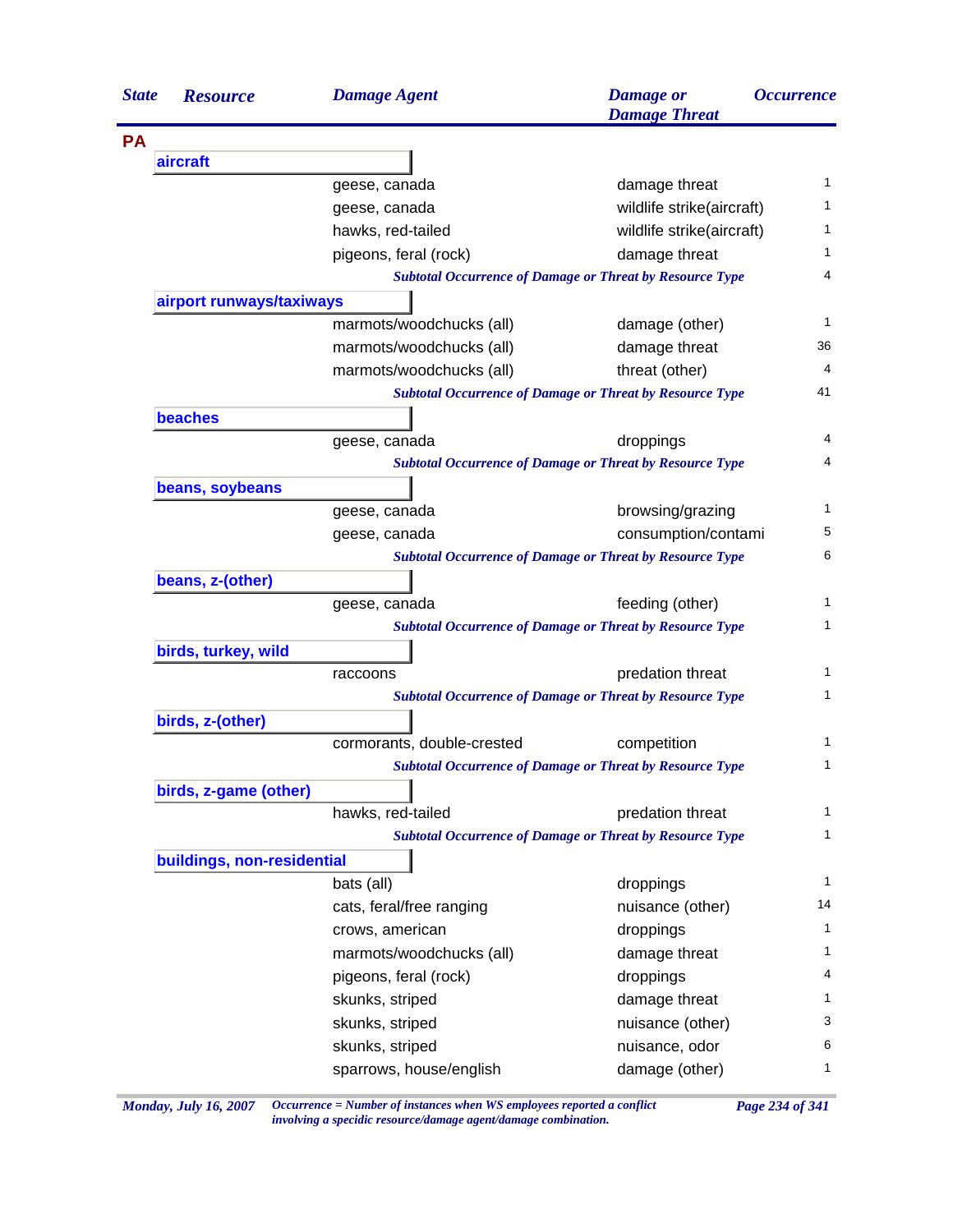| State | Resource | Damage Agent | Damage or Damage Threat | Occurrence |
|---|---|---|---|---|
| **PA** | | | | |
| | **aircraft** | | | |
| | | geese, canada | damage threat | 1 |
| | | geese, canada | wildlife strike(aircraft) | 1 |
| | | hawks, red-tailed | wildlife strike(aircraft) | 1 |
| | | pigeons, feral (rock) | damage threat | 1 |
| | | *Subtotal Occurrence of Damage or Threat by Resource Type* | | 4 |
| | **airport runways/taxiways** | | | |
| | | marmots/woodchucks (all) | damage (other) | 1 |
| | | marmots/woodchucks (all) | damage threat | 36 |
| | | marmots/woodchucks (all) | threat (other) | 4 |
| | | *Subtotal Occurrence of Damage or Threat by Resource Type* | | 41 |
| | **beaches** | | | |
| | | geese, canada | droppings | 4 |
| | | *Subtotal Occurrence of Damage or Threat by Resource Type* | | 4 |
| | **beans, soybeans** | | | |
| | | geese, canada | browsing/grazing | 1 |
| | | geese, canada | consumption/contami | 5 |
| | | *Subtotal Occurrence of Damage or Threat by Resource Type* | | 6 |
| | **beans, z-(other)** | | | |
| | | geese, canada | feeding (other) | 1 |
| | | *Subtotal Occurrence of Damage or Threat by Resource Type* | | 1 |
| | **birds, turkey, wild** | | | |
| | | raccoons | predation threat | 1 |
| | | *Subtotal Occurrence of Damage or Threat by Resource Type* | | 1 |
| | **birds, z-(other)** | | | |
| | | cormorants, double-crested | competition | 1 |
| | | *Subtotal Occurrence of Damage or Threat by Resource Type* | | 1 |
| | **birds, z-game (other)** | | | |
| | | hawks, red-tailed | predation threat | 1 |
| | | *Subtotal Occurrence of Damage or Threat by Resource Type* | | 1 |
| | **buildings, non-residential** | | | |
| | | bats (all) | droppings | 1 |
| | | cats, feral/free ranging | nuisance (other) | 14 |
| | | crows, american | droppings | 1 |
| | | marmots/woodchucks (all) | damage threat | 1 |
| | | pigeons, feral (rock) | droppings | 4 |
| | | skunks, striped | damage threat | 1 |
| | | skunks, striped | nuisance (other) | 3 |
| | | skunks, striped | nuisance, odor | 6 |
| | | sparrows, house/english | damage (other) | 1 |

*Occurrence = Number of instances when WS employees reported a conflict involving a specidic resource/damage agent/damage combination.*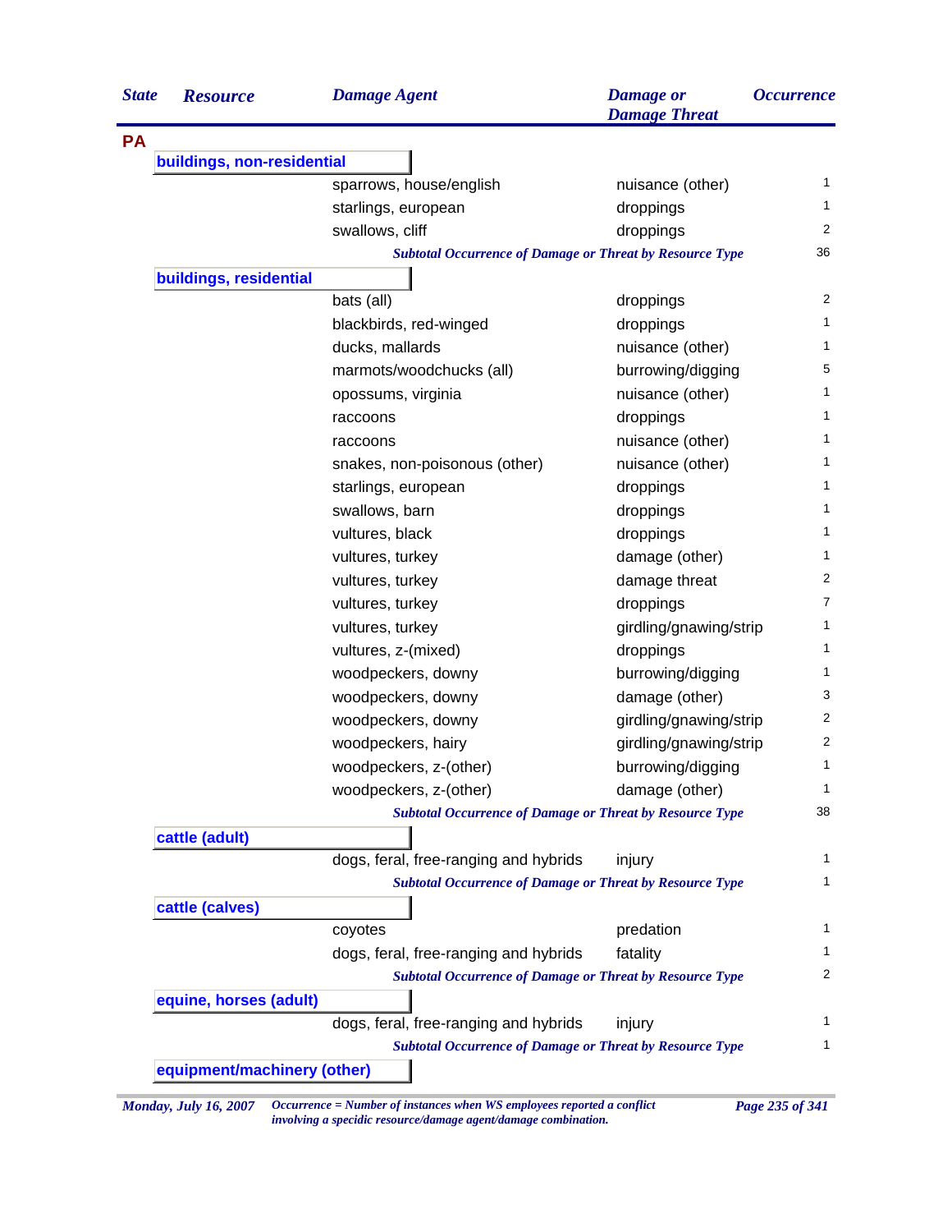| State | Resource | Damage Agent | Damage or Damage Threat | Occurrence |
|---|---|---|---|---|
| **PA** | | | | |
| | **buildings, non-residential** | | | |
| | | sparrows, house/english | nuisance (other) | 1 |
| | | starlings, european | droppings | 1 |
| | | swallows, cliff | droppings | 2 |
| | | *Subtotal Occurrence of Damage or Threat by Resource Type* | | 36 |
| | **buildings, residential** | | | |
| | | bats (all) | droppings | 2 |
| | | blackbirds, red-winged | droppings | 1 |
| | | ducks, mallards | nuisance (other) | 1 |
| | | marmots/woodchucks (all) | burrowing/digging | 5 |
| | | opossums, virginia | nuisance (other) | 1 |
| | | raccoons | droppings | 1 |
| | | raccoons | nuisance (other) | 1 |
| | | snakes, non-poisonous (other) | nuisance (other) | 1 |
| | | starlings, european | droppings | 1 |
| | | swallows, barn | droppings | 1 |
| | | vultures, black | droppings | 1 |
| | | vultures, turkey | damage (other) | 1 |
| | | vultures, turkey | damage threat | 2 |
| | | vultures, turkey | droppings | 7 |
| | | vultures, turkey | girdling/gnawing/strip | 1 |
| | | vultures, z-(mixed) | droppings | 1 |
| | | woodpeckers, downy | burrowing/digging | 1 |
| | | woodpeckers, downy | damage (other) | 3 |
| | | woodpeckers, downy | girdling/gnawing/strip | 2 |
| | | woodpeckers, hairy | girdling/gnawing/strip | 2 |
| | | woodpeckers, z-(other) | burrowing/digging | 1 |
| | | woodpeckers, z-(other) | damage (other) | 1 |
| | | *Subtotal Occurrence of Damage or Threat by Resource Type* | | 38 |
| | **cattle (adult)** | | | |
| | | dogs, feral, free-ranging and hybrids | injury | 1 |
| | | *Subtotal Occurrence of Damage or Threat by Resource Type* | | 1 |
| | **cattle (calves)** | | | |
| | | coyotes | predation | 1 |
| | | dogs, feral, free-ranging and hybrids | fatality | 1 |
| | | *Subtotal Occurrence of Damage or Threat by Resource Type* | | 2 |
| | **equine, horses (adult)** | | | |
| | | dogs, feral, free-ranging and hybrids | injury | 1 |
| | | *Subtotal Occurrence of Damage or Threat by Resource Type* | | 1 |
| | **equipment/machinery (other)** | | | |

*Monday, July 16, 2007* — *Occurrence = Number of instances when WS employees reported a conflict involving a specidic resource/damage agent/damage combination.*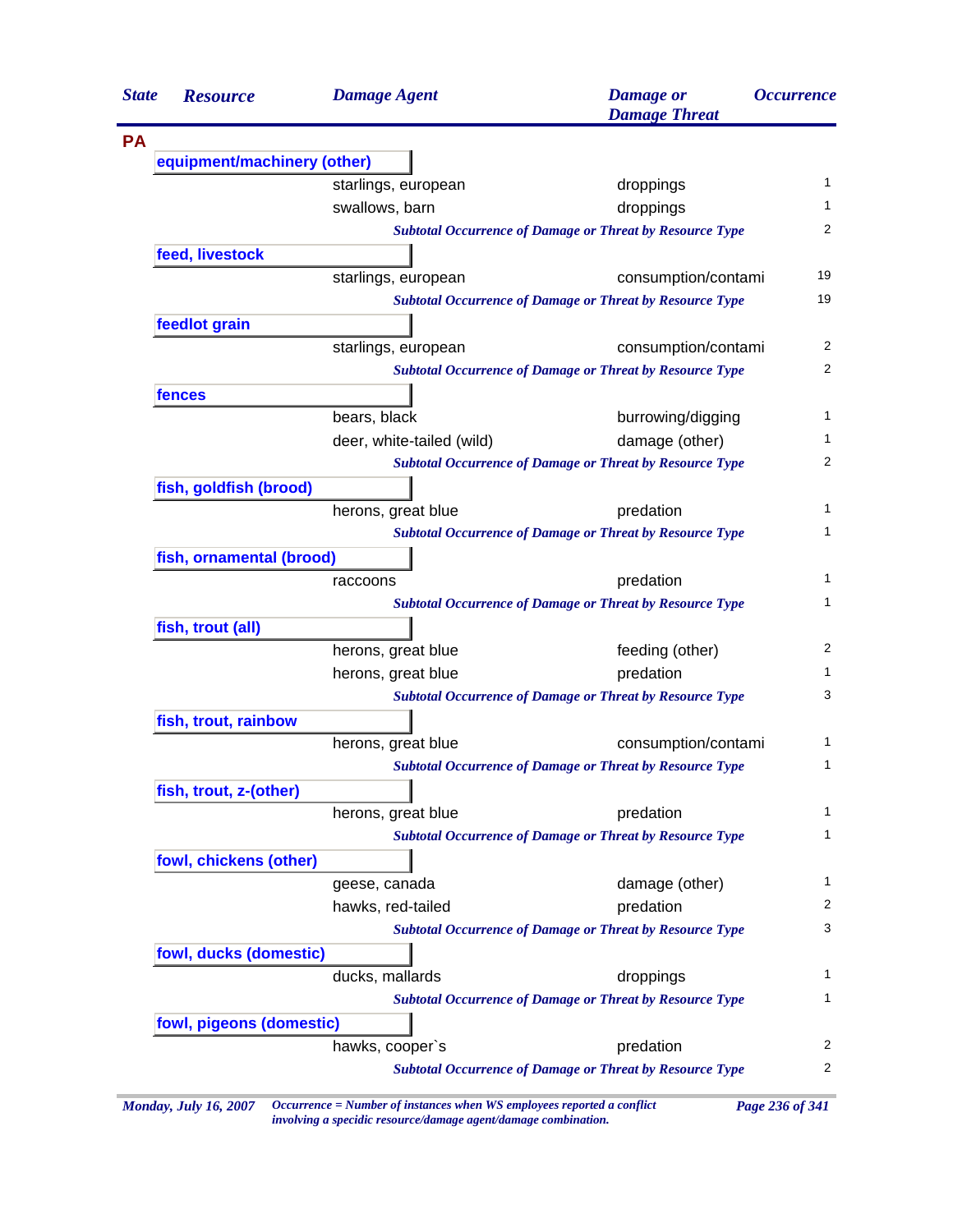| State | Resource | Damage Agent | Damage or Damage Threat | Occurrence |
|---|---|---|---|---|
| **PA** | | | | |
| | **equipment/machinery (other)** | | | |
| | | starlings, european | droppings | 1 |
| | | swallows, barn | droppings | 1 |
| | | | *Subtotal Occurrence of Damage or Threat by Resource Type* | 2 |
| | **feed, livestock** | | | |
| | | starlings, european | consumption/contami | 19 |
| | | | *Subtotal Occurrence of Damage or Threat by Resource Type* | 19 |
| | **feedlot grain** | | | |
| | | starlings, european | consumption/contami | 2 |
| | | | *Subtotal Occurrence of Damage or Threat by Resource Type* | 2 |
| | **fences** | | | |
| | | bears, black | burrowing/digging | 1 |
| | | deer, white-tailed (wild) | damage (other) | 1 |
| | | | *Subtotal Occurrence of Damage or Threat by Resource Type* | 2 |
| | **fish, goldfish (brood)** | | | |
| | | herons, great blue | predation | 1 |
| | | | *Subtotal Occurrence of Damage or Threat by Resource Type* | 1 |
| | **fish, ornamental (brood)** | | | |
| | | raccoons | predation | 1 |
| | | | *Subtotal Occurrence of Damage or Threat by Resource Type* | 1 |
| | **fish, trout (all)** | | | |
| | | herons, great blue | feeding (other) | 2 |
| | | herons, great blue | predation | 1 |
| | | | *Subtotal Occurrence of Damage or Threat by Resource Type* | 3 |
| | **fish, trout, rainbow** | | | |
| | | herons, great blue | consumption/contami | 1 |
| | | | *Subtotal Occurrence of Damage or Threat by Resource Type* | 1 |
| | **fish, trout, z-(other)** | | | |
| | | herons, great blue | predation | 1 |
| | | | *Subtotal Occurrence of Damage or Threat by Resource Type* | 1 |
| | **fowl, chickens (other)** | | | |
| | | geese, canada | damage (other) | 1 |
| | | hawks, red-tailed | predation | 2 |
| | | | *Subtotal Occurrence of Damage or Threat by Resource Type* | 3 |
| | **fowl, ducks (domestic)** | | | |
| | | ducks, mallards | droppings | 1 |
| | | | *Subtotal Occurrence of Damage or Threat by Resource Type* | 1 |
| | **fowl, pigeons (domestic)** | | | |
| | | hawks, cooper`s | predation | 2 |
| | | | *Subtotal Occurrence of Damage or Threat by Resource Type* | 2 |

*Occurrence = Number of instances when WS employees reported a conflict involving a specidic resource/damage agent/damage combination.*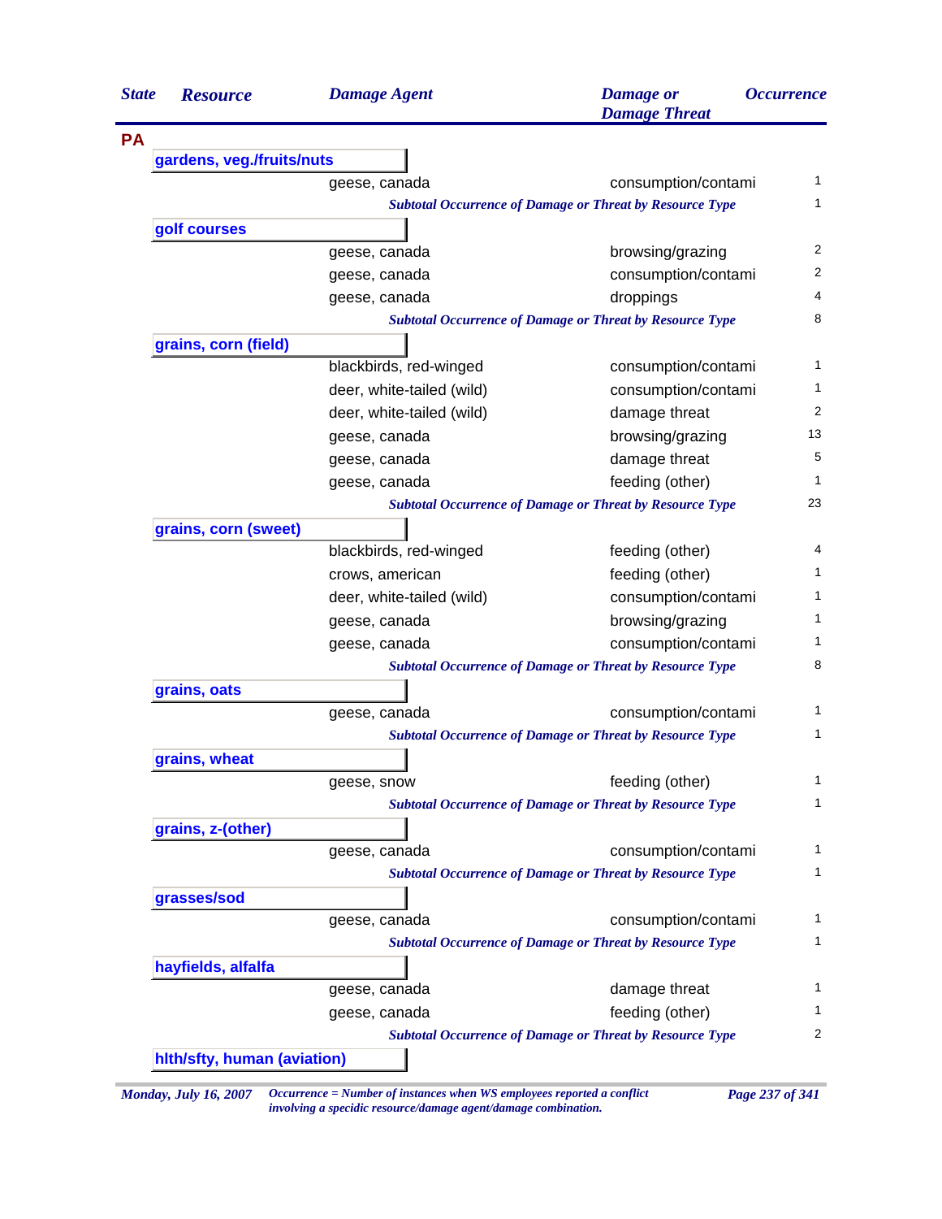| State | Resource | Damage Agent | Damage or Damage Threat | Occurrence |
|---|---|---|---|---|
| **PA** | | | | |
| | **gardens, veg./fruits/nuts** | | | |
| | | geese, canada | consumption/contami | 1 |
| | | *Subtotal Occurrence of Damage or Threat by Resource Type* | | 1 |
| | **golf courses** | | | |
| | | geese, canada | browsing/grazing | 2 |
| | | geese, canada | consumption/contami | 2 |
| | | geese, canada | droppings | 4 |
| | | *Subtotal Occurrence of Damage or Threat by Resource Type* | | 8 |
| | **grains, corn (field)** | | | |
| | | blackbirds, red-winged | consumption/contami | 1 |
| | | deer, white-tailed (wild) | consumption/contami | 1 |
| | | deer, white-tailed (wild) | damage threat | 2 |
| | | geese, canada | browsing/grazing | 13 |
| | | geese, canada | damage threat | 5 |
| | | geese, canada | feeding (other) | 1 |
| | | *Subtotal Occurrence of Damage or Threat by Resource Type* | | 23 |
| | **grains, corn (sweet)** | | | |
| | | blackbirds, red-winged | feeding (other) | 4 |
| | | crows, american | feeding (other) | 1 |
| | | deer, white-tailed (wild) | consumption/contami | 1 |
| | | geese, canada | browsing/grazing | 1 |
| | | geese, canada | consumption/contami | 1 |
| | | *Subtotal Occurrence of Damage or Threat by Resource Type* | | 8 |
| | **grains, oats** | | | |
| | | geese, canada | consumption/contami | 1 |
| | | *Subtotal Occurrence of Damage or Threat by Resource Type* | | 1 |
| | **grains, wheat** | | | |
| | | geese, snow | feeding (other) | 1 |
| | | *Subtotal Occurrence of Damage or Threat by Resource Type* | | 1 |
| | **grains, z-(other)** | | | |
| | | geese, canada | consumption/contami | 1 |
| | | *Subtotal Occurrence of Damage or Threat by Resource Type* | | 1 |
| | **grasses/sod** | | | |
| | | geese, canada | consumption/contami | 1 |
| | | *Subtotal Occurrence of Damage or Threat by Resource Type* | | 1 |
| | **hayfields, alfalfa** | | | |
| | | geese, canada | damage threat | 1 |
| | | geese, canada | feeding (other) | 1 |
| | | *Subtotal Occurrence of Damage or Threat by Resource Type* | | 2 |
| | **hlth/sfty, human (aviation)** | | | |

*Occurrence = Number of instances when WS employees reported a conflict involving a specidic resource/damage agent/damage combination.*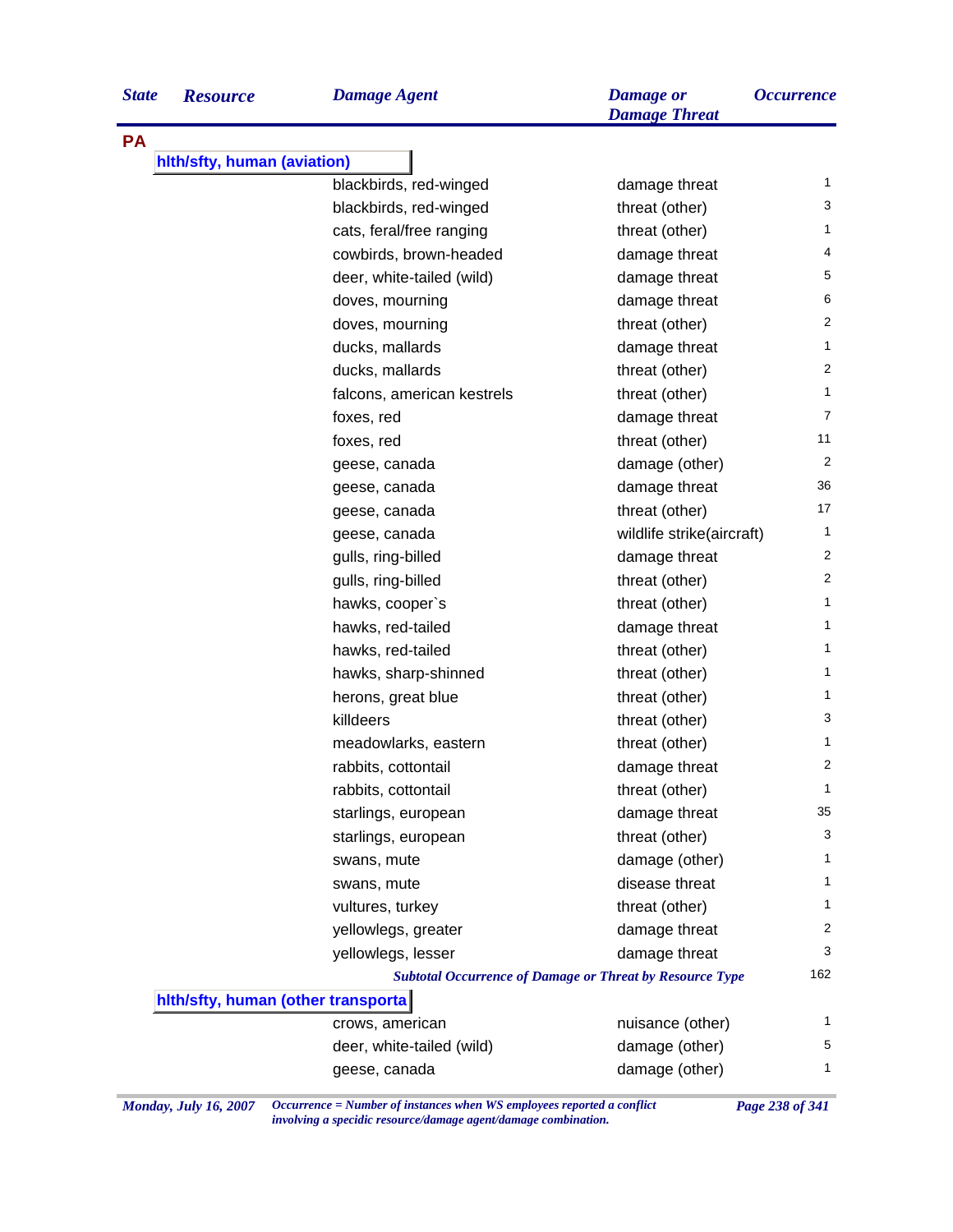| State | Resource | Damage Agent | Damage or Damage Threat | Occurrence |
|---|---|---|---|---|
| **PA** | | | | |
| | **hlth/sfty, human (aviation)** | | | |
| | | blackbirds, red-winged | damage threat | 1 |
| | | blackbirds, red-winged | threat (other) | 3 |
| | | cats, feral/free ranging | threat (other) | 1 |
| | | cowbirds, brown-headed | damage threat | 4 |
| | | deer, white-tailed (wild) | damage threat | 5 |
| | | doves, mourning | damage threat | 6 |
| | | doves, mourning | threat (other) | 2 |
| | | ducks, mallards | damage threat | 1 |
| | | ducks, mallards | threat (other) | 2 |
| | | falcons, american kestrels | threat (other) | 1 |
| | | foxes, red | damage threat | 7 |
| | | foxes, red | threat (other) | 11 |
| | | geese, canada | damage (other) | 2 |
| | | geese, canada | damage threat | 36 |
| | | geese, canada | threat (other) | 17 |
| | | geese, canada | wildlife strike(aircraft) | 1 |
| | | gulls, ring-billed | damage threat | 2 |
| | | gulls, ring-billed | threat (other) | 2 |
| | | hawks, cooper`s | threat (other) | 1 |
| | | hawks, red-tailed | damage threat | 1 |
| | | hawks, red-tailed | threat (other) | 1 |
| | | hawks, sharp-shinned | threat (other) | 1 |
| | | herons, great blue | threat (other) | 1 |
| | | killdeers | threat (other) | 3 |
| | | meadowlarks, eastern | threat (other) | 1 |
| | | rabbits, cottontail | damage threat | 2 |
| | | rabbits, cottontail | threat (other) | 1 |
| | | starlings, european | damage threat | 35 |
| | | starlings, european | threat (other) | 3 |
| | | swans, mute | damage (other) | 1 |
| | | swans, mute | disease threat | 1 |
| | | vultures, turkey | threat (other) | 1 |
| | | yellowlegs, greater | damage threat | 2 |
| | | yellowlegs, lesser | damage threat | 3 |
| | | *Subtotal Occurrence of Damage or Threat by Resource Type* | | 162 |
| | **hlth/sfty, human (other transporta** | | | |
| | | crows, american | nuisance (other) | 1 |
| | | deer, white-tailed (wild) | damage (other) | 5 |
| | | geese, canada | damage (other) | 1 |

*Occurrence = Number of instances when WS employees reported a conflict involving a specidic resource/damage agent/damage combination.*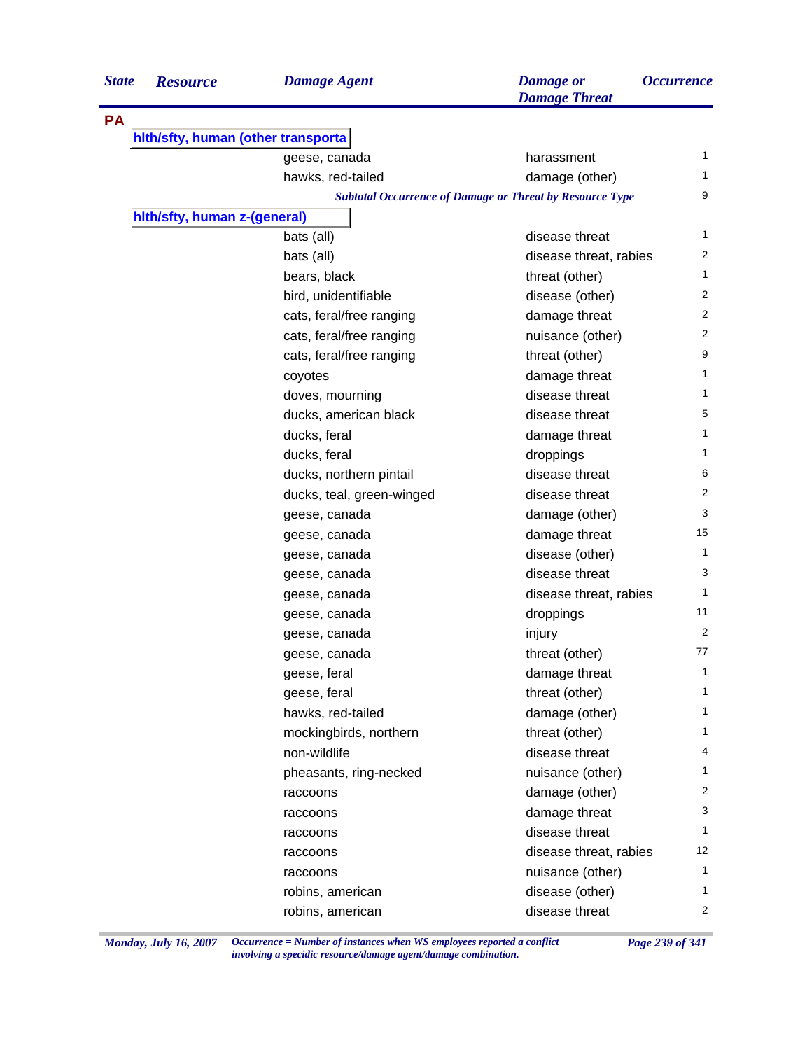| State | Resource | Damage Agent | Damage or Damage Threat | Occurrence |
|---|---|---|---|---|
| PA | | | | |
| | hlth/sfty, human (other transporta | | | |
| | | geese, canada | harassment | 1 |
| | | hawks, red-tailed | damage (other) | 1 |
| | | *Subtotal Occurrence of Damage or Threat by Resource Type* | | 9 |
| | hlth/sfty, human z-(general) | | | |
| | | bats (all) | disease threat | 1 |
| | | bats (all) | disease threat, rabies | 2 |
| | | bears, black | threat (other) | 1 |
| | | bird, unidentifiable | disease (other) | 2 |
| | | cats, feral/free ranging | damage threat | 2 |
| | | cats, feral/free ranging | nuisance (other) | 2 |
| | | cats, feral/free ranging | threat (other) | 9 |
| | | coyotes | damage threat | 1 |
| | | doves, mourning | disease threat | 1 |
| | | ducks, american black | disease threat | 5 |
| | | ducks, feral | damage threat | 1 |
| | | ducks, feral | droppings | 1 |
| | | ducks, northern pintail | disease threat | 6 |
| | | ducks, teal, green-winged | disease threat | 2 |
| | | geese, canada | damage (other) | 3 |
| | | geese, canada | damage threat | 15 |
| | | geese, canada | disease (other) | 1 |
| | | geese, canada | disease threat | 3 |
| | | geese, canada | disease threat, rabies | 1 |
| | | geese, canada | droppings | 11 |
| | | geese, canada | injury | 2 |
| | | geese, canada | threat (other) | 77 |
| | | geese, feral | damage threat | 1 |
| | | geese, feral | threat (other) | 1 |
| | | hawks, red-tailed | damage (other) | 1 |
| | | mockingbirds, northern | threat (other) | 1 |
| | | non-wildlife | disease threat | 4 |
| | | pheasants, ring-necked | nuisance (other) | 1 |
| | | raccoons | damage (other) | 2 |
| | | raccoons | damage threat | 3 |
| | | raccoons | disease threat | 1 |
| | | raccoons | disease threat, rabies | 12 |
| | | raccoons | nuisance (other) | 1 |
| | | robins, american | disease (other) | 1 |
| | | robins, american | disease threat | 2 |

*Occurrence = Number of instances when WS employees reported a conflict involving a specidic resource/damage agent/damage combination.*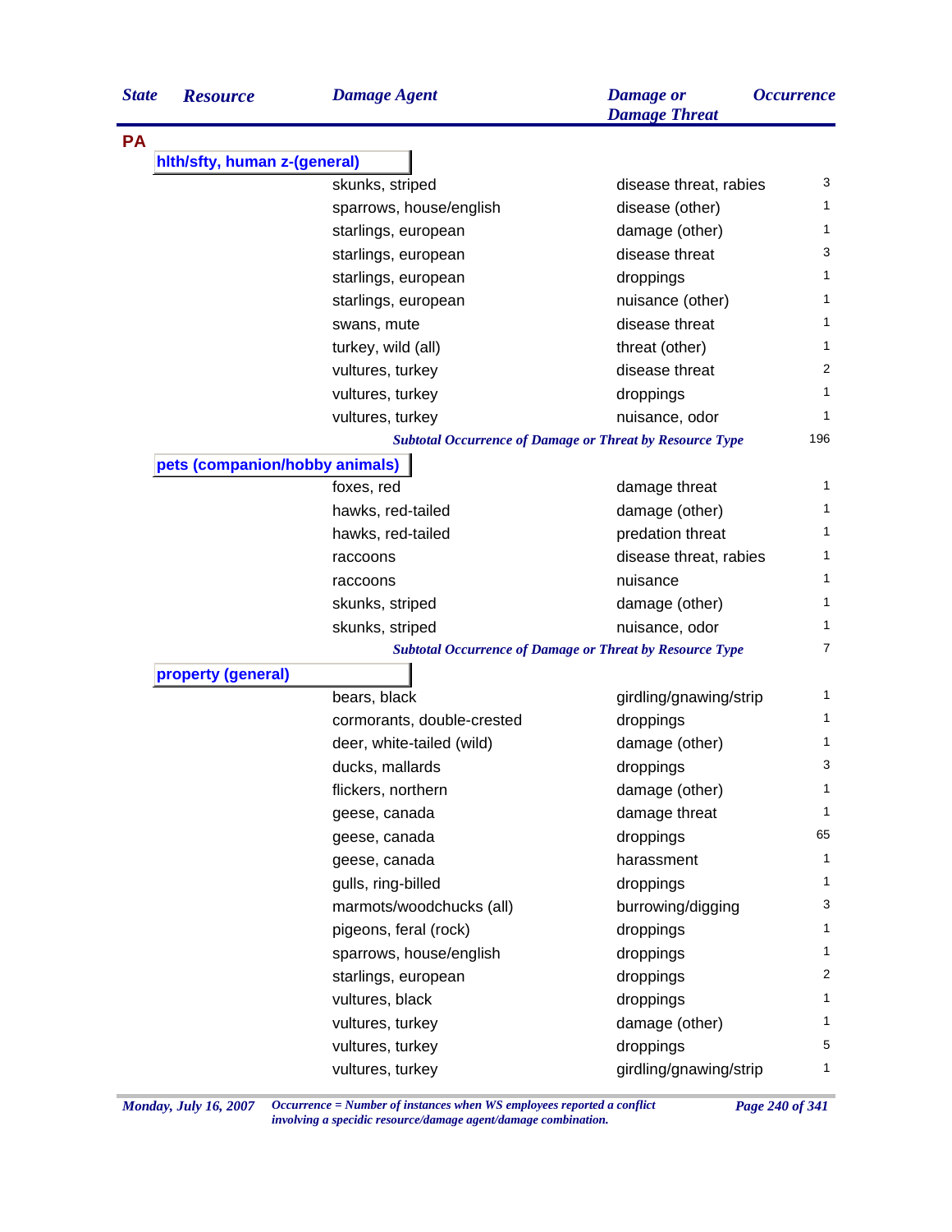| State | Resource | Damage Agent | Damage or Damage Threat | Occurrence |
|---|---|---|---|---|
| **PA** | | | | |
| | **hlth/sfty, human z-(general)** | | | |
| | | skunks, striped | disease threat, rabies | 3 |
| | | sparrows, house/english | disease (other) | 1 |
| | | starlings, european | damage (other) | 1 |
| | | starlings, european | disease threat | 3 |
| | | starlings, european | droppings | 1 |
| | | starlings, european | nuisance (other) | 1 |
| | | swans, mute | disease threat | 1 |
| | | turkey, wild (all) | threat (other) | 1 |
| | | vultures, turkey | disease threat | 2 |
| | | vultures, turkey | droppings | 1 |
| | | vultures, turkey | nuisance, odor | 1 |
| | | *Subtotal Occurrence of Damage or Threat by Resource Type* | | 196 |
| | **pets (companion/hobby animals)** | | | |
| | | foxes, red | damage threat | 1 |
| | | hawks, red-tailed | damage (other) | 1 |
| | | hawks, red-tailed | predation threat | 1 |
| | | raccoons | disease threat, rabies | 1 |
| | | raccoons | nuisance | 1 |
| | | skunks, striped | damage (other) | 1 |
| | | skunks, striped | nuisance, odor | 1 |
| | | *Subtotal Occurrence of Damage or Threat by Resource Type* | | 7 |
| | **property (general)** | | | |
| | | bears, black | girdling/gnawing/strip | 1 |
| | | cormorants, double-crested | droppings | 1 |
| | | deer, white-tailed (wild) | damage (other) | 1 |
| | | ducks, mallards | droppings | 3 |
| | | flickers, northern | damage (other) | 1 |
| | | geese, canada | damage threat | 1 |
| | | geese, canada | droppings | 65 |
| | | geese, canada | harassment | 1 |
| | | gulls, ring-billed | droppings | 1 |
| | | marmots/woodchucks (all) | burrowing/digging | 3 |
| | | pigeons, feral (rock) | droppings | 1 |
| | | sparrows, house/english | droppings | 1 |
| | | starlings, european | droppings | 2 |
| | | vultures, black | droppings | 1 |
| | | vultures, turkey | damage (other) | 1 |
| | | vultures, turkey | droppings | 5 |
| | | vultures, turkey | girdling/gnawing/strip | 1 |

*Occurrence = Number of instances when WS employees reported a conflict involving a specidic resource/damage agent/damage combination.*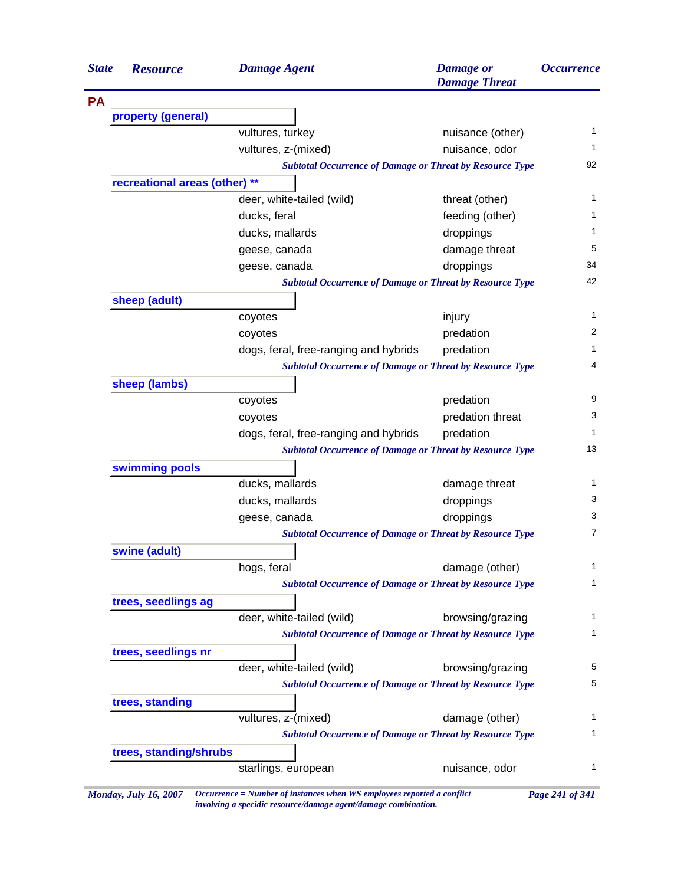| State | Resource | Damage Agent | Damage or Damage Threat | Occurrence |
|---|---|---|---|---|
| **PA** | | | | |
| | **property (general)** | | | |
| | | vultures, turkey | nuisance (other) | 1 |
| | | vultures, z-(mixed) | nuisance, odor | 1 |
| | | *Subtotal Occurrence of Damage or Threat by Resource Type* | | 92 |
| | **recreational areas (other) ** ** | | | |
| | | deer, white-tailed (wild) | threat (other) | 1 |
| | | ducks, feral | feeding (other) | 1 |
| | | ducks, mallards | droppings | 1 |
| | | geese, canada | damage threat | 5 |
| | | geese, canada | droppings | 34 |
| | | *Subtotal Occurrence of Damage or Threat by Resource Type* | | 42 |
| | **sheep (adult)** | | | |
| | | coyotes | injury | 1 |
| | | coyotes | predation | 2 |
| | | dogs, feral, free-ranging and hybrids | predation | 1 |
| | | *Subtotal Occurrence of Damage or Threat by Resource Type* | | 4 |
| | **sheep (lambs)** | | | |
| | | coyotes | predation | 9 |
| | | coyotes | predation threat | 3 |
| | | dogs, feral, free-ranging and hybrids | predation | 1 |
| | | *Subtotal Occurrence of Damage or Threat by Resource Type* | | 13 |
| | **swimming pools** | | | |
| | | ducks, mallards | damage threat | 1 |
| | | ducks, mallards | droppings | 3 |
| | | geese, canada | droppings | 3 |
| | | *Subtotal Occurrence of Damage or Threat by Resource Type* | | 7 |
| | **swine (adult)** | | | |
| | | hogs, feral | damage (other) | 1 |
| | | *Subtotal Occurrence of Damage or Threat by Resource Type* | | 1 |
| | **trees, seedlings ag** | | | |
| | | deer, white-tailed (wild) | browsing/grazing | 1 |
| | | *Subtotal Occurrence of Damage or Threat by Resource Type* | | 1 |
| | **trees, seedlings nr** | | | |
| | | deer, white-tailed (wild) | browsing/grazing | 5 |
| | | *Subtotal Occurrence of Damage or Threat by Resource Type* | | 5 |
| | **trees, standing** | | | |
| | | vultures, z-(mixed) | damage (other) | 1 |
| | | *Subtotal Occurrence of Damage or Threat by Resource Type* | | 1 |
| | **trees, standing/shrubs** | | | |
| | | starlings, european | nuisance, odor | 1 |

*Monday, July 16, 2007* *Occurrence = Number of instances when WS employees reported a conflict involving a specidic resource/damage agent/damage combination.*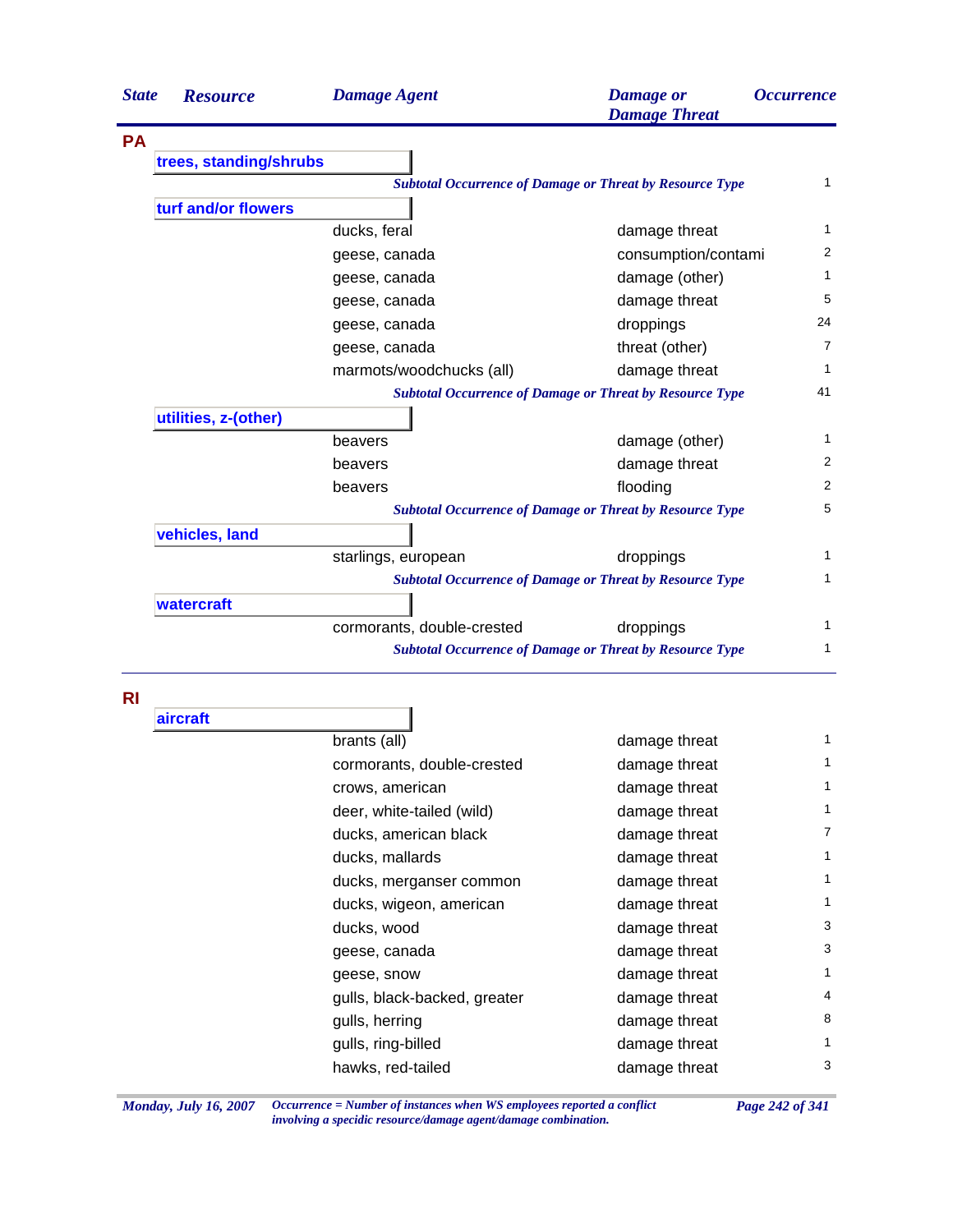| State | Resource | Damage Agent | Damage or Damage Threat | Occurrence |
|---|---|---|---|---|
| **PA** | | | | |
| | **trees, standing/shrubs** | | | |
| | | *Subtotal Occurrence of Damage or Threat by Resource Type* | | 1 |
| | **turf and/or flowers** | | | |
| | | ducks, feral | damage threat | 1 |
| | | geese, canada | consumption/contami | 2 |
| | | geese, canada | damage (other) | 1 |
| | | geese, canada | damage threat | 5 |
| | | geese, canada | droppings | 24 |
| | | geese, canada | threat (other) | 7 |
| | | marmots/woodchucks (all) | damage threat | 1 |
| | | *Subtotal Occurrence of Damage or Threat by Resource Type* | | 41 |
| | **utilities, z-(other)** | | | |
| | | beavers | damage (other) | 1 |
| | | beavers | damage threat | 2 |
| | | beavers | flooding | 2 |
| | | *Subtotal Occurrence of Damage or Threat by Resource Type* | | 5 |
| | **vehicles, land** | | | |
| | | starlings, european | droppings | 1 |
| | | *Subtotal Occurrence of Damage or Threat by Resource Type* | | 1 |
| | **watercraft** | | | |
| | | cormorants, double-crested | droppings | 1 |
| | | *Subtotal Occurrence of Damage or Threat by Resource Type* | | 1 |
| **RI** | | | | |
| | **aircraft** | | | |
| | | brants (all) | damage threat | 1 |
| | | cormorants, double-crested | damage threat | 1 |
| | | crows, american | damage threat | 1 |
| | | deer, white-tailed (wild) | damage threat | 1 |
| | | ducks, american black | damage threat | 7 |
| | | ducks, mallards | damage threat | 1 |
| | | ducks, merganser common | damage threat | 1 |
| | | ducks, wigeon, american | damage threat | 1 |
| | | ducks, wood | damage threat | 3 |
| | | geese, canada | damage threat | 3 |
| | | geese, snow | damage threat | 1 |
| | | gulls, black-backed, greater | damage threat | 4 |
| | | gulls, herring | damage threat | 8 |
| | | gulls, ring-billed | damage threat | 1 |
| | | hawks, red-tailed | damage threat | 3 |

*Occurrence = Number of instances when WS employees reported a conflict involving a specidic resource/damage agent/damage combination.*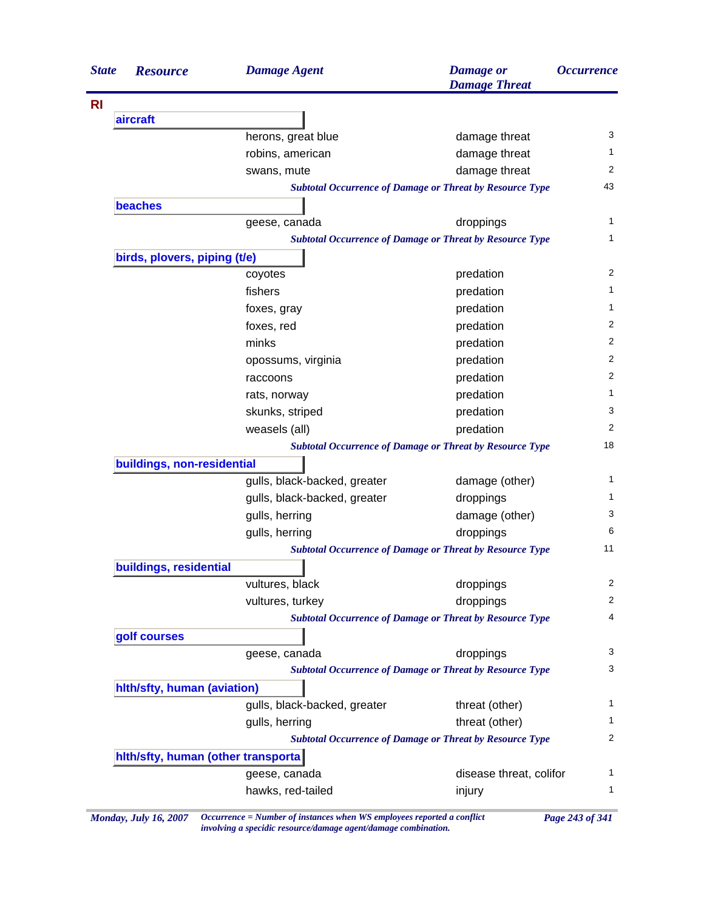| State | Resource | Damage Agent | Damage or Damage Threat | Occurrence |
|---|---|---|---|---|
| RI | | | | |
| | **aircraft** | | | |
| | | herons, great blue | damage threat | 3 |
| | | robins, american | damage threat | 1 |
| | | swans, mute | damage threat | 2 |
| | | *Subtotal Occurrence of Damage or Threat by Resource Type* | | 43 |
| | **beaches** | | | |
| | | geese, canada | droppings | 1 |
| | | *Subtotal Occurrence of Damage or Threat by Resource Type* | | 1 |
| | **birds, plovers, piping (t/e)** | | | |
| | | coyotes | predation | 2 |
| | | fishers | predation | 1 |
| | | foxes, gray | predation | 1 |
| | | foxes, red | predation | 2 |
| | | minks | predation | 2 |
| | | opossums, virginia | predation | 2 |
| | | raccoons | predation | 2 |
| | | rats, norway | predation | 1 |
| | | skunks, striped | predation | 3 |
| | | weasels (all) | predation | 2 |
| | | *Subtotal Occurrence of Damage or Threat by Resource Type* | | 18 |
| | **buildings, non-residential** | | | |
| | | gulls, black-backed, greater | damage (other) | 1 |
| | | gulls, black-backed, greater | droppings | 1 |
| | | gulls, herring | damage (other) | 3 |
| | | gulls, herring | droppings | 6 |
| | | *Subtotal Occurrence of Damage or Threat by Resource Type* | | 11 |
| | **buildings, residential** | | | |
| | | vultures, black | droppings | 2 |
| | | vultures, turkey | droppings | 2 |
| | | *Subtotal Occurrence of Damage or Threat by Resource Type* | | 4 |
| | **golf courses** | | | |
| | | geese, canada | droppings | 3 |
| | | *Subtotal Occurrence of Damage or Threat by Resource Type* | | 3 |
| | **hlth/sfty, human (aviation)** | | | |
| | | gulls, black-backed, greater | threat (other) | 1 |
| | | gulls, herring | threat (other) | 1 |
| | | *Subtotal Occurrence of Damage or Threat by Resource Type* | | 2 |
| | **hlth/sfty, human (other transporta** | | | |
| | | geese, canada | disease threat, colifor | 1 |
| | | hawks, red-tailed | injury | 1 |

*Occurrence = Number of instances when WS employees reported a conflict involving a specidic resource/damage agent/damage combination.*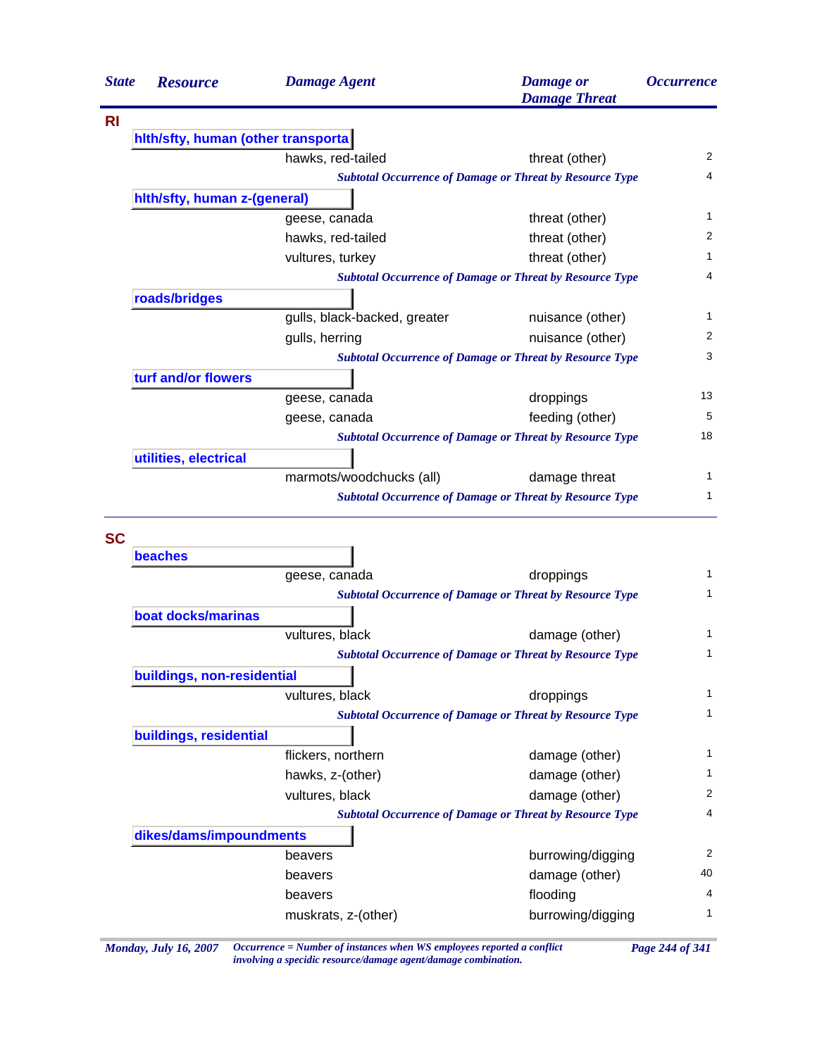| State | Resource | Damage Agent | Damage or Damage Threat | Occurrence |
|---|---|---|---|---|
| **RI** | | | | |
| | **hlth/sfty, human (other transporta** | | | |
| | | hawks, red-tailed | threat (other) | 2 |
| | | *Subtotal Occurrence of Damage or Threat by Resource Type* | | 4 |
| | **hlth/sfty, human z-(general)** | | | |
| | | geese, canada | threat (other) | 1 |
| | | hawks, red-tailed | threat (other) | 2 |
| | | vultures, turkey | threat (other) | 1 |
| | | *Subtotal Occurrence of Damage or Threat by Resource Type* | | 4 |
| | **roads/bridges** | | | |
| | | gulls, black-backed, greater | nuisance (other) | 1 |
| | | gulls, herring | nuisance (other) | 2 |
| | | *Subtotal Occurrence of Damage or Threat by Resource Type* | | 3 |
| | **turf and/or flowers** | | | |
| | | geese, canada | droppings | 13 |
| | | geese, canada | feeding (other) | 5 |
| | | *Subtotal Occurrence of Damage or Threat by Resource Type* | | 18 |
| | **utilities, electrical** | | | |
| | | marmots/woodchucks (all) | damage threat | 1 |
| | | *Subtotal Occurrence of Damage or Threat by Resource Type* | | 1 |
| **SC** | | | | |
| | **beaches** | | | |
| | | geese, canada | droppings | 1 |
| | | *Subtotal Occurrence of Damage or Threat by Resource Type* | | 1 |
| | **boat docks/marinas** | | | |
| | | vultures, black | damage (other) | 1 |
| | | *Subtotal Occurrence of Damage or Threat by Resource Type* | | 1 |
| | **buildings, non-residential** | | | |
| | | vultures, black | droppings | 1 |
| | | *Subtotal Occurrence of Damage or Threat by Resource Type* | | 1 |
| | **buildings, residential** | | | |
| | | flickers, northern | damage (other) | 1 |
| | | hawks, z-(other) | damage (other) | 1 |
| | | vultures, black | damage (other) | 2 |
| | | *Subtotal Occurrence of Damage or Threat by Resource Type* | | 4 |
| | **dikes/dams/impoundments** | | | |
| | | beavers | burrowing/digging | 2 |
| | | beavers | damage (other) | 40 |
| | | beavers | flooding | 4 |
| | | muskrats, z-(other) | burrowing/digging | 1 |

*Occurrence = Number of instances when WS employees reported a conflict involving a specidic resource/damage agent/damage combination.*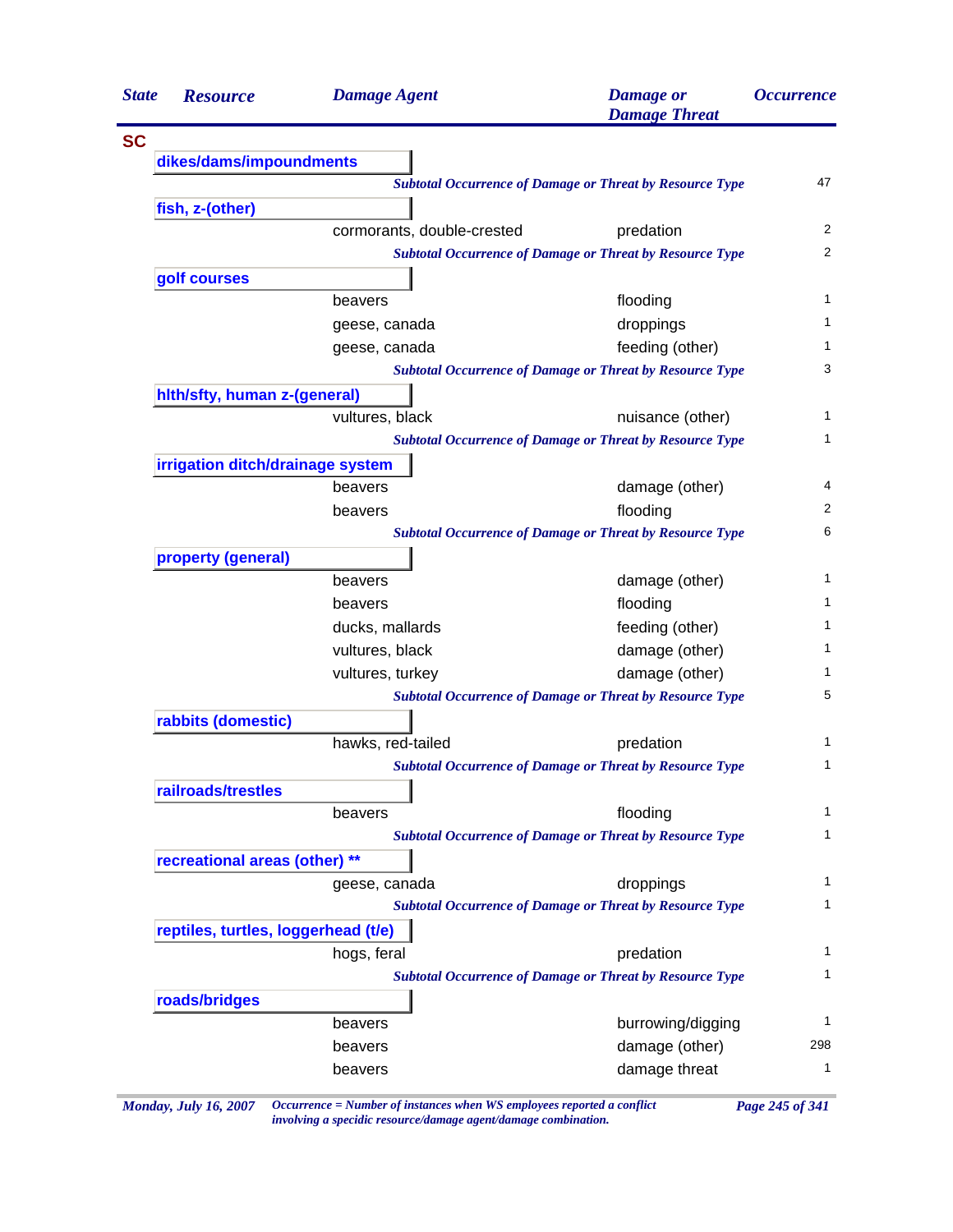| State | Resource | Damage Agent | Damage or Damage Threat | Occurrence |
|---|---|---|---|---|
| **SC** | | | | |
| | **dikes/dams/impoundments** | | | |
| | | *Subtotal Occurrence of Damage or Threat by Resource Type* | | 47 |
| | **fish, z-(other)** | | | |
| | | cormorants, double-crested | predation | 2 |
| | | *Subtotal Occurrence of Damage or Threat by Resource Type* | | 2 |
| | **golf courses** | | | |
| | | beavers | flooding | 1 |
| | | geese, canada | droppings | 1 |
| | | geese, canada | feeding (other) | 1 |
| | | *Subtotal Occurrence of Damage or Threat by Resource Type* | | 3 |
| | **hlth/sfty, human z-(general)** | | | |
| | | vultures, black | nuisance (other) | 1 |
| | | *Subtotal Occurrence of Damage or Threat by Resource Type* | | 1 |
| | **irrigation ditch/drainage system** | | | |
| | | beavers | damage (other) | 4 |
| | | beavers | flooding | 2 |
| | | *Subtotal Occurrence of Damage or Threat by Resource Type* | | 6 |
| | **property (general)** | | | |
| | | beavers | damage (other) | 1 |
| | | beavers | flooding | 1 |
| | | ducks, mallards | feeding (other) | 1 |
| | | vultures, black | damage (other) | 1 |
| | | vultures, turkey | damage (other) | 1 |
| | | *Subtotal Occurrence of Damage or Threat by Resource Type* | | 5 |
| | **rabbits (domestic)** | | | |
| | | hawks, red-tailed | predation | 1 |
| | | *Subtotal Occurrence of Damage or Threat by Resource Type* | | 1 |
| | **railroads/trestles** | | | |
| | | beavers | flooding | 1 |
| | | *Subtotal Occurrence of Damage or Threat by Resource Type* | | 1 |
| | **recreational areas (other) **** | | | |
| | | geese, canada | droppings | 1 |
| | | *Subtotal Occurrence of Damage or Threat by Resource Type* | | 1 |
| | **reptiles, turtles, loggerhead (t/e)** | | | |
| | | hogs, feral | predation | 1 |
| | | *Subtotal Occurrence of Damage or Threat by Resource Type* | | 1 |
| | **roads/bridges** | | | |
| | | beavers | burrowing/digging | 1 |
| | | beavers | damage (other) | 298 |
| | | beavers | damage threat | 1 |

*Occurrence = Number of instances when WS employees reported a conflict involving a specidic resource/damage agent/damage combination.*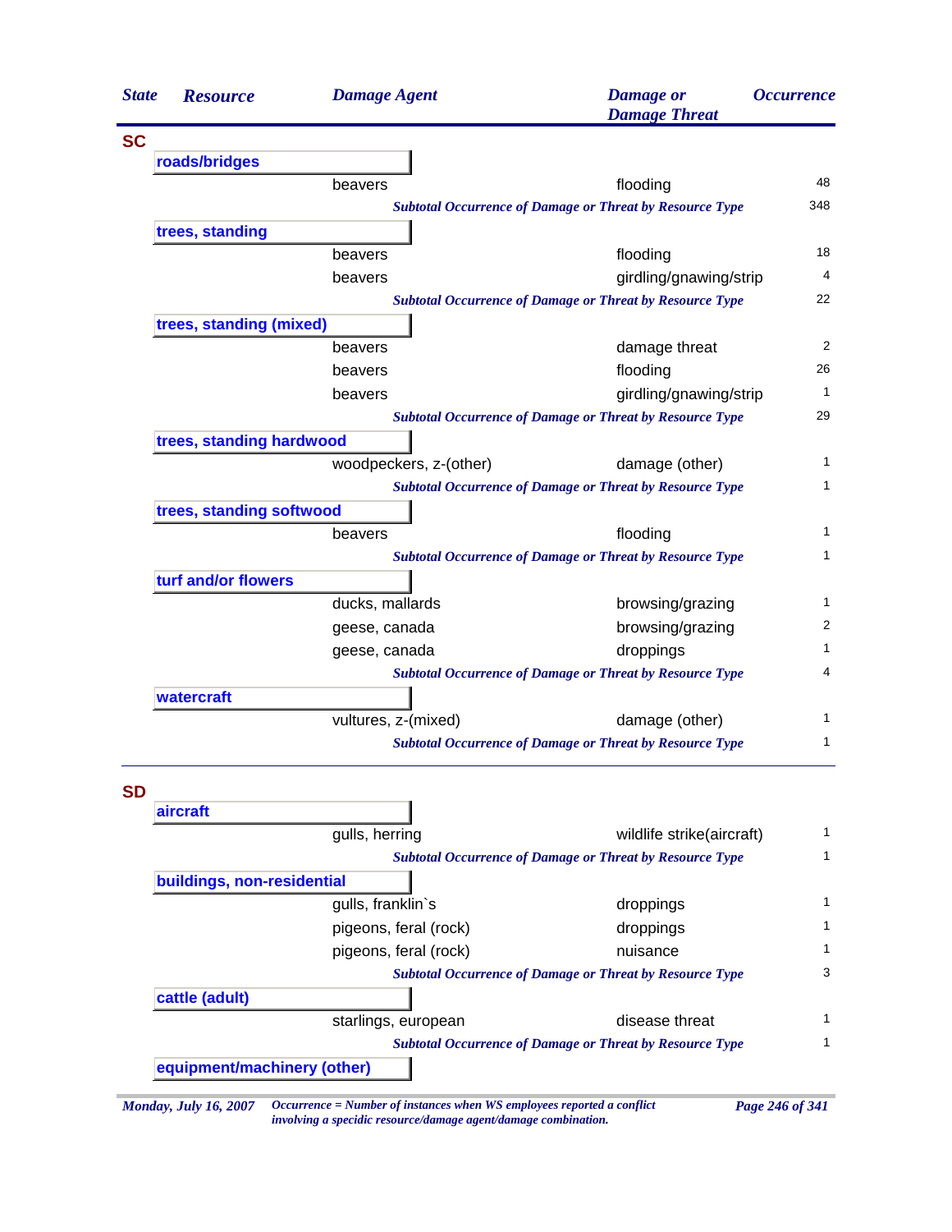| State | Resource | Damage Agent | Damage or Damage Threat | Occurrence |
|---|---|---|---|---|
| **SC** | | | | |
| | **roads/bridges** | | | |
| | | beavers | flooding | 48 |
| | | *Subtotal Occurrence of Damage or Threat by Resource Type* | | 348 |
| | **trees, standing** | | | |
| | | beavers | flooding | 18 |
| | | beavers | girdling/gnawing/strip | 4 |
| | | *Subtotal Occurrence of Damage or Threat by Resource Type* | | 22 |
| | **trees, standing (mixed)** | | | |
| | | beavers | damage threat | 2 |
| | | beavers | flooding | 26 |
| | | beavers | girdling/gnawing/strip | 1 |
| | | *Subtotal Occurrence of Damage or Threat by Resource Type* | | 29 |
| | **trees, standing hardwood** | | | |
| | | woodpeckers, z-(other) | damage (other) | 1 |
| | | *Subtotal Occurrence of Damage or Threat by Resource Type* | | 1 |
| | **trees, standing softwood** | | | |
| | | beavers | flooding | 1 |
| | | *Subtotal Occurrence of Damage or Threat by Resource Type* | | 1 |
| | **turf and/or flowers** | | | |
| | | ducks, mallards | browsing/grazing | 1 |
| | | geese, canada | browsing/grazing | 2 |
| | | geese, canada | droppings | 1 |
| | | *Subtotal Occurrence of Damage or Threat by Resource Type* | | 4 |
| | **watercraft** | | | |
| | | vultures, z-(mixed) | damage (other) | 1 |
| | | *Subtotal Occurrence of Damage or Threat by Resource Type* | | 1 |
| **SD** | | | | |
| | **aircraft** | | | |
| | | gulls, herring | wildlife strike(aircraft) | 1 |
| | | *Subtotal Occurrence of Damage or Threat by Resource Type* | | 1 |
| | **buildings, non-residential** | | | |
| | | gulls, franklin`s | droppings | 1 |
| | | pigeons, feral (rock) | droppings | 1 |
| | | pigeons, feral (rock) | nuisance | 1 |
| | | *Subtotal Occurrence of Damage or Threat by Resource Type* | | 3 |
| | **cattle (adult)** | | | |
| | | starlings, european | disease threat | 1 |
| | | *Subtotal Occurrence of Damage or Threat by Resource Type* | | 1 |
| | **equipment/machinery (other)** | | | |

*Monday, July 16, 2007* — *Occurrence = Number of instances when WS employees reported a conflict involving a specidic resource/damage agent/damage combination.*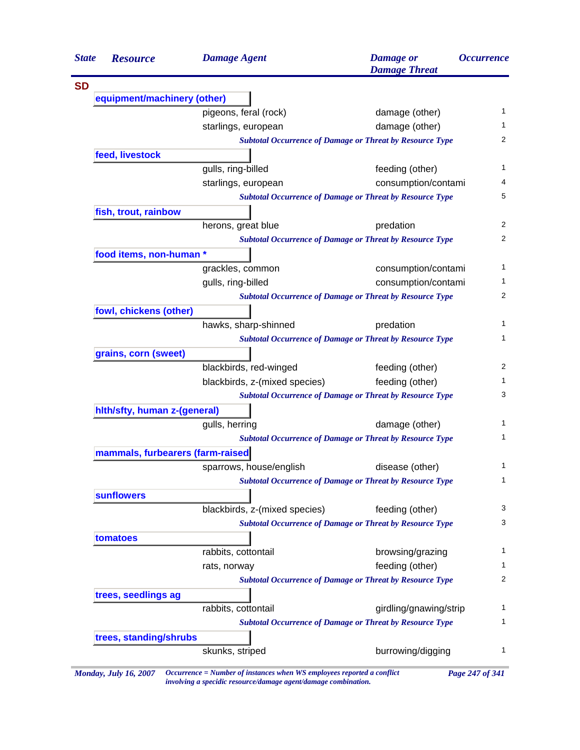| State | Resource | Damage Agent | Damage or Damage Threat | Occurrence |
|---|---|---|---|---|
| **SD** | | | | |
| | **equipment/machinery (other)** | | | |
| | | pigeons, feral (rock) | damage (other) | 1 |
| | | starlings, european | damage (other) | 1 |
| | | *Subtotal Occurrence of Damage or Threat by Resource Type* | | 2 |
| | **feed, livestock** | | | |
| | | gulls, ring-billed | feeding (other) | 1 |
| | | starlings, european | consumption/contami | 4 |
| | | *Subtotal Occurrence of Damage or Threat by Resource Type* | | 5 |
| | **fish, trout, rainbow** | | | |
| | | herons, great blue | predation | 2 |
| | | *Subtotal Occurrence of Damage or Threat by Resource Type* | | 2 |
| | **food items, non-human *** | | | |
| | | grackles, common | consumption/contami | 1 |
| | | gulls, ring-billed | consumption/contami | 1 |
| | | *Subtotal Occurrence of Damage or Threat by Resource Type* | | 2 |
| | **fowl, chickens (other)** | | | |
| | | hawks, sharp-shinned | predation | 1 |
| | | *Subtotal Occurrence of Damage or Threat by Resource Type* | | 1 |
| | **grains, corn (sweet)** | | | |
| | | blackbirds, red-winged | feeding (other) | 2 |
| | | blackbirds, z-(mixed species) | feeding (other) | 1 |
| | | *Subtotal Occurrence of Damage or Threat by Resource Type* | | 3 |
| | **hlth/sfty, human z-(general)** | | | |
| | | gulls, herring | damage (other) | 1 |
| | | *Subtotal Occurrence of Damage or Threat by Resource Type* | | 1 |
| | **mammals, furbearers (farm-raised** | | | |
| | | sparrows, house/english | disease (other) | 1 |
| | | *Subtotal Occurrence of Damage or Threat by Resource Type* | | 1 |
| | **sunflowers** | | | |
| | | blackbirds, z-(mixed species) | feeding (other) | 3 |
| | | *Subtotal Occurrence of Damage or Threat by Resource Type* | | 3 |
| | **tomatoes** | | | |
| | | rabbits, cottontail | browsing/grazing | 1 |
| | | rats, norway | feeding (other) | 1 |
| | | *Subtotal Occurrence of Damage or Threat by Resource Type* | | 2 |
| | **trees, seedlings ag** | | | |
| | | rabbits, cottontail | girdling/gnawing/strip | 1 |
| | | *Subtotal Occurrence of Damage or Threat by Resource Type* | | 1 |
| | **trees, standing/shrubs** | | | |
| | | skunks, striped | burrowing/digging | 1 |

*Monday, July 16, 2007* — *Occurrence = Number of instances when WS employees reported a conflict involving a specidic resource/damage agent/damage combination.*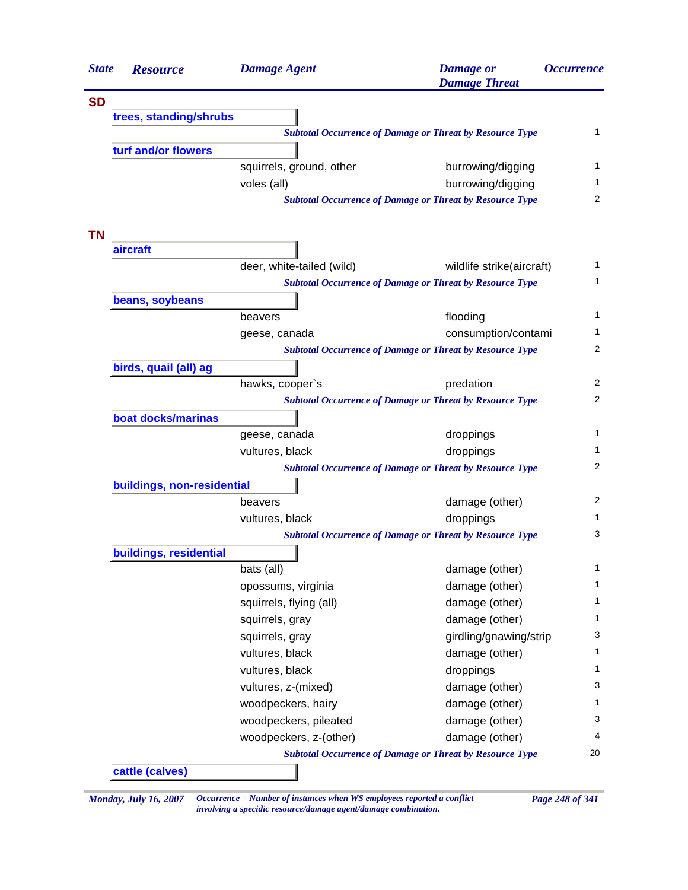| State | Resource | Damage Agent | Damage or Damage Threat | Occurrence |
|---|---|---|---|---|
| **SD** | | | | |
| | **trees, standing/shrubs** | | | |
| | | *Subtotal Occurrence of Damage or Threat by Resource Type* | | 1 |
| | **turf and/or flowers** | | | |
| | | squirrels, ground, other | burrowing/digging | 1 |
| | | voles (all) | burrowing/digging | 1 |
| | | *Subtotal Occurrence of Damage or Threat by Resource Type* | | 2 |
| **TN** | | | | |
| | **aircraft** | | | |
| | | deer, white-tailed (wild) | wildlife strike(aircraft) | 1 |
| | | *Subtotal Occurrence of Damage or Threat by Resource Type* | | 1 |
| | **beans, soybeans** | | | |
| | | beavers | flooding | 1 |
| | | geese, canada | consumption/contami | 1 |
| | | *Subtotal Occurrence of Damage or Threat by Resource Type* | | 2 |
| | **birds, quail (all) ag** | | | |
| | | hawks, cooper`s | predation | 2 |
| | | *Subtotal Occurrence of Damage or Threat by Resource Type* | | 2 |
| | **boat docks/marinas** | | | |
| | | geese, canada | droppings | 1 |
| | | vultures, black | droppings | 1 |
| | | *Subtotal Occurrence of Damage or Threat by Resource Type* | | 2 |
| | **buildings, non-residential** | | | |
| | | beavers | damage (other) | 2 |
| | | vultures, black | droppings | 1 |
| | | *Subtotal Occurrence of Damage or Threat by Resource Type* | | 3 |
| | **buildings, residential** | | | |
| | | bats (all) | damage (other) | 1 |
| | | opossums, virginia | damage (other) | 1 |
| | | squirrels, flying (all) | damage (other) | 1 |
| | | squirrels, gray | damage (other) | 1 |
| | | squirrels, gray | girdling/gnawing/strip | 3 |
| | | vultures, black | damage (other) | 1 |
| | | vultures, black | droppings | 1 |
| | | vultures, z-(mixed) | damage (other) | 3 |
| | | woodpeckers, hairy | damage (other) | 1 |
| | | woodpeckers, pileated | damage (other) | 3 |
| | | woodpeckers, z-(other) | damage (other) | 4 |
| | | *Subtotal Occurrence of Damage or Threat by Resource Type* | | 20 |
| | **cattle (calves)** | | | |

*Occurrence = Number of instances when WS employees reported a conflict involving a specidic resource/damage agent/damage combination.*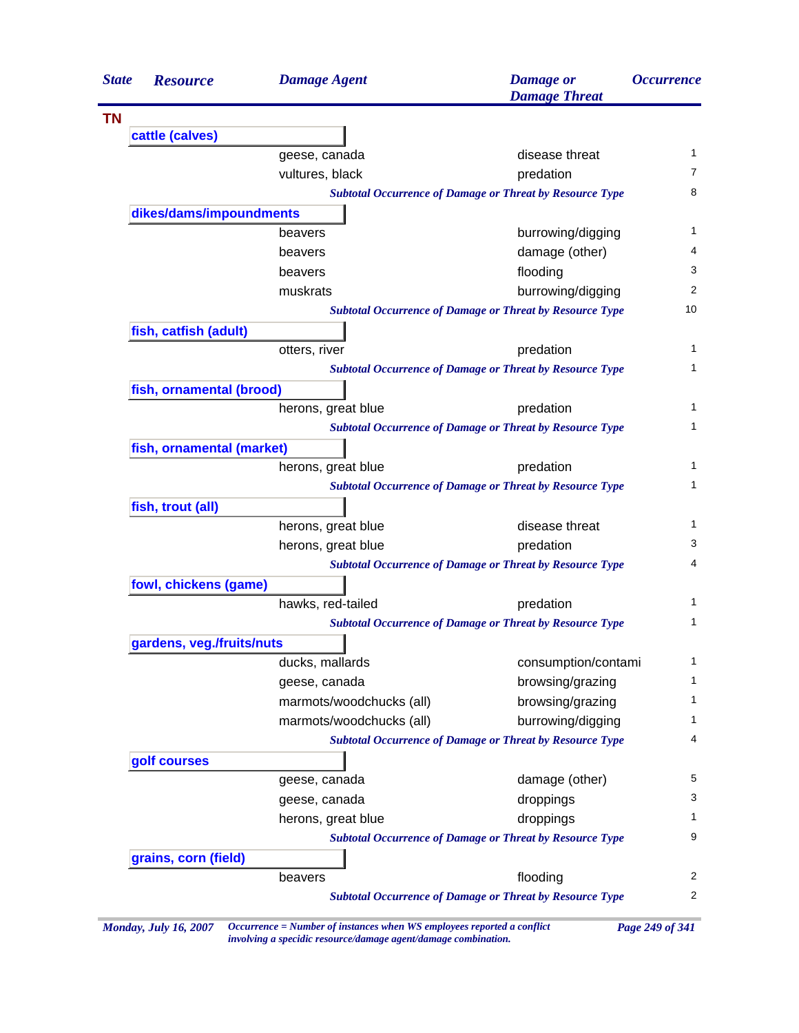| State | Resource | Damage Agent | Damage or Damage Threat | Occurrence |
|---|---|---|---|---|
| **TN** | | | | |
| | **cattle (calves)** | | | |
| | | geese, canada | disease threat | 1 |
| | | vultures, black | predation | 7 |
| | | | *Subtotal Occurrence of Damage or Threat by Resource Type* | 8 |
| | **dikes/dams/impoundments** | | | |
| | | beavers | burrowing/digging | 1 |
| | | beavers | damage (other) | 4 |
| | | beavers | flooding | 3 |
| | | muskrats | burrowing/digging | 2 |
| | | | *Subtotal Occurrence of Damage or Threat by Resource Type* | 10 |
| | **fish, catfish (adult)** | | | |
| | | otters, river | predation | 1 |
| | | | *Subtotal Occurrence of Damage or Threat by Resource Type* | 1 |
| | **fish, ornamental (brood)** | | | |
| | | herons, great blue | predation | 1 |
| | | | *Subtotal Occurrence of Damage or Threat by Resource Type* | 1 |
| | **fish, ornamental (market)** | | | |
| | | herons, great blue | predation | 1 |
| | | | *Subtotal Occurrence of Damage or Threat by Resource Type* | 1 |
| | **fish, trout (all)** | | | |
| | | herons, great blue | disease threat | 1 |
| | | herons, great blue | predation | 3 |
| | | | *Subtotal Occurrence of Damage or Threat by Resource Type* | 4 |
| | **fowl, chickens (game)** | | | |
| | | hawks, red-tailed | predation | 1 |
| | | | *Subtotal Occurrence of Damage or Threat by Resource Type* | 1 |
| | **gardens, veg./fruits/nuts** | | | |
| | | ducks, mallards | consumption/contami | 1 |
| | | geese, canada | browsing/grazing | 1 |
| | | marmots/woodchucks (all) | browsing/grazing | 1 |
| | | marmots/woodchucks (all) | burrowing/digging | 1 |
| | | | *Subtotal Occurrence of Damage or Threat by Resource Type* | 4 |
| | **golf courses** | | | |
| | | geese, canada | damage (other) | 5 |
| | | geese, canada | droppings | 3 |
| | | herons, great blue | droppings | 1 |
| | | | *Subtotal Occurrence of Damage or Threat by Resource Type* | 9 |
| | **grains, corn (field)** | | | |
| | | beavers | flooding | 2 |
| | | | *Subtotal Occurrence of Damage or Threat by Resource Type* | 2 |

*Occurrence = Number of instances when WS employees reported a conflict involving a specidic resource/damage agent/damage combination.*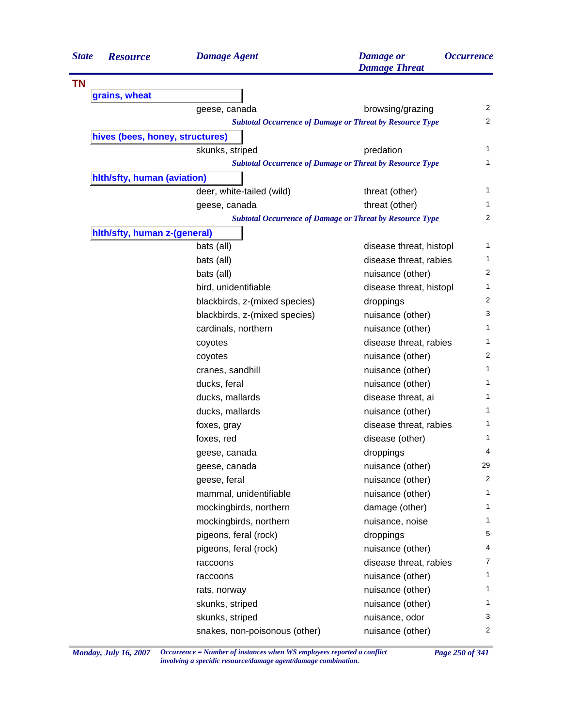| State | Resource | Damage Agent | Damage or Damage Threat | Occurrence |
|---|---|---|---|---|
| **TN** | | | | |
| | **grains, wheat** | | | |
| | | geese, canada | browsing/grazing | 2 |
| | | *Subtotal Occurrence of Damage or Threat by Resource Type* | | 2 |
| | **hives (bees, honey, structures)** | | | |
| | | skunks, striped | predation | 1 |
| | | *Subtotal Occurrence of Damage or Threat by Resource Type* | | 1 |
| | **hlth/sfty, human (aviation)** | | | |
| | | deer, white-tailed (wild) | threat (other) | 1 |
| | | geese, canada | threat (other) | 1 |
| | | *Subtotal Occurrence of Damage or Threat by Resource Type* | | 2 |
| | **hlth/sfty, human z-(general)** | | | |
| | | bats (all) | disease threat, histopl | 1 |
| | | bats (all) | disease threat, rabies | 1 |
| | | bats (all) | nuisance (other) | 2 |
| | | bird, unidentifiable | disease threat, histopl | 1 |
| | | blackbirds, z-(mixed species) | droppings | 2 |
| | | blackbirds, z-(mixed species) | nuisance (other) | 3 |
| | | cardinals, northern | nuisance (other) | 1 |
| | | coyotes | disease threat, rabies | 1 |
| | | coyotes | nuisance (other) | 2 |
| | | cranes, sandhill | nuisance (other) | 1 |
| | | ducks, feral | nuisance (other) | 1 |
| | | ducks, mallards | disease threat, ai | 1 |
| | | ducks, mallards | nuisance (other) | 1 |
| | | foxes, gray | disease threat, rabies | 1 |
| | | foxes, red | disease (other) | 1 |
| | | geese, canada | droppings | 4 |
| | | geese, canada | nuisance (other) | 29 |
| | | geese, feral | nuisance (other) | 2 |
| | | mammal, unidentifiable | nuisance (other) | 1 |
| | | mockingbirds, northern | damage (other) | 1 |
| | | mockingbirds, northern | nuisance, noise | 1 |
| | | pigeons, feral (rock) | droppings | 5 |
| | | pigeons, feral (rock) | nuisance (other) | 4 |
| | | raccoons | disease threat, rabies | 7 |
| | | raccoons | nuisance (other) | 1 |
| | | rats, norway | nuisance (other) | 1 |
| | | skunks, striped | nuisance (other) | 1 |
| | | skunks, striped | nuisance, odor | 3 |
| | | snakes, non-poisonous (other) | nuisance (other) | 2 |

*Occurrence = Number of instances when WS employees reported a conflict involving a specidic resource/damage agent/damage combination.*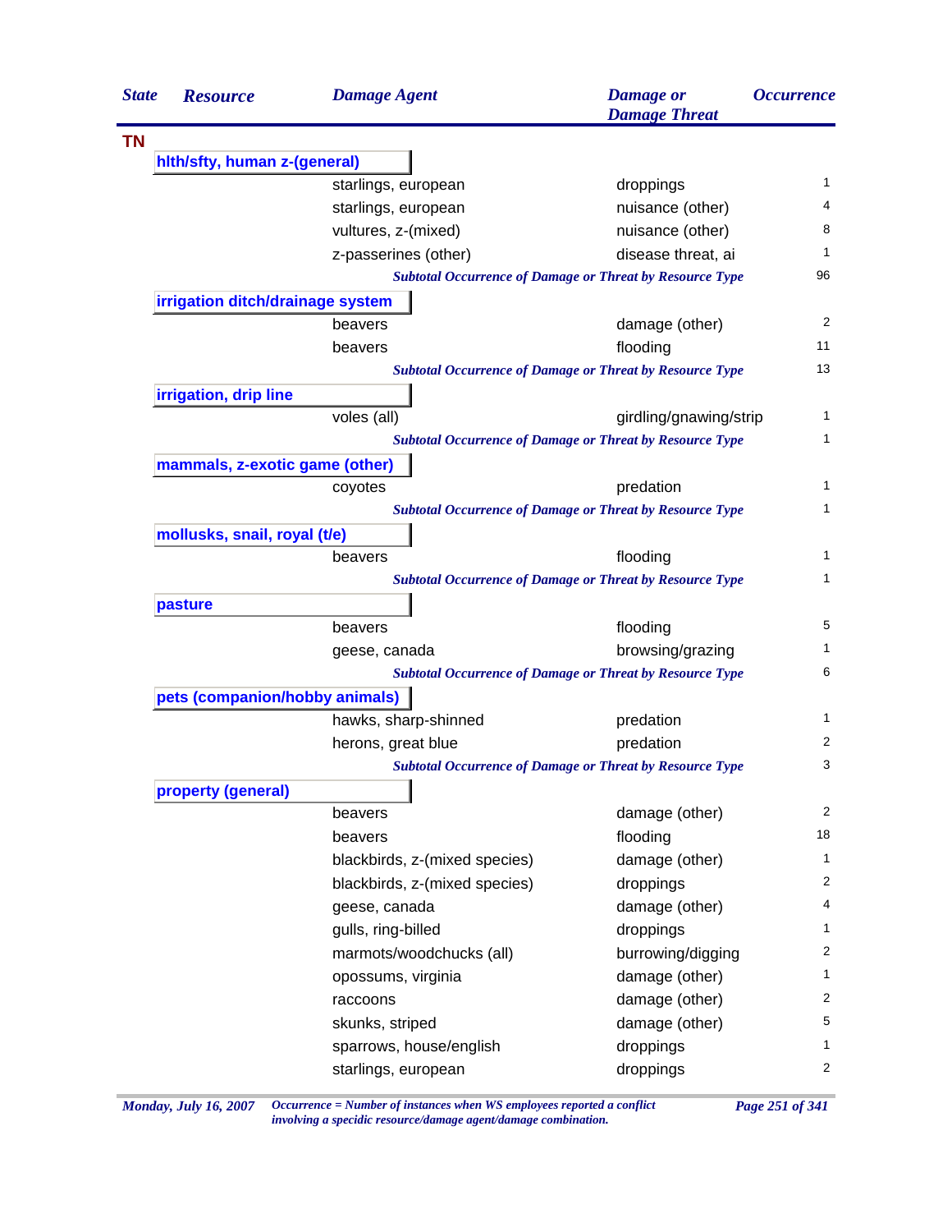| State | Resource | Damage Agent | Damage or Damage Threat | Occurrence |
|---|---|---|---|---|
| **TN** | | | | |
| | **hlth/sfty, human z-(general)** | | | |
| | | starlings, european | droppings | 1 |
| | | starlings, european | nuisance (other) | 4 |
| | | vultures, z-(mixed) | nuisance (other) | 8 |
| | | z-passerines (other) | disease threat, ai | 1 |
| | | *Subtotal Occurrence of Damage or Threat by Resource Type* | | 96 |
| | **irrigation ditch/drainage system** | | | |
| | | beavers | damage (other) | 2 |
| | | beavers | flooding | 11 |
| | | *Subtotal Occurrence of Damage or Threat by Resource Type* | | 13 |
| | **irrigation, drip line** | | | |
| | | voles (all) | girdling/gnawing/strip | 1 |
| | | *Subtotal Occurrence of Damage or Threat by Resource Type* | | 1 |
| | **mammals, z-exotic game (other)** | | | |
| | | coyotes | predation | 1 |
| | | *Subtotal Occurrence of Damage or Threat by Resource Type* | | 1 |
| | **mollusks, snail, royal (t/e)** | | | |
| | | beavers | flooding | 1 |
| | | *Subtotal Occurrence of Damage or Threat by Resource Type* | | 1 |
| | **pasture** | | | |
| | | beavers | flooding | 5 |
| | | geese, canada | browsing/grazing | 1 |
| | | *Subtotal Occurrence of Damage or Threat by Resource Type* | | 6 |
| | **pets (companion/hobby animals)** | | | |
| | | hawks, sharp-shinned | predation | 1 |
| | | herons, great blue | predation | 2 |
| | | *Subtotal Occurrence of Damage or Threat by Resource Type* | | 3 |
| | **property (general)** | | | |
| | | beavers | damage (other) | 2 |
| | | beavers | flooding | 18 |
| | | blackbirds, z-(mixed species) | damage (other) | 1 |
| | | blackbirds, z-(mixed species) | droppings | 2 |
| | | geese, canada | damage (other) | 4 |
| | | gulls, ring-billed | droppings | 1 |
| | | marmots/woodchucks (all) | burrowing/digging | 2 |
| | | opossums, virginia | damage (other) | 1 |
| | | raccoons | damage (other) | 2 |
| | | skunks, striped | damage (other) | 5 |
| | | sparrows, house/english | droppings | 1 |
| | | starlings, european | droppings | 2 |

*Occurrence = Number of instances when WS employees reported a conflict involving a specidic resource/damage agent/damage combination.*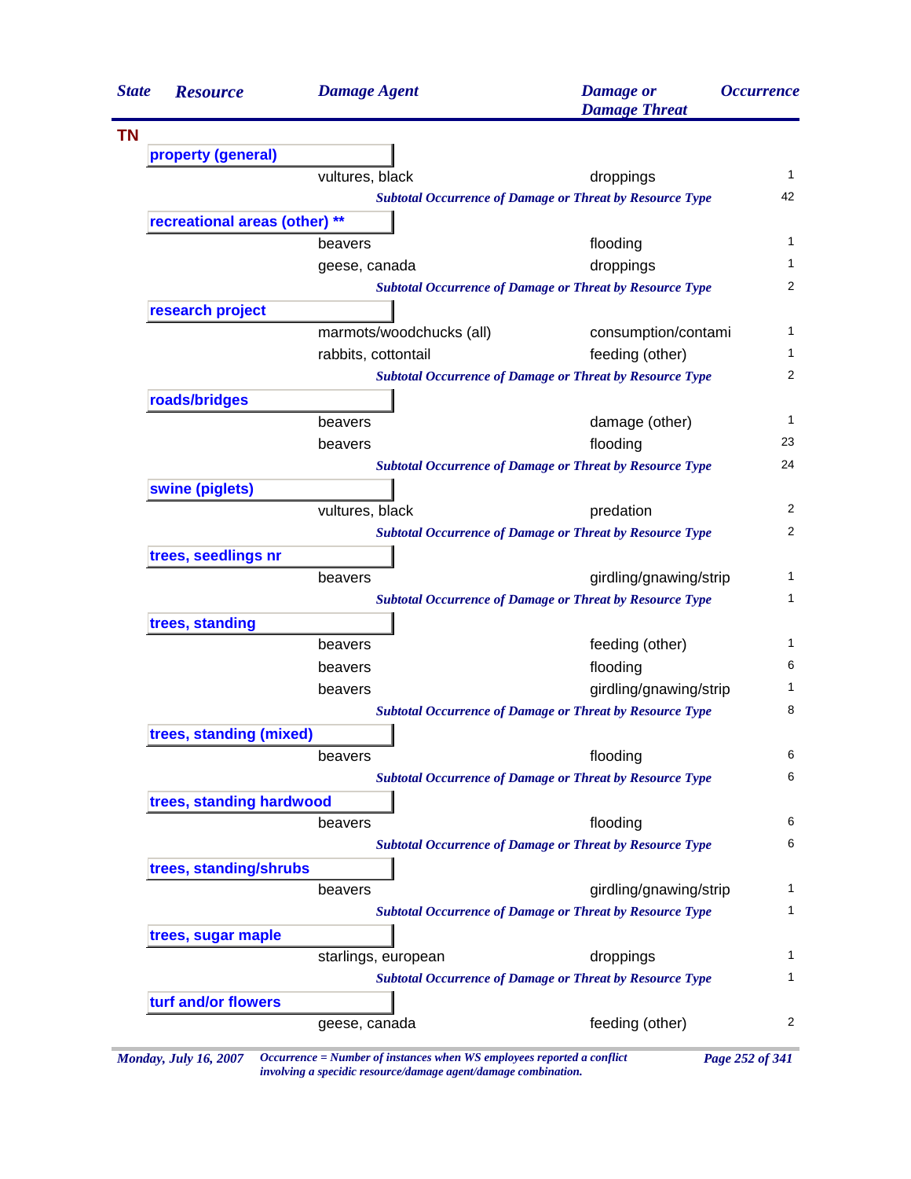| State | Resource | Damage Agent | Damage or Damage Threat | Occurrence |
|---|---|---|---|---|
| **TN** | | | | |
| | **property (general)** | | | |
| | | vultures, black | droppings | 1 |
| | | *Subtotal Occurrence of Damage or Threat by Resource Type* | | 42 |
| | **recreational areas (other) **** | | | |
| | | beavers | flooding | 1 |
| | | geese, canada | droppings | 1 |
| | | *Subtotal Occurrence of Damage or Threat by Resource Type* | | 2 |
| | **research project** | | | |
| | | marmots/woodchucks (all) | consumption/contami | 1 |
| | | rabbits, cottontail | feeding (other) | 1 |
| | | *Subtotal Occurrence of Damage or Threat by Resource Type* | | 2 |
| | **roads/bridges** | | | |
| | | beavers | damage (other) | 1 |
| | | beavers | flooding | 23 |
| | | *Subtotal Occurrence of Damage or Threat by Resource Type* | | 24 |
| | **swine (piglets)** | | | |
| | | vultures, black | predation | 2 |
| | | *Subtotal Occurrence of Damage or Threat by Resource Type* | | 2 |
| | **trees, seedlings nr** | | | |
| | | beavers | girdling/gnawing/strip | 1 |
| | | *Subtotal Occurrence of Damage or Threat by Resource Type* | | 1 |
| | **trees, standing** | | | |
| | | beavers | feeding (other) | 1 |
| | | beavers | flooding | 6 |
| | | beavers | girdling/gnawing/strip | 1 |
| | | *Subtotal Occurrence of Damage or Threat by Resource Type* | | 8 |
| | **trees, standing (mixed)** | | | |
| | | beavers | flooding | 6 |
| | | *Subtotal Occurrence of Damage or Threat by Resource Type* | | 6 |
| | **trees, standing hardwood** | | | |
| | | beavers | flooding | 6 |
| | | *Subtotal Occurrence of Damage or Threat by Resource Type* | | 6 |
| | **trees, standing/shrubs** | | | |
| | | beavers | girdling/gnawing/strip | 1 |
| | | *Subtotal Occurrence of Damage or Threat by Resource Type* | | 1 |
| | **trees, sugar maple** | | | |
| | | starlings, european | droppings | 1 |
| | | *Subtotal Occurrence of Damage or Threat by Resource Type* | | 1 |
| | **turf and/or flowers** | | | |
| | | geese, canada | feeding (other) | 2 |

*Occurrence = Number of instances when WS employees reported a conflict involving a specidic resource/damage agent/damage combination.*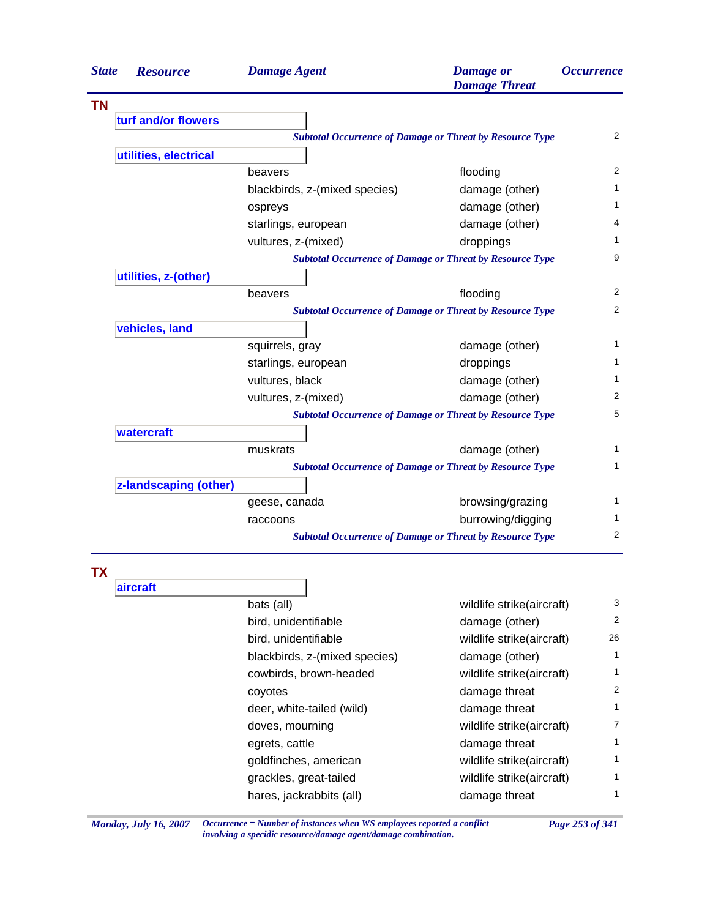| State | Resource | Damage Agent | Damage or Damage Threat | Occurrence |
|---|---|---|---|---|
| **TN** | | | | |
| | **turf and/or flowers** | | | |
| | | *Subtotal Occurrence of Damage or Threat by Resource Type* | | 2 |
| | **utilities, electrical** | | | |
| | | beavers | flooding | 2 |
| | | blackbirds, z-(mixed species) | damage (other) | 1 |
| | | ospreys | damage (other) | 1 |
| | | starlings, european | damage (other) | 4 |
| | | vultures, z-(mixed) | droppings | 1 |
| | | *Subtotal Occurrence of Damage or Threat by Resource Type* | | 9 |
| | **utilities, z-(other)** | | | |
| | | beavers | flooding | 2 |
| | | *Subtotal Occurrence of Damage or Threat by Resource Type* | | 2 |
| | **vehicles, land** | | | |
| | | squirrels, gray | damage (other) | 1 |
| | | starlings, european | droppings | 1 |
| | | vultures, black | damage (other) | 1 |
| | | vultures, z-(mixed) | damage (other) | 2 |
| | | *Subtotal Occurrence of Damage or Threat by Resource Type* | | 5 |
| | **watercraft** | | | |
| | | muskrats | damage (other) | 1 |
| | | *Subtotal Occurrence of Damage or Threat by Resource Type* | | 1 |
| | **z-landscaping (other)** | | | |
| | | geese, canada | browsing/grazing | 1 |
| | | raccoons | burrowing/digging | 1 |
| | | *Subtotal Occurrence of Damage or Threat by Resource Type* | | 2 |
| **TX** | | | | |
| | **aircraft** | | | |
| | | bats (all) | wildlife strike(aircraft) | 3 |
| | | bird, unidentifiable | damage (other) | 2 |
| | | bird, unidentifiable | wildlife strike(aircraft) | 26 |
| | | blackbirds, z-(mixed species) | damage (other) | 1 |
| | | cowbirds, brown-headed | wildlife strike(aircraft) | 1 |
| | | coyotes | damage threat | 2 |
| | | deer, white-tailed (wild) | damage threat | 1 |
| | | doves, mourning | wildlife strike(aircraft) | 7 |
| | | egrets, cattle | damage threat | 1 |
| | | goldfinches, american | wildlife strike(aircraft) | 1 |
| | | grackles, great-tailed | wildlife strike(aircraft) | 1 |
| | | hares, jackrabbits (all) | damage threat | 1 |

*Occurrence = Number of instances when WS employees reported a conflict involving a specidic resource/damage agent/damage combination.*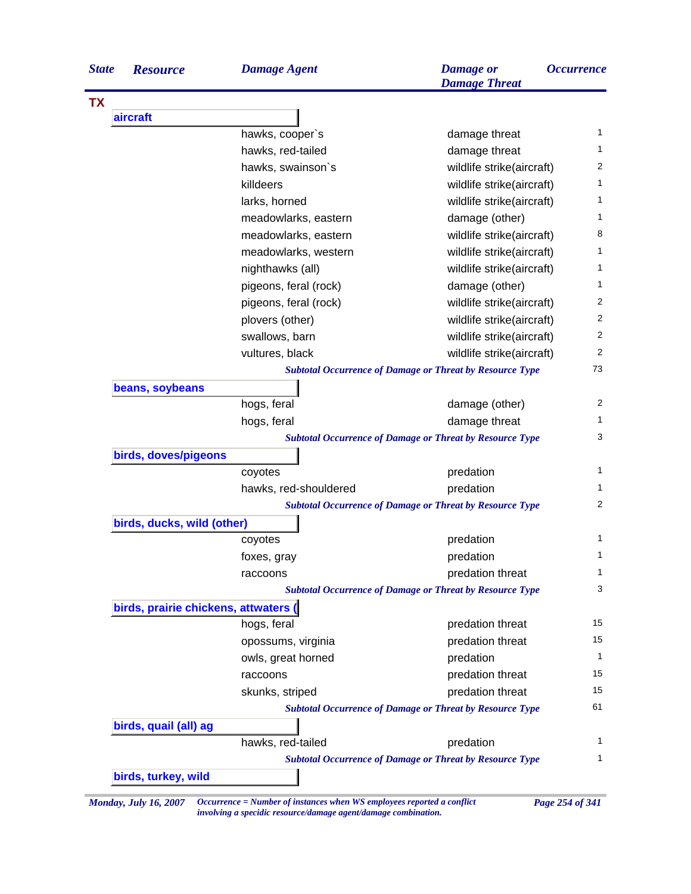| State | Resource | Damage Agent | Damage or Damage Threat | Occurrence |
|---|---|---|---|---|
| TX | | | | |
| | **aircraft** | | | |
| | | hawks, cooper`s | damage threat | 1 |
| | | hawks, red-tailed | damage threat | 1 |
| | | hawks, swainson`s | wildlife strike(aircraft) | 2 |
| | | killdeers | wildlife strike(aircraft) | 1 |
| | | larks, horned | wildlife strike(aircraft) | 1 |
| | | meadowlarks, eastern | damage (other) | 1 |
| | | meadowlarks, eastern | wildlife strike(aircraft) | 8 |
| | | meadowlarks, western | wildlife strike(aircraft) | 1 |
| | | nighthawks (all) | wildlife strike(aircraft) | 1 |
| | | pigeons, feral (rock) | damage (other) | 1 |
| | | pigeons, feral (rock) | wildlife strike(aircraft) | 2 |
| | | plovers (other) | wildlife strike(aircraft) | 2 |
| | | swallows, barn | wildlife strike(aircraft) | 2 |
| | | vultures, black | wildlife strike(aircraft) | 2 |
| | | *Subtotal Occurrence of Damage or Threat by Resource Type* | | 73 |
| | **beans, soybeans** | | | |
| | | hogs, feral | damage (other) | 2 |
| | | hogs, feral | damage threat | 1 |
| | | *Subtotal Occurrence of Damage or Threat by Resource Type* | | 3 |
| | **birds, doves/pigeons** | | | |
| | | coyotes | predation | 1 |
| | | hawks, red-shouldered | predation | 1 |
| | | *Subtotal Occurrence of Damage or Threat by Resource Type* | | 2 |
| | **birds, ducks, wild (other)** | | | |
| | | coyotes | predation | 1 |
| | | foxes, gray | predation | 1 |
| | | raccoons | predation threat | 1 |
| | | *Subtotal Occurrence of Damage or Threat by Resource Type* | | 3 |
| | **birds, prairie chickens, attwaters (** | | | |
| | | hogs, feral | predation threat | 15 |
| | | opossums, virginia | predation threat | 15 |
| | | owls, great horned | predation | 1 |
| | | raccoons | predation threat | 15 |
| | | skunks, striped | predation threat | 15 |
| | | *Subtotal Occurrence of Damage or Threat by Resource Type* | | 61 |
| | **birds, quail (all) ag** | | | |
| | | hawks, red-tailed | predation | 1 |
| | | *Subtotal Occurrence of Damage or Threat by Resource Type* | | 1 |
| | **birds, turkey, wild** | | | |

*Monday, July 16, 2007* — *Occurrence = Number of instances when WS employees reported a conflict involving a specidic resource/damage agent/damage combination.*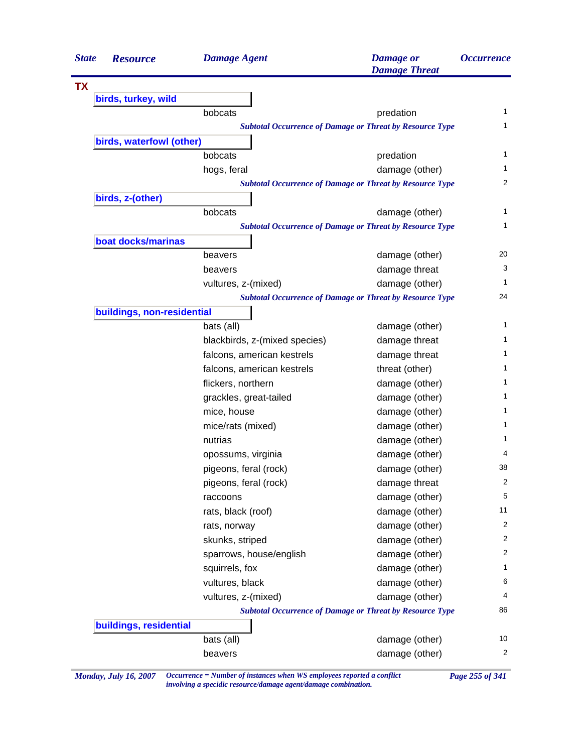| State | Resource | Damage Agent | Damage or Damage Threat | Occurrence |
|---|---|---|---|---|
| **TX** | | | | |
| | **birds, turkey, wild** | | | |
| | | bobcats | predation | 1 |
| | | *Subtotal Occurrence of Damage or Threat by Resource Type* | | 1 |
| | **birds, waterfowl (other)** | | | |
| | | bobcats | predation | 1 |
| | | hogs, feral | damage (other) | 1 |
| | | *Subtotal Occurrence of Damage or Threat by Resource Type* | | 2 |
| | **birds, z-(other)** | | | |
| | | bobcats | damage (other) | 1 |
| | | *Subtotal Occurrence of Damage or Threat by Resource Type* | | 1 |
| | **boat docks/marinas** | | | |
| | | beavers | damage (other) | 20 |
| | | beavers | damage threat | 3 |
| | | vultures, z-(mixed) | damage (other) | 1 |
| | | *Subtotal Occurrence of Damage or Threat by Resource Type* | | 24 |
| | **buildings, non-residential** | | | |
| | | bats (all) | damage (other) | 1 |
| | | blackbirds, z-(mixed species) | damage threat | 1 |
| | | falcons, american kestrels | damage threat | 1 |
| | | falcons, american kestrels | threat (other) | 1 |
| | | flickers, northern | damage (other) | 1 |
| | | grackles, great-tailed | damage (other) | 1 |
| | | mice, house | damage (other) | 1 |
| | | mice/rats (mixed) | damage (other) | 1 |
| | | nutrias | damage (other) | 1 |
| | | opossums, virginia | damage (other) | 4 |
| | | pigeons, feral (rock) | damage (other) | 38 |
| | | pigeons, feral (rock) | damage threat | 2 |
| | | raccoons | damage (other) | 5 |
| | | rats, black (roof) | damage (other) | 11 |
| | | rats, norway | damage (other) | 2 |
| | | skunks, striped | damage (other) | 2 |
| | | sparrows, house/english | damage (other) | 2 |
| | | squirrels, fox | damage (other) | 1 |
| | | vultures, black | damage (other) | 6 |
| | | vultures, z-(mixed) | damage (other) | 4 |
| | | *Subtotal Occurrence of Damage or Threat by Resource Type* | | 86 |
| | **buildings, residential** | | | |
| | | bats (all) | damage (other) | 10 |
| | | beavers | damage (other) | 2 |

*Occurrence = Number of instances when WS employees reported a conflict involving a specidic resource/damage agent/damage combination.*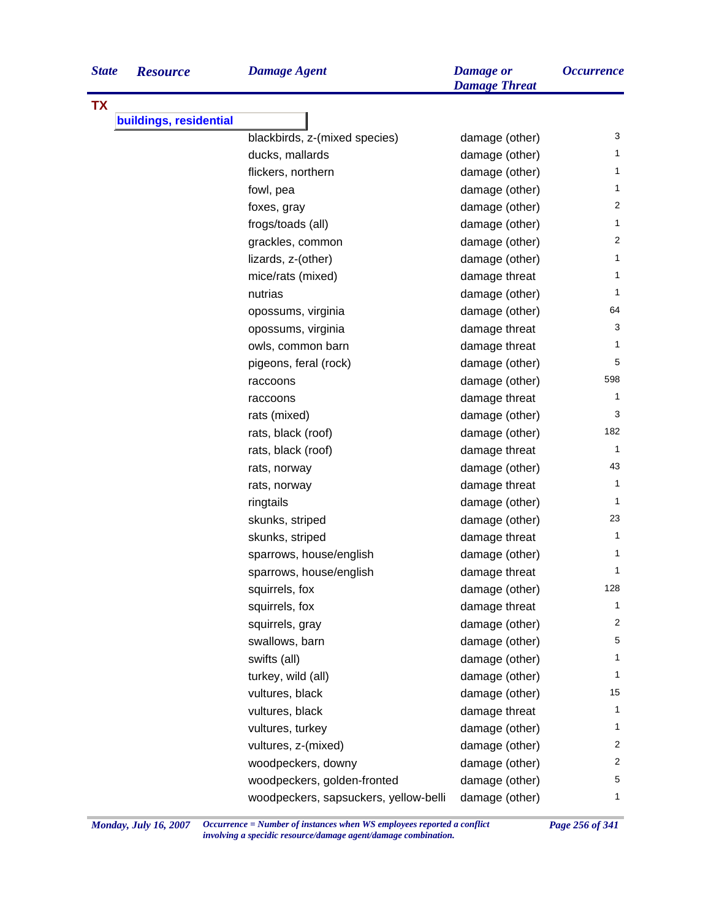| State | Resource | Damage Agent | Damage or Damage Threat | Occurrence |
|---|---|---|---|---|
| **TX** | | | | |
| | **buildings, residential** | | | |
| | | blackbirds, z-(mixed species) | damage (other) | 3 |
| | | ducks, mallards | damage (other) | 1 |
| | | flickers, northern | damage (other) | 1 |
| | | fowl, pea | damage (other) | 1 |
| | | foxes, gray | damage (other) | 2 |
| | | frogs/toads (all) | damage (other) | 1 |
| | | grackles, common | damage (other) | 2 |
| | | lizards, z-(other) | damage (other) | 1 |
| | | mice/rats (mixed) | damage threat | 1 |
| | | nutrias | damage (other) | 1 |
| | | opossums, virginia | damage (other) | 64 |
| | | opossums, virginia | damage threat | 3 |
| | | owls, common barn | damage threat | 1 |
| | | pigeons, feral (rock) | damage (other) | 5 |
| | | raccoons | damage (other) | 598 |
| | | raccoons | damage threat | 1 |
| | | rats (mixed) | damage (other) | 3 |
| | | rats, black (roof) | damage (other) | 182 |
| | | rats, black (roof) | damage threat | 1 |
| | | rats, norway | damage (other) | 43 |
| | | rats, norway | damage threat | 1 |
| | | ringtails | damage (other) | 1 |
| | | skunks, striped | damage (other) | 23 |
| | | skunks, striped | damage threat | 1 |
| | | sparrows, house/english | damage (other) | 1 |
| | | sparrows, house/english | damage threat | 1 |
| | | squirrels, fox | damage (other) | 128 |
| | | squirrels, fox | damage threat | 1 |
| | | squirrels, gray | damage (other) | 2 |
| | | swallows, barn | damage (other) | 5 |
| | | swifts (all) | damage (other) | 1 |
| | | turkey, wild (all) | damage (other) | 1 |
| | | vultures, black | damage (other) | 15 |
| | | vultures, black | damage threat | 1 |
| | | vultures, turkey | damage (other) | 1 |
| | | vultures, z-(mixed) | damage (other) | 2 |
| | | woodpeckers, downy | damage (other) | 2 |
| | | woodpeckers, golden-fronted | damage (other) | 5 |
| | | woodpeckers, sapsuckers, yellow-belli | damage (other) | 1 |

*Monday, July 16, 2007*

*Occurrence = Number of instances when WS employees reported a conflict involving a specidic resource/damage agent/damage combination.*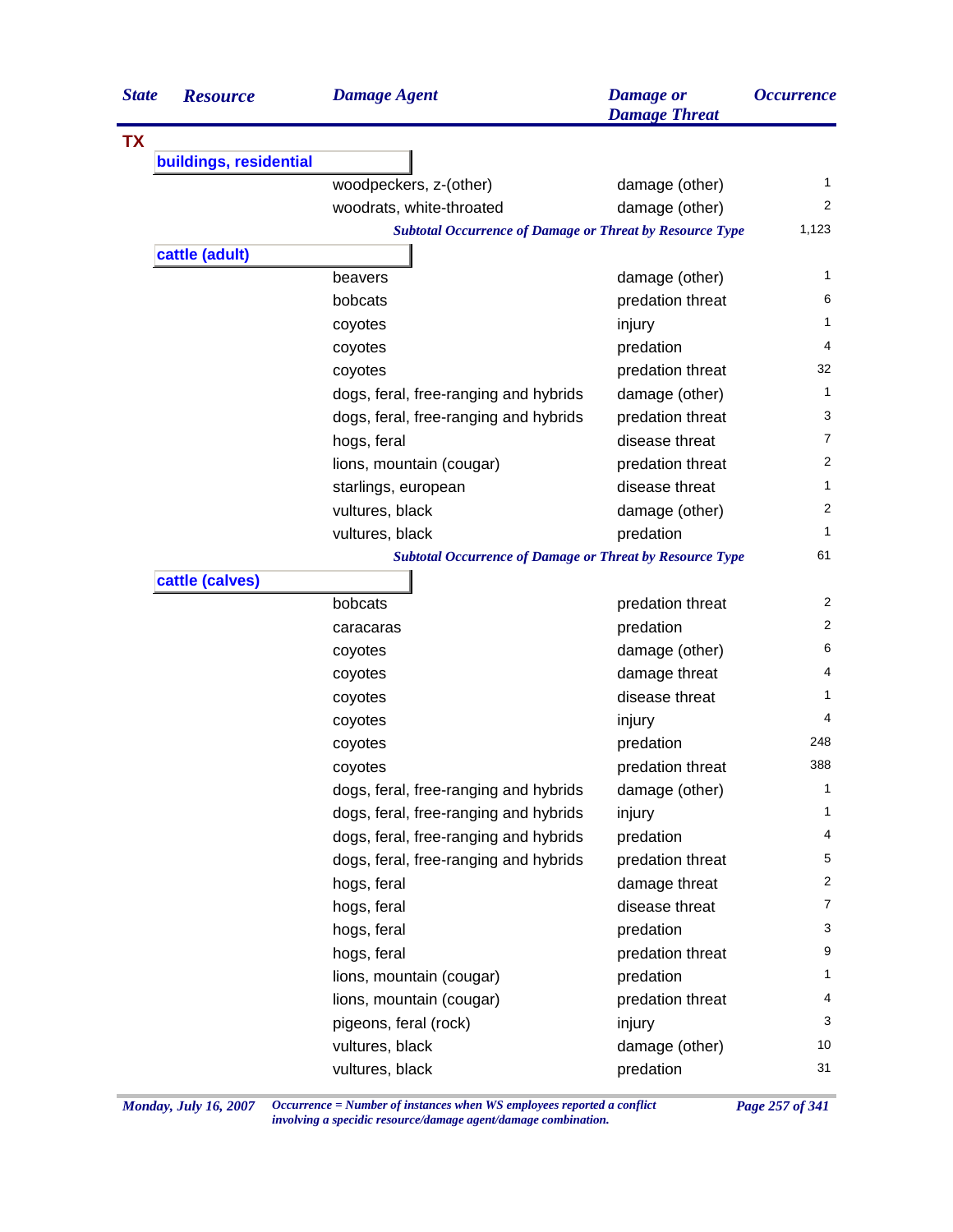| State | Resource | Damage Agent | Damage or Damage Threat | Occurrence |
|---|---|---|---|---|
| TX | | | | |
| | buildings, residential | | | |
| | | woodpeckers, z-(other) | damage (other) | 1 |
| | | woodrats, white-throated | damage (other) | 2 |
| | | *Subtotal Occurrence of Damage or Threat by Resource Type* | | 1,123 |
| | cattle (adult) | | | |
| | | beavers | damage (other) | 1 |
| | | bobcats | predation threat | 6 |
| | | coyotes | injury | 1 |
| | | coyotes | predation | 4 |
| | | coyotes | predation threat | 32 |
| | | dogs, feral, free-ranging and hybrids | damage (other) | 1 |
| | | dogs, feral, free-ranging and hybrids | predation threat | 3 |
| | | hogs, feral | disease threat | 7 |
| | | lions, mountain (cougar) | predation threat | 2 |
| | | starlings, european | disease threat | 1 |
| | | vultures, black | damage (other) | 2 |
| | | vultures, black | predation | 1 |
| | | *Subtotal Occurrence of Damage or Threat by Resource Type* | | 61 |
| | cattle (calves) | | | |
| | | bobcats | predation threat | 2 |
| | | caracaras | predation | 2 |
| | | coyotes | damage (other) | 6 |
| | | coyotes | damage threat | 4 |
| | | coyotes | disease threat | 1 |
| | | coyotes | injury | 4 |
| | | coyotes | predation | 248 |
| | | coyotes | predation threat | 388 |
| | | dogs, feral, free-ranging and hybrids | damage (other) | 1 |
| | | dogs, feral, free-ranging and hybrids | injury | 1 |
| | | dogs, feral, free-ranging and hybrids | predation | 4 |
| | | dogs, feral, free-ranging and hybrids | predation threat | 5 |
| | | hogs, feral | damage threat | 2 |
| | | hogs, feral | disease threat | 7 |
| | | hogs, feral | predation | 3 |
| | | hogs, feral | predation threat | 9 |
| | | lions, mountain (cougar) | predation | 1 |
| | | lions, mountain (cougar) | predation threat | 4 |
| | | pigeons, feral (rock) | injury | 3 |
| | | vultures, black | damage (other) | 10 |
| | | vultures, black | predation | 31 |

*Occurrence = Number of instances when WS employees reported a conflict involving a specidic resource/damage agent/damage combination.*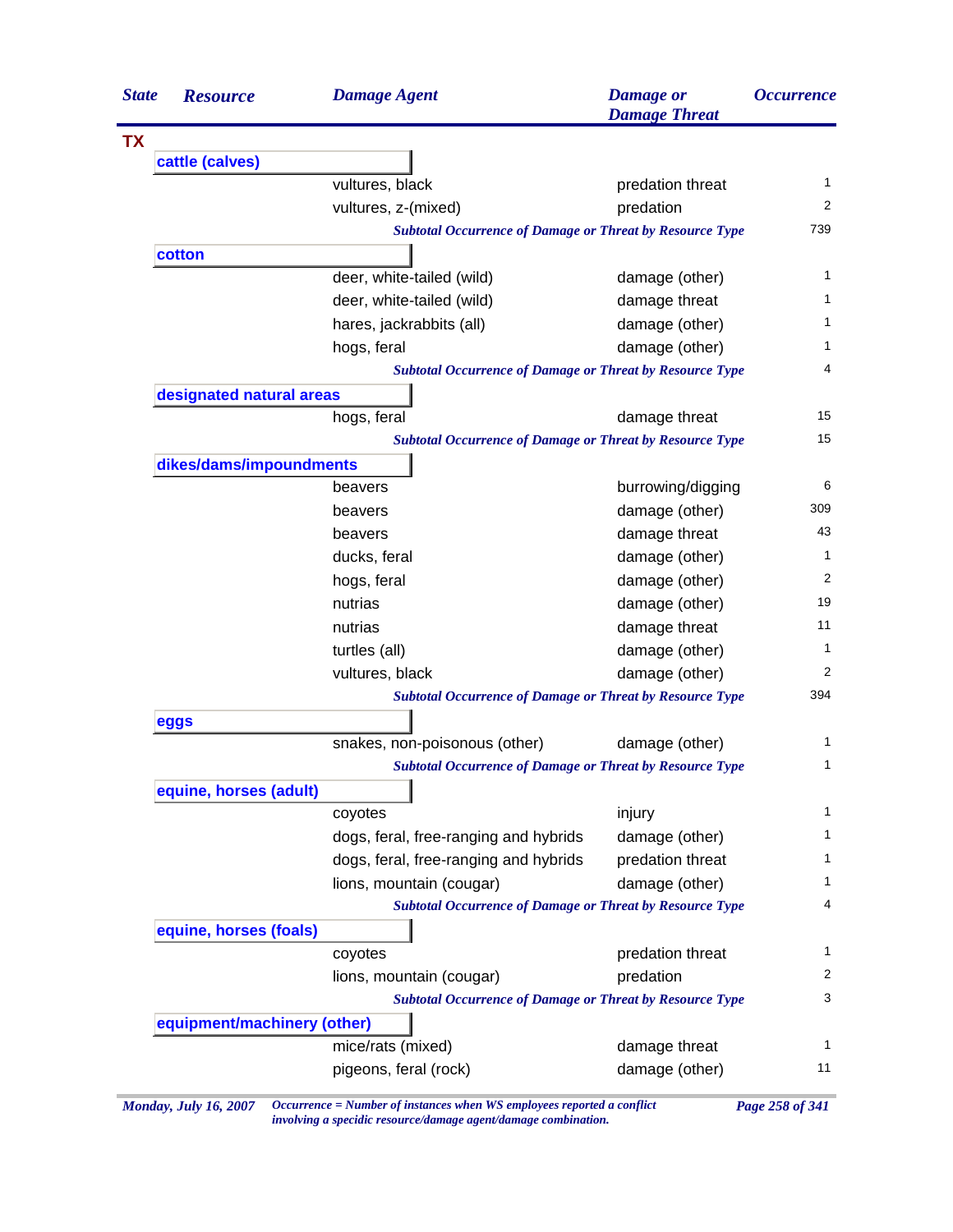| State | Resource | Damage Agent | Damage or Damage Threat | Occurrence |
|---|---|---|---|---|
| **TX** | | | | |
| | **cattle (calves)** | | | |
| | | vultures, black | predation threat | 1 |
| | | vultures, z-(mixed) | predation | 2 |
| | | *Subtotal Occurrence of Damage or Threat by Resource Type* | | 739 |
| | **cotton** | | | |
| | | deer, white-tailed (wild) | damage (other) | 1 |
| | | deer, white-tailed (wild) | damage threat | 1 |
| | | hares, jackrabbits (all) | damage (other) | 1 |
| | | hogs, feral | damage (other) | 1 |
| | | *Subtotal Occurrence of Damage or Threat by Resource Type* | | 4 |
| | **designated natural areas** | | | |
| | | hogs, feral | damage threat | 15 |
| | | *Subtotal Occurrence of Damage or Threat by Resource Type* | | 15 |
| | **dikes/dams/impoundments** | | | |
| | | beavers | burrowing/digging | 6 |
| | | beavers | damage (other) | 309 |
| | | beavers | damage threat | 43 |
| | | ducks, feral | damage (other) | 1 |
| | | hogs, feral | damage (other) | 2 |
| | | nutrias | damage (other) | 19 |
| | | nutrias | damage threat | 11 |
| | | turtles (all) | damage (other) | 1 |
| | | vultures, black | damage (other) | 2 |
| | | *Subtotal Occurrence of Damage or Threat by Resource Type* | | 394 |
| | **eggs** | | | |
| | | snakes, non-poisonous (other) | damage (other) | 1 |
| | | *Subtotal Occurrence of Damage or Threat by Resource Type* | | 1 |
| | **equine, horses (adult)** | | | |
| | | coyotes | injury | 1 |
| | | dogs, feral, free-ranging and hybrids | damage (other) | 1 |
| | | dogs, feral, free-ranging and hybrids | predation threat | 1 |
| | | lions, mountain (cougar) | damage (other) | 1 |
| | | *Subtotal Occurrence of Damage or Threat by Resource Type* | | 4 |
| | **equine, horses (foals)** | | | |
| | | coyotes | predation threat | 1 |
| | | lions, mountain (cougar) | predation | 2 |
| | | *Subtotal Occurrence of Damage or Threat by Resource Type* | | 3 |
| | **equipment/machinery (other)** | | | |
| | | mice/rats (mixed) | damage threat | 1 |
| | | pigeons, feral (rock) | damage (other) | 11 |

*Occurrence = Number of instances when WS employees reported a conflict involving a specidic resource/damage agent/damage combination.*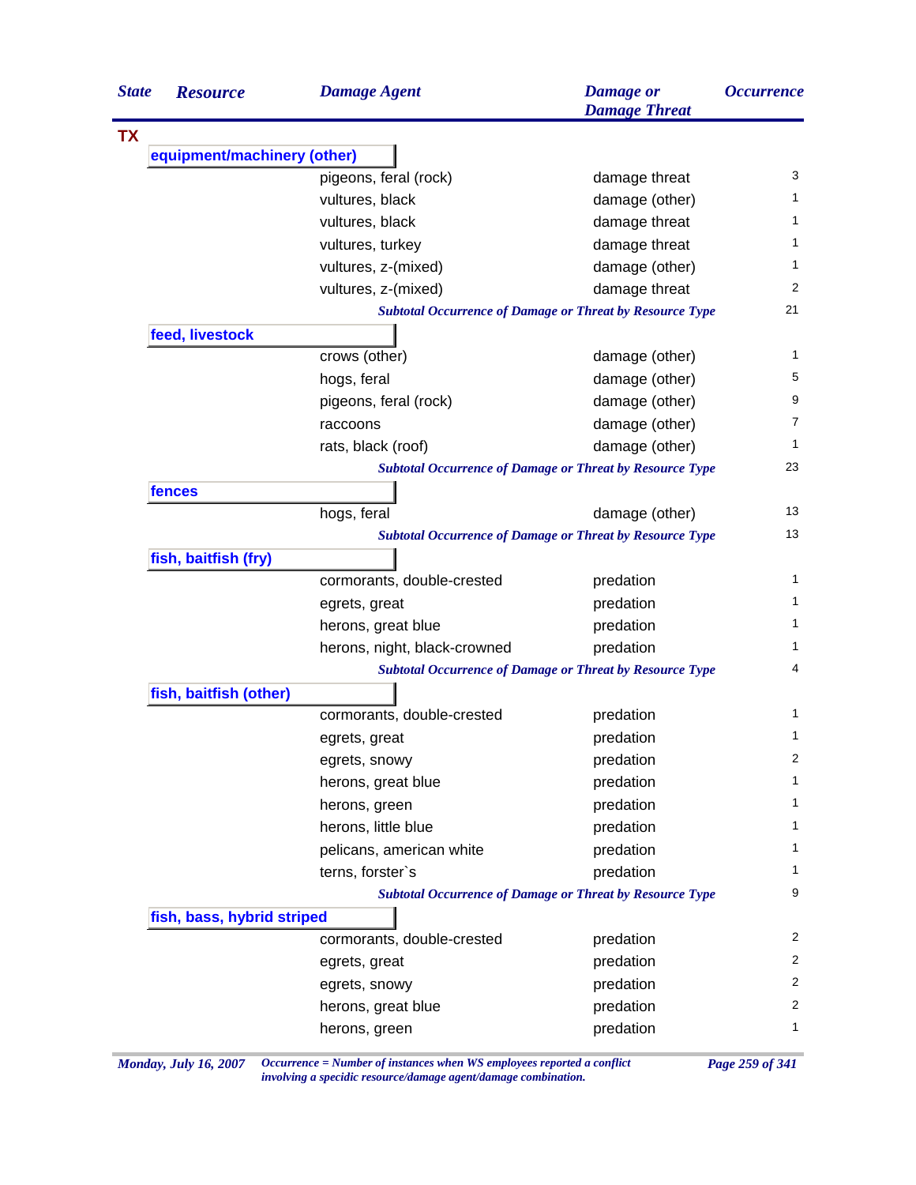| State | Resource | Damage Agent | Damage or Damage Threat | Occurrence |
|---|---|---|---|---|
| **TX** | | | | |
| | **equipment/machinery (other)** | | | |
| | | pigeons, feral (rock) | damage threat | 3 |
| | | vultures, black | damage (other) | 1 |
| | | vultures, black | damage threat | 1 |
| | | vultures, turkey | damage threat | 1 |
| | | vultures, z-(mixed) | damage (other) | 1 |
| | | vultures, z-(mixed) | damage threat | 2 |
| | | *Subtotal Occurrence of Damage or Threat by Resource Type* | | 21 |
| | **feed, livestock** | | | |
| | | crows (other) | damage (other) | 1 |
| | | hogs, feral | damage (other) | 5 |
| | | pigeons, feral (rock) | damage (other) | 9 |
| | | raccoons | damage (other) | 7 |
| | | rats, black (roof) | damage (other) | 1 |
| | | *Subtotal Occurrence of Damage or Threat by Resource Type* | | 23 |
| | **fences** | | | |
| | | hogs, feral | damage (other) | 13 |
| | | *Subtotal Occurrence of Damage or Threat by Resource Type* | | 13 |
| | **fish, baitfish (fry)** | | | |
| | | cormorants, double-crested | predation | 1 |
| | | egrets, great | predation | 1 |
| | | herons, great blue | predation | 1 |
| | | herons, night, black-crowned | predation | 1 |
| | | *Subtotal Occurrence of Damage or Threat by Resource Type* | | 4 |
| | **fish, baitfish (other)** | | | |
| | | cormorants, double-crested | predation | 1 |
| | | egrets, great | predation | 1 |
| | | egrets, snowy | predation | 2 |
| | | herons, great blue | predation | 1 |
| | | herons, green | predation | 1 |
| | | herons, little blue | predation | 1 |
| | | pelicans, american white | predation | 1 |
| | | terns, forster`s | predation | 1 |
| | | *Subtotal Occurrence of Damage or Threat by Resource Type* | | 9 |
| | **fish, bass, hybrid striped** | | | |
| | | cormorants, double-crested | predation | 2 |
| | | egrets, great | predation | 2 |
| | | egrets, snowy | predation | 2 |
| | | herons, great blue | predation | 2 |
| | | herons, green | predation | 1 |

*Occurrence = Number of instances when WS employees reported a conflict involving a specidic resource/damage agent/damage combination.*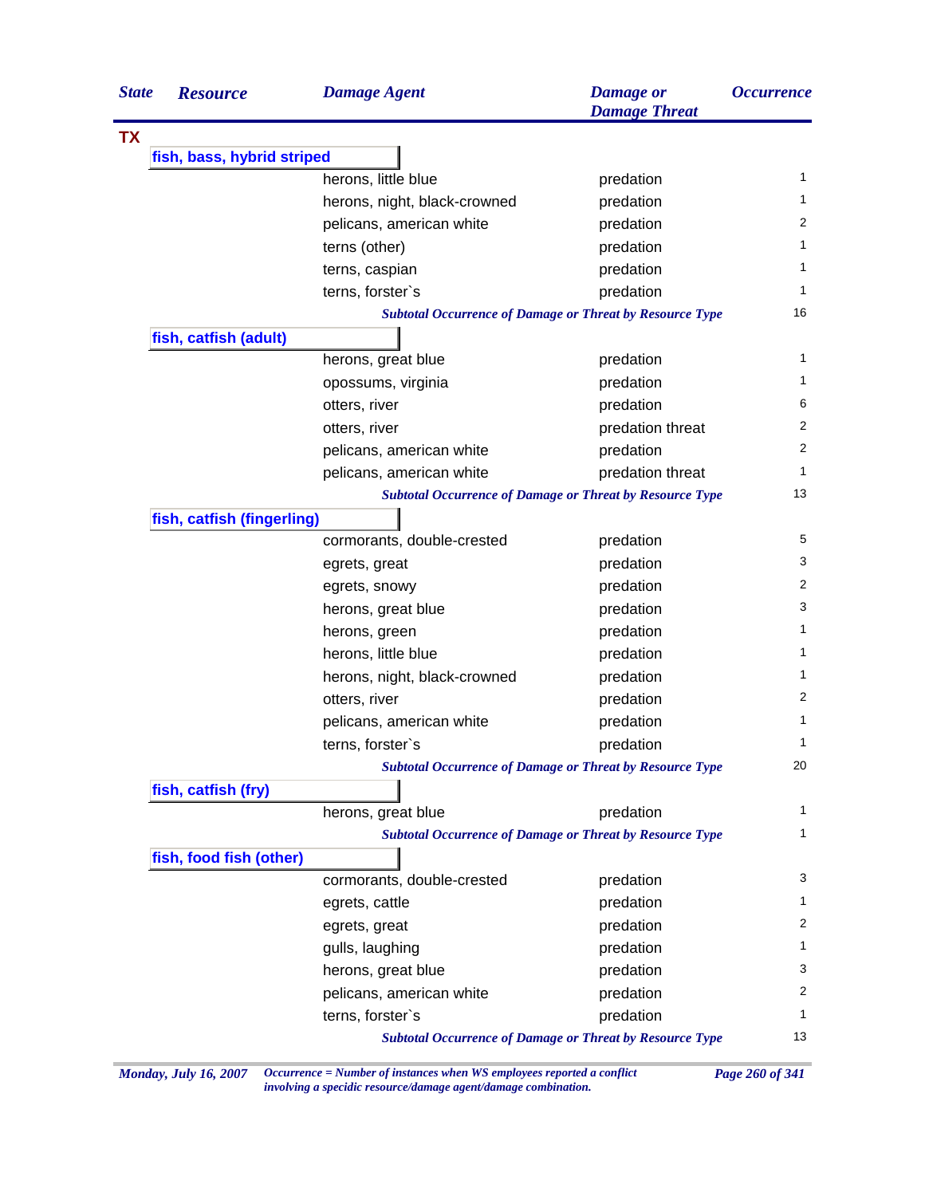| State | Resource | Damage Agent | Damage or Damage Threat | Occurrence |
|---|---|---|---|---|
| TX | | | | |
| | fish, bass, hybrid striped | | | |
| | | herons, little blue | predation | 1 |
| | | herons, night, black-crowned | predation | 1 |
| | | pelicans, american white | predation | 2 |
| | | terns (other) | predation | 1 |
| | | terns, caspian | predation | 1 |
| | | terns, forster`s | predation | 1 |
| | | *Subtotal Occurrence of Damage or Threat by Resource Type* | | 16 |
| | fish, catfish (adult) | | | |
| | | herons, great blue | predation | 1 |
| | | opossums, virginia | predation | 1 |
| | | otters, river | predation | 6 |
| | | otters, river | predation threat | 2 |
| | | pelicans, american white | predation | 2 |
| | | pelicans, american white | predation threat | 1 |
| | | *Subtotal Occurrence of Damage or Threat by Resource Type* | | 13 |
| | fish, catfish (fingerling) | | | |
| | | cormorants, double-crested | predation | 5 |
| | | egrets, great | predation | 3 |
| | | egrets, snowy | predation | 2 |
| | | herons, great blue | predation | 3 |
| | | herons, green | predation | 1 |
| | | herons, little blue | predation | 1 |
| | | herons, night, black-crowned | predation | 1 |
| | | otters, river | predation | 2 |
| | | pelicans, american white | predation | 1 |
| | | terns, forster`s | predation | 1 |
| | | *Subtotal Occurrence of Damage or Threat by Resource Type* | | 20 |
| | fish, catfish (fry) | | | |
| | | herons, great blue | predation | 1 |
| | | *Subtotal Occurrence of Damage or Threat by Resource Type* | | 1 |
| | fish, food fish (other) | | | |
| | | cormorants, double-crested | predation | 3 |
| | | egrets, cattle | predation | 1 |
| | | egrets, great | predation | 2 |
| | | gulls, laughing | predation | 1 |
| | | herons, great blue | predation | 3 |
| | | pelicans, american white | predation | 2 |
| | | terns, forster`s | predation | 1 |
| | | *Subtotal Occurrence of Damage or Threat by Resource Type* | | 13 |

*Monday, July 16, 2007*

*Occurrence = Number of instances when WS employees reported a conflict involving a specidic resource/damage agent/damage combination.*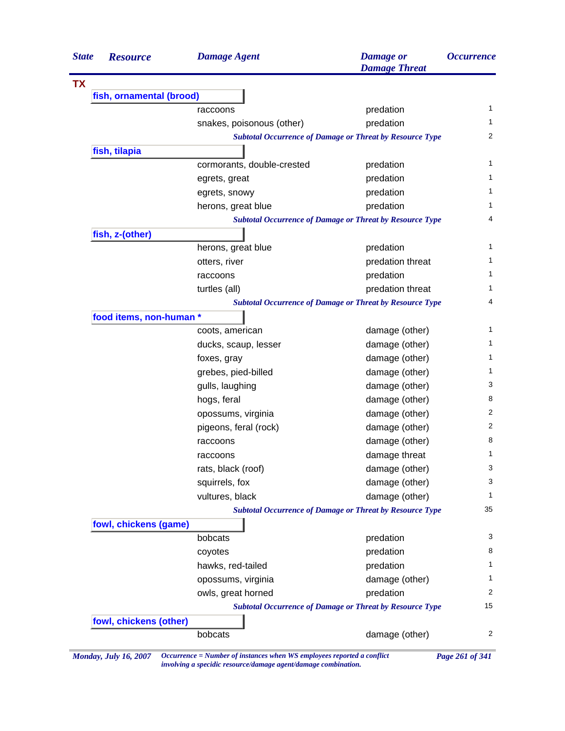| State | Resource | Damage Agent | Damage or Damage Threat | Occurrence |
|---|---|---|---|---|
| **TX** | | | | |
| | **fish, ornamental (brood)** | | | |
| | | raccoons | predation | 1 |
| | | snakes, poisonous (other) | predation | 1 |
| | | *Subtotal Occurrence of Damage or Threat by Resource Type* | | 2 |
| | **fish, tilapia** | | | |
| | | cormorants, double-crested | predation | 1 |
| | | egrets, great | predation | 1 |
| | | egrets, snowy | predation | 1 |
| | | herons, great blue | predation | 1 |
| | | *Subtotal Occurrence of Damage or Threat by Resource Type* | | 4 |
| | **fish, z-(other)** | | | |
| | | herons, great blue | predation | 1 |
| | | otters, river | predation threat | 1 |
| | | raccoons | predation | 1 |
| | | turtles (all) | predation threat | 1 |
| | | *Subtotal Occurrence of Damage or Threat by Resource Type* | | 4 |
| | **food items, non-human *** | | | |
| | | coots, american | damage (other) | 1 |
| | | ducks, scaup, lesser | damage (other) | 1 |
| | | foxes, gray | damage (other) | 1 |
| | | grebes, pied-billed | damage (other) | 1 |
| | | gulls, laughing | damage (other) | 3 |
| | | hogs, feral | damage (other) | 8 |
| | | opossums, virginia | damage (other) | 2 |
| | | pigeons, feral (rock) | damage (other) | 2 |
| | | raccoons | damage (other) | 8 |
| | | raccoons | damage threat | 1 |
| | | rats, black (roof) | damage (other) | 3 |
| | | squirrels, fox | damage (other) | 3 |
| | | vultures, black | damage (other) | 1 |
| | | *Subtotal Occurrence of Damage or Threat by Resource Type* | | 35 |
| | **fowl, chickens (game)** | | | |
| | | bobcats | predation | 3 |
| | | coyotes | predation | 8 |
| | | hawks, red-tailed | predation | 1 |
| | | opossums, virginia | damage (other) | 1 |
| | | owls, great horned | predation | 2 |
| | | *Subtotal Occurrence of Damage or Threat by Resource Type* | | 15 |
| | **fowl, chickens (other)** | | | |
| | | bobcats | damage (other) | 2 |

*Occurrence = Number of instances when WS employees reported a conflict involving a specidic resource/damage agent/damage combination.*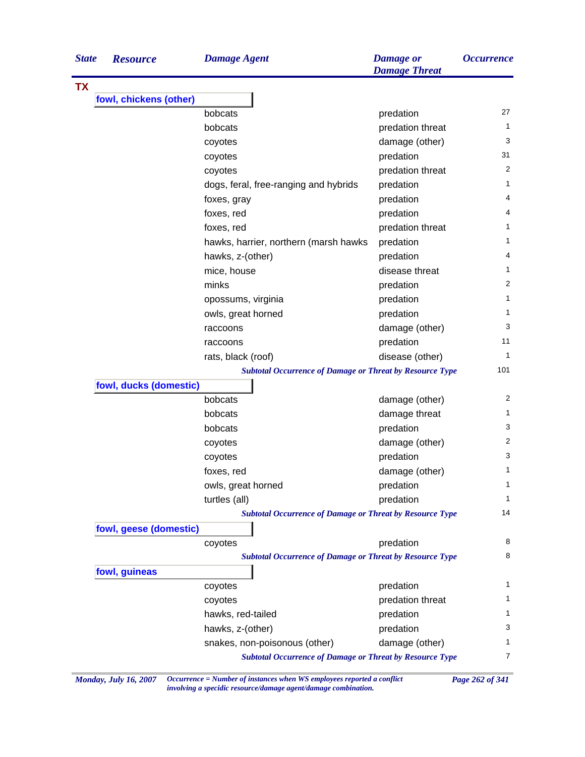| State | Resource | Damage Agent | Damage or Damage Threat | Occurrence |
|---|---|---|---|---|
| TX | | | | |
| | fowl, chickens (other) | | | |
| | | bobcats | predation | 27 |
| | | bobcats | predation threat | 1 |
| | | coyotes | damage (other) | 3 |
| | | coyotes | predation | 31 |
| | | coyotes | predation threat | 2 |
| | | dogs, feral, free-ranging and hybrids | predation | 1 |
| | | foxes, gray | predation | 4 |
| | | foxes, red | predation | 4 |
| | | foxes, red | predation threat | 1 |
| | | hawks, harrier, northern (marsh hawks | predation | 1 |
| | | hawks, z-(other) | predation | 4 |
| | | mice, house | disease threat | 1 |
| | | minks | predation | 2 |
| | | opossums, virginia | predation | 1 |
| | | owls, great horned | predation | 1 |
| | | raccoons | damage (other) | 3 |
| | | raccoons | predation | 11 |
| | | rats, black (roof) | disease (other) | 1 |
| | | *Subtotal Occurrence of Damage or Threat by Resource Type* | | 101 |
| | fowl, ducks (domestic) | | | |
| | | bobcats | damage (other) | 2 |
| | | bobcats | damage threat | 1 |
| | | bobcats | predation | 3 |
| | | coyotes | damage (other) | 2 |
| | | coyotes | predation | 3 |
| | | foxes, red | damage (other) | 1 |
| | | owls, great horned | predation | 1 |
| | | turtles (all) | predation | 1 |
| | | *Subtotal Occurrence of Damage or Threat by Resource Type* | | 14 |
| | fowl, geese (domestic) | | | |
| | | coyotes | predation | 8 |
| | | *Subtotal Occurrence of Damage or Threat by Resource Type* | | 8 |
| | fowl, guineas | | | |
| | | coyotes | predation | 1 |
| | | coyotes | predation threat | 1 |
| | | hawks, red-tailed | predation | 1 |
| | | hawks, z-(other) | predation | 3 |
| | | snakes, non-poisonous (other) | damage (other) | 1 |
| | | *Subtotal Occurrence of Damage or Threat by Resource Type* | | 7 |

*Occurrence = Number of instances when WS employees reported a conflict involving a specidic resource/damage agent/damage combination.*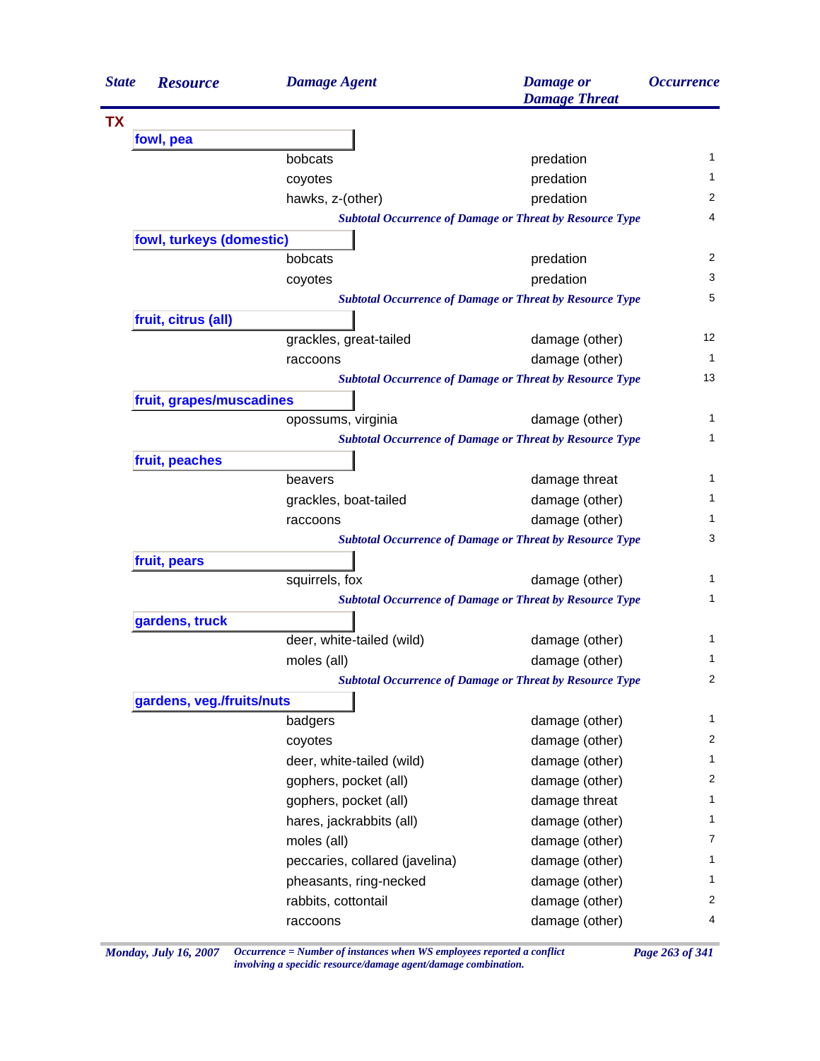| State | Resource | Damage Agent | Damage or Damage Threat | Occurrence |
|---|---|---|---|---|
| **TX** | | | | |
| | **fowl, pea** | | | |
| | | bobcats | predation | 1 |
| | | coyotes | predation | 1 |
| | | hawks, z-(other) | predation | 2 |
| | | *Subtotal Occurrence of Damage or Threat by Resource Type* | | 4 |
| | **fowl, turkeys (domestic)** | | | |
| | | bobcats | predation | 2 |
| | | coyotes | predation | 3 |
| | | *Subtotal Occurrence of Damage or Threat by Resource Type* | | 5 |
| | **fruit, citrus (all)** | | | |
| | | grackles, great-tailed | damage (other) | 12 |
| | | raccoons | damage (other) | 1 |
| | | *Subtotal Occurrence of Damage or Threat by Resource Type* | | 13 |
| | **fruit, grapes/muscadines** | | | |
| | | opossums, virginia | damage (other) | 1 |
| | | *Subtotal Occurrence of Damage or Threat by Resource Type* | | 1 |
| | **fruit, peaches** | | | |
| | | beavers | damage threat | 1 |
| | | grackles, boat-tailed | damage (other) | 1 |
| | | raccoons | damage (other) | 1 |
| | | *Subtotal Occurrence of Damage or Threat by Resource Type* | | 3 |
| | **fruit, pears** | | | |
| | | squirrels, fox | damage (other) | 1 |
| | | *Subtotal Occurrence of Damage or Threat by Resource Type* | | 1 |
| | **gardens, truck** | | | |
| | | deer, white-tailed (wild) | damage (other) | 1 |
| | | moles (all) | damage (other) | 1 |
| | | *Subtotal Occurrence of Damage or Threat by Resource Type* | | 2 |
| | **gardens, veg./fruits/nuts** | | | |
| | | badgers | damage (other) | 1 |
| | | coyotes | damage (other) | 2 |
| | | deer, white-tailed (wild) | damage (other) | 1 |
| | | gophers, pocket (all) | damage (other) | 2 |
| | | gophers, pocket (all) | damage threat | 1 |
| | | hares, jackrabbits (all) | damage (other) | 1 |
| | | moles (all) | damage (other) | 7 |
| | | peccaries, collared (javelina) | damage (other) | 1 |
| | | pheasants, ring-necked | damage (other) | 1 |
| | | rabbits, cottontail | damage (other) | 2 |
| | | raccoons | damage (other) | 4 |

*Occurrence = Number of instances when WS employees reported a conflict involving a specidic resource/damage agent/damage combination.*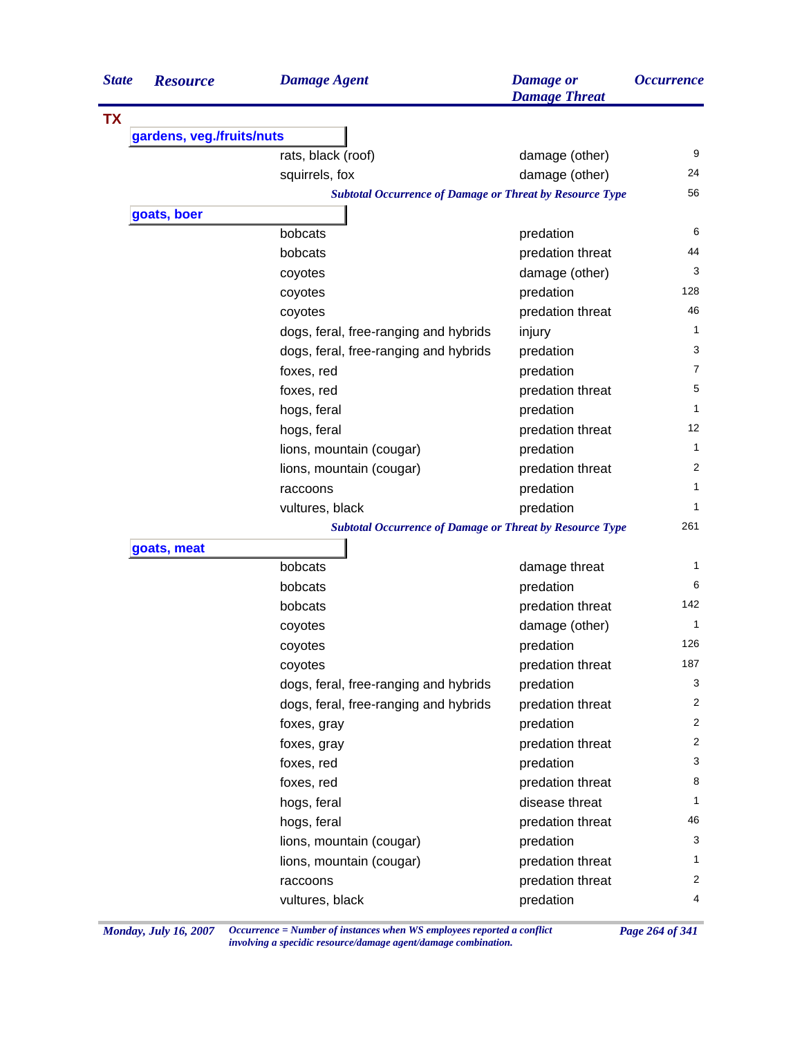| State | Resource | Damage Agent | Damage or Damage Threat | Occurrence |
|---|---|---|---|---|
| **TX** | | | | |
| | **gardens, veg./fruits/nuts** | | | |
| | | rats, black (roof) | damage (other) | 9 |
| | | squirrels, fox | damage (other) | 24 |
| | | *Subtotal Occurrence of Damage or Threat by Resource Type* | | 56 |
| | **goats, boer** | | | |
| | | bobcats | predation | 6 |
| | | bobcats | predation threat | 44 |
| | | coyotes | damage (other) | 3 |
| | | coyotes | predation | 128 |
| | | coyotes | predation threat | 46 |
| | | dogs, feral, free-ranging and hybrids | injury | 1 |
| | | dogs, feral, free-ranging and hybrids | predation | 3 |
| | | foxes, red | predation | 7 |
| | | foxes, red | predation threat | 5 |
| | | hogs, feral | predation | 1 |
| | | hogs, feral | predation threat | 12 |
| | | lions, mountain (cougar) | predation | 1 |
| | | lions, mountain (cougar) | predation threat | 2 |
| | | raccoons | predation | 1 |
| | | vultures, black | predation | 1 |
| | | *Subtotal Occurrence of Damage or Threat by Resource Type* | | 261 |
| | **goats, meat** | | | |
| | | bobcats | damage threat | 1 |
| | | bobcats | predation | 6 |
| | | bobcats | predation threat | 142 |
| | | coyotes | damage (other) | 1 |
| | | coyotes | predation | 126 |
| | | coyotes | predation threat | 187 |
| | | dogs, feral, free-ranging and hybrids | predation | 3 |
| | | dogs, feral, free-ranging and hybrids | predation threat | 2 |
| | | foxes, gray | predation | 2 |
| | | foxes, gray | predation threat | 2 |
| | | foxes, red | predation | 3 |
| | | foxes, red | predation threat | 8 |
| | | hogs, feral | disease threat | 1 |
| | | hogs, feral | predation threat | 46 |
| | | lions, mountain (cougar) | predation | 3 |
| | | lions, mountain (cougar) | predation threat | 1 |
| | | raccoons | predation threat | 2 |
| | | vultures, black | predation | 4 |

*Occurrence = Number of instances when WS employees reported a conflict involving a specidic resource/damage agent/damage combination.*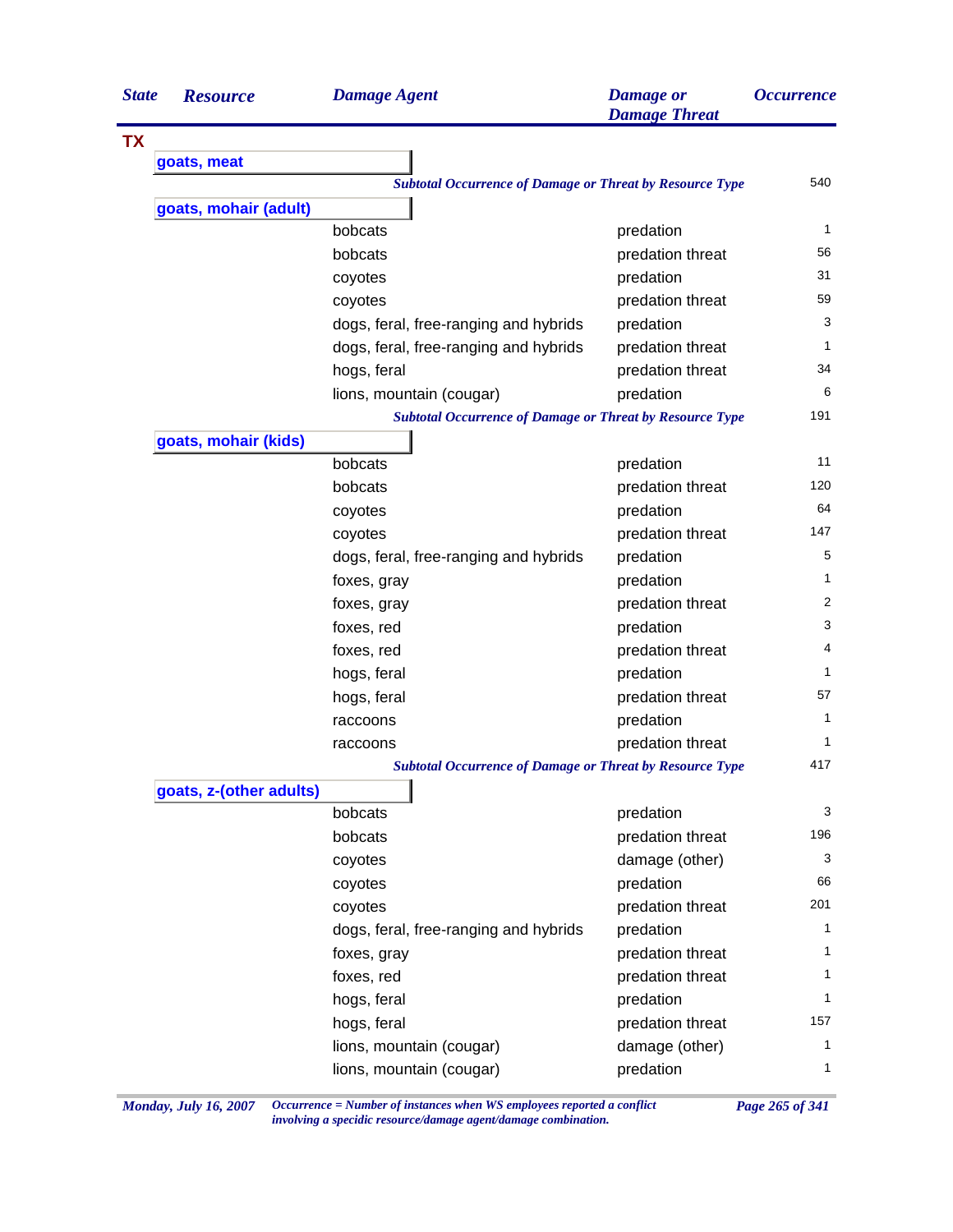| State | Resource | Damage Agent | Damage or Damage Threat | Occurrence |
|---|---|---|---|---|
| **TX** | | | | |
| | **goats, meat** | | | |
| | | | *Subtotal Occurrence of Damage or Threat by Resource Type* | 540 |
| | **goats, mohair (adult)** | | | |
| | | bobcats | predation | 1 |
| | | bobcats | predation threat | 56 |
| | | coyotes | predation | 31 |
| | | coyotes | predation threat | 59 |
| | | dogs, feral, free-ranging and hybrids | predation | 3 |
| | | dogs, feral, free-ranging and hybrids | predation threat | 1 |
| | | hogs, feral | predation threat | 34 |
| | | lions, mountain (cougar) | predation | 6 |
| | | | *Subtotal Occurrence of Damage or Threat by Resource Type* | 191 |
| | **goats, mohair (kids)** | | | |
| | | bobcats | predation | 11 |
| | | bobcats | predation threat | 120 |
| | | coyotes | predation | 64 |
| | | coyotes | predation threat | 147 |
| | | dogs, feral, free-ranging and hybrids | predation | 5 |
| | | foxes, gray | predation | 1 |
| | | foxes, gray | predation threat | 2 |
| | | foxes, red | predation | 3 |
| | | foxes, red | predation threat | 4 |
| | | hogs, feral | predation | 1 |
| | | hogs, feral | predation threat | 57 |
| | | raccoons | predation | 1 |
| | | raccoons | predation threat | 1 |
| | | | *Subtotal Occurrence of Damage or Threat by Resource Type* | 417 |
| | **goats, z-(other adults)** | | | |
| | | bobcats | predation | 3 |
| | | bobcats | predation threat | 196 |
| | | coyotes | damage (other) | 3 |
| | | coyotes | predation | 66 |
| | | coyotes | predation threat | 201 |
| | | dogs, feral, free-ranging and hybrids | predation | 1 |
| | | foxes, gray | predation threat | 1 |
| | | foxes, red | predation threat | 1 |
| | | hogs, feral | predation | 1 |
| | | hogs, feral | predation threat | 157 |
| | | lions, mountain (cougar) | damage (other) | 1 |
| | | lions, mountain (cougar) | predation | 1 |

*Occurrence = Number of instances when WS employees reported a conflict involving a specidic resource/damage agent/damage combination.*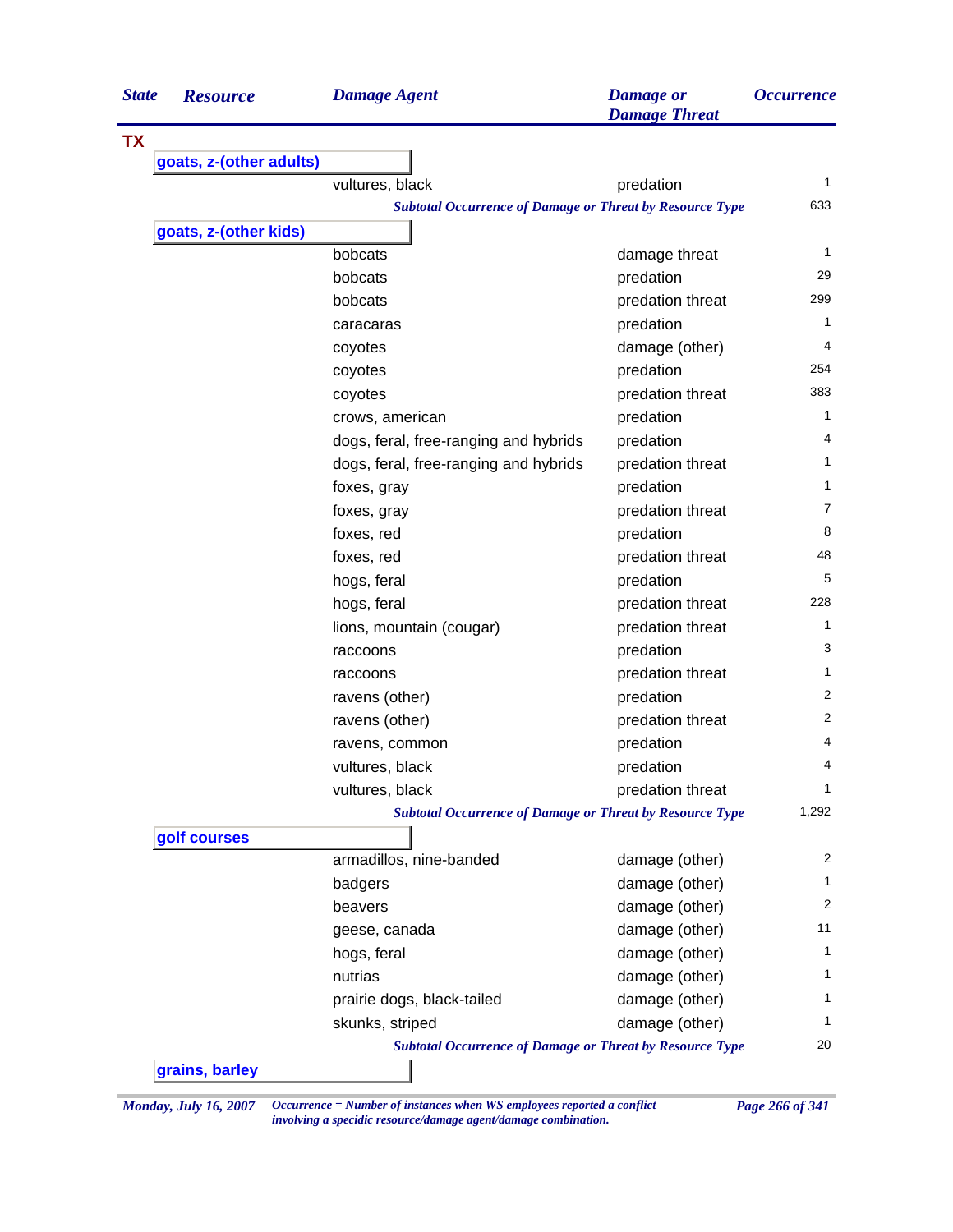| State | Resource | Damage Agent | Damage or Damage Threat | Occurrence |
|---|---|---|---|---|
| **TX** | | | | |
| | **goats, z-(other adults)** | | | |
| | | vultures, black | predation | 1 |
| | | *Subtotal Occurrence of Damage or Threat by Resource Type* | | 633 |
| | **goats, z-(other kids)** | | | |
| | | bobcats | damage threat | 1 |
| | | bobcats | predation | 29 |
| | | bobcats | predation threat | 299 |
| | | caracaras | predation | 1 |
| | | coyotes | damage (other) | 4 |
| | | coyotes | predation | 254 |
| | | coyotes | predation threat | 383 |
| | | crows, american | predation | 1 |
| | | dogs, feral, free-ranging and hybrids | predation | 4 |
| | | dogs, feral, free-ranging and hybrids | predation threat | 1 |
| | | foxes, gray | predation | 1 |
| | | foxes, gray | predation threat | 7 |
| | | foxes, red | predation | 8 |
| | | foxes, red | predation threat | 48 |
| | | hogs, feral | predation | 5 |
| | | hogs, feral | predation threat | 228 |
| | | lions, mountain (cougar) | predation threat | 1 |
| | | raccoons | predation | 3 |
| | | raccoons | predation threat | 1 |
| | | ravens (other) | predation | 2 |
| | | ravens (other) | predation threat | 2 |
| | | ravens, common | predation | 4 |
| | | vultures, black | predation | 4 |
| | | vultures, black | predation threat | 1 |
| | | *Subtotal Occurrence of Damage or Threat by Resource Type* | | 1,292 |
| | **golf courses** | | | |
| | | armadillos, nine-banded | damage (other) | 2 |
| | | badgers | damage (other) | 1 |
| | | beavers | damage (other) | 2 |
| | | geese, canada | damage (other) | 11 |
| | | hogs, feral | damage (other) | 1 |
| | | nutrias | damage (other) | 1 |
| | | prairie dogs, black-tailed | damage (other) | 1 |
| | | skunks, striped | damage (other) | 1 |
| | | *Subtotal Occurrence of Damage or Threat by Resource Type* | | 20 |
| | **grains, barley** | | | |

*Monday, July 16, 2007* — *Occurrence = Number of instances when WS employees reported a conflict involving a specidic resource/damage agent/damage combination.*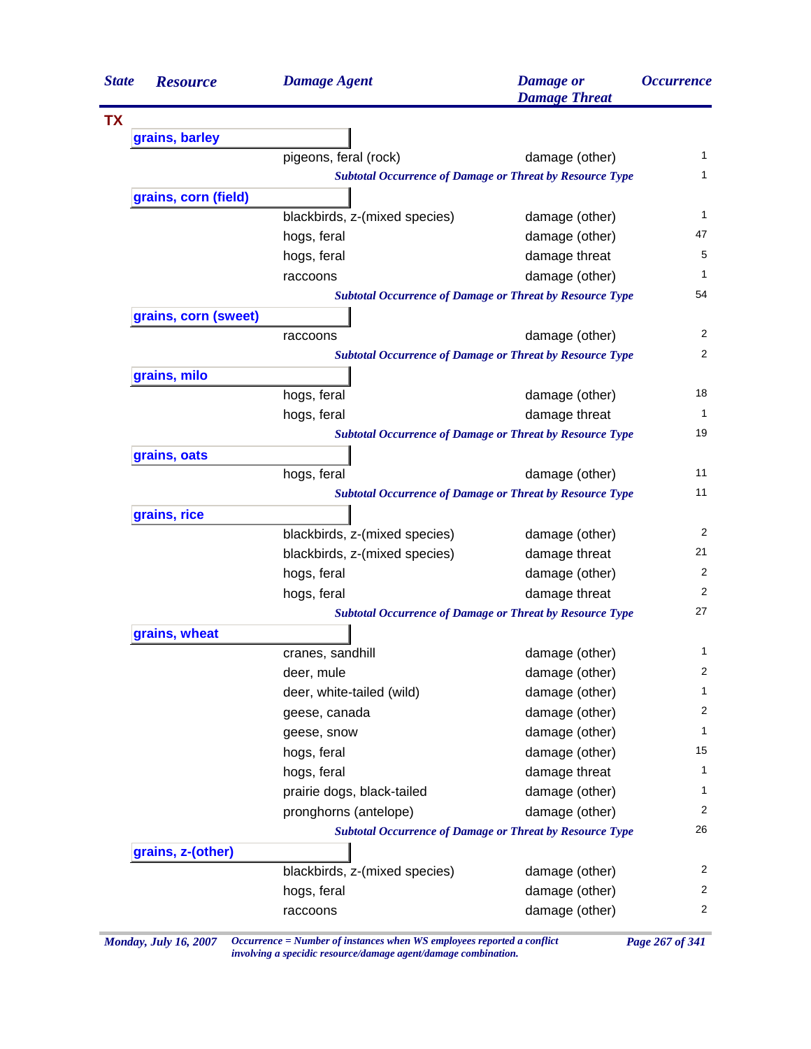| State | Resource | Damage Agent | Damage or Damage Threat | Occurrence |
|---|---|---|---|---|
| **TX** | | | | |
| | **grains, barley** | | | |
| | | pigeons, feral (rock) | damage (other) | 1 |
| | | *Subtotal Occurrence of Damage or Threat by Resource Type* | | 1 |
| | **grains, corn (field)** | | | |
| | | blackbirds, z-(mixed species) | damage (other) | 1 |
| | | hogs, feral | damage (other) | 47 |
| | | hogs, feral | damage threat | 5 |
| | | raccoons | damage (other) | 1 |
| | | *Subtotal Occurrence of Damage or Threat by Resource Type* | | 54 |
| | **grains, corn (sweet)** | | | |
| | | raccoons | damage (other) | 2 |
| | | *Subtotal Occurrence of Damage or Threat by Resource Type* | | 2 |
| | **grains, milo** | | | |
| | | hogs, feral | damage (other) | 18 |
| | | hogs, feral | damage threat | 1 |
| | | *Subtotal Occurrence of Damage or Threat by Resource Type* | | 19 |
| | **grains, oats** | | | |
| | | hogs, feral | damage (other) | 11 |
| | | *Subtotal Occurrence of Damage or Threat by Resource Type* | | 11 |
| | **grains, rice** | | | |
| | | blackbirds, z-(mixed species) | damage (other) | 2 |
| | | blackbirds, z-(mixed species) | damage threat | 21 |
| | | hogs, feral | damage (other) | 2 |
| | | hogs, feral | damage threat | 2 |
| | | *Subtotal Occurrence of Damage or Threat by Resource Type* | | 27 |
| | **grains, wheat** | | | |
| | | cranes, sandhill | damage (other) | 1 |
| | | deer, mule | damage (other) | 2 |
| | | deer, white-tailed (wild) | damage (other) | 1 |
| | | geese, canada | damage (other) | 2 |
| | | geese, snow | damage (other) | 1 |
| | | hogs, feral | damage (other) | 15 |
| | | hogs, feral | damage threat | 1 |
| | | prairie dogs, black-tailed | damage (other) | 1 |
| | | pronghorns (antelope) | damage (other) | 2 |
| | | *Subtotal Occurrence of Damage or Threat by Resource Type* | | 26 |
| | **grains, z-(other)** | | | |
| | | blackbirds, z-(mixed species) | damage (other) | 2 |
| | | hogs, feral | damage (other) | 2 |
| | | raccoons | damage (other) | 2 |

*Occurrence = Number of instances when WS employees reported a conflict involving a specidic resource/damage agent/damage combination.*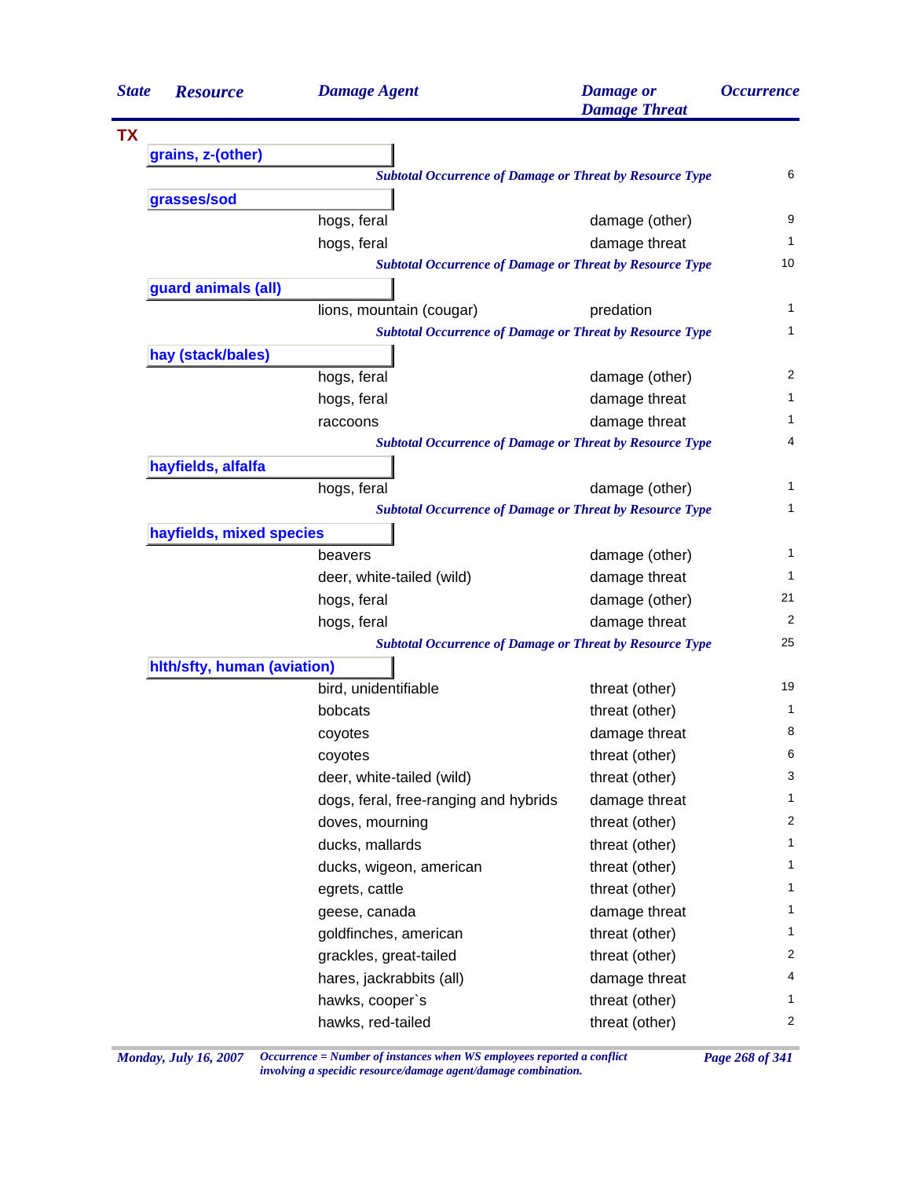| State | Resource | Damage Agent | Damage or Damage Threat | Occurrence |
|---|---|---|---|---|
| **TX** | | | | |
| | **grains, z-(other)** | | | |
| | | *Subtotal Occurrence of Damage or Threat by Resource Type* | | 6 |
| | **grasses/sod** | | | |
| | | hogs, feral | damage (other) | 9 |
| | | hogs, feral | damage threat | 1 |
| | | *Subtotal Occurrence of Damage or Threat by Resource Type* | | 10 |
| | **guard animals (all)** | | | |
| | | lions, mountain (cougar) | predation | 1 |
| | | *Subtotal Occurrence of Damage or Threat by Resource Type* | | 1 |
| | **hay (stack/bales)** | | | |
| | | hogs, feral | damage (other) | 2 |
| | | hogs, feral | damage threat | 1 |
| | | raccoons | damage threat | 1 |
| | | *Subtotal Occurrence of Damage or Threat by Resource Type* | | 4 |
| | **hayfields, alfalfa** | | | |
| | | hogs, feral | damage (other) | 1 |
| | | *Subtotal Occurrence of Damage or Threat by Resource Type* | | 1 |
| | **hayfields, mixed species** | | | |
| | | beavers | damage (other) | 1 |
| | | deer, white-tailed (wild) | damage threat | 1 |
| | | hogs, feral | damage (other) | 21 |
| | | hogs, feral | damage threat | 2 |
| | | *Subtotal Occurrence of Damage or Threat by Resource Type* | | 25 |
| | **hlth/sfty, human (aviation)** | | | |
| | | bird, unidentifiable | threat (other) | 19 |
| | | bobcats | threat (other) | 1 |
| | | coyotes | damage threat | 8 |
| | | coyotes | threat (other) | 6 |
| | | deer, white-tailed (wild) | threat (other) | 3 |
| | | dogs, feral, free-ranging and hybrids | damage threat | 1 |
| | | doves, mourning | threat (other) | 2 |
| | | ducks, mallards | threat (other) | 1 |
| | | ducks, wigeon, american | threat (other) | 1 |
| | | egrets, cattle | threat (other) | 1 |
| | | geese, canada | damage threat | 1 |
| | | goldfinches, american | threat (other) | 1 |
| | | grackles, great-tailed | threat (other) | 2 |
| | | hares, jackrabbits (all) | damage threat | 4 |
| | | hawks, cooper`s | threat (other) | 1 |
| | | hawks, red-tailed | threat (other) | 2 |

*Monday, July 16, 2007*

*Occurrence = Number of instances when WS employees reported a conflict involving a specidic resource/damage agent/damage combination.*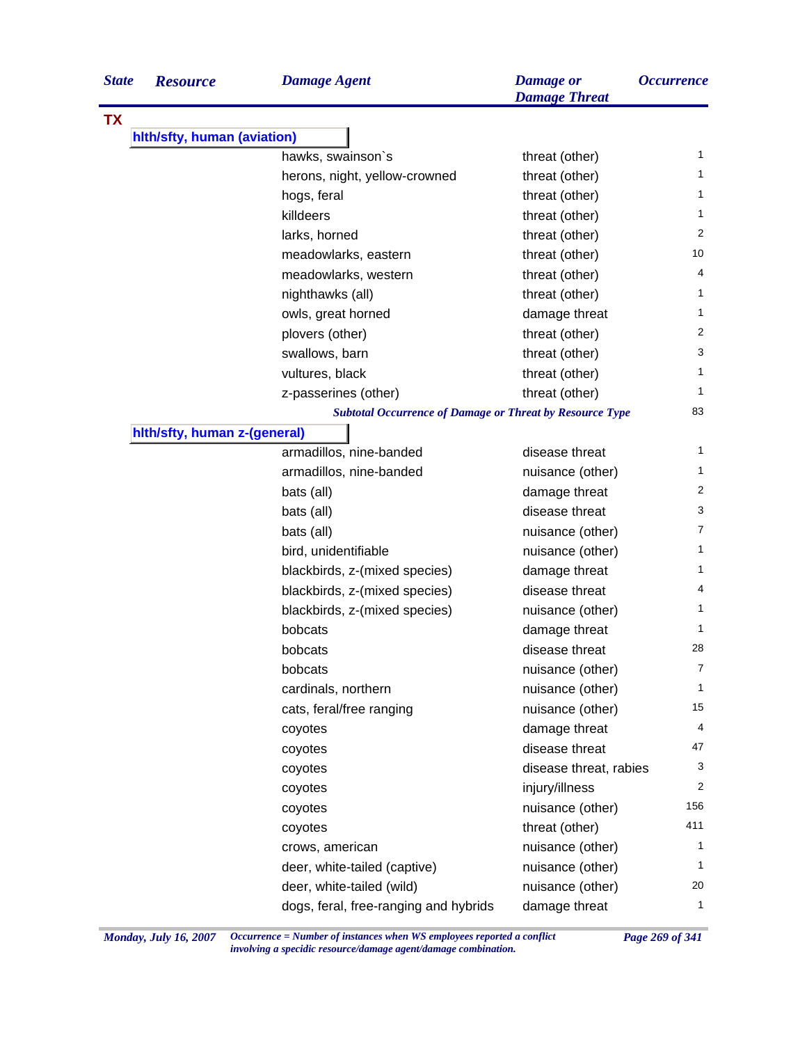| State | Resource | Damage Agent | Damage or Damage Threat | Occurrence |
|---|---|---|---|---|
| **TX** | | | | |
| | **hlth/sfty, human (aviation)** | | | |
| | | hawks, swainson`s | threat (other) | 1 |
| | | herons, night, yellow-crowned | threat (other) | 1 |
| | | hogs, feral | threat (other) | 1 |
| | | killdeers | threat (other) | 1 |
| | | larks, horned | threat (other) | 2 |
| | | meadowlarks, eastern | threat (other) | 10 |
| | | meadowlarks, western | threat (other) | 4 |
| | | nighthawks (all) | threat (other) | 1 |
| | | owls, great horned | damage threat | 1 |
| | | plovers (other) | threat (other) | 2 |
| | | swallows, barn | threat (other) | 3 |
| | | vultures, black | threat (other) | 1 |
| | | z-passerines (other) | threat (other) | 1 |
| | | *Subtotal Occurrence of Damage or Threat by Resource Type* | | 83 |
| | **hlth/sfty, human z-(general)** | | | |
| | | armadillos, nine-banded | disease threat | 1 |
| | | armadillos, nine-banded | nuisance (other) | 1 |
| | | bats (all) | damage threat | 2 |
| | | bats (all) | disease threat | 3 |
| | | bats (all) | nuisance (other) | 7 |
| | | bird, unidentifiable | nuisance (other) | 1 |
| | | blackbirds, z-(mixed species) | damage threat | 1 |
| | | blackbirds, z-(mixed species) | disease threat | 4 |
| | | blackbirds, z-(mixed species) | nuisance (other) | 1 |
| | | bobcats | damage threat | 1 |
| | | bobcats | disease threat | 28 |
| | | bobcats | nuisance (other) | 7 |
| | | cardinals, northern | nuisance (other) | 1 |
| | | cats, feral/free ranging | nuisance (other) | 15 |
| | | coyotes | damage threat | 4 |
| | | coyotes | disease threat | 47 |
| | | coyotes | disease threat, rabies | 3 |
| | | coyotes | injury/illness | 2 |
| | | coyotes | nuisance (other) | 156 |
| | | coyotes | threat (other) | 411 |
| | | crows, american | nuisance (other) | 1 |
| | | deer, white-tailed (captive) | nuisance (other) | 1 |
| | | deer, white-tailed (wild) | nuisance (other) | 20 |
| | | dogs, feral, free-ranging and hybrids | damage threat | 1 |

*Occurrence = Number of instances when WS employees reported a conflict involving a specidic resource/damage agent/damage combination.*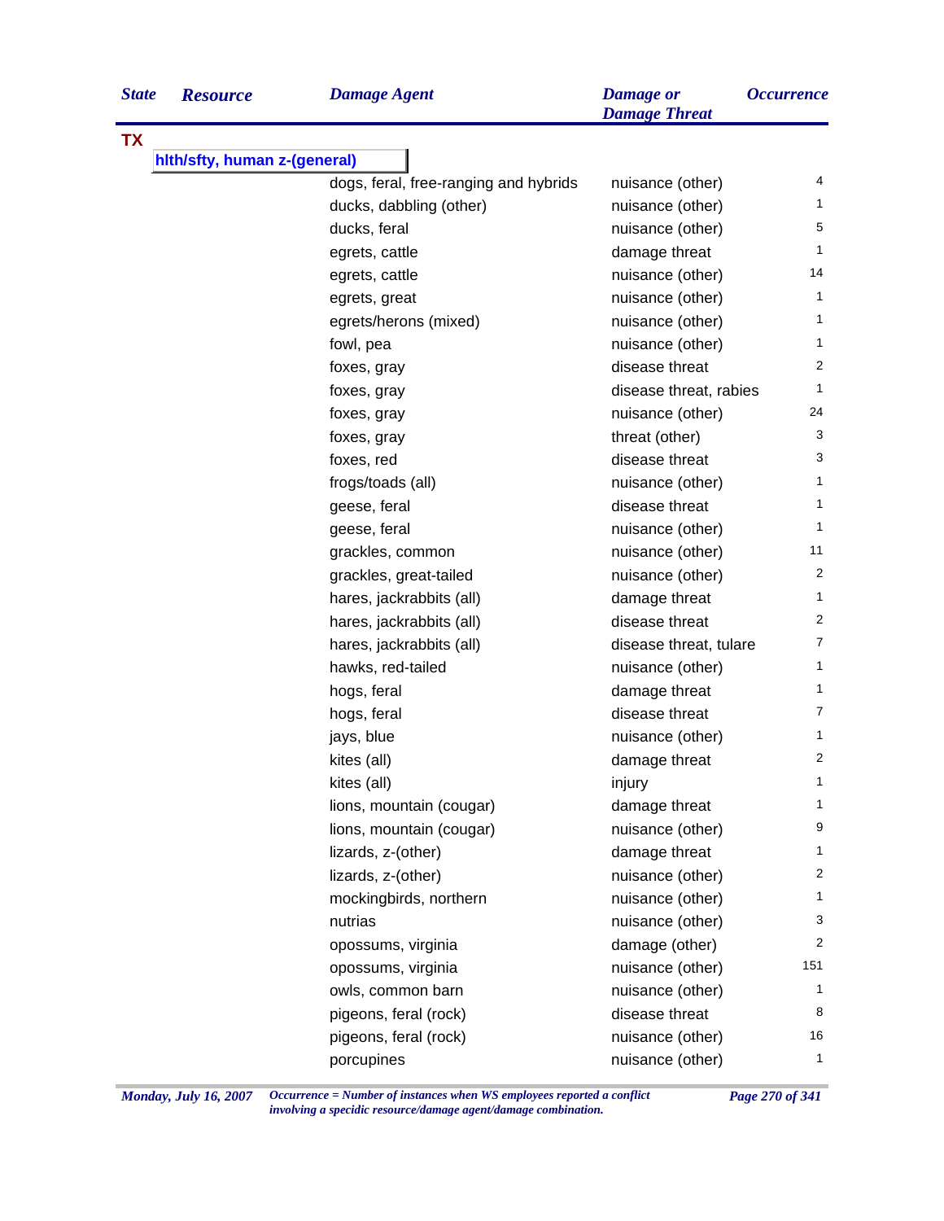| State | Resource | Damage Agent | Damage or Damage Threat | Occurrence |
|---|---|---|---|---|
| **TX** | | | | |
| | **hlth/sfty, human z-(general)** | | | |
| | | dogs, feral, free-ranging and hybrids | nuisance (other) | 4 |
| | | ducks, dabbling (other) | nuisance (other) | 1 |
| | | ducks, feral | nuisance (other) | 5 |
| | | egrets, cattle | damage threat | 1 |
| | | egrets, cattle | nuisance (other) | 14 |
| | | egrets, great | nuisance (other) | 1 |
| | | egrets/herons (mixed) | nuisance (other) | 1 |
| | | fowl, pea | nuisance (other) | 1 |
| | | foxes, gray | disease threat | 2 |
| | | foxes, gray | disease threat, rabies | 1 |
| | | foxes, gray | nuisance (other) | 24 |
| | | foxes, gray | threat (other) | 3 |
| | | foxes, red | disease threat | 3 |
| | | frogs/toads (all) | nuisance (other) | 1 |
| | | geese, feral | disease threat | 1 |
| | | geese, feral | nuisance (other) | 1 |
| | | grackles, common | nuisance (other) | 11 |
| | | grackles, great-tailed | nuisance (other) | 2 |
| | | hares, jackrabbits (all) | damage threat | 1 |
| | | hares, jackrabbits (all) | disease threat | 2 |
| | | hares, jackrabbits (all) | disease threat, tulare | 7 |
| | | hawks, red-tailed | nuisance (other) | 1 |
| | | hogs, feral | damage threat | 1 |
| | | hogs, feral | disease threat | 7 |
| | | jays, blue | nuisance (other) | 1 |
| | | kites (all) | damage threat | 2 |
| | | kites (all) | injury | 1 |
| | | lions, mountain (cougar) | damage threat | 1 |
| | | lions, mountain (cougar) | nuisance (other) | 9 |
| | | lizards, z-(other) | damage threat | 1 |
| | | lizards, z-(other) | nuisance (other) | 2 |
| | | mockingbirds, northern | nuisance (other) | 1 |
| | | nutrias | nuisance (other) | 3 |
| | | opossums, virginia | damage (other) | 2 |
| | | opossums, virginia | nuisance (other) | 151 |
| | | owls, common barn | nuisance (other) | 1 |
| | | pigeons, feral (rock) | disease threat | 8 |
| | | pigeons, feral (rock) | nuisance (other) | 16 |
| | | porcupines | nuisance (other) | 1 |

*Occurrence = Number of instances when WS employees reported a conflict involving a specidic resource/damage agent/damage combination.*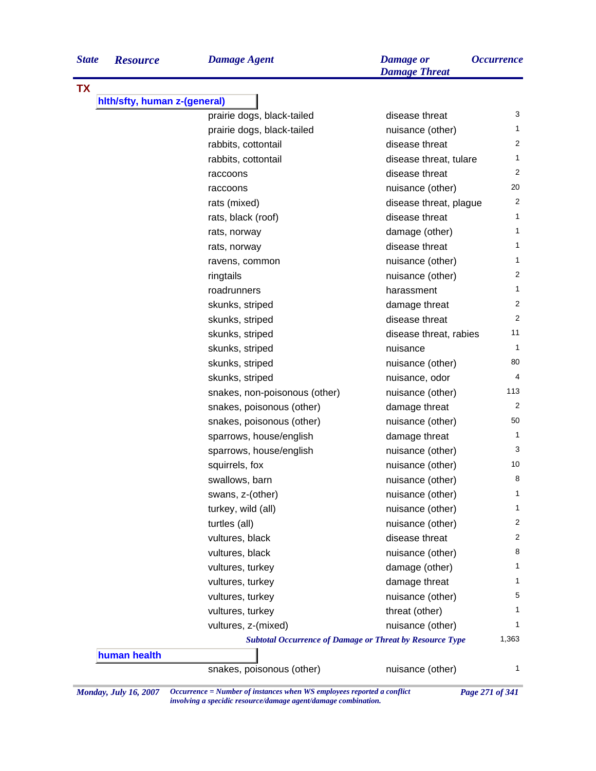| State | Resource | Damage Agent | Damage or Damage Threat | Occurrence |
|---|---|---|---|---|
| **TX** | | | | |
| | **hlth/sfty, human z-(general)** | | | |
| | | prairie dogs, black-tailed | disease threat | 3 |
| | | prairie dogs, black-tailed | nuisance (other) | 1 |
| | | rabbits, cottontail | disease threat | 2 |
| | | rabbits, cottontail | disease threat, tulare | 1 |
| | | raccoons | disease threat | 2 |
| | | raccoons | nuisance (other) | 20 |
| | | rats (mixed) | disease threat, plague | 2 |
| | | rats, black (roof) | disease threat | 1 |
| | | rats, norway | damage (other) | 1 |
| | | rats, norway | disease threat | 1 |
| | | ravens, common | nuisance (other) | 1 |
| | | ringtails | nuisance (other) | 2 |
| | | roadrunners | harassment | 1 |
| | | skunks, striped | damage threat | 2 |
| | | skunks, striped | disease threat | 2 |
| | | skunks, striped | disease threat, rabies | 11 |
| | | skunks, striped | nuisance | 1 |
| | | skunks, striped | nuisance (other) | 80 |
| | | skunks, striped | nuisance, odor | 4 |
| | | snakes, non-poisonous (other) | nuisance (other) | 113 |
| | | snakes, poisonous (other) | damage threat | 2 |
| | | snakes, poisonous (other) | nuisance (other) | 50 |
| | | sparrows, house/english | damage threat | 1 |
| | | sparrows, house/english | nuisance (other) | 3 |
| | | squirrels, fox | nuisance (other) | 10 |
| | | swallows, barn | nuisance (other) | 8 |
| | | swans, z-(other) | nuisance (other) | 1 |
| | | turkey, wild (all) | nuisance (other) | 1 |
| | | turtles (all) | nuisance (other) | 2 |
| | | vultures, black | disease threat | 2 |
| | | vultures, black | nuisance (other) | 8 |
| | | vultures, turkey | damage (other) | 1 |
| | | vultures, turkey | damage threat | 1 |
| | | vultures, turkey | nuisance (other) | 5 |
| | | vultures, turkey | threat (other) | 1 |
| | | vultures, z-(mixed) | nuisance (other) | 1 |
| | | *Subtotal Occurrence of Damage or Threat by Resource Type* | | 1,363 |
| | **human health** | | | |
| | | snakes, poisonous (other) | nuisance (other) | 1 |

*Occurrence = Number of instances when WS employees reported a conflict involving a specidic resource/damage agent/damage combination.*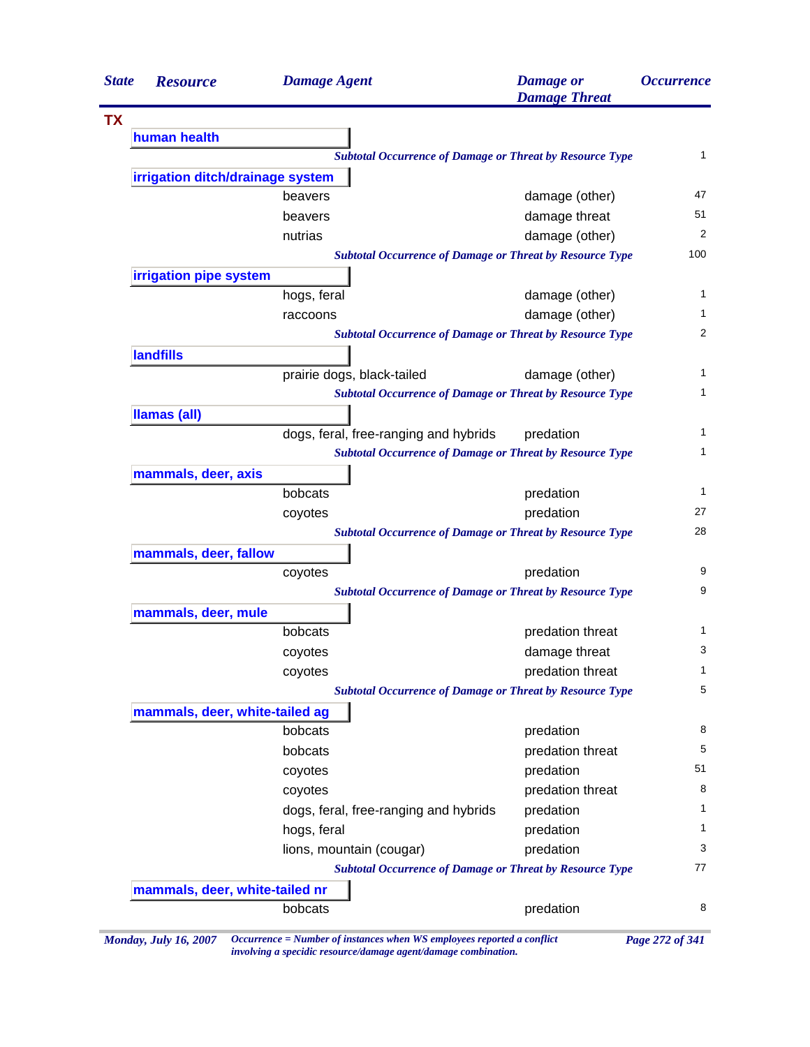| State | Resource | Damage Agent | Damage or Damage Threat | Occurrence |
|---|---|---|---|---|
| **TX** | | | | |
| | **human health** | | | |
| | | *Subtotal Occurrence of Damage or Threat by Resource Type* | | 1 |
| | **irrigation ditch/drainage system** | | | |
| | | beavers | damage (other) | 47 |
| | | beavers | damage threat | 51 |
| | | nutrias | damage (other) | 2 |
| | | *Subtotal Occurrence of Damage or Threat by Resource Type* | | 100 |
| | **irrigation pipe system** | | | |
| | | hogs, feral | damage (other) | 1 |
| | | raccoons | damage (other) | 1 |
| | | *Subtotal Occurrence of Damage or Threat by Resource Type* | | 2 |
| | **landfills** | | | |
| | | prairie dogs, black-tailed | damage (other) | 1 |
| | | *Subtotal Occurrence of Damage or Threat by Resource Type* | | 1 |
| | **llamas (all)** | | | |
| | | dogs, feral, free-ranging and hybrids | predation | 1 |
| | | *Subtotal Occurrence of Damage or Threat by Resource Type* | | 1 |
| | **mammals, deer, axis** | | | |
| | | bobcats | predation | 1 |
| | | coyotes | predation | 27 |
| | | *Subtotal Occurrence of Damage or Threat by Resource Type* | | 28 |
| | **mammals, deer, fallow** | | | |
| | | coyotes | predation | 9 |
| | | *Subtotal Occurrence of Damage or Threat by Resource Type* | | 9 |
| | **mammals, deer, mule** | | | |
| | | bobcats | predation threat | 1 |
| | | coyotes | damage threat | 3 |
| | | coyotes | predation threat | 1 |
| | | *Subtotal Occurrence of Damage or Threat by Resource Type* | | 5 |
| | **mammals, deer, white-tailed ag** | | | |
| | | bobcats | predation | 8 |
| | | bobcats | predation threat | 5 |
| | | coyotes | predation | 51 |
| | | coyotes | predation threat | 8 |
| | | dogs, feral, free-ranging and hybrids | predation | 1 |
| | | hogs, feral | predation | 1 |
| | | lions, mountain (cougar) | predation | 3 |
| | | *Subtotal Occurrence of Damage or Threat by Resource Type* | | 77 |
| | **mammals, deer, white-tailed nr** | | | |
| | | bobcats | predation | 8 |

*Occurrence = Number of instances when WS employees reported a conflict involving a specidic resource/damage agent/damage combination.*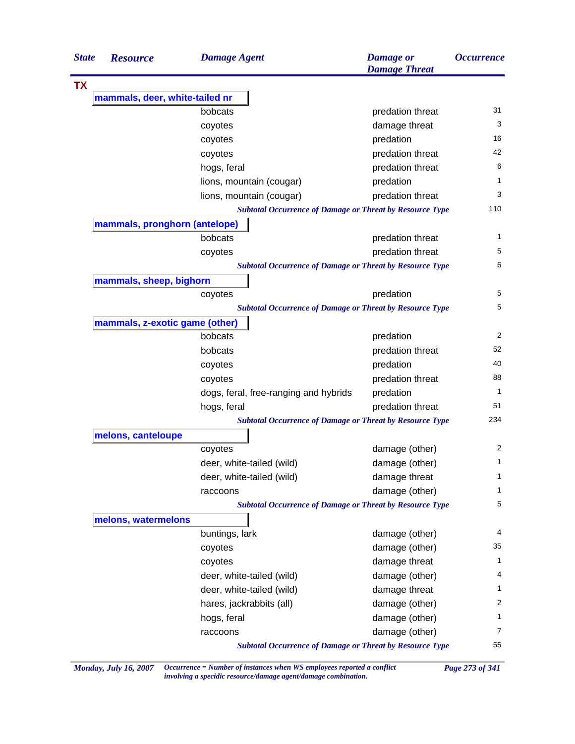| State | Resource | Damage Agent | Damage or Damage Threat | Occurrence |
|---|---|---|---|---|
| **TX** | | | | |
| | **mammals, deer, white-tailed nr** | | | |
| | | bobcats | predation threat | 31 |
| | | coyotes | damage threat | 3 |
| | | coyotes | predation | 16 |
| | | coyotes | predation threat | 42 |
| | | hogs, feral | predation threat | 6 |
| | | lions, mountain (cougar) | predation | 1 |
| | | lions, mountain (cougar) | predation threat | 3 |
| | | *Subtotal Occurrence of Damage or Threat by Resource Type* | | 110 |
| | **mammals, pronghorn (antelope)** | | | |
| | | bobcats | predation threat | 1 |
| | | coyotes | predation threat | 5 |
| | | *Subtotal Occurrence of Damage or Threat by Resource Type* | | 6 |
| | **mammals, sheep, bighorn** | | | |
| | | coyotes | predation | 5 |
| | | *Subtotal Occurrence of Damage or Threat by Resource Type* | | 5 |
| | **mammals, z-exotic game (other)** | | | |
| | | bobcats | predation | 2 |
| | | bobcats | predation threat | 52 |
| | | coyotes | predation | 40 |
| | | coyotes | predation threat | 88 |
| | | dogs, feral, free-ranging and hybrids | predation | 1 |
| | | hogs, feral | predation threat | 51 |
| | | *Subtotal Occurrence of Damage or Threat by Resource Type* | | 234 |
| | **melons, canteloupe** | | | |
| | | coyotes | damage (other) | 2 |
| | | deer, white-tailed (wild) | damage (other) | 1 |
| | | deer, white-tailed (wild) | damage threat | 1 |
| | | raccoons | damage (other) | 1 |
| | | *Subtotal Occurrence of Damage or Threat by Resource Type* | | 5 |
| | **melons, watermelons** | | | |
| | | buntings, lark | damage (other) | 4 |
| | | coyotes | damage (other) | 35 |
| | | coyotes | damage threat | 1 |
| | | deer, white-tailed (wild) | damage (other) | 4 |
| | | deer, white-tailed (wild) | damage threat | 1 |
| | | hares, jackrabbits (all) | damage (other) | 2 |
| | | hogs, feral | damage (other) | 1 |
| | | raccoons | damage (other) | 7 |
| | | *Subtotal Occurrence of Damage or Threat by Resource Type* | | 55 |

*Occurrence = Number of instances when WS employees reported a conflict involving a specidic resource/damage agent/damage combination.*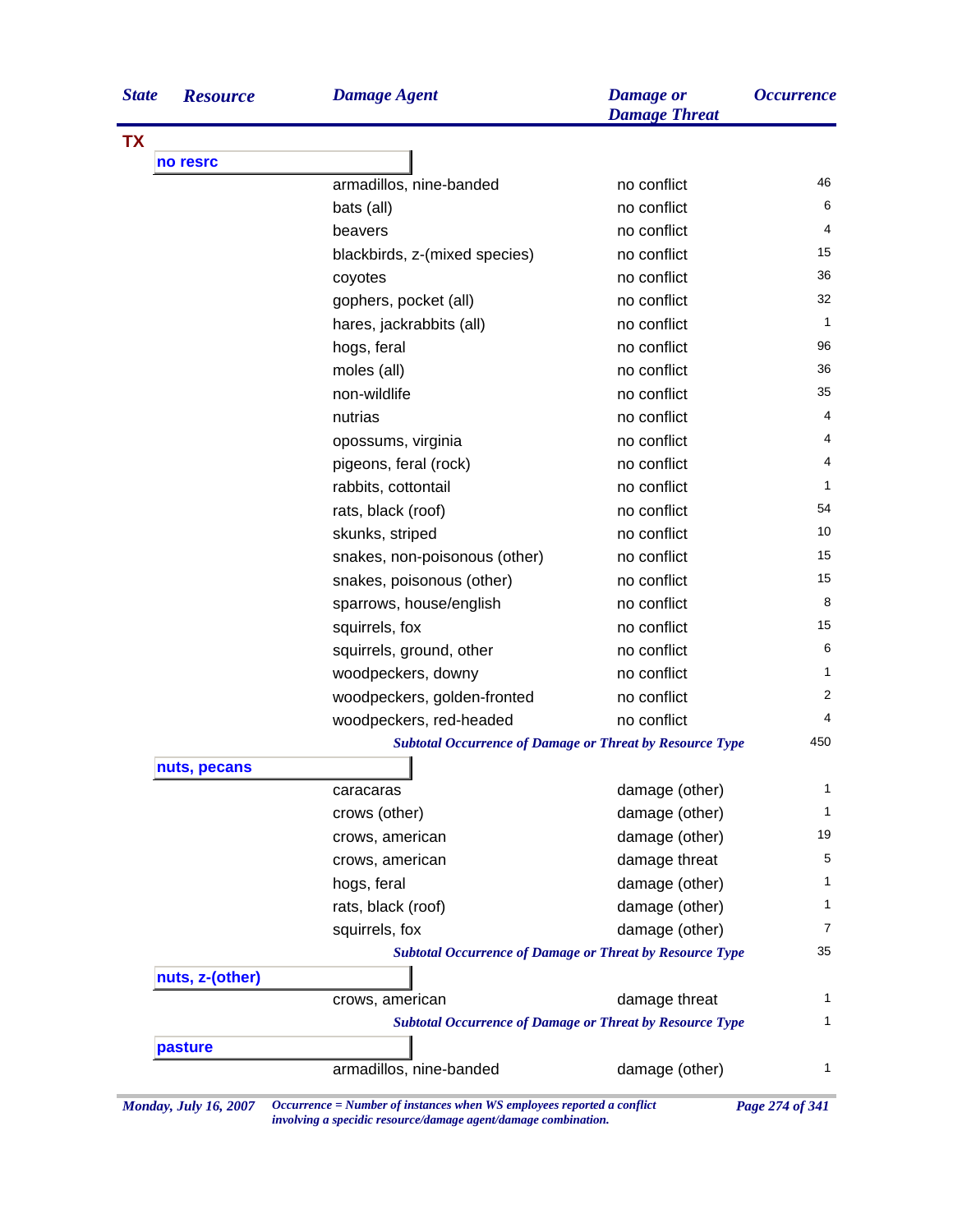| State | Resource | Damage Agent | Damage or Damage Threat | Occurrence |
|---|---|---|---|---|
| **TX** | | | | |
| | **no resrc** | | | |
| | | armadillos, nine-banded | no conflict | 46 |
| | | bats (all) | no conflict | 6 |
| | | beavers | no conflict | 4 |
| | | blackbirds, z-(mixed species) | no conflict | 15 |
| | | coyotes | no conflict | 36 |
| | | gophers, pocket (all) | no conflict | 32 |
| | | hares, jackrabbits (all) | no conflict | 1 |
| | | hogs, feral | no conflict | 96 |
| | | moles (all) | no conflict | 36 |
| | | non-wildlife | no conflict | 35 |
| | | nutrias | no conflict | 4 |
| | | opossums, virginia | no conflict | 4 |
| | | pigeons, feral (rock) | no conflict | 4 |
| | | rabbits, cottontail | no conflict | 1 |
| | | rats, black (roof) | no conflict | 54 |
| | | skunks, striped | no conflict | 10 |
| | | snakes, non-poisonous (other) | no conflict | 15 |
| | | snakes, poisonous (other) | no conflict | 15 |
| | | sparrows, house/english | no conflict | 8 |
| | | squirrels, fox | no conflict | 15 |
| | | squirrels, ground, other | no conflict | 6 |
| | | woodpeckers, downy | no conflict | 1 |
| | | woodpeckers, golden-fronted | no conflict | 2 |
| | | woodpeckers, red-headed | no conflict | 4 |
| | | *Subtotal Occurrence of Damage or Threat by Resource Type* | | 450 |
| | **nuts, pecans** | | | |
| | | caracaras | damage (other) | 1 |
| | | crows (other) | damage (other) | 1 |
| | | crows, american | damage (other) | 19 |
| | | crows, american | damage threat | 5 |
| | | hogs, feral | damage (other) | 1 |
| | | rats, black (roof) | damage (other) | 1 |
| | | squirrels, fox | damage (other) | 7 |
| | | *Subtotal Occurrence of Damage or Threat by Resource Type* | | 35 |
| | **nuts, z-(other)** | | | |
| | | crows, american | damage threat | 1 |
| | | *Subtotal Occurrence of Damage or Threat by Resource Type* | | 1 |
| | **pasture** | | | |
| | | armadillos, nine-banded | damage (other) | 1 |

*Monday, July 16, 2007* *Occurrence = Number of instances when WS employees reported a conflict involving a specidic resource/damage agent/damage combination.*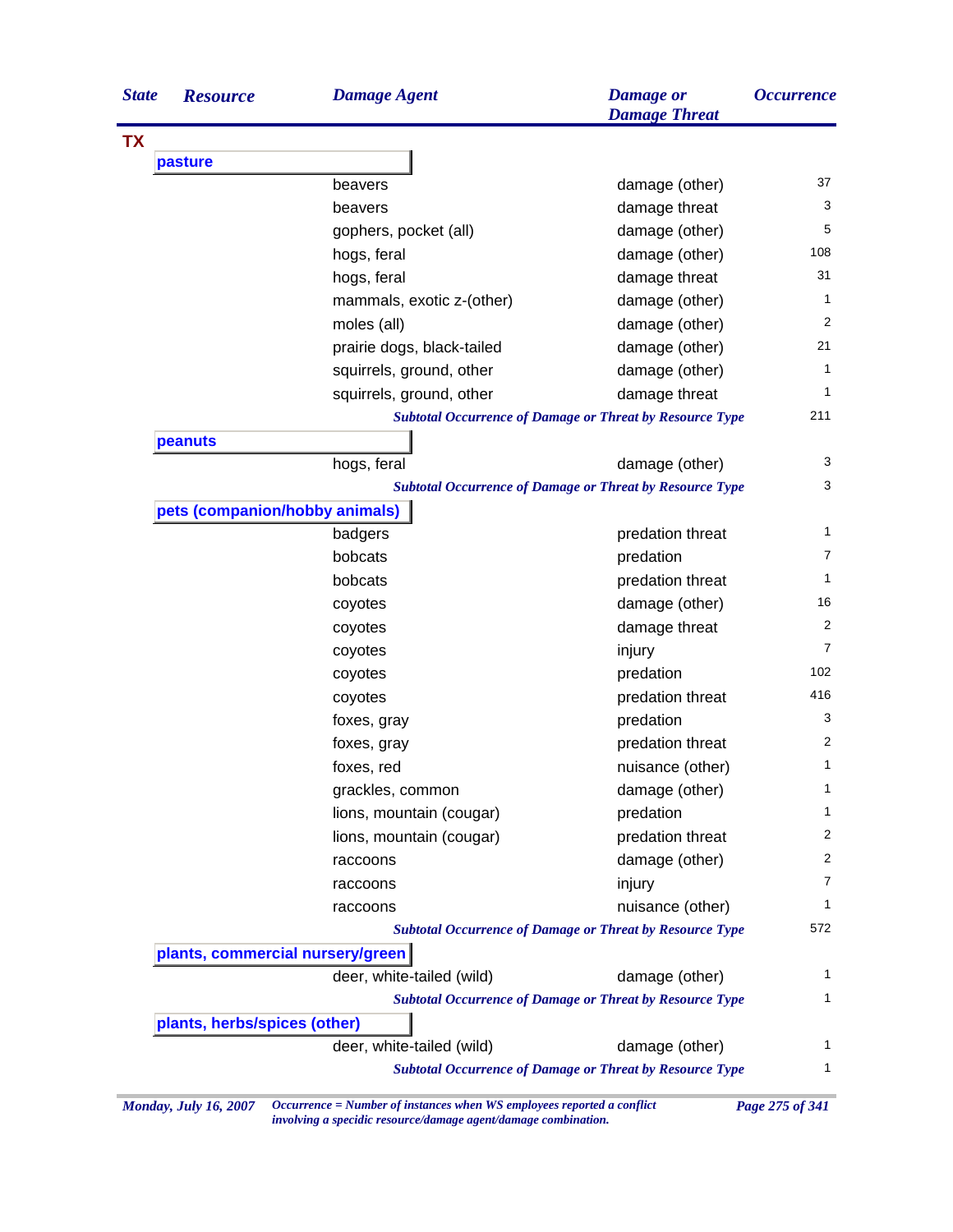| State | Resource | Damage Agent | Damage or Damage Threat | Occurrence |
|---|---|---|---|---|
| **TX** | | | | |
| | **pasture** | | | |
| | | beavers | damage (other) | 37 |
| | | beavers | damage threat | 3 |
| | | gophers, pocket (all) | damage (other) | 5 |
| | | hogs, feral | damage (other) | 108 |
| | | hogs, feral | damage threat | 31 |
| | | mammals, exotic z-(other) | damage (other) | 1 |
| | | moles (all) | damage (other) | 2 |
| | | prairie dogs, black-tailed | damage (other) | 21 |
| | | squirrels, ground, other | damage (other) | 1 |
| | | squirrels, ground, other | damage threat | 1 |
| | | *Subtotal Occurrence of Damage or Threat by Resource Type* | | 211 |
| | **peanuts** | | | |
| | | hogs, feral | damage (other) | 3 |
| | | *Subtotal Occurrence of Damage or Threat by Resource Type* | | 3 |
| | **pets (companion/hobby animals)** | | | |
| | | badgers | predation threat | 1 |
| | | bobcats | predation | 7 |
| | | bobcats | predation threat | 1 |
| | | coyotes | damage (other) | 16 |
| | | coyotes | damage threat | 2 |
| | | coyotes | injury | 7 |
| | | coyotes | predation | 102 |
| | | coyotes | predation threat | 416 |
| | | foxes, gray | predation | 3 |
| | | foxes, gray | predation threat | 2 |
| | | foxes, red | nuisance (other) | 1 |
| | | grackles, common | damage (other) | 1 |
| | | lions, mountain (cougar) | predation | 1 |
| | | lions, mountain (cougar) | predation threat | 2 |
| | | raccoons | damage (other) | 2 |
| | | raccoons | injury | 7 |
| | | raccoons | nuisance (other) | 1 |
| | | *Subtotal Occurrence of Damage or Threat by Resource Type* | | 572 |
| | **plants, commercial nursery/green** | | | |
| | | deer, white-tailed (wild) | damage (other) | 1 |
| | | *Subtotal Occurrence of Damage or Threat by Resource Type* | | 1 |
| | **plants, herbs/spices (other)** | | | |
| | | deer, white-tailed (wild) | damage (other) | 1 |
| | | *Subtotal Occurrence of Damage or Threat by Resource Type* | | 1 |

*Monday, July 16, 2007*

*Occurrence = Number of instances when WS employees reported a conflict involving a specidic resource/damage agent/damage combination.*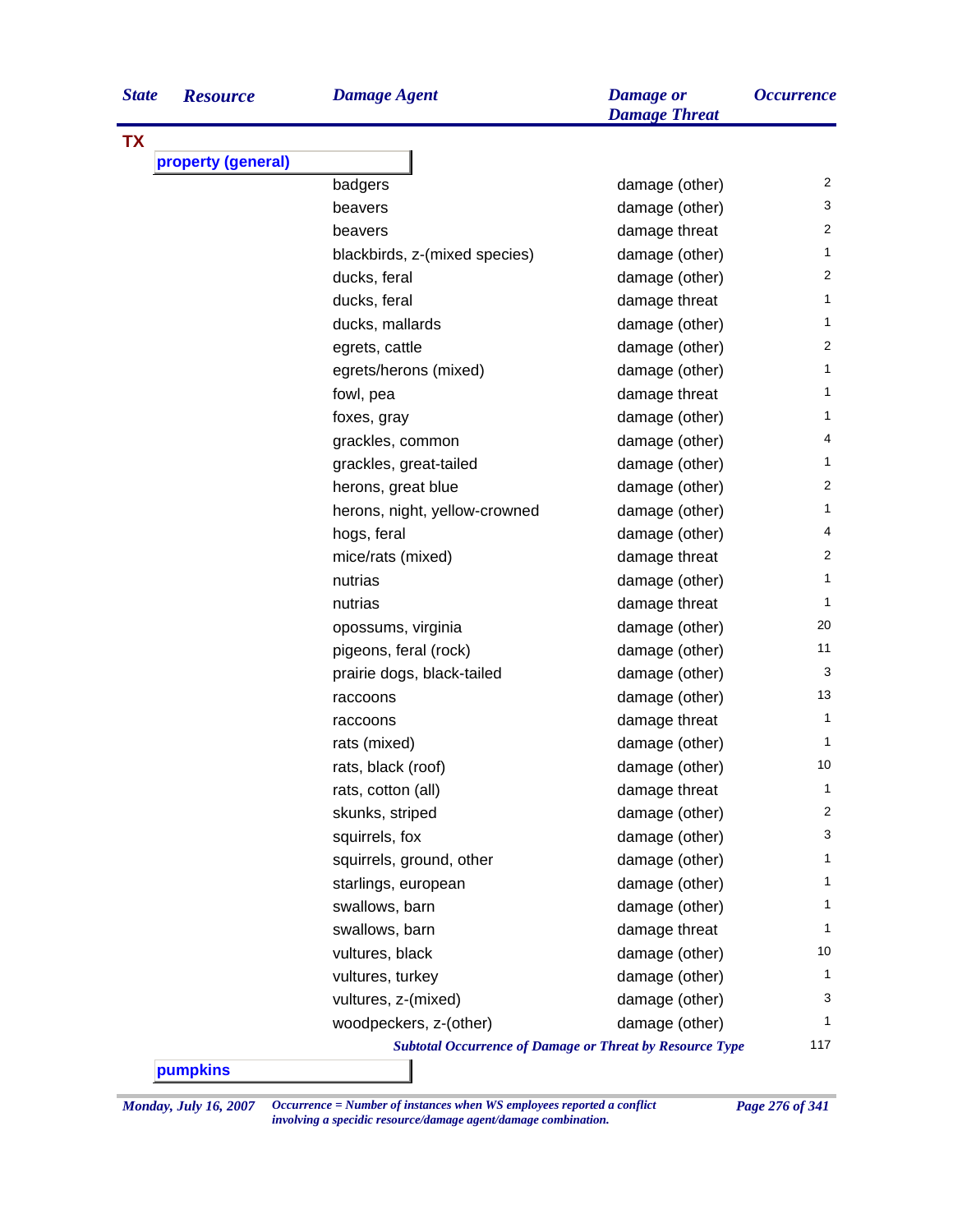| State | Resource | Damage Agent | Damage or Damage Threat | Occurrence |
|---|---|---|---|---|
| TX | | | | |
| | property (general) | | | |
| | | badgers | damage (other) | 2 |
| | | beavers | damage (other) | 3 |
| | | beavers | damage threat | 2 |
| | | blackbirds, z-(mixed species) | damage (other) | 1 |
| | | ducks, feral | damage (other) | 2 |
| | | ducks, feral | damage threat | 1 |
| | | ducks, mallards | damage (other) | 1 |
| | | egrets, cattle | damage (other) | 2 |
| | | egrets/herons (mixed) | damage (other) | 1 |
| | | fowl, pea | damage threat | 1 |
| | | foxes, gray | damage (other) | 1 |
| | | grackles, common | damage (other) | 4 |
| | | grackles, great-tailed | damage (other) | 1 |
| | | herons, great blue | damage (other) | 2 |
| | | herons, night, yellow-crowned | damage (other) | 1 |
| | | hogs, feral | damage (other) | 4 |
| | | mice/rats (mixed) | damage threat | 2 |
| | | nutrias | damage (other) | 1 |
| | | nutrias | damage threat | 1 |
| | | opossums, virginia | damage (other) | 20 |
| | | pigeons, feral (rock) | damage (other) | 11 |
| | | prairie dogs, black-tailed | damage (other) | 3 |
| | | raccoons | damage (other) | 13 |
| | | raccoons | damage threat | 1 |
| | | rats (mixed) | damage (other) | 1 |
| | | rats, black (roof) | damage (other) | 10 |
| | | rats, cotton (all) | damage threat | 1 |
| | | skunks, striped | damage (other) | 2 |
| | | squirrels, fox | damage (other) | 3 |
| | | squirrels, ground, other | damage (other) | 1 |
| | | starlings, european | damage (other) | 1 |
| | | swallows, barn | damage (other) | 1 |
| | | swallows, barn | damage threat | 1 |
| | | vultures, black | damage (other) | 10 |
| | | vultures, turkey | damage (other) | 1 |
| | | vultures, z-(mixed) | damage (other) | 3 |
| | | woodpeckers, z-(other) | damage (other) | 1 |
| | | *Subtotal Occurrence of Damage or Threat by Resource Type* | | 117 |
| | pumpkins | | | |

*Monday, July 16, 2007* — *Occurrence = Number of instances when WS employees reported a conflict involving a specidic resource/damage agent/damage combination.*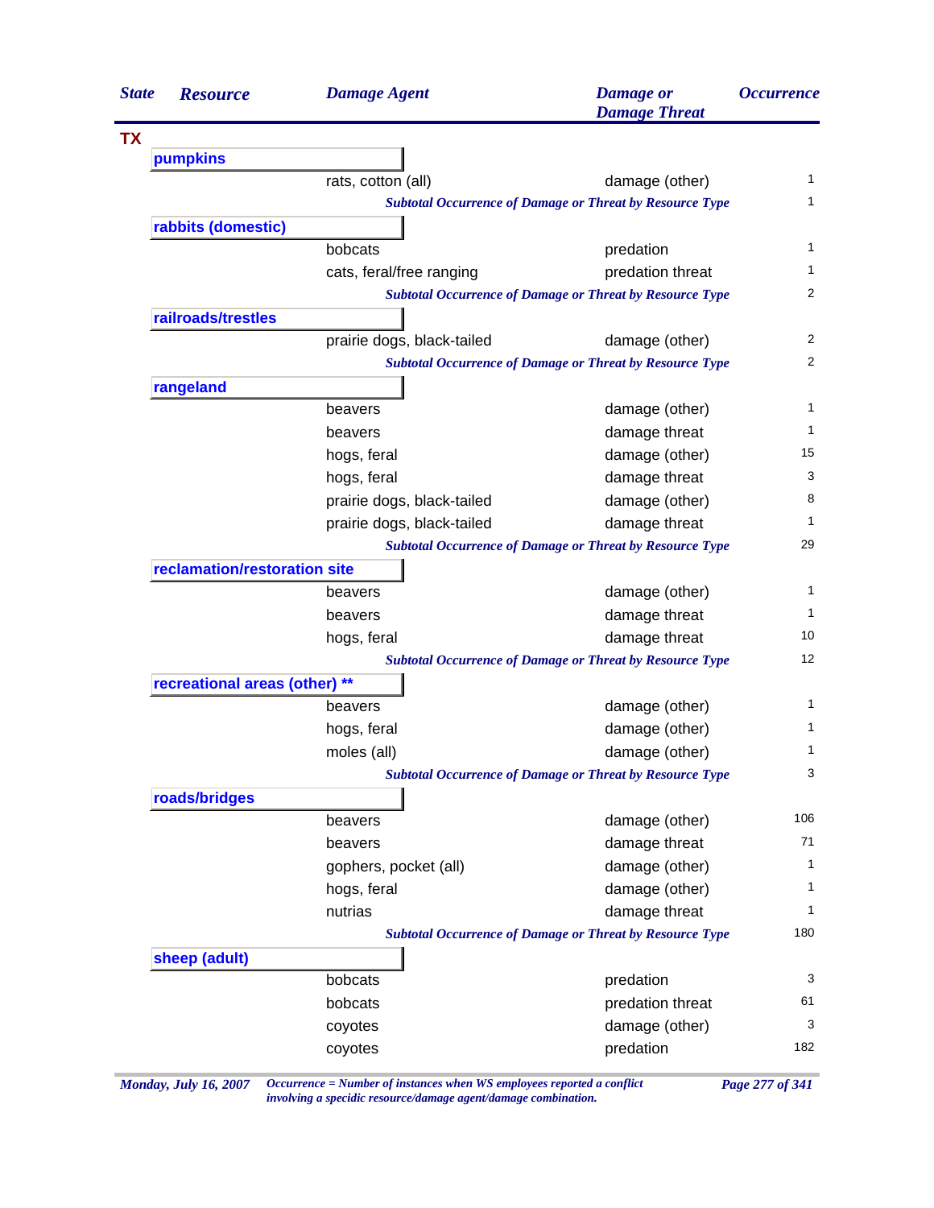| State | Resource | Damage Agent | Damage or Damage Threat | Occurrence |
|---|---|---|---|---|
| **TX** | | | | |
| | **pumpkins** | | | |
| | | rats, cotton (all) | damage (other) | 1 |
| | | *Subtotal Occurrence of Damage or Threat by Resource Type* | | 1 |
| | **rabbits (domestic)** | | | |
| | | bobcats | predation | 1 |
| | | cats, feral/free ranging | predation threat | 1 |
| | | *Subtotal Occurrence of Damage or Threat by Resource Type* | | 2 |
| | **railroads/trestles** | | | |
| | | prairie dogs, black-tailed | damage (other) | 2 |
| | | *Subtotal Occurrence of Damage or Threat by Resource Type* | | 2 |
| | **rangeland** | | | |
| | | beavers | damage (other) | 1 |
| | | beavers | damage threat | 1 |
| | | hogs, feral | damage (other) | 15 |
| | | hogs, feral | damage threat | 3 |
| | | prairie dogs, black-tailed | damage (other) | 8 |
| | | prairie dogs, black-tailed | damage threat | 1 |
| | | *Subtotal Occurrence of Damage or Threat by Resource Type* | | 29 |
| | **reclamation/restoration site** | | | |
| | | beavers | damage (other) | 1 |
| | | beavers | damage threat | 1 |
| | | hogs, feral | damage threat | 10 |
| | | *Subtotal Occurrence of Damage or Threat by Resource Type* | | 12 |
| | **recreational areas (other) \*\*** | | | |
| | | beavers | damage (other) | 1 |
| | | hogs, feral | damage (other) | 1 |
| | | moles (all) | damage (other) | 1 |
| | | *Subtotal Occurrence of Damage or Threat by Resource Type* | | 3 |
| | **roads/bridges** | | | |
| | | beavers | damage (other) | 106 |
| | | beavers | damage threat | 71 |
| | | gophers, pocket (all) | damage (other) | 1 |
| | | hogs, feral | damage (other) | 1 |
| | | nutrias | damage threat | 1 |
| | | *Subtotal Occurrence of Damage or Threat by Resource Type* | | 180 |
| | **sheep (adult)** | | | |
| | | bobcats | predation | 3 |
| | | bobcats | predation threat | 61 |
| | | coyotes | damage (other) | 3 |
| | | coyotes | predation | 182 |

*Occurrence = Number of instances when WS employees reported a conflict involving a specidic resource/damage agent/damage combination.*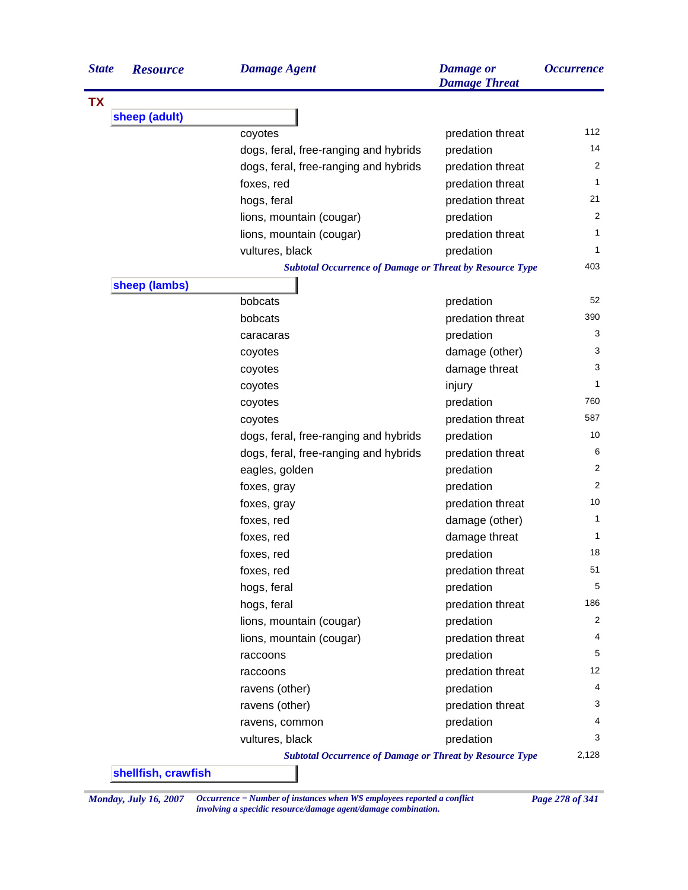| State | Resource | Damage Agent | Damage or Damage Threat | Occurrence |
|---|---|---|---|---|
| TX | | | | |
| | sheep (adult) | | | |
| | | coyotes | predation threat | 112 |
| | | dogs, feral, free-ranging and hybrids | predation | 14 |
| | | dogs, feral, free-ranging and hybrids | predation threat | 2 |
| | | foxes, red | predation threat | 1 |
| | | hogs, feral | predation threat | 21 |
| | | lions, mountain (cougar) | predation | 2 |
| | | lions, mountain (cougar) | predation threat | 1 |
| | | vultures, black | predation | 1 |
| | | *Subtotal Occurrence of Damage or Threat by Resource Type* | | 403 |
| | sheep (lambs) | | | |
| | | bobcats | predation | 52 |
| | | bobcats | predation threat | 390 |
| | | caracaras | predation | 3 |
| | | coyotes | damage (other) | 3 |
| | | coyotes | damage threat | 3 |
| | | coyotes | injury | 1 |
| | | coyotes | predation | 760 |
| | | coyotes | predation threat | 587 |
| | | dogs, feral, free-ranging and hybrids | predation | 10 |
| | | dogs, feral, free-ranging and hybrids | predation threat | 6 |
| | | eagles, golden | predation | 2 |
| | | foxes, gray | predation | 2 |
| | | foxes, gray | predation threat | 10 |
| | | foxes, red | damage (other) | 1 |
| | | foxes, red | damage threat | 1 |
| | | foxes, red | predation | 18 |
| | | foxes, red | predation threat | 51 |
| | | hogs, feral | predation | 5 |
| | | hogs, feral | predation threat | 186 |
| | | lions, mountain (cougar) | predation | 2 |
| | | lions, mountain (cougar) | predation threat | 4 |
| | | raccoons | predation | 5 |
| | | raccoons | predation threat | 12 |
| | | ravens (other) | predation | 4 |
| | | ravens (other) | predation threat | 3 |
| | | ravens, common | predation | 4 |
| | | vultures, black | predation | 3 |
| | | *Subtotal Occurrence of Damage or Threat by Resource Type* | | 2,128 |
| | shellfish, crawfish | | | |

*Monday, July 16, 2007* — *Occurrence = Number of instances when WS employees reported a conflict involving a specidic resource/damage agent/damage combination.*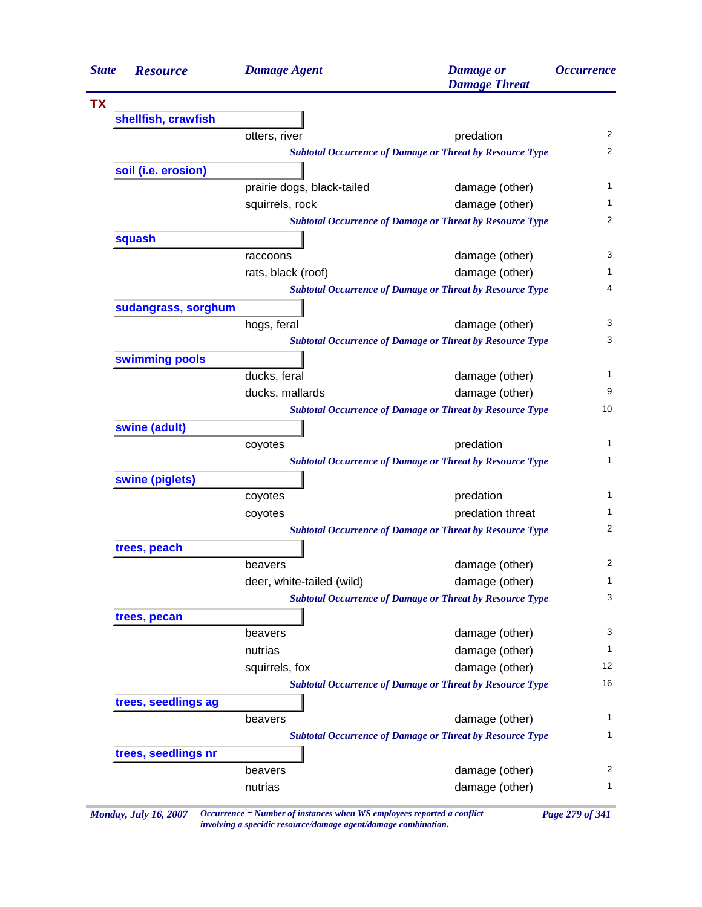| State | Resource | Damage Agent | Damage or Damage Threat | Occurrence |
|---|---|---|---|---|
| **TX** | | | | |
| | **shellfish, crawfish** | | | |
| | | otters, river | predation | 2 |
| | | *Subtotal Occurrence of Damage or Threat by Resource Type* | | 2 |
| | **soil (i.e. erosion)** | | | |
| | | prairie dogs, black-tailed | damage (other) | 1 |
| | | squirrels, rock | damage (other) | 1 |
| | | *Subtotal Occurrence of Damage or Threat by Resource Type* | | 2 |
| | **squash** | | | |
| | | raccoons | damage (other) | 3 |
| | | rats, black (roof) | damage (other) | 1 |
| | | *Subtotal Occurrence of Damage or Threat by Resource Type* | | 4 |
| | **sudangrass, sorghum** | | | |
| | | hogs, feral | damage (other) | 3 |
| | | *Subtotal Occurrence of Damage or Threat by Resource Type* | | 3 |
| | **swimming pools** | | | |
| | | ducks, feral | damage (other) | 1 |
| | | ducks, mallards | damage (other) | 9 |
| | | *Subtotal Occurrence of Damage or Threat by Resource Type* | | 10 |
| | **swine (adult)** | | | |
| | | coyotes | predation | 1 |
| | | *Subtotal Occurrence of Damage or Threat by Resource Type* | | 1 |
| | **swine (piglets)** | | | |
| | | coyotes | predation | 1 |
| | | coyotes | predation threat | 1 |
| | | *Subtotal Occurrence of Damage or Threat by Resource Type* | | 2 |
| | **trees, peach** | | | |
| | | beavers | damage (other) | 2 |
| | | deer, white-tailed (wild) | damage (other) | 1 |
| | | *Subtotal Occurrence of Damage or Threat by Resource Type* | | 3 |
| | **trees, pecan** | | | |
| | | beavers | damage (other) | 3 |
| | | nutrias | damage (other) | 1 |
| | | squirrels, fox | damage (other) | 12 |
| | | *Subtotal Occurrence of Damage or Threat by Resource Type* | | 16 |
| | **trees, seedlings ag** | | | |
| | | beavers | damage (other) | 1 |
| | | *Subtotal Occurrence of Damage or Threat by Resource Type* | | 1 |
| | **trees, seedlings nr** | | | |
| | | beavers | damage (other) | 2 |
| | | nutrias | damage (other) | 1 |

*Occurrence = Number of instances when WS employees reported a conflict involving a specidic resource/damage agent/damage combination.*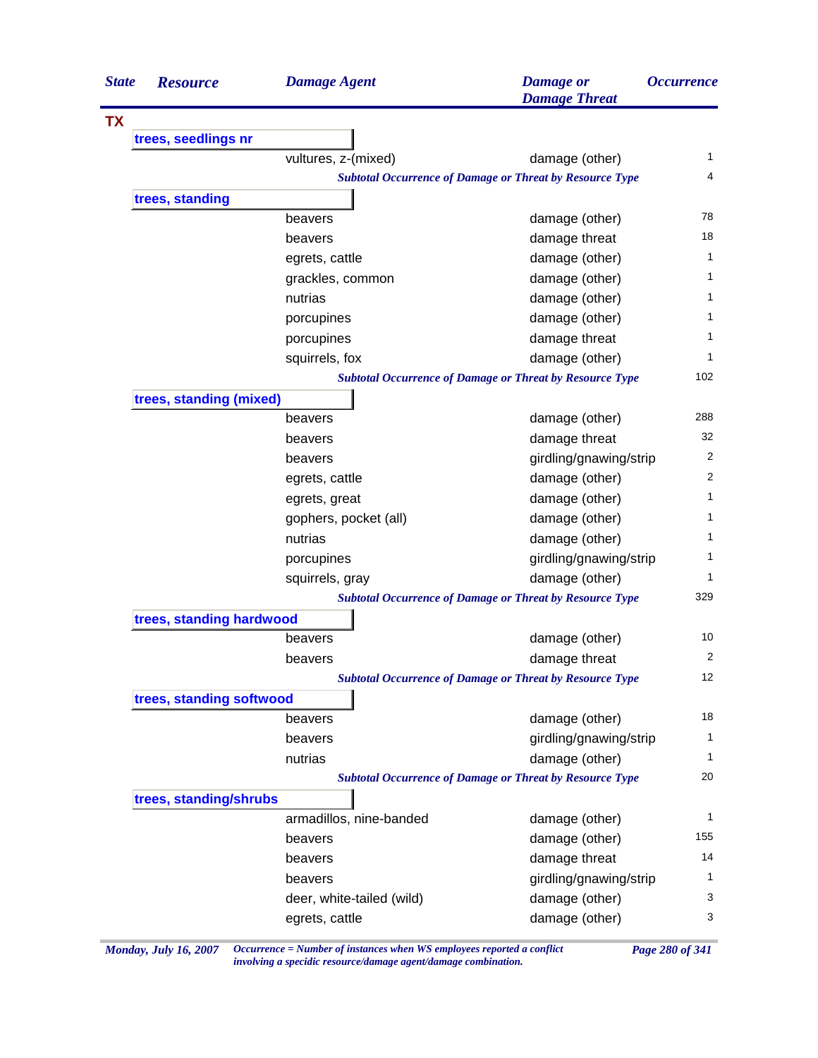| State | Resource | Damage Agent | Damage or Damage Threat | Occurrence |
|---|---|---|---|---|
| **TX** | | | | |
| | **trees, seedlings nr** | | | |
| | | vultures, z-(mixed) | damage (other) | 1 |
| | | *Subtotal Occurrence of Damage or Threat by Resource Type* | | 4 |
| | **trees, standing** | | | |
| | | beavers | damage (other) | 78 |
| | | beavers | damage threat | 18 |
| | | egrets, cattle | damage (other) | 1 |
| | | grackles, common | damage (other) | 1 |
| | | nutrias | damage (other) | 1 |
| | | porcupines | damage (other) | 1 |
| | | porcupines | damage threat | 1 |
| | | squirrels, fox | damage (other) | 1 |
| | | *Subtotal Occurrence of Damage or Threat by Resource Type* | | 102 |
| | **trees, standing (mixed)** | | | |
| | | beavers | damage (other) | 288 |
| | | beavers | damage threat | 32 |
| | | beavers | girdling/gnawing/strip | 2 |
| | | egrets, cattle | damage (other) | 2 |
| | | egrets, great | damage (other) | 1 |
| | | gophers, pocket (all) | damage (other) | 1 |
| | | nutrias | damage (other) | 1 |
| | | porcupines | girdling/gnawing/strip | 1 |
| | | squirrels, gray | damage (other) | 1 |
| | | *Subtotal Occurrence of Damage or Threat by Resource Type* | | 329 |
| | **trees, standing hardwood** | | | |
| | | beavers | damage (other) | 10 |
| | | beavers | damage threat | 2 |
| | | *Subtotal Occurrence of Damage or Threat by Resource Type* | | 12 |
| | **trees, standing softwood** | | | |
| | | beavers | damage (other) | 18 |
| | | beavers | girdling/gnawing/strip | 1 |
| | | nutrias | damage (other) | 1 |
| | | *Subtotal Occurrence of Damage or Threat by Resource Type* | | 20 |
| | **trees, standing/shrubs** | | | |
| | | armadillos, nine-banded | damage (other) | 1 |
| | | beavers | damage (other) | 155 |
| | | beavers | damage threat | 14 |
| | | beavers | girdling/gnawing/strip | 1 |
| | | deer, white-tailed (wild) | damage (other) | 3 |
| | | egrets, cattle | damage (other) | 3 |

*Occurrence = Number of instances when WS employees reported a conflict involving a specidic resource/damage agent/damage combination.*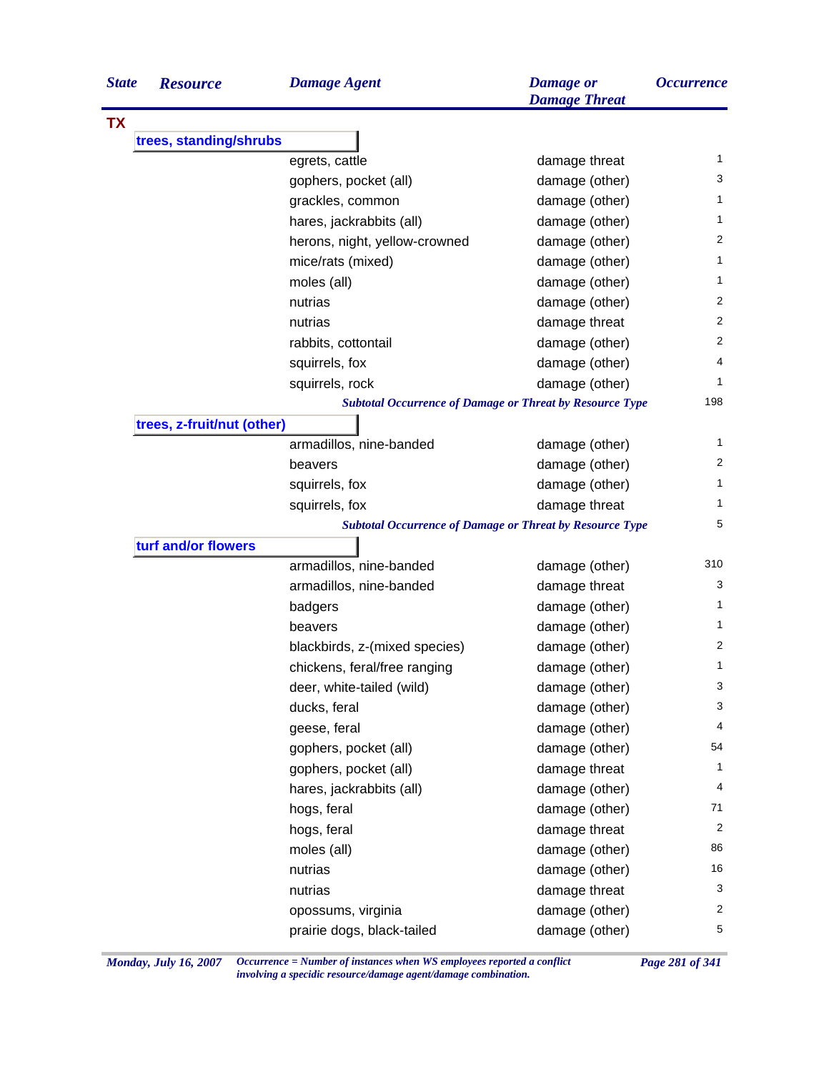| State | Resource | Damage Agent | Damage or Damage Threat | Occurrence |
|---|---|---|---|---|
| **TX** | | | | |
| | **trees, standing/shrubs** | | | |
| | | egrets, cattle | damage threat | 1 |
| | | gophers, pocket (all) | damage (other) | 3 |
| | | grackles, common | damage (other) | 1 |
| | | hares, jackrabbits (all) | damage (other) | 1 |
| | | herons, night, yellow-crowned | damage (other) | 2 |
| | | mice/rats (mixed) | damage (other) | 1 |
| | | moles (all) | damage (other) | 1 |
| | | nutrias | damage (other) | 2 |
| | | nutrias | damage threat | 2 |
| | | rabbits, cottontail | damage (other) | 2 |
| | | squirrels, fox | damage (other) | 4 |
| | | squirrels, rock | damage (other) | 1 |
| | | *Subtotal Occurrence of Damage or Threat by Resource Type* | | 198 |
| | **trees, z-fruit/nut (other)** | | | |
| | | armadillos, nine-banded | damage (other) | 1 |
| | | beavers | damage (other) | 2 |
| | | squirrels, fox | damage (other) | 1 |
| | | squirrels, fox | damage threat | 1 |
| | | *Subtotal Occurrence of Damage or Threat by Resource Type* | | 5 |
| | **turf and/or flowers** | | | |
| | | armadillos, nine-banded | damage (other) | 310 |
| | | armadillos, nine-banded | damage threat | 3 |
| | | badgers | damage (other) | 1 |
| | | beavers | damage (other) | 1 |
| | | blackbirds, z-(mixed species) | damage (other) | 2 |
| | | chickens, feral/free ranging | damage (other) | 1 |
| | | deer, white-tailed (wild) | damage (other) | 3 |
| | | ducks, feral | damage (other) | 3 |
| | | geese, feral | damage (other) | 4 |
| | | gophers, pocket (all) | damage (other) | 54 |
| | | gophers, pocket (all) | damage threat | 1 |
| | | hares, jackrabbits (all) | damage (other) | 4 |
| | | hogs, feral | damage (other) | 71 |
| | | hogs, feral | damage threat | 2 |
| | | moles (all) | damage (other) | 86 |
| | | nutrias | damage (other) | 16 |
| | | nutrias | damage threat | 3 |
| | | opossums, virginia | damage (other) | 2 |
| | | prairie dogs, black-tailed | damage (other) | 5 |

*Occurrence = Number of instances when WS employees reported a conflict involving a specidic resource/damage agent/damage combination.*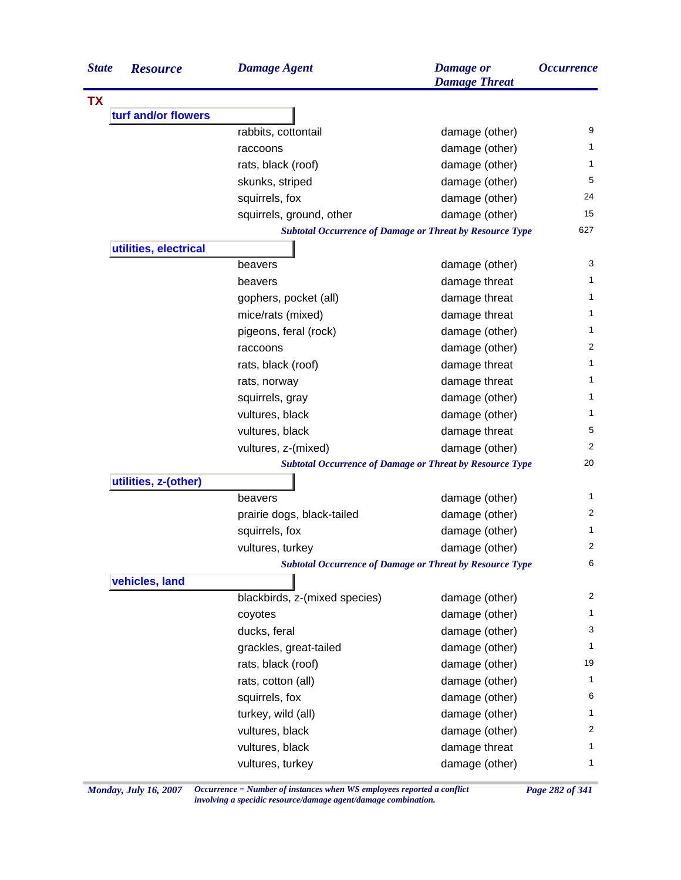| State | Resource | Damage Agent | Damage or Damage Threat | Occurrence |
|---|---|---|---|---|
| **TX** | | | | |
| | **turf and/or flowers** | | | |
| | | rabbits, cottontail | damage (other) | 9 |
| | | raccoons | damage (other) | 1 |
| | | rats, black (roof) | damage (other) | 1 |
| | | skunks, striped | damage (other) | 5 |
| | | squirrels, fox | damage (other) | 24 |
| | | squirrels, ground, other | damage (other) | 15 |
| | | *Subtotal Occurrence of Damage or Threat by Resource Type* | | 627 |
| | **utilities, electrical** | | | |
| | | beavers | damage (other) | 3 |
| | | beavers | damage threat | 1 |
| | | gophers, pocket (all) | damage threat | 1 |
| | | mice/rats (mixed) | damage threat | 1 |
| | | pigeons, feral (rock) | damage (other) | 1 |
| | | raccoons | damage (other) | 2 |
| | | rats, black (roof) | damage threat | 1 |
| | | rats, norway | damage threat | 1 |
| | | squirrels, gray | damage (other) | 1 |
| | | vultures, black | damage (other) | 1 |
| | | vultures, black | damage threat | 5 |
| | | vultures, z-(mixed) | damage (other) | 2 |
| | | *Subtotal Occurrence of Damage or Threat by Resource Type* | | 20 |
| | **utilities, z-(other)** | | | |
| | | beavers | damage (other) | 1 |
| | | prairie dogs, black-tailed | damage (other) | 2 |
| | | squirrels, fox | damage (other) | 1 |
| | | vultures, turkey | damage (other) | 2 |
| | | *Subtotal Occurrence of Damage or Threat by Resource Type* | | 6 |
| | **vehicles, land** | | | |
| | | blackbirds, z-(mixed species) | damage (other) | 2 |
| | | coyotes | damage (other) | 1 |
| | | ducks, feral | damage (other) | 3 |
| | | grackles, great-tailed | damage (other) | 1 |
| | | rats, black (roof) | damage (other) | 19 |
| | | rats, cotton (all) | damage (other) | 1 |
| | | squirrels, fox | damage (other) | 6 |
| | | turkey, wild (all) | damage (other) | 1 |
| | | vultures, black | damage (other) | 2 |
| | | vultures, black | damage threat | 1 |
| | | vultures, turkey | damage (other) | 1 |

*Monday, July 16, 2007*

*Occurrence = Number of instances when WS employees reported a conflict involving a specidic resource/damage agent/damage combination.*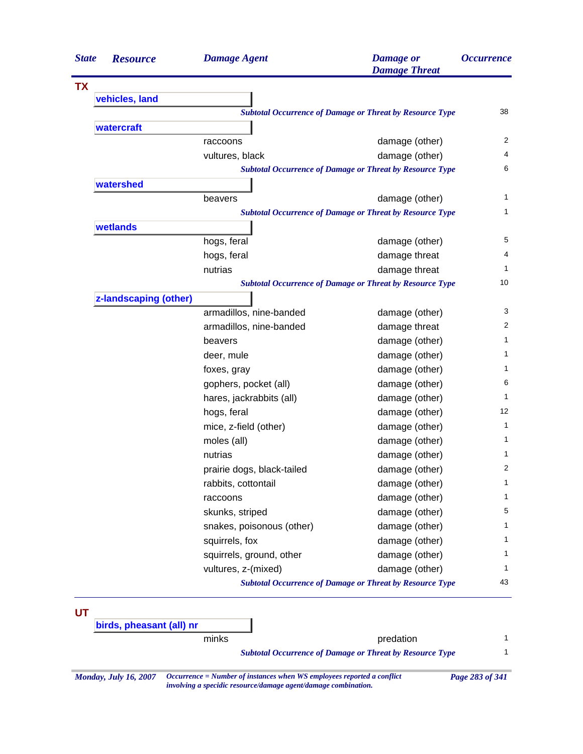| State | Resource | Damage Agent | Damage or Damage Threat | Occurrence |
|---|---|---|---|---|
| **TX** | | | | |
| | **vehicles, land** | | | |
| | | *Subtotal Occurrence of Damage or Threat by Resource Type* | | 38 |
| | **watercraft** | | | |
| | | raccoons | damage (other) | 2 |
| | | vultures, black | damage (other) | 4 |
| | | *Subtotal Occurrence of Damage or Threat by Resource Type* | | 6 |
| | **watershed** | | | |
| | | beavers | damage (other) | 1 |
| | | *Subtotal Occurrence of Damage or Threat by Resource Type* | | 1 |
| | **wetlands** | | | |
| | | hogs, feral | damage (other) | 5 |
| | | hogs, feral | damage threat | 4 |
| | | nutrias | damage threat | 1 |
| | | *Subtotal Occurrence of Damage or Threat by Resource Type* | | 10 |
| | **z-landscaping (other)** | | | |
| | | armadillos, nine-banded | damage (other) | 3 |
| | | armadillos, nine-banded | damage threat | 2 |
| | | beavers | damage (other) | 1 |
| | | deer, mule | damage (other) | 1 |
| | | foxes, gray | damage (other) | 1 |
| | | gophers, pocket (all) | damage (other) | 6 |
| | | hares, jackrabbits (all) | damage (other) | 1 |
| | | hogs, feral | damage (other) | 12 |
| | | mice, z-field (other) | damage (other) | 1 |
| | | moles (all) | damage (other) | 1 |
| | | nutrias | damage (other) | 1 |
| | | prairie dogs, black-tailed | damage (other) | 2 |
| | | rabbits, cottontail | damage (other) | 1 |
| | | raccoons | damage (other) | 1 |
| | | skunks, striped | damage (other) | 5 |
| | | snakes, poisonous (other) | damage (other) | 1 |
| | | squirrels, fox | damage (other) | 1 |
| | | squirrels, ground, other | damage (other) | 1 |
| | | vultures, z-(mixed) | damage (other) | 1 |
| | | *Subtotal Occurrence of Damage or Threat by Resource Type* | | 43 |
| **UT** | | | | |
| | **birds, pheasant (all) nr** | | | |
| | | minks | predation | 1 |
| | | *Subtotal Occurrence of Damage or Threat by Resource Type* | | 1 |

*Occurrence = Number of instances when WS employees reported a conflict involving a specidic resource/damage agent/damage combination.*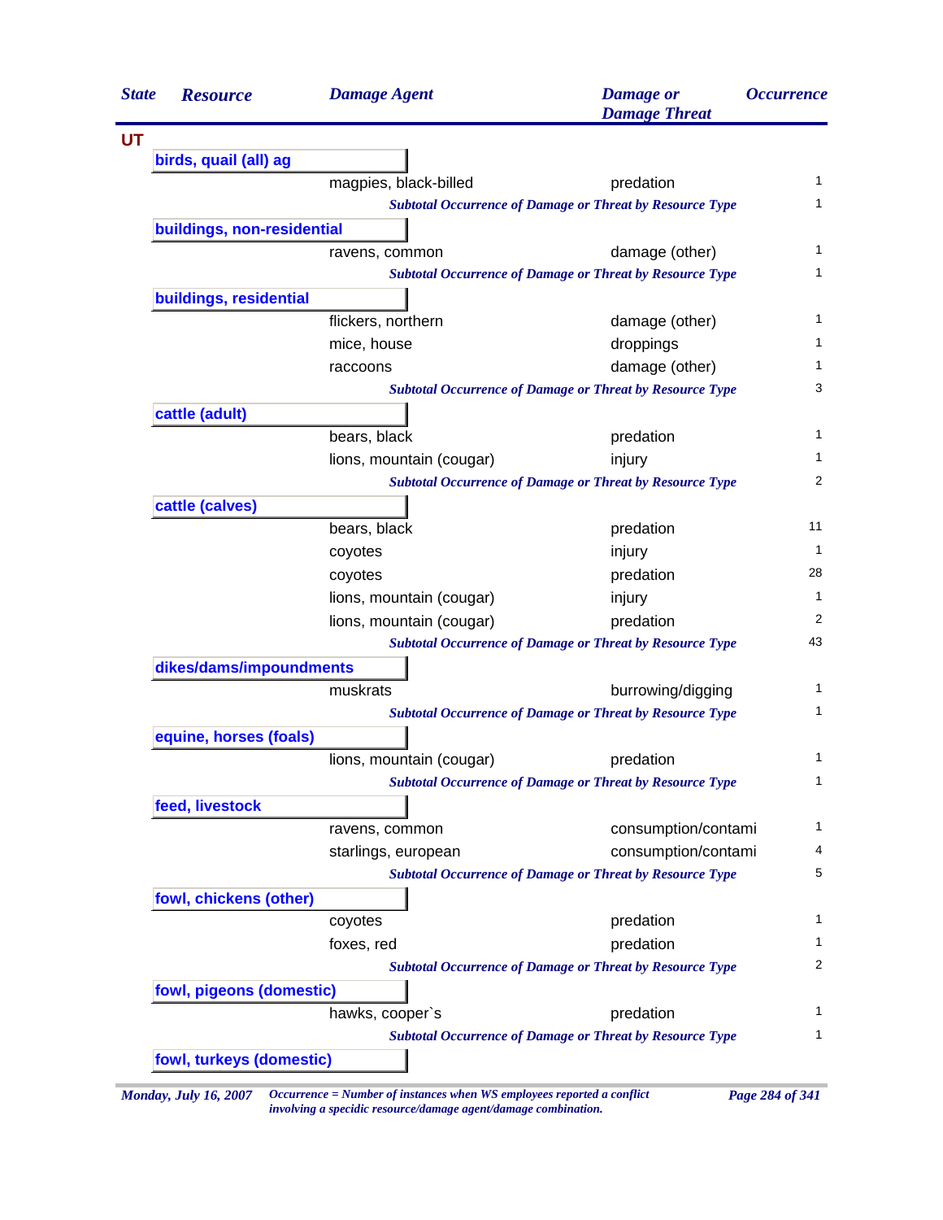| State | Resource | Damage Agent | Damage or Damage Threat | Occurrence |
|---|---|---|---|---|
| UT | | | | |
| | birds, quail (all) ag | | | |
| | | magpies, black-billed | predation | 1 |
| | | *Subtotal Occurrence of Damage or Threat by Resource Type* | | 1 |
| | buildings, non-residential | | | |
| | | ravens, common | damage (other) | 1 |
| | | *Subtotal Occurrence of Damage or Threat by Resource Type* | | 1 |
| | buildings, residential | | | |
| | | flickers, northern | damage (other) | 1 |
| | | mice, house | droppings | 1 |
| | | raccoons | damage (other) | 1 |
| | | *Subtotal Occurrence of Damage or Threat by Resource Type* | | 3 |
| | cattle (adult) | | | |
| | | bears, black | predation | 1 |
| | | lions, mountain (cougar) | injury | 1 |
| | | *Subtotal Occurrence of Damage or Threat by Resource Type* | | 2 |
| | cattle (calves) | | | |
| | | bears, black | predation | 11 |
| | | coyotes | injury | 1 |
| | | coyotes | predation | 28 |
| | | lions, mountain (cougar) | injury | 1 |
| | | lions, mountain (cougar) | predation | 2 |
| | | *Subtotal Occurrence of Damage or Threat by Resource Type* | | 43 |
| | dikes/dams/impoundments | | | |
| | | muskrats | burrowing/digging | 1 |
| | | *Subtotal Occurrence of Damage or Threat by Resource Type* | | 1 |
| | equine, horses (foals) | | | |
| | | lions, mountain (cougar) | predation | 1 |
| | | *Subtotal Occurrence of Damage or Threat by Resource Type* | | 1 |
| | feed, livestock | | | |
| | | ravens, common | consumption/contami | 1 |
| | | starlings, european | consumption/contami | 4 |
| | | *Subtotal Occurrence of Damage or Threat by Resource Type* | | 5 |
| | fowl, chickens (other) | | | |
| | | coyotes | predation | 1 |
| | | foxes, red | predation | 1 |
| | | *Subtotal Occurrence of Damage or Threat by Resource Type* | | 2 |
| | fowl, pigeons (domestic) | | | |
| | | hawks, cooper`s | predation | 1 |
| | | *Subtotal Occurrence of Damage or Threat by Resource Type* | | 1 |
| | fowl, turkeys (domestic) | | | |

*Monday, July 16, 2007* — *Occurrence = Number of instances when WS employees reported a conflict involving a specidic resource/damage agent/damage combination.*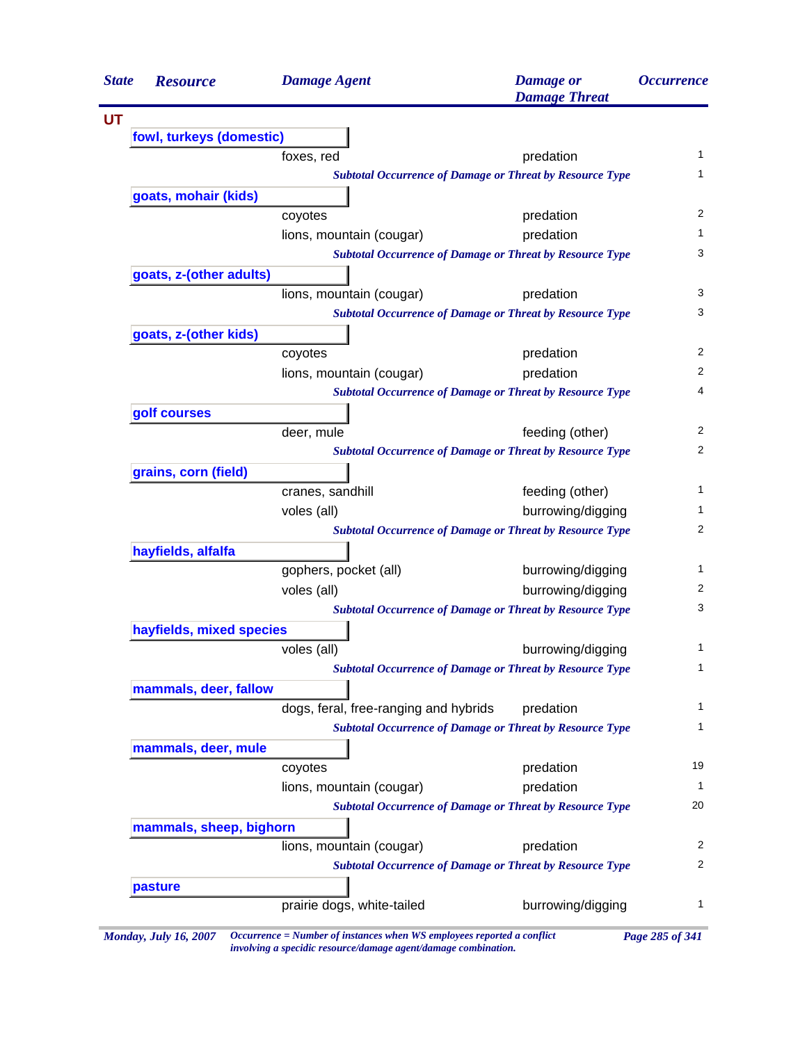| State | Resource | Damage Agent | Damage or Damage Threat | Occurrence |
|---|---|---|---|---|
| **UT** | | | | |
| | **fowl, turkeys (domestic)** | | | |
| | | foxes, red | predation | 1 |
| | | ***Subtotal Occurrence of Damage or Threat by Resource Type*** | | 1 |
| | **goats, mohair (kids)** | | | |
| | | coyotes | predation | 2 |
| | | lions, mountain (cougar) | predation | 1 |
| | | ***Subtotal Occurrence of Damage or Threat by Resource Type*** | | 3 |
| | **goats, z-(other adults)** | | | |
| | | lions, mountain (cougar) | predation | 3 |
| | | ***Subtotal Occurrence of Damage or Threat by Resource Type*** | | 3 |
| | **goats, z-(other kids)** | | | |
| | | coyotes | predation | 2 |
| | | lions, mountain (cougar) | predation | 2 |
| | | ***Subtotal Occurrence of Damage or Threat by Resource Type*** | | 4 |
| | **golf courses** | | | |
| | | deer, mule | feeding (other) | 2 |
| | | ***Subtotal Occurrence of Damage or Threat by Resource Type*** | | 2 |
| | **grains, corn (field)** | | | |
| | | cranes, sandhill | feeding (other) | 1 |
| | | voles (all) | burrowing/digging | 1 |
| | | ***Subtotal Occurrence of Damage or Threat by Resource Type*** | | 2 |
| | **hayfields, alfalfa** | | | |
| | | gophers, pocket (all) | burrowing/digging | 1 |
| | | voles (all) | burrowing/digging | 2 |
| | | ***Subtotal Occurrence of Damage or Threat by Resource Type*** | | 3 |
| | **hayfields, mixed species** | | | |
| | | voles (all) | burrowing/digging | 1 |
| | | ***Subtotal Occurrence of Damage or Threat by Resource Type*** | | 1 |
| | **mammals, deer, fallow** | | | |
| | | dogs, feral, free-ranging and hybrids | predation | 1 |
| | | ***Subtotal Occurrence of Damage or Threat by Resource Type*** | | 1 |
| | **mammals, deer, mule** | | | |
| | | coyotes | predation | 19 |
| | | lions, mountain (cougar) | predation | 1 |
| | | ***Subtotal Occurrence of Damage or Threat by Resource Type*** | | 20 |
| | **mammals, sheep, bighorn** | | | |
| | | lions, mountain (cougar) | predation | 2 |
| | | ***Subtotal Occurrence of Damage or Threat by Resource Type*** | | 2 |
| | **pasture** | | | |
| | | prairie dogs, white-tailed | burrowing/digging | 1 |

*Occurrence = Number of instances when WS employees reported a conflict involving a specidic resource/damage agent/damage combination.*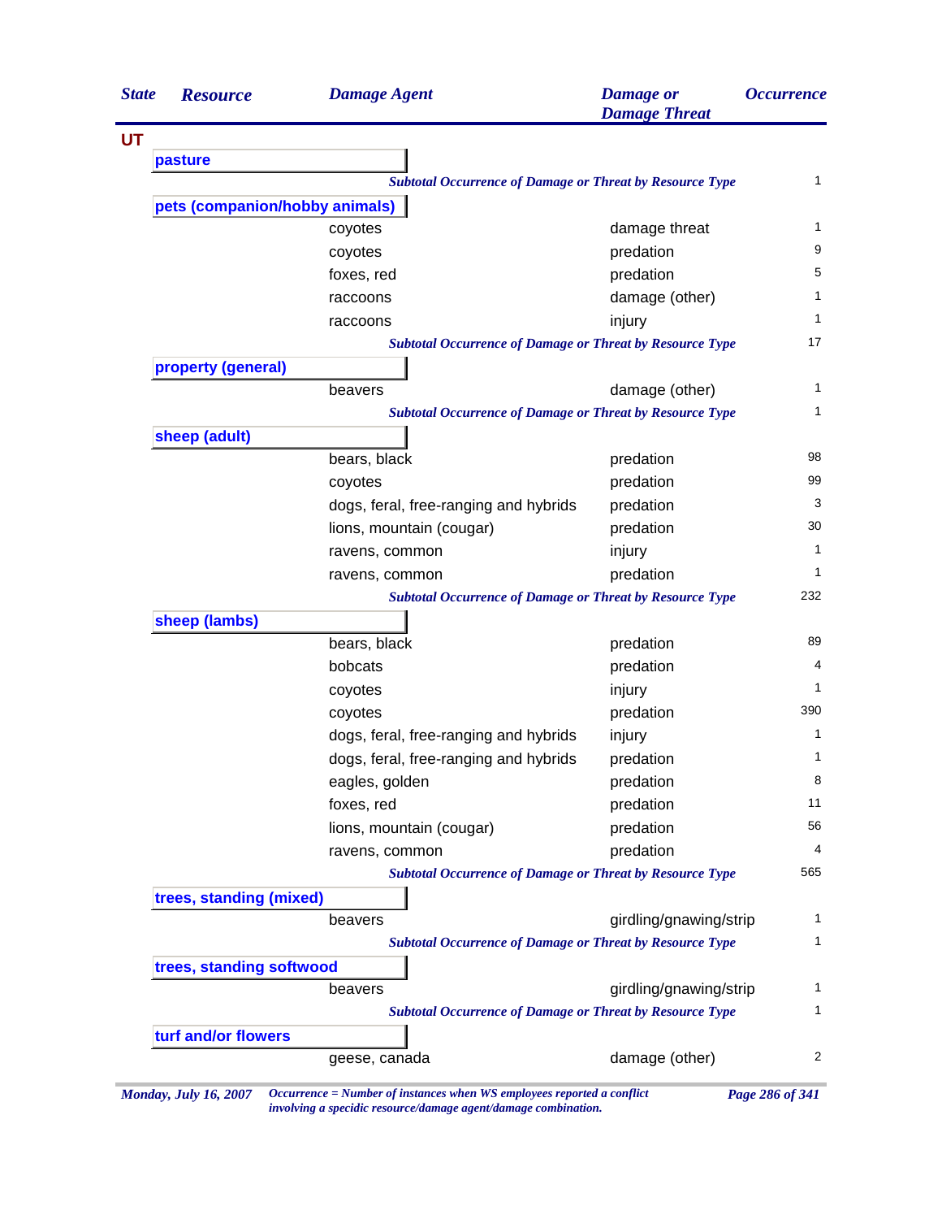| State | Resource | Damage Agent | Damage or Damage Threat | Occurrence |
| --- | --- | --- | --- | --- |
| **UT** | | | | |
| | **pasture** | | | |
| | | *Subtotal Occurrence of Damage or Threat by Resource Type* | | 1 |
| | **pets (companion/hobby animals)** | | | |
| | | coyotes | damage threat | 1 |
| | | coyotes | predation | 9 |
| | | foxes, red | predation | 5 |
| | | raccoons | damage (other) | 1 |
| | | raccoons | injury | 1 |
| | | *Subtotal Occurrence of Damage or Threat by Resource Type* | | 17 |
| | **property (general)** | | | |
| | | beavers | damage (other) | 1 |
| | | *Subtotal Occurrence of Damage or Threat by Resource Type* | | 1 |
| | **sheep (adult)** | | | |
| | | bears, black | predation | 98 |
| | | coyotes | predation | 99 |
| | | dogs, feral, free-ranging and hybrids | predation | 3 |
| | | lions, mountain (cougar) | predation | 30 |
| | | ravens, common | injury | 1 |
| | | ravens, common | predation | 1 |
| | | *Subtotal Occurrence of Damage or Threat by Resource Type* | | 232 |
| | **sheep (lambs)** | | | |
| | | bears, black | predation | 89 |
| | | bobcats | predation | 4 |
| | | coyotes | injury | 1 |
| | | coyotes | predation | 390 |
| | | dogs, feral, free-ranging and hybrids | injury | 1 |
| | | dogs, feral, free-ranging and hybrids | predation | 1 |
| | | eagles, golden | predation | 8 |
| | | foxes, red | predation | 11 |
| | | lions, mountain (cougar) | predation | 56 |
| | | ravens, common | predation | 4 |
| | | *Subtotal Occurrence of Damage or Threat by Resource Type* | | 565 |
| | **trees, standing (mixed)** | | | |
| | | beavers | girdling/gnawing/strip | 1 |
| | | *Subtotal Occurrence of Damage or Threat by Resource Type* | | 1 |
| | **trees, standing softwood** | | | |
| | | beavers | girdling/gnawing/strip | 1 |
| | | *Subtotal Occurrence of Damage or Threat by Resource Type* | | 1 |
| | **turf and/or flowers** | | | |
| | | geese, canada | damage (other) | 2 |

*Monday, July 16, 2007*

*Occurrence = Number of instances when WS employees reported a conflict involving a specidic resource/damage agent/damage combination.*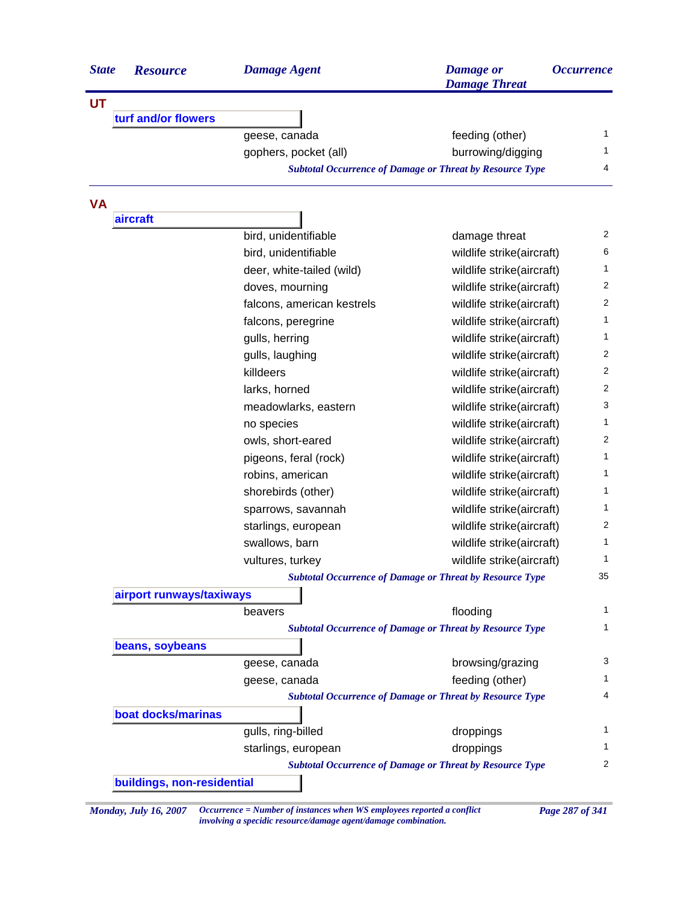| State | Resource | Damage Agent | Damage or Damage Threat | Occurrence |
|---|---|---|---|---|
| **UT** | | | | |
| | **turf and/or flowers** | | | |
| | | geese, canada | feeding (other) | 1 |
| | | gophers, pocket (all) | burrowing/digging | 1 |
| | | *Subtotal Occurrence of Damage or Threat by Resource Type* | | 4 |
| **VA** | | | | |
| | **aircraft** | | | |
| | | bird, unidentifiable | damage threat | 2 |
| | | bird, unidentifiable | wildlife strike(aircraft) | 6 |
| | | deer, white-tailed (wild) | wildlife strike(aircraft) | 1 |
| | | doves, mourning | wildlife strike(aircraft) | 2 |
| | | falcons, american kestrels | wildlife strike(aircraft) | 2 |
| | | falcons, peregrine | wildlife strike(aircraft) | 1 |
| | | gulls, herring | wildlife strike(aircraft) | 1 |
| | | gulls, laughing | wildlife strike(aircraft) | 2 |
| | | killdeers | wildlife strike(aircraft) | 2 |
| | | larks, horned | wildlife strike(aircraft) | 2 |
| | | meadowlarks, eastern | wildlife strike(aircraft) | 3 |
| | | no species | wildlife strike(aircraft) | 1 |
| | | owls, short-eared | wildlife strike(aircraft) | 2 |
| | | pigeons, feral (rock) | wildlife strike(aircraft) | 1 |
| | | robins, american | wildlife strike(aircraft) | 1 |
| | | shorebirds (other) | wildlife strike(aircraft) | 1 |
| | | sparrows, savannah | wildlife strike(aircraft) | 1 |
| | | starlings, european | wildlife strike(aircraft) | 2 |
| | | swallows, barn | wildlife strike(aircraft) | 1 |
| | | vultures, turkey | wildlife strike(aircraft) | 1 |
| | | *Subtotal Occurrence of Damage or Threat by Resource Type* | | 35 |
| | **airport runways/taxiways** | | | |
| | | beavers | flooding | 1 |
| | | *Subtotal Occurrence of Damage or Threat by Resource Type* | | 1 |
| | **beans, soybeans** | | | |
| | | geese, canada | browsing/grazing | 3 |
| | | geese, canada | feeding (other) | 1 |
| | | *Subtotal Occurrence of Damage or Threat by Resource Type* | | 4 |
| | **boat docks/marinas** | | | |
| | | gulls, ring-billed | droppings | 1 |
| | | starlings, european | droppings | 1 |
| | | *Subtotal Occurrence of Damage or Threat by Resource Type* | | 2 |
| | **buildings, non-residential** | | | |

*Monday, July 16, 2007* — *Occurrence = Number of instances when WS employees reported a conflict involving a specidic resource/damage agent/damage combination.*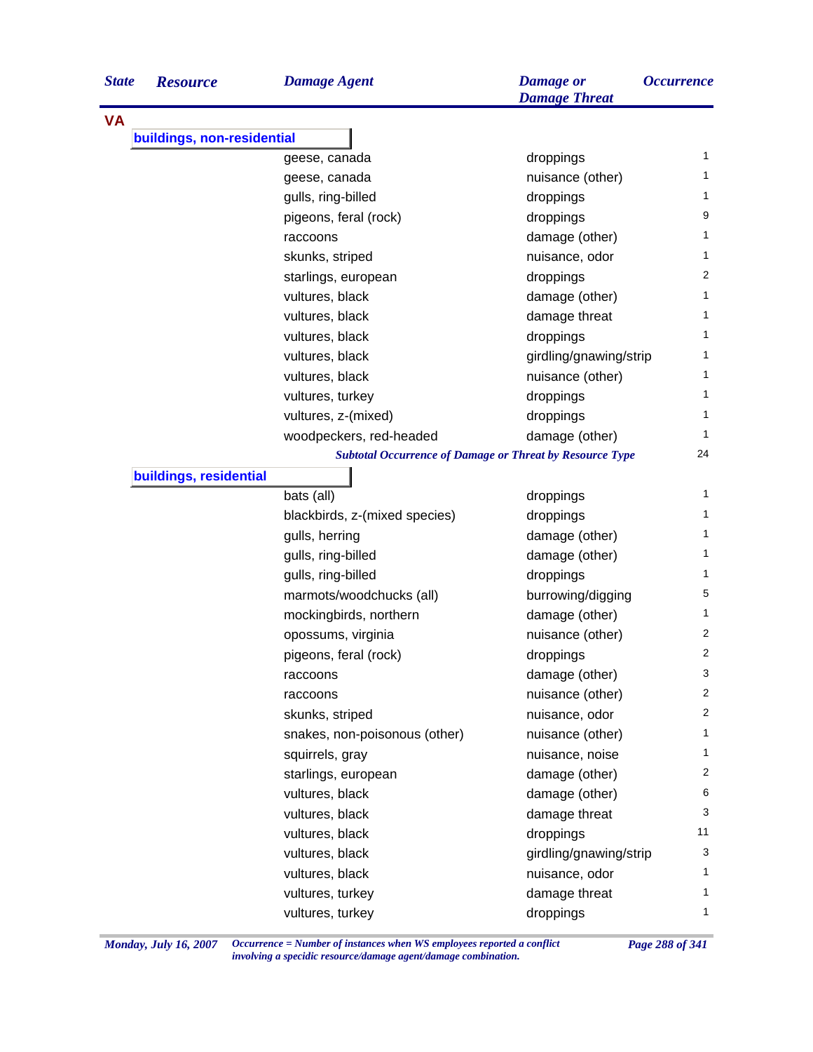| State | Resource | Damage Agent | Damage or Damage Threat | Occurrence |
|---|---|---|---|---|
| **VA** | | | | |
| | **buildings, non-residential** | | | |
| | | geese, canada | droppings | 1 |
| | | geese, canada | nuisance (other) | 1 |
| | | gulls, ring-billed | droppings | 1 |
| | | pigeons, feral (rock) | droppings | 9 |
| | | raccoons | damage (other) | 1 |
| | | skunks, striped | nuisance, odor | 1 |
| | | starlings, european | droppings | 2 |
| | | vultures, black | damage (other) | 1 |
| | | vultures, black | damage threat | 1 |
| | | vultures, black | droppings | 1 |
| | | vultures, black | girdling/gnawing/strip | 1 |
| | | vultures, black | nuisance (other) | 1 |
| | | vultures, turkey | droppings | 1 |
| | | vultures, z-(mixed) | droppings | 1 |
| | | woodpeckers, red-headed | damage (other) | 1 |
| | | *Subtotal Occurrence of Damage or Threat by Resource Type* | | 24 |
| | **buildings, residential** | | | |
| | | bats (all) | droppings | 1 |
| | | blackbirds, z-(mixed species) | droppings | 1 |
| | | gulls, herring | damage (other) | 1 |
| | | gulls, ring-billed | damage (other) | 1 |
| | | gulls, ring-billed | droppings | 1 |
| | | marmots/woodchucks (all) | burrowing/digging | 5 |
| | | mockingbirds, northern | damage (other) | 1 |
| | | opossums, virginia | nuisance (other) | 2 |
| | | pigeons, feral (rock) | droppings | 2 |
| | | raccoons | damage (other) | 3 |
| | | raccoons | nuisance (other) | 2 |
| | | skunks, striped | nuisance, odor | 2 |
| | | snakes, non-poisonous (other) | nuisance (other) | 1 |
| | | squirrels, gray | nuisance, noise | 1 |
| | | starlings, european | damage (other) | 2 |
| | | vultures, black | damage (other) | 6 |
| | | vultures, black | damage threat | 3 |
| | | vultures, black | droppings | 11 |
| | | vultures, black | girdling/gnawing/strip | 3 |
| | | vultures, black | nuisance, odor | 1 |
| | | vultures, turkey | damage threat | 1 |
| | | vultures, turkey | droppings | 1 |

*Occurrence = Number of instances when WS employees reported a conflict involving a specidic resource/damage agent/damage combination.*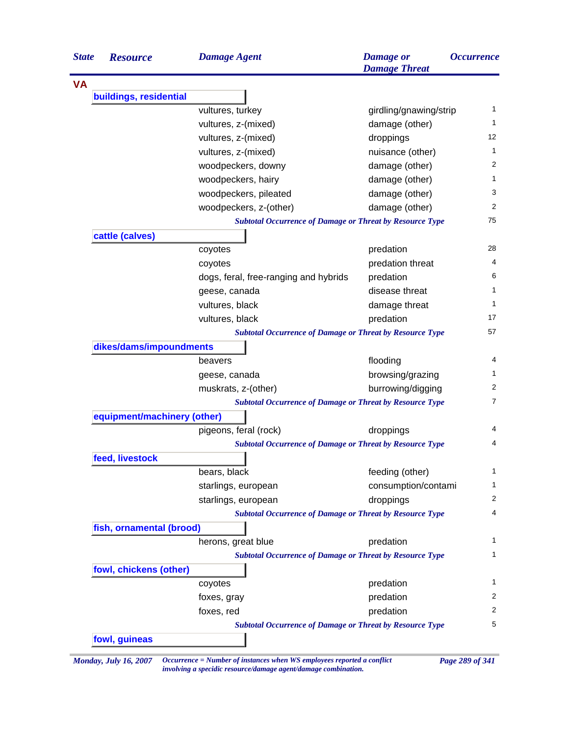| State | Resource | Damage Agent | Damage or Damage Threat | Occurrence |
|---|---|---|---|---|
| **VA** | | | | |
| | **buildings, residential** | | | |
| | | vultures, turkey | girdling/gnawing/strip | 1 |
| | | vultures, z-(mixed) | damage (other) | 1 |
| | | vultures, z-(mixed) | droppings | 12 |
| | | vultures, z-(mixed) | nuisance (other) | 1 |
| | | woodpeckers, downy | damage (other) | 2 |
| | | woodpeckers, hairy | damage (other) | 1 |
| | | woodpeckers, pileated | damage (other) | 3 |
| | | woodpeckers, z-(other) | damage (other) | 2 |
| | | *Subtotal Occurrence of Damage or Threat by Resource Type* | | 75 |
| | **cattle (calves)** | | | |
| | | coyotes | predation | 28 |
| | | coyotes | predation threat | 4 |
| | | dogs, feral, free-ranging and hybrids | predation | 6 |
| | | geese, canada | disease threat | 1 |
| | | vultures, black | damage threat | 1 |
| | | vultures, black | predation | 17 |
| | | *Subtotal Occurrence of Damage or Threat by Resource Type* | | 57 |
| | **dikes/dams/impoundments** | | | |
| | | beavers | flooding | 4 |
| | | geese, canada | browsing/grazing | 1 |
| | | muskrats, z-(other) | burrowing/digging | 2 |
| | | *Subtotal Occurrence of Damage or Threat by Resource Type* | | 7 |
| | **equipment/machinery (other)** | | | |
| | | pigeons, feral (rock) | droppings | 4 |
| | | *Subtotal Occurrence of Damage or Threat by Resource Type* | | 4 |
| | **feed, livestock** | | | |
| | | bears, black | feeding (other) | 1 |
| | | starlings, european | consumption/contami | 1 |
| | | starlings, european | droppings | 2 |
| | | *Subtotal Occurrence of Damage or Threat by Resource Type* | | 4 |
| | **fish, ornamental (brood)** | | | |
| | | herons, great blue | predation | 1 |
| | | *Subtotal Occurrence of Damage or Threat by Resource Type* | | 1 |
| | **fowl, chickens (other)** | | | |
| | | coyotes | predation | 1 |
| | | foxes, gray | predation | 2 |
| | | foxes, red | predation | 2 |
| | | *Subtotal Occurrence of Damage or Threat by Resource Type* | | 5 |
| | **fowl, guineas** | | | |

*Monday, July 16, 2007*

*Occurrence = Number of instances when WS employees reported a conflict involving a specidic resource/damage agent/damage combination.*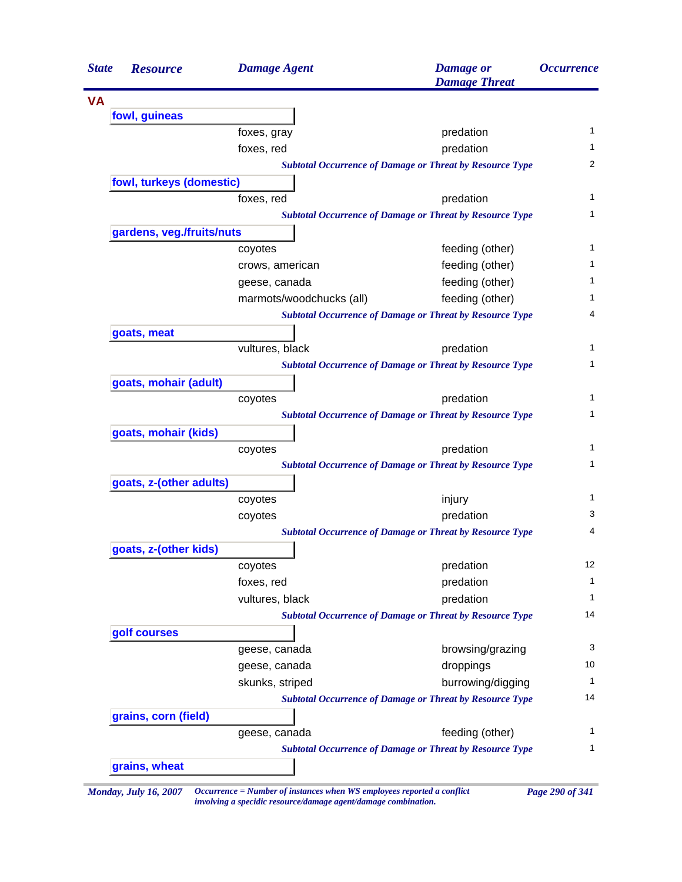| State | Resource | Damage Agent | Damage or Damage Threat | Occurrence |
|---|---|---|---|---|
| **VA** | | | | |
| | **fowl, guineas** | | | |
| | | foxes, gray | predation | 1 |
| | | foxes, red | predation | 1 |
| | | *Subtotal Occurrence of Damage or Threat by Resource Type* | | 2 |
| | **fowl, turkeys (domestic)** | | | |
| | | foxes, red | predation | 1 |
| | | *Subtotal Occurrence of Damage or Threat by Resource Type* | | 1 |
| | **gardens, veg./fruits/nuts** | | | |
| | | coyotes | feeding (other) | 1 |
| | | crows, american | feeding (other) | 1 |
| | | geese, canada | feeding (other) | 1 |
| | | marmots/woodchucks (all) | feeding (other) | 1 |
| | | *Subtotal Occurrence of Damage or Threat by Resource Type* | | 4 |
| | **goats, meat** | | | |
| | | vultures, black | predation | 1 |
| | | *Subtotal Occurrence of Damage or Threat by Resource Type* | | 1 |
| | **goats, mohair (adult)** | | | |
| | | coyotes | predation | 1 |
| | | *Subtotal Occurrence of Damage or Threat by Resource Type* | | 1 |
| | **goats, mohair (kids)** | | | |
| | | coyotes | predation | 1 |
| | | *Subtotal Occurrence of Damage or Threat by Resource Type* | | 1 |
| | **goats, z-(other adults)** | | | |
| | | coyotes | injury | 1 |
| | | coyotes | predation | 3 |
| | | *Subtotal Occurrence of Damage or Threat by Resource Type* | | 4 |
| | **goats, z-(other kids)** | | | |
| | | coyotes | predation | 12 |
| | | foxes, red | predation | 1 |
| | | vultures, black | predation | 1 |
| | | *Subtotal Occurrence of Damage or Threat by Resource Type* | | 14 |
| | **golf courses** | | | |
| | | geese, canada | browsing/grazing | 3 |
| | | geese, canada | droppings | 10 |
| | | skunks, striped | burrowing/digging | 1 |
| | | *Subtotal Occurrence of Damage or Threat by Resource Type* | | 14 |
| | **grains, corn (field)** | | | |
| | | geese, canada | feeding (other) | 1 |
| | | *Subtotal Occurrence of Damage or Threat by Resource Type* | | 1 |
| | **grains, wheat** | | | |

*Monday, July 16, 2007*

*Occurrence = Number of instances when WS employees reported a conflict involving a specidic resource/damage agent/damage combination.*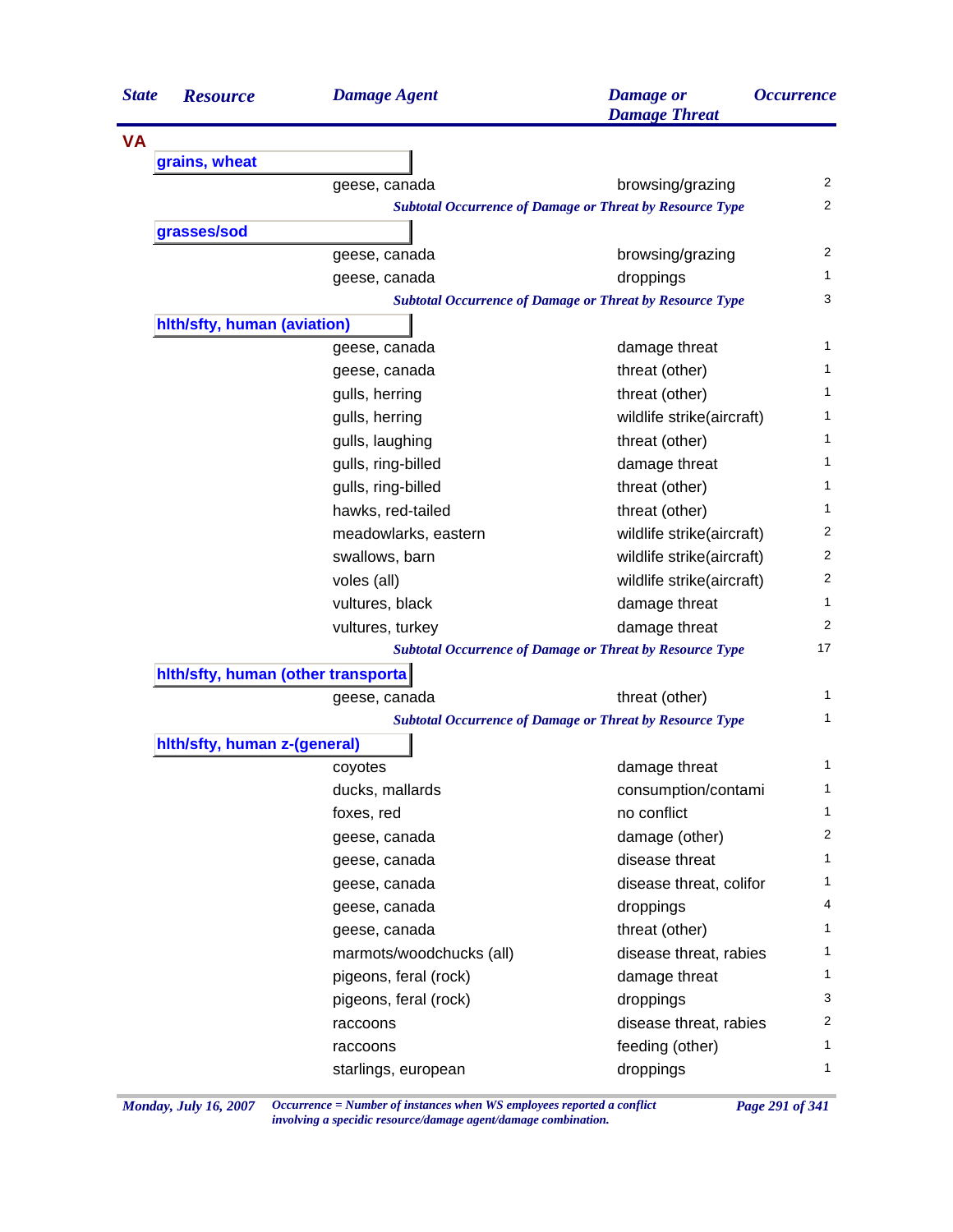| State | Resource | Damage Agent | Damage or Damage Threat | Occurrence |
|---|---|---|---|---|
| **VA** | | | | |
| | **grains, wheat** | | | |
| | | geese, canada | browsing/grazing | 2 |
| | | *Subtotal Occurrence of Damage or Threat by Resource Type* | | 2 |
| | **grasses/sod** | | | |
| | | geese, canada | browsing/grazing | 2 |
| | | geese, canada | droppings | 1 |
| | | *Subtotal Occurrence of Damage or Threat by Resource Type* | | 3 |
| | **hlth/sfty, human (aviation)** | | | |
| | | geese, canada | damage threat | 1 |
| | | geese, canada | threat (other) | 1 |
| | | gulls, herring | threat (other) | 1 |
| | | gulls, herring | wildlife strike(aircraft) | 1 |
| | | gulls, laughing | threat (other) | 1 |
| | | gulls, ring-billed | damage threat | 1 |
| | | gulls, ring-billed | threat (other) | 1 |
| | | hawks, red-tailed | threat (other) | 1 |
| | | meadowlarks, eastern | wildlife strike(aircraft) | 2 |
| | | swallows, barn | wildlife strike(aircraft) | 2 |
| | | voles (all) | wildlife strike(aircraft) | 2 |
| | | vultures, black | damage threat | 1 |
| | | vultures, turkey | damage threat | 2 |
| | | *Subtotal Occurrence of Damage or Threat by Resource Type* | | 17 |
| | **hlth/sfty, human (other transporta** | | | |
| | | geese, canada | threat (other) | 1 |
| | | *Subtotal Occurrence of Damage or Threat by Resource Type* | | 1 |
| | **hlth/sfty, human z-(general)** | | | |
| | | coyotes | damage threat | 1 |
| | | ducks, mallards | consumption/contami | 1 |
| | | foxes, red | no conflict | 1 |
| | | geese, canada | damage (other) | 2 |
| | | geese, canada | disease threat | 1 |
| | | geese, canada | disease threat, colifor | 1 |
| | | geese, canada | droppings | 4 |
| | | geese, canada | threat (other) | 1 |
| | | marmots/woodchucks (all) | disease threat, rabies | 1 |
| | | pigeons, feral (rock) | damage threat | 1 |
| | | pigeons, feral (rock) | droppings | 3 |
| | | raccoons | disease threat, rabies | 2 |
| | | raccoons | feeding (other) | 1 |
| | | starlings, european | droppings | 1 |

*Occurrence = Number of instances when WS employees reported a conflict involving a specidic resource/damage agent/damage combination.*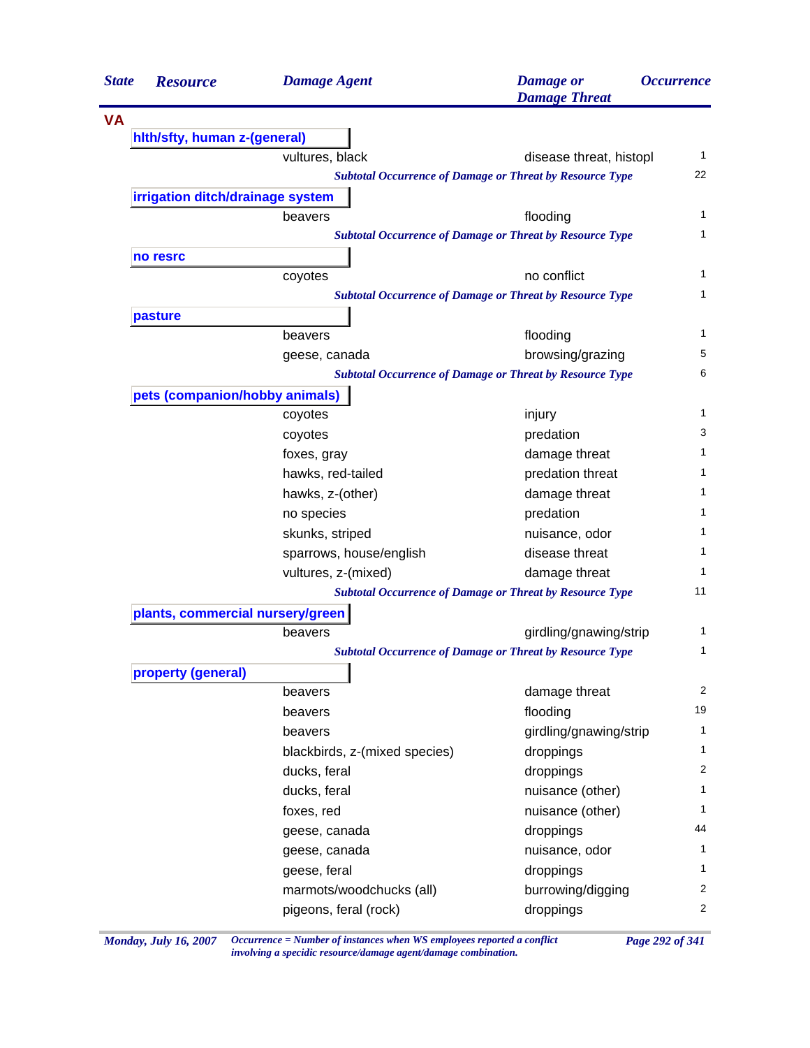| State | Resource | Damage Agent | Damage or Damage Threat | Occurrence |
|---|---|---|---|---|
| **VA** | | | | |
| | **hlth/sfty, human z-(general)** | | | |
| | | vultures, black | disease threat, histopl | 1 |
| | | *Subtotal Occurrence of Damage or Threat by Resource Type* | | 22 |
| | **irrigation ditch/drainage system** | | | |
| | | beavers | flooding | 1 |
| | | *Subtotal Occurrence of Damage or Threat by Resource Type* | | 1 |
| | **no resrc** | | | |
| | | coyotes | no conflict | 1 |
| | | *Subtotal Occurrence of Damage or Threat by Resource Type* | | 1 |
| | **pasture** | | | |
| | | beavers | flooding | 1 |
| | | geese, canada | browsing/grazing | 5 |
| | | *Subtotal Occurrence of Damage or Threat by Resource Type* | | 6 |
| | **pets (companion/hobby animals)** | | | |
| | | coyotes | injury | 1 |
| | | coyotes | predation | 3 |
| | | foxes, gray | damage threat | 1 |
| | | hawks, red-tailed | predation threat | 1 |
| | | hawks, z-(other) | damage threat | 1 |
| | | no species | predation | 1 |
| | | skunks, striped | nuisance, odor | 1 |
| | | sparrows, house/english | disease threat | 1 |
| | | vultures, z-(mixed) | damage threat | 1 |
| | | *Subtotal Occurrence of Damage or Threat by Resource Type* | | 11 |
| | **plants, commercial nursery/green** | | | |
| | | beavers | girdling/gnawing/strip | 1 |
| | | *Subtotal Occurrence of Damage or Threat by Resource Type* | | 1 |
| | **property (general)** | | | |
| | | beavers | damage threat | 2 |
| | | beavers | flooding | 19 |
| | | beavers | girdling/gnawing/strip | 1 |
| | | blackbirds, z-(mixed species) | droppings | 1 |
| | | ducks, feral | droppings | 2 |
| | | ducks, feral | nuisance (other) | 1 |
| | | foxes, red | nuisance (other) | 1 |
| | | geese, canada | droppings | 44 |
| | | geese, canada | nuisance, odor | 1 |
| | | geese, feral | droppings | 1 |
| | | marmots/woodchucks (all) | burrowing/digging | 2 |
| | | pigeons, feral (rock) | droppings | 2 |

*Occurrence = Number of instances when WS employees reported a conflict involving a specidic resource/damage agent/damage combination.*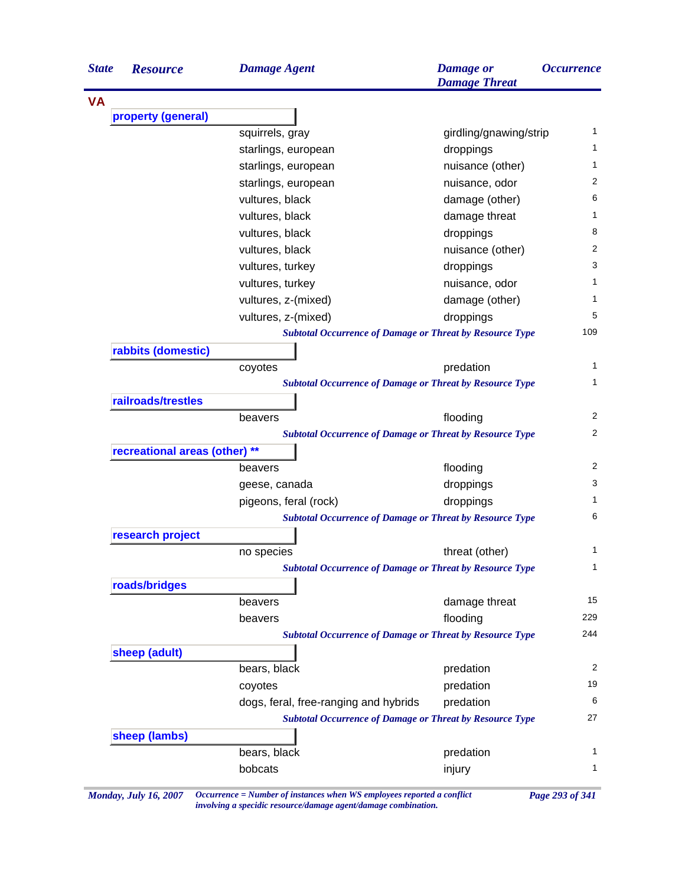| State | Resource | Damage Agent | Damage or Damage Threat | Occurrence |
|---|---|---|---|---|
| VA | | | | |
| | **property (general)** | | | |
| | | squirrels, gray | girdling/gnawing/strip | 1 |
| | | starlings, european | droppings | 1 |
| | | starlings, european | nuisance (other) | 1 |
| | | starlings, european | nuisance, odor | 2 |
| | | vultures, black | damage (other) | 6 |
| | | vultures, black | damage threat | 1 |
| | | vultures, black | droppings | 8 |
| | | vultures, black | nuisance (other) | 2 |
| | | vultures, turkey | droppings | 3 |
| | | vultures, turkey | nuisance, odor | 1 |
| | | vultures, z-(mixed) | damage (other) | 1 |
| | | vultures, z-(mixed) | droppings | 5 |
| | | *Subtotal Occurrence of Damage or Threat by Resource Type* | | 109 |
| | **rabbits (domestic)** | | | |
| | | coyotes | predation | 1 |
| | | *Subtotal Occurrence of Damage or Threat by Resource Type* | | 1 |
| | **railroads/trestles** | | | |
| | | beavers | flooding | 2 |
| | | *Subtotal Occurrence of Damage or Threat by Resource Type* | | 2 |
| | **recreational areas (other) ** ** | | | |
| | | beavers | flooding | 2 |
| | | geese, canada | droppings | 3 |
| | | pigeons, feral (rock) | droppings | 1 |
| | | *Subtotal Occurrence of Damage or Threat by Resource Type* | | 6 |
| | **research project** | | | |
| | | no species | threat (other) | 1 |
| | | *Subtotal Occurrence of Damage or Threat by Resource Type* | | 1 |
| | **roads/bridges** | | | |
| | | beavers | damage threat | 15 |
| | | beavers | flooding | 229 |
| | | *Subtotal Occurrence of Damage or Threat by Resource Type* | | 244 |
| | **sheep (adult)** | | | |
| | | bears, black | predation | 2 |
| | | coyotes | predation | 19 |
| | | dogs, feral, free-ranging and hybrids | predation | 6 |
| | | *Subtotal Occurrence of Damage or Threat by Resource Type* | | 27 |
| | **sheep (lambs)** | | | |
| | | bears, black | predation | 1 |
| | | bobcats | injury | 1 |

*Occurrence = Number of instances when WS employees reported a conflict involving a specidic resource/damage agent/damage combination.*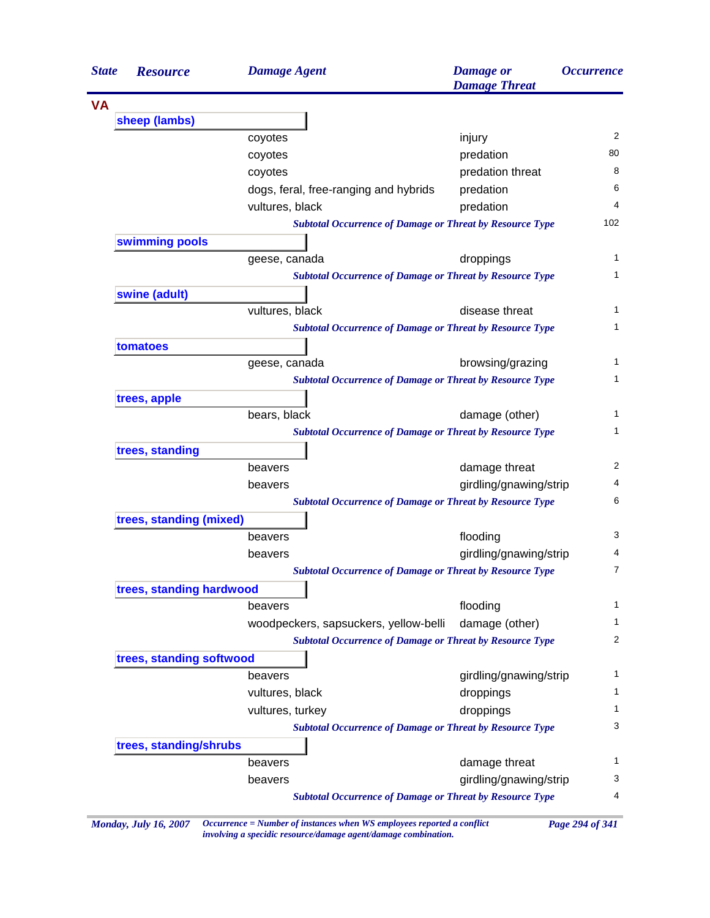| State | Resource | Damage Agent | Damage or Damage Threat | Occurrence |
|---|---|---|---|---|
| **VA** | | | | |
| | **sheep (lambs)** | | | |
| | | coyotes | injury | 2 |
| | | coyotes | predation | 80 |
| | | coyotes | predation threat | 8 |
| | | dogs, feral, free-ranging and hybrids | predation | 6 |
| | | vultures, black | predation | 4 |
| | | *Subtotal Occurrence of Damage or Threat by Resource Type* | | 102 |
| | **swimming pools** | | | |
| | | geese, canada | droppings | 1 |
| | | *Subtotal Occurrence of Damage or Threat by Resource Type* | | 1 |
| | **swine (adult)** | | | |
| | | vultures, black | disease threat | 1 |
| | | *Subtotal Occurrence of Damage or Threat by Resource Type* | | 1 |
| | **tomatoes** | | | |
| | | geese, canada | browsing/grazing | 1 |
| | | *Subtotal Occurrence of Damage or Threat by Resource Type* | | 1 |
| | **trees, apple** | | | |
| | | bears, black | damage (other) | 1 |
| | | *Subtotal Occurrence of Damage or Threat by Resource Type* | | 1 |
| | **trees, standing** | | | |
| | | beavers | damage threat | 2 |
| | | beavers | girdling/gnawing/strip | 4 |
| | | *Subtotal Occurrence of Damage or Threat by Resource Type* | | 6 |
| | **trees, standing (mixed)** | | | |
| | | beavers | flooding | 3 |
| | | beavers | girdling/gnawing/strip | 4 |
| | | *Subtotal Occurrence of Damage or Threat by Resource Type* | | 7 |
| | **trees, standing hardwood** | | | |
| | | beavers | flooding | 1 |
| | | woodpeckers, sapsuckers, yellow-belli | damage (other) | 1 |
| | | *Subtotal Occurrence of Damage or Threat by Resource Type* | | 2 |
| | **trees, standing softwood** | | | |
| | | beavers | girdling/gnawing/strip | 1 |
| | | vultures, black | droppings | 1 |
| | | vultures, turkey | droppings | 1 |
| | | *Subtotal Occurrence of Damage or Threat by Resource Type* | | 3 |
| | **trees, standing/shrubs** | | | |
| | | beavers | damage threat | 1 |
| | | beavers | girdling/gnawing/strip | 3 |
| | | *Subtotal Occurrence of Damage or Threat by Resource Type* | | 4 |

*Monday, July 16, 2007* — *Occurrence = Number of instances when WS employees reported a conflict involving a specidic resource/damage agent/damage combination.*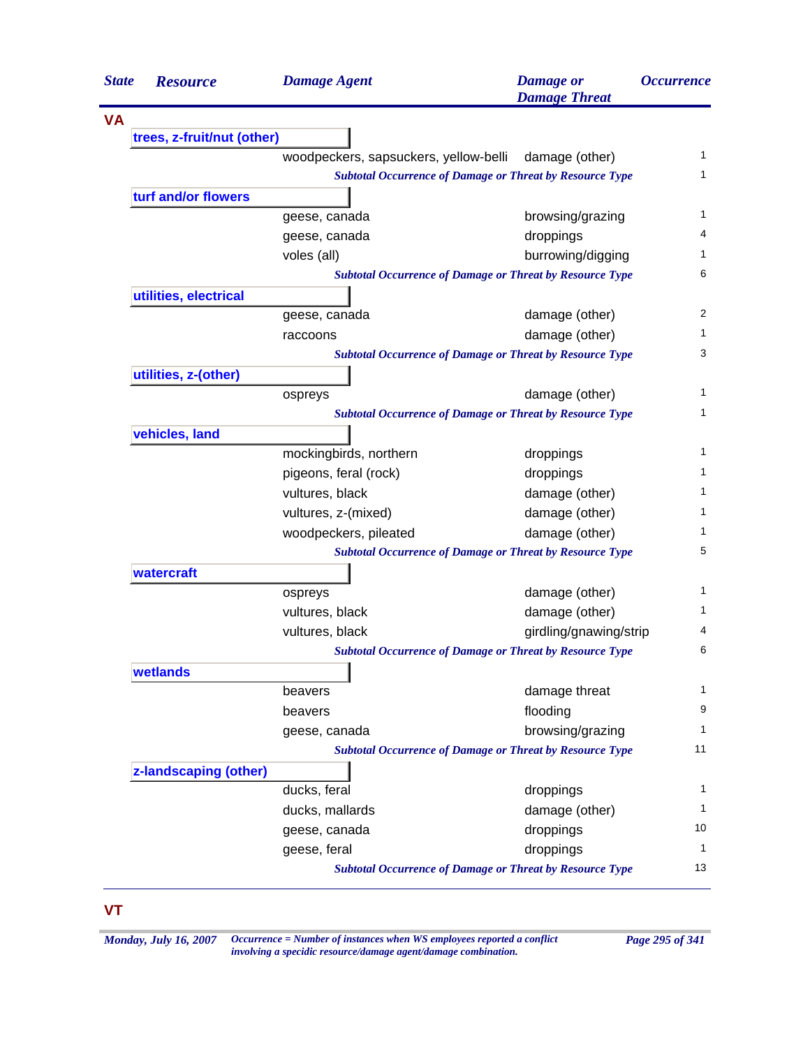| State | Resource | Damage Agent | Damage or Damage Threat | Occurrence |
|---|---|---|---|---|
| **VA** | | | | |
| | **trees, z-fruit/nut (other)** | | | |
| | | woodpeckers, sapsuckers, yellow-belli | damage (other) | 1 |
| | | | *Subtotal Occurrence of Damage or Threat by Resource Type* | 1 |
| | **turf and/or flowers** | | | |
| | | geese, canada | browsing/grazing | 1 |
| | | geese, canada | droppings | 4 |
| | | voles (all) | burrowing/digging | 1 |
| | | | *Subtotal Occurrence of Damage or Threat by Resource Type* | 6 |
| | **utilities, electrical** | | | |
| | | geese, canada | damage (other) | 2 |
| | | raccoons | damage (other) | 1 |
| | | | *Subtotal Occurrence of Damage or Threat by Resource Type* | 3 |
| | **utilities, z-(other)** | | | |
| | | ospreys | damage (other) | 1 |
| | | | *Subtotal Occurrence of Damage or Threat by Resource Type* | 1 |
| | **vehicles, land** | | | |
| | | mockingbirds, northern | droppings | 1 |
| | | pigeons, feral (rock) | droppings | 1 |
| | | vultures, black | damage (other) | 1 |
| | | vultures, z-(mixed) | damage (other) | 1 |
| | | woodpeckers, pileated | damage (other) | 1 |
| | | | *Subtotal Occurrence of Damage or Threat by Resource Type* | 5 |
| | **watercraft** | | | |
| | | ospreys | damage (other) | 1 |
| | | vultures, black | damage (other) | 1 |
| | | vultures, black | girdling/gnawing/strip | 4 |
| | | | *Subtotal Occurrence of Damage or Threat by Resource Type* | 6 |
| | **wetlands** | | | |
| | | beavers | damage threat | 1 |
| | | beavers | flooding | 9 |
| | | geese, canada | browsing/grazing | 1 |
| | | | *Subtotal Occurrence of Damage or Threat by Resource Type* | 11 |
| | **z-landscaping (other)** | | | |
| | | ducks, feral | droppings | 1 |
| | | ducks, mallards | damage (other) | 1 |
| | | geese, canada | droppings | 10 |
| | | geese, feral | droppings | 1 |
| | | | *Subtotal Occurrence of Damage or Threat by Resource Type* | 13 |
| **VT** | | | | |

*Occurrence = Number of instances when WS employees reported a conflict involving a specidic resource/damage agent/damage combination.*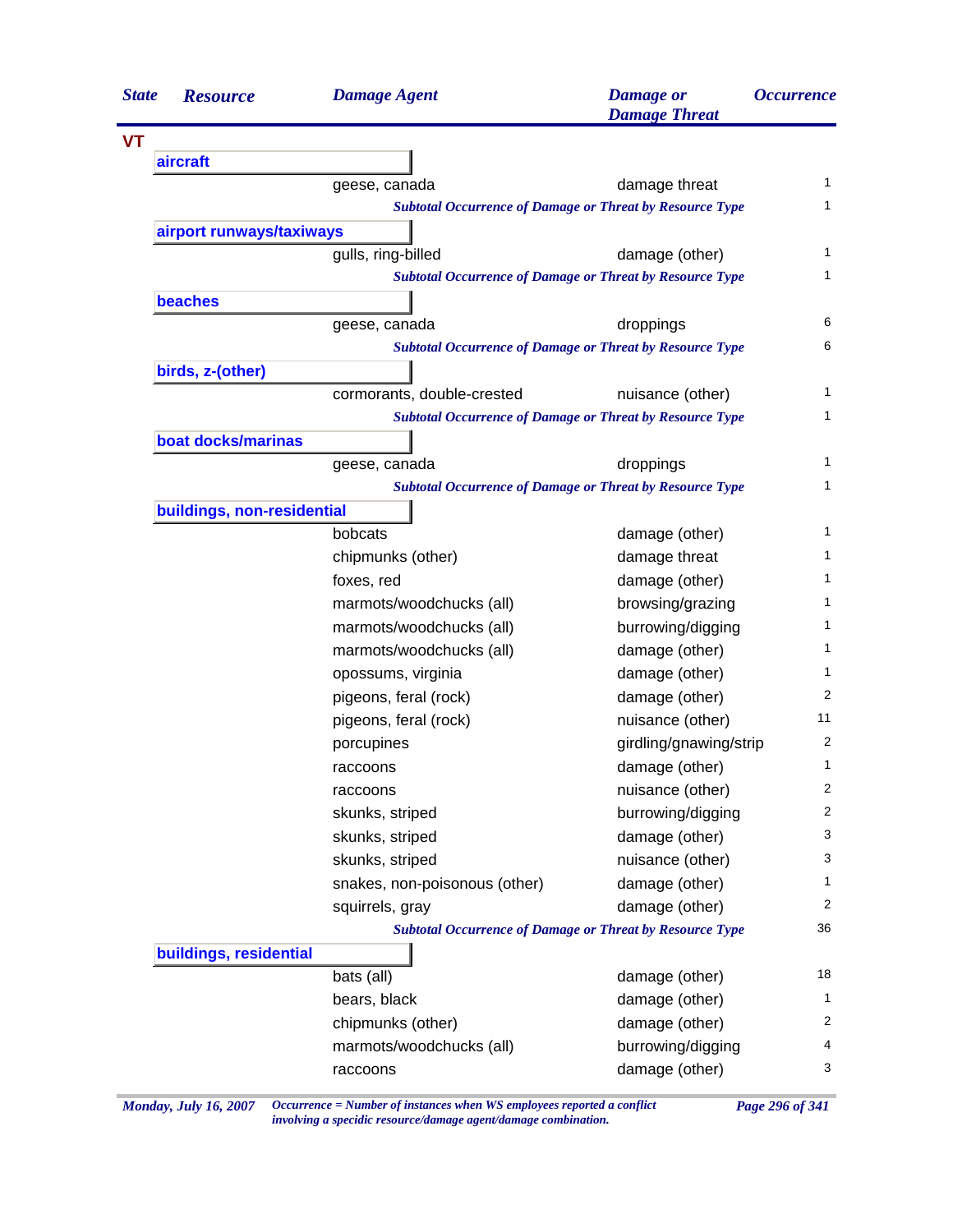| State | Resource | Damage Agent | Damage or Damage Threat | Occurrence |
|---|---|---|---|---|
| **VT** | | | | |
| | **aircraft** | | | |
| | | geese, canada | damage threat | 1 |
| | | *Subtotal Occurrence of Damage or Threat by Resource Type* | | 1 |
| | **airport runways/taxiways** | | | |
| | | gulls, ring-billed | damage (other) | 1 |
| | | *Subtotal Occurrence of Damage or Threat by Resource Type* | | 1 |
| | **beaches** | | | |
| | | geese, canada | droppings | 6 |
| | | *Subtotal Occurrence of Damage or Threat by Resource Type* | | 6 |
| | **birds, z-(other)** | | | |
| | | cormorants, double-crested | nuisance (other) | 1 |
| | | *Subtotal Occurrence of Damage or Threat by Resource Type* | | 1 |
| | **boat docks/marinas** | | | |
| | | geese, canada | droppings | 1 |
| | | *Subtotal Occurrence of Damage or Threat by Resource Type* | | 1 |
| | **buildings, non-residential** | | | |
| | | bobcats | damage (other) | 1 |
| | | chipmunks (other) | damage threat | 1 |
| | | foxes, red | damage (other) | 1 |
| | | marmots/woodchucks (all) | browsing/grazing | 1 |
| | | marmots/woodchucks (all) | burrowing/digging | 1 |
| | | marmots/woodchucks (all) | damage (other) | 1 |
| | | opossums, virginia | damage (other) | 1 |
| | | pigeons, feral (rock) | damage (other) | 2 |
| | | pigeons, feral (rock) | nuisance (other) | 11 |
| | | porcupines | girdling/gnawing/strip | 2 |
| | | raccoons | damage (other) | 1 |
| | | raccoons | nuisance (other) | 2 |
| | | skunks, striped | burrowing/digging | 2 |
| | | skunks, striped | damage (other) | 3 |
| | | skunks, striped | nuisance (other) | 3 |
| | | snakes, non-poisonous (other) | damage (other) | 1 |
| | | squirrels, gray | damage (other) | 2 |
| | | *Subtotal Occurrence of Damage or Threat by Resource Type* | | 36 |
| | **buildings, residential** | | | |
| | | bats (all) | damage (other) | 18 |
| | | bears, black | damage (other) | 1 |
| | | chipmunks (other) | damage (other) | 2 |
| | | marmots/woodchucks (all) | burrowing/digging | 4 |
| | | raccoons | damage (other) | 3 |

*Occurrence = Number of instances when WS employees reported a conflict involving a specidic resource/damage agent/damage combination.*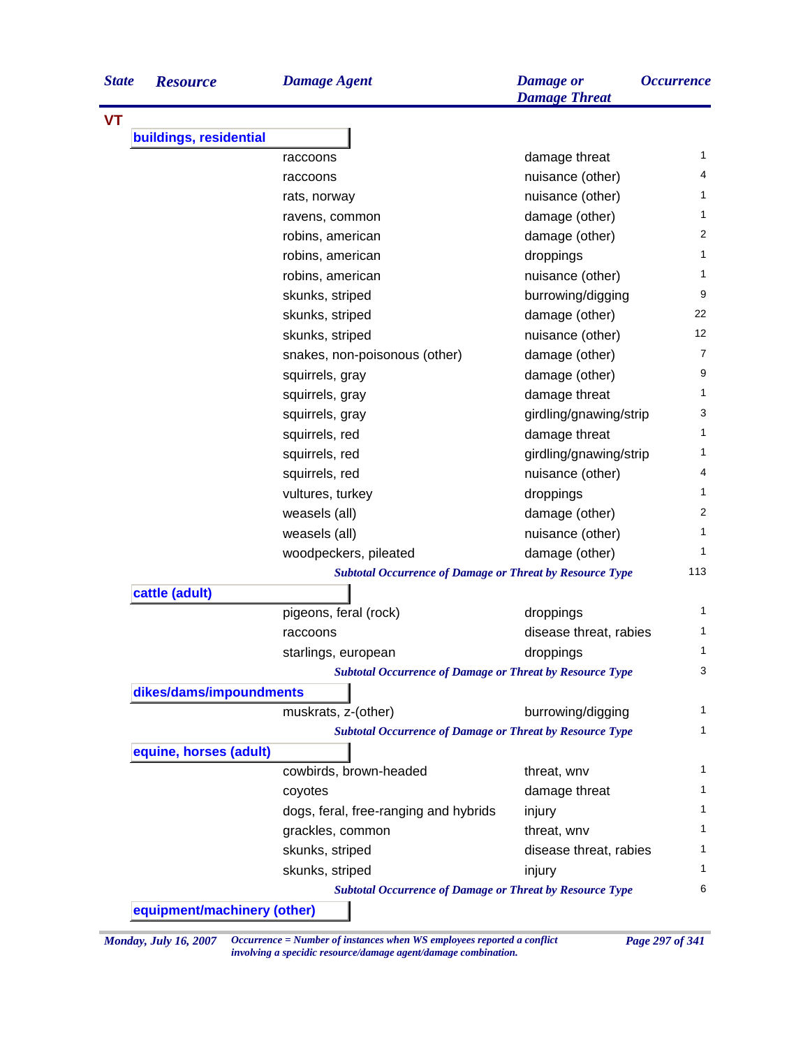| State | Resource | Damage Agent | Damage or Damage Threat | Occurrence |
|---|---|---|---|---|
| VT | | | | |
| | buildings, residential | | | |
| | | raccoons | damage threat | 1 |
| | | raccoons | nuisance (other) | 4 |
| | | rats, norway | nuisance (other) | 1 |
| | | ravens, common | damage (other) | 1 |
| | | robins, american | damage (other) | 2 |
| | | robins, american | droppings | 1 |
| | | robins, american | nuisance (other) | 1 |
| | | skunks, striped | burrowing/digging | 9 |
| | | skunks, striped | damage (other) | 22 |
| | | skunks, striped | nuisance (other) | 12 |
| | | snakes, non-poisonous (other) | damage (other) | 7 |
| | | squirrels, gray | damage (other) | 9 |
| | | squirrels, gray | damage threat | 1 |
| | | squirrels, gray | girdling/gnawing/strip | 3 |
| | | squirrels, red | damage threat | 1 |
| | | squirrels, red | girdling/gnawing/strip | 1 |
| | | squirrels, red | nuisance (other) | 4 |
| | | vultures, turkey | droppings | 1 |
| | | weasels (all) | damage (other) | 2 |
| | | weasels (all) | nuisance (other) | 1 |
| | | woodpeckers, pileated | damage (other) | 1 |
| | | *Subtotal Occurrence of Damage or Threat by Resource Type* | | 113 |
| | cattle (adult) | | | |
| | | pigeons, feral (rock) | droppings | 1 |
| | | raccoons | disease threat, rabies | 1 |
| | | starlings, european | droppings | 1 |
| | | *Subtotal Occurrence of Damage or Threat by Resource Type* | | 3 |
| | dikes/dams/impoundments | | | |
| | | muskrats, z-(other) | burrowing/digging | 1 |
| | | *Subtotal Occurrence of Damage or Threat by Resource Type* | | 1 |
| | equine, horses (adult) | | | |
| | | cowbirds, brown-headed | threat, wnv | 1 |
| | | coyotes | damage threat | 1 |
| | | dogs, feral, free-ranging and hybrids | injury | 1 |
| | | grackles, common | threat, wnv | 1 |
| | | skunks, striped | disease threat, rabies | 1 |
| | | skunks, striped | injury | 1 |
| | | *Subtotal Occurrence of Damage or Threat by Resource Type* | | 6 |
| | equipment/machinery (other) | | | |

*Monday, July 16, 2007* *Occurrence = Number of instances when WS employees reported a conflict involving a specidic resource/damage agent/damage combination.*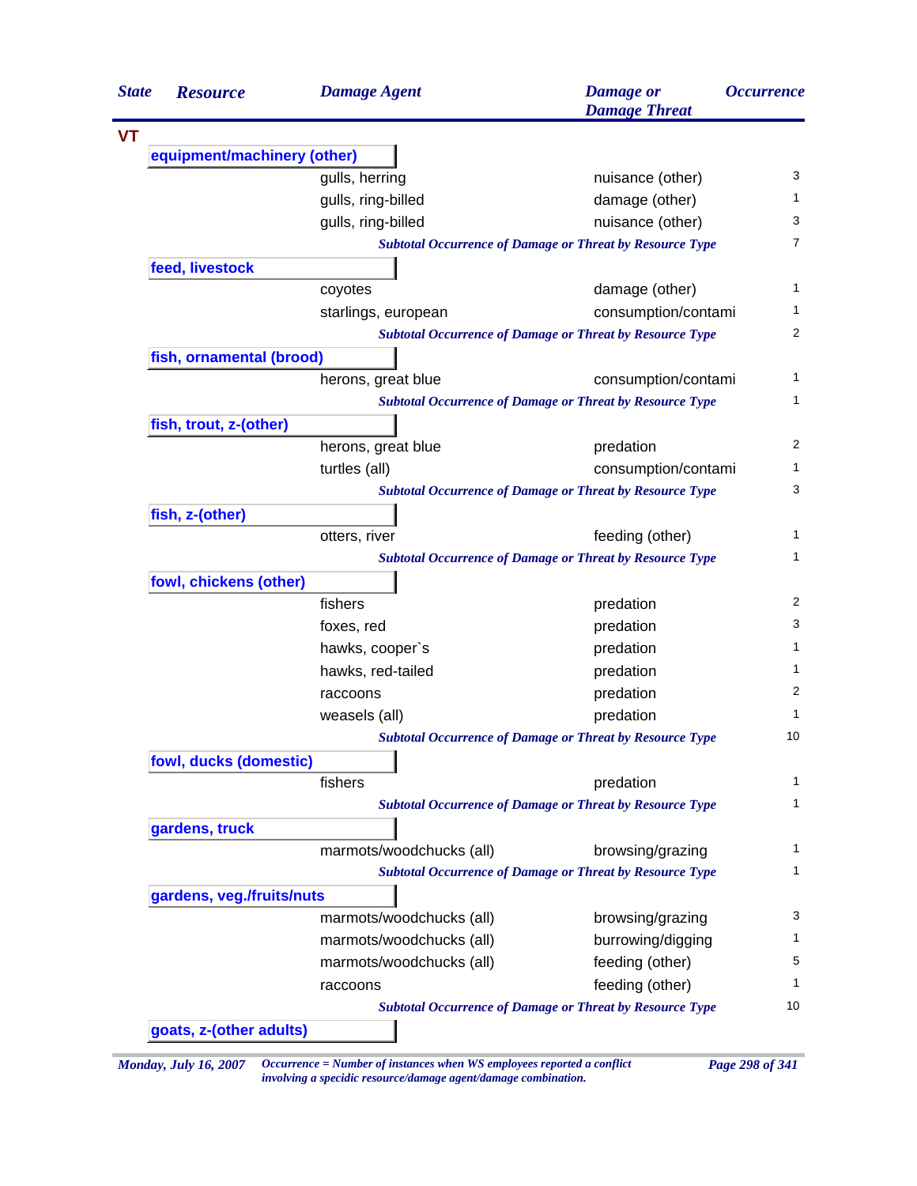| State | Resource | Damage Agent | Damage or Damage Threat | Occurrence |
|---|---|---|---|---|
| **VT** | | | | |
| | **equipment/machinery (other)** | | | |
| | | gulls, herring | nuisance (other) | 3 |
| | | gulls, ring-billed | damage (other) | 1 |
| | | gulls, ring-billed | nuisance (other) | 3 |
| | | *Subtotal Occurrence of Damage or Threat by Resource Type* | | 7 |
| | **feed, livestock** | | | |
| | | coyotes | damage (other) | 1 |
| | | starlings, european | consumption/contami | 1 |
| | | *Subtotal Occurrence of Damage or Threat by Resource Type* | | 2 |
| | **fish, ornamental (brood)** | | | |
| | | herons, great blue | consumption/contami | 1 |
| | | *Subtotal Occurrence of Damage or Threat by Resource Type* | | 1 |
| | **fish, trout, z-(other)** | | | |
| | | herons, great blue | predation | 2 |
| | | turtles (all) | consumption/contami | 1 |
| | | *Subtotal Occurrence of Damage or Threat by Resource Type* | | 3 |
| | **fish, z-(other)** | | | |
| | | otters, river | feeding (other) | 1 |
| | | *Subtotal Occurrence of Damage or Threat by Resource Type* | | 1 |
| | **fowl, chickens (other)** | | | |
| | | fishers | predation | 2 |
| | | foxes, red | predation | 3 |
| | | hawks, cooper`s | predation | 1 |
| | | hawks, red-tailed | predation | 1 |
| | | raccoons | predation | 2 |
| | | weasels (all) | predation | 1 |
| | | *Subtotal Occurrence of Damage or Threat by Resource Type* | | 10 |
| | **fowl, ducks (domestic)** | | | |
| | | fishers | predation | 1 |
| | | *Subtotal Occurrence of Damage or Threat by Resource Type* | | 1 |
| | **gardens, truck** | | | |
| | | marmots/woodchucks (all) | browsing/grazing | 1 |
| | | *Subtotal Occurrence of Damage or Threat by Resource Type* | | 1 |
| | **gardens, veg./fruits/nuts** | | | |
| | | marmots/woodchucks (all) | browsing/grazing | 3 |
| | | marmots/woodchucks (all) | burrowing/digging | 1 |
| | | marmots/woodchucks (all) | feeding (other) | 5 |
| | | raccoons | feeding (other) | 1 |
| | | *Subtotal Occurrence of Damage or Threat by Resource Type* | | 10 |
| | **goats, z-(other adults)** | | | |

*Monday, July 16, 2007* *Occurrence = Number of instances when WS employees reported a conflict involving a specidic resource/damage agent/damage combination.*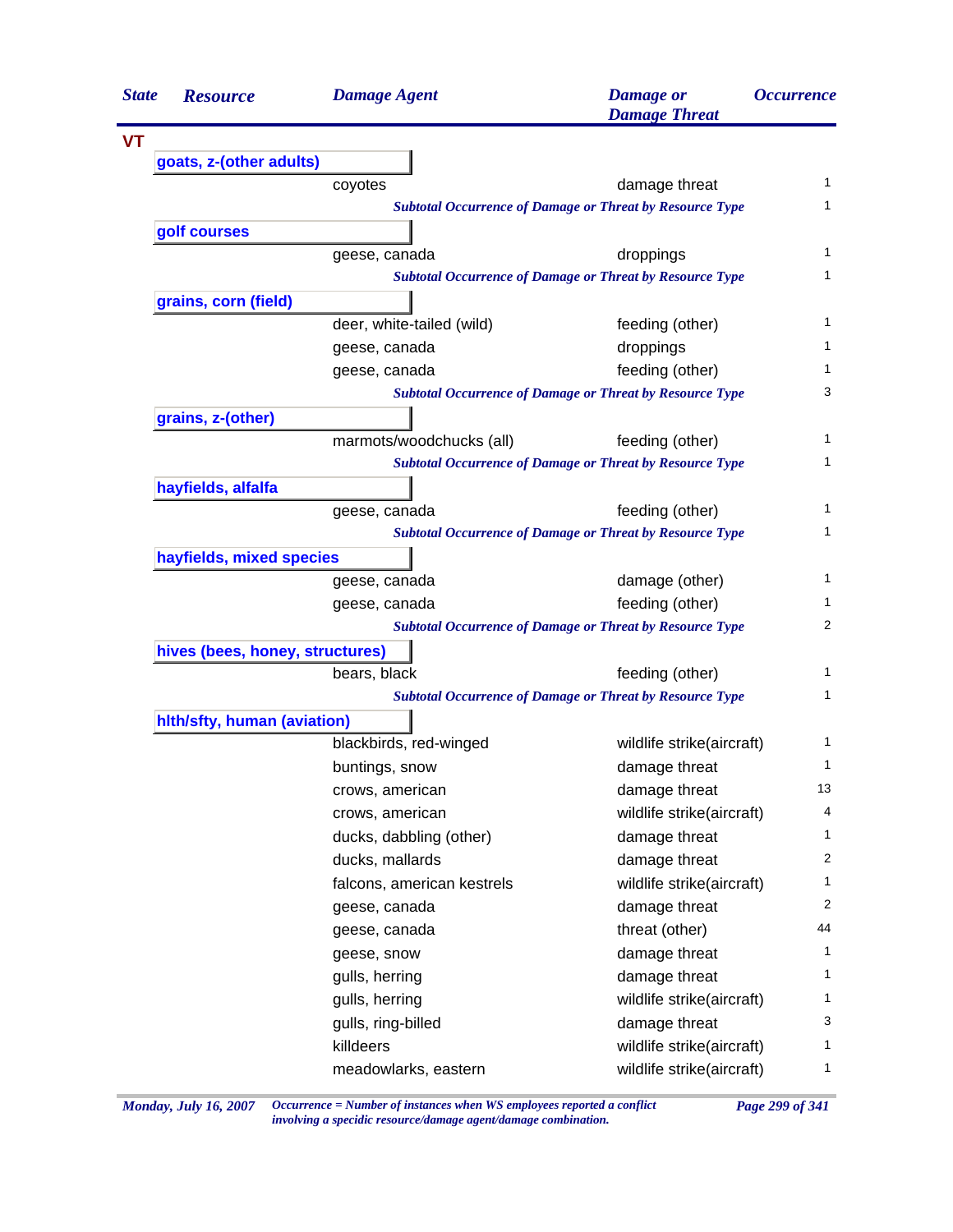| State | Resource | Damage Agent | Damage or Damage Threat | Occurrence |
|---|---|---|---|---|
| **VT** | | | | |
| | **goats, z-(other adults)** | | | |
| | | coyotes | damage threat | 1 |
| | | *Subtotal Occurrence of Damage or Threat by Resource Type* | | 1 |
| | **golf courses** | | | |
| | | geese, canada | droppings | 1 |
| | | *Subtotal Occurrence of Damage or Threat by Resource Type* | | 1 |
| | **grains, corn (field)** | | | |
| | | deer, white-tailed (wild) | feeding (other) | 1 |
| | | geese, canada | droppings | 1 |
| | | geese, canada | feeding (other) | 1 |
| | | *Subtotal Occurrence of Damage or Threat by Resource Type* | | 3 |
| | **grains, z-(other)** | | | |
| | | marmots/woodchucks (all) | feeding (other) | 1 |
| | | *Subtotal Occurrence of Damage or Threat by Resource Type* | | 1 |
| | **hayfields, alfalfa** | | | |
| | | geese, canada | feeding (other) | 1 |
| | | *Subtotal Occurrence of Damage or Threat by Resource Type* | | 1 |
| | **hayfields, mixed species** | | | |
| | | geese, canada | damage (other) | 1 |
| | | geese, canada | feeding (other) | 1 |
| | | *Subtotal Occurrence of Damage or Threat by Resource Type* | | 2 |
| | **hives (bees, honey, structures)** | | | |
| | | bears, black | feeding (other) | 1 |
| | | *Subtotal Occurrence of Damage or Threat by Resource Type* | | 1 |
| | **hlth/sfty, human (aviation)** | | | |
| | | blackbirds, red-winged | wildlife strike(aircraft) | 1 |
| | | buntings, snow | damage threat | 1 |
| | | crows, american | damage threat | 13 |
| | | crows, american | wildlife strike(aircraft) | 4 |
| | | ducks, dabbling (other) | damage threat | 1 |
| | | ducks, mallards | damage threat | 2 |
| | | falcons, american kestrels | wildlife strike(aircraft) | 1 |
| | | geese, canada | damage threat | 2 |
| | | geese, canada | threat (other) | 44 |
| | | geese, snow | damage threat | 1 |
| | | gulls, herring | damage threat | 1 |
| | | gulls, herring | wildlife strike(aircraft) | 1 |
| | | gulls, ring-billed | damage threat | 3 |
| | | killdeers | wildlife strike(aircraft) | 1 |
| | | meadowlarks, eastern | wildlife strike(aircraft) | 1 |

*Monday, July 16, 2007* *Occurrence = Number of instances when WS employees reported a conflict involving a specidic resource/damage agent/damage combination.*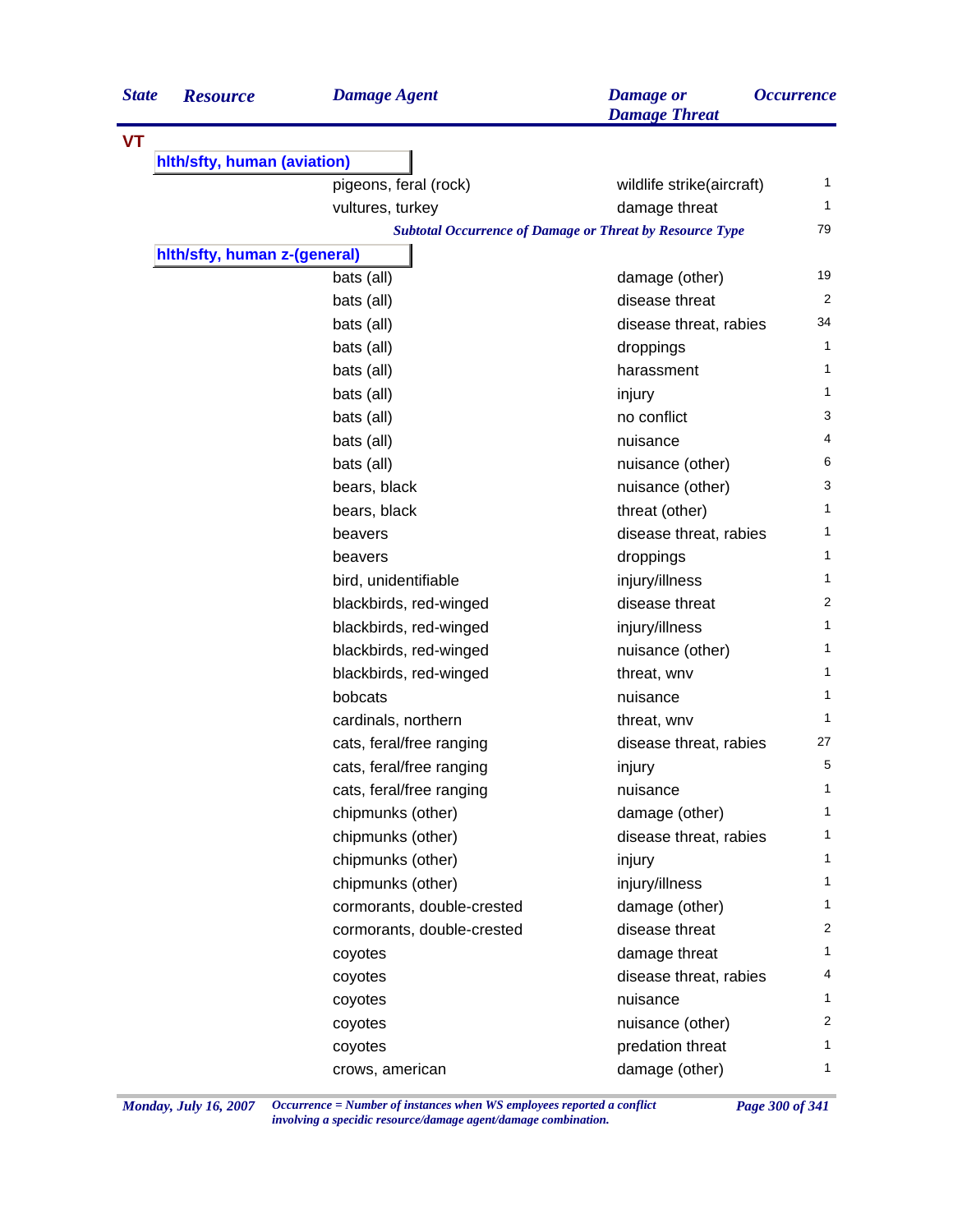| State | Resource | Damage Agent | Damage or Damage Threat | Occurrence |
|---|---|---|---|---|
| **VT** | | | | |
| | **hlth/sfty, human (aviation)** | | | |
| | | pigeons, feral (rock) | wildlife strike(aircraft) | 1 |
| | | vultures, turkey | damage threat | 1 |
| | | *Subtotal Occurrence of Damage or Threat by Resource Type* | | 79 |
| | **hlth/sfty, human z-(general)** | | | |
| | | bats (all) | damage (other) | 19 |
| | | bats (all) | disease threat | 2 |
| | | bats (all) | disease threat, rabies | 34 |
| | | bats (all) | droppings | 1 |
| | | bats (all) | harassment | 1 |
| | | bats (all) | injury | 1 |
| | | bats (all) | no conflict | 3 |
| | | bats (all) | nuisance | 4 |
| | | bats (all) | nuisance (other) | 6 |
| | | bears, black | nuisance (other) | 3 |
| | | bears, black | threat (other) | 1 |
| | | beavers | disease threat, rabies | 1 |
| | | beavers | droppings | 1 |
| | | bird, unidentifiable | injury/illness | 1 |
| | | blackbirds, red-winged | disease threat | 2 |
| | | blackbirds, red-winged | injury/illness | 1 |
| | | blackbirds, red-winged | nuisance (other) | 1 |
| | | blackbirds, red-winged | threat, wnv | 1 |
| | | bobcats | nuisance | 1 |
| | | cardinals, northern | threat, wnv | 1 |
| | | cats, feral/free ranging | disease threat, rabies | 27 |
| | | cats, feral/free ranging | injury | 5 |
| | | cats, feral/free ranging | nuisance | 1 |
| | | chipmunks (other) | damage (other) | 1 |
| | | chipmunks (other) | disease threat, rabies | 1 |
| | | chipmunks (other) | injury | 1 |
| | | chipmunks (other) | injury/illness | 1 |
| | | cormorants, double-crested | damage (other) | 1 |
| | | cormorants, double-crested | disease threat | 2 |
| | | coyotes | damage threat | 1 |
| | | coyotes | disease threat, rabies | 4 |
| | | coyotes | nuisance | 1 |
| | | coyotes | nuisance (other) | 2 |
| | | coyotes | predation threat | 1 |
| | | crows, american | damage (other) | 1 |

*Occurrence = Number of instances when WS employees reported a conflict involving a specidic resource/damage agent/damage combination.*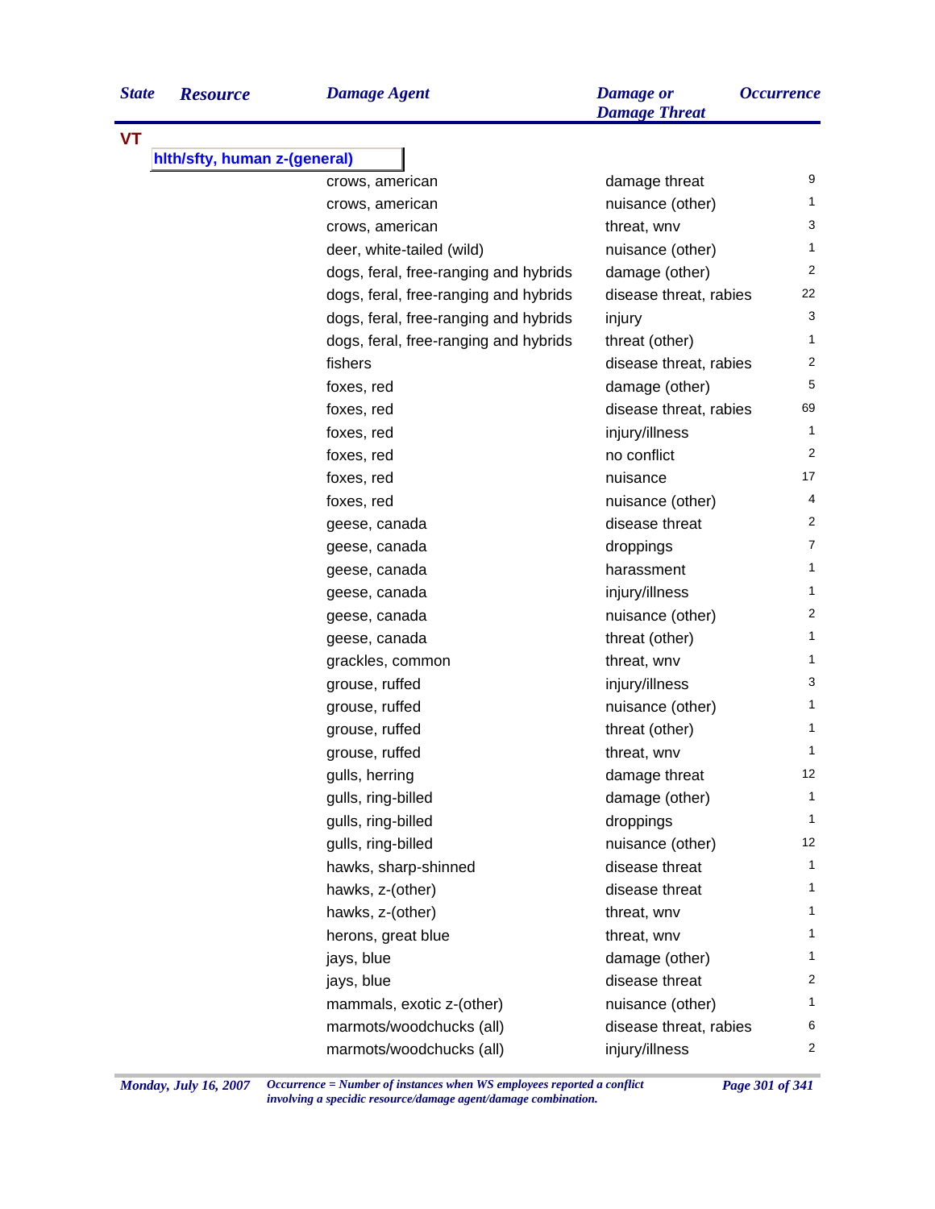| State | Resource | Damage Agent | Damage or Damage Threat | Occurrence |
|---|---|---|---|---|
| VT | | | | |
| | hlth/sfty, human z-(general) | | | |
| | | crows, american | damage threat | 9 |
| | | crows, american | nuisance (other) | 1 |
| | | crows, american | threat, wnv | 3 |
| | | deer, white-tailed (wild) | nuisance (other) | 1 |
| | | dogs, feral, free-ranging and hybrids | damage (other) | 2 |
| | | dogs, feral, free-ranging and hybrids | disease threat, rabies | 22 |
| | | dogs, feral, free-ranging and hybrids | injury | 3 |
| | | dogs, feral, free-ranging and hybrids | threat (other) | 1 |
| | | fishers | disease threat, rabies | 2 |
| | | foxes, red | damage (other) | 5 |
| | | foxes, red | disease threat, rabies | 69 |
| | | foxes, red | injury/illness | 1 |
| | | foxes, red | no conflict | 2 |
| | | foxes, red | nuisance | 17 |
| | | foxes, red | nuisance (other) | 4 |
| | | geese, canada | disease threat | 2 |
| | | geese, canada | droppings | 7 |
| | | geese, canada | harassment | 1 |
| | | geese, canada | injury/illness | 1 |
| | | geese, canada | nuisance (other) | 2 |
| | | geese, canada | threat (other) | 1 |
| | | grackles, common | threat, wnv | 1 |
| | | grouse, ruffed | injury/illness | 3 |
| | | grouse, ruffed | nuisance (other) | 1 |
| | | grouse, ruffed | threat (other) | 1 |
| | | grouse, ruffed | threat, wnv | 1 |
| | | gulls, herring | damage threat | 12 |
| | | gulls, ring-billed | damage (other) | 1 |
| | | gulls, ring-billed | droppings | 1 |
| | | gulls, ring-billed | nuisance (other) | 12 |
| | | hawks, sharp-shinned | disease threat | 1 |
| | | hawks, z-(other) | disease threat | 1 |
| | | hawks, z-(other) | threat, wnv | 1 |
| | | herons, great blue | threat, wnv | 1 |
| | | jays, blue | damage (other) | 1 |
| | | jays, blue | disease threat | 2 |
| | | mammals, exotic z-(other) | nuisance (other) | 1 |
| | | marmots/woodchucks (all) | disease threat, rabies | 6 |
| | | marmots/woodchucks (all) | injury/illness | 2 |

*Occurrence = Number of instances when WS employees reported a conflict involving a specidic resource/damage agent/damage combination.*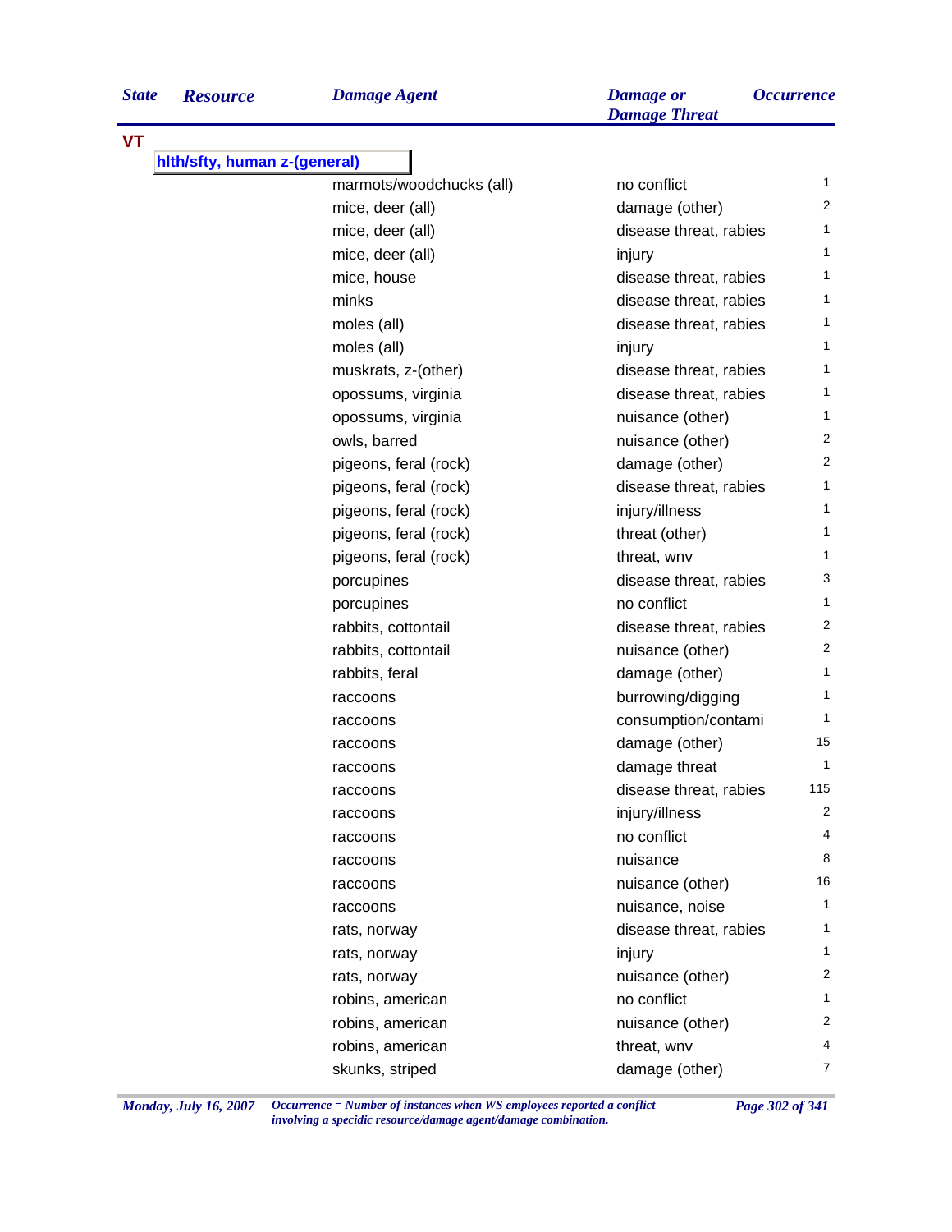| State | Resource | Damage Agent | Damage or Damage Threat | Occurrence |
|---|---|---|---|---|
| VT | | | | |
| | hlth/sfty, human z-(general) | | | |
| | | marmots/woodchucks (all) | no conflict | 1 |
| | | mice, deer (all) | damage (other) | 2 |
| | | mice, deer (all) | disease threat, rabies | 1 |
| | | mice, deer (all) | injury | 1 |
| | | mice, house | disease threat, rabies | 1 |
| | | minks | disease threat, rabies | 1 |
| | | moles (all) | disease threat, rabies | 1 |
| | | moles (all) | injury | 1 |
| | | muskrats, z-(other) | disease threat, rabies | 1 |
| | | opossums, virginia | disease threat, rabies | 1 |
| | | opossums, virginia | nuisance (other) | 1 |
| | | owls, barred | nuisance (other) | 2 |
| | | pigeons, feral (rock) | damage (other) | 2 |
| | | pigeons, feral (rock) | disease threat, rabies | 1 |
| | | pigeons, feral (rock) | injury/illness | 1 |
| | | pigeons, feral (rock) | threat (other) | 1 |
| | | pigeons, feral (rock) | threat, wnv | 1 |
| | | porcupines | disease threat, rabies | 3 |
| | | porcupines | no conflict | 1 |
| | | rabbits, cottontail | disease threat, rabies | 2 |
| | | rabbits, cottontail | nuisance (other) | 2 |
| | | rabbits, feral | damage (other) | 1 |
| | | raccoons | burrowing/digging | 1 |
| | | raccoons | consumption/contami | 1 |
| | | raccoons | damage (other) | 15 |
| | | raccoons | damage threat | 1 |
| | | raccoons | disease threat, rabies | 115 |
| | | raccoons | injury/illness | 2 |
| | | raccoons | no conflict | 4 |
| | | raccoons | nuisance | 8 |
| | | raccoons | nuisance (other) | 16 |
| | | raccoons | nuisance, noise | 1 |
| | | rats, norway | disease threat, rabies | 1 |
| | | rats, norway | injury | 1 |
| | | rats, norway | nuisance (other) | 2 |
| | | robins, american | no conflict | 1 |
| | | robins, american | nuisance (other) | 2 |
| | | robins, american | threat, wnv | 4 |
| | | skunks, striped | damage (other) | 7 |

*Occurrence = Number of instances when WS employees reported a conflict involving a specidic resource/damage agent/damage combination.*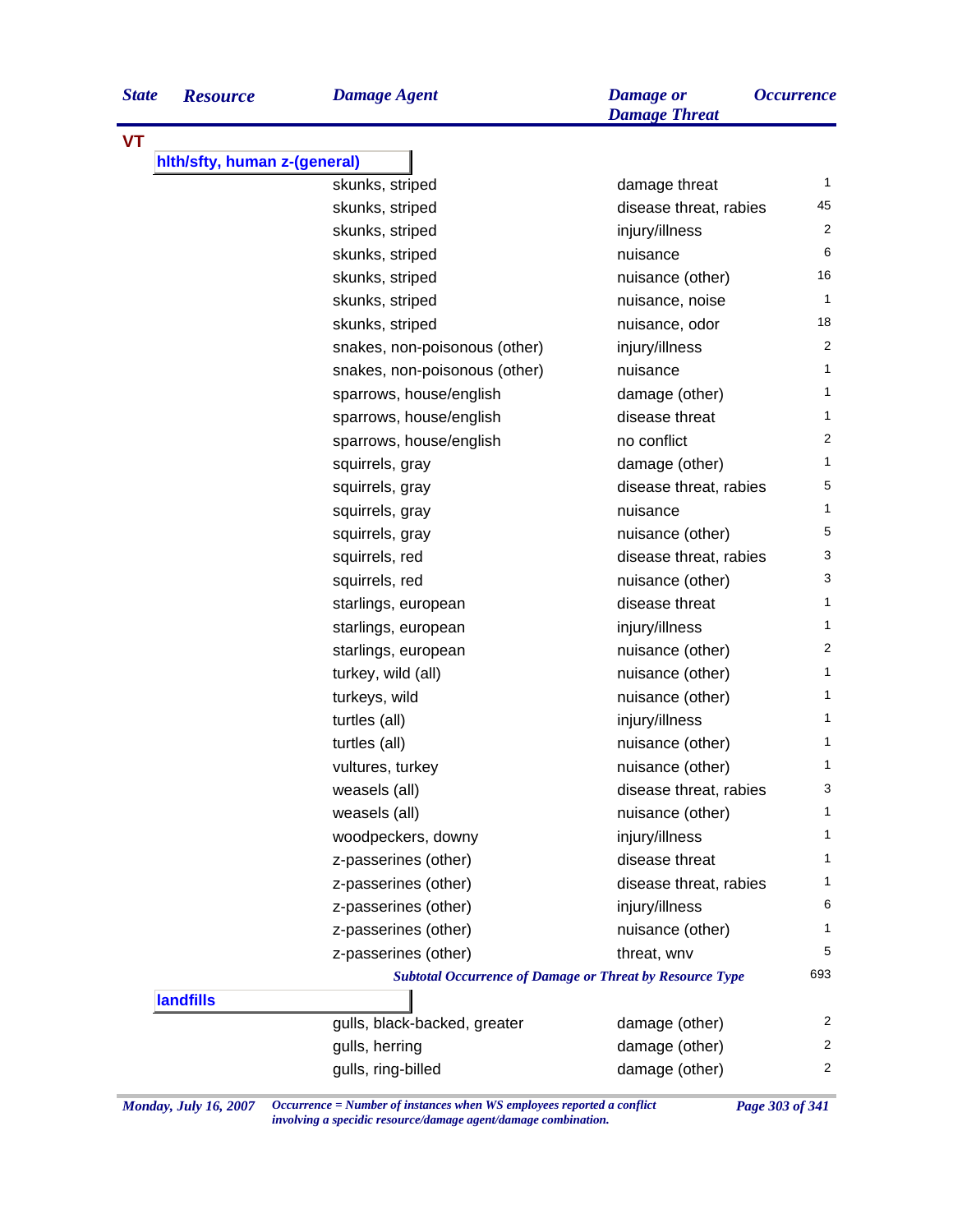| State | Resource | Damage Agent | Damage or Damage Threat | Occurrence |
|---|---|---|---|---|
| **VT** | | | | |
| | **hlth/sfty, human z-(general)** | | | |
| | | skunks, striped | damage threat | 1 |
| | | skunks, striped | disease threat, rabies | 45 |
| | | skunks, striped | injury/illness | 2 |
| | | skunks, striped | nuisance | 6 |
| | | skunks, striped | nuisance (other) | 16 |
| | | skunks, striped | nuisance, noise | 1 |
| | | skunks, striped | nuisance, odor | 18 |
| | | snakes, non-poisonous (other) | injury/illness | 2 |
| | | snakes, non-poisonous (other) | nuisance | 1 |
| | | sparrows, house/english | damage (other) | 1 |
| | | sparrows, house/english | disease threat | 1 |
| | | sparrows, house/english | no conflict | 2 |
| | | squirrels, gray | damage (other) | 1 |
| | | squirrels, gray | disease threat, rabies | 5 |
| | | squirrels, gray | nuisance | 1 |
| | | squirrels, gray | nuisance (other) | 5 |
| | | squirrels, red | disease threat, rabies | 3 |
| | | squirrels, red | nuisance (other) | 3 |
| | | starlings, european | disease threat | 1 |
| | | starlings, european | injury/illness | 1 |
| | | starlings, european | nuisance (other) | 2 |
| | | turkey, wild (all) | nuisance (other) | 1 |
| | | turkeys, wild | nuisance (other) | 1 |
| | | turtles (all) | injury/illness | 1 |
| | | turtles (all) | nuisance (other) | 1 |
| | | vultures, turkey | nuisance (other) | 1 |
| | | weasels (all) | disease threat, rabies | 3 |
| | | weasels (all) | nuisance (other) | 1 |
| | | woodpeckers, downy | injury/illness | 1 |
| | | z-passerines (other) | disease threat | 1 |
| | | z-passerines (other) | disease threat, rabies | 1 |
| | | z-passerines (other) | injury/illness | 6 |
| | | z-passerines (other) | nuisance (other) | 1 |
| | | z-passerines (other) | threat, wnv | 5 |
| | | *Subtotal Occurrence of Damage or Threat by Resource Type* | | 693 |
| | **landfills** | | | |
| | | gulls, black-backed, greater | damage (other) | 2 |
| | | gulls, herring | damage (other) | 2 |
| | | gulls, ring-billed | damage (other) | 2 |

*Occurrence = Number of instances when WS employees reported a conflict involving a specidic resource/damage agent/damage combination.*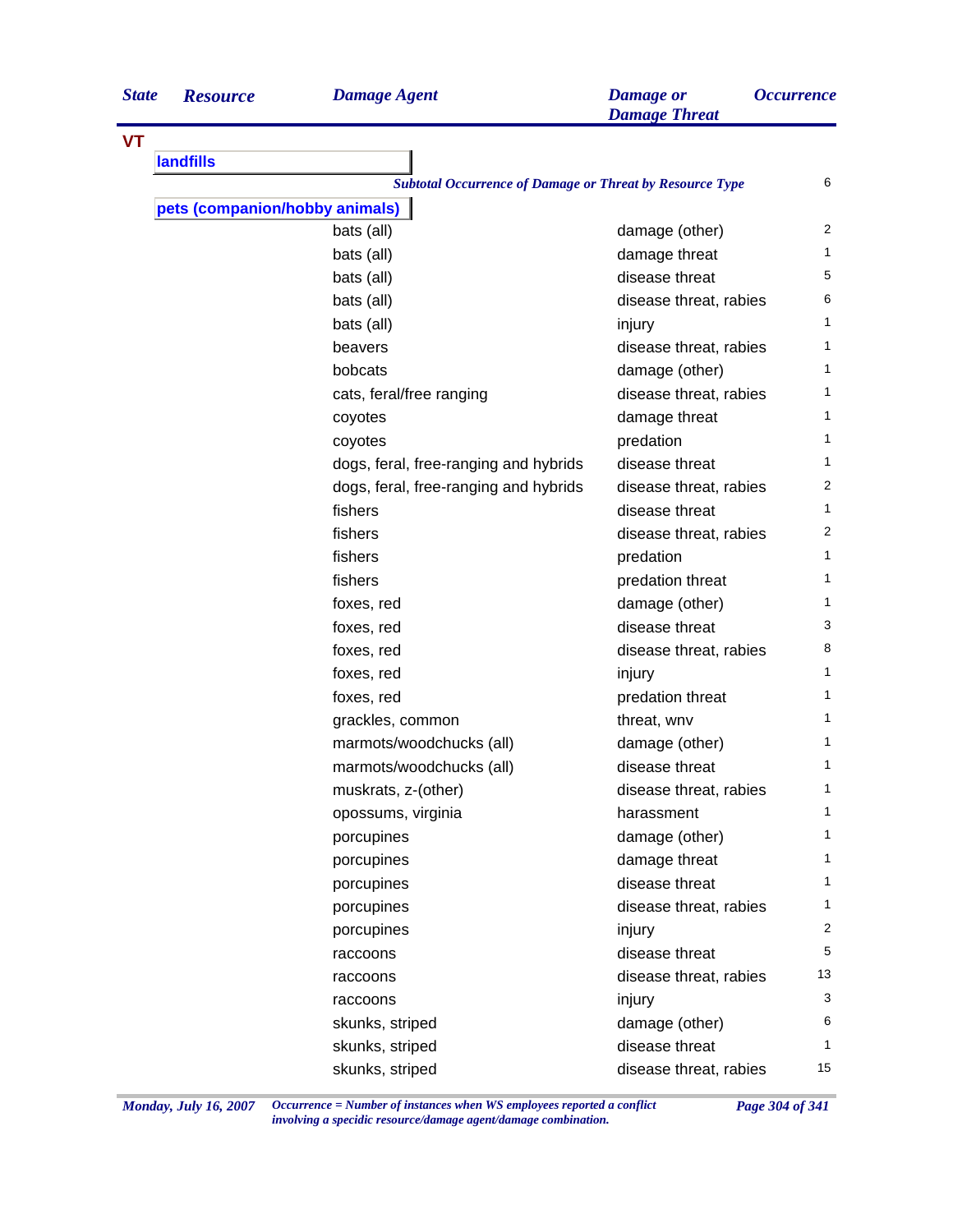| State | Resource | Damage Agent | Damage or Damage Threat | Occurrence |
|---|---|---|---|---|
| VT | | | | |
| | landfills | | | |
| | | *Subtotal Occurrence of Damage or Threat by Resource Type* | | 6 |
| | pets (companion/hobby animals) | | | |
| | | bats (all) | damage (other) | 2 |
| | | bats (all) | damage threat | 1 |
| | | bats (all) | disease threat | 5 |
| | | bats (all) | disease threat, rabies | 6 |
| | | bats (all) | injury | 1 |
| | | beavers | disease threat, rabies | 1 |
| | | bobcats | damage (other) | 1 |
| | | cats, feral/free ranging | disease threat, rabies | 1 |
| | | coyotes | damage threat | 1 |
| | | coyotes | predation | 1 |
| | | dogs, feral, free-ranging and hybrids | disease threat | 1 |
| | | dogs, feral, free-ranging and hybrids | disease threat, rabies | 2 |
| | | fishers | disease threat | 1 |
| | | fishers | disease threat, rabies | 2 |
| | | fishers | predation | 1 |
| | | fishers | predation threat | 1 |
| | | foxes, red | damage (other) | 1 |
| | | foxes, red | disease threat | 3 |
| | | foxes, red | disease threat, rabies | 8 |
| | | foxes, red | injury | 1 |
| | | foxes, red | predation threat | 1 |
| | | grackles, common | threat, wnv | 1 |
| | | marmots/woodchucks (all) | damage (other) | 1 |
| | | marmots/woodchucks (all) | disease threat | 1 |
| | | muskrats, z-(other) | disease threat, rabies | 1 |
| | | opossums, virginia | harassment | 1 |
| | | porcupines | damage (other) | 1 |
| | | porcupines | damage threat | 1 |
| | | porcupines | disease threat | 1 |
| | | porcupines | disease threat, rabies | 1 |
| | | porcupines | injury | 2 |
| | | raccoons | disease threat | 5 |
| | | raccoons | disease threat, rabies | 13 |
| | | raccoons | injury | 3 |
| | | skunks, striped | damage (other) | 6 |
| | | skunks, striped | disease threat | 1 |
| | | skunks, striped | disease threat, rabies | 15 |

*Occurrence = Number of instances when WS employees reported a conflict involving a specidic resource/damage agent/damage combination.*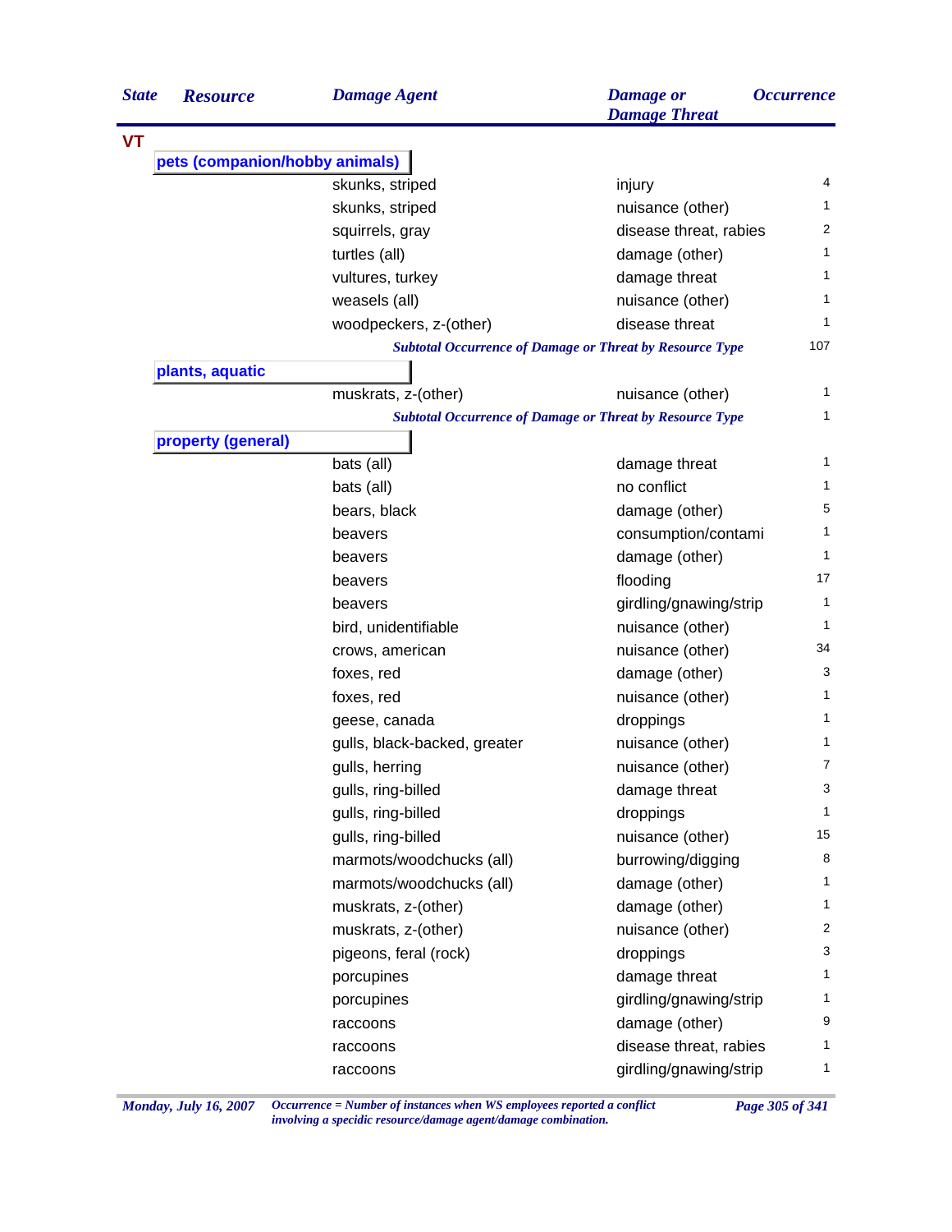| State | Resource | Damage Agent | Damage or Damage Threat | Occurrence |
|---|---|---|---|---|
| **VT** | | | | |
| | **pets (companion/hobby animals)** | | | |
| | | skunks, striped | injury | 4 |
| | | skunks, striped | nuisance (other) | 1 |
| | | squirrels, gray | disease threat, rabies | 2 |
| | | turtles (all) | damage (other) | 1 |
| | | vultures, turkey | damage threat | 1 |
| | | weasels (all) | nuisance (other) | 1 |
| | | woodpeckers, z-(other) | disease threat | 1 |
| | | *Subtotal Occurrence of Damage or Threat by Resource Type* | | 107 |
| | **plants, aquatic** | | | |
| | | muskrats, z-(other) | nuisance (other) | 1 |
| | | *Subtotal Occurrence of Damage or Threat by Resource Type* | | 1 |
| | **property (general)** | | | |
| | | bats (all) | damage threat | 1 |
| | | bats (all) | no conflict | 1 |
| | | bears, black | damage (other) | 5 |
| | | beavers | consumption/contami | 1 |
| | | beavers | damage (other) | 1 |
| | | beavers | flooding | 17 |
| | | beavers | girdling/gnawing/strip | 1 |
| | | bird, unidentifiable | nuisance (other) | 1 |
| | | crows, american | nuisance (other) | 34 |
| | | foxes, red | damage (other) | 3 |
| | | foxes, red | nuisance (other) | 1 |
| | | geese, canada | droppings | 1 |
| | | gulls, black-backed, greater | nuisance (other) | 1 |
| | | gulls, herring | nuisance (other) | 7 |
| | | gulls, ring-billed | damage threat | 3 |
| | | gulls, ring-billed | droppings | 1 |
| | | gulls, ring-billed | nuisance (other) | 15 |
| | | marmots/woodchucks (all) | burrowing/digging | 8 |
| | | marmots/woodchucks (all) | damage (other) | 1 |
| | | muskrats, z-(other) | damage (other) | 1 |
| | | muskrats, z-(other) | nuisance (other) | 2 |
| | | pigeons, feral (rock) | droppings | 3 |
| | | porcupines | damage threat | 1 |
| | | porcupines | girdling/gnawing/strip | 1 |
| | | raccoons | damage (other) | 9 |
| | | raccoons | disease threat, rabies | 1 |
| | | raccoons | girdling/gnawing/strip | 1 |

*Occurrence = Number of instances when WS employees reported a conflict involving a specidic resource/damage agent/damage combination.*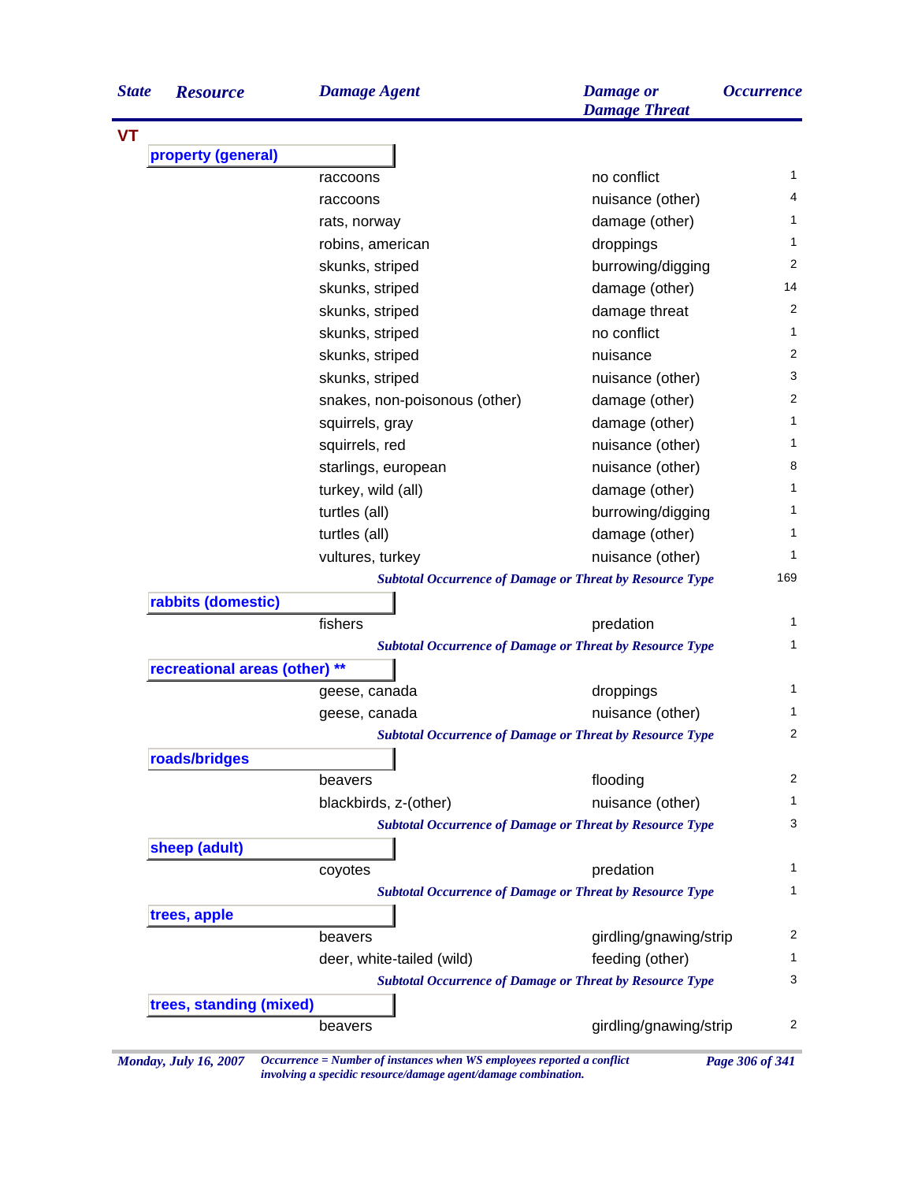| State | Resource | Damage Agent | Damage or Damage Threat | Occurrence |
|---|---|---|---|---|
| **VT** | | | | |
| | **property (general)** | | | |
| | | raccoons | no conflict | 1 |
| | | raccoons | nuisance (other) | 4 |
| | | rats, norway | damage (other) | 1 |
| | | robins, american | droppings | 1 |
| | | skunks, striped | burrowing/digging | 2 |
| | | skunks, striped | damage (other) | 14 |
| | | skunks, striped | damage threat | 2 |
| | | skunks, striped | no conflict | 1 |
| | | skunks, striped | nuisance | 2 |
| | | skunks, striped | nuisance (other) | 3 |
| | | snakes, non-poisonous (other) | damage (other) | 2 |
| | | squirrels, gray | damage (other) | 1 |
| | | squirrels, red | nuisance (other) | 1 |
| | | starlings, european | nuisance (other) | 8 |
| | | turkey, wild (all) | damage (other) | 1 |
| | | turtles (all) | burrowing/digging | 1 |
| | | turtles (all) | damage (other) | 1 |
| | | vultures, turkey | nuisance (other) | 1 |
| | | *Subtotal Occurrence of Damage or Threat by Resource Type* | | 169 |
| | **rabbits (domestic)** | | | |
| | | fishers | predation | 1 |
| | | *Subtotal Occurrence of Damage or Threat by Resource Type* | | 1 |
| | **recreational areas (other) ** ** | | | |
| | | geese, canada | droppings | 1 |
| | | geese, canada | nuisance (other) | 1 |
| | | *Subtotal Occurrence of Damage or Threat by Resource Type* | | 2 |
| | **roads/bridges** | | | |
| | | beavers | flooding | 2 |
| | | blackbirds, z-(other) | nuisance (other) | 1 |
| | | *Subtotal Occurrence of Damage or Threat by Resource Type* | | 3 |
| | **sheep (adult)** | | | |
| | | coyotes | predation | 1 |
| | | *Subtotal Occurrence of Damage or Threat by Resource Type* | | 1 |
| | **trees, apple** | | | |
| | | beavers | girdling/gnawing/strip | 2 |
| | | deer, white-tailed (wild) | feeding (other) | 1 |
| | | *Subtotal Occurrence of Damage or Threat by Resource Type* | | 3 |
| | **trees, standing (mixed)** | | | |
| | | beavers | girdling/gnawing/strip | 2 |

*Occurrence = Number of instances when WS employees reported a conflict involving a specidic resource/damage agent/damage combination.*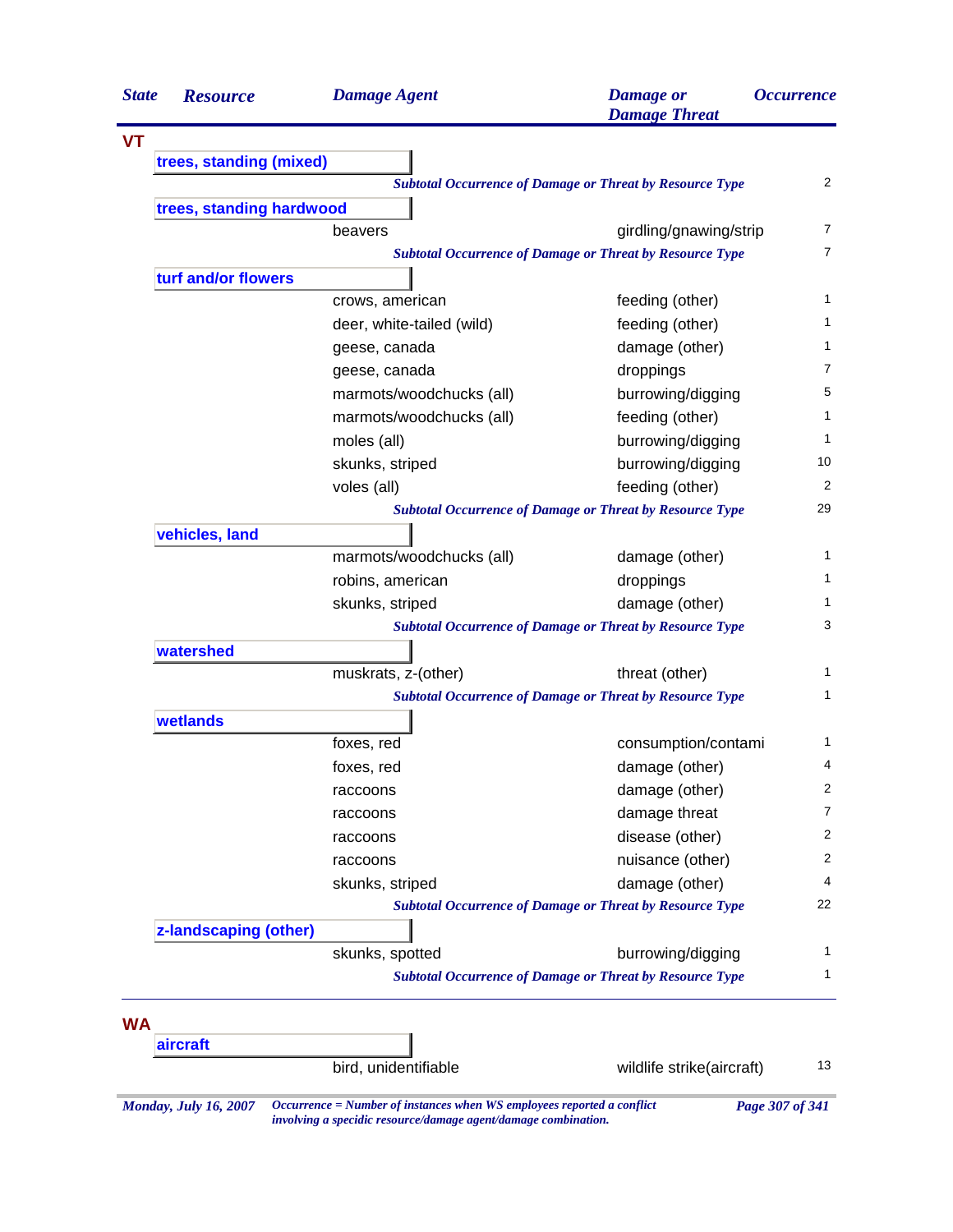| State | Resource | Damage Agent | Damage or Damage Threat | Occurrence |
|---|---|---|---|---|
| **VT** | | | | |
| | **trees, standing (mixed)** | | | |
| | | *Subtotal Occurrence of Damage or Threat by Resource Type* | | 2 |
| | **trees, standing hardwood** | | | |
| | | beavers | girdling/gnawing/strip | 7 |
| | | *Subtotal Occurrence of Damage or Threat by Resource Type* | | 7 |
| | **turf and/or flowers** | | | |
| | | crows, american | feeding (other) | 1 |
| | | deer, white-tailed (wild) | feeding (other) | 1 |
| | | geese, canada | damage (other) | 1 |
| | | geese, canada | droppings | 7 |
| | | marmots/woodchucks (all) | burrowing/digging | 5 |
| | | marmots/woodchucks (all) | feeding (other) | 1 |
| | | moles (all) | burrowing/digging | 1 |
| | | skunks, striped | burrowing/digging | 10 |
| | | voles (all) | feeding (other) | 2 |
| | | *Subtotal Occurrence of Damage or Threat by Resource Type* | | 29 |
| | **vehicles, land** | | | |
| | | marmots/woodchucks (all) | damage (other) | 1 |
| | | robins, american | droppings | 1 |
| | | skunks, striped | damage (other) | 1 |
| | | *Subtotal Occurrence of Damage or Threat by Resource Type* | | 3 |
| | **watershed** | | | |
| | | muskrats, z-(other) | threat (other) | 1 |
| | | *Subtotal Occurrence of Damage or Threat by Resource Type* | | 1 |
| | **wetlands** | | | |
| | | foxes, red | consumption/contami | 1 |
| | | foxes, red | damage (other) | 4 |
| | | raccoons | damage (other) | 2 |
| | | raccoons | damage threat | 7 |
| | | raccoons | disease (other) | 2 |
| | | raccoons | nuisance (other) | 2 |
| | | skunks, striped | damage (other) | 4 |
| | | *Subtotal Occurrence of Damage or Threat by Resource Type* | | 22 |
| | **z-landscaping (other)** | | | |
| | | skunks, spotted | burrowing/digging | 1 |
| | | *Subtotal Occurrence of Damage or Threat by Resource Type* | | 1 |
| **WA** | | | | |
| | **aircraft** | | | |
| | | bird, unidentifiable | wildlife strike(aircraft) | 13 |

*Occurrence = Number of instances when WS employees reported a conflict involving a specidic resource/damage agent/damage combination.*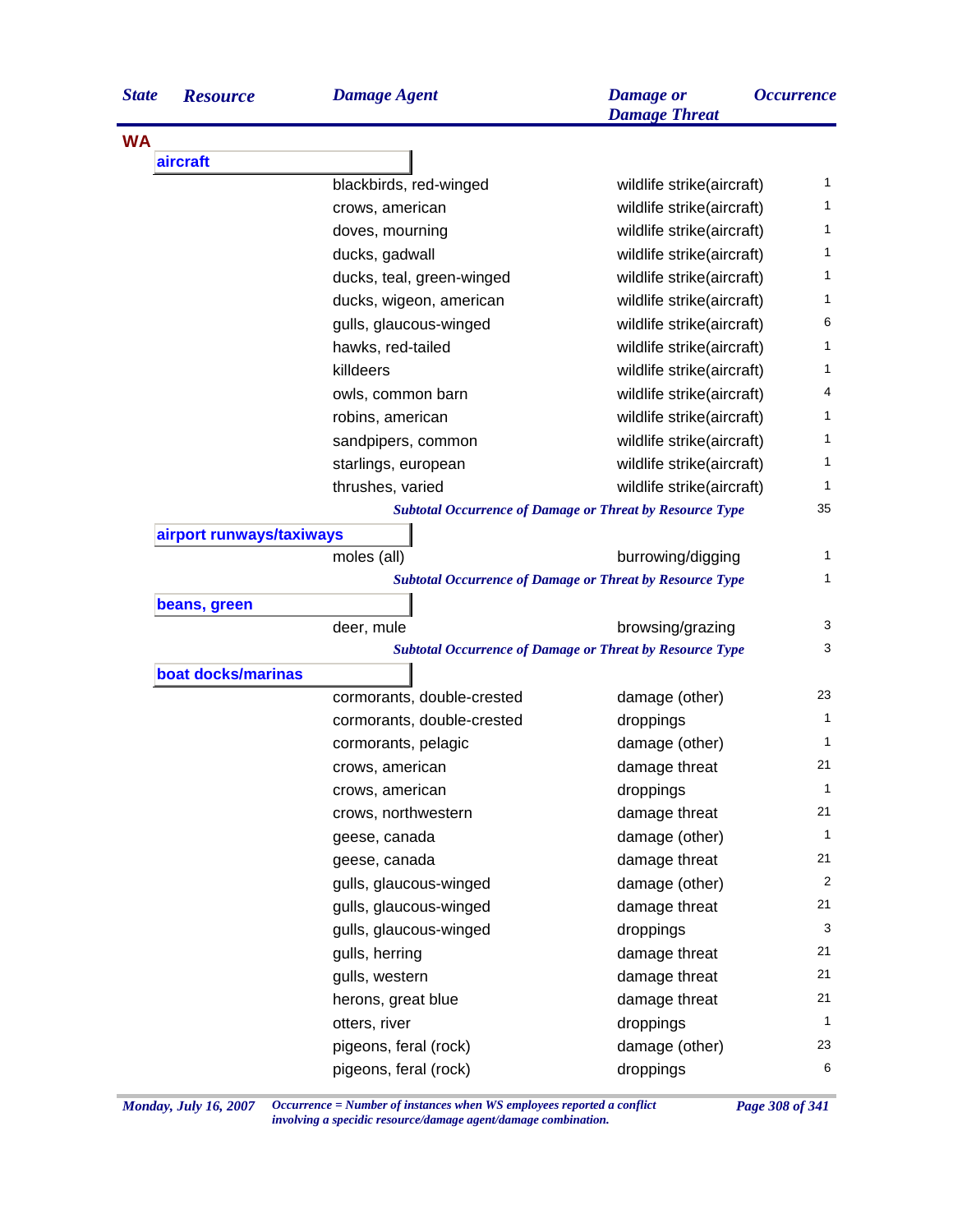| State | Resource | Damage Agent | Damage or Damage Threat | Occurrence |
|---|---|---|---|---|
| **WA** | | | | |
| | **aircraft** | | | |
| | | blackbirds, red-winged | wildlife strike(aircraft) | 1 |
| | | crows, american | wildlife strike(aircraft) | 1 |
| | | doves, mourning | wildlife strike(aircraft) | 1 |
| | | ducks, gadwall | wildlife strike(aircraft) | 1 |
| | | ducks, teal, green-winged | wildlife strike(aircraft) | 1 |
| | | ducks, wigeon, american | wildlife strike(aircraft) | 1 |
| | | gulls, glaucous-winged | wildlife strike(aircraft) | 6 |
| | | hawks, red-tailed | wildlife strike(aircraft) | 1 |
| | | killdeers | wildlife strike(aircraft) | 1 |
| | | owls, common barn | wildlife strike(aircraft) | 4 |
| | | robins, american | wildlife strike(aircraft) | 1 |
| | | sandpipers, common | wildlife strike(aircraft) | 1 |
| | | starlings, european | wildlife strike(aircraft) | 1 |
| | | thrushes, varied | wildlife strike(aircraft) | 1 |
| | | *Subtotal Occurrence of Damage or Threat by Resource Type* | | 35 |
| | **airport runways/taxiways** | | | |
| | | moles (all) | burrowing/digging | 1 |
| | | *Subtotal Occurrence of Damage or Threat by Resource Type* | | 1 |
| | **beans, green** | | | |
| | | deer, mule | browsing/grazing | 3 |
| | | *Subtotal Occurrence of Damage or Threat by Resource Type* | | 3 |
| | **boat docks/marinas** | | | |
| | | cormorants, double-crested | damage (other) | 23 |
| | | cormorants, double-crested | droppings | 1 |
| | | cormorants, pelagic | damage (other) | 1 |
| | | crows, american | damage threat | 21 |
| | | crows, american | droppings | 1 |
| | | crows, northwestern | damage threat | 21 |
| | | geese, canada | damage (other) | 1 |
| | | geese, canada | damage threat | 21 |
| | | gulls, glaucous-winged | damage (other) | 2 |
| | | gulls, glaucous-winged | damage threat | 21 |
| | | gulls, glaucous-winged | droppings | 3 |
| | | gulls, herring | damage threat | 21 |
| | | gulls, western | damage threat | 21 |
| | | herons, great blue | damage threat | 21 |
| | | otters, river | droppings | 1 |
| | | pigeons, feral (rock) | damage (other) | 23 |
| | | pigeons, feral (rock) | droppings | 6 |

*Occurrence = Number of instances when WS employees reported a conflict involving a specidic resource/damage agent/damage combination.*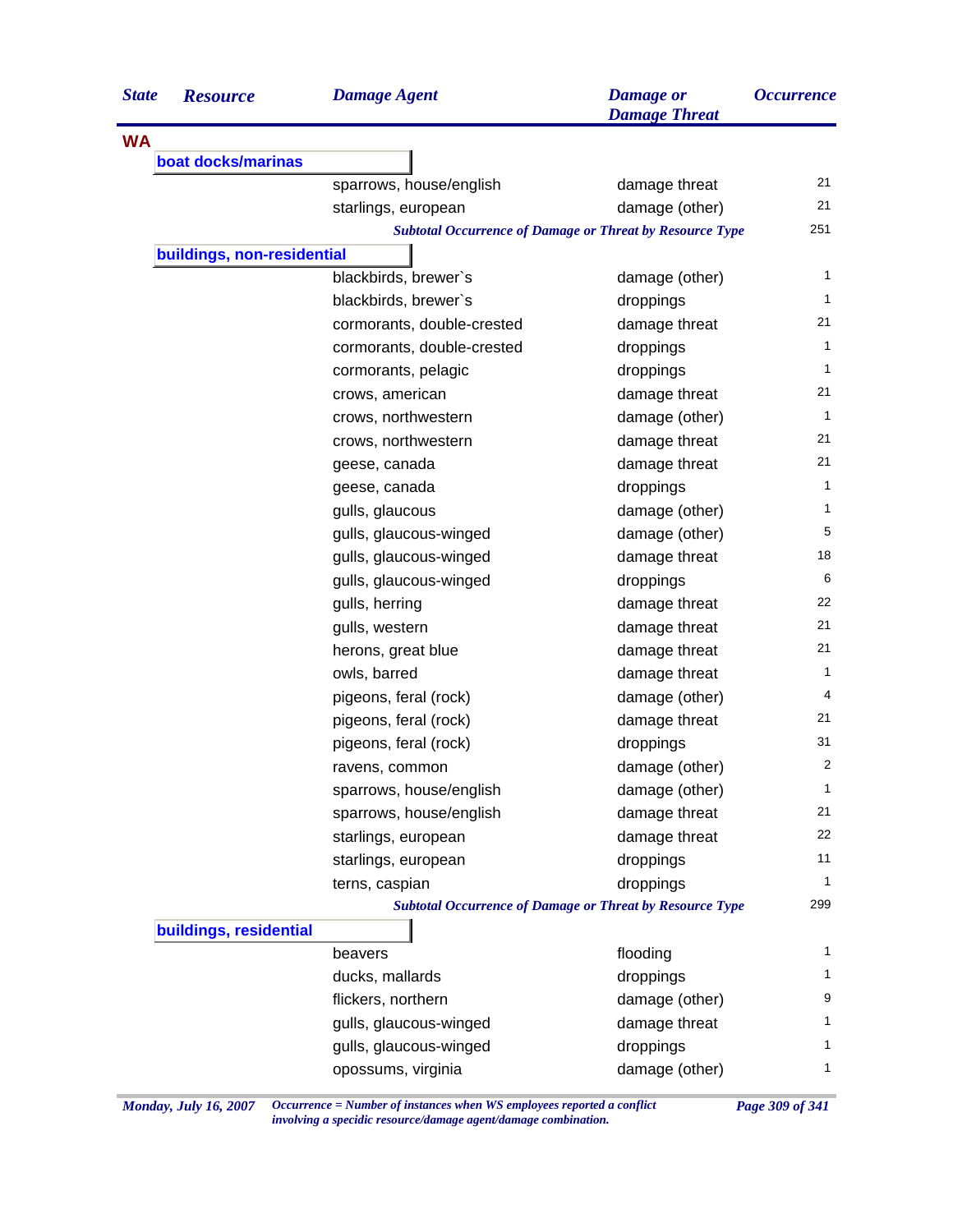| State | Resource | Damage Agent | Damage or Damage Threat | Occurrence |
|---|---|---|---|---|
| **WA** | | | | |
| | **boat docks/marinas** | | | |
| | | sparrows, house/english | damage threat | 21 |
| | | starlings, european | damage (other) | 21 |
| | | *Subtotal Occurrence of Damage or Threat by Resource Type* | | 251 |
| | **buildings, non-residential** | | | |
| | | blackbirds, brewer`s | damage (other) | 1 |
| | | blackbirds, brewer`s | droppings | 1 |
| | | cormorants, double-crested | damage threat | 21 |
| | | cormorants, double-crested | droppings | 1 |
| | | cormorants, pelagic | droppings | 1 |
| | | crows, american | damage threat | 21 |
| | | crows, northwestern | damage (other) | 1 |
| | | crows, northwestern | damage threat | 21 |
| | | geese, canada | damage threat | 21 |
| | | geese, canada | droppings | 1 |
| | | gulls, glaucous | damage (other) | 1 |
| | | gulls, glaucous-winged | damage (other) | 5 |
| | | gulls, glaucous-winged | damage threat | 18 |
| | | gulls, glaucous-winged | droppings | 6 |
| | | gulls, herring | damage threat | 22 |
| | | gulls, western | damage threat | 21 |
| | | herons, great blue | damage threat | 21 |
| | | owls, barred | damage threat | 1 |
| | | pigeons, feral (rock) | damage (other) | 4 |
| | | pigeons, feral (rock) | damage threat | 21 |
| | | pigeons, feral (rock) | droppings | 31 |
| | | ravens, common | damage (other) | 2 |
| | | sparrows, house/english | damage (other) | 1 |
| | | sparrows, house/english | damage threat | 21 |
| | | starlings, european | damage threat | 22 |
| | | starlings, european | droppings | 11 |
| | | terns, caspian | droppings | 1 |
| | | *Subtotal Occurrence of Damage or Threat by Resource Type* | | 299 |
| | **buildings, residential** | | | |
| | | beavers | flooding | 1 |
| | | ducks, mallards | droppings | 1 |
| | | flickers, northern | damage (other) | 9 |
| | | gulls, glaucous-winged | damage threat | 1 |
| | | gulls, glaucous-winged | droppings | 1 |
| | | opossums, virginia | damage (other) | 1 |

*Occurrence = Number of instances when WS employees reported a conflict involving a specidic resource/damage agent/damage combination.*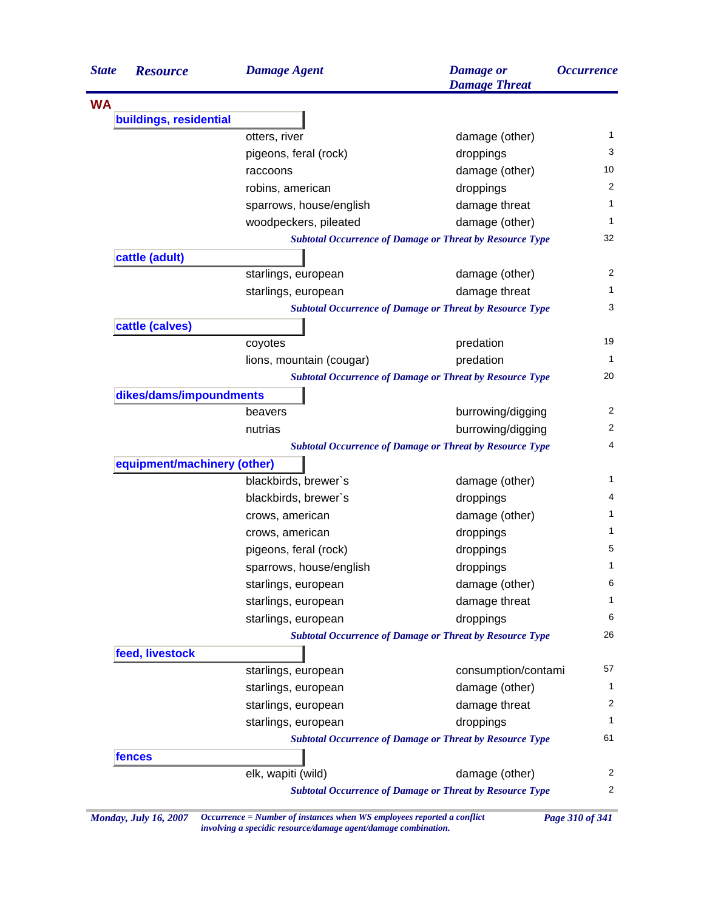| State | Resource | Damage Agent | Damage or Damage Threat | Occurrence |
|---|---|---|---|---|
| **WA** | | | | |
| | **buildings, residential** | | | |
| | | otters, river | damage (other) | 1 |
| | | pigeons, feral (rock) | droppings | 3 |
| | | raccoons | damage (other) | 10 |
| | | robins, american | droppings | 2 |
| | | sparrows, house/english | damage threat | 1 |
| | | woodpeckers, pileated | damage (other) | 1 |
| | | *Subtotal Occurrence of Damage or Threat by Resource Type* | | 32 |
| | **cattle (adult)** | | | |
| | | starlings, european | damage (other) | 2 |
| | | starlings, european | damage threat | 1 |
| | | *Subtotal Occurrence of Damage or Threat by Resource Type* | | 3 |
| | **cattle (calves)** | | | |
| | | coyotes | predation | 19 |
| | | lions, mountain (cougar) | predation | 1 |
| | | *Subtotal Occurrence of Damage or Threat by Resource Type* | | 20 |
| | **dikes/dams/impoundments** | | | |
| | | beavers | burrowing/digging | 2 |
| | | nutrias | burrowing/digging | 2 |
| | | *Subtotal Occurrence of Damage or Threat by Resource Type* | | 4 |
| | **equipment/machinery (other)** | | | |
| | | blackbirds, brewer`s | damage (other) | 1 |
| | | blackbirds, brewer`s | droppings | 4 |
| | | crows, american | damage (other) | 1 |
| | | crows, american | droppings | 1 |
| | | pigeons, feral (rock) | droppings | 5 |
| | | sparrows, house/english | droppings | 1 |
| | | starlings, european | damage (other) | 6 |
| | | starlings, european | damage threat | 1 |
| | | starlings, european | droppings | 6 |
| | | *Subtotal Occurrence of Damage or Threat by Resource Type* | | 26 |
| | **feed, livestock** | | | |
| | | starlings, european | consumption/contami | 57 |
| | | starlings, european | damage (other) | 1 |
| | | starlings, european | damage threat | 2 |
| | | starlings, european | droppings | 1 |
| | | *Subtotal Occurrence of Damage or Threat by Resource Type* | | 61 |
| | **fences** | | | |
| | | elk, wapiti (wild) | damage (other) | 2 |
| | | *Subtotal Occurrence of Damage or Threat by Resource Type* | | 2 |

*Monday, July 16, 2007* — *Occurrence = Number of instances when WS employees reported a conflict involving a specidic resource/damage agent/damage combination.*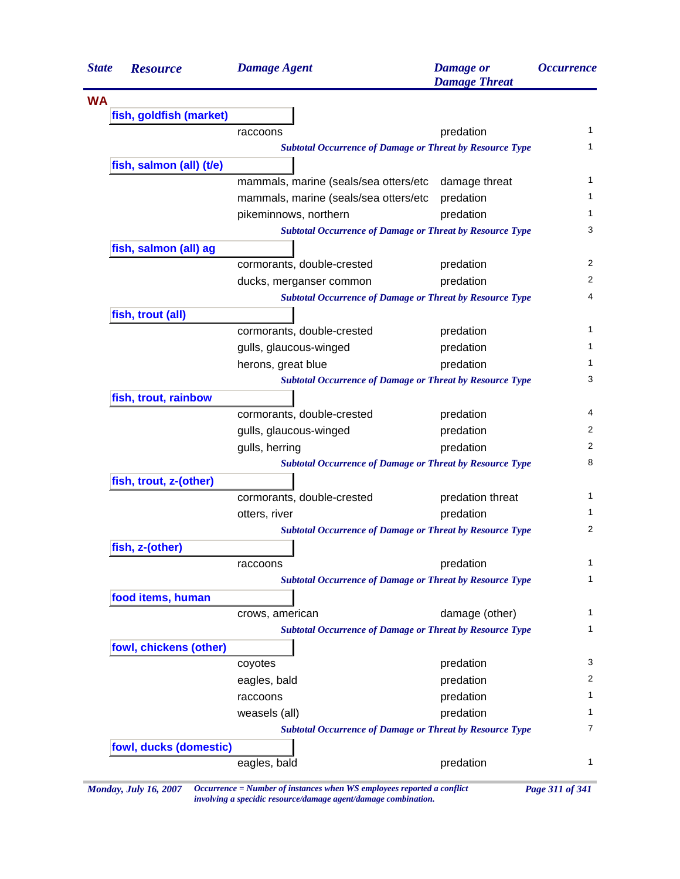| State | Resource | Damage Agent | Damage or Damage Threat | Occurrence |
|---|---|---|---|---|
| **WA** | | | | |
| | **fish, goldfish (market)** | | | |
| | | raccoons | predation | 1 |
| | | *Subtotal Occurrence of Damage or Threat by Resource Type* | | 1 |
| | **fish, salmon (all) (t/e)** | | | |
| | | mammals, marine (seals/sea otters/etc | damage threat | 1 |
| | | mammals, marine (seals/sea otters/etc | predation | 1 |
| | | pikeminnows, northern | predation | 1 |
| | | *Subtotal Occurrence of Damage or Threat by Resource Type* | | 3 |
| | **fish, salmon (all) ag** | | | |
| | | cormorants, double-crested | predation | 2 |
| | | ducks, merganser common | predation | 2 |
| | | *Subtotal Occurrence of Damage or Threat by Resource Type* | | 4 |
| | **fish, trout (all)** | | | |
| | | cormorants, double-crested | predation | 1 |
| | | gulls, glaucous-winged | predation | 1 |
| | | herons, great blue | predation | 1 |
| | | *Subtotal Occurrence of Damage or Threat by Resource Type* | | 3 |
| | **fish, trout, rainbow** | | | |
| | | cormorants, double-crested | predation | 4 |
| | | gulls, glaucous-winged | predation | 2 |
| | | gulls, herring | predation | 2 |
| | | *Subtotal Occurrence of Damage or Threat by Resource Type* | | 8 |
| | **fish, trout, z-(other)** | | | |
| | | cormorants, double-crested | predation threat | 1 |
| | | otters, river | predation | 1 |
| | | *Subtotal Occurrence of Damage or Threat by Resource Type* | | 2 |
| | **fish, z-(other)** | | | |
| | | raccoons | predation | 1 |
| | | *Subtotal Occurrence of Damage or Threat by Resource Type* | | 1 |
| | **food items, human** | | | |
| | | crows, american | damage (other) | 1 |
| | | *Subtotal Occurrence of Damage or Threat by Resource Type* | | 1 |
| | **fowl, chickens (other)** | | | |
| | | coyotes | predation | 3 |
| | | eagles, bald | predation | 2 |
| | | raccoons | predation | 1 |
| | | weasels (all) | predation | 1 |
| | | *Subtotal Occurrence of Damage or Threat by Resource Type* | | 7 |
| | **fowl, ducks (domestic)** | | | |
| | | eagles, bald | predation | 1 |

*Occurrence = Number of instances when WS employees reported a conflict involving a specidic resource/damage agent/damage combination.*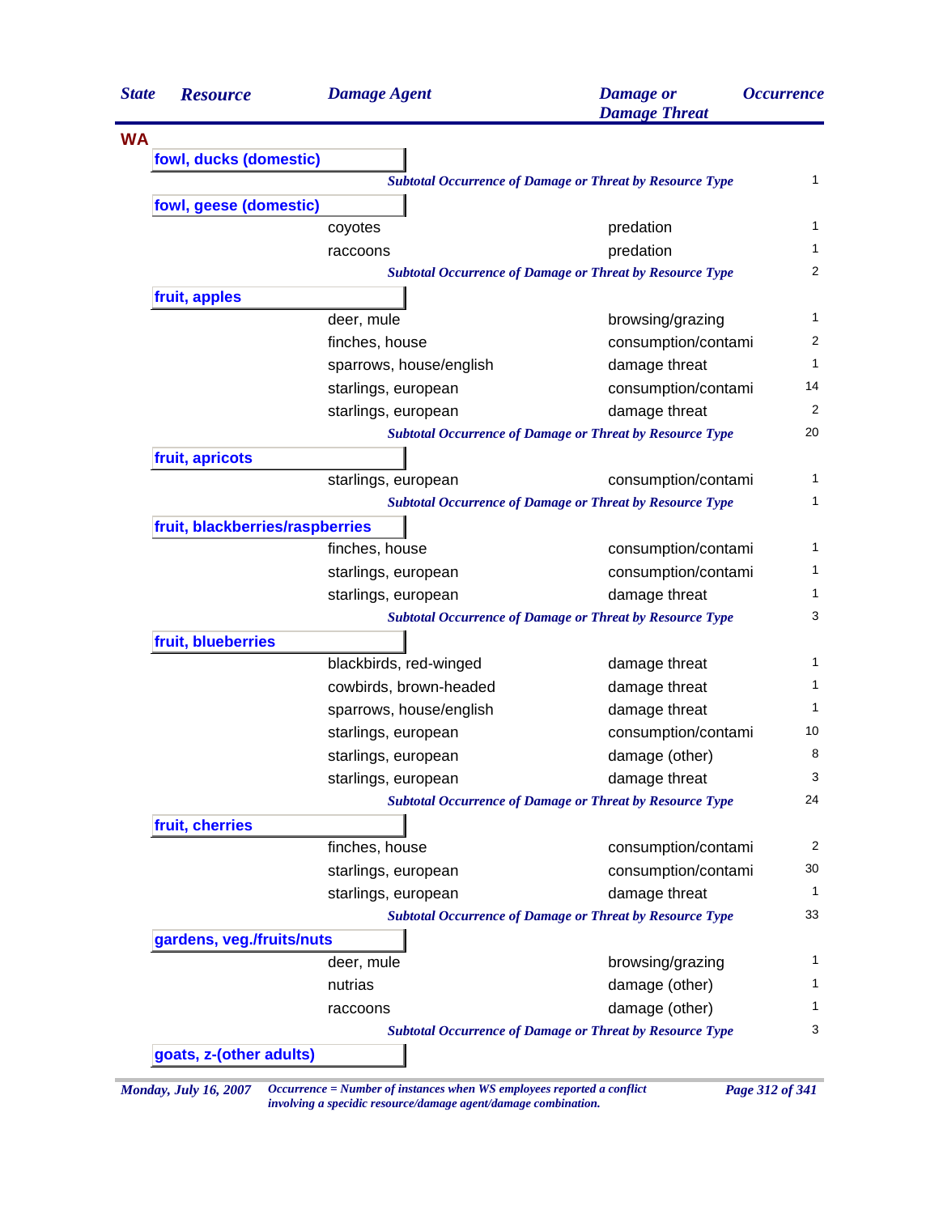| State | Resource | Damage Agent | Damage or Damage Threat | Occurrence |
|---|---|---|---|---|
| **WA** | | | | |
| | **fowl, ducks (domestic)** | | | |
| | | *Subtotal Occurrence of Damage or Threat by Resource Type* | | 1 |
| | **fowl, geese (domestic)** | | | |
| | | coyotes | predation | 1 |
| | | raccoons | predation | 1 |
| | | *Subtotal Occurrence of Damage or Threat by Resource Type* | | 2 |
| | **fruit, apples** | | | |
| | | deer, mule | browsing/grazing | 1 |
| | | finches, house | consumption/contami | 2 |
| | | sparrows, house/english | damage threat | 1 |
| | | starlings, european | consumption/contami | 14 |
| | | starlings, european | damage threat | 2 |
| | | *Subtotal Occurrence of Damage or Threat by Resource Type* | | 20 |
| | **fruit, apricots** | | | |
| | | starlings, european | consumption/contami | 1 |
| | | *Subtotal Occurrence of Damage or Threat by Resource Type* | | 1 |
| | **fruit, blackberries/raspberries** | | | |
| | | finches, house | consumption/contami | 1 |
| | | starlings, european | consumption/contami | 1 |
| | | starlings, european | damage threat | 1 |
| | | *Subtotal Occurrence of Damage or Threat by Resource Type* | | 3 |
| | **fruit, blueberries** | | | |
| | | blackbirds, red-winged | damage threat | 1 |
| | | cowbirds, brown-headed | damage threat | 1 |
| | | sparrows, house/english | damage threat | 1 |
| | | starlings, european | consumption/contami | 10 |
| | | starlings, european | damage (other) | 8 |
| | | starlings, european | damage threat | 3 |
| | | *Subtotal Occurrence of Damage or Threat by Resource Type* | | 24 |
| | **fruit, cherries** | | | |
| | | finches, house | consumption/contami | 2 |
| | | starlings, european | consumption/contami | 30 |
| | | starlings, european | damage threat | 1 |
| | | *Subtotal Occurrence of Damage or Threat by Resource Type* | | 33 |
| | **gardens, veg./fruits/nuts** | | | |
| | | deer, mule | browsing/grazing | 1 |
| | | nutrias | damage (other) | 1 |
| | | raccoons | damage (other) | 1 |
| | | *Subtotal Occurrence of Damage or Threat by Resource Type* | | 3 |
| | **goats, z-(other adults)** | | | |

*Monday, July 16, 2007*

*Occurrence = Number of instances when WS employees reported a conflict involving a specidic resource/damage agent/damage combination.*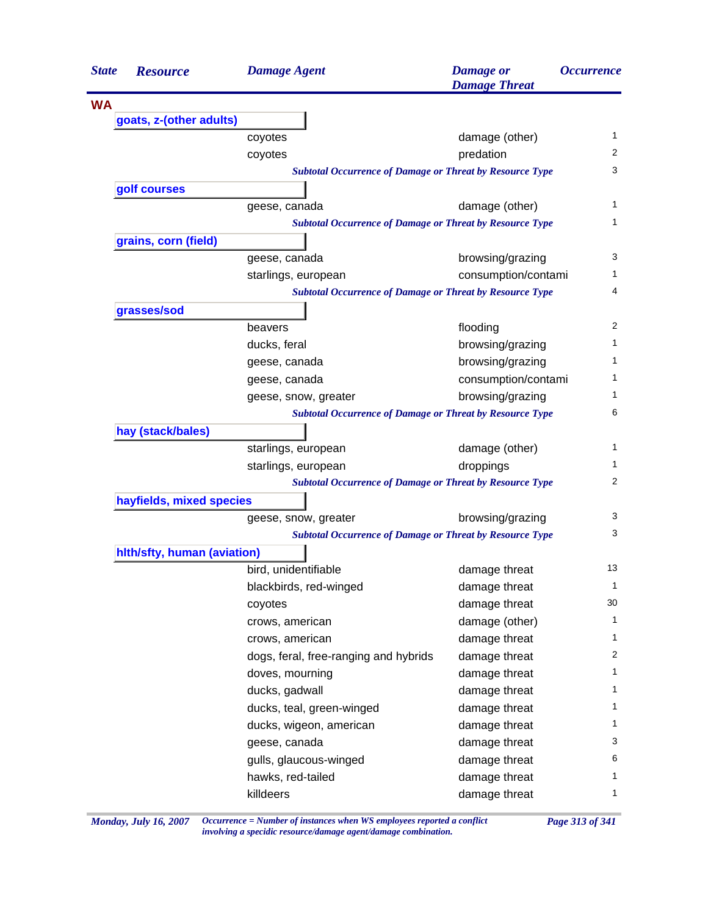| State | Resource | Damage Agent | Damage or Damage Threat | Occurrence |
|---|---|---|---|---|
| **WA** | | | | |
| | **goats, z-(other adults)** | | | |
| | | coyotes | damage (other) | 1 |
| | | coyotes | predation | 2 |
| | | *Subtotal Occurrence of Damage or Threat by Resource Type* | | 3 |
| | **golf courses** | | | |
| | | geese, canada | damage (other) | 1 |
| | | *Subtotal Occurrence of Damage or Threat by Resource Type* | | 1 |
| | **grains, corn (field)** | | | |
| | | geese, canada | browsing/grazing | 3 |
| | | starlings, european | consumption/contami | 1 |
| | | *Subtotal Occurrence of Damage or Threat by Resource Type* | | 4 |
| | **grasses/sod** | | | |
| | | beavers | flooding | 2 |
| | | ducks, feral | browsing/grazing | 1 |
| | | geese, canada | browsing/grazing | 1 |
| | | geese, canada | consumption/contami | 1 |
| | | geese, snow, greater | browsing/grazing | 1 |
| | | *Subtotal Occurrence of Damage or Threat by Resource Type* | | 6 |
| | **hay (stack/bales)** | | | |
| | | starlings, european | damage (other) | 1 |
| | | starlings, european | droppings | 1 |
| | | *Subtotal Occurrence of Damage or Threat by Resource Type* | | 2 |
| | **hayfields, mixed species** | | | |
| | | geese, snow, greater | browsing/grazing | 3 |
| | | *Subtotal Occurrence of Damage or Threat by Resource Type* | | 3 |
| | **hlth/sfty, human (aviation)** | | | |
| | | bird, unidentifiable | damage threat | 13 |
| | | blackbirds, red-winged | damage threat | 1 |
| | | coyotes | damage threat | 30 |
| | | crows, american | damage (other) | 1 |
| | | crows, american | damage threat | 1 |
| | | dogs, feral, free-ranging and hybrids | damage threat | 2 |
| | | doves, mourning | damage threat | 1 |
| | | ducks, gadwall | damage threat | 1 |
| | | ducks, teal, green-winged | damage threat | 1 |
| | | ducks, wigeon, american | damage threat | 1 |
| | | geese, canada | damage threat | 3 |
| | | gulls, glaucous-winged | damage threat | 6 |
| | | hawks, red-tailed | damage threat | 1 |
| | | killdeers | damage threat | 1 |

*Monday, July 16, 2007*

*Occurrence = Number of instances when WS employees reported a conflict involving a specidic resource/damage agent/damage combination.*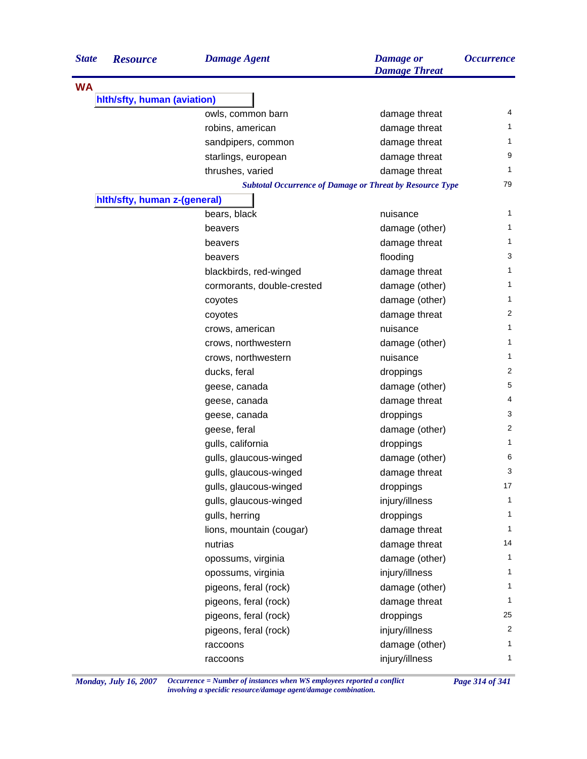| State | Resource | Damage Agent | Damage or Damage Threat | Occurrence |
|---|---|---|---|---|
| **WA** | | | | |
| | **hlth/sfty, human (aviation)** | | | |
| | | owls, common barn | damage threat | 4 |
| | | robins, american | damage threat | 1 |
| | | sandpipers, common | damage threat | 1 |
| | | starlings, european | damage threat | 9 |
| | | thrushes, varied | damage threat | 1 |
| | | *Subtotal Occurrence of Damage or Threat by Resource Type* | | 79 |
| | **hlth/sfty, human z-(general)** | | | |
| | | bears, black | nuisance | 1 |
| | | beavers | damage (other) | 1 |
| | | beavers | damage threat | 1 |
| | | beavers | flooding | 3 |
| | | blackbirds, red-winged | damage threat | 1 |
| | | cormorants, double-crested | damage (other) | 1 |
| | | coyotes | damage (other) | 1 |
| | | coyotes | damage threat | 2 |
| | | crows, american | nuisance | 1 |
| | | crows, northwestern | damage (other) | 1 |
| | | crows, northwestern | nuisance | 1 |
| | | ducks, feral | droppings | 2 |
| | | geese, canada | damage (other) | 5 |
| | | geese, canada | damage threat | 4 |
| | | geese, canada | droppings | 3 |
| | | geese, feral | damage (other) | 2 |
| | | gulls, california | droppings | 1 |
| | | gulls, glaucous-winged | damage (other) | 6 |
| | | gulls, glaucous-winged | damage threat | 3 |
| | | gulls, glaucous-winged | droppings | 17 |
| | | gulls, glaucous-winged | injury/illness | 1 |
| | | gulls, herring | droppings | 1 |
| | | lions, mountain (cougar) | damage threat | 1 |
| | | nutrias | damage threat | 14 |
| | | opossums, virginia | damage (other) | 1 |
| | | opossums, virginia | injury/illness | 1 |
| | | pigeons, feral (rock) | damage (other) | 1 |
| | | pigeons, feral (rock) | damage threat | 1 |
| | | pigeons, feral (rock) | droppings | 25 |
| | | pigeons, feral (rock) | injury/illness | 2 |
| | | raccoons | damage (other) | 1 |
| | | raccoons | injury/illness | 1 |

*Occurrence = Number of instances when WS employees reported a conflict involving a specidic resource/damage agent/damage combination.*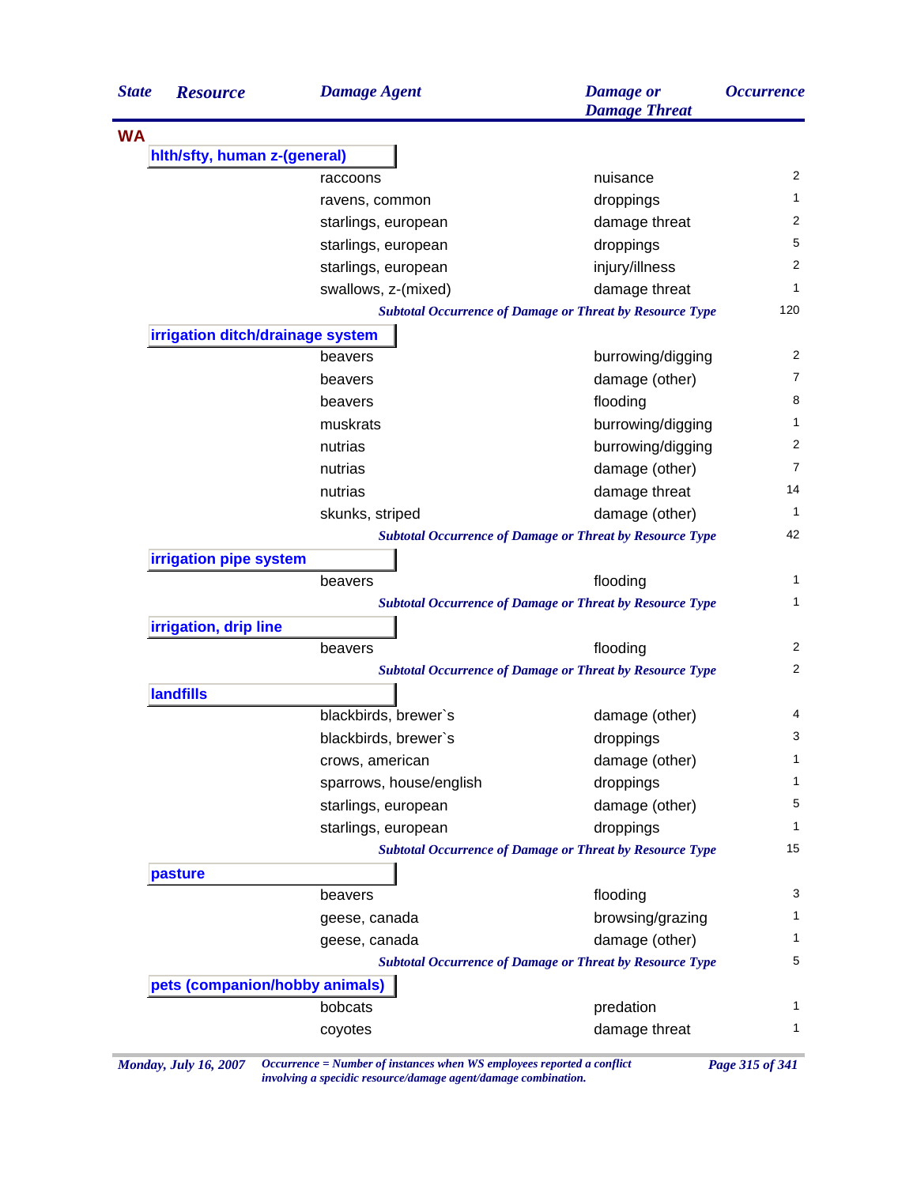| State | Resource | Damage Agent | Damage or Damage Threat | Occurrence |
|---|---|---|---|---|
| WA | | | | |
| | hlth/sfty, human z-(general) | | | |
| | | raccoons | nuisance | 2 |
| | | ravens, common | droppings | 1 |
| | | starlings, european | damage threat | 2 |
| | | starlings, european | droppings | 5 |
| | | starlings, european | injury/illness | 2 |
| | | swallows, z-(mixed) | damage threat | 1 |
| | | *Subtotal Occurrence of Damage or Threat by Resource Type* | | 120 |
| | irrigation ditch/drainage system | | | |
| | | beavers | burrowing/digging | 2 |
| | | beavers | damage (other) | 7 |
| | | beavers | flooding | 8 |
| | | muskrats | burrowing/digging | 1 |
| | | nutrias | burrowing/digging | 2 |
| | | nutrias | damage (other) | 7 |
| | | nutrias | damage threat | 14 |
| | | skunks, striped | damage (other) | 1 |
| | | *Subtotal Occurrence of Damage or Threat by Resource Type* | | 42 |
| | irrigation pipe system | | | |
| | | beavers | flooding | 1 |
| | | *Subtotal Occurrence of Damage or Threat by Resource Type* | | 1 |
| | irrigation, drip line | | | |
| | | beavers | flooding | 2 |
| | | *Subtotal Occurrence of Damage or Threat by Resource Type* | | 2 |
| | landfills | | | |
| | | blackbirds, brewer`s | damage (other) | 4 |
| | | blackbirds, brewer`s | droppings | 3 |
| | | crows, american | damage (other) | 1 |
| | | sparrows, house/english | droppings | 1 |
| | | starlings, european | damage (other) | 5 |
| | | starlings, european | droppings | 1 |
| | | *Subtotal Occurrence of Damage or Threat by Resource Type* | | 15 |
| | pasture | | | |
| | | beavers | flooding | 3 |
| | | geese, canada | browsing/grazing | 1 |
| | | geese, canada | damage (other) | 1 |
| | | *Subtotal Occurrence of Damage or Threat by Resource Type* | | 5 |
| | pets (companion/hobby animals) | | | |
| | | bobcats | predation | 1 |
| | | coyotes | damage threat | 1 |

*Occurrence = Number of instances when WS employees reported a conflict involving a specidic resource/damage agent/damage combination.*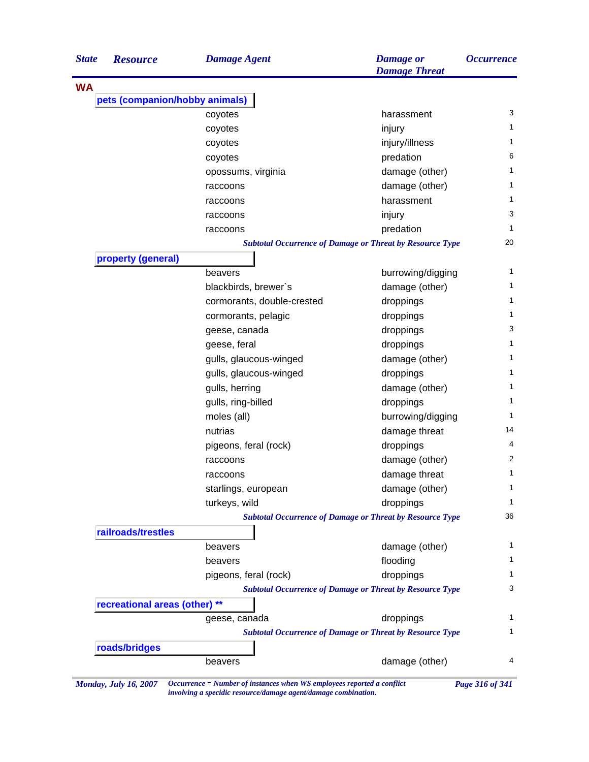| State | Resource | Damage Agent | Damage or Damage Threat | Occurrence |
|---|---|---|---|---|
| **WA** | | | | |
| | **pets (companion/hobby animals)** | | | |
| | | coyotes | harassment | 3 |
| | | coyotes | injury | 1 |
| | | coyotes | injury/illness | 1 |
| | | coyotes | predation | 6 |
| | | opossums, virginia | damage (other) | 1 |
| | | raccoons | damage (other) | 1 |
| | | raccoons | harassment | 1 |
| | | raccoons | injury | 3 |
| | | raccoons | predation | 1 |
| | | *Subtotal Occurrence of Damage or Threat by Resource Type* | | 20 |
| | **property (general)** | | | |
| | | beavers | burrowing/digging | 1 |
| | | blackbirds, brewer`s | damage (other) | 1 |
| | | cormorants, double-crested | droppings | 1 |
| | | cormorants, pelagic | droppings | 1 |
| | | geese, canada | droppings | 3 |
| | | geese, feral | droppings | 1 |
| | | gulls, glaucous-winged | damage (other) | 1 |
| | | gulls, glaucous-winged | droppings | 1 |
| | | gulls, herring | damage (other) | 1 |
| | | gulls, ring-billed | droppings | 1 |
| | | moles (all) | burrowing/digging | 1 |
| | | nutrias | damage threat | 14 |
| | | pigeons, feral (rock) | droppings | 4 |
| | | raccoons | damage (other) | 2 |
| | | raccoons | damage threat | 1 |
| | | starlings, european | damage (other) | 1 |
| | | turkeys, wild | droppings | 1 |
| | | *Subtotal Occurrence of Damage or Threat by Resource Type* | | 36 |
| | **railroads/trestles** | | | |
| | | beavers | damage (other) | 1 |
| | | beavers | flooding | 1 |
| | | pigeons, feral (rock) | droppings | 1 |
| | | *Subtotal Occurrence of Damage or Threat by Resource Type* | | 3 |
| | **recreational areas (other) **** | | | |
| | | geese, canada | droppings | 1 |
| | | *Subtotal Occurrence of Damage or Threat by Resource Type* | | 1 |
| | **roads/bridges** | | | |
| | | beavers | damage (other) | 4 |

*Monday, July 16, 2007*

*Occurrence = Number of instances when WS employees reported a conflict involving a specidic resource/damage agent/damage combination.*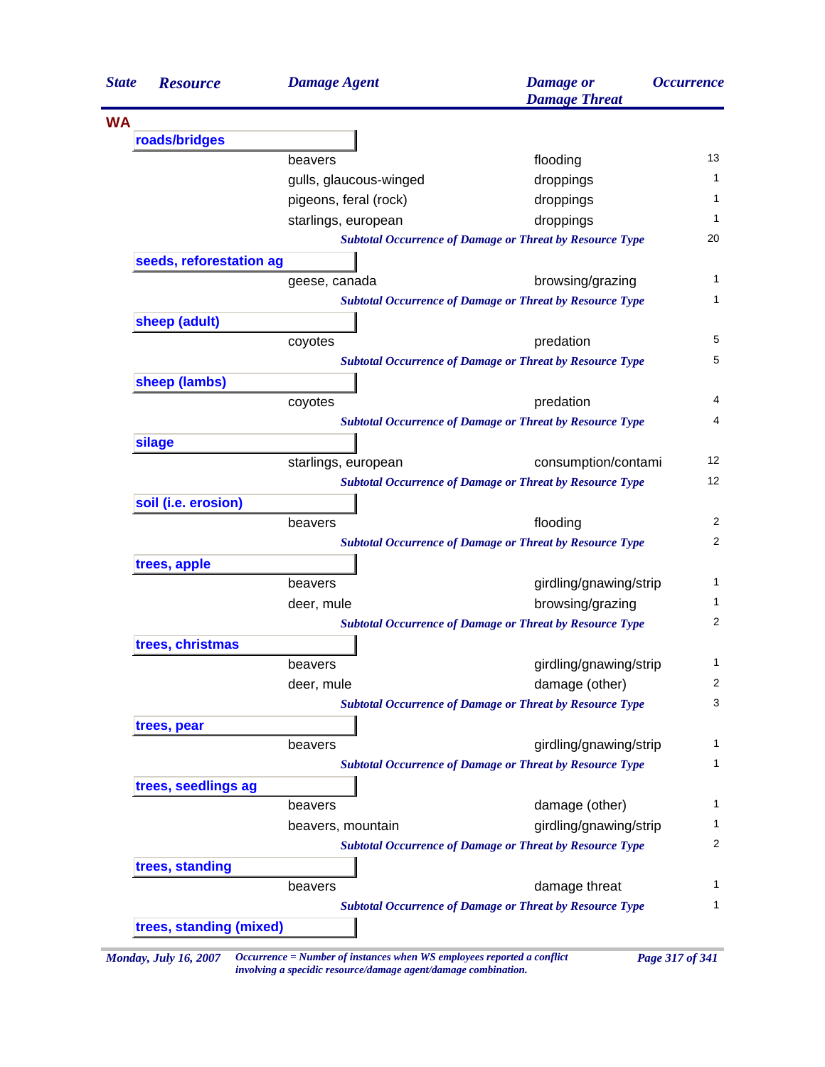| State | Resource | Damage Agent | Damage or Damage Threat | Occurrence |
|---|---|---|---|---|
| **WA** | | | | |
| | **roads/bridges** | | | |
| | | beavers | flooding | 13 |
| | | gulls, glaucous-winged | droppings | 1 |
| | | pigeons, feral (rock) | droppings | 1 |
| | | starlings, european | droppings | 1 |
| | | *Subtotal Occurrence of Damage or Threat by Resource Type* | | 20 |
| | **seeds, reforestation ag** | | | |
| | | geese, canada | browsing/grazing | 1 |
| | | *Subtotal Occurrence of Damage or Threat by Resource Type* | | 1 |
| | **sheep (adult)** | | | |
| | | coyotes | predation | 5 |
| | | *Subtotal Occurrence of Damage or Threat by Resource Type* | | 5 |
| | **sheep (lambs)** | | | |
| | | coyotes | predation | 4 |
| | | *Subtotal Occurrence of Damage or Threat by Resource Type* | | 4 |
| | **silage** | | | |
| | | starlings, european | consumption/contami | 12 |
| | | *Subtotal Occurrence of Damage or Threat by Resource Type* | | 12 |
| | **soil (i.e. erosion)** | | | |
| | | beavers | flooding | 2 |
| | | *Subtotal Occurrence of Damage or Threat by Resource Type* | | 2 |
| | **trees, apple** | | | |
| | | beavers | girdling/gnawing/strip | 1 |
| | | deer, mule | browsing/grazing | 1 |
| | | *Subtotal Occurrence of Damage or Threat by Resource Type* | | 2 |
| | **trees, christmas** | | | |
| | | beavers | girdling/gnawing/strip | 1 |
| | | deer, mule | damage (other) | 2 |
| | | *Subtotal Occurrence of Damage or Threat by Resource Type* | | 3 |
| | **trees, pear** | | | |
| | | beavers | girdling/gnawing/strip | 1 |
| | | *Subtotal Occurrence of Damage or Threat by Resource Type* | | 1 |
| | **trees, seedlings ag** | | | |
| | | beavers | damage (other) | 1 |
| | | beavers, mountain | girdling/gnawing/strip | 1 |
| | | *Subtotal Occurrence of Damage or Threat by Resource Type* | | 2 |
| | **trees, standing** | | | |
| | | beavers | damage threat | 1 |
| | | *Subtotal Occurrence of Damage or Threat by Resource Type* | | 1 |
| | **trees, standing (mixed)** | | | |

*Monday, July 16, 2007*

*Occurrence = Number of instances when WS employees reported a conflict involving a specidic resource/damage agent/damage combination.*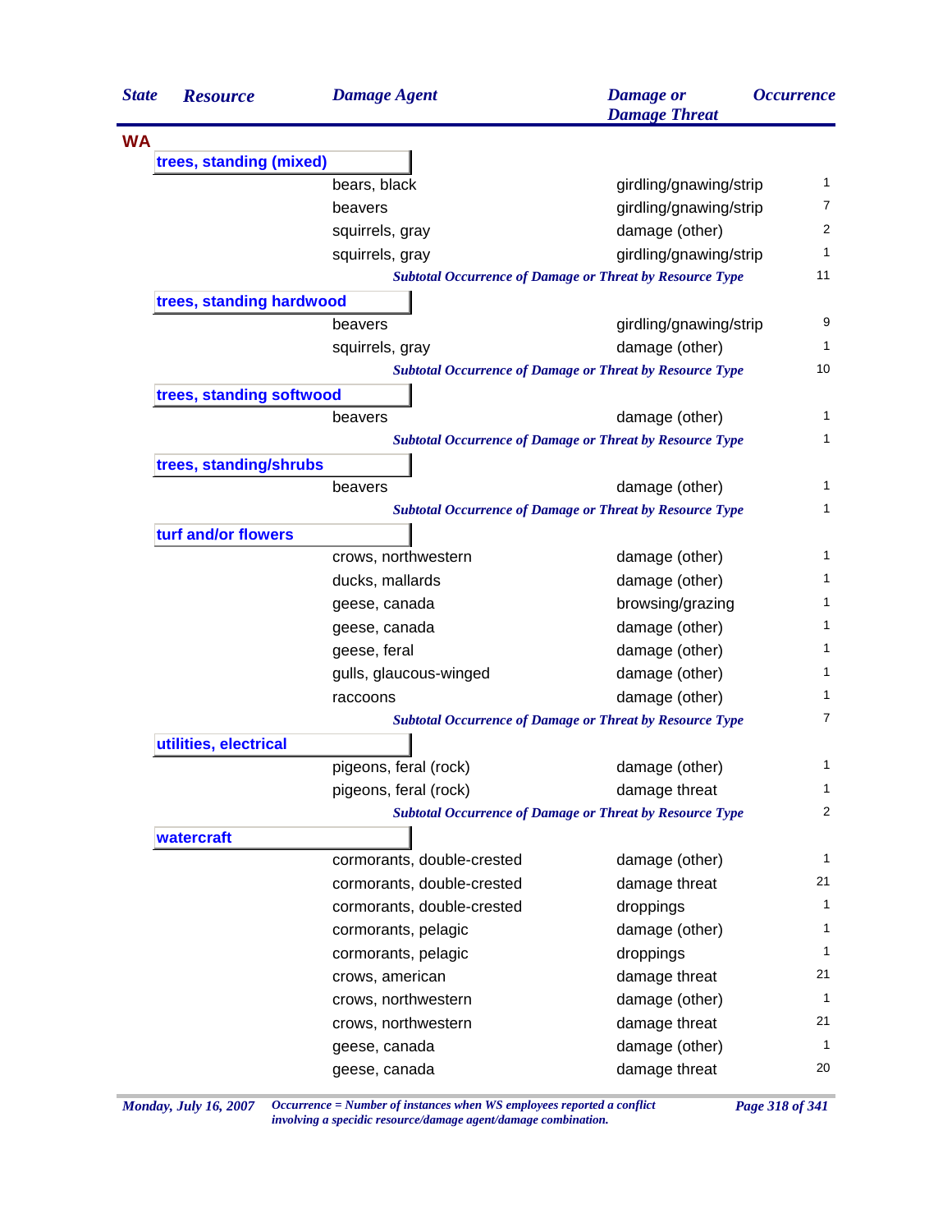| State | Resource | Damage Agent | Damage or Damage Threat | Occurrence |
|---|---|---|---|---|
| **WA** | | | | |
| | **trees, standing (mixed)** | | | |
| | | bears, black | girdling/gnawing/strip | 1 |
| | | beavers | girdling/gnawing/strip | 7 |
| | | squirrels, gray | damage (other) | 2 |
| | | squirrels, gray | girdling/gnawing/strip | 1 |
| | | *Subtotal Occurrence of Damage or Threat by Resource Type* | | 11 |
| | **trees, standing hardwood** | | | |
| | | beavers | girdling/gnawing/strip | 9 |
| | | squirrels, gray | damage (other) | 1 |
| | | *Subtotal Occurrence of Damage or Threat by Resource Type* | | 10 |
| | **trees, standing softwood** | | | |
| | | beavers | damage (other) | 1 |
| | | *Subtotal Occurrence of Damage or Threat by Resource Type* | | 1 |
| | **trees, standing/shrubs** | | | |
| | | beavers | damage (other) | 1 |
| | | *Subtotal Occurrence of Damage or Threat by Resource Type* | | 1 |
| | **turf and/or flowers** | | | |
| | | crows, northwestern | damage (other) | 1 |
| | | ducks, mallards | damage (other) | 1 |
| | | geese, canada | browsing/grazing | 1 |
| | | geese, canada | damage (other) | 1 |
| | | geese, feral | damage (other) | 1 |
| | | gulls, glaucous-winged | damage (other) | 1 |
| | | raccoons | damage (other) | 1 |
| | | *Subtotal Occurrence of Damage or Threat by Resource Type* | | 7 |
| | **utilities, electrical** | | | |
| | | pigeons, feral (rock) | damage (other) | 1 |
| | | pigeons, feral (rock) | damage threat | 1 |
| | | *Subtotal Occurrence of Damage or Threat by Resource Type* | | 2 |
| | **watercraft** | | | |
| | | cormorants, double-crested | damage (other) | 1 |
| | | cormorants, double-crested | damage threat | 21 |
| | | cormorants, double-crested | droppings | 1 |
| | | cormorants, pelagic | damage (other) | 1 |
| | | cormorants, pelagic | droppings | 1 |
| | | crows, american | damage threat | 21 |
| | | crows, northwestern | damage (other) | 1 |
| | | crows, northwestern | damage threat | 21 |
| | | geese, canada | damage (other) | 1 |
| | | geese, canada | damage threat | 20 |

*Occurrence = Number of instances when WS employees reported a conflict involving a specidic resource/damage agent/damage combination.*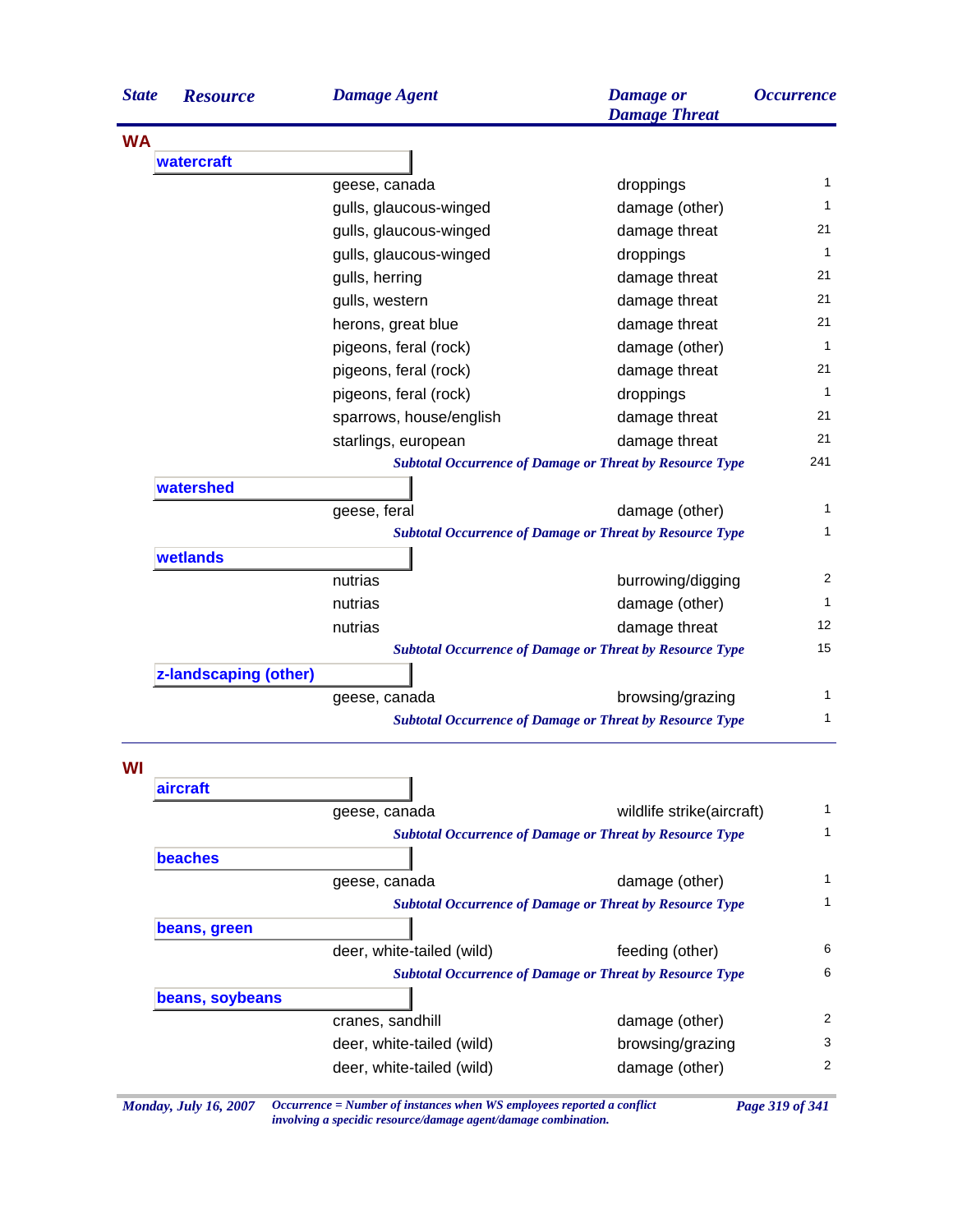| State | Resource | Damage Agent | Damage or Damage Threat | Occurrence |
|---|---|---|---|---|
| **WA** | | | | |
| | **watercraft** | | | |
| | | geese, canada | droppings | 1 |
| | | gulls, glaucous-winged | damage (other) | 1 |
| | | gulls, glaucous-winged | damage threat | 21 |
| | | gulls, glaucous-winged | droppings | 1 |
| | | gulls, herring | damage threat | 21 |
| | | gulls, western | damage threat | 21 |
| | | herons, great blue | damage threat | 21 |
| | | pigeons, feral (rock) | damage (other) | 1 |
| | | pigeons, feral (rock) | damage threat | 21 |
| | | pigeons, feral (rock) | droppings | 1 |
| | | sparrows, house/english | damage threat | 21 |
| | | starlings, european | damage threat | 21 |
| | | *Subtotal Occurrence of Damage or Threat by Resource Type* | | 241 |
| | **watershed** | | | |
| | | geese, feral | damage (other) | 1 |
| | | *Subtotal Occurrence of Damage or Threat by Resource Type* | | 1 |
| | **wetlands** | | | |
| | | nutrias | burrowing/digging | 2 |
| | | nutrias | damage (other) | 1 |
| | | nutrias | damage threat | 12 |
| | | *Subtotal Occurrence of Damage or Threat by Resource Type* | | 15 |
| | **z-landscaping (other)** | | | |
| | | geese, canada | browsing/grazing | 1 |
| | | *Subtotal Occurrence of Damage or Threat by Resource Type* | | 1 |
| **WI** | | | | |
| | **aircraft** | | | |
| | | geese, canada | wildlife strike(aircraft) | 1 |
| | | *Subtotal Occurrence of Damage or Threat by Resource Type* | | 1 |
| | **beaches** | | | |
| | | geese, canada | damage (other) | 1 |
| | | *Subtotal Occurrence of Damage or Threat by Resource Type* | | 1 |
| | **beans, green** | | | |
| | | deer, white-tailed (wild) | feeding (other) | 6 |
| | | *Subtotal Occurrence of Damage or Threat by Resource Type* | | 6 |
| | **beans, soybeans** | | | |
| | | cranes, sandhill | damage (other) | 2 |
| | | deer, white-tailed (wild) | browsing/grazing | 3 |
| | | deer, white-tailed (wild) | damage (other) | 2 |

*Occurrence = Number of instances when WS employees reported a conflict involving a specidic resource/damage agent/damage combination.*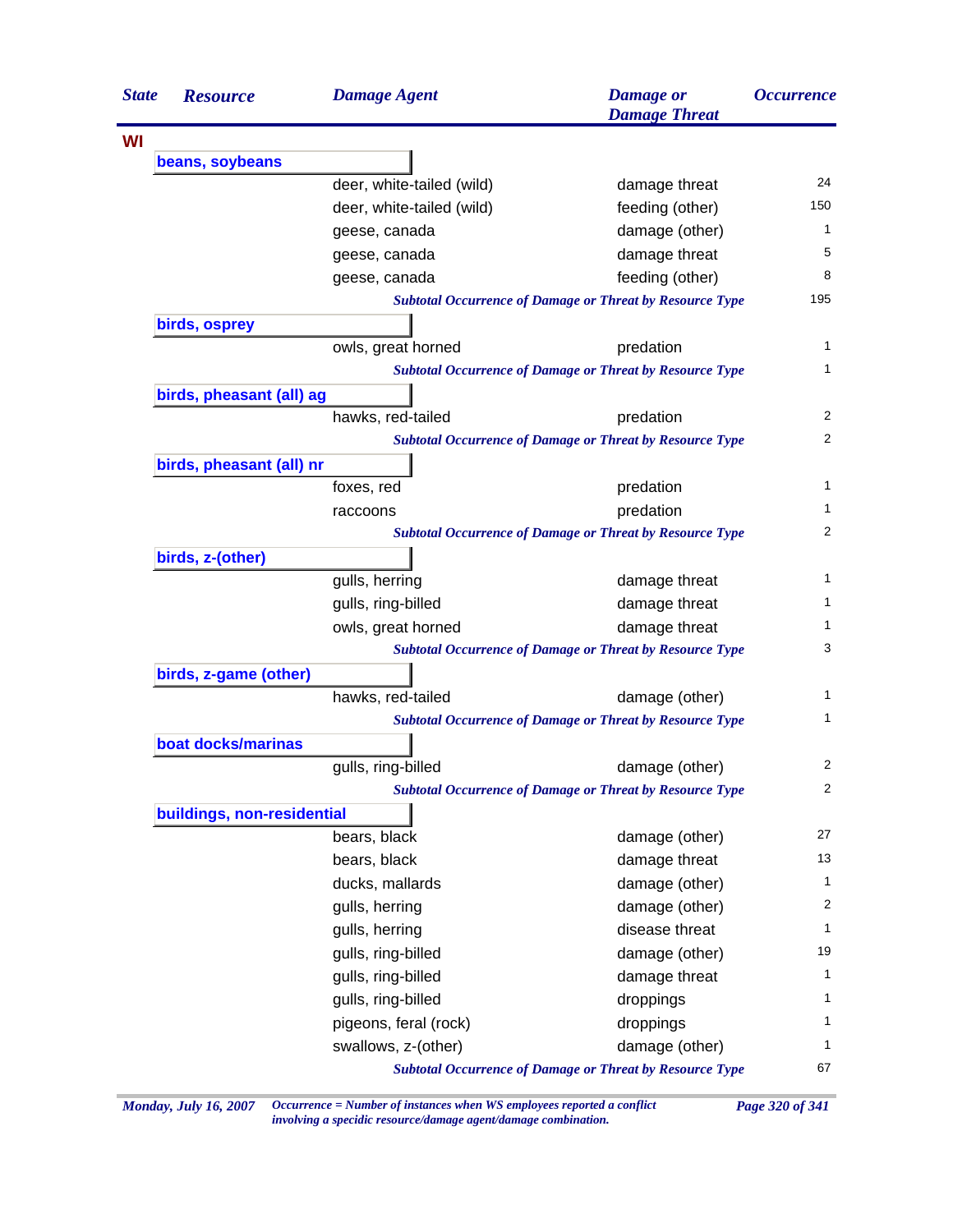| State | Resource | Damage Agent | Damage or Damage Threat | Occurrence |
|---|---|---|---|---|
| WI | | | | |
| | **beans, soybeans** | | | |
| | | deer, white-tailed (wild) | damage threat | 24 |
| | | deer, white-tailed (wild) | feeding (other) | 150 |
| | | geese, canada | damage (other) | 1 |
| | | geese, canada | damage threat | 5 |
| | | geese, canada | feeding (other) | 8 |
| | | *Subtotal Occurrence of Damage or Threat by Resource Type* | | 195 |
| | **birds, osprey** | | | |
| | | owls, great horned | predation | 1 |
| | | *Subtotal Occurrence of Damage or Threat by Resource Type* | | 1 |
| | **birds, pheasant (all) ag** | | | |
| | | hawks, red-tailed | predation | 2 |
| | | *Subtotal Occurrence of Damage or Threat by Resource Type* | | 2 |
| | **birds, pheasant (all) nr** | | | |
| | | foxes, red | predation | 1 |
| | | raccoons | predation | 1 |
| | | *Subtotal Occurrence of Damage or Threat by Resource Type* | | 2 |
| | **birds, z-(other)** | | | |
| | | gulls, herring | damage threat | 1 |
| | | gulls, ring-billed | damage threat | 1 |
| | | owls, great horned | damage threat | 1 |
| | | *Subtotal Occurrence of Damage or Threat by Resource Type* | | 3 |
| | **birds, z-game (other)** | | | |
| | | hawks, red-tailed | damage (other) | 1 |
| | | *Subtotal Occurrence of Damage or Threat by Resource Type* | | 1 |
| | **boat docks/marinas** | | | |
| | | gulls, ring-billed | damage (other) | 2 |
| | | *Subtotal Occurrence of Damage or Threat by Resource Type* | | 2 |
| | **buildings, non-residential** | | | |
| | | bears, black | damage (other) | 27 |
| | | bears, black | damage threat | 13 |
| | | ducks, mallards | damage (other) | 1 |
| | | gulls, herring | damage (other) | 2 |
| | | gulls, herring | disease threat | 1 |
| | | gulls, ring-billed | damage (other) | 19 |
| | | gulls, ring-billed | damage threat | 1 |
| | | gulls, ring-billed | droppings | 1 |
| | | pigeons, feral (rock) | droppings | 1 |
| | | swallows, z-(other) | damage (other) | 1 |
| | | *Subtotal Occurrence of Damage or Threat by Resource Type* | | 67 |

*Monday, July 16, 2007* *Occurrence = Number of instances when WS employees reported a conflict involving a specidic resource/damage agent/damage combination.*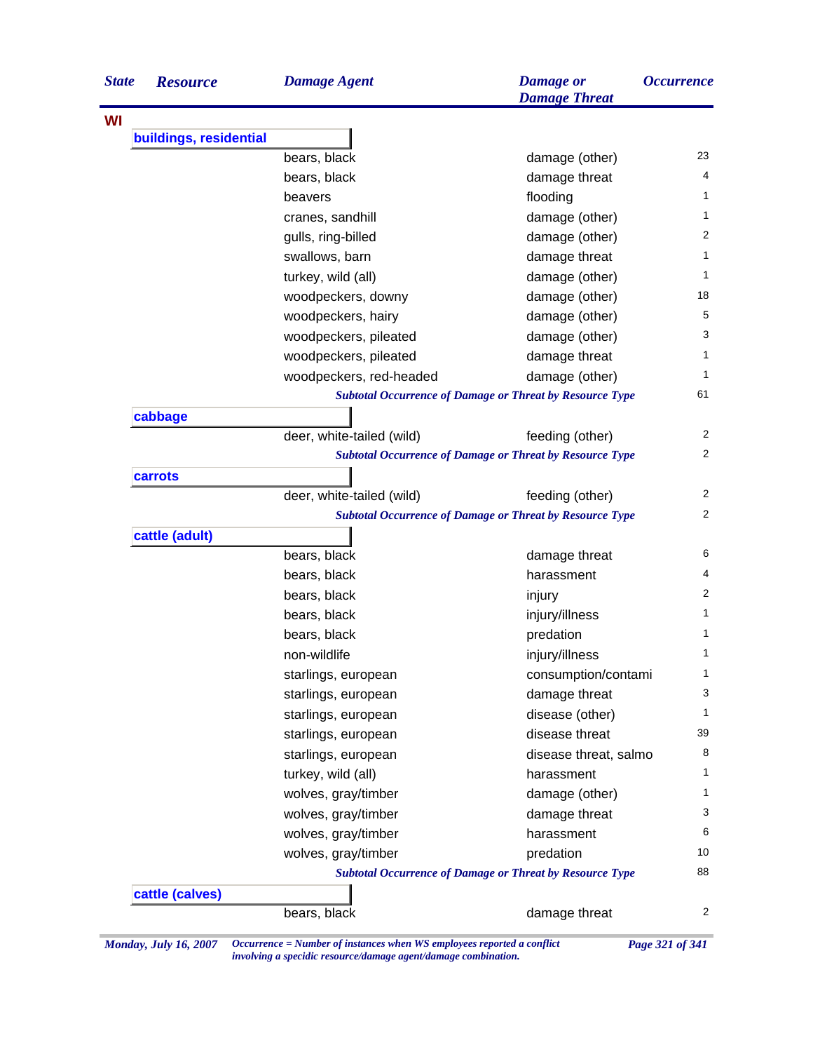| State | Resource | Damage Agent | Damage or Damage Threat | Occurrence |
|---|---|---|---|---|
| WI | | | | |
| | buildings, residential | | | |
| | | bears, black | damage (other) | 23 |
| | | bears, black | damage threat | 4 |
| | | beavers | flooding | 1 |
| | | cranes, sandhill | damage (other) | 1 |
| | | gulls, ring-billed | damage (other) | 2 |
| | | swallows, barn | damage threat | 1 |
| | | turkey, wild (all) | damage (other) | 1 |
| | | woodpeckers, downy | damage (other) | 18 |
| | | woodpeckers, hairy | damage (other) | 5 |
| | | woodpeckers, pileated | damage (other) | 3 |
| | | woodpeckers, pileated | damage threat | 1 |
| | | woodpeckers, red-headed | damage (other) | 1 |
| | | *Subtotal Occurrence of Damage or Threat by Resource Type* | | 61 |
| | cabbage | | | |
| | | deer, white-tailed (wild) | feeding (other) | 2 |
| | | *Subtotal Occurrence of Damage or Threat by Resource Type* | | 2 |
| | carrots | | | |
| | | deer, white-tailed (wild) | feeding (other) | 2 |
| | | *Subtotal Occurrence of Damage or Threat by Resource Type* | | 2 |
| | cattle (adult) | | | |
| | | bears, black | damage threat | 6 |
| | | bears, black | harassment | 4 |
| | | bears, black | injury | 2 |
| | | bears, black | injury/illness | 1 |
| | | bears, black | predation | 1 |
| | | non-wildlife | injury/illness | 1 |
| | | starlings, european | consumption/contami | 1 |
| | | starlings, european | damage threat | 3 |
| | | starlings, european | disease (other) | 1 |
| | | starlings, european | disease threat | 39 |
| | | starlings, european | disease threat, salmo | 8 |
| | | turkey, wild (all) | harassment | 1 |
| | | wolves, gray/timber | damage (other) | 1 |
| | | wolves, gray/timber | damage threat | 3 |
| | | wolves, gray/timber | harassment | 6 |
| | | wolves, gray/timber | predation | 10 |
| | | *Subtotal Occurrence of Damage or Threat by Resource Type* | | 88 |
| | cattle (calves) | | | |
| | | bears, black | damage threat | 2 |

*Monday, July 16, 2007* — *Occurrence = Number of instances when WS employees reported a conflict involving a specidic resource/damage agent/damage combination.*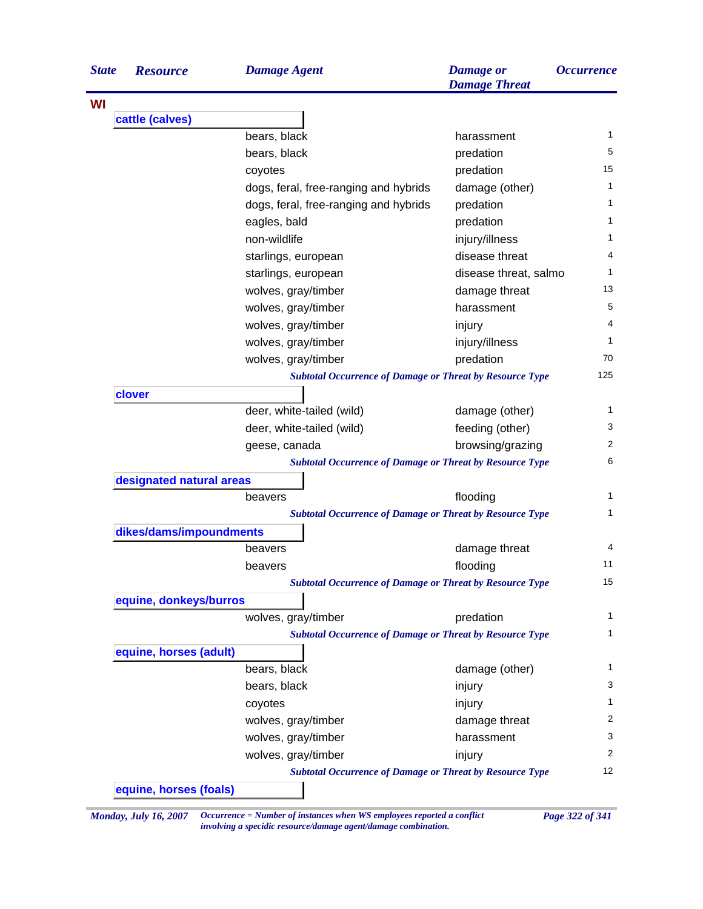| State | Resource | Damage Agent | Damage or Damage Threat | Occurrence |
|---|---|---|---|---|
| **WI** | | | | |
| | **cattle (calves)** | | | |
| | | bears, black | harassment | 1 |
| | | bears, black | predation | 5 |
| | | coyotes | predation | 15 |
| | | dogs, feral, free-ranging and hybrids | damage (other) | 1 |
| | | dogs, feral, free-ranging and hybrids | predation | 1 |
| | | eagles, bald | predation | 1 |
| | | non-wildlife | injury/illness | 1 |
| | | starlings, european | disease threat | 4 |
| | | starlings, european | disease threat, salmo | 1 |
| | | wolves, gray/timber | damage threat | 13 |
| | | wolves, gray/timber | harassment | 5 |
| | | wolves, gray/timber | injury | 4 |
| | | wolves, gray/timber | injury/illness | 1 |
| | | wolves, gray/timber | predation | 70 |
| | | *Subtotal Occurrence of Damage or Threat by Resource Type* | | 125 |
| | **clover** | | | |
| | | deer, white-tailed (wild) | damage (other) | 1 |
| | | deer, white-tailed (wild) | feeding (other) | 3 |
| | | geese, canada | browsing/grazing | 2 |
| | | *Subtotal Occurrence of Damage or Threat by Resource Type* | | 6 |
| | **designated natural areas** | | | |
| | | beavers | flooding | 1 |
| | | *Subtotal Occurrence of Damage or Threat by Resource Type* | | 1 |
| | **dikes/dams/impoundments** | | | |
| | | beavers | damage threat | 4 |
| | | beavers | flooding | 11 |
| | | *Subtotal Occurrence of Damage or Threat by Resource Type* | | 15 |
| | **equine, donkeys/burros** | | | |
| | | wolves, gray/timber | predation | 1 |
| | | *Subtotal Occurrence of Damage or Threat by Resource Type* | | 1 |
| | **equine, horses (adult)** | | | |
| | | bears, black | damage (other) | 1 |
| | | bears, black | injury | 3 |
| | | coyotes | injury | 1 |
| | | wolves, gray/timber | damage threat | 2 |
| | | wolves, gray/timber | harassment | 3 |
| | | wolves, gray/timber | injury | 2 |
| | | *Subtotal Occurrence of Damage or Threat by Resource Type* | | 12 |
| | **equine, horses (foals)** | | | |

*Monday, July 16, 2007* — *Occurrence = Number of instances when WS employees reported a conflict involving a specidic resource/damage agent/damage combination.*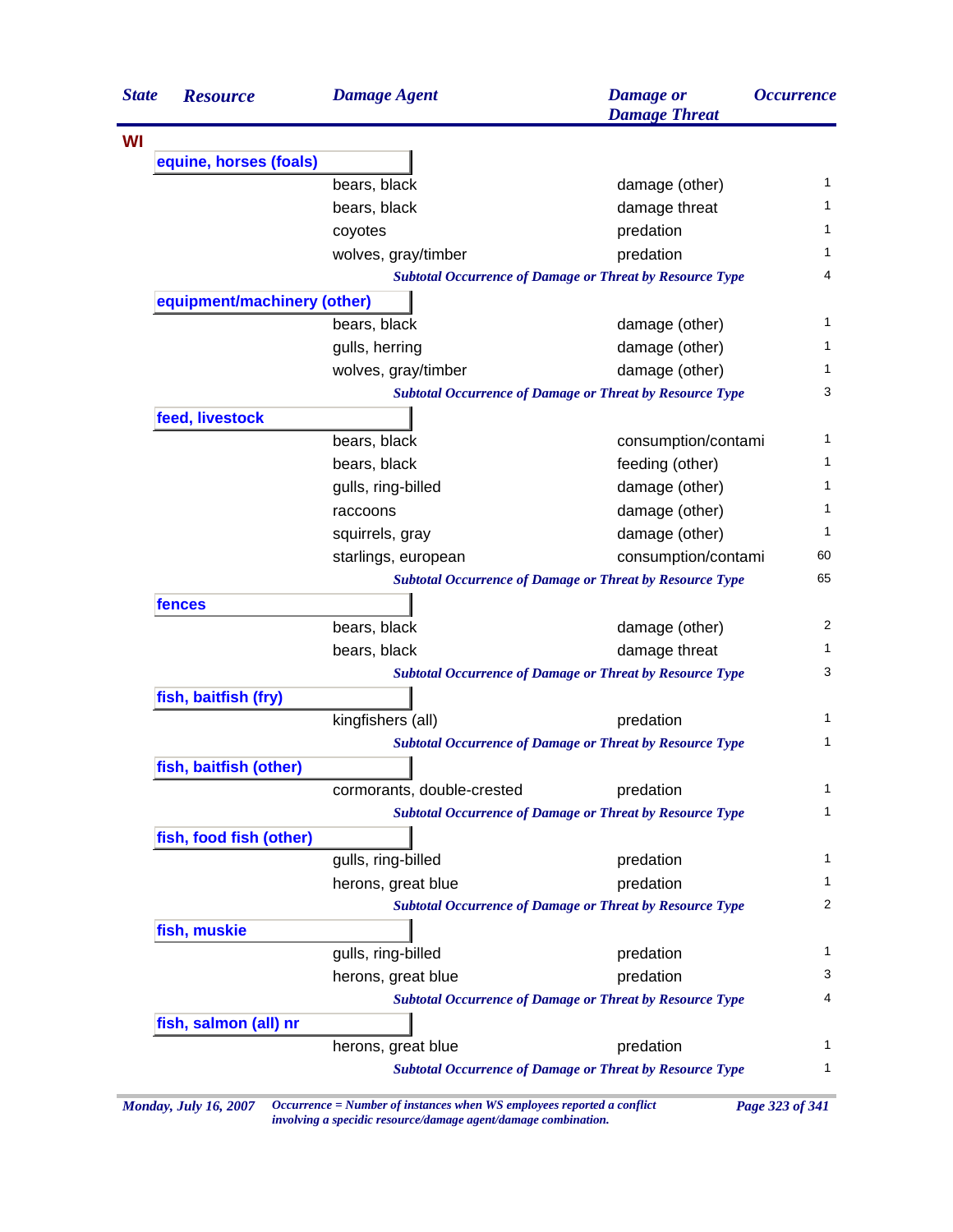| State | Resource | Damage Agent | Damage or Damage Threat | Occurrence |
|---|---|---|---|---|
| **WI** | | | | |
| | **equine, horses (foals)** | | | |
| | | bears, black | damage (other) | 1 |
| | | bears, black | damage threat | 1 |
| | | coyotes | predation | 1 |
| | | wolves, gray/timber | predation | 1 |
| | | *Subtotal Occurrence of Damage or Threat by Resource Type* | | 4 |
| | **equipment/machinery (other)** | | | |
| | | bears, black | damage (other) | 1 |
| | | gulls, herring | damage (other) | 1 |
| | | wolves, gray/timber | damage (other) | 1 |
| | | *Subtotal Occurrence of Damage or Threat by Resource Type* | | 3 |
| | **feed, livestock** | | | |
| | | bears, black | consumption/contami | 1 |
| | | bears, black | feeding (other) | 1 |
| | | gulls, ring-billed | damage (other) | 1 |
| | | raccoons | damage (other) | 1 |
| | | squirrels, gray | damage (other) | 1 |
| | | starlings, european | consumption/contami | 60 |
| | | *Subtotal Occurrence of Damage or Threat by Resource Type* | | 65 |
| | **fences** | | | |
| | | bears, black | damage (other) | 2 |
| | | bears, black | damage threat | 1 |
| | | *Subtotal Occurrence of Damage or Threat by Resource Type* | | 3 |
| | **fish, baitfish (fry)** | | | |
| | | kingfishers (all) | predation | 1 |
| | | *Subtotal Occurrence of Damage or Threat by Resource Type* | | 1 |
| | **fish, baitfish (other)** | | | |
| | | cormorants, double-crested | predation | 1 |
| | | *Subtotal Occurrence of Damage or Threat by Resource Type* | | 1 |
| | **fish, food fish (other)** | | | |
| | | gulls, ring-billed | predation | 1 |
| | | herons, great blue | predation | 1 |
| | | *Subtotal Occurrence of Damage or Threat by Resource Type* | | 2 |
| | **fish, muskie** | | | |
| | | gulls, ring-billed | predation | 1 |
| | | herons, great blue | predation | 3 |
| | | *Subtotal Occurrence of Damage or Threat by Resource Type* | | 4 |
| | **fish, salmon (all) nr** | | | |
| | | herons, great blue | predation | 1 |
| | | *Subtotal Occurrence of Damage or Threat by Resource Type* | | 1 |

*Occurrence = Number of instances when WS employees reported a conflict involving a specidic resource/damage agent/damage combination.*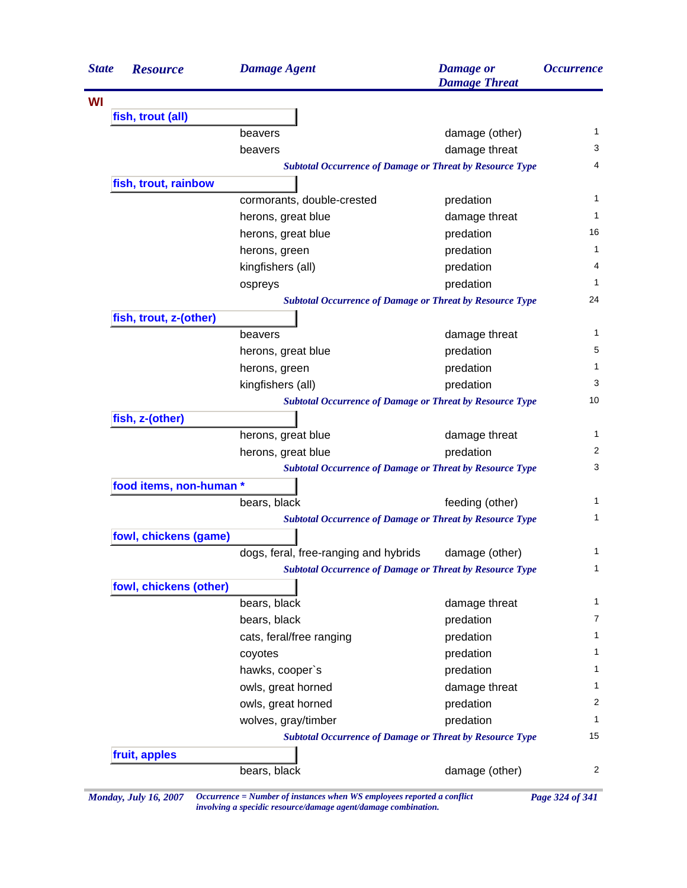| State | Resource | Damage Agent | Damage or Damage Threat | Occurrence |
|---|---|---|---|---|
| WI | | | | |
| | fish, trout (all) | | | |
| | | beavers | damage (other) | 1 |
| | | beavers | damage threat | 3 |
| | | *Subtotal Occurrence of Damage or Threat by Resource Type* | | 4 |
| | fish, trout, rainbow | | | |
| | | cormorants, double-crested | predation | 1 |
| | | herons, great blue | damage threat | 1 |
| | | herons, great blue | predation | 16 |
| | | herons, green | predation | 1 |
| | | kingfishers (all) | predation | 4 |
| | | ospreys | predation | 1 |
| | | *Subtotal Occurrence of Damage or Threat by Resource Type* | | 24 |
| | fish, trout, z-(other) | | | |
| | | beavers | damage threat | 1 |
| | | herons, great blue | predation | 5 |
| | | herons, green | predation | 1 |
| | | kingfishers (all) | predation | 3 |
| | | *Subtotal Occurrence of Damage or Threat by Resource Type* | | 10 |
| | fish, z-(other) | | | |
| | | herons, great blue | damage threat | 1 |
| | | herons, great blue | predation | 2 |
| | | *Subtotal Occurrence of Damage or Threat by Resource Type* | | 3 |
| | food items, non-human * | | | |
| | | bears, black | feeding (other) | 1 |
| | | *Subtotal Occurrence of Damage or Threat by Resource Type* | | 1 |
| | fowl, chickens (game) | | | |
| | | dogs, feral, free-ranging and hybrids | damage (other) | 1 |
| | | *Subtotal Occurrence of Damage or Threat by Resource Type* | | 1 |
| | fowl, chickens (other) | | | |
| | | bears, black | damage threat | 1 |
| | | bears, black | predation | 7 |
| | | cats, feral/free ranging | predation | 1 |
| | | coyotes | predation | 1 |
| | | hawks, cooper`s | predation | 1 |
| | | owls, great horned | damage threat | 1 |
| | | owls, great horned | predation | 2 |
| | | wolves, gray/timber | predation | 1 |
| | | *Subtotal Occurrence of Damage or Threat by Resource Type* | | 15 |
| | fruit, apples | | | |
| | | bears, black | damage (other) | 2 |

*Occurrence = Number of instances when WS employees reported a conflict involving a specidic resource/damage agent/damage combination.*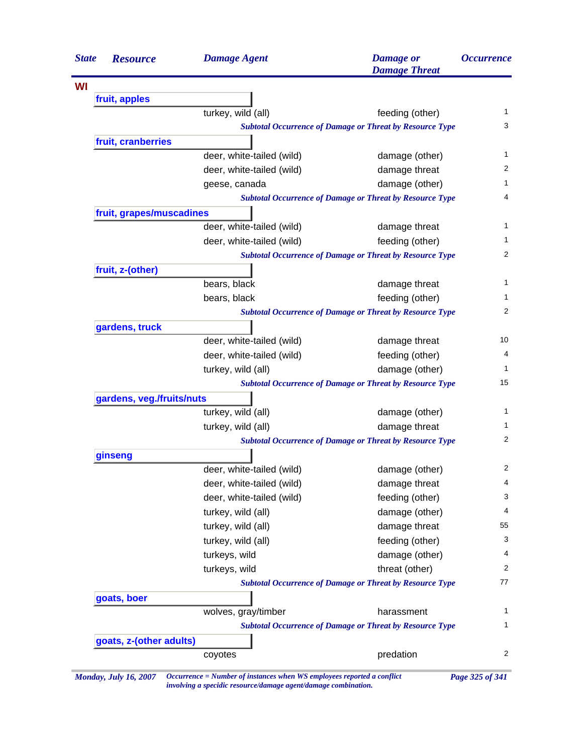| State | Resource | Damage Agent | Damage or Damage Threat | Occurrence |
|---|---|---|---|---|
| WI | | | | |
| | **fruit, apples** | | | |
| | | turkey, wild (all) | feeding (other) | 1 |
| | | *Subtotal Occurrence of Damage or Threat by Resource Type* | | 3 |
| | **fruit, cranberries** | | | |
| | | deer, white-tailed (wild) | damage (other) | 1 |
| | | deer, white-tailed (wild) | damage threat | 2 |
| | | geese, canada | damage (other) | 1 |
| | | *Subtotal Occurrence of Damage or Threat by Resource Type* | | 4 |
| | **fruit, grapes/muscadines** | | | |
| | | deer, white-tailed (wild) | damage threat | 1 |
| | | deer, white-tailed (wild) | feeding (other) | 1 |
| | | *Subtotal Occurrence of Damage or Threat by Resource Type* | | 2 |
| | **fruit, z-(other)** | | | |
| | | bears, black | damage threat | 1 |
| | | bears, black | feeding (other) | 1 |
| | | *Subtotal Occurrence of Damage or Threat by Resource Type* | | 2 |
| | **gardens, truck** | | | |
| | | deer, white-tailed (wild) | damage threat | 10 |
| | | deer, white-tailed (wild) | feeding (other) | 4 |
| | | turkey, wild (all) | damage (other) | 1 |
| | | *Subtotal Occurrence of Damage or Threat by Resource Type* | | 15 |
| | **gardens, veg./fruits/nuts** | | | |
| | | turkey, wild (all) | damage (other) | 1 |
| | | turkey, wild (all) | damage threat | 1 |
| | | *Subtotal Occurrence of Damage or Threat by Resource Type* | | 2 |
| | **ginseng** | | | |
| | | deer, white-tailed (wild) | damage (other) | 2 |
| | | deer, white-tailed (wild) | damage threat | 4 |
| | | deer, white-tailed (wild) | feeding (other) | 3 |
| | | turkey, wild (all) | damage (other) | 4 |
| | | turkey, wild (all) | damage threat | 55 |
| | | turkey, wild (all) | feeding (other) | 3 |
| | | turkeys, wild | damage (other) | 4 |
| | | turkeys, wild | threat (other) | 2 |
| | | *Subtotal Occurrence of Damage or Threat by Resource Type* | | 77 |
| | **goats, boer** | | | |
| | | wolves, gray/timber | harassment | 1 |
| | | *Subtotal Occurrence of Damage or Threat by Resource Type* | | 1 |
| | **goats, z-(other adults)** | | | |
| | | coyotes | predation | 2 |

*Occurrence = Number of instances when WS employees reported a conflict involving a specidic resource/damage agent/damage combination.*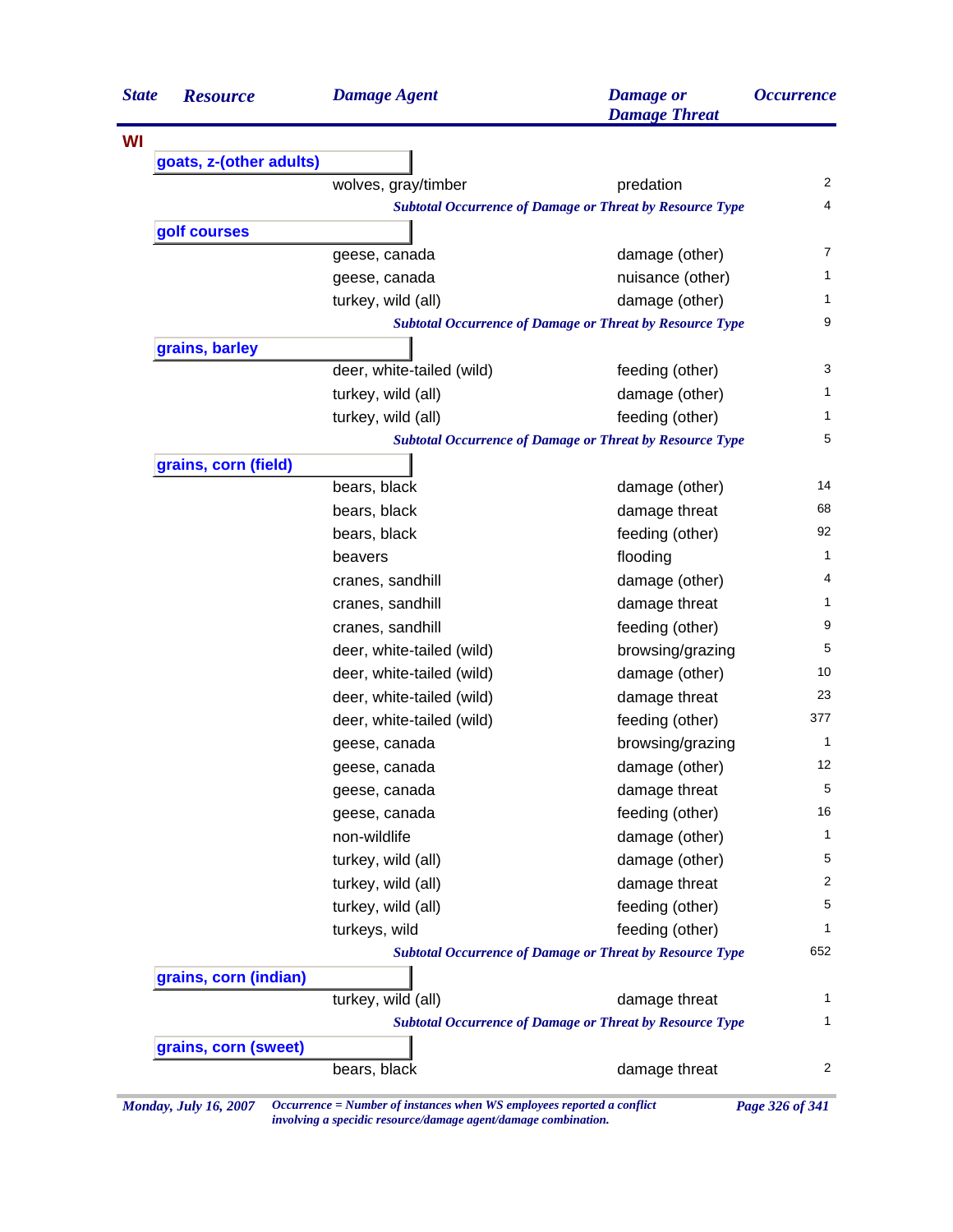| State | Resource | Damage Agent | Damage or Damage Threat | Occurrence |
|---|---|---|---|---|
| WI | | | | |
| | **goats, z-(other adults)** | | | |
| | | wolves, gray/timber | predation | 2 |
| | | *Subtotal Occurrence of Damage or Threat by Resource Type* | | 4 |
| | **golf courses** | | | |
| | | geese, canada | damage (other) | 7 |
| | | geese, canada | nuisance (other) | 1 |
| | | turkey, wild (all) | damage (other) | 1 |
| | | *Subtotal Occurrence of Damage or Threat by Resource Type* | | 9 |
| | **grains, barley** | | | |
| | | deer, white-tailed (wild) | feeding (other) | 3 |
| | | turkey, wild (all) | damage (other) | 1 |
| | | turkey, wild (all) | feeding (other) | 1 |
| | | *Subtotal Occurrence of Damage or Threat by Resource Type* | | 5 |
| | **grains, corn (field)** | | | |
| | | bears, black | damage (other) | 14 |
| | | bears, black | damage threat | 68 |
| | | bears, black | feeding (other) | 92 |
| | | beavers | flooding | 1 |
| | | cranes, sandhill | damage (other) | 4 |
| | | cranes, sandhill | damage threat | 1 |
| | | cranes, sandhill | feeding (other) | 9 |
| | | deer, white-tailed (wild) | browsing/grazing | 5 |
| | | deer, white-tailed (wild) | damage (other) | 10 |
| | | deer, white-tailed (wild) | damage threat | 23 |
| | | deer, white-tailed (wild) | feeding (other) | 377 |
| | | geese, canada | browsing/grazing | 1 |
| | | geese, canada | damage (other) | 12 |
| | | geese, canada | damage threat | 5 |
| | | geese, canada | feeding (other) | 16 |
| | | non-wildlife | damage (other) | 1 |
| | | turkey, wild (all) | damage (other) | 5 |
| | | turkey, wild (all) | damage threat | 2 |
| | | turkey, wild (all) | feeding (other) | 5 |
| | | turkeys, wild | feeding (other) | 1 |
| | | *Subtotal Occurrence of Damage or Threat by Resource Type* | | 652 |
| | **grains, corn (indian)** | | | |
| | | turkey, wild (all) | damage threat | 1 |
| | | *Subtotal Occurrence of Damage or Threat by Resource Type* | | 1 |
| | **grains, corn (sweet)** | | | |
| | | bears, black | damage threat | 2 |

*Occurrence = Number of instances when WS employees reported a conflict involving a specidic resource/damage agent/damage combination.*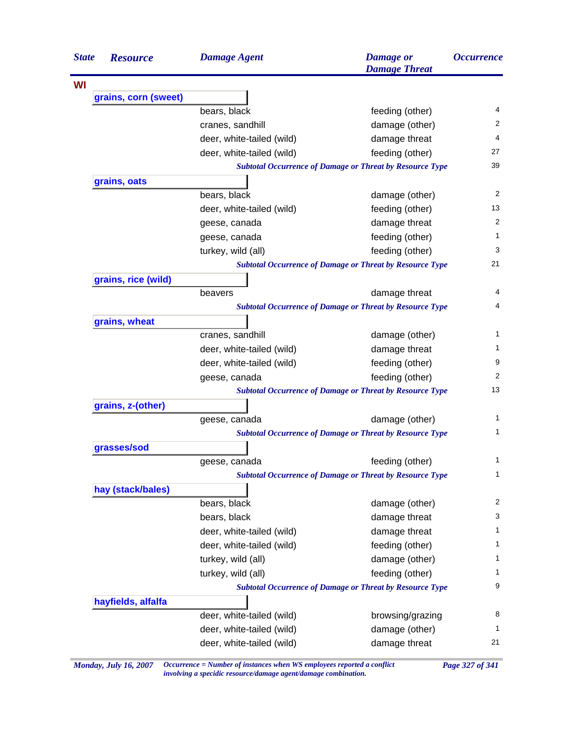| State | Resource | Damage Agent | Damage or Damage Threat | Occurrence |
|---|---|---|---|---|
| **WI** | | | | |
| | **grains, corn (sweet)** | | | |
| | | bears, black | feeding (other) | 4 |
| | | cranes, sandhill | damage (other) | 2 |
| | | deer, white-tailed (wild) | damage threat | 4 |
| | | deer, white-tailed (wild) | feeding (other) | 27 |
| | | *Subtotal Occurrence of Damage or Threat by Resource Type* | | 39 |
| | **grains, oats** | | | |
| | | bears, black | damage (other) | 2 |
| | | deer, white-tailed (wild) | feeding (other) | 13 |
| | | geese, canada | damage threat | 2 |
| | | geese, canada | feeding (other) | 1 |
| | | turkey, wild (all) | feeding (other) | 3 |
| | | *Subtotal Occurrence of Damage or Threat by Resource Type* | | 21 |
| | **grains, rice (wild)** | | | |
| | | beavers | damage threat | 4 |
| | | *Subtotal Occurrence of Damage or Threat by Resource Type* | | 4 |
| | **grains, wheat** | | | |
| | | cranes, sandhill | damage (other) | 1 |
| | | deer, white-tailed (wild) | damage threat | 1 |
| | | deer, white-tailed (wild) | feeding (other) | 9 |
| | | geese, canada | feeding (other) | 2 |
| | | *Subtotal Occurrence of Damage or Threat by Resource Type* | | 13 |
| | **grains, z-(other)** | | | |
| | | geese, canada | damage (other) | 1 |
| | | *Subtotal Occurrence of Damage or Threat by Resource Type* | | 1 |
| | **grasses/sod** | | | |
| | | geese, canada | feeding (other) | 1 |
| | | *Subtotal Occurrence of Damage or Threat by Resource Type* | | 1 |
| | **hay (stack/bales)** | | | |
| | | bears, black | damage (other) | 2 |
| | | bears, black | damage threat | 3 |
| | | deer, white-tailed (wild) | damage threat | 1 |
| | | deer, white-tailed (wild) | feeding (other) | 1 |
| | | turkey, wild (all) | damage (other) | 1 |
| | | turkey, wild (all) | feeding (other) | 1 |
| | | *Subtotal Occurrence of Damage or Threat by Resource Type* | | 9 |
| | **hayfields, alfalfa** | | | |
| | | deer, white-tailed (wild) | browsing/grazing | 8 |
| | | deer, white-tailed (wild) | damage (other) | 1 |
| | | deer, white-tailed (wild) | damage threat | 21 |

*Monday, July 16, 2007* — *Occurrence = Number of instances when WS employees reported a conflict involving a specidic resource/damage agent/damage combination.*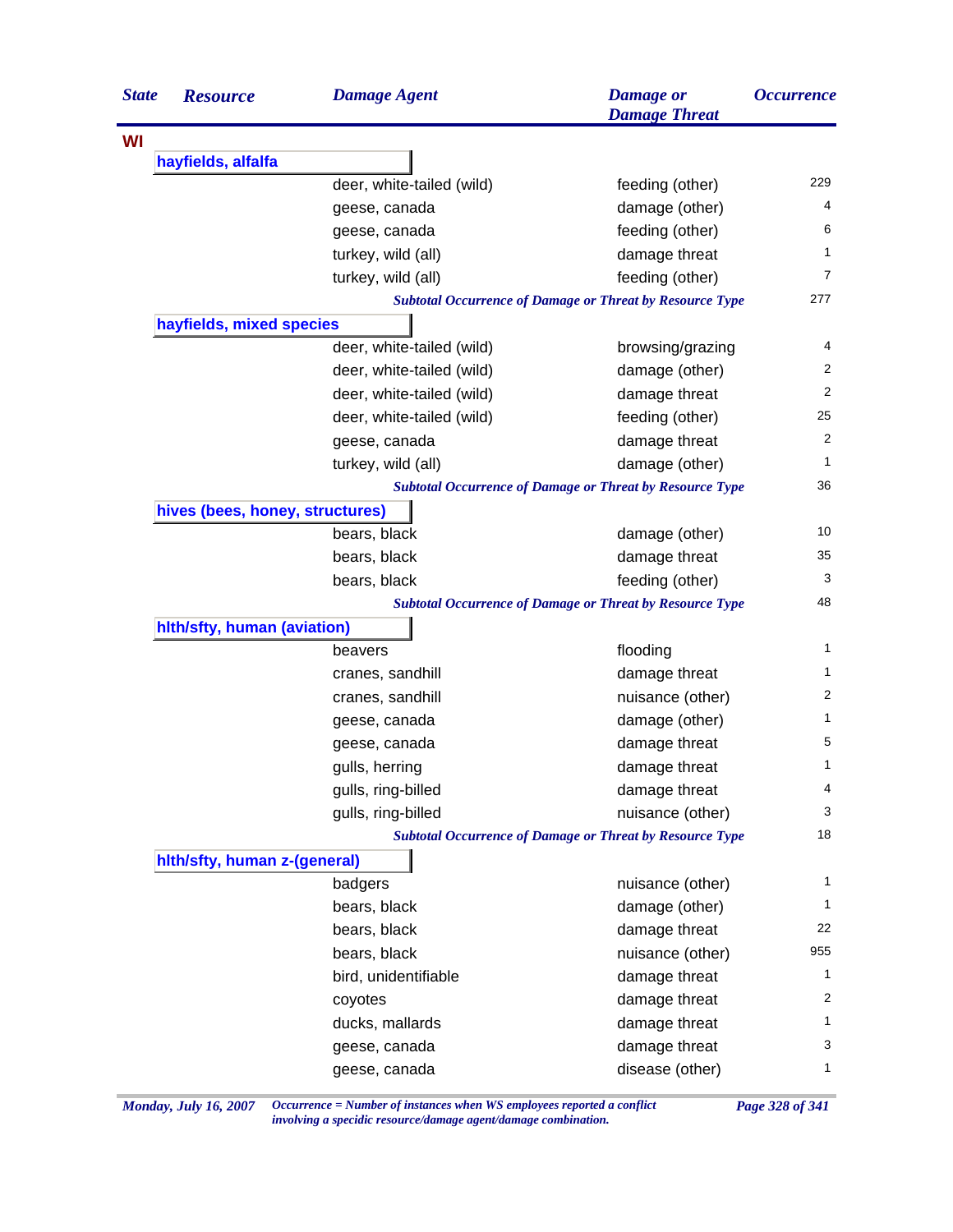| State | Resource | Damage Agent | Damage or Damage Threat | Occurrence |
|---|---|---|---|---|
| **WI** | | | | |
| | **hayfields, alfalfa** | | | |
| | | deer, white-tailed (wild) | feeding (other) | 229 |
| | | geese, canada | damage (other) | 4 |
| | | geese, canada | feeding (other) | 6 |
| | | turkey, wild (all) | damage threat | 1 |
| | | turkey, wild (all) | feeding (other) | 7 |
| | | *Subtotal Occurrence of Damage or Threat by Resource Type* | | 277 |
| | **hayfields, mixed species** | | | |
| | | deer, white-tailed (wild) | browsing/grazing | 4 |
| | | deer, white-tailed (wild) | damage (other) | 2 |
| | | deer, white-tailed (wild) | damage threat | 2 |
| | | deer, white-tailed (wild) | feeding (other) | 25 |
| | | geese, canada | damage threat | 2 |
| | | turkey, wild (all) | damage (other) | 1 |
| | | *Subtotal Occurrence of Damage or Threat by Resource Type* | | 36 |
| | **hives (bees, honey, structures)** | | | |
| | | bears, black | damage (other) | 10 |
| | | bears, black | damage threat | 35 |
| | | bears, black | feeding (other) | 3 |
| | | *Subtotal Occurrence of Damage or Threat by Resource Type* | | 48 |
| | **hlth/sfty, human (aviation)** | | | |
| | | beavers | flooding | 1 |
| | | cranes, sandhill | damage threat | 1 |
| | | cranes, sandhill | nuisance (other) | 2 |
| | | geese, canada | damage (other) | 1 |
| | | geese, canada | damage threat | 5 |
| | | gulls, herring | damage threat | 1 |
| | | gulls, ring-billed | damage threat | 4 |
| | | gulls, ring-billed | nuisance (other) | 3 |
| | | *Subtotal Occurrence of Damage or Threat by Resource Type* | | 18 |
| | **hlth/sfty, human z-(general)** | | | |
| | | badgers | nuisance (other) | 1 |
| | | bears, black | damage (other) | 1 |
| | | bears, black | damage threat | 22 |
| | | bears, black | nuisance (other) | 955 |
| | | bird, unidentifiable | damage threat | 1 |
| | | coyotes | damage threat | 2 |
| | | ducks, mallards | damage threat | 1 |
| | | geese, canada | damage threat | 3 |
| | | geese, canada | disease (other) | 1 |

*Occurrence = Number of instances when WS employees reported a conflict involving a specidic resource/damage agent/damage combination.*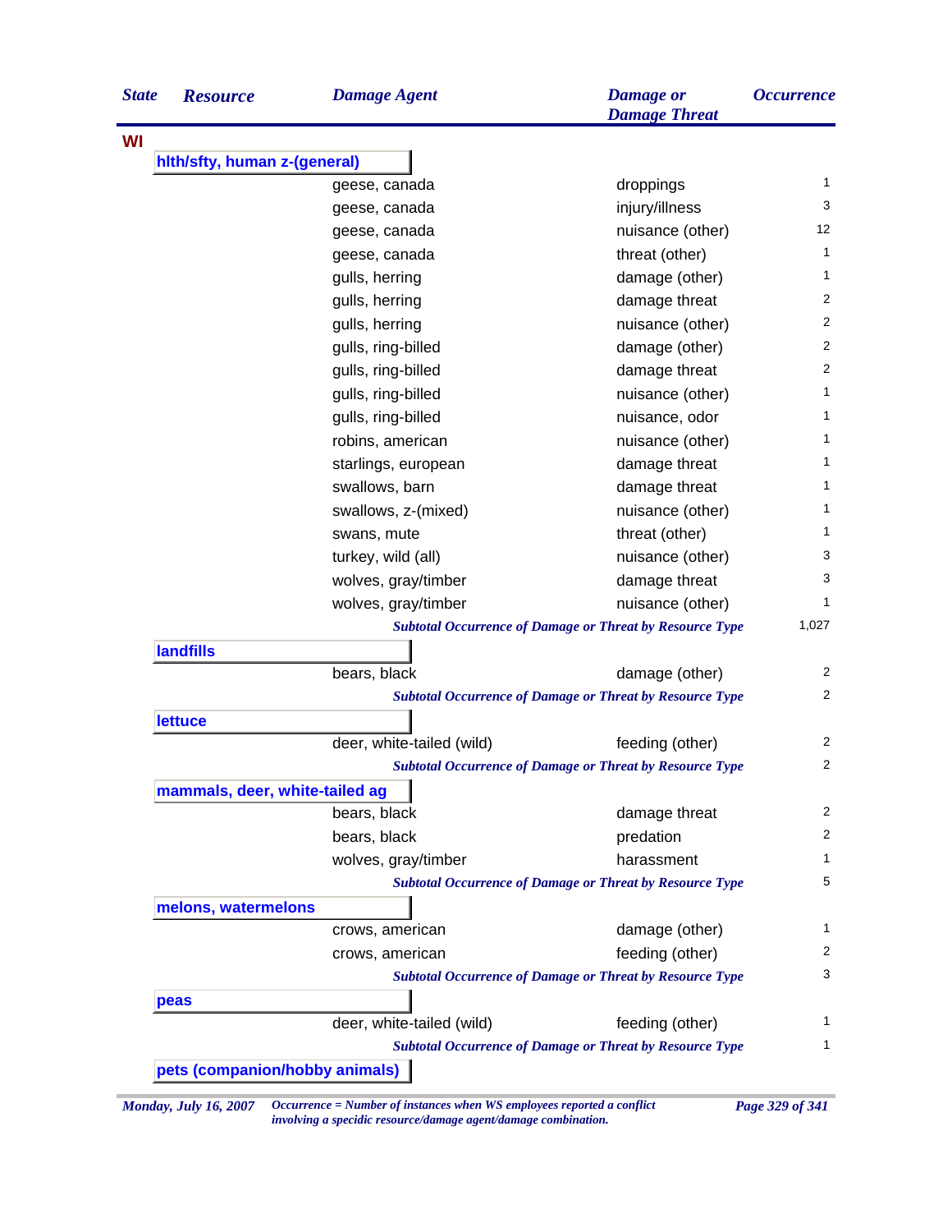| State | Resource | Damage Agent | Damage or Damage Threat | Occurrence |
|---|---|---|---|---|
| **WI** | | | | |
| | **hlth/sfty, human z-(general)** | | | |
| | | geese, canada | droppings | 1 |
| | | geese, canada | injury/illness | 3 |
| | | geese, canada | nuisance (other) | 12 |
| | | geese, canada | threat (other) | 1 |
| | | gulls, herring | damage (other) | 1 |
| | | gulls, herring | damage threat | 2 |
| | | gulls, herring | nuisance (other) | 2 |
| | | gulls, ring-billed | damage (other) | 2 |
| | | gulls, ring-billed | damage threat | 2 |
| | | gulls, ring-billed | nuisance (other) | 1 |
| | | gulls, ring-billed | nuisance, odor | 1 |
| | | robins, american | nuisance (other) | 1 |
| | | starlings, european | damage threat | 1 |
| | | swallows, barn | damage threat | 1 |
| | | swallows, z-(mixed) | nuisance (other) | 1 |
| | | swans, mute | threat (other) | 1 |
| | | turkey, wild (all) | nuisance (other) | 3 |
| | | wolves, gray/timber | damage threat | 3 |
| | | wolves, gray/timber | nuisance (other) | 1 |
| | | *Subtotal Occurrence of Damage or Threat by Resource Type* | | 1,027 |
| | **landfills** | | | |
| | | bears, black | damage (other) | 2 |
| | | *Subtotal Occurrence of Damage or Threat by Resource Type* | | 2 |
| | **lettuce** | | | |
| | | deer, white-tailed (wild) | feeding (other) | 2 |
| | | *Subtotal Occurrence of Damage or Threat by Resource Type* | | 2 |
| | **mammals, deer, white-tailed ag** | | | |
| | | bears, black | damage threat | 2 |
| | | bears, black | predation | 2 |
| | | wolves, gray/timber | harassment | 1 |
| | | *Subtotal Occurrence of Damage or Threat by Resource Type* | | 5 |
| | **melons, watermelons** | | | |
| | | crows, american | damage (other) | 1 |
| | | crows, american | feeding (other) | 2 |
| | | *Subtotal Occurrence of Damage or Threat by Resource Type* | | 3 |
| | **peas** | | | |
| | | deer, white-tailed (wild) | feeding (other) | 1 |
| | | *Subtotal Occurrence of Damage or Threat by Resource Type* | | 1 |
| | **pets (companion/hobby animals)** | | | |

*Occurrence = Number of instances when WS employees reported a conflict involving a specidic resource/damage agent/damage combination.*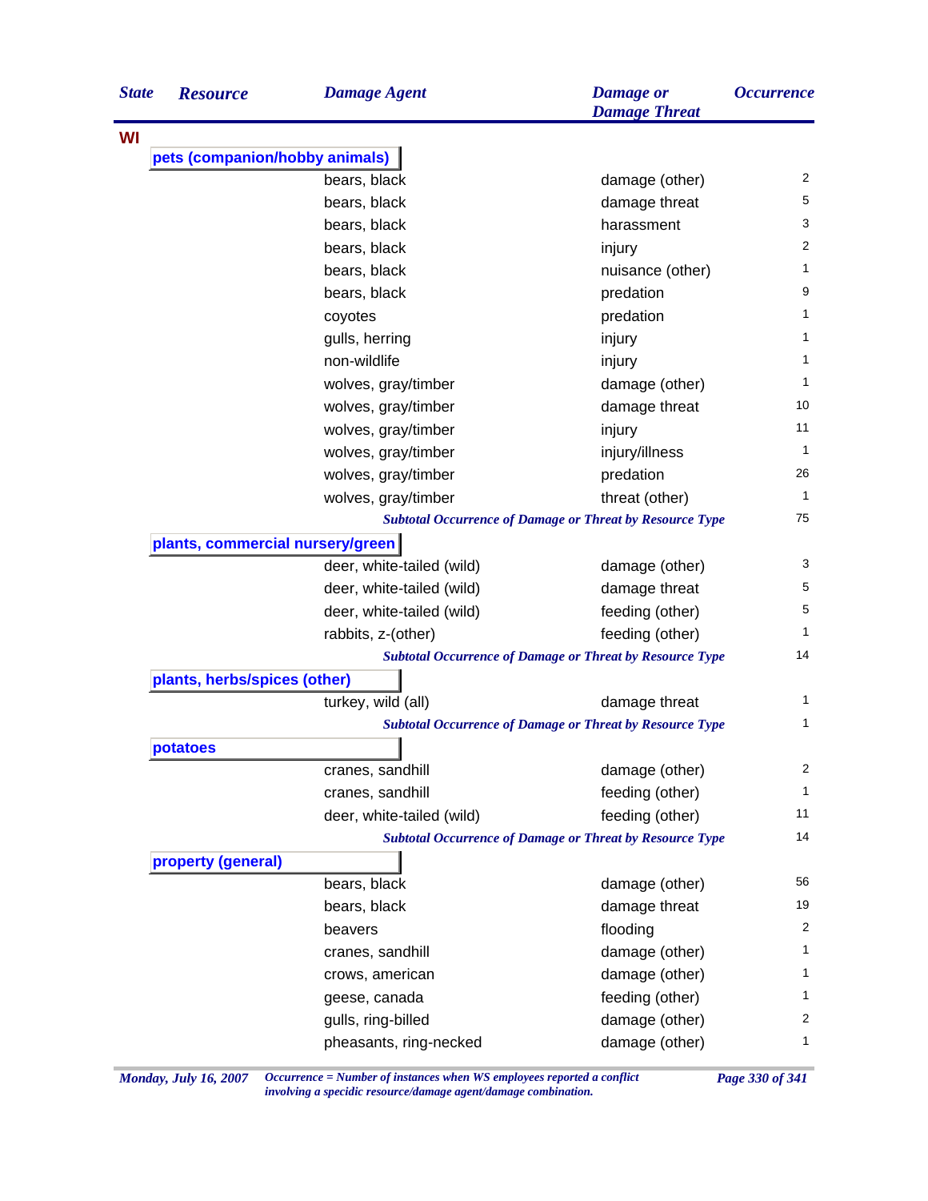| State | Resource | Damage Agent | Damage or Damage Threat | Occurrence |
|---|---|---|---|---|
| WI | | | | |
| | **pets (companion/hobby animals)** | | | |
| | | bears, black | damage (other) | 2 |
| | | bears, black | damage threat | 5 |
| | | bears, black | harassment | 3 |
| | | bears, black | injury | 2 |
| | | bears, black | nuisance (other) | 1 |
| | | bears, black | predation | 9 |
| | | coyotes | predation | 1 |
| | | gulls, herring | injury | 1 |
| | | non-wildlife | injury | 1 |
| | | wolves, gray/timber | damage (other) | 1 |
| | | wolves, gray/timber | damage threat | 10 |
| | | wolves, gray/timber | injury | 11 |
| | | wolves, gray/timber | injury/illness | 1 |
| | | wolves, gray/timber | predation | 26 |
| | | wolves, gray/timber | threat (other) | 1 |
| | | *Subtotal Occurrence of Damage or Threat by Resource Type* | | 75 |
| | **plants, commercial nursery/green** | | | |
| | | deer, white-tailed (wild) | damage (other) | 3 |
| | | deer, white-tailed (wild) | damage threat | 5 |
| | | deer, white-tailed (wild) | feeding (other) | 5 |
| | | rabbits, z-(other) | feeding (other) | 1 |
| | | *Subtotal Occurrence of Damage or Threat by Resource Type* | | 14 |
| | **plants, herbs/spices (other)** | | | |
| | | turkey, wild (all) | damage threat | 1 |
| | | *Subtotal Occurrence of Damage or Threat by Resource Type* | | 1 |
| | **potatoes** | | | |
| | | cranes, sandhill | damage (other) | 2 |
| | | cranes, sandhill | feeding (other) | 1 |
| | | deer, white-tailed (wild) | feeding (other) | 11 |
| | | *Subtotal Occurrence of Damage or Threat by Resource Type* | | 14 |
| | **property (general)** | | | |
| | | bears, black | damage (other) | 56 |
| | | bears, black | damage threat | 19 |
| | | beavers | flooding | 2 |
| | | cranes, sandhill | damage (other) | 1 |
| | | crows, american | damage (other) | 1 |
| | | geese, canada | feeding (other) | 1 |
| | | gulls, ring-billed | damage (other) | 2 |
| | | pheasants, ring-necked | damage (other) | 1 |

*Occurrence = Number of instances when WS employees reported a conflict involving a specidic resource/damage agent/damage combination.*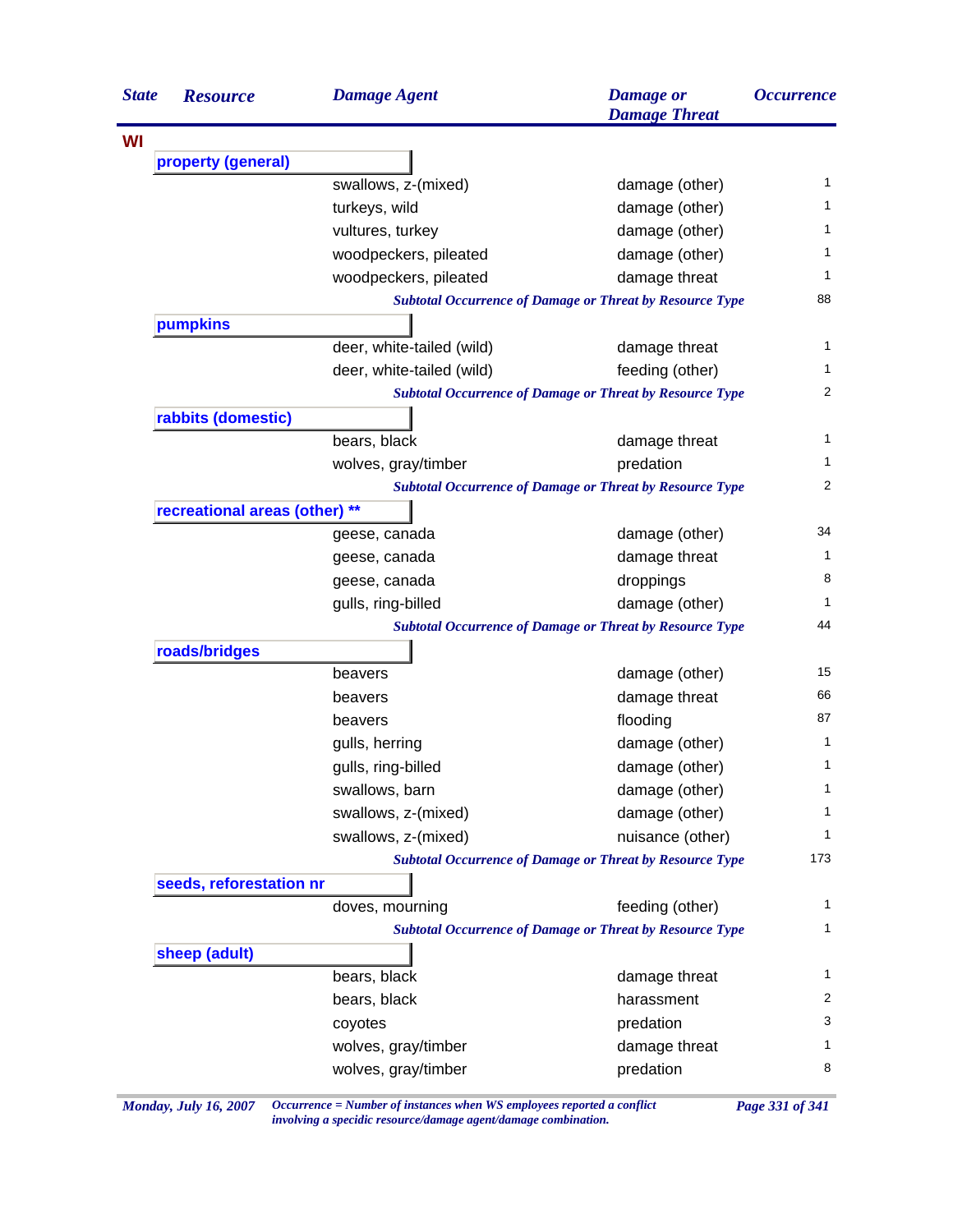| State | Resource | Damage Agent | Damage or Damage Threat | Occurrence |
|---|---|---|---|---|
| **WI** | | | | |
| | **property (general)** | | | |
| | | swallows, z-(mixed) | damage (other) | 1 |
| | | turkeys, wild | damage (other) | 1 |
| | | vultures, turkey | damage (other) | 1 |
| | | woodpeckers, pileated | damage (other) | 1 |
| | | woodpeckers, pileated | damage threat | 1 |
| | | *Subtotal Occurrence of Damage or Threat by Resource Type* | | 88 |
| | **pumpkins** | | | |
| | | deer, white-tailed (wild) | damage threat | 1 |
| | | deer, white-tailed (wild) | feeding (other) | 1 |
| | | *Subtotal Occurrence of Damage or Threat by Resource Type* | | 2 |
| | **rabbits (domestic)** | | | |
| | | bears, black | damage threat | 1 |
| | | wolves, gray/timber | predation | 1 |
| | | *Subtotal Occurrence of Damage or Threat by Resource Type* | | 2 |
| | **recreational areas (other) ** ** | | | |
| | | geese, canada | damage (other) | 34 |
| | | geese, canada | damage threat | 1 |
| | | geese, canada | droppings | 8 |
| | | gulls, ring-billed | damage (other) | 1 |
| | | *Subtotal Occurrence of Damage or Threat by Resource Type* | | 44 |
| | **roads/bridges** | | | |
| | | beavers | damage (other) | 15 |
| | | beavers | damage threat | 66 |
| | | beavers | flooding | 87 |
| | | gulls, herring | damage (other) | 1 |
| | | gulls, ring-billed | damage (other) | 1 |
| | | swallows, barn | damage (other) | 1 |
| | | swallows, z-(mixed) | damage (other) | 1 |
| | | swallows, z-(mixed) | nuisance (other) | 1 |
| | | *Subtotal Occurrence of Damage or Threat by Resource Type* | | 173 |
| | **seeds, reforestation nr** | | | |
| | | doves, mourning | feeding (other) | 1 |
| | | *Subtotal Occurrence of Damage or Threat by Resource Type* | | 1 |
| | **sheep (adult)** | | | |
| | | bears, black | damage threat | 1 |
| | | bears, black | harassment | 2 |
| | | coyotes | predation | 3 |
| | | wolves, gray/timber | damage threat | 1 |
| | | wolves, gray/timber | predation | 8 |

*Occurrence = Number of instances when WS employees reported a conflict involving a specidic resource/damage agent/damage combination.*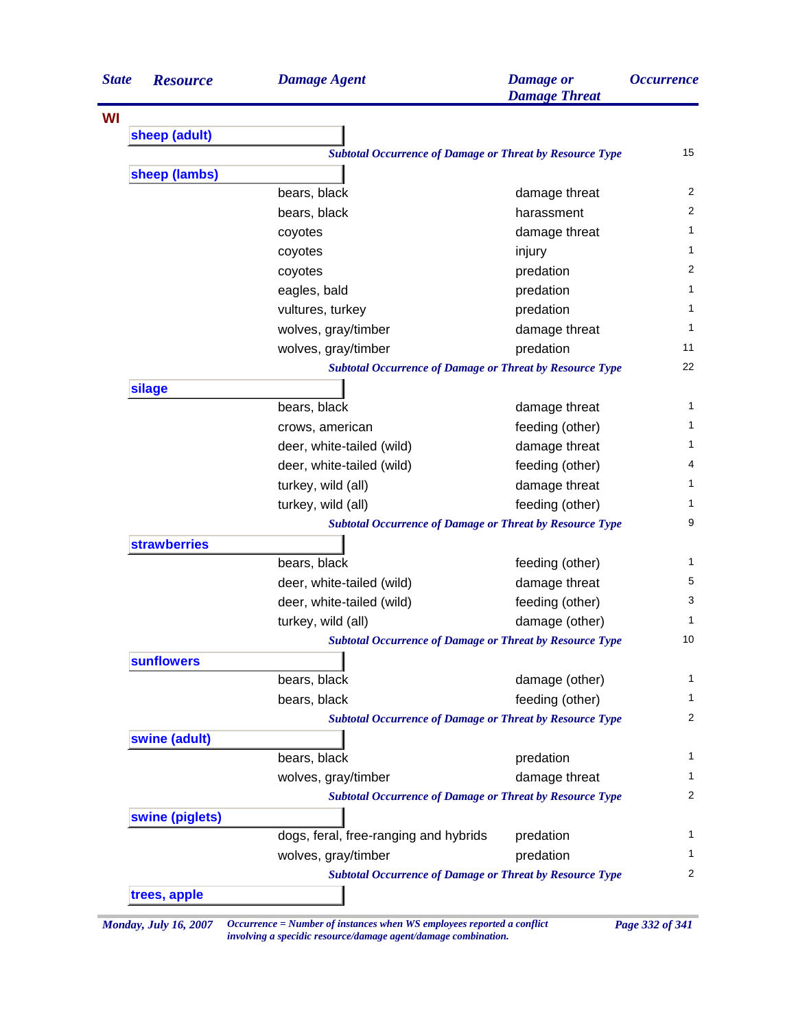| State | Resource | Damage Agent | Damage or Damage Threat | Occurrence |
|---|---|---|---|---|
| **WI** | | | | |
| | **sheep (adult)** | | | |
| | | ***Subtotal Occurrence of Damage or Threat by Resource Type*** | | 15 |
| | **sheep (lambs)** | | | |
| | | bears, black | damage threat | 2 |
| | | bears, black | harassment | 2 |
| | | coyotes | damage threat | 1 |
| | | coyotes | injury | 1 |
| | | coyotes | predation | 2 |
| | | eagles, bald | predation | 1 |
| | | vultures, turkey | predation | 1 |
| | | wolves, gray/timber | damage threat | 1 |
| | | wolves, gray/timber | predation | 11 |
| | | ***Subtotal Occurrence of Damage or Threat by Resource Type*** | | 22 |
| | **silage** | | | |
| | | bears, black | damage threat | 1 |
| | | crows, american | feeding (other) | 1 |
| | | deer, white-tailed (wild) | damage threat | 1 |
| | | deer, white-tailed (wild) | feeding (other) | 4 |
| | | turkey, wild (all) | damage threat | 1 |
| | | turkey, wild (all) | feeding (other) | 1 |
| | | ***Subtotal Occurrence of Damage or Threat by Resource Type*** | | 9 |
| | **strawberries** | | | |
| | | bears, black | feeding (other) | 1 |
| | | deer, white-tailed (wild) | damage threat | 5 |
| | | deer, white-tailed (wild) | feeding (other) | 3 |
| | | turkey, wild (all) | damage (other) | 1 |
| | | ***Subtotal Occurrence of Damage or Threat by Resource Type*** | | 10 |
| | **sunflowers** | | | |
| | | bears, black | damage (other) | 1 |
| | | bears, black | feeding (other) | 1 |
| | | ***Subtotal Occurrence of Damage or Threat by Resource Type*** | | 2 |
| | **swine (adult)** | | | |
| | | bears, black | predation | 1 |
| | | wolves, gray/timber | damage threat | 1 |
| | | ***Subtotal Occurrence of Damage or Threat by Resource Type*** | | 2 |
| | **swine (piglets)** | | | |
| | | dogs, feral, free-ranging and hybrids | predation | 1 |
| | | wolves, gray/timber | predation | 1 |
| | | ***Subtotal Occurrence of Damage or Threat by Resource Type*** | | 2 |
| | **trees, apple** | | | |

*Occurrence = Number of instances when WS employees reported a conflict involving a specidic resource/damage agent/damage combination.*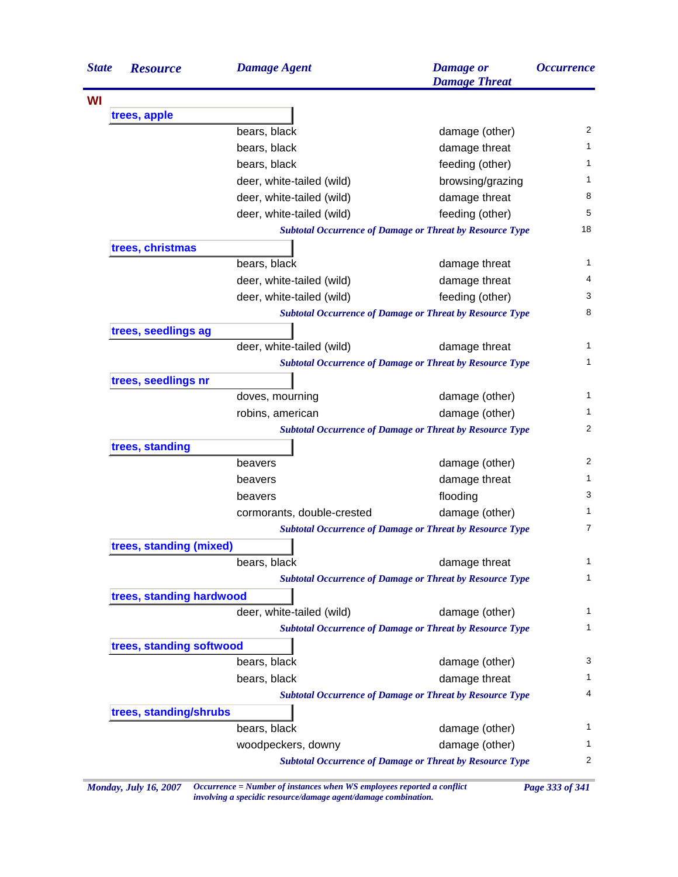| State | Resource | Damage Agent | Damage or Damage Threat | Occurrence |
|---|---|---|---|---|
| WI | | | | |
| | **trees, apple** | | | |
| | | bears, black | damage (other) | 2 |
| | | bears, black | damage threat | 1 |
| | | bears, black | feeding (other) | 1 |
| | | deer, white-tailed (wild) | browsing/grazing | 1 |
| | | deer, white-tailed (wild) | damage threat | 8 |
| | | deer, white-tailed (wild) | feeding (other) | 5 |
| | | *Subtotal Occurrence of Damage or Threat by Resource Type* | | 18 |
| | **trees, christmas** | | | |
| | | bears, black | damage threat | 1 |
| | | deer, white-tailed (wild) | damage threat | 4 |
| | | deer, white-tailed (wild) | feeding (other) | 3 |
| | | *Subtotal Occurrence of Damage or Threat by Resource Type* | | 8 |
| | **trees, seedlings ag** | | | |
| | | deer, white-tailed (wild) | damage threat | 1 |
| | | *Subtotal Occurrence of Damage or Threat by Resource Type* | | 1 |
| | **trees, seedlings nr** | | | |
| | | doves, mourning | damage (other) | 1 |
| | | robins, american | damage (other) | 1 |
| | | *Subtotal Occurrence of Damage or Threat by Resource Type* | | 2 |
| | **trees, standing** | | | |
| | | beavers | damage (other) | 2 |
| | | beavers | damage threat | 1 |
| | | beavers | flooding | 3 |
| | | cormorants, double-crested | damage (other) | 1 |
| | | *Subtotal Occurrence of Damage or Threat by Resource Type* | | 7 |
| | **trees, standing (mixed)** | | | |
| | | bears, black | damage threat | 1 |
| | | *Subtotal Occurrence of Damage or Threat by Resource Type* | | 1 |
| | **trees, standing hardwood** | | | |
| | | deer, white-tailed (wild) | damage (other) | 1 |
| | | *Subtotal Occurrence of Damage or Threat by Resource Type* | | 1 |
| | **trees, standing softwood** | | | |
| | | bears, black | damage (other) | 3 |
| | | bears, black | damage threat | 1 |
| | | *Subtotal Occurrence of Damage or Threat by Resource Type* | | 4 |
| | **trees, standing/shrubs** | | | |
| | | bears, black | damage (other) | 1 |
| | | woodpeckers, downy | damage (other) | 1 |
| | | *Subtotal Occurrence of Damage or Threat by Resource Type* | | 2 |

*Occurrence = Number of instances when WS employees reported a conflict involving a specidic resource/damage agent/damage combination.*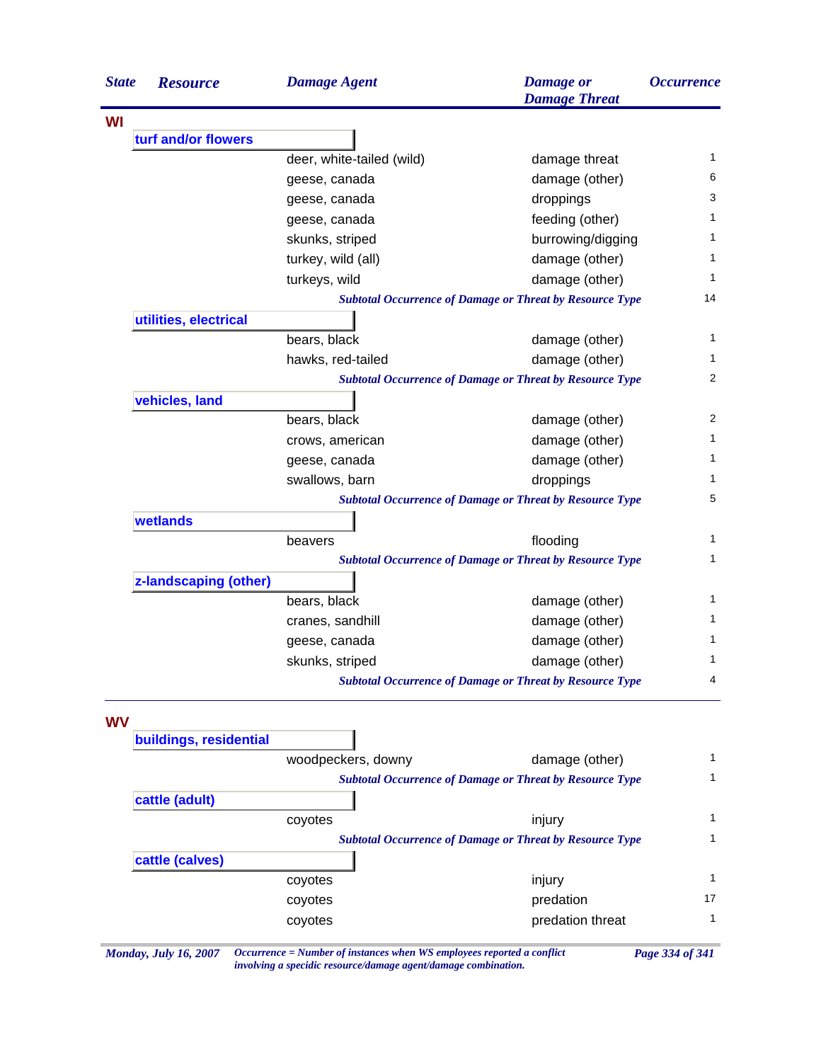| State | Resource | Damage Agent | Damage or Damage Threat | Occurrence |
|---|---|---|---|---|
| **WI** | | | | |
| | **turf and/or flowers** | | | |
| | | deer, white-tailed (wild) | damage threat | 1 |
| | | geese, canada | damage (other) | 6 |
| | | geese, canada | droppings | 3 |
| | | geese, canada | feeding (other) | 1 |
| | | skunks, striped | burrowing/digging | 1 |
| | | turkey, wild (all) | damage (other) | 1 |
| | | turkeys, wild | damage (other) | 1 |
| | | *Subtotal Occurrence of Damage or Threat by Resource Type* | | 14 |
| | **utilities, electrical** | | | |
| | | bears, black | damage (other) | 1 |
| | | hawks, red-tailed | damage (other) | 1 |
| | | *Subtotal Occurrence of Damage or Threat by Resource Type* | | 2 |
| | **vehicles, land** | | | |
| | | bears, black | damage (other) | 2 |
| | | crows, american | damage (other) | 1 |
| | | geese, canada | damage (other) | 1 |
| | | swallows, barn | droppings | 1 |
| | | *Subtotal Occurrence of Damage or Threat by Resource Type* | | 5 |
| | **wetlands** | | | |
| | | beavers | flooding | 1 |
| | | *Subtotal Occurrence of Damage or Threat by Resource Type* | | 1 |
| | **z-landscaping (other)** | | | |
| | | bears, black | damage (other) | 1 |
| | | cranes, sandhill | damage (other) | 1 |
| | | geese, canada | damage (other) | 1 |
| | | skunks, striped | damage (other) | 1 |
| | | *Subtotal Occurrence of Damage or Threat by Resource Type* | | 4 |
| **WV** | | | | |
| | **buildings, residential** | | | |
| | | woodpeckers, downy | damage (other) | 1 |
| | | *Subtotal Occurrence of Damage or Threat by Resource Type* | | 1 |
| | **cattle (adult)** | | | |
| | | coyotes | injury | 1 |
| | | *Subtotal Occurrence of Damage or Threat by Resource Type* | | 1 |
| | **cattle (calves)** | | | |
| | | coyotes | injury | 1 |
| | | coyotes | predation | 17 |
| | | coyotes | predation threat | 1 |

*Occurrence = Number of instances when WS employees reported a conflict involving a specidic resource/damage agent/damage combination.*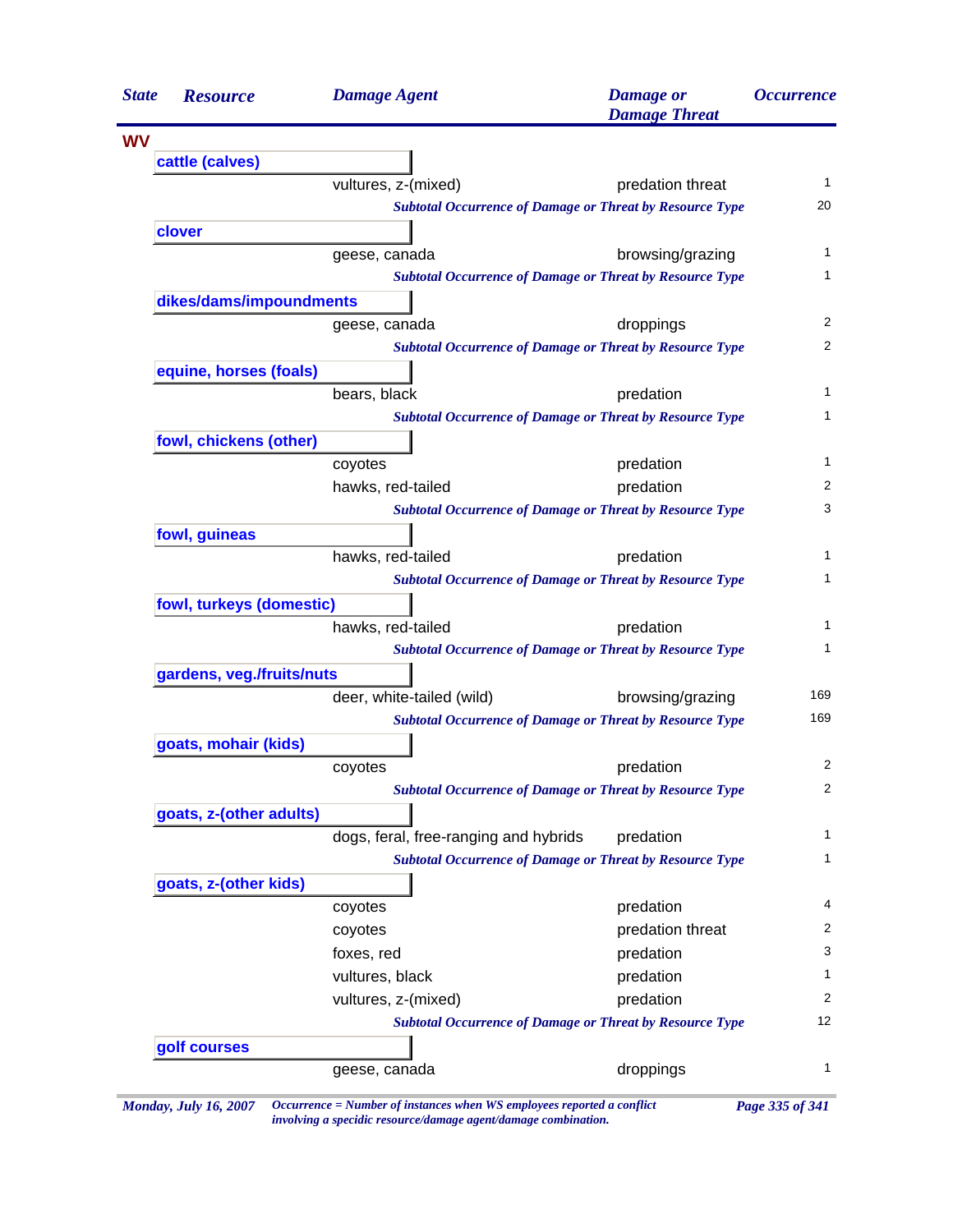| State | Resource | Damage Agent | Damage or Damage Threat | Occurrence |
|---|---|---|---|---|
| **WV** | | | | |
| | **cattle (calves)** | | | |
| | | vultures, z-(mixed) | predation threat | 1 |
| | | *Subtotal Occurrence of Damage or Threat by Resource Type* | | 20 |
| | **clover** | | | |
| | | geese, canada | browsing/grazing | 1 |
| | | *Subtotal Occurrence of Damage or Threat by Resource Type* | | 1 |
| | **dikes/dams/impoundments** | | | |
| | | geese, canada | droppings | 2 |
| | | *Subtotal Occurrence of Damage or Threat by Resource Type* | | 2 |
| | **equine, horses (foals)** | | | |
| | | bears, black | predation | 1 |
| | | *Subtotal Occurrence of Damage or Threat by Resource Type* | | 1 |
| | **fowl, chickens (other)** | | | |
| | | coyotes | predation | 1 |
| | | hawks, red-tailed | predation | 2 |
| | | *Subtotal Occurrence of Damage or Threat by Resource Type* | | 3 |
| | **fowl, guineas** | | | |
| | | hawks, red-tailed | predation | 1 |
| | | *Subtotal Occurrence of Damage or Threat by Resource Type* | | 1 |
| | **fowl, turkeys (domestic)** | | | |
| | | hawks, red-tailed | predation | 1 |
| | | *Subtotal Occurrence of Damage or Threat by Resource Type* | | 1 |
| | **gardens, veg./fruits/nuts** | | | |
| | | deer, white-tailed (wild) | browsing/grazing | 169 |
| | | *Subtotal Occurrence of Damage or Threat by Resource Type* | | 169 |
| | **goats, mohair (kids)** | | | |
| | | coyotes | predation | 2 |
| | | *Subtotal Occurrence of Damage or Threat by Resource Type* | | 2 |
| | **goats, z-(other adults)** | | | |
| | | dogs, feral, free-ranging and hybrids | predation | 1 |
| | | *Subtotal Occurrence of Damage or Threat by Resource Type* | | 1 |
| | **goats, z-(other kids)** | | | |
| | | coyotes | predation | 4 |
| | | coyotes | predation threat | 2 |
| | | foxes, red | predation | 3 |
| | | vultures, black | predation | 1 |
| | | vultures, z-(mixed) | predation | 2 |
| | | *Subtotal Occurrence of Damage or Threat by Resource Type* | | 12 |
| | **golf courses** | | | |
| | | geese, canada | droppings | 1 |

*Occurrence = Number of instances when WS employees reported a conflict involving a specidic resource/damage agent/damage combination.*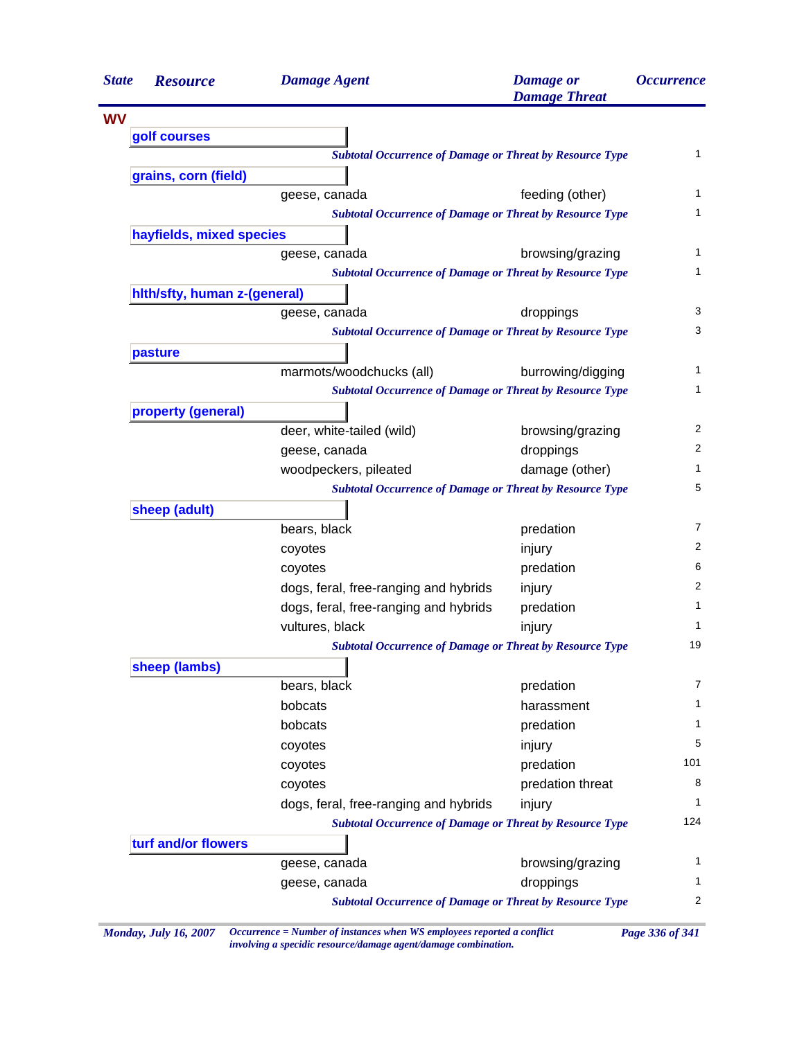| State | Resource | Damage Agent | Damage or Damage Threat | Occurrence |
|---|---|---|---|---|
| **WV** | | | | |
| | **golf courses** | | | |
| | | *Subtotal Occurrence of Damage or Threat by Resource Type* | | 1 |
| | **grains, corn (field)** | | | |
| | | geese, canada | feeding (other) | 1 |
| | | *Subtotal Occurrence of Damage or Threat by Resource Type* | | 1 |
| | **hayfields, mixed species** | | | |
| | | geese, canada | browsing/grazing | 1 |
| | | *Subtotal Occurrence of Damage or Threat by Resource Type* | | 1 |
| | **hlth/sfty, human z-(general)** | | | |
| | | geese, canada | droppings | 3 |
| | | *Subtotal Occurrence of Damage or Threat by Resource Type* | | 3 |
| | **pasture** | | | |
| | | marmots/woodchucks (all) | burrowing/digging | 1 |
| | | *Subtotal Occurrence of Damage or Threat by Resource Type* | | 1 |
| | **property (general)** | | | |
| | | deer, white-tailed (wild) | browsing/grazing | 2 |
| | | geese, canada | droppings | 2 |
| | | woodpeckers, pileated | damage (other) | 1 |
| | | *Subtotal Occurrence of Damage or Threat by Resource Type* | | 5 |
| | **sheep (adult)** | | | |
| | | bears, black | predation | 7 |
| | | coyotes | injury | 2 |
| | | coyotes | predation | 6 |
| | | dogs, feral, free-ranging and hybrids | injury | 2 |
| | | dogs, feral, free-ranging and hybrids | predation | 1 |
| | | vultures, black | injury | 1 |
| | | *Subtotal Occurrence of Damage or Threat by Resource Type* | | 19 |
| | **sheep (lambs)** | | | |
| | | bears, black | predation | 7 |
| | | bobcats | harassment | 1 |
| | | bobcats | predation | 1 |
| | | coyotes | injury | 5 |
| | | coyotes | predation | 101 |
| | | coyotes | predation threat | 8 |
| | | dogs, feral, free-ranging and hybrids | injury | 1 |
| | | *Subtotal Occurrence of Damage or Threat by Resource Type* | | 124 |
| | **turf and/or flowers** | | | |
| | | geese, canada | browsing/grazing | 1 |
| | | geese, canada | droppings | 1 |
| | | *Subtotal Occurrence of Damage or Threat by Resource Type* | | 2 |

*Occurrence = Number of instances when WS employees reported a conflict involving a specidic resource/damage agent/damage combination.*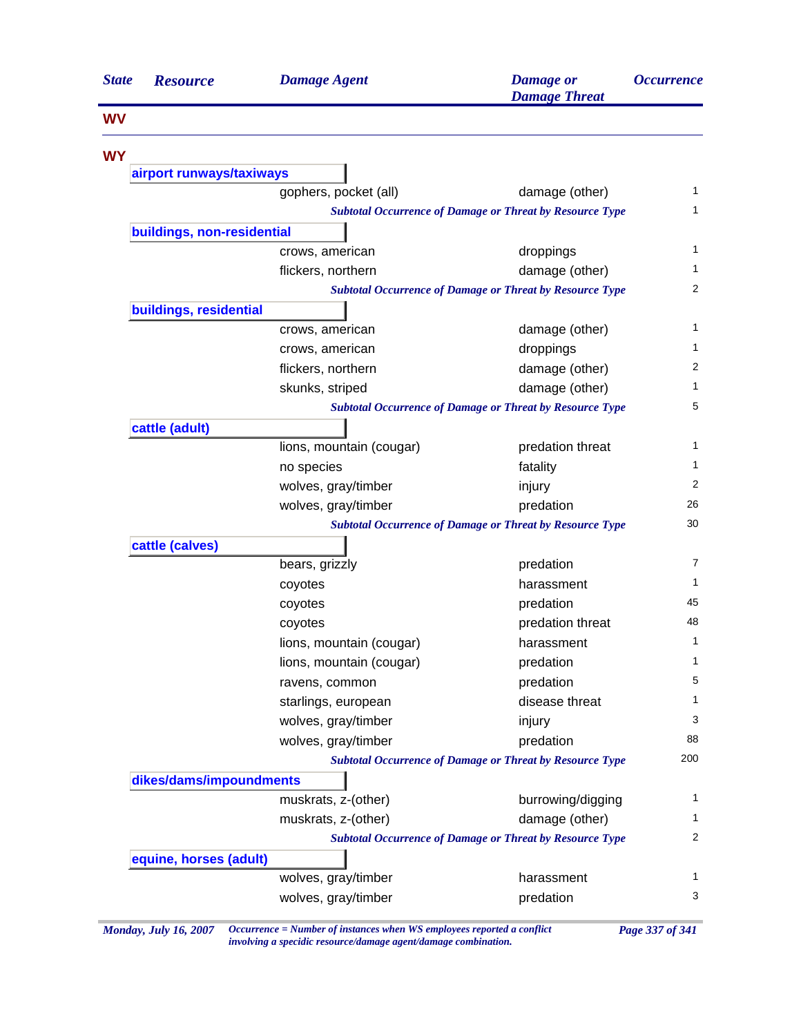| State | Resource | Damage Agent | Damage or Damage Threat | Occurrence |
|---|---|---|---|---|
| **WV** | | | | |
| **WY** | | | | |
| | **airport runways/taxiways** | | | |
| | | gophers, pocket (all) | damage (other) | 1 |
| | | *Subtotal Occurrence of Damage or Threat by Resource Type* | | 1 |
| | **buildings, non-residential** | | | |
| | | crows, american | droppings | 1 |
| | | flickers, northern | damage (other) | 1 |
| | | *Subtotal Occurrence of Damage or Threat by Resource Type* | | 2 |
| | **buildings, residential** | | | |
| | | crows, american | damage (other) | 1 |
| | | crows, american | droppings | 1 |
| | | flickers, northern | damage (other) | 2 |
| | | skunks, striped | damage (other) | 1 |
| | | *Subtotal Occurrence of Damage or Threat by Resource Type* | | 5 |
| | **cattle (adult)** | | | |
| | | lions, mountain (cougar) | predation threat | 1 |
| | | no species | fatality | 1 |
| | | wolves, gray/timber | injury | 2 |
| | | wolves, gray/timber | predation | 26 |
| | | *Subtotal Occurrence of Damage or Threat by Resource Type* | | 30 |
| | **cattle (calves)** | | | |
| | | bears, grizzly | predation | 7 |
| | | coyotes | harassment | 1 |
| | | coyotes | predation | 45 |
| | | coyotes | predation threat | 48 |
| | | lions, mountain (cougar) | harassment | 1 |
| | | lions, mountain (cougar) | predation | 1 |
| | | ravens, common | predation | 5 |
| | | starlings, european | disease threat | 1 |
| | | wolves, gray/timber | injury | 3 |
| | | wolves, gray/timber | predation | 88 |
| | | *Subtotal Occurrence of Damage or Threat by Resource Type* | | 200 |
| | **dikes/dams/impoundments** | | | |
| | | muskrats, z-(other) | burrowing/digging | 1 |
| | | muskrats, z-(other) | damage (other) | 1 |
| | | *Subtotal Occurrence of Damage or Threat by Resource Type* | | 2 |
| | **equine, horses (adult)** | | | |
| | | wolves, gray/timber | harassment | 1 |
| | | wolves, gray/timber | predation | 3 |

*Monday, July 16, 2007*

*Occurrence = Number of instances when WS employees reported a conflict involving a specidic resource/damage agent/damage combination.*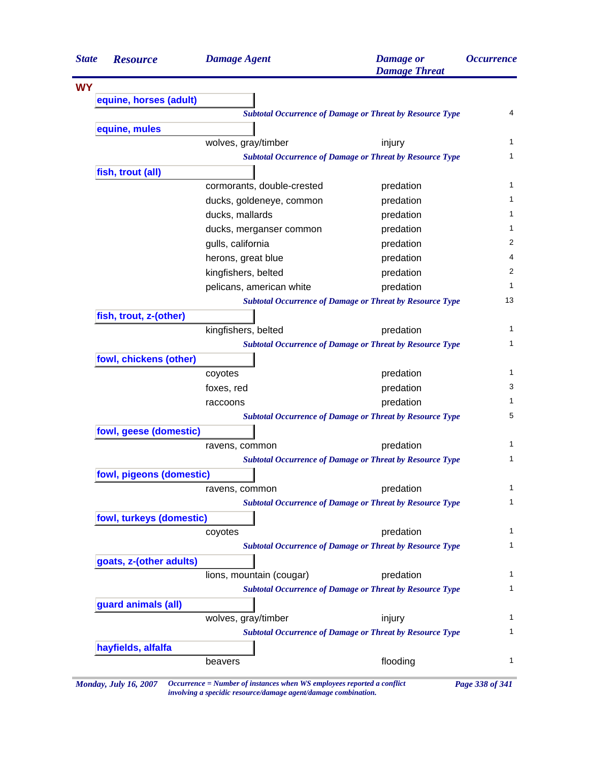| State | Resource | Damage Agent | Damage or Damage Threat | Occurrence |
|---|---|---|---|---|
| **WY** | | | | |
| | **equine, horses (adult)** | | | |
| | | *Subtotal Occurrence of Damage or Threat by Resource Type* | | 4 |
| | **equine, mules** | | | |
| | | wolves, gray/timber | injury | 1 |
| | | *Subtotal Occurrence of Damage or Threat by Resource Type* | | 1 |
| | **fish, trout (all)** | | | |
| | | cormorants, double-crested | predation | 1 |
| | | ducks, goldeneye, common | predation | 1 |
| | | ducks, mallards | predation | 1 |
| | | ducks, merganser common | predation | 1 |
| | | gulls, california | predation | 2 |
| | | herons, great blue | predation | 4 |
| | | kingfishers, belted | predation | 2 |
| | | pelicans, american white | predation | 1 |
| | | *Subtotal Occurrence of Damage or Threat by Resource Type* | | 13 |
| | **fish, trout, z-(other)** | | | |
| | | kingfishers, belted | predation | 1 |
| | | *Subtotal Occurrence of Damage or Threat by Resource Type* | | 1 |
| | **fowl, chickens (other)** | | | |
| | | coyotes | predation | 1 |
| | | foxes, red | predation | 3 |
| | | raccoons | predation | 1 |
| | | *Subtotal Occurrence of Damage or Threat by Resource Type* | | 5 |
| | **fowl, geese (domestic)** | | | |
| | | ravens, common | predation | 1 |
| | | *Subtotal Occurrence of Damage or Threat by Resource Type* | | 1 |
| | **fowl, pigeons (domestic)** | | | |
| | | ravens, common | predation | 1 |
| | | *Subtotal Occurrence of Damage or Threat by Resource Type* | | 1 |
| | **fowl, turkeys (domestic)** | | | |
| | | coyotes | predation | 1 |
| | | *Subtotal Occurrence of Damage or Threat by Resource Type* | | 1 |
| | **goats, z-(other adults)** | | | |
| | | lions, mountain (cougar) | predation | 1 |
| | | *Subtotal Occurrence of Damage or Threat by Resource Type* | | 1 |
| | **guard animals (all)** | | | |
| | | wolves, gray/timber | injury | 1 |
| | | *Subtotal Occurrence of Damage or Threat by Resource Type* | | 1 |
| | **hayfields, alfalfa** | | | |
| | | beavers | flooding | 1 |

*Monday, July 16, 2007* — *Occurrence = Number of instances when WS employees reported a conflict involving a specidic resource/damage agent/damage combination.*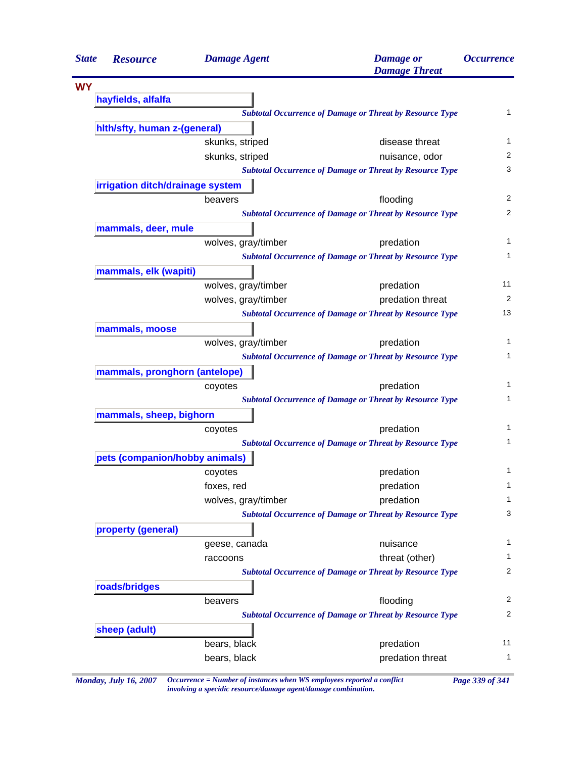| State | Resource | Damage Agent | Damage or Damage Threat | Occurrence |
|---|---|---|---|---|
| **WY** | | | | |
| | **hayfields, alfalfa** | | | |
| | | ***Subtotal Occurrence of Damage or Threat by Resource Type*** | | 1 |
| | **hlth/sfty, human z-(general)** | | | |
| | | skunks, striped | disease threat | 1 |
| | | skunks, striped | nuisance, odor | 2 |
| | | ***Subtotal Occurrence of Damage or Threat by Resource Type*** | | 3 |
| | **irrigation ditch/drainage system** | | | |
| | | beavers | flooding | 2 |
| | | ***Subtotal Occurrence of Damage or Threat by Resource Type*** | | 2 |
| | **mammals, deer, mule** | | | |
| | | wolves, gray/timber | predation | 1 |
| | | ***Subtotal Occurrence of Damage or Threat by Resource Type*** | | 1 |
| | **mammals, elk (wapiti)** | | | |
| | | wolves, gray/timber | predation | 11 |
| | | wolves, gray/timber | predation threat | 2 |
| | | ***Subtotal Occurrence of Damage or Threat by Resource Type*** | | 13 |
| | **mammals, moose** | | | |
| | | wolves, gray/timber | predation | 1 |
| | | ***Subtotal Occurrence of Damage or Threat by Resource Type*** | | 1 |
| | **mammals, pronghorn (antelope)** | | | |
| | | coyotes | predation | 1 |
| | | ***Subtotal Occurrence of Damage or Threat by Resource Type*** | | 1 |
| | **mammals, sheep, bighorn** | | | |
| | | coyotes | predation | 1 |
| | | ***Subtotal Occurrence of Damage or Threat by Resource Type*** | | 1 |
| | **pets (companion/hobby animals)** | | | |
| | | coyotes | predation | 1 |
| | | foxes, red | predation | 1 |
| | | wolves, gray/timber | predation | 1 |
| | | ***Subtotal Occurrence of Damage or Threat by Resource Type*** | | 3 |
| | **property (general)** | | | |
| | | geese, canada | nuisance | 1 |
| | | raccoons | threat (other) | 1 |
| | | ***Subtotal Occurrence of Damage or Threat by Resource Type*** | | 2 |
| | **roads/bridges** | | | |
| | | beavers | flooding | 2 |
| | | ***Subtotal Occurrence of Damage or Threat by Resource Type*** | | 2 |
| | **sheep (adult)** | | | |
| | | bears, black | predation | 11 |
| | | bears, black | predation threat | 1 |

*Monday, July 16, 2007* — *Occurrence = Number of instances when WS employees reported a conflict involving a specidic resource/damage agent/damage combination.*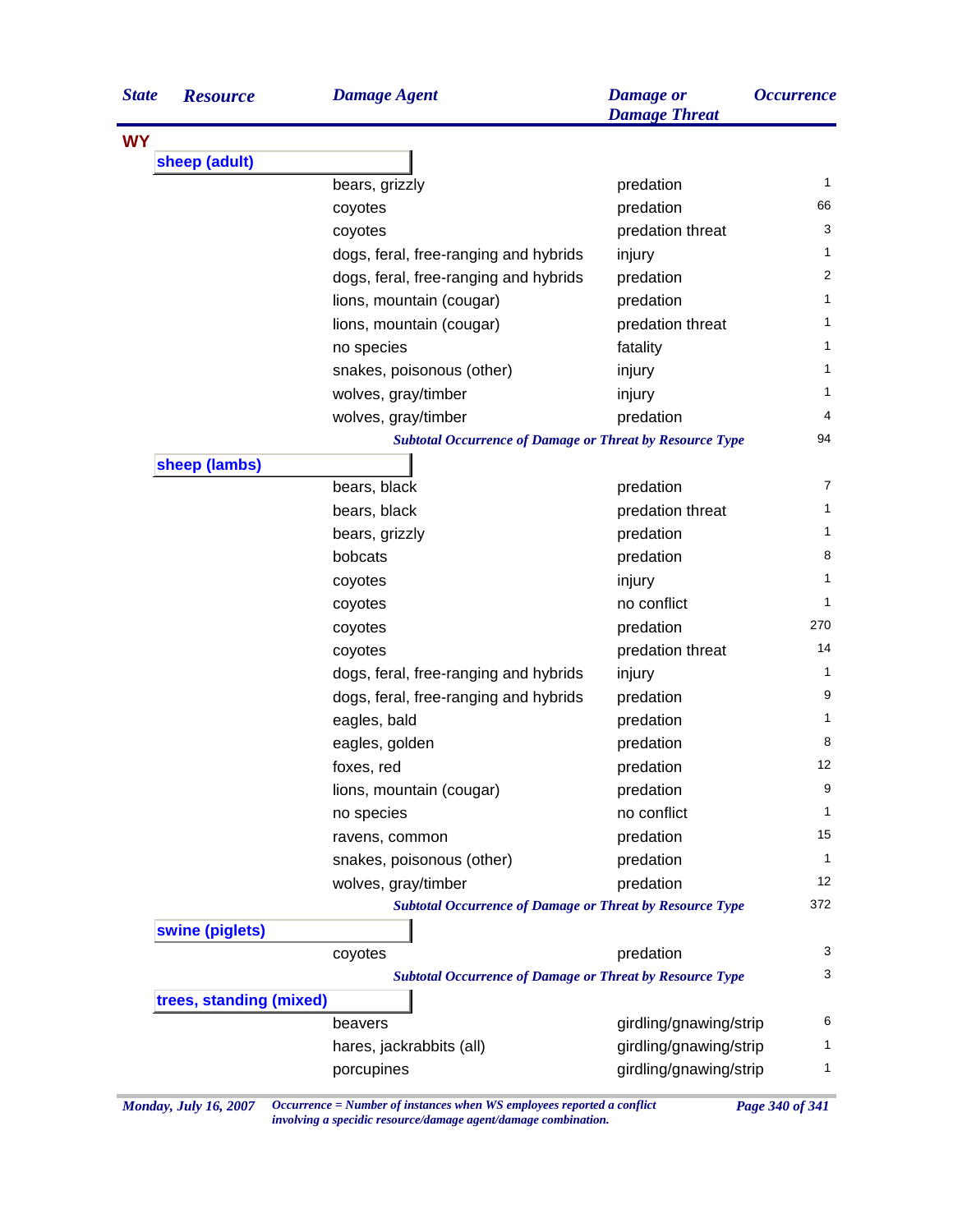| State | Resource | Damage Agent | Damage or Damage Threat | Occurrence |
|---|---|---|---|---|
| **WY** | | | | |
| | **sheep (adult)** | | | |
| | | bears, grizzly | predation | 1 |
| | | coyotes | predation | 66 |
| | | coyotes | predation threat | 3 |
| | | dogs, feral, free-ranging and hybrids | injury | 1 |
| | | dogs, feral, free-ranging and hybrids | predation | 2 |
| | | lions, mountain (cougar) | predation | 1 |
| | | lions, mountain (cougar) | predation threat | 1 |
| | | no species | fatality | 1 |
| | | snakes, poisonous (other) | injury | 1 |
| | | wolves, gray/timber | injury | 1 |
| | | wolves, gray/timber | predation | 4 |
| | | *Subtotal Occurrence of Damage or Threat by Resource Type* | | 94 |
| | **sheep (lambs)** | | | |
| | | bears, black | predation | 7 |
| | | bears, black | predation threat | 1 |
| | | bears, grizzly | predation | 1 |
| | | bobcats | predation | 8 |
| | | coyotes | injury | 1 |
| | | coyotes | no conflict | 1 |
| | | coyotes | predation | 270 |
| | | coyotes | predation threat | 14 |
| | | dogs, feral, free-ranging and hybrids | injury | 1 |
| | | dogs, feral, free-ranging and hybrids | predation | 9 |
| | | eagles, bald | predation | 1 |
| | | eagles, golden | predation | 8 |
| | | foxes, red | predation | 12 |
| | | lions, mountain (cougar) | predation | 9 |
| | | no species | no conflict | 1 |
| | | ravens, common | predation | 15 |
| | | snakes, poisonous (other) | predation | 1 |
| | | wolves, gray/timber | predation | 12 |
| | | *Subtotal Occurrence of Damage or Threat by Resource Type* | | 372 |
| | **swine (piglets)** | | | |
| | | coyotes | predation | 3 |
| | | *Subtotal Occurrence of Damage or Threat by Resource Type* | | 3 |
| | **trees, standing (mixed)** | | | |
| | | beavers | girdling/gnawing/strip | 6 |
| | | hares, jackrabbits (all) | girdling/gnawing/strip | 1 |
| | | porcupines | girdling/gnawing/strip | 1 |

*Occurrence = Number of instances when WS employees reported a conflict involving a specidic resource/damage agent/damage combination.*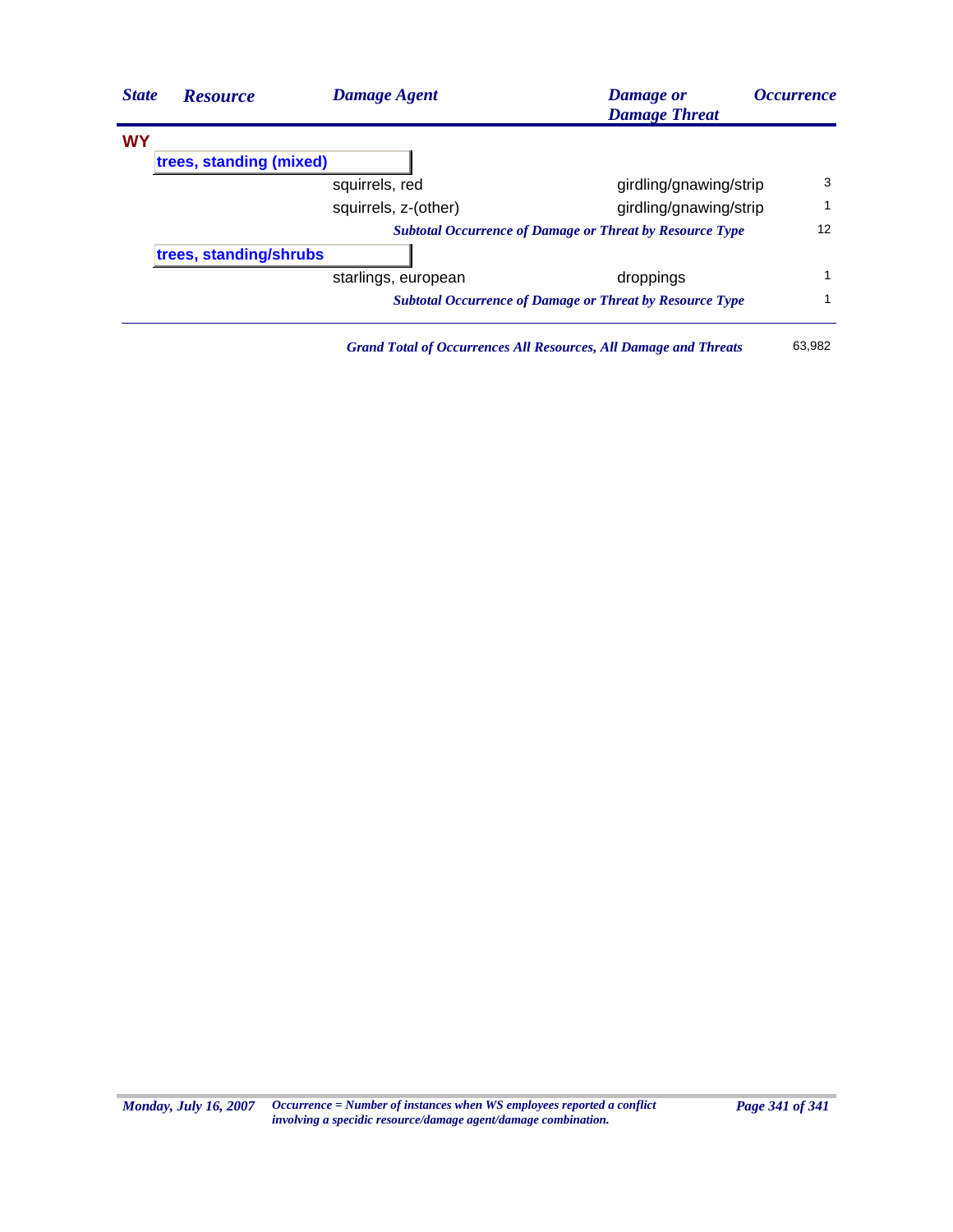| State | Resource | Damage Agent | Damage or Damage Threat | Occurrence |
|---|---|---|---|---|
| WY | | | | |
| | trees, standing (mixed) | | | |
| | | squirrels, red | girdling/gnawing/strip | 3 |
| | | squirrels, z-(other) | girdling/gnawing/strip | 1 |
| | | ***Subtotal Occurrence of Damage or Threat by Resource Type*** | | 12 |
| | trees, standing/shrubs | | | |
| | | starlings, european | droppings | 1 |
| | | ***Subtotal Occurrence of Damage or Threat by Resource Type*** | | 1 |

***Grand Total of Occurrences All Resources, All Damage and Threats*** 63,982

*Monday, July 16, 2007* *Occurrence = Number of instances when WS employees reported a conflict involving a specidic resource/damage agent/damage combination.*